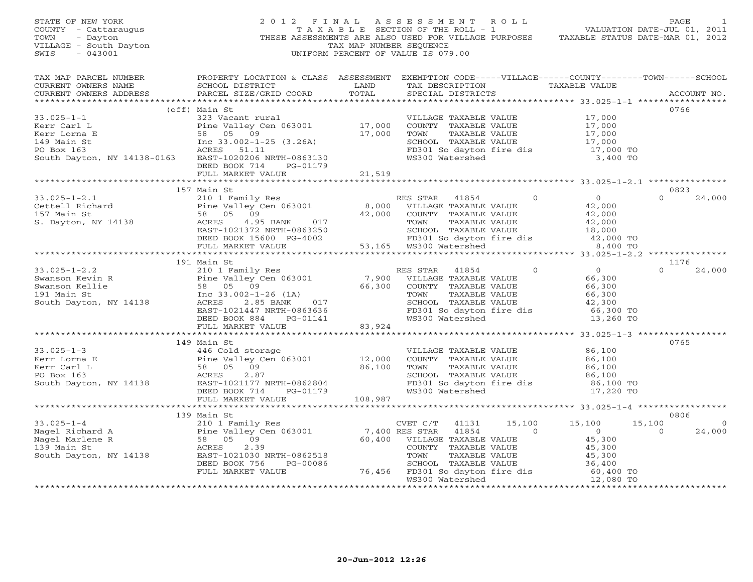STATE OF NEW YORK
COUNTY - Cattaraugus
TOWN - Dayton
VILLAGE - South Dayton
SWIS - 043001

# 2012 FINAL ASSESSMENT ROLL

TAXABLE SECTION OF THE ROLL - 1
THESE ASSESSMENTS ARE ALSO USED FOR VILLAGE PURPOSES
TAX MAP NUMBER SEQUENCE
UNIFORM PERCENT OF VALUE IS 079.00

VALUATION DATE-JUL 01, 2011
TAXABLE STATUS DATE-MAR 01, 2012

| TAX MAP PARCEL NUMBER / CURRENT OWNERS NAME / CURRENT OWNERS ADDRESS | PROPERTY LOCATION & CLASS / SCHOOL DISTRICT / PARCEL SIZE/GRID COORD | ASSESSMENT LAND / TOTAL | EXEMPTION CODE / TAX DESCRIPTION / SPECIAL DISTRICTS | VILLAGE | COUNTY | TOWN | SCHOOL | ACCOUNT NO. |
|---|---|---|---|---|---|---|---|---|
| **33.025-1-1** | (off) Main St | | | | | | | 0766 |
| Kerr Carl L | 323 Vacant rural | | VILLAGE TAXABLE VALUE | 17,000 | | | | |
| Kerr Lorna E | Pine Valley Cen 063001 | 17,000 | COUNTY TAXABLE VALUE | | 17,000 | | | |
| 149 Main St | 58 05 09 | 17,000 | TOWN TAXABLE VALUE | | | 17,000 | | |
| PO Box 163 | Inc 33.002-1-25 (3.26A) | | SCHOOL TAXABLE VALUE | | | | 17,000 | |
| South Dayton, NY 14138-0163 | ACRES 51.11 | | FD301 So dayton fire dis | 17,000 TO | | | | |
| | EAST-1020206 NRTH-0863130 | | WS300 Watershed | 3,400 TO | | | | |
| | DEED BOOK 714 PG-01179 | | | | | | | |
| | FULL MARKET VALUE | 21,519 | | | | | | |
| **33.025-1-2.1** | 157 Main St | | | | | | | 0823 |
| Cettell Richard | 210 1 Family Res | | RES STAR 41854 | 0 | 0 | 0 | 24,000 | |
| 157 Main St | Pine Valley Cen 063001 | 8,000 | VILLAGE TAXABLE VALUE | 42,000 | | | | |
| S. Dayton, NY 14138 | 58 05 09 | 42,000 | COUNTY TAXABLE VALUE | | 42,000 | | | |
| | ACRES 4.95 BANK 017 | | TOWN TAXABLE VALUE | | | 42,000 | | |
| | EAST-1021372 NRTH-0863250 | | SCHOOL TAXABLE VALUE | | | | 18,000 | |
| | DEED BOOK 15600 PG-4002 | | FD301 So dayton fire dis | 42,000 TO | | | | |
| | FULL MARKET VALUE | 53,165 | WS300 Watershed | 8,400 TO | | | | |
| **33.025-1-2.2** | 191 Main St | | | | | | | 1176 |
| Swanson Kevin R | 210 1 Family Res | | RES STAR 41854 | 0 | 0 | 0 | 24,000 | |
| Swanson Kellie | Pine Valley Cen 063001 | 7,900 | VILLAGE TAXABLE VALUE | 66,300 | | | | |
| 191 Main St | 58 05 09 | 66,300 | COUNTY TAXABLE VALUE | | 66,300 | | | |
| South Dayton, NY 14138 | Inc 33.002-1-26 (1A) | | TOWN TAXABLE VALUE | | | 66,300 | | |
| | ACRES 2.85 BANK 017 | | SCHOOL TAXABLE VALUE | | | | 42,300 | |
| | EAST-1021447 NRTH-0863636 | | FD301 So dayton fire dis | 66,300 TO | | | | |
| | DEED BOOK 884 PG-01141 | | WS300 Watershed | 13,260 TO | | | | |
| | FULL MARKET VALUE | 83,924 | | | | | | |
| **33.025-1-3** | 149 Main St | | | | | | | 0765 |
| Kerr Lorna E | 446 Cold storage | | VILLAGE TAXABLE VALUE | 86,100 | | | | |
| Kerr Carl L | Pine Valley Cen 063001 | 12,000 | COUNTY TAXABLE VALUE | | 86,100 | | | |
| PO Box 163 | 58 05 09 | 86,100 | TOWN TAXABLE VALUE | | | 86,100 | | |
| South Dayton, NY 14138 | ACRES 2.87 | | SCHOOL TAXABLE VALUE | | | | 86,100 | |
| | EAST-1021177 NRTH-0862804 | | FD301 So dayton fire dis | 86,100 TO | | | | |
| | DEED BOOK 714 PG-01179 | | WS300 Watershed | 17,220 TO | | | | |
| | FULL MARKET VALUE | 108,987 | | | | | | |
| **33.025-1-4** | 139 Main St | | | | | | | 0806 |
| Nagel Richard A | 210 1 Family Res | | CVET C/T 41131 | 15,100 | 15,100 | 15,100 | 0 | |
| Nagel Marlene R | Pine Valley Cen 063001 | 7,400 | RES STAR 41854 | 0 | 0 | 0 | 24,000 | |
| 139 Main St | 58 05 09 | 60,400 | VILLAGE TAXABLE VALUE | 45,300 | | | | |
| South Dayton, NY 14138 | ACRES 2.39 | | COUNTY TAXABLE VALUE | | 45,300 | | | |
| | EAST-1021030 NRTH-0862518 | | TOWN TAXABLE VALUE | | | 45,300 | | |
| | DEED BOOK 756 PG-00086 | | SCHOOL TAXABLE VALUE | | | | 36,400 | |
| | FULL MARKET VALUE | 76,456 | FD301 So dayton fire dis | 60,400 TO | | | | |
| | | | WS300 Watershed | 12,080 TO | | | | |

20-Jun-2012 12:26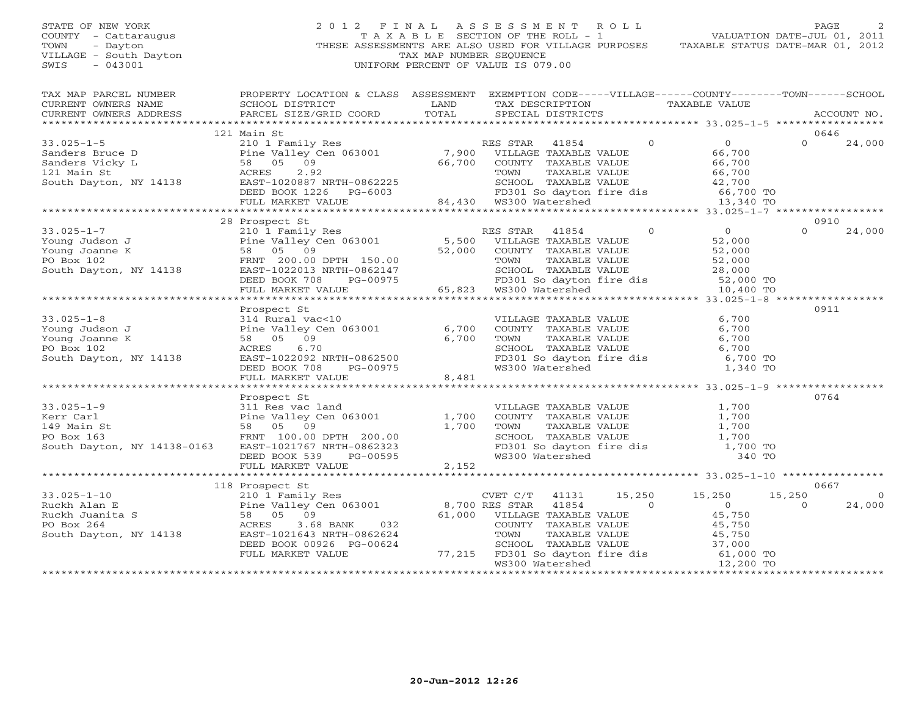STATE OF NEW YORK
COUNTY - Cattaraugus
TOWN - Dayton
VILLAGE - South Dayton
SWIS - 043001

2012 FINAL ASSESSMENT ROLL
TAXABLE SECTION OF THE ROLL - 1
THESE ASSESSMENTS ARE ALSO USED FOR VILLAGE PURPOSES
TAX MAP NUMBER SEQUENCE
UNIFORM PERCENT OF VALUE IS 079.00

VALUATION DATE-JUL 01, 2011
TAXABLE STATUS DATE-MAR 01, 2012

| TAX MAP PARCEL NUMBER / CURRENT OWNERS NAME / CURRENT OWNERS ADDRESS | PROPERTY LOCATION & CLASS / SCHOOL DISTRICT / PARCEL SIZE/GRID COORD | ASSESSMENT LAND / TOTAL | EXEMPTION CODE / TAX DESCRIPTION / SPECIAL DISTRICTS | VILLAGE | COUNTY / TAXABLE VALUE | TOWN | SCHOOL / ACCOUNT NO. |
|---|---|---|---|---|---|---|---|
| | 121 Main St | | | | | | 0646 |
| 33.025-1-5 | 210 1 Family Res | | RES STAR 41854 | 0 | 0 | 0 | 24,000 |
| Sanders Bruce D | Pine Valley Cen 063001 | 7,900 | VILLAGE TAXABLE VALUE | | 66,700 | | |
| Sanders Vicky L | 58 05 09 | 66,700 | COUNTY TAXABLE VALUE | | 66,700 | | |
| 121 Main St | ACRES 2.92 | | TOWN TAXABLE VALUE | | 66,700 | | |
| South Dayton, NY 14138 | EAST-1020887 NRTH-0862225 | | SCHOOL TAXABLE VALUE | | 42,700 | | |
| | DEED BOOK 1226 PG-6003 | | FD301 So dayton fire dis | | 66,700 TO | | |
| | FULL MARKET VALUE | 84,430 | WS300 Watershed | | 13,340 TO | | |
| | 28 Prospect St | | | | | | 0910 |
| 33.025-1-7 | 210 1 Family Res | | RES STAR 41854 | 0 | 0 | 0 | 24,000 |
| Young Judson J | Pine Valley Cen 063001 | 5,500 | VILLAGE TAXABLE VALUE | | 52,000 | | |
| Young Joanne K | 58 05 09 | 52,000 | COUNTY TAXABLE VALUE | | 52,000 | | |
| PO Box 102 | FRNT 200.00 DPTH 150.00 | | TOWN TAXABLE VALUE | | 52,000 | | |
| South Dayton, NY 14138 | EAST-1022013 NRTH-0862147 | | SCHOOL TAXABLE VALUE | | 28,000 | | |
| | DEED BOOK 708 PG-00975 | | FD301 So dayton fire dis | | 52,000 TO | | |
| | FULL MARKET VALUE | 65,823 | WS300 Watershed | | 10,400 TO | | |
| | Prospect St | | | | | | 0911 |
| 33.025-1-8 | 314 Rural vac<10 | | VILLAGE TAXABLE VALUE | | 6,700 | | |
| Young Judson J | Pine Valley Cen 063001 | 6,700 | COUNTY TAXABLE VALUE | | 6,700 | | |
| Young Joanne K | 58 05 09 | 6,700 | TOWN TAXABLE VALUE | | 6,700 | | |
| PO Box 102 | ACRES 6.70 | | SCHOOL TAXABLE VALUE | | 6,700 | | |
| South Dayton, NY 14138 | EAST-1022092 NRTH-0862500 | | FD301 So dayton fire dis | | 6,700 TO | | |
| | DEED BOOK 708 PG-00975 | | WS300 Watershed | | 1,340 TO | | |
| | FULL MARKET VALUE | 8,481 | | | | | |
| | Prospect St | | | | | | 0764 |
| 33.025-1-9 | 311 Res vac land | | VILLAGE TAXABLE VALUE | | 1,700 | | |
| Kerr Carl | Pine Valley Cen 063001 | 1,700 | COUNTY TAXABLE VALUE | | 1,700 | | |
| 149 Main St | 58 05 09 | 1,700 | TOWN TAXABLE VALUE | | 1,700 | | |
| PO Box 163 | FRNT 100.00 DPTH 200.00 | | SCHOOL TAXABLE VALUE | | 1,700 | | |
| South Dayton, NY 14138-0163 | EAST-1021767 NRTH-0862323 | | FD301 So dayton fire dis | | 1,700 TO | | |
| | DEED BOOK 539 PG-00595 | | WS300 Watershed | | 340 TO | | |
| | FULL MARKET VALUE | 2,152 | | | | | |
| | 118 Prospect St | | | | | | 0667 |
| 33.025-1-10 | 210 1 Family Res | | CVET C/T 41131 | 15,250 | 15,250 | 15,250 | 0 |
| Ruckh Alan E | Pine Valley Cen 063001 | 8,700 | RES STAR 41854 | 0 | 0 | 0 | 24,000 |
| Ruckh Juanita S | 58 05 09 | 61,000 | VILLAGE TAXABLE VALUE | | 45,750 | | |
| PO Box 264 | ACRES 3.68 BANK 032 | | COUNTY TAXABLE VALUE | | 45,750 | | |
| South Dayton, NY 14138 | EAST-1021643 NRTH-0862624 | | TOWN TAXABLE VALUE | | 45,750 | | |
| | DEED BOOK 00926 PG-00624 | | SCHOOL TAXABLE VALUE | | 37,000 | | |
| | FULL MARKET VALUE | 77,215 | FD301 So dayton fire dis | | 61,000 TO | | |
| | | | WS300 Watershed | | 12,200 TO | | |

20-Jun-2012 12:26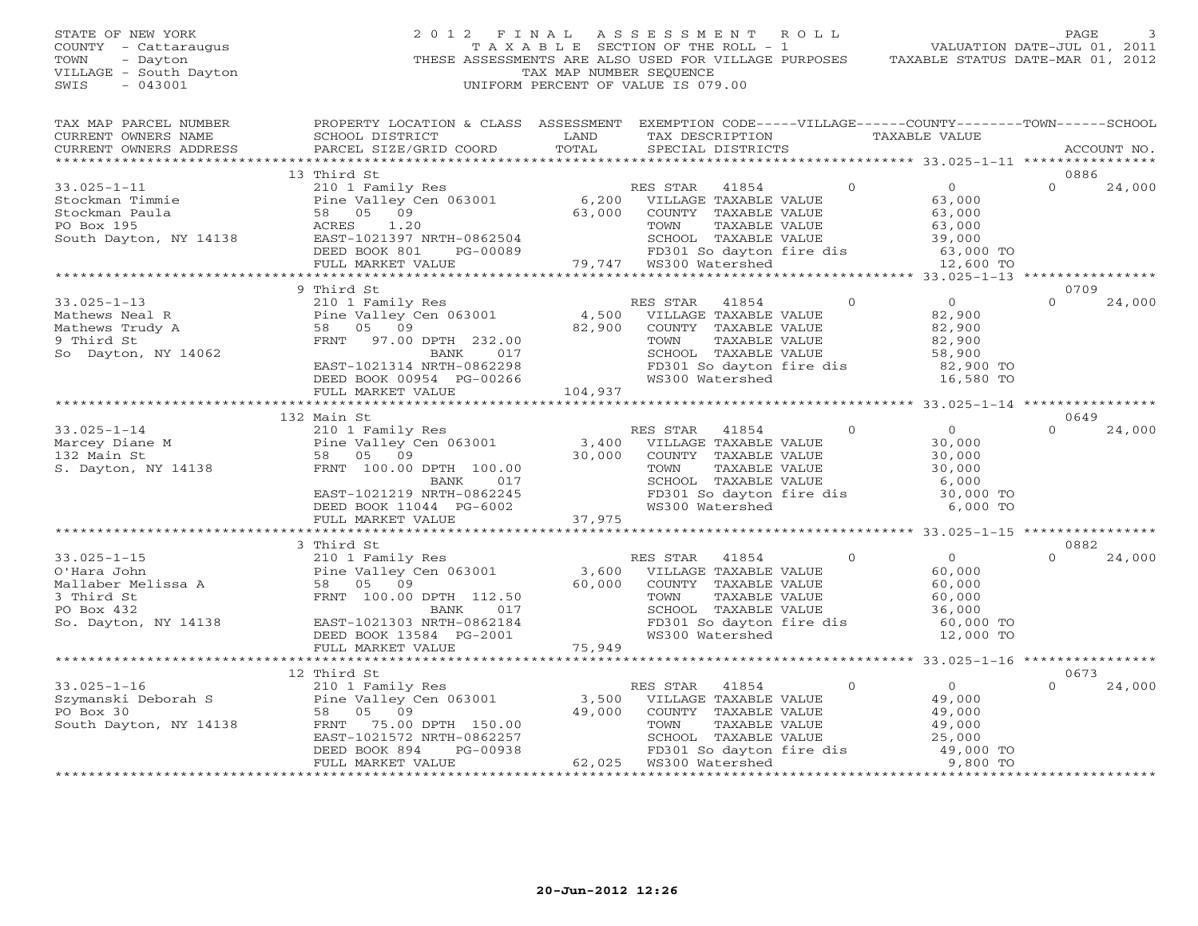STATE OF NEW YORK
COUNTY - Cattaraugus
TOWN - Dayton
VILLAGE - South Dayton
SWIS - 043001

2012 FINAL ASSESSMENT ROLL
TAXABLE SECTION OF THE ROLL - 1
THESE ASSESSMENTS ARE ALSO USED FOR VILLAGE PURPOSES
TAX MAP NUMBER SEQUENCE
UNIFORM PERCENT OF VALUE IS 079.00

VALUATION DATE-JUL 01, 2011
TAXABLE STATUS DATE-MAR 01, 2012

| TAX MAP PARCEL NUMBER / CURRENT OWNERS NAME / CURRENT OWNERS ADDRESS | PROPERTY LOCATION & CLASS / SCHOOL DISTRICT / PARCEL SIZE/GRID COORD | ASSESSMENT LAND / TOTAL | EXEMPTION CODE / TAX DESCRIPTION / SPECIAL DISTRICTS | VILLAGE | COUNTY / TAXABLE VALUE | TOWN | SCHOOL / ACCOUNT NO. |
|---|---|---|---|---|---|---|---|
| | 13 Third St | | | | | | 0886 |
| 33.025-1-11 | 210 1 Family Res | | RES STAR 41854 | 0 | 0 | 0 | 24,000 |
| Stockman Timmie | Pine Valley Cen 063001 | 6,200 | VILLAGE TAXABLE VALUE | | 63,000 | | |
| Stockman Paula | 58 05 09 | 63,000 | COUNTY TAXABLE VALUE | | 63,000 | | |
| PO Box 195 | ACRES 1.20 | | TOWN TAXABLE VALUE | | 63,000 | | |
| South Dayton, NY 14138 | EAST-1021397 NRTH-0862504 | | SCHOOL TAXABLE VALUE | | 39,000 | | |
| | DEED BOOK 801 PG-00089 | | FD301 So dayton fire dis | | 63,000 TO | | |
| | FULL MARKET VALUE | 79,747 | WS300 Watershed | | 12,600 TO | | |
| | 9 Third St | | | | | | 0709 |
| 33.025-1-13 | 210 1 Family Res | | RES STAR 41854 | 0 | 0 | 0 | 24,000 |
| Mathews Neal R | Pine Valley Cen 063001 | 4,500 | VILLAGE TAXABLE VALUE | | 82,900 | | |
| Mathews Trudy A | 58 05 09 | 82,900 | COUNTY TAXABLE VALUE | | 82,900 | | |
| 9 Third St | FRNT 97.00 DPTH 232.00 | | TOWN TAXABLE VALUE | | 82,900 | | |
| So Dayton, NY 14062 | BANK 017 | | SCHOOL TAXABLE VALUE | | 58,900 | | |
| | EAST-1021314 NRTH-0862298 | | FD301 So dayton fire dis | | 82,900 TO | | |
| | DEED BOOK 00954 PG-00266 | | WS300 Watershed | | 16,580 TO | | |
| | FULL MARKET VALUE | 104,937 | | | | | |
| | 132 Main St | | | | | | 0649 |
| 33.025-1-14 | 210 1 Family Res | | RES STAR 41854 | 0 | 0 | 0 | 24,000 |
| Marcey Diane M | Pine Valley Cen 063001 | 3,400 | VILLAGE TAXABLE VALUE | | 30,000 | | |
| 132 Main St | 58 05 09 | 30,000 | COUNTY TAXABLE VALUE | | 30,000 | | |
| S. Dayton, NY 14138 | FRNT 100.00 DPTH 100.00 | | TOWN TAXABLE VALUE | | 30,000 | | |
| | BANK 017 | | SCHOOL TAXABLE VALUE | | 6,000 | | |
| | EAST-1021219 NRTH-0862245 | | FD301 So dayton fire dis | | 30,000 TO | | |
| | DEED BOOK 11044 PG-6002 | | WS300 Watershed | | 6,000 TO | | |
| | FULL MARKET VALUE | 37,975 | | | | | |
| | 3 Third St | | | | | | 0882 |
| 33.025-1-15 | 210 1 Family Res | | RES STAR 41854 | 0 | 0 | 0 | 24,000 |
| O'Hara John | Pine Valley Cen 063001 | 3,600 | VILLAGE TAXABLE VALUE | | 60,000 | | |
| Mallaber Melissa A | 58 05 09 | 60,000 | COUNTY TAXABLE VALUE | | 60,000 | | |
| 3 Third St | FRNT 100.00 DPTH 112.50 | | TOWN TAXABLE VALUE | | 60,000 | | |
| PO Box 432 | BANK 017 | | SCHOOL TAXABLE VALUE | | 36,000 | | |
| So. Dayton, NY 14138 | EAST-1021303 NRTH-0862184 | | FD301 So dayton fire dis | | 60,000 TO | | |
| | DEED BOOK 13584 PG-2001 | | WS300 Watershed | | 12,000 TO | | |
| | FULL MARKET VALUE | 75,949 | | | | | |
| | 12 Third St | | | | | | 0673 |
| 33.025-1-16 | 210 1 Family Res | | RES STAR 41854 | 0 | 0 | 0 | 24,000 |
| Szymanski Deborah S | Pine Valley Cen 063001 | 3,500 | VILLAGE TAXABLE VALUE | | 49,000 | | |
| PO Box 30 | 58 05 09 | 49,000 | COUNTY TAXABLE VALUE | | 49,000 | | |
| South Dayton, NY 14138 | FRNT 75.00 DPTH 150.00 | | TOWN TAXABLE VALUE | | 49,000 | | |
| | EAST-1021572 NRTH-0862257 | | SCHOOL TAXABLE VALUE | | 25,000 | | |
| | DEED BOOK 894 PG-00938 | | FD301 So dayton fire dis | | 49,000 TO | | |
| | FULL MARKET VALUE | 62,025 | WS300 Watershed | | 9,800 TO | | |

20-Jun-2012 12:26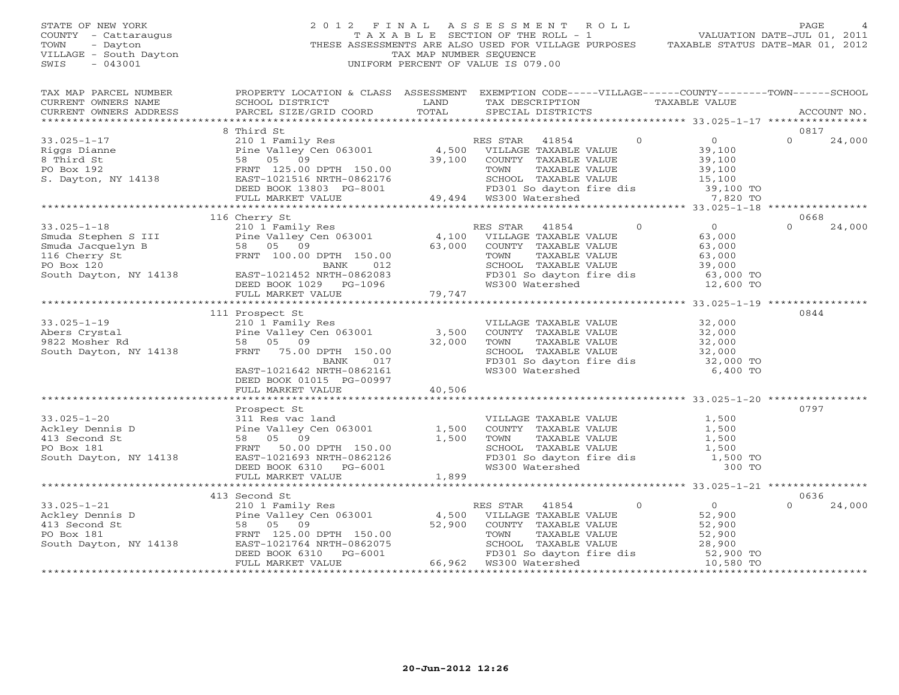STATE OF NEW YORK
COUNTY - Cattaraugus
TOWN - Dayton
VILLAGE - South Dayton
SWIS - 043001

2012 FINAL ASSESSMENT ROLL
TAXABLE SECTION OF THE ROLL - 1
THESE ASSESSMENTS ARE ALSO USED FOR VILLAGE PURPOSES
TAX MAP NUMBER SEQUENCE
UNIFORM PERCENT OF VALUE IS 079.00

VALUATION DATE-JUL 01, 2011
TAXABLE STATUS DATE-MAR 01, 2012

| TAX MAP PARCEL NUMBER / CURRENT OWNERS NAME / CURRENT OWNERS ADDRESS | PROPERTY LOCATION & CLASS / SCHOOL DISTRICT / PARCEL SIZE/GRID COORD | ASSESSMENT LAND / TOTAL | EXEMPTION CODE / TAX DESCRIPTION / SPECIAL DISTRICTS | VILLAGE | COUNTY | TOWN | SCHOOL | TAXABLE VALUE | ACCOUNT NO. |
|---|---|---|---|---|---|---|---|---|---|
| | 8 Third St | | | | | | | | 0817 |
| 33.025-1-17 | 210 1 Family Res | | RES STAR 41854 | 0 | | 0 | 24,000 | 0 | |
| Riggs Dianne | Pine Valley Cen 063001 | 4,500 | VILLAGE TAXABLE VALUE | | | | | 39,100 | |
| 8 Third St | 58 05 09 | 39,100 | COUNTY TAXABLE VALUE | | | | | 39,100 | |
| PO Box 192 | FRNT 125.00 DPTH 150.00 | | TOWN TAXABLE VALUE | | | | | 39,100 | |
| S. Dayton, NY 14138 | EAST-1021516 NRTH-0862176 | | SCHOOL TAXABLE VALUE | | | | | 15,100 | |
| | DEED BOOK 13803 PG-8001 | | FD301 So dayton fire dis | | | | | 39,100 TO | |
| | FULL MARKET VALUE | 49,494 | WS300 Watershed | | | | | 7,820 TO | |
| | 116 Cherry St | | | | | | | | 0668 |
| 33.025-1-18 | 210 1 Family Res | | RES STAR 41854 | 0 | | 0 | 24,000 | 0 | |
| Smuda Stephen S III | Pine Valley Cen 063001 | 4,100 | VILLAGE TAXABLE VALUE | | | | | 63,000 | |
| Smuda Jacquelyn B | 58 05 09 | 63,000 | COUNTY TAXABLE VALUE | | | | | 63,000 | |
| 116 Cherry St | FRNT 100.00 DPTH 150.00 | | TOWN TAXABLE VALUE | | | | | 63,000 | |
| PO Box 120 | BANK 012 | | SCHOOL TAXABLE VALUE | | | | | 39,000 | |
| South Dayton, NY 14138 | EAST-1021452 NRTH-0862083 | | FD301 So dayton fire dis | | | | | 63,000 TO | |
| | DEED BOOK 1029 PG-1096 | | WS300 Watershed | | | | | 12,600 TO | |
| | FULL MARKET VALUE | 79,747 | | | | | | | |
| | 111 Prospect St | | | | | | | | 0844 |
| 33.025-1-19 | 210 1 Family Res | | VILLAGE TAXABLE VALUE | | | | | 32,000 | |
| Abers Crystal | Pine Valley Cen 063001 | 3,500 | COUNTY TAXABLE VALUE | | | | | 32,000 | |
| 9822 Mosher Rd | 58 05 09 | 32,000 | TOWN TAXABLE VALUE | | | | | 32,000 | |
| South Dayton, NY 14138 | FRNT 75.00 DPTH 150.00 | | SCHOOL TAXABLE VALUE | | | | | 32,000 | |
| | BANK 017 | | FD301 So dayton fire dis | | | | | 32,000 TO | |
| | EAST-1021642 NRTH-0862161 | | WS300 Watershed | | | | | 6,400 TO | |
| | DEED BOOK 01015 PG-00997 | | | | | | | | |
| | FULL MARKET VALUE | 40,506 | | | | | | | |
| | Prospect St | | | | | | | | 0797 |
| 33.025-1-20 | 311 Res vac land | | VILLAGE TAXABLE VALUE | | | | | 1,500 | |
| Ackley Dennis D | Pine Valley Cen 063001 | 1,500 | COUNTY TAXABLE VALUE | | | | | 1,500 | |
| 413 Second St | 58 05 09 | 1,500 | TOWN TAXABLE VALUE | | | | | 1,500 | |
| PO Box 181 | FRNT 50.00 DPTH 150.00 | | SCHOOL TAXABLE VALUE | | | | | 1,500 | |
| South Dayton, NY 14138 | EAST-1021693 NRTH-0862126 | | FD301 So dayton fire dis | | | | | 1,500 TO | |
| | DEED BOOK 6310 PG-6001 | | WS300 Watershed | | | | | 300 TO | |
| | FULL MARKET VALUE | 1,899 | | | | | | | |
| | 413 Second St | | | | | | | | 0636 |
| 33.025-1-21 | 210 1 Family Res | | RES STAR 41854 | 0 | | 0 | 24,000 | 0 | |
| Ackley Dennis D | Pine Valley Cen 063001 | 4,500 | VILLAGE TAXABLE VALUE | | | | | 52,900 | |
| 413 Second St | 58 05 09 | 52,900 | COUNTY TAXABLE VALUE | | | | | 52,900 | |
| PO Box 181 | FRNT 125.00 DPTH 150.00 | | TOWN TAXABLE VALUE | | | | | 52,900 | |
| South Dayton, NY 14138 | EAST-1021764 NRTH-0862075 | | SCHOOL TAXABLE VALUE | | | | | 28,900 | |
| | DEED BOOK 6310 PG-6001 | | FD301 So dayton fire dis | | | | | 52,900 TO | |
| | FULL MARKET VALUE | 66,962 | WS300 Watershed | | | | | 10,580 TO | |

20-Jun-2012 12:26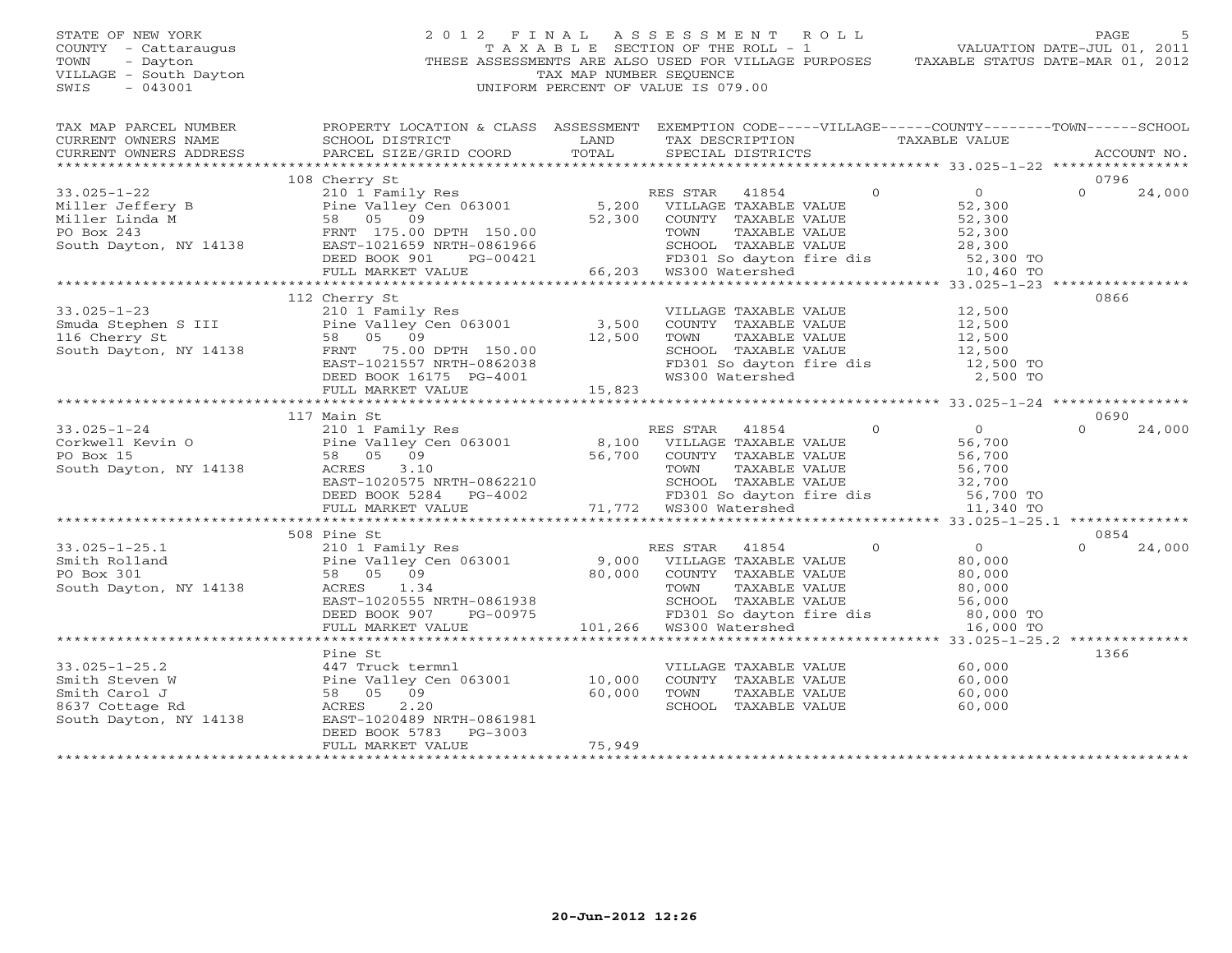STATE OF NEW YORK
COUNTY - Cattaraugus
TOWN - Dayton
VILLAGE - South Dayton
SWIS - 043001

# 2012 FINAL ASSESSMENT ROLL

TAXABLE SECTION OF THE ROLL - 1
THESE ASSESSMENTS ARE ALSO USED FOR VILLAGE PURPOSES
TAX MAP NUMBER SEQUENCE
UNIFORM PERCENT OF VALUE IS 079.00

VALUATION DATE-JUL 01, 2011
TAXABLE STATUS DATE-MAR 01, 2012

| TAX MAP PARCEL NUMBER / CURRENT OWNERS NAME / CURRENT OWNERS ADDRESS | PROPERTY LOCATION & CLASS / SCHOOL DISTRICT / PARCEL SIZE/GRID COORD | ASSESSMENT LAND / TOTAL | EXEMPTION CODE-----VILLAGE------COUNTY--------TOWN------SCHOOL / TAX DESCRIPTION / SPECIAL DISTRICTS | TAXABLE VALUE | ACCOUNT NO. |
|---|---|---|---|---|---|
| | 108 Cherry St | | | | 0796 |
| 33.025-1-22 | 210 1 Family Res | | RES STAR 41854 0 | 0 | 0 24,000 |
| Miller Jeffery B | Pine Valley Cen 063001 | 5,200 | VILLAGE TAXABLE VALUE | 52,300 | |
| Miller Linda M | 58 05 09 | 52,300 | COUNTY TAXABLE VALUE | 52,300 | |
| PO Box 243 | FRNT 175.00 DPTH 150.00 | | TOWN TAXABLE VALUE | 52,300 | |
| South Dayton, NY 14138 | EAST-1021659 NRTH-0861966 | | SCHOOL TAXABLE VALUE | 28,300 | |
| | DEED BOOK 901 PG-00421 | | FD301 So dayton fire dis | 52,300 TO | |
| | FULL MARKET VALUE | 66,203 | WS300 Watershed | 10,460 TO | |
| | 112 Cherry St | | | | 0866 |
| 33.025-1-23 | 210 1 Family Res | | VILLAGE TAXABLE VALUE | 12,500 | |
| Smuda Stephen S III | Pine Valley Cen 063001 | 3,500 | COUNTY TAXABLE VALUE | 12,500 | |
| 116 Cherry St | 58 05 09 | 12,500 | TOWN TAXABLE VALUE | 12,500 | |
| South Dayton, NY 14138 | FRNT 75.00 DPTH 150.00 | | SCHOOL TAXABLE VALUE | 12,500 | |
| | EAST-1021557 NRTH-0862038 | | FD301 So dayton fire dis | 12,500 TO | |
| | DEED BOOK 16175 PG-4001 | | WS300 Watershed | 2,500 TO | |
| | FULL MARKET VALUE | 15,823 | | | |
| | 117 Main St | | | | 0690 |
| 33.025-1-24 | 210 1 Family Res | | RES STAR 41854 0 | 0 | 0 24,000 |
| Corkwell Kevin O | Pine Valley Cen 063001 | 8,100 | VILLAGE TAXABLE VALUE | 56,700 | |
| PO Box 15 | 58 05 09 | 56,700 | COUNTY TAXABLE VALUE | 56,700 | |
| South Dayton, NY 14138 | ACRES 3.10 | | TOWN TAXABLE VALUE | 56,700 | |
| | EAST-1020575 NRTH-0862210 | | SCHOOL TAXABLE VALUE | 32,700 | |
| | DEED BOOK 5284 PG-4002 | | FD301 So dayton fire dis | 56,700 TO | |
| | FULL MARKET VALUE | 71,772 | WS300 Watershed | 11,340 TO | |
| | 508 Pine St | | | | 0854 |
| 33.025-1-25.1 | 210 1 Family Res | | RES STAR 41854 0 | 0 | 0 24,000 |
| Smith Rolland | Pine Valley Cen 063001 | 9,000 | VILLAGE TAXABLE VALUE | 80,000 | |
| PO Box 301 | 58 05 09 | 80,000 | COUNTY TAXABLE VALUE | 80,000 | |
| South Dayton, NY 14138 | ACRES 1.34 | | TOWN TAXABLE VALUE | 80,000 | |
| | EAST-1020555 NRTH-0861938 | | SCHOOL TAXABLE VALUE | 56,000 | |
| | DEED BOOK 907 PG-00975 | | FD301 So dayton fire dis | 80,000 TO | |
| | FULL MARKET VALUE | 101,266 | WS300 Watershed | 16,000 TO | |
| | Pine St | | | | 1366 |
| 33.025-1-25.2 | 447 Truck termnl | | VILLAGE TAXABLE VALUE | 60,000 | |
| Smith Steven W | Pine Valley Cen 063001 | 10,000 | COUNTY TAXABLE VALUE | 60,000 | |
| Smith Carol J | 58 05 09 | 60,000 | TOWN TAXABLE VALUE | 60,000 | |
| 8637 Cottage Rd | ACRES 2.20 | | SCHOOL TAXABLE VALUE | 60,000 | |
| South Dayton, NY 14138 | EAST-1020489 NRTH-0861981 | | | | |
| | DEED BOOK 5783 PG-3003 | | | | |
| | FULL MARKET VALUE | 75,949 | | | |

20-Jun-2012 12:26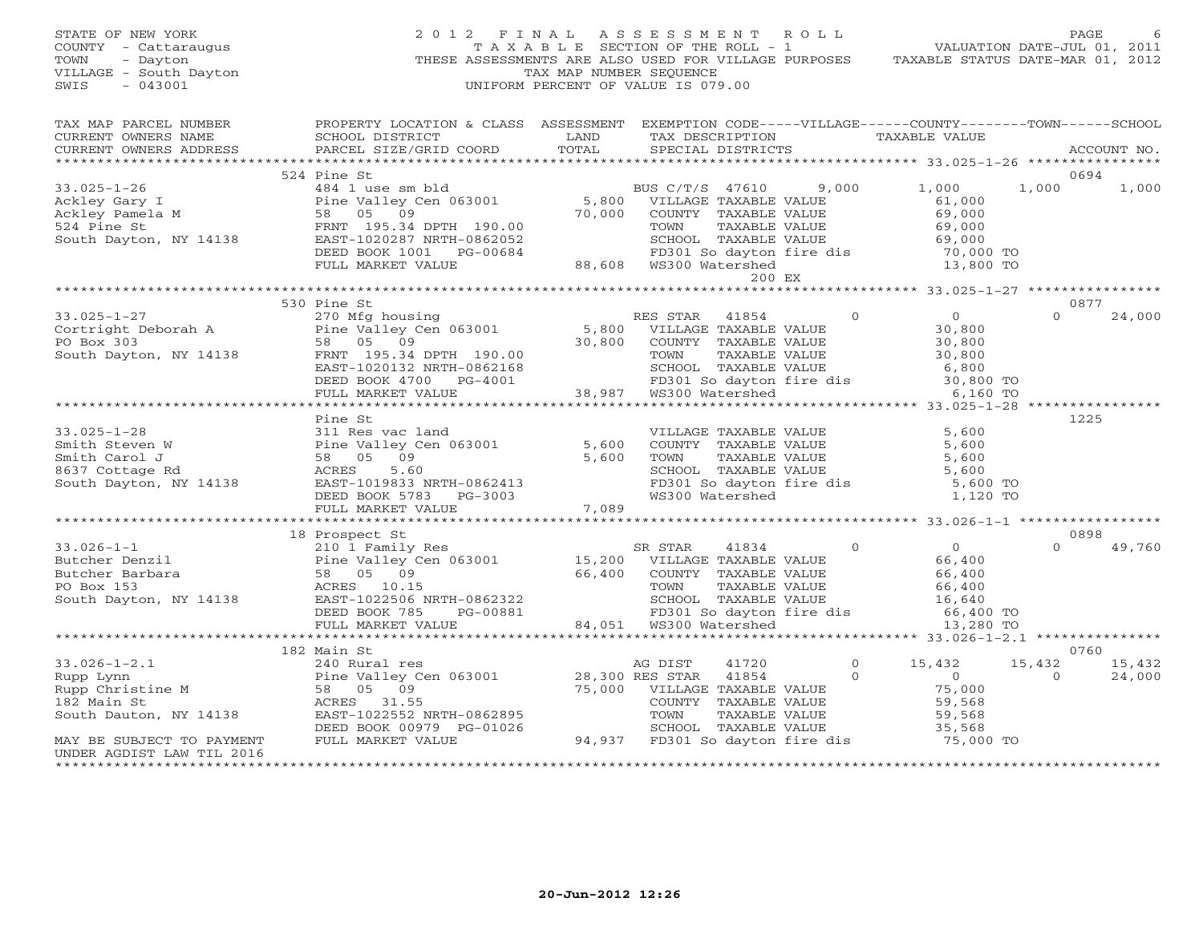STATE OF NEW YORK
COUNTY - Cattaraugus
TOWN - Dayton
VILLAGE - South Dayton
SWIS - 043001

2012 FINAL ASSESSMENT ROLL
TAXABLE SECTION OF THE ROLL - 1
THESE ASSESSMENTS ARE ALSO USED FOR VILLAGE PURPOSES
TAX MAP NUMBER SEQUENCE
UNIFORM PERCENT OF VALUE IS 079.00

VALUATION DATE-JUL 01, 2011
TAXABLE STATUS DATE-MAR 01, 2012

| TAX MAP PARCEL NUMBER / CURRENT OWNERS NAME / CURRENT OWNERS ADDRESS | PROPERTY LOCATION & CLASS / SCHOOL DISTRICT / PARCEL SIZE/GRID COORD | ASSESSMENT LAND / TOTAL | EXEMPTION CODE / TAX DESCRIPTION / SPECIAL DISTRICTS | VILLAGE | COUNTY | TOWN | SCHOOL | ACCOUNT NO. |
|---|---|---|---|---|---|---|---|---|
| **33.025-1-26** | 524 Pine St | | | | | | | 0694 |
| 33.025-1-26 | 484 1 use sm bld | | BUS C/T/S 47610 | 9,000 | 1,000 | 1,000 | 1,000 | |
| Ackley Gary I | Pine Valley Cen 063001 | 5,800 | VILLAGE TAXABLE VALUE | 61,000 | | | | |
| Ackley Pamela M | 58 05 09 | 70,000 | COUNTY TAXABLE VALUE | | 69,000 | | | |
| 524 Pine St | FRNT 195.34 DPTH 190.00 | | TOWN TAXABLE VALUE | | | 69,000 | | |
| South Dayton, NY 14138 | EAST-1020287 NRTH-0862052 | | SCHOOL TAXABLE VALUE | | | | 69,000 | |
| | DEED BOOK 1001 PG-00684 | | FD301 So dayton fire dis | 70,000 TO | | | | |
| | FULL MARKET VALUE | 88,608 | WS300 Watershed | 13,800 TO | | | | |
| | | | 200 EX | | | | | |
| **33.025-1-27** | 530 Pine St | | | | | | | 0877 |
| 33.025-1-27 | 270 Mfg housing | | RES STAR 41854 | 0 | 0 | 0 | 24,000 | |
| Cortright Deborah A | Pine Valley Cen 063001 | 5,800 | VILLAGE TAXABLE VALUE | 30,800 | | | | |
| PO Box 303 | 58 05 09 | 30,800 | COUNTY TAXABLE VALUE | | 30,800 | | | |
| South Dayton, NY 14138 | FRNT 195.34 DPTH 190.00 | | TOWN TAXABLE VALUE | | | 30,800 | | |
| | EAST-1020132 NRTH-0862168 | | SCHOOL TAXABLE VALUE | | | | 6,800 | |
| | DEED BOOK 4700 PG-4001 | | FD301 So dayton fire dis | 30,800 TO | | | | |
| | FULL MARKET VALUE | 38,987 | WS300 Watershed | 6,160 TO | | | | |
| **33.025-1-28** | Pine St | | | | | | | 1225 |
| 33.025-1-28 | 311 Res vac land | | VILLAGE TAXABLE VALUE | 5,600 | | | | |
| Smith Steven W | Pine Valley Cen 063001 | 5,600 | COUNTY TAXABLE VALUE | | 5,600 | | | |
| Smith Carol J | 58 05 09 | 5,600 | TOWN TAXABLE VALUE | | | 5,600 | | |
| 8637 Cottage Rd | ACRES 5.60 | | SCHOOL TAXABLE VALUE | | | | 5,600 | |
| South Dayton, NY 14138 | EAST-1019833 NRTH-0862413 | | FD301 So dayton fire dis | 5,600 TO | | | | |
| | DEED BOOK 5783 PG-3003 | | WS300 Watershed | 1,120 TO | | | | |
| | FULL MARKET VALUE | 7,089 | | | | | | |
| **33.026-1-1** | 18 Prospect St | | | | | | | 0898 |
| 33.026-1-1 | 210 1 Family Res | | SR STAR 41834 | 0 | 0 | 0 | 49,760 | |
| Butcher Denzil | Pine Valley Cen 063001 | 15,200 | VILLAGE TAXABLE VALUE | 66,400 | | | | |
| Butcher Barbara | 58 05 09 | 66,400 | COUNTY TAXABLE VALUE | | 66,400 | | | |
| PO Box 153 | ACRES 10.15 | | TOWN TAXABLE VALUE | | | 66,400 | | |
| South Dayton, NY 14138 | EAST-1022506 NRTH-0862322 | | SCHOOL TAXABLE VALUE | | | | 16,640 | |
| | DEED BOOK 785 PG-00881 | | FD301 So dayton fire dis | 66,400 TO | | | | |
| | FULL MARKET VALUE | 84,051 | WS300 Watershed | 13,280 TO | | | | |
| **33.026-1-2.1** | 182 Main St | | | | | | | 0760 |
| 33.026-1-2.1 | 240 Rural res | | AG DIST 41720 | 0 | 15,432 | 15,432 | 15,432 | |
| Rupp Lynn | Pine Valley Cen 063001 | 28,300 | RES STAR 41854 | 0 | 0 | 0 | 24,000 | |
| Rupp Christine M | 58 05 09 | 75,000 | VILLAGE TAXABLE VALUE | 75,000 | | | | |
| 182 Main St | ACRES 31.55 | | COUNTY TAXABLE VALUE | | 59,568 | | | |
| South Dauton, NY 14138 | EAST-1022552 NRTH-0862895 | | TOWN TAXABLE VALUE | | | 59,568 | | |
| | DEED BOOK 00979 PG-01026 | | SCHOOL TAXABLE VALUE | | | | 35,568 | |
| MAY BE SUBJECT TO PAYMENT UNDER AGDIST LAW TIL 2016 | FULL MARKET VALUE | 94,937 | FD301 So dayton fire dis | 75,000 TO | | | | |

20-Jun-2012 12:26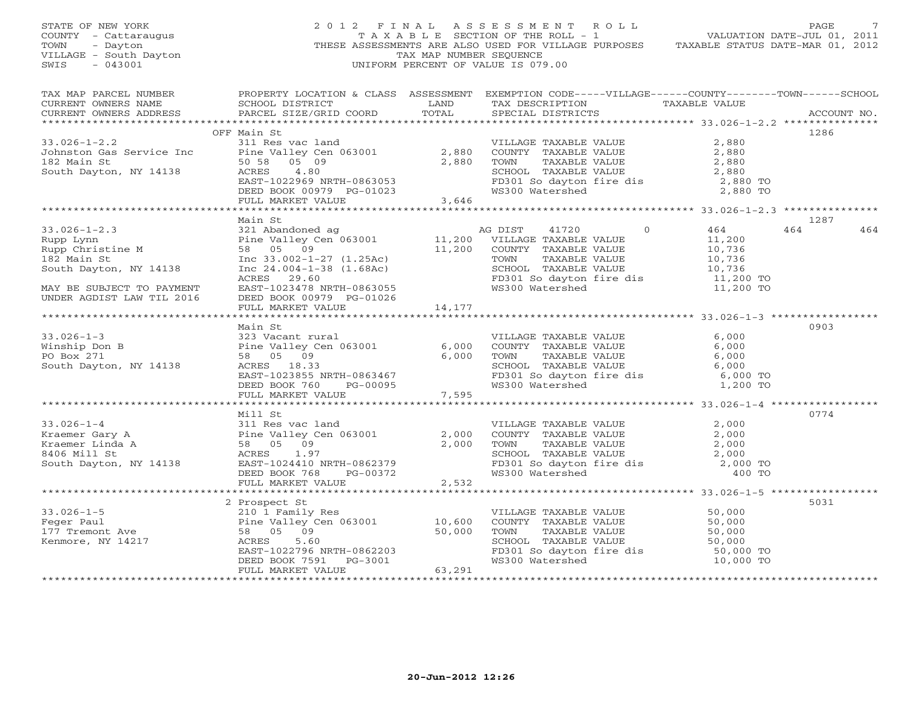STATE OF NEW YORK
COUNTY - Cattaraugus
TOWN - Dayton
VILLAGE - South Dayton
SWIS - 043001

# 2012 FINAL ASSESSMENT ROLL

TAXABLE SECTION OF THE ROLL - 1
THESE ASSESSMENTS ARE ALSO USED FOR VILLAGE PURPOSES
TAX MAP NUMBER SEQUENCE
UNIFORM PERCENT OF VALUE IS 079.00

VALUATION DATE-JUL 01, 2011
TAXABLE STATUS DATE-MAR 01, 2012

| TAX MAP PARCEL NUMBER / CURRENT OWNERS NAME / CURRENT OWNERS ADDRESS | PROPERTY LOCATION & CLASS / SCHOOL DISTRICT / PARCEL SIZE/GRID COORD | ASSESSMENT LAND / TOTAL | EXEMPTION CODE / TAX DESCRIPTION / SPECIAL DISTRICTS | VILLAGE | COUNTY / TAXABLE VALUE | TOWN | SCHOOL | ACCOUNT NO. |
|---|---|---|---|---|---|---|---|---|
| **33.026-1-2.2** | OFF Main St | | | | | | | 1286 |
| 33.026-1-2.2 | 311 Res vac land | | VILLAGE TAXABLE VALUE | | 2,880 | | | |
| Johnston Gas Service Inc | Pine Valley Cen 063001 | 2,880 | COUNTY TAXABLE VALUE | | 2,880 | | | |
| 182 Main St | 50 58 05 09 | 2,880 | TOWN TAXABLE VALUE | | 2,880 | | | |
| South Dayton, NY 14138 | ACRES 4.80 | | SCHOOL TAXABLE VALUE | | 2,880 | | | |
| | EAST-1022969 NRTH-0863053 | | FD301 So dayton fire dis | | 2,880 TO | | | |
| | DEED BOOK 00979 PG-01023 | | WS300 Watershed | | 2,880 TO | | | |
| | FULL MARKET VALUE | 3,646 | | | | | | |
| **33.026-1-2.3** | Main St | | | | | | | 1287 |
| 33.026-1-2.3 | 321 Abandoned ag | | AG DIST 41720 | 0 | 464 | 464 | 464 | |
| Rupp Lynn | Pine Valley Cen 063001 | 11,200 | VILLAGE TAXABLE VALUE | | 11,200 | | | |
| Rupp Christine M | 58 05 09 | 11,200 | COUNTY TAXABLE VALUE | | 10,736 | | | |
| 182 Main St | Inc 33.002-1-27 (1.25Ac) | | TOWN TAXABLE VALUE | | 10,736 | | | |
| South Dayton, NY 14138 | Inc 24.004-1-38 (1.68Ac) | | SCHOOL TAXABLE VALUE | | 10,736 | | | |
| | ACRES 29.60 | | FD301 So dayton fire dis | | 11,200 TO | | | |
| MAY BE SUBJECT TO PAYMENT | EAST-1023478 NRTH-0863055 | | WS300 Watershed | | 11,200 TO | | | |
| UNDER AGDIST LAW TIL 2016 | DEED BOOK 00979 PG-01026 | | | | | | | |
| | FULL MARKET VALUE | 14,177 | | | | | | |
| **33.026-1-3** | Main St | | | | | | | 0903 |
| 33.026-1-3 | 323 Vacant rural | | VILLAGE TAXABLE VALUE | | 6,000 | | | |
| Winship Don B | Pine Valley Cen 063001 | 6,000 | COUNTY TAXABLE VALUE | | 6,000 | | | |
| PO Box 271 | 58 05 09 | 6,000 | TOWN TAXABLE VALUE | | 6,000 | | | |
| South Dayton, NY 14138 | ACRES 18.33 | | SCHOOL TAXABLE VALUE | | 6,000 | | | |
| | EAST-1023855 NRTH-0863467 | | FD301 So dayton fire dis | | 6,000 TO | | | |
| | DEED BOOK 760 PG-00095 | | WS300 Watershed | | 1,200 TO | | | |
| | FULL MARKET VALUE | 7,595 | | | | | | |
| **33.026-1-4** | Mill St | | | | | | | 0774 |
| 33.026-1-4 | 311 Res vac land | | VILLAGE TAXABLE VALUE | | 2,000 | | | |
| Kraemer Gary A | Pine Valley Cen 063001 | 2,000 | COUNTY TAXABLE VALUE | | 2,000 | | | |
| Kraemer Linda A | 58 05 09 | 2,000 | TOWN TAXABLE VALUE | | 2,000 | | | |
| 8406 Mill St | ACRES 1.97 | | SCHOOL TAXABLE VALUE | | 2,000 | | | |
| South Dayton, NY 14138 | EAST-1024410 NRTH-0862379 | | FD301 So dayton fire dis | | 2,000 TO | | | |
| | DEED BOOK 768 PG-00372 | | WS300 Watershed | | 400 TO | | | |
| | FULL MARKET VALUE | 2,532 | | | | | | |
| **33.026-1-5** | 2 Prospect St | | | | | | | 5031 |
| 33.026-1-5 | 210 1 Family Res | | VILLAGE TAXABLE VALUE | | 50,000 | | | |
| Feger Paul | Pine Valley Cen 063001 | 10,600 | COUNTY TAXABLE VALUE | | 50,000 | | | |
| 177 Tremont Ave | 58 05 09 | 50,000 | TOWN TAXABLE VALUE | | 50,000 | | | |
| Kenmore, NY 14217 | ACRES 5.60 | | SCHOOL TAXABLE VALUE | | 50,000 | | | |
| | EAST-1022796 NRTH-0862203 | | FD301 So dayton fire dis | | 50,000 TO | | | |
| | DEED BOOK 7591 PG-3001 | | WS300 Watershed | | 10,000 TO | | | |
| | FULL MARKET VALUE | 63,291 | | | | | | |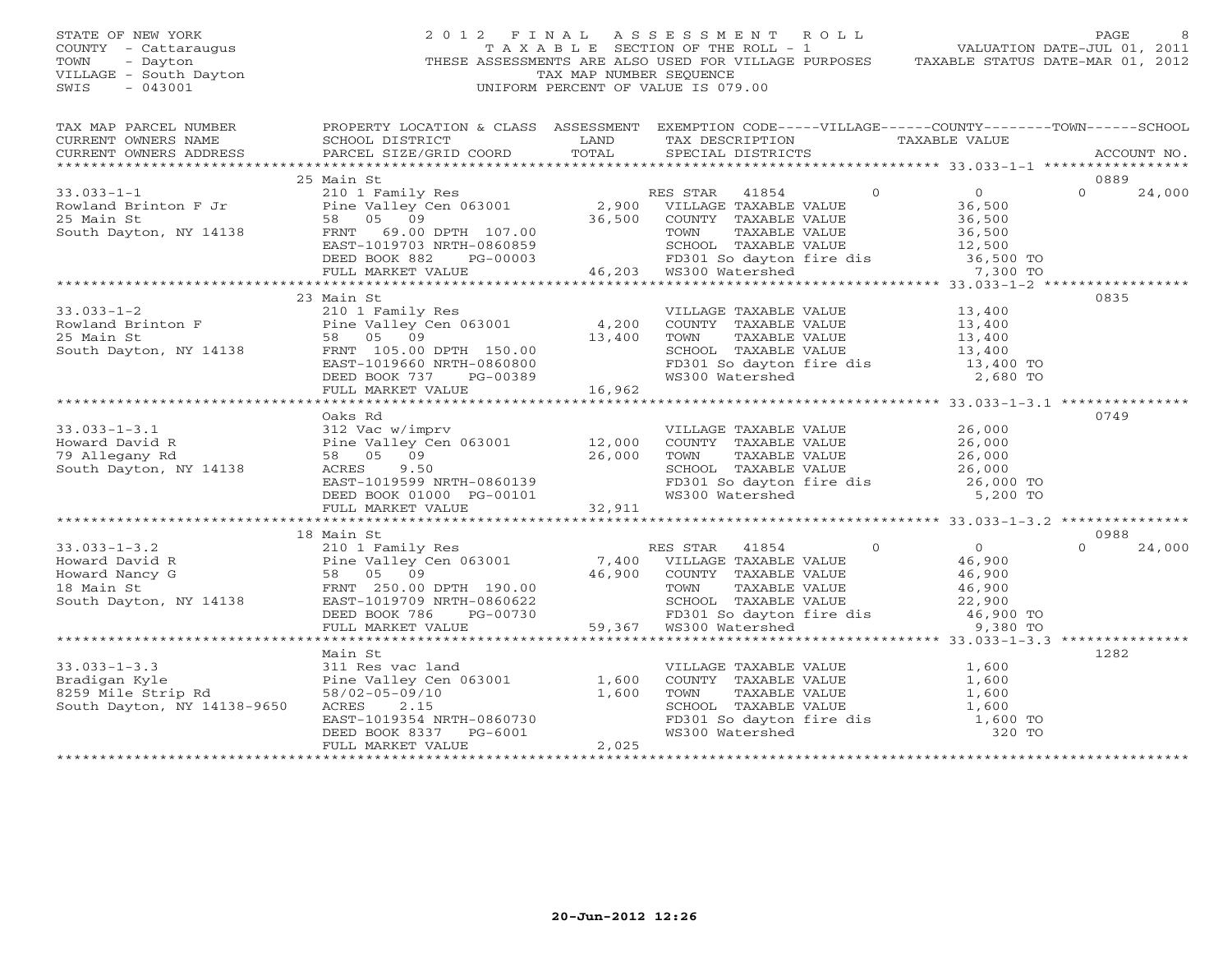STATE OF NEW YORK
COUNTY - Cattaraugus
TOWN - Dayton
VILLAGE - South Dayton
SWIS - 043001

# 2012 FINAL ASSESSMENT ROLL

TAXABLE SECTION OF THE ROLL - 1
THESE ASSESSMENTS ARE ALSO USED FOR VILLAGE PURPOSES
TAX MAP NUMBER SEQUENCE
UNIFORM PERCENT OF VALUE IS 079.00

VALUATION DATE-JUL 01, 2011
TAXABLE STATUS DATE-MAR 01, 2012

| TAX MAP PARCEL NUMBER / CURRENT OWNERS NAME / CURRENT OWNERS ADDRESS | PROPERTY LOCATION & CLASS / SCHOOL DISTRICT / PARCEL SIZE/GRID COORD | ASSESSMENT LAND / TOTAL | EXEMPTION CODE / TAX DESCRIPTION / SPECIAL DISTRICTS | VILLAGE | COUNTY / TAXABLE VALUE | TOWN | SCHOOL / ACCOUNT NO. |
|---|---|---|---|---|---|---|---|
| | 25 Main St | | | | | | 0889 |
| 33.033-1-1 | 210 1 Family Res | | RES STAR 41854 | 0 | 0 | 0 | 24,000 |
| Rowland Brinton F Jr | Pine Valley Cen 063001 | 2,900 | VILLAGE TAXABLE VALUE | | 36,500 | | |
| 25 Main St | 58 05 09 | 36,500 | COUNTY TAXABLE VALUE | | 36,500 | | |
| South Dayton, NY 14138 | FRNT 69.00 DPTH 107.00 | | TOWN TAXABLE VALUE | | 36,500 | | |
| | EAST-1019703 NRTH-0860859 | | SCHOOL TAXABLE VALUE | | 12,500 | | |
| | DEED BOOK 882 PG-00003 | | FD301 So dayton fire dis | | 36,500 TO | | |
| | FULL MARKET VALUE | 46,203 | WS300 Watershed | | 7,300 TO | | |
| | 23 Main St | | | | | | 0835 |
| 33.033-1-2 | 210 1 Family Res | | VILLAGE TAXABLE VALUE | | 13,400 | | |
| Rowland Brinton F | Pine Valley Cen 063001 | 4,200 | COUNTY TAXABLE VALUE | | 13,400 | | |
| 25 Main St | 58 05 09 | 13,400 | TOWN TAXABLE VALUE | | 13,400 | | |
| South Dayton, NY 14138 | FRNT 105.00 DPTH 150.00 | | SCHOOL TAXABLE VALUE | | 13,400 | | |
| | EAST-1019660 NRTH-0860800 | | FD301 So dayton fire dis | | 13,400 TO | | |
| | DEED BOOK 737 PG-00389 | | WS300 Watershed | | 2,680 TO | | |
| | FULL MARKET VALUE | 16,962 | | | | | |
| | Oaks Rd | | | | | | 0749 |
| 33.033-1-3.1 | 312 Vac w/imprv | | VILLAGE TAXABLE VALUE | | 26,000 | | |
| Howard David R | Pine Valley Cen 063001 | 12,000 | COUNTY TAXABLE VALUE | | 26,000 | | |
| 79 Allegany Rd | 58 05 09 | 26,000 | TOWN TAXABLE VALUE | | 26,000 | | |
| South Dayton, NY 14138 | ACRES 9.50 | | SCHOOL TAXABLE VALUE | | 26,000 | | |
| | EAST-1019599 NRTH-0860139 | | FD301 So dayton fire dis | | 26,000 TO | | |
| | DEED BOOK 01000 PG-00101 | | WS300 Watershed | | 5,200 TO | | |
| | FULL MARKET VALUE | 32,911 | | | | | |
| | 18 Main St | | | | | | 0988 |
| 33.033-1-3.2 | 210 1 Family Res | | RES STAR 41854 | 0 | 0 | 0 | 24,000 |
| Howard David R | Pine Valley Cen 063001 | 7,400 | VILLAGE TAXABLE VALUE | | 46,900 | | |
| Howard Nancy G | 58 05 09 | 46,900 | COUNTY TAXABLE VALUE | | 46,900 | | |
| 18 Main St | FRNT 250.00 DPTH 190.00 | | TOWN TAXABLE VALUE | | 46,900 | | |
| South Dayton, NY 14138 | EAST-1019709 NRTH-0860622 | | SCHOOL TAXABLE VALUE | | 22,900 | | |
| | DEED BOOK 786 PG-00730 | | FD301 So dayton fire dis | | 46,900 TO | | |
| | FULL MARKET VALUE | 59,367 | WS300 Watershed | | 9,380 TO | | |
| | Main St | | | | | | 1282 |
| 33.033-1-3.3 | 311 Res vac land | | VILLAGE TAXABLE VALUE | | 1,600 | | |
| Bradigan Kyle | Pine Valley Cen 063001 | 1,600 | COUNTY TAXABLE VALUE | | 1,600 | | |
| 8259 Mile Strip Rd | 58/02-05-09/10 | 1,600 | TOWN TAXABLE VALUE | | 1,600 | | |
| South Dayton, NY 14138-9650 | ACRES 2.15 | | SCHOOL TAXABLE VALUE | | 1,600 | | |
| | EAST-1019354 NRTH-0860730 | | FD301 So dayton fire dis | | 1,600 TO | | |
| | DEED BOOK 8337 PG-6001 | | WS300 Watershed | | 320 TO | | |
| | FULL MARKET VALUE | 2,025 | | | | | |

20-Jun-2012 12:26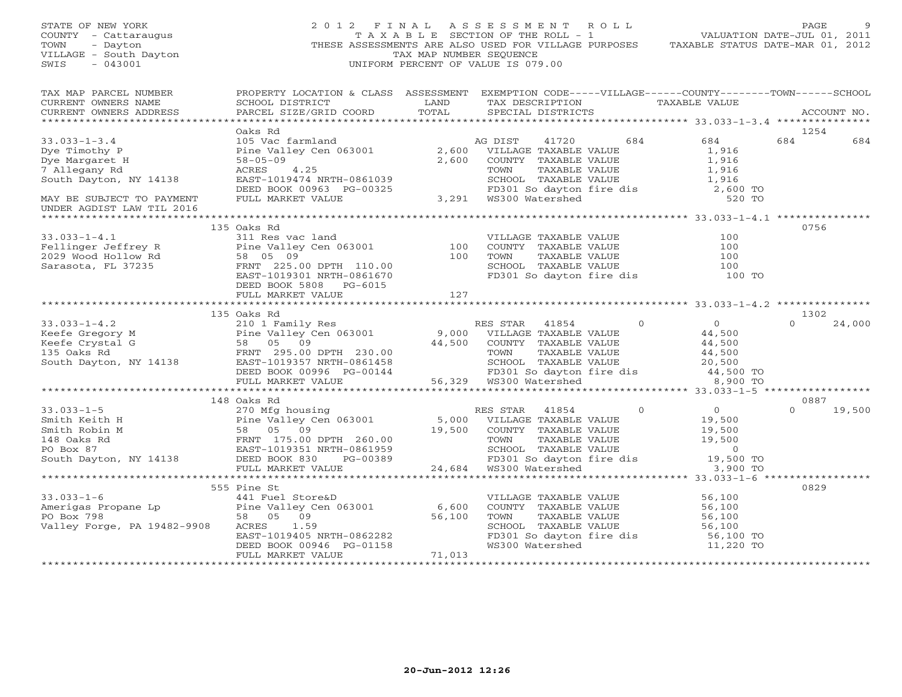STATE OF NEW YORK
COUNTY - Cattaraugus
TOWN - Dayton
VILLAGE - South Dayton
SWIS - 043001

2012 FINAL ASSESSMENT ROLL
TAXABLE SECTION OF THE ROLL - 1
THESE ASSESSMENTS ARE ALSO USED FOR VILLAGE PURPOSES
TAX MAP NUMBER SEQUENCE
UNIFORM PERCENT OF VALUE IS 079.00

VALUATION DATE-JUL 01, 2011
TAXABLE STATUS DATE-MAR 01, 2012

| TAX MAP PARCEL NUMBER / CURRENT OWNERS NAME / CURRENT OWNERS ADDRESS | PROPERTY LOCATION & CLASS / SCHOOL DISTRICT / PARCEL SIZE/GRID COORD | ASSESSMENT LAND / TOTAL | EXEMPTION CODE / TAX DESCRIPTION / SPECIAL DISTRICTS | VILLAGE | COUNTY | TOWN | SCHOOL | ACCOUNT NO. |
|---|---|---|---|---|---|---|---|---|
| **33.033-1-3.4** | Oaks Rd | | | | | | | 1254 |
| 33.033-1-3.4 | 105 Vac farmland | | AG DIST 41720 | 684 | 684 | 684 | 684 | |
| Dye Timothy P | Pine Valley Cen 063001 | 2,600 | VILLAGE TAXABLE VALUE | 1,916 | | | | |
| Dye Margaret H | 58-05-09 | 2,600 | COUNTY TAXABLE VALUE | | 1,916 | | | |
| 7 Allegany Rd | ACRES 4.25 | | TOWN TAXABLE VALUE | | | 1,916 | | |
| South Dayton, NY 14138 | EAST-1019474 NRTH-0861039 | | SCHOOL TAXABLE VALUE | | | | 1,916 | |
| | DEED BOOK 00963 PG-00325 | | FD301 So dayton fire dis | 2,600 TO | | | | |
| MAY BE SUBJECT TO PAYMENT | FULL MARKET VALUE | 3,291 | WS300 Watershed | 520 TO | | | | |
| UNDER AGDIST LAW TIL 2016 | | | | | | | | |
| **33.033-1-4.1** | 135 Oaks Rd | | | | | | | 0756 |
| 33.033-1-4.1 | 311 Res vac land | | VILLAGE TAXABLE VALUE | 100 | | | | |
| Fellinger Jeffrey R | Pine Valley Cen 063001 | 100 | COUNTY TAXABLE VALUE | | 100 | | | |
| 2029 Wood Hollow Rd | 58 05 09 | 100 | TOWN TAXABLE VALUE | | | 100 | | |
| Sarasota, FL 37235 | FRNT 225.00 DPTH 110.00 | | SCHOOL TAXABLE VALUE | | | | 100 | |
| | EAST-1019301 NRTH-0861670 | | FD301 So dayton fire dis | 100 TO | | | | |
| | DEED BOOK 5808 PG-6015 | | | | | | | |
| | FULL MARKET VALUE | 127 | | | | | | |
| **33.033-1-4.2** | 135 Oaks Rd | | | | | | | 1302 |
| 33.033-1-4.2 | 210 1 Family Res | | RES STAR 41854 | 0 | 0 | 0 | 24,000 | |
| Keefe Gregory M | Pine Valley Cen 063001 | 9,000 | VILLAGE TAXABLE VALUE | 44,500 | | | | |
| Keefe Crystal G | 58 05 09 | 44,500 | COUNTY TAXABLE VALUE | | 44,500 | | | |
| 135 Oaks Rd | FRNT 295.00 DPTH 230.00 | | TOWN TAXABLE VALUE | | | 44,500 | | |
| South Dayton, NY 14138 | EAST-1019357 NRTH-0861458 | | SCHOOL TAXABLE VALUE | | | | 20,500 | |
| | DEED BOOK 00996 PG-00144 | | FD301 So dayton fire dis | 44,500 TO | | | | |
| | FULL MARKET VALUE | 56,329 | WS300 Watershed | 8,900 TO | | | | |
| **33.033-1-5** | 148 Oaks Rd | | | | | | | 0887 |
| 33.033-1-5 | 270 Mfg housing | | RES STAR 41854 | 0 | 0 | 0 | 19,500 | |
| Smith Keith H | Pine Valley Cen 063001 | 5,000 | VILLAGE TAXABLE VALUE | 19,500 | | | | |
| Smith Robin M | 58 05 09 | 19,500 | COUNTY TAXABLE VALUE | | 19,500 | | | |
| 148 Oaks Rd | FRNT 175.00 DPTH 260.00 | | TOWN TAXABLE VALUE | | | 19,500 | | |
| PO Box 87 | EAST-1019351 NRTH-0861959 | | SCHOOL TAXABLE VALUE | | | | 0 | |
| South Dayton, NY 14138 | DEED BOOK 830 PG-00389 | | FD301 So dayton fire dis | 19,500 TO | | | | |
| | FULL MARKET VALUE | 24,684 | WS300 Watershed | 3,900 TO | | | | |
| **33.033-1-6** | 555 Pine St | | | | | | | 0829 |
| 33.033-1-6 | 441 Fuel Store&D | | VILLAGE TAXABLE VALUE | 56,100 | | | | |
| Amerigas Propane Lp | Pine Valley Cen 063001 | 6,600 | COUNTY TAXABLE VALUE | | 56,100 | | | |
| PO Box 798 | 58 05 09 | 56,100 | TOWN TAXABLE VALUE | | | 56,100 | | |
| Valley Forge, PA 19482-9908 | ACRES 1.59 | | SCHOOL TAXABLE VALUE | | | | 56,100 | |
| | EAST-1019405 NRTH-0862282 | | FD301 So dayton fire dis | 56,100 TO | | | | |
| | DEED BOOK 00946 PG-01158 | | WS300 Watershed | 11,220 TO | | | | |
| | FULL MARKET VALUE | 71,013 | | | | | | |

20-Jun-2012 12:26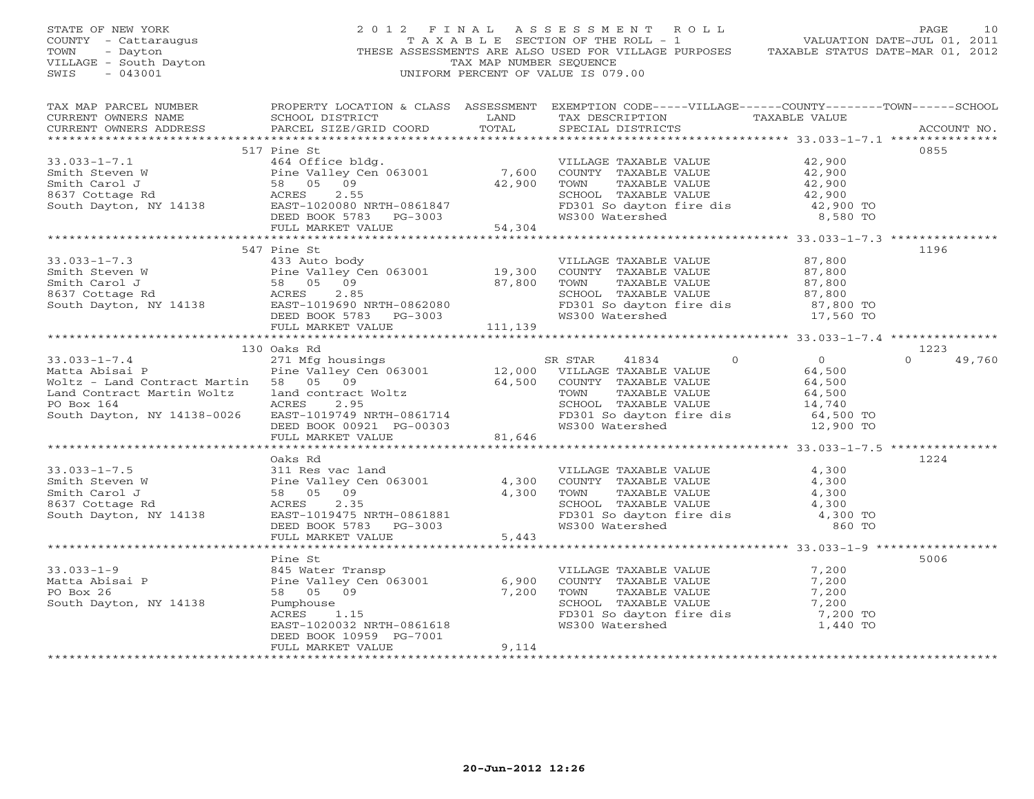STATE OF NEW YORK
COUNTY - Cattaraugus
TOWN - Dayton
VILLAGE - South Dayton
SWIS - 043001

2012 FINAL ASSESSMENT ROLL
TAXABLE SECTION OF THE ROLL - 1
THESE ASSESSMENTS ARE ALSO USED FOR VILLAGE PURPOSES
TAX MAP NUMBER SEQUENCE
UNIFORM PERCENT OF VALUE IS 079.00

VALUATION DATE-JUL 01, 2011
TAXABLE STATUS DATE-MAR 01, 2012

| TAX MAP PARCEL NUMBER / CURRENT OWNERS NAME / CURRENT OWNERS ADDRESS | PROPERTY LOCATION & CLASS / SCHOOL DISTRICT / PARCEL SIZE/GRID COORD | ASSESSMENT LAND | TOTAL | EXEMPTION CODE / TAX DESCRIPTION / SPECIAL DISTRICTS | VILLAGE | COUNTY / TOWN / SCHOOL TAXABLE VALUE | ACCOUNT NO. |
|---|---|---|---|---|---|---|---|
| **33.033-1-7.1** | 517 Pine St | | | | | | 0855 |
| Smith Steven W | 464 Office bldg. | | | VILLAGE TAXABLE VALUE | | 42,900 | |
| Smith Carol J | Pine Valley Cen 063001 | 7,600 | | COUNTY TAXABLE VALUE | | 42,900 | |
| 8637 Cottage Rd | 58 05 09 | | 42,900 | TOWN TAXABLE VALUE | | 42,900 | |
| South Dayton, NY 14138 | ACRES 2.55 | | | SCHOOL TAXABLE VALUE | | 42,900 | |
| | EAST-1020080 NRTH-0861847 | | | FD301 So dayton fire dis | | 42,900 TO | |
| | DEED BOOK 5783 PG-3003 | | | WS300 Watershed | | 8,580 TO | |
| | FULL MARKET VALUE | | 54,304 | | | | |
| **33.033-1-7.3** | 547 Pine St | | | | | | 1196 |
| Smith Steven W | 433 Auto body | | | VILLAGE TAXABLE VALUE | | 87,800 | |
| Smith Carol J | Pine Valley Cen 063001 | 19,300 | | COUNTY TAXABLE VALUE | | 87,800 | |
| 8637 Cottage Rd | 58 05 09 | | 87,800 | TOWN TAXABLE VALUE | | 87,800 | |
| South Dayton, NY 14138 | ACRES 2.85 | | | SCHOOL TAXABLE VALUE | | 87,800 | |
| | EAST-1019690 NRTH-0862080 | | | FD301 So dayton fire dis | | 87,800 TO | |
| | DEED BOOK 5783 PG-3003 | | | WS300 Watershed | | 17,560 TO | |
| | FULL MARKET VALUE | | 111,139 | | | | |
| **33.033-1-7.4** | 130 Oaks Rd | | | | | | 1223 |
| Matta Abisai P | 271 Mfg housings | | | SR STAR 41834 | 0 | 0 | 0 49,760 |
| Woltz - Land Contract Martin | Pine Valley Cen 063001 | 12,000 | | VILLAGE TAXABLE VALUE | | 64,500 | |
| Land Contract Martin Woltz | 58 05 09 | | 64,500 | COUNTY TAXABLE VALUE | | 64,500 | |
| PO Box 164 | land contract Woltz | | | TOWN TAXABLE VALUE | | 64,500 | |
| South Dayton, NY 14138-0026 | ACRES 2.95 | | | SCHOOL TAXABLE VALUE | | 14,740 | |
| | EAST-1019749 NRTH-0861714 | | | FD301 So dayton fire dis | | 64,500 TO | |
| | DEED BOOK 00921 PG-00303 | | | WS300 Watershed | | 12,900 TO | |
| | FULL MARKET VALUE | | 81,646 | | | | |
| **33.033-1-7.5** | Oaks Rd | | | | | | 1224 |
| Smith Steven W | 311 Res vac land | | | VILLAGE TAXABLE VALUE | | 4,300 | |
| Smith Carol J | Pine Valley Cen 063001 | 4,300 | | COUNTY TAXABLE VALUE | | 4,300 | |
| 8637 Cottage Rd | 58 05 09 | | 4,300 | TOWN TAXABLE VALUE | | 4,300 | |
| South Dayton, NY 14138 | ACRES 2.35 | | | SCHOOL TAXABLE VALUE | | 4,300 | |
| | EAST-1019475 NRTH-0861881 | | | FD301 So dayton fire dis | | 4,300 TO | |
| | DEED BOOK 5783 PG-3003 | | | WS300 Watershed | | 860 TO | |
| | FULL MARKET VALUE | | 5,443 | | | | |
| **33.033-1-9** | Pine St | | | | | | 5006 |
| Matta Abisai P | 845 Water Transp | | | VILLAGE TAXABLE VALUE | | 7,200 | |
| PO Box 26 | Pine Valley Cen 063001 | 6,900 | | COUNTY TAXABLE VALUE | | 7,200 | |
| South Dayton, NY 14138 | 58 05 09 | | 7,200 | TOWN TAXABLE VALUE | | 7,200 | |
| | Pumphouse | | | SCHOOL TAXABLE VALUE | | 7,200 | |
| | ACRES 1.15 | | | FD301 So dayton fire dis | | 7,200 TO | |
| | EAST-1020032 NRTH-0861618 | | | WS300 Watershed | | 1,440 TO | |
| | DEED BOOK 10959 PG-7001 | | | | | | |
| | FULL MARKET VALUE | | 9,114 | | | | |

20-Jun-2012 12:26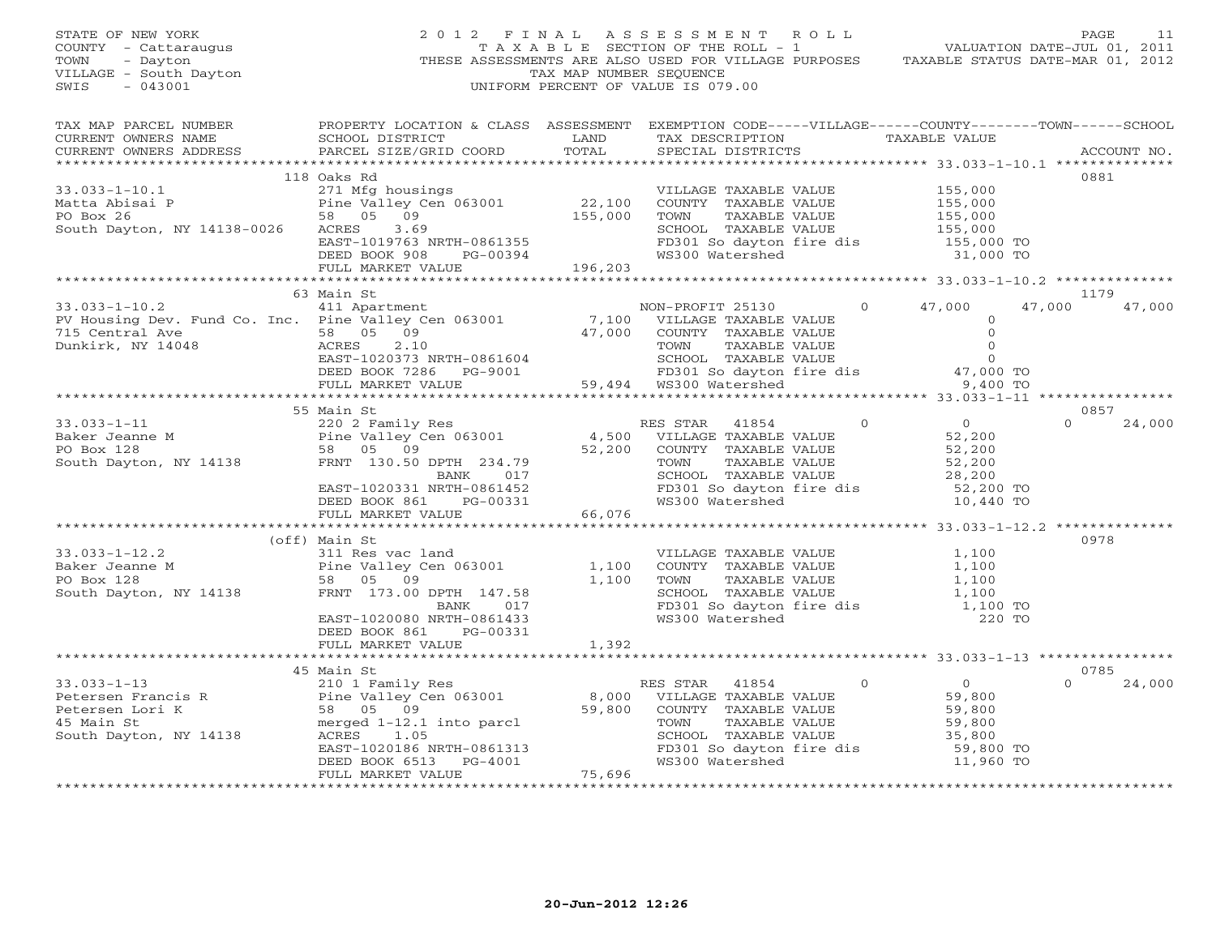STATE OF NEW YORK
COUNTY - Cattaraugus
TOWN - Dayton
VILLAGE - South Dayton
SWIS - 043001

2012 FINAL ASSESSMENT ROLL
TAXABLE SECTION OF THE ROLL - 1
THESE ASSESSMENTS ARE ALSO USED FOR VILLAGE PURPOSES
TAX MAP NUMBER SEQUENCE
UNIFORM PERCENT OF VALUE IS 079.00

VALUATION DATE-JUL 01, 2011
TAXABLE STATUS DATE-MAR 01, 2012

| TAX MAP PARCEL NUMBER / CURRENT OWNERS NAME / CURRENT OWNERS ADDRESS | PROPERTY LOCATION & CLASS / SCHOOL DISTRICT / PARCEL SIZE/GRID COORD | ASSESSMENT LAND / TOTAL | EXEMPTION CODE / TAX DESCRIPTION / SPECIAL DISTRICTS | VILLAGE | COUNTY | TOWN | SCHOOL | ACCOUNT NO. |
|---|---|---|---|---|---|---|---|---|
| | 118 Oaks Rd | | | | | | | 0881 |
| 33.033-1-10.1 | 271 Mfg housings | | VILLAGE TAXABLE VALUE | 155,000 | | | | |
| Matta Abisai P | Pine Valley Cen 063001 | 22,100 | COUNTY TAXABLE VALUE | | 155,000 | | | |
| PO Box 26 | 58 05 09 | 155,000 | TOWN TAXABLE VALUE | | | 155,000 | | |
| South Dayton, NY 14138-0026 | ACRES 3.69 | | SCHOOL TAXABLE VALUE | | | | 155,000 | |
| | EAST-1019763 NRTH-0861355 | | FD301 So dayton fire dis | 155,000 TO | | | | |
| | DEED BOOK 908 PG-00394 | | WS300 Watershed | 31,000 TO | | | | |
| | FULL MARKET VALUE | 196,203 | | | | | | |
| | 63 Main St | | | | | | | 1179 |
| 33.033-1-10.2 | 411 Apartment | | NON-PROFIT 25130 0 | 47,000 | 47,000 | | 47,000 | |
| PV Housing Dev. Fund Co. Inc. | Pine Valley Cen 063001 | 7,100 | VILLAGE TAXABLE VALUE | 0 | | | | |
| 715 Central Ave | 58 05 09 | 47,000 | COUNTY TAXABLE VALUE | | 0 | | | |
| Dunkirk, NY 14048 | ACRES 2.10 | | TOWN TAXABLE VALUE | | | 0 | | |
| | EAST-1020373 NRTH-0861604 | | SCHOOL TAXABLE VALUE | | | | 0 | |
| | DEED BOOK 7286 PG-9001 | | FD301 So dayton fire dis | 47,000 TO | | | | |
| | FULL MARKET VALUE | 59,494 | WS300 Watershed | 9,400 TO | | | | |
| | 55 Main St | | | | | | | 0857 |
| 33.033-1-11 | 220 2 Family Res | | RES STAR 41854 0 | 0 | | 0 | 24,000 | |
| Baker Jeanne M | Pine Valley Cen 063001 | 4,500 | VILLAGE TAXABLE VALUE | 52,200 | | | | |
| PO Box 128 | 58 05 09 | 52,200 | COUNTY TAXABLE VALUE | | 52,200 | | | |
| South Dayton, NY 14138 | FRNT 130.50 DPTH 234.79 | | TOWN TAXABLE VALUE | | | 52,200 | | |
| | BANK 017 | | SCHOOL TAXABLE VALUE | | | | 28,200 | |
| | EAST-1020331 NRTH-0861452 | | FD301 So dayton fire dis | 52,200 TO | | | | |
| | DEED BOOK 861 PG-00331 | | WS300 Watershed | 10,440 TO | | | | |
| | FULL MARKET VALUE | 66,076 | | | | | | |
| | (off) Main St | | | | | | | 0978 |
| 33.033-1-12.2 | 311 Res vac land | | VILLAGE TAXABLE VALUE | 1,100 | | | | |
| Baker Jeanne M | Pine Valley Cen 063001 | 1,100 | COUNTY TAXABLE VALUE | | 1,100 | | | |
| PO Box 128 | 58 05 09 | 1,100 | TOWN TAXABLE VALUE | | | 1,100 | | |
| South Dayton, NY 14138 | FRNT 173.00 DPTH 147.58 | | SCHOOL TAXABLE VALUE | | | | 1,100 | |
| | BANK 017 | | FD301 So dayton fire dis | 1,100 TO | | | | |
| | EAST-1020080 NRTH-0861433 | | WS300 Watershed | 220 TO | | | | |
| | DEED BOOK 861 PG-00331 | | | | | | | |
| | FULL MARKET VALUE | 1,392 | | | | | | |
| | 45 Main St | | | | | | | 0785 |
| 33.033-1-13 | 210 1 Family Res | | RES STAR 41854 0 | 0 | | 0 | 24,000 | |
| Petersen Francis R | Pine Valley Cen 063001 | 8,000 | VILLAGE TAXABLE VALUE | 59,800 | | | | |
| Petersen Lori K | 58 05 09 | 59,800 | COUNTY TAXABLE VALUE | | 59,800 | | | |
| 45 Main St | merged 1-12.1 into parcl | | TOWN TAXABLE VALUE | | | 59,800 | | |
| South Dayton, NY 14138 | ACRES 1.05 | | SCHOOL TAXABLE VALUE | | | | 35,800 | |
| | EAST-1020186 NRTH-0861313 | | FD301 So dayton fire dis | 59,800 TO | | | | |
| | DEED BOOK 6513 PG-4001 | | WS300 Watershed | 11,960 TO | | | | |
| | FULL MARKET VALUE | 75,696 | | | | | | |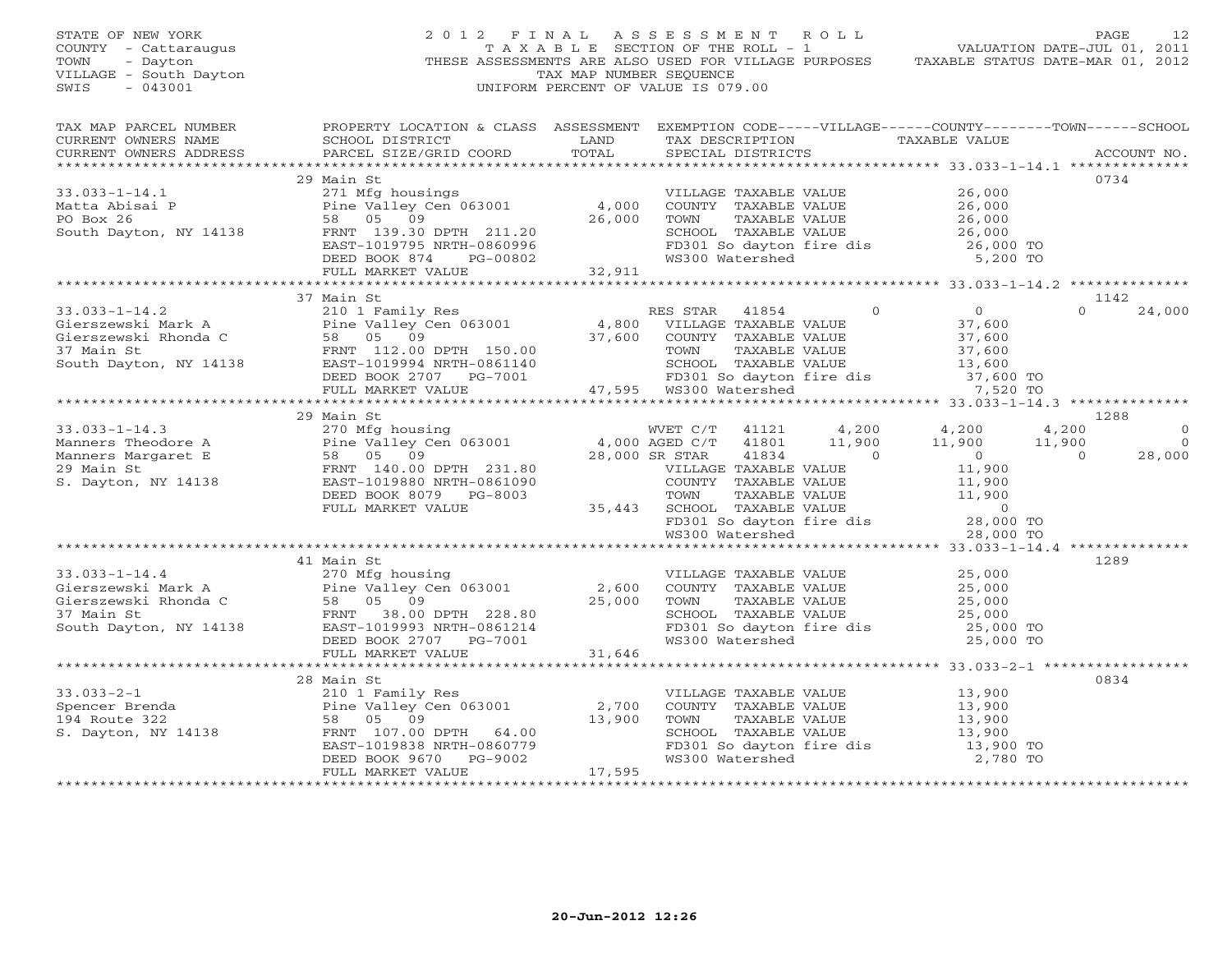STATE OF NEW YORK
COUNTY - Cattaraugus
TOWN - Dayton
VILLAGE - South Dayton
SWIS - 043001

# 2012 FINAL ASSESSMENT ROLL

TAXABLE SECTION OF THE ROLL - 1
THESE ASSESSMENTS ARE ALSO USED FOR VILLAGE PURPOSES
TAX MAP NUMBER SEQUENCE
UNIFORM PERCENT OF VALUE IS 079.00

VALUATION DATE-JUL 01, 2011
TAXABLE STATUS DATE-MAR 01, 2012

| TAX MAP PARCEL NUMBER / CURRENT OWNERS NAME / CURRENT OWNERS ADDRESS | PROPERTY LOCATION & CLASS / SCHOOL DISTRICT / PARCEL SIZE/GRID COORD | ASSESSMENT LAND / TOTAL | EXEMPTION CODE / TAX DESCRIPTION / SPECIAL DISTRICTS | VILLAGE | COUNTY | TOWN | SCHOOL | TAXABLE VALUE / ACCOUNT NO. |
|---|---|---|---|---|---|---|---|---|
| **33.033-1-14.1** | 29 Main St | | | | | | | 0734 |
| Matta Abisai P | 271 Mfg housings | | VILLAGE TAXABLE VALUE | | | | | 26,000 |
| PO Box 26 | Pine Valley Cen 063001 | 4,000 | COUNTY TAXABLE VALUE | | | | | 26,000 |
| South Dayton, NY 14138 | 58 05 09 | 26,000 | TOWN TAXABLE VALUE | | | | | 26,000 |
| | FRNT 139.30 DPTH 211.20 | | SCHOOL TAXABLE VALUE | | | | | 26,000 |
| | EAST-1019795 NRTH-0860996 | | FD301 So dayton fire dis | | | | | 26,000 TO |
| | DEED BOOK 874 PG-00802 | | WS300 Watershed | | | | | 5,200 TO |
| | FULL MARKET VALUE | 32,911 | | | | | | |
| **33.033-1-14.2** | 37 Main St | | | | | | | 1142 |
| Gierszewski Mark A | 210 1 Family Res | | RES STAR 41854 | 0 | 0 | 0 | 24,000 | |
| Gierszewski Rhonda C | Pine Valley Cen 063001 | 4,800 | VILLAGE TAXABLE VALUE | | | | | 37,600 |
| 37 Main St | 58 05 09 | 37,600 | COUNTY TAXABLE VALUE | | | | | 37,600 |
| South Dayton, NY 14138 | FRNT 112.00 DPTH 150.00 | | TOWN TAXABLE VALUE | | | | | 37,600 |
| | EAST-1019994 NRTH-0861140 | | SCHOOL TAXABLE VALUE | | | | | 13,600 |
| | DEED BOOK 2707 PG-7001 | | FD301 So dayton fire dis | | | | | 37,600 TO |
| | FULL MARKET VALUE | 47,595 | WS300 Watershed | | | | | 7,520 TO |
| **33.033-1-14.3** | 29 Main St | | | | | | | 1288 |
| Manners Theodore A | 270 Mfg housing | | WVET C/T 41121 | 4,200 | 4,200 | 4,200 | 0 | |
| Manners Margaret E | Pine Valley Cen 063001 | 4,000 | AGED C/T 41801 | 11,900 | 11,900 | 11,900 | 0 | |
| 29 Main St | 58 05 09 | 28,000 | SR STAR 41834 | 0 | 0 | 0 | 28,000 | |
| S. Dayton, NY 14138 | FRNT 140.00 DPTH 231.80 | | VILLAGE TAXABLE VALUE | | | | | 11,900 |
| | EAST-1019880 NRTH-0861090 | | COUNTY TAXABLE VALUE | | | | | 11,900 |
| | DEED BOOK 8079 PG-8003 | | TOWN TAXABLE VALUE | | | | | 11,900 |
| | FULL MARKET VALUE | 35,443 | SCHOOL TAXABLE VALUE | | | | | 0 |
| | | | FD301 So dayton fire dis | | | | | 28,000 TO |
| | | | WS300 Watershed | | | | | 28,000 TO |
| **33.033-1-14.4** | 41 Main St | | | | | | | 1289 |
| Gierszewski Mark A | 270 Mfg housing | | VILLAGE TAXABLE VALUE | | | | | 25,000 |
| Gierszewski Rhonda C | Pine Valley Cen 063001 | 2,600 | COUNTY TAXABLE VALUE | | | | | 25,000 |
| 37 Main St | 58 05 09 | 25,000 | TOWN TAXABLE VALUE | | | | | 25,000 |
| South Dayton, NY 14138 | FRNT 38.00 DPTH 228.80 | | SCHOOL TAXABLE VALUE | | | | | 25,000 |
| | EAST-1019993 NRTH-0861214 | | FD301 So dayton fire dis | | | | | 25,000 TO |
| | DEED BOOK 2707 PG-7001 | | WS300 Watershed | | | | | 25,000 TO |
| | FULL MARKET VALUE | 31,646 | | | | | | |
| **33.033-2-1** | 28 Main St | | | | | | | 0834 |
| Spencer Brenda | 210 1 Family Res | | VILLAGE TAXABLE VALUE | | | | | 13,900 |
| 194 Route 322 | Pine Valley Cen 063001 | 2,700 | COUNTY TAXABLE VALUE | | | | | 13,900 |
| S. Dayton, NY 14138 | 58 05 09 | 13,900 | TOWN TAXABLE VALUE | | | | | 13,900 |
| | FRNT 107.00 DPTH 64.00 | | SCHOOL TAXABLE VALUE | | | | | 13,900 |
| | EAST-1019838 NRTH-0860779 | | FD301 So dayton fire dis | | | | | 13,900 TO |
| | DEED BOOK 9670 PG-9002 | | WS300 Watershed | | | | | 2,780 TO |
| | FULL MARKET VALUE | 17,595 | | | | | | |

20-Jun-2012 12:26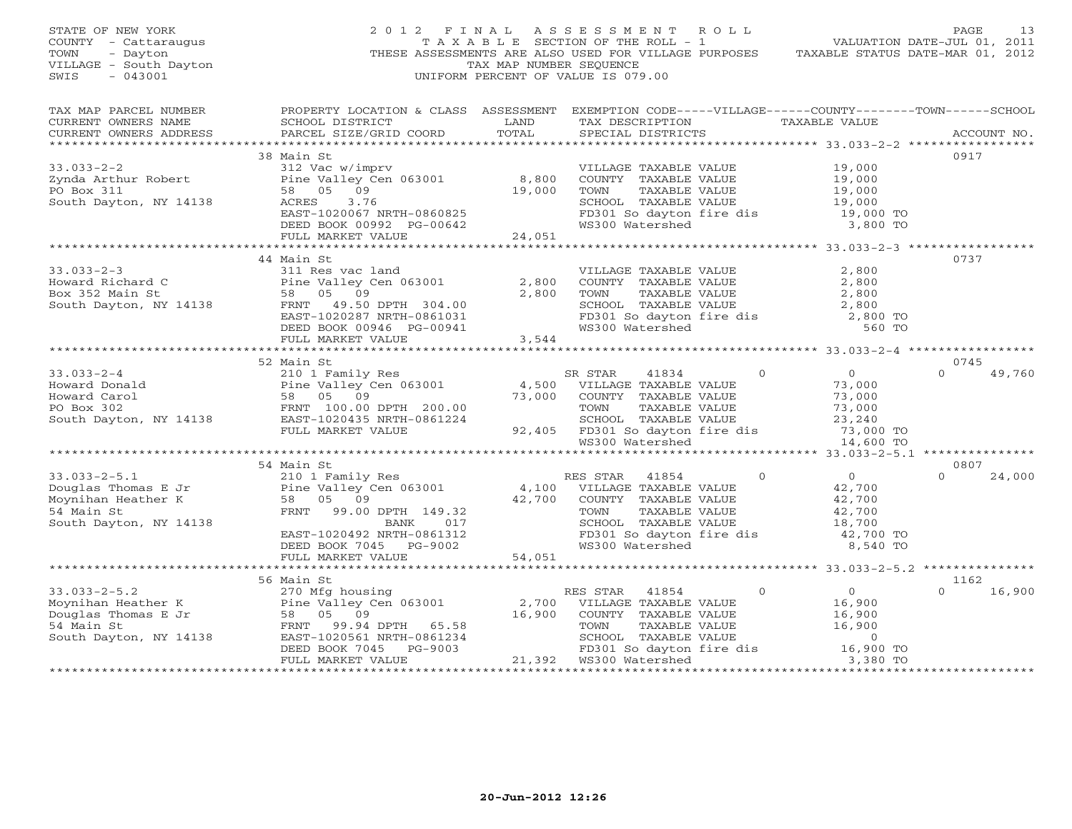STATE OF NEW YORK
COUNTY - Cattaraugus
TOWN - Dayton
VILLAGE - South Dayton
SWIS - 043001

# 2012 FINAL ASSESSMENT ROLL

TAXABLE SECTION OF THE ROLL - 1
THESE ASSESSMENTS ARE ALSO USED FOR VILLAGE PURPOSES
TAX MAP NUMBER SEQUENCE
UNIFORM PERCENT OF VALUE IS 079.00

VALUATION DATE-JUL 01, 2011
TAXABLE STATUS DATE-MAR 01, 2012

| TAX MAP PARCEL NUMBER / CURRENT OWNERS NAME / CURRENT OWNERS ADDRESS | PROPERTY LOCATION & CLASS / SCHOOL DISTRICT / PARCEL SIZE/GRID COORD | ASSESSMENT LAND / TOTAL | EXEMPTION CODE / TAX DESCRIPTION / SPECIAL DISTRICTS | TAXABLE VALUE | ACCOUNT NO. |
|---|---|---|---|---|---|
| 33.033-2-2 | 38 Main St | | | | 0917 |
| | 312 Vac w/imprv | | VILLAGE TAXABLE VALUE | 19,000 | |
| Zynda Arthur Robert | Pine Valley Cen 063001 | 8,800 | COUNTY TAXABLE VALUE | 19,000 | |
| PO Box 311 | 58 05 09 | 19,000 | TOWN TAXABLE VALUE | 19,000 | |
| South Dayton, NY 14138 | ACRES 3.76 | | SCHOOL TAXABLE VALUE | 19,000 | |
| | EAST-1020067 NRTH-0860825 | | FD301 So dayton fire dis | 19,000 TO | |
| | DEED BOOK 00992 PG-00642 | | WS300 Watershed | 3,800 TO | |
| | FULL MARKET VALUE | 24,051 | | | |
| 33.033-2-3 | 44 Main St | | | | 0737 |
| | 311 Res vac land | | VILLAGE TAXABLE VALUE | 2,800 | |
| Howard Richard C | Pine Valley Cen 063001 | 2,800 | COUNTY TAXABLE VALUE | 2,800 | |
| Box 352 Main St | 58 05 09 | 2,800 | TOWN TAXABLE VALUE | 2,800 | |
| South Dayton, NY 14138 | FRNT 49.50 DPTH 304.00 | | SCHOOL TAXABLE VALUE | 2,800 | |
| | EAST-1020287 NRTH-0861031 | | FD301 So dayton fire dis | 2,800 TO | |
| | DEED BOOK 00946 PG-00941 | | WS300 Watershed | 560 TO | |
| | FULL MARKET VALUE | 3,544 | | | |
| 33.033-2-4 | 52 Main St | | | | 0745 |
| | 210 1 Family Res | | SR STAR 41834 0 | 0 | 0 49,760 |
| Howard Donald | Pine Valley Cen 063001 | 4,500 | VILLAGE TAXABLE VALUE | 73,000 | |
| Howard Carol | 58 05 09 | 73,000 | COUNTY TAXABLE VALUE | 73,000 | |
| PO Box 302 | FRNT 100.00 DPTH 200.00 | | TOWN TAXABLE VALUE | 73,000 | |
| South Dayton, NY 14138 | EAST-1020435 NRTH-0861224 | | SCHOOL TAXABLE VALUE | 23,240 | |
| | FULL MARKET VALUE | 92,405 | FD301 So dayton fire dis | 73,000 TO | |
| | | | WS300 Watershed | 14,600 TO | |
| 33.033-2-5.1 | 54 Main St | | | | 0807 |
| | 210 1 Family Res | | RES STAR 41854 0 | 0 | 0 24,000 |
| Douglas Thomas E Jr | Pine Valley Cen 063001 | 4,100 | VILLAGE TAXABLE VALUE | 42,700 | |
| Moynihan Heather K | 58 05 09 | 42,700 | COUNTY TAXABLE VALUE | 42,700 | |
| 54 Main St | FRNT 99.00 DPTH 149.32 | | TOWN TAXABLE VALUE | 42,700 | |
| South Dayton, NY 14138 | BANK 017 | | SCHOOL TAXABLE VALUE | 18,700 | |
| | EAST-1020492 NRTH-0861312 | | FD301 So dayton fire dis | 42,700 TO | |
| | DEED BOOK 7045 PG-9002 | | WS300 Watershed | 8,540 TO | |
| | FULL MARKET VALUE | 54,051 | | | |
| 33.033-2-5.2 | 56 Main St | | | | 1162 |
| | 270 Mfg housing | | RES STAR 41854 0 | 0 | 0 16,900 |
| Moynihan Heather K | Pine Valley Cen 063001 | 2,700 | VILLAGE TAXABLE VALUE | 16,900 | |
| Douglas Thomas E Jr | 58 05 09 | 16,900 | COUNTY TAXABLE VALUE | 16,900 | |
| 54 Main St | FRNT 99.94 DPTH 65.58 | | TOWN TAXABLE VALUE | 16,900 | |
| South Dayton, NY 14138 | EAST-1020561 NRTH-0861234 | | SCHOOL TAXABLE VALUE | 0 | |
| | DEED BOOK 7045 PG-9003 | | FD301 So dayton fire dis | 16,900 TO | |
| | FULL MARKET VALUE | 21,392 | WS300 Watershed | 3,380 TO | |

20-Jun-2012 12:26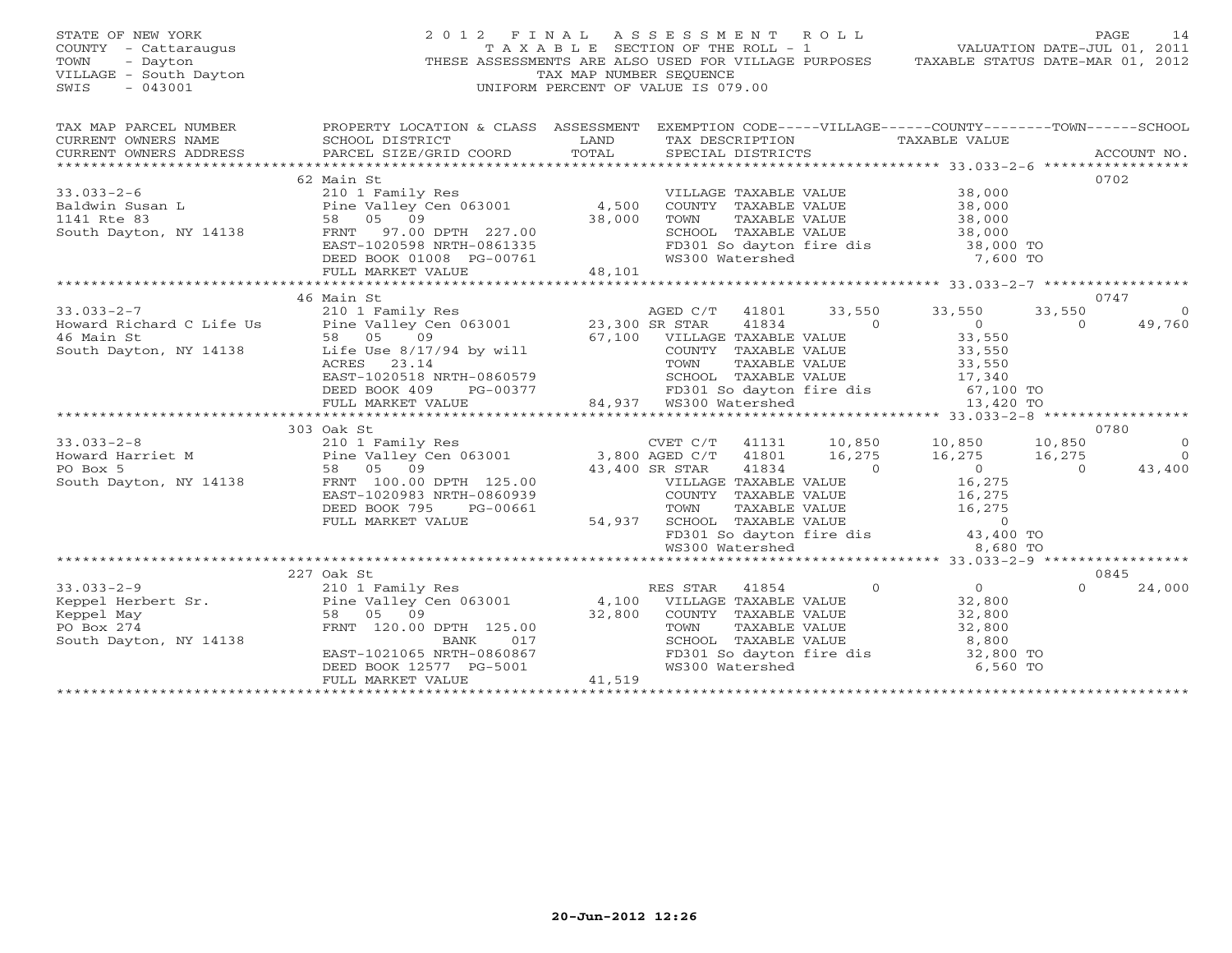STATE OF NEW YORK
COUNTY - Cattaraugus
TOWN - Dayton
VILLAGE - South Dayton
SWIS - 043001

2012 FINAL ASSESSMENT ROLL
TAXABLE SECTION OF THE ROLL - 1
THESE ASSESSMENTS ARE ALSO USED FOR VILLAGE PURPOSES
TAX MAP NUMBER SEQUENCE
UNIFORM PERCENT OF VALUE IS 079.00

VALUATION DATE-JUL 01, 2011
TAXABLE STATUS DATE-MAR 01, 2012

| TAX MAP PARCEL NUMBER / CURRENT OWNERS NAME / CURRENT OWNERS ADDRESS | PROPERTY LOCATION & CLASS / SCHOOL DISTRICT / PARCEL SIZE/GRID COORD | ASSESSMENT LAND / TOTAL | EXEMPTION CODE / TAX DESCRIPTION / SPECIAL DISTRICTS | VILLAGE | COUNTY | TOWN | SCHOOL | ACCOUNT NO. |
|---|---|---|---|---|---|---|---|---|
| **33.033-2-6** | 62 Main St | | | | | | | 0702 |
| 33.033-2-6 | 210 1 Family Res | | VILLAGE TAXABLE VALUE | 38,000 | | | | |
| Baldwin Susan L | Pine Valley Cen 063001 | 4,500 | COUNTY TAXABLE VALUE | 38,000 | | | | |
| 1141 Rte 83 | 58 05 09 | 38,000 | TOWN TAXABLE VALUE | 38,000 | | | | |
| South Dayton, NY 14138 | FRNT 97.00 DPTH 227.00 | | SCHOOL TAXABLE VALUE | 38,000 | | | | |
| | EAST-1020598 NRTH-0861335 | | FD301 So dayton fire dis | 38,000 TO | | | | |
| | DEED BOOK 01008 PG-00761 | | WS300 Watershed | 7,600 TO | | | | |
| | FULL MARKET VALUE | 48,101 | | | | | | |
| **33.033-2-7** | 46 Main St | | | | | | | 0747 |
| 33.033-2-7 | 210 1 Family Res | | AGED C/T 41801 | 33,550 | 33,550 | 33,550 | 0 | |
| Howard Richard C Life Us | Pine Valley Cen 063001 | 23,300 | SR STAR 41834 | 0 | 0 | 0 | 49,760 | |
| 46 Main St | 58 05 09 | 67,100 | VILLAGE TAXABLE VALUE | 33,550 | | | | |
| South Dayton, NY 14138 | Life Use 8/17/94 by will | | COUNTY TAXABLE VALUE | 33,550 | | | | |
| | ACRES 23.14 | | TOWN TAXABLE VALUE | 33,550 | | | | |
| | EAST-1020518 NRTH-0860579 | | SCHOOL TAXABLE VALUE | 17,340 | | | | |
| | DEED BOOK 409 PG-00377 | | FD301 So dayton fire dis | 67,100 TO | | | | |
| | FULL MARKET VALUE | 84,937 | WS300 Watershed | 13,420 TO | | | | |
| **33.033-2-8** | 303 Oak St | | | | | | | 0780 |
| 33.033-2-8 | 210 1 Family Res | | CVET C/T 41131 | 10,850 | 10,850 | 10,850 | 0 | |
| Howard Harriet M | Pine Valley Cen 063001 | 3,800 | AGED C/T 41801 | 16,275 | 16,275 | 16,275 | 0 | |
| PO Box 5 | 58 05 09 | 43,400 | SR STAR 41834 | 0 | 0 | 0 | 43,400 | |
| South Dayton, NY 14138 | FRNT 100.00 DPTH 125.00 | | VILLAGE TAXABLE VALUE | 16,275 | | | | |
| | EAST-1020983 NRTH-0860939 | | COUNTY TAXABLE VALUE | 16,275 | | | | |
| | DEED BOOK 795 PG-00661 | | TOWN TAXABLE VALUE | 16,275 | | | | |
| | FULL MARKET VALUE | 54,937 | SCHOOL TAXABLE VALUE | 0 | | | | |
| | | | FD301 So dayton fire dis | 43,400 TO | | | | |
| | | | WS300 Watershed | 8,680 TO | | | | |
| **33.033-2-9** | 227 Oak St | | | | | | | 0845 |
| 33.033-2-9 | 210 1 Family Res | | RES STAR 41854 | 0 | 0 | 0 | 24,000 | |
| Keppel Herbert Sr. | Pine Valley Cen 063001 | 4,100 | VILLAGE TAXABLE VALUE | 32,800 | | | | |
| Keppel May | 58 05 09 | 32,800 | COUNTY TAXABLE VALUE | 32,800 | | | | |
| PO Box 274 | FRNT 120.00 DPTH 125.00 | | TOWN TAXABLE VALUE | 32,800 | | | | |
| South Dayton, NY 14138 | BANK 017 | | SCHOOL TAXABLE VALUE | 8,800 | | | | |
| | EAST-1021065 NRTH-0860867 | | FD301 So dayton fire dis | 32,800 TO | | | | |
| | DEED BOOK 12577 PG-5001 | | WS300 Watershed | 6,560 TO | | | | |
| | FULL MARKET VALUE | 41,519 | | | | | | |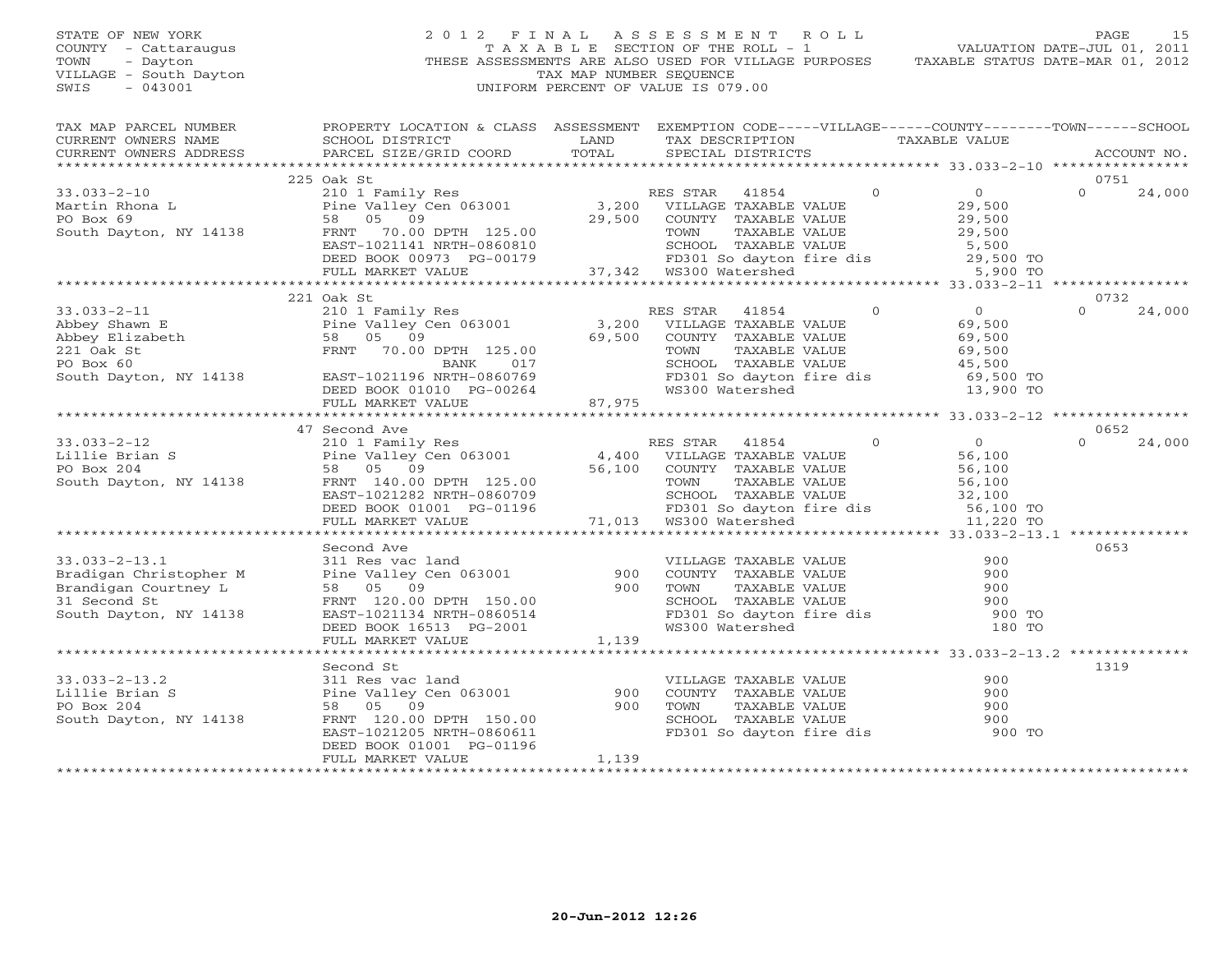STATE OF NEW YORK
COUNTY - Cattaraugus
TOWN - Dayton
VILLAGE - South Dayton
SWIS - 043001

2 0 1 2 F I N A L A S S E S S M E N T R O L L
T A X A B L E SECTION OF THE ROLL - 1
THESE ASSESSMENTS ARE ALSO USED FOR VILLAGE PURPOSES
TAX MAP NUMBER SEQUENCE
UNIFORM PERCENT OF VALUE IS 079.00

VALUATION DATE-JUL 01, 2011
TAXABLE STATUS DATE-MAR 01, 2012

| TAX MAP PARCEL NUMBER / CURRENT OWNERS NAME / CURRENT OWNERS ADDRESS | PROPERTY LOCATION & CLASS / SCHOOL DISTRICT / PARCEL SIZE/GRID COORD | ASSESSMENT LAND / TOTAL | EXEMPTION CODE / TAX DESCRIPTION / SPECIAL DISTRICTS | VILLAGE | COUNTY | TOWN | SCHOOL / TAXABLE VALUE | ACCOUNT NO. |
|---|---|---|---|---|---|---|---|---|
| | 225 Oak St | | | | | | | 0751 |
| 33.033-2-10 | 210 1 Family Res | | RES STAR 41854 | 0 | 0 | 0 | 24,000 | |
| Martin Rhona L | Pine Valley Cen 063001 | 3,200 | VILLAGE TAXABLE VALUE | | 29,500 | | | |
| PO Box 69 | 58 05 09 | 29,500 | COUNTY TAXABLE VALUE | | 29,500 | | | |
| South Dayton, NY 14138 | FRNT 70.00 DPTH 125.00 | | TOWN TAXABLE VALUE | | 29,500 | | | |
| | EAST-1021141 NRTH-0860810 | | SCHOOL TAXABLE VALUE | | 5,500 | | | |
| | DEED BOOK 00973 PG-00179 | | FD301 So dayton fire dis | | 29,500 TO | | | |
| | FULL MARKET VALUE | 37,342 | WS300 Watershed | | 5,900 TO | | | |
| | 221 Oak St | | | | | | | 0732 |
| 33.033-2-11 | 210 1 Family Res | | RES STAR 41854 | 0 | 0 | 0 | 24,000 | |
| Abbey Shawn E | Pine Valley Cen 063001 | 3,200 | VILLAGE TAXABLE VALUE | | 69,500 | | | |
| Abbey Elizabeth | 58 05 09 | 69,500 | COUNTY TAXABLE VALUE | | 69,500 | | | |
| 221 Oak St | FRNT 70.00 DPTH 125.00 | | TOWN TAXABLE VALUE | | 69,500 | | | |
| PO Box 60 | BANK 017 | | SCHOOL TAXABLE VALUE | | 45,500 | | | |
| South Dayton, NY 14138 | EAST-1021196 NRTH-0860769 | | FD301 So dayton fire dis | | 69,500 TO | | | |
| | DEED BOOK 01010 PG-00264 | | WS300 Watershed | | 13,900 TO | | | |
| | FULL MARKET VALUE | 87,975 | | | | | | |
| | 47 Second Ave | | | | | | | 0652 |
| 33.033-2-12 | 210 1 Family Res | | RES STAR 41854 | 0 | 0 | 0 | 24,000 | |
| Lillie Brian S | Pine Valley Cen 063001 | 4,400 | VILLAGE TAXABLE VALUE | | 56,100 | | | |
| PO Box 204 | 58 05 09 | 56,100 | COUNTY TAXABLE VALUE | | 56,100 | | | |
| South Dayton, NY 14138 | FRNT 140.00 DPTH 125.00 | | TOWN TAXABLE VALUE | | 56,100 | | | |
| | EAST-1021282 NRTH-0860709 | | SCHOOL TAXABLE VALUE | | 32,100 | | | |
| | DEED BOOK 01001 PG-01196 | | FD301 So dayton fire dis | | 56,100 TO | | | |
| | FULL MARKET VALUE | 71,013 | WS300 Watershed | | 11,220 TO | | | |
| | Second Ave | | | | | | | 0653 |
| 33.033-2-13.1 | 311 Res vac land | | VILLAGE TAXABLE VALUE | | 900 | | | |
| Bradigan Christopher M | Pine Valley Cen 063001 | 900 | COUNTY TAXABLE VALUE | | 900 | | | |
| Brandigan Courtney L | 58 05 09 | 900 | TOWN TAXABLE VALUE | | 900 | | | |
| 31 Second St | FRNT 120.00 DPTH 150.00 | | SCHOOL TAXABLE VALUE | | 900 | | | |
| South Dayton, NY 14138 | EAST-1021134 NRTH-0860514 | | FD301 So dayton fire dis | | 900 TO | | | |
| | DEED BOOK 16513 PG-2001 | | WS300 Watershed | | 180 TO | | | |
| | FULL MARKET VALUE | 1,139 | | | | | | |
| | Second St | | | | | | | 1319 |
| 33.033-2-13.2 | 311 Res vac land | | VILLAGE TAXABLE VALUE | | 900 | | | |
| Lillie Brian S | Pine Valley Cen 063001 | 900 | COUNTY TAXABLE VALUE | | 900 | | | |
| PO Box 204 | 58 05 09 | 900 | TOWN TAXABLE VALUE | | 900 | | | |
| South Dayton, NY 14138 | FRNT 120.00 DPTH 150.00 | | SCHOOL TAXABLE VALUE | | 900 | | | |
| | EAST-1021205 NRTH-0860611 | | FD301 So dayton fire dis | | 900 TO | | | |
| | DEED BOOK 01001 PG-01196 | | | | | | | |
| | FULL MARKET VALUE | 1,139 | | | | | | |

20-Jun-2012 12:26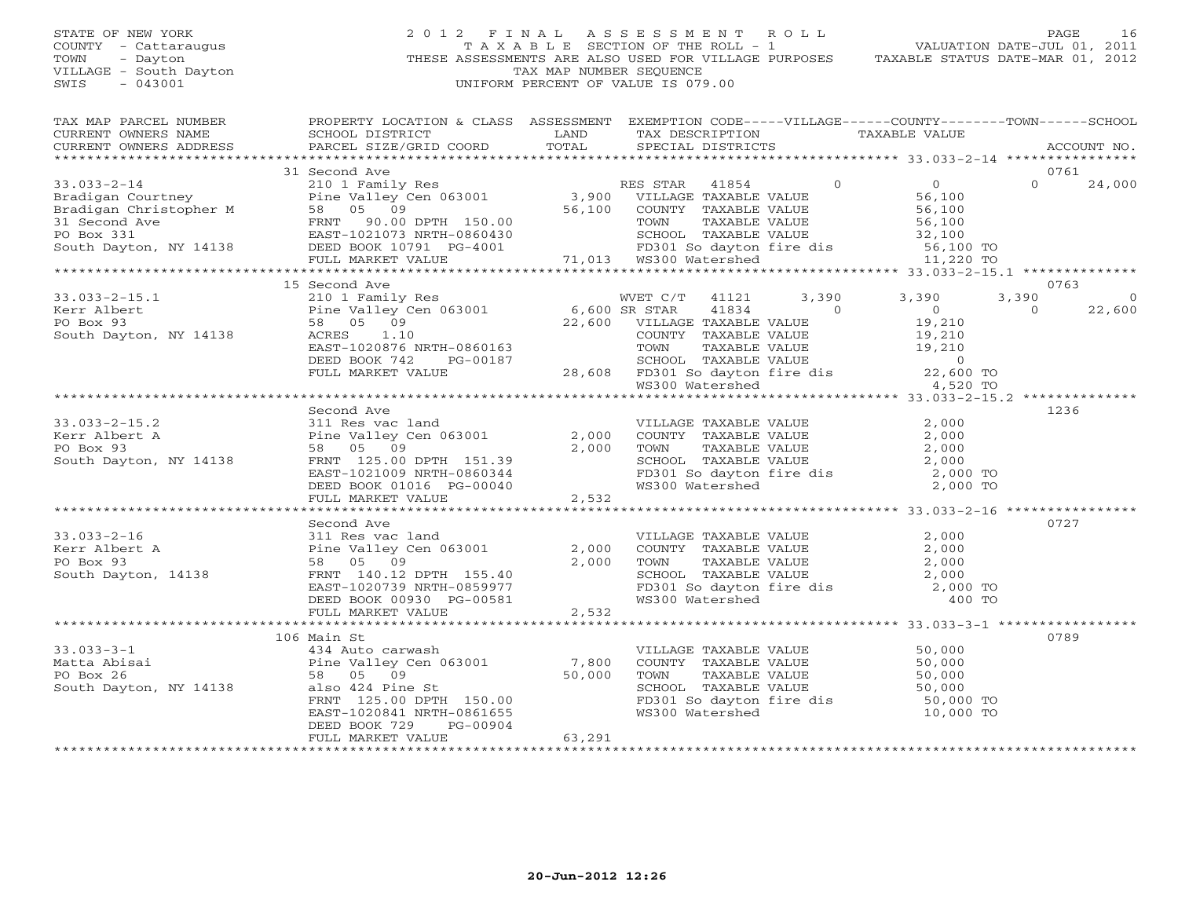STATE OF NEW YORK
COUNTY - Cattaraugus
TOWN - Dayton
VILLAGE - South Dayton
SWIS - 043001

2012 FINAL ASSESSMENT ROLL
TAXABLE SECTION OF THE ROLL - 1
THESE ASSESSMENTS ARE ALSO USED FOR VILLAGE PURPOSES
TAX MAP NUMBER SEQUENCE
UNIFORM PERCENT OF VALUE IS 079.00

VALUATION DATE-JUL 01, 2011
TAXABLE STATUS DATE-MAR 01, 2012

| TAX MAP PARCEL NUMBER / CURRENT OWNERS NAME / CURRENT OWNERS ADDRESS | PROPERTY LOCATION & CLASS / SCHOOL DISTRICT / PARCEL SIZE/GRID COORD | ASSESSMENT LAND / TOTAL | EXEMPTION CODE / TAX DESCRIPTION / SPECIAL DISTRICTS | VILLAGE | COUNTY / TAXABLE VALUE | TOWN | SCHOOL | ACCOUNT NO. |
|---|---|---|---|---|---|---|---|---|
| | 31 Second Ave | | | | | | | 0761 |
| 33.033-2-14 | 210 1 Family Res | | RES STAR 41854 | 0 | 0 | 0 | 24,000 | |
| Bradigan Courtney | Pine Valley Cen 063001 | 3,900 | VILLAGE TAXABLE VALUE | | 56,100 | | | |
| Bradigan Christopher M | 58 05 09 | 56,100 | COUNTY TAXABLE VALUE | | 56,100 | | | |
| 31 Second Ave | FRNT 90.00 DPTH 150.00 | | TOWN TAXABLE VALUE | | 56,100 | | | |
| PO Box 331 | EAST-1021073 NRTH-0860430 | | SCHOOL TAXABLE VALUE | | 32,100 | | | |
| South Dayton, NY 14138 | DEED BOOK 10791 PG-4001 | | FD301 So dayton fire dis | | 56,100 TO | | | |
| | FULL MARKET VALUE | 71,013 | WS300 Watershed | | 11,220 TO | | | |
| | 15 Second Ave | | | | | | | 0763 |
| 33.033-2-15.1 | 210 1 Family Res | | WVET C/T 41121 | 3,390 | 3,390 | 3,390 | 0 | |
| Kerr Albert | Pine Valley Cen 063001 | 6,600 | SR STAR 41834 | 0 | 0 | 0 | 22,600 | |
| PO Box 93 | 58 05 09 | 22,600 | VILLAGE TAXABLE VALUE | | 19,210 | | | |
| South Dayton, NY 14138 | ACRES 1.10 | | COUNTY TAXABLE VALUE | | 19,210 | | | |
| | EAST-1020876 NRTH-0860163 | | TOWN TAXABLE VALUE | | 19,210 | | | |
| | DEED BOOK 742 PG-00187 | | SCHOOL TAXABLE VALUE | | 0 | | | |
| | FULL MARKET VALUE | 28,608 | FD301 So dayton fire dis | | 22,600 TO | | | |
| | | | WS300 Watershed | | 4,520 TO | | | |
| | Second Ave | | | | | | | 1236 |
| 33.033-2-15.2 | 311 Res vac land | | VILLAGE TAXABLE VALUE | | 2,000 | | | |
| Kerr Albert A | Pine Valley Cen 063001 | 2,000 | COUNTY TAXABLE VALUE | | 2,000 | | | |
| PO Box 93 | 58 05 09 | 2,000 | TOWN TAXABLE VALUE | | 2,000 | | | |
| South Dayton, NY 14138 | FRNT 125.00 DPTH 151.39 | | SCHOOL TAXABLE VALUE | | 2,000 | | | |
| | EAST-1021009 NRTH-0860344 | | FD301 So dayton fire dis | | 2,000 TO | | | |
| | DEED BOOK 01016 PG-00040 | | WS300 Watershed | | 2,000 TO | | | |
| | FULL MARKET VALUE | 2,532 | | | | | | |
| | Second Ave | | | | | | | 0727 |
| 33.033-2-16 | 311 Res vac land | | VILLAGE TAXABLE VALUE | | 2,000 | | | |
| Kerr Albert A | Pine Valley Cen 063001 | 2,000 | COUNTY TAXABLE VALUE | | 2,000 | | | |
| PO Box 93 | 58 05 09 | 2,000 | TOWN TAXABLE VALUE | | 2,000 | | | |
| South Dayton, 14138 | FRNT 140.12 DPTH 155.40 | | SCHOOL TAXABLE VALUE | | 2,000 | | | |
| | EAST-1020739 NRTH-0859977 | | FD301 So dayton fire dis | | 2,000 TO | | | |
| | DEED BOOK 00930 PG-00581 | | WS300 Watershed | | 400 TO | | | |
| | FULL MARKET VALUE | 2,532 | | | | | | |
| | 106 Main St | | | | | | | 0789 |
| 33.033-3-1 | 434 Auto carwash | | VILLAGE TAXABLE VALUE | | 50,000 | | | |
| Matta Abisai | Pine Valley Cen 063001 | 7,800 | COUNTY TAXABLE VALUE | | 50,000 | | | |
| PO Box 26 | 58 05 09 | 50,000 | TOWN TAXABLE VALUE | | 50,000 | | | |
| South Dayton, NY 14138 | also 424 Pine St | | SCHOOL TAXABLE VALUE | | 50,000 | | | |
| | FRNT 125.00 DPTH 150.00 | | FD301 So dayton fire dis | | 50,000 TO | | | |
| | EAST-1020841 NRTH-0861655 | | WS300 Watershed | | 10,000 TO | | | |
| | DEED BOOK 729 PG-00904 | | | | | | | |
| | FULL MARKET VALUE | 63,291 | | | | | | |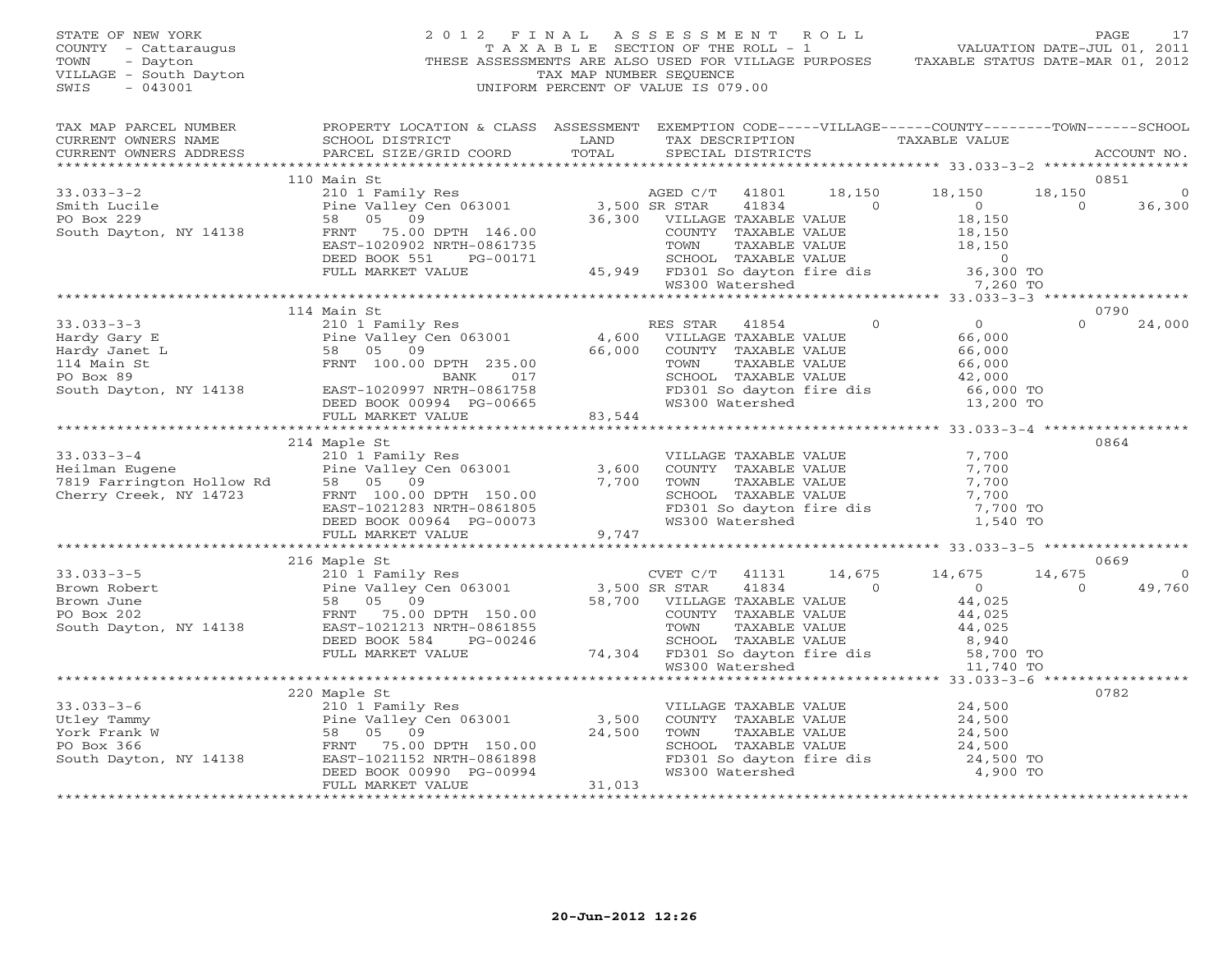STATE OF NEW YORK
COUNTY - Cattaraugus
TOWN - Dayton
VILLAGE - South Dayton
SWIS - 043001

2012 FINAL ASSESSMENT ROLL
TAXABLE SECTION OF THE ROLL - 1
THESE ASSESSMENTS ARE ALSO USED FOR VILLAGE PURPOSES
TAX MAP NUMBER SEQUENCE
UNIFORM PERCENT OF VALUE IS 079.00

VALUATION DATE-JUL 01, 2011
TAXABLE STATUS DATE-MAR 01, 2012

| TAX MAP PARCEL NUMBER / CURRENT OWNERS NAME / CURRENT OWNERS ADDRESS | PROPERTY LOCATION & CLASS / SCHOOL DISTRICT / PARCEL SIZE/GRID COORD | ASSESSMENT LAND / TOTAL | EXEMPTION CODE / TAX DESCRIPTION / SPECIAL DISTRICTS | VILLAGE | COUNTY | TOWN | SCHOOL | ACCOUNT NO. |
|---|---|---|---|---|---|---|---|---|
| **33.033-3-2** | 110 Main St | | | | | | | 0851 |
| Smith Lucile | 210 1 Family Res | | AGED C/T 41801 | 18,150 | 18,150 | 18,150 | 0 | |
| PO Box 229 | Pine Valley Cen 063001 | 3,500 | SR STAR 41834 | 0 | 0 | 0 | 36,300 | |
| South Dayton, NY 14138 | 58 05 09 | 36,300 | VILLAGE TAXABLE VALUE | 18,150 | | | | |
| | FRNT 75.00 DPTH 146.00 | | COUNTY TAXABLE VALUE | | 18,150 | | | |
| | EAST-1020902 NRTH-0861735 | | TOWN TAXABLE VALUE | | | 18,150 | | |
| | DEED BOOK 551 PG-00171 | | SCHOOL TAXABLE VALUE | | | | 0 | |
| | FULL MARKET VALUE | 45,949 | FD301 So dayton fire dis | 36,300 TO | | | | |
| | | | WS300 Watershed | 7,260 TO | | | | |
| **33.033-3-3** | 114 Main St | | | | | | | 0790 |
| Hardy Gary E | 210 1 Family Res | | RES STAR 41854 | 0 | 0 | 0 | 24,000 | |
| Hardy Janet L | Pine Valley Cen 063001 | 4,600 | VILLAGE TAXABLE VALUE | 66,000 | | | | |
| 114 Main St | 58 05 09 | 66,000 | COUNTY TAXABLE VALUE | | 66,000 | | | |
| PO Box 89 | FRNT 100.00 DPTH 235.00 | | TOWN TAXABLE VALUE | | | 66,000 | | |
| South Dayton, NY 14138 | BANK 017 | | SCHOOL TAXABLE VALUE | | | | 42,000 | |
| | EAST-1020997 NRTH-0861758 | | FD301 So dayton fire dis | 66,000 TO | | | | |
| | DEED BOOK 00994 PG-00665 | | WS300 Watershed | 13,200 TO | | | | |
| | FULL MARKET VALUE | 83,544 | | | | | | |
| **33.033-3-4** | 214 Maple St | | | | | | | 0864 |
| Heilman Eugene | 210 1 Family Res | | VILLAGE TAXABLE VALUE | 7,700 | | | | |
| 7819 Farrington Hollow Rd | Pine Valley Cen 063001 | 3,600 | COUNTY TAXABLE VALUE | | 7,700 | | | |
| Cherry Creek, NY 14723 | 58 05 09 | 7,700 | TOWN TAXABLE VALUE | | | 7,700 | | |
| | FRNT 100.00 DPTH 150.00 | | SCHOOL TAXABLE VALUE | | | | 7,700 | |
| | EAST-1021283 NRTH-0861805 | | FD301 So dayton fire dis | 7,700 TO | | | | |
| | DEED BOOK 00964 PG-00073 | | WS300 Watershed | 1,540 TO | | | | |
| | FULL MARKET VALUE | 9,747 | | | | | | |
| **33.033-3-5** | 216 Maple St | | | | | | | 0669 |
| Brown Robert | 210 1 Family Res | | CVET C/T 41131 | 14,675 | 14,675 | 14,675 | 0 | |
| Brown June | Pine Valley Cen 063001 | 3,500 | SR STAR 41834 | 0 | 0 | 0 | 49,760 | |
| PO Box 202 | 58 05 09 | 58,700 | VILLAGE TAXABLE VALUE | 44,025 | | | | |
| South Dayton, NY 14138 | FRNT 75.00 DPTH 150.00 | | COUNTY TAXABLE VALUE | | 44,025 | | | |
| | EAST-1021213 NRTH-0861855 | | TOWN TAXABLE VALUE | | | 44,025 | | |
| | DEED BOOK 584 PG-00246 | | SCHOOL TAXABLE VALUE | | | | 8,940 | |
| | FULL MARKET VALUE | 74,304 | FD301 So dayton fire dis | 58,700 TO | | | | |
| | | | WS300 Watershed | 11,740 TO | | | | |
| **33.033-3-6** | 220 Maple St | | | | | | | 0782 |
| Utley Tammy | 210 1 Family Res | | VILLAGE TAXABLE VALUE | 24,500 | | | | |
| York Frank W | Pine Valley Cen 063001 | 3,500 | COUNTY TAXABLE VALUE | | 24,500 | | | |
| PO Box 366 | 58 05 09 | 24,500 | TOWN TAXABLE VALUE | | | 24,500 | | |
| South Dayton, NY 14138 | FRNT 75.00 DPTH 150.00 | | SCHOOL TAXABLE VALUE | | | | 24,500 | |
| | EAST-1021152 NRTH-0861898 | | FD301 So dayton fire dis | 24,500 TO | | | | |
| | DEED BOOK 00990 PG-00994 | | WS300 Watershed | 4,900 TO | | | | |
| | FULL MARKET VALUE | 31,013 | | | | | | |

20-Jun-2012 12:26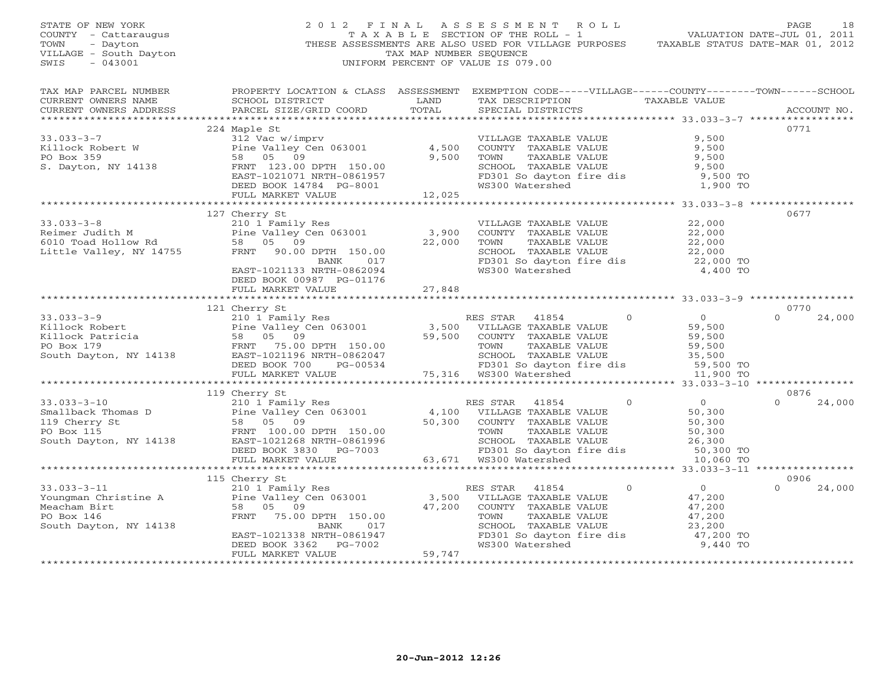STATE OF NEW YORK
COUNTY - Cattaraugus
TOWN - Dayton
VILLAGE - South Dayton
SWIS - 043001

2012 FINAL ASSESSMENT ROLL
TAXABLE SECTION OF THE ROLL - 1
THESE ASSESSMENTS ARE ALSO USED FOR VILLAGE PURPOSES
TAX MAP NUMBER SEQUENCE
UNIFORM PERCENT OF VALUE IS 079.00

VALUATION DATE-JUL 01, 2011
TAXABLE STATUS DATE-MAR 01, 2012

| TAX MAP PARCEL NUMBER / CURRENT OWNERS NAME / CURRENT OWNERS ADDRESS | PROPERTY LOCATION & CLASS / SCHOOL DISTRICT / PARCEL SIZE/GRID COORD | ASSESSMENT LAND / TOTAL | EXEMPTION CODE / TAX DESCRIPTION / SPECIAL DISTRICTS | VILLAGE | COUNTY / TAXABLE VALUE | TOWN | SCHOOL | ACCOUNT NO. |
|---|---|---|---|---|---|---|---|---|
| | 224 Maple St | | | | | | | 0771 |
| 33.033-3-7 | 312 Vac w/imprv | | VILLAGE TAXABLE VALUE | | 9,500 | | | |
| Killock Robert W | Pine Valley Cen 063001 | 4,500 | COUNTY TAXABLE VALUE | | 9,500 | | | |
| PO Box 359 | 58 05 09 | 9,500 | TOWN TAXABLE VALUE | | 9,500 | | | |
| S. Dayton, NY 14138 | FRNT 123.00 DPTH 150.00 | | SCHOOL TAXABLE VALUE | | 9,500 | | | |
| | EAST-1021071 NRTH-0861957 | | FD301 So dayton fire dis | | 9,500 TO | | | |
| | DEED BOOK 14784 PG-8001 | | WS300 Watershed | | 1,900 TO | | | |
| | FULL MARKET VALUE | 12,025 | | | | | | |
| | 127 Cherry St | | | | | | | 0677 |
| 33.033-3-8 | 210 1 Family Res | | VILLAGE TAXABLE VALUE | | 22,000 | | | |
| Reimer Judith M | Pine Valley Cen 063001 | 3,900 | COUNTY TAXABLE VALUE | | 22,000 | | | |
| 6010 Toad Hollow Rd | 58 05 09 | 22,000 | TOWN TAXABLE VALUE | | 22,000 | | | |
| Little Valley, NY 14755 | FRNT 90.00 DPTH 150.00 | | SCHOOL TAXABLE VALUE | | 22,000 | | | |
| | BANK 017 | | FD301 So dayton fire dis | | 22,000 TO | | | |
| | EAST-1021133 NRTH-0862094 | | WS300 Watershed | | 4,400 TO | | | |
| | DEED BOOK 00987 PG-01176 | | | | | | | |
| | FULL MARKET VALUE | 27,848 | | | | | | |
| | 121 Cherry St | | | | | | | 0770 |
| 33.033-3-9 | 210 1 Family Res | | RES STAR 41854 | 0 | 0 | 0 | 24,000 | |
| Killock Robert | Pine Valley Cen 063001 | 3,500 | VILLAGE TAXABLE VALUE | | 59,500 | | | |
| Killock Patricia | 58 05 09 | 59,500 | COUNTY TAXABLE VALUE | | 59,500 | | | |
| PO Box 179 | FRNT 75.00 DPTH 150.00 | | TOWN TAXABLE VALUE | | 59,500 | | | |
| South Dayton, NY 14138 | EAST-1021196 NRTH-0862047 | | SCHOOL TAXABLE VALUE | | 35,500 | | | |
| | DEED BOOK 700 PG-00534 | | FD301 So dayton fire dis | | 59,500 TO | | | |
| | FULL MARKET VALUE | 75,316 | WS300 Watershed | | 11,900 TO | | | |
| | 119 Cherry St | | | | | | | 0876 |
| 33.033-3-10 | 210 1 Family Res | | RES STAR 41854 | 0 | 0 | 0 | 24,000 | |
| Smallback Thomas D | Pine Valley Cen 063001 | 4,100 | VILLAGE TAXABLE VALUE | | 50,300 | | | |
| 119 Cherry St | 58 05 09 | 50,300 | COUNTY TAXABLE VALUE | | 50,300 | | | |
| PO Box 115 | FRNT 100.00 DPTH 150.00 | | TOWN TAXABLE VALUE | | 50,300 | | | |
| South Dayton, NY 14138 | EAST-1021268 NRTH-0861996 | | SCHOOL TAXABLE VALUE | | 26,300 | | | |
| | DEED BOOK 3830 PG-7003 | | FD301 So dayton fire dis | | 50,300 TO | | | |
| | FULL MARKET VALUE | 63,671 | WS300 Watershed | | 10,060 TO | | | |
| | 115 Cherry St | | | | | | | 0906 |
| 33.033-3-11 | 210 1 Family Res | | RES STAR 41854 | 0 | 0 | 0 | 24,000 | |
| Youngman Christine A | Pine Valley Cen 063001 | 3,500 | VILLAGE TAXABLE VALUE | | 47,200 | | | |
| Meacham Birt | 58 05 09 | 47,200 | COUNTY TAXABLE VALUE | | 47,200 | | | |
| PO Box 146 | FRNT 75.00 DPTH 150.00 | | TOWN TAXABLE VALUE | | 47,200 | | | |
| South Dayton, NY 14138 | BANK 017 | | SCHOOL TAXABLE VALUE | | 23,200 | | | |
| | EAST-1021338 NRTH-0861947 | | FD301 So dayton fire dis | | 47,200 TO | | | |
| | DEED BOOK 3362 PG-7002 | | WS300 Watershed | | 9,440 TO | | | |
| | FULL MARKET VALUE | 59,747 | | | | | | |

20-Jun-2012 12:26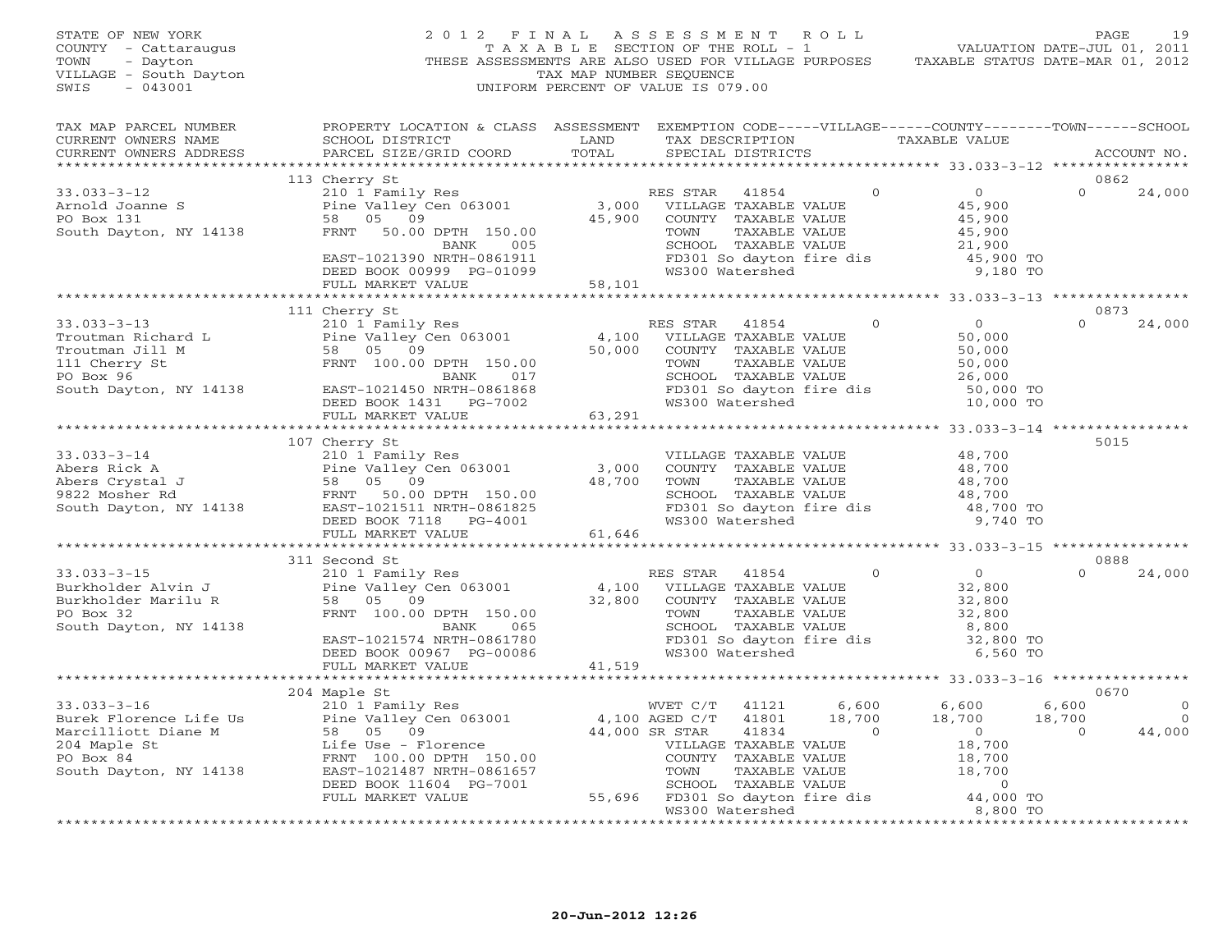STATE OF NEW YORK
COUNTY - Cattaraugus
TOWN - Dayton
VILLAGE - South Dayton
SWIS - 043001

2 0 1 2 F I N A L A S S E S S M E N T R O L L
T A X A B L E SECTION OF THE ROLL - 1
THESE ASSESSMENTS ARE ALSO USED FOR VILLAGE PURPOSES
TAX MAP NUMBER SEQUENCE
UNIFORM PERCENT OF VALUE IS 079.00

VALUATION DATE-JUL 01, 2011
TAXABLE STATUS DATE-MAR 01, 2012

| TAX MAP PARCEL NUMBER / CURRENT OWNERS NAME / CURRENT OWNERS ADDRESS | PROPERTY LOCATION & CLASS / SCHOOL DISTRICT / PARCEL SIZE/GRID COORD | ASSESSMENT LAND / TOTAL | EXEMPTION CODE / TAX DESCRIPTION / SPECIAL DISTRICTS | VILLAGE | COUNTY | TOWN | SCHOOL | ACCOUNT NO. |
|---|---|---|---|---|---|---|---|---|
| 33.033-3-12 | 113 Cherry St | | | | | | | 0862 |
| Arnold Joanne S | 210 1 Family Res | | RES STAR 41854 | 0 | 0 | 0 | 24,000 | |
| PO Box 131 | Pine Valley Cen 063001 | 3,000 | VILLAGE TAXABLE VALUE | 45,900 | | | | |
| South Dayton, NY 14138 | 58 05 09 | 45,900 | COUNTY TAXABLE VALUE | | 45,900 | | | |
| | FRNT 50.00 DPTH 150.00 | | TOWN TAXABLE VALUE | | | 45,900 | | |
| | BANK 005 | | SCHOOL TAXABLE VALUE | | | | 21,900 | |
| | EAST-1021390 NRTH-0861911 | | FD301 So dayton fire dis | 45,900 TO | | | | |
| | DEED BOOK 00999 PG-01099 | | WS300 Watershed | 9,180 TO | | | | |
| | FULL MARKET VALUE | 58,101 | | | | | | |
| 33.033-3-13 | 111 Cherry St | | | | | | | 0873 |
| Troutman Richard L | 210 1 Family Res | | RES STAR 41854 | 0 | 0 | 0 | 24,000 | |
| Troutman Jill M | Pine Valley Cen 063001 | 4,100 | VILLAGE TAXABLE VALUE | 50,000 | | | | |
| 111 Cherry St | 58 05 09 | 50,000 | COUNTY TAXABLE VALUE | | 50,000 | | | |
| PO Box 96 | FRNT 100.00 DPTH 150.00 | | TOWN TAXABLE VALUE | | | 50,000 | | |
| South Dayton, NY 14138 | BANK 017 | | SCHOOL TAXABLE VALUE | | | | 26,000 | |
| | EAST-1021450 NRTH-0861868 | | FD301 So dayton fire dis | 50,000 TO | | | | |
| | DEED BOOK 1431 PG-7002 | | WS300 Watershed | 10,000 TO | | | | |
| | FULL MARKET VALUE | 63,291 | | | | | | |
| 33.033-3-14 | 107 Cherry St | | | | | | | 5015 |
| Abers Rick A | 210 1 Family Res | | VILLAGE TAXABLE VALUE | 48,700 | | | | |
| Abers Crystal J | Pine Valley Cen 063001 | 3,000 | COUNTY TAXABLE VALUE | | 48,700 | | | |
| 9822 Mosher Rd | 58 05 09 | 48,700 | TOWN TAXABLE VALUE | | | 48,700 | | |
| South Dayton, NY 14138 | FRNT 50.00 DPTH 150.00 | | SCHOOL TAXABLE VALUE | | | | 48,700 | |
| | EAST-1021511 NRTH-0861825 | | FD301 So dayton fire dis | 48,700 TO | | | | |
| | DEED BOOK 7118 PG-4001 | | WS300 Watershed | 9,740 TO | | | | |
| | FULL MARKET VALUE | 61,646 | | | | | | |
| 33.033-3-15 | 311 Second St | | | | | | | 0888 |
| Burkholder Alvin J | 210 1 Family Res | | RES STAR 41854 | 0 | 0 | 0 | 24,000 | |
| Burkholder Marilu R | Pine Valley Cen 063001 | 4,100 | VILLAGE TAXABLE VALUE | 32,800 | | | | |
| PO Box 32 | 58 05 09 | 32,800 | COUNTY TAXABLE VALUE | | 32,800 | | | |
| South Dayton, NY 14138 | FRNT 100.00 DPTH 150.00 | | TOWN TAXABLE VALUE | | | 32,800 | | |
| | BANK 065 | | SCHOOL TAXABLE VALUE | | | | 8,800 | |
| | EAST-1021574 NRTH-0861780 | | FD301 So dayton fire dis | 32,800 TO | | | | |
| | DEED BOOK 00967 PG-00086 | | WS300 Watershed | 6,560 TO | | | | |
| | FULL MARKET VALUE | 41,519 | | | | | | |
| 33.033-3-16 | 204 Maple St | | | | | | | 0670 |
| Burek Florence Life Us | 210 1 Family Res | | WVET C/T 41121 | 6,600 | 6,600 | 6,600 | 0 | |
| Marcilliott Diane M | Pine Valley Cen 063001 | 4,100 | AGED C/T 41801 | 18,700 | 18,700 | 18,700 | 0 | |
| 204 Maple St | 58 05 09 | 44,000 | SR STAR 41834 | 0 | 0 | 0 | 44,000 | |
| PO Box 84 | Life Use - Florence | | VILLAGE TAXABLE VALUE | 18,700 | | | | |
| South Dayton, NY 14138 | FRNT 100.00 DPTH 150.00 | | COUNTY TAXABLE VALUE | | 18,700 | | | |
| | EAST-1021487 NRTH-0861657 | | TOWN TAXABLE VALUE | | | 18,700 | | |
| | DEED BOOK 11604 PG-7001 | | SCHOOL TAXABLE VALUE | | | | 0 | |
| | FULL MARKET VALUE | 55,696 | FD301 So dayton fire dis | 44,000 TO | | | | |
| | | | WS300 Watershed | 8,800 TO | | | | |

20-Jun-2012 12:26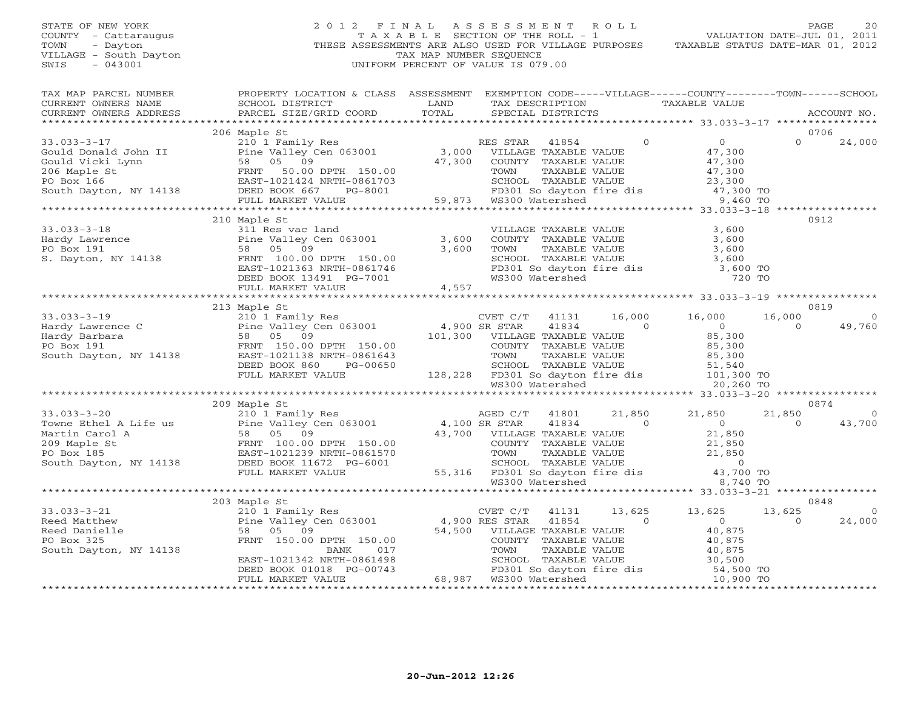STATE OF NEW YORK
COUNTY - Cattaraugus
TOWN - Dayton
VILLAGE - South Dayton
SWIS - 043001

2012 FINAL ASSESSMENT ROLL
TAXABLE SECTION OF THE ROLL - 1
THESE ASSESSMENTS ARE ALSO USED FOR VILLAGE PURPOSES
TAX MAP NUMBER SEQUENCE
UNIFORM PERCENT OF VALUE IS 079.00

VALUATION DATE-JUL 01, 2011
TAXABLE STATUS DATE-MAR 01, 2012

| TAX MAP PARCEL NUMBER / CURRENT OWNERS NAME / CURRENT OWNERS ADDRESS | PROPERTY LOCATION & CLASS / SCHOOL DISTRICT / PARCEL SIZE/GRID COORD | ASSESSMENT LAND / TOTAL | EXEMPTION CODE / TAX DESCRIPTION / SPECIAL DISTRICTS | VILLAGE | COUNTY | TOWN | SCHOOL | ACCOUNT NO. |
|---|---|---|---|---|---|---|---|---|
| | 206 Maple St | | | | | | | 0706 |
| 33.033-3-17 | 210 1 Family Res | | RES STAR 41854 | 0 | 0 | 0 | 24,000 | |
| Gould Donald John II | Pine Valley Cen 063001 | 3,000 | VILLAGE TAXABLE VALUE | | 47,300 | | | |
| Gould Vicki Lynn | 58 05 09 | 47,300 | COUNTY TAXABLE VALUE | | 47,300 | | | |
| 206 Maple St | FRNT 50.00 DPTH 150.00 | | TOWN TAXABLE VALUE | | 47,300 | | | |
| PO Box 166 | EAST-1021424 NRTH-0861703 | | SCHOOL TAXABLE VALUE | | 23,300 | | | |
| South Dayton, NY 14138 | DEED BOOK 667 PG-8001 | | FD301 So dayton fire dis | | 47,300 TO | | | |
| | FULL MARKET VALUE | 59,873 | WS300 Watershed | | 9,460 TO | | | |
| | 210 Maple St | | | | | | | 0912 |
| 33.033-3-18 | 311 Res vac land | | VILLAGE TAXABLE VALUE | | 3,600 | | | |
| Hardy Lawrence | Pine Valley Cen 063001 | 3,600 | COUNTY TAXABLE VALUE | | 3,600 | | | |
| PO Box 191 | 58 05 09 | 3,600 | TOWN TAXABLE VALUE | | 3,600 | | | |
| S. Dayton, NY 14138 | FRNT 100.00 DPTH 150.00 | | SCHOOL TAXABLE VALUE | | 3,600 | | | |
| | EAST-1021363 NRTH-0861746 | | FD301 So dayton fire dis | | 3,600 TO | | | |
| | DEED BOOK 13491 PG-7001 | | WS300 Watershed | | 720 TO | | | |
| | FULL MARKET VALUE | 4,557 | | | | | | |
| | 213 Maple St | | | | | | | 0819 |
| 33.033-3-19 | 210 1 Family Res | | CVET C/T 41131 | 16,000 | 16,000 | 16,000 | 0 | |
| Hardy Lawrence C | Pine Valley Cen 063001 | 4,900 | SR STAR 41834 | 0 | 0 | 0 | 49,760 | |
| Hardy Barbara | 58 05 09 | 101,300 | VILLAGE TAXABLE VALUE | | 85,300 | | | |
| PO Box 191 | FRNT 150.00 DPTH 150.00 | | COUNTY TAXABLE VALUE | | 85,300 | | | |
| South Dayton, NY 14138 | EAST-1021138 NRTH-0861643 | | TOWN TAXABLE VALUE | | 85,300 | | | |
| | DEED BOOK 860 PG-00650 | | SCHOOL TAXABLE VALUE | | 51,540 | | | |
| | FULL MARKET VALUE | 128,228 | FD301 So dayton fire dis | | 101,300 TO | | | |
| | | | WS300 Watershed | | 20,260 TO | | | |
| | 209 Maple St | | | | | | | 0874 |
| 33.033-3-20 | 210 1 Family Res | | AGED C/T 41801 | 21,850 | 21,850 | 21,850 | 0 | |
| Towne Ethel A Life us | Pine Valley Cen 063001 | 4,100 | SR STAR 41834 | 0 | 0 | 0 | 43,700 | |
| Martin Carol A | 58 05 09 | 43,700 | VILLAGE TAXABLE VALUE | | 21,850 | | | |
| 209 Maple St | FRNT 100.00 DPTH 150.00 | | COUNTY TAXABLE VALUE | | 21,850 | | | |
| PO Box 185 | EAST-1021239 NRTH-0861570 | | TOWN TAXABLE VALUE | | 21,850 | | | |
| South Dayton, NY 14138 | DEED BOOK 11672 PG-6001 | | SCHOOL TAXABLE VALUE | | 0 | | | |
| | FULL MARKET VALUE | 55,316 | FD301 So dayton fire dis | | 43,700 TO | | | |
| | | | WS300 Watershed | | 8,740 TO | | | |
| | 203 Maple St | | | | | | | 0848 |
| 33.033-3-21 | 210 1 Family Res | | CVET C/T 41131 | 13,625 | 13,625 | 13,625 | 0 | |
| Reed Matthew | Pine Valley Cen 063001 | 4,900 | RES STAR 41854 | 0 | 0 | 0 | 24,000 | |
| Reed Danielle | 58 05 09 | 54,500 | VILLAGE TAXABLE VALUE | | 40,875 | | | |
| PO Box 325 | FRNT 150.00 DPTH 150.00 | | COUNTY TAXABLE VALUE | | 40,875 | | | |
| South Dayton, NY 14138 | BANK 017 | | TOWN TAXABLE VALUE | | 40,875 | | | |
| | EAST-1021342 NRTH-0861498 | | SCHOOL TAXABLE VALUE | | 30,500 | | | |
| | DEED BOOK 01018 PG-00743 | | FD301 So dayton fire dis | | 54,500 TO | | | |
| | FULL MARKET VALUE | 68,987 | WS300 Watershed | | 10,900 TO | | | |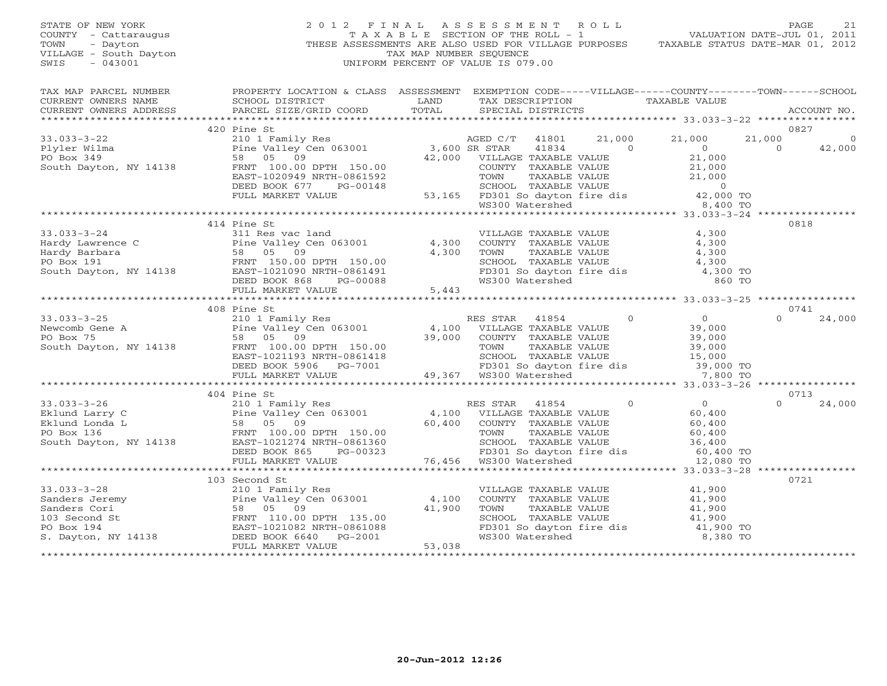STATE OF NEW YORK
COUNTY - Cattaraugus
TOWN - Dayton
VILLAGE - South Dayton
SWIS - 043001

# 2012 FINAL ASSESSMENT ROLL

TAXABLE SECTION OF THE ROLL - 1
THESE ASSESSMENTS ARE ALSO USED FOR VILLAGE PURPOSES
TAX MAP NUMBER SEQUENCE
UNIFORM PERCENT OF VALUE IS 079.00

VALUATION DATE-JUL 01, 2011
TAXABLE STATUS DATE-MAR 01, 2012

| TAX MAP PARCEL NUMBER / CURRENT OWNERS NAME / CURRENT OWNERS ADDRESS | PROPERTY LOCATION & CLASS / SCHOOL DISTRICT / PARCEL SIZE/GRID COORD | ASSESSMENT LAND / TOTAL | EXEMPTION CODE / TAX DESCRIPTION / SPECIAL DISTRICTS | VILLAGE | COUNTY | TOWN | SCHOOL | ACCOUNT NO. |
|---|---|---|---|---|---|---|---|---|
| | 420 Pine St | | | | | | | 0827 |
| 33.033-3-22 | 210 1 Family Res | | AGED C/T 41801 | 21,000 | 21,000 | 21,000 | 0 | |
| Plyler Wilma | Pine Valley Cen 063001 | 3,600 | SR STAR 41834 | 0 | 0 | 0 | 42,000 | |
| PO Box 349 | 58 05 09 | 42,000 | VILLAGE TAXABLE VALUE | | 21,000 | | | |
| South Dayton, NY 14138 | FRNT 100.00 DPTH 150.00 | | COUNTY TAXABLE VALUE | | 21,000 | | | |
| | EAST-1020949 NRTH-0861592 | | TOWN TAXABLE VALUE | | 21,000 | | | |
| | DEED BOOK 677 PG-00148 | | SCHOOL TAXABLE VALUE | | 0 | | | |
| | FULL MARKET VALUE | 53,165 | FD301 So dayton fire dis | | 42,000 TO | | | |
| | | | WS300 Watershed | | 8,400 TO | | | |
| | 414 Pine St | | | | | | | 0818 |
| 33.033-3-24 | 311 Res vac land | | VILLAGE TAXABLE VALUE | | 4,300 | | | |
| Hardy Lawrence C | Pine Valley Cen 063001 | 4,300 | COUNTY TAXABLE VALUE | | 4,300 | | | |
| Hardy Barbara | 58 05 09 | 4,300 | TOWN TAXABLE VALUE | | 4,300 | | | |
| PO Box 191 | FRNT 150.00 DPTH 150.00 | | SCHOOL TAXABLE VALUE | | 4,300 | | | |
| South Dayton, NY 14138 | EAST-1021090 NRTH-0861491 | | FD301 So dayton fire dis | | 4,300 TO | | | |
| | DEED BOOK 868 PG-00088 | | WS300 Watershed | | 860 TO | | | |
| | FULL MARKET VALUE | 5,443 | | | | | | |
| | 408 Pine St | | | | | | | 0741 |
| 33.033-3-25 | 210 1 Family Res | | RES STAR 41854 | 0 | 0 | 0 | 24,000 | |
| Newcomb Gene A | Pine Valley Cen 063001 | 4,100 | VILLAGE TAXABLE VALUE | | 39,000 | | | |
| PO Box 75 | 58 05 09 | 39,000 | COUNTY TAXABLE VALUE | | 39,000 | | | |
| South Dayton, NY 14138 | FRNT 100.00 DPTH 150.00 | | TOWN TAXABLE VALUE | | 39,000 | | | |
| | EAST-1021193 NRTH-0861418 | | SCHOOL TAXABLE VALUE | | 15,000 | | | |
| | DEED BOOK 5906 PG-7001 | | FD301 So dayton fire dis | | 39,000 TO | | | |
| | FULL MARKET VALUE | 49,367 | WS300 Watershed | | 7,800 TO | | | |
| | 404 Pine St | | | | | | | 0713 |
| 33.033-3-26 | 210 1 Family Res | | RES STAR 41854 | 0 | 0 | 0 | 24,000 | |
| Eklund Larry C | Pine Valley Cen 063001 | 4,100 | VILLAGE TAXABLE VALUE | | 60,400 | | | |
| Eklund Londa L | 58 05 09 | 60,400 | COUNTY TAXABLE VALUE | | 60,400 | | | |
| PO Box 136 | FRNT 100.00 DPTH 150.00 | | TOWN TAXABLE VALUE | | 60,400 | | | |
| South Dayton, NY 14138 | EAST-1021274 NRTH-0861360 | | SCHOOL TAXABLE VALUE | | 36,400 | | | |
| | DEED BOOK 865 PG-00323 | | FD301 So dayton fire dis | | 60,400 TO | | | |
| | FULL MARKET VALUE | 76,456 | WS300 Watershed | | 12,080 TO | | | |
| | 103 Second St | | | | | | | 0721 |
| 33.033-3-28 | 210 1 Family Res | | VILLAGE TAXABLE VALUE | | 41,900 | | | |
| Sanders Jeremy | Pine Valley Cen 063001 | 4,100 | COUNTY TAXABLE VALUE | | 41,900 | | | |
| Sanders Cori | 58 05 09 | 41,900 | TOWN TAXABLE VALUE | | 41,900 | | | |
| 103 Second St | FRNT 110.00 DPTH 135.00 | | SCHOOL TAXABLE VALUE | | 41,900 | | | |
| PO Box 194 | EAST-1021082 NRTH-0861088 | | FD301 So dayton fire dis | | 41,900 TO | | | |
| S. Dayton, NY 14138 | DEED BOOK 6640 PG-2001 | | WS300 Watershed | | 8,380 TO | | | |
| | FULL MARKET VALUE | 53,038 | | | | | | |

20-Jun-2012 12:26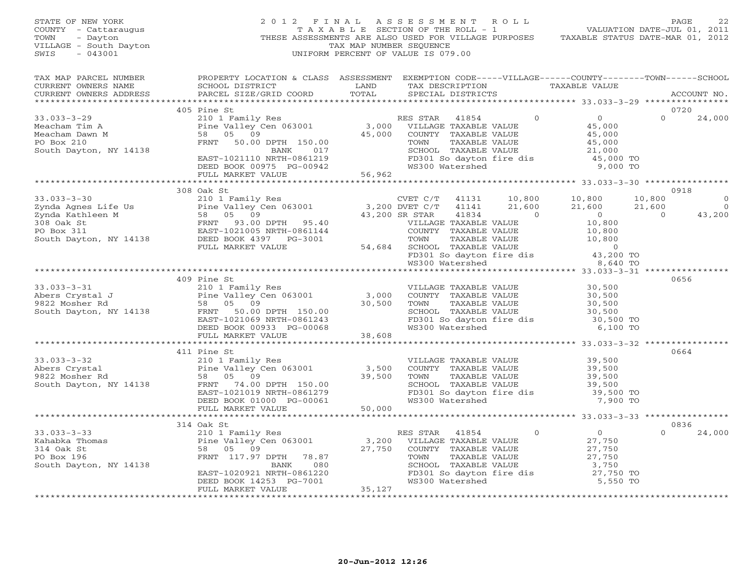STATE OF NEW YORK
COUNTY - Cattaraugus
TOWN - Dayton
VILLAGE - South Dayton
SWIS - 043001

2012 FINAL ASSESSMENT ROLL
TAXABLE SECTION OF THE ROLL - 1
THESE ASSESSMENTS ARE ALSO USED FOR VILLAGE PURPOSES
TAX MAP NUMBER SEQUENCE
UNIFORM PERCENT OF VALUE IS 079.00

VALUATION DATE-JUL 01, 2011
TAXABLE STATUS DATE-MAR 01, 2012

| TAX MAP PARCEL NUMBER / CURRENT OWNERS NAME / CURRENT OWNERS ADDRESS | PROPERTY LOCATION & CLASS / SCHOOL DISTRICT / PARCEL SIZE/GRID COORD | ASSESSMENT LAND / TOTAL | EXEMPTION CODE-----VILLAGE------COUNTY--------TOWN------SCHOOL / TAX DESCRIPTION / SPECIAL DISTRICTS | TAXABLE VALUE | ACCOUNT NO. |
|---|---|---|---|---|---|
| **33.033-3-29** | 405 Pine St | | | | 0720 |
| 33.033-3-29 | 210 1 Family Res | | RES STAR 41854 0 | 0 0 24,000 | |
| Meacham Tim A | Pine Valley Cen 063001 | 3,000 | VILLAGE TAXABLE VALUE | 45,000 | |
| Meacham Dawn M | 58 05 09 | 45,000 | COUNTY TAXABLE VALUE | 45,000 | |
| PO Box 210 | FRNT 50.00 DPTH 150.00 | | TOWN TAXABLE VALUE | 45,000 | |
| South Dayton, NY 14138 | BANK 017 | | SCHOOL TAXABLE VALUE | 21,000 | |
| | EAST-1021110 NRTH-0861219 | | FD301 So dayton fire dis | 45,000 TO | |
| | DEED BOOK 00975 PG-00942 | | WS300 Watershed | 9,000 TO | |
| | FULL MARKET VALUE | 56,962 | | | |
| **33.033-3-30** | 308 Oak St | | | | 0918 |
| 33.033-3-30 | 210 1 Family Res | | CVET C/T 41131 10,800 | 10,800 10,800 0 | |
| Zynda Agnes Life Us | Pine Valley Cen 063001 | 3,200 | DVET C/T 41141 21,600 | 21,600 21,600 0 | |
| Zynda Kathleen M | 58 05 09 | 43,200 | SR STAR 41834 0 | 0 0 43,200 | |
| 308 Oak St | FRNT 93.00 DPTH 95.40 | | VILLAGE TAXABLE VALUE | 10,800 | |
| PO Box 311 | EAST-1021005 NRTH-0861144 | | COUNTY TAXABLE VALUE | 10,800 | |
| South Dayton, NY 14138 | DEED BOOK 4397 PG-3001 | | TOWN TAXABLE VALUE | 10,800 | |
| | FULL MARKET VALUE | 54,684 | SCHOOL TAXABLE VALUE | 0 | |
| | | | FD301 So dayton fire dis | 43,200 TO | |
| | | | WS300 Watershed | 8,640 TO | |
| **33.033-3-31** | 409 Pine St | | | | 0656 |
| 33.033-3-31 | 210 1 Family Res | | VILLAGE TAXABLE VALUE | 30,500 | |
| Abers Crystal J | Pine Valley Cen 063001 | 3,000 | COUNTY TAXABLE VALUE | 30,500 | |
| 9822 Mosher Rd | 58 05 09 | 30,500 | TOWN TAXABLE VALUE | 30,500 | |
| South Dayton, NY 14138 | FRNT 50.00 DPTH 150.00 | | SCHOOL TAXABLE VALUE | 30,500 | |
| | EAST-1021069 NRTH-0861243 | | FD301 So dayton fire dis | 30,500 TO | |
| | DEED BOOK 00933 PG-00068 | | WS300 Watershed | 6,100 TO | |
| | FULL MARKET VALUE | 38,608 | | | |
| **33.033-3-32** | 411 Pine St | | | | 0664 |
| 33.033-3-32 | 210 1 Family Res | | VILLAGE TAXABLE VALUE | 39,500 | |
| Abers Crystal | Pine Valley Cen 063001 | 3,500 | COUNTY TAXABLE VALUE | 39,500 | |
| 9822 Mosher Rd | 58 05 09 | 39,500 | TOWN TAXABLE VALUE | 39,500 | |
| South Dayton, NY 14138 | FRNT 74.00 DPTH 150.00 | | SCHOOL TAXABLE VALUE | 39,500 | |
| | EAST-1021019 NRTH-0861279 | | FD301 So dayton fire dis | 39,500 TO | |
| | DEED BOOK 01000 PG-00061 | | WS300 Watershed | 7,900 TO | |
| | FULL MARKET VALUE | 50,000 | | | |
| **33.033-3-33** | 314 Oak St | | | | 0836 |
| 33.033-3-33 | 210 1 Family Res | | RES STAR 41854 0 | 0 0 24,000 | |
| Kahabka Thomas | Pine Valley Cen 063001 | 3,200 | VILLAGE TAXABLE VALUE | 27,750 | |
| 314 Oak St | 58 05 09 | 27,750 | COUNTY TAXABLE VALUE | 27,750 | |
| PO Box 196 | FRNT 117.97 DPTH 78.87 | | TOWN TAXABLE VALUE | 27,750 | |
| South Dayton, NY 14138 | BANK 080 | | SCHOOL TAXABLE VALUE | 3,750 | |
| | EAST-1020921 NRTH-0861220 | | FD301 So dayton fire dis | 27,750 TO | |
| | DEED BOOK 14253 PG-7001 | | WS300 Watershed | 5,550 TO | |
| | FULL MARKET VALUE | 35,127 | | | |

20-Jun-2012 12:26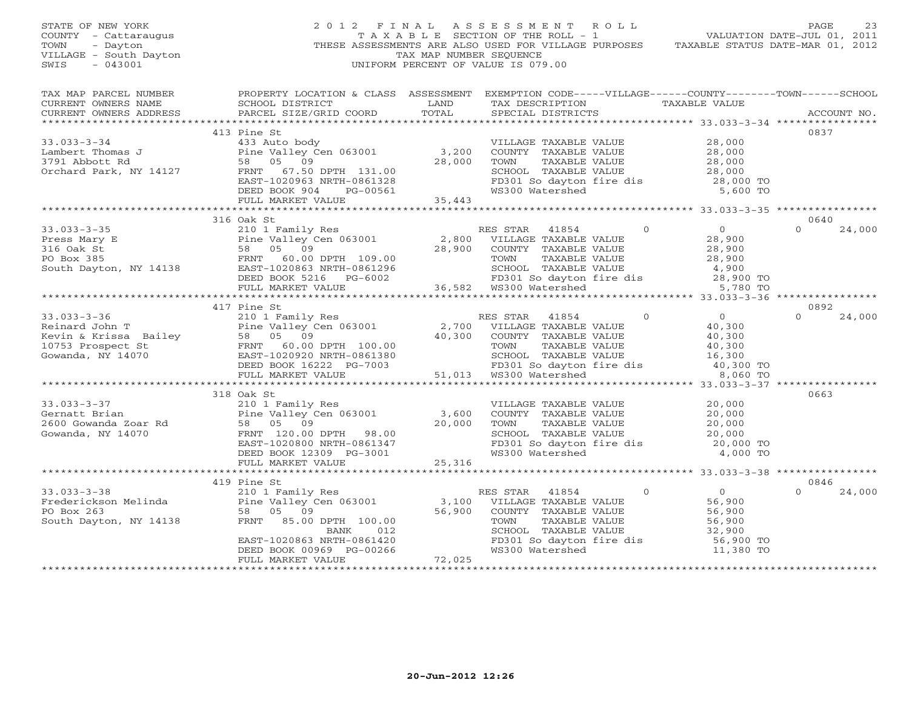STATE OF NEW YORK
COUNTY - Cattaraugus
TOWN - Dayton
VILLAGE - South Dayton
SWIS - 043001

# 2012 FINAL ASSESSMENT ROLL

TAXABLE SECTION OF THE ROLL - 1
THESE ASSESSMENTS ARE ALSO USED FOR VILLAGE PURPOSES
TAX MAP NUMBER SEQUENCE
UNIFORM PERCENT OF VALUE IS 079.00

VALUATION DATE-JUL 01, 2011
TAXABLE STATUS DATE-MAR 01, 2012

| TAX MAP PARCEL NUMBER / CURRENT OWNERS NAME / CURRENT OWNERS ADDRESS | PROPERTY LOCATION & CLASS / SCHOOL DISTRICT / PARCEL SIZE/GRID COORD | ASSESSMENT LAND / TOTAL | EXEMPTION CODE / TAX DESCRIPTION / SPECIAL DISTRICTS | VILLAGE | COUNTY | TOWN | SCHOOL / TAXABLE VALUE | ACCOUNT NO. |
|---|---|---|---|---|---|---|---|---|
| 33.033-3-34 | 413 Pine St | | | | | | | 0837 |
| | 433 Auto body | | VILLAGE TAXABLE VALUE | | | | 28,000 | |
| Lambert Thomas J | Pine Valley Cen 063001 | 3,200 | COUNTY TAXABLE VALUE | | | | 28,000 | |
| 3791 Abbott Rd | 58 05 09 | 28,000 | TOWN TAXABLE VALUE | | | | 28,000 | |
| Orchard Park, NY 14127 | FRNT 67.50 DPTH 131.00 | | SCHOOL TAXABLE VALUE | | | | 28,000 | |
| | EAST-1020963 NRTH-0861328 | | FD301 So dayton fire dis | | | | 28,000 TO | |
| | DEED BOOK 904 PG-00561 | | WS300 Watershed | | | | 5,600 TO | |
| | FULL MARKET VALUE | 35,443 | | | | | | |
| 33.033-3-35 | 316 Oak St | | | | | | | 0640 |
| | 210 1 Family Res | | RES STAR 41854 | 0 | 0 | | 0 | 24,000 |
| Press Mary E | Pine Valley Cen 063001 | 2,800 | VILLAGE TAXABLE VALUE | | | | 28,900 | |
| 316 Oak St | 58 05 09 | 28,900 | COUNTY TAXABLE VALUE | | | | 28,900 | |
| PO Box 385 | FRNT 60.00 DPTH 109.00 | | TOWN TAXABLE VALUE | | | | 28,900 | |
| South Dayton, NY 14138 | EAST-1020863 NRTH-0861296 | | SCHOOL TAXABLE VALUE | | | | 4,900 | |
| | DEED BOOK 5216 PG-6002 | | FD301 So dayton fire dis | | | | 28,900 TO | |
| | FULL MARKET VALUE | 36,582 | WS300 Watershed | | | | 5,780 TO | |
| 33.033-3-36 | 417 Pine St | | | | | | | 0892 |
| | 210 1 Family Res | | RES STAR 41854 | 0 | 0 | | 0 | 24,000 |
| Reinard John T | Pine Valley Cen 063001 | 2,700 | VILLAGE TAXABLE VALUE | | | | 40,300 | |
| Kevin & Krissa Bailey | 58 05 09 | 40,300 | COUNTY TAXABLE VALUE | | | | 40,300 | |
| 10753 Prospect St | FRNT 60.00 DPTH 100.00 | | TOWN TAXABLE VALUE | | | | 40,300 | |
| Gowanda, NY 14070 | EAST-1020920 NRTH-0861380 | | SCHOOL TAXABLE VALUE | | | | 16,300 | |
| | DEED BOOK 16222 PG-7003 | | FD301 So dayton fire dis | | | | 40,300 TO | |
| | FULL MARKET VALUE | 51,013 | WS300 Watershed | | | | 8,060 TO | |
| 33.033-3-37 | 318 Oak St | | | | | | | 0663 |
| | 210 1 Family Res | | VILLAGE TAXABLE VALUE | | | | 20,000 | |
| Gernatt Brian | Pine Valley Cen 063001 | 3,600 | COUNTY TAXABLE VALUE | | | | 20,000 | |
| 2600 Gowanda Zoar Rd | 58 05 09 | 20,000 | TOWN TAXABLE VALUE | | | | 20,000 | |
| Gowanda, NY 14070 | FRNT 120.00 DPTH 98.00 | | SCHOOL TAXABLE VALUE | | | | 20,000 | |
| | EAST-1020800 NRTH-0861347 | | FD301 So dayton fire dis | | | | 20,000 TO | |
| | DEED BOOK 12309 PG-3001 | | WS300 Watershed | | | | 4,000 TO | |
| | FULL MARKET VALUE | 25,316 | | | | | | |
| 33.033-3-38 | 419 Pine St | | | | | | | 0846 |
| | 210 1 Family Res | | RES STAR 41854 | 0 | 0 | | 0 | 24,000 |
| Frederickson Melinda | Pine Valley Cen 063001 | 3,100 | VILLAGE TAXABLE VALUE | | | | 56,900 | |
| PO Box 263 | 58 05 09 | 56,900 | COUNTY TAXABLE VALUE | | | | 56,900 | |
| South Dayton, NY 14138 | FRNT 85.00 DPTH 100.00 | | TOWN TAXABLE VALUE | | | | 56,900 | |
| | BANK 012 | | SCHOOL TAXABLE VALUE | | | | 32,900 | |
| | EAST-1020863 NRTH-0861420 | | FD301 So dayton fire dis | | | | 56,900 TO | |
| | DEED BOOK 00969 PG-00266 | | WS300 Watershed | | | | 11,380 TO | |
| | FULL MARKET VALUE | 72,025 | | | | | | |

20-Jun-2012 12:26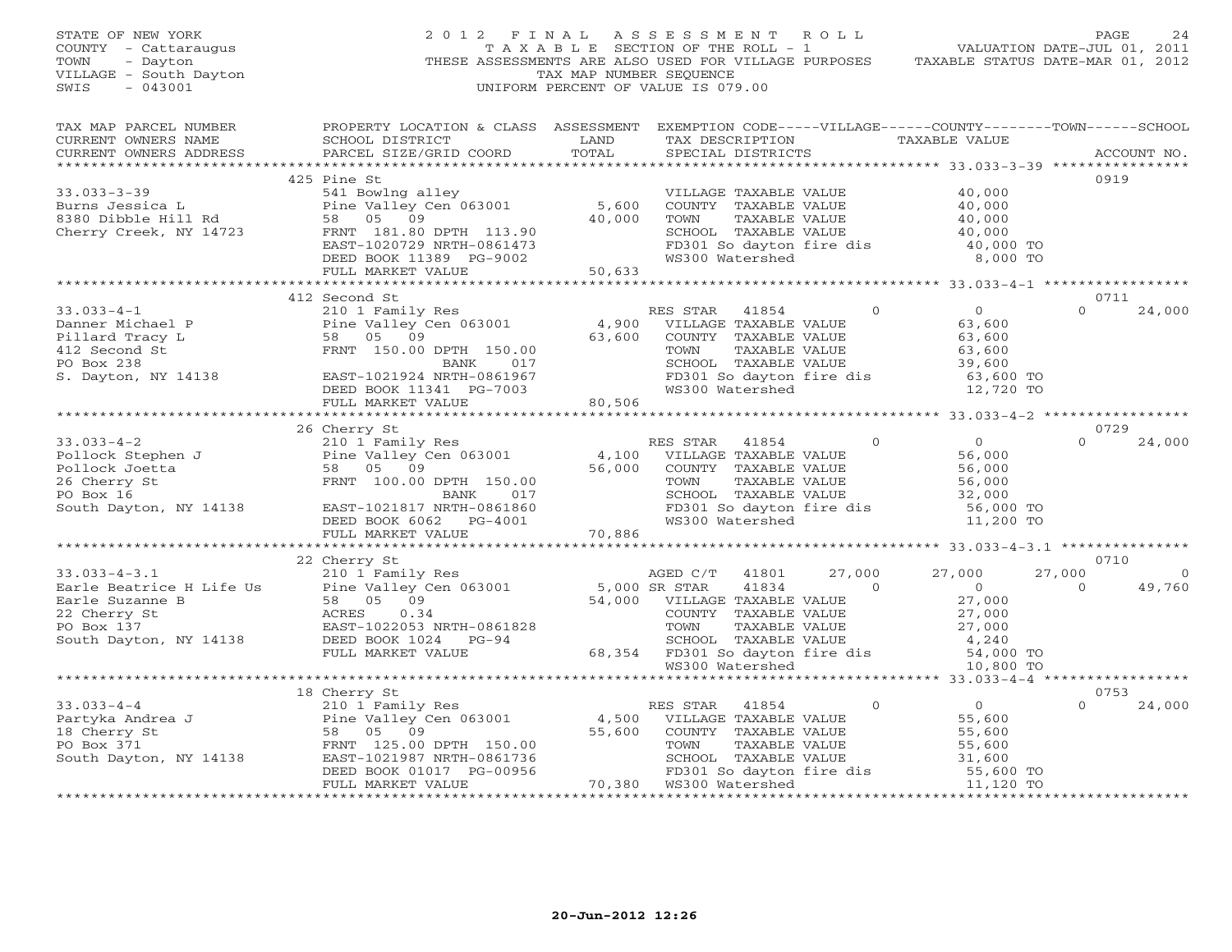STATE OF NEW YORK
COUNTY - Cattaraugus
TOWN - Dayton
VILLAGE - South Dayton
SWIS - 043001

# 2012 FINAL ASSESSMENT ROLL

TAXABLE SECTION OF THE ROLL - 1
THESE ASSESSMENTS ARE ALSO USED FOR VILLAGE PURPOSES
TAX MAP NUMBER SEQUENCE
UNIFORM PERCENT OF VALUE IS 079.00

VALUATION DATE-JUL 01, 2011
TAXABLE STATUS DATE-MAR 01, 2012

| TAX MAP PARCEL NUMBER / CURRENT OWNERS NAME / CURRENT OWNERS ADDRESS | PROPERTY LOCATION & CLASS / SCHOOL DISTRICT / PARCEL SIZE/GRID COORD | ASSESSMENT LAND / TOTAL | EXEMPTION CODE / TAX DESCRIPTION / SPECIAL DISTRICTS | VILLAGE | COUNTY | TOWN | SCHOOL | ACCOUNT NO. |
|---|---|---|---|---|---|---|---|---|
| | 425 Pine St | | | | | | | 0919 |
| 33.033-3-39 | 541 Bowlng alley | | VILLAGE TAXABLE VALUE | | 40,000 | | | |
| Burns Jessica L | Pine Valley Cen 063001 | 5,600 | COUNTY TAXABLE VALUE | | 40,000 | | | |
| 8380 Dibble Hill Rd | 58 05 09 | 40,000 | TOWN TAXABLE VALUE | | 40,000 | | | |
| Cherry Creek, NY 14723 | FRNT 181.80 DPTH 113.90 | | SCHOOL TAXABLE VALUE | | 40,000 | | | |
| | EAST-1020729 NRTH-0861473 | | FD301 So dayton fire dis | | 40,000 TO | | | |
| | DEED BOOK 11389 PG-9002 | | WS300 Watershed | | 8,000 TO | | | |
| | FULL MARKET VALUE | 50,633 | | | | | | |
| | 412 Second St | | | | | | | 0711 |
| 33.033-4-1 | 210 1 Family Res | | RES STAR 41854 | 0 | 0 | 0 | 24,000 | |
| Danner Michael P | Pine Valley Cen 063001 | 4,900 | VILLAGE TAXABLE VALUE | | 63,600 | | | |
| Pillard Tracy L | 58 05 09 | 63,600 | COUNTY TAXABLE VALUE | | 63,600 | | | |
| 412 Second St | FRNT 150.00 DPTH 150.00 | | TOWN TAXABLE VALUE | | 63,600 | | | |
| PO Box 238 | BANK 017 | | SCHOOL TAXABLE VALUE | | 39,600 | | | |
| S. Dayton, NY 14138 | EAST-1021924 NRTH-0861967 | | FD301 So dayton fire dis | | 63,600 TO | | | |
| | DEED BOOK 11341 PG-7003 | | WS300 Watershed | | 12,720 TO | | | |
| | FULL MARKET VALUE | 80,506 | | | | | | |
| | 26 Cherry St | | | | | | | 0729 |
| 33.033-4-2 | 210 1 Family Res | | RES STAR 41854 | 0 | 0 | 0 | 24,000 | |
| Pollock Stephen J | Pine Valley Cen 063001 | 4,100 | VILLAGE TAXABLE VALUE | | 56,000 | | | |
| Pollock Joetta | 58 05 09 | 56,000 | COUNTY TAXABLE VALUE | | 56,000 | | | |
| 26 Cherry St | FRNT 100.00 DPTH 150.00 | | TOWN TAXABLE VALUE | | 56,000 | | | |
| PO Box 16 | BANK 017 | | SCHOOL TAXABLE VALUE | | 32,000 | | | |
| South Dayton, NY 14138 | EAST-1021817 NRTH-0861860 | | FD301 So dayton fire dis | | 56,000 TO | | | |
| | DEED BOOK 6062 PG-4001 | | WS300 Watershed | | 11,200 TO | | | |
| | FULL MARKET VALUE | 70,886 | | | | | | |
| | 22 Cherry St | | | | | | | 0710 |
| 33.033-4-3.1 | 210 1 Family Res | | AGED C/T 41801 | 27,000 | 27,000 | 27,000 | 0 | |
| Earle Beatrice H Life Us | Pine Valley Cen 063001 | 5,000 | SR STAR 41834 | 0 | 0 | 0 | 49,760 | |
| Earle Suzanne B | 58 05 09 | 54,000 | VILLAGE TAXABLE VALUE | | 27,000 | | | |
| 22 Cherry St | ACRES 0.34 | | COUNTY TAXABLE VALUE | | 27,000 | | | |
| PO Box 137 | EAST-1022053 NRTH-0861828 | | TOWN TAXABLE VALUE | | 27,000 | | | |
| South Dayton, NY 14138 | DEED BOOK 1024 PG-94 | | SCHOOL TAXABLE VALUE | | 4,240 | | | |
| | FULL MARKET VALUE | 68,354 | FD301 So dayton fire dis | | 54,000 TO | | | |
| | | | WS300 Watershed | | 10,800 TO | | | |
| | 18 Cherry St | | | | | | | 0753 |
| 33.033-4-4 | 210 1 Family Res | | RES STAR 41854 | 0 | 0 | 0 | 24,000 | |
| Partyka Andrea J | Pine Valley Cen 063001 | 4,500 | VILLAGE TAXABLE VALUE | | 55,600 | | | |
| 18 Cherry St | 58 05 09 | 55,600 | COUNTY TAXABLE VALUE | | 55,600 | | | |
| PO Box 371 | FRNT 125.00 DPTH 150.00 | | TOWN TAXABLE VALUE | | 55,600 | | | |
| South Dayton, NY 14138 | EAST-1021987 NRTH-0861736 | | SCHOOL TAXABLE VALUE | | 31,600 | | | |
| | DEED BOOK 01017 PG-00956 | | FD301 So dayton fire dis | | 55,600 TO | | | |
| | FULL MARKET VALUE | 70,380 | WS300 Watershed | | 11,120 TO | | | |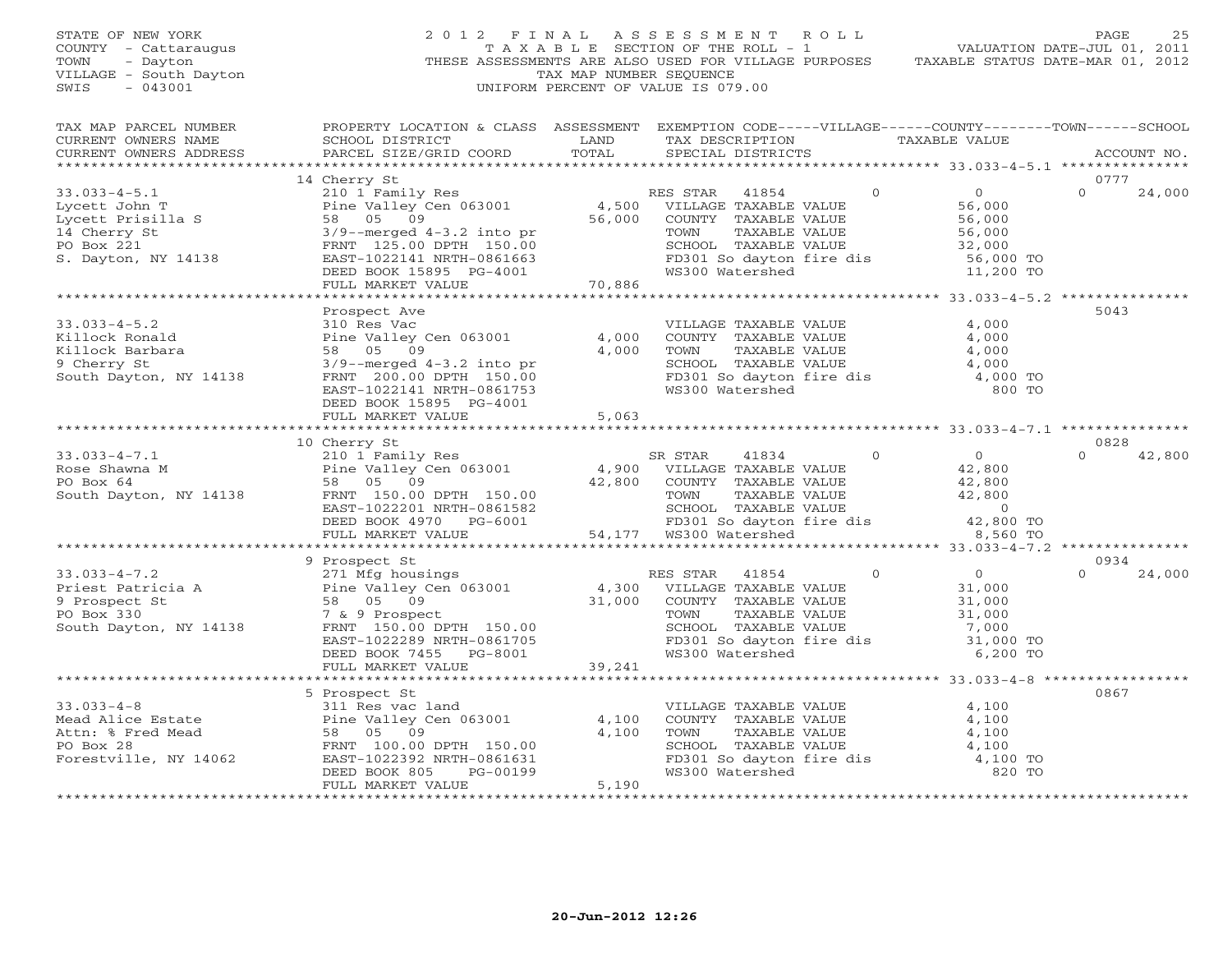STATE OF NEW YORK
COUNTY - Cattaraugus
TOWN - Dayton
VILLAGE - South Dayton
SWIS - 043001

# 2012 FINAL ASSESSMENT ROLL

TAXABLE SECTION OF THE ROLL - 1
THESE ASSESSMENTS ARE ALSO USED FOR VILLAGE PURPOSES
TAX MAP NUMBER SEQUENCE
UNIFORM PERCENT OF VALUE IS 079.00

VALUATION DATE-JUL 01, 2011
TAXABLE STATUS DATE-MAR 01, 2012

```
TAX MAP PARCEL NUMBER     PROPERTY LOCATION & CLASS  ASSESSMENT  EXEMPTION CODE-----VILLAGE------COUNTY--------TOWN------SCHOOL
CURRENT OWNERS NAME       SCHOOL DISTRICT              LAND      TAX DESCRIPTION              TAXABLE VALUE
CURRENT OWNERS ADDRESS    PARCEL SIZE/GRID COORD       TOTAL     SPECIAL DISTRICTS                                    ACCOUNT NO.
******************************************************************************************************* 33.033-4-5.1 ***************
                          14 Cherry St                                                                                 0777
33.033-4-5.1              210 1 Family Res                       RES STAR  41854        0           0            0      24,000
Lycett John T             Pine Valley Cen 063001       4,500     VILLAGE TAXABLE VALUE               56,000
Lycett Prisilla S         58  05  09                  56,000     COUNTY  TAXABLE VALUE               56,000
14 Cherry St              3/9--merged 4-3.2 into pr              TOWN    TAXABLE VALUE               56,000
PO Box 221                FRNT 125.00 DPTH 150.00                SCHOOL  TAXABLE VALUE               32,000
S. Dayton, NY 14138       EAST-1022141 NRTH-0861663              FD301 So dayton fire dis            56,000 TO
                          DEED BOOK 15895  PG-4001               WS300 Watershed                     11,200 TO
                          FULL MARKET VALUE           70,886
******************************************************************************************************* 33.033-4-5.2 ***************
                          Prospect Ave                                                                                 5043
33.033-4-5.2              310 Res Vac                            VILLAGE TAXABLE VALUE                4,000
Killock Ronald            Pine Valley Cen 063001       4,000     COUNTY  TAXABLE VALUE                4,000
Killock Barbara           58  05  09                   4,000     TOWN    TAXABLE VALUE                4,000
9 Cherry St               3/9--merged 4-3.2 into pr              SCHOOL  TAXABLE VALUE                4,000
South Dayton, NY 14138    FRNT 200.00 DPTH 150.00                FD301 So dayton fire dis             4,000 TO
                          EAST-1022141 NRTH-0861753              WS300 Watershed                        800 TO
                          DEED BOOK 15895  PG-4001
                          FULL MARKET VALUE            5,063
******************************************************************************************************* 33.033-4-7.1 ***************
                          10 Cherry St                                                                                 0828
33.033-4-7.1              210 1 Family Res                       SR STAR   41834        0           0            0      42,800
Rose Shawna M             Pine Valley Cen 063001       4,900     VILLAGE TAXABLE VALUE               42,800
PO Box 64                 58  05  09                  42,800     COUNTY  TAXABLE VALUE               42,800
South Dayton, NY 14138    FRNT 150.00 DPTH 150.00                TOWN    TAXABLE VALUE               42,800
                          EAST-1022201 NRTH-0861582              SCHOOL  TAXABLE VALUE                    0
                          DEED BOOK 4970   PG-6001               FD301 So dayton fire dis            42,800 TO
                          FULL MARKET VALUE           54,177     WS300 Watershed                      8,560 TO
******************************************************************************************************* 33.033-4-7.2 ***************
                          9 Prospect St                                                                                0934
33.033-4-7.2              271 Mfg housings                       RES STAR  41854        0           0            0      24,000
Priest Patricia A         Pine Valley Cen 063001       4,300     VILLAGE TAXABLE VALUE               31,000
9 Prospect St             58  05  09                  31,000     COUNTY  TAXABLE VALUE               31,000
PO Box 330                7 & 9 Prospect                         TOWN    TAXABLE VALUE               31,000
South Dayton, NY 14138    FRNT 150.00 DPTH 150.00                SCHOOL  TAXABLE VALUE                7,000
                          EAST-1022289 NRTH-0861705              FD301 So dayton fire dis            31,000 TO
                          DEED BOOK 7455   PG-8001               WS300 Watershed                      6,200 TO
                          FULL MARKET VALUE           39,241
******************************************************************************************************* 33.033-4-8 *****************
                          5 Prospect St                                                                                0867
33.033-4-8                311 Res vac land                       VILLAGE TAXABLE VALUE                4,100
Mead Alice Estate         Pine Valley Cen 063001       4,100     COUNTY  TAXABLE VALUE                4,100
Attn: % Fred Mead         58  05  09                   4,100     TOWN    TAXABLE VALUE                4,100
PO Box 28                 FRNT 100.00 DPTH 150.00                SCHOOL  TAXABLE VALUE                4,100
Forestville, NY 14062     EAST-1022392 NRTH-0861631              FD301 So dayton fire dis             4,100 TO
                          DEED BOOK 805    PG-00199              WS300 Watershed                        820 TO
                          FULL MARKET VALUE            5,190
************************************************************************************************************************************
```

20-Jun-2012 12:26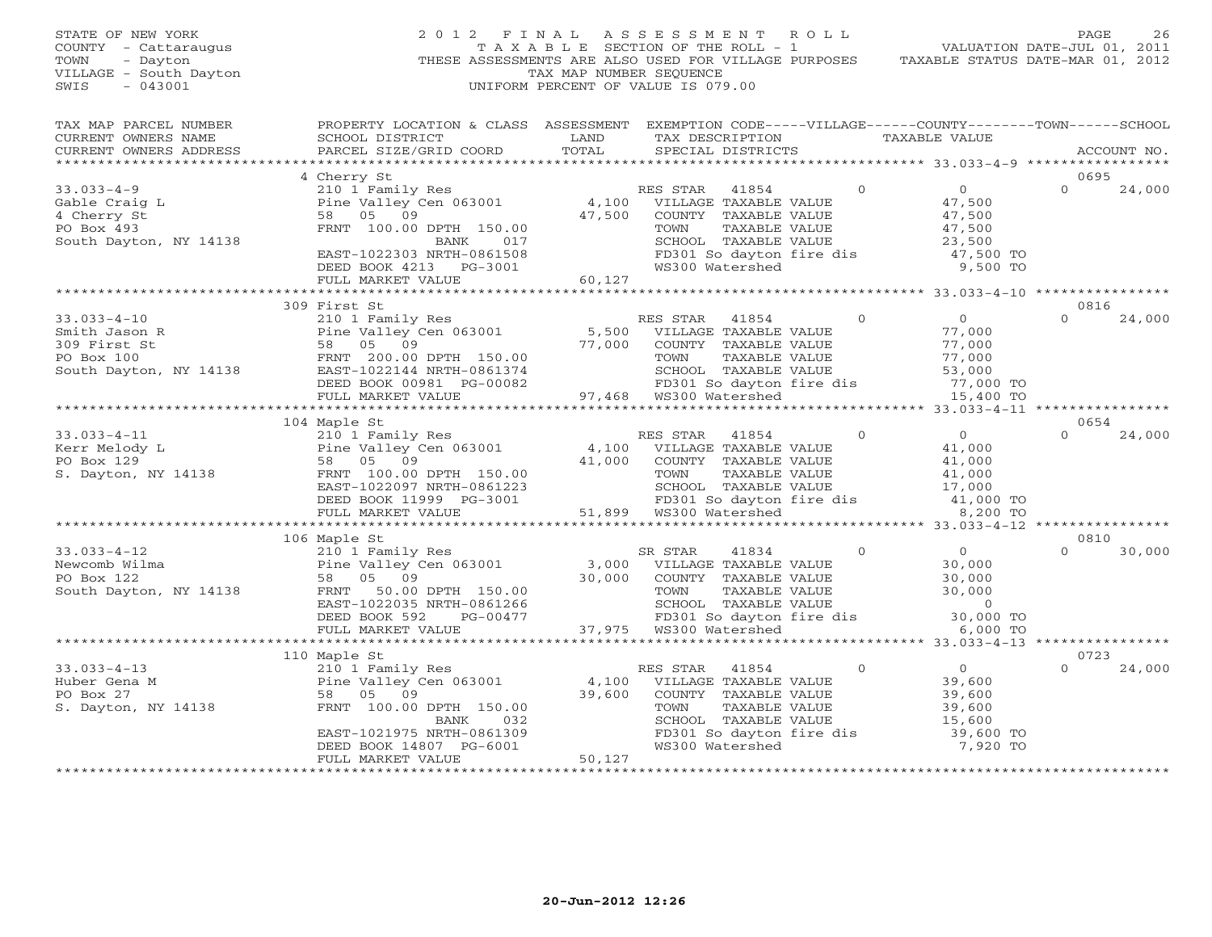STATE OF NEW YORK
COUNTY - Cattaraugus
TOWN - Dayton
VILLAGE - South Dayton
SWIS - 043001

# 2012 FINAL ASSESSMENT ROLL

TAXABLE SECTION OF THE ROLL - 1
THESE ASSESSMENTS ARE ALSO USED FOR VILLAGE PURPOSES
TAX MAP NUMBER SEQUENCE
UNIFORM PERCENT OF VALUE IS 079.00

VALUATION DATE-JUL 01, 2011
TAXABLE STATUS DATE-MAR 01, 2012

| TAX MAP PARCEL NUMBER / CURRENT OWNERS NAME / CURRENT OWNERS ADDRESS | PROPERTY LOCATION & CLASS / SCHOOL DISTRICT / PARCEL SIZE/GRID COORD | ASSESSMENT LAND / TOTAL | EXEMPTION CODE / TAX DESCRIPTION / SPECIAL DISTRICTS | VILLAGE | COUNTY / TAXABLE VALUE | TOWN | SCHOOL | ACCOUNT NO. |
|---|---|---|---|---|---|---|---|---|
| | 4 Cherry St | | | | | | | 0695 |
| 33.033-4-9 | 210 1 Family Res | | RES STAR 41854 | 0 | 0 | | 0 | 24,000 |
| Gable Craig L | Pine Valley Cen 063001 | 4,100 | VILLAGE TAXABLE VALUE | | 47,500 | | | |
| 4 Cherry St | 58 05 09 | 47,500 | COUNTY TAXABLE VALUE | | 47,500 | | | |
| PO Box 493 | FRNT 100.00 DPTH 150.00 | | TOWN TAXABLE VALUE | | 47,500 | | | |
| South Dayton, NY 14138 | BANK 017 | | SCHOOL TAXABLE VALUE | | 23,500 | | | |
| | EAST-1022303 NRTH-0861508 | | FD301 So dayton fire dis | | 47,500 TO | | | |
| | DEED BOOK 4213 PG-3001 | | WS300 Watershed | | 9,500 TO | | | |
| | FULL MARKET VALUE | 60,127 | | | | | | |
| | 309 First St | | | | | | | 0816 |
| 33.033-4-10 | 210 1 Family Res | | RES STAR 41854 | 0 | 0 | | 0 | 24,000 |
| Smith Jason R | Pine Valley Cen 063001 | 5,500 | VILLAGE TAXABLE VALUE | | 77,000 | | | |
| 309 First St | 58 05 09 | 77,000 | COUNTY TAXABLE VALUE | | 77,000 | | | |
| PO Box 100 | FRNT 200.00 DPTH 150.00 | | TOWN TAXABLE VALUE | | 77,000 | | | |
| South Dayton, NY 14138 | EAST-1022144 NRTH-0861374 | | SCHOOL TAXABLE VALUE | | 53,000 | | | |
| | DEED BOOK 00981 PG-00082 | | FD301 So dayton fire dis | | 77,000 TO | | | |
| | FULL MARKET VALUE | 97,468 | WS300 Watershed | | 15,400 TO | | | |
| | 104 Maple St | | | | | | | 0654 |
| 33.033-4-11 | 210 1 Family Res | | RES STAR 41854 | 0 | 0 | | 0 | 24,000 |
| Kerr Melody L | Pine Valley Cen 063001 | 4,100 | VILLAGE TAXABLE VALUE | | 41,000 | | | |
| PO Box 129 | 58 05 09 | 41,000 | COUNTY TAXABLE VALUE | | 41,000 | | | |
| S. Dayton, NY 14138 | FRNT 100.00 DPTH 150.00 | | TOWN TAXABLE VALUE | | 41,000 | | | |
| | EAST-1022097 NRTH-0861223 | | SCHOOL TAXABLE VALUE | | 17,000 | | | |
| | DEED BOOK 11999 PG-3001 | | FD301 So dayton fire dis | | 41,000 TO | | | |
| | FULL MARKET VALUE | 51,899 | WS300 Watershed | | 8,200 TO | | | |
| | 106 Maple St | | | | | | | 0810 |
| 33.033-4-12 | 210 1 Family Res | | SR STAR 41834 | 0 | 0 | | 0 | 30,000 |
| Newcomb Wilma | Pine Valley Cen 063001 | 3,000 | VILLAGE TAXABLE VALUE | | 30,000 | | | |
| PO Box 122 | 58 05 09 | 30,000 | COUNTY TAXABLE VALUE | | 30,000 | | | |
| South Dayton, NY 14138 | FRNT 50.00 DPTH 150.00 | | TOWN TAXABLE VALUE | | 30,000 | | | |
| | EAST-1022035 NRTH-0861266 | | SCHOOL TAXABLE VALUE | | 0 | | | |
| | DEED BOOK 592 PG-00477 | | FD301 So dayton fire dis | | 30,000 TO | | | |
| | FULL MARKET VALUE | 37,975 | WS300 Watershed | | 6,000 TO | | | |
| | 110 Maple St | | | | | | | 0723 |
| 33.033-4-13 | 210 1 Family Res | | RES STAR 41854 | 0 | 0 | | 0 | 24,000 |
| Huber Gena M | Pine Valley Cen 063001 | 4,100 | VILLAGE TAXABLE VALUE | | 39,600 | | | |
| PO Box 27 | 58 05 09 | 39,600 | COUNTY TAXABLE VALUE | | 39,600 | | | |
| S. Dayton, NY 14138 | FRNT 100.00 DPTH 150.00 | | TOWN TAXABLE VALUE | | 39,600 | | | |
| | BANK 032 | | SCHOOL TAXABLE VALUE | | 15,600 | | | |
| | EAST-1021975 NRTH-0861309 | | FD301 So dayton fire dis | | 39,600 TO | | | |
| | DEED BOOK 14807 PG-6001 | | WS300 Watershed | | 7,920 TO | | | |
| | FULL MARKET VALUE | 50,127 | | | | | | |

20-Jun-2012 12:26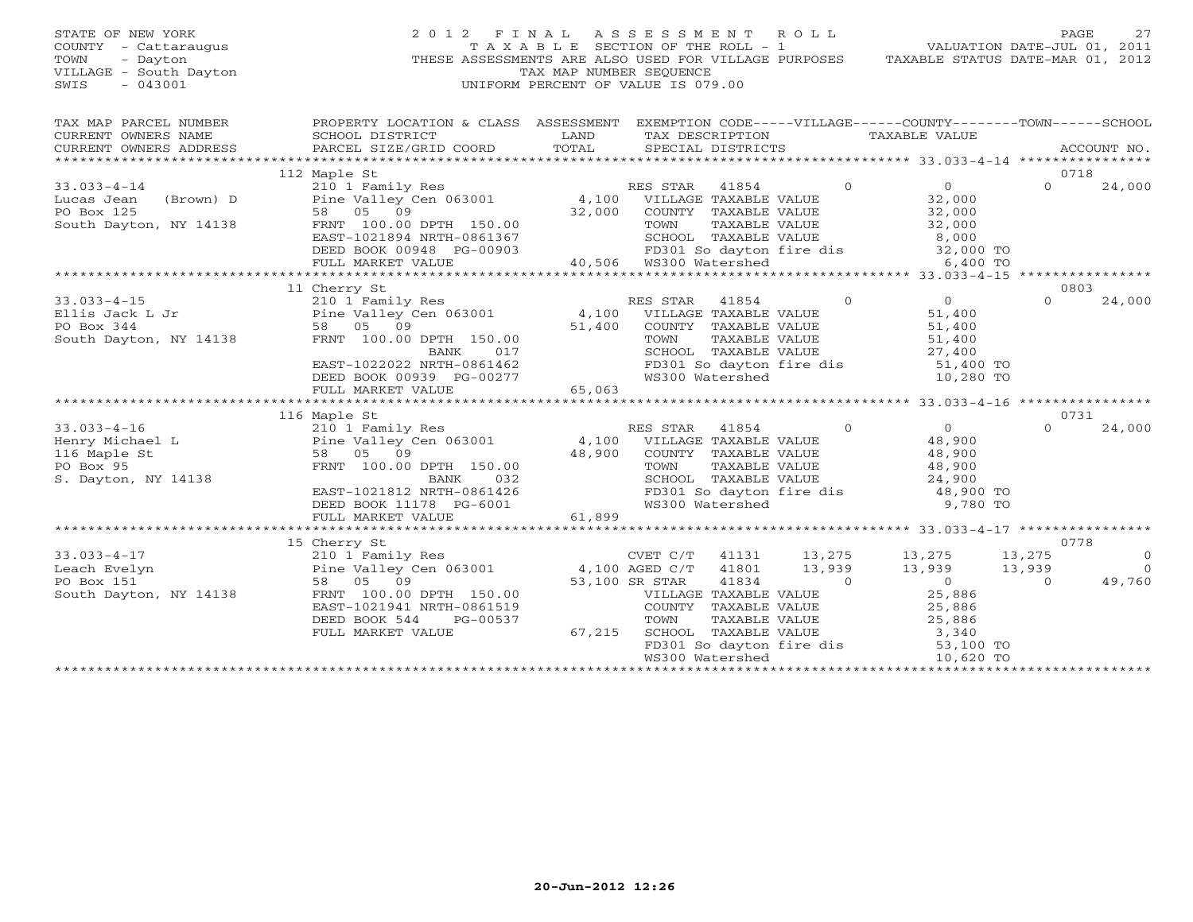STATE OF NEW YORK
COUNTY - Cattaraugus
TOWN - Dayton
VILLAGE - South Dayton
SWIS - 043001

# 2012 FINAL ASSESSMENT ROLL
TAXABLE SECTION OF THE ROLL - 1
THESE ASSESSMENTS ARE ALSO USED FOR VILLAGE PURPOSES
TAX MAP NUMBER SEQUENCE
UNIFORM PERCENT OF VALUE IS 079.00

VALUATION DATE-JUL 01, 2011
TAXABLE STATUS DATE-MAR 01, 2012

| TAX MAP PARCEL NUMBER / CURRENT OWNERS NAME / CURRENT OWNERS ADDRESS | PROPERTY LOCATION & CLASS / SCHOOL DISTRICT / PARCEL SIZE/GRID COORD | ASSESSMENT LAND / TOTAL | EXEMPTION CODE / TAX DESCRIPTION / SPECIAL DISTRICTS | VILLAGE | COUNTY / TAXABLE VALUE | TOWN | SCHOOL / ACCOUNT NO. |
|---|---|---|---|---|---|---|---|
| | 112 Maple St | | | | | | 0718 |
| 33.033-4-14 | 210 1 Family Res | | RES STAR 41854 | 0 | 0 | 0 | 24,000 |
| Lucas Jean (Brown) D | Pine Valley Cen 063001 | 4,100 | VILLAGE TAXABLE VALUE | | 32,000 | | |
| PO Box 125 | 58 05 09 | 32,000 | COUNTY TAXABLE VALUE | | 32,000 | | |
| South Dayton, NY 14138 | FRNT 100.00 DPTH 150.00 | | TOWN TAXABLE VALUE | | 32,000 | | |
| | EAST-1021894 NRTH-0861367 | | SCHOOL TAXABLE VALUE | | 8,000 | | |
| | DEED BOOK 00948 PG-00903 | | FD301 So dayton fire dis | | 32,000 TO | | |
| | FULL MARKET VALUE | 40,506 | WS300 Watershed | | 6,400 TO | | |
| | 11 Cherry St | | | | | | 0803 |
| 33.033-4-15 | 210 1 Family Res | | RES STAR 41854 | 0 | 0 | 0 | 24,000 |
| Ellis Jack L Jr | Pine Valley Cen 063001 | 4,100 | VILLAGE TAXABLE VALUE | | 51,400 | | |
| PO Box 344 | 58 05 09 | 51,400 | COUNTY TAXABLE VALUE | | 51,400 | | |
| South Dayton, NY 14138 | FRNT 100.00 DPTH 150.00 | | TOWN TAXABLE VALUE | | 51,400 | | |
| | BANK 017 | | SCHOOL TAXABLE VALUE | | 27,400 | | |
| | EAST-1022022 NRTH-0861462 | | FD301 So dayton fire dis | | 51,400 TO | | |
| | DEED BOOK 00939 PG-00277 | | WS300 Watershed | | 10,280 TO | | |
| | FULL MARKET VALUE | 65,063 | | | | | |
| | 116 Maple St | | | | | | 0731 |
| 33.033-4-16 | 210 1 Family Res | | RES STAR 41854 | 0 | 0 | 0 | 24,000 |
| Henry Michael L | Pine Valley Cen 063001 | 4,100 | VILLAGE TAXABLE VALUE | | 48,900 | | |
| 116 Maple St | 58 05 09 | 48,900 | COUNTY TAXABLE VALUE | | 48,900 | | |
| PO Box 95 | FRNT 100.00 DPTH 150.00 | | TOWN TAXABLE VALUE | | 48,900 | | |
| S. Dayton, NY 14138 | BANK 032 | | SCHOOL TAXABLE VALUE | | 24,900 | | |
| | EAST-1021812 NRTH-0861426 | | FD301 So dayton fire dis | | 48,900 TO | | |
| | DEED BOOK 11178 PG-6001 | | WS300 Watershed | | 9,780 TO | | |
| | FULL MARKET VALUE | 61,899 | | | | | |
| | 15 Cherry St | | | | | | 0778 |
| 33.033-4-17 | 210 1 Family Res | | CVET C/T 41131 | 13,275 | 13,275 | 13,275 | 0 |
| Leach Evelyn | Pine Valley Cen 063001 | 4,100 | AGED C/T 41801 | 13,939 | 13,939 | 13,939 | 0 |
| PO Box 151 | 58 05 09 | 53,100 | SR STAR 41834 | 0 | 0 | 0 | 49,760 |
| South Dayton, NY 14138 | FRNT 100.00 DPTH 150.00 | | VILLAGE TAXABLE VALUE | | 25,886 | | |
| | EAST-1021941 NRTH-0861519 | | COUNTY TAXABLE VALUE | | 25,886 | | |
| | DEED BOOK 544 PG-00537 | | TOWN TAXABLE VALUE | | 25,886 | | |
| | FULL MARKET VALUE | 67,215 | SCHOOL TAXABLE VALUE | | 3,340 | | |
| | | | FD301 So dayton fire dis | | 53,100 TO | | |
| | | | WS300 Watershed | | 10,620 TO | | |

20-Jun-2012 12:26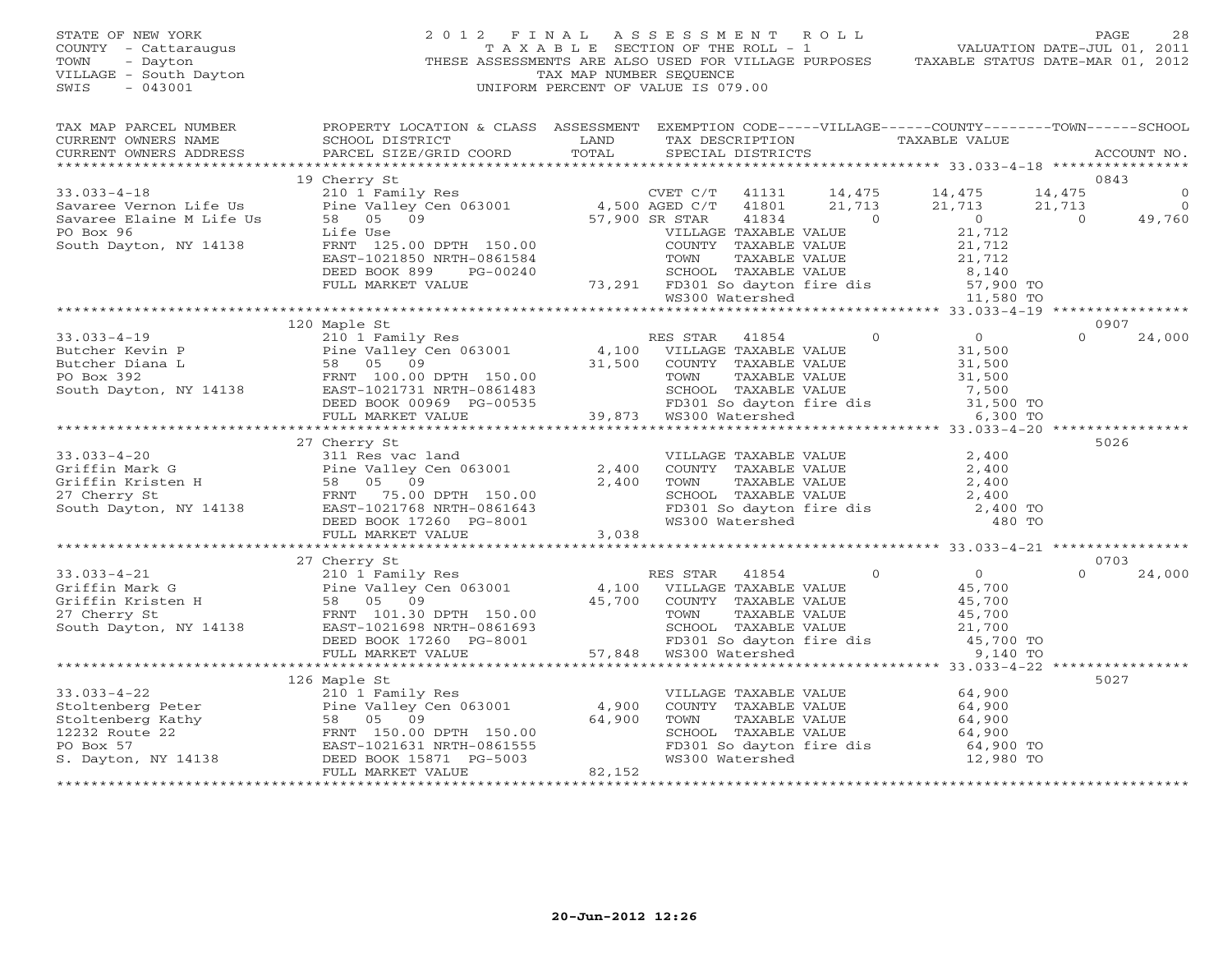STATE OF NEW YORK
COUNTY - Cattaraugus
TOWN - Dayton
VILLAGE - South Dayton
SWIS - 043001

2 0 1 2 F I N A L A S S E S S M E N T R O L L
T A X A B L E SECTION OF THE ROLL - 1
THESE ASSESSMENTS ARE ALSO USED FOR VILLAGE PURPOSES
TAX MAP NUMBER SEQUENCE
UNIFORM PERCENT OF VALUE IS 079.00

VALUATION DATE-JUL 01, 2011
TAXABLE STATUS DATE-MAR 01, 2012

| TAX MAP PARCEL NUMBER / CURRENT OWNERS NAME / CURRENT OWNERS ADDRESS | PROPERTY LOCATION & CLASS / SCHOOL DISTRICT / PARCEL SIZE/GRID COORD | ASSESSMENT LAND / TOTAL | EXEMPTION CODE / TAX DESCRIPTION / SPECIAL DISTRICTS | VILLAGE | COUNTY | TOWN | SCHOOL | ACCOUNT NO. |
|---|---|---|---|---|---|---|---|---|
| **33.033-4-18** | 19 Cherry St | | | | | | | 0843 |
| 33.033-4-18 | 210 1 Family Res | | CVET C/T 41131 | 14,475 | 14,475 | 14,475 | 0 | |
| Savaree Vernon Life Us | Pine Valley Cen 063001 | 4,500 | AGED C/T 41801 | 21,713 | 21,713 | 21,713 | 0 | |
| Savaree Elaine M Life Us | 58 05 09 | 57,900 | SR STAR 41834 | 0 | 0 | 0 | 49,760 | |
| PO Box 96 | Life Use | | VILLAGE TAXABLE VALUE | 21,712 | | | | |
| South Dayton, NY 14138 | FRNT 125.00 DPTH 150.00 | | COUNTY TAXABLE VALUE | | 21,712 | | | |
| | EAST-1021850 NRTH-0861584 | | TOWN TAXABLE VALUE | | | 21,712 | | |
| | DEED BOOK 899 PG-00240 | | SCHOOL TAXABLE VALUE | | | | 8,140 | |
| | FULL MARKET VALUE | 73,291 | FD301 So dayton fire dis | 57,900 TO | | | | |
| | | | WS300 Watershed | 11,580 TO | | | | |
| **33.033-4-19** | 120 Maple St | | | | | | | 0907 |
| 33.033-4-19 | 210 1 Family Res | | RES STAR 41854 | 0 | 0 | 0 | 24,000 | |
| Butcher Kevin P | Pine Valley Cen 063001 | 4,100 | VILLAGE TAXABLE VALUE | 31,500 | | | | |
| Butcher Diana L | 58 05 09 | 31,500 | COUNTY TAXABLE VALUE | | 31,500 | | | |
| PO Box 392 | FRNT 100.00 DPTH 150.00 | | TOWN TAXABLE VALUE | | | 31,500 | | |
| South Dayton, NY 14138 | EAST-1021731 NRTH-0861483 | | SCHOOL TAXABLE VALUE | | | | 7,500 | |
| | DEED BOOK 00969 PG-00535 | | FD301 So dayton fire dis | 31,500 TO | | | | |
| | FULL MARKET VALUE | 39,873 | WS300 Watershed | 6,300 TO | | | | |
| **33.033-4-20** | 27 Cherry St | | | | | | | 5026 |
| 33.033-4-20 | 311 Res vac land | | VILLAGE TAXABLE VALUE | 2,400 | | | | |
| Griffin Mark G | Pine Valley Cen 063001 | 2,400 | COUNTY TAXABLE VALUE | | 2,400 | | | |
| Griffin Kristen H | 58 05 09 | 2,400 | TOWN TAXABLE VALUE | | | 2,400 | | |
| 27 Cherry St | FRNT 75.00 DPTH 150.00 | | SCHOOL TAXABLE VALUE | | | | 2,400 | |
| South Dayton, NY 14138 | EAST-1021768 NRTH-0861643 | | FD301 So dayton fire dis | 2,400 TO | | | | |
| | DEED BOOK 17260 PG-8001 | | WS300 Watershed | 480 TO | | | | |
| | FULL MARKET VALUE | 3,038 | | | | | | |
| **33.033-4-21** | 27 Cherry St | | | | | | | 0703 |
| 33.033-4-21 | 210 1 Family Res | | RES STAR 41854 | 0 | 0 | 0 | 24,000 | |
| Griffin Mark G | Pine Valley Cen 063001 | 4,100 | VILLAGE TAXABLE VALUE | 45,700 | | | | |
| Griffin Kristen H | 58 05 09 | 45,700 | COUNTY TAXABLE VALUE | | 45,700 | | | |
| 27 Cherry St | FRNT 101.30 DPTH 150.00 | | TOWN TAXABLE VALUE | | | 45,700 | | |
| South Dayton, NY 14138 | EAST-1021698 NRTH-0861693 | | SCHOOL TAXABLE VALUE | | | | 21,700 | |
| | DEED BOOK 17260 PG-8001 | | FD301 So dayton fire dis | 45,700 TO | | | | |
| | FULL MARKET VALUE | 57,848 | WS300 Watershed | 9,140 TO | | | | |
| **33.033-4-22** | 126 Maple St | | | | | | | 5027 |
| 33.033-4-22 | 210 1 Family Res | | VILLAGE TAXABLE VALUE | 64,900 | | | | |
| Stoltenberg Peter | Pine Valley Cen 063001 | 4,900 | COUNTY TAXABLE VALUE | | 64,900 | | | |
| Stoltenberg Kathy | 58 05 09 | 64,900 | TOWN TAXABLE VALUE | | | 64,900 | | |
| 12232 Route 22 | FRNT 150.00 DPTH 150.00 | | SCHOOL TAXABLE VALUE | | | | 64,900 | |
| PO Box 57 | EAST-1021631 NRTH-0861555 | | FD301 So dayton fire dis | 64,900 TO | | | | |
| S. Dayton, NY 14138 | DEED BOOK 15871 PG-5003 | | WS300 Watershed | 12,980 TO | | | | |
| | FULL MARKET VALUE | 82,152 | | | | | | |

20-Jun-2012 12:26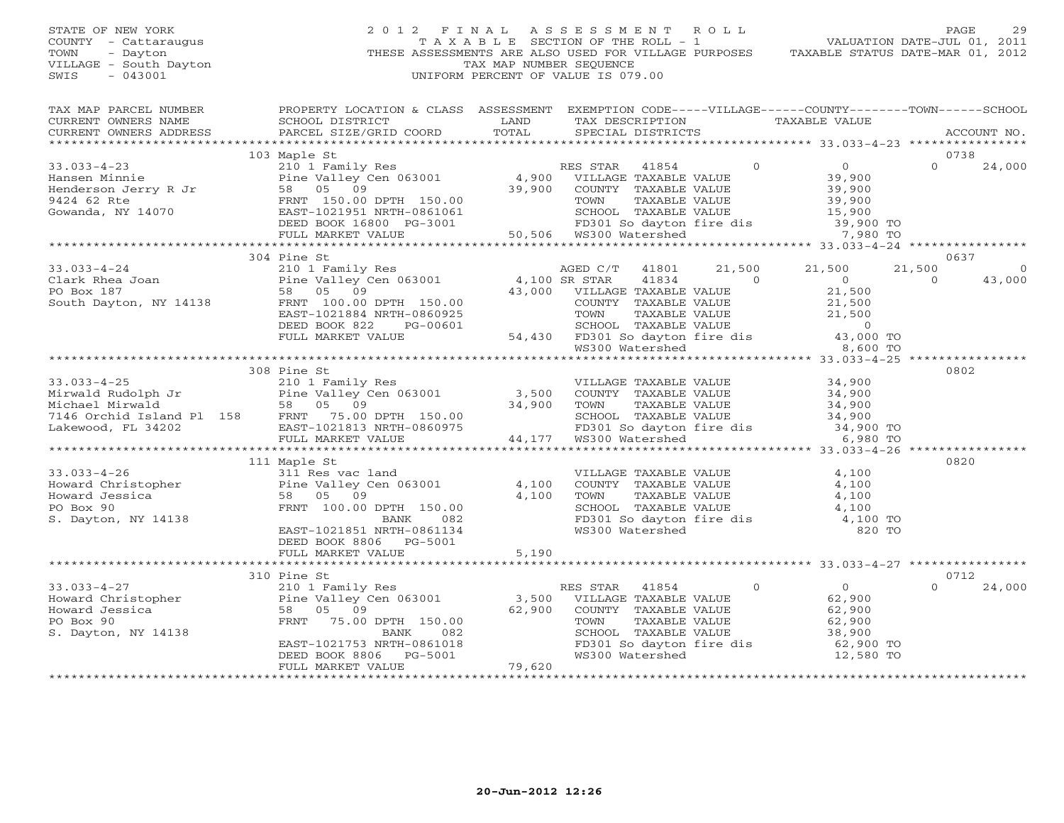STATE OF NEW YORK
COUNTY - Cattaraugus
TOWN - Dayton
VILLAGE - South Dayton
SWIS - 043001

2012 FINAL ASSESSMENT ROLL
TAXABLE SECTION OF THE ROLL - 1
THESE ASSESSMENTS ARE ALSO USED FOR VILLAGE PURPOSES
TAX MAP NUMBER SEQUENCE
UNIFORM PERCENT OF VALUE IS 079.00

VALUATION DATE-JUL 01, 2011
TAXABLE STATUS DATE-MAR 01, 2012

| TAX MAP PARCEL NUMBER / CURRENT OWNERS NAME / CURRENT OWNERS ADDRESS | PROPERTY LOCATION & CLASS / SCHOOL DISTRICT / PARCEL SIZE/GRID COORD | ASSESSMENT LAND / TOTAL | EXEMPTION CODE / TAX DESCRIPTION / SPECIAL DISTRICTS | VILLAGE | COUNTY / TAXABLE VALUE | TOWN | SCHOOL | ACCOUNT NO. |
|---|---|---|---|---|---|---|---|---|
| | 103 Maple St | | | | | | | 0738 |
| 33.033-4-23 | 210 1 Family Res | | RES STAR 41854 | 0 | 0 | 0 | 24,000 | |
| Hansen Minnie | Pine Valley Cen 063001 | 4,900 | VILLAGE TAXABLE VALUE | | 39,900 | | | |
| Henderson Jerry R Jr | 58 05 09 | 39,900 | COUNTY TAXABLE VALUE | | 39,900 | | | |
| 9424 62 Rte | FRNT 150.00 DPTH 150.00 | | TOWN TAXABLE VALUE | | 39,900 | | | |
| Gowanda, NY 14070 | EAST-1021951 NRTH-0861061 | | SCHOOL TAXABLE VALUE | | 15,900 | | | |
| | DEED BOOK 16800 PG-3001 | | FD301 So dayton fire dis | | 39,900 TO | | | |
| | FULL MARKET VALUE | 50,506 | WS300 Watershed | | 7,980 TO | | | |
| | 304 Pine St | | | | | | | 0637 |
| 33.033-4-24 | 210 1 Family Res | | AGED C/T 41801 | 21,500 | 21,500 | 21,500 | 0 | |
| Clark Rhea Joan | Pine Valley Cen 063001 | 4,100 | SR STAR 41834 | 0 | 0 | 0 | 43,000 | |
| PO Box 187 | 58 05 09 | 43,000 | VILLAGE TAXABLE VALUE | | 21,500 | | | |
| South Dayton, NY 14138 | FRNT 100.00 DPTH 150.00 | | COUNTY TAXABLE VALUE | | 21,500 | | | |
| | EAST-1021884 NRTH-0860925 | | TOWN TAXABLE VALUE | | 21,500 | | | |
| | DEED BOOK 822 PG-00601 | | SCHOOL TAXABLE VALUE | | 0 | | | |
| | FULL MARKET VALUE | 54,430 | FD301 So dayton fire dis | | 43,000 TO | | | |
| | | | WS300 Watershed | | 8,600 TO | | | |
| | 308 Pine St | | | | | | | 0802 |
| 33.033-4-25 | 210 1 Family Res | | VILLAGE TAXABLE VALUE | | 34,900 | | | |
| Mirwald Rudolph Jr | Pine Valley Cen 063001 | 3,500 | COUNTY TAXABLE VALUE | | 34,900 | | | |
| Michael Mirwald | 58 05 09 | 34,900 | TOWN TAXABLE VALUE | | 34,900 | | | |
| 7146 Orchid Island Pl 158 | FRNT 75.00 DPTH 150.00 | | SCHOOL TAXABLE VALUE | | 34,900 | | | |
| Lakewood, FL 34202 | EAST-1021813 NRTH-0860975 | | FD301 So dayton fire dis | | 34,900 TO | | | |
| | FULL MARKET VALUE | 44,177 | WS300 Watershed | | 6,980 TO | | | |
| | 111 Maple St | | | | | | | 0820 |
| 33.033-4-26 | 311 Res vac land | | VILLAGE TAXABLE VALUE | | 4,100 | | | |
| Howard Christopher | Pine Valley Cen 063001 | 4,100 | COUNTY TAXABLE VALUE | | 4,100 | | | |
| Howard Jessica | 58 05 09 | 4,100 | TOWN TAXABLE VALUE | | 4,100 | | | |
| PO Box 90 | FRNT 100.00 DPTH 150.00 | | SCHOOL TAXABLE VALUE | | 4,100 | | | |
| S. Dayton, NY 14138 | BANK 082 | | FD301 So dayton fire dis | | 4,100 TO | | | |
| | EAST-1021851 NRTH-0861134 | | WS300 Watershed | | 820 TO | | | |
| | DEED BOOK 8806 PG-5001 | | | | | | | |
| | FULL MARKET VALUE | 5,190 | | | | | | |
| | 310 Pine St | | | | | | | 0712 |
| 33.033-4-27 | 210 1 Family Res | | RES STAR 41854 | 0 | 0 | 0 | 24,000 | |
| Howard Christopher | Pine Valley Cen 063001 | 3,500 | VILLAGE TAXABLE VALUE | | 62,900 | | | |
| Howard Jessica | 58 05 09 | 62,900 | COUNTY TAXABLE VALUE | | 62,900 | | | |
| PO Box 90 | FRNT 75.00 DPTH 150.00 | | TOWN TAXABLE VALUE | | 62,900 | | | |
| S. Dayton, NY 14138 | BANK 082 | | SCHOOL TAXABLE VALUE | | 38,900 | | | |
| | EAST-1021753 NRTH-0861018 | | FD301 So dayton fire dis | | 62,900 TO | | | |
| | DEED BOOK 8806 PG-5001 | | WS300 Watershed | | 12,580 TO | | | |
| | FULL MARKET VALUE | 79,620 | | | | | | |

20-Jun-2012 12:26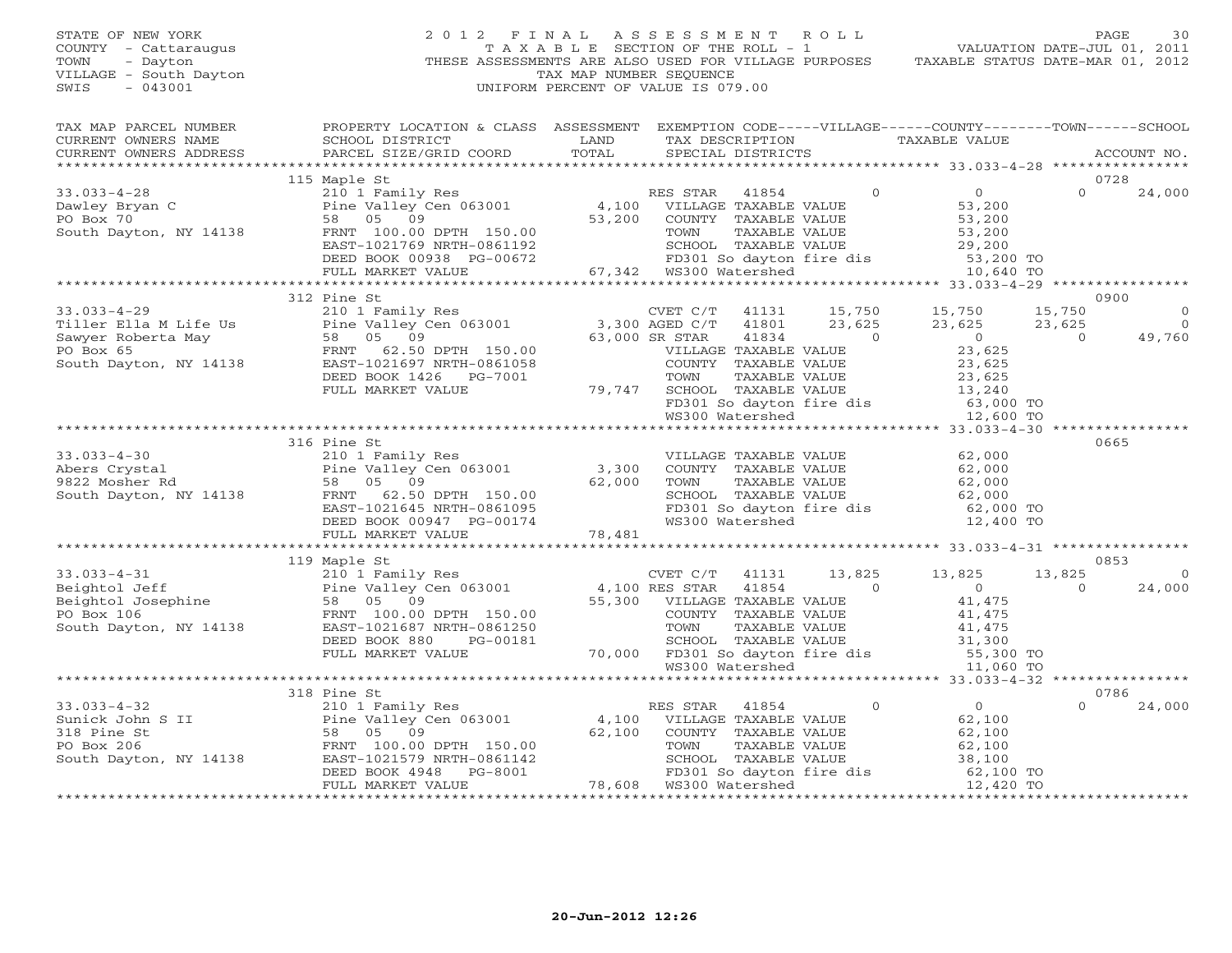STATE OF NEW YORK
COUNTY - Cattaraugus
TOWN - Dayton
VILLAGE - South Dayton
SWIS - 043001

# 2012 FINAL ASSESSMENT ROLL

TAXABLE SECTION OF THE ROLL - 1
THESE ASSESSMENTS ARE ALSO USED FOR VILLAGE PURPOSES
TAX MAP NUMBER SEQUENCE
UNIFORM PERCENT OF VALUE IS 079.00

VALUATION DATE-JUL 01, 2011
TAXABLE STATUS DATE-MAR 01, 2012

| TAX MAP PARCEL NUMBER / CURRENT OWNERS NAME / CURRENT OWNERS ADDRESS | PROPERTY LOCATION & CLASS / SCHOOL DISTRICT / PARCEL SIZE/GRID COORD | ASSESSMENT LAND / TOTAL | EXEMPTION CODE / TAX DESCRIPTION / SPECIAL DISTRICTS | VILLAGE | COUNTY | TOWN | SCHOOL | ACCOUNT NO. |
|---|---|---|---|---|---|---|---|---|
| **33.033-4-28** | 115 Maple St | | | | | | | 0728 |
| Dawley Bryan C | 210 1 Family Res | | RES STAR 41854 | 0 | 0 | 0 | 24,000 | |
| PO Box 70 | Pine Valley Cen 063001 | 4,100 | VILLAGE TAXABLE VALUE | | 53,200 | | | |
| South Dayton, NY 14138 | 58 05 09 | 53,200 | COUNTY TAXABLE VALUE | | 53,200 | | | |
| | FRNT 100.00 DPTH 150.00 | | TOWN TAXABLE VALUE | | 53,200 | | | |
| | EAST-1021769 NRTH-0861192 | | SCHOOL TAXABLE VALUE | | 29,200 | | | |
| | DEED BOOK 00938 PG-00672 | | FD301 So dayton fire dis | | 53,200 TO | | | |
| | FULL MARKET VALUE | 67,342 | WS300 Watershed | | 10,640 TO | | | |
| **33.033-4-29** | 312 Pine St | | | | | | | 0900 |
| Tiller Ella M Life Us | 210 1 Family Res | | CVET C/T 41131 | 15,750 | 15,750 | 15,750 | 0 | |
| Sawyer Roberta May | Pine Valley Cen 063001 | 3,300 | AGED C/T 41801 | 23,625 | 23,625 | 23,625 | 0 | |
| PO Box 65 | 58 05 09 | 63,000 | SR STAR 41834 | 0 | 0 | 0 | 49,760 | |
| South Dayton, NY 14138 | FRNT 62.50 DPTH 150.00 | | VILLAGE TAXABLE VALUE | | 23,625 | | | |
| | EAST-1021697 NRTH-0861058 | | COUNTY TAXABLE VALUE | | 23,625 | | | |
| | DEED BOOK 1426 PG-7001 | | TOWN TAXABLE VALUE | | 23,625 | | | |
| | FULL MARKET VALUE | 79,747 | SCHOOL TAXABLE VALUE | | 13,240 | | | |
| | | | FD301 So dayton fire dis | | 63,000 TO | | | |
| | | | WS300 Watershed | | 12,600 TO | | | |
| **33.033-4-30** | 316 Pine St | | | | | | | 0665 |
| Abers Crystal | 210 1 Family Res | | VILLAGE TAXABLE VALUE | | 62,000 | | | |
| 9822 Mosher Rd | Pine Valley Cen 063001 | 3,300 | COUNTY TAXABLE VALUE | | 62,000 | | | |
| South Dayton, NY 14138 | 58 05 09 | 62,000 | TOWN TAXABLE VALUE | | 62,000 | | | |
| | FRNT 62.50 DPTH 150.00 | | SCHOOL TAXABLE VALUE | | 62,000 | | | |
| | EAST-1021645 NRTH-0861095 | | FD301 So dayton fire dis | | 62,000 TO | | | |
| | DEED BOOK 00947 PG-00174 | | WS300 Watershed | | 12,400 TO | | | |
| | FULL MARKET VALUE | 78,481 | | | | | | |
| **33.033-4-31** | 119 Maple St | | | | | | | 0853 |
| Beightol Jeff | 210 1 Family Res | | CVET C/T 41131 | 13,825 | 13,825 | 13,825 | 0 | |
| Beightol Josephine | Pine Valley Cen 063001 | 4,100 | RES STAR 41854 | 0 | 0 | 0 | 24,000 | |
| PO Box 106 | 58 05 09 | 55,300 | VILLAGE TAXABLE VALUE | | 41,475 | | | |
| South Dayton, NY 14138 | FRNT 100.00 DPTH 150.00 | | COUNTY TAXABLE VALUE | | 41,475 | | | |
| | EAST-1021687 NRTH-0861250 | | TOWN TAXABLE VALUE | | 41,475 | | | |
| | DEED BOOK 880 PG-00181 | | SCHOOL TAXABLE VALUE | | 31,300 | | | |
| | FULL MARKET VALUE | 70,000 | FD301 So dayton fire dis | | 55,300 TO | | | |
| | | | WS300 Watershed | | 11,060 TO | | | |
| **33.033-4-32** | 318 Pine St | | | | | | | 0786 |
| Sunick John S II | 210 1 Family Res | | RES STAR 41854 | 0 | 0 | 0 | 24,000 | |
| 318 Pine St | Pine Valley Cen 063001 | 4,100 | VILLAGE TAXABLE VALUE | | 62,100 | | | |
| PO Box 206 | 58 05 09 | 62,100 | COUNTY TAXABLE VALUE | | 62,100 | | | |
| South Dayton, NY 14138 | FRNT 100.00 DPTH 150.00 | | TOWN TAXABLE VALUE | | 62,100 | | | |
| | EAST-1021579 NRTH-0861142 | | SCHOOL TAXABLE VALUE | | 38,100 | | | |
| | DEED BOOK 4948 PG-8001 | | FD301 So dayton fire dis | | 62,100 TO | | | |
| | FULL MARKET VALUE | 78,608 | WS300 Watershed | | 12,420 TO | | | |

20-Jun-2012 12:26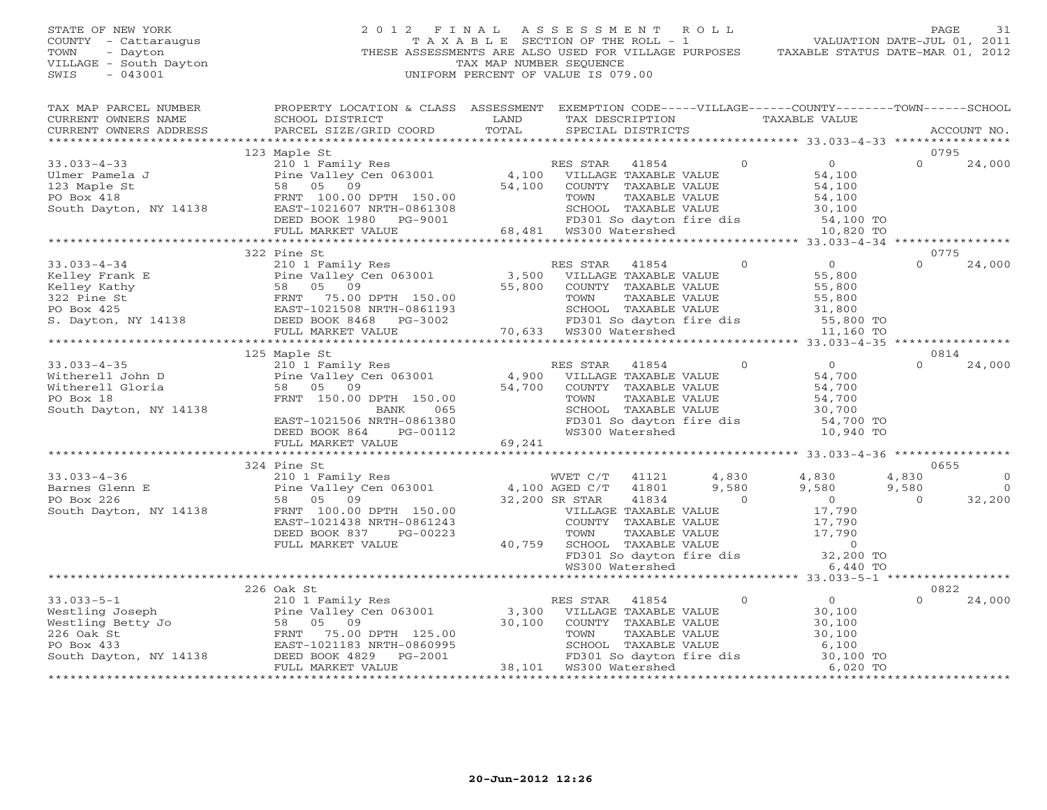STATE OF NEW YORK
COUNTY - Cattaraugus
TOWN - Dayton
VILLAGE - South Dayton
SWIS - 043001

# 2012 FINAL ASSESSMENT ROLL

TAXABLE SECTION OF THE ROLL - 1
THESE ASSESSMENTS ARE ALSO USED FOR VILLAGE PURPOSES
TAX MAP NUMBER SEQUENCE
UNIFORM PERCENT OF VALUE IS 079.00

VALUATION DATE-JUL 01, 2011
TAXABLE STATUS DATE-MAR 01, 2012

| TAX MAP PARCEL NUMBER / CURRENT OWNERS NAME / CURRENT OWNERS ADDRESS | PROPERTY LOCATION & CLASS / SCHOOL DISTRICT / PARCEL SIZE/GRID COORD | ASSESSMENT LAND / TOTAL | EXEMPTION CODE / TAX DESCRIPTION / SPECIAL DISTRICTS | VILLAGE | COUNTY / TAXABLE VALUE | TOWN | SCHOOL / ACCOUNT NO. |
|---|---|---|---|---|---|---|---|
| **33.033-4-33** | 123 Maple St | | | | | | 0795 |
| 33.033-4-33 | 210 1 Family Res | | RES STAR 41854 | 0 | 0 | 0 | 24,000 |
| Ulmer Pamela J | Pine Valley Cen 063001 | 4,100 | VILLAGE TAXABLE VALUE | | 54,100 | | |
| 123 Maple St | 58 05 09 | 54,100 | COUNTY TAXABLE VALUE | | 54,100 | | |
| PO Box 418 | FRNT 100.00 DPTH 150.00 | | TOWN TAXABLE VALUE | | 54,100 | | |
| South Dayton, NY 14138 | EAST-1021607 NRTH-0861308 | | SCHOOL TAXABLE VALUE | | 30,100 | | |
| | DEED BOOK 1980 PG-9001 | | FD301 So dayton fire dis | | 54,100 TO | | |
| | FULL MARKET VALUE | 68,481 | WS300 Watershed | | 10,820 TO | | |
| **33.033-4-34** | 322 Pine St | | | | | | 0775 |
| 33.033-4-34 | 210 1 Family Res | | RES STAR 41854 | 0 | 0 | 0 | 24,000 |
| Kelley Frank E | Pine Valley Cen 063001 | 3,500 | VILLAGE TAXABLE VALUE | | 55,800 | | |
| Kelley Kathy | 58 05 09 | 55,800 | COUNTY TAXABLE VALUE | | 55,800 | | |
| 322 Pine St | FRNT 75.00 DPTH 150.00 | | TOWN TAXABLE VALUE | | 55,800 | | |
| PO Box 425 | EAST-1021508 NRTH-0861193 | | SCHOOL TAXABLE VALUE | | 31,800 | | |
| S. Dayton, NY 14138 | DEED BOOK 8468 PG-3002 | | FD301 So dayton fire dis | | 55,800 TO | | |
| | FULL MARKET VALUE | 70,633 | WS300 Watershed | | 11,160 TO | | |
| **33.033-4-35** | 125 Maple St | | | | | | 0814 |
| 33.033-4-35 | 210 1 Family Res | | RES STAR 41854 | 0 | 0 | 0 | 24,000 |
| Witherell John D | Pine Valley Cen 063001 | 4,900 | VILLAGE TAXABLE VALUE | | 54,700 | | |
| Witherell Gloria | 58 05 09 | 54,700 | COUNTY TAXABLE VALUE | | 54,700 | | |
| PO Box 18 | FRNT 150.00 DPTH 150.00 | | TOWN TAXABLE VALUE | | 54,700 | | |
| South Dayton, NY 14138 | BANK 065 | | SCHOOL TAXABLE VALUE | | 30,700 | | |
| | EAST-1021506 NRTH-0861380 | | FD301 So dayton fire dis | | 54,700 TO | | |
| | DEED BOOK 864 PG-00112 | | WS300 Watershed | | 10,940 TO | | |
| | FULL MARKET VALUE | 69,241 | | | | | |
| **33.033-4-36** | 324 Pine St | | | | | | 0655 |
| 33.033-4-36 | 210 1 Family Res | | WVET C/T 41121 | 4,830 | 4,830 | 4,830 | 0 |
| Barnes Glenn E | Pine Valley Cen 063001 | 4,100 | AGED C/T 41801 | 9,580 | 9,580 | 9,580 | 0 |
| PO Box 226 | 58 05 09 | 32,200 | SR STAR 41834 | 0 | 0 | 0 | 32,200 |
| South Dayton, NY 14138 | FRNT 100.00 DPTH 150.00 | | VILLAGE TAXABLE VALUE | | 17,790 | | |
| | EAST-1021438 NRTH-0861243 | | COUNTY TAXABLE VALUE | | 17,790 | | |
| | DEED BOOK 837 PG-00223 | | TOWN TAXABLE VALUE | | 17,790 | | |
| | FULL MARKET VALUE | 40,759 | SCHOOL TAXABLE VALUE | | 0 | | |
| | | | FD301 So dayton fire dis | | 32,200 TO | | |
| | | | WS300 Watershed | | 6,440 TO | | |
| **33.033-5-1** | 226 Oak St | | | | | | 0822 |
| 33.033-5-1 | 210 1 Family Res | | RES STAR 41854 | 0 | 0 | 0 | 24,000 |
| Westling Joseph | Pine Valley Cen 063001 | 3,300 | VILLAGE TAXABLE VALUE | | 30,100 | | |
| Westling Betty Jo | 58 05 09 | 30,100 | COUNTY TAXABLE VALUE | | 30,100 | | |
| 226 Oak St | FRNT 75.00 DPTH 125.00 | | TOWN TAXABLE VALUE | | 30,100 | | |
| PO Box 433 | EAST-1021183 NRTH-0860995 | | SCHOOL TAXABLE VALUE | | 6,100 | | |
| South Dayton, NY 14138 | DEED BOOK 4829 PG-2001 | | FD301 So dayton fire dis | | 30,100 TO | | |
| | FULL MARKET VALUE | 38,101 | WS300 Watershed | | 6,020 TO | | |

20-Jun-2012 12:26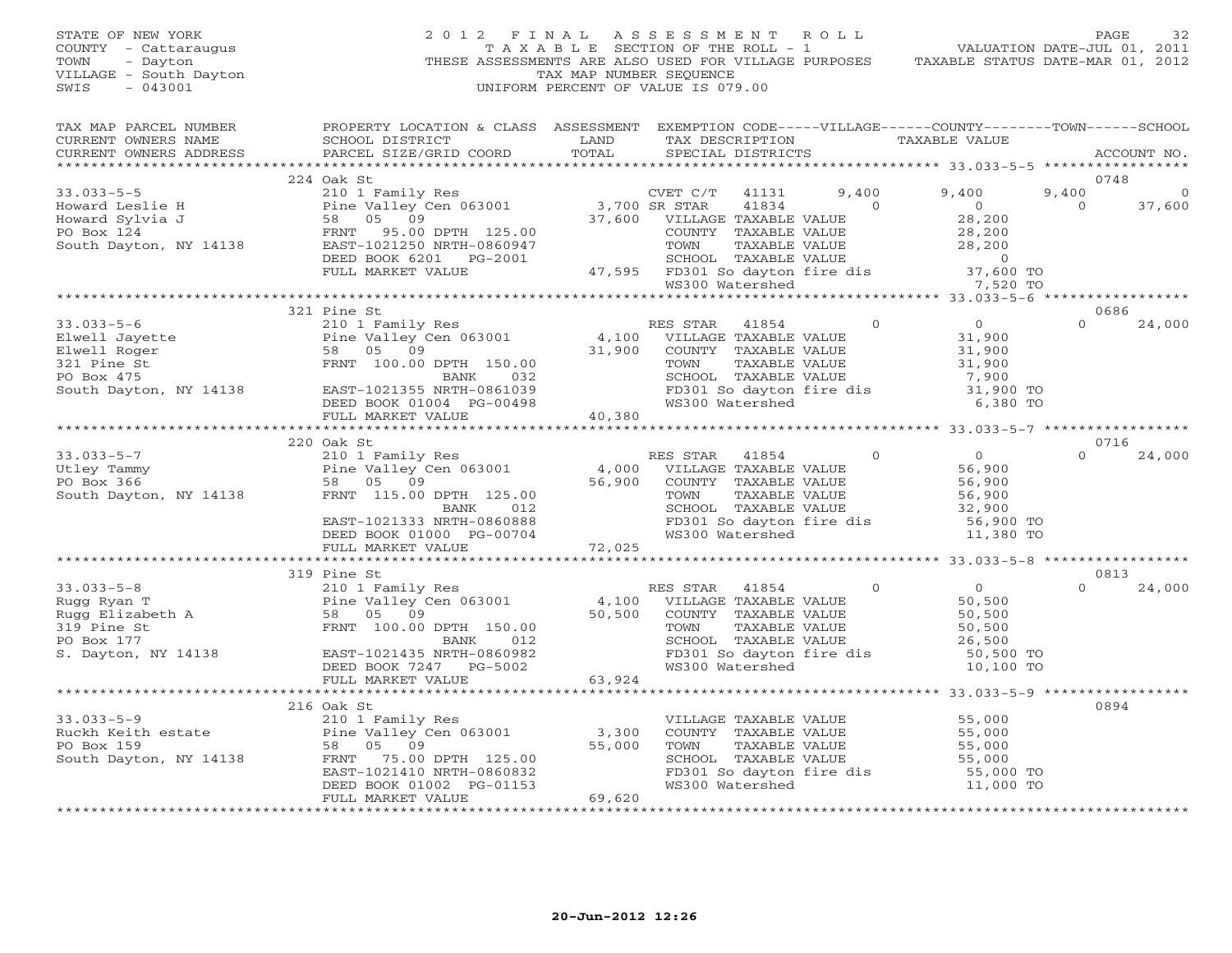STATE OF NEW YORK
COUNTY - Cattaraugus
TOWN - Dayton
VILLAGE - South Dayton
SWIS - 043001

# 2012 FINAL ASSESSMENT ROLL

TAXABLE SECTION OF THE ROLL - 1
THESE ASSESSMENTS ARE ALSO USED FOR VILLAGE PURPOSES
TAX MAP NUMBER SEQUENCE
UNIFORM PERCENT OF VALUE IS 079.00

VALUATION DATE-JUL 01, 2011
TAXABLE STATUS DATE-MAR 01, 2012

| TAX MAP PARCEL NUMBER / CURRENT OWNERS NAME / CURRENT OWNERS ADDRESS | PROPERTY LOCATION & CLASS / SCHOOL DISTRICT / PARCEL SIZE/GRID COORD | ASSESSMENT LAND / TOTAL | EXEMPTION CODE / TAX DESCRIPTION / SPECIAL DISTRICTS | VILLAGE | COUNTY | TOWN | SCHOOL | ACCOUNT NO. |
|---|---|---|---|---|---|---|---|---|
| **33.033-5-5** | 224 Oak St | | | | | | | 0748 |
| Howard Leslie H | 210 1 Family Res | | CVET C/T 41131 | 9,400 | 9,400 | 9,400 | 0 | |
| Howard Sylvia J | Pine Valley Cen 063001 | 3,700 | SR STAR 41834 | 0 | 0 | 0 | 37,600 | |
| PO Box 124 | 58 05 09 | 37,600 | VILLAGE TAXABLE VALUE | 28,200 | | | | |
| South Dayton, NY 14138 | FRNT 95.00 DPTH 125.00 | | COUNTY TAXABLE VALUE | | 28,200 | | | |
| | EAST-1021250 NRTH-0860947 | | TOWN TAXABLE VALUE | | | 28,200 | | |
| | DEED BOOK 6201 PG-2001 | | SCHOOL TAXABLE VALUE | | | | 0 | |
| | FULL MARKET VALUE | 47,595 | FD301 So dayton fire dis | 37,600 TO | | | | |
| | | | WS300 Watershed | 7,520 TO | | | | |
| **33.033-5-6** | 321 Pine St | | | | | | | 0686 |
| Elwell Jayette | 210 1 Family Res | | RES STAR 41854 | 0 | 0 | 0 | 24,000 | |
| Elwell Roger | Pine Valley Cen 063001 | 4,100 | VILLAGE TAXABLE VALUE | 31,900 | | | | |
| 321 Pine St | 58 05 09 | 31,900 | COUNTY TAXABLE VALUE | | 31,900 | | | |
| PO Box 475 | FRNT 100.00 DPTH 150.00 | | TOWN TAXABLE VALUE | | | 31,900 | | |
| South Dayton, NY 14138 | BANK 032 | | SCHOOL TAXABLE VALUE | | | | 7,900 | |
| | EAST-1021355 NRTH-0861039 | | FD301 So dayton fire dis | 31,900 TO | | | | |
| | DEED BOOK 01004 PG-00498 | | WS300 Watershed | 6,380 TO | | | | |
| | FULL MARKET VALUE | 40,380 | | | | | | |
| **33.033-5-7** | 220 Oak St | | | | | | | 0716 |
| Utley Tammy | 210 1 Family Res | | RES STAR 41854 | 0 | 0 | 0 | 24,000 | |
| PO Box 366 | Pine Valley Cen 063001 | 4,000 | VILLAGE TAXABLE VALUE | 56,900 | | | | |
| South Dayton, NY 14138 | 58 05 09 | 56,900 | COUNTY TAXABLE VALUE | | 56,900 | | | |
| | FRNT 115.00 DPTH 125.00 | | TOWN TAXABLE VALUE | | | 56,900 | | |
| | BANK 012 | | SCHOOL TAXABLE VALUE | | | | 32,900 | |
| | EAST-1021333 NRTH-0860888 | | FD301 So dayton fire dis | 56,900 TO | | | | |
| | DEED BOOK 01000 PG-00704 | | WS300 Watershed | 11,380 TO | | | | |
| | FULL MARKET VALUE | 72,025 | | | | | | |
| **33.033-5-8** | 319 Pine St | | | | | | | 0813 |
| Rugg Ryan T | 210 1 Family Res | | RES STAR 41854 | 0 | 0 | 0 | 24,000 | |
| Rugg Elizabeth A | Pine Valley Cen 063001 | 4,100 | VILLAGE TAXABLE VALUE | 50,500 | | | | |
| 319 Pine St | 58 05 09 | 50,500 | COUNTY TAXABLE VALUE | | 50,500 | | | |
| PO Box 177 | FRNT 100.00 DPTH 150.00 | | TOWN TAXABLE VALUE | | | 50,500 | | |
| S. Dayton, NY 14138 | BANK 012 | | SCHOOL TAXABLE VALUE | | | | 26,500 | |
| | EAST-1021435 NRTH-0860982 | | FD301 So dayton fire dis | 50,500 TO | | | | |
| | DEED BOOK 7247 PG-5002 | | WS300 Watershed | 10,100 TO | | | | |
| | FULL MARKET VALUE | 63,924 | | | | | | |
| **33.033-5-9** | 216 Oak St | | | | | | | 0894 |
| Ruckh Keith estate | 210 1 Family Res | | VILLAGE TAXABLE VALUE | 55,000 | | | | |
| PO Box 159 | Pine Valley Cen 063001 | 3,300 | COUNTY TAXABLE VALUE | | 55,000 | | | |
| South Dayton, NY 14138 | 58 05 09 | 55,000 | TOWN TAXABLE VALUE | | | 55,000 | | |
| | FRNT 75.00 DPTH 125.00 | | SCHOOL TAXABLE VALUE | | | | 55,000 | |
| | EAST-1021410 NRTH-0860832 | | FD301 So dayton fire dis | 55,000 TO | | | | |
| | DEED BOOK 01002 PG-01153 | | WS300 Watershed | 11,000 TO | | | | |
| | FULL MARKET VALUE | 69,620 | | | | | | |

20-Jun-2012 12:26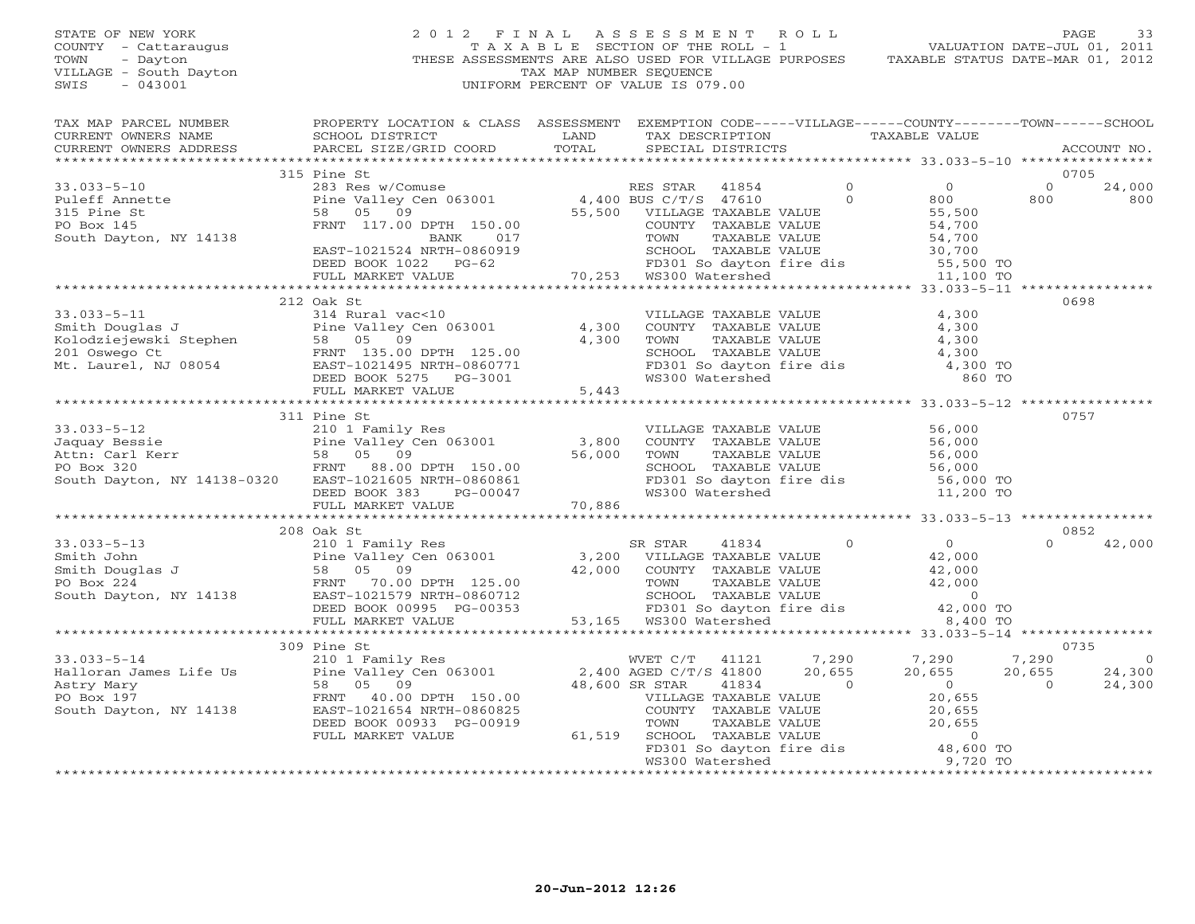STATE OF NEW YORK
COUNTY - Cattaraugus
TOWN - Dayton
VILLAGE - South Dayton
SWIS - 043001

2012 FINAL ASSESSMENT ROLL
TAXABLE SECTION OF THE ROLL - 1
THESE ASSESSMENTS ARE ALSO USED FOR VILLAGE PURPOSES
TAX MAP NUMBER SEQUENCE
UNIFORM PERCENT OF VALUE IS 079.00

VALUATION DATE-JUL 01, 2011
TAXABLE STATUS DATE-MAR 01, 2012

| TAX MAP PARCEL NUMBER / CURRENT OWNERS NAME / CURRENT OWNERS ADDRESS | PROPERTY LOCATION & CLASS / SCHOOL DISTRICT / PARCEL SIZE/GRID COORD | ASSESSMENT LAND / TOTAL | EXEMPTION CODE / TAX DESCRIPTION / SPECIAL DISTRICTS | VILLAGE | COUNTY TAXABLE VALUE | TOWN | SCHOOL | ACCOUNT NO. |
|---|---|---|---|---|---|---|---|---|
| | 315 Pine St | | | | | | | 0705 |
| 33.033-5-10 | 283 Res w/Comuse | | RES STAR 41854 | 0 | 0 | 0 | 24,000 | |
| Puleff Annette | Pine Valley Cen 063001 | 4,400 | BUS C/T/S 47610 | 0 | 800 | 800 | 800 | |
| 315 Pine St | 58 05 09 | 55,500 | VILLAGE TAXABLE VALUE | | 55,500 | | | |
| PO Box 145 | FRNT 117.00 DPTH 150.00 | | COUNTY TAXABLE VALUE | | 54,700 | | | |
| South Dayton, NY 14138 | BANK 017 | | TOWN TAXABLE VALUE | | 54,700 | | | |
| | EAST-1021524 NRTH-0860919 | | SCHOOL TAXABLE VALUE | | 30,700 | | | |
| | DEED BOOK 1022 PG-62 | | FD301 So dayton fire dis | | 55,500 TO | | | |
| | FULL MARKET VALUE | 70,253 | WS300 Watershed | | 11,100 TO | | | |
| | 212 Oak St | | | | | | | 0698 |
| 33.033-5-11 | 314 Rural vac<10 | | VILLAGE TAXABLE VALUE | | 4,300 | | | |
| Smith Douglas J | Pine Valley Cen 063001 | 4,300 | COUNTY TAXABLE VALUE | | 4,300 | | | |
| Kolodziejewski Stephen | 58 05 09 | 4,300 | TOWN TAXABLE VALUE | | 4,300 | | | |
| 201 Oswego Ct | FRNT 135.00 DPTH 125.00 | | SCHOOL TAXABLE VALUE | | 4,300 | | | |
| Mt. Laurel, NJ 08054 | EAST-1021495 NRTH-0860771 | | FD301 So dayton fire dis | | 4,300 TO | | | |
| | DEED BOOK 5275 PG-3001 | | WS300 Watershed | | 860 TO | | | |
| | FULL MARKET VALUE | 5,443 | | | | | | |
| | 311 Pine St | | | | | | | 0757 |
| 33.033-5-12 | 210 1 Family Res | | VILLAGE TAXABLE VALUE | | 56,000 | | | |
| Jaquay Bessie | Pine Valley Cen 063001 | 3,800 | COUNTY TAXABLE VALUE | | 56,000 | | | |
| Attn: Carl Kerr | 58 05 09 | 56,000 | TOWN TAXABLE VALUE | | 56,000 | | | |
| PO Box 320 | FRNT 88.00 DPTH 150.00 | | SCHOOL TAXABLE VALUE | | 56,000 | | | |
| South Dayton, NY 14138-0320 | EAST-1021605 NRTH-0860861 | | FD301 So dayton fire dis | | 56,000 TO | | | |
| | DEED BOOK 383 PG-00047 | | WS300 Watershed | | 11,200 TO | | | |
| | FULL MARKET VALUE | 70,886 | | | | | | |
| | 208 Oak St | | | | | | | 0852 |
| 33.033-5-13 | 210 1 Family Res | | SR STAR 41834 | 0 | 0 | 0 | 42,000 | |
| Smith John | Pine Valley Cen 063001 | 3,200 | VILLAGE TAXABLE VALUE | | 42,000 | | | |
| Smith Douglas J | 58 05 09 | 42,000 | COUNTY TAXABLE VALUE | | 42,000 | | | |
| PO Box 224 | FRNT 70.00 DPTH 125.00 | | TOWN TAXABLE VALUE | | 42,000 | | | |
| South Dayton, NY 14138 | EAST-1021579 NRTH-0860712 | | SCHOOL TAXABLE VALUE | | 0 | | | |
| | DEED BOOK 00995 PG-00353 | | FD301 So dayton fire dis | | 42,000 TO | | | |
| | FULL MARKET VALUE | 53,165 | WS300 Watershed | | 8,400 TO | | | |
| | 309 Pine St | | | | | | | 0735 |
| 33.033-5-14 | 210 1 Family Res | | WVET C/T 41121 | 7,290 | 7,290 | 7,290 | 0 | |
| Halloran James Life Us | Pine Valley Cen 063001 | 2,400 | AGED C/T/S 41800 | 20,655 | 20,655 | 20,655 | 24,300 | |
| Astry Mary | 58 05 09 | 48,600 | SR STAR 41834 | 0 | 0 | 0 | 24,300 | |
| PO Box 197 | FRNT 40.00 DPTH 150.00 | | VILLAGE TAXABLE VALUE | | 20,655 | | | |
| South Dayton, NY 14138 | EAST-1021654 NRTH-0860825 | | COUNTY TAXABLE VALUE | | 20,655 | | | |
| | DEED BOOK 00933 PG-00919 | | TOWN TAXABLE VALUE | | 20,655 | | | |
| | FULL MARKET VALUE | 61,519 | SCHOOL TAXABLE VALUE | | 0 | | | |
| | | | FD301 So dayton fire dis | | 48,600 TO | | | |
| | | | WS300 Watershed | | 9,720 TO | | | |

20-Jun-2012 12:26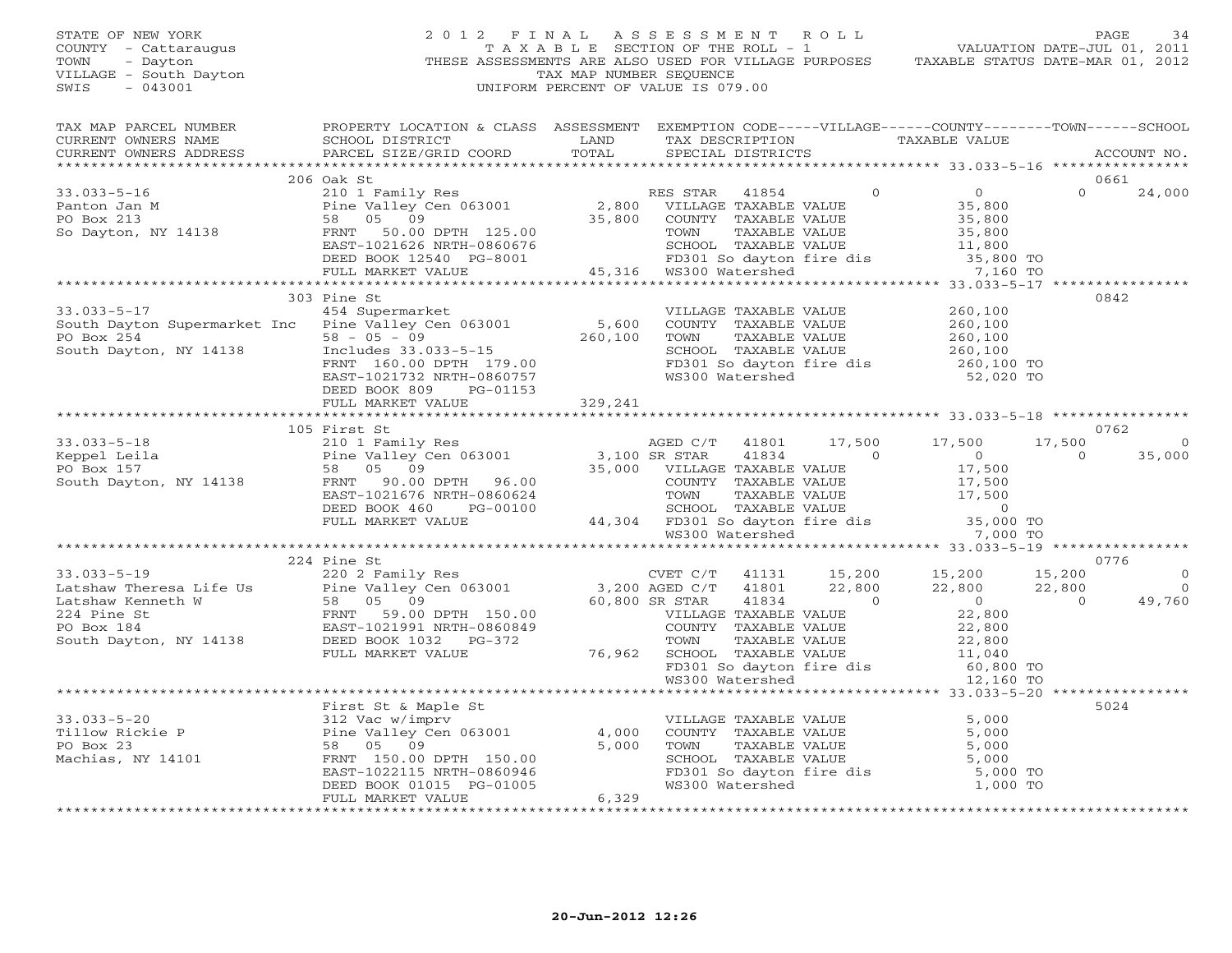STATE OF NEW YORK
COUNTY - Cattaraugus
TOWN - Dayton
VILLAGE - South Dayton
SWIS - 043001

2012 FINAL ASSESSMENT ROLL
TAXABLE SECTION OF THE ROLL - 1
THESE ASSESSMENTS ARE ALSO USED FOR VILLAGE PURPOSES
TAX MAP NUMBER SEQUENCE
UNIFORM PERCENT OF VALUE IS 079.00

VALUATION DATE-JUL 01, 2011
TAXABLE STATUS DATE-MAR 01, 2012

```
TAX MAP PARCEL NUMBER          PROPERTY LOCATION & CLASS  ASSESSMENT  EXEMPTION CODE-----VILLAGE------COUNTY--------TOWN------SCHOOL
CURRENT OWNERS NAME            SCHOOL DISTRICT               LAND      TAX DESCRIPTION            TAXABLE VALUE
CURRENT OWNERS ADDRESS         PARCEL SIZE/GRID COORD        TOTAL     SPECIAL DISTRICTS                                        ACCOUNT NO.
******************************************************************************************************* 33.033-5-16 ****************
                               206 Oak St                                                                                 0661
33.033-5-16                    210 1 Family Res                    RES STAR   41854          0          0            0      24,000
Panton Jan M                   Pine Valley Cen 063001     2,800    VILLAGE TAXABLE VALUE              35,800
PO Box 213                     58   05   09              35,800    COUNTY  TAXABLE VALUE              35,800
So Dayton, NY 14138            FRNT  50.00 DPTH 125.00             TOWN    TAXABLE VALUE              35,800
                               EAST-1021626 NRTH-0860676           SCHOOL  TAXABLE VALUE              11,800
                               DEED BOOK 12540  PG-8001            FD301 So dayton fire dis           35,800 TO
                               FULL MARKET VALUE         45,316    WS300 Watershed                     7,160 TO
******************************************************************************************************* 33.033-5-17 ****************
                               303 Pine St                                                                                0842
33.033-5-17                    454 Supermarket                     VILLAGE TAXABLE VALUE             260,100
South Dayton Supermarket Inc   Pine Valley Cen 063001     5,600    COUNTY  TAXABLE VALUE             260,100
PO Box 254                     58 - 05 - 09             260,100    TOWN    TAXABLE VALUE             260,100
South Dayton, NY 14138         Includes 33.033-5-15                SCHOOL  TAXABLE VALUE             260,100
                               FRNT 160.00 DPTH 179.00             FD301 So dayton fire dis          260,100 TO
                               EAST-1021732 NRTH-0860757           WS300 Watershed                    52,020 TO
                               DEED BOOK 809    PG-01153
                               FULL MARKET VALUE        329,241
******************************************************************************************************* 33.033-5-18 ****************
                               105 First St                                                                               0762
33.033-5-18                    210 1 Family Res                    AGED C/T   41801     17,500     17,500       17,500           0
Keppel Leila                   Pine Valley Cen 063001     3,100 SR STAR    41834          0          0            0      35,000
PO Box 157                     58   05   09              35,000    VILLAGE TAXABLE VALUE              17,500
South Dayton, NY 14138         FRNT  90.00 DPTH  96.00             COUNTY  TAXABLE VALUE              17,500
                               EAST-1021676 NRTH-0860624           TOWN    TAXABLE VALUE              17,500
                               DEED BOOK 460    PG-00100           SCHOOL  TAXABLE VALUE                   0
                               FULL MARKET VALUE         44,304    FD301 So dayton fire dis           35,000 TO
                                                                   WS300 Watershed                     7,000 TO
******************************************************************************************************* 33.033-5-19 ****************
                               224 Pine St                                                                                0776
33.033-5-19                    220 2 Family Res                    CVET C/T   41131     15,200     15,200       15,200           0
Latshaw Theresa Life Us        Pine Valley Cen 063001     3,200 AGED C/T   41801     22,800     22,800       22,800           0
Latshaw Kenneth W              58   05   09              60,800 SR STAR    41834          0          0            0      49,760
224 Pine St                    FRNT  59.00 DPTH 150.00             VILLAGE TAXABLE VALUE              22,800
PO Box 184                     EAST-1021991 NRTH-0860849           COUNTY  TAXABLE VALUE              22,800
South Dayton, NY 14138         DEED BOOK 1032   PG-372             TOWN    TAXABLE VALUE              22,800
                               FULL MARKET VALUE         76,962    SCHOOL  TAXABLE VALUE              11,040
                                                                   FD301 So dayton fire dis           60,800 TO
                                                                   WS300 Watershed                    12,160 TO
******************************************************************************************************* 33.033-5-20 ****************
                               First St & Maple St                                                                        5024
33.033-5-20                    312 Vac w/imprv                     VILLAGE TAXABLE VALUE               5,000
Tillow Rickie P                Pine Valley Cen 063001     4,000    COUNTY  TAXABLE VALUE               5,000
PO Box 23                      58   05   09               5,000    TOWN    TAXABLE VALUE               5,000
Machias, NY 14101              FRNT 150.00 DPTH 150.00             SCHOOL  TAXABLE VALUE               5,000
                               EAST-1022115 NRTH-0860946           FD301 So dayton fire dis            5,000 TO
                               DEED BOOK 01015  PG-01005           WS300 Watershed                     1,000 TO
                               FULL MARKET VALUE          6,329
************************************************************************************************************************************
```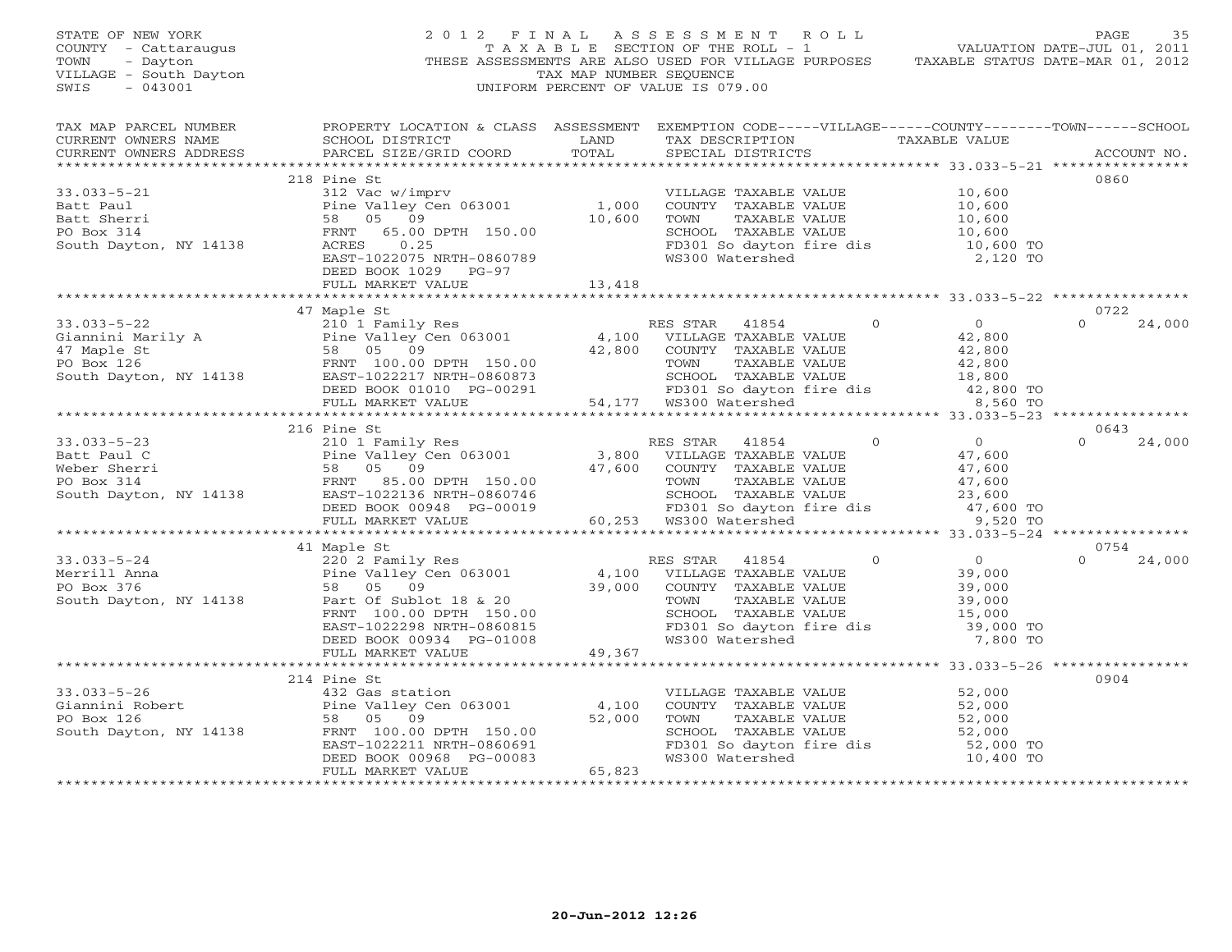STATE OF NEW YORK
COUNTY - Cattaraugus
TOWN - Dayton
VILLAGE - South Dayton
SWIS - 043001

# 2012 FINAL ASSESSMENT ROLL

TAXABLE SECTION OF THE ROLL - 1
THESE ASSESSMENTS ARE ALSO USED FOR VILLAGE PURPOSES
TAX MAP NUMBER SEQUENCE
UNIFORM PERCENT OF VALUE IS 079.00

VALUATION DATE-JUL 01, 2011
TAXABLE STATUS DATE-MAR 01, 2012

| TAX MAP PARCEL NUMBER / CURRENT OWNERS NAME / CURRENT OWNERS ADDRESS | PROPERTY LOCATION & CLASS / SCHOOL DISTRICT / PARCEL SIZE/GRID COORD | ASSESSMENT LAND / TOTAL | EXEMPTION CODE / TAX DESCRIPTION / SPECIAL DISTRICTS | VILLAGE | COUNTY / TAXABLE VALUE | TOWN | SCHOOL | ACCOUNT NO. |
|---|---|---|---|---|---|---|---|---|
| | 218 Pine St | | | | | | | 0860 |
| 33.033-5-21 | 312 Vac w/imprv | | VILLAGE TAXABLE VALUE | | 10,600 | | | |
| Batt Paul | Pine Valley Cen 063001 | 1,000 | COUNTY TAXABLE VALUE | | 10,600 | | | |
| Batt Sherri | 58 05 09 | 10,600 | TOWN TAXABLE VALUE | | 10,600 | | | |
| PO Box 314 | FRNT 65.00 DPTH 150.00 | | SCHOOL TAXABLE VALUE | | 10,600 | | | |
| South Dayton, NY 14138 | ACRES 0.25 | | FD301 So dayton fire dis | | 10,600 TO | | | |
| | EAST-1022075 NRTH-0860789 | | WS300 Watershed | | 2,120 TO | | | |
| | DEED BOOK 1029 PG-97 | | | | | | | |
| | FULL MARKET VALUE | 13,418 | | | | | | |
| | 47 Maple St | | | | | | | 0722 |
| 33.033-5-22 | 210 1 Family Res | | RES STAR 41854 | 0 | 0 | | 0 | 24,000 |
| Giannini Marily A | Pine Valley Cen 063001 | 4,100 | VILLAGE TAXABLE VALUE | | 42,800 | | | |
| 47 Maple St | 58 05 09 | 42,800 | COUNTY TAXABLE VALUE | | 42,800 | | | |
| PO Box 126 | FRNT 100.00 DPTH 150.00 | | TOWN TAXABLE VALUE | | 42,800 | | | |
| South Dayton, NY 14138 | EAST-1022217 NRTH-0860873 | | SCHOOL TAXABLE VALUE | | 18,800 | | | |
| | DEED BOOK 01010 PG-00291 | | FD301 So dayton fire dis | | 42,800 TO | | | |
| | FULL MARKET VALUE | 54,177 | WS300 Watershed | | 8,560 TO | | | |
| | 216 Pine St | | | | | | | 0643 |
| 33.033-5-23 | 210 1 Family Res | | RES STAR 41854 | 0 | 0 | | 0 | 24,000 |
| Batt Paul C | Pine Valley Cen 063001 | 3,800 | VILLAGE TAXABLE VALUE | | 47,600 | | | |
| Weber Sherri | 58 05 09 | 47,600 | COUNTY TAXABLE VALUE | | 47,600 | | | |
| PO Box 314 | FRNT 85.00 DPTH 150.00 | | TOWN TAXABLE VALUE | | 47,600 | | | |
| South Dayton, NY 14138 | EAST-1022136 NRTH-0860746 | | SCHOOL TAXABLE VALUE | | 23,600 | | | |
| | DEED BOOK 00948 PG-00019 | | FD301 So dayton fire dis | | 47,600 TO | | | |
| | FULL MARKET VALUE | 60,253 | WS300 Watershed | | 9,520 TO | | | |
| | 41 Maple St | | | | | | | 0754 |
| 33.033-5-24 | 220 2 Family Res | | RES STAR 41854 | 0 | 0 | | 0 | 24,000 |
| Merrill Anna | Pine Valley Cen 063001 | 4,100 | VILLAGE TAXABLE VALUE | | 39,000 | | | |
| PO Box 376 | 58 05 09 | 39,000 | COUNTY TAXABLE VALUE | | 39,000 | | | |
| South Dayton, NY 14138 | Part Of Sublot 18 & 20 | | TOWN TAXABLE VALUE | | 39,000 | | | |
| | FRNT 100.00 DPTH 150.00 | | SCHOOL TAXABLE VALUE | | 15,000 | | | |
| | EAST-1022298 NRTH-0860815 | | FD301 So dayton fire dis | | 39,000 TO | | | |
| | DEED BOOK 00934 PG-01008 | | WS300 Watershed | | 7,800 TO | | | |
| | FULL MARKET VALUE | 49,367 | | | | | | |
| | 214 Pine St | | | | | | | 0904 |
| 33.033-5-26 | 432 Gas station | | VILLAGE TAXABLE VALUE | | 52,000 | | | |
| Giannini Robert | Pine Valley Cen 063001 | 4,100 | COUNTY TAXABLE VALUE | | 52,000 | | | |
| PO Box 126 | 58 05 09 | 52,000 | TOWN TAXABLE VALUE | | 52,000 | | | |
| South Dayton, NY 14138 | FRNT 100.00 DPTH 150.00 | | SCHOOL TAXABLE VALUE | | 52,000 | | | |
| | EAST-1022211 NRTH-0860691 | | FD301 So dayton fire dis | | 52,000 TO | | | |
| | DEED BOOK 00968 PG-00083 | | WS300 Watershed | | 10,400 TO | | | |
| | FULL MARKET VALUE | 65,823 | | | | | | |

20-Jun-2012 12:26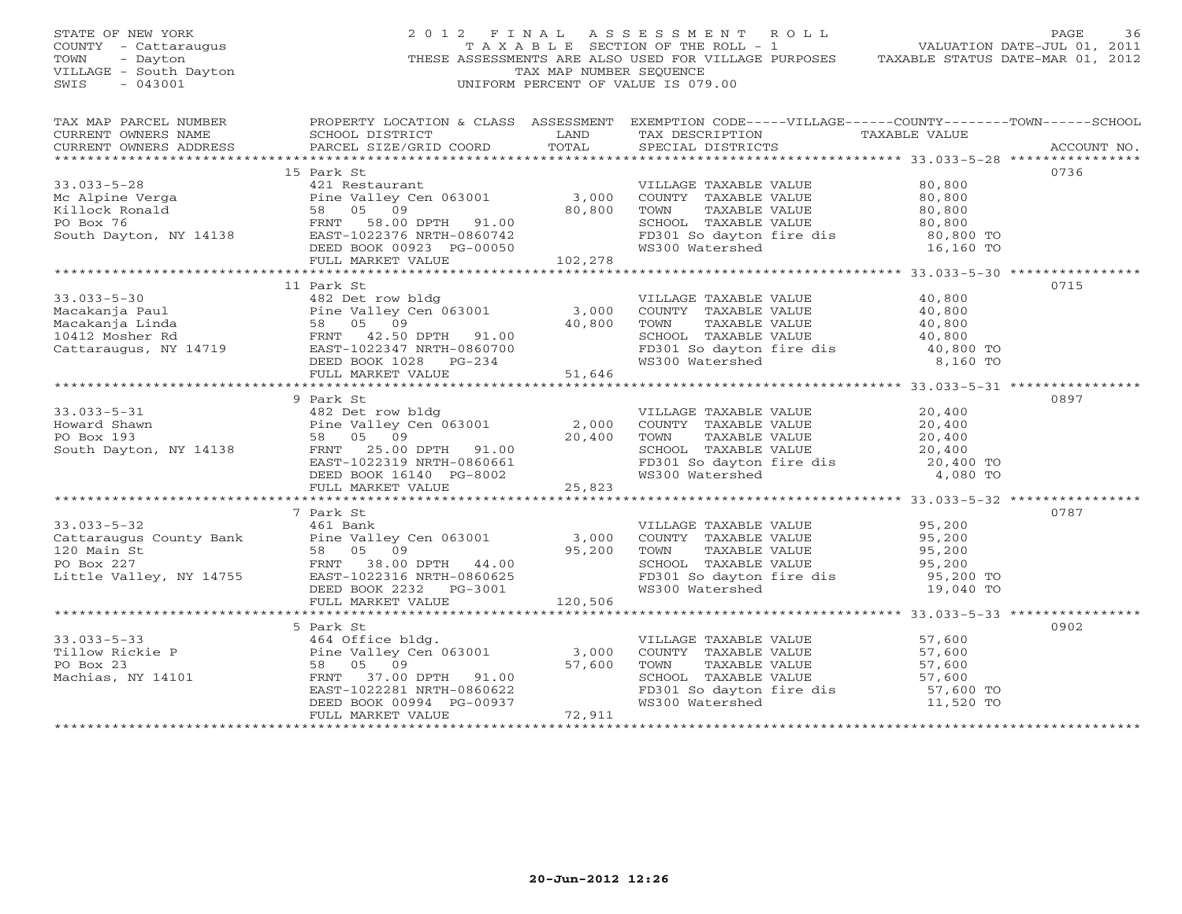STATE OF NEW YORK
COUNTY - Cattaraugus
TOWN - Dayton
VILLAGE - South Dayton
SWIS - 043001

2012 FINAL ASSESSMENT ROLL
TAXABLE SECTION OF THE ROLL - 1
THESE ASSESSMENTS ARE ALSO USED FOR VILLAGE PURPOSES
TAX MAP NUMBER SEQUENCE
UNIFORM PERCENT OF VALUE IS 079.00

VALUATION DATE-JUL 01, 2011
TAXABLE STATUS DATE-MAR 01, 2012

| TAX MAP PARCEL NUMBER / CURRENT OWNERS NAME / CURRENT OWNERS ADDRESS | PROPERTY LOCATION & CLASS / SCHOOL DISTRICT / PARCEL SIZE/GRID COORD | ASSESSMENT LAND / TOTAL | EXEMPTION CODE / TAX DESCRIPTION / SPECIAL DISTRICTS | TAXABLE VALUE | ACCOUNT NO. |
|---|---|---|---|---|---|
| **33.033-5-28** | 15 Park St | | | | 0736 |
| 33.033-5-28 | 421 Restaurant | | VILLAGE TAXABLE VALUE | 80,800 | |
| Mc Alpine Verga | Pine Valley Cen 063001 | 3,000 | COUNTY TAXABLE VALUE | 80,800 | |
| Killock Ronald | 58 05 09 | 80,800 | TOWN TAXABLE VALUE | 80,800 | |
| PO Box 76 | FRNT 58.00 DPTH 91.00 | | SCHOOL TAXABLE VALUE | 80,800 | |
| South Dayton, NY 14138 | EAST-1022376 NRTH-0860742 | | FD301 So dayton fire dis | 80,800 TO | |
| | DEED BOOK 00923 PG-00050 | | WS300 Watershed | 16,160 TO | |
| | FULL MARKET VALUE | 102,278 | | | |
| **33.033-5-30** | 11 Park St | | | | 0715 |
| 33.033-5-30 | 482 Det row bldg | | VILLAGE TAXABLE VALUE | 40,800 | |
| Macakanja Paul | Pine Valley Cen 063001 | 3,000 | COUNTY TAXABLE VALUE | 40,800 | |
| Macakanja Linda | 58 05 09 | 40,800 | TOWN TAXABLE VALUE | 40,800 | |
| 10412 Mosher Rd | FRNT 42.50 DPTH 91.00 | | SCHOOL TAXABLE VALUE | 40,800 | |
| Cattaraugus, NY 14719 | EAST-1022347 NRTH-0860700 | | FD301 So dayton fire dis | 40,800 TO | |
| | DEED BOOK 1028 PG-234 | | WS300 Watershed | 8,160 TO | |
| | FULL MARKET VALUE | 51,646 | | | |
| **33.033-5-31** | 9 Park St | | | | 0897 |
| 33.033-5-31 | 482 Det row bldg | | VILLAGE TAXABLE VALUE | 20,400 | |
| Howard Shawn | Pine Valley Cen 063001 | 2,000 | COUNTY TAXABLE VALUE | 20,400 | |
| PO Box 193 | 58 05 09 | 20,400 | TOWN TAXABLE VALUE | 20,400 | |
| South Dayton, NY 14138 | FRNT 25.00 DPTH 91.00 | | SCHOOL TAXABLE VALUE | 20,400 | |
| | EAST-1022319 NRTH-0860661 | | FD301 So dayton fire dis | 20,400 TO | |
| | DEED BOOK 16140 PG-8002 | | WS300 Watershed | 4,080 TO | |
| | FULL MARKET VALUE | 25,823 | | | |
| **33.033-5-32** | 7 Park St | | | | 0787 |
| 33.033-5-32 | 461 Bank | | VILLAGE TAXABLE VALUE | 95,200 | |
| Cattaraugus County Bank | Pine Valley Cen 063001 | 3,000 | COUNTY TAXABLE VALUE | 95,200 | |
| 120 Main St | 58 05 09 | 95,200 | TOWN TAXABLE VALUE | 95,200 | |
| PO Box 227 | FRNT 38.00 DPTH 44.00 | | SCHOOL TAXABLE VALUE | 95,200 | |
| Little Valley, NY 14755 | EAST-1022316 NRTH-0860625 | | FD301 So dayton fire dis | 95,200 TO | |
| | DEED BOOK 2232 PG-3001 | | WS300 Watershed | 19,040 TO | |
| | FULL MARKET VALUE | 120,506 | | | |
| **33.033-5-33** | 5 Park St | | | | 0902 |
| 33.033-5-33 | 464 Office bldg. | | VILLAGE TAXABLE VALUE | 57,600 | |
| Tillow Rickie P | Pine Valley Cen 063001 | 3,000 | COUNTY TAXABLE VALUE | 57,600 | |
| PO Box 23 | 58 05 09 | 57,600 | TOWN TAXABLE VALUE | 57,600 | |
| Machias, NY 14101 | FRNT 37.00 DPTH 91.00 | | SCHOOL TAXABLE VALUE | 57,600 | |
| | EAST-1022281 NRTH-0860622 | | FD301 So dayton fire dis | 57,600 TO | |
| | DEED BOOK 00994 PG-00937 | | WS300 Watershed | 11,520 TO | |
| | FULL MARKET VALUE | 72,911 | | | |

20-Jun-2012 12:26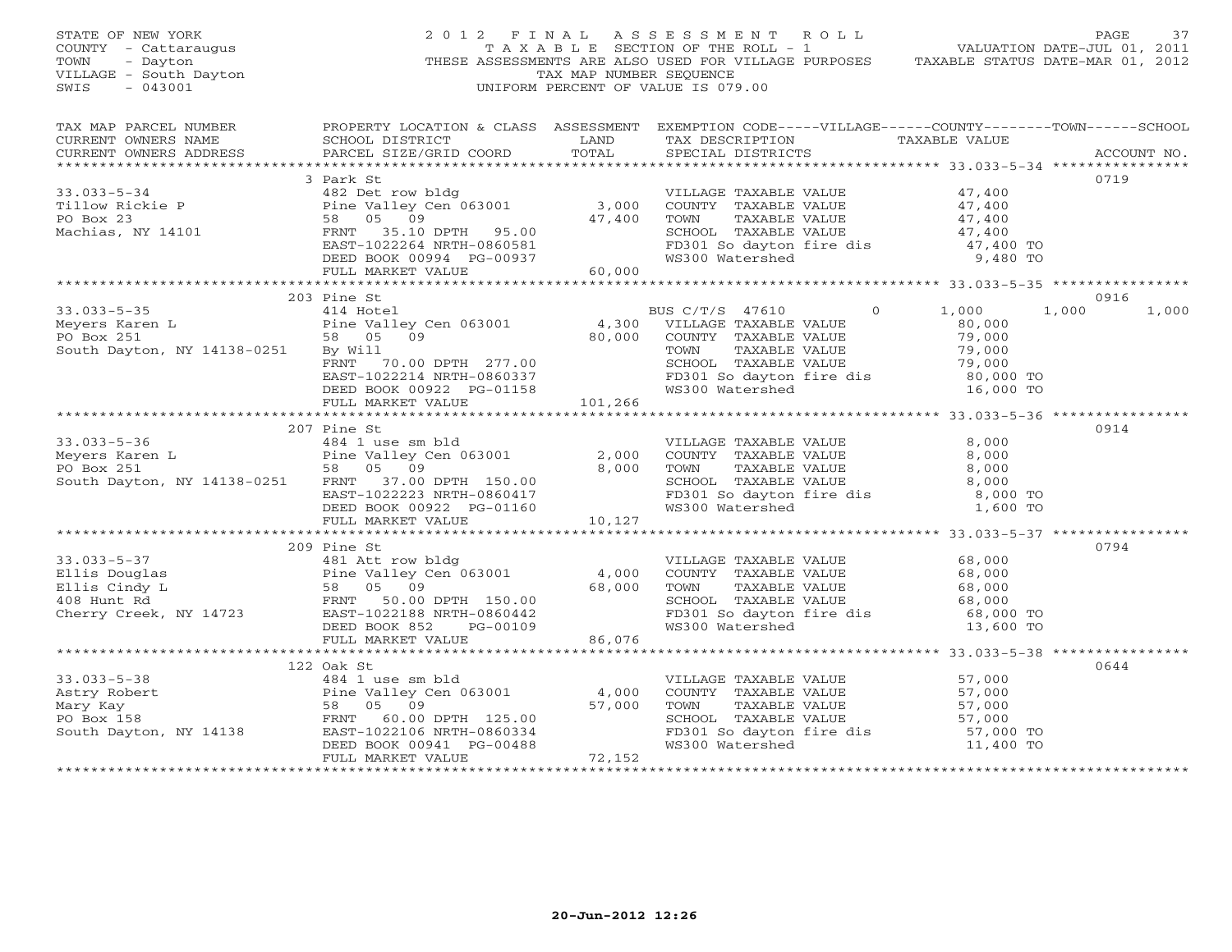STATE OF NEW YORK
COUNTY - Cattaraugus
TOWN - Dayton
VILLAGE - South Dayton
SWIS - 043001

# 2012 FINAL ASSESSMENT ROLL

TAXABLE SECTION OF THE ROLL - 1
THESE ASSESSMENTS ARE ALSO USED FOR VILLAGE PURPOSES
TAX MAP NUMBER SEQUENCE
UNIFORM PERCENT OF VALUE IS 079.00

VALUATION DATE-JUL 01, 2011
TAXABLE STATUS DATE-MAR 01, 2012

| TAX MAP PARCEL NUMBER / CURRENT OWNERS NAME / CURRENT OWNERS ADDRESS | PROPERTY LOCATION & CLASS / SCHOOL DISTRICT / PARCEL SIZE/GRID COORD | ASSESSMENT LAND / TOTAL | EXEMPTION CODE / TAX DESCRIPTION / SPECIAL DISTRICTS | VILLAGE | COUNTY / TAXABLE VALUE | TOWN | SCHOOL | ACCOUNT NO. |
|---|---|---|---|---|---|---|---|---|
| | 3 Park St | | | | | | | 0719 |
| 33.033-5-34 | 482 Det row bldg | | VILLAGE TAXABLE VALUE | | 47,400 | | | |
| Tillow Rickie P | Pine Valley Cen 063001 | 3,000 | COUNTY TAXABLE VALUE | | 47,400 | | | |
| PO Box 23 | 58 05 09 | 47,400 | TOWN TAXABLE VALUE | | 47,400 | | | |
| Machias, NY 14101 | FRNT 35.10 DPTH 95.00 | | SCHOOL TAXABLE VALUE | | 47,400 | | | |
| | EAST-1022264 NRTH-0860581 | | FD301 So dayton fire dis | | 47,400 TO | | | |
| | DEED BOOK 00994 PG-00937 | | WS300 Watershed | | 9,480 TO | | | |
| | FULL MARKET VALUE | 60,000 | | | | | | |
| | 203 Pine St | | | | | | | 0916 |
| 33.033-5-35 | 414 Hotel | | BUS C/T/S 47610 | 0 | 1,000 | 1,000 | 1,000 | |
| Meyers Karen L | Pine Valley Cen 063001 | 4,300 | VILLAGE TAXABLE VALUE | | 80,000 | | | |
| PO Box 251 | 58 05 09 | 80,000 | COUNTY TAXABLE VALUE | | 79,000 | | | |
| South Dayton, NY 14138-0251 | By Will | | TOWN TAXABLE VALUE | | 79,000 | | | |
| | FRNT 70.00 DPTH 277.00 | | SCHOOL TAXABLE VALUE | | 79,000 | | | |
| | EAST-1022214 NRTH-0860337 | | FD301 So dayton fire dis | | 80,000 TO | | | |
| | DEED BOOK 00922 PG-01158 | | WS300 Watershed | | 16,000 TO | | | |
| | FULL MARKET VALUE | 101,266 | | | | | | |
| | 207 Pine St | | | | | | | 0914 |
| 33.033-5-36 | 484 1 use sm bld | | VILLAGE TAXABLE VALUE | | 8,000 | | | |
| Meyers Karen L | Pine Valley Cen 063001 | 2,000 | COUNTY TAXABLE VALUE | | 8,000 | | | |
| PO Box 251 | 58 05 09 | 8,000 | TOWN TAXABLE VALUE | | 8,000 | | | |
| South Dayton, NY 14138-0251 | FRNT 37.00 DPTH 150.00 | | SCHOOL TAXABLE VALUE | | 8,000 | | | |
| | EAST-1022223 NRTH-0860417 | | FD301 So dayton fire dis | | 8,000 TO | | | |
| | DEED BOOK 00922 PG-01160 | | WS300 Watershed | | 1,600 TO | | | |
| | FULL MARKET VALUE | 10,127 | | | | | | |
| | 209 Pine St | | | | | | | 0794 |
| 33.033-5-37 | 481 Att row bldg | | VILLAGE TAXABLE VALUE | | 68,000 | | | |
| Ellis Douglas | Pine Valley Cen 063001 | 4,000 | COUNTY TAXABLE VALUE | | 68,000 | | | |
| Ellis Cindy L | 58 05 09 | 68,000 | TOWN TAXABLE VALUE | | 68,000 | | | |
| 408 Hunt Rd | FRNT 50.00 DPTH 150.00 | | SCHOOL TAXABLE VALUE | | 68,000 | | | |
| Cherry Creek, NY 14723 | EAST-1022188 NRTH-0860442 | | FD301 So dayton fire dis | | 68,000 TO | | | |
| | DEED BOOK 852 PG-00109 | | WS300 Watershed | | 13,600 TO | | | |
| | FULL MARKET VALUE | 86,076 | | | | | | |
| | 122 Oak St | | | | | | | 0644 |
| 33.033-5-38 | 484 1 use sm bld | | VILLAGE TAXABLE VALUE | | 57,000 | | | |
| Astry Robert | Pine Valley Cen 063001 | 4,000 | COUNTY TAXABLE VALUE | | 57,000 | | | |
| Mary Kay | 58 05 09 | 57,000 | TOWN TAXABLE VALUE | | 57,000 | | | |
| PO Box 158 | FRNT 60.00 DPTH 125.00 | | SCHOOL TAXABLE VALUE | | 57,000 | | | |
| South Dayton, NY 14138 | EAST-1022106 NRTH-0860334 | | FD301 So dayton fire dis | | 57,000 TO | | | |
| | DEED BOOK 00941 PG-00488 | | WS300 Watershed | | 11,400 TO | | | |
| | FULL MARKET VALUE | 72,152 | | | | | | |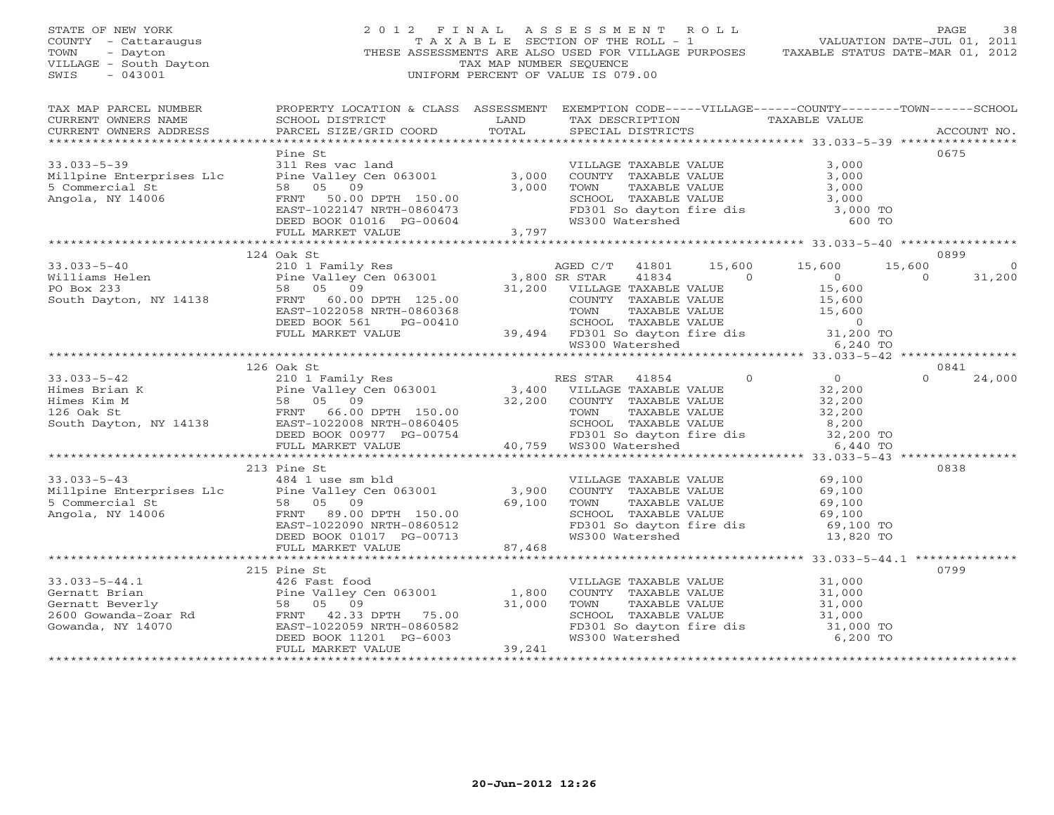STATE OF NEW YORK
COUNTY - Cattaraugus
TOWN - Dayton
VILLAGE - South Dayton
SWIS - 043001

2012 FINAL ASSESSMENT ROLL
TAXABLE SECTION OF THE ROLL - 1
THESE ASSESSMENTS ARE ALSO USED FOR VILLAGE PURPOSES
TAX MAP NUMBER SEQUENCE
UNIFORM PERCENT OF VALUE IS 079.00

VALUATION DATE-JUL 01, 2011
TAXABLE STATUS DATE-MAR 01, 2012

| TAX MAP PARCEL NUMBER / CURRENT OWNERS NAME / CURRENT OWNERS ADDRESS | PROPERTY LOCATION & CLASS / SCHOOL DISTRICT / PARCEL SIZE/GRID COORD | ASSESSMENT LAND / TOTAL | EXEMPTION CODE / TAX DESCRIPTION / SPECIAL DISTRICTS | VILLAGE | COUNTY | TOWN | SCHOOL | ACCOUNT NO. |
|---|---|---|---|---|---|---|---|---|
| **33.033-5-39** | Pine St | | | | | | | 0675 |
| 33.033-5-39 | 311 Res vac land | | VILLAGE TAXABLE VALUE | 3,000 | | | | |
| Millpine Enterprises Llc | Pine Valley Cen 063001 | 3,000 | COUNTY TAXABLE VALUE | | 3,000 | | | |
| 5 Commercial St | 58 05 09 | 3,000 | TOWN TAXABLE VALUE | | | 3,000 | | |
| Angola, NY 14006 | FRNT 50.00 DPTH 150.00 | | SCHOOL TAXABLE VALUE | | | | 3,000 | |
| | EAST-1022147 NRTH-0860473 | | FD301 So dayton fire dis | 3,000 TO | | | | |
| | DEED BOOK 01016 PG-00604 | | WS300 Watershed | 600 TO | | | | |
| | FULL MARKET VALUE | 3,797 | | | | | | |
| **33.033-5-40** | 124 Oak St | | | | | | | 0899 |
| 33.033-5-40 | 210 1 Family Res | | AGED C/T 41801 | 15,600 | 15,600 | 15,600 | 0 | |
| Williams Helen | Pine Valley Cen 063001 | 3,800 | SR STAR 41834 | 0 | 0 | 0 | 31,200 | |
| PO Box 233 | 58 05 09 | 31,200 | VILLAGE TAXABLE VALUE | 15,600 | | | | |
| South Dayton, NY 14138 | FRNT 60.00 DPTH 125.00 | | COUNTY TAXABLE VALUE | | 15,600 | | | |
| | EAST-1022058 NRTH-0860368 | | TOWN TAXABLE VALUE | | | 15,600 | | |
| | DEED BOOK 561 PG-00410 | | SCHOOL TAXABLE VALUE | | | | 0 | |
| | FULL MARKET VALUE | 39,494 | FD301 So dayton fire dis | 31,200 TO | | | | |
| | | | WS300 Watershed | 6,240 TO | | | | |
| **33.033-5-42** | 126 Oak St | | | | | | | 0841 |
| 33.033-5-42 | 210 1 Family Res | | RES STAR 41854 | 0 | 0 | 0 | 24,000 | |
| Himes Brian K | Pine Valley Cen 063001 | 3,400 | VILLAGE TAXABLE VALUE | 32,200 | | | | |
| Himes Kim M | 58 05 09 | 32,200 | COUNTY TAXABLE VALUE | | 32,200 | | | |
| 126 Oak St | FRNT 66.00 DPTH 150.00 | | TOWN TAXABLE VALUE | | | 32,200 | | |
| South Dayton, NY 14138 | EAST-1022008 NRTH-0860405 | | SCHOOL TAXABLE VALUE | | | | 8,200 | |
| | DEED BOOK 00977 PG-00754 | | FD301 So dayton fire dis | 32,200 TO | | | | |
| | FULL MARKET VALUE | 40,759 | WS300 Watershed | 6,440 TO | | | | |
| **33.033-5-43** | 213 Pine St | | | | | | | 0838 |
| 33.033-5-43 | 484 1 use sm bld | | VILLAGE TAXABLE VALUE | 69,100 | | | | |
| Millpine Enterprises Llc | Pine Valley Cen 063001 | 3,900 | COUNTY TAXABLE VALUE | | 69,100 | | | |
| 5 Commercial St | 58 05 09 | 69,100 | TOWN TAXABLE VALUE | | | 69,100 | | |
| Angola, NY 14006 | FRNT 89.00 DPTH 150.00 | | SCHOOL TAXABLE VALUE | | | | 69,100 | |
| | EAST-1022090 NRTH-0860512 | | FD301 So dayton fire dis | 69,100 TO | | | | |
| | DEED BOOK 01017 PG-00713 | | WS300 Watershed | 13,820 TO | | | | |
| | FULL MARKET VALUE | 87,468 | | | | | | |
| **33.033-5-44.1** | 215 Pine St | | | | | | | 0799 |
| 33.033-5-44.1 | 426 Fast food | | VILLAGE TAXABLE VALUE | 31,000 | | | | |
| Gernatt Brian | Pine Valley Cen 063001 | 1,800 | COUNTY TAXABLE VALUE | | 31,000 | | | |
| Gernatt Beverly | 58 05 09 | 31,000 | TOWN TAXABLE VALUE | | | 31,000 | | |
| 2600 Gowanda-Zoar Rd | FRNT 42.33 DPTH 75.00 | | SCHOOL TAXABLE VALUE | | | | 31,000 | |
| Gowanda, NY 14070 | EAST-1022059 NRTH-0860582 | | FD301 So dayton fire dis | 31,000 TO | | | | |
| | DEED BOOK 11201 PG-6003 | | WS300 Watershed | 6,200 TO | | | | |
| | FULL MARKET VALUE | 39,241 | | | | | | |

20-Jun-2012 12:26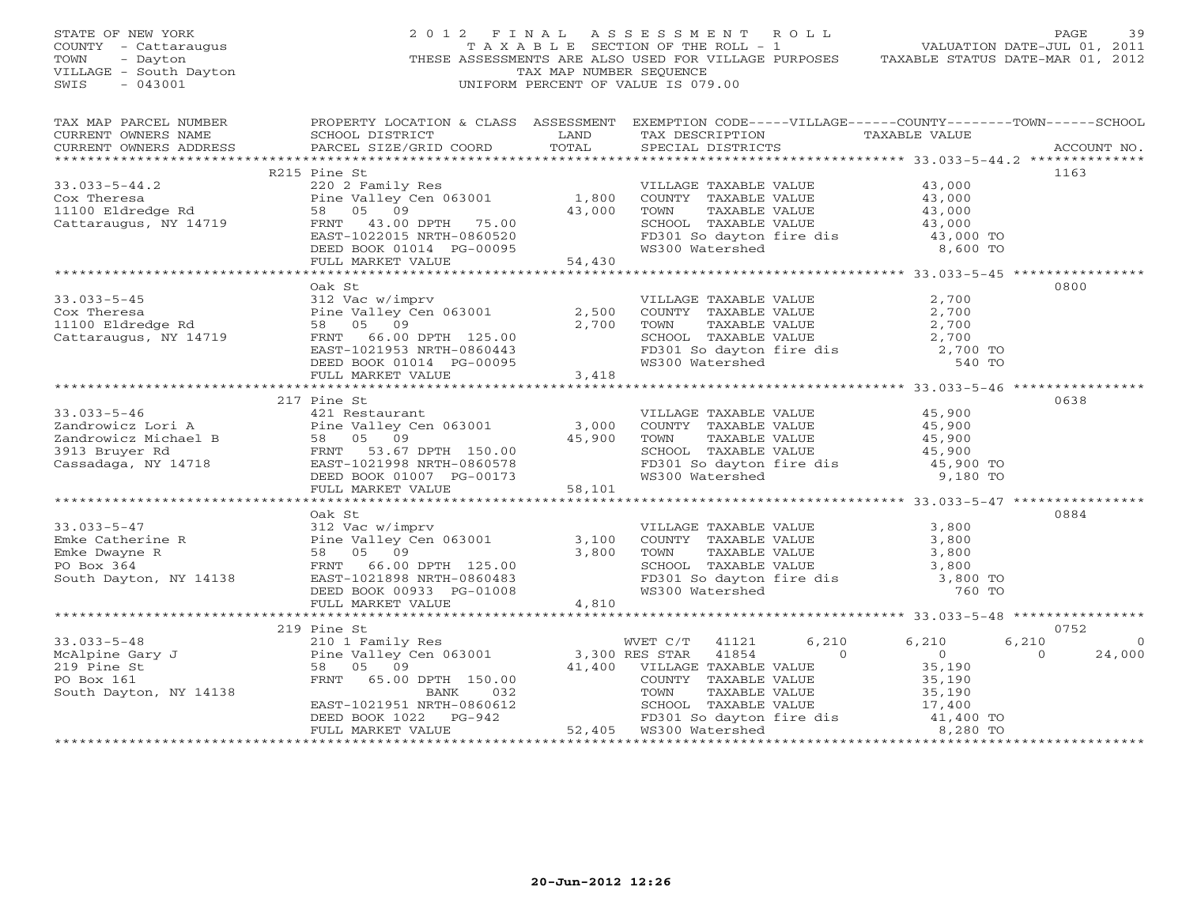STATE OF NEW YORK
COUNTY - Cattaraugus
TOWN - Dayton
VILLAGE - South Dayton
SWIS - 043001

2012 FINAL ASSESSMENT ROLL
TAXABLE SECTION OF THE ROLL - 1
THESE ASSESSMENTS ARE ALSO USED FOR VILLAGE PURPOSES
TAX MAP NUMBER SEQUENCE
UNIFORM PERCENT OF VALUE IS 079.00

VALUATION DATE-JUL 01, 2011
TAXABLE STATUS DATE-MAR 01, 2012

| TAX MAP PARCEL NUMBER / CURRENT OWNERS NAME / CURRENT OWNERS ADDRESS | PROPERTY LOCATION & CLASS / SCHOOL DISTRICT / PARCEL SIZE/GRID COORD | ASSESSMENT LAND / TOTAL | EXEMPTION CODE / TAX DESCRIPTION / SPECIAL DISTRICTS | VILLAGE | COUNTY | TOWN | SCHOOL | ACCOUNT NO. |
|---|---|---|---|---|---|---|---|---|
| **33.033-5-44.2** | R215 Pine St | | | | | | | 1163 |
| 33.033-5-44.2 | 220 2 Family Res | | VILLAGE TAXABLE VALUE | 43,000 | | | | |
| Cox Theresa | Pine Valley Cen 063001 | 1,800 | COUNTY TAXABLE VALUE | 43,000 | | | | |
| 11100 Eldredge Rd | 58 05 09 | 43,000 | TOWN TAXABLE VALUE | 43,000 | | | | |
| Cattaraugus, NY 14719 | FRNT 43.00 DPTH 75.00 | | SCHOOL TAXABLE VALUE | 43,000 | | | | |
| | EAST-1022015 NRTH-0860520 | | FD301 So dayton fire dis | 43,000 TO | | | | |
| | DEED BOOK 01014 PG-00095 | | WS300 Watershed | 8,600 TO | | | | |
| | FULL MARKET VALUE | 54,430 | | | | | | |
| **33.033-5-45** | Oak St | | | | | | | 0800 |
| 33.033-5-45 | 312 Vac w/imprv | | VILLAGE TAXABLE VALUE | 2,700 | | | | |
| Cox Theresa | Pine Valley Cen 063001 | 2,500 | COUNTY TAXABLE VALUE | 2,700 | | | | |
| 11100 Eldredge Rd | 58 05 09 | 2,700 | TOWN TAXABLE VALUE | 2,700 | | | | |
| Cattaraugus, NY 14719 | FRNT 66.00 DPTH 125.00 | | SCHOOL TAXABLE VALUE | 2,700 | | | | |
| | EAST-1021953 NRTH-0860443 | | FD301 So dayton fire dis | 2,700 TO | | | | |
| | DEED BOOK 01014 PG-00095 | | WS300 Watershed | 540 TO | | | | |
| | FULL MARKET VALUE | 3,418 | | | | | | |
| **33.033-5-46** | 217 Pine St | | | | | | | 0638 |
| 33.033-5-46 | 421 Restaurant | | VILLAGE TAXABLE VALUE | 45,900 | | | | |
| Zandrowicz Lori A | Pine Valley Cen 063001 | 3,000 | COUNTY TAXABLE VALUE | 45,900 | | | | |
| Zandrowicz Michael B | 58 05 09 | 45,900 | TOWN TAXABLE VALUE | 45,900 | | | | |
| 3913 Bruyer Rd | FRNT 53.67 DPTH 150.00 | | SCHOOL TAXABLE VALUE | 45,900 | | | | |
| Cassadaga, NY 14718 | EAST-1021998 NRTH-0860578 | | FD301 So dayton fire dis | 45,900 TO | | | | |
| | DEED BOOK 01007 PG-00173 | | WS300 Watershed | 9,180 TO | | | | |
| | FULL MARKET VALUE | 58,101 | | | | | | |
| **33.033-5-47** | Oak St | | | | | | | 0884 |
| 33.033-5-47 | 312 Vac w/imprv | | VILLAGE TAXABLE VALUE | 3,800 | | | | |
| Emke Catherine R | Pine Valley Cen 063001 | 3,100 | COUNTY TAXABLE VALUE | 3,800 | | | | |
| Emke Dwayne R | 58 05 09 | 3,800 | TOWN TAXABLE VALUE | 3,800 | | | | |
| PO Box 364 | FRNT 66.00 DPTH 125.00 | | SCHOOL TAXABLE VALUE | 3,800 | | | | |
| South Dayton, NY 14138 | EAST-1021898 NRTH-0860483 | | FD301 So dayton fire dis | 3,800 TO | | | | |
| | DEED BOOK 00933 PG-01008 | | WS300 Watershed | 760 TO | | | | |
| | FULL MARKET VALUE | 4,810 | | | | | | |
| **33.033-5-48** | 219 Pine St | | | | | | | 0752 |
| 33.033-5-48 | 210 1 Family Res | | WVET C/T 41121 | 6,210 | 6,210 | 6,210 | 0 | |
| McAlpine Gary J | Pine Valley Cen 063001 | 3,300 | RES STAR 41854 | 0 | 0 | 0 | 24,000 | |
| 219 Pine St | 58 05 09 | 41,400 | VILLAGE TAXABLE VALUE | 35,190 | | | | |
| PO Box 161 | FRNT 65.00 DPTH 150.00 | | COUNTY TAXABLE VALUE | | 35,190 | | | |
| South Dayton, NY 14138 | BANK 032 | | TOWN TAXABLE VALUE | | | 35,190 | | |
| | EAST-1021951 NRTH-0860612 | | SCHOOL TAXABLE VALUE | | | | 17,400 | |
| | DEED BOOK 1022 PG-942 | | FD301 So dayton fire dis | 41,400 TO | | | | |
| | FULL MARKET VALUE | 52,405 | WS300 Watershed | 8,280 TO | | | | |

20-Jun-2012 12:26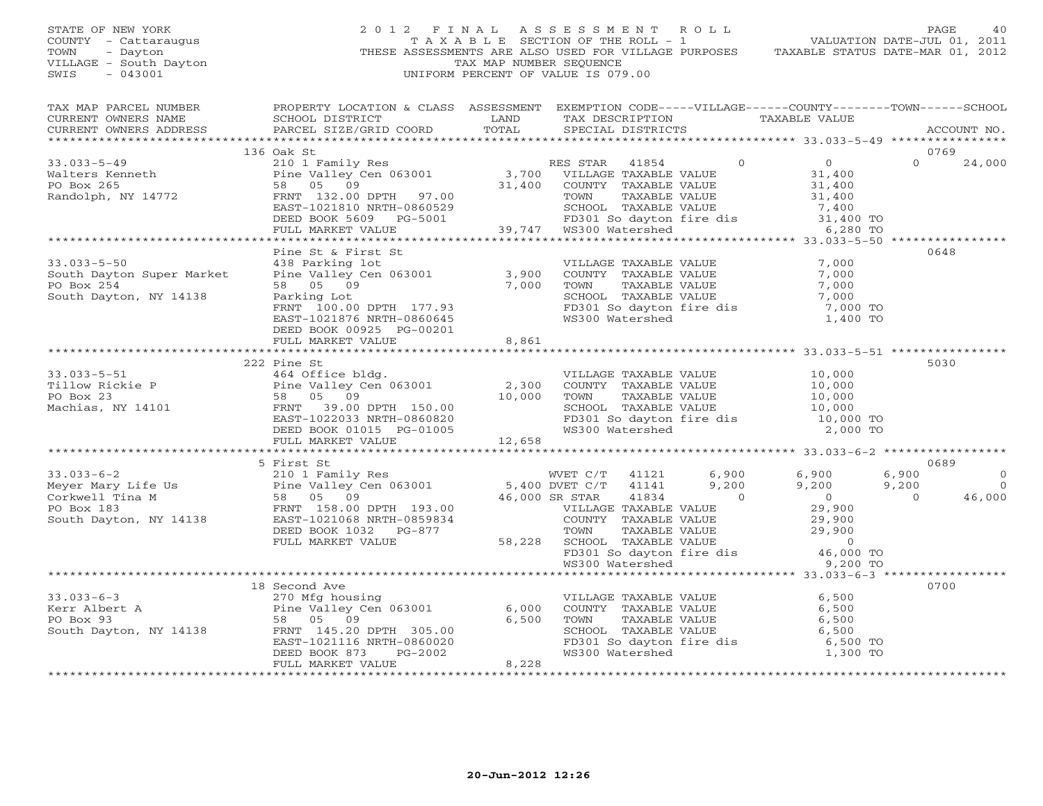STATE OF NEW YORK
COUNTY - Cattaraugus
TOWN - Dayton
VILLAGE - South Dayton
SWIS - 043001

# 2012 FINAL ASSESSMENT ROLL

TAXABLE SECTION OF THE ROLL - 1
THESE ASSESSMENTS ARE ALSO USED FOR VILLAGE PURPOSES
TAX MAP NUMBER SEQUENCE
UNIFORM PERCENT OF VALUE IS 079.00

VALUATION DATE-JUL 01, 2011
TAXABLE STATUS DATE-MAR 01, 2012

| TAX MAP PARCEL NUMBER / CURRENT OWNERS NAME / CURRENT OWNERS ADDRESS | PROPERTY LOCATION & CLASS / SCHOOL DISTRICT / PARCEL SIZE/GRID COORD | ASSESSMENT LAND / TOTAL | EXEMPTION CODE / TAX DESCRIPTION / SPECIAL DISTRICTS | VILLAGE | COUNTY / TAXABLE VALUE | TOWN | SCHOOL | ACCOUNT NO. |
|---|---|---|---|---|---|---|---|---|
| 33.033-5-49 | 136 Oak St | | | | | | | 0769 |
| Walters Kenneth | 210 1 Family Res | | RES STAR 41854 | 0 | 0 | 0 | 24,000 | |
| PO Box 265 | Pine Valley Cen 063001 | 3,700 | VILLAGE TAXABLE VALUE | | 31,400 | | | |
| Randolph, NY 14772 | 58 05 09 | 31,400 | COUNTY TAXABLE VALUE | | 31,400 | | | |
| | FRNT 132.00 DPTH 97.00 | | TOWN TAXABLE VALUE | | 31,400 | | | |
| | EAST-1021810 NRTH-0860529 | | SCHOOL TAXABLE VALUE | | 7,400 | | | |
| | DEED BOOK 5609 PG-5001 | | FD301 So dayton fire dis | | 31,400 TO | | | |
| | FULL MARKET VALUE | 39,747 | WS300 Watershed | | 6,280 TO | | | |
| 33.033-5-50 | Pine St & First St | | | | | | | 0648 |
| South Dayton Super Market | 438 Parking lot | | VILLAGE TAXABLE VALUE | | 7,000 | | | |
| PO Box 254 | Pine Valley Cen 063001 | 3,900 | COUNTY TAXABLE VALUE | | 7,000 | | | |
| South Dayton, NY 14138 | 58 05 09 | 7,000 | TOWN TAXABLE VALUE | | 7,000 | | | |
| | Parking Lot | | SCHOOL TAXABLE VALUE | | 7,000 | | | |
| | FRNT 100.00 DPTH 177.93 | | FD301 So dayton fire dis | | 7,000 TO | | | |
| | EAST-1021876 NRTH-0860645 | | WS300 Watershed | | 1,400 TO | | | |
| | DEED BOOK 00925 PG-00201 | | | | | | | |
| | FULL MARKET VALUE | 8,861 | | | | | | |
| 33.033-5-51 | 222 Pine St | | | | | | | 5030 |
| Tillow Rickie P | 464 Office bldg. | | VILLAGE TAXABLE VALUE | | 10,000 | | | |
| PO Box 23 | Pine Valley Cen 063001 | 2,300 | COUNTY TAXABLE VALUE | | 10,000 | | | |
| Machias, NY 14101 | 58 05 09 | 10,000 | TOWN TAXABLE VALUE | | 10,000 | | | |
| | FRNT 39.00 DPTH 150.00 | | SCHOOL TAXABLE VALUE | | 10,000 | | | |
| | EAST-1022033 NRTH-0860820 | | FD301 So dayton fire dis | | 10,000 TO | | | |
| | DEED BOOK 01015 PG-01005 | | WS300 Watershed | | 2,000 TO | | | |
| | FULL MARKET VALUE | 12,658 | | | | | | |
| 33.033-6-2 | 5 First St | | | | | | | 0689 |
| Meyer Mary Life Us | 210 1 Family Res | | WVET C/T 41121 | 6,900 | 6,900 | 6,900 | 0 | |
| Corkwell Tina M | Pine Valley Cen 063001 | 5,400 | DVET C/T 41141 | 9,200 | 9,200 | 9,200 | 0 | |
| PO Box 183 | 58 05 09 | 46,000 | SR STAR 41834 | 0 | 0 | 0 | 46,000 | |
| South Dayton, NY 14138 | FRNT 158.00 DPTH 193.00 | | VILLAGE TAXABLE VALUE | | 29,900 | | | |
| | EAST-1021068 NRTH-0859834 | | COUNTY TAXABLE VALUE | | 29,900 | | | |
| | DEED BOOK 1032 PG-877 | | TOWN TAXABLE VALUE | | 29,900 | | | |
| | FULL MARKET VALUE | 58,228 | SCHOOL TAXABLE VALUE | | 0 | | | |
| | | | FD301 So dayton fire dis | | 46,000 TO | | | |
| | | | WS300 Watershed | | 9,200 TO | | | |
| 33.033-6-3 | 18 Second Ave | | | | | | | 0700 |
| Kerr Albert A | 270 Mfg housing | | VILLAGE TAXABLE VALUE | | 6,500 | | | |
| PO Box 93 | Pine Valley Cen 063001 | 6,000 | COUNTY TAXABLE VALUE | | 6,500 | | | |
| South Dayton, NY 14138 | 58 05 09 | 6,500 | TOWN TAXABLE VALUE | | 6,500 | | | |
| | FRNT 145.20 DPTH 305.00 | | SCHOOL TAXABLE VALUE | | 6,500 | | | |
| | EAST-1021116 NRTH-0860020 | | FD301 So dayton fire dis | | 6,500 TO | | | |
| | DEED BOOK 873 PG-2002 | | WS300 Watershed | | 1,300 TO | | | |
| | FULL MARKET VALUE | 8,228 | | | | | | |

20-Jun-2012 12:26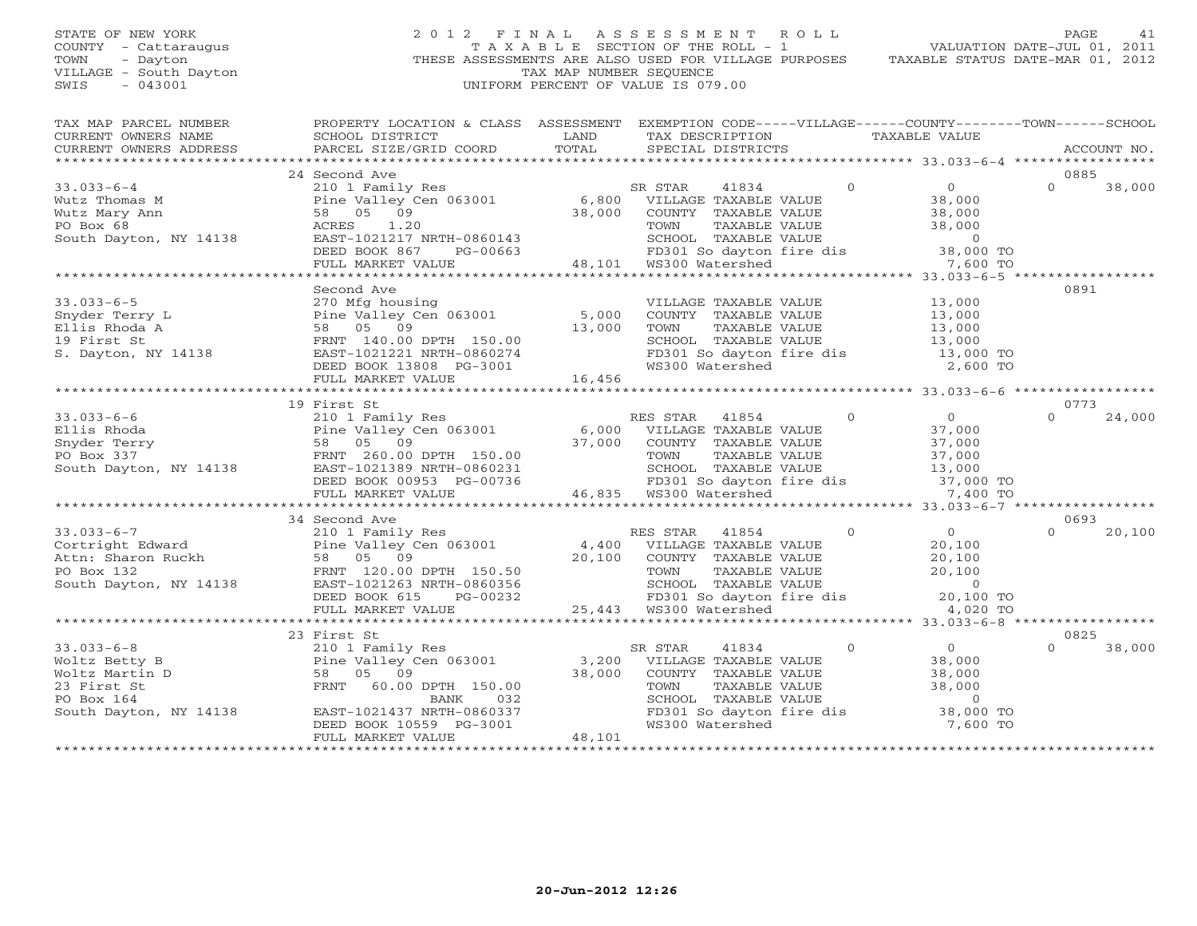STATE OF NEW YORK
COUNTY - Cattaraugus
TOWN - Dayton
VILLAGE - South Dayton
SWIS - 043001

2012 FINAL ASSESSMENT ROLL
TAXABLE SECTION OF THE ROLL - 1
THESE ASSESSMENTS ARE ALSO USED FOR VILLAGE PURPOSES
TAX MAP NUMBER SEQUENCE
UNIFORM PERCENT OF VALUE IS 079.00

VALUATION DATE-JUL 01, 2011
TAXABLE STATUS DATE-MAR 01, 2012

| TAX MAP PARCEL NUMBER / CURRENT OWNERS NAME / CURRENT OWNERS ADDRESS | PROPERTY LOCATION & CLASS / SCHOOL DISTRICT / PARCEL SIZE/GRID COORD | ASSESSMENT LAND / TOTAL | EXEMPTION CODE / TAX DESCRIPTION / SPECIAL DISTRICTS | VILLAGE | COUNTY / TAXABLE VALUE | TOWN | SCHOOL / ACCOUNT NO. |
|---|---|---|---|---|---|---|---|
| | 24 Second Ave | | | | | | 0885 |
| 33.033-6-4 | 210 1 Family Res | | SR STAR 41834 | 0 | 0 | 0 | 38,000 |
| Wutz Thomas M | Pine Valley Cen 063001 | 6,800 | VILLAGE TAXABLE VALUE | | 38,000 | | |
| Wutz Mary Ann | 58 05 09 | 38,000 | COUNTY TAXABLE VALUE | | 38,000 | | |
| PO Box 68 | ACRES 1.20 | | TOWN TAXABLE VALUE | | 38,000 | | |
| South Dayton, NY 14138 | EAST-1021217 NRTH-0860143 | | SCHOOL TAXABLE VALUE | | 0 | | |
| | DEED BOOK 867 PG-00663 | | FD301 So dayton fire dis | | 38,000 TO | | |
| | FULL MARKET VALUE | 48,101 | WS300 Watershed | | 7,600 TO | | |
| | Second Ave | | | | | | 0891 |
| 33.033-6-5 | 270 Mfg housing | | VILLAGE TAXABLE VALUE | | 13,000 | | |
| Snyder Terry L | Pine Valley Cen 063001 | 5,000 | COUNTY TAXABLE VALUE | | 13,000 | | |
| Ellis Rhoda A | 58 05 09 | 13,000 | TOWN TAXABLE VALUE | | 13,000 | | |
| 19 First St | FRNT 140.00 DPTH 150.00 | | SCHOOL TAXABLE VALUE | | 13,000 | | |
| S. Dayton, NY 14138 | EAST-1021221 NRTH-0860274 | | FD301 So dayton fire dis | | 13,000 TO | | |
| | DEED BOOK 13808 PG-3001 | | WS300 Watershed | | 2,600 TO | | |
| | FULL MARKET VALUE | 16,456 | | | | | |
| | 19 First St | | | | | | 0773 |
| 33.033-6-6 | 210 1 Family Res | | RES STAR 41854 | 0 | 0 | 0 | 24,000 |
| Ellis Rhoda | Pine Valley Cen 063001 | 6,000 | VILLAGE TAXABLE VALUE | | 37,000 | | |
| Snyder Terry | 58 05 09 | 37,000 | COUNTY TAXABLE VALUE | | 37,000 | | |
| PO Box 337 | FRNT 260.00 DPTH 150.00 | | TOWN TAXABLE VALUE | | 37,000 | | |
| South Dayton, NY 14138 | EAST-1021389 NRTH-0860231 | | SCHOOL TAXABLE VALUE | | 13,000 | | |
| | DEED BOOK 00953 PG-00736 | | FD301 So dayton fire dis | | 37,000 TO | | |
| | FULL MARKET VALUE | 46,835 | WS300 Watershed | | 7,400 TO | | |
| | 34 Second Ave | | | | | | 0693 |
| 33.033-6-7 | 210 1 Family Res | | RES STAR 41854 | 0 | 0 | 0 | 20,100 |
| Cortright Edward | Pine Valley Cen 063001 | 4,400 | VILLAGE TAXABLE VALUE | | 20,100 | | |
| Attn: Sharon Ruckh | 58 05 09 | 20,100 | COUNTY TAXABLE VALUE | | 20,100 | | |
| PO Box 132 | FRNT 120.00 DPTH 150.50 | | TOWN TAXABLE VALUE | | 20,100 | | |
| South Dayton, NY 14138 | EAST-1021263 NRTH-0860356 | | SCHOOL TAXABLE VALUE | | 0 | | |
| | DEED BOOK 615 PG-00232 | | FD301 So dayton fire dis | | 20,100 TO | | |
| | FULL MARKET VALUE | 25,443 | WS300 Watershed | | 4,020 TO | | |
| | 23 First St | | | | | | 0825 |
| 33.033-6-8 | 210 1 Family Res | | SR STAR 41834 | 0 | 0 | 0 | 38,000 |
| Woltz Betty B | Pine Valley Cen 063001 | 3,200 | VILLAGE TAXABLE VALUE | | 38,000 | | |
| Woltz Martin D | 58 05 09 | 38,000 | COUNTY TAXABLE VALUE | | 38,000 | | |
| 23 First St | FRNT 60.00 DPTH 150.00 | | TOWN TAXABLE VALUE | | 38,000 | | |
| PO Box 164 | BANK 032 | | SCHOOL TAXABLE VALUE | | 0 | | |
| South Dayton, NY 14138 | EAST-1021437 NRTH-0860337 | | FD301 So dayton fire dis | | 38,000 TO | | |
| | DEED BOOK 10559 PG-3001 | | WS300 Watershed | | 7,600 TO | | |
| | FULL MARKET VALUE | 48,101 | | | | | |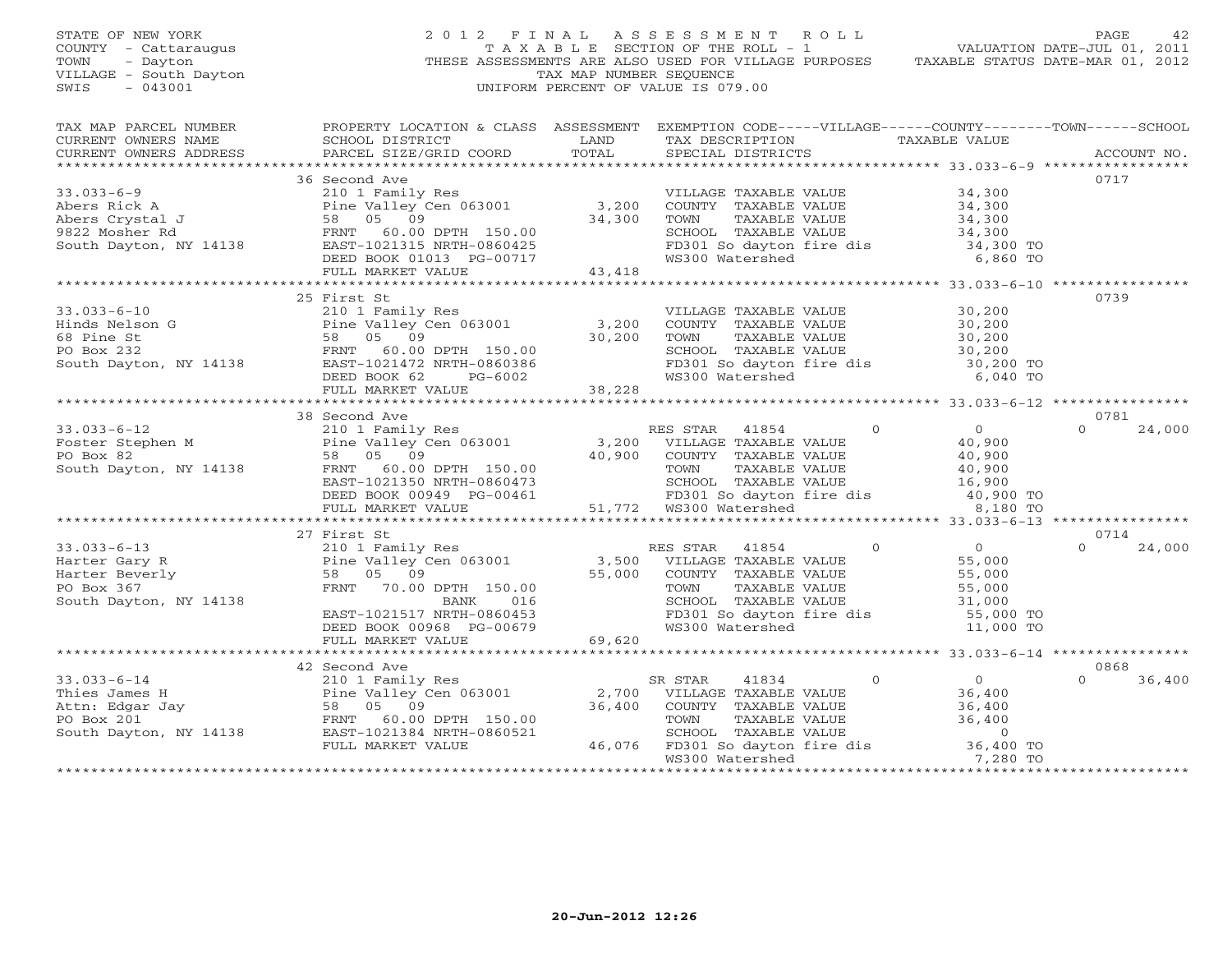STATE OF NEW YORK
COUNTY - Cattaraugus
TOWN - Dayton
VILLAGE - South Dayton
SWIS - 043001

2012 FINAL ASSESSMENT ROLL
TAXABLE SECTION OF THE ROLL - 1
THESE ASSESSMENTS ARE ALSO USED FOR VILLAGE PURPOSES
TAX MAP NUMBER SEQUENCE
UNIFORM PERCENT OF VALUE IS 079.00

VALUATION DATE-JUL 01, 2011
TAXABLE STATUS DATE-MAR 01, 2012

| TAX MAP PARCEL NUMBER / CURRENT OWNERS NAME / CURRENT OWNERS ADDRESS | PROPERTY LOCATION & CLASS / SCHOOL DISTRICT / PARCEL SIZE/GRID COORD | ASSESSMENT LAND / TOTAL | EXEMPTION CODE / TAX DESCRIPTION / SPECIAL DISTRICTS | VILLAGE | COUNTY / TAXABLE VALUE | TOWN | SCHOOL / ACCOUNT NO. |
|---|---|---|---|---|---|---|---|
| | 36 Second Ave | | | | | | 0717 |
| 33.033-6-9 | 210 1 Family Res | | VILLAGE TAXABLE VALUE | | 34,300 | | |
| Abers Rick A | Pine Valley Cen 063001 | 3,200 | COUNTY TAXABLE VALUE | | 34,300 | | |
| Abers Crystal J | 58 05 09 | 34,300 | TOWN TAXABLE VALUE | | 34,300 | | |
| 9822 Mosher Rd | FRNT 60.00 DPTH 150.00 | | SCHOOL TAXABLE VALUE | | 34,300 | | |
| South Dayton, NY 14138 | EAST-1021315 NRTH-0860425 | | FD301 So dayton fire dis | | 34,300 TO | | |
| | DEED BOOK 01013 PG-00717 | | WS300 Watershed | | 6,860 TO | | |
| | FULL MARKET VALUE | 43,418 | | | | | |
| | 25 First St | | | | | | 0739 |
| 33.033-6-10 | 210 1 Family Res | | VILLAGE TAXABLE VALUE | | 30,200 | | |
| Hinds Nelson G | Pine Valley Cen 063001 | 3,200 | COUNTY TAXABLE VALUE | | 30,200 | | |
| 68 Pine St | 58 05 09 | 30,200 | TOWN TAXABLE VALUE | | 30,200 | | |
| PO Box 232 | FRNT 60.00 DPTH 150.00 | | SCHOOL TAXABLE VALUE | | 30,200 | | |
| South Dayton, NY 14138 | EAST-1021472 NRTH-0860386 | | FD301 So dayton fire dis | | 30,200 TO | | |
| | DEED BOOK 62 PG-6002 | | WS300 Watershed | | 6,040 TO | | |
| | FULL MARKET VALUE | 38,228 | | | | | |
| | 38 Second Ave | | | | | | 0781 |
| 33.033-6-12 | 210 1 Family Res | | RES STAR 41854 | 0 | 0 | 0 | 24,000 |
| Foster Stephen M | Pine Valley Cen 063001 | 3,200 | VILLAGE TAXABLE VALUE | | 40,900 | | |
| PO Box 82 | 58 05 09 | 40,900 | COUNTY TAXABLE VALUE | | 40,900 | | |
| South Dayton, NY 14138 | FRNT 60.00 DPTH 150.00 | | TOWN TAXABLE VALUE | | 40,900 | | |
| | EAST-1021350 NRTH-0860473 | | SCHOOL TAXABLE VALUE | | 16,900 | | |
| | DEED BOOK 00949 PG-00461 | | FD301 So dayton fire dis | | 40,900 TO | | |
| | FULL MARKET VALUE | 51,772 | WS300 Watershed | | 8,180 TO | | |
| | 27 First St | | | | | | 0714 |
| 33.033-6-13 | 210 1 Family Res | | RES STAR 41854 | 0 | 0 | 0 | 24,000 |
| Harter Gary R | Pine Valley Cen 063001 | 3,500 | VILLAGE TAXABLE VALUE | | 55,000 | | |
| Harter Beverly | 58 05 09 | 55,000 | COUNTY TAXABLE VALUE | | 55,000 | | |
| PO Box 367 | FRNT 70.00 DPTH 150.00 | | TOWN TAXABLE VALUE | | 55,000 | | |
| South Dayton, NY 14138 | BANK 016 | | SCHOOL TAXABLE VALUE | | 31,000 | | |
| | EAST-1021517 NRTH-0860453 | | FD301 So dayton fire dis | | 55,000 TO | | |
| | DEED BOOK 00968 PG-00679 | | WS300 Watershed | | 11,000 TO | | |
| | FULL MARKET VALUE | 69,620 | | | | | |
| | 42 Second Ave | | | | | | 0868 |
| 33.033-6-14 | 210 1 Family Res | | SR STAR 41834 | 0 | 0 | 0 | 36,400 |
| Thies James H | Pine Valley Cen 063001 | 2,700 | VILLAGE TAXABLE VALUE | | 36,400 | | |
| Attn: Edgar Jay | 58 05 09 | 36,400 | COUNTY TAXABLE VALUE | | 36,400 | | |
| PO Box 201 | FRNT 60.00 DPTH 150.00 | | TOWN TAXABLE VALUE | | 36,400 | | |
| South Dayton, NY 14138 | EAST-1021384 NRTH-0860521 | | SCHOOL TAXABLE VALUE | | 0 | | |
| | FULL MARKET VALUE | 46,076 | FD301 So dayton fire dis | | 36,400 TO | | |
| | | | WS300 Watershed | | 7,280 TO | | |

20-Jun-2012 12:26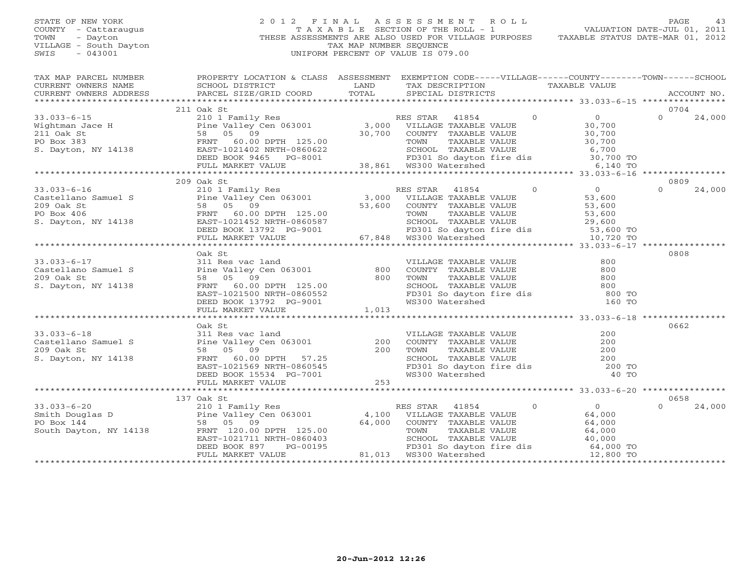STATE OF NEW YORK
COUNTY - Cattaraugus
TOWN - Dayton
VILLAGE - South Dayton
SWIS - 043001

2012 FINAL ASSESSMENT ROLL
TAXABLE SECTION OF THE ROLL - 1
THESE ASSESSMENTS ARE ALSO USED FOR VILLAGE PURPOSES
TAX MAP NUMBER SEQUENCE
UNIFORM PERCENT OF VALUE IS 079.00

VALUATION DATE-JUL 01, 2011
TAXABLE STATUS DATE-MAR 01, 2012

| TAX MAP PARCEL NUMBER / CURRENT OWNERS NAME / CURRENT OWNERS ADDRESS | PROPERTY LOCATION & CLASS / SCHOOL DISTRICT / PARCEL SIZE/GRID COORD | ASSESSMENT LAND / TOTAL | EXEMPTION CODE / TAX DESCRIPTION / SPECIAL DISTRICTS | VILLAGE | COUNTY / TAXABLE VALUE | TOWN | SCHOOL | ACCOUNT NO. |
|---|---|---|---|---|---|---|---|---|
| **33.033-6-15** | 211 Oak St | | | | | | | 0704 |
| 33.033-6-15 | 210 1 Family Res | | RES STAR 41854 | 0 | 0 | | 0 | 24,000 |
| Wightman Jace H | Pine Valley Cen 063001 | 3,000 | VILLAGE TAXABLE VALUE | | 30,700 | | | |
| 211 Oak St | 58 05 09 | 30,700 | COUNTY TAXABLE VALUE | | 30,700 | | | |
| PO Box 383 | FRNT 60.00 DPTH 125.00 | | TOWN TAXABLE VALUE | | 30,700 | | | |
| S. Dayton, NY 14138 | EAST-1021402 NRTH-0860622 | | SCHOOL TAXABLE VALUE | | 6,700 | | | |
| | DEED BOOK 9465 PG-8001 | | FD301 So dayton fire dis | | 30,700 TO | | | |
| | FULL MARKET VALUE | 38,861 | WS300 Watershed | | 6,140 TO | | | |
| **33.033-6-16** | 209 Oak St | | | | | | | 0809 |
| 33.033-6-16 | 210 1 Family Res | | RES STAR 41854 | 0 | 0 | | 0 | 24,000 |
| Castellano Samuel S | Pine Valley Cen 063001 | 3,000 | VILLAGE TAXABLE VALUE | | 53,600 | | | |
| 209 Oak St | 58 05 09 | 53,600 | COUNTY TAXABLE VALUE | | 53,600 | | | |
| PO Box 406 | FRNT 60.00 DPTH 125.00 | | TOWN TAXABLE VALUE | | 53,600 | | | |
| S. Dayton, NY 14138 | EAST-1021452 NRTH-0860587 | | SCHOOL TAXABLE VALUE | | 29,600 | | | |
| | DEED BOOK 13792 PG-9001 | | FD301 So dayton fire dis | | 53,600 TO | | | |
| | FULL MARKET VALUE | 67,848 | WS300 Watershed | | 10,720 TO | | | |
| **33.033-6-17** | Oak St | | | | | | | 0808 |
| 33.033-6-17 | 311 Res vac land | | VILLAGE TAXABLE VALUE | | 800 | | | |
| Castellano Samuel S | Pine Valley Cen 063001 | 800 | COUNTY TAXABLE VALUE | | 800 | | | |
| 209 Oak St | 58 05 09 | 800 | TOWN TAXABLE VALUE | | 800 | | | |
| S. Dayton, NY 14138 | FRNT 60.00 DPTH 125.00 | | SCHOOL TAXABLE VALUE | | 800 | | | |
| | EAST-1021500 NRTH-0860552 | | FD301 So dayton fire dis | | 800 TO | | | |
| | DEED BOOK 13792 PG-9001 | | WS300 Watershed | | 160 TO | | | |
| | FULL MARKET VALUE | 1,013 | | | | | | |
| **33.033-6-18** | Oak St | | | | | | | 0662 |
| 33.033-6-18 | 311 Res vac land | | VILLAGE TAXABLE VALUE | | 200 | | | |
| Castellano Samuel S | Pine Valley Cen 063001 | 200 | COUNTY TAXABLE VALUE | | 200 | | | |
| 209 Oak St | 58 05 09 | 200 | TOWN TAXABLE VALUE | | 200 | | | |
| S. Dayton, NY 14138 | FRNT 60.00 DPTH 57.25 | | SCHOOL TAXABLE VALUE | | 200 | | | |
| | EAST-1021569 NRTH-0860545 | | FD301 So dayton fire dis | | 200 TO | | | |
| | DEED BOOK 15534 PG-7001 | | WS300 Watershed | | 40 TO | | | |
| | FULL MARKET VALUE | 253 | | | | | | |
| **33.033-6-20** | 137 Oak St | | | | | | | 0658 |
| 33.033-6-20 | 210 1 Family Res | | RES STAR 41854 | 0 | 0 | | 0 | 24,000 |
| Smith Douglas D | Pine Valley Cen 063001 | 4,100 | VILLAGE TAXABLE VALUE | | 64,000 | | | |
| PO Box 144 | 58 05 09 | 64,000 | COUNTY TAXABLE VALUE | | 64,000 | | | |
| South Dayton, NY 14138 | FRNT 120.00 DPTH 125.00 | | TOWN TAXABLE VALUE | | 64,000 | | | |
| | EAST-1021711 NRTH-0860403 | | SCHOOL TAXABLE VALUE | | 40,000 | | | |
| | DEED BOOK 897 PG-00195 | | FD301 So dayton fire dis | | 64,000 TO | | | |
| | FULL MARKET VALUE | 81,013 | WS300 Watershed | | 12,800 TO | | | |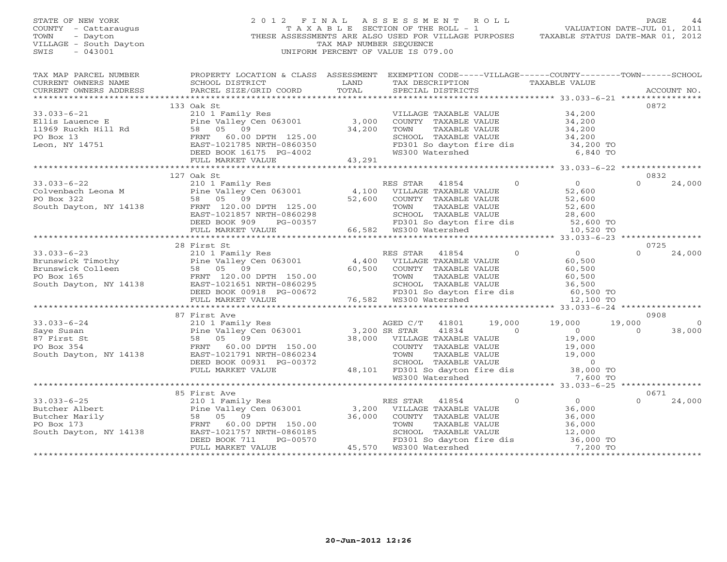STATE OF NEW YORK
COUNTY - Cattaraugus
TOWN - Dayton
VILLAGE - South Dayton
SWIS - 043001

# 2012 FINAL ASSESSMENT ROLL

TAXABLE SECTION OF THE ROLL - 1
THESE ASSESSMENTS ARE ALSO USED FOR VILLAGE PURPOSES
TAX MAP NUMBER SEQUENCE
UNIFORM PERCENT OF VALUE IS 079.00

VALUATION DATE-JUL 01, 2011
TAXABLE STATUS DATE-MAR 01, 2012

| TAX MAP PARCEL NUMBER / CURRENT OWNERS NAME / CURRENT OWNERS ADDRESS | PROPERTY LOCATION & CLASS / SCHOOL DISTRICT / PARCEL SIZE/GRID COORD | ASSESSMENT LAND / TOTAL | EXEMPTION CODE / TAX DESCRIPTION / SPECIAL DISTRICTS | VILLAGE | COUNTY / TAXABLE VALUE | TOWN | SCHOOL | ACCOUNT NO. |
|---|---|---|---|---|---|---|---|---|
| | 133 Oak St | | | | | | | 0872 |
| 33.033-6-21 | 210 1 Family Res | | VILLAGE TAXABLE VALUE | | 34,200 | | | |
| Ellis Lauence E | Pine Valley Cen 063001 | 3,000 | COUNTY TAXABLE VALUE | | 34,200 | | | |
| 11969 Ruckh Hill Rd | 58 05 09 | 34,200 | TOWN TAXABLE VALUE | | 34,200 | | | |
| PO Box 13 | FRNT 60.00 DPTH 125.00 | | SCHOOL TAXABLE VALUE | | 34,200 | | | |
| Leon, NY 14751 | EAST-1021785 NRTH-0860350 | | FD301 So dayton fire dis | | 34,200 TO | | | |
| | DEED BOOK 16175 PG-4002 | | WS300 Watershed | | 6,840 TO | | | |
| | FULL MARKET VALUE | 43,291 | | | | | | |
| | 127 Oak St | | | | | | | 0832 |
| 33.033-6-22 | 210 1 Family Res | | RES STAR 41854 | 0 | 0 | 0 | 24,000 | |
| Colvenbach Leona M | Pine Valley Cen 063001 | 4,100 | VILLAGE TAXABLE VALUE | | 52,600 | | | |
| PO Box 322 | 58 05 09 | 52,600 | COUNTY TAXABLE VALUE | | 52,600 | | | |
| South Dayton, NY 14138 | FRNT 120.00 DPTH 125.00 | | TOWN TAXABLE VALUE | | 52,600 | | | |
| | EAST-1021857 NRTH-0860298 | | SCHOOL TAXABLE VALUE | | 28,600 | | | |
| | DEED BOOK 909 PG-00357 | | FD301 So dayton fire dis | | 52,600 TO | | | |
| | FULL MARKET VALUE | 66,582 | WS300 Watershed | | 10,520 TO | | | |
| | 28 First St | | | | | | | 0725 |
| 33.033-6-23 | 210 1 Family Res | | RES STAR 41854 | 0 | 0 | 0 | 24,000 | |
| Brunswick Timothy | Pine Valley Cen 063001 | 4,400 | VILLAGE TAXABLE VALUE | | 60,500 | | | |
| Brunswick Colleen | 58 05 09 | 60,500 | COUNTY TAXABLE VALUE | | 60,500 | | | |
| PO Box 165 | FRNT 120.00 DPTH 150.00 | | TOWN TAXABLE VALUE | | 60,500 | | | |
| South Dayton, NY 14138 | EAST-1021651 NRTH-0860295 | | SCHOOL TAXABLE VALUE | | 36,500 | | | |
| | DEED BOOK 00918 PG-00672 | | FD301 So dayton fire dis | | 60,500 TO | | | |
| | FULL MARKET VALUE | 76,582 | WS300 Watershed | | 12,100 TO | | | |
| | 87 First Ave | | | | | | | 0908 |
| 33.033-6-24 | 210 1 Family Res | | AGED C/T 41801 | 19,000 | 19,000 | 19,000 | 0 | |
| Saye Susan | Pine Valley Cen 063001 | 3,200 | SR STAR 41834 | 0 | 0 | 0 | 38,000 | |
| 87 First St | 58 05 09 | 38,000 | VILLAGE TAXABLE VALUE | | 19,000 | | | |
| PO Box 354 | FRNT 60.00 DPTH 150.00 | | COUNTY TAXABLE VALUE | | 19,000 | | | |
| South Dayton, NY 14138 | EAST-1021791 NRTH-0860234 | | TOWN TAXABLE VALUE | | 19,000 | | | |
| | DEED BOOK 00931 PG-00372 | | SCHOOL TAXABLE VALUE | | 0 | | | |
| | FULL MARKET VALUE | 48,101 | FD301 So dayton fire dis | | 38,000 TO | | | |
| | | | WS300 Watershed | | 7,600 TO | | | |
| | 85 First Ave | | | | | | | 0671 |
| 33.033-6-25 | 210 1 Family Res | | RES STAR 41854 | 0 | 0 | 0 | 24,000 | |
| Butcher Albert | Pine Valley Cen 063001 | 3,200 | VILLAGE TAXABLE VALUE | | 36,000 | | | |
| Butcher Marily | 58 05 09 | 36,000 | COUNTY TAXABLE VALUE | | 36,000 | | | |
| PO Box 173 | FRNT 60.00 DPTH 150.00 | | TOWN TAXABLE VALUE | | 36,000 | | | |
| South Dayton, NY 14138 | EAST-1021757 NRTH-0860185 | | SCHOOL TAXABLE VALUE | | 12,000 | | | |
| | DEED BOOK 711 PG-00570 | | FD301 So dayton fire dis | | 36,000 TO | | | |
| | FULL MARKET VALUE | 45,570 | WS300 Watershed | | 7,200 TO | | | |

20-Jun-2012 12:26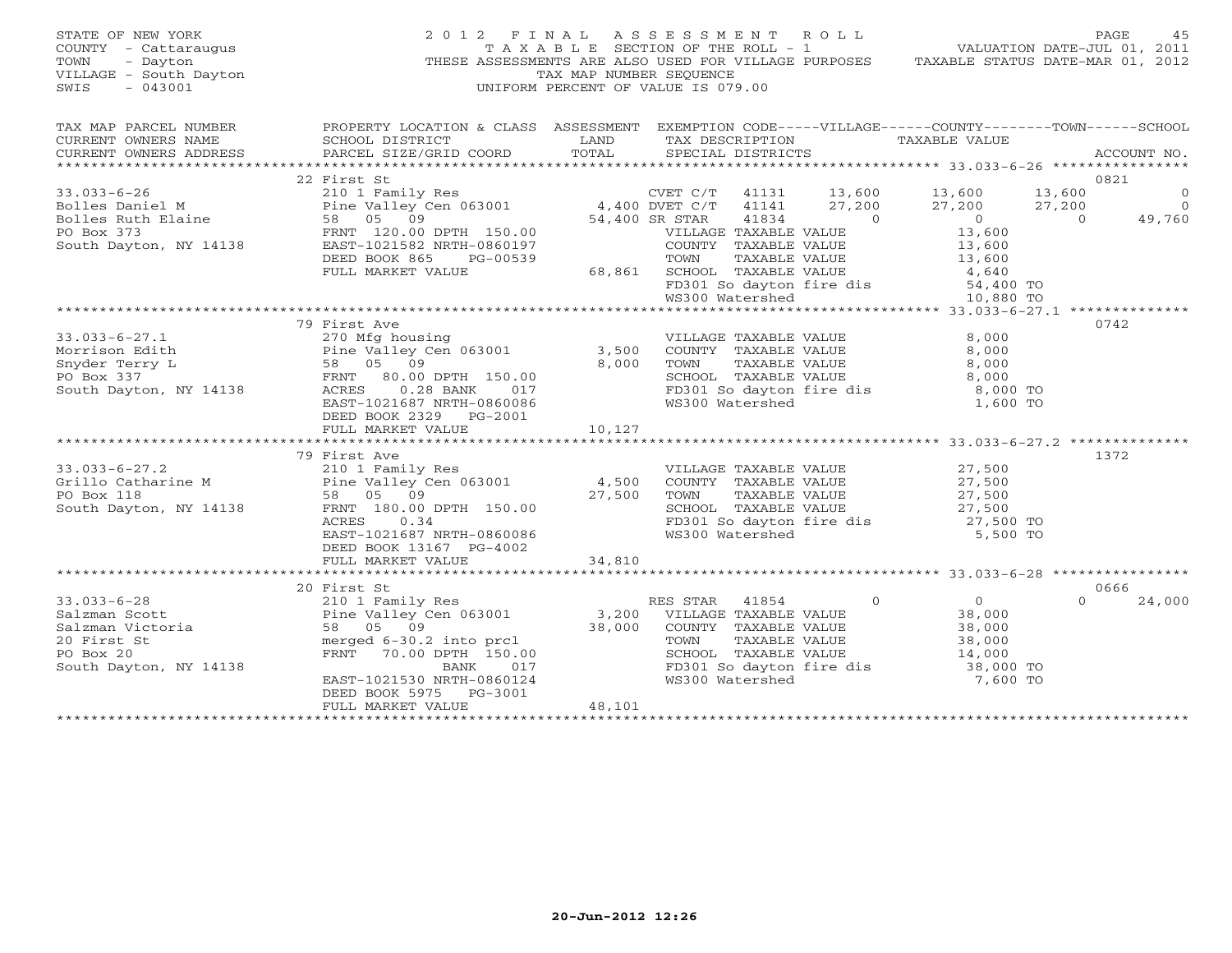STATE OF NEW YORK
COUNTY - Cattaraugus
TOWN - Dayton
VILLAGE - South Dayton
SWIS - 043001

2012 FINAL ASSESSMENT ROLL
TAXABLE SECTION OF THE ROLL - 1
THESE ASSESSMENTS ARE ALSO USED FOR VILLAGE PURPOSES
TAX MAP NUMBER SEQUENCE
UNIFORM PERCENT OF VALUE IS 079.00

VALUATION DATE-JUL 01, 2011
TAXABLE STATUS DATE-MAR 01, 2012

| TAX MAP PARCEL NUMBER / CURRENT OWNERS NAME / CURRENT OWNERS ADDRESS | PROPERTY LOCATION & CLASS / SCHOOL DISTRICT / PARCEL SIZE/GRID COORD | ASSESSMENT LAND / TOTAL | EXEMPTION CODE / TAX DESCRIPTION / SPECIAL DISTRICTS | VILLAGE | COUNTY | TOWN | SCHOOL | ACCOUNT NO. |
|---|---|---|---|---|---|---|---|---|
| **33.033-6-26** | 22 First St | | | | | | | 0821 |
| Bolles Daniel M | 210 1 Family Res | | CVET C/T 41131 | 13,600 | 13,600 | 13,600 | 0 | |
| Bolles Ruth Elaine | Pine Valley Cen 063001 | 4,400 | DVET C/T 41141 | 27,200 | 27,200 | 27,200 | 0 | |
| PO Box 373 | 58 05 09 | 54,400 | SR STAR 41834 | 0 | 0 | 0 | 49,760 | |
| South Dayton, NY 14138 | FRNT 120.00 DPTH 150.00 | | VILLAGE TAXABLE VALUE | 13,600 | | | | |
| | EAST-1021582 NRTH-0860197 | | COUNTY TAXABLE VALUE | | 13,600 | | | |
| | DEED BOOK 865 PG-00539 | | TOWN TAXABLE VALUE | | | 13,600 | | |
| | FULL MARKET VALUE | 68,861 | SCHOOL TAXABLE VALUE | | | | 4,640 | |
| | | | FD301 So dayton fire dis | 54,400 TO | | | | |
| | | | WS300 Watershed | 10,880 TO | | | | |
| **33.033-6-27.1** | 79 First Ave | | | | | | | 0742 |
| Morrison Edith | 270 Mfg housing | | VILLAGE TAXABLE VALUE | 8,000 | | | | |
| Snyder Terry L | Pine Valley Cen 063001 | 3,500 | COUNTY TAXABLE VALUE | | 8,000 | | | |
| PO Box 337 | 58 05 09 | 8,000 | TOWN TAXABLE VALUE | | | 8,000 | | |
| South Dayton, NY 14138 | FRNT 80.00 DPTH 150.00 | | SCHOOL TAXABLE VALUE | | | | 8,000 | |
| | ACRES 0.28 BANK 017 | | FD301 So dayton fire dis | 8,000 TO | | | | |
| | EAST-1021687 NRTH-0860086 | | WS300 Watershed | 1,600 TO | | | | |
| | DEED BOOK 2329 PG-2001 | | | | | | | |
| | FULL MARKET VALUE | 10,127 | | | | | | |
| **33.033-6-27.2** | 79 First Ave | | | | | | | 1372 |
| Grillo Catharine M | 210 1 Family Res | | VILLAGE TAXABLE VALUE | 27,500 | | | | |
| PO Box 118 | Pine Valley Cen 063001 | 4,500 | COUNTY TAXABLE VALUE | | 27,500 | | | |
| South Dayton, NY 14138 | 58 05 09 | 27,500 | TOWN TAXABLE VALUE | | | 27,500 | | |
| | FRNT 180.00 DPTH 150.00 | | SCHOOL TAXABLE VALUE | | | | 27,500 | |
| | ACRES 0.34 | | FD301 So dayton fire dis | 27,500 TO | | | | |
| | EAST-1021687 NRTH-0860086 | | WS300 Watershed | 5,500 TO | | | | |
| | DEED BOOK 13167 PG-4002 | | | | | | | |
| | FULL MARKET VALUE | 34,810 | | | | | | |
| **33.033-6-28** | 20 First St | | | | | | | 0666 |
| Salzman Scott | 210 1 Family Res | | RES STAR 41854 | 0 | 0 | 0 | 24,000 | |
| Salzman Victoria | Pine Valley Cen 063001 | 3,200 | VILLAGE TAXABLE VALUE | 38,000 | | | | |
| 20 First St | 58 05 09 | 38,000 | COUNTY TAXABLE VALUE | | 38,000 | | | |
| PO Box 20 | merged 6-30.2 into prcl | | TOWN TAXABLE VALUE | | | 38,000 | | |
| South Dayton, NY 14138 | FRNT 70.00 DPTH 150.00 | | SCHOOL TAXABLE VALUE | | | | 14,000 | |
| | BANK 017 | | FD301 So dayton fire dis | 38,000 TO | | | | |
| | EAST-1021530 NRTH-0860124 | | WS300 Watershed | 7,600 TO | | | | |
| | DEED BOOK 5975 PG-3001 | | | | | | | |
| | FULL MARKET VALUE | 48,101 | | | | | | |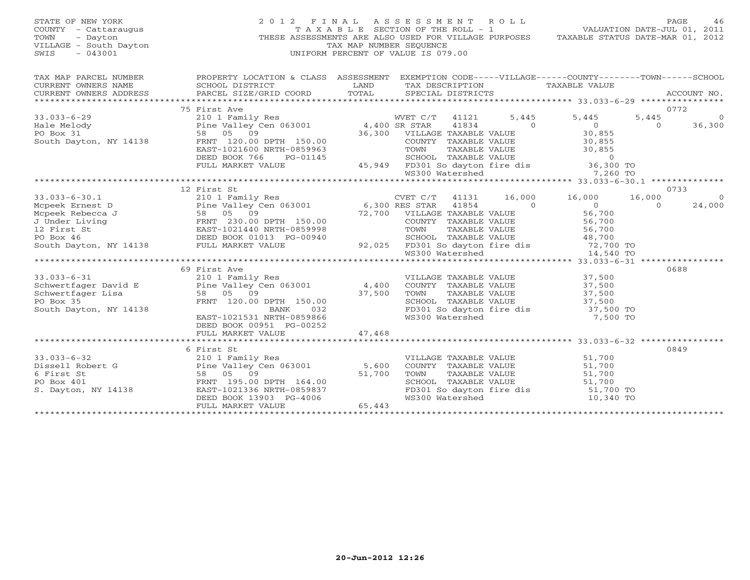STATE OF NEW YORK
COUNTY - Cattaraugus
TOWN - Dayton
VILLAGE - South Dayton
SWIS - 043001

# 2012 FINAL ASSESSMENT ROLL

TAXABLE SECTION OF THE ROLL - 1
THESE ASSESSMENTS ARE ALSO USED FOR VILLAGE PURPOSES
TAX MAP NUMBER SEQUENCE
UNIFORM PERCENT OF VALUE IS 079.00

VALUATION DATE-JUL 01, 2011
TAXABLE STATUS DATE-MAR 01, 2012

| TAX MAP PARCEL NUMBER / CURRENT OWNERS NAME / CURRENT OWNERS ADDRESS | PROPERTY LOCATION & CLASS / SCHOOL DISTRICT / PARCEL SIZE/GRID COORD | ASSESSMENT LAND / TOTAL | EXEMPTION CODE / TAX DESCRIPTION / SPECIAL DISTRICTS | VILLAGE | COUNTY / TAXABLE VALUE | TOWN | SCHOOL | ACCOUNT NO. |
|---|---|---|---|---|---|---|---|---|
| **33.033-6-29** | 75 First Ave | | | | | | | 0772 |
| Hale Melody | 210 1 Family Res | | WVET C/T 41121 | 5,445 | 5,445 | 5,445 | 0 | |
| PO Box 31 | Pine Valley Cen 063001 | 4,400 | SR STAR 41834 | 0 | 0 | 0 | 36,300 | |
| South Dayton, NY 14138 | 58 05 09 | 36,300 | VILLAGE TAXABLE VALUE | | 30,855 | | | |
| | FRNT 120.00 DPTH 150.00 | | COUNTY TAXABLE VALUE | | 30,855 | | | |
| | EAST-1021600 NRTH-0859963 | | TOWN TAXABLE VALUE | | 30,855 | | | |
| | DEED BOOK 766 PG-01145 | | SCHOOL TAXABLE VALUE | | 0 | | | |
| | FULL MARKET VALUE | 45,949 | FD301 So dayton fire dis | | 36,300 TO | | | |
| | | | WS300 Watershed | | 7,260 TO | | | |
| **33.033-6-30.1** | 12 First St | | | | | | | 0733 |
| Mcpeek Ernest D | 210 1 Family Res | | CVET C/T 41131 | 16,000 | 16,000 | 16,000 | 0 | |
| Mcpeek Rebecca J | Pine Valley Cen 063001 | 6,300 | RES STAR 41854 | 0 | 0 | 0 | 24,000 | |
| J Under Living | 58 05 09 | 72,700 | VILLAGE TAXABLE VALUE | | 56,700 | | | |
| 12 First St | FRNT 230.00 DPTH 150.00 | | COUNTY TAXABLE VALUE | | 56,700 | | | |
| PO Box 46 | EAST-1021440 NRTH-0859998 | | TOWN TAXABLE VALUE | | 56,700 | | | |
| South Dayton, NY 14138 | DEED BOOK 01013 PG-00940 | | SCHOOL TAXABLE VALUE | | 48,700 | | | |
| | FULL MARKET VALUE | 92,025 | FD301 So dayton fire dis | | 72,700 TO | | | |
| | | | WS300 Watershed | | 14,540 TO | | | |
| **33.033-6-31** | 69 First Ave | | | | | | | 0688 |
| Schwertfager David E | 210 1 Family Res | | VILLAGE TAXABLE VALUE | | 37,500 | | | |
| Schwertfager Lisa | Pine Valley Cen 063001 | 4,400 | COUNTY TAXABLE VALUE | | 37,500 | | | |
| PO Box 35 | 58 05 09 | 37,500 | TOWN TAXABLE VALUE | | 37,500 | | | |
| South Dayton, NY 14138 | FRNT 120.00 DPTH 150.00 | | SCHOOL TAXABLE VALUE | | 37,500 | | | |
| | BANK 032 | | FD301 So dayton fire dis | | 37,500 TO | | | |
| | EAST-1021531 NRTH-0859866 | | WS300 Watershed | | 7,500 TO | | | |
| | DEED BOOK 00951 PG-00252 | | | | | | | |
| | FULL MARKET VALUE | 47,468 | | | | | | |
| **33.033-6-32** | 6 First St | | | | | | | 0849 |
| Dissell Robert G | 210 1 Family Res | | VILLAGE TAXABLE VALUE | | 51,700 | | | |
| 6 First St | Pine Valley Cen 063001 | 5,600 | COUNTY TAXABLE VALUE | | 51,700 | | | |
| PO Box 401 | 58 05 09 | 51,700 | TOWN TAXABLE VALUE | | 51,700 | | | |
| S. Dayton, NY 14138 | FRNT 195.00 DPTH 164.00 | | SCHOOL TAXABLE VALUE | | 51,700 | | | |
| | EAST-1021336 NRTH-0859837 | | FD301 So dayton fire dis | | 51,700 TO | | | |
| | DEED BOOK 13903 PG-4006 | | WS300 Watershed | | 10,340 TO | | | |
| | FULL MARKET VALUE | 65,443 | | | | | | |

20-Jun-2012 12:26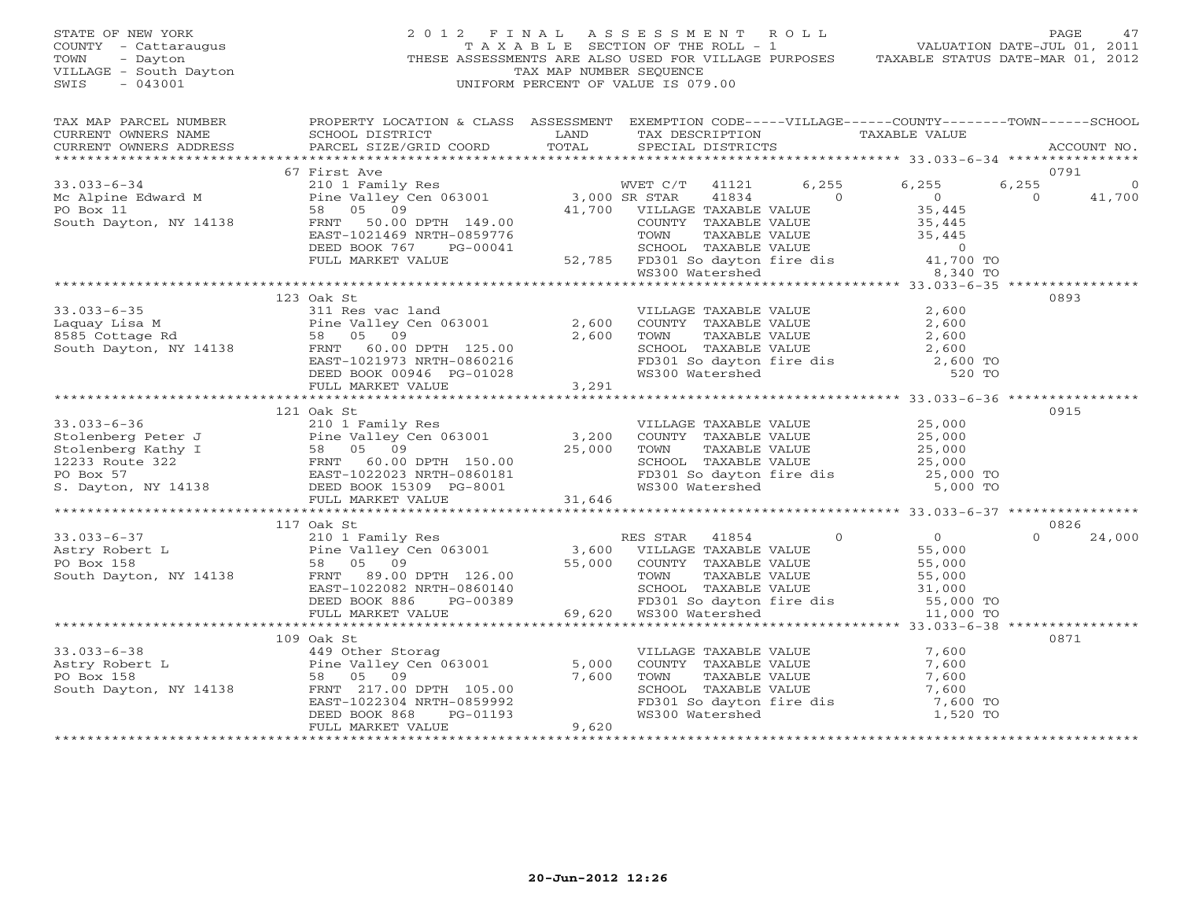STATE OF NEW YORK
COUNTY - Cattaraugus
TOWN - Dayton
VILLAGE - South Dayton
SWIS - 043001

2012 FINAL ASSESSMENT ROLL
TAXABLE SECTION OF THE ROLL - 1
THESE ASSESSMENTS ARE ALSO USED FOR VILLAGE PURPOSES
TAX MAP NUMBER SEQUENCE
UNIFORM PERCENT OF VALUE IS 079.00

VALUATION DATE-JUL 01, 2011
TAXABLE STATUS DATE-MAR 01, 2012

```
TAX MAP PARCEL NUMBER          PROPERTY LOCATION & CLASS  ASSESSMENT  EXEMPTION CODE-----VILLAGE------COUNTY--------TOWN------SCHOOL
CURRENT OWNERS NAME            SCHOOL DISTRICT               LAND      TAX DESCRIPTION               TAXABLE VALUE
CURRENT OWNERS ADDRESS         PARCEL SIZE/GRID COORD        TOTAL     SPECIAL DISTRICTS                                          ACCOUNT NO.
*********************************************************************************************** 33.033-6-34 ****************
                               67 First Ave                                                                                  0791
33.033-6-34                    210 1 Family Res                          WVET C/T  41121        6,255      6,255      6,255          0
Mc Alpine Edward M             Pine Valley Cen 063001       3,000 SR STAR   41834            0          0          0     41,700
PO Box 11                      58  05  09                  41,700   VILLAGE TAXABLE VALUE              35,445
South Dayton, NY 14138         FRNT   50.00 DPTH 149.00             COUNTY  TAXABLE VALUE              35,445
                               EAST-1021469 NRTH-0859776            TOWN    TAXABLE VALUE              35,445
                               DEED BOOK 767     PG-00041           SCHOOL  TAXABLE VALUE                   0
                               FULL MARKET VALUE           52,785   FD301 So dayton fire dis           41,700 TO
                                                                    WS300 Watershed                     8,340 TO
*********************************************************************************************** 33.033-6-35 ****************
                               123 Oak St                                                                                    0893
33.033-6-35                    311 Res vac land                         VILLAGE TAXABLE VALUE               2,600
Laquay Lisa M                  Pine Valley Cen 063001       2,600   COUNTY  TAXABLE VALUE               2,600
8585 Cottage Rd                58  05  09                   2,600   TOWN    TAXABLE VALUE               2,600
South Dayton, NY 14138         FRNT   60.00 DPTH 125.00             SCHOOL  TAXABLE VALUE               2,600
                               EAST-1021973 NRTH-0860216            FD301 So dayton fire dis            2,600 TO
                               DEED BOOK 00946 PG-01028             WS300 Watershed                       520 TO
                               FULL MARKET VALUE            3,291
*********************************************************************************************** 33.033-6-36 ****************
                               121 Oak St                                                                                    0915
33.033-6-36                    210 1 Family Res                         VILLAGE TAXABLE VALUE              25,000
Stolenberg Peter J             Pine Valley Cen 063001       3,200   COUNTY  TAXABLE VALUE              25,000
Stolenberg Kathy I             58  05  09                  25,000   TOWN    TAXABLE VALUE              25,000
12233 Route 322                FRNT   60.00 DPTH 150.00             SCHOOL  TAXABLE VALUE              25,000
PO Box 57                      EAST-1022023 NRTH-0860181            FD301 So dayton fire dis           25,000 TO
S. Dayton, NY 14138            DEED BOOK 15309 PG-8001              WS300 Watershed                     5,000 TO
                               FULL MARKET VALUE           31,646
*********************************************************************************************** 33.033-6-37 ****************
                               117 Oak St                                                                                    0826
33.033-6-37                    210 1 Family Res                          RES STAR  41854            0          0          0     24,000
Astry Robert L                 Pine Valley Cen 063001       3,600   VILLAGE TAXABLE VALUE              55,000
PO Box 158                     58  05  09                  55,000   COUNTY  TAXABLE VALUE              55,000
South Dayton, NY 14138         FRNT   89.00 DPTH 126.00             TOWN    TAXABLE VALUE              55,000
                               EAST-1022082 NRTH-0860140            SCHOOL  TAXABLE VALUE              31,000
                               DEED BOOK 886     PG-00389           FD301 So dayton fire dis           55,000 TO
                               FULL MARKET VALUE           69,620   WS300 Watershed                    11,000 TO
*********************************************************************************************** 33.033-6-38 ****************
                               109 Oak St                                                                                    0871
33.033-6-38                    449 Other Storag                         VILLAGE TAXABLE VALUE               7,600
Astry Robert L                 Pine Valley Cen 063001       5,000   COUNTY  TAXABLE VALUE               7,600
PO Box 158                     58  05  09                   7,600   TOWN    TAXABLE VALUE               7,600
South Dayton, NY 14138         FRNT  217.00 DPTH 105.00             SCHOOL  TAXABLE VALUE               7,600
                               EAST-1022304 NRTH-0859992            FD301 So dayton fire dis            7,600 TO
                               DEED BOOK 868     PG-01193           WS300 Watershed                     1,520 TO
                               FULL MARKET VALUE            9,620
************************************************************************************************************************************
```

20-Jun-2012 12:26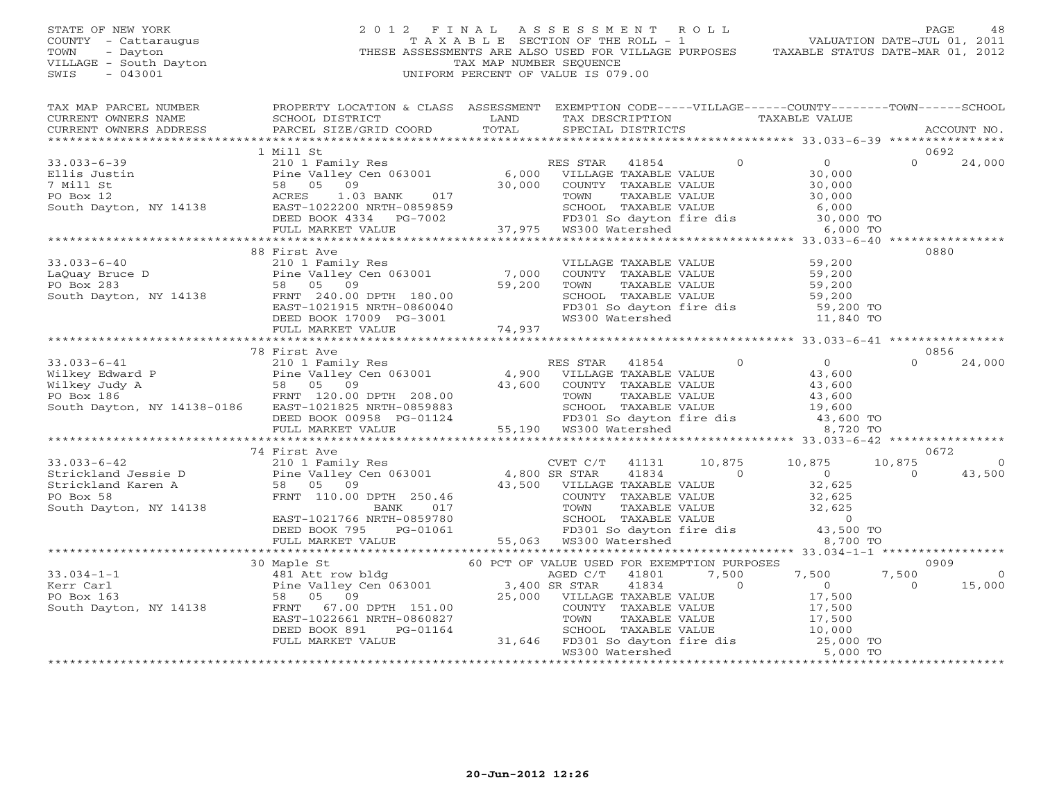STATE OF NEW YORK
COUNTY - Cattaraugus
TOWN - Dayton
VILLAGE - South Dayton
SWIS - 043001

# 2012 FINAL ASSESSMENT ROLL

TAXABLE SECTION OF THE ROLL - 1
THESE ASSESSMENTS ARE ALSO USED FOR VILLAGE PURPOSES
TAX MAP NUMBER SEQUENCE
UNIFORM PERCENT OF VALUE IS 079.00

VALUATION DATE-JUL 01, 2011
TAXABLE STATUS DATE-MAR 01, 2012

| TAX MAP PARCEL NUMBER / CURRENT OWNERS NAME / CURRENT OWNERS ADDRESS | PROPERTY LOCATION & CLASS / SCHOOL DISTRICT / PARCEL SIZE/GRID COORD | ASSESSMENT LAND / TOTAL | EXEMPTION CODE / TAX DESCRIPTION / SPECIAL DISTRICTS | VILLAGE | COUNTY / TAXABLE VALUE | TOWN | SCHOOL | ACCOUNT NO. |
|---|---|---|---|---|---|---|---|---|
| **33.033-6-39** | 1 Mill St | | | | | | | 0692 |
| Ellis Justin | 210 1 Family Res | | RES STAR 41854 | 0 | 0 | 0 | 24,000 | |
| 7 Mill St | Pine Valley Cen 063001 | 6,000 | VILLAGE TAXABLE VALUE | | 30,000 | | | |
| PO Box 12 | 58 05 09 | 30,000 | COUNTY TAXABLE VALUE | | 30,000 | | | |
| South Dayton, NY 14138 | ACRES 1.03 BANK 017 | | TOWN TAXABLE VALUE | | 30,000 | | | |
| | EAST-1022200 NRTH-0859859 | | SCHOOL TAXABLE VALUE | | 6,000 | | | |
| | DEED BOOK 4334 PG-7002 | | FD301 So dayton fire dis | | 30,000 TO | | | |
| | FULL MARKET VALUE | 37,975 | WS300 Watershed | | 6,000 TO | | | |
| **33.033-6-40** | 88 First Ave | | | | | | | 0880 |
| LaQuay Bruce D | 210 1 Family Res | | VILLAGE TAXABLE VALUE | | 59,200 | | | |
| PO Box 283 | Pine Valley Cen 063001 | 7,000 | COUNTY TAXABLE VALUE | | 59,200 | | | |
| South Dayton, NY 14138 | 58 05 09 | 59,200 | TOWN TAXABLE VALUE | | 59,200 | | | |
| | FRNT 240.00 DPTH 180.00 | | SCHOOL TAXABLE VALUE | | 59,200 | | | |
| | EAST-1021915 NRTH-0860040 | | FD301 So dayton fire dis | | 59,200 TO | | | |
| | DEED BOOK 17009 PG-3001 | | WS300 Watershed | | 11,840 TO | | | |
| | FULL MARKET VALUE | 74,937 | | | | | | |
| **33.033-6-41** | 78 First Ave | | | | | | | 0856 |
| Wilkey Edward P | 210 1 Family Res | | RES STAR 41854 | 0 | 0 | 0 | 24,000 | |
| Wilkey Judy A | Pine Valley Cen 063001 | 4,900 | VILLAGE TAXABLE VALUE | | 43,600 | | | |
| PO Box 186 | 58 05 09 | 43,600 | COUNTY TAXABLE VALUE | | 43,600 | | | |
| South Dayton, NY 14138-0186 | FRNT 120.00 DPTH 208.00 | | TOWN TAXABLE VALUE | | 43,600 | | | |
| | EAST-1021825 NRTH-0859883 | | SCHOOL TAXABLE VALUE | | 19,600 | | | |
| | DEED BOOK 00958 PG-01124 | | FD301 So dayton fire dis | | 43,600 TO | | | |
| | FULL MARKET VALUE | 55,190 | WS300 Watershed | | 8,720 TO | | | |
| **33.033-6-42** | 74 First Ave | | | | | | | 0672 |
| Strickland Jessie D | 210 1 Family Res | | CVET C/T 41131 | 10,875 | 10,875 | 10,875 | 0 | |
| Strickland Karen A | Pine Valley Cen 063001 | 4,800 | SR STAR 41834 | 0 | 0 | 0 | 43,500 | |
| PO Box 58 | 58 05 09 | 43,500 | VILLAGE TAXABLE VALUE | | 32,625 | | | |
| South Dayton, NY 14138 | FRNT 110.00 DPTH 250.46 | | COUNTY TAXABLE VALUE | | 32,625 | | | |
| | BANK 017 | | TOWN TAXABLE VALUE | | 32,625 | | | |
| | EAST-1021766 NRTH-0859780 | | SCHOOL TAXABLE VALUE | | 0 | | | |
| | DEED BOOK 795 PG-01061 | | FD301 So dayton fire dis | | 43,500 TO | | | |
| | FULL MARKET VALUE | 55,063 | WS300 Watershed | | 8,700 TO | | | |
| **33.034-1-1** | 30 Maple St | | 60 PCT OF VALUE USED FOR EXEMPTION PURPOSES | | | | | 0909 |
| Kerr Carl | 481 Att row bldg | | AGED C/T 41801 | 7,500 | 7,500 | 7,500 | 0 | |
| PO Box 163 | Pine Valley Cen 063001 | 3,400 | SR STAR 41834 | 0 | 0 | 0 | 15,000 | |
| South Dayton, NY 14138 | 58 05 09 | 25,000 | VILLAGE TAXABLE VALUE | | 17,500 | | | |
| | FRNT 67.00 DPTH 151.00 | | COUNTY TAXABLE VALUE | | 17,500 | | | |
| | EAST-1022661 NRTH-0860827 | | TOWN TAXABLE VALUE | | 17,500 | | | |
| | DEED BOOK 891 PG-01164 | | SCHOOL TAXABLE VALUE | | 10,000 | | | |
| | FULL MARKET VALUE | 31,646 | FD301 So dayton fire dis | | 25,000 TO | | | |
| | | | WS300 Watershed | | 5,000 TO | | | |

20-Jun-2012 12:26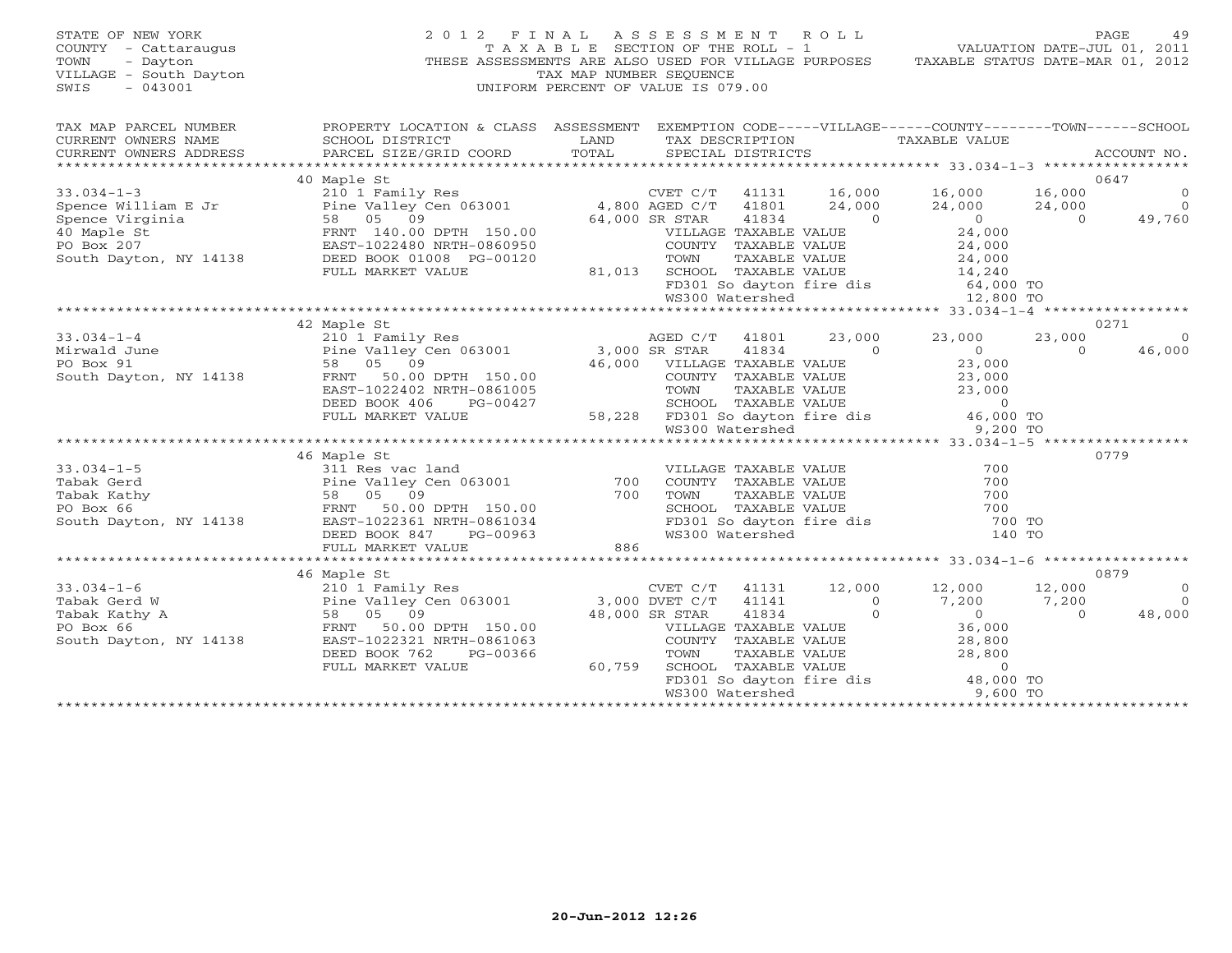STATE OF NEW YORK
COUNTY - Cattaraugus
TOWN - Dayton
VILLAGE - South Dayton
SWIS - 043001

2012 FINAL ASSESSMENT ROLL
TAXABLE SECTION OF THE ROLL - 1
THESE ASSESSMENTS ARE ALSO USED FOR VILLAGE PURPOSES
TAX MAP NUMBER SEQUENCE
UNIFORM PERCENT OF VALUE IS 079.00

VALUATION DATE-JUL 01, 2011
TAXABLE STATUS DATE-MAR 01, 2012

| TAX MAP PARCEL NUMBER / CURRENT OWNERS NAME / CURRENT OWNERS ADDRESS | PROPERTY LOCATION & CLASS / SCHOOL DISTRICT / PARCEL SIZE/GRID COORD | ASSESSMENT LAND / TOTAL | EXEMPTION CODE / TAX DESCRIPTION / SPECIAL DISTRICTS | VILLAGE | COUNTY / TAXABLE VALUE | TOWN | SCHOOL / ACCOUNT NO. |
|---|---|---|---|---|---|---|---|
| **33.034-1-3** | 40 Maple St | | | | | | 0647 |
| 33.034-1-3 | 210 1 Family Res | | CVET C/T 41131 | 16,000 | 16,000 | 16,000 | 0 |
| Spence William E Jr | Pine Valley Cen 063001 | 4,800 | AGED C/T 41801 | 24,000 | 24,000 | 24,000 | 0 |
| Spence Virginia | 58 05 09 | 64,000 | SR STAR 41834 | 0 | 0 | 0 | 49,760 |
| 40 Maple St | FRNT 140.00 DPTH 150.00 | | VILLAGE TAXABLE VALUE | | 24,000 | | |
| PO Box 207 | EAST-1022480 NRTH-0860950 | | COUNTY TAXABLE VALUE | | 24,000 | | |
| South Dayton, NY 14138 | DEED BOOK 01008 PG-00120 | | TOWN TAXABLE VALUE | | 24,000 | | |
| | FULL MARKET VALUE | 81,013 | SCHOOL TAXABLE VALUE | | 14,240 | | |
| | | | FD301 So dayton fire dis | | 64,000 TO | | |
| | | | WS300 Watershed | | 12,800 TO | | |
| **33.034-1-4** | 42 Maple St | | | | | | 0271 |
| 33.034-1-4 | 210 1 Family Res | | AGED C/T 41801 | 23,000 | 23,000 | 23,000 | 0 |
| Mirwald June | Pine Valley Cen 063001 | 3,000 | SR STAR 41834 | 0 | 0 | 0 | 46,000 |
| PO Box 91 | 58 05 09 | 46,000 | VILLAGE TAXABLE VALUE | | 23,000 | | |
| South Dayton, NY 14138 | FRNT 50.00 DPTH 150.00 | | COUNTY TAXABLE VALUE | | 23,000 | | |
| | EAST-1022402 NRTH-0861005 | | TOWN TAXABLE VALUE | | 23,000 | | |
| | DEED BOOK 406 PG-00427 | | SCHOOL TAXABLE VALUE | | 0 | | |
| | FULL MARKET VALUE | 58,228 | FD301 So dayton fire dis | | 46,000 TO | | |
| | | | WS300 Watershed | | 9,200 TO | | |
| **33.034-1-5** | 46 Maple St | | | | | | 0779 |
| 33.034-1-5 | 311 Res vac land | | VILLAGE TAXABLE VALUE | | 700 | | |
| Tabak Gerd | Pine Valley Cen 063001 | 700 | COUNTY TAXABLE VALUE | | 700 | | |
| Tabak Kathy | 58 05 09 | 700 | TOWN TAXABLE VALUE | | 700 | | |
| PO Box 66 | FRNT 50.00 DPTH 150.00 | | SCHOOL TAXABLE VALUE | | 700 | | |
| South Dayton, NY 14138 | EAST-1022361 NRTH-0861034 | | FD301 So dayton fire dis | | 700 TO | | |
| | DEED BOOK 847 PG-00963 | | WS300 Watershed | | 140 TO | | |
| | FULL MARKET VALUE | 886 | | | | | |
| **33.034-1-6** | 46 Maple St | | | | | | 0879 |
| 33.034-1-6 | 210 1 Family Res | | CVET C/T 41131 | 12,000 | 12,000 | 12,000 | 0 |
| Tabak Gerd W | Pine Valley Cen 063001 | 3,000 | DVET C/T 41141 | 0 | 7,200 | 7,200 | 0 |
| Tabak Kathy A | 58 05 09 | 48,000 | SR STAR 41834 | 0 | 0 | 0 | 48,000 |
| PO Box 66 | FRNT 50.00 DPTH 150.00 | | VILLAGE TAXABLE VALUE | | 36,000 | | |
| South Dayton, NY 14138 | EAST-1022321 NRTH-0861063 | | COUNTY TAXABLE VALUE | | 28,800 | | |
| | DEED BOOK 762 PG-00366 | | TOWN TAXABLE VALUE | | 28,800 | | |
| | FULL MARKET VALUE | 60,759 | SCHOOL TAXABLE VALUE | | 0 | | |
| | | | FD301 So dayton fire dis | | 48,000 TO | | |
| | | | WS300 Watershed | | 9,600 TO | | |

20-Jun-2012 12:26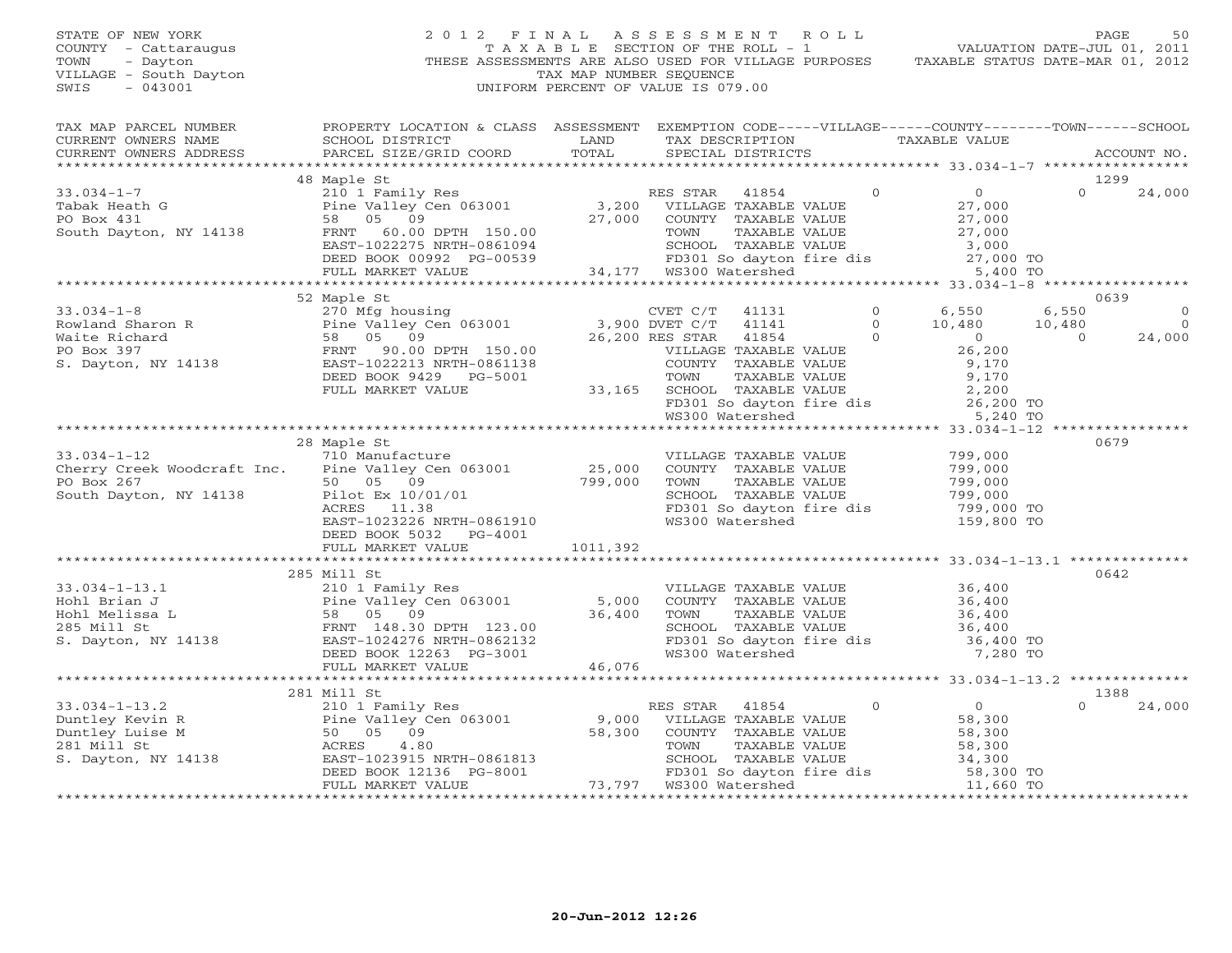STATE OF NEW YORK
COUNTY - Cattaraugus
TOWN - Dayton
VILLAGE - South Dayton
SWIS - 043001

# 2012 FINAL ASSESSMENT ROLL

TAXABLE SECTION OF THE ROLL - 1
THESE ASSESSMENTS ARE ALSO USED FOR VILLAGE PURPOSES
TAX MAP NUMBER SEQUENCE
UNIFORM PERCENT OF VALUE IS 079.00

VALUATION DATE-JUL 01, 2011
TAXABLE STATUS DATE-MAR 01, 2012

| TAX MAP PARCEL NUMBER / CURRENT OWNERS NAME / CURRENT OWNERS ADDRESS | PROPERTY LOCATION & CLASS / SCHOOL DISTRICT / PARCEL SIZE/GRID COORD | ASSESSMENT LAND / TOTAL | EXEMPTION CODE / TAX DESCRIPTION / SPECIAL DISTRICTS | VILLAGE | COUNTY | TOWN | SCHOOL | ACCOUNT NO. |
|---|---|---|---|---|---|---|---|---|
| | 48 Maple St | | | | | | | 1299 |
| 33.034-1-7 | 210 1 Family Res | | RES STAR 41854 | 0 | 0 | 0 | 24,000 | |
| Tabak Heath G | Pine Valley Cen 063001 | 3,200 | VILLAGE TAXABLE VALUE | 27,000 | | | | |
| PO Box 431 | 58 05 09 | 27,000 | COUNTY TAXABLE VALUE | | 27,000 | | | |
| South Dayton, NY 14138 | FRNT 60.00 DPTH 150.00 | | TOWN TAXABLE VALUE | | | 27,000 | | |
| | EAST-1022275 NRTH-0861094 | | SCHOOL TAXABLE VALUE | | | | 3,000 | |
| | DEED BOOK 00992 PG-00539 | | FD301 So dayton fire dis | 27,000 TO | | | | |
| | FULL MARKET VALUE | 34,177 | WS300 Watershed | 5,400 TO | | | | |
| | 52 Maple St | | | | | | | 0639 |
| 33.034-1-8 | 270 Mfg housing | | CVET C/T 41131 | 0 | 6,550 | 6,550 | 0 | |
| Rowland Sharon R | Pine Valley Cen 063001 | 3,900 | DVET C/T 41141 | 0 | 10,480 | 10,480 | 0 | |
| Waite Richard | 58 05 09 | 26,200 | RES STAR 41854 | 0 | 0 | 0 | 24,000 | |
| PO Box 397 | FRNT 90.00 DPTH 150.00 | | VILLAGE TAXABLE VALUE | 26,200 | | | | |
| S. Dayton, NY 14138 | EAST-1022213 NRTH-0861138 | | COUNTY TAXABLE VALUE | | 9,170 | | | |
| | DEED BOOK 9429 PG-5001 | | TOWN TAXABLE VALUE | | | 9,170 | | |
| | FULL MARKET VALUE | 33,165 | SCHOOL TAXABLE VALUE | | | | 2,200 | |
| | | | FD301 So dayton fire dis | 26,200 TO | | | | |
| | | | WS300 Watershed | 5,240 TO | | | | |
| | 28 Maple St | | | | | | | 0679 |
| 33.034-1-12 | 710 Manufacture | | VILLAGE TAXABLE VALUE | 799,000 | | | | |
| Cherry Creek Woodcraft Inc. | Pine Valley Cen 063001 | 25,000 | COUNTY TAXABLE VALUE | | 799,000 | | | |
| PO Box 267 | 50 05 09 | 799,000 | TOWN TAXABLE VALUE | | | 799,000 | | |
| South Dayton, NY 14138 | Pilot Ex 10/01/01 | | SCHOOL TAXABLE VALUE | | | | 799,000 | |
| | ACRES 11.38 | | FD301 So dayton fire dis | 799,000 TO | | | | |
| | EAST-1023226 NRTH-0861910 | | WS300 Watershed | 159,800 TO | | | | |
| | DEED BOOK 5032 PG-4001 | | | | | | | |
| | FULL MARKET VALUE | 1011,392 | | | | | | |
| | 285 Mill St | | | | | | | 0642 |
| 33.034-1-13.1 | 210 1 Family Res | | VILLAGE TAXABLE VALUE | 36,400 | | | | |
| Hohl Brian J | Pine Valley Cen 063001 | 5,000 | COUNTY TAXABLE VALUE | | 36,400 | | | |
| Hohl Melissa L | 58 05 09 | 36,400 | TOWN TAXABLE VALUE | | | 36,400 | | |
| 285 Mill St | FRNT 148.30 DPTH 123.00 | | SCHOOL TAXABLE VALUE | | | | 36,400 | |
| S. Dayton, NY 14138 | EAST-1024276 NRTH-0862132 | | FD301 So dayton fire dis | 36,400 TO | | | | |
| | DEED BOOK 12263 PG-3001 | | WS300 Watershed | 7,280 TO | | | | |
| | FULL MARKET VALUE | 46,076 | | | | | | |
| | 281 Mill St | | | | | | | 1388 |
| 33.034-1-13.2 | 210 1 Family Res | | RES STAR 41854 | 0 | 0 | 0 | 24,000 | |
| Duntley Kevin R | Pine Valley Cen 063001 | 9,000 | VILLAGE TAXABLE VALUE | 58,300 | | | | |
| Duntley Luise M | 50 05 09 | 58,300 | COUNTY TAXABLE VALUE | | 58,300 | | | |
| 281 Mill St | ACRES 4.80 | | TOWN TAXABLE VALUE | | | 58,300 | | |
| S. Dayton, NY 14138 | EAST-1023915 NRTH-0861813 | | SCHOOL TAXABLE VALUE | | | | 34,300 | |
| | DEED BOOK 12136 PG-8001 | | FD301 So dayton fire dis | 58,300 TO | | | | |
| | FULL MARKET VALUE | 73,797 | WS300 Watershed | 11,660 TO | | | | |

20-Jun-2012 12:26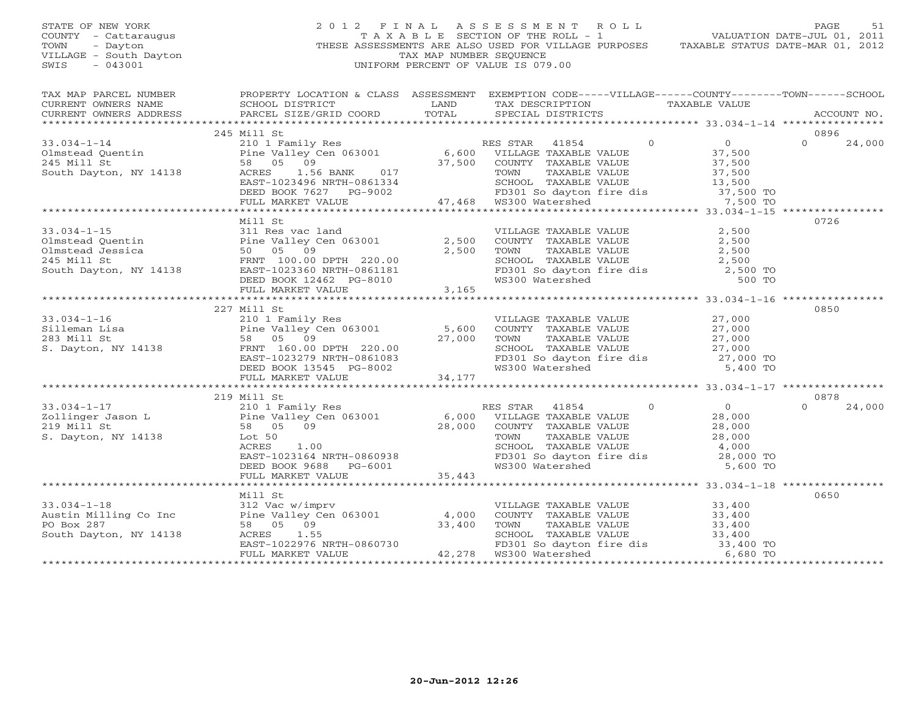STATE OF NEW YORK
COUNTY - Cattaraugus
TOWN - Dayton
VILLAGE - South Dayton
SWIS - 043001

2012 FINAL ASSESSMENT ROLL
TAXABLE SECTION OF THE ROLL - 1
THESE ASSESSMENTS ARE ALSO USED FOR VILLAGE PURPOSES
TAX MAP NUMBER SEQUENCE
UNIFORM PERCENT OF VALUE IS 079.00

VALUATION DATE-JUL 01, 2011
TAXABLE STATUS DATE-MAR 01, 2012

| TAX MAP PARCEL NUMBER / CURRENT OWNERS NAME / CURRENT OWNERS ADDRESS | PROPERTY LOCATION & CLASS / SCHOOL DISTRICT / PARCEL SIZE/GRID COORD | ASSESSMENT LAND / TOTAL | EXEMPTION CODE-----VILLAGE------COUNTY--------TOWN------SCHOOL / TAX DESCRIPTION / SPECIAL DISTRICTS | TAXABLE VALUE | ACCOUNT NO. |
|---|---|---|---|---|---|
| | 245 Mill St | | | | 0896 |
| 33.034-1-14 | 210 1 Family Res | | RES STAR 41854 0 | 0 | 0 24,000 |
| Olmstead Quentin | Pine Valley Cen 063001 | 6,600 | VILLAGE TAXABLE VALUE | 37,500 | |
| 245 Mill St | 58 05 09 | 37,500 | COUNTY TAXABLE VALUE | 37,500 | |
| South Dayton, NY 14138 | ACRES 1.56 BANK 017 | | TOWN TAXABLE VALUE | 37,500 | |
| | EAST-1023496 NRTH-0861334 | | SCHOOL TAXABLE VALUE | 13,500 | |
| | DEED BOOK 7627 PG-9002 | | FD301 So dayton fire dis | 37,500 TO | |
| | FULL MARKET VALUE | 47,468 | WS300 Watershed | 7,500 TO | |
| | Mill St | | | | 0726 |
| 33.034-1-15 | 311 Res vac land | | VILLAGE TAXABLE VALUE | 2,500 | |
| Olmstead Quentin | Pine Valley Cen 063001 | 2,500 | COUNTY TAXABLE VALUE | 2,500 | |
| Olmstead Jessica | 50 05 09 | 2,500 | TOWN TAXABLE VALUE | 2,500 | |
| 245 Mill St | FRNT 100.00 DPTH 220.00 | | SCHOOL TAXABLE VALUE | 2,500 | |
| South Dayton, NY 14138 | EAST-1023360 NRTH-0861181 | | FD301 So dayton fire dis | 2,500 TO | |
| | DEED BOOK 12462 PG-8010 | | WS300 Watershed | 500 TO | |
| | FULL MARKET VALUE | 3,165 | | | |
| | 227 Mill St | | | | 0850 |
| 33.034-1-16 | 210 1 Family Res | | VILLAGE TAXABLE VALUE | 27,000 | |
| Silleman Lisa | Pine Valley Cen 063001 | 5,600 | COUNTY TAXABLE VALUE | 27,000 | |
| 283 Mill St | 58 05 09 | 27,000 | TOWN TAXABLE VALUE | 27,000 | |
| S. Dayton, NY 14138 | FRNT 160.00 DPTH 220.00 | | SCHOOL TAXABLE VALUE | 27,000 | |
| | EAST-1023279 NRTH-0861083 | | FD301 So dayton fire dis | 27,000 TO | |
| | DEED BOOK 13545 PG-8002 | | WS300 Watershed | 5,400 TO | |
| | FULL MARKET VALUE | 34,177 | | | |
| | 219 Mill St | | | | 0878 |
| 33.034-1-17 | 210 1 Family Res | | RES STAR 41854 0 | 0 | 0 24,000 |
| Zollinger Jason L | Pine Valley Cen 063001 | 6,000 | VILLAGE TAXABLE VALUE | 28,000 | |
| 219 Mill St | 58 05 09 | 28,000 | COUNTY TAXABLE VALUE | 28,000 | |
| S. Dayton, NY 14138 | Lot 50 | | TOWN TAXABLE VALUE | 28,000 | |
| | ACRES 1.00 | | SCHOOL TAXABLE VALUE | 4,000 | |
| | EAST-1023164 NRTH-0860938 | | FD301 So dayton fire dis | 28,000 TO | |
| | DEED BOOK 9688 PG-6001 | | WS300 Watershed | 5,600 TO | |
| | FULL MARKET VALUE | 35,443 | | | |
| | Mill St | | | | 0650 |
| 33.034-1-18 | 312 Vac w/imprv | | VILLAGE TAXABLE VALUE | 33,400 | |
| Austin Milling Co Inc | Pine Valley Cen 063001 | 4,000 | COUNTY TAXABLE VALUE | 33,400 | |
| PO Box 287 | 58 05 09 | 33,400 | TOWN TAXABLE VALUE | 33,400 | |
| South Dayton, NY 14138 | ACRES 1.55 | | SCHOOL TAXABLE VALUE | 33,400 | |
| | EAST-1022976 NRTH-0860730 | | FD301 So dayton fire dis | 33,400 TO | |
| | FULL MARKET VALUE | 42,278 | WS300 Watershed | 6,680 TO | |

20-Jun-2012 12:26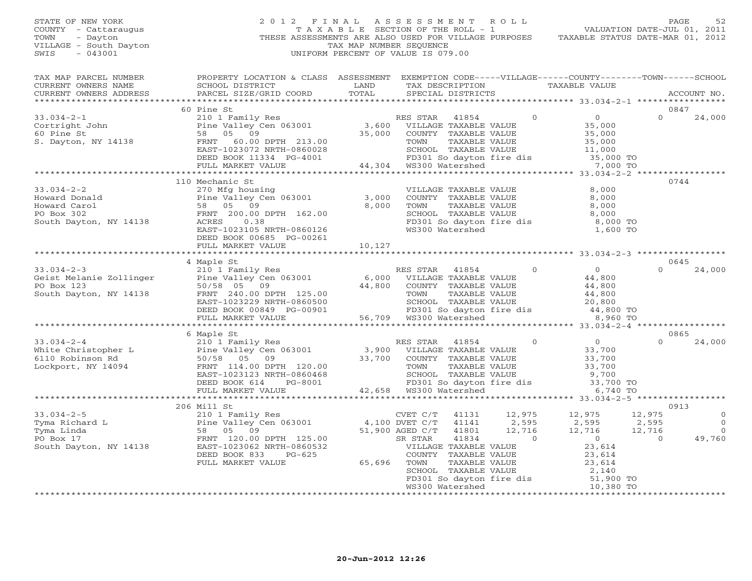STATE OF NEW YORK
COUNTY - Cattaraugus
TOWN - Dayton
VILLAGE - South Dayton
SWIS - 043001

2012 FINAL ASSESSMENT ROLL
TAXABLE SECTION OF THE ROLL - 1
THESE ASSESSMENTS ARE ALSO USED FOR VILLAGE PURPOSES
TAX MAP NUMBER SEQUENCE
UNIFORM PERCENT OF VALUE IS 079.00

VALUATION DATE-JUL 01, 2011
TAXABLE STATUS DATE-MAR 01, 2012

| TAX MAP PARCEL NUMBER / CURRENT OWNERS NAME / CURRENT OWNERS ADDRESS | PROPERTY LOCATION & CLASS / SCHOOL DISTRICT / PARCEL SIZE/GRID COORD | ASSESSMENT LAND / TOTAL | EXEMPTION CODE / TAX DESCRIPTION / SPECIAL DISTRICTS | VILLAGE | COUNTY | TOWN | SCHOOL | ACCOUNT NO. |
|---|---|---|---|---|---|---|---|---|
| **33.034-2-1** | 60 Pine St | | | | | | | 0847 |
| Cortright John | 210 1 Family Res | | RES STAR 41854 | 0 | 0 | 0 | 24,000 | |
| 60 Pine St | Pine Valley Cen 063001 | 3,600 | VILLAGE TAXABLE VALUE | 35,000 | | | | |
| S. Dayton, NY 14138 | 58 05 09 | 35,000 | COUNTY TAXABLE VALUE | | 35,000 | | | |
| | FRNT 60.00 DPTH 213.00 | | TOWN TAXABLE VALUE | | | 35,000 | | |
| | EAST-1023072 NRTH-0860028 | | SCHOOL TAXABLE VALUE | | | | 11,000 | |
| | DEED BOOK 11334 PG-4001 | | FD301 So dayton fire dis | 35,000 TO | | | | |
| | FULL MARKET VALUE | 44,304 | WS300 Watershed | 7,000 TO | | | | |
| **33.034-2-2** | 110 Mechanic St | | | | | | | 0744 |
| Howard Donald | 270 Mfg housing | | VILLAGE TAXABLE VALUE | 8,000 | | | | |
| Howard Carol | Pine Valley Cen 063001 | 3,000 | COUNTY TAXABLE VALUE | | 8,000 | | | |
| PO Box 302 | 58 05 09 | 8,000 | TOWN TAXABLE VALUE | | | 8,000 | | |
| South Dayton, NY 14138 | FRNT 200.00 DPTH 162.00 | | SCHOOL TAXABLE VALUE | | | | 8,000 | |
| | ACRES 0.38 | | FD301 So dayton fire dis | 8,000 TO | | | | |
| | EAST-1023105 NRTH-0860126 | | WS300 Watershed | 1,600 TO | | | | |
| | DEED BOOK 00685 PG-00261 | | | | | | | |
| | FULL MARKET VALUE | 10,127 | | | | | | |
| **33.034-2-3** | 4 Maple St | | | | | | | 0645 |
| Geist Melanie Zollinger | 210 1 Family Res | | RES STAR 41854 | 0 | 0 | 0 | 24,000 | |
| PO Box 123 | Pine Valley Cen 063001 | 6,000 | VILLAGE TAXABLE VALUE | 44,800 | | | | |
| South Dayton, NY 14138 | 50/58 05 09 | 44,800 | COUNTY TAXABLE VALUE | | 44,800 | | | |
| | FRNT 240.00 DPTH 125.00 | | TOWN TAXABLE VALUE | | | 44,800 | | |
| | EAST-1023229 NRTH-0860500 | | SCHOOL TAXABLE VALUE | | | | 20,800 | |
| | DEED BOOK 00849 PG-00901 | | FD301 So dayton fire dis | 44,800 TO | | | | |
| | FULL MARKET VALUE | 56,709 | WS300 Watershed | 8,960 TO | | | | |
| **33.034-2-4** | 6 Maple St | | | | | | | 0865 |
| White Christopher L | 210 1 Family Res | | RES STAR 41854 | 0 | 0 | 0 | 24,000 | |
| 6110 Robinson Rd | Pine Valley Cen 063001 | 3,900 | VILLAGE TAXABLE VALUE | 33,700 | | | | |
| Lockport, NY 14094 | 50/58 05 09 | 33,700 | COUNTY TAXABLE VALUE | | 33,700 | | | |
| | FRNT 114.00 DPTH 120.00 | | TOWN TAXABLE VALUE | | | 33,700 | | |
| | EAST-1023123 NRTH-0860468 | | SCHOOL TAXABLE VALUE | | | | 9,700 | |
| | DEED BOOK 614 PG-8001 | | FD301 So dayton fire dis | 33,700 TO | | | | |
| | FULL MARKET VALUE | 42,658 | WS300 Watershed | 6,740 TO | | | | |
| **33.034-2-5** | 206 Mill St | | | | | | | 0913 |
| Tyma Richard L | 210 1 Family Res | | CVET C/T 41131 | 12,975 | 12,975 | 12,975 | 0 | |
| Tyma Linda | Pine Valley Cen 063001 | 4,100 | DVET C/T 41141 | 2,595 | 2,595 | 2,595 | 0 | |
| PO Box 17 | 58 05 09 | 51,900 | AGED C/T 41801 | 12,716 | 12,716 | 12,716 | 0 | |
| South Dayton, NY 14138 | FRNT 120.00 DPTH 125.00 | | SR STAR 41834 | 0 | 0 | 0 | 49,760 | |
| | EAST-1023062 NRTH-0860532 | | VILLAGE TAXABLE VALUE | 23,614 | | | | |
| | DEED BOOK 833 PG-625 | | COUNTY TAXABLE VALUE | | 23,614 | | | |
| | FULL MARKET VALUE | 65,696 | TOWN TAXABLE VALUE | | | 23,614 | | |
| | | | SCHOOL TAXABLE VALUE | | | | 2,140 | |
| | | | FD301 So dayton fire dis | 51,900 TO | | | | |
| | | | WS300 Watershed | 10,380 TO | | | | |

20-Jun-2012 12:26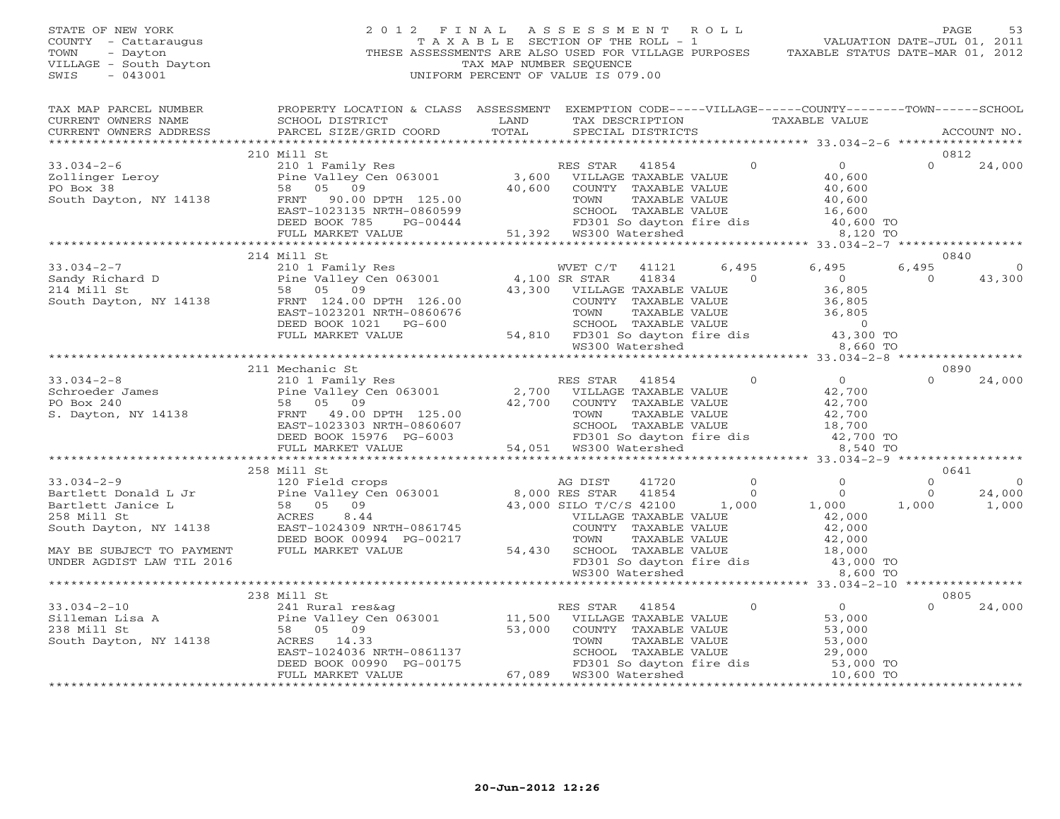STATE OF NEW YORK
COUNTY - Cattaraugus
TOWN - Dayton
VILLAGE - South Dayton
SWIS - 043001

2012 FINAL ASSESSMENT ROLL
TAXABLE SECTION OF THE ROLL - 1
THESE ASSESSMENTS ARE ALSO USED FOR VILLAGE PURPOSES
TAX MAP NUMBER SEQUENCE
UNIFORM PERCENT OF VALUE IS 079.00

VALUATION DATE-JUL 01, 2011
TAXABLE STATUS DATE-MAR 01, 2012

| TAX MAP PARCEL NUMBER / CURRENT OWNERS NAME / CURRENT OWNERS ADDRESS | PROPERTY LOCATION & CLASS / SCHOOL DISTRICT / PARCEL SIZE/GRID COORD | ASSESSMENT LAND / TOTAL | EXEMPTION CODE / TAX DESCRIPTION / SPECIAL DISTRICTS | VILLAGE | COUNTY | TOWN | SCHOOL | ACCOUNT NO. |
|---|---|---|---|---|---|---|---|---|
| | 210 Mill St | | | | | | | 0812 |
| 33.034-2-6 | 210 1 Family Res | | RES STAR 41854 | 0 | 0 | | 0 | 24,000 |
| Zollinger Leroy | Pine Valley Cen 063001 | 3,600 | VILLAGE TAXABLE VALUE | | 40,600 | | | |
| PO Box 38 | 58 05 09 | 40,600 | COUNTY TAXABLE VALUE | | 40,600 | | | |
| South Dayton, NY 14138 | FRNT 90.00 DPTH 125.00 | | TOWN TAXABLE VALUE | | 40,600 | | | |
| | EAST-1023135 NRTH-0860599 | | SCHOOL TAXABLE VALUE | | 16,600 | | | |
| | DEED BOOK 785 PG-00444 | | FD301 So dayton fire dis | | 40,600 TO | | | |
| | FULL MARKET VALUE | 51,392 | WS300 Watershed | | 8,120 TO | | | |
| | 214 Mill St | | | | | | | 0840 |
| 33.034-2-7 | 210 1 Family Res | | WVET C/T 41121 | 6,495 | 6,495 | 6,495 | | 0 |
| Sandy Richard D | Pine Valley Cen 063001 | 4,100 | SR STAR 41834 | 0 | 0 | 0 | | 43,300 |
| 214 Mill St | 58 05 09 | 43,300 | VILLAGE TAXABLE VALUE | | 36,805 | | | |
| South Dayton, NY 14138 | FRNT 124.00 DPTH 126.00 | | COUNTY TAXABLE VALUE | | 36,805 | | | |
| | EAST-1023201 NRTH-0860676 | | TOWN TAXABLE VALUE | | 36,805 | | | |
| | DEED BOOK 1021 PG-600 | | SCHOOL TAXABLE VALUE | | 0 | | | |
| | FULL MARKET VALUE | 54,810 | FD301 So dayton fire dis | | 43,300 TO | | | |
| | | | WS300 Watershed | | 8,660 TO | | | |
| | 211 Mechanic St | | | | | | | 0890 |
| 33.034-2-8 | 210 1 Family Res | | RES STAR 41854 | 0 | 0 | | 0 | 24,000 |
| Schroeder James | Pine Valley Cen 063001 | 2,700 | VILLAGE TAXABLE VALUE | | 42,700 | | | |
| PO Box 240 | 58 05 09 | 42,700 | COUNTY TAXABLE VALUE | | 42,700 | | | |
| S. Dayton, NY 14138 | FRNT 49.00 DPTH 125.00 | | TOWN TAXABLE VALUE | | 42,700 | | | |
| | EAST-1023303 NRTH-0860607 | | SCHOOL TAXABLE VALUE | | 18,700 | | | |
| | DEED BOOK 15976 PG-6003 | | FD301 So dayton fire dis | | 42,700 TO | | | |
| | FULL MARKET VALUE | 54,051 | WS300 Watershed | | 8,540 TO | | | |
| | 258 Mill St | | | | | | | 0641 |
| 33.034-2-9 | 120 Field crops | | AG DIST 41720 | 0 | 0 | 0 | | 0 |
| Bartlett Donald L Jr | Pine Valley Cen 063001 | 8,000 | RES STAR 41854 | 0 | 0 | 0 | | 24,000 |
| Bartlett Janice L | 58 05 09 | 43,000 | SILO T/C/S 42100 | 1,000 | 1,000 | 1,000 | | 1,000 |
| 258 Mill St | ACRES 8.44 | | VILLAGE TAXABLE VALUE | | 42,000 | | | |
| South Dayton, NY 14138 | EAST-1024309 NRTH-0861745 | | COUNTY TAXABLE VALUE | | 42,000 | | | |
| | DEED BOOK 00994 PG-00217 | | TOWN TAXABLE VALUE | | 42,000 | | | |
| MAY BE SUBJECT TO PAYMENT | FULL MARKET VALUE | 54,430 | SCHOOL TAXABLE VALUE | | 18,000 | | | |
| UNDER AGDIST LAW TIL 2016 | | | FD301 So dayton fire dis | | 43,000 TO | | | |
| | | | WS300 Watershed | | 8,600 TO | | | |
| | 238 Mill St | | | | | | | 0805 |
| 33.034-2-10 | 241 Rural res&ag | | RES STAR 41854 | 0 | 0 | | 0 | 24,000 |
| Silleman Lisa A | Pine Valley Cen 063001 | 11,500 | VILLAGE TAXABLE VALUE | | 53,000 | | | |
| 238 Mill St | 58 05 09 | 53,000 | COUNTY TAXABLE VALUE | | 53,000 | | | |
| South Dayton, NY 14138 | ACRES 14.33 | | TOWN TAXABLE VALUE | | 53,000 | | | |
| | EAST-1024036 NRTH-0861137 | | SCHOOL TAXABLE VALUE | | 29,000 | | | |
| | DEED BOOK 00990 PG-00175 | | FD301 So dayton fire dis | | 53,000 TO | | | |
| | FULL MARKET VALUE | 67,089 | WS300 Watershed | | 10,600 TO | | | |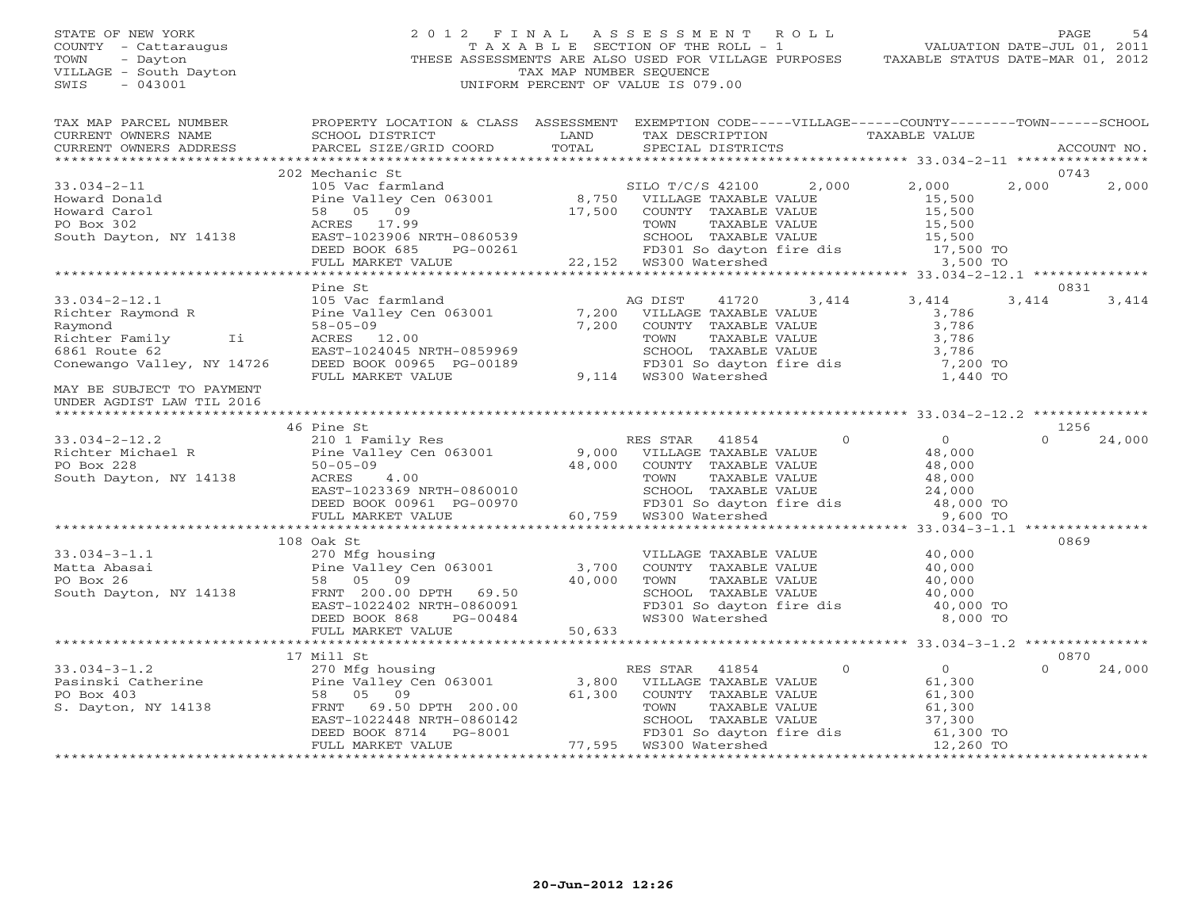STATE OF NEW YORK
COUNTY - Cattaraugus
TOWN - Dayton
VILLAGE - South Dayton
SWIS - 043001

2 0 1 2 F I N A L A S S E S S M E N T R O L L
T A X A B L E SECTION OF THE ROLL - 1
THESE ASSESSMENTS ARE ALSO USED FOR VILLAGE PURPOSES
TAX MAP NUMBER SEQUENCE
UNIFORM PERCENT OF VALUE IS 079.00

VALUATION DATE-JUL 01, 2011
TAXABLE STATUS DATE-MAR 01, 2012

| TAX MAP PARCEL NUMBER / CURRENT OWNERS NAME / CURRENT OWNERS ADDRESS | PROPERTY LOCATION & CLASS / SCHOOL DISTRICT / PARCEL SIZE/GRID COORD | ASSESSMENT LAND / TOTAL | EXEMPTION CODE / TAX DESCRIPTION / SPECIAL DISTRICTS | VILLAGE | COUNTY / TAXABLE VALUE | TOWN | SCHOOL / ACCOUNT NO. |
|---|---|---|---|---|---|---|---|
| **33.034-2-11** | 202 Mechanic St | | | | | | 0743 |
| | 105 Vac farmland | | SILO T/C/S 42100 | 2,000 | 2,000 | 2,000 | 2,000 |
| Howard Donald | Pine Valley Cen 063001 | 8,750 | VILLAGE TAXABLE VALUE | | 15,500 | | |
| Howard Carol | 58 05 09 | 17,500 | COUNTY TAXABLE VALUE | | 15,500 | | |
| PO Box 302 | ACRES 17.99 | | TOWN TAXABLE VALUE | | 15,500 | | |
| South Dayton, NY 14138 | EAST-1023906 NRTH-0860539 | | SCHOOL TAXABLE VALUE | | 15,500 | | |
| | DEED BOOK 685 PG-00261 | | FD301 So dayton fire dis | | 17,500 TO | | |
| | FULL MARKET VALUE | 22,152 | WS300 Watershed | | 3,500 TO | | |
| **33.034-2-12.1** | Pine St | | | | | | 0831 |
| | 105 Vac farmland | | AG DIST 41720 | 3,414 | 3,414 | 3,414 | 3,414 |
| Richter Raymond R | Pine Valley Cen 063001 | 7,200 | VILLAGE TAXABLE VALUE | | 3,786 | | |
| Raymond | 58-05-09 | 7,200 | COUNTY TAXABLE VALUE | | 3,786 | | |
| Richter Family Ii | ACRES 12.00 | | TOWN TAXABLE VALUE | | 3,786 | | |
| 6861 Route 62 | EAST-1024045 NRTH-0859969 | | SCHOOL TAXABLE VALUE | | 3,786 | | |
| Conewango Valley, NY 14726 | DEED BOOK 00965 PG-00189 | | FD301 So dayton fire dis | | 7,200 TO | | |
| | FULL MARKET VALUE | 9,114 | WS300 Watershed | | 1,440 TO | | |
| MAY BE SUBJECT TO PAYMENT UNDER AGDIST LAW TIL 2016 | | | | | | | |
| **33.034-2-12.2** | 46 Pine St | | | | | | 1256 |
| | 210 1 Family Res | | RES STAR 41854 | 0 | 0 | 0 | 24,000 |
| Richter Michael R | Pine Valley Cen 063001 | 9,000 | VILLAGE TAXABLE VALUE | | 48,000 | | |
| PO Box 228 | 50-05-09 | 48,000 | COUNTY TAXABLE VALUE | | 48,000 | | |
| South Dayton, NY 14138 | ACRES 4.00 | | TOWN TAXABLE VALUE | | 48,000 | | |
| | EAST-1023369 NRTH-0860010 | | SCHOOL TAXABLE VALUE | | 24,000 | | |
| | DEED BOOK 00961 PG-00970 | | FD301 So dayton fire dis | | 48,000 TO | | |
| | FULL MARKET VALUE | 60,759 | WS300 Watershed | | 9,600 TO | | |
| **33.034-3-1.1** | 108 Oak St | | | | | | 0869 |
| | 270 Mfg housing | | VILLAGE TAXABLE VALUE | | 40,000 | | |
| Matta Abasai | Pine Valley Cen 063001 | 3,700 | COUNTY TAXABLE VALUE | | 40,000 | | |
| PO Box 26 | 58 05 09 | 40,000 | TOWN TAXABLE VALUE | | 40,000 | | |
| South Dayton, NY 14138 | FRNT 200.00 DPTH 69.50 | | SCHOOL TAXABLE VALUE | | 40,000 | | |
| | EAST-1022402 NRTH-0860091 | | FD301 So dayton fire dis | | 40,000 TO | | |
| | DEED BOOK 868 PG-00484 | | WS300 Watershed | | 8,000 TO | | |
| | FULL MARKET VALUE | 50,633 | | | | | |
| **33.034-3-1.2** | 17 Mill St | | | | | | 0870 |
| | 270 Mfg housing | | RES STAR 41854 | 0 | 0 | 0 | 24,000 |
| Pasinski Catherine | Pine Valley Cen 063001 | 3,800 | VILLAGE TAXABLE VALUE | | 61,300 | | |
| PO Box 403 | 58 05 09 | 61,300 | COUNTY TAXABLE VALUE | | 61,300 | | |
| S. Dayton, NY 14138 | FRNT 69.50 DPTH 200.00 | | TOWN TAXABLE VALUE | | 61,300 | | |
| | EAST-1022448 NRTH-0860142 | | SCHOOL TAXABLE VALUE | | 37,300 | | |
| | DEED BOOK 8714 PG-8001 | | FD301 So dayton fire dis | | 61,300 TO | | |
| | FULL MARKET VALUE | 77,595 | WS300 Watershed | | 12,260 TO | | |

20-Jun-2012 12:26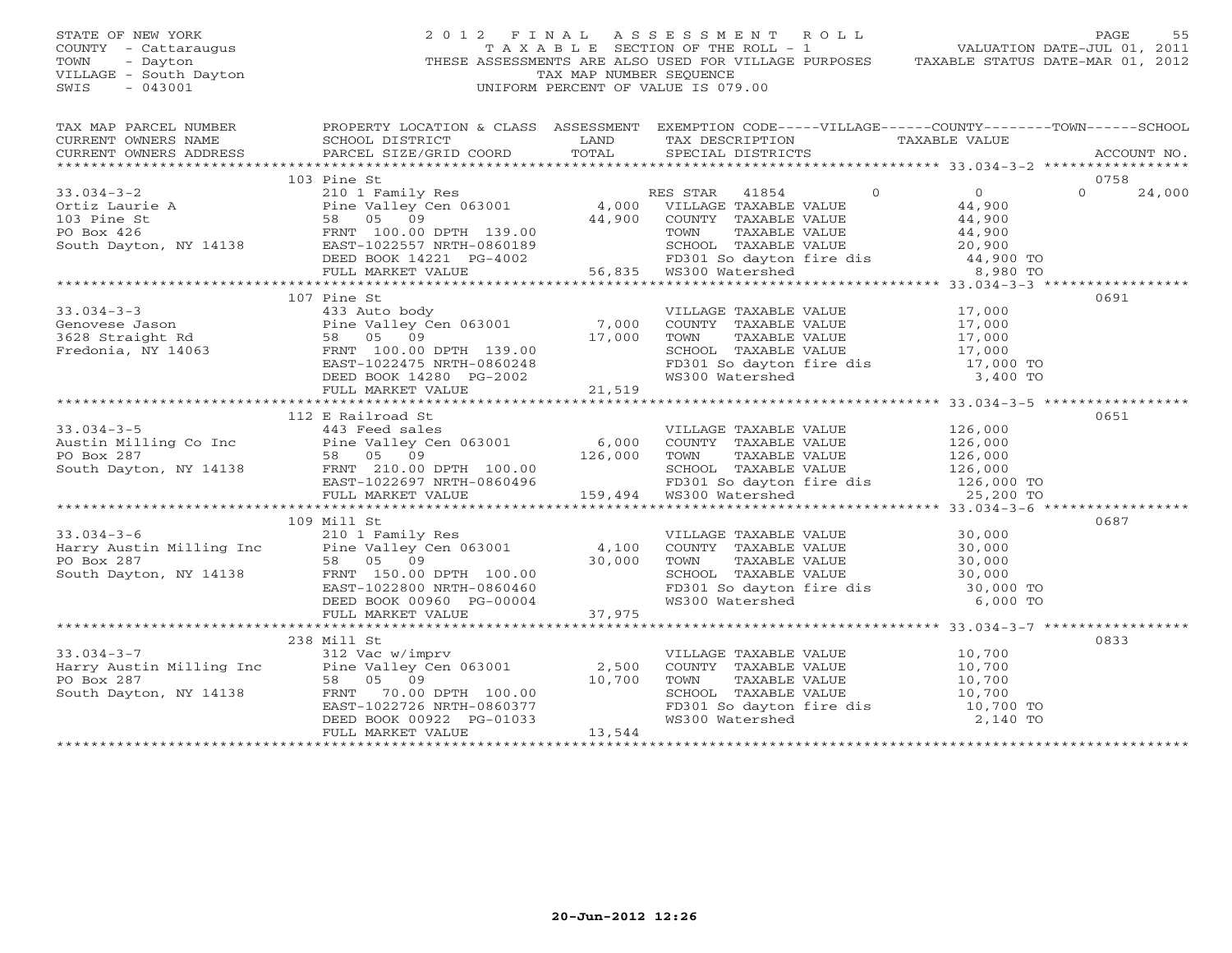STATE OF NEW YORK
COUNTY - Cattaraugus
TOWN - Dayton
VILLAGE - South Dayton
SWIS - 043001

2 0 1 2 F I N A L A S S E S S M E N T R O L L
T A X A B L E SECTION OF THE ROLL - 1
THESE ASSESSMENTS ARE ALSO USED FOR VILLAGE PURPOSES
TAX MAP NUMBER SEQUENCE
UNIFORM PERCENT OF VALUE IS 079.00

VALUATION DATE-JUL 01, 2011
TAXABLE STATUS DATE-MAR 01, 2012

| TAX MAP PARCEL NUMBER / CURRENT OWNERS NAME / CURRENT OWNERS ADDRESS | PROPERTY LOCATION & CLASS / SCHOOL DISTRICT / PARCEL SIZE/GRID COORD | ASSESSMENT LAND / TOTAL | EXEMPTION CODE / TAX DESCRIPTION / SPECIAL DISTRICTS | VILLAGE | COUNTY | TOWN | SCHOOL | ACCOUNT NO. |
|---|---|---|---|---|---|---|---|---|
| **33.034-3-2** | 103 Pine St | | | | | | | 0758 |
| 33.034-3-2 | 210 1 Family Res | | RES STAR 41854 | 0 | 0 | 0 | 24,000 | |
| Ortiz Laurie A | Pine Valley Cen 063001 | 4,000 | VILLAGE TAXABLE VALUE | 44,900 | | | | |
| 103 Pine St | 58 05 09 | 44,900 | COUNTY TAXABLE VALUE | 44,900 | | | | |
| PO Box 426 | FRNT 100.00 DPTH 139.00 | | TOWN TAXABLE VALUE | 44,900 | | | | |
| South Dayton, NY 14138 | EAST-1022557 NRTH-0860189 | | SCHOOL TAXABLE VALUE | 20,900 | | | | |
| | DEED BOOK 14221 PG-4002 | | FD301 So dayton fire dis | 44,900 TO | | | | |
| | FULL MARKET VALUE | 56,835 | WS300 Watershed | 8,980 TO | | | | |
| **33.034-3-3** | 107 Pine St | | | | | | | 0691 |
| 33.034-3-3 | 433 Auto body | | VILLAGE TAXABLE VALUE | 17,000 | | | | |
| Genovese Jason | Pine Valley Cen 063001 | 7,000 | COUNTY TAXABLE VALUE | 17,000 | | | | |
| 3628 Straight Rd | 58 05 09 | 17,000 | TOWN TAXABLE VALUE | 17,000 | | | | |
| Fredonia, NY 14063 | FRNT 100.00 DPTH 139.00 | | SCHOOL TAXABLE VALUE | 17,000 | | | | |
| | EAST-1022475 NRTH-0860248 | | FD301 So dayton fire dis | 17,000 TO | | | | |
| | DEED BOOK 14280 PG-2002 | | WS300 Watershed | 3,400 TO | | | | |
| | FULL MARKET VALUE | 21,519 | | | | | | |
| **33.034-3-5** | 112 E Railroad St | | | | | | | 0651 |
| 33.034-3-5 | 443 Feed sales | | VILLAGE TAXABLE VALUE | 126,000 | | | | |
| Austin Milling Co Inc | Pine Valley Cen 063001 | 6,000 | COUNTY TAXABLE VALUE | 126,000 | | | | |
| PO Box 287 | 58 05 09 | 126,000 | TOWN TAXABLE VALUE | 126,000 | | | | |
| South Dayton, NY 14138 | FRNT 210.00 DPTH 100.00 | | SCHOOL TAXABLE VALUE | 126,000 | | | | |
| | EAST-1022697 NRTH-0860496 | | FD301 So dayton fire dis | 126,000 TO | | | | |
| | FULL MARKET VALUE | 159,494 | WS300 Watershed | 25,200 TO | | | | |
| **33.034-3-6** | 109 Mill St | | | | | | | 0687 |
| 33.034-3-6 | 210 1 Family Res | | VILLAGE TAXABLE VALUE | 30,000 | | | | |
| Harry Austin Milling Inc | Pine Valley Cen 063001 | 4,100 | COUNTY TAXABLE VALUE | 30,000 | | | | |
| PO Box 287 | 58 05 09 | 30,000 | TOWN TAXABLE VALUE | 30,000 | | | | |
| South Dayton, NY 14138 | FRNT 150.00 DPTH 100.00 | | SCHOOL TAXABLE VALUE | 30,000 | | | | |
| | EAST-1022800 NRTH-0860460 | | FD301 So dayton fire dis | 30,000 TO | | | | |
| | DEED BOOK 00960 PG-00004 | | WS300 Watershed | 6,000 TO | | | | |
| | FULL MARKET VALUE | 37,975 | | | | | | |
| **33.034-3-7** | 238 Mill St | | | | | | | 0833 |
| 33.034-3-7 | 312 Vac w/imprv | | VILLAGE TAXABLE VALUE | 10,700 | | | | |
| Harry Austin Milling Inc | Pine Valley Cen 063001 | 2,500 | COUNTY TAXABLE VALUE | 10,700 | | | | |
| PO Box 287 | 58 05 09 | 10,700 | TOWN TAXABLE VALUE | 10,700 | | | | |
| South Dayton, NY 14138 | FRNT 70.00 DPTH 100.00 | | SCHOOL TAXABLE VALUE | 10,700 | | | | |
| | EAST-1022726 NRTH-0860377 | | FD301 So dayton fire dis | 10,700 TO | | | | |
| | DEED BOOK 00922 PG-01033 | | WS300 Watershed | 2,140 TO | | | | |
| | FULL MARKET VALUE | 13,544 | | | | | | |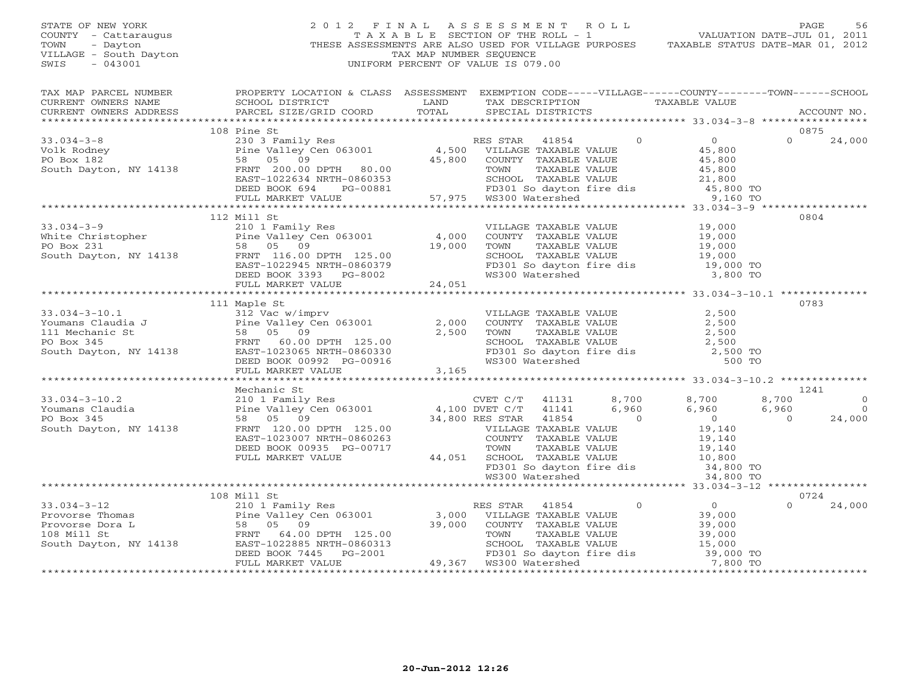STATE OF NEW YORK
COUNTY - Cattaraugus
TOWN - Dayton
VILLAGE - South Dayton
SWIS - 043001

# 2012 FINAL ASSESSMENT ROLL

TAXABLE SECTION OF THE ROLL - 1
THESE ASSESSMENTS ARE ALSO USED FOR VILLAGE PURPOSES
TAX MAP NUMBER SEQUENCE
UNIFORM PERCENT OF VALUE IS 079.00

VALUATION DATE-JUL 01, 2011
TAXABLE STATUS DATE-MAR 01, 2012

| TAX MAP PARCEL NUMBER / CURRENT OWNERS NAME / CURRENT OWNERS ADDRESS | PROPERTY LOCATION & CLASS / SCHOOL DISTRICT / PARCEL SIZE/GRID COORD | ASSESSMENT LAND / TOTAL | EXEMPTION CODE / TAX DESCRIPTION / SPECIAL DISTRICTS | VILLAGE | COUNTY / TAXABLE VALUE | TOWN | SCHOOL / ACCOUNT NO. |
|---|---|---|---|---|---|---|---|
| **33.034-3-8** | 108 Pine St | | | | | | 0875 |
| Volk Rodney | 230 3 Family Res | | RES STAR 41854 | 0 | 0 | 0 | 24,000 |
| PO Box 182 | Pine Valley Cen 063001 | 4,500 | VILLAGE TAXABLE VALUE | | 45,800 | | |
| South Dayton, NY 14138 | 58 05 09 | 45,800 | COUNTY TAXABLE VALUE | | 45,800 | | |
| | FRNT 200.00 DPTH 80.00 | | TOWN TAXABLE VALUE | | 45,800 | | |
| | EAST-1022634 NRTH-0860353 | | SCHOOL TAXABLE VALUE | | 21,800 | | |
| | DEED BOOK 694 PG-00881 | | FD301 So dayton fire dis | | 45,800 TO | | |
| | FULL MARKET VALUE | 57,975 | WS300 Watershed | | 9,160 TO | | |
| **33.034-3-9** | 112 Mill St | | | | | | 0804 |
| White Christopher | 210 1 Family Res | | VILLAGE TAXABLE VALUE | | 19,000 | | |
| PO Box 231 | Pine Valley Cen 063001 | 4,000 | COUNTY TAXABLE VALUE | | 19,000 | | |
| South Dayton, NY 14138 | 58 05 09 | 19,000 | TOWN TAXABLE VALUE | | 19,000 | | |
| | FRNT 116.00 DPTH 125.00 | | SCHOOL TAXABLE VALUE | | 19,000 | | |
| | EAST-1022945 NRTH-0860379 | | FD301 So dayton fire dis | | 19,000 TO | | |
| | DEED BOOK 3393 PG-8002 | | WS300 Watershed | | 3,800 TO | | |
| | FULL MARKET VALUE | 24,051 | | | | | |
| **33.034-3-10.1** | 111 Maple St | | | | | | 0783 |
| Youmans Claudia J | 312 Vac w/imprv | | VILLAGE TAXABLE VALUE | | 2,500 | | |
| 111 Mechanic St | Pine Valley Cen 063001 | 2,000 | COUNTY TAXABLE VALUE | | 2,500 | | |
| PO Box 345 | 58 05 09 | 2,500 | TOWN TAXABLE VALUE | | 2,500 | | |
| South Dayton, NY 14138 | FRNT 60.00 DPTH 125.00 | | SCHOOL TAXABLE VALUE | | 2,500 | | |
| | EAST-1023065 NRTH-0860330 | | FD301 So dayton fire dis | | 2,500 TO | | |
| | DEED BOOK 00992 PG-00916 | | WS300 Watershed | | 500 TO | | |
| | FULL MARKET VALUE | 3,165 | | | | | |
| **33.034-3-10.2** | Mechanic St | | | | | | 1241 |
| Youmans Claudia | 210 1 Family Res | | CVET C/T 41131 | 8,700 | 8,700 | 8,700 | 0 |
| PO Box 345 | Pine Valley Cen 063001 | 4,100 | DVET C/T 41141 | 6,960 | 6,960 | 6,960 | 0 |
| South Dayton, NY 14138 | 58 05 09 | 34,800 | RES STAR 41854 | 0 | 0 | 0 | 24,000 |
| | FRNT 120.00 DPTH 125.00 | | VILLAGE TAXABLE VALUE | | 19,140 | | |
| | EAST-1023007 NRTH-0860263 | | COUNTY TAXABLE VALUE | | 19,140 | | |
| | DEED BOOK 00935 PG-00717 | | TOWN TAXABLE VALUE | | 19,140 | | |
| | FULL MARKET VALUE | 44,051 | SCHOOL TAXABLE VALUE | | 10,800 | | |
| | | | FD301 So dayton fire dis | | 34,800 TO | | |
| | | | WS300 Watershed | | 34,800 TO | | |
| **33.034-3-12** | 108 Mill St | | | | | | 0724 |
| Provorse Thomas | 210 1 Family Res | | RES STAR 41854 | 0 | 0 | 0 | 24,000 |
| Provorse Dora L | Pine Valley Cen 063001 | 3,000 | VILLAGE TAXABLE VALUE | | 39,000 | | |
| 108 Mill St | 58 05 09 | 39,000 | COUNTY TAXABLE VALUE | | 39,000 | | |
| South Dayton, NY 14138 | FRNT 64.00 DPTH 125.00 | | TOWN TAXABLE VALUE | | 39,000 | | |
| | EAST-1022885 NRTH-0860313 | | SCHOOL TAXABLE VALUE | | 15,000 | | |
| | DEED BOOK 7445 PG-2001 | | FD301 So dayton fire dis | | 39,000 TO | | |
| | FULL MARKET VALUE | 49,367 | WS300 Watershed | | 7,800 TO | | |

20-Jun-2012 12:26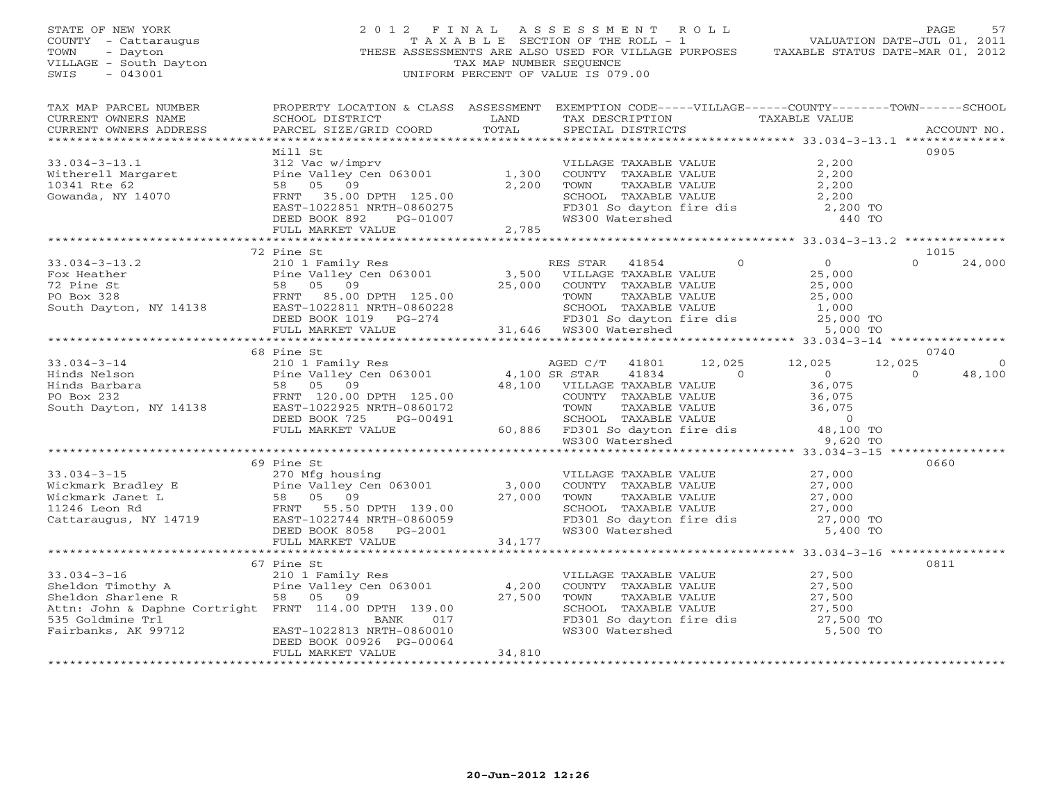STATE OF NEW YORK
COUNTY - Cattaraugus
TOWN - Dayton
VILLAGE - South Dayton
SWIS - 043001

# 2012 FINAL ASSESSMENT ROLL

TAXABLE SECTION OF THE ROLL - 1
THESE ASSESSMENTS ARE ALSO USED FOR VILLAGE PURPOSES
TAX MAP NUMBER SEQUENCE
UNIFORM PERCENT OF VALUE IS 079.00

VALUATION DATE-JUL 01, 2011
TAXABLE STATUS DATE-MAR 01, 2012

| TAX MAP PARCEL NUMBER / CURRENT OWNERS NAME / CURRENT OWNERS ADDRESS | PROPERTY LOCATION & CLASS / SCHOOL DISTRICT / PARCEL SIZE/GRID COORD | ASSESSMENT LAND / TOTAL | EXEMPTION CODE / TAX DESCRIPTION / SPECIAL DISTRICTS | VILLAGE | COUNTY | TOWN | SCHOOL | ACCOUNT NO. |
|---|---|---|---|---|---|---|---|---|
| **33.034-3-13.1** | Mill St | | | | | | | 0905 |
| 33.034-3-13.1 | 312 Vac w/imprv | | VILLAGE TAXABLE VALUE | 2,200 | | | | |
| Witherell Margaret | Pine Valley Cen 063001 | 1,300 | COUNTY TAXABLE VALUE | 2,200 | | | | |
| 10341 Rte 62 | 58 05 09 | 2,200 | TOWN TAXABLE VALUE | 2,200 | | | | |
| Gowanda, NY 14070 | FRNT 35.00 DPTH 125.00 | | SCHOOL TAXABLE VALUE | 2,200 | | | | |
| | EAST-1022851 NRTH-0860275 | | FD301 So dayton fire dis | 2,200 TO | | | | |
| | DEED BOOK 892 PG-01007 | | WS300 Watershed | 440 TO | | | | |
| | FULL MARKET VALUE | 2,785 | | | | | | |
| **33.034-3-13.2** | 72 Pine St | | | | | | | 1015 |
| 33.034-3-13.2 | 210 1 Family Res | | RES STAR 41854 | 0 | 0 | 0 | 24,000 | |
| Fox Heather | Pine Valley Cen 063001 | 3,500 | VILLAGE TAXABLE VALUE | 25,000 | | | | |
| 72 Pine St | 58 05 09 | 25,000 | COUNTY TAXABLE VALUE | 25,000 | | | | |
| PO Box 328 | FRNT 85.00 DPTH 125.00 | | TOWN TAXABLE VALUE | 25,000 | | | | |
| South Dayton, NY 14138 | EAST-1022811 NRTH-0860228 | | SCHOOL TAXABLE VALUE | 1,000 | | | | |
| | DEED BOOK 1019 PG-274 | | FD301 So dayton fire dis | 25,000 TO | | | | |
| | FULL MARKET VALUE | 31,646 | WS300 Watershed | 5,000 TO | | | | |
| **33.034-3-14** | 68 Pine St | | | | | | | 0740 |
| 33.034-3-14 | 210 1 Family Res | | AGED C/T 41801 | 12,025 | 12,025 | 12,025 | 0 | |
| Hinds Nelson | Pine Valley Cen 063001 | 4,100 | SR STAR 41834 | 0 | 0 | 0 | 48,100 | |
| Hinds Barbara | 58 05 09 | 48,100 | VILLAGE TAXABLE VALUE | 36,075 | | | | |
| PO Box 232 | FRNT 120.00 DPTH 125.00 | | COUNTY TAXABLE VALUE | 36,075 | | | | |
| South Dayton, NY 14138 | EAST-1022925 NRTH-0860172 | | TOWN TAXABLE VALUE | 36,075 | | | | |
| | DEED BOOK 725 PG-00491 | | SCHOOL TAXABLE VALUE | 0 | | | | |
| | FULL MARKET VALUE | 60,886 | FD301 So dayton fire dis | 48,100 TO | | | | |
| | | | WS300 Watershed | 9,620 TO | | | | |
| **33.034-3-15** | 69 Pine St | | | | | | | 0660 |
| 33.034-3-15 | 270 Mfg housing | | VILLAGE TAXABLE VALUE | 27,000 | | | | |
| Wickmark Bradley E | Pine Valley Cen 063001 | 3,000 | COUNTY TAXABLE VALUE | 27,000 | | | | |
| Wickmark Janet L | 58 05 09 | 27,000 | TOWN TAXABLE VALUE | 27,000 | | | | |
| 11246 Leon Rd | FRNT 55.50 DPTH 139.00 | | SCHOOL TAXABLE VALUE | 27,000 | | | | |
| Cattaraugus, NY 14719 | EAST-1022744 NRTH-0860059 | | FD301 So dayton fire dis | 27,000 TO | | | | |
| | DEED BOOK 8058 PG-2001 | | WS300 Watershed | 5,400 TO | | | | |
| | FULL MARKET VALUE | 34,177 | | | | | | |
| **33.034-3-16** | 67 Pine St | | | | | | | 0811 |
| 33.034-3-16 | 210 1 Family Res | | VILLAGE TAXABLE VALUE | 27,500 | | | | |
| Sheldon Timothy A | Pine Valley Cen 063001 | 4,200 | COUNTY TAXABLE VALUE | 27,500 | | | | |
| Sheldon Sharlene R | 58 05 09 | 27,500 | TOWN TAXABLE VALUE | 27,500 | | | | |
| Attn: John & Daphne Cortright | FRNT 114.00 DPTH 139.00 | | SCHOOL TAXABLE VALUE | 27,500 | | | | |
| 535 Goldmine Trl | BANK 017 | | FD301 So dayton fire dis | 27,500 TO | | | | |
| Fairbanks, AK 99712 | EAST-1022813 NRTH-0860010 | | WS300 Watershed | 5,500 TO | | | | |
| | DEED BOOK 00926 PG-00064 | | | | | | | |
| | FULL MARKET VALUE | 34,810 | | | | | | |

20-Jun-2012 12:26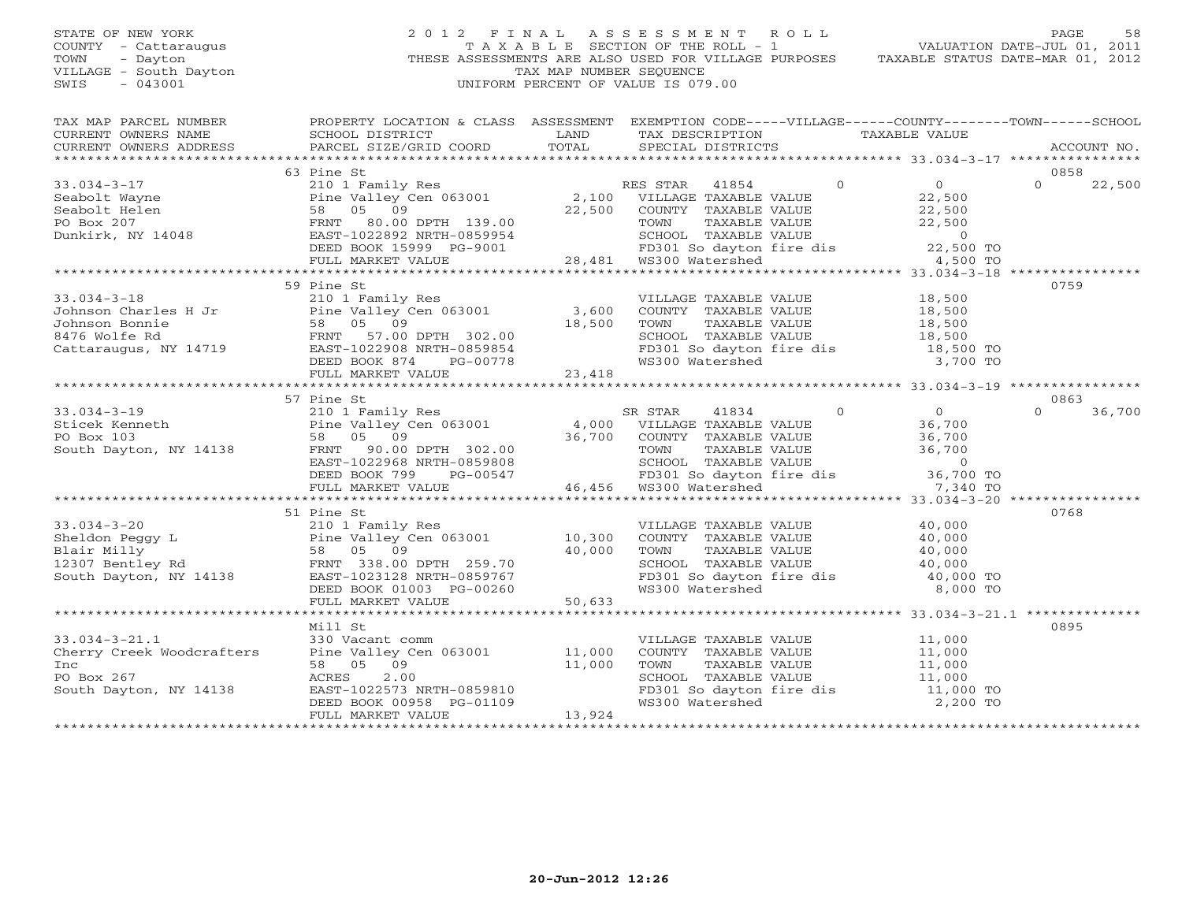STATE OF NEW YORK
COUNTY - Cattaraugus
TOWN - Dayton
VILLAGE - South Dayton
SWIS - 043001

2012 FINAL ASSESSMENT ROLL
TAXABLE SECTION OF THE ROLL - 1
THESE ASSESSMENTS ARE ALSO USED FOR VILLAGE PURPOSES
TAX MAP NUMBER SEQUENCE
UNIFORM PERCENT OF VALUE IS 079.00

VALUATION DATE-JUL 01, 2011
TAXABLE STATUS DATE-MAR 01, 2012

| TAX MAP PARCEL NUMBER / CURRENT OWNERS NAME / CURRENT OWNERS ADDRESS | PROPERTY LOCATION & CLASS / SCHOOL DISTRICT / PARCEL SIZE/GRID COORD | ASSESSMENT LAND / TOTAL | EXEMPTION CODE / TAX DESCRIPTION / SPECIAL DISTRICTS | VILLAGE | COUNTY / TAXABLE VALUE | TOWN | SCHOOL | ACCOUNT NO. |
|---|---|---|---|---|---|---|---|---|
| | 63 Pine St | | | | | | | 0858 |
| 33.034-3-17 | 210 1 Family Res | | RES STAR 41854 | 0 | 0 | 0 | 22,500 | |
| Seabolt Wayne | Pine Valley Cen 063001 | 2,100 | VILLAGE TAXABLE VALUE | | 22,500 | | | |
| Seabolt Helen | 58 05 09 | 22,500 | COUNTY TAXABLE VALUE | | 22,500 | | | |
| PO Box 207 | FRNT 80.00 DPTH 139.00 | | TOWN TAXABLE VALUE | | 22,500 | | | |
| Dunkirk, NY 14048 | EAST-1022892 NRTH-0859954 | | SCHOOL TAXABLE VALUE | | 0 | | | |
| | DEED BOOK 15999 PG-9001 | | FD301 So dayton fire dis | | 22,500 TO | | | |
| | FULL MARKET VALUE | 28,481 | WS300 Watershed | | 4,500 TO | | | |
| | 59 Pine St | | | | | | | 0759 |
| 33.034-3-18 | 210 1 Family Res | | VILLAGE TAXABLE VALUE | | 18,500 | | | |
| Johnson Charles H Jr | Pine Valley Cen 063001 | 3,600 | COUNTY TAXABLE VALUE | | 18,500 | | | |
| Johnson Bonnie | 58 05 09 | 18,500 | TOWN TAXABLE VALUE | | 18,500 | | | |
| 8476 Wolfe Rd | FRNT 57.00 DPTH 302.00 | | SCHOOL TAXABLE VALUE | | 18,500 | | | |
| Cattaraugus, NY 14719 | EAST-1022908 NRTH-0859854 | | FD301 So dayton fire dis | | 18,500 TO | | | |
| | DEED BOOK 874 PG-00778 | | WS300 Watershed | | 3,700 TO | | | |
| | FULL MARKET VALUE | 23,418 | | | | | | |
| | 57 Pine St | | | | | | | 0863 |
| 33.034-3-19 | 210 1 Family Res | | SR STAR 41834 | 0 | 0 | 0 | 36,700 | |
| Sticek Kenneth | Pine Valley Cen 063001 | 4,000 | VILLAGE TAXABLE VALUE | | 36,700 | | | |
| PO Box 103 | 58 05 09 | 36,700 | COUNTY TAXABLE VALUE | | 36,700 | | | |
| South Dayton, NY 14138 | FRNT 90.00 DPTH 302.00 | | TOWN TAXABLE VALUE | | 36,700 | | | |
| | EAST-1022968 NRTH-0859808 | | SCHOOL TAXABLE VALUE | | 0 | | | |
| | DEED BOOK 799 PG-00547 | | FD301 So dayton fire dis | | 36,700 TO | | | |
| | FULL MARKET VALUE | 46,456 | WS300 Watershed | | 7,340 TO | | | |
| | 51 Pine St | | | | | | | 0768 |
| 33.034-3-20 | 210 1 Family Res | | VILLAGE TAXABLE VALUE | | 40,000 | | | |
| Sheldon Peggy L | Pine Valley Cen 063001 | 10,300 | COUNTY TAXABLE VALUE | | 40,000 | | | |
| Blair Milly | 58 05 09 | 40,000 | TOWN TAXABLE VALUE | | 40,000 | | | |
| 12307 Bentley Rd | FRNT 338.00 DPTH 259.70 | | SCHOOL TAXABLE VALUE | | 40,000 | | | |
| South Dayton, NY 14138 | EAST-1023128 NRTH-0859767 | | FD301 So dayton fire dis | | 40,000 TO | | | |
| | DEED BOOK 01003 PG-00260 | | WS300 Watershed | | 8,000 TO | | | |
| | FULL MARKET VALUE | 50,633 | | | | | | |
| | Mill St | | | | | | | 0895 |
| 33.034-3-21.1 | 330 Vacant comm | | VILLAGE TAXABLE VALUE | | 11,000 | | | |
| Cherry Creek Woodcrafters | Pine Valley Cen 063001 | 11,000 | COUNTY TAXABLE VALUE | | 11,000 | | | |
| Inc | 58 05 09 | 11,000 | TOWN TAXABLE VALUE | | 11,000 | | | |
| PO Box 267 | ACRES 2.00 | | SCHOOL TAXABLE VALUE | | 11,000 | | | |
| South Dayton, NY 14138 | EAST-1022573 NRTH-0859810 | | FD301 So dayton fire dis | | 11,000 TO | | | |
| | DEED BOOK 00958 PG-01109 | | WS300 Watershed | | 2,200 TO | | | |
| | FULL MARKET VALUE | 13,924 | | | | | | |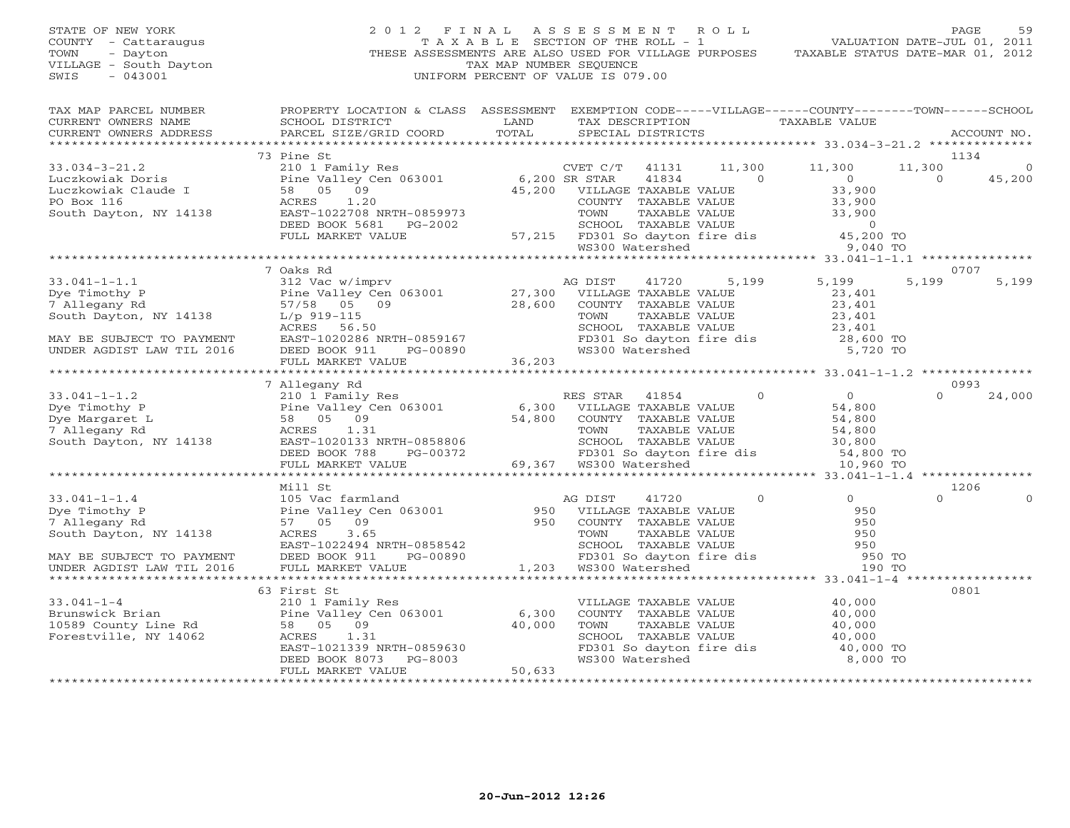STATE OF NEW YORK
COUNTY - Cattaraugus
TOWN - Dayton
VILLAGE - South Dayton
SWIS - 043001

2012 FINAL ASSESSMENT ROLL
TAXABLE SECTION OF THE ROLL - 1
THESE ASSESSMENTS ARE ALSO USED FOR VILLAGE PURPOSES
TAX MAP NUMBER SEQUENCE
UNIFORM PERCENT OF VALUE IS 079.00

VALUATION DATE-JUL 01, 2011
TAXABLE STATUS DATE-MAR 01, 2012

| TAX MAP PARCEL NUMBER / CURRENT OWNERS NAME / CURRENT OWNERS ADDRESS | PROPERTY LOCATION & CLASS / SCHOOL DISTRICT / PARCEL SIZE/GRID COORD | LAND / ASSESSMENT TOTAL | EXEMPTION CODE / TAX DESCRIPTION / SPECIAL DISTRICTS | VILLAGE | COUNTY | TOWN | SCHOOL | ACCOUNT NO. |
|---|---|---|---|---|---|---|---|---|
| **33.034-3-21.2** | 73 Pine St | | | | | | | 1134 |
| Luczkowiak Doris | 210 1 Family Res | | CVET C/T 41131 | 11,300 | 11,300 | 11,300 | 0 | |
| Luczkowiak Claude I | Pine Valley Cen 063001 | 6,200 | SR STAR 41834 | 0 | 0 | 0 | 45,200 | |
| PO Box 116 | 58 05 09 | 45,200 | VILLAGE TAXABLE VALUE | 33,900 | | | | |
| South Dayton, NY 14138 | ACRES 1.20 | | COUNTY TAXABLE VALUE | | 33,900 | | | |
| | EAST-1022708 NRTH-0859973 | | TOWN TAXABLE VALUE | | | 33,900 | | |
| | DEED BOOK 5681 PG-2002 | | SCHOOL TAXABLE VALUE | | | | 0 | |
| | FULL MARKET VALUE | 57,215 | FD301 So dayton fire dis | 45,200 TO | | | | |
| | | | WS300 Watershed | 9,040 TO | | | | |
| **33.041-1-1.1** | 7 Oaks Rd | | | | | | | 0707 |
| Dye Timothy P | 312 Vac w/imprv | | AG DIST 41720 | 5,199 | 5,199 | 5,199 | 5,199 | |
| 7 Allegany Rd | Pine Valley Cen 063001 | 27,300 | VILLAGE TAXABLE VALUE | 23,401 | | | | |
| South Dayton, NY 14138 | 57/58 05 09 | 28,600 | COUNTY TAXABLE VALUE | | 23,401 | | | |
| | L/p 919-115 | | TOWN TAXABLE VALUE | | | 23,401 | | |
| | ACRES 56.50 | | SCHOOL TAXABLE VALUE | | | | 23,401 | |
| MAY BE SUBJECT TO PAYMENT | EAST-1020286 NRTH-0859167 | | FD301 So dayton fire dis | 28,600 TO | | | | |
| UNDER AGDIST LAW TIL 2016 | DEED BOOK 911 PG-00890 | | WS300 Watershed | 5,720 TO | | | | |
| | FULL MARKET VALUE | 36,203 | | | | | | |
| **33.041-1-1.2** | 7 Allegany Rd | | | | | | | 0993 |
| Dye Timothy P | 210 1 Family Res | | RES STAR 41854 | 0 | 0 | 0 | 24,000 | |
| Dye Margaret L | Pine Valley Cen 063001 | 6,300 | VILLAGE TAXABLE VALUE | 54,800 | | | | |
| 7 Allegany Rd | 58 05 09 | 54,800 | COUNTY TAXABLE VALUE | | 54,800 | | | |
| South Dayton, NY 14138 | ACRES 1.31 | | TOWN TAXABLE VALUE | | | 54,800 | | |
| | EAST-1020133 NRTH-0858806 | | SCHOOL TAXABLE VALUE | | | | 30,800 | |
| | DEED BOOK 788 PG-00372 | | FD301 So dayton fire dis | 54,800 TO | | | | |
| | FULL MARKET VALUE | 69,367 | WS300 Watershed | 10,960 TO | | | | |
| **33.041-1-1.4** | Mill St | | | | | | | 1206 |
| Dye Timothy P | 105 Vac farmland | | AG DIST 41720 | 0 | 0 | 0 | 0 | |
| 7 Allegany Rd | Pine Valley Cen 063001 | 950 | VILLAGE TAXABLE VALUE | 950 | | | | |
| South Dayton, NY 14138 | 57 05 09 | 950 | COUNTY TAXABLE VALUE | | 950 | | | |
| | ACRES 3.65 | | TOWN TAXABLE VALUE | | | 950 | | |
| | EAST-1022494 NRTH-0858542 | | SCHOOL TAXABLE VALUE | | | | 950 | |
| MAY BE SUBJECT TO PAYMENT | DEED BOOK 911 PG-00890 | | FD301 So dayton fire dis | 950 TO | | | | |
| UNDER AGDIST LAW TIL 2016 | FULL MARKET VALUE | 1,203 | WS300 Watershed | 190 TO | | | | |
| **33.041-1-4** | 63 First St | | | | | | | 0801 |
| Brunswick Brian | 210 1 Family Res | | VILLAGE TAXABLE VALUE | 40,000 | | | | |
| 10589 County Line Rd | Pine Valley Cen 063001 | 6,300 | COUNTY TAXABLE VALUE | | 40,000 | | | |
| Forestville, NY 14062 | 58 05 09 | 40,000 | TOWN TAXABLE VALUE | | | 40,000 | | |
| | ACRES 1.31 | | SCHOOL TAXABLE VALUE | | | | 40,000 | |
| | EAST-1021339 NRTH-0859630 | | FD301 So dayton fire dis | 40,000 TO | | | | |
| | DEED BOOK 8073 PG-8003 | | WS300 Watershed | 8,000 TO | | | | |
| | FULL MARKET VALUE | 50,633 | | | | | | |

20-Jun-2012 12:26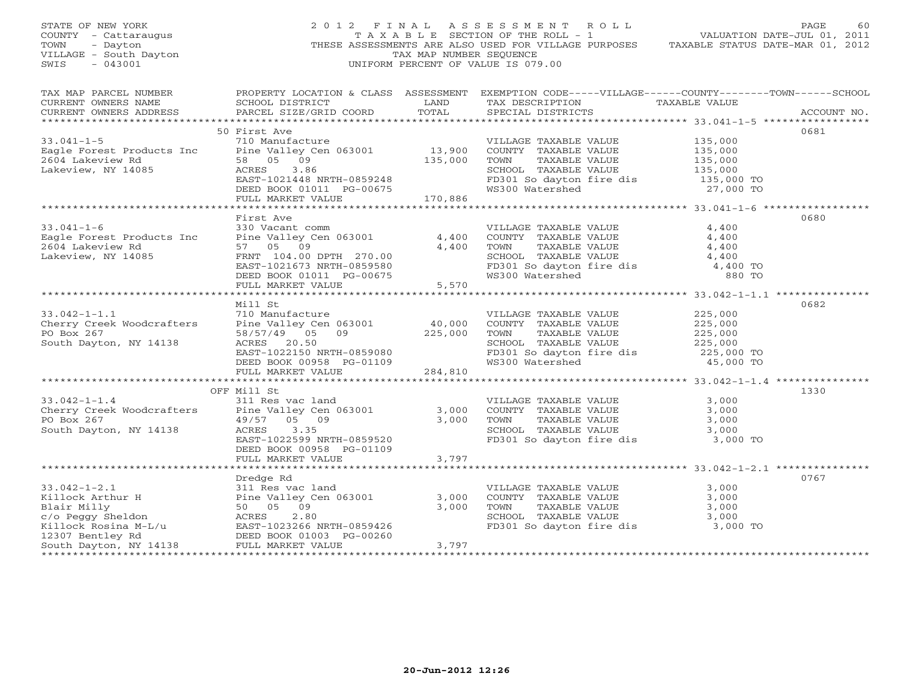STATE OF NEW YORK
COUNTY - Cattaraugus
TOWN - Dayton
VILLAGE - South Dayton
SWIS - 043001

2012 FINAL ASSESSMENT ROLL
TAXABLE SECTION OF THE ROLL - 1
THESE ASSESSMENTS ARE ALSO USED FOR VILLAGE PURPOSES
TAX MAP NUMBER SEQUENCE
UNIFORM PERCENT OF VALUE IS 079.00

VALUATION DATE-JUL 01, 2011
TAXABLE STATUS DATE-MAR 01, 2012

| TAX MAP PARCEL NUMBER / CURRENT OWNERS NAME / CURRENT OWNERS ADDRESS | PROPERTY LOCATION & CLASS / SCHOOL DISTRICT / PARCEL SIZE/GRID COORD | ASSESSMENT LAND / TOTAL | EXEMPTION CODE / TAX DESCRIPTION / SPECIAL DISTRICTS | TAXABLE VALUE | ACCOUNT NO. |
|---|---|---|---|---|---|
| **33.041-1-5** | 50 First Ave | | | | 0681 |
| 33.041-1-5 | 710 Manufacture | | VILLAGE TAXABLE VALUE | 135,000 | |
| Eagle Forest Products Inc | Pine Valley Cen 063001 | 13,900 | COUNTY TAXABLE VALUE | 135,000 | |
| 2604 Lakeview Rd | 58 05 09 | 135,000 | TOWN TAXABLE VALUE | 135,000 | |
| Lakeview, NY 14085 | ACRES 3.86 | | SCHOOL TAXABLE VALUE | 135,000 | |
| | EAST-1021448 NRTH-0859248 | | FD301 So dayton fire dis | 135,000 TO | |
| | DEED BOOK 01011 PG-00675 | | WS300 Watershed | 27,000 TO | |
| | FULL MARKET VALUE | 170,886 | | | |
| **33.041-1-6** | First Ave | | | | 0680 |
| 33.041-1-6 | 330 Vacant comm | | VILLAGE TAXABLE VALUE | 4,400 | |
| Eagle Forest Products Inc | Pine Valley Cen 063001 | 4,400 | COUNTY TAXABLE VALUE | 4,400 | |
| 2604 Lakeview Rd | 57 05 09 | 4,400 | TOWN TAXABLE VALUE | 4,400 | |
| Lakeview, NY 14085 | FRNT 104.00 DPTH 270.00 | | SCHOOL TAXABLE VALUE | 4,400 | |
| | EAST-1021673 NRTH-0859580 | | FD301 So dayton fire dis | 4,400 TO | |
| | DEED BOOK 01011 PG-00675 | | WS300 Watershed | 880 TO | |
| | FULL MARKET VALUE | 5,570 | | | |
| **33.042-1-1.1** | Mill St | | | | 0682 |
| 33.042-1-1.1 | 710 Manufacture | | VILLAGE TAXABLE VALUE | 225,000 | |
| Cherry Creek Woodcrafters | Pine Valley Cen 063001 | 40,000 | COUNTY TAXABLE VALUE | 225,000 | |
| PO Box 267 | 58/57/49 05 09 | 225,000 | TOWN TAXABLE VALUE | 225,000 | |
| South Dayton, NY 14138 | ACRES 20.50 | | SCHOOL TAXABLE VALUE | 225,000 | |
| | EAST-1022150 NRTH-0859080 | | FD301 So dayton fire dis | 225,000 TO | |
| | DEED BOOK 00958 PG-01109 | | WS300 Watershed | 45,000 TO | |
| | FULL MARKET VALUE | 284,810 | | | |
| **33.042-1-1.4** | OFF Mill St | | | | 1330 |
| 33.042-1-1.4 | 311 Res vac land | | VILLAGE TAXABLE VALUE | 3,000 | |
| Cherry Creek Woodcrafters | Pine Valley Cen 063001 | 3,000 | COUNTY TAXABLE VALUE | 3,000 | |
| PO Box 267 | 49/57 05 09 | 3,000 | TOWN TAXABLE VALUE | 3,000 | |
| South Dayton, NY 14138 | ACRES 3.35 | | SCHOOL TAXABLE VALUE | 3,000 | |
| | EAST-1022599 NRTH-0859520 | | FD301 So dayton fire dis | 3,000 TO | |
| | DEED BOOK 00958 PG-01109 | | | | |
| | FULL MARKET VALUE | 3,797 | | | |
| **33.042-1-2.1** | Dredge Rd | | | | 0767 |
| 33.042-1-2.1 | 311 Res vac land | | VILLAGE TAXABLE VALUE | 3,000 | |
| Killock Arthur H | Pine Valley Cen 063001 | 3,000 | COUNTY TAXABLE VALUE | 3,000 | |
| Blair Milly | 50 05 09 | 3,000 | TOWN TAXABLE VALUE | 3,000 | |
| c/o Peggy Sheldon | ACRES 2.80 | | SCHOOL TAXABLE VALUE | 3,000 | |
| Killock Rosina M-L/u | EAST-1023266 NRTH-0859426 | | FD301 So dayton fire dis | 3,000 TO | |
| 12307 Bentley Rd | DEED BOOK 01003 PG-00260 | | | | |
| South Dayton, NY 14138 | FULL MARKET VALUE | 3,797 | | | |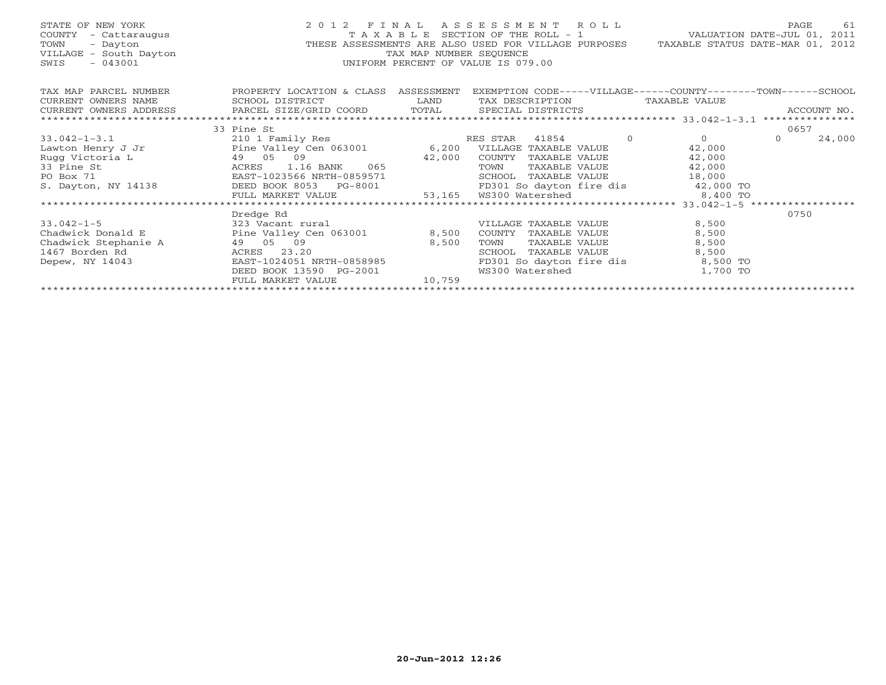STATE OF NEW YORK
COUNTY - Cattaraugus
TOWN - Dayton
VILLAGE - South Dayton
SWIS - 043001

2012 FINAL ASSESSMENT ROLL
TAXABLE SECTION OF THE ROLL - 1
THESE ASSESSMENTS ARE ALSO USED FOR VILLAGE PURPOSES
TAX MAP NUMBER SEQUENCE
UNIFORM PERCENT OF VALUE IS 079.00

VALUATION DATE-JUL 01, 2011
TAXABLE STATUS DATE-MAR 01, 2012

| TAX MAP PARCEL NUMBER / CURRENT OWNERS NAME / CURRENT OWNERS ADDRESS | PROPERTY LOCATION & CLASS / SCHOOL DISTRICT / PARCEL SIZE/GRID COORD | ASSESSMENT LAND / TOTAL | EXEMPTION CODE-----VILLAGE------COUNTY--------TOWN------SCHOOL / TAX DESCRIPTION / SPECIAL DISTRICTS | TAXABLE VALUE | ACCOUNT NO. |
|---|---|---|---|---|---|
| | 33 Pine St | | | | 0657 |
| 33.042-1-3.1 | 210 1 Family Res | | RES STAR 41854 0 | 0 | 0 24,000 |
| Lawton Henry J Jr | Pine Valley Cen 063001 | 6,200 | VILLAGE TAXABLE VALUE | 42,000 | |
| Rugg Victoria L | 49 05 09 | 42,000 | COUNTY TAXABLE VALUE | 42,000 | |
| 33 Pine St | ACRES 1.16 BANK 065 | | TOWN TAXABLE VALUE | 42,000 | |
| PO Box 71 | EAST-1023566 NRTH-0859571 | | SCHOOL TAXABLE VALUE | 18,000 | |
| S. Dayton, NY 14138 | DEED BOOK 8053 PG-8001 | | FD301 So dayton fire dis | 42,000 TO | |
| | FULL MARKET VALUE | 53,165 | WS300 Watershed | 8,400 TO | |
| | Dredge Rd | | | | 0750 |
| 33.042-1-5 | 323 Vacant rural | | VILLAGE TAXABLE VALUE | 8,500 | |
| Chadwick Donald E | Pine Valley Cen 063001 | 8,500 | COUNTY TAXABLE VALUE | 8,500 | |
| Chadwick Stephanie A | 49 05 09 | 8,500 | TOWN TAXABLE VALUE | 8,500 | |
| 1467 Borden Rd | ACRES 23.20 | | SCHOOL TAXABLE VALUE | 8,500 | |
| Depew, NY 14043 | EAST-1024051 NRTH-0858985 | | FD301 So dayton fire dis | 8,500 TO | |
| | DEED BOOK 13590 PG-2001 | | WS300 Watershed | 1,700 TO | |
| | FULL MARKET VALUE | 10,759 | | | |

20-Jun-2012 12:26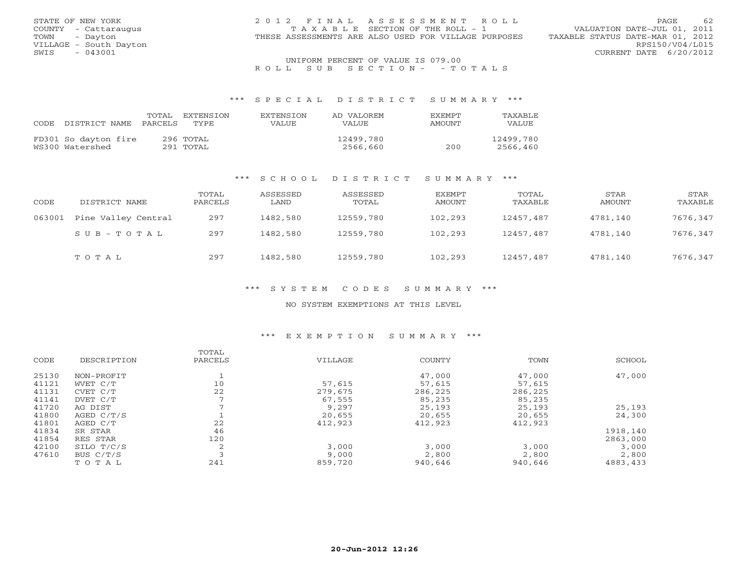STATE OF NEW YORK
COUNTY - Cattaraugus
TOWN - Dayton
VILLAGE - South Dayton
SWIS - 043001

2012 FINAL ASSESSMENT ROLL
TAXABLE SECTION OF THE ROLL - 1
THESE ASSESSMENTS ARE ALSO USED FOR VILLAGE PURPOSES

VALUATION DATE-JUL 01, 2011
TAXABLE STATUS DATE-MAR 01, 2012
RPS150/V04/L015
CURRENT DATE 6/20/2012

UNIFORM PERCENT OF VALUE IS 079.00

ROLL SUB SECTION- - TOTALS

## *** SPECIAL DISTRICT SUMMARY ***

| CODE | DISTRICT NAME | TOTAL PARCELS | EXTENSION TYPE | EXTENSION VALUE | AD VALOREM VALUE | EXEMPT AMOUNT | TAXABLE VALUE |
|---|---|---|---|---|---|---|---|
| FD301 | So dayton fire | 296 | TOTAL | | 12499,780 | | 12499,780 |
| WS300 | Watershed | 291 | TOTAL | | 2566,660 | 200 | 2566,460 |

## *** SCHOOL DISTRICT SUMMARY ***

| CODE | DISTRICT NAME | TOTAL PARCELS | ASSESSED LAND | ASSESSED TOTAL | EXEMPT AMOUNT | TOTAL TAXABLE | STAR AMOUNT | STAR TAXABLE |
|---|---|---|---|---|---|---|---|---|
| 063001 | Pine Valley Central | 297 | 1482,580 | 12559,780 | 102,293 | 12457,487 | 4781,140 | 7676,347 |
| | SUB-TOTAL | 297 | 1482,580 | 12559,780 | 102,293 | 12457,487 | 4781,140 | 7676,347 |
| | TOTAL | 297 | 1482,580 | 12559,780 | 102,293 | 12457,487 | 4781,140 | 7676,347 |

## *** SYSTEM CODES SUMMARY ***

NO SYSTEM EXEMPTIONS AT THIS LEVEL

## *** EXEMPTION SUMMARY ***

| CODE | DESCRIPTION | TOTAL PARCELS | VILLAGE | COUNTY | TOWN | SCHOOL |
|---|---|---|---|---|---|---|
| 25130 | NON-PROFIT | 1 | | 47,000 | 47,000 | 47,000 |
| 41121 | WVET C/T | 10 | 57,615 | 57,615 | 57,615 | |
| 41131 | CVET C/T | 22 | 279,675 | 286,225 | 286,225 | |
| 41141 | DVET C/T | 7 | 67,555 | 85,235 | 85,235 | |
| 41720 | AG DIST | 7 | 9,297 | 25,193 | 25,193 | 25,193 |
| 41800 | AGED C/T/S | 1 | 20,655 | 20,655 | 20,655 | 24,300 |
| 41801 | AGED C/T | 22 | 412,923 | 412,923 | 412,923 | |
| 41834 | SR STAR | 46 | | | | 1918,140 |
| 41854 | RES STAR | 120 | | | | 2863,000 |
| 42100 | SILO T/C/S | 2 | 3,000 | 3,000 | 3,000 | 3,000 |
| 47610 | BUS C/T/S | 3 | 9,000 | 2,800 | 2,800 | 2,800 |
| | TOTAL | 241 | 859,720 | 940,646 | 940,646 | 4883,433 |

20-Jun-2012 12:26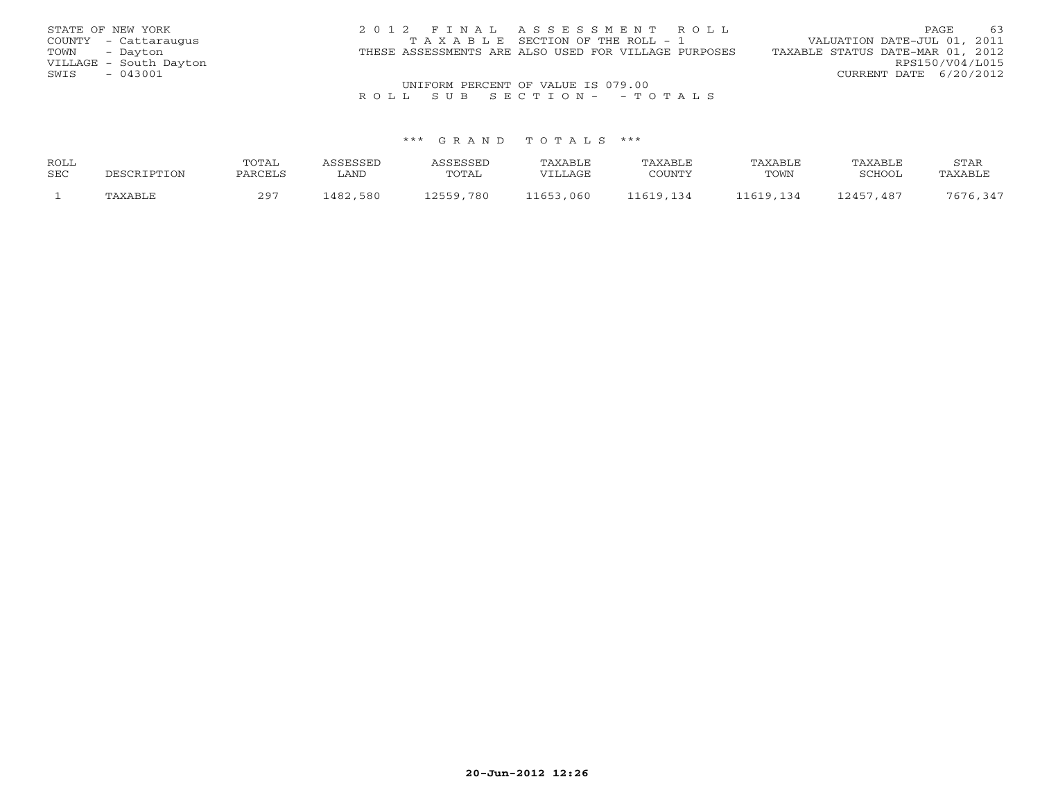STATE OF NEW YORK
COUNTY - Cattaraugus
TOWN - Dayton
VILLAGE - South Dayton
SWIS - 043001

2 0 1 2 F I N A L A S S E S S M E N T R O L L
T A X A B L E SECTION OF THE ROLL - 1
THESE ASSESSMENTS ARE ALSO USED FOR VILLAGE PURPOSES

VALUATION DATE-JUL 01, 2011
TAXABLE STATUS DATE-MAR 01, 2012
RPS150/V04/L015
CURRENT DATE 6/20/2012

UNIFORM PERCENT OF VALUE IS 079.00

R O L L S U B S E C T I O N - - T O T A L S

\*\*\* G R A N D T O T A L S \*\*\*

| ROLL SEC | DESCRIPTION | TOTAL PARCELS | ASSESSED LAND | ASSESSED TOTAL | TAXABLE VILLAGE | TAXABLE COUNTY | TAXABLE TOWN | TAXABLE SCHOOL | STAR TAXABLE |
|---|---|---|---|---|---|---|---|---|---|
| 1 | TAXABLE | 297 | 1482,580 | 12559,780 | 11653,060 | 11619,134 | 11619,134 | 12457,487 | 7676,347 |

20-Jun-2012 12:26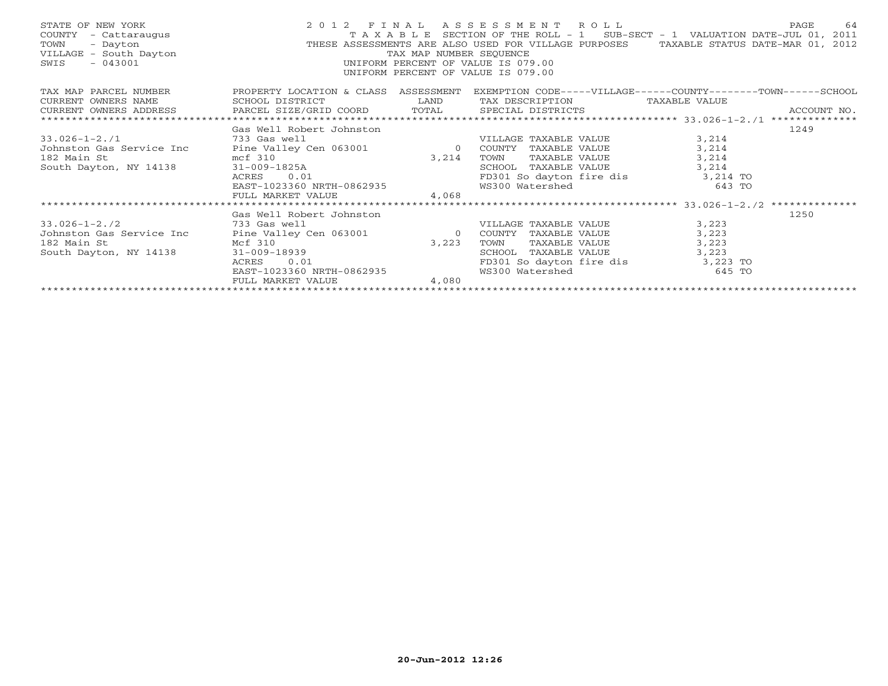STATE OF NEW YORK — 2012 FINAL ASSESSMENT ROLL
COUNTY - Cattaraugus — TAXABLE SECTION OF THE ROLL - 1 SUB-SECT - 1 VALUATION DATE-JUL 01, 2011
TOWN - Dayton — THESE ASSESSMENTS ARE ALSO USED FOR VILLAGE PURPOSES — TAXABLE STATUS DATE-MAR 01, 2012
VILLAGE - South Dayton — TAX MAP NUMBER SEQUENCE
SWIS - 043001 — UNIFORM PERCENT OF VALUE IS 079.00
UNIFORM PERCENT OF VALUE IS 079.00

| TAX MAP PARCEL NUMBER / CURRENT OWNERS NAME / CURRENT OWNERS ADDRESS | PROPERTY LOCATION & CLASS / SCHOOL DISTRICT / PARCEL SIZE/GRID COORD | ASSESSMENT LAND / TOTAL | EXEMPTION CODE-----VILLAGE------COUNTY--------TOWN------SCHOOL / TAX DESCRIPTION / SPECIAL DISTRICTS | TAXABLE VALUE | ACCOUNT NO. |
|---|---|---|---|---|---|
| 33.026-1-2./1 | Gas Well Robert Johnston | | | | 1249 |
| | 733 Gas well | | VILLAGE TAXABLE VALUE | 3,214 | |
| Johnston Gas Service Inc | Pine Valley Cen 063001 | 0 | COUNTY TAXABLE VALUE | 3,214 | |
| 182 Main St | mcf 310 | 3,214 | TOWN TAXABLE VALUE | 3,214 | |
| South Dayton, NY 14138 | 31-009-1825A | | SCHOOL TAXABLE VALUE | 3,214 | |
| | ACRES 0.01 | | FD301 So dayton fire dis | 3,214 TO | |
| | EAST-1023360 NRTH-0862935 | | WS300 Watershed | 643 TO | |
| | FULL MARKET VALUE | 4,068 | | | |
| 33.026-1-2./2 | Gas Well Robert Johnston | | | | 1250 |
| | 733 Gas well | | VILLAGE TAXABLE VALUE | 3,223 | |
| Johnston Gas Service Inc | Pine Valley Cen 063001 | 0 | COUNTY TAXABLE VALUE | 3,223 | |
| 182 Main St | Mcf 310 | 3,223 | TOWN TAXABLE VALUE | 3,223 | |
| South Dayton, NY 14138 | 31-009-18939 | | SCHOOL TAXABLE VALUE | 3,223 | |
| | ACRES 0.01 | | FD301 So dayton fire dis | 3,223 TO | |
| | EAST-1023360 NRTH-0862935 | | WS300 Watershed | 645 TO | |
| | FULL MARKET VALUE | 4,080 | | | |

20-Jun-2012 12:26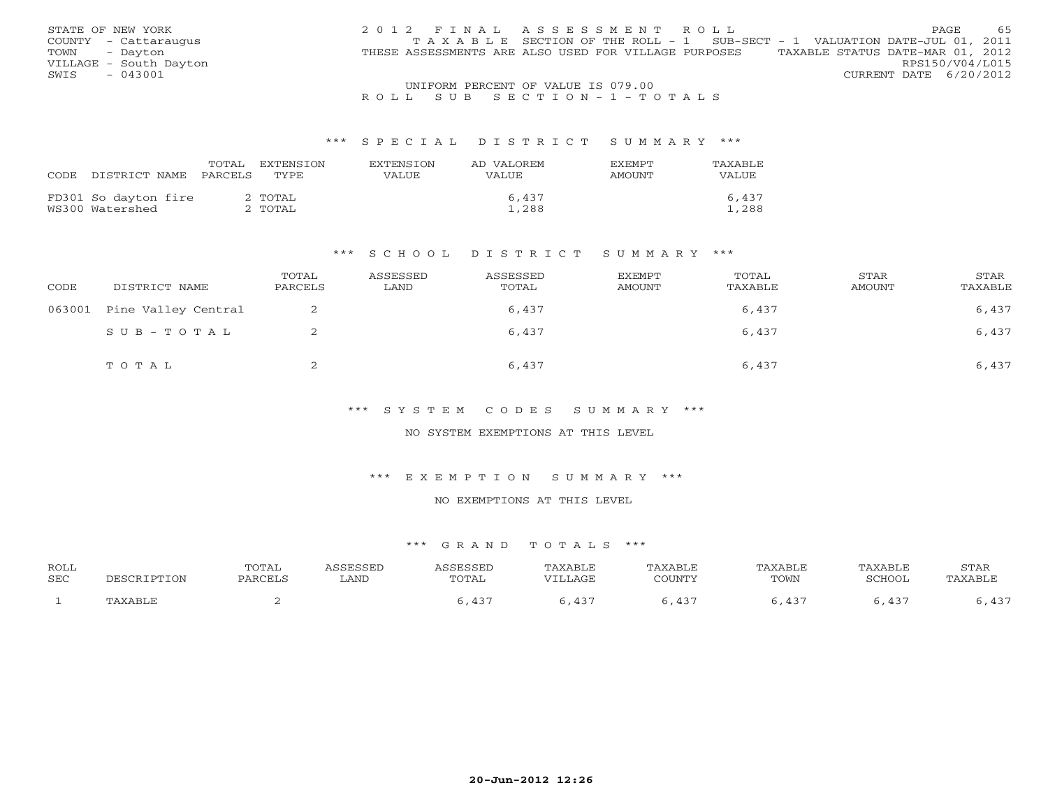STATE OF NEW YORK
COUNTY - Cattaraugus
TOWN - Dayton
VILLAGE - South Dayton
SWIS - 043001

2012 FINAL ASSESSMENT ROLL
TAXABLE SECTION OF THE ROLL - 1 SUB-SECT - 1 VALUATION DATE-JUL 01, 2011
THESE ASSESSMENTS ARE ALSO USED FOR VILLAGE PURPOSES TAXABLE STATUS DATE-MAR 01, 2012
RPS150/V04/L015
CURRENT DATE 6/20/2012

UNIFORM PERCENT OF VALUE IS 079.00

ROLL SUB SECTION-1-TOTALS

### *** SPECIAL DISTRICT SUMMARY ***

| CODE DISTRICT NAME | TOTAL PARCELS | EXTENSION TYPE | EXTENSION VALUE | AD VALOREM VALUE | EXEMPT AMOUNT | TAXABLE VALUE |
|---|---|---|---|---|---|---|
| FD301 So dayton fire | | 2 TOTAL | | 6,437 | | 6,437 |
| WS300 Watershed | | 2 TOTAL | | 1,288 | | 1,288 |

### *** SCHOOL DISTRICT SUMMARY ***

| CODE | DISTRICT NAME | TOTAL PARCELS | ASSESSED LAND | ASSESSED TOTAL | EXEMPT AMOUNT | TOTAL TAXABLE | STAR AMOUNT | STAR TAXABLE |
|---|---|---|---|---|---|---|---|---|
| 063001 | Pine Valley Central | 2 | | 6,437 | | 6,437 | | 6,437 |
| | SUB-TOTAL | 2 | | 6,437 | | 6,437 | | 6,437 |
| | TOTAL | 2 | | 6,437 | | 6,437 | | 6,437 |

### *** SYSTEM CODES SUMMARY ***

NO SYSTEM EXEMPTIONS AT THIS LEVEL

### *** EXEMPTION SUMMARY ***

NO EXEMPTIONS AT THIS LEVEL

### *** GRAND TOTALS ***

| ROLL SEC | DESCRIPTION | TOTAL PARCELS | ASSESSED LAND | ASSESSED TOTAL | TAXABLE VILLAGE | TAXABLE COUNTY | TAXABLE TOWN | TAXABLE SCHOOL | STAR TAXABLE |
|---|---|---|---|---|---|---|---|---|---|
| 1 | TAXABLE | 2 | | 6,437 | 6,437 | 6,437 | 6,437 | 6,437 | 6,437 |

20-Jun-2012 12:26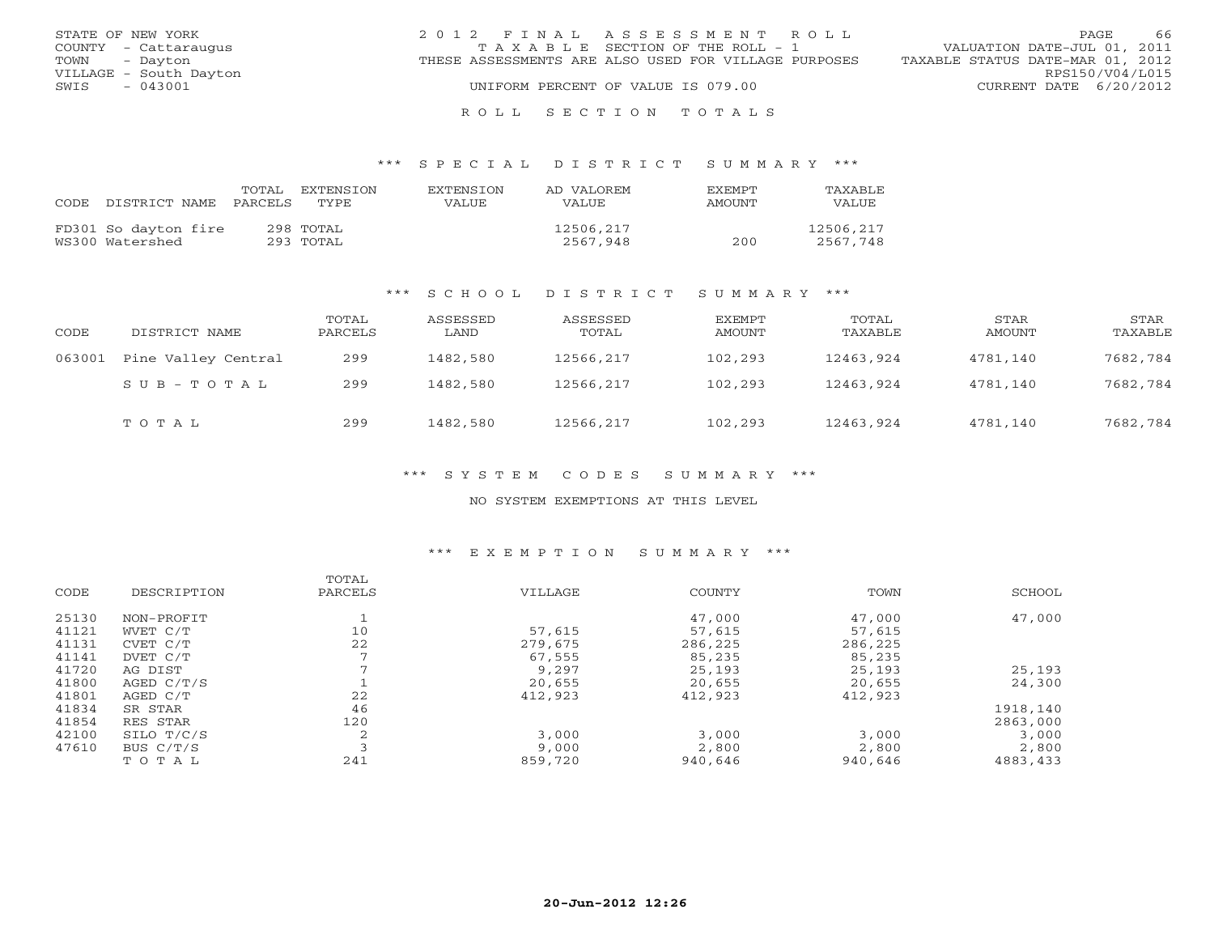STATE OF NEW YORK
COUNTY - Cattaraugus
TOWN - Dayton
VILLAGE - South Dayton
SWIS - 043001

2012 FINAL ASSESSMENT ROLL
TAXABLE SECTION OF THE ROLL - 1
THESE ASSESSMENTS ARE ALSO USED FOR VILLAGE PURPOSES
UNIFORM PERCENT OF VALUE IS 079.00

VALUATION DATE-JUL 01, 2011
TAXABLE STATUS DATE-MAR 01, 2012
RPS150/V04/L015
CURRENT DATE 6/20/2012

## ROLL SECTION TOTALS

### *** SPECIAL DISTRICT SUMMARY ***

| CODE | DISTRICT NAME | TOTAL PARCELS | EXTENSION TYPE | EXTENSION VALUE | AD VALOREM VALUE | EXEMPT AMOUNT | TAXABLE VALUE |
|---|---|---|---|---|---|---|---|
| FD301 | So dayton fire | 298 | TOTAL | | 12506,217 | | 12506,217 |
| WS300 | Watershed | 293 | TOTAL | | 2567,948 | 200 | 2567,748 |

### *** SCHOOL DISTRICT SUMMARY ***

| CODE | DISTRICT NAME | TOTAL PARCELS | ASSESSED LAND | ASSESSED TOTAL | EXEMPT AMOUNT | TOTAL TAXABLE | STAR AMOUNT | STAR TAXABLE |
|---|---|---|---|---|---|---|---|---|
| 063001 | Pine Valley Central | 299 | 1482,580 | 12566,217 | 102,293 | 12463,924 | 4781,140 | 7682,784 |
| | SUB-TOTAL | 299 | 1482,580 | 12566,217 | 102,293 | 12463,924 | 4781,140 | 7682,784 |
| | TOTAL | 299 | 1482,580 | 12566,217 | 102,293 | 12463,924 | 4781,140 | 7682,784 |

### *** SYSTEM CODES SUMMARY ***

NO SYSTEM EXEMPTIONS AT THIS LEVEL

### *** EXEMPTION SUMMARY ***

| CODE | DESCRIPTION | TOTAL PARCELS | VILLAGE | COUNTY | TOWN | SCHOOL |
|---|---|---|---|---|---|---|
| 25130 | NON-PROFIT | 1 | | 47,000 | 47,000 | 47,000 |
| 41121 | WVET C/T | 10 | 57,615 | 57,615 | 57,615 | |
| 41131 | CVET C/T | 22 | 279,675 | 286,225 | 286,225 | |
| 41141 | DVET C/T | 7 | 67,555 | 85,235 | 85,235 | |
| 41720 | AG DIST | 7 | 9,297 | 25,193 | 25,193 | 25,193 |
| 41800 | AGED C/T/S | 1 | 20,655 | 20,655 | 20,655 | 24,300 |
| 41801 | AGED C/T | 22 | 412,923 | 412,923 | 412,923 | |
| 41834 | SR STAR | 46 | | | | 1918,140 |
| 41854 | RES STAR | 120 | | | | 2863,000 |
| 42100 | SILO T/C/S | 2 | 3,000 | 3,000 | 3,000 | 3,000 |
| 47610 | BUS C/T/S | 3 | 9,000 | 2,800 | 2,800 | 2,800 |
| | TOTAL | 241 | 859,720 | 940,646 | 940,646 | 4883,433 |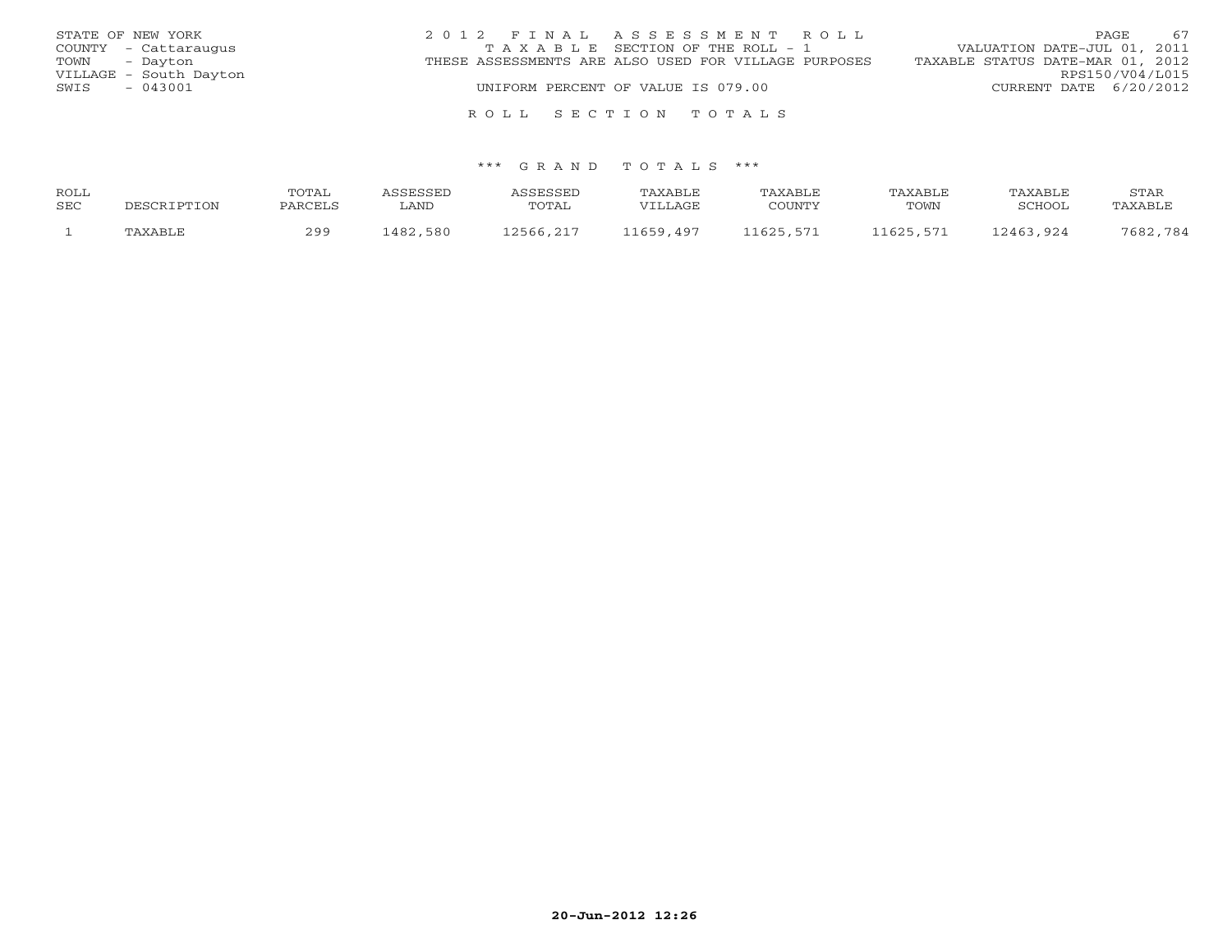STATE OF NEW YORK
COUNTY - Cattaraugus
TOWN - Dayton
VILLAGE - South Dayton
SWIS - 043001

2 0 1 2 F I N A L A S S E S S M E N T R O L L
T A X A B L E SECTION OF THE ROLL - 1
THESE ASSESSMENTS ARE ALSO USED FOR VILLAGE PURPOSES
UNIFORM PERCENT OF VALUE IS 079.00

VALUATION DATE-JUL 01, 2011
TAXABLE STATUS DATE-MAR 01, 2012
RPS150/V04/L015
CURRENT DATE 6/20/2012

R O L L S E C T I O N T O T A L S

\*\*\* G R A N D T O T A L S \*\*\*

| ROLL SEC | DESCRIPTION | TOTAL PARCELS | ASSESSED LAND | ASSESSED TOTAL | TAXABLE VILLAGE | TAXABLE COUNTY | TAXABLE TOWN | TAXABLE SCHOOL | STAR TAXABLE |
|---|---|---|---|---|---|---|---|---|---|
| 1 | TAXABLE | 299 | 1482,580 | 12566,217 | 11659,497 | 11625,571 | 11625,571 | 12463,924 | 7682,784 |

20-Jun-2012 12:26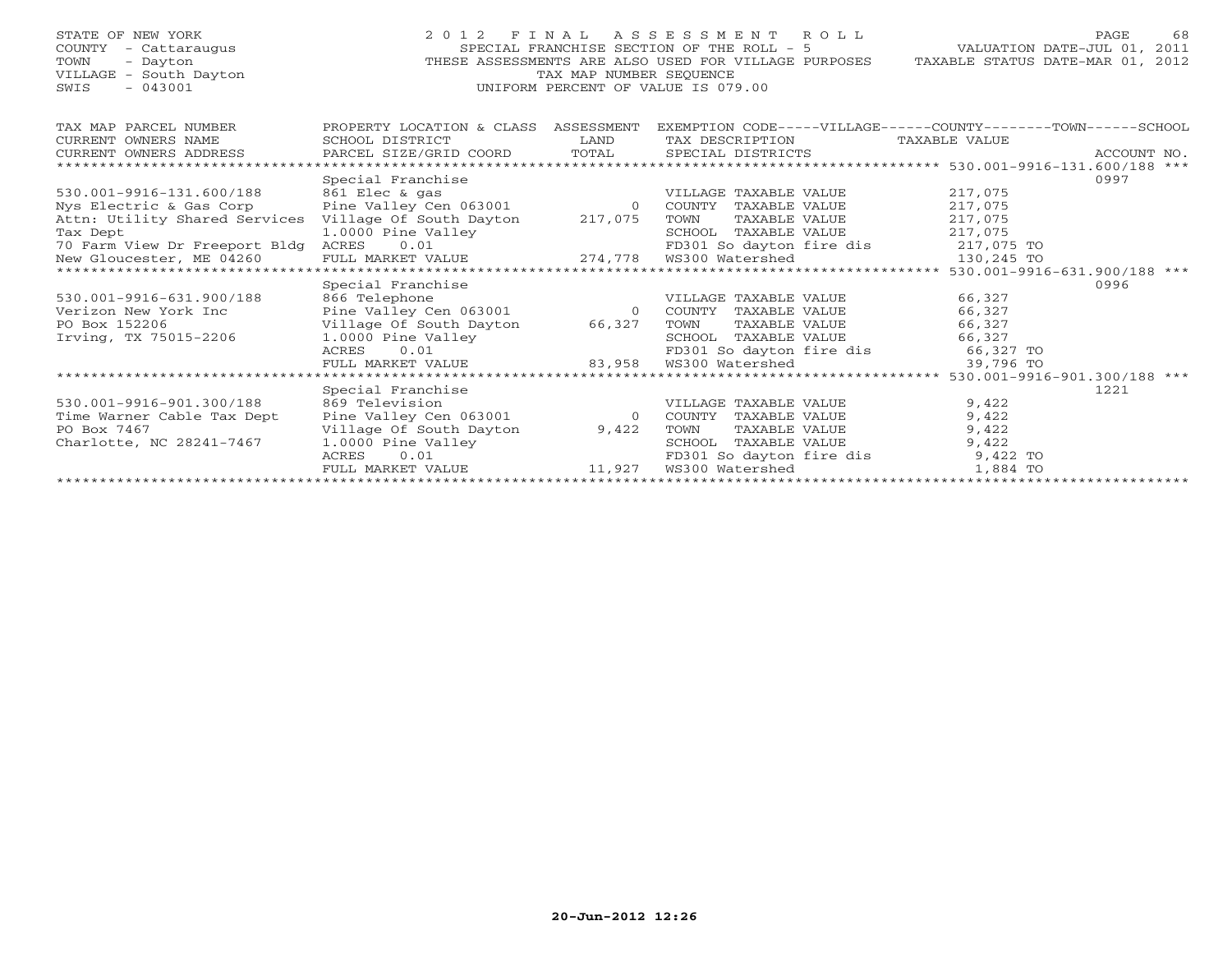STATE OF NEW YORK
COUNTY - Cattaraugus
TOWN - Dayton
VILLAGE - South Dayton
SWIS - 043001

2012 FINAL ASSESSMENT ROLL
SPECIAL FRANCHISE SECTION OF THE ROLL - 5
THESE ASSESSMENTS ARE ALSO USED FOR VILLAGE PURPOSES
TAX MAP NUMBER SEQUENCE
UNIFORM PERCENT OF VALUE IS 079.00

VALUATION DATE-JUL 01, 2011
TAXABLE STATUS DATE-MAR 01, 2012

| TAX MAP PARCEL NUMBER / CURRENT OWNERS NAME / CURRENT OWNERS ADDRESS | PROPERTY LOCATION & CLASS / SCHOOL DISTRICT / PARCEL SIZE/GRID COORD | ASSESSMENT LAND / TOTAL | EXEMPTION CODE-----VILLAGE------COUNTY--------TOWN------SCHOOL / TAX DESCRIPTION / SPECIAL DISTRICTS | TAXABLE VALUE | ACCOUNT NO. |
|---|---|---|---|---|---|
| **530.001-9916-131.600/188** | Special Franchise | | | | 0997 |
| 530.001-9916-131.600/188 | 861 Elec & gas | | VILLAGE TAXABLE VALUE | 217,075 | |
| Nys Electric & Gas Corp | Pine Valley Cen 063001 | 0 | COUNTY TAXABLE VALUE | 217,075 | |
| Attn: Utility Shared Services | Village Of South Dayton | 217,075 | TOWN TAXABLE VALUE | 217,075 | |
| Tax Dept | 1.0000 Pine Valley | | SCHOOL TAXABLE VALUE | 217,075 | |
| 70 Farm View Dr Freeport Bldg | ACRES 0.01 | | FD301 So dayton fire dis | 217,075 TO | |
| New Gloucester, ME 04260 | FULL MARKET VALUE | 274,778 | WS300 Watershed | 130,245 TO | |
| **530.001-9916-631.900/188** | Special Franchise | | | | 0996 |
| 530.001-9916-631.900/188 | 866 Telephone | | VILLAGE TAXABLE VALUE | 66,327 | |
| Verizon New York Inc | Pine Valley Cen 063001 | 0 | COUNTY TAXABLE VALUE | 66,327 | |
| PO Box 152206 | Village Of South Dayton | 66,327 | TOWN TAXABLE VALUE | 66,327 | |
| Irving, TX 75015-2206 | 1.0000 Pine Valley | | SCHOOL TAXABLE VALUE | 66,327 | |
| | ACRES 0.01 | | FD301 So dayton fire dis | 66,327 TO | |
| | FULL MARKET VALUE | 83,958 | WS300 Watershed | 39,796 TO | |
| **530.001-9916-901.300/188** | Special Franchise | | | | 1221 |
| 530.001-9916-901.300/188 | 869 Television | | VILLAGE TAXABLE VALUE | 9,422 | |
| Time Warner Cable Tax Dept | Pine Valley Cen 063001 | 0 | COUNTY TAXABLE VALUE | 9,422 | |
| PO Box 7467 | Village Of South Dayton | 9,422 | TOWN TAXABLE VALUE | 9,422 | |
| Charlotte, NC 28241-7467 | 1.0000 Pine Valley | | SCHOOL TAXABLE VALUE | 9,422 | |
| | ACRES 0.01 | | FD301 So dayton fire dis | 9,422 TO | |
| | FULL MARKET VALUE | 11,927 | WS300 Watershed | 1,884 TO | |

20-Jun-2012 12:26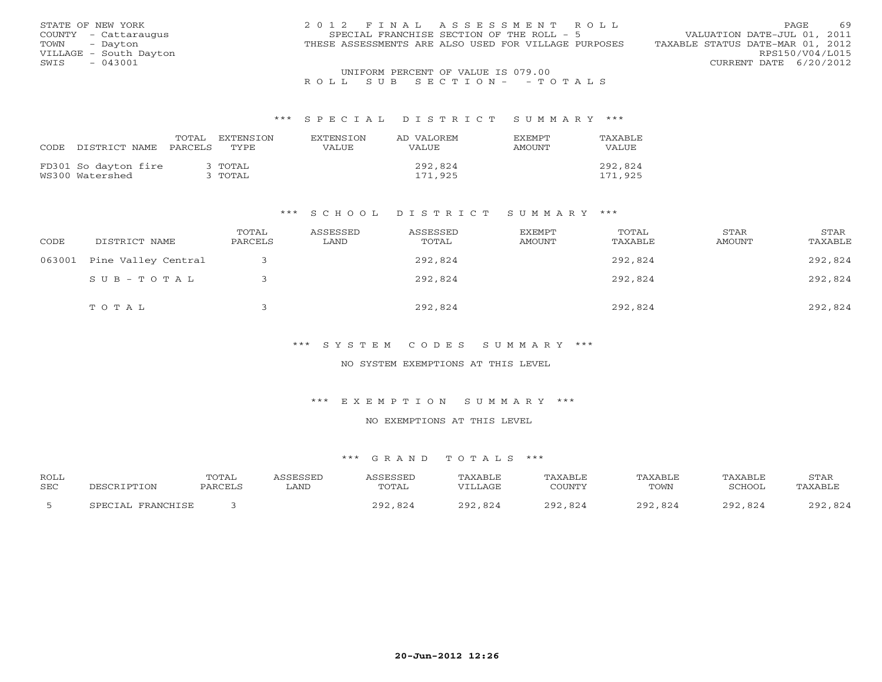STATE OF NEW YORK
COUNTY - Cattaraugus
TOWN - Dayton
VILLAGE - South Dayton
SWIS - 043001

2012 FINAL ASSESSMENT ROLL
SPECIAL FRANCHISE SECTION OF THE ROLL - 5
THESE ASSESSMENTS ARE ALSO USED FOR VILLAGE PURPOSES

VALUATION DATE-JUL 01, 2011
TAXABLE STATUS DATE-MAR 01, 2012
RPS150/V04/L015
CURRENT DATE 6/20/2012

UNIFORM PERCENT OF VALUE IS 079.00

ROLL SUB SECTION- - TOTALS

## *** SPECIAL DISTRICT SUMMARY ***

| CODE DISTRICT NAME | TOTAL PARCELS | EXTENSION TYPE | EXTENSION VALUE | AD VALOREM VALUE | EXEMPT AMOUNT | TAXABLE VALUE |
|---|---|---|---|---|---|---|
| FD301 So dayton fire | 3 | TOTAL | | 292,824 | | 292,824 |
| WS300 Watershed | 3 | TOTAL | | 171,925 | | 171,925 |

## *** SCHOOL DISTRICT SUMMARY ***

| CODE | DISTRICT NAME | TOTAL PARCELS | ASSESSED LAND | ASSESSED TOTAL | EXEMPT AMOUNT | TOTAL TAXABLE | STAR AMOUNT | STAR TAXABLE |
|---|---|---|---|---|---|---|---|---|
| 063001 | Pine Valley Central | 3 | | 292,824 | | 292,824 | | 292,824 |
| | SUB-TOTAL | 3 | | 292,824 | | 292,824 | | 292,824 |
| | TOTAL | 3 | | 292,824 | | 292,824 | | 292,824 |

## *** SYSTEM CODES SUMMARY ***

NO SYSTEM EXEMPTIONS AT THIS LEVEL

## *** EXEMPTION SUMMARY ***

NO EXEMPTIONS AT THIS LEVEL

## *** GRAND TOTALS ***

| ROLL SEC | DESCRIPTION | TOTAL PARCELS | ASSESSED LAND | ASSESSED TOTAL | TAXABLE VILLAGE | TAXABLE COUNTY | TAXABLE TOWN | TAXABLE SCHOOL | STAR TAXABLE |
|---|---|---|---|---|---|---|---|---|---|
| 5 | SPECIAL FRANCHISE | 3 | | 292,824 | 292,824 | 292,824 | 292,824 | 292,824 | 292,824 |

20-Jun-2012 12:26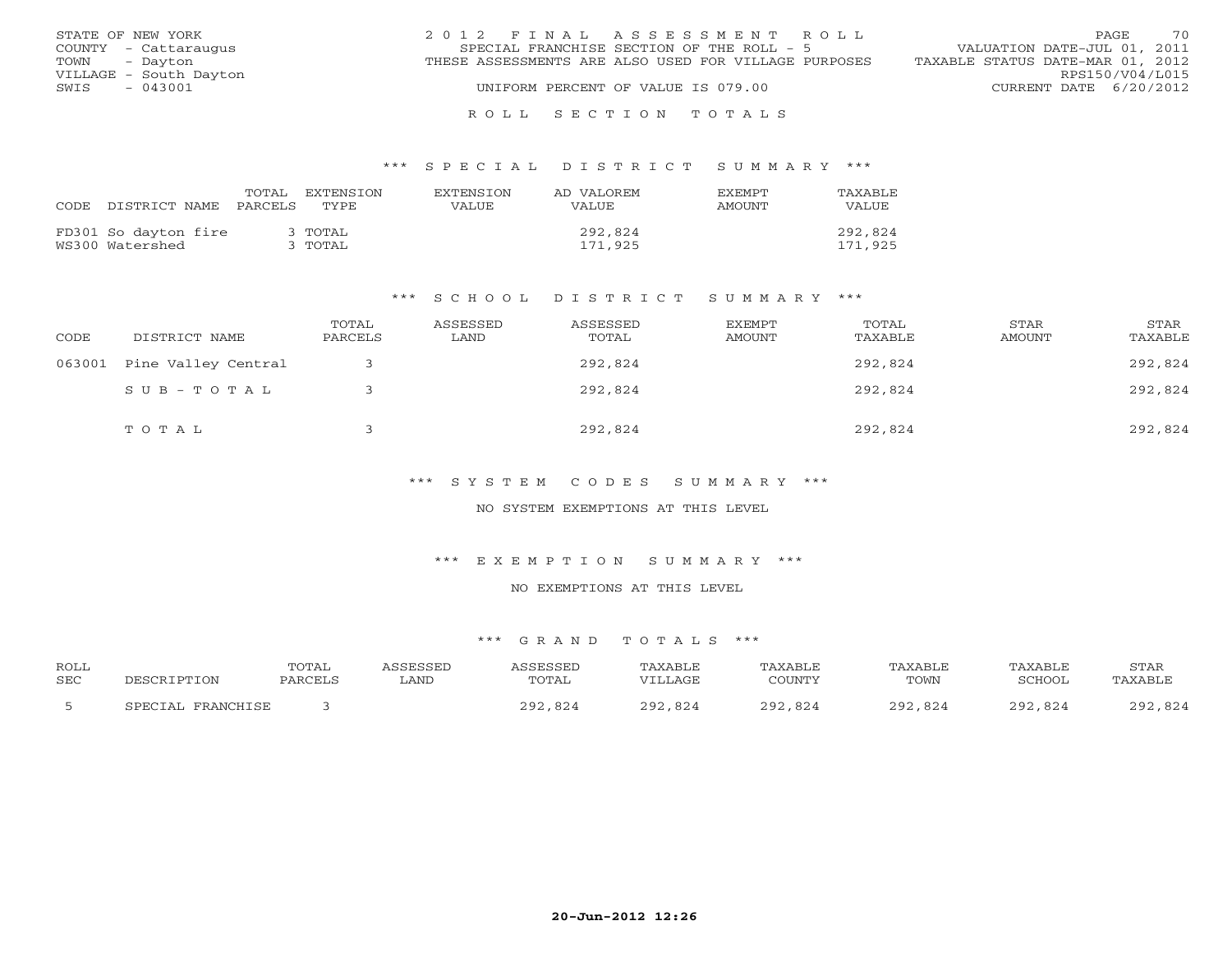STATE OF NEW YORK
COUNTY - Cattaraugus
TOWN - Dayton
VILLAGE - South Dayton
SWIS - 043001

2012 FINAL ASSESSMENT ROLL
SPECIAL FRANCHISE SECTION OF THE ROLL - 5
THESE ASSESSMENTS ARE ALSO USED FOR VILLAGE PURPOSES
UNIFORM PERCENT OF VALUE IS 079.00

VALUATION DATE-JUL 01, 2011
TAXABLE STATUS DATE-MAR 01, 2012
RPS150/V04/L015
CURRENT DATE 6/20/2012

ROLL SECTION TOTALS

*** SPECIAL DISTRICT SUMMARY ***

| CODE | DISTRICT NAME | TOTAL PARCELS | EXTENSION TYPE | EXTENSION VALUE | AD VALOREM VALUE | EXEMPT AMOUNT | TAXABLE VALUE |
|---|---|---|---|---|---|---|---|
| FD301 | So dayton fire | 3 | TOTAL | | 292,824 | | 292,824 |
| WS300 | Watershed | 3 | TOTAL | | 171,925 | | 171,925 |

*** SCHOOL DISTRICT SUMMARY ***

| CODE | DISTRICT NAME | TOTAL PARCELS | ASSESSED LAND | ASSESSED TOTAL | EXEMPT AMOUNT | TOTAL TAXABLE | STAR AMOUNT | STAR TAXABLE |
|---|---|---|---|---|---|---|---|---|
| 063001 | Pine Valley Central | 3 | | 292,824 | | 292,824 | | 292,824 |
| | SUB-TOTAL | 3 | | 292,824 | | 292,824 | | 292,824 |
| | TOTAL | 3 | | 292,824 | | 292,824 | | 292,824 |

*** SYSTEM CODES SUMMARY ***

NO SYSTEM EXEMPTIONS AT THIS LEVEL

*** EXEMPTION SUMMARY ***

NO EXEMPTIONS AT THIS LEVEL

*** GRAND TOTALS ***

| ROLL SEC | DESCRIPTION | TOTAL PARCELS | ASSESSED LAND | ASSESSED TOTAL | TAXABLE VILLAGE | TAXABLE COUNTY | TAXABLE TOWN | TAXABLE SCHOOL | STAR TAXABLE |
|---|---|---|---|---|---|---|---|---|---|
| 5 | SPECIAL FRANCHISE | 3 | | 292,824 | 292,824 | 292,824 | 292,824 | 292,824 | 292,824 |

20-Jun-2012 12:26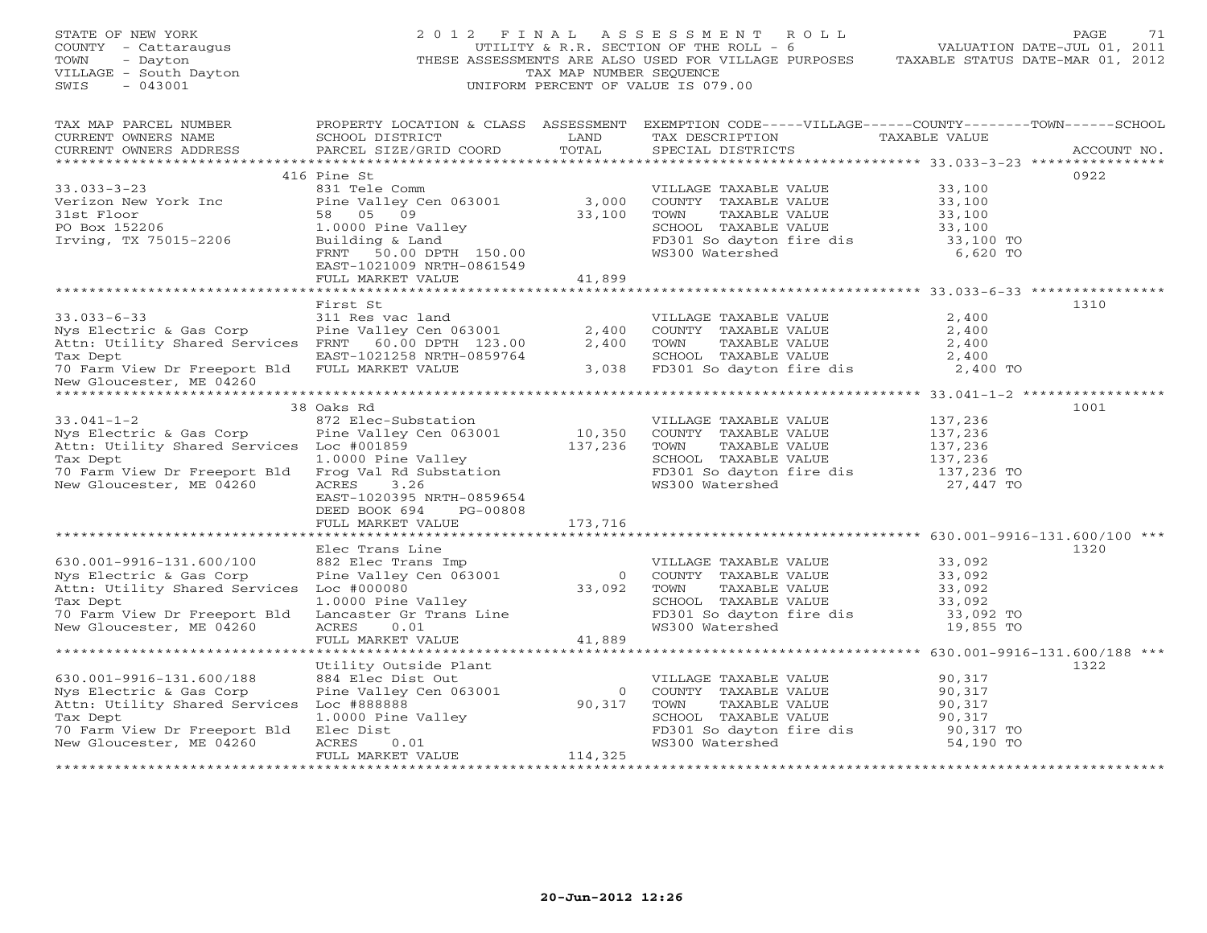STATE OF NEW YORK
COUNTY - Cattaraugus
TOWN - Dayton
VILLAGE - South Dayton
SWIS - 043001

2012 FINAL ASSESSMENT ROLL
UTILITY & R.R. SECTION OF THE ROLL - 6
THESE ASSESSMENTS ARE ALSO USED FOR VILLAGE PURPOSES
TAX MAP NUMBER SEQUENCE
UNIFORM PERCENT OF VALUE IS 079.00

VALUATION DATE-JUL 01, 2011
TAXABLE STATUS DATE-MAR 01, 2012

| TAX MAP PARCEL NUMBER / CURRENT OWNERS NAME / CURRENT OWNERS ADDRESS | PROPERTY LOCATION & CLASS / SCHOOL DISTRICT / PARCEL SIZE/GRID COORD | ASSESSMENT LAND / TOTAL | EXEMPTION CODE / TAX DESCRIPTION / SPECIAL DISTRICTS | TAXABLE VALUE | ACCOUNT NO. |
|---|---|---|---|---|---|
| **33.033-3-23** | 416 Pine St | | | | 0922 |
| 33.033-3-23 | 831 Tele Comm | | VILLAGE TAXABLE VALUE | 33,100 | |
| Verizon New York Inc | Pine Valley Cen 063001 | 3,000 | COUNTY TAXABLE VALUE | 33,100 | |
| 31st Floor | 58 05 09 | 33,100 | TOWN TAXABLE VALUE | 33,100 | |
| PO Box 152206 | 1.0000 Pine Valley | | SCHOOL TAXABLE VALUE | 33,100 | |
| Irving, TX 75015-2206 | Building & Land | | FD301 So dayton fire dis | 33,100 TO | |
| | FRNT 50.00 DPTH 150.00 | | WS300 Watershed | 6,620 TO | |
| | EAST-1021009 NRTH-0861549 | | | | |
| | FULL MARKET VALUE | 41,899 | | | |
| **33.033-6-33** | First St | | | | 1310 |
| 33.033-6-33 | 311 Res vac land | | VILLAGE TAXABLE VALUE | 2,400 | |
| Nys Electric & Gas Corp | Pine Valley Cen 063001 | 2,400 | COUNTY TAXABLE VALUE | 2,400 | |
| Attn: Utility Shared Services | FRNT 60.00 DPTH 123.00 | 2,400 | TOWN TAXABLE VALUE | 2,400 | |
| Tax Dept | EAST-1021258 NRTH-0859764 | | SCHOOL TAXABLE VALUE | 2,400 | |
| 70 Farm View Dr Freeport Bld | FULL MARKET VALUE | 3,038 | FD301 So dayton fire dis | 2,400 TO | |
| New Gloucester, ME 04260 | | | | | |
| **33.041-1-2** | 38 Oaks Rd | | | | 1001 |
| 33.041-1-2 | 872 Elec-Substation | | VILLAGE TAXABLE VALUE | 137,236 | |
| Nys Electric & Gas Corp | Pine Valley Cen 063001 | 10,350 | COUNTY TAXABLE VALUE | 137,236 | |
| Attn: Utility Shared Services | Loc #001859 | 137,236 | TOWN TAXABLE VALUE | 137,236 | |
| Tax Dept | 1.0000 Pine Valley | | SCHOOL TAXABLE VALUE | 137,236 | |
| 70 Farm View Dr Freeport Bld | Frog Val Rd Substation | | FD301 So dayton fire dis | 137,236 TO | |
| New Gloucester, ME 04260 | ACRES 3.26 | | WS300 Watershed | 27,447 TO | |
| | EAST-1020395 NRTH-0859654 | | | | |
| | DEED BOOK 694 PG-00808 | | | | |
| | FULL MARKET VALUE | 173,716 | | | |
| **630.001-9916-131.600/100** | Elec Trans Line | | | | 1320 |
| 630.001-9916-131.600/100 | 882 Elec Trans Imp | | VILLAGE TAXABLE VALUE | 33,092 | |
| Nys Electric & Gas Corp | Pine Valley Cen 063001 | 0 | COUNTY TAXABLE VALUE | 33,092 | |
| Attn: Utility Shared Services | Loc #000080 | 33,092 | TOWN TAXABLE VALUE | 33,092 | |
| Tax Dept | 1.0000 Pine Valley | | SCHOOL TAXABLE VALUE | 33,092 | |
| 70 Farm View Dr Freeport Bld | Lancaster Gr Trans Line | | FD301 So dayton fire dis | 33,092 TO | |
| New Gloucester, ME 04260 | ACRES 0.01 | | WS300 Watershed | 19,855 TO | |
| | FULL MARKET VALUE | 41,889 | | | |
| **630.001-9916-131.600/188** | Utility Outside Plant | | | | 1322 |
| 630.001-9916-131.600/188 | 884 Elec Dist Out | | VILLAGE TAXABLE VALUE | 90,317 | |
| Nys Electric & Gas Corp | Pine Valley Cen 063001 | 0 | COUNTY TAXABLE VALUE | 90,317 | |
| Attn: Utility Shared Services | Loc #888888 | 90,317 | TOWN TAXABLE VALUE | 90,317 | |
| Tax Dept | 1.0000 Pine Valley | | SCHOOL TAXABLE VALUE | 90,317 | |
| 70 Farm View Dr Freeport Bld | Elec Dist | | FD301 So dayton fire dis | 90,317 TO | |
| New Gloucester, ME 04260 | ACRES 0.01 | | WS300 Watershed | 54,190 TO | |
| | FULL MARKET VALUE | 114,325 | | | |

20-Jun-2012 12:26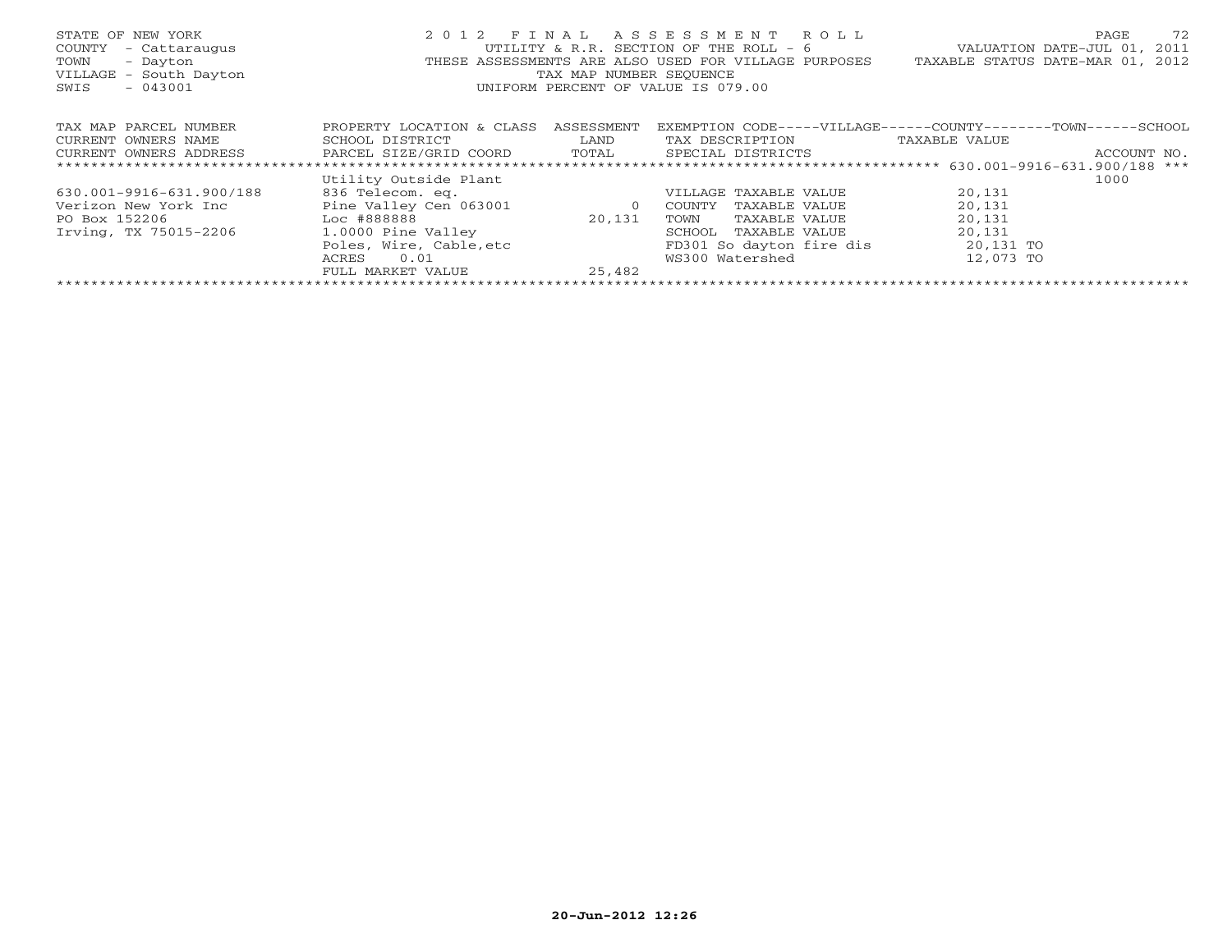STATE OF NEW YORK
COUNTY - Cattaraugus
TOWN - Dayton
VILLAGE - South Dayton
SWIS - 043001

2 0 1 2 F I N A L A S S E S S M E N T R O L L
UTILITY & R.R. SECTION OF THE ROLL - 6
THESE ASSESSMENTS ARE ALSO USED FOR VILLAGE PURPOSES
TAX MAP NUMBER SEQUENCE
UNIFORM PERCENT OF VALUE IS 079.00

VALUATION DATE-JUL 01, 2011
TAXABLE STATUS DATE-MAR 01, 2012

| TAX MAP PARCEL NUMBER<br>CURRENT OWNERS NAME<br>CURRENT OWNERS ADDRESS | PROPERTY LOCATION & CLASS<br>SCHOOL DISTRICT<br>PARCEL SIZE/GRID COORD | ASSESSMENT<br>LAND<br>TOTAL | EXEMPTION CODE-----VILLAGE------COUNTY--------TOWN------SCHOOL<br>TAX DESCRIPTION<br>SPECIAL DISTRICTS | TAXABLE VALUE | ACCOUNT NO. |
|---|---|---|---|---|---|
| | | | | 630.001-9916-631.900/188 *** | |
| | Utility Outside Plant | | | | 1000 |
| 630.001-9916-631.900/188 | 836 Telecom. eq. | | VILLAGE TAXABLE VALUE | 20,131 | |
| Verizon New York Inc | Pine Valley Cen 063001 | 0 | COUNTY TAXABLE VALUE | 20,131 | |
| PO Box 152206 | Loc #888888 | 20,131 | TOWN TAXABLE VALUE | 20,131 | |
| Irving, TX 75015-2206 | 1.0000 Pine Valley | | SCHOOL TAXABLE VALUE | 20,131 | |
| | Poles, Wire, Cable,etc | | FD301 So dayton fire dis | 20,131 TO | |
| | ACRES 0.01 | | WS300 Watershed | 12,073 TO | |
| | FULL MARKET VALUE | 25,482 | | | |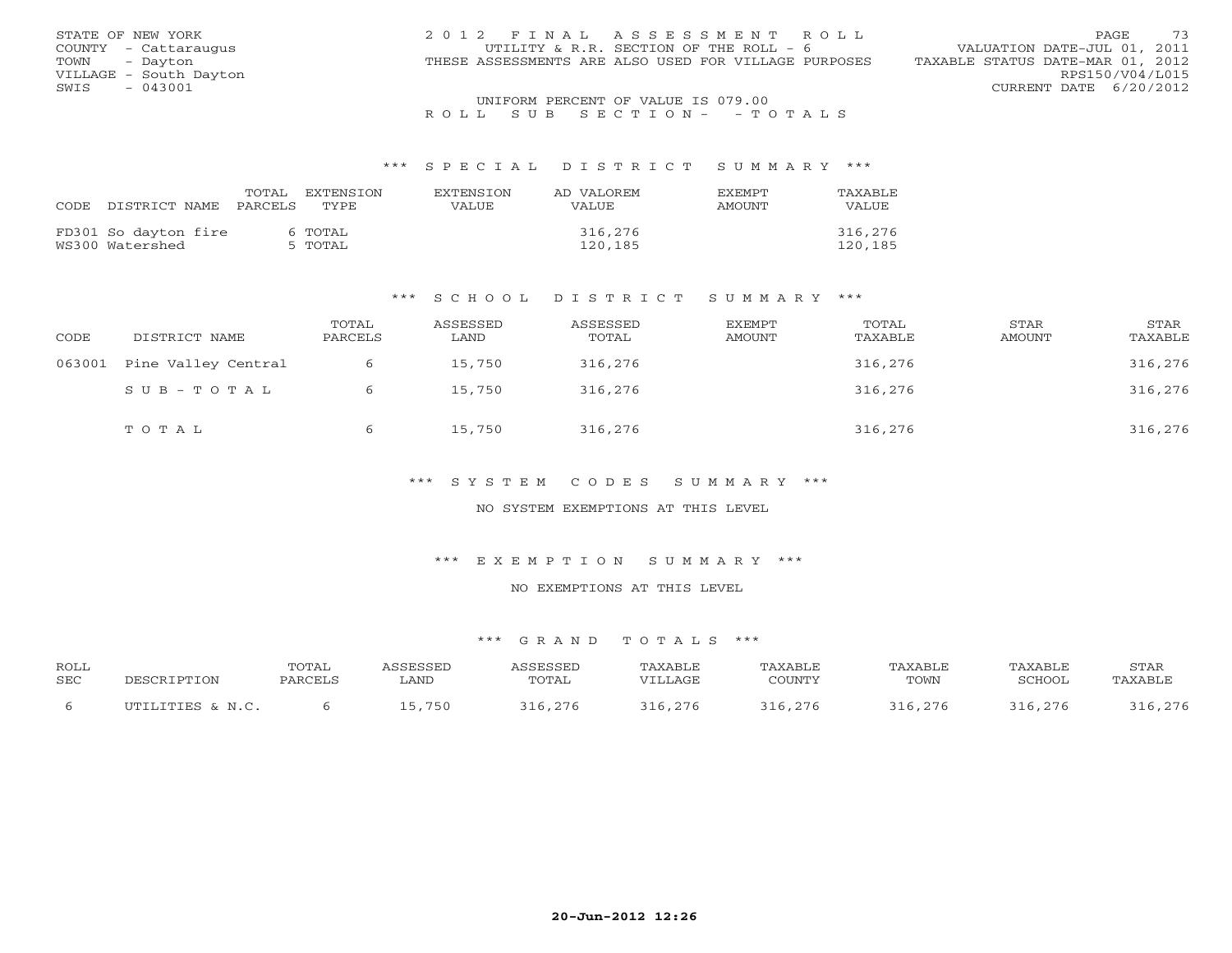STATE OF NEW YORK
COUNTY - Cattaraugus
TOWN - Dayton
VILLAGE - South Dayton
SWIS - 043001

2012 FINAL ASSESSMENT ROLL
UTILITY & R.R. SECTION OF THE ROLL - 6
THESE ASSESSMENTS ARE ALSO USED FOR VILLAGE PURPOSES

VALUATION DATE-JUL 01, 2011
TAXABLE STATUS DATE-MAR 01, 2012
RPS150/V04/L015
CURRENT DATE 6/20/2012

UNIFORM PERCENT OF VALUE IS 079.00

ROLL SUB SECTION- - TOTALS

### *** SPECIAL DISTRICT SUMMARY ***

| CODE | DISTRICT NAME | TOTAL PARCELS | EXTENSION TYPE | EXTENSION VALUE | AD VALOREM VALUE | EXEMPT AMOUNT | TAXABLE VALUE |
|---|---|---|---|---|---|---|---|
| FD301 | So dayton fire | 6 | TOTAL | | 316,276 | | 316,276 |
| WS300 | Watershed | 5 | TOTAL | | 120,185 | | 120,185 |

### *** SCHOOL DISTRICT SUMMARY ***

| CODE | DISTRICT NAME | TOTAL PARCELS | ASSESSED LAND | ASSESSED TOTAL | EXEMPT AMOUNT | TOTAL TAXABLE | STAR AMOUNT | STAR TAXABLE |
|---|---|---|---|---|---|---|---|---|
| 063001 | Pine Valley Central | 6 | 15,750 | 316,276 | | 316,276 | | 316,276 |
| | SUB-TOTAL | 6 | 15,750 | 316,276 | | 316,276 | | 316,276 |
| | TOTAL | 6 | 15,750 | 316,276 | | 316,276 | | 316,276 |

### *** SYSTEM CODES SUMMARY ***

NO SYSTEM EXEMPTIONS AT THIS LEVEL

### *** EXEMPTION SUMMARY ***

NO EXEMPTIONS AT THIS LEVEL

### *** GRAND TOTALS ***

| ROLL SEC | DESCRIPTION | TOTAL PARCELS | ASSESSED LAND | ASSESSED TOTAL | TAXABLE VILLAGE | TAXABLE COUNTY | TAXABLE TOWN | TAXABLE SCHOOL | STAR TAXABLE |
|---|---|---|---|---|---|---|---|---|---|
| 6 | UTILITIES & N.C. | 6 | 15,750 | 316,276 | 316,276 | 316,276 | 316,276 | 316,276 | 316,276 |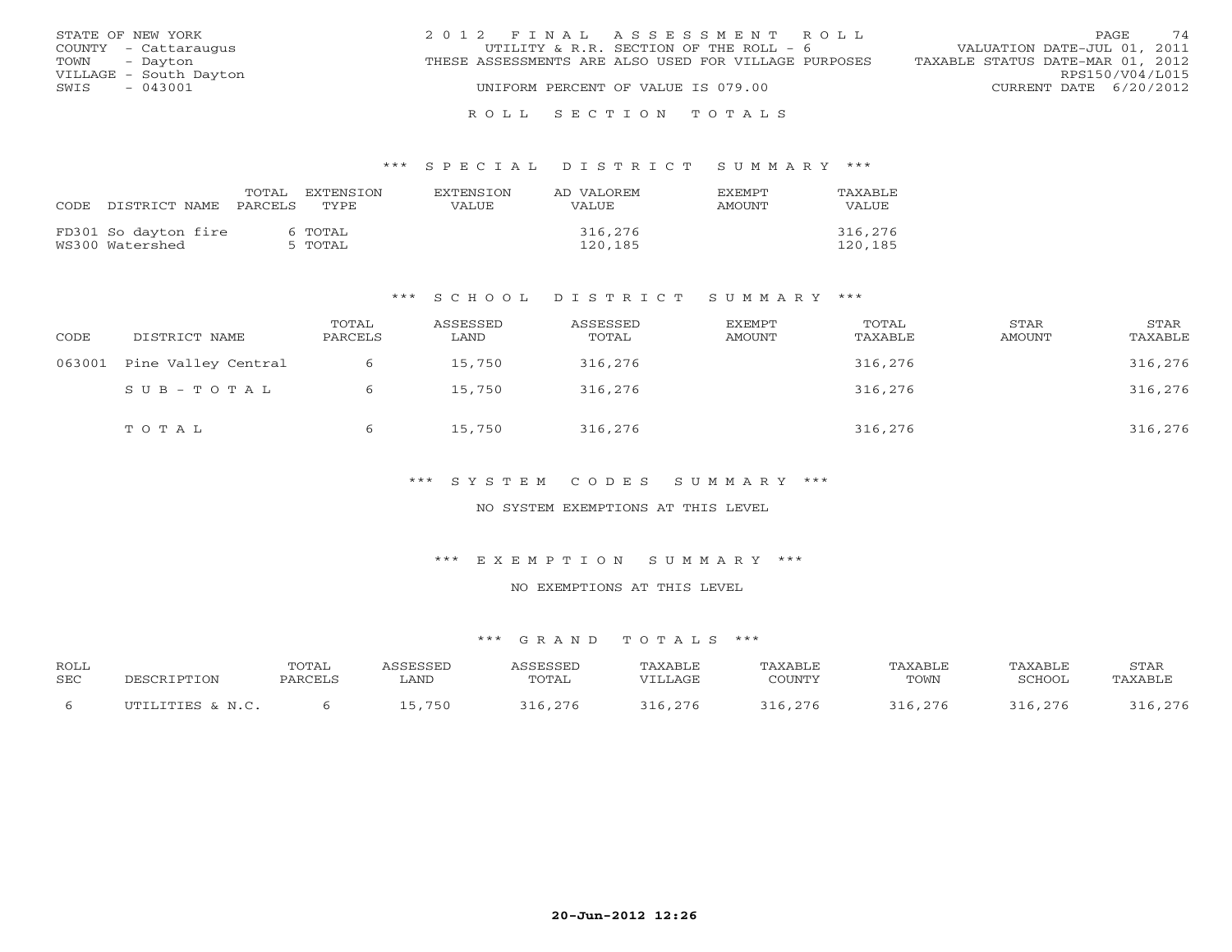STATE OF NEW YORK
COUNTY - Cattaraugus
TOWN - Dayton
VILLAGE - South Dayton
SWIS - 043001

2012 FINAL ASSESSMENT ROLL
UTILITY & R.R. SECTION OF THE ROLL - 6
THESE ASSESSMENTS ARE ALSO USED FOR VILLAGE PURPOSES
UNIFORM PERCENT OF VALUE IS 079.00

VALUATION DATE-JUL 01, 2011
TAXABLE STATUS DATE-MAR 01, 2012
RPS150/V04/L015
CURRENT DATE 6/20/2012

ROLL SECTION TOTALS

*** SPECIAL DISTRICT SUMMARY ***

| CODE | DISTRICT NAME | TOTAL PARCELS | EXTENSION TYPE | EXTENSION VALUE | AD VALOREM VALUE | EXEMPT AMOUNT | TAXABLE VALUE |
|---|---|---|---|---|---|---|---|
| FD301 | So dayton fire | 6 | TOTAL | | 316,276 | | 316,276 |
| WS300 | Watershed | 5 | TOTAL | | 120,185 | | 120,185 |

*** SCHOOL DISTRICT SUMMARY ***

| CODE | DISTRICT NAME | TOTAL PARCELS | ASSESSED LAND | ASSESSED TOTAL | EXEMPT AMOUNT | TOTAL TAXABLE | STAR AMOUNT | STAR TAXABLE |
|---|---|---|---|---|---|---|---|---|
| 063001 | Pine Valley Central | 6 | 15,750 | 316,276 | | 316,276 | | 316,276 |
| | SUB-TOTAL | 6 | 15,750 | 316,276 | | 316,276 | | 316,276 |
| | TOTAL | 6 | 15,750 | 316,276 | | 316,276 | | 316,276 |

*** SYSTEM CODES SUMMARY ***

NO SYSTEM EXEMPTIONS AT THIS LEVEL

*** EXEMPTION SUMMARY ***

NO EXEMPTIONS AT THIS LEVEL

*** GRAND TOTALS ***

| ROLL SEC | DESCRIPTION | TOTAL PARCELS | ASSESSED LAND | ASSESSED TOTAL | TAXABLE VILLAGE | TAXABLE COUNTY | TAXABLE TOWN | TAXABLE SCHOOL | STAR TAXABLE |
|---|---|---|---|---|---|---|---|---|---|
| 6 | UTILITIES & N.C. | 6 | 15,750 | 316,276 | 316,276 | 316,276 | 316,276 | 316,276 | 316,276 |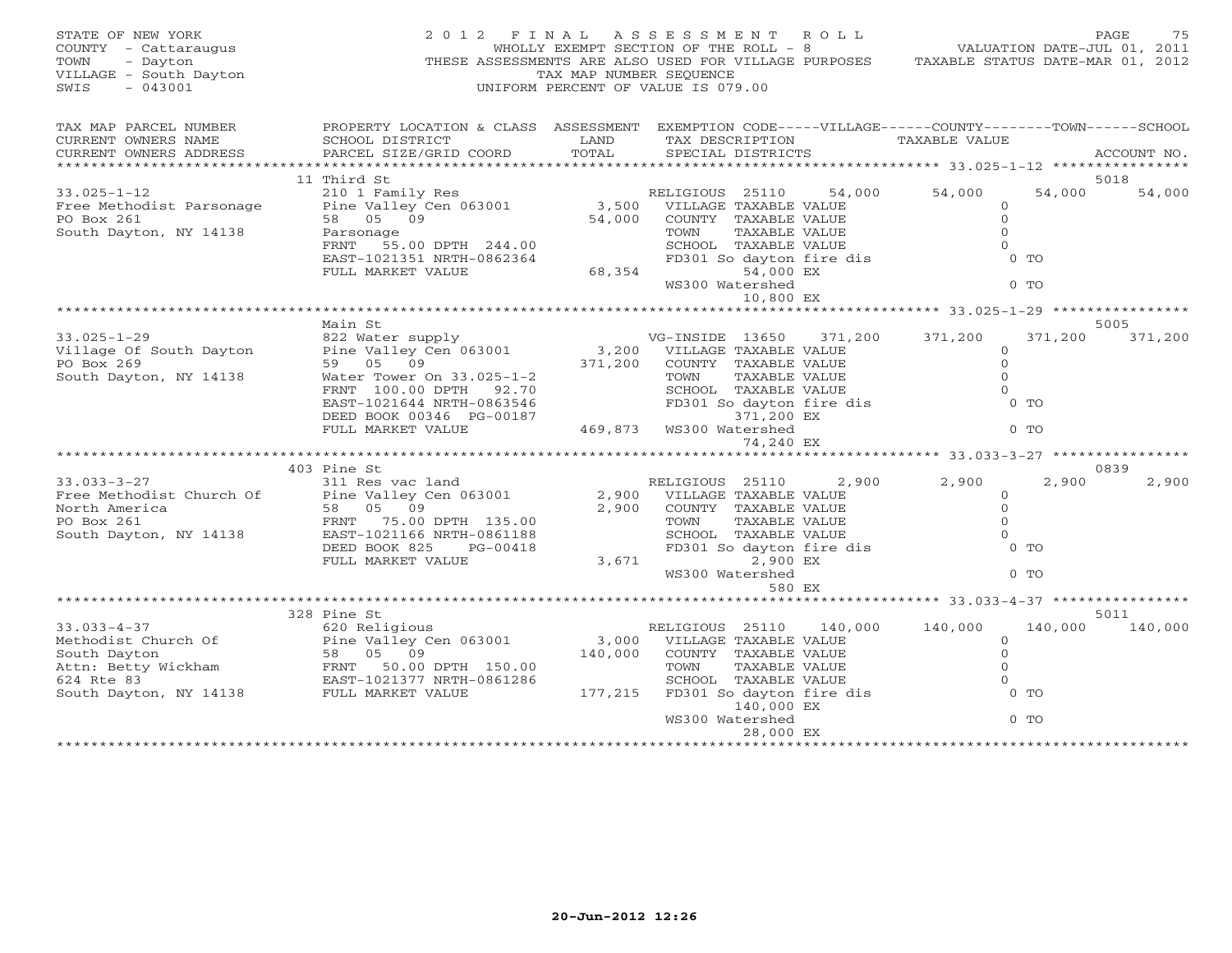STATE OF NEW YORK
COUNTY - Cattaraugus
TOWN - Dayton
VILLAGE - South Dayton
SWIS - 043001

# 2012 FINAL ASSESSMENT ROLL

WHOLLY EXEMPT SECTION OF THE ROLL - 8
THESE ASSESSMENTS ARE ALSO USED FOR VILLAGE PURPOSES
TAX MAP NUMBER SEQUENCE
UNIFORM PERCENT OF VALUE IS 079.00

VALUATION DATE-JUL 01, 2011
TAXABLE STATUS DATE-MAR 01, 2012

| TAX MAP PARCEL NUMBER / CURRENT OWNERS NAME / CURRENT OWNERS ADDRESS | PROPERTY LOCATION & CLASS / SCHOOL DISTRICT / PARCEL SIZE/GRID COORD | ASSESSMENT LAND / TOTAL | EXEMPTION CODE / TAX DESCRIPTION / SPECIAL DISTRICTS | VILLAGE | COUNTY | TOWN | SCHOOL | ACCOUNT NO. |
|---|---|---|---|---|---|---|---|---|
| **33.025-1-12** | 11 Third St | | | | | | | 5018 |
| | 210 1 Family Res | | RELIGIOUS 25110 | 54,000 | 54,000 | 54,000 | 54,000 | |
| Free Methodist Parsonage | Pine Valley Cen 063001 | 3,500 | VILLAGE TAXABLE VALUE | 0 | | | | |
| PO Box 261 | 58 05 09 | 54,000 | COUNTY TAXABLE VALUE | | 0 | | | |
| South Dayton, NY 14138 | Parsonage | | TOWN TAXABLE VALUE | | | 0 | | |
| | FRNT 55.00 DPTH 244.00 | | SCHOOL TAXABLE VALUE | | | | 0 | |
| | EAST-1021351 NRTH-0862364 | | FD301 So dayton fire dis 54,000 EX | 0 TO | | | | |
| | FULL MARKET VALUE | 68,354 | WS300 Watershed 10,800 EX | 0 TO | | | | |
| **33.025-1-29** | Main St | | | | | | | 5005 |
| | 822 Water supply | | VG-INSIDE 13650 | 371,200 | 371,200 | 371,200 | 371,200 | |
| Village Of South Dayton | Pine Valley Cen 063001 | 3,200 | VILLAGE TAXABLE VALUE | 0 | | | | |
| PO Box 269 | 59 05 09 | 371,200 | COUNTY TAXABLE VALUE | | 0 | | | |
| South Dayton, NY 14138 | Water Tower On 33.025-1-2 | | TOWN TAXABLE VALUE | | | 0 | | |
| | FRNT 100.00 DPTH 92.70 | | SCHOOL TAXABLE VALUE | | | | 0 | |
| | EAST-1021644 NRTH-0863546 | | FD301 So dayton fire dis 371,200 EX | 0 TO | | | | |
| | DEED BOOK 00346 PG-00187 | | | | | | | |
| | FULL MARKET VALUE | 469,873 | WS300 Watershed 74,240 EX | 0 TO | | | | |
| **33.033-3-27** | 403 Pine St | | | | | | | 0839 |
| | 311 Res vac land | | RELIGIOUS 25110 | 2,900 | 2,900 | 2,900 | 2,900 | |
| Free Methodist Church Of | Pine Valley Cen 063001 | 2,900 | VILLAGE TAXABLE VALUE | 0 | | | | |
| North America | 58 05 09 | 2,900 | COUNTY TAXABLE VALUE | | 0 | | | |
| PO Box 261 | FRNT 75.00 DPTH 135.00 | | TOWN TAXABLE VALUE | | | 0 | | |
| South Dayton, NY 14138 | EAST-1021166 NRTH-0861188 | | SCHOOL TAXABLE VALUE | | | | 0 | |
| | DEED BOOK 825 PG-00418 | | FD301 So dayton fire dis 2,900 EX | 0 TO | | | | |
| | FULL MARKET VALUE | 3,671 | WS300 Watershed 580 EX | 0 TO | | | | |
| **33.033-4-37** | 328 Pine St | | | | | | | 5011 |
| | 620 Religious | | RELIGIOUS 25110 | 140,000 | 140,000 | 140,000 | 140,000 | |
| Methodist Church Of | Pine Valley Cen 063001 | 3,000 | VILLAGE TAXABLE VALUE | 0 | | | | |
| South Dayton | 58 05 09 | 140,000 | COUNTY TAXABLE VALUE | | 0 | | | |
| Attn: Betty Wickham | FRNT 50.00 DPTH 150.00 | | TOWN TAXABLE VALUE | | | 0 | | |
| 624 Rte 83 | EAST-1021377 NRTH-0861286 | | SCHOOL TAXABLE VALUE | | | | 0 | |
| South Dayton, NY 14138 | FULL MARKET VALUE | 177,215 | FD301 So dayton fire dis 140,000 EX | 0 TO | | | | |
| | | | WS300 Watershed 28,000 EX | 0 TO | | | | |

20-Jun-2012 12:26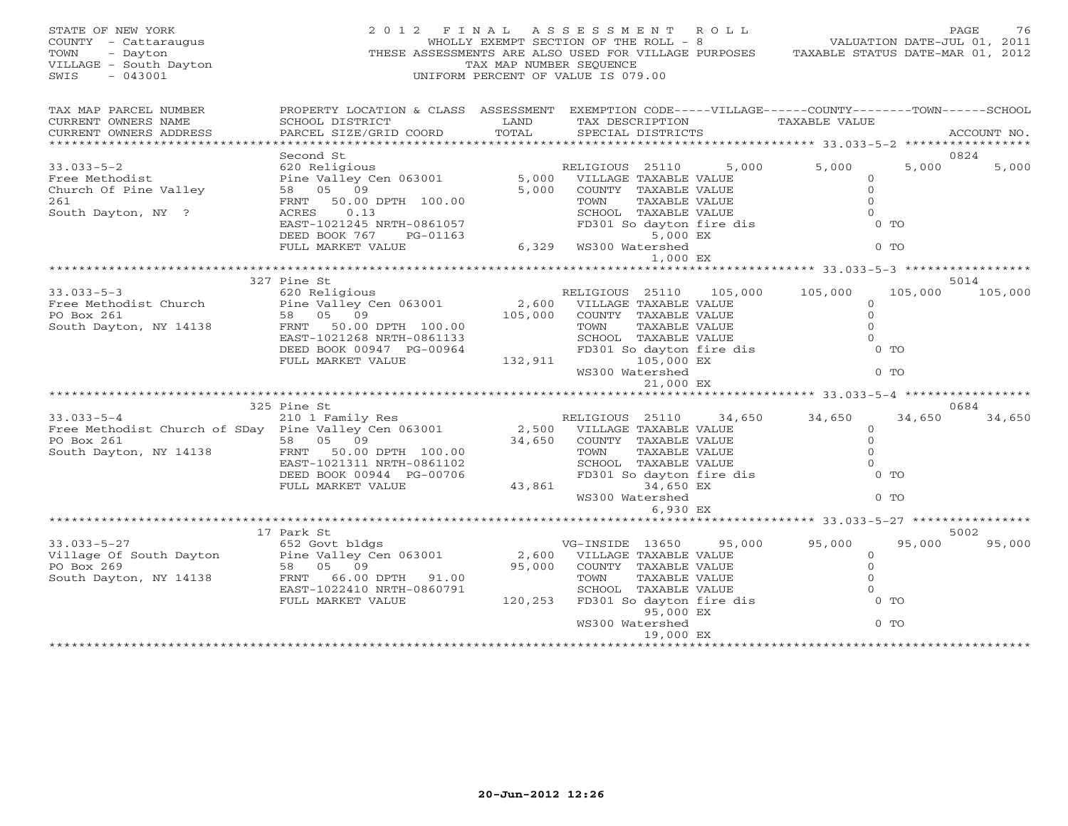STATE OF NEW YORK
COUNTY - Cattaraugus
TOWN - Dayton
VILLAGE - South Dayton
SWIS - 043001

# 2012 FINAL ASSESSMENT ROLL

WHOLLY EXEMPT SECTION OF THE ROLL - 8
THESE ASSESSMENTS ARE ALSO USED FOR VILLAGE PURPOSES
TAX MAP NUMBER SEQUENCE
UNIFORM PERCENT OF VALUE IS 079.00

VALUATION DATE-JUL 01, 2011
TAXABLE STATUS DATE-MAR 01, 2012

| TAX MAP PARCEL NUMBER / CURRENT OWNERS NAME / CURRENT OWNERS ADDRESS | PROPERTY LOCATION & CLASS / SCHOOL DISTRICT / PARCEL SIZE/GRID COORD | ASSESSMENT LAND / TOTAL | EXEMPTION CODE / TAX DESCRIPTION / SPECIAL DISTRICTS | VILLAGE | COUNTY | TOWN | SCHOOL | ACCOUNT NO. |
|---|---|---|---|---|---|---|---|---|
| **33.033-5-2** | Second St | | | | | | | 0824 |
| 33.033-5-2 | 620 Religious | | RELIGIOUS 25110 | 5,000 | 5,000 | 5,000 | 5,000 | |
| Free Methodist | Pine Valley Cen 063001 | 5,000 | VILLAGE TAXABLE VALUE | 0 | | | | |
| Church Of Pine Valley | 58 05 09 | 5,000 | COUNTY TAXABLE VALUE | 0 | | | | |
| 261 | FRNT 50.00 DPTH 100.00 | | TOWN TAXABLE VALUE | 0 | | | | |
| South Dayton, NY ? | ACRES 0.13 | | SCHOOL TAXABLE VALUE | 0 | | | | |
| | EAST-1021245 NRTH-0861057 | | FD301 So dayton fire dis | 0 TO | | | | |
| | DEED BOOK 767 PG-01163 | | 5,000 EX | | | | | |
| | FULL MARKET VALUE | 6,329 | WS300 Watershed | 0 TO | | | | |
| | | | 1,000 EX | | | | | |
| **33.033-5-3** | 327 Pine St | | | | | | | 5014 |
| 33.033-5-3 | 620 Religious | | RELIGIOUS 25110 | 105,000 | 105,000 | 105,000 | 105,000 | |
| Free Methodist Church | Pine Valley Cen 063001 | 2,600 | VILLAGE TAXABLE VALUE | 0 | | | | |
| PO Box 261 | 58 05 09 | 105,000 | COUNTY TAXABLE VALUE | 0 | | | | |
| South Dayton, NY 14138 | FRNT 50.00 DPTH 100.00 | | TOWN TAXABLE VALUE | 0 | | | | |
| | EAST-1021268 NRTH-0861133 | | SCHOOL TAXABLE VALUE | 0 | | | | |
| | DEED BOOK 00947 PG-00964 | | FD301 So dayton fire dis | 0 TO | | | | |
| | FULL MARKET VALUE | 132,911 | 105,000 EX | | | | | |
| | | | WS300 Watershed | 0 TO | | | | |
| | | | 21,000 EX | | | | | |
| **33.033-5-4** | 325 Pine St | | | | | | | 0684 |
| 33.033-5-4 | 210 1 Family Res | | RELIGIOUS 25110 | 34,650 | 34,650 | 34,650 | 34,650 | |
| Free Methodist Church of SDay | Pine Valley Cen 063001 | 2,500 | VILLAGE TAXABLE VALUE | 0 | | | | |
| PO Box 261 | 58 05 09 | 34,650 | COUNTY TAXABLE VALUE | 0 | | | | |
| South Dayton, NY 14138 | FRNT 50.00 DPTH 100.00 | | TOWN TAXABLE VALUE | 0 | | | | |
| | EAST-1021311 NRTH-0861102 | | SCHOOL TAXABLE VALUE | 0 | | | | |
| | DEED BOOK 00944 PG-00706 | | FD301 So dayton fire dis | 0 TO | | | | |
| | FULL MARKET VALUE | 43,861 | 34,650 EX | | | | | |
| | | | WS300 Watershed | 0 TO | | | | |
| | | | 6,930 EX | | | | | |
| **33.033-5-27** | 17 Park St | | | | | | | 5002 |
| 33.033-5-27 | 652 Govt bldgs | | VG-INSIDE 13650 | 95,000 | 95,000 | 95,000 | 95,000 | |
| Village Of South Dayton | Pine Valley Cen 063001 | 2,600 | VILLAGE TAXABLE VALUE | 0 | | | | |
| PO Box 269 | 58 05 09 | 95,000 | COUNTY TAXABLE VALUE | 0 | | | | |
| South Dayton, NY 14138 | FRNT 66.00 DPTH 91.00 | | TOWN TAXABLE VALUE | 0 | | | | |
| | EAST-1022410 NRTH-0860791 | | SCHOOL TAXABLE VALUE | 0 | | | | |
| | FULL MARKET VALUE | 120,253 | FD301 So dayton fire dis | 0 TO | | | | |
| | | | 95,000 EX | | | | | |
| | | | WS300 Watershed | 0 TO | | | | |
| | | | 19,000 EX | | | | | |

20-Jun-2012 12:26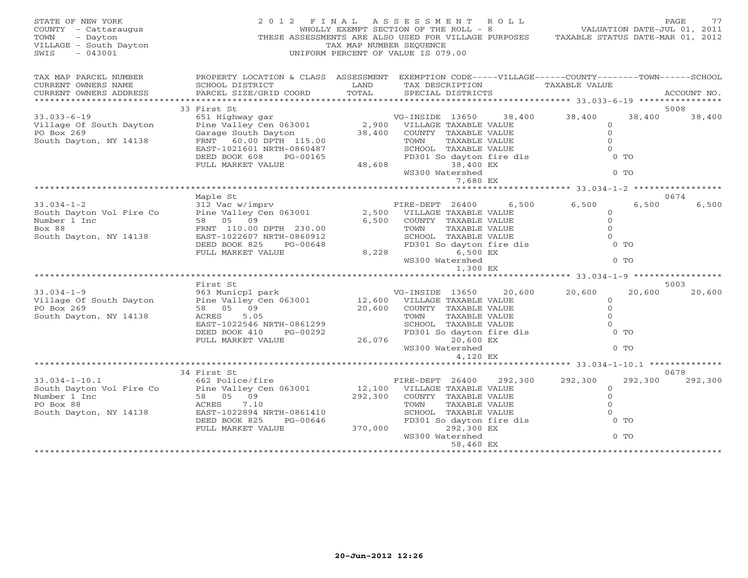STATE OF NEW YORK
COUNTY - Cattaraugus
TOWN - Dayton
VILLAGE - South Dayton
SWIS - 043001

2 0 1 2 F I N A L A S S E S S M E N T R O L L
WHOLLY EXEMPT SECTION OF THE ROLL - 8
THESE ASSESSMENTS ARE ALSO USED FOR VILLAGE PURPOSES
TAX MAP NUMBER SEQUENCE
UNIFORM PERCENT OF VALUE IS 079.00

VALUATION DATE-JUL 01, 2011
TAXABLE STATUS DATE-MAR 01, 2012

| TAX MAP PARCEL NUMBER / CURRENT OWNERS NAME / CURRENT OWNERS ADDRESS | PROPERTY LOCATION & CLASS / SCHOOL DISTRICT / PARCEL SIZE/GRID COORD | ASSESSMENT LAND / TOTAL | EXEMPTION CODE / TAX DESCRIPTION / SPECIAL DISTRICTS | VILLAGE | COUNTY | TOWN | SCHOOL | ACCOUNT NO. |
|---|---|---|---|---|---|---|---|---|
| **33.033-6-19** | 33 First St | | | | | | | 5008 |
| Village Of South Dayton | 651 Highway gar | | VG-INSIDE 13650 | 38,400 | 38,400 | 38,400 | 38,400 | |
| PO Box 269 | Pine Valley Cen 063001 | 2,900 | VILLAGE TAXABLE VALUE | 0 | | | | |
| South Dayton, NY 14138 | Garage South Dayton | 38,400 | COUNTY TAXABLE VALUE | | 0 | | | |
| | FRNT 60.00 DPTH 115.00 | | TOWN TAXABLE VALUE | | | 0 | | |
| | EAST-1021601 NRTH-0860487 | | SCHOOL TAXABLE VALUE | | | | 0 | |
| | DEED BOOK 608 PG-00165 | | FD301 So dayton fire dis | 0 TO | | | | |
| | FULL MARKET VALUE | 48,608 | 38,400 EX | | | | | |
| | | | WS300 Watershed | 0 TO | | | | |
| | | | 7,680 EX | | | | | |
| **33.034-1-2** | Maple St | | | | | | | 0674 |
| South Dayton Vol Fire Co | 312 Vac w/imprv | | FIRE-DEPT 26400 | 6,500 | 6,500 | 6,500 | 6,500 | |
| Number 1 Inc | Pine Valley Cen 063001 | 2,500 | VILLAGE TAXABLE VALUE | 0 | | | | |
| Box 88 | 58 05 09 | 6,500 | COUNTY TAXABLE VALUE | | 0 | | | |
| South Dayton, NY 14138 | FRNT 110.00 DPTH 230.00 | | TOWN TAXABLE VALUE | | | 0 | | |
| | EAST-1022607 NRTH-0860912 | | SCHOOL TAXABLE VALUE | | | | 0 | |
| | DEED BOOK 825 PG-00648 | | FD301 So dayton fire dis | 0 TO | | | | |
| | FULL MARKET VALUE | 8,228 | 6,500 EX | | | | | |
| | | | WS300 Watershed | 0 TO | | | | |
| | | | 1,300 EX | | | | | |
| **33.034-1-9** | First St | | | | | | | 5003 |
| Village Of South Dayton | 963 Municpl park | | VG-INSIDE 13650 | 20,600 | 20,600 | 20,600 | 20,600 | |
| PO Box 269 | Pine Valley Cen 063001 | 12,600 | VILLAGE TAXABLE VALUE | 0 | | | | |
| South Dayton, NY 14138 | 58 05 09 | 20,600 | COUNTY TAXABLE VALUE | | 0 | | | |
| | ACRES 5.05 | | TOWN TAXABLE VALUE | | | 0 | | |
| | EAST-1022546 NRTH-0861299 | | SCHOOL TAXABLE VALUE | | | | 0 | |
| | DEED BOOK 410 PG-00292 | | FD301 So dayton fire dis | 0 TO | | | | |
| | FULL MARKET VALUE | 26,076 | 20,600 EX | | | | | |
| | | | WS300 Watershed | 0 TO | | | | |
| | | | 4,120 EX | | | | | |
| **33.034-1-10.1** | 34 First St | | | | | | | 0678 |
| South Dayton Vol Fire Co | 662 Police/fire | | FIRE-DEPT 26400 | 292,300 | 292,300 | 292,300 | 292,300 | |
| Number 1 Inc | Pine Valley Cen 063001 | 12,100 | VILLAGE TAXABLE VALUE | 0 | | | | |
| PO Box 88 | 58 05 09 | 292,300 | COUNTY TAXABLE VALUE | | 0 | | | |
| South Dayton, NY 14138 | ACRES 7.10 | | TOWN TAXABLE VALUE | | | 0 | | |
| | EAST-1022894 NRTH-0861410 | | SCHOOL TAXABLE VALUE | | | | 0 | |
| | DEED BOOK 825 PG-00646 | | FD301 So dayton fire dis | 0 TO | | | | |
| | FULL MARKET VALUE | 370,000 | 292,300 EX | | | | | |
| | | | WS300 Watershed | 0 TO | | | | |
| | | | 58,460 EX | | | | | |

20-Jun-2012 12:26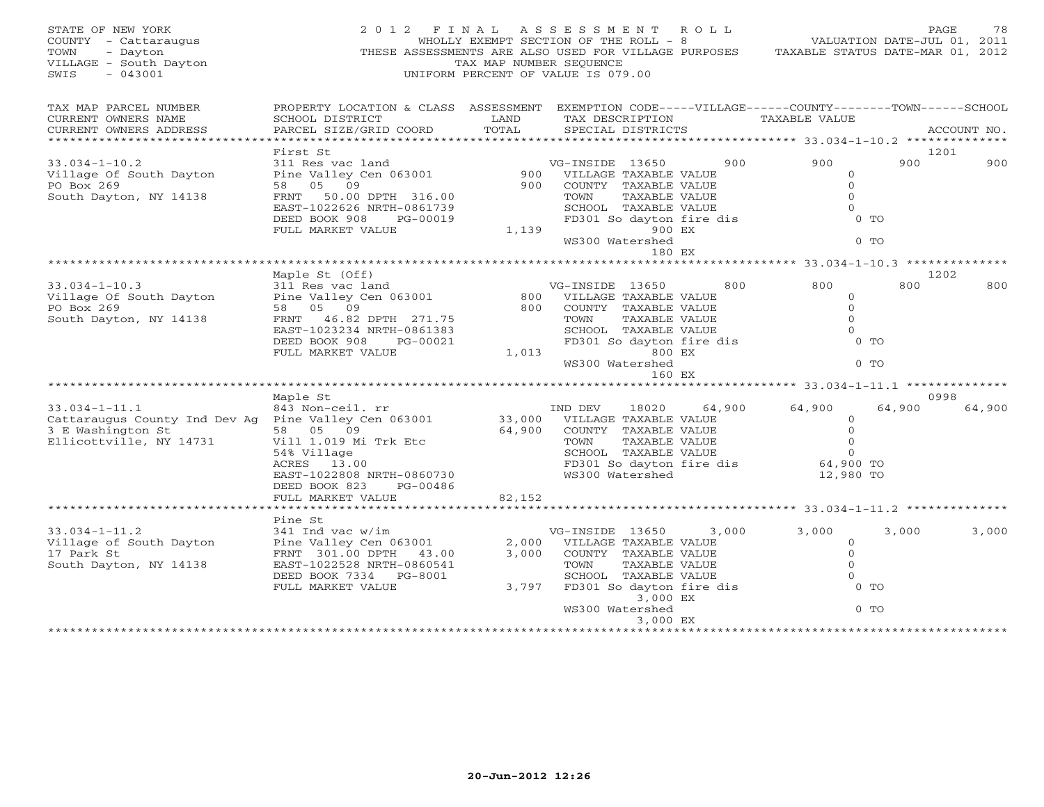STATE OF NEW YORK
COUNTY - Cattaraugus
TOWN - Dayton
VILLAGE - South Dayton
SWIS - 043001

# 2012 FINAL ASSESSMENT ROLL

WHOLLY EXEMPT SECTION OF THE ROLL - 8
THESE ASSESSMENTS ARE ALSO USED FOR VILLAGE PURPOSES
TAX MAP NUMBER SEQUENCE
UNIFORM PERCENT OF VALUE IS 079.00

VALUATION DATE-JUL 01, 2011
TAXABLE STATUS DATE-MAR 01, 2012

| TAX MAP PARCEL NUMBER / CURRENT OWNERS NAME / CURRENT OWNERS ADDRESS | PROPERTY LOCATION & CLASS / SCHOOL DISTRICT / PARCEL SIZE/GRID COORD | ASSESSMENT LAND / TOTAL | EXEMPTION CODE / TAX DESCRIPTION / SPECIAL DISTRICTS | | VILLAGE | COUNTY | TOWN | SCHOOL | ACCOUNT NO. |
|---|---|---|---|---|---|---|---|---|---|
| **33.034-1-10.2** | First St | | | | | | | | 1201 |
| 33.034-1-10.2 | 311 Res vac land | | VG-INSIDE 13650 | 900 | 900 | | 900 | 900 | |
| Village Of South Dayton | Pine Valley Cen 063001 | 900 | VILLAGE TAXABLE VALUE | | | 0 | | | |
| PO Box 269 | 58 05 09 | 900 | COUNTY TAXABLE VALUE | | | 0 | | | |
| South Dayton, NY 14138 | FRNT 50.00 DPTH 316.00 | | TOWN TAXABLE VALUE | | | 0 | | | |
| | EAST-1022626 NRTH-0861739 | | SCHOOL TAXABLE VALUE | | | 0 | | | |
| | DEED BOOK 908 PG-00019 | | FD301 So dayton fire dis | | | 0 TO | | | |
| | FULL MARKET VALUE | 1,139 | 900 EX | | | | | | |
| | | | WS300 Watershed | | | 0 TO | | | |
| | | | 180 EX | | | | | | |
| **33.034-1-10.3** | Maple St (Off) | | | | | | | | 1202 |
| 33.034-1-10.3 | 311 Res vac land | | VG-INSIDE 13650 | 800 | 800 | | 800 | 800 | |
| Village Of South Dayton | Pine Valley Cen 063001 | 800 | VILLAGE TAXABLE VALUE | | | 0 | | | |
| PO Box 269 | 58 05 09 | 800 | COUNTY TAXABLE VALUE | | | 0 | | | |
| South Dayton, NY 14138 | FRNT 46.82 DPTH 271.75 | | TOWN TAXABLE VALUE | | | 0 | | | |
| | EAST-1023234 NRTH-0861383 | | SCHOOL TAXABLE VALUE | | | 0 | | | |
| | DEED BOOK 908 PG-00021 | | FD301 So dayton fire dis | | | 0 TO | | | |
| | FULL MARKET VALUE | 1,013 | 800 EX | | | | | | |
| | | | WS300 Watershed | | | 0 TO | | | |
| | | | 160 EX | | | | | | |
| **33.034-1-11.1** | Maple St | | | | | | | | 0998 |
| 33.034-1-11.1 | 843 Non-ceil. rr | | IND DEV 18020 | 64,900 | 64,900 | | 64,900 | 64,900 | |
| Cattaraugus County Ind Dev Ag | Pine Valley Cen 063001 | 33,000 | VILLAGE TAXABLE VALUE | | | 0 | | | |
| 3 E Washington St | 58 05 09 | 64,900 | COUNTY TAXABLE VALUE | | | 0 | | | |
| Ellicottville, NY 14731 | Vill 1.019 Mi Trk Etc | | TOWN TAXABLE VALUE | | | 0 | | | |
| | 54% Village | | SCHOOL TAXABLE VALUE | | | 0 | | | |
| | ACRES 13.00 | | FD301 So dayton fire dis | | | 64,900 TO | | | |
| | EAST-1022808 NRTH-0860730 | | WS300 Watershed | | | 12,980 TO | | | |
| | DEED BOOK 823 PG-00486 | | | | | | | | |
| | FULL MARKET VALUE | 82,152 | | | | | | | |
| **33.034-1-11.2** | Pine St | | | | | | | | |
| 33.034-1-11.2 | 341 Ind vac w/im | | VG-INSIDE 13650 | 3,000 | 3,000 | | 3,000 | 3,000 | |
| Village of South Dayton | Pine Valley Cen 063001 | 2,000 | VILLAGE TAXABLE VALUE | | | 0 | | | |
| 17 Park St | FRNT 301.00 DPTH 43.00 | 3,000 | COUNTY TAXABLE VALUE | | | 0 | | | |
| South Dayton, NY 14138 | EAST-1022528 NRTH-0860541 | | TOWN TAXABLE VALUE | | | 0 | | | |
| | DEED BOOK 7334 PG-8001 | | SCHOOL TAXABLE VALUE | | | 0 | | | |
| | FULL MARKET VALUE | 3,797 | FD301 So dayton fire dis | | | 0 TO | | | |
| | | | 3,000 EX | | | | | | |
| | | | WS300 Watershed | | | 0 TO | | | |
| | | | 3,000 EX | | | | | | |

20-Jun-2012 12:26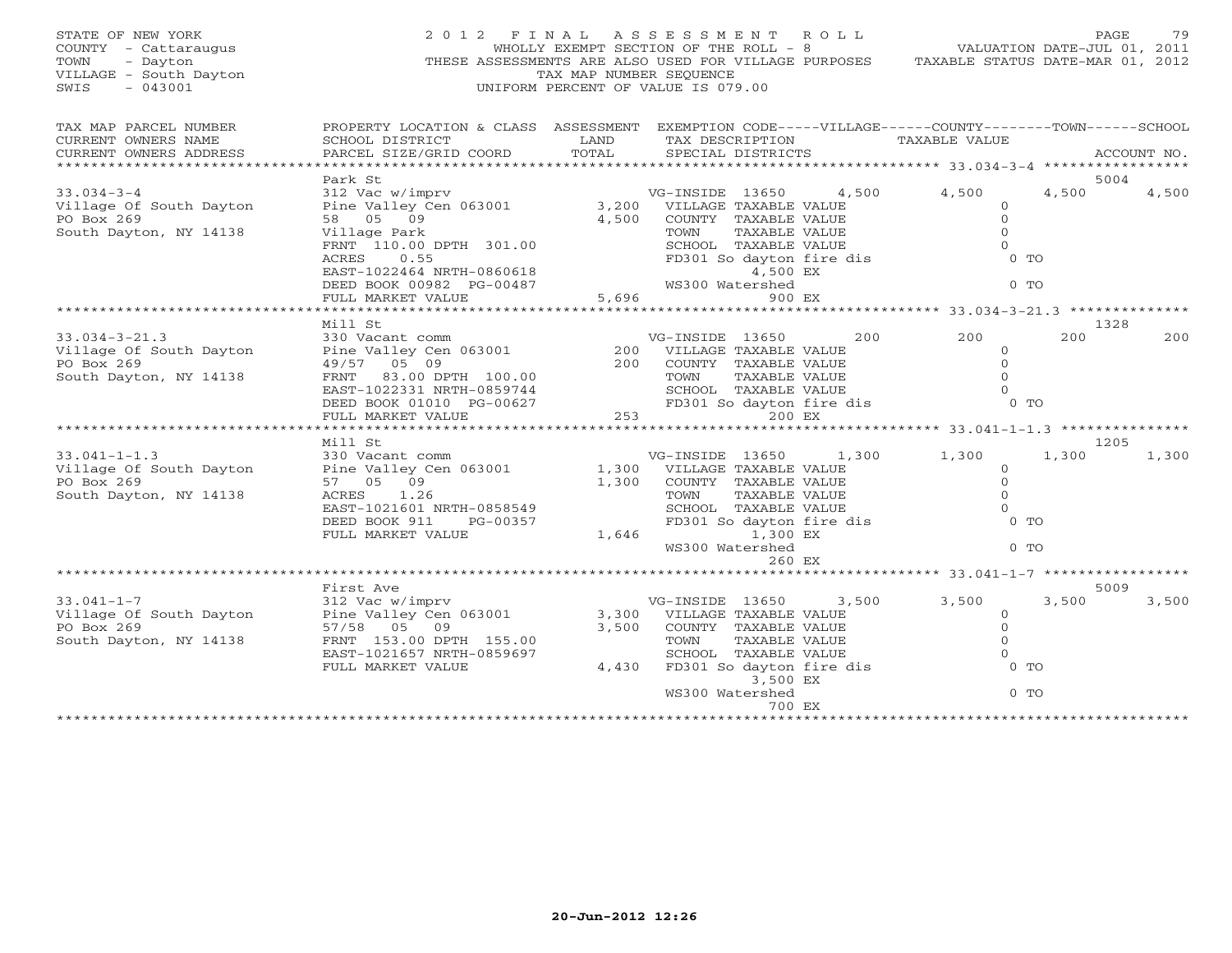STATE OF NEW YORK
COUNTY - Cattaraugus
TOWN - Dayton
VILLAGE - South Dayton
SWIS - 043001

# 2012 FINAL ASSESSMENT ROLL

WHOLLY EXEMPT SECTION OF THE ROLL - 8
THESE ASSESSMENTS ARE ALSO USED FOR VILLAGE PURPOSES
TAX MAP NUMBER SEQUENCE
UNIFORM PERCENT OF VALUE IS 079.00

VALUATION DATE-JUL 01, 2011
TAXABLE STATUS DATE-MAR 01, 2012

| TAX MAP PARCEL NUMBER / CURRENT OWNERS NAME / CURRENT OWNERS ADDRESS | PROPERTY LOCATION & CLASS / SCHOOL DISTRICT / PARCEL SIZE/GRID COORD | ASSESSMENT LAND / TOTAL | EXEMPTION CODE / TAX DESCRIPTION / SPECIAL DISTRICTS | VILLAGE | COUNTY | TOWN | SCHOOL | ACCOUNT NO. |
|---|---|---|---|---|---|---|---|---|
| 33.034-3-4 | Park St | | | | | | | 5004 |
| | 312 Vac w/imprv | | VG-INSIDE 13650 | 4,500 | 4,500 | 4,500 | 4,500 | |
| Village Of South Dayton | Pine Valley Cen 063001 | 3,200 | VILLAGE TAXABLE VALUE | 0 | | | | |
| PO Box 269 | 58 05 09 | 4,500 | COUNTY TAXABLE VALUE | | 0 | | | |
| South Dayton, NY 14138 | Village Park | | TOWN TAXABLE VALUE | | | 0 | | |
| | FRNT 110.00 DPTH 301.00 | | SCHOOL TAXABLE VALUE | | | | 0 | |
| | ACRES 0.55 | | FD301 So dayton fire dis | | 0 TO | | | |
| | EAST-1022464 NRTH-0860618 | | 4,500 EX | | | | | |
| | DEED BOOK 00982 PG-00487 | | WS300 Watershed | | 0 TO | | | |
| | FULL MARKET VALUE | 5,696 | 900 EX | | | | | |
| 33.034-3-21.3 | Mill St | | | | | | | 1328 |
| | 330 Vacant comm | | VG-INSIDE 13650 | 200 | 200 | 200 | 200 | |
| Village Of South Dayton | Pine Valley Cen 063001 | 200 | VILLAGE TAXABLE VALUE | 0 | | | | |
| PO Box 269 | 49/57 05 09 | 200 | COUNTY TAXABLE VALUE | | 0 | | | |
| South Dayton, NY 14138 | FRNT 83.00 DPTH 100.00 | | TOWN TAXABLE VALUE | | | 0 | | |
| | EAST-1022331 NRTH-0859744 | | SCHOOL TAXABLE VALUE | | | | 0 | |
| | DEED BOOK 01010 PG-00627 | | FD301 So dayton fire dis | | 0 TO | | | |
| | FULL MARKET VALUE | 253 | 200 EX | | | | | |
| 33.041-1-1.3 | Mill St | | | | | | | 1205 |
| | 330 Vacant comm | | VG-INSIDE 13650 | 1,300 | 1,300 | 1,300 | 1,300 | |
| Village Of South Dayton | Pine Valley Cen 063001 | 1,300 | VILLAGE TAXABLE VALUE | 0 | | | | |
| PO Box 269 | 57 05 09 | 1,300 | COUNTY TAXABLE VALUE | | 0 | | | |
| South Dayton, NY 14138 | ACRES 1.26 | | TOWN TAXABLE VALUE | | | 0 | | |
| | EAST-1021601 NRTH-0858549 | | SCHOOL TAXABLE VALUE | | | | 0 | |
| | DEED BOOK 911 PG-00357 | | FD301 So dayton fire dis | | 0 TO | | | |
| | FULL MARKET VALUE | 1,646 | 1,300 EX | | | | | |
| | | | WS300 Watershed | | 0 TO | | | |
| | | | 260 EX | | | | | |
| 33.041-1-7 | First Ave | | | | | | | 5009 |
| | 312 Vac w/imprv | | VG-INSIDE 13650 | 3,500 | 3,500 | 3,500 | 3,500 | |
| Village Of South Dayton | Pine Valley Cen 063001 | 3,300 | VILLAGE TAXABLE VALUE | 0 | | | | |
| PO Box 269 | 57/58 05 09 | 3,500 | COUNTY TAXABLE VALUE | | 0 | | | |
| South Dayton, NY 14138 | FRNT 153.00 DPTH 155.00 | | TOWN TAXABLE VALUE | | | 0 | | |
| | EAST-1021657 NRTH-0859697 | | SCHOOL TAXABLE VALUE | | | | 0 | |
| | FULL MARKET VALUE | 4,430 | FD301 So dayton fire dis | | 0 TO | | | |
| | | | 3,500 EX | | | | | |
| | | | WS300 Watershed | | 0 TO | | | |
| | | | 700 EX | | | | | |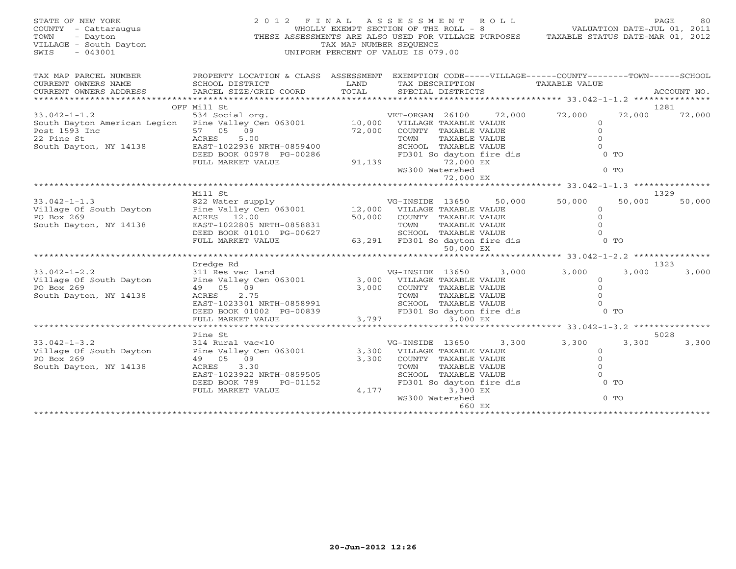STATE OF NEW YORK
COUNTY - Cattaraugus
TOWN - Dayton
VILLAGE - South Dayton
SWIS - 043001

2012 FINAL ASSESSMENT ROLL
WHOLLY EXEMPT SECTION OF THE ROLL - 8
THESE ASSESSMENTS ARE ALSO USED FOR VILLAGE PURPOSES
TAX MAP NUMBER SEQUENCE
UNIFORM PERCENT OF VALUE IS 079.00

VALUATION DATE-JUL 01, 2011
TAXABLE STATUS DATE-MAR 01, 2012

| TAX MAP PARCEL NUMBER / CURRENT OWNERS NAME / CURRENT OWNERS ADDRESS | PROPERTY LOCATION & CLASS / SCHOOL DISTRICT / PARCEL SIZE/GRID COORD | ASSESSMENT LAND / TOTAL | EXEMPTION CODE / TAX DESCRIPTION / SPECIAL DISTRICTS | VILLAGE | COUNTY | TOWN | SCHOOL | ACCOUNT NO. |
|---|---|---|---|---|---|---|---|---|
| **33.042-1-1.2** | OFF Mill St | | | | | | | 1281 |
| 33.042-1-1.2 | 534 Social org. | | VET-ORGAN 26100 | 72,000 | 72,000 | 72,000 | 72,000 | |
| South Dayton American Legion | Pine Valley Cen 063001 | 10,000 | VILLAGE TAXABLE VALUE | 0 | | | | |
| Post 1593 Inc | 57 05 09 | 72,000 | COUNTY TAXABLE VALUE | | 0 | | | |
| 22 Pine St | ACRES 5.00 | | TOWN TAXABLE VALUE | | | 0 | | |
| South Dayton, NY 14138 | EAST-1022936 NRTH-0859400 | | SCHOOL TAXABLE VALUE | | | | 0 | |
| | DEED BOOK 00978 PG-00286 | | FD301 So dayton fire dis | 0 TO | | | | |
| | FULL MARKET VALUE | 91,139 | 72,000 EX | | | | | |
| | | | WS300 Watershed | 0 TO | | | | |
| | | | 72,000 EX | | | | | |
| **33.042-1-1.3** | Mill St | | | | | | | 1329 |
| 33.042-1-1.3 | 822 Water supply | | VG-INSIDE 13650 | 50,000 | 50,000 | 50,000 | 50,000 | |
| Village Of South Dayton | Pine Valley Cen 063001 | 12,000 | VILLAGE TAXABLE VALUE | 0 | | | | |
| PO Box 269 | ACRES 12.00 | 50,000 | COUNTY TAXABLE VALUE | | 0 | | | |
| South Dayton, NY 14138 | EAST-1022805 NRTH-0858831 | | TOWN TAXABLE VALUE | | | 0 | | |
| | DEED BOOK 01010 PG-00627 | | SCHOOL TAXABLE VALUE | | | | 0 | |
| | FULL MARKET VALUE | 63,291 | FD301 So dayton fire dis | 0 TO | | | | |
| | | | 50,000 EX | | | | | |
| **33.042-1-2.2** | Dredge Rd | | | | | | | 1323 |
| 33.042-1-2.2 | 311 Res vac land | | VG-INSIDE 13650 | 3,000 | 3,000 | 3,000 | 3,000 | |
| Village Of South Dayton | Pine Valley Cen 063001 | 3,000 | VILLAGE TAXABLE VALUE | 0 | | | | |
| PO Box 269 | 49 05 09 | 3,000 | COUNTY TAXABLE VALUE | | 0 | | | |
| South Dayton, NY 14138 | ACRES 2.75 | | TOWN TAXABLE VALUE | | | 0 | | |
| | EAST-1023301 NRTH-0858991 | | SCHOOL TAXABLE VALUE | | | | 0 | |
| | DEED BOOK 01002 PG-00839 | | FD301 So dayton fire dis | 0 TO | | | | |
| | FULL MARKET VALUE | 3,797 | 3,000 EX | | | | | |
| **33.042-1-3.2** | Pine St | | | | | | | 5028 |
| 33.042-1-3.2 | 314 Rural vac<10 | | VG-INSIDE 13650 | 3,300 | 3,300 | 3,300 | 3,300 | |
| Village Of South Dayton | Pine Valley Cen 063001 | 3,300 | VILLAGE TAXABLE VALUE | 0 | | | | |
| PO Box 269 | 49 05 09 | 3,300 | COUNTY TAXABLE VALUE | | 0 | | | |
| South Dayton, NY 14138 | ACRES 3.30 | | TOWN TAXABLE VALUE | | | 0 | | |
| | EAST-1023922 NRTH-0859505 | | SCHOOL TAXABLE VALUE | | | | 0 | |
| | DEED BOOK 789 PG-01152 | | FD301 So dayton fire dis | 0 TO | | | | |
| | FULL MARKET VALUE | 4,177 | 3,300 EX | | | | | |
| | | | WS300 Watershed | 0 TO | | | | |
| | | | 660 EX | | | | | |

20-Jun-2012 12:26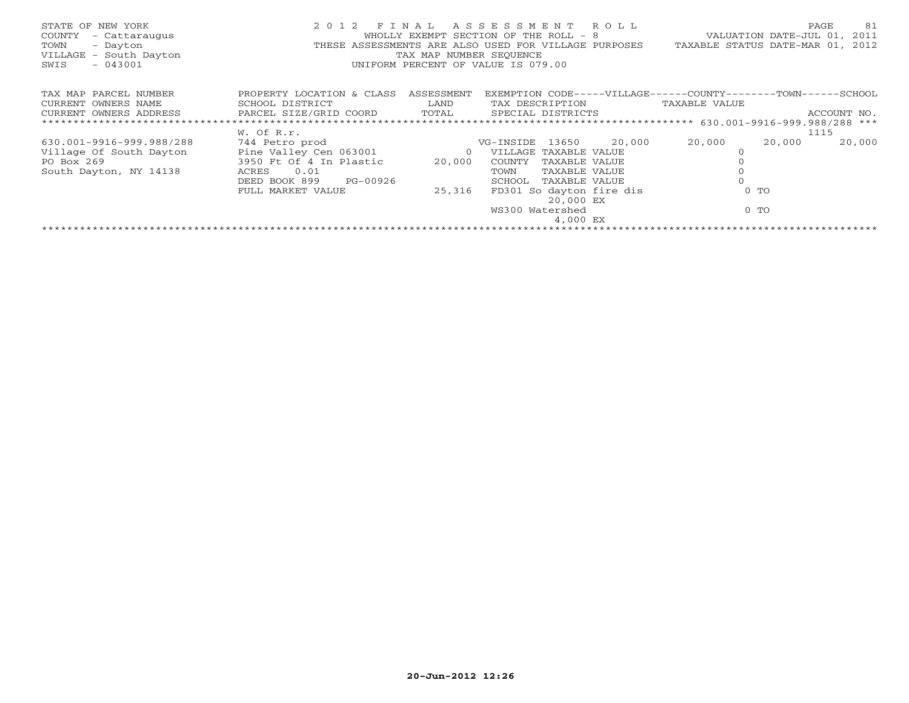STATE OF NEW YORK
COUNTY - Cattaraugus
TOWN - Dayton
VILLAGE - South Dayton
SWIS - 043001

2012 FINAL ASSESSMENT ROLL
WHOLLY EXEMPT SECTION OF THE ROLL - 8
THESE ASSESSMENTS ARE ALSO USED FOR VILLAGE PURPOSES
TAX MAP NUMBER SEQUENCE
UNIFORM PERCENT OF VALUE IS 079.00

VALUATION DATE-JUL 01, 2011
TAXABLE STATUS DATE-MAR 01, 2012

| TAX MAP PARCEL NUMBER<br>CURRENT OWNERS NAME<br>CURRENT OWNERS ADDRESS | PROPERTY LOCATION & CLASS<br>SCHOOL DISTRICT<br>PARCEL SIZE/GRID COORD | ASSESSMENT<br>LAND<br>TOTAL | EXEMPTION CODE-----VILLAGE------COUNTY--------TOWN------SCHOOL<br>TAX DESCRIPTION<br>SPECIAL DISTRICTS | TAXABLE VALUE | | | ACCOUNT NO. |
|---|---|---|---|---|---|---|---|
| ******************************** | | | | | 630.001-9916-999.988/288 *** | | |
| | W. Of R.r. | | | | | | 1115 |
| 630.001-9916-999.988/288 | 744 Petro prod | | VG-INSIDE 13650 | 20,000 | 20,000 | 20,000 | 20,000 |
| Village Of South Dayton | Pine Valley Cen 063001 | 0 | VILLAGE TAXABLE VALUE | | 0 | | |
| PO Box 269 | 3950 Ft Of 4 In Plastic | 20,000 | COUNTY TAXABLE VALUE | | 0 | | |
| South Dayton, NY 14138 | ACRES 0.01 | | TOWN TAXABLE VALUE | | 0 | | |
| | DEED BOOK 899 PG-00926 | | SCHOOL TAXABLE VALUE | | 0 | | |
| | FULL MARKET VALUE | 25,316 | FD301 So dayton fire dis<br>20,000 EX | | 0 TO | | |
| | | | WS300 Watershed<br>4,000 EX | | 0 TO | | |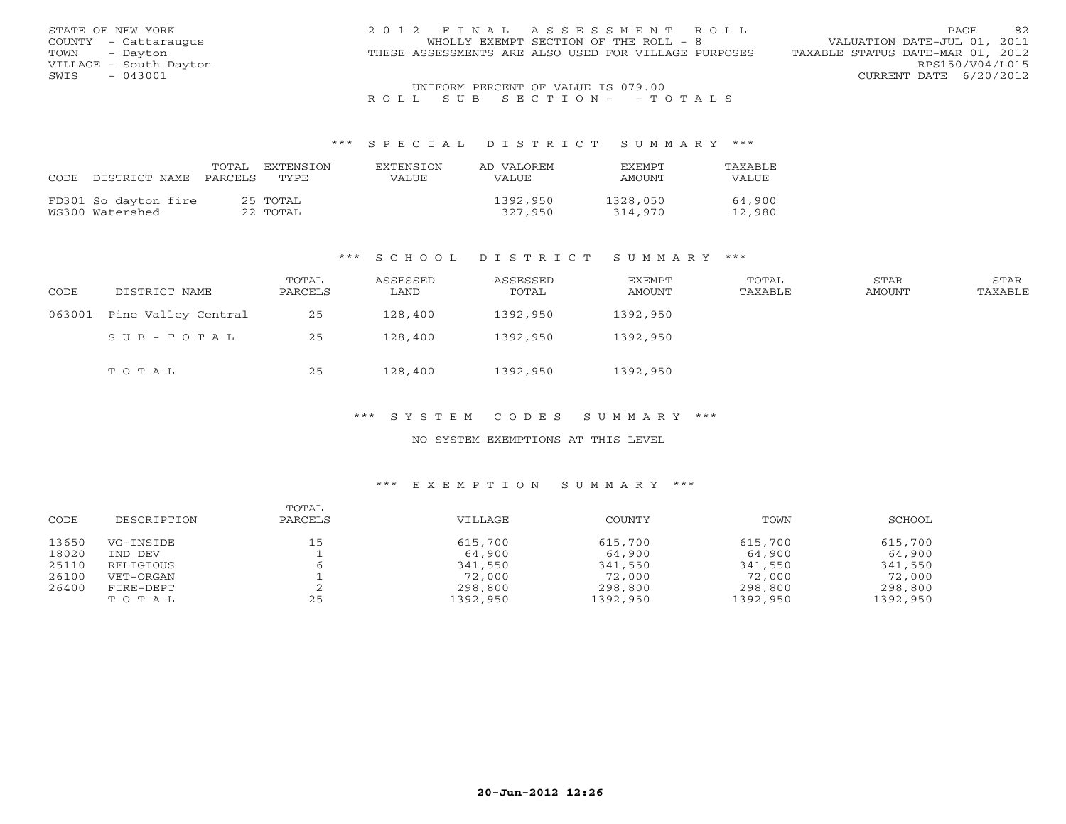STATE OF NEW YORK
COUNTY - Cattaraugus
TOWN - Dayton
VILLAGE - South Dayton
SWIS - 043001

2012 FINAL ASSESSMENT ROLL
WHOLLY EXEMPT SECTION OF THE ROLL - 8
THESE ASSESSMENTS ARE ALSO USED FOR VILLAGE PURPOSES

VALUATION DATE-JUL 01, 2011
TAXABLE STATUS DATE-MAR 01, 2012
RPS150/V04/L015
CURRENT DATE 6/20/2012

UNIFORM PERCENT OF VALUE IS 079.00

ROLL SUB SECTION- - TOTALS

## *** SPECIAL DISTRICT SUMMARY ***

| CODE | DISTRICT NAME | TOTAL PARCELS | EXTENSION TYPE | EXTENSION VALUE | AD VALOREM VALUE | EXEMPT AMOUNT | TAXABLE VALUE |
|---|---|---|---|---|---|---|---|
| FD301 | So dayton fire | 25 | TOTAL | | 1392,950 | 1328,050 | 64,900 |
| WS300 | Watershed | 22 | TOTAL | | 327,950 | 314,970 | 12,980 |

## *** SCHOOL DISTRICT SUMMARY ***

| CODE | DISTRICT NAME | TOTAL PARCELS | ASSESSED LAND | ASSESSED TOTAL | EXEMPT AMOUNT | TOTAL TAXABLE | STAR AMOUNT | STAR TAXABLE |
|---|---|---|---|---|---|---|---|---|
| 063001 | Pine Valley Central | 25 | 128,400 | 1392,950 | 1392,950 | | | |
| | SUB-TOTAL | 25 | 128,400 | 1392,950 | 1392,950 | | | |
| | TOTAL | 25 | 128,400 | 1392,950 | 1392,950 | | | |

## *** SYSTEM CODES SUMMARY ***

NO SYSTEM EXEMPTIONS AT THIS LEVEL

## *** EXEMPTION SUMMARY ***

| CODE | DESCRIPTION | TOTAL PARCELS | VILLAGE | COUNTY | TOWN | SCHOOL |
|---|---|---|---|---|---|---|
| 13650 | VG-INSIDE | 15 | 615,700 | 615,700 | 615,700 | 615,700 |
| 18020 | IND DEV | 1 | 64,900 | 64,900 | 64,900 | 64,900 |
| 25110 | RELIGIOUS | 6 | 341,550 | 341,550 | 341,550 | 341,550 |
| 26100 | VET-ORGAN | 1 | 72,000 | 72,000 | 72,000 | 72,000 |
| 26400 | FIRE-DEPT | 2 | 298,800 | 298,800 | 298,800 | 298,800 |
| | TOTAL | 25 | 1392,950 | 1392,950 | 1392,950 | 1392,950 |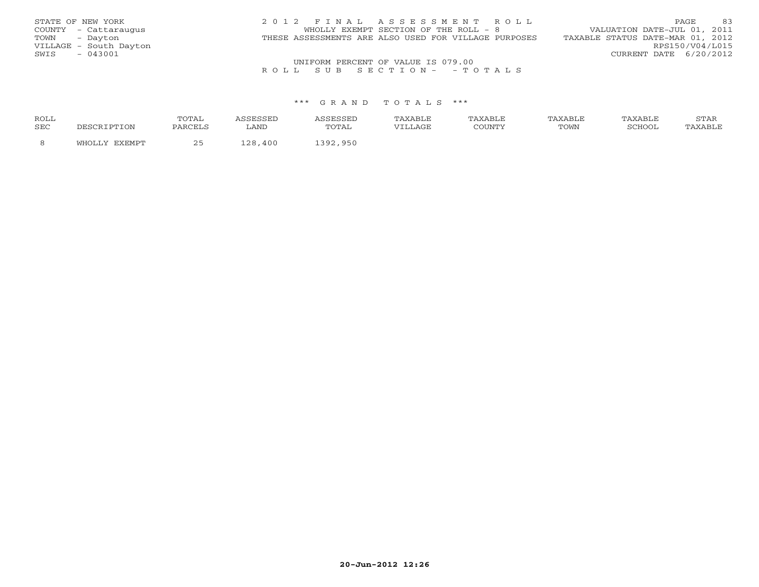STATE OF NEW YORK
COUNTY - Cattaraugus
TOWN - Dayton
VILLAGE - South Dayton
SWIS - 043001

2 0 1 2 F I N A L A S S E S S M E N T R O L L
WHOLLY EXEMPT SECTION OF THE ROLL - 8
THESE ASSESSMENTS ARE ALSO USED FOR VILLAGE PURPOSES

VALUATION DATE-JUL 01, 2011
TAXABLE STATUS DATE-MAR 01, 2012
RPS150/V04/L015
CURRENT DATE 6/20/2012

UNIFORM PERCENT OF VALUE IS 079.00

R O L L S U B S E C T I O N - - T O T A L S

\*\*\* G R A N D T O T A L S \*\*\*

| ROLL SEC | DESCRIPTION | TOTAL PARCELS | ASSESSED LAND | ASSESSED TOTAL | TAXABLE VILLAGE | TAXABLE COUNTY | TAXABLE TOWN | TAXABLE SCHOOL | STAR TAXABLE |
|---|---|---|---|---|---|---|---|---|---|
| 8 | WHOLLY EXEMPT | 25 | 128,400 | 1392,950 | | | | | |

20-Jun-2012 12:26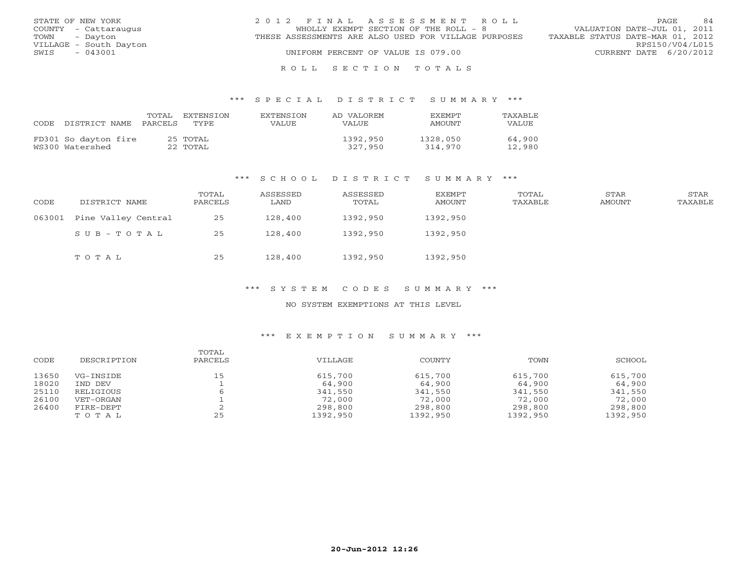STATE OF NEW YORK
COUNTY - Cattaraugus
TOWN - Dayton
VILLAGE - South Dayton
SWIS - 043001

2012 FINAL ASSESSMENT ROLL
WHOLLY EXEMPT SECTION OF THE ROLL - 8
THESE ASSESSMENTS ARE ALSO USED FOR VILLAGE PURPOSES
UNIFORM PERCENT OF VALUE IS 079.00

VALUATION DATE-JUL 01, 2011
TAXABLE STATUS DATE-MAR 01, 2012
RPS150/V04/L015
CURRENT DATE 6/20/2012

## ROLL SECTION TOTALS

### *** SPECIAL DISTRICT SUMMARY ***

| CODE DISTRICT NAME | TOTAL PARCELS | EXTENSION TYPE | EXTENSION VALUE | AD VALOREM VALUE | EXEMPT AMOUNT | TAXABLE VALUE |
|---|---|---|---|---|---|---|
| FD301 So dayton fire | 25 | TOTAL | | 1392,950 | 1328,050 | 64,900 |
| WS300 Watershed | 22 | TOTAL | | 327,950 | 314,970 | 12,980 |

### *** SCHOOL DISTRICT SUMMARY ***

| CODE | DISTRICT NAME | TOTAL PARCELS | ASSESSED LAND | ASSESSED TOTAL | EXEMPT AMOUNT | TOTAL TAXABLE | STAR AMOUNT | STAR TAXABLE |
|---|---|---|---|---|---|---|---|---|
| 063001 | Pine Valley Central | 25 | 128,400 | 1392,950 | 1392,950 | | | |
| | SUB-TOTAL | 25 | 128,400 | 1392,950 | 1392,950 | | | |
| | TOTAL | 25 | 128,400 | 1392,950 | 1392,950 | | | |

### *** SYSTEM CODES SUMMARY ***

NO SYSTEM EXEMPTIONS AT THIS LEVEL

### *** EXEMPTION SUMMARY ***

| CODE | DESCRIPTION | TOTAL PARCELS | VILLAGE | COUNTY | TOWN | SCHOOL |
|---|---|---|---|---|---|---|
| 13650 | VG-INSIDE | 15 | 615,700 | 615,700 | 615,700 | 615,700 |
| 18020 | IND DEV | 1 | 64,900 | 64,900 | 64,900 | 64,900 |
| 25110 | RELIGIOUS | 6 | 341,550 | 341,550 | 341,550 | 341,550 |
| 26100 | VET-ORGAN | 1 | 72,000 | 72,000 | 72,000 | 72,000 |
| 26400 | FIRE-DEPT | 2 | 298,800 | 298,800 | 298,800 | 298,800 |
| | TOTAL | 25 | 1392,950 | 1392,950 | 1392,950 | 1392,950 |

20-Jun-2012 12:26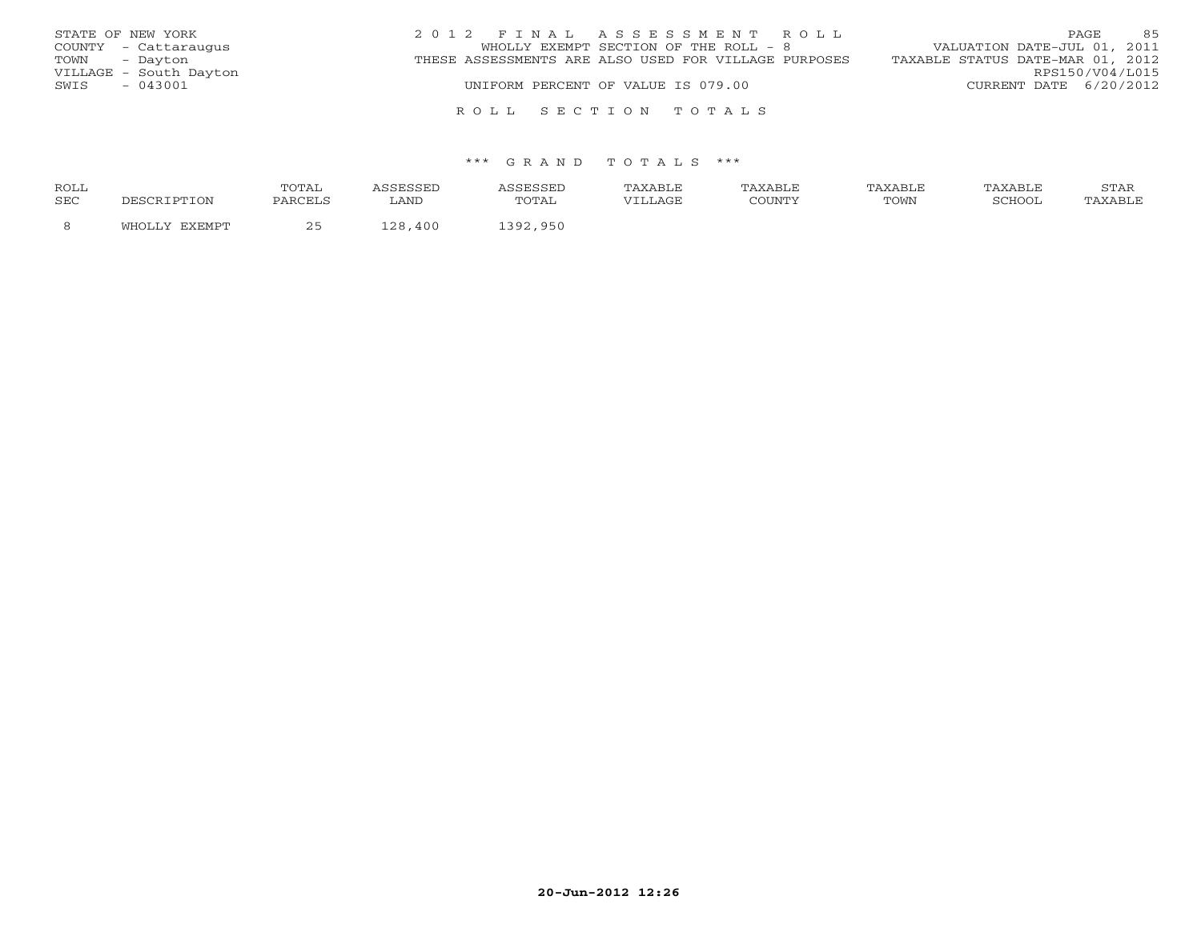STATE OF NEW YORK
COUNTY - Cattaraugus
TOWN - Dayton
VILLAGE - South Dayton
SWIS - 043001

2 0 1 2 F I N A L A S S E S S M E N T R O L L
WHOLLY EXEMPT SECTION OF THE ROLL - 8
THESE ASSESSMENTS ARE ALSO USED FOR VILLAGE PURPOSES
UNIFORM PERCENT OF VALUE IS 079.00

VALUATION DATE-JUL 01, 2011
TAXABLE STATUS DATE-MAR 01, 2012
RPS150/V04/L015
CURRENT DATE 6/20/2012

R O L L S E C T I O N T O T A L S

\*\*\* G R A N D T O T A L S \*\*\*

| ROLL SEC | DESCRIPTION | TOTAL PARCELS | ASSESSED LAND | ASSESSED TOTAL | TAXABLE VILLAGE | TAXABLE COUNTY | TAXABLE TOWN | TAXABLE SCHOOL | STAR TAXABLE |
|---|---|---|---|---|---|---|---|---|---|
| 8 | WHOLLY EXEMPT | 25 | 128,400 | 1392,950 | | | | | |

20-Jun-2012 12:26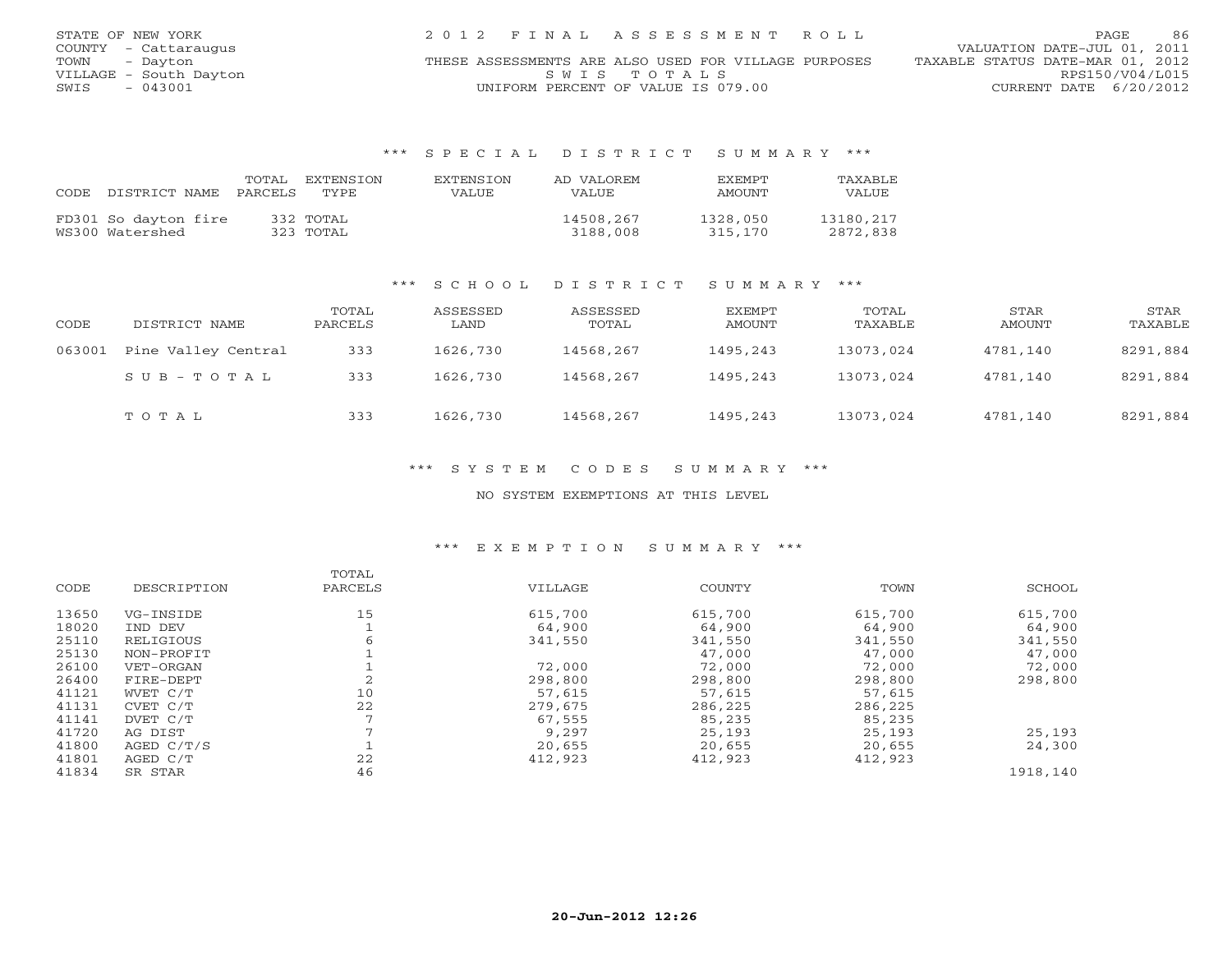STATE OF NEW YORK
COUNTY - Cattaraugus
TOWN - Dayton
VILLAGE - South Dayton
SWIS - 043001

2 0 1 2 F I N A L A S S E S S M E N T R O L L
THESE ASSESSMENTS ARE ALSO USED FOR VILLAGE PURPOSES
S W I S T O T A L S
UNIFORM PERCENT OF VALUE IS 079.00

VALUATION DATE-JUL 01, 2011
TAXABLE STATUS DATE-MAR 01, 2012
RPS150/V04/L015
CURRENT DATE 6/20/2012

### *** S P E C I A L D I S T R I C T S U M M A R Y ***

| CODE | DISTRICT NAME | TOTAL PARCELS | EXTENSION TYPE | EXTENSION VALUE | AD VALOREM VALUE | EXEMPT AMOUNT | TAXABLE VALUE |
|---|---|---|---|---|---|---|---|
| FD301 | So dayton fire | 332 | TOTAL | | 14508,267 | 1328,050 | 13180,217 |
| WS300 | Watershed | 323 | TOTAL | | 3188,008 | 315,170 | 2872,838 |

### *** S C H O O L D I S T R I C T S U M M A R Y ***

| CODE | DISTRICT NAME | TOTAL PARCELS | ASSESSED LAND | ASSESSED TOTAL | EXEMPT AMOUNT | TOTAL TAXABLE | STAR AMOUNT | STAR TAXABLE |
|---|---|---|---|---|---|---|---|---|
| 063001 | Pine Valley Central | 333 | 1626,730 | 14568,267 | 1495,243 | 13073,024 | 4781,140 | 8291,884 |
| | S U B - T O T A L | 333 | 1626,730 | 14568,267 | 1495,243 | 13073,024 | 4781,140 | 8291,884 |
| | T O T A L | 333 | 1626,730 | 14568,267 | 1495,243 | 13073,024 | 4781,140 | 8291,884 |

### *** S Y S T E M C O D E S S U M M A R Y ***

NO SYSTEM EXEMPTIONS AT THIS LEVEL

### *** E X E M P T I O N S U M M A R Y ***

| CODE | DESCRIPTION | TOTAL PARCELS | VILLAGE | COUNTY | TOWN | SCHOOL |
|---|---|---|---|---|---|---|
| 13650 | VG-INSIDE | 15 | 615,700 | 615,700 | 615,700 | 615,700 |
| 18020 | IND DEV | 1 | 64,900 | 64,900 | 64,900 | 64,900 |
| 25110 | RELIGIOUS | 6 | 341,550 | 341,550 | 341,550 | 341,550 |
| 25130 | NON-PROFIT | 1 | | 47,000 | 47,000 | 47,000 |
| 26100 | VET-ORGAN | 1 | 72,000 | 72,000 | 72,000 | 72,000 |
| 26400 | FIRE-DEPT | 2 | 298,800 | 298,800 | 298,800 | 298,800 |
| 41121 | WVET C/T | 10 | 57,615 | 57,615 | 57,615 | |
| 41131 | CVET C/T | 22 | 279,675 | 286,225 | 286,225 | |
| 41141 | DVET C/T | 7 | 67,555 | 85,235 | 85,235 | |
| 41720 | AG DIST | 7 | 9,297 | 25,193 | 25,193 | 25,193 |
| 41800 | AGED C/T/S | 1 | 20,655 | 20,655 | 20,655 | 24,300 |
| 41801 | AGED C/T | 22 | 412,923 | 412,923 | 412,923 | |
| 41834 | SR STAR | 46 | | | | 1918,140 |

20-Jun-2012 12:26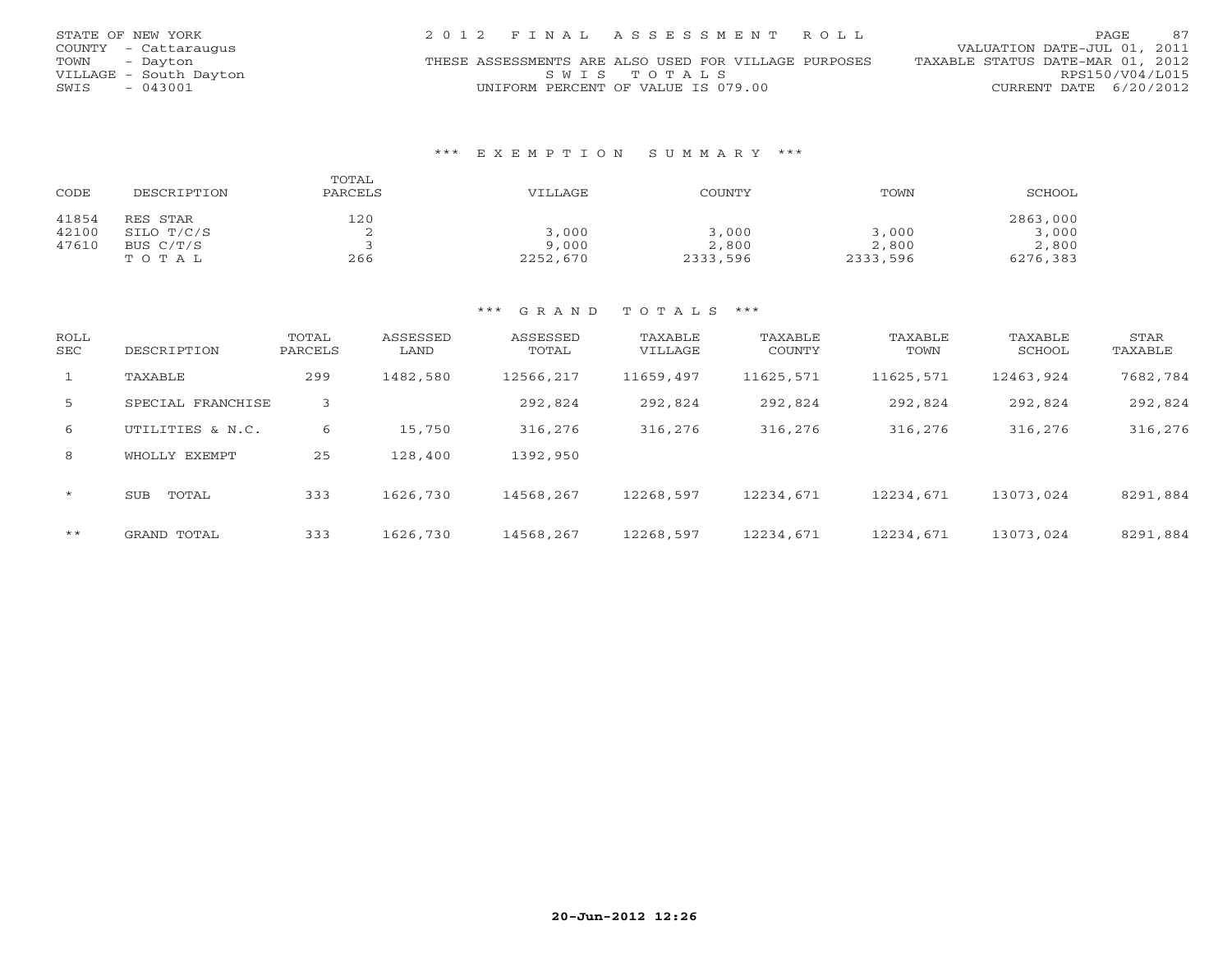STATE OF NEW YORK
COUNTY - Cattaraugus
TOWN - Dayton
VILLAGE - South Dayton
SWIS - 043001

2 0 1 2 F I N A L A S S E S S M E N T R O L L
THESE ASSESSMENTS ARE ALSO USED FOR VILLAGE PURPOSES
S W I S T O T A L S
UNIFORM PERCENT OF VALUE IS 079.00

VALUATION DATE-JUL 01, 2011
TAXABLE STATUS DATE-MAR 01, 2012
RPS150/V04/L015
CURRENT DATE 6/20/2012

### *** E X E M P T I O N S U M M A R Y ***

| CODE | DESCRIPTION | TOTAL PARCELS | VILLAGE | COUNTY | TOWN | SCHOOL |
|---|---|---|---|---|---|---|
| 41854 | RES STAR | 120 | | | | 2863,000 |
| 42100 | SILO T/C/S | 2 | 3,000 | 3,000 | 3,000 | 3,000 |
| 47610 | BUS C/T/S | 3 | 9,000 | 2,800 | 2,800 | 2,800 |
| | T O T A L | 266 | 2252,670 | 2333,596 | 2333,596 | 6276,383 |

### *** G R A N D T O T A L S ***

| ROLL SEC | DESCRIPTION | TOTAL PARCELS | ASSESSED LAND | ASSESSED TOTAL | TAXABLE VILLAGE | TAXABLE COUNTY | TAXABLE TOWN | TAXABLE SCHOOL | STAR TAXABLE |
|---|---|---|---|---|---|---|---|---|---|
| 1 | TAXABLE | 299 | 1482,580 | 12566,217 | 11659,497 | 11625,571 | 11625,571 | 12463,924 | 7682,784 |
| 5 | SPECIAL FRANCHISE | 3 | | 292,824 | 292,824 | 292,824 | 292,824 | 292,824 | 292,824 |
| 6 | UTILITIES & N.C. | 6 | 15,750 | 316,276 | 316,276 | 316,276 | 316,276 | 316,276 | 316,276 |
| 8 | WHOLLY EXEMPT | 25 | 128,400 | 1392,950 | | | | | |
| * | SUB TOTAL | 333 | 1626,730 | 14568,267 | 12268,597 | 12234,671 | 12234,671 | 13073,024 | 8291,884 |
| ** | GRAND TOTAL | 333 | 1626,730 | 14568,267 | 12268,597 | 12234,671 | 12234,671 | 13073,024 | 8291,884 |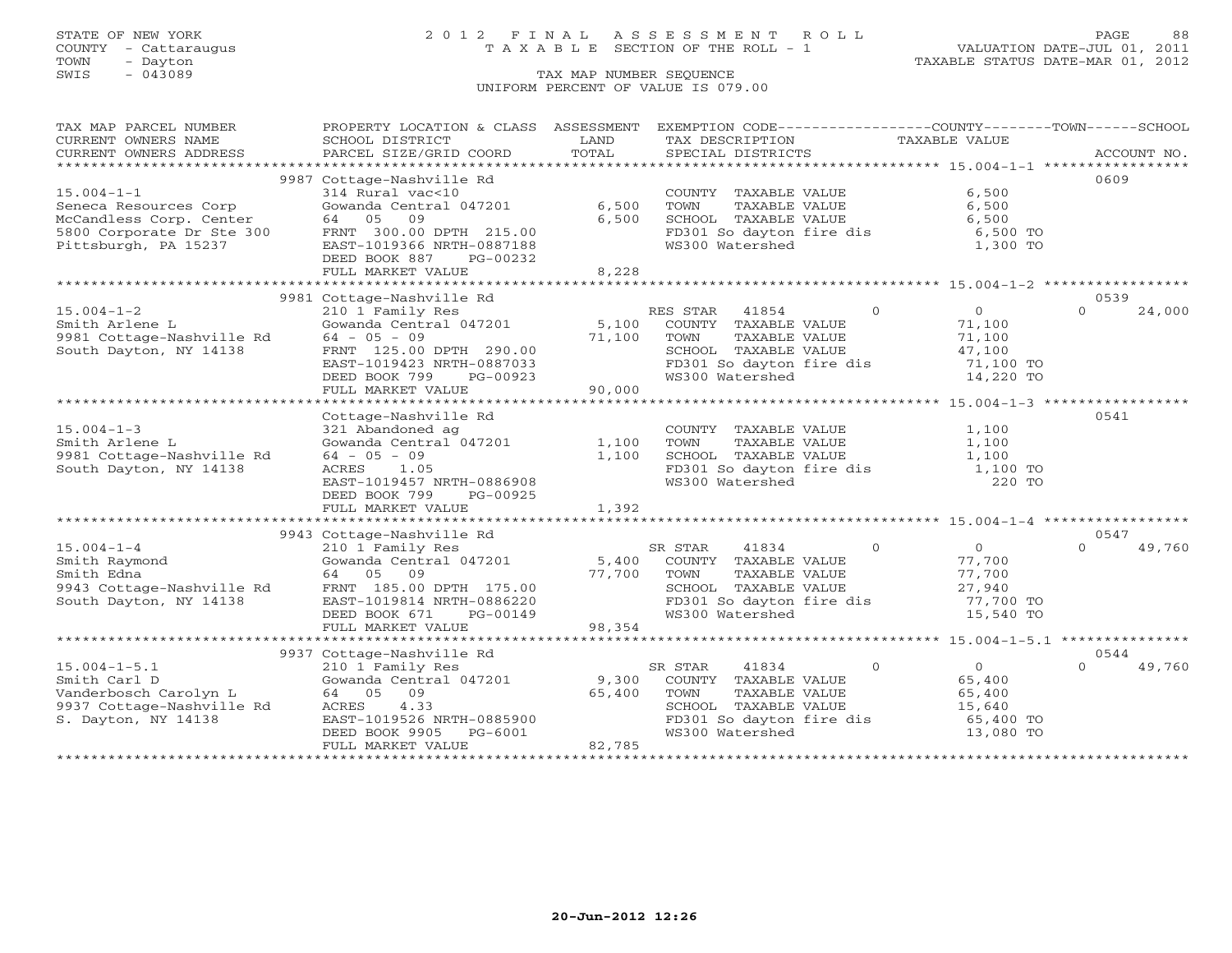STATE OF NEW YORK
COUNTY - Cattaraugus
TOWN - Dayton
SWIS - 043089

# 2012 FINAL ASSESSMENT ROLL
TAXABLE SECTION OF THE ROLL - 1

VALUATION DATE-JUL 01, 2011
TAXABLE STATUS DATE-MAR 01, 2012

TAX MAP NUMBER SEQUENCE
UNIFORM PERCENT OF VALUE IS 079.00

| TAX MAP PARCEL NUMBER / CURRENT OWNERS NAME / CURRENT OWNERS ADDRESS | PROPERTY LOCATION & CLASS / SCHOOL DISTRICT / PARCEL SIZE/GRID COORD | ASSESSMENT LAND / TOTAL | EXEMPTION CODE / TAX DESCRIPTION / SPECIAL DISTRICTS | COUNTY | TOWN | SCHOOL / ACCOUNT NO. |
|---|---|---|---|---|---|---|
| **15.004-1-1** | 9987 Cottage-Nashville Rd | | | | | 0609 |
| Seneca Resources Corp | 314 Rural vac<10 | | COUNTY TAXABLE VALUE | 6,500 | | |
| McCandless Corp. Center | Gowanda Central 047201 | 6,500 | TOWN TAXABLE VALUE | | 6,500 | |
| 5800 Corporate Dr Ste 300 | 64 05 09 | 6,500 | SCHOOL TAXABLE VALUE | | | 6,500 |
| Pittsburgh, PA 15237 | FRNT 300.00 DPTH 215.00 | | FD301 So dayton fire dis | 6,500 TO | | |
| | EAST-1019366 NRTH-0887188 | | WS300 Watershed | 1,300 TO | | |
| | DEED BOOK 887 PG-00232 | | | | | |
| | FULL MARKET VALUE | 8,228 | | | | |
| **15.004-1-2** | 9981 Cottage-Nashville Rd | | | | | 0539 |
| Smith Arlene L | 210 1 Family Res | | RES STAR 41854 | 0 | 0 | 24,000 |
| 9981 Cottage-Nashville Rd | Gowanda Central 047201 | 5,100 | COUNTY TAXABLE VALUE | 71,100 | | |
| South Dayton, NY 14138 | 64 - 05 - 09 | 71,100 | TOWN TAXABLE VALUE | | 71,100 | |
| | FRNT 125.00 DPTH 290.00 | | SCHOOL TAXABLE VALUE | | | 47,100 |
| | EAST-1019423 NRTH-0887033 | | FD301 So dayton fire dis | 71,100 TO | | |
| | DEED BOOK 799 PG-00923 | | WS300 Watershed | 14,220 TO | | |
| | FULL MARKET VALUE | 90,000 | | | | |
| **15.004-1-3** | Cottage-Nashville Rd | | | | | 0541 |
| Smith Arlene L | 321 Abandoned ag | | COUNTY TAXABLE VALUE | 1,100 | | |
| 9981 Cottage-Nashville Rd | Gowanda Central 047201 | 1,100 | TOWN TAXABLE VALUE | | 1,100 | |
| South Dayton, NY 14138 | 64 - 05 - 09 | 1,100 | SCHOOL TAXABLE VALUE | | | 1,100 |
| | ACRES 1.05 | | FD301 So dayton fire dis | 1,100 TO | | |
| | EAST-1019457 NRTH-0886908 | | WS300 Watershed | 220 TO | | |
| | DEED BOOK 799 PG-00925 | | | | | |
| | FULL MARKET VALUE | 1,392 | | | | |
| **15.004-1-4** | 9943 Cottage-Nashville Rd | | | | | 0547 |
| Smith Raymond | 210 1 Family Res | | SR STAR 41834 | 0 | 0 | 49,760 |
| Smith Edna | Gowanda Central 047201 | 5,400 | COUNTY TAXABLE VALUE | 77,700 | | |
| 9943 Cottage-Nashville Rd | 64 05 09 | 77,700 | TOWN TAXABLE VALUE | | 77,700 | |
| South Dayton, NY 14138 | FRNT 185.00 DPTH 175.00 | | SCHOOL TAXABLE VALUE | | | 27,940 |
| | EAST-1019814 NRTH-0886220 | | FD301 So dayton fire dis | 77,700 TO | | |
| | DEED BOOK 671 PG-00149 | | WS300 Watershed | 15,540 TO | | |
| | FULL MARKET VALUE | 98,354 | | | | |
| **15.004-1-5.1** | 9937 Cottage-Nashville Rd | | | | | 0544 |
| Smith Carl D | 210 1 Family Res | | SR STAR 41834 | 0 | 0 | 49,760 |
| Vanderbosch Carolyn L | Gowanda Central 047201 | 9,300 | COUNTY TAXABLE VALUE | 65,400 | | |
| 9937 Cottage-Nashville Rd | 64 05 09 | 65,400 | TOWN TAXABLE VALUE | | 65,400 | |
| S. Dayton, NY 14138 | ACRES 4.33 | | SCHOOL TAXABLE VALUE | | | 15,640 |
| | EAST-1019526 NRTH-0885900 | | FD301 So dayton fire dis | 65,400 TO | | |
| | DEED BOOK 9905 PG-6001 | | WS300 Watershed | 13,080 TO | | |
| | FULL MARKET VALUE | 82,785 | | | | |

20-Jun-2012 12:26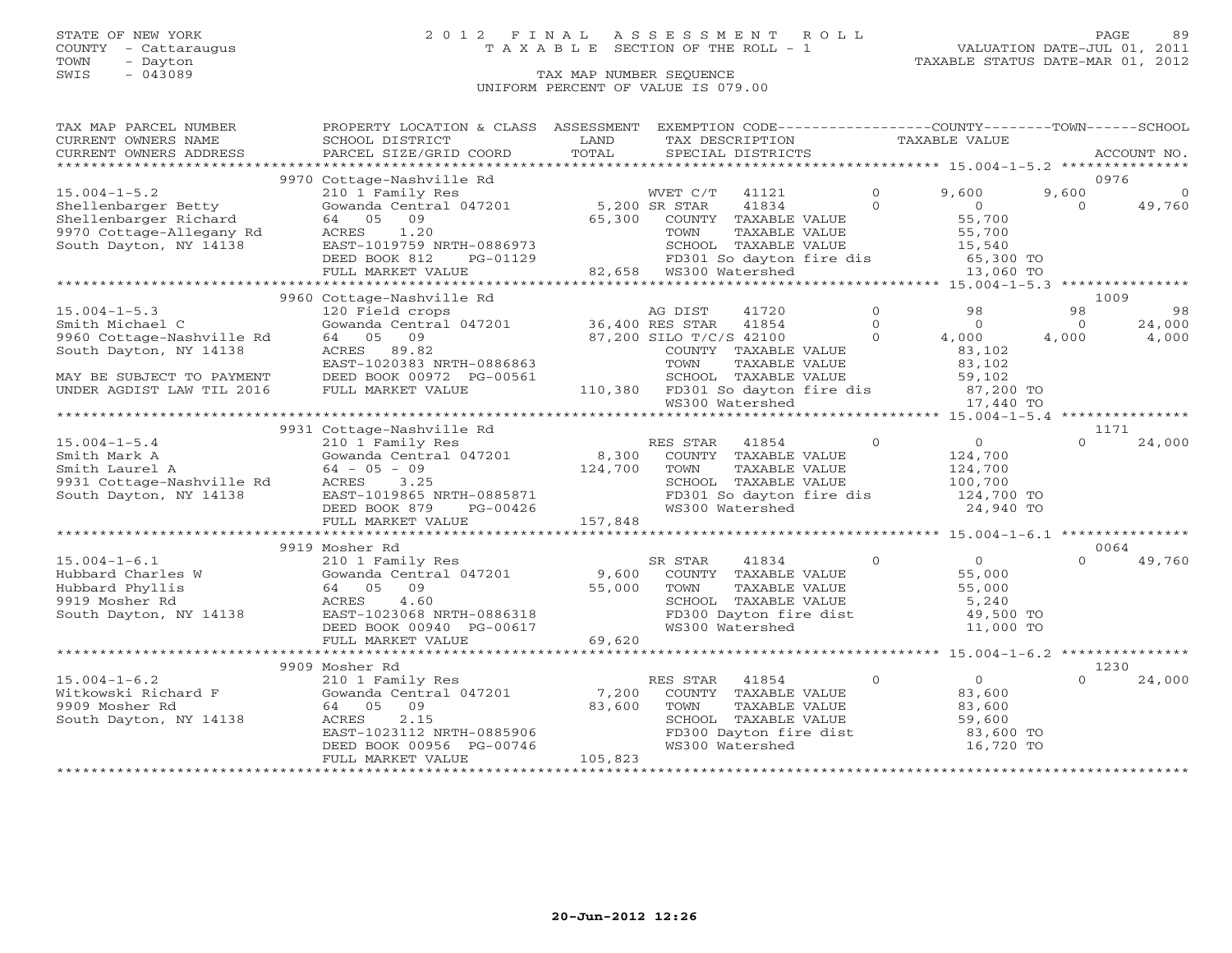STATE OF NEW YORK
COUNTY - Cattaraugus
TOWN - Dayton
SWIS - 043089

2 0 1 2 F I N A L A S S E S S M E N T R O L L
T A X A B L E SECTION OF THE ROLL - 1

TAX MAP NUMBER SEQUENCE
UNIFORM PERCENT OF VALUE IS 079.00

VALUATION DATE-JUL 01, 2011
TAXABLE STATUS DATE-MAR 01, 2012

| TAX MAP PARCEL NUMBER / CURRENT OWNERS NAME / CURRENT OWNERS ADDRESS | PROPERTY LOCATION & CLASS / SCHOOL DISTRICT / PARCEL SIZE/GRID COORD | ASSESSMENT LAND / TOTAL | EXEMPTION CODE / TAX DESCRIPTION / SPECIAL DISTRICTS | COUNTY TAXABLE VALUE | TOWN | SCHOOL | ACCOUNT NO. |
|---|---|---|---|---|---|---|---|
| | 9970 Cottage-Nashville Rd | | | | | | 0976 |
| 15.004-1-5.2 | 210 1 Family Res | | WVET C/T 41121 0 | 9,600 | 9,600 | 0 | |
| Shellenbarger Betty | Gowanda Central 047201 | 5,200 | SR STAR 41834 0 | 0 | 0 | 49,760 | |
| Shellenbarger Richard | 64 05 09 | 65,300 | COUNTY TAXABLE VALUE | 55,700 | | | |
| 9970 Cottage-Allegany Rd | ACRES 1.20 | | TOWN TAXABLE VALUE | 55,700 | | | |
| South Dayton, NY 14138 | EAST-1019759 NRTH-0886973 | | SCHOOL TAXABLE VALUE | 15,540 | | | |
| | DEED BOOK 812 PG-01129 | | FD301 So dayton fire dis | 65,300 TO | | | |
| | FULL MARKET VALUE | 82,658 | WS300 Watershed | 13,060 TO | | | |
| | 9960 Cottage-Nashville Rd | | | | | | 1009 |
| 15.004-1-5.3 | 120 Field crops | | AG DIST 41720 0 | 98 | 98 | 98 | |
| Smith Michael C | Gowanda Central 047201 | 36,400 | RES STAR 41854 0 | 0 | 0 | 24,000 | |
| 9960 Cottage-Nashville Rd | 64 05 09 | 87,200 | SILO T/C/S 42100 0 | 4,000 | 4,000 | 4,000 | |
| South Dayton, NY 14138 | ACRES 89.82 | | COUNTY TAXABLE VALUE | 83,102 | | | |
| | EAST-1020383 NRTH-0886863 | | TOWN TAXABLE VALUE | 83,102 | | | |
| MAY BE SUBJECT TO PAYMENT | DEED BOOK 00972 PG-00561 | | SCHOOL TAXABLE VALUE | 59,102 | | | |
| UNDER AGDIST LAW TIL 2016 | FULL MARKET VALUE | 110,380 | FD301 So dayton fire dis | 87,200 TO | | | |
| | | | WS300 Watershed | 17,440 TO | | | |
| | 9931 Cottage-Nashville Rd | | | | | | 1171 |
| 15.004-1-5.4 | 210 1 Family Res | | RES STAR 41854 0 | 0 | 0 | 24,000 | |
| Smith Mark A | Gowanda Central 047201 | 8,300 | COUNTY TAXABLE VALUE | 124,700 | | | |
| Smith Laurel A | 64 - 05 - 09 | 124,700 | TOWN TAXABLE VALUE | 124,700 | | | |
| 9931 Cottage-Nashville Rd | ACRES 3.25 | | SCHOOL TAXABLE VALUE | 100,700 | | | |
| South Dayton, NY 14138 | EAST-1019865 NRTH-0885871 | | FD301 So dayton fire dis | 124,700 TO | | | |
| | DEED BOOK 879 PG-00426 | | WS300 Watershed | 24,940 TO | | | |
| | FULL MARKET VALUE | 157,848 | | | | | |
| | 9919 Mosher Rd | | | | | | 0064 |
| 15.004-1-6.1 | 210 1 Family Res | | SR STAR 41834 0 | 0 | 0 | 49,760 | |
| Hubbard Charles W | Gowanda Central 047201 | 9,600 | COUNTY TAXABLE VALUE | 55,000 | | | |
| Hubbard Phyllis | 64 05 09 | 55,000 | TOWN TAXABLE VALUE | 55,000 | | | |
| 9919 Mosher Rd | ACRES 4.60 | | SCHOOL TAXABLE VALUE | 5,240 | | | |
| South Dayton, NY 14138 | EAST-1023068 NRTH-0886318 | | FD300 Dayton fire dist | 49,500 TO | | | |
| | DEED BOOK 00940 PG-00617 | | WS300 Watershed | 11,000 TO | | | |
| | FULL MARKET VALUE | 69,620 | | | | | |
| | 9909 Mosher Rd | | | | | | 1230 |
| 15.004-1-6.2 | 210 1 Family Res | | RES STAR 41854 0 | 0 | 0 | 24,000 | |
| Witkowski Richard F | Gowanda Central 047201 | 7,200 | COUNTY TAXABLE VALUE | 83,600 | | | |
| 9909 Mosher Rd | 64 05 09 | 83,600 | TOWN TAXABLE VALUE | 83,600 | | | |
| South Dayton, NY 14138 | ACRES 2.15 | | SCHOOL TAXABLE VALUE | 59,600 | | | |
| | EAST-1023112 NRTH-0885906 | | FD300 Dayton fire dist | 83,600 TO | | | |
| | DEED BOOK 00956 PG-00746 | | WS300 Watershed | 16,720 TO | | | |
| | FULL MARKET VALUE | 105,823 | | | | | |

20-Jun-2012 12:26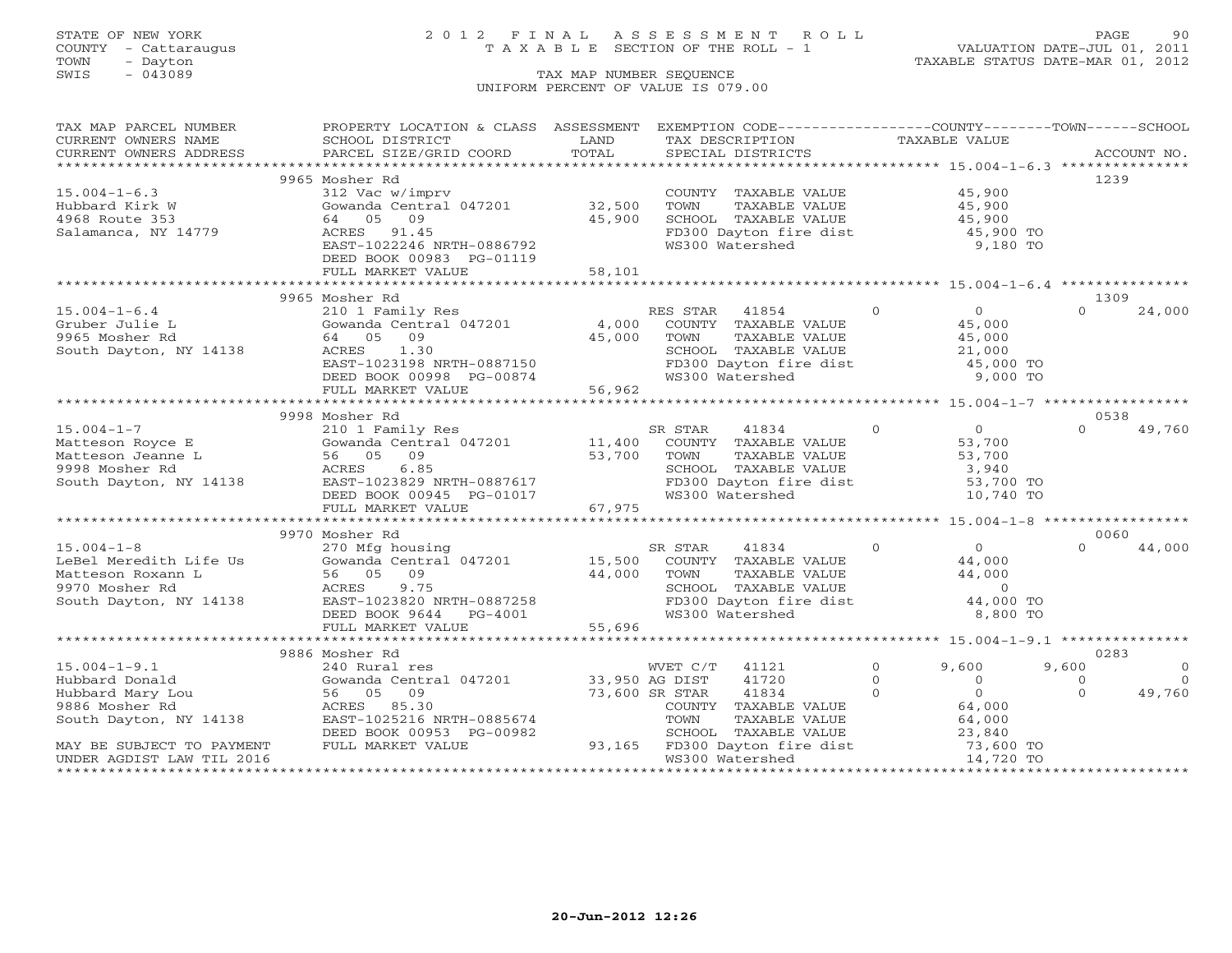STATE OF NEW YORK
COUNTY - Cattaraugus
TOWN - Dayton
SWIS - 043089

# 2012 FINAL ASSESSMENT ROLL
TAXABLE SECTION OF THE ROLL - 1

VALUATION DATE-JUL 01, 2011
TAXABLE STATUS DATE-MAR 01, 2012

TAX MAP NUMBER SEQUENCE
UNIFORM PERCENT OF VALUE IS 079.00

```
TAX MAP PARCEL NUMBER      PROPERTY LOCATION & CLASS  ASSESSMENT  EXEMPTION CODE-----------------COUNTY--------TOWN------SCHOOL
CURRENT OWNERS NAME        SCHOOL DISTRICT             LAND       TAX DESCRIPTION              TAXABLE VALUE
CURRENT OWNERS ADDRESS     PARCEL SIZE/GRID COORD      TOTAL      SPECIAL DISTRICTS                                    ACCOUNT NO.
******************************************************************************************** 15.004-1-6.3 ***************
                           9965 Mosher Rd                                                                              1239
15.004-1-6.3               312 Vac w/imprv                        COUNTY  TAXABLE VALUE          45,900
Hubbard Kirk W             Gowanda Central 047201      32,500     TOWN    TAXABLE VALUE          45,900
4968 Route 353             64  05  09                  45,900     SCHOOL  TAXABLE VALUE          45,900
Salamanca, NY 14779        ACRES  91.45                           FD300 Dayton fire dist          45,900 TO
                           EAST-1022246 NRTH-0886792              WS300 Watershed                  9,180 TO
                           DEED BOOK 00983 PG-01119
                           FULL MARKET VALUE           58,101
******************************************************************************************** 15.004-1-6.4 ***************
                           9965 Mosher Rd                                                                              1309
15.004-1-6.4               210 1 Family Res                       RES STAR  41854        0            0             0      24,000
Gruber Julie L             Gowanda Central 047201       4,000     COUNTY  TAXABLE VALUE          45,000
9965 Mosher Rd             64  05  09                  45,000     TOWN    TAXABLE VALUE          45,000
South Dayton, NY 14138     ACRES   1.30                           SCHOOL  TAXABLE VALUE          21,000
                           EAST-1023198 NRTH-0887150              FD300 Dayton fire dist          45,000 TO
                           DEED BOOK 00998 PG-00874               WS300 Watershed                  9,000 TO
                           FULL MARKET VALUE           56,962
******************************************************************************************** 15.004-1-7 *****************
                           9998 Mosher Rd                                                                              0538
15.004-1-7                 210 1 Family Res                       SR STAR   41834        0            0             0      49,760
Matteson Royce E           Gowanda Central 047201      11,400     COUNTY  TAXABLE VALUE          53,700
Matteson Jeanne L          56  05  09                  53,700     TOWN    TAXABLE VALUE          53,700
9998 Mosher Rd             ACRES   6.85                           SCHOOL  TAXABLE VALUE           3,940
South Dayton, NY 14138     EAST-1023829 NRTH-0887617              FD300 Dayton fire dist          53,700 TO
                           DEED BOOK 00945 PG-01017               WS300 Watershed                 10,740 TO
                           FULL MARKET VALUE           67,975
******************************************************************************************** 15.004-1-8 *****************
                           9970 Mosher Rd                                                                              0060
15.004-1-8                 270 Mfg housing                        SR STAR   41834        0            0             0      44,000
LeBel Meredith Life Us     Gowanda Central 047201      15,500     COUNTY  TAXABLE VALUE          44,000
Matteson Roxann L          56  05  09                  44,000     TOWN    TAXABLE VALUE          44,000
9970 Mosher Rd             ACRES   9.75                           SCHOOL  TAXABLE VALUE               0
South Dayton, NY 14138     EAST-1023820 NRTH-0887258              FD300 Dayton fire dist          44,000 TO
                           DEED BOOK 9644   PG-4001               WS300 Watershed                  8,800 TO
                           FULL MARKET VALUE           55,696
******************************************************************************************** 15.004-1-9.1 ***************
                           9886 Mosher Rd                                                                              0283
15.004-1-9.1               240 Rural res                          WVET C/T  41121        0        9,600         9,600         0
Hubbard Donald             Gowanda Central 047201      33,950 AG DIST   41720        0            0             0             0
Hubbard Mary Lou           56  05  09                  73,600 SR STAR   41834        0            0             0        49,760
9886 Mosher Rd             ACRES  85.30                           COUNTY  TAXABLE VALUE          64,000
South Dayton, NY 14138     EAST-1025216 NRTH-0885674              TOWN    TAXABLE VALUE          64,000
                           DEED BOOK 00953 PG-00982               SCHOOL  TAXABLE VALUE          23,840
MAY BE SUBJECT TO PAYMENT  FULL MARKET VALUE           93,165     FD300 Dayton fire dist          73,600 TO
UNDER AGDIST LAW TIL 2016                                         WS300 Watershed                 14,720 TO
****************************************************************************************************************************
```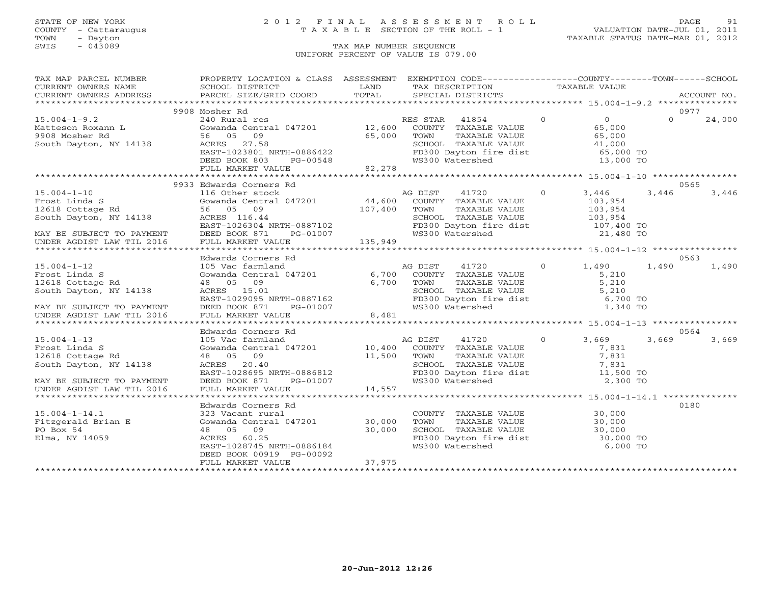STATE OF NEW YORK
COUNTY - Cattaraugus
TOWN - Dayton
SWIS - 043089

# 2012 FINAL ASSESSMENT ROLL
TAXABLE SECTION OF THE ROLL - 1

VALUATION DATE-JUL 01, 2011
TAXABLE STATUS DATE-MAR 01, 2012

TAX MAP NUMBER SEQUENCE
UNIFORM PERCENT OF VALUE IS 079.00

| TAX MAP PARCEL NUMBER / CURRENT OWNERS NAME / CURRENT OWNERS ADDRESS | PROPERTY LOCATION & CLASS / SCHOOL DISTRICT / PARCEL SIZE/GRID COORD | ASSESSMENT LAND / TOTAL | EXEMPTION CODE / TAX DESCRIPTION / SPECIAL DISTRICTS | COUNTY TAXABLE VALUE | TOWN | SCHOOL / ACCOUNT NO. |
|---|---|---|---|---|---|---|
| 15.004-1-9.2 | 9908 Mosher Rd | | | | | 0977 |
| 15.004-1-9.2 | 240 Rural res | | RES STAR 41854 0 | 0 | 0 | 24,000 |
| Matteson Roxann L | Gowanda Central 047201 | 12,600 | COUNTY TAXABLE VALUE | 65,000 | | |
| 9908 Mosher Rd | 56 05 09 | 65,000 | TOWN TAXABLE VALUE | 65,000 | | |
| South Dayton, NY 14138 | ACRES 27.58 | | SCHOOL TAXABLE VALUE | 41,000 | | |
| | EAST-1023801 NRTH-0886422 | | FD300 Dayton fire dist | 65,000 TO | | |
| | DEED BOOK 803 PG-00548 | | WS300 Watershed | 13,000 TO | | |
| | FULL MARKET VALUE | 82,278 | | | | |
| 15.004-1-10 | 9933 Edwards Corners Rd | | | | | 0565 |
| 15.004-1-10 | 116 Other stock | | AG DIST 41720 0 | 3,446 | 3,446 | 3,446 |
| Frost Linda S | Gowanda Central 047201 | 44,600 | COUNTY TAXABLE VALUE | 103,954 | | |
| 12618 Cottage Rd | 56 05 09 | 107,400 | TOWN TAXABLE VALUE | 103,954 | | |
| South Dayton, NY 14138 | ACRES 116.44 | | SCHOOL TAXABLE VALUE | 103,954 | | |
| | EAST-1026304 NRTH-0887102 | | FD300 Dayton fire dist | 107,400 TO | | |
| MAY BE SUBJECT TO PAYMENT | DEED BOOK 871 PG-01007 | | WS300 Watershed | 21,480 TO | | |
| UNDER AGDIST LAW TIL 2016 | FULL MARKET VALUE | 135,949 | | | | |
| 15.004-1-12 | Edwards Corners Rd | | | | | 0563 |
| 15.004-1-12 | 105 Vac farmland | | AG DIST 41720 0 | 1,490 | 1,490 | 1,490 |
| Frost Linda S | Gowanda Central 047201 | 6,700 | COUNTY TAXABLE VALUE | 5,210 | | |
| 12618 Cottage Rd | 48 05 09 | 6,700 | TOWN TAXABLE VALUE | 5,210 | | |
| South Dayton, NY 14138 | ACRES 15.01 | | SCHOOL TAXABLE VALUE | 5,210 | | |
| | EAST-1029095 NRTH-0887162 | | FD300 Dayton fire dist | 6,700 TO | | |
| MAY BE SUBJECT TO PAYMENT | DEED BOOK 871 PG-01007 | | WS300 Watershed | 1,340 TO | | |
| UNDER AGDIST LAW TIL 2016 | FULL MARKET VALUE | 8,481 | | | | |
| 15.004-1-13 | Edwards Corners Rd | | | | | 0564 |
| 15.004-1-13 | 105 Vac farmland | | AG DIST 41720 0 | 3,669 | 3,669 | 3,669 |
| Frost Linda S | Gowanda Central 047201 | 10,400 | COUNTY TAXABLE VALUE | 7,831 | | |
| 12618 Cottage Rd | 48 05 09 | 11,500 | TOWN TAXABLE VALUE | 7,831 | | |
| South Dayton, NY 14138 | ACRES 20.40 | | SCHOOL TAXABLE VALUE | 7,831 | | |
| | EAST-1028695 NRTH-0886812 | | FD300 Dayton fire dist | 11,500 TO | | |
| MAY BE SUBJECT TO PAYMENT | DEED BOOK 871 PG-01007 | | WS300 Watershed | 2,300 TO | | |
| UNDER AGDIST LAW TIL 2016 | FULL MARKET VALUE | 14,557 | | | | |
| 15.004-1-14.1 | Edwards Corners Rd | | | | | 0180 |
| 15.004-1-14.1 | 323 Vacant rural | | COUNTY TAXABLE VALUE | 30,000 | | |
| Fitzgerald Brian E | Gowanda Central 047201 | 30,000 | TOWN TAXABLE VALUE | 30,000 | | |
| PO Box 54 | 48 05 09 | 30,000 | SCHOOL TAXABLE VALUE | 30,000 | | |
| Elma, NY 14059 | ACRES 60.25 | | FD300 Dayton fire dist | 30,000 TO | | |
| | EAST-1028745 NRTH-0886184 | | WS300 Watershed | 6,000 TO | | |
| | DEED BOOK 00919 PG-00092 | | | | | |
| | FULL MARKET VALUE | 37,975 | | | | |

20-Jun-2012 12:26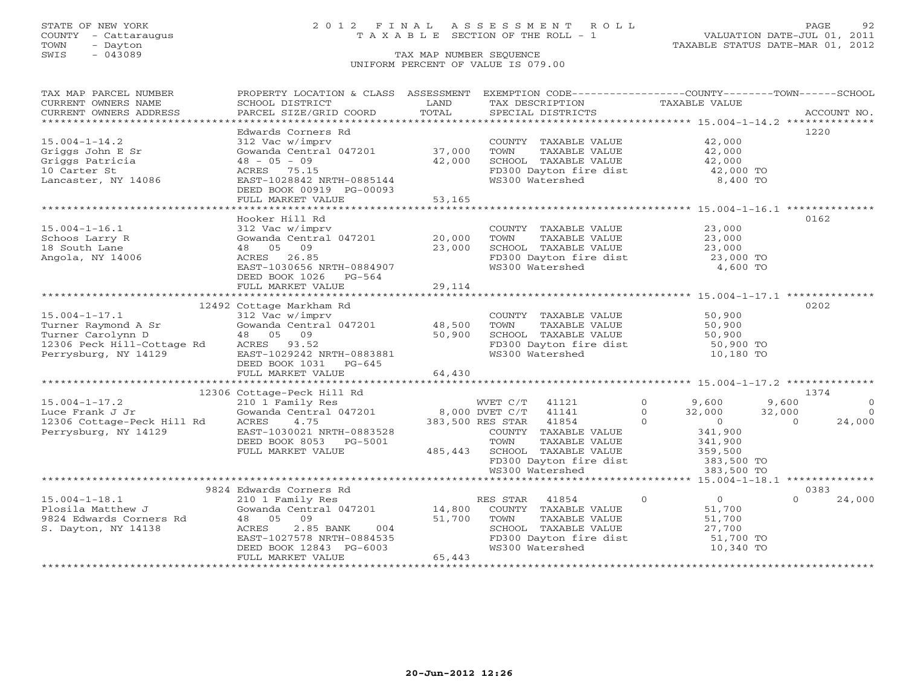STATE OF NEW YORK
COUNTY - Cattaraugus
TOWN - Dayton
SWIS - 043089

# 2012 FINAL ASSESSMENT ROLL
TAXABLE SECTION OF THE ROLL - 1
TAX MAP NUMBER SEQUENCE
UNIFORM PERCENT OF VALUE IS 079.00

VALUATION DATE-JUL 01, 2011
TAXABLE STATUS DATE-MAR 01, 2012

```
TAX MAP PARCEL NUMBER     PROPERTY LOCATION & CLASS  ASSESSMENT  EXEMPTION CODE-----------------COUNTY--------TOWN------SCHOOL
CURRENT OWNERS NAME       SCHOOL DISTRICT              LAND      TAX DESCRIPTION              TAXABLE VALUE
CURRENT OWNERS ADDRESS    PARCEL SIZE/GRID COORD       TOTAL     SPECIAL DISTRICTS                                    ACCOUNT NO.
*********************************************************************************************** 15.004-1-14.2 **************
                          Edwards Corners Rd                                                                   1220
15.004-1-14.2             312 Vac w/imprv                       COUNTY  TAXABLE VALUE            42,000
Griggs John E Sr          Gowanda Central 047201    37,000      TOWN    TAXABLE VALUE            42,000
Griggs Patricia           48 - 05 - 09              42,000      SCHOOL  TAXABLE VALUE            42,000
10 Carter St              ACRES  75.15                          FD300 Dayton fire dist            42,000 TO
Lancaster, NY 14086       EAST-1028842 NRTH-0885144             WS300 Watershed                    8,400 TO
                          DEED BOOK 00919 PG-00093
                          FULL MARKET VALUE         53,165
*********************************************************************************************** 15.004-1-16.1 **************
                          Hooker Hill Rd                                                                       0162
15.004-1-16.1             312 Vac w/imprv                       COUNTY  TAXABLE VALUE            23,000
Schoos Larry R            Gowanda Central 047201    20,000      TOWN    TAXABLE VALUE            23,000
18 South Lane             48  05  09                23,000      SCHOOL  TAXABLE VALUE            23,000
Angola, NY 14006          ACRES  26.85                          FD300 Dayton fire dist            23,000 TO
                          EAST-1030656 NRTH-0884907             WS300 Watershed                    4,600 TO
                          DEED BOOK 1026   PG-564
                          FULL MARKET VALUE         29,114
*********************************************************************************************** 15.004-1-17.1 **************
                    12492 Cottage Markham Rd                                                                   0202
15.004-1-17.1             312 Vac w/imprv                       COUNTY  TAXABLE VALUE            50,900
Turner Raymond A Sr       Gowanda Central 047201    48,500      TOWN    TAXABLE VALUE            50,900
Turner Carolynn D         48  05  09                50,900      SCHOOL  TAXABLE VALUE            50,900
12306 Peck Hill-Cottage Rd ACRES  93.52                         FD300 Dayton fire dist            50,900 TO
Perrysburg, NY 14129      EAST-1029242 NRTH-0883881             WS300 Watershed                   10,180 TO
                          DEED BOOK 1031   PG-645
                          FULL MARKET VALUE         64,430
*********************************************************************************************** 15.004-1-17.2 **************
                    12306 Cottage-Peck Hill Rd                                                                 1374
15.004-1-17.2             210 1 Family Res                WVET C/T   41121     0      9,600      9,600           0
Luce Frank J Jr           Gowanda Central 047201    8,000 DVET C/T   41141     0     32,000     32,000           0
12306 Cottage-Peck Hill Rd ACRES    4.75          383,500 RES STAR   41854     0          0          0      24,000
Perrysburg, NY 14129      EAST-1030021 NRTH-0883528             COUNTY  TAXABLE VALUE           341,900
                          DEED BOOK 8053   PG-5001              TOWN    TAXABLE VALUE           341,900
                          FULL MARKET VALUE        485,443      SCHOOL  TAXABLE VALUE           359,500
                                                                FD300 Dayton fire dist           383,500 TO
                                                                WS300 Watershed                  383,500 TO
*********************************************************************************************** 15.004-1-18.1 **************
                     9824 Edwards Corners Rd                                                                   0383
15.004-1-18.1             210 1 Family Res                RES STAR   41854     0          0          0      24,000
Plosila Matthew J         Gowanda Central 047201    14,800      COUNTY  TAXABLE VALUE            51,700
9824 Edwards Corners Rd   48  05  09                51,700      TOWN    TAXABLE VALUE            51,700
S. Dayton, NY 14138       ACRES    2.85 BANK     004            SCHOOL  TAXABLE VALUE            27,700
                          EAST-1027578 NRTH-0884535             FD300 Dayton fire dist            51,700 TO
                          DEED BOOK 12843 PG-6003               WS300 Watershed                   10,340 TO
                          FULL MARKET VALUE         65,443
****************************************************************************************************************************
```

20-Jun-2012 12:26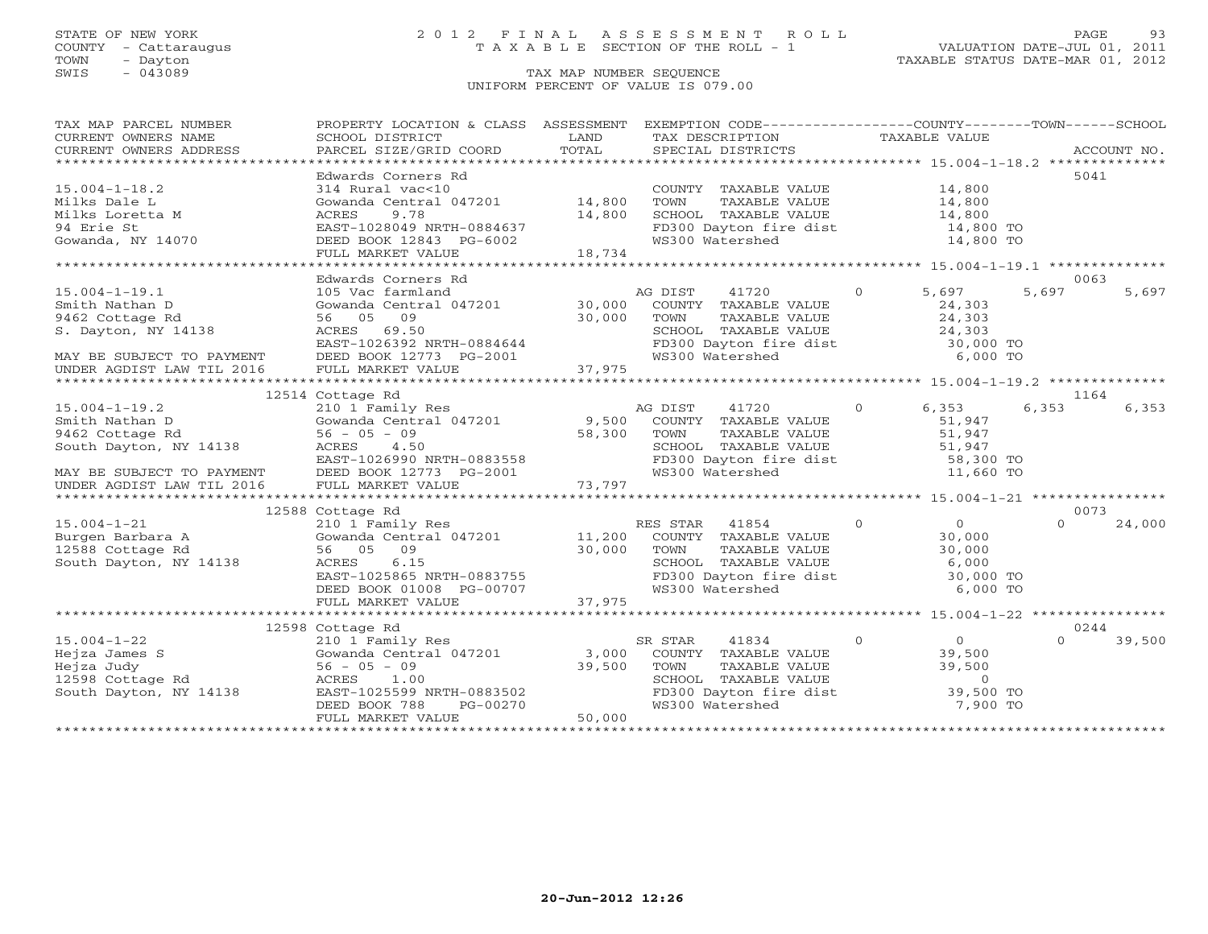STATE OF NEW YORK
COUNTY - Cattaraugus
TOWN - Dayton
SWIS - 043089

# 2012 FINAL ASSESSMENT ROLL
TAXABLE SECTION OF THE ROLL - 1

TAX MAP NUMBER SEQUENCE
UNIFORM PERCENT OF VALUE IS 079.00

VALUATION DATE-JUL 01, 2011
TAXABLE STATUS DATE-MAR 01, 2012

| TAX MAP PARCEL NUMBER / CURRENT OWNERS NAME / CURRENT OWNERS ADDRESS | PROPERTY LOCATION & CLASS / SCHOOL DISTRICT / PARCEL SIZE/GRID COORD | ASSESSMENT LAND / TOTAL | EXEMPTION CODE / TAX DESCRIPTION / SPECIAL DISTRICTS | COUNTY TAXABLE VALUE | TOWN | SCHOOL | ACCOUNT NO. |
|---|---|---|---|---|---|---|---|
| 15.004-1-18.2 | Edwards Corners Rd | | | | | | 5041 |
| Milks Dale L | 314 Rural vac<10 | | COUNTY TAXABLE VALUE | 14,800 | | | |
| Milks Loretta M | Gowanda Central 047201 | 14,800 | TOWN TAXABLE VALUE | 14,800 | | | |
| 94 Erie St | ACRES 9.78 | 14,800 | SCHOOL TAXABLE VALUE | 14,800 | | | |
| Gowanda, NY 14070 | EAST-1028049 NRTH-0884637 | | FD300 Dayton fire dist | 14,800 TO | | | |
| | DEED BOOK 12843 PG-6002 | | WS300 Watershed | 14,800 TO | | | |
| | FULL MARKET VALUE | 18,734 | | | | | |
| 15.004-1-19.1 | Edwards Corners Rd | | | | | | 0063 |
| Smith Nathan D | 105 Vac farmland | | AG DIST 41720 0 | 5,697 | 5,697 | 5,697 | |
| 9462 Cottage Rd | Gowanda Central 047201 | 30,000 | COUNTY TAXABLE VALUE | 24,303 | | | |
| S. Dayton, NY 14138 | 56 05 09 | 30,000 | TOWN TAXABLE VALUE | 24,303 | | | |
| | ACRES 69.50 | | SCHOOL TAXABLE VALUE | 24,303 | | | |
| | EAST-1026392 NRTH-0884644 | | FD300 Dayton fire dist | 30,000 TO | | | |
| MAY BE SUBJECT TO PAYMENT | DEED BOOK 12773 PG-2001 | | WS300 Watershed | 6,000 TO | | | |
| UNDER AGDIST LAW TIL 2016 | FULL MARKET VALUE | 37,975 | | | | | |
| 15.004-1-19.2 | 12514 Cottage Rd | | | | | | 1164 |
| Smith Nathan D | 210 1 Family Res | | AG DIST 41720 0 | 6,353 | 6,353 | 6,353 | |
| 9462 Cottage Rd | Gowanda Central 047201 | 9,500 | COUNTY TAXABLE VALUE | 51,947 | | | |
| South Dayton, NY 14138 | 56 - 05 - 09 | 58,300 | TOWN TAXABLE VALUE | 51,947 | | | |
| | ACRES 4.50 | | SCHOOL TAXABLE VALUE | 51,947 | | | |
| | EAST-1026990 NRTH-0883558 | | FD300 Dayton fire dist | 58,300 TO | | | |
| MAY BE SUBJECT TO PAYMENT | DEED BOOK 12773 PG-2001 | | WS300 Watershed | 11,660 TO | | | |
| UNDER AGDIST LAW TIL 2016 | FULL MARKET VALUE | 73,797 | | | | | |
| 15.004-1-21 | 12588 Cottage Rd | | | | | | 0073 |
| Burgen Barbara A | 210 1 Family Res | | RES STAR 41854 0 | 0 | | 0 | 24,000 |
| 12588 Cottage Rd | Gowanda Central 047201 | 11,200 | COUNTY TAXABLE VALUE | 30,000 | | | |
| South Dayton, NY 14138 | 56 05 09 | 30,000 | TOWN TAXABLE VALUE | 30,000 | | | |
| | ACRES 6.15 | | SCHOOL TAXABLE VALUE | 6,000 | | | |
| | EAST-1025865 NRTH-0883755 | | FD300 Dayton fire dist | 30,000 TO | | | |
| | DEED BOOK 01008 PG-00707 | | WS300 Watershed | 6,000 TO | | | |
| | FULL MARKET VALUE | 37,975 | | | | | |
| 15.004-1-22 | 12598 Cottage Rd | | | | | | 0244 |
| Hejza James S | 210 1 Family Res | | SR STAR 41834 0 | 0 | | 0 | 39,500 |
| Hejza Judy | Gowanda Central 047201 | 3,000 | COUNTY TAXABLE VALUE | 39,500 | | | |
| 12598 Cottage Rd | 56 - 05 - 09 | 39,500 | TOWN TAXABLE VALUE | 39,500 | | | |
| South Dayton, NY 14138 | ACRES 1.00 | | SCHOOL TAXABLE VALUE | 0 | | | |
| | EAST-1025599 NRTH-0883502 | | FD300 Dayton fire dist | 39,500 TO | | | |
| | DEED BOOK 788 PG-00270 | | WS300 Watershed | 7,900 TO | | | |
| | FULL MARKET VALUE | 50,000 | | | | | |

20-Jun-2012 12:26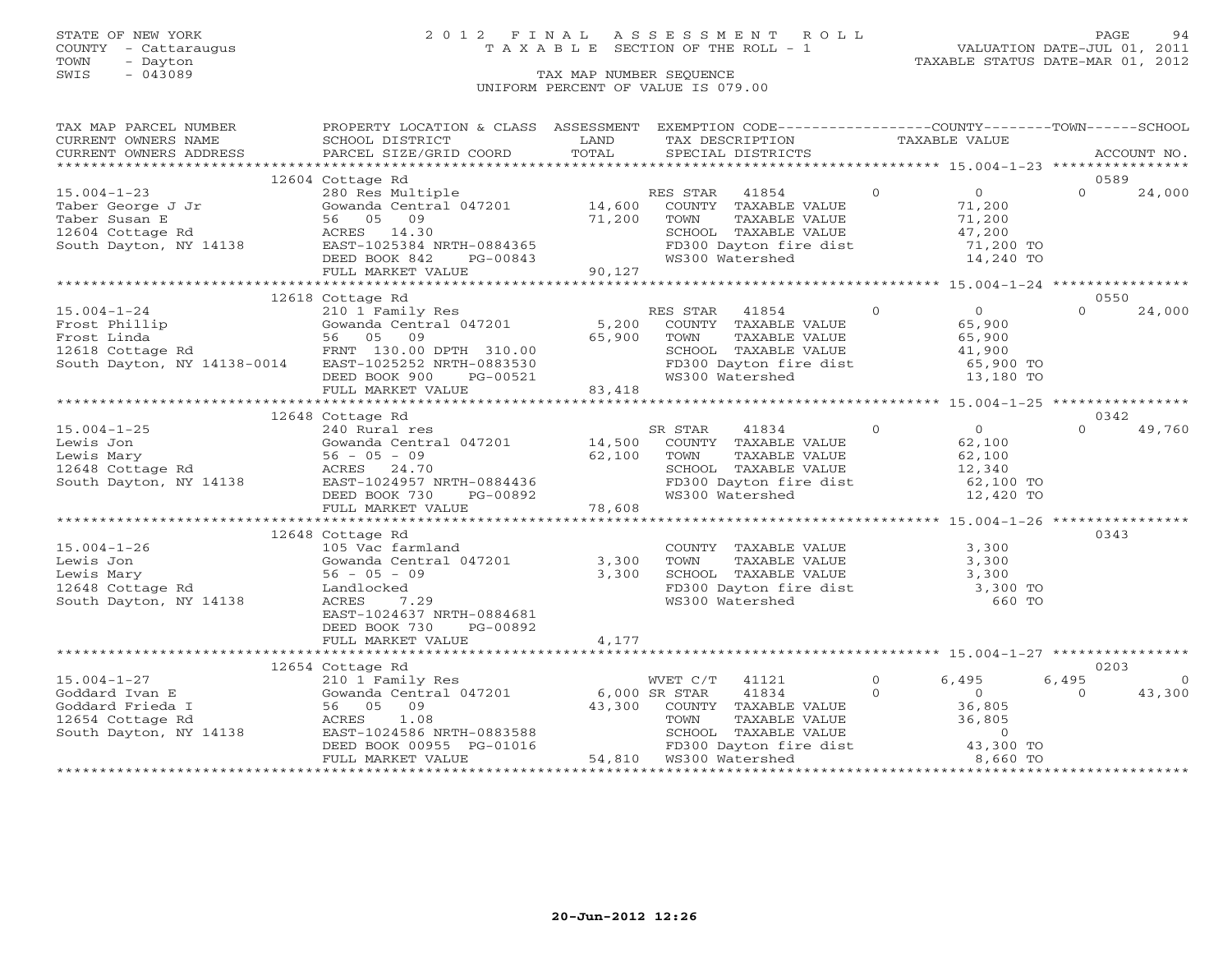STATE OF NEW YORK
COUNTY - Cattaraugus
TOWN - Dayton
SWIS - 043089

2012 FINAL ASSESSMENT ROLL
TAXABLE SECTION OF THE ROLL - 1
TAX MAP NUMBER SEQUENCE
UNIFORM PERCENT OF VALUE IS 079.00

VALUATION DATE-JUL 01, 2011
TAXABLE STATUS DATE-MAR 01, 2012

| TAX MAP PARCEL NUMBER / CURRENT OWNERS NAME / CURRENT OWNERS ADDRESS | PROPERTY LOCATION & CLASS / SCHOOL DISTRICT / PARCEL SIZE/GRID COORD | ASSESSMENT LAND / TOTAL | EXEMPTION CODE / TAX DESCRIPTION / SPECIAL DISTRICTS | COUNTY TAXABLE VALUE | TOWN | SCHOOL | ACCOUNT NO. |
|---|---|---|---|---|---|---|---|
| **15.004-1-23** | 12604 Cottage Rd | | | | | | 0589 |
| Taber George J Jr | 280 Res Multiple | | RES STAR 41854 | 0 | 0 | 0 | 24,000 |
| Taber Susan E | Gowanda Central 047201 | 14,600 | COUNTY TAXABLE VALUE | 71,200 | | | |
| 12604 Cottage Rd | 56 05 09 | 71,200 | TOWN TAXABLE VALUE | 71,200 | | | |
| South Dayton, NY 14138 | ACRES 14.30 | | SCHOOL TAXABLE VALUE | 47,200 | | | |
| | EAST-1025384 NRTH-0884365 | | FD300 Dayton fire dist | 71,200 TO | | | |
| | DEED BOOK 842 PG-00843 | | WS300 Watershed | 14,240 TO | | | |
| | FULL MARKET VALUE | 90,127 | | | | | |
| **15.004-1-24** | 12618 Cottage Rd | | | | | | 0550 |
| Frost Phillip | 210 1 Family Res | | RES STAR 41854 | 0 | 0 | 0 | 24,000 |
| Frost Linda | Gowanda Central 047201 | 5,200 | COUNTY TAXABLE VALUE | 65,900 | | | |
| 12618 Cottage Rd | 56 05 09 | 65,900 | TOWN TAXABLE VALUE | 65,900 | | | |
| South Dayton, NY 14138-0014 | FRNT 130.00 DPTH 310.00 | | SCHOOL TAXABLE VALUE | 41,900 | | | |
| | EAST-1025252 NRTH-0883530 | | FD300 Dayton fire dist | 65,900 TO | | | |
| | DEED BOOK 900 PG-00521 | | WS300 Watershed | 13,180 TO | | | |
| | FULL MARKET VALUE | 83,418 | | | | | |
| **15.004-1-25** | 12648 Cottage Rd | | | | | | 0342 |
| Lewis Jon | 240 Rural res | | SR STAR 41834 | 0 | 0 | 0 | 49,760 |
| Lewis Mary | Gowanda Central 047201 | 14,500 | COUNTY TAXABLE VALUE | 62,100 | | | |
| 12648 Cottage Rd | 56 - 05 - 09 | 62,100 | TOWN TAXABLE VALUE | 62,100 | | | |
| South Dayton, NY 14138 | ACRES 24.70 | | SCHOOL TAXABLE VALUE | 12,340 | | | |
| | EAST-1024957 NRTH-0884436 | | FD300 Dayton fire dist | 62,100 TO | | | |
| | DEED BOOK 730 PG-00892 | | WS300 Watershed | 12,420 TO | | | |
| | FULL MARKET VALUE | 78,608 | | | | | |
| **15.004-1-26** | 12648 Cottage Rd | | | | | | 0343 |
| Lewis Jon | 105 Vac farmland | | COUNTY TAXABLE VALUE | 3,300 | | | |
| Lewis Mary | Gowanda Central 047201 | 3,300 | TOWN TAXABLE VALUE | 3,300 | | | |
| 12648 Cottage Rd | 56 - 05 - 09 | 3,300 | SCHOOL TAXABLE VALUE | 3,300 | | | |
| South Dayton, NY 14138 | Landlocked | | FD300 Dayton fire dist | 3,300 TO | | | |
| | ACRES 7.29 | | WS300 Watershed | 660 TO | | | |
| | EAST-1024637 NRTH-0884681 | | | | | | |
| | DEED BOOK 730 PG-00892 | | | | | | |
| | FULL MARKET VALUE | 4,177 | | | | | |
| **15.004-1-27** | 12654 Cottage Rd | | | | | | 0203 |
| Goddard Ivan E | 210 1 Family Res | | WVET C/T 41121 | 0 | 6,495 | 6,495 | 0 |
| Goddard Frieda I | Gowanda Central 047201 | 6,000 | SR STAR 41834 | 0 | 0 | 0 | 43,300 |
| 12654 Cottage Rd | 56 05 09 | 43,300 | COUNTY TAXABLE VALUE | 36,805 | | | |
| South Dayton, NY 14138 | ACRES 1.08 | | TOWN TAXABLE VALUE | 36,805 | | | |
| | EAST-1024586 NRTH-0883588 | | SCHOOL TAXABLE VALUE | 0 | | | |
| | DEED BOOK 00955 PG-01016 | | FD300 Dayton fire dist | 43,300 TO | | | |
| | FULL MARKET VALUE | 54,810 | WS300 Watershed | 8,660 TO | | | |

20-Jun-2012 12:26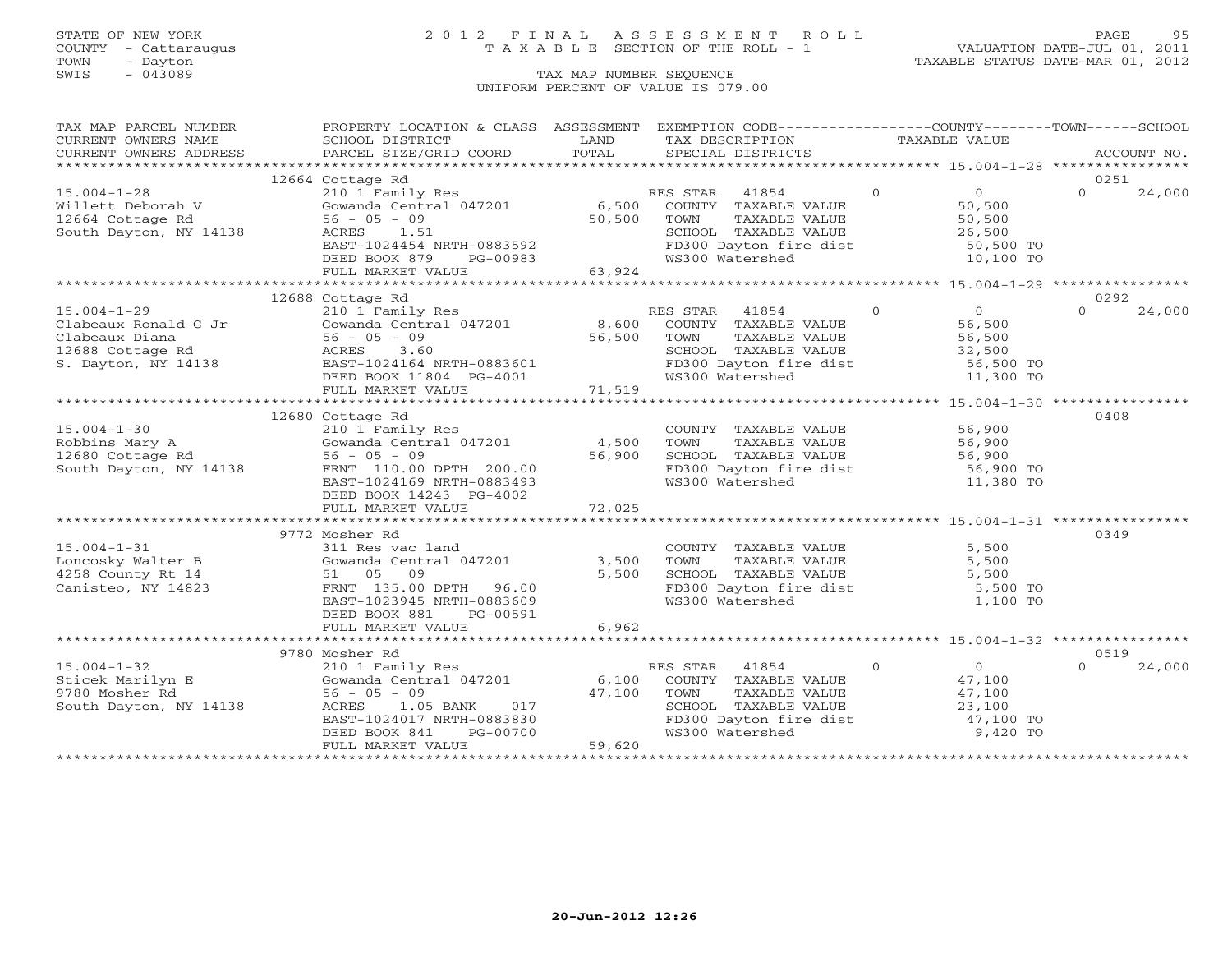STATE OF NEW YORK
COUNTY - Cattaraugus
TOWN - Dayton
SWIS - 043089

# 2012 FINAL ASSESSMENT ROLL
TAXABLE SECTION OF THE ROLL - 1

VALUATION DATE-JUL 01, 2011
TAXABLE STATUS DATE-MAR 01, 2012

TAX MAP NUMBER SEQUENCE
UNIFORM PERCENT OF VALUE IS 079.00

| TAX MAP PARCEL NUMBER / CURRENT OWNERS NAME / CURRENT OWNERS ADDRESS | PROPERTY LOCATION & CLASS / SCHOOL DISTRICT / PARCEL SIZE/GRID COORD | ASSESSMENT LAND / TOTAL | EXEMPTION CODE / TAX DESCRIPTION / SPECIAL DISTRICTS | COUNTY | TOWN | SCHOOL / TAXABLE VALUE | ACCOUNT NO. |
|---|---|---|---|---|---|---|---|
| | 12664 Cottage Rd | | | | | | 0251 |
| 15.004-1-28 | 210 1 Family Res | | RES STAR 41854 | 0 | 0 | 24,000 | |
| Willett Deborah V | Gowanda Central 047201 | 6,500 | COUNTY TAXABLE VALUE | 50,500 | | | |
| 12664 Cottage Rd | 56 - 05 - 09 | 50,500 | TOWN TAXABLE VALUE | | 50,500 | | |
| South Dayton, NY 14138 | ACRES 1.51 | | SCHOOL TAXABLE VALUE | | | 26,500 | |
| | EAST-1024454 NRTH-0883592 | | FD300 Dayton fire dist | 50,500 TO | | | |
| | DEED BOOK 879 PG-00983 | | WS300 Watershed | 10,100 TO | | | |
| | FULL MARKET VALUE | 63,924 | | | | | |
| | 12688 Cottage Rd | | | | | | 0292 |
| 15.004-1-29 | 210 1 Family Res | | RES STAR 41854 | 0 | 0 | 24,000 | |
| Clabeaux Ronald G Jr | Gowanda Central 047201 | 8,600 | COUNTY TAXABLE VALUE | 56,500 | | | |
| Clabeaux Diana | 56 - 05 - 09 | 56,500 | TOWN TAXABLE VALUE | | 56,500 | | |
| 12688 Cottage Rd | ACRES 3.60 | | SCHOOL TAXABLE VALUE | | | 32,500 | |
| S. Dayton, NY 14138 | EAST-1024164 NRTH-0883601 | | FD300 Dayton fire dist | 56,500 TO | | | |
| | DEED BOOK 11804 PG-4001 | | WS300 Watershed | 11,300 TO | | | |
| | FULL MARKET VALUE | 71,519 | | | | | |
| | 12680 Cottage Rd | | | | | | 0408 |
| 15.004-1-30 | 210 1 Family Res | | COUNTY TAXABLE VALUE | 56,900 | | | |
| Robbins Mary A | Gowanda Central 047201 | 4,500 | TOWN TAXABLE VALUE | | 56,900 | | |
| 12680 Cottage Rd | 56 - 05 - 09 | 56,900 | SCHOOL TAXABLE VALUE | | | 56,900 | |
| South Dayton, NY 14138 | FRNT 110.00 DPTH 200.00 | | FD300 Dayton fire dist | 56,900 TO | | | |
| | EAST-1024169 NRTH-0883493 | | WS300 Watershed | 11,380 TO | | | |
| | DEED BOOK 14243 PG-4002 | | | | | | |
| | FULL MARKET VALUE | 72,025 | | | | | |
| | 9772 Mosher Rd | | | | | | 0349 |
| 15.004-1-31 | 311 Res vac land | | COUNTY TAXABLE VALUE | 5,500 | | | |
| Loncosky Walter B | Gowanda Central 047201 | 3,500 | TOWN TAXABLE VALUE | | 5,500 | | |
| 4258 County Rt 14 | 51 05 09 | 5,500 | SCHOOL TAXABLE VALUE | | | 5,500 | |
| Canisteo, NY 14823 | FRNT 135.00 DPTH 96.00 | | FD300 Dayton fire dist | 5,500 TO | | | |
| | EAST-1023945 NRTH-0883609 | | WS300 Watershed | 1,100 TO | | | |
| | DEED BOOK 881 PG-00591 | | | | | | |
| | FULL MARKET VALUE | 6,962 | | | | | |
| | 9780 Mosher Rd | | | | | | 0519 |
| 15.004-1-32 | 210 1 Family Res | | RES STAR 41854 | 0 | 0 | 24,000 | |
| Sticek Marilyn E | Gowanda Central 047201 | 6,100 | COUNTY TAXABLE VALUE | 47,100 | | | |
| 9780 Mosher Rd | 56 - 05 - 09 | 47,100 | TOWN TAXABLE VALUE | | 47,100 | | |
| South Dayton, NY 14138 | ACRES 1.05 BANK 017 | | SCHOOL TAXABLE VALUE | | | 23,100 | |
| | EAST-1024017 NRTH-0883830 | | FD300 Dayton fire dist | 47,100 TO | | | |
| | DEED BOOK 841 PG-00700 | | WS300 Watershed | 9,420 TO | | | |
| | FULL MARKET VALUE | 59,620 | | | | | |

20-Jun-2012 12:26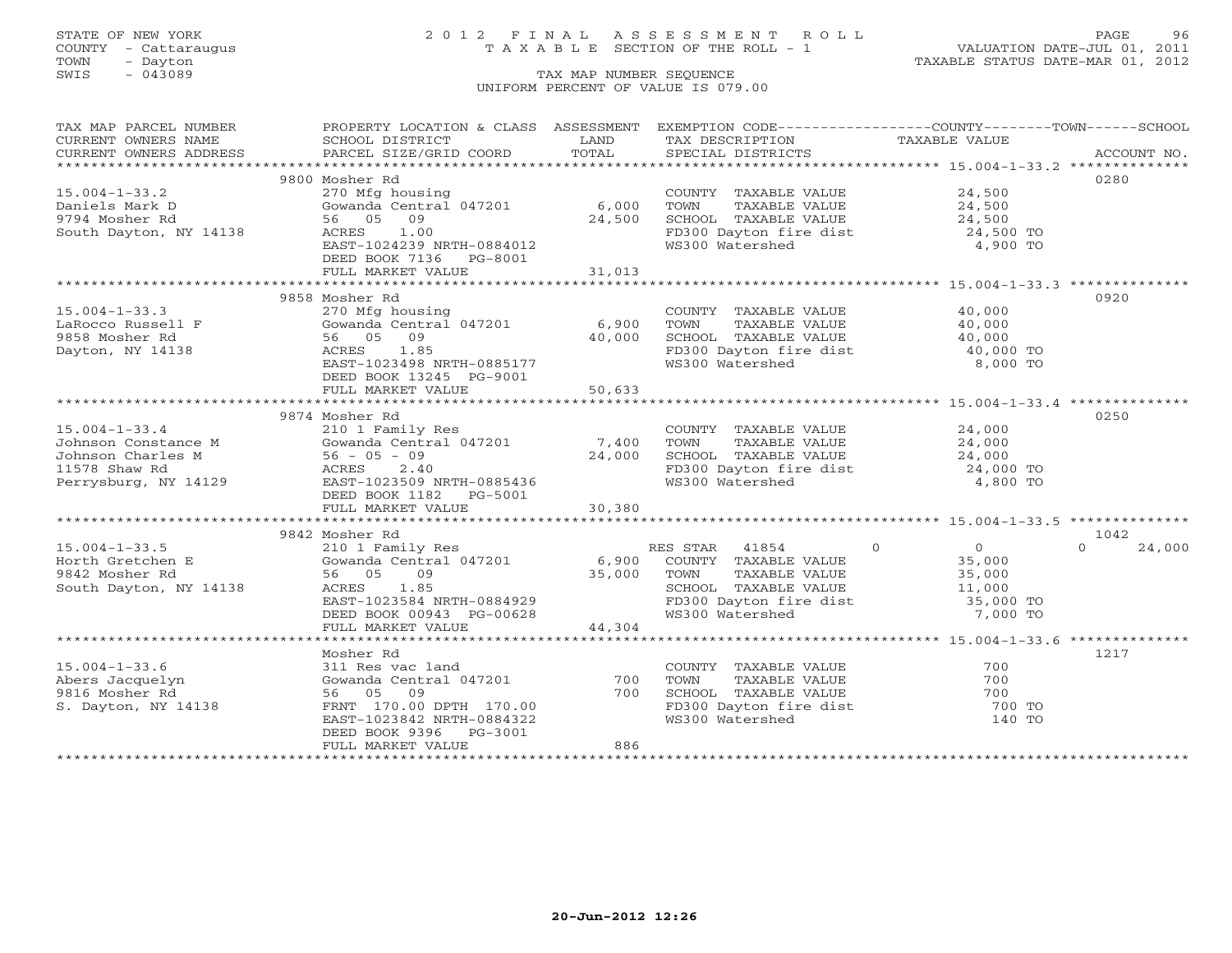STATE OF NEW YORK
COUNTY - Cattaraugus
TOWN - Dayton
SWIS - 043089

# 2012 FINAL ASSESSMENT ROLL

TAXABLE SECTION OF THE ROLL - 1

TAX MAP NUMBER SEQUENCE

UNIFORM PERCENT OF VALUE IS 079.00

VALUATION DATE-JUL 01, 2011
TAXABLE STATUS DATE-MAR 01, 2012

| TAX MAP PARCEL NUMBER / CURRENT OWNERS NAME / CURRENT OWNERS ADDRESS | PROPERTY LOCATION & CLASS / SCHOOL DISTRICT / PARCEL SIZE/GRID COORD | ASSESSMENT LAND / TOTAL | EXEMPTION CODE / TAX DESCRIPTION / SPECIAL DISTRICTS | COUNTY | TOWN | SCHOOL TAXABLE VALUE | ACCOUNT NO. |
|---|---|---|---|---|---|---|---|
| **15.004-1-33.2** | 9800 Mosher Rd | | | | | | 0280 |
| Daniels Mark D | 270 Mfg housing | | COUNTY TAXABLE VALUE | 24,500 | | | |
| 9794 Mosher Rd | Gowanda Central 047201 | 6,000 | TOWN TAXABLE VALUE | | 24,500 | | |
| South Dayton, NY 14138 | 56 05 09 | 24,500 | SCHOOL TAXABLE VALUE | | | 24,500 | |
| | ACRES 1.00 | | FD300 Dayton fire dist | 24,500 TO | | | |
| | EAST-1024239 NRTH-0884012 | | WS300 Watershed | 4,900 TO | | | |
| | DEED BOOK 7136 PG-8001 | | | | | | |
| | FULL MARKET VALUE | 31,013 | | | | | |
| **15.004-1-33.3** | 9858 Mosher Rd | | | | | | 0920 |
| LaRocco Russell F | 270 Mfg housing | | COUNTY TAXABLE VALUE | 40,000 | | | |
| 9858 Mosher Rd | Gowanda Central 047201 | 6,900 | TOWN TAXABLE VALUE | | 40,000 | | |
| Dayton, NY 14138 | 56 05 09 | 40,000 | SCHOOL TAXABLE VALUE | | | 40,000 | |
| | ACRES 1.85 | | FD300 Dayton fire dist | 40,000 TO | | | |
| | EAST-1023498 NRTH-0885177 | | WS300 Watershed | 8,000 TO | | | |
| | DEED BOOK 13245 PG-9001 | | | | | | |
| | FULL MARKET VALUE | 50,633 | | | | | |
| **15.004-1-33.4** | 9874 Mosher Rd | | | | | | 0250 |
| Johnson Constance M | 210 1 Family Res | | COUNTY TAXABLE VALUE | 24,000 | | | |
| Johnson Charles M | Gowanda Central 047201 | 7,400 | TOWN TAXABLE VALUE | | 24,000 | | |
| 11578 Shaw Rd | 56 - 05 - 09 | 24,000 | SCHOOL TAXABLE VALUE | | | 24,000 | |
| Perrysburg, NY 14129 | ACRES 2.40 | | FD300 Dayton fire dist | 24,000 TO | | | |
| | EAST-1023509 NRTH-0885436 | | WS300 Watershed | 4,800 TO | | | |
| | DEED BOOK 1182 PG-5001 | | | | | | |
| | FULL MARKET VALUE | 30,380 | | | | | |
| **15.004-1-33.5** | 9842 Mosher Rd | | | | | | 1042 |
| Horth Gretchen E | 210 1 Family Res | | RES STAR 41854 | 0 | 0 | 0 | 24,000 |
| 9842 Mosher Rd | Gowanda Central 047201 | 6,900 | COUNTY TAXABLE VALUE | 35,000 | | | |
| South Dayton, NY 14138 | 56 05 09 | 35,000 | TOWN TAXABLE VALUE | | 35,000 | | |
| | ACRES 1.85 | | SCHOOL TAXABLE VALUE | | | 11,000 | |
| | EAST-1023584 NRTH-0884929 | | FD300 Dayton fire dist | 35,000 TO | | | |
| | DEED BOOK 00943 PG-00628 | | WS300 Watershed | 7,000 TO | | | |
| | FULL MARKET VALUE | 44,304 | | | | | |
| **15.004-1-33.6** | Mosher Rd | | | | | | 1217 |
| Abers Jacquelyn | 311 Res vac land | | COUNTY TAXABLE VALUE | 700 | | | |
| 9816 Mosher Rd | Gowanda Central 047201 | 700 | TOWN TAXABLE VALUE | | 700 | | |
| S. Dayton, NY 14138 | 56 05 09 | 700 | SCHOOL TAXABLE VALUE | | | 700 | |
| | FRNT 170.00 DPTH 170.00 | | FD300 Dayton fire dist | 700 TO | | | |
| | EAST-1023842 NRTH-0884322 | | WS300 Watershed | 140 TO | | | |
| | DEED BOOK 9396 PG-3001 | | | | | | |
| | FULL MARKET VALUE | 886 | | | | | |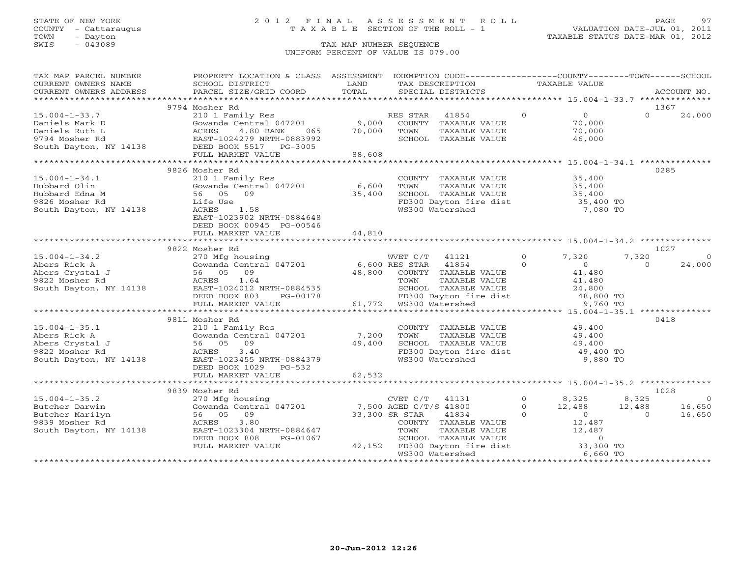STATE OF NEW YORK
COUNTY - Cattaraugus
TOWN - Dayton
SWIS - 043089

# 2012 FINAL ASSESSMENT ROLL
TAXABLE SECTION OF THE ROLL - 1

TAX MAP NUMBER SEQUENCE
UNIFORM PERCENT OF VALUE IS 079.00

VALUATION DATE-JUL 01, 2011
TAXABLE STATUS DATE-MAR 01, 2012

| TAX MAP PARCEL NUMBER / CURRENT OWNERS NAME / CURRENT OWNERS ADDRESS | PROPERTY LOCATION & CLASS / SCHOOL DISTRICT / PARCEL SIZE/GRID COORD | ASSESSMENT LAND / TOTAL | EXEMPTION CODE / TAX DESCRIPTION / SPECIAL DISTRICTS | COUNTY TAXABLE VALUE | TOWN | SCHOOL / ACCOUNT NO. |
|---|---|---|---|---|---|---|
| | 9794 Mosher Rd | | | | | 1367 |
| 15.004-1-33.7 | 210 1 Family Res | | RES STAR 41854 | 0 | 0 | 24,000 |
| Daniels Mark D | Gowanda Central 047201 | 9,000 | COUNTY TAXABLE VALUE | 70,000 | | |
| Daniels Ruth L | ACRES 4.80 BANK 065 | 70,000 | TOWN TAXABLE VALUE | 70,000 | | |
| 9794 Mosher Rd | EAST-1024279 NRTH-0883992 | | SCHOOL TAXABLE VALUE | 46,000 | | |
| South Dayton, NY 14138 | DEED BOOK 5517 PG-3005 | | | | | |
| | FULL MARKET VALUE | 88,608 | | | | |
| | 9826 Mosher Rd | | | | | 0285 |
| 15.004-1-34.1 | 210 1 Family Res | | COUNTY TAXABLE VALUE | 35,400 | | |
| Hubbard Olin | Gowanda Central 047201 | 6,600 | TOWN TAXABLE VALUE | 35,400 | | |
| Hubbard Edna M | 56 05 09 | 35,400 | SCHOOL TAXABLE VALUE | 35,400 | | |
| 9826 Mosher Rd | Life Use | | FD300 Dayton fire dist | 35,400 TO | | |
| South Dayton, NY 14138 | ACRES 1.58 | | WS300 Watershed | 7,080 TO | | |
| | EAST-1023902 NRTH-0884648 | | | | | |
| | DEED BOOK 00945 PG-00546 | | | | | |
| | FULL MARKET VALUE | 44,810 | | | | |
| | 9822 Mosher Rd | | | | | 1027 |
| 15.004-1-34.2 | 270 Mfg housing | | WVET C/T 41121 | 7,320 | 7,320 | 0 |
| Abers Rick A | Gowanda Central 047201 | 6,600 | RES STAR 41854 | 0 | 0 | 24,000 |
| Abers Crystal J | 56 05 09 | 48,800 | COUNTY TAXABLE VALUE | 41,480 | | |
| 9822 Mosher Rd | ACRES 1.64 | | TOWN TAXABLE VALUE | 41,480 | | |
| South Dayton, NY 14138 | EAST-1024012 NRTH-0884535 | | SCHOOL TAXABLE VALUE | 24,800 | | |
| | DEED BOOK 803 PG-00178 | | FD300 Dayton fire dist | 48,800 TO | | |
| | FULL MARKET VALUE | 61,772 | WS300 Watershed | 9,760 TO | | |
| | 9811 Mosher Rd | | | | | 0418 |
| 15.004-1-35.1 | 210 1 Family Res | | COUNTY TAXABLE VALUE | 49,400 | | |
| Abers Rick A | Gowanda Central 047201 | 7,200 | TOWN TAXABLE VALUE | 49,400 | | |
| Abers Crystal J | 56 05 09 | 49,400 | SCHOOL TAXABLE VALUE | 49,400 | | |
| 9822 Mosher Rd | ACRES 3.40 | | FD300 Dayton fire dist | 49,400 TO | | |
| South Dayton, NY 14138 | EAST-1023455 NRTH-0884379 | | WS300 Watershed | 9,880 TO | | |
| | DEED BOOK 1029 PG-532 | | | | | |
| | FULL MARKET VALUE | 62,532 | | | | |
| | 9839 Mosher Rd | | | | | 1028 |
| 15.004-1-35.2 | 270 Mfg housing | | CVET C/T 41131 | 8,325 | 8,325 | 0 |
| Butcher Darwin | Gowanda Central 047201 | 7,500 | AGED C/T/S 41800 | 12,488 | 12,488 | 16,650 |
| Butcher Marilyn | 56 05 09 | 33,300 | SR STAR 41834 | 0 | 0 | 16,650 |
| 9839 Mosher Rd | ACRES 3.80 | | COUNTY TAXABLE VALUE | 12,487 | | |
| South Dayton, NY 14138 | EAST-1023304 NRTH-0884647 | | TOWN TAXABLE VALUE | 12,487 | | |
| | DEED BOOK 808 PG-01067 | | SCHOOL TAXABLE VALUE | 0 | | |
| | FULL MARKET VALUE | 42,152 | FD300 Dayton fire dist | 33,300 TO | | |
| | | | WS300 Watershed | 6,660 TO | | |

20-Jun-2012 12:26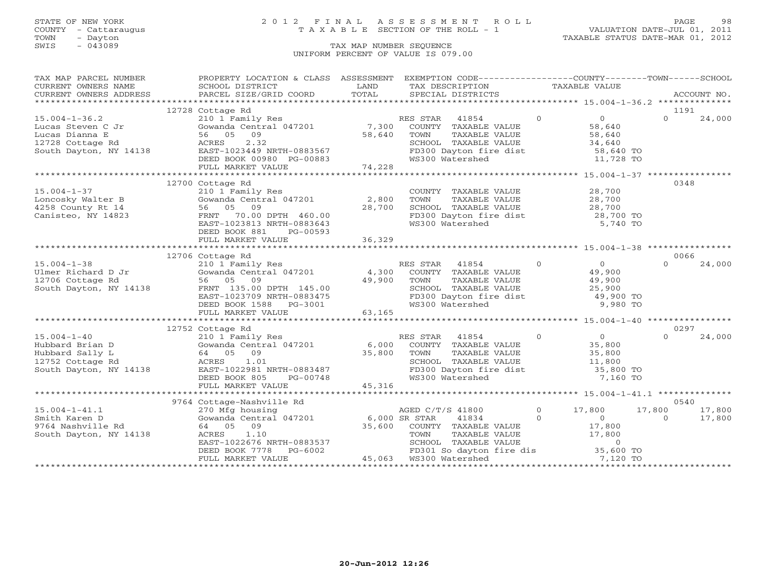STATE OF NEW YORK
COUNTY - Cattaraugus
TOWN - Dayton
SWIS - 043089

# 2012 FINAL ASSESSMENT ROLL
TAXABLE SECTION OF THE ROLL - 1

VALUATION DATE-JUL 01, 2011
TAXABLE STATUS DATE-MAR 01, 2012

TAX MAP NUMBER SEQUENCE
UNIFORM PERCENT OF VALUE IS 079.00

```
TAX MAP PARCEL NUMBER     PROPERTY LOCATION & CLASS  ASSESSMENT  EXEMPTION CODE-----------------COUNTY--------TOWN------SCHOOL
CURRENT OWNERS NAME       SCHOOL DISTRICT             LAND        TAX DESCRIPTION              TAXABLE VALUE
CURRENT OWNERS ADDRESS    PARCEL SIZE/GRID COORD      TOTAL       SPECIAL DISTRICTS                                    ACCOUNT NO.
*********************************************************************************************** 15.004-1-36.2 **************
                          12728 Cottage Rd                                                                              1191
15.004-1-36.2             210 1 Family Res                        RES STAR   41854         0           0          0     24,000
Lucas Steven C Jr         Gowanda Central 047201      7,300       COUNTY  TAXABLE VALUE          58,640
Lucas Dianna E            56   05   09               58,640       TOWN    TAXABLE VALUE          58,640
12728 Cottage Rd          ACRES     2.32                          SCHOOL  TAXABLE VALUE          34,640
South Dayton, NY 14138    EAST-1023449 NRTH-0883567               FD300 Dayton fire dist         58,640 TO
                          DEED BOOK 00980 PG-00883                WS300 Watershed                11,728 TO
                          FULL MARKET VALUE          74,228
*********************************************************************************************** 15.004-1-37 ****************
                          12700 Cottage Rd                                                                              0348
15.004-1-37               210 1 Family Res                        COUNTY  TAXABLE VALUE          28,700
Loncosky Walter B         Gowanda Central 047201      2,800       TOWN    TAXABLE VALUE          28,700
4258 County Rt 14         56   05   09               28,700       SCHOOL  TAXABLE VALUE          28,700
Canisteo, NY 14823        FRNT   70.00 DPTH 460.00                FD300 Dayton fire dist         28,700 TO
                          EAST-1023813 NRTH-0883643               WS300 Watershed                 5,740 TO
                          DEED BOOK 881     PG-00593
                          FULL MARKET VALUE          36,329
*********************************************************************************************** 15.004-1-38 ****************
                          12706 Cottage Rd                                                                              0066
15.004-1-38               210 1 Family Res                        RES STAR   41854         0           0          0     24,000
Ulmer Richard D Jr        Gowanda Central 047201      4,300       COUNTY  TAXABLE VALUE          49,900
12706 Cottage Rd          56   05   09               49,900       TOWN    TAXABLE VALUE          49,900
South Dayton, NY 14138    FRNT  135.00 DPTH 145.00                SCHOOL  TAXABLE VALUE          25,900
                          EAST-1023709 NRTH-0883475               FD300 Dayton fire dist         49,900 TO
                          DEED BOOK 1588    PG-3001               WS300 Watershed                 9,980 TO
                          FULL MARKET VALUE          63,165
*********************************************************************************************** 15.004-1-40 ****************
                          12752 Cottage Rd                                                                              0297
15.004-1-40               210 1 Family Res                        RES STAR   41854         0           0          0     24,000
Hubbard Brian D           Gowanda Central 047201      6,000       COUNTY  TAXABLE VALUE          35,800
Hubbard Sally L           64   05   09               35,800       TOWN    TAXABLE VALUE          35,800
12752 Cottage Rd          ACRES     1.01                          SCHOOL  TAXABLE VALUE          11,800
South Dayton, NY 14138    EAST-1022981 NRTH-0883487               FD300 Dayton fire dist         35,800 TO
                          DEED BOOK 805     PG-00748              WS300 Watershed                 7,160 TO
                          FULL MARKET VALUE          45,316
*********************************************************************************************** 15.004-1-41.1 **************
                          9764 Cottage-Nashville Rd                                                                     0540
15.004-1-41.1             270 Mfg housing                         AGED C/T/S 41800         0      17,800     17,800     17,800
Smith Karen D             Gowanda Central 047201      6,000 SR STAR    41834         0           0          0     17,800
9764 Nashville Rd         64   05   09               35,600       COUNTY  TAXABLE VALUE          17,800
South Dayton, NY 14138    ACRES     1.10                          TOWN    TAXABLE VALUE          17,800
                          EAST-1022676 NRTH-0883537               SCHOOL  TAXABLE VALUE               0
                          DEED BOOK 7778    PG-6002               FD301 So dayton fire dis       35,600 TO
                          FULL MARKET VALUE          45,063       WS300 Watershed                 7,120 TO
****************************************************************************************************************************
```

20-Jun-2012 12:26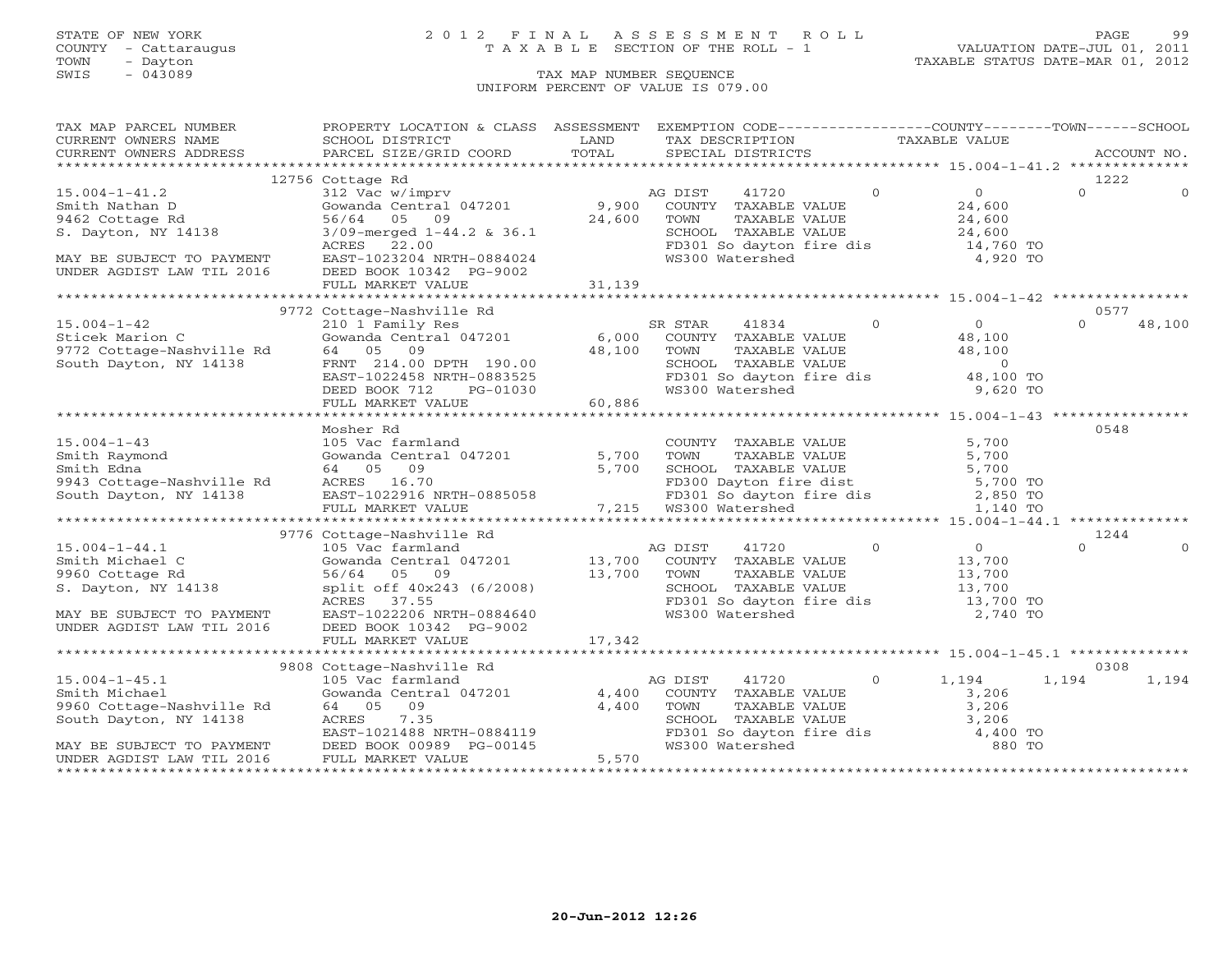STATE OF NEW YORK
COUNTY - Cattaraugus
TOWN - Dayton
SWIS - 043089

# 2012 FINAL ASSESSMENT ROLL
TAXABLE SECTION OF THE ROLL - 1
TAX MAP NUMBER SEQUENCE
UNIFORM PERCENT OF VALUE IS 079.00

VALUATION DATE-JUL 01, 2011
TAXABLE STATUS DATE-MAR 01, 2012

| TAX MAP PARCEL NUMBER / CURRENT OWNERS NAME / CURRENT OWNERS ADDRESS | PROPERTY LOCATION & CLASS / SCHOOL DISTRICT / PARCEL SIZE/GRID COORD | ASSESSMENT LAND / TOTAL | EXEMPTION CODE / TAX DESCRIPTION / SPECIAL DISTRICTS | COUNTY | TOWN | SCHOOL / ACCOUNT NO. |
|---|---|---|---|---|---|---|
| | 12756 Cottage Rd | | | | | 1222 |
| 15.004-1-41.2 | 312 Vac w/imprv | | AG DIST 41720 | 0 | 0 | 0 |
| Smith Nathan D | Gowanda Central 047201 | 9,900 | COUNTY TAXABLE VALUE | 24,600 | | |
| 9462 Cottage Rd | 56/64 05 09 | 24,600 | TOWN TAXABLE VALUE | | 24,600 | |
| S. Dayton, NY 14138 | 3/09-merged 1-44.2 & 36.1 | | SCHOOL TAXABLE VALUE | | | 24,600 |
| | ACRES 22.00 | | FD301 So dayton fire dis | 14,760 TO | | |
| MAY BE SUBJECT TO PAYMENT | EAST-1023204 NRTH-0884024 | | WS300 Watershed | 4,920 TO | | |
| UNDER AGDIST LAW TIL 2016 | DEED BOOK 10342 PG-9002 | | | | | |
| | FULL MARKET VALUE | 31,139 | | | | |
| | 9772 Cottage-Nashville Rd | | | | | 0577 |
| 15.004-1-42 | 210 1 Family Res | | SR STAR 41834 | 0 | 0 | 48,100 |
| Sticek Marion C | Gowanda Central 047201 | 6,000 | COUNTY TAXABLE VALUE | 48,100 | | |
| 9772 Cottage-Nashville Rd | 64 05 09 | 48,100 | TOWN TAXABLE VALUE | | 48,100 | |
| South Dayton, NY 14138 | FRNT 214.00 DPTH 190.00 | | SCHOOL TAXABLE VALUE | | | 0 |
| | EAST-1022458 NRTH-0883525 | | FD301 So dayton fire dis | 48,100 TO | | |
| | DEED BOOK 712 PG-01030 | | WS300 Watershed | 9,620 TO | | |
| | FULL MARKET VALUE | 60,886 | | | | |
| | Mosher Rd | | | | | 0548 |
| 15.004-1-43 | 105 Vac farmland | | COUNTY TAXABLE VALUE | 5,700 | | |
| Smith Raymond | Gowanda Central 047201 | 5,700 | TOWN TAXABLE VALUE | | 5,700 | |
| Smith Edna | 64 05 09 | 5,700 | SCHOOL TAXABLE VALUE | | | 5,700 |
| 9943 Cottage-Nashville Rd | ACRES 16.70 | | FD300 Dayton fire dist | 5,700 TO | | |
| South Dayton, NY 14138 | EAST-1022916 NRTH-0885058 | | FD301 So dayton fire dis | 2,850 TO | | |
| | FULL MARKET VALUE | 7,215 | WS300 Watershed | 1,140 TO | | |
| | 9776 Cottage-Nashville Rd | | | | | 1244 |
| 15.004-1-44.1 | 105 Vac farmland | | AG DIST 41720 | 0 | 0 | 0 |
| Smith Michael C | Gowanda Central 047201 | 13,700 | COUNTY TAXABLE VALUE | 13,700 | | |
| 9960 Cottage Rd | 56/64 05 09 | 13,700 | TOWN TAXABLE VALUE | | 13,700 | |
| S. Dayton, NY 14138 | split off 40x243 (6/2008) | | SCHOOL TAXABLE VALUE | | | 13,700 |
| | ACRES 37.55 | | FD301 So dayton fire dis | 13,700 TO | | |
| MAY BE SUBJECT TO PAYMENT | EAST-1022206 NRTH-0884640 | | WS300 Watershed | 2,740 TO | | |
| UNDER AGDIST LAW TIL 2016 | DEED BOOK 10342 PG-9002 | | | | | |
| | FULL MARKET VALUE | 17,342 | | | | |
| | 9808 Cottage-Nashville Rd | | | | | 0308 |
| 15.004-1-45.1 | 105 Vac farmland | | AG DIST 41720 | 1,194 | 1,194 | 1,194 |
| Smith Michael | Gowanda Central 047201 | 4,400 | COUNTY TAXABLE VALUE | 3,206 | | |
| 9960 Cottage-Nashville Rd | 64 05 09 | 4,400 | TOWN TAXABLE VALUE | | 3,206 | |
| South Dayton, NY 14138 | ACRES 7.35 | | SCHOOL TAXABLE VALUE | | | 3,206 |
| | EAST-1021488 NRTH-0884119 | | FD301 So dayton fire dis | 4,400 TO | | |
| MAY BE SUBJECT TO PAYMENT | DEED BOOK 00989 PG-00145 | | WS300 Watershed | 880 TO | | |
| UNDER AGDIST LAW TIL 2016 | FULL MARKET VALUE | 5,570 | | | | |

20-Jun-2012 12:26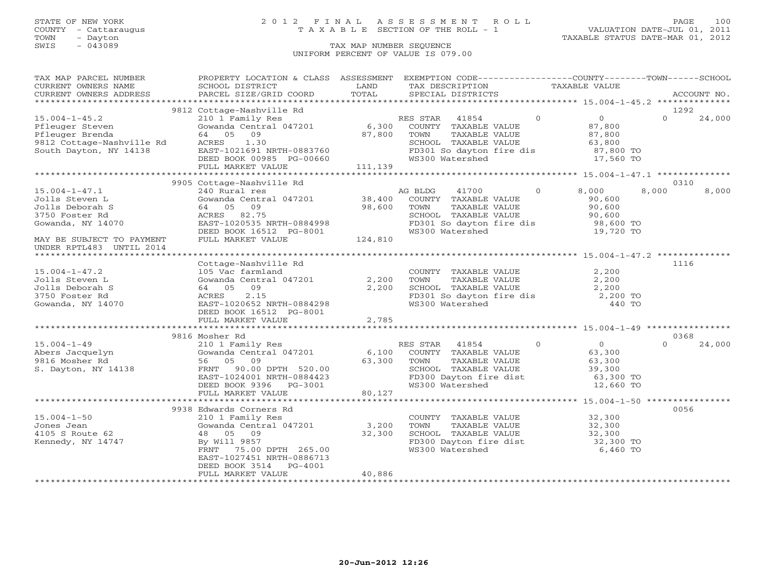STATE OF NEW YORK
COUNTY - Cattaraugus
TOWN - Dayton
SWIS - 043089

# 2012 FINAL ASSESSMENT ROLL
TAXABLE SECTION OF THE ROLL - 1

VALUATION DATE-JUL 01, 2011
TAXABLE STATUS DATE-MAR 01, 2012

TAX MAP NUMBER SEQUENCE
UNIFORM PERCENT OF VALUE IS 079.00

| TAX MAP PARCEL NUMBER / CURRENT OWNERS NAME / CURRENT OWNERS ADDRESS | PROPERTY LOCATION & CLASS / SCHOOL DISTRICT / PARCEL SIZE/GRID COORD | ASSESSMENT LAND / TOTAL | EXEMPTION CODE / TAX DESCRIPTION / SPECIAL DISTRICTS | COUNTY TAXABLE VALUE | TOWN | SCHOOL | ACCOUNT NO. |
|---|---|---|---|---|---|---|---|
| 15.004-1-45.2 | 9812 Cottage-Nashville Rd | | | | | | 1292 |
| Pfleuger Steven | 210 1 Family Res | | RES STAR 41854 0 | 0 | 0 | 24,000 | |
| Pfleuger Brenda | Gowanda Central 047201 | 6,300 | COUNTY TAXABLE VALUE | 87,800 | | | |
| 9812 Cottage-Nashville Rd | 64 05 09 | 87,800 | TOWN TAXABLE VALUE | 87,800 | | | |
| South Dayton, NY 14138 | ACRES 1.30 | | SCHOOL TAXABLE VALUE | 63,800 | | | |
| | EAST-1021691 NRTH-0883760 | | FD301 So dayton fire dis | 87,800 TO | | | |
| | DEED BOOK 00985 PG-00660 | | WS300 Watershed | 17,560 TO | | | |
| | FULL MARKET VALUE | 111,139 | | | | | |
| 15.004-1-47.1 | 9905 Cottage-Nashville Rd | | | | | | 0310 |
| Jolls Steven L | 240 Rural res | | AG BLDG 41700 0 | 8,000 | 8,000 | 8,000 | |
| Jolls Deborah S | Gowanda Central 047201 | 38,400 | COUNTY TAXABLE VALUE | 90,600 | | | |
| 3750 Foster Rd | 64 05 09 | 98,600 | TOWN TAXABLE VALUE | 90,600 | | | |
| Gowanda, NY 14070 | ACRES 82.75 | | SCHOOL TAXABLE VALUE | 90,600 | | | |
| | EAST-1020535 NRTH-0884998 | | FD301 So dayton fire dis | 98,600 TO | | | |
| | DEED BOOK 16512 PG-8001 | | WS300 Watershed | 19,720 TO | | | |
| MAY BE SUBJECT TO PAYMENT UNDER RPTL483 UNTIL 2014 | FULL MARKET VALUE | 124,810 | | | | | |
| 15.004-1-47.2 | Cottage-Nashville Rd | | | | | | 1116 |
| Jolls Steven L | 105 Vac farmland | | COUNTY TAXABLE VALUE | 2,200 | | | |
| Jolls Deborah S | Gowanda Central 047201 | 2,200 | TOWN TAXABLE VALUE | 2,200 | | | |
| 3750 Foster Rd | 64 05 09 | 2,200 | SCHOOL TAXABLE VALUE | 2,200 | | | |
| Gowanda, NY 14070 | ACRES 2.15 | | FD301 So dayton fire dis | 2,200 TO | | | |
| | EAST-1020652 NRTH-0884298 | | WS300 Watershed | 440 TO | | | |
| | DEED BOOK 16512 PG-8001 | | | | | | |
| | FULL MARKET VALUE | 2,785 | | | | | |
| 15.004-1-49 | 9816 Mosher Rd | | | | | | 0368 |
| Abers Jacquelyn | 210 1 Family Res | | RES STAR 41854 0 | 0 | 0 | 24,000 | |
| 9816 Mosher Rd | Gowanda Central 047201 | 6,100 | COUNTY TAXABLE VALUE | 63,300 | | | |
| S. Dayton, NY 14138 | 56 05 09 | 63,300 | TOWN TAXABLE VALUE | 63,300 | | | |
| | FRNT 90.00 DPTH 520.00 | | SCHOOL TAXABLE VALUE | 39,300 | | | |
| | EAST-1024001 NRTH-0884423 | | FD300 Dayton fire dist | 63,300 TO | | | |
| | DEED BOOK 9396 PG-3001 | | WS300 Watershed | 12,660 TO | | | |
| | FULL MARKET VALUE | 80,127 | | | | | |
| 15.004-1-50 | 9938 Edwards Corners Rd | | | | | | 0056 |
| Jones Jean | 210 1 Family Res | | COUNTY TAXABLE VALUE | 32,300 | | | |
| 4105 S Route 62 | Gowanda Central 047201 | 3,200 | TOWN TAXABLE VALUE | 32,300 | | | |
| Kennedy, NY 14747 | 48 05 09 | 32,300 | SCHOOL TAXABLE VALUE | 32,300 | | | |
| | By Will 9857 | | FD300 Dayton fire dist | 32,300 TO | | | |
| | FRNT 75.00 DPTH 265.00 | | WS300 Watershed | 6,460 TO | | | |
| | EAST-1027451 NRTH-0886713 | | | | | | |
| | DEED BOOK 3514 PG-4001 | | | | | | |
| | FULL MARKET VALUE | 40,886 | | | | | |

20-Jun-2012 12:26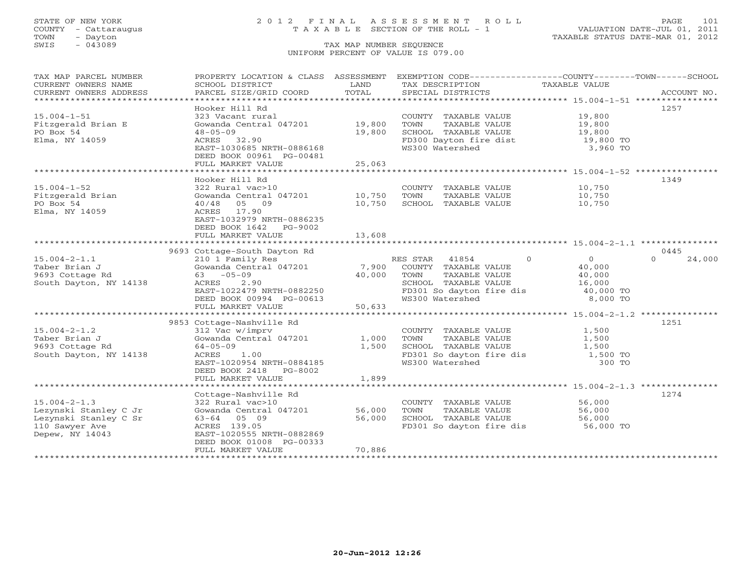STATE OF NEW YORK
COUNTY - Cattaraugus
TOWN - Dayton
SWIS - 043089

# 2012 FINAL ASSESSMENT ROLL

TAXABLE SECTION OF THE ROLL - 1

TAX MAP NUMBER SEQUENCE

UNIFORM PERCENT OF VALUE IS 079.00

VALUATION DATE-JUL 01, 2011
TAXABLE STATUS DATE-MAR 01, 2012

| TAX MAP PARCEL NUMBER / CURRENT OWNERS NAME / CURRENT OWNERS ADDRESS | PROPERTY LOCATION & CLASS / SCHOOL DISTRICT / PARCEL SIZE/GRID COORD | ASSESSMENT LAND | TOTAL | EXEMPTION CODE / TAX DESCRIPTION / SPECIAL DISTRICTS | COUNTY TAXABLE VALUE | TOWN | SCHOOL | ACCOUNT NO. |
|---|---|---|---|---|---|---|---|---|
| **15.004-1-51** | Hooker Hill Rd | | | | | | | 1257 |
| Fitzgerald Brian E | 323 Vacant rural | | | COUNTY TAXABLE VALUE | 19,800 | | | |
| PO Box 54 | Gowanda Central 047201 | 19,800 | | TOWN TAXABLE VALUE | 19,800 | | | |
| Elma, NY 14059 | 48-05-09 | | 19,800 | SCHOOL TAXABLE VALUE | 19,800 | | | |
| | ACRES 32.90 | | | FD300 Dayton fire dist | 19,800 TO | | | |
| | EAST-1030685 NRTH-0886168 | | | WS300 Watershed | 3,960 TO | | | |
| | DEED BOOK 00961 PG-00481 | | | | | | | |
| | FULL MARKET VALUE | | 25,063 | | | | | |
| **15.004-1-52** | Hooker Hill Rd | | | | | | | 1349 |
| Fitzgerald Brian | 322 Rural vac>10 | | | COUNTY TAXABLE VALUE | 10,750 | | | |
| PO Box 54 | Gowanda Central 047201 | 10,750 | | TOWN TAXABLE VALUE | 10,750 | | | |
| Elma, NY 14059 | 40/48 05 09 | | 10,750 | SCHOOL TAXABLE VALUE | 10,750 | | | |
| | ACRES 17.90 | | | | | | | |
| | EAST-1032979 NRTH-0886235 | | | | | | | |
| | DEED BOOK 1642 PG-9002 | | | | | | | |
| | FULL MARKET VALUE | | 13,608 | | | | | |
| **15.004-2-1.1** | 9693 Cottage-South Dayton Rd | | | | | | | 0445 |
| Taber Brian J | 210 1 Family Res | | | RES STAR 41854 | 0 | 0 | 0 | 24,000 |
| 9693 Cottage Rd | Gowanda Central 047201 | 7,900 | | COUNTY TAXABLE VALUE | 40,000 | | | |
| South Dayton, NY 14138 | 63 -05-09 | | 40,000 | TOWN TAXABLE VALUE | 40,000 | | | |
| | ACRES 2.90 | | | SCHOOL TAXABLE VALUE | 16,000 | | | |
| | EAST-1022479 NRTH-0882250 | | | FD301 So dayton fire dis | 40,000 TO | | | |
| | DEED BOOK 00994 PG-00613 | | | WS300 Watershed | 8,000 TO | | | |
| | FULL MARKET VALUE | | 50,633 | | | | | |
| **15.004-2-1.2** | 9853 Cottage-Nashville Rd | | | | | | | 1251 |
| Taber Brian J | 312 Vac w/imprv | | | COUNTY TAXABLE VALUE | 1,500 | | | |
| 9693 Cottage Rd | Gowanda Central 047201 | 1,000 | | TOWN TAXABLE VALUE | 1,500 | | | |
| South Dayton, NY 14138 | 64-05-09 | | 1,500 | SCHOOL TAXABLE VALUE | 1,500 | | | |
| | ACRES 1.00 | | | FD301 So dayton fire dis | 1,500 TO | | | |
| | EAST-1020954 NRTH-0884185 | | | WS300 Watershed | 300 TO | | | |
| | DEED BOOK 2418 PG-8002 | | | | | | | |
| | FULL MARKET VALUE | | 1,899 | | | | | |
| **15.004-2-1.3** | Cottage-Nashville Rd | | | | | | | 1274 |
| Lezynski Stanley C Jr | 322 Rural vac>10 | | | COUNTY TAXABLE VALUE | 56,000 | | | |
| Lezynski Stanley C Sr | Gowanda Central 047201 | 56,000 | | TOWN TAXABLE VALUE | 56,000 | | | |
| 110 Sawyer Ave | 63-64 05 09 | | 56,000 | SCHOOL TAXABLE VALUE | 56,000 | | | |
| Depew, NY 14043 | ACRES 139.05 | | | FD301 So dayton fire dis | 56,000 TO | | | |
| | EAST-1020555 NRTH-0882869 | | | | | | | |
| | DEED BOOK 01008 PG-00333 | | | | | | | |
| | FULL MARKET VALUE | | 70,886 | | | | | |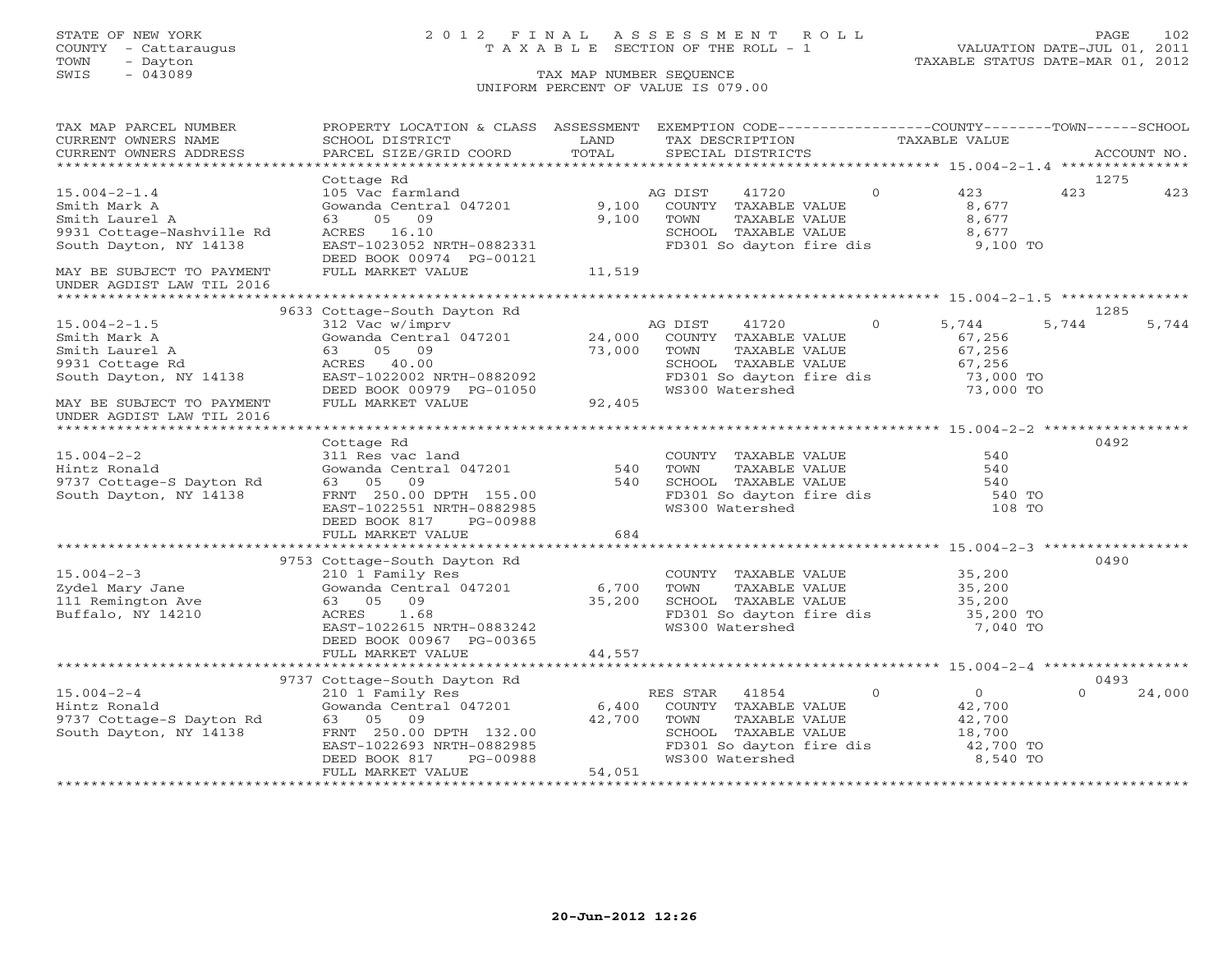STATE OF NEW YORK
COUNTY - Cattaraugus
TOWN - Dayton
SWIS - 043089

# 2012 FINAL ASSESSMENT ROLL
TAXABLE SECTION OF THE ROLL - 1

TAX MAP NUMBER SEQUENCE
UNIFORM PERCENT OF VALUE IS 079.00

VALUATION DATE-JUL 01, 2011
TAXABLE STATUS DATE-MAR 01, 2012

| TAX MAP PARCEL NUMBER / CURRENT OWNERS NAME / CURRENT OWNERS ADDRESS | PROPERTY LOCATION & CLASS / SCHOOL DISTRICT / PARCEL SIZE/GRID COORD | ASSESSMENT LAND / TOTAL | EXEMPTION CODE / TAX DESCRIPTION / SPECIAL DISTRICTS | COUNTY TAXABLE VALUE | TOWN | SCHOOL / ACCOUNT NO. |
|---|---|---|---|---|---|---|
| **15.004-2-1.4** | Cottage Rd | | | | | 1275 |
| 15.004-2-1.4 | 105 Vac farmland | | AG DIST 41720 0 | 423 | 423 | 423 |
| Smith Mark A | Gowanda Central 047201 | 9,100 | COUNTY TAXABLE VALUE | 8,677 | | |
| Smith Laurel A | 63 05 09 | 9,100 | TOWN TAXABLE VALUE | 8,677 | | |
| 9931 Cottage-Nashville Rd | ACRES 16.10 | | SCHOOL TAXABLE VALUE | 8,677 | | |
| South Dayton, NY 14138 | EAST-1023052 NRTH-0882331 | | FD301 So dayton fire dis | 9,100 TO | | |
| | DEED BOOK 00974 PG-00121 | | | | | |
| MAY BE SUBJECT TO PAYMENT UNDER AGDIST LAW TIL 2016 | FULL MARKET VALUE | 11,519 | | | | |
| **15.004-2-1.5** | 9633 Cottage-South Dayton Rd | | | | | 1285 |
| 15.004-2-1.5 | 312 Vac w/imprv | | AG DIST 41720 0 | 5,744 | 5,744 | 5,744 |
| Smith Mark A | Gowanda Central 047201 | 24,000 | COUNTY TAXABLE VALUE | 67,256 | | |
| Smith Laurel A | 63 05 09 | 73,000 | TOWN TAXABLE VALUE | 67,256 | | |
| 9931 Cottage Rd | ACRES 40.00 | | SCHOOL TAXABLE VALUE | 67,256 | | |
| South Dayton, NY 14138 | EAST-1022002 NRTH-0882092 | | FD301 So dayton fire dis | 73,000 TO | | |
| | DEED BOOK 00979 PG-01050 | | WS300 Watershed | 73,000 TO | | |
| MAY BE SUBJECT TO PAYMENT UNDER AGDIST LAW TIL 2016 | FULL MARKET VALUE | 92,405 | | | | |
| **15.004-2-2** | Cottage Rd | | | | | 0492 |
| 15.004-2-2 | 311 Res vac land | | COUNTY TAXABLE VALUE | 540 | | |
| Hintz Ronald | Gowanda Central 047201 | 540 | TOWN TAXABLE VALUE | 540 | | |
| 9737 Cottage-S Dayton Rd | 63 05 09 | 540 | SCHOOL TAXABLE VALUE | 540 | | |
| South Dayton, NY 14138 | FRNT 250.00 DPTH 155.00 | | FD301 So dayton fire dis | 540 TO | | |
| | EAST-1022551 NRTH-0882985 | | WS300 Watershed | 108 TO | | |
| | DEED BOOK 817 PG-00988 | | | | | |
| | FULL MARKET VALUE | 684 | | | | |
| **15.004-2-3** | 9753 Cottage-South Dayton Rd | | | | | 0490 |
| 15.004-2-3 | 210 1 Family Res | | COUNTY TAXABLE VALUE | 35,200 | | |
| Zydel Mary Jane | Gowanda Central 047201 | 6,700 | TOWN TAXABLE VALUE | 35,200 | | |
| 111 Remington Ave | 63 05 09 | 35,200 | SCHOOL TAXABLE VALUE | 35,200 | | |
| Buffalo, NY 14210 | ACRES 1.68 | | FD301 So dayton fire dis | 35,200 TO | | |
| | EAST-1022615 NRTH-0883242 | | WS300 Watershed | 7,040 TO | | |
| | DEED BOOK 00967 PG-00365 | | | | | |
| | FULL MARKET VALUE | 44,557 | | | | |
| **15.004-2-4** | 9737 Cottage-South Dayton Rd | | | | | 0493 |
| 15.004-2-4 | 210 1 Family Res | | RES STAR 41854 0 | 0 | 0 | 24,000 |
| Hintz Ronald | Gowanda Central 047201 | 6,400 | COUNTY TAXABLE VALUE | 42,700 | | |
| 9737 Cottage-S Dayton Rd | 63 05 09 | 42,700 | TOWN TAXABLE VALUE | 42,700 | | |
| South Dayton, NY 14138 | FRNT 250.00 DPTH 132.00 | | SCHOOL TAXABLE VALUE | 18,700 | | |
| | EAST-1022693 NRTH-0882985 | | FD301 So dayton fire dis | 42,700 TO | | |
| | DEED BOOK 817 PG-00988 | | WS300 Watershed | 8,540 TO | | |
| | FULL MARKET VALUE | 54,051 | | | | |

20-Jun-2012 12:26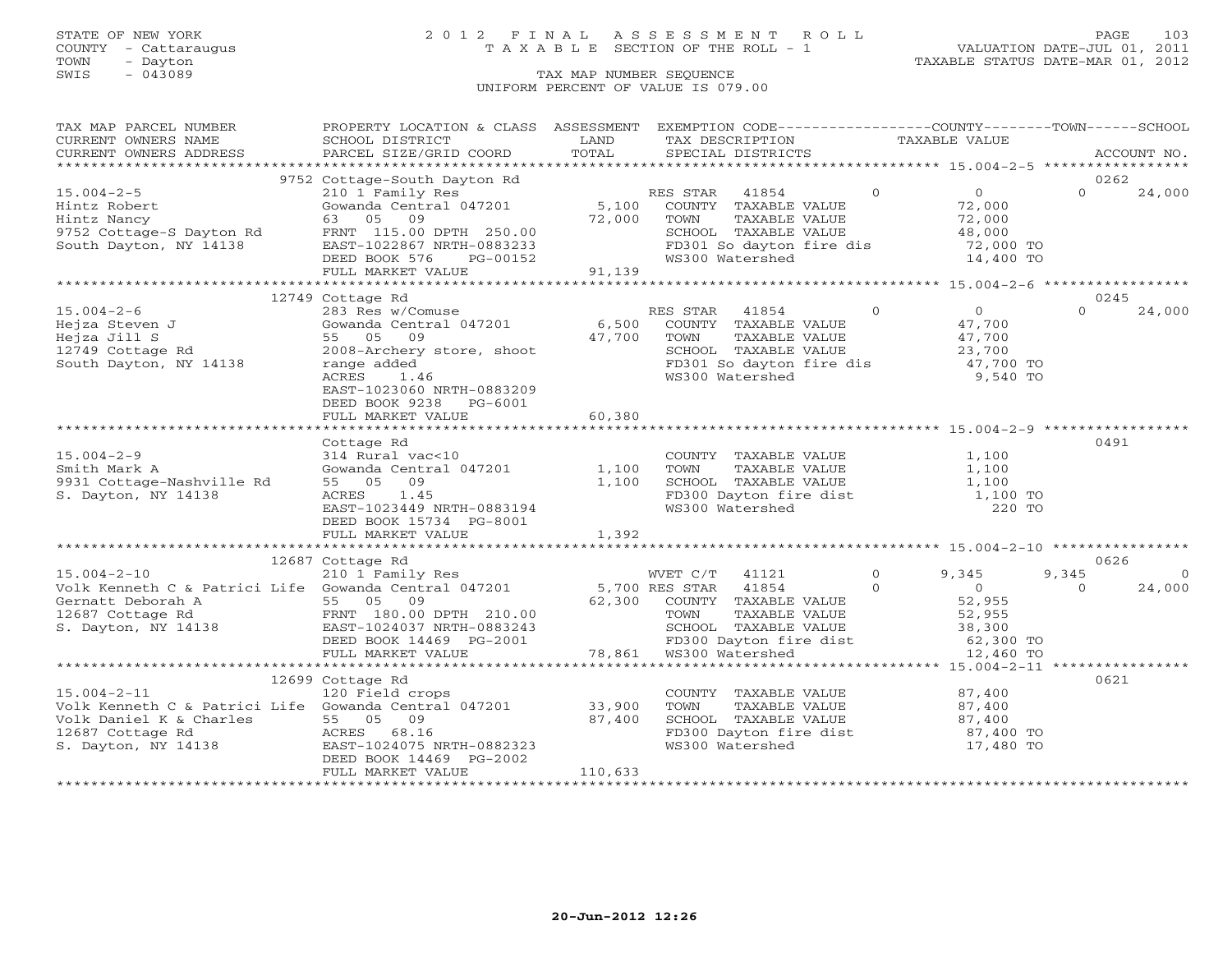STATE OF NEW YORK — COUNTY - Cattaraugus — TOWN - Dayton — SWIS - 043089

# 2012 FINAL ASSESSMENT ROLL
## TAXABLE SECTION OF THE ROLL - 1

VALUATION DATE-JUL 01, 2011
TAXABLE STATUS DATE-MAR 01, 2012

TAX MAP NUMBER SEQUENCE
UNIFORM PERCENT OF VALUE IS 079.00

| TAX MAP PARCEL NUMBER / CURRENT OWNERS NAME / CURRENT OWNERS ADDRESS | PROPERTY LOCATION & CLASS / SCHOOL DISTRICT / PARCEL SIZE/GRID COORD | ASSESSMENT LAND / TOTAL | EXEMPTION CODE / TAX DESCRIPTION / SPECIAL DISTRICTS | COUNTY | TOWN | SCHOOL | ACCOUNT NO. |
|---|---|---|---|---|---|---|---|
| **15.004-2-5** | 9752 Cottage-South Dayton Rd | | | | | | 0262 |
| Hintz Robert | 210 1 Family Res | | RES STAR 41854 | 0 | | 24,000 | |
| Hintz Nancy | Gowanda Central 047201 | 5,100 | COUNTY TAXABLE VALUE | 72,000 | | | |
| 9752 Cottage-S Dayton Rd | 63 05 09 | 72,000 | TOWN TAXABLE VALUE | | 72,000 | | |
| South Dayton, NY 14138 | FRNT 115.00 DPTH 250.00 | | SCHOOL TAXABLE VALUE | | | 48,000 | |
| | EAST-1022867 NRTH-0883233 | | FD301 So dayton fire dis | 72,000 TO | | | |
| | DEED BOOK 576 PG-00152 | | WS300 Watershed | 14,400 TO | | | |
| | FULL MARKET VALUE | 91,139 | | | | | |
| **15.004-2-6** | 12749 Cottage Rd | | | | | | 0245 |
| Hejza Steven J | 283 Res w/Comuse | | RES STAR 41854 | 0 | | 24,000 | |
| Hejza Jill S | Gowanda Central 047201 | 6,500 | COUNTY TAXABLE VALUE | 47,700 | | | |
| 12749 Cottage Rd | 55 05 09 | 47,700 | TOWN TAXABLE VALUE | | 47,700 | | |
| South Dayton, NY 14138 | 2008-Archery store, shoot range added | | SCHOOL TAXABLE VALUE | | | 23,700 | |
| | ACRES 1.46 | | FD301 So dayton fire dis | 47,700 TO | | | |
| | EAST-1023060 NRTH-0883209 | | WS300 Watershed | 9,540 TO | | | |
| | DEED BOOK 9238 PG-6001 | | | | | | |
| | FULL MARKET VALUE | 60,380 | | | | | |
| **15.004-2-9** | Cottage Rd | | | | | | 0491 |
| Smith Mark A | 314 Rural vac<10 | | COUNTY TAXABLE VALUE | 1,100 | | | |
| 9931 Cottage-Nashville Rd | Gowanda Central 047201 | 1,100 | TOWN TAXABLE VALUE | | 1,100 | | |
| S. Dayton, NY 14138 | 55 05 09 | 1,100 | SCHOOL TAXABLE VALUE | | | 1,100 | |
| | ACRES 1.45 | | FD300 Dayton fire dist | 1,100 TO | | | |
| | EAST-1023449 NRTH-0883194 | | WS300 Watershed | 220 TO | | | |
| | DEED BOOK 15734 PG-8001 | | | | | | |
| | FULL MARKET VALUE | 1,392 | | | | | |
| **15.004-2-10** | 12687 Cottage Rd | | | | | | 0626 |
| Volk Kenneth C & Patrici Life | 210 1 Family Res | | WVET C/T 41121 | 9,345 | 9,345 | 0 | |
| Gernatt Deborah A | Gowanda Central 047201 | 5,700 | RES STAR 41854 | 0 | 0 | 24,000 | |
| 12687 Cottage Rd | 55 05 09 | 62,300 | COUNTY TAXABLE VALUE | 52,955 | | | |
| S. Dayton, NY 14138 | FRNT 180.00 DPTH 210.00 | | TOWN TAXABLE VALUE | | 52,955 | | |
| | EAST-1024037 NRTH-0883243 | | SCHOOL TAXABLE VALUE | | | 38,300 | |
| | DEED BOOK 14469 PG-2001 | | FD300 Dayton fire dist | 62,300 TO | | | |
| | FULL MARKET VALUE | 78,861 | WS300 Watershed | 12,460 TO | | | |
| **15.004-2-11** | 12699 Cottage Rd | | | | | | 0621 |
| Volk Kenneth C & Patrici Life | 120 Field crops | | COUNTY TAXABLE VALUE | 87,400 | | | |
| Volk Daniel K & Charles | Gowanda Central 047201 | 33,900 | TOWN TAXABLE VALUE | | 87,400 | | |
| 12687 Cottage Rd | 55 05 09 | 87,400 | SCHOOL TAXABLE VALUE | | | 87,400 | |
| S. Dayton, NY 14138 | ACRES 68.16 | | FD300 Dayton fire dist | 87,400 TO | | | |
| | EAST-1024075 NRTH-0882323 | | WS300 Watershed | 17,480 TO | | | |
| | DEED BOOK 14469 PG-2002 | | | | | | |
| | FULL MARKET VALUE | 110,633 | | | | | |

20-Jun-2012 12:26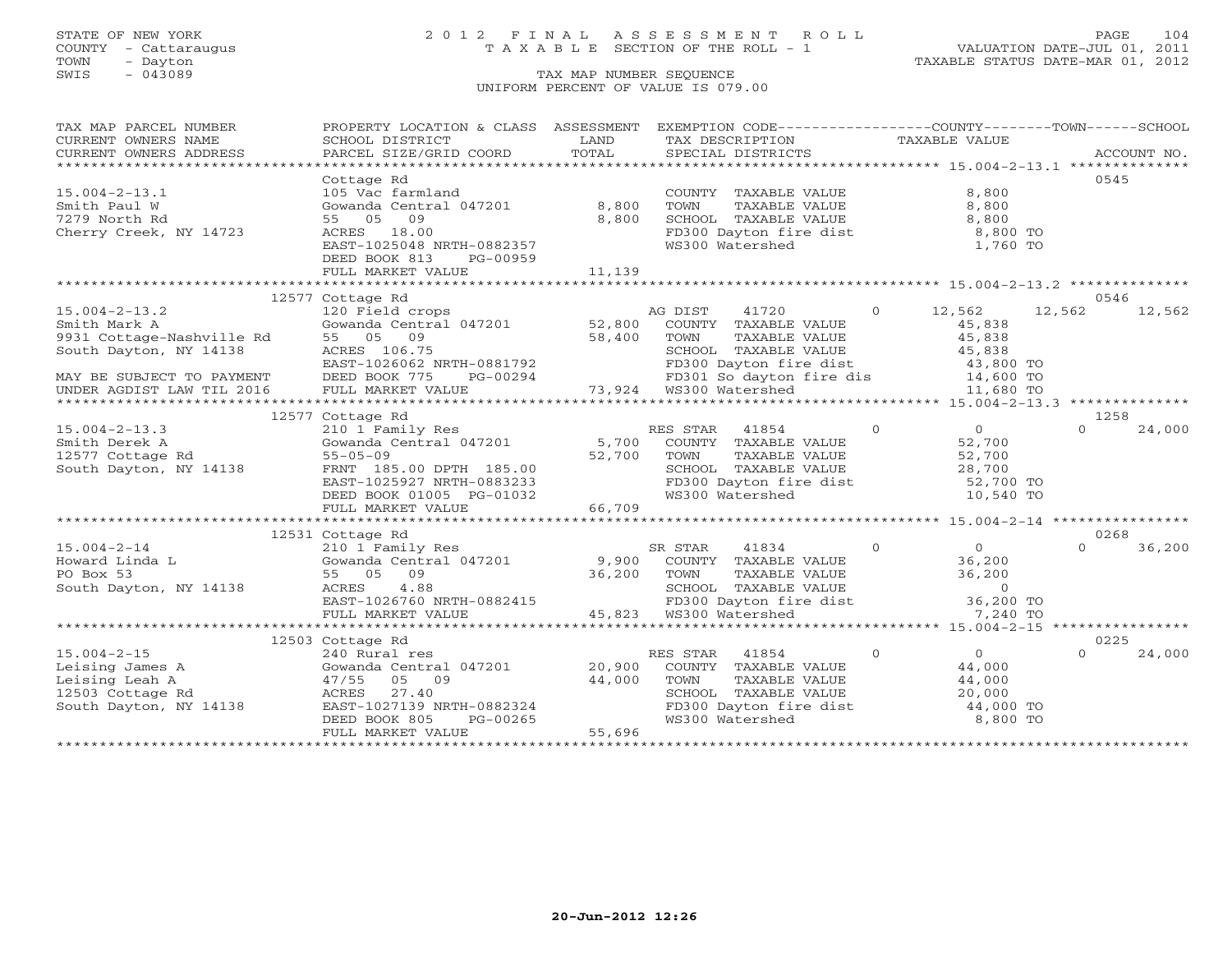STATE OF NEW YORK
COUNTY - Cattaraugus
TOWN - Dayton
SWIS - 043089

# 2012 FINAL ASSESSMENT ROLL

TAXABLE SECTION OF THE ROLL - 1

TAX MAP NUMBER SEQUENCE

UNIFORM PERCENT OF VALUE IS 079.00

VALUATION DATE-JUL 01, 2011
TAXABLE STATUS DATE-MAR 01, 2012

| TAX MAP PARCEL NUMBER / CURRENT OWNERS NAME / CURRENT OWNERS ADDRESS | PROPERTY LOCATION & CLASS / SCHOOL DISTRICT / PARCEL SIZE/GRID COORD | ASSESSMENT LAND / TOTAL | EXEMPTION CODE / TAX DESCRIPTION / SPECIAL DISTRICTS | COUNTY | TOWN | SCHOOL | ACCOUNT NO. |
|---|---|---|---|---|---|---|---|
| **15.004-2-13.1** | Cottage Rd | | | | | | 0545 |
| 15.004-2-13.1 | 105 Vac farmland | | COUNTY TAXABLE VALUE | 8,800 | | | |
| Smith Paul W | Gowanda Central 047201 | 8,800 | TOWN TAXABLE VALUE | | 8,800 | | |
| 7279 North Rd | 55 05 09 | 8,800 | SCHOOL TAXABLE VALUE | | | 8,800 | |
| Cherry Creek, NY 14723 | ACRES 18.00 | | FD300 Dayton fire dist | 8,800 TO | | | |
| | EAST-1025048 NRTH-0882357 | | WS300 Watershed | 1,760 TO | | | |
| | DEED BOOK 813 PG-00959 | | | | | | |
| | FULL MARKET VALUE | 11,139 | | | | | |
| **15.004-2-13.2** | 12577 Cottage Rd | | | | | | 0546 |
| 15.004-2-13.2 | 120 Field crops | | AG DIST 41720 0 | 12,562 | 12,562 | 12,562 | |
| Smith Mark A | Gowanda Central 047201 | 52,800 | COUNTY TAXABLE VALUE | 45,838 | | | |
| 9931 Cottage-Nashville Rd | 55 05 09 | 58,400 | TOWN TAXABLE VALUE | | 45,838 | | |
| South Dayton, NY 14138 | ACRES 106.75 | | SCHOOL TAXABLE VALUE | | | 45,838 | |
| | EAST-1026062 NRTH-0881792 | | FD300 Dayton fire dist | 43,800 TO | | | |
| MAY BE SUBJECT TO PAYMENT | DEED BOOK 775 PG-00294 | | FD301 So dayton fire dis | 14,600 TO | | | |
| UNDER AGDIST LAW TIL 2016 | FULL MARKET VALUE | 73,924 | WS300 Watershed | 11,680 TO | | | |
| **15.004-2-13.3** | 12577 Cottage Rd | | | | | | 1258 |
| 15.004-2-13.3 | 210 1 Family Res | | RES STAR 41854 0 | 0 | 0 | 24,000 | |
| Smith Derek A | Gowanda Central 047201 | 5,700 | COUNTY TAXABLE VALUE | 52,700 | | | |
| 12577 Cottage Rd | 55-05-09 | 52,700 | TOWN TAXABLE VALUE | | 52,700 | | |
| South Dayton, NY 14138 | FRNT 185.00 DPTH 185.00 | | SCHOOL TAXABLE VALUE | | | 28,700 | |
| | EAST-1025927 NRTH-0883233 | | FD300 Dayton fire dist | 52,700 TO | | | |
| | DEED BOOK 01005 PG-01032 | | WS300 Watershed | 10,540 TO | | | |
| | FULL MARKET VALUE | 66,709 | | | | | |
| **15.004-2-14** | 12531 Cottage Rd | | | | | | 0268 |
| 15.004-2-14 | 210 1 Family Res | | SR STAR 41834 0 | 0 | 0 | 36,200 | |
| Howard Linda L | Gowanda Central 047201 | 9,900 | COUNTY TAXABLE VALUE | 36,200 | | | |
| PO Box 53 | 55 05 09 | 36,200 | TOWN TAXABLE VALUE | | 36,200 | | |
| South Dayton, NY 14138 | ACRES 4.88 | | SCHOOL TAXABLE VALUE | | | 0 | |
| | EAST-1026760 NRTH-0882415 | | FD300 Dayton fire dist | 36,200 TO | | | |
| | FULL MARKET VALUE | 45,823 | WS300 Watershed | 7,240 TO | | | |
| **15.004-2-15** | 12503 Cottage Rd | | | | | | 0225 |
| 15.004-2-15 | 240 Rural res | | RES STAR 41854 0 | 0 | 0 | 24,000 | |
| Leising James A | Gowanda Central 047201 | 20,900 | COUNTY TAXABLE VALUE | 44,000 | | | |
| Leising Leah A | 47/55 05 09 | 44,000 | TOWN TAXABLE VALUE | | 44,000 | | |
| 12503 Cottage Rd | ACRES 27.40 | | SCHOOL TAXABLE VALUE | | | 20,000 | |
| South Dayton, NY 14138 | EAST-1027139 NRTH-0882324 | | FD300 Dayton fire dist | 44,000 TO | | | |
| | DEED BOOK 805 PG-00265 | | WS300 Watershed | 8,800 TO | | | |
| | FULL MARKET VALUE | 55,696 | | | | | |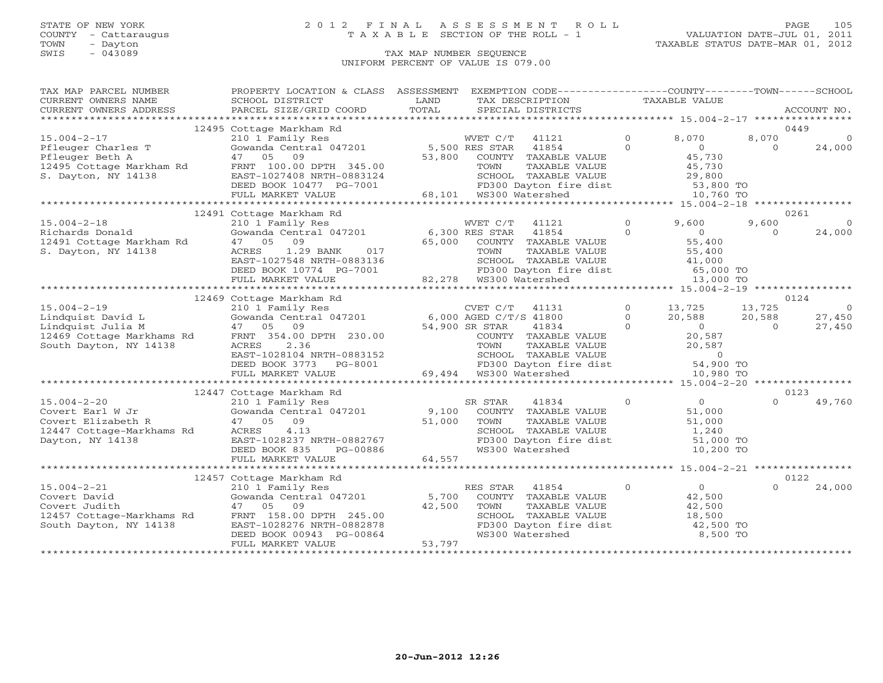STATE OF NEW YORK
COUNTY - Cattaraugus
TOWN - Dayton
SWIS - 043089

# 2012 FINAL ASSESSMENT ROLL

TAXABLE SECTION OF THE ROLL - 1

TAX MAP NUMBER SEQUENCE

UNIFORM PERCENT OF VALUE IS 079.00

VALUATION DATE-JUL 01, 2011
TAXABLE STATUS DATE-MAR 01, 2012

```
TAX MAP PARCEL NUMBER     PROPERTY LOCATION & CLASS  ASSESSMENT  EXEMPTION CODE------------------COUNTY--------TOWN------SCHOOL
CURRENT OWNERS NAME       SCHOOL DISTRICT               LAND      TAX DESCRIPTION               TAXABLE VALUE
CURRENT OWNERS ADDRESS    PARCEL SIZE/GRID COORD        TOTAL     SPECIAL DISTRICTS                                          ACCOUNT NO.
******************************************************************************************************* 15.004-2-17 *****************
                          12495 Cottage Markham Rd                                                                          0449
15.004-2-17               210 1 Family Res                    WVET C/T   41121        0      8,070      8,070          0
Pfleuger Charles T        Gowanda Central 047201      5,500 RES STAR     41854        0          0          0     24,000
Pfleuger Beth A           47   05   09               53,800   COUNTY  TAXABLE VALUE          45,730
12495 Cottage Markham Rd  FRNT 100.00 DPTH 345.00              TOWN    TAXABLE VALUE          45,730
S. Dayton, NY 14138       EAST-1027408 NRTH-0883124            SCHOOL  TAXABLE VALUE          29,800
                          DEED BOOK 10477  PG-7001             FD300 Dayton fire dist         53,800 TO
                          FULL MARKET VALUE           68,101  WS300 Watershed                10,760 TO
******************************************************************************************************* 15.004-2-18 *****************
                          12491 Cottage Markham Rd                                                                          0261
15.004-2-18               210 1 Family Res                    WVET C/T   41121        0      9,600      9,600          0
Richards Donald           Gowanda Central 047201      6,300 RES STAR     41854        0          0          0     24,000
12491 Cottage Markham Rd  47   05   09               65,000   COUNTY  TAXABLE VALUE          55,400
S. Dayton, NY 14138       ACRES     1.29 BANK     017          TOWN    TAXABLE VALUE          55,400
                          EAST-1027548 NRTH-0883136            SCHOOL  TAXABLE VALUE          41,000
                          DEED BOOK 10774  PG-7001             FD300 Dayton fire dist         65,000 TO
                          FULL MARKET VALUE           82,278  WS300 Watershed                13,000 TO
******************************************************************************************************* 15.004-2-19 *****************
                          12469 Cottage Markham Rd                                                                          0124
15.004-2-19               210 1 Family Res                    CVET C/T   41131        0     13,725     13,725          0
Lindquist David L         Gowanda Central 047201      6,000 AGED C/T/S 41800          0     20,588     20,588     27,450
Lindquist Julia M         47   05   09               54,900 SR STAR      41834        0          0          0     27,450
12469 Cottage Markhams Rd FRNT 354.00 DPTH 230.00              COUNTY  TAXABLE VALUE          20,587
South Dayton, NY 14138    ACRES     2.36                       TOWN    TAXABLE VALUE          20,587
                          EAST-1028104 NRTH-0883152            SCHOOL  TAXABLE VALUE               0
                          DEED BOOK 3773   PG-8001             FD300 Dayton fire dist         54,900 TO
                          FULL MARKET VALUE           69,494  WS300 Watershed                10,980 TO
******************************************************************************************************* 15.004-2-20 *****************
                          12447 Cottage Markham Rd                                                                          0123
15.004-2-20               210 1 Family Res                    SR STAR    41834        0          0          0     49,760
Covert Earl W Jr          Gowanda Central 047201      9,100   COUNTY  TAXABLE VALUE          51,000
Covert Elizabeth R        47   05   09               51,000   TOWN    TAXABLE VALUE          51,000
12447 Cottage-Markhams Rd ACRES     4.13                       SCHOOL  TAXABLE VALUE           1,240
Dayton, NY 14138          EAST-1028237 NRTH-0882767            FD300 Dayton fire dist         51,000 TO
                          DEED BOOK 835    PG-00886            WS300 Watershed                10,200 TO
                          FULL MARKET VALUE           64,557
******************************************************************************************************* 15.004-2-21 *****************
                          12457 Cottage Markham Rd                                                                          0122
15.004-2-21               210 1 Family Res                    RES STAR   41854        0          0          0     24,000
Covert David              Gowanda Central 047201      5,700   COUNTY  TAXABLE VALUE          42,500
Covert Judith             47   05   09               42,500   TOWN    TAXABLE VALUE          42,500
12457 Cottage-Markhams Rd FRNT 158.00 DPTH 245.00              SCHOOL  TAXABLE VALUE          18,500
South Dayton, NY 14138    EAST-1028276 NRTH-0882878            FD300 Dayton fire dist         42,500 TO
                          DEED BOOK 00943  PG-00864            WS300 Watershed                 8,500 TO
                          FULL MARKET VALUE           53,797
************************************************************************************************************************************
```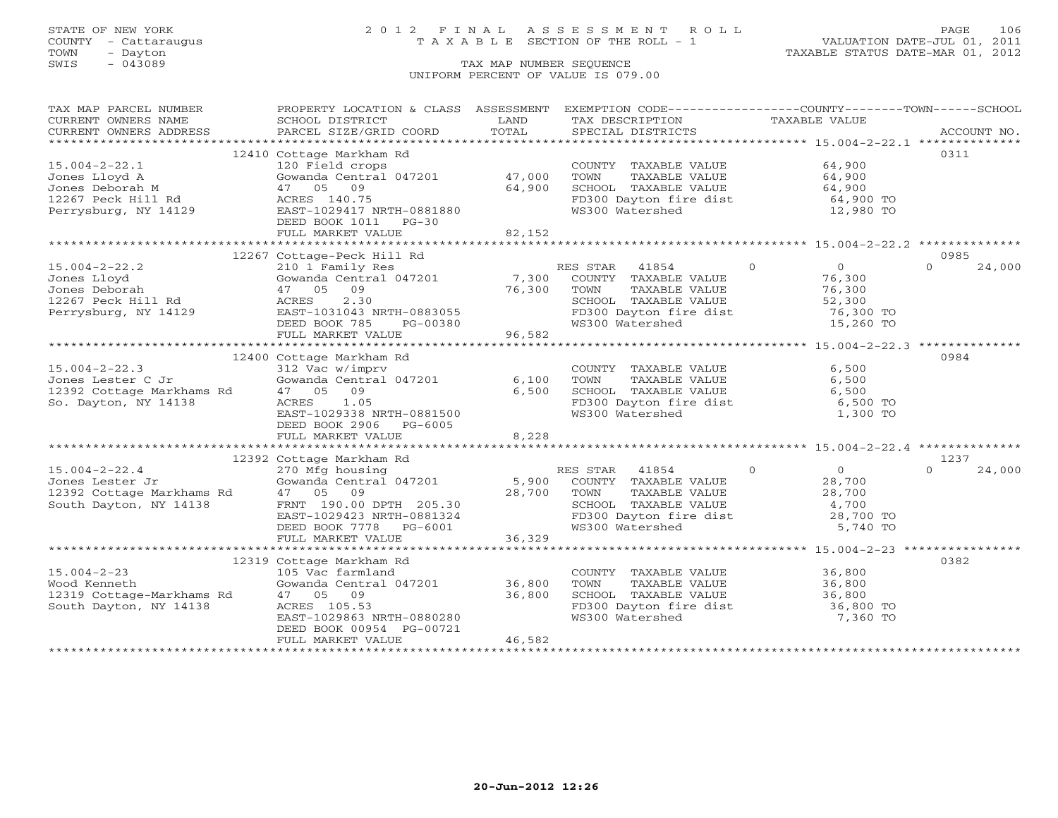STATE OF NEW YORK
COUNTY - Cattaraugus
TOWN - Dayton
SWIS - 043089

# 2012 FINAL ASSESSMENT ROLL
TAXABLE SECTION OF THE ROLL - 1

VALUATION DATE-JUL 01, 2011
TAXABLE STATUS DATE-MAR 01, 2012

TAX MAP NUMBER SEQUENCE
UNIFORM PERCENT OF VALUE IS 079.00

| TAX MAP PARCEL NUMBER / CURRENT OWNERS NAME / CURRENT OWNERS ADDRESS | PROPERTY LOCATION & CLASS / SCHOOL DISTRICT / PARCEL SIZE/GRID COORD | ASSESSMENT LAND | TOTAL | EXEMPTION CODE / TAX DESCRIPTION / SPECIAL DISTRICTS | COUNTY / TAXABLE VALUE | TOWN | SCHOOL | ACCOUNT NO. |
|---|---|---|---|---|---|---|---|---|
| **15.004-2-22.1** | 12410 Cottage Markham Rd | | | | | | | 0311 |
| Jones Lloyd A | 120 Field crops | | | COUNTY TAXABLE VALUE | 64,900 | | | |
| Jones Deborah M | Gowanda Central 047201 | 47,000 | | TOWN TAXABLE VALUE | 64,900 | | | |
| 12267 Peck Hill Rd | 47 05 09 | | 64,900 | SCHOOL TAXABLE VALUE | 64,900 | | | |
| Perrysburg, NY 14129 | ACRES 140.75 | | | FD300 Dayton fire dist | 64,900 TO | | | |
| | EAST-1029417 NRTH-0881880 | | | WS300 Watershed | 12,980 TO | | | |
| | DEED BOOK 1011 PG-30 | | | | | | | |
| | FULL MARKET VALUE | | 82,152 | | | | | |
| **15.004-2-22.2** | 12267 Cottage-Peck Hill Rd | | | | | | | 0985 |
| Jones Lloyd | 210 1 Family Res | | | RES STAR 41854 | 0 | 0 | 0 | 24,000 |
| Jones Deborah | Gowanda Central 047201 | 7,300 | | COUNTY TAXABLE VALUE | 76,300 | | | |
| 12267 Peck Hill Rd | 47 05 09 | | 76,300 | TOWN TAXABLE VALUE | 76,300 | | | |
| Perrysburg, NY 14129 | ACRES 2.30 | | | SCHOOL TAXABLE VALUE | 52,300 | | | |
| | EAST-1031043 NRTH-0883055 | | | FD300 Dayton fire dist | 76,300 TO | | | |
| | DEED BOOK 785 PG-00380 | | | WS300 Watershed | 15,260 TO | | | |
| | FULL MARKET VALUE | | 96,582 | | | | | |
| **15.004-2-22.3** | 12400 Cottage Markham Rd | | | | | | | 0984 |
| Jones Lester C Jr | 312 Vac w/imprv | | | COUNTY TAXABLE VALUE | 6,500 | | | |
| 12392 Cottage Markhams Rd | Gowanda Central 047201 | 6,100 | | TOWN TAXABLE VALUE | 6,500 | | | |
| So. Dayton, NY 14138 | 47 05 09 | | 6,500 | SCHOOL TAXABLE VALUE | 6,500 | | | |
| | ACRES 1.05 | | | FD300 Dayton fire dist | 6,500 TO | | | |
| | EAST-1029338 NRTH-0881500 | | | WS300 Watershed | 1,300 TO | | | |
| | DEED BOOK 2906 PG-6005 | | | | | | | |
| | FULL MARKET VALUE | | 8,228 | | | | | |
| **15.004-2-22.4** | 12392 Cottage Markham Rd | | | | | | | 1237 |
| Jones Lester Jr | 270 Mfg housing | | | RES STAR 41854 | 0 | 0 | 0 | 24,000 |
| 12392 Cottage Markhams Rd | Gowanda Central 047201 | 5,900 | | COUNTY TAXABLE VALUE | 28,700 | | | |
| South Dayton, NY 14138 | 47 05 09 | | 28,700 | TOWN TAXABLE VALUE | 28,700 | | | |
| | FRNT 190.00 DPTH 205.30 | | | SCHOOL TAXABLE VALUE | 4,700 | | | |
| | EAST-1029423 NRTH-0881324 | | | FD300 Dayton fire dist | 28,700 TO | | | |
| | DEED BOOK 7778 PG-6001 | | | WS300 Watershed | 5,740 TO | | | |
| | FULL MARKET VALUE | | 36,329 | | | | | |
| **15.004-2-23** | 12319 Cottage Markham Rd | | | | | | | 0382 |
| Wood Kenneth | 105 Vac farmland | | | COUNTY TAXABLE VALUE | 36,800 | | | |
| 12319 Cottage-Markhams Rd | Gowanda Central 047201 | 36,800 | | TOWN TAXABLE VALUE | 36,800 | | | |
| South Dayton, NY 14138 | 47 05 09 | | 36,800 | SCHOOL TAXABLE VALUE | 36,800 | | | |
| | ACRES 105.53 | | | FD300 Dayton fire dist | 36,800 TO | | | |
| | EAST-1029863 NRTH-0880280 | | | WS300 Watershed | 7,360 TO | | | |
| | DEED BOOK 00954 PG-00721 | | | | | | | |
| | FULL MARKET VALUE | | 46,582 | | | | | |

20-Jun-2012 12:26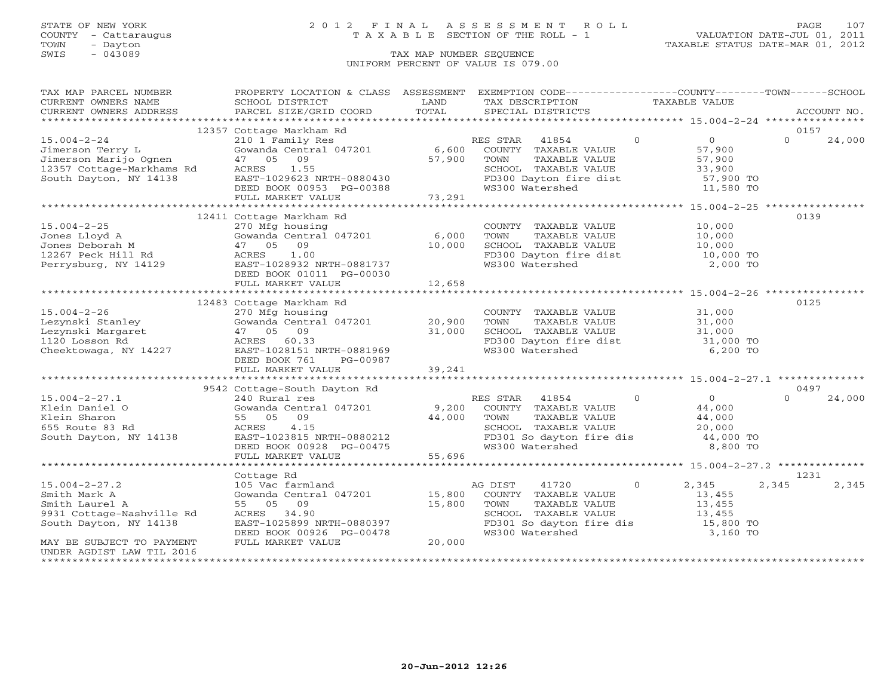STATE OF NEW YORK
COUNTY - Cattaraugus
TOWN - Dayton
SWIS - 043089

2012 FINAL ASSESSMENT ROLL
TAXABLE SECTION OF THE ROLL - 1
TAX MAP NUMBER SEQUENCE
UNIFORM PERCENT OF VALUE IS 079.00

VALUATION DATE-JUL 01, 2011
TAXABLE STATUS DATE-MAR 01, 2012

| TAX MAP PARCEL NUMBER / CURRENT OWNERS NAME / CURRENT OWNERS ADDRESS | PROPERTY LOCATION & CLASS / SCHOOL DISTRICT / PARCEL SIZE/GRID COORD | ASSESSMENT LAND / TOTAL | EXEMPTION CODE / TAX DESCRIPTION / SPECIAL DISTRICTS | COUNTY | TOWN | SCHOOL | ACCOUNT NO. |
|---|---|---|---|---|---|---|---|
| | 12357 Cottage Markham Rd | | | | | | 0157 |
| 15.004-2-24 | 210 1 Family Res | | RES STAR 41854 | 0 | 0 | 0 | 24,000 |
| Jimerson Terry L | Gowanda Central 047201 | 6,600 | COUNTY TAXABLE VALUE | 57,900 | | | |
| Jimerson Marijo Ognen | 47 05 09 | 57,900 | TOWN TAXABLE VALUE | 57,900 | | | |
| 12357 Cottage-Markhams Rd | ACRES 1.55 | | SCHOOL TAXABLE VALUE | 33,900 | | | |
| South Dayton, NY 14138 | EAST-1029623 NRTH-0880430 | | FD300 Dayton fire dist | 57,900 TO | | | |
| | DEED BOOK 00953 PG-00388 | | WS300 Watershed | 11,580 TO | | | |
| | FULL MARKET VALUE | 73,291 | | | | | |
| | 12411 Cottage Markham Rd | | | | | | 0139 |
| 15.004-2-25 | 270 Mfg housing | | COUNTY TAXABLE VALUE | 10,000 | | | |
| Jones Lloyd A | Gowanda Central 047201 | 6,000 | TOWN TAXABLE VALUE | 10,000 | | | |
| Jones Deborah M | 47 05 09 | 10,000 | SCHOOL TAXABLE VALUE | 10,000 | | | |
| 12267 Peck Hill Rd | ACRES 1.00 | | FD300 Dayton fire dist | 10,000 TO | | | |
| Perrysburg, NY 14129 | EAST-1028932 NRTH-0881737 | | WS300 Watershed | 2,000 TO | | | |
| | DEED BOOK 01011 PG-00030 | | | | | | |
| | FULL MARKET VALUE | 12,658 | | | | | |
| | 12483 Cottage Markham Rd | | | | | | 0125 |
| 15.004-2-26 | 270 Mfg housing | | COUNTY TAXABLE VALUE | 31,000 | | | |
| Lezynski Stanley | Gowanda Central 047201 | 20,900 | TOWN TAXABLE VALUE | 31,000 | | | |
| Lezynski Margaret | 47 05 09 | 31,000 | SCHOOL TAXABLE VALUE | 31,000 | | | |
| 1120 Losson Rd | ACRES 60.33 | | FD300 Dayton fire dist | 31,000 TO | | | |
| Cheektowaga, NY 14227 | EAST-1028151 NRTH-0881969 | | WS300 Watershed | 6,200 TO | | | |
| | DEED BOOK 761 PG-00987 | | | | | | |
| | FULL MARKET VALUE | 39,241 | | | | | |
| | 9542 Cottage-South Dayton Rd | | | | | | 0497 |
| 15.004-2-27.1 | 240 Rural res | | RES STAR 41854 | 0 | 0 | 0 | 24,000 |
| Klein Daniel O | Gowanda Central 047201 | 9,200 | COUNTY TAXABLE VALUE | 44,000 | | | |
| Klein Sharon | 55 05 09 | 44,000 | TOWN TAXABLE VALUE | 44,000 | | | |
| 655 Route 83 Rd | ACRES 4.15 | | SCHOOL TAXABLE VALUE | 20,000 | | | |
| South Dayton, NY 14138 | EAST-1023815 NRTH-0880212 | | FD301 So dayton fire dis | 44,000 TO | | | |
| | DEED BOOK 00928 PG-00475 | | WS300 Watershed | 8,800 TO | | | |
| | FULL MARKET VALUE | 55,696 | | | | | |
| | Cottage Rd | | | | | | 1231 |
| 15.004-2-27.2 | 105 Vac farmland | | AG DIST 41720 | 0 | 2,345 | 2,345 | 2,345 |
| Smith Mark A | Gowanda Central 047201 | 15,800 | COUNTY TAXABLE VALUE | 13,455 | | | |
| Smith Laurel A | 55 05 09 | 15,800 | TOWN TAXABLE VALUE | 13,455 | | | |
| 9931 Cottage-Nashville Rd | ACRES 34.90 | | SCHOOL TAXABLE VALUE | 13,455 | | | |
| South Dayton, NY 14138 | EAST-1025899 NRTH-0880397 | | FD301 So dayton fire dis | 15,800 TO | | | |
| | DEED BOOK 00926 PG-00478 | | WS300 Watershed | 3,160 TO | | | |
| MAY BE SUBJECT TO PAYMENT | FULL MARKET VALUE | 20,000 | | | | | |
| UNDER AGDIST LAW TIL 2016 | | | | | | | |

20-Jun-2012 12:26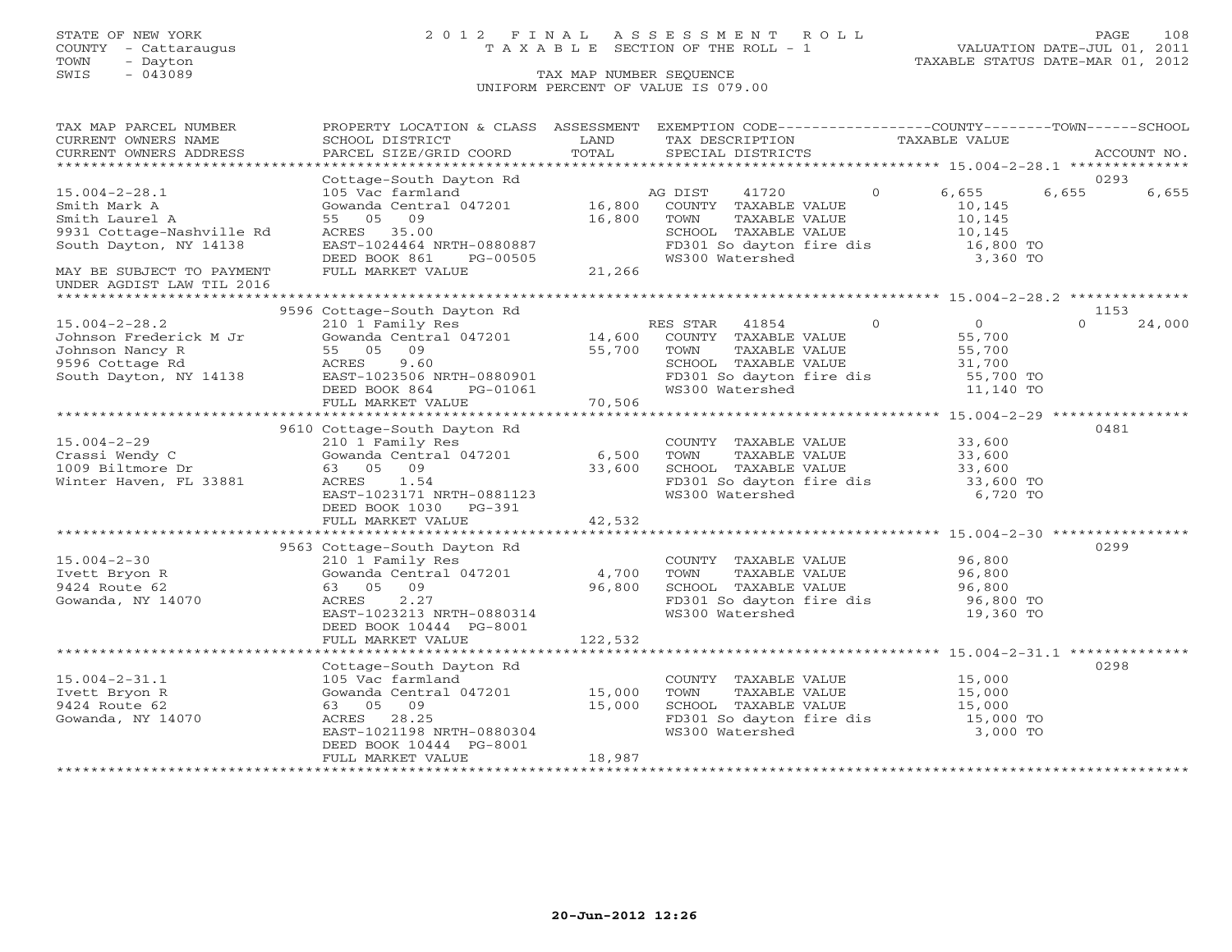STATE OF NEW YORK
COUNTY - Cattaraugus
TOWN - Dayton
SWIS - 043089

# 2012 FINAL ASSESSMENT ROLL
TAXABLE SECTION OF THE ROLL - 1

VALUATION DATE-JUL 01, 2011
TAXABLE STATUS DATE-MAR 01, 2012

TAX MAP NUMBER SEQUENCE
UNIFORM PERCENT OF VALUE IS 079.00

| TAX MAP PARCEL NUMBER / CURRENT OWNERS NAME / CURRENT OWNERS ADDRESS | PROPERTY LOCATION & CLASS / SCHOOL DISTRICT / PARCEL SIZE/GRID COORD | ASSESSMENT LAND / TOTAL | EXEMPTION CODE / TAX DESCRIPTION / SPECIAL DISTRICTS | COUNTY TAXABLE VALUE | TOWN | SCHOOL | ACCOUNT NO. |
|---|---|---|---|---|---|---|---|
| 15.004-2-28.1 | Cottage-South Dayton Rd | | | | | | 0293 |
| | 105 Vac farmland | | AG DIST 41720 0 | 6,655 | 6,655 | 6,655 | |
| Smith Mark A | Gowanda Central 047201 | 16,800 | COUNTY TAXABLE VALUE | 10,145 | | | |
| Smith Laurel A | 55 05 09 | 16,800 | TOWN TAXABLE VALUE | 10,145 | | | |
| 9931 Cottage-Nashville Rd | ACRES 35.00 | | SCHOOL TAXABLE VALUE | 10,145 | | | |
| South Dayton, NY 14138 | EAST-1024464 NRTH-0880887 | | FD301 So dayton fire dis | 16,800 TO | | | |
| | DEED BOOK 861 PG-00505 | | WS300 Watershed | 3,360 TO | | | |
| MAY BE SUBJECT TO PAYMENT UNDER AGDIST LAW TIL 2016 | FULL MARKET VALUE | 21,266 | | | | | |
| 15.004-2-28.2 | 9596 Cottage-South Dayton Rd | | | | | | 1153 |
| | 210 1 Family Res | | RES STAR 41854 0 | 0 | 0 | 24,000 | |
| Johnson Frederick M Jr | Gowanda Central 047201 | 14,600 | COUNTY TAXABLE VALUE | 55,700 | | | |
| Johnson Nancy R | 55 05 09 | 55,700 | TOWN TAXABLE VALUE | 55,700 | | | |
| 9596 Cottage Rd | ACRES 9.60 | | SCHOOL TAXABLE VALUE | 31,700 | | | |
| South Dayton, NY 14138 | EAST-1023506 NRTH-0880901 | | FD301 So dayton fire dis | 55,700 TO | | | |
| | DEED BOOK 864 PG-01061 | | WS300 Watershed | 11,140 TO | | | |
| | FULL MARKET VALUE | 70,506 | | | | | |
| 15.004-2-29 | 9610 Cottage-South Dayton Rd | | | | | | 0481 |
| | 210 1 Family Res | | COUNTY TAXABLE VALUE | 33,600 | | | |
| Crassi Wendy C | Gowanda Central 047201 | 6,500 | TOWN TAXABLE VALUE | 33,600 | | | |
| 1009 Biltmore Dr | 63 05 09 | 33,600 | SCHOOL TAXABLE VALUE | 33,600 | | | |
| Winter Haven, FL 33881 | ACRES 1.54 | | FD301 So dayton fire dis | 33,600 TO | | | |
| | EAST-1023171 NRTH-0881123 | | WS300 Watershed | 6,720 TO | | | |
| | DEED BOOK 1030 PG-391 | | | | | | |
| | FULL MARKET VALUE | 42,532 | | | | | |
| 15.004-2-30 | 9563 Cottage-South Dayton Rd | | | | | | 0299 |
| | 210 1 Family Res | | COUNTY TAXABLE VALUE | 96,800 | | | |
| Ivett Bryon R | Gowanda Central 047201 | 4,700 | TOWN TAXABLE VALUE | 96,800 | | | |
| 9424 Route 62 | 63 05 09 | 96,800 | SCHOOL TAXABLE VALUE | 96,800 | | | |
| Gowanda, NY 14070 | ACRES 2.27 | | FD301 So dayton fire dis | 96,800 TO | | | |
| | EAST-1023213 NRTH-0880314 | | WS300 Watershed | 19,360 TO | | | |
| | DEED BOOK 10444 PG-8001 | | | | | | |
| | FULL MARKET VALUE | 122,532 | | | | | |
| 15.004-2-31.1 | Cottage-South Dayton Rd | | | | | | 0298 |
| | 105 Vac farmland | | COUNTY TAXABLE VALUE | 15,000 | | | |
| Ivett Bryon R | Gowanda Central 047201 | 15,000 | TOWN TAXABLE VALUE | 15,000 | | | |
| 9424 Route 62 | 63 05 09 | 15,000 | SCHOOL TAXABLE VALUE | 15,000 | | | |
| Gowanda, NY 14070 | ACRES 28.25 | | FD301 So dayton fire dis | 15,000 TO | | | |
| | EAST-1021198 NRTH-0880304 | | WS300 Watershed | 3,000 TO | | | |
| | DEED BOOK 10444 PG-8001 | | | | | | |
| | FULL MARKET VALUE | 18,987 | | | | | |

20-Jun-2012 12:26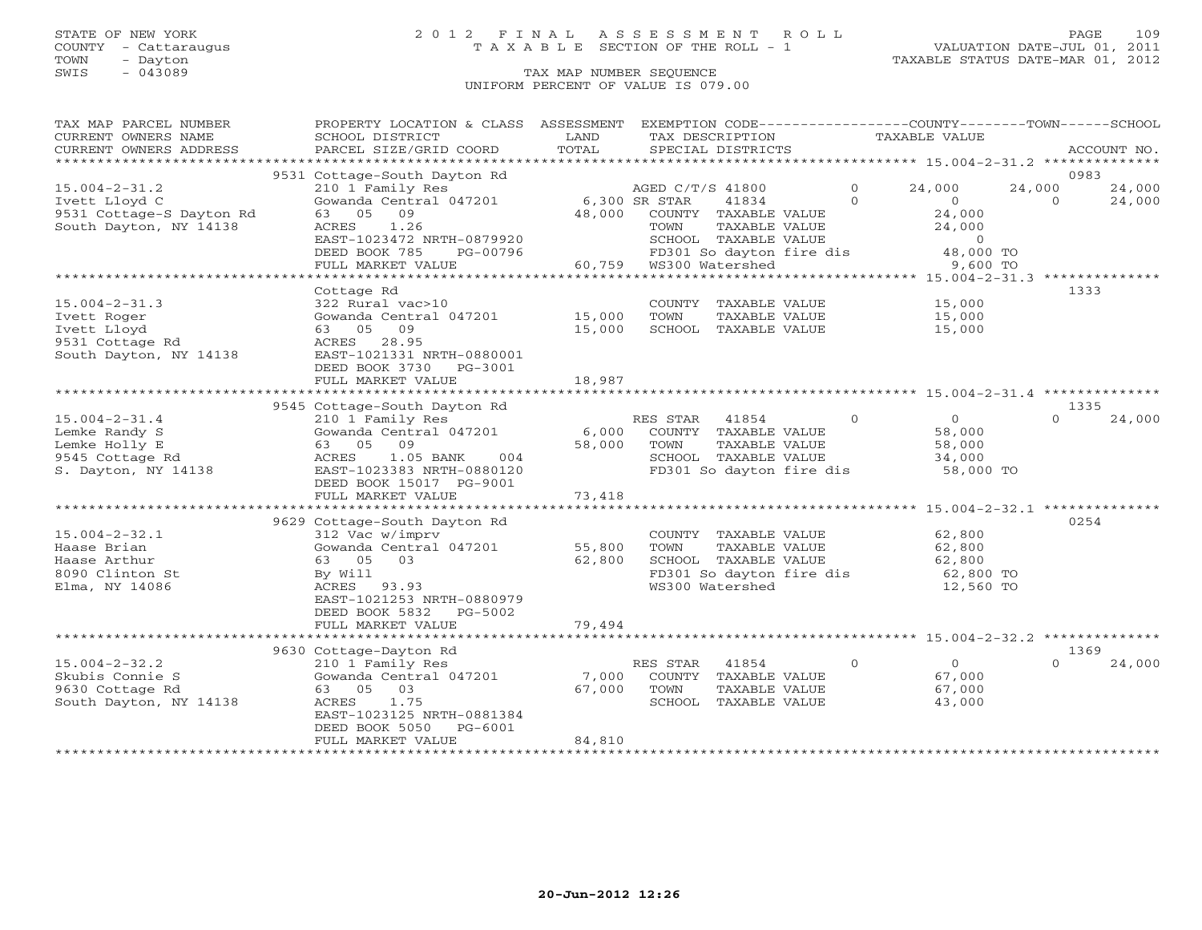STATE OF NEW YORK
COUNTY - Cattaraugus
TOWN - Dayton
SWIS - 043089

# 2012 FINAL ASSESSMENT ROLL
TAXABLE SECTION OF THE ROLL - 1

TAX MAP NUMBER SEQUENCE
UNIFORM PERCENT OF VALUE IS 079.00

VALUATION DATE-JUL 01, 2011
TAXABLE STATUS DATE-MAR 01, 2012

| TAX MAP PARCEL NUMBER / CURRENT OWNERS NAME / CURRENT OWNERS ADDRESS | PROPERTY LOCATION & CLASS / SCHOOL DISTRICT / PARCEL SIZE/GRID COORD | ASSESSMENT LAND / TOTAL | EXEMPTION CODE / TAX DESCRIPTION / SPECIAL DISTRICTS | COUNTY | TOWN | SCHOOL | ACCOUNT NO. |
|---|---|---|---|---|---|---|---|
| **15.004-2-31.2** | 9531 Cottage-South Dayton Rd | | | | | | 0983 |
| Ivett Lloyd C | 210 1 Family Res | | AGED C/T/S 41800 0 | 24,000 | 24,000 | 24,000 | |
| 9531 Cottage-S Dayton Rd | Gowanda Central 047201 | 6,300 | SR STAR 41834 0 | 0 | 0 | 24,000 | |
| South Dayton, NY 14138 | 63 05 09 | 48,000 | COUNTY TAXABLE VALUE | 24,000 | | | |
| | ACRES 1.26 | | TOWN TAXABLE VALUE | | 24,000 | | |
| | EAST-1023472 NRTH-0879920 | | SCHOOL TAXABLE VALUE | | | 0 | |
| | DEED BOOK 785 PG-00796 | | FD301 So dayton fire dis | 48,000 TO | | | |
| | FULL MARKET VALUE | 60,759 | WS300 Watershed | 9,600 TO | | | |
| **15.004-2-31.3** | Cottage Rd | | | | | | 1333 |
| Ivett Roger | 322 Rural vac>10 | | COUNTY TAXABLE VALUE | 15,000 | | | |
| Ivett Lloyd | Gowanda Central 047201 | 15,000 | TOWN TAXABLE VALUE | | 15,000 | | |
| 9531 Cottage Rd | 63 05 09 | 15,000 | SCHOOL TAXABLE VALUE | | | 15,000 | |
| South Dayton, NY 14138 | ACRES 28.95 | | | | | | |
| | EAST-1021331 NRTH-0880001 | | | | | | |
| | DEED BOOK 3730 PG-3001 | | | | | | |
| | FULL MARKET VALUE | 18,987 | | | | | |
| **15.004-2-31.4** | 9545 Cottage-South Dayton Rd | | | | | | 1335 |
| Lemke Randy S | 210 1 Family Res | | RES STAR 41854 0 | 0 | 0 | 24,000 | |
| Lemke Holly E | Gowanda Central 047201 | 6,000 | COUNTY TAXABLE VALUE | 58,000 | | | |
| 9545 Cottage Rd | 63 05 09 | 58,000 | TOWN TAXABLE VALUE | | 58,000 | | |
| S. Dayton, NY 14138 | ACRES 1.05 BANK 004 | | SCHOOL TAXABLE VALUE | | | 34,000 | |
| | EAST-1023383 NRTH-0880120 | | FD301 So dayton fire dis | 58,000 TO | | | |
| | DEED BOOK 15017 PG-9001 | | | | | | |
| | FULL MARKET VALUE | 73,418 | | | | | |
| **15.004-2-32.1** | 9629 Cottage-South Dayton Rd | | | | | | 0254 |
| Haase Brian | 312 Vac w/imprv | | COUNTY TAXABLE VALUE | 62,800 | | | |
| Haase Arthur | Gowanda Central 047201 | 55,800 | TOWN TAXABLE VALUE | | 62,800 | | |
| 8090 Clinton St | 63 05 03 | 62,800 | SCHOOL TAXABLE VALUE | | | 62,800 | |
| Elma, NY 14086 | By Will | | FD301 So dayton fire dis | 62,800 TO | | | |
| | ACRES 93.93 | | WS300 Watershed | 12,560 TO | | | |
| | EAST-1021253 NRTH-0880979 | | | | | | |
| | DEED BOOK 5832 PG-5002 | | | | | | |
| | FULL MARKET VALUE | 79,494 | | | | | |
| **15.004-2-32.2** | 9630 Cottage-Dayton Rd | | | | | | 1369 |
| Skubis Connie S | 210 1 Family Res | | RES STAR 41854 0 | 0 | 0 | 24,000 | |
| 9630 Cottage Rd | Gowanda Central 047201 | 7,000 | COUNTY TAXABLE VALUE | 67,000 | | | |
| South Dayton, NY 14138 | 63 05 03 | 67,000 | TOWN TAXABLE VALUE | | 67,000 | | |
| | ACRES 1.75 | | SCHOOL TAXABLE VALUE | | | 43,000 | |
| | EAST-1023125 NRTH-0881384 | | | | | | |
| | DEED BOOK 5050 PG-6001 | | | | | | |
| | FULL MARKET VALUE | 84,810 | | | | | |

20-Jun-2012 12:26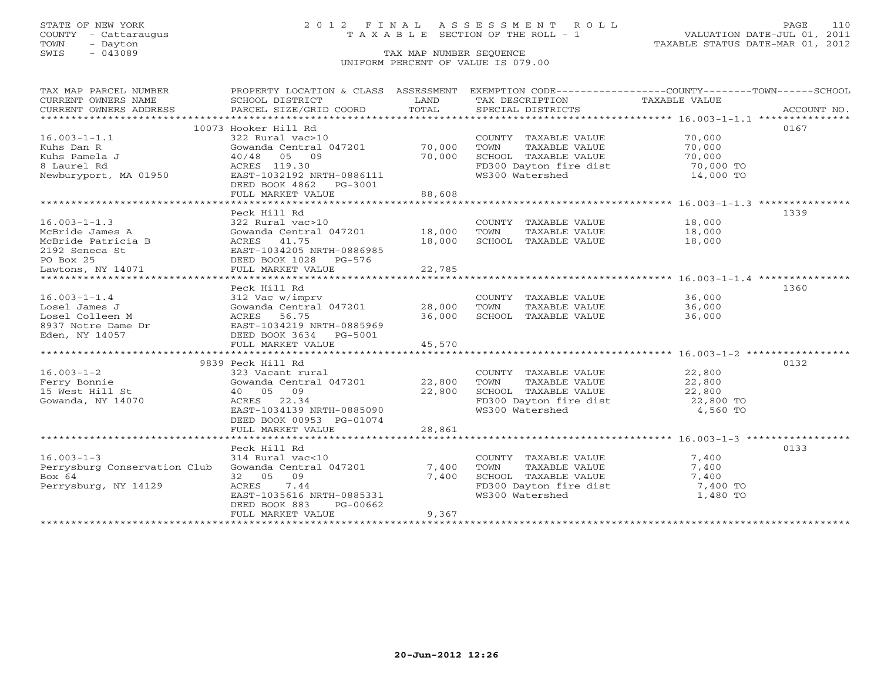STATE OF NEW YORK
COUNTY - Cattaraugus
TOWN - Dayton
SWIS - 043089

# 2012 FINAL ASSESSMENT ROLL

TAXABLE SECTION OF THE ROLL - 1

TAX MAP NUMBER SEQUENCE

UNIFORM PERCENT OF VALUE IS 079.00

VALUATION DATE-JUL 01, 2011
TAXABLE STATUS DATE-MAR 01, 2012

| TAX MAP PARCEL NUMBER / CURRENT OWNERS NAME / CURRENT OWNERS ADDRESS | PROPERTY LOCATION & CLASS / SCHOOL DISTRICT / PARCEL SIZE/GRID COORD | ASSESSMENT LAND | TOTAL | EXEMPTION CODE / TAX DESCRIPTION / SPECIAL DISTRICTS | TAXABLE VALUE (COUNTY/TOWN/SCHOOL) | ACCOUNT NO. |
|---|---|---|---|---|---|---|
| 16.003-1-1.1 | 10073 Hooker Hill Rd | | | | | 0167 |
| 16.003-1-1.1 | 322 Rural vac>10 | | | COUNTY TAXABLE VALUE | 70,000 | |
| Kuhs Dan R | Gowanda Central 047201 | 70,000 | | TOWN TAXABLE VALUE | 70,000 | |
| Kuhs Pamela J | 40/48 05 09 | | 70,000 | SCHOOL TAXABLE VALUE | 70,000 | |
| 8 Laurel Rd | ACRES 119.30 | | | FD300 Dayton fire dist | 70,000 TO | |
| Newburyport, MA 01950 | EAST-1032192 NRTH-0886111 | | | WS300 Watershed | 14,000 TO | |
| | DEED BOOK 4862 PG-3001 | | | | | |
| | FULL MARKET VALUE | | 88,608 | | | |
| 16.003-1-1.3 | Peck Hill Rd | | | | | 1339 |
| 16.003-1-1.3 | 322 Rural vac>10 | | | COUNTY TAXABLE VALUE | 18,000 | |
| McBride James A | Gowanda Central 047201 | 18,000 | | TOWN TAXABLE VALUE | 18,000 | |
| McBride Patricia B | ACRES 41.75 | | 18,000 | SCHOOL TAXABLE VALUE | 18,000 | |
| 2192 Seneca St | EAST-1034205 NRTH-0886985 | | | | | |
| PO Box 25 | DEED BOOK 1028 PG-576 | | | | | |
| Lawtons, NY 14071 | FULL MARKET VALUE | | 22,785 | | | |
| 16.003-1-1.4 | Peck Hill Rd | | | | | 1360 |
| 16.003-1-1.4 | 312 Vac w/imprv | | | COUNTY TAXABLE VALUE | 36,000 | |
| Losel James J | Gowanda Central 047201 | 28,000 | | TOWN TAXABLE VALUE | 36,000 | |
| Losel Colleen M | ACRES 56.75 | | 36,000 | SCHOOL TAXABLE VALUE | 36,000 | |
| 8937 Notre Dame Dr | EAST-1034219 NRTH-0885969 | | | | | |
| Eden, NY 14057 | DEED BOOK 3634 PG-5001 | | | | | |
| | FULL MARKET VALUE | | 45,570 | | | |
| 16.003-1-2 | 9839 Peck Hill Rd | | | | | 0132 |
| 16.003-1-2 | 323 Vacant rural | | | COUNTY TAXABLE VALUE | 22,800 | |
| Ferry Bonnie | Gowanda Central 047201 | 22,800 | | TOWN TAXABLE VALUE | 22,800 | |
| 15 West Hill St | 40 05 09 | | 22,800 | SCHOOL TAXABLE VALUE | 22,800 | |
| Gowanda, NY 14070 | ACRES 22.34 | | | FD300 Dayton fire dist | 22,800 TO | |
| | EAST-1034139 NRTH-0885090 | | | WS300 Watershed | 4,560 TO | |
| | DEED BOOK 00953 PG-01074 | | | | | |
| | FULL MARKET VALUE | | 28,861 | | | |
| 16.003-1-3 | Peck Hill Rd | | | | | 0133 |
| 16.003-1-3 | 314 Rural vac<10 | | | COUNTY TAXABLE VALUE | 7,400 | |
| Perrysburg Conservation Club | Gowanda Central 047201 | 7,400 | | TOWN TAXABLE VALUE | 7,400 | |
| Box 64 | 32 05 09 | | 7,400 | SCHOOL TAXABLE VALUE | 7,400 | |
| Perrysburg, NY 14129 | ACRES 7.44 | | | FD300 Dayton fire dist | 7,400 TO | |
| | EAST-1035616 NRTH-0885331 | | | WS300 Watershed | 1,480 TO | |
| | DEED BOOK 883 PG-00662 | | | | | |
| | FULL MARKET VALUE | | 9,367 | | | |

20-Jun-2012 12:26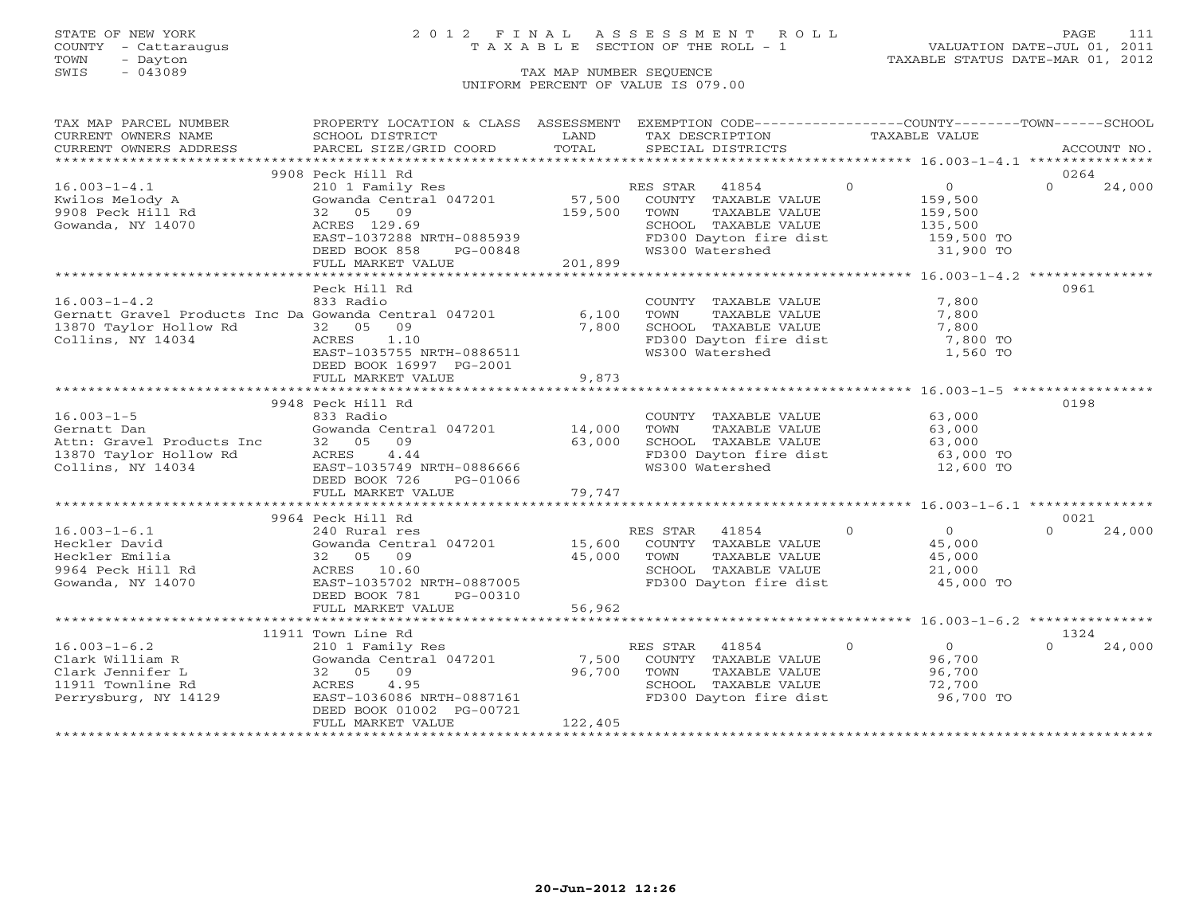STATE OF NEW YORK
COUNTY - Cattaraugus
TOWN - Dayton
SWIS - 043089

# 2012 FINAL ASSESSMENT ROLL
TAXABLE SECTION OF THE ROLL - 1

VALUATION DATE-JUL 01, 2011
TAXABLE STATUS DATE-MAR 01, 2012

TAX MAP NUMBER SEQUENCE
UNIFORM PERCENT OF VALUE IS 079.00

| TAX MAP PARCEL NUMBER / CURRENT OWNERS NAME / CURRENT OWNERS ADDRESS | PROPERTY LOCATION & CLASS / SCHOOL DISTRICT / PARCEL SIZE/GRID COORD | ASSESSMENT LAND / TOTAL | EXEMPTION CODE / TAX DESCRIPTION / SPECIAL DISTRICTS | COUNTY | TOWN | SCHOOL | ACCOUNT NO. |
|---|---|---|---|---|---|---|---|
| 16.003-1-4.1 | 9908 Peck Hill Rd | | | | | | 0264 |
| Kwilos Melody A | 210 1 Family Res | | RES STAR 41854 | 0 | 0 | 24,000 | |
| 9908 Peck Hill Rd | Gowanda Central 047201 | 57,500 | COUNTY TAXABLE VALUE | 159,500 | | | |
| Gowanda, NY 14070 | 32 05 09 | 159,500 | TOWN TAXABLE VALUE | | 159,500 | | |
| | ACRES 129.69 | | SCHOOL TAXABLE VALUE | | | 135,500 | |
| | EAST-1037288 NRTH-0885939 | | FD300 Dayton fire dist | 159,500 TO | | | |
| | DEED BOOK 858 PG-00848 | | WS300 Watershed | 31,900 TO | | | |
| | FULL MARKET VALUE | 201,899 | | | | | |
| 16.003-1-4.2 | Peck Hill Rd | | | | | | 0961 |
| Gernatt Gravel Products Inc Da | 833 Radio | | COUNTY TAXABLE VALUE | 7,800 | | | |
| 13870 Taylor Hollow Rd | Gowanda Central 047201 | 6,100 | TOWN TAXABLE VALUE | | 7,800 | | |
| Collins, NY 14034 | 32 05 09 | 7,800 | SCHOOL TAXABLE VALUE | | | 7,800 | |
| | ACRES 1.10 | | FD300 Dayton fire dist | 7,800 TO | | | |
| | EAST-1035755 NRTH-0886511 | | WS300 Watershed | 1,560 TO | | | |
| | DEED BOOK 16997 PG-2001 | | | | | | |
| | FULL MARKET VALUE | 9,873 | | | | | |
| 16.003-1-5 | 9948 Peck Hill Rd | | | | | | 0198 |
| Gernatt Dan | 833 Radio | | COUNTY TAXABLE VALUE | 63,000 | | | |
| Attn: Gravel Products Inc | Gowanda Central 047201 | 14,000 | TOWN TAXABLE VALUE | | 63,000 | | |
| 13870 Taylor Hollow Rd | 32 05 09 | 63,000 | SCHOOL TAXABLE VALUE | | | 63,000 | |
| Collins, NY 14034 | ACRES 4.44 | | FD300 Dayton fire dist | 63,000 TO | | | |
| | EAST-1035749 NRTH-0886666 | | WS300 Watershed | 12,600 TO | | | |
| | DEED BOOK 726 PG-01066 | | | | | | |
| | FULL MARKET VALUE | 79,747 | | | | | |
| 16.003-1-6.1 | 9964 Peck Hill Rd | | | | | | 0021 |
| Heckler David | 240 Rural res | | RES STAR 41854 | 0 | 0 | 24,000 | |
| Heckler Emilia | Gowanda Central 047201 | 15,600 | COUNTY TAXABLE VALUE | 45,000 | | | |
| 9964 Peck Hill Rd | 32 05 09 | 45,000 | TOWN TAXABLE VALUE | | 45,000 | | |
| Gowanda, NY 14070 | ACRES 10.60 | | SCHOOL TAXABLE VALUE | | | 21,000 | |
| | EAST-1035702 NRTH-0887005 | | FD300 Dayton fire dist | 45,000 TO | | | |
| | DEED BOOK 781 PG-00310 | | | | | | |
| | FULL MARKET VALUE | 56,962 | | | | | |
| 16.003-1-6.2 | 11911 Town Line Rd | | | | | | 1324 |
| Clark William R | 210 1 Family Res | | RES STAR 41854 | 0 | 0 | 24,000 | |
| Clark Jennifer L | Gowanda Central 047201 | 7,500 | COUNTY TAXABLE VALUE | 96,700 | | | |
| 11911 Townline Rd | 32 05 09 | 96,700 | TOWN TAXABLE VALUE | | 96,700 | | |
| Perrysburg, NY 14129 | ACRES 4.95 | | SCHOOL TAXABLE VALUE | | | 72,700 | |
| | EAST-1036086 NRTH-0887161 | | FD300 Dayton fire dist | 96,700 TO | | | |
| | DEED BOOK 01002 PG-00721 | | | | | | |
| | FULL MARKET VALUE | 122,405 | | | | | |

20-Jun-2012 12:26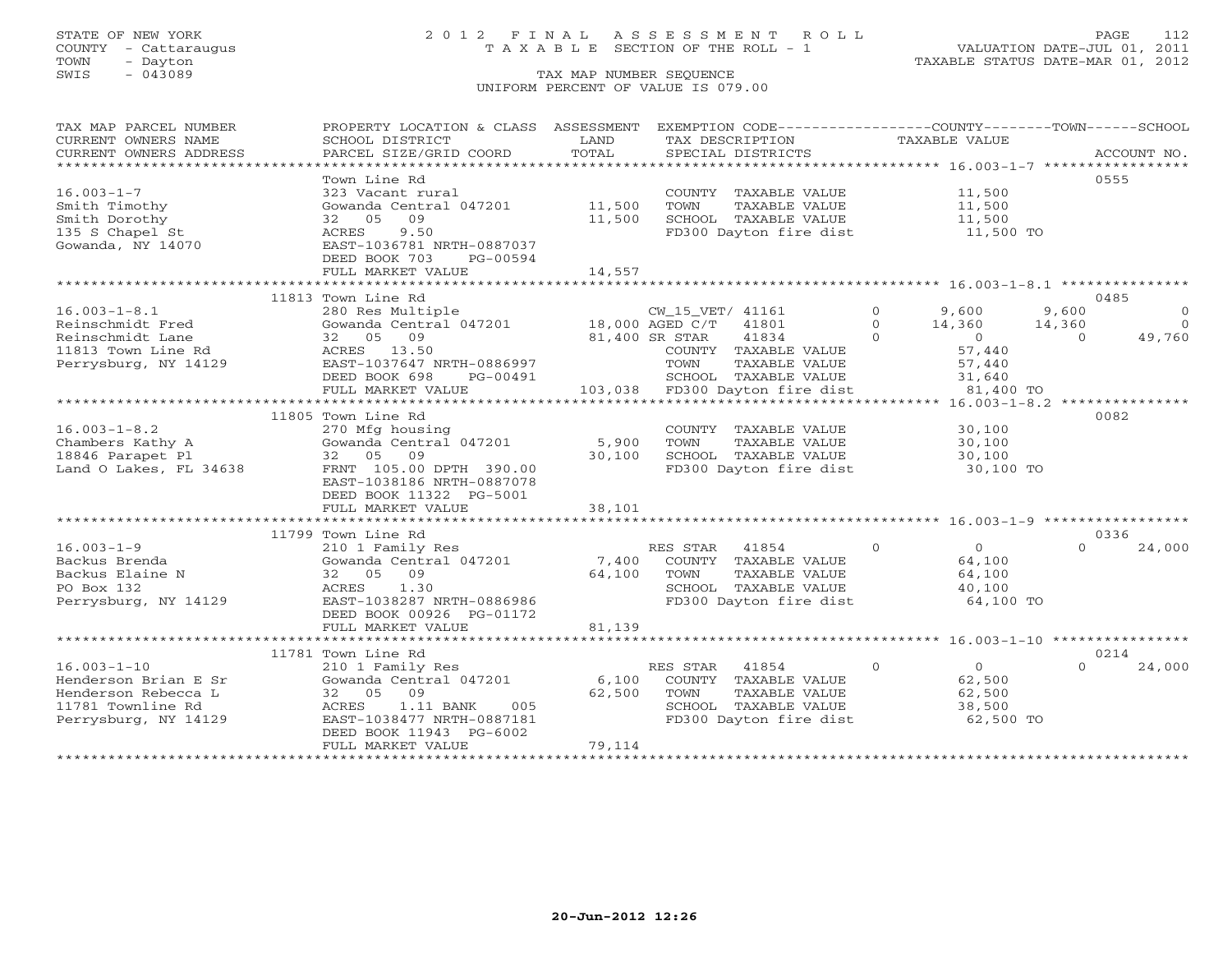STATE OF NEW YORK
COUNTY - Cattaraugus
TOWN - Dayton
SWIS - 043089

# 2012 FINAL ASSESSMENT ROLL
TAXABLE SECTION OF THE ROLL - 1

VALUATION DATE-JUL 01, 2011
TAXABLE STATUS DATE-MAR 01, 2012

TAX MAP NUMBER SEQUENCE
UNIFORM PERCENT OF VALUE IS 079.00

| TAX MAP PARCEL NUMBER / CURRENT OWNERS NAME / CURRENT OWNERS ADDRESS | PROPERTY LOCATION & CLASS / SCHOOL DISTRICT / PARCEL SIZE/GRID COORD | ASSESSMENT LAND / TOTAL | EXEMPTION CODE / TAX DESCRIPTION / SPECIAL DISTRICTS | COUNTY TAXABLE VALUE | TOWN | SCHOOL | ACCOUNT NO. |
|---|---|---|---|---|---|---|---|
| **16.003-1-7** | Town Line Rd | | | | | | 0555 |
| Smith Timothy | 323 Vacant rural | | COUNTY TAXABLE VALUE | 11,500 | | | |
| Smith Dorothy | Gowanda Central 047201 | 11,500 | TOWN TAXABLE VALUE | 11,500 | | | |
| 135 S Chapel St | 32 05 09 | 11,500 | SCHOOL TAXABLE VALUE | 11,500 | | | |
| Gowanda, NY 14070 | ACRES 9.50 | | FD300 Dayton fire dist | 11,500 TO | | | |
| | EAST-1036781 NRTH-0887037 | | | | | | |
| | DEED BOOK 703 PG-00594 | | | | | | |
| | FULL MARKET VALUE | 14,557 | | | | | |
| **16.003-1-8.1** | 11813 Town Line Rd | | | | | | 0485 |
| Reinschmidt Fred | 280 Res Multiple | | CW_15_VET/ 41161 0 | 9,600 | 9,600 | 0 | |
| Reinschmidt Lane | Gowanda Central 047201 | 18,000 | AGED C/T 41801 0 | 14,360 | 14,360 | 0 | |
| 11813 Town Line Rd | 32 05 09 | 81,400 | SR STAR 41834 0 | 0 | 0 | 49,760 | |
| Perrysburg, NY 14129 | ACRES 13.50 | | COUNTY TAXABLE VALUE | 57,440 | | | |
| | EAST-1037647 NRTH-0886997 | | TOWN TAXABLE VALUE | 57,440 | | | |
| | DEED BOOK 698 PG-00491 | | SCHOOL TAXABLE VALUE | 31,640 | | | |
| | FULL MARKET VALUE | 103,038 | FD300 Dayton fire dist | 81,400 TO | | | |
| **16.003-1-8.2** | 11805 Town Line Rd | | | | | | 0082 |
| Chambers Kathy A | 270 Mfg housing | | COUNTY TAXABLE VALUE | 30,100 | | | |
| 18846 Parapet Pl | Gowanda Central 047201 | 5,900 | TOWN TAXABLE VALUE | 30,100 | | | |
| Land O Lakes, FL 34638 | 32 05 09 | 30,100 | SCHOOL TAXABLE VALUE | 30,100 | | | |
| | FRNT 105.00 DPTH 390.00 | | FD300 Dayton fire dist | 30,100 TO | | | |
| | EAST-1038186 NRTH-0887078 | | | | | | |
| | DEED BOOK 11322 PG-5001 | | | | | | |
| | FULL MARKET VALUE | 38,101 | | | | | |
| **16.003-1-9** | 11799 Town Line Rd | | | | | | 0336 |
| Backus Brenda | 210 1 Family Res | | RES STAR 41854 0 | 0 | 0 | 24,000 | |
| Backus Elaine N | Gowanda Central 047201 | 7,400 | COUNTY TAXABLE VALUE | 64,100 | | | |
| PO Box 132 | 32 05 09 | 64,100 | TOWN TAXABLE VALUE | 64,100 | | | |
| Perrysburg, NY 14129 | ACRES 1.30 | | SCHOOL TAXABLE VALUE | 40,100 | | | |
| | EAST-1038287 NRTH-0886986 | | FD300 Dayton fire dist | 64,100 TO | | | |
| | DEED BOOK 00926 PG-01172 | | | | | | |
| | FULL MARKET VALUE | 81,139 | | | | | |
| **16.003-1-10** | 11781 Town Line Rd | | | | | | 0214 |
| Henderson Brian E Sr | 210 1 Family Res | | RES STAR 41854 0 | 0 | 0 | 24,000 | |
| Henderson Rebecca L | Gowanda Central 047201 | 6,100 | COUNTY TAXABLE VALUE | 62,500 | | | |
| 11781 Townline Rd | 32 05 09 | 62,500 | TOWN TAXABLE VALUE | 62,500 | | | |
| Perrysburg, NY 14129 | ACRES 1.11 BANK 005 | | SCHOOL TAXABLE VALUE | 38,500 | | | |
| | EAST-1038477 NRTH-0887181 | | FD300 Dayton fire dist | 62,500 TO | | | |
| | DEED BOOK 11943 PG-6002 | | | | | | |
| | FULL MARKET VALUE | 79,114 | | | | | |

20-Jun-2012 12:26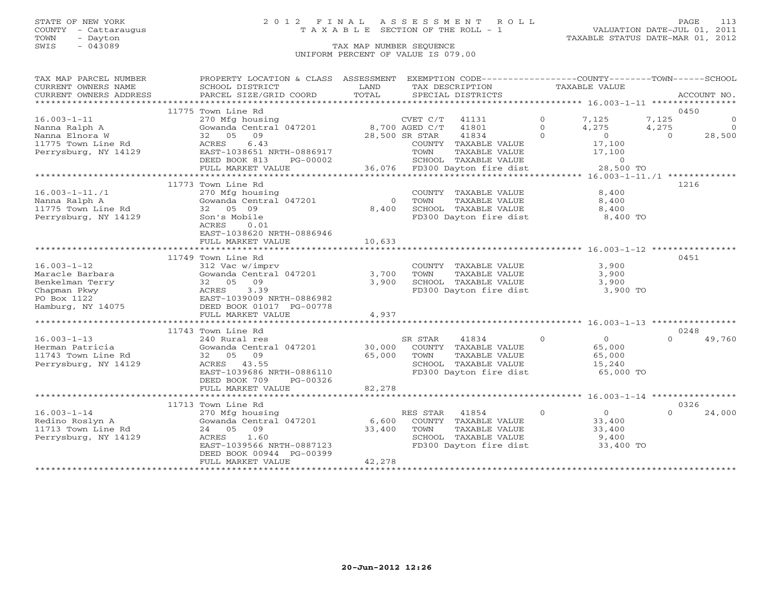STATE OF NEW YORK
COUNTY - Cattaraugus
TOWN - Dayton
SWIS - 043089

# 2012 FINAL ASSESSMENT ROLL

TAXABLE SECTION OF THE ROLL - 1

VALUATION DATE-JUL 01, 2011
TAXABLE STATUS DATE-MAR 01, 2012

TAX MAP NUMBER SEQUENCE
UNIFORM PERCENT OF VALUE IS 079.00

| TAX MAP PARCEL NUMBER / CURRENT OWNERS NAME / CURRENT OWNERS ADDRESS | PROPERTY LOCATION & CLASS / SCHOOL DISTRICT / PARCEL SIZE/GRID COORD | ASSESSMENT LAND | TOTAL | EXEMPTION CODE / TAX DESCRIPTION / SPECIAL DISTRICTS | COUNTY TAXABLE VALUE | TOWN | SCHOOL | ACCOUNT NO. |
|---|---|---|---|---|---|---|---|---|
| | 11775 Town Line Rd | | | | | | | 0450 |
| 16.003-1-11 | 270 Mfg housing | | | CVET C/T 41131 0 | 7,125 | 7,125 | 0 | |
| Nanna Ralph A | Gowanda Central 047201 | 8,700 | | AGED C/T 41801 0 | 4,275 | 4,275 | 0 | |
| Nanna Elnora W | 32 05 09 | | 28,500 | SR STAR 41834 0 | 0 | 0 | 28,500 | |
| 11775 Town Line Rd | ACRES 6.43 | | | COUNTY TAXABLE VALUE | 17,100 | | | |
| Perrysburg, NY 14129 | EAST-1038651 NRTH-0886917 | | | TOWN TAXABLE VALUE | 17,100 | | | |
| | DEED BOOK 813 PG-00002 | | | SCHOOL TAXABLE VALUE | 0 | | | |
| | FULL MARKET VALUE | | 36,076 | FD300 Dayton fire dist | 28,500 TO | | | |
| | 11773 Town Line Rd | | | | | | | 1216 |
| 16.003-1-11./1 | 270 Mfg housing | | | COUNTY TAXABLE VALUE | 8,400 | | | |
| Nanna Ralph A | Gowanda Central 047201 | 0 | | TOWN TAXABLE VALUE | 8,400 | | | |
| 11775 Town Line Rd | 32 05 09 | | 8,400 | SCHOOL TAXABLE VALUE | 8,400 | | | |
| Perrysburg, NY 14129 | Son's Mobile | | | FD300 Dayton fire dist | 8,400 TO | | | |
| | ACRES 0.01 | | | | | | | |
| | EAST-1038620 NRTH-0886946 | | | | | | | |
| | FULL MARKET VALUE | | 10,633 | | | | | |
| | 11749 Town Line Rd | | | | | | | 0451 |
| 16.003-1-12 | 312 Vac w/imprv | | | COUNTY TAXABLE VALUE | 3,900 | | | |
| Maracle Barbara | Gowanda Central 047201 | 3,700 | | TOWN TAXABLE VALUE | 3,900 | | | |
| Benkelman Terry | 32 05 09 | | 3,900 | SCHOOL TAXABLE VALUE | 3,900 | | | |
| Chapman Pkwy | ACRES 3.39 | | | FD300 Dayton fire dist | 3,900 TO | | | |
| PO Box 1122 | EAST-1039009 NRTH-0886982 | | | | | | | |
| Hamburg, NY 14075 | DEED BOOK 01017 PG-00778 | | | | | | | |
| | FULL MARKET VALUE | | 4,937 | | | | | |
| | 11743 Town Line Rd | | | | | | | 0248 |
| 16.003-1-13 | 240 Rural res | | | SR STAR 41834 0 | 0 | 0 | 49,760 | |
| Herman Patricia | Gowanda Central 047201 | 30,000 | | COUNTY TAXABLE VALUE | 65,000 | | | |
| 11743 Town Line Rd | 32 05 09 | | 65,000 | TOWN TAXABLE VALUE | 65,000 | | | |
| Perrysburg, NY 14129 | ACRES 43.55 | | | SCHOOL TAXABLE VALUE | 15,240 | | | |
| | EAST-1039686 NRTH-0886110 | | | FD300 Dayton fire dist | 65,000 TO | | | |
| | DEED BOOK 709 PG-00326 | | | | | | | |
| | FULL MARKET VALUE | | 82,278 | | | | | |
| | 11713 Town Line Rd | | | | | | | 0326 |
| 16.003-1-14 | 270 Mfg housing | | | RES STAR 41854 0 | 0 | 0 | 24,000 | |
| Redino Roslyn A | Gowanda Central 047201 | 6,600 | | COUNTY TAXABLE VALUE | 33,400 | | | |
| 11713 Town Line Rd | 24 05 09 | | 33,400 | TOWN TAXABLE VALUE | 33,400 | | | |
| Perrysburg, NY 14129 | ACRES 1.60 | | | SCHOOL TAXABLE VALUE | 9,400 | | | |
| | EAST-1039566 NRTH-0887123 | | | FD300 Dayton fire dist | 33,400 TO | | | |
| | DEED BOOK 00944 PG-00399 | | | | | | | |
| | FULL MARKET VALUE | | 42,278 | | | | | |

20-Jun-2012 12:26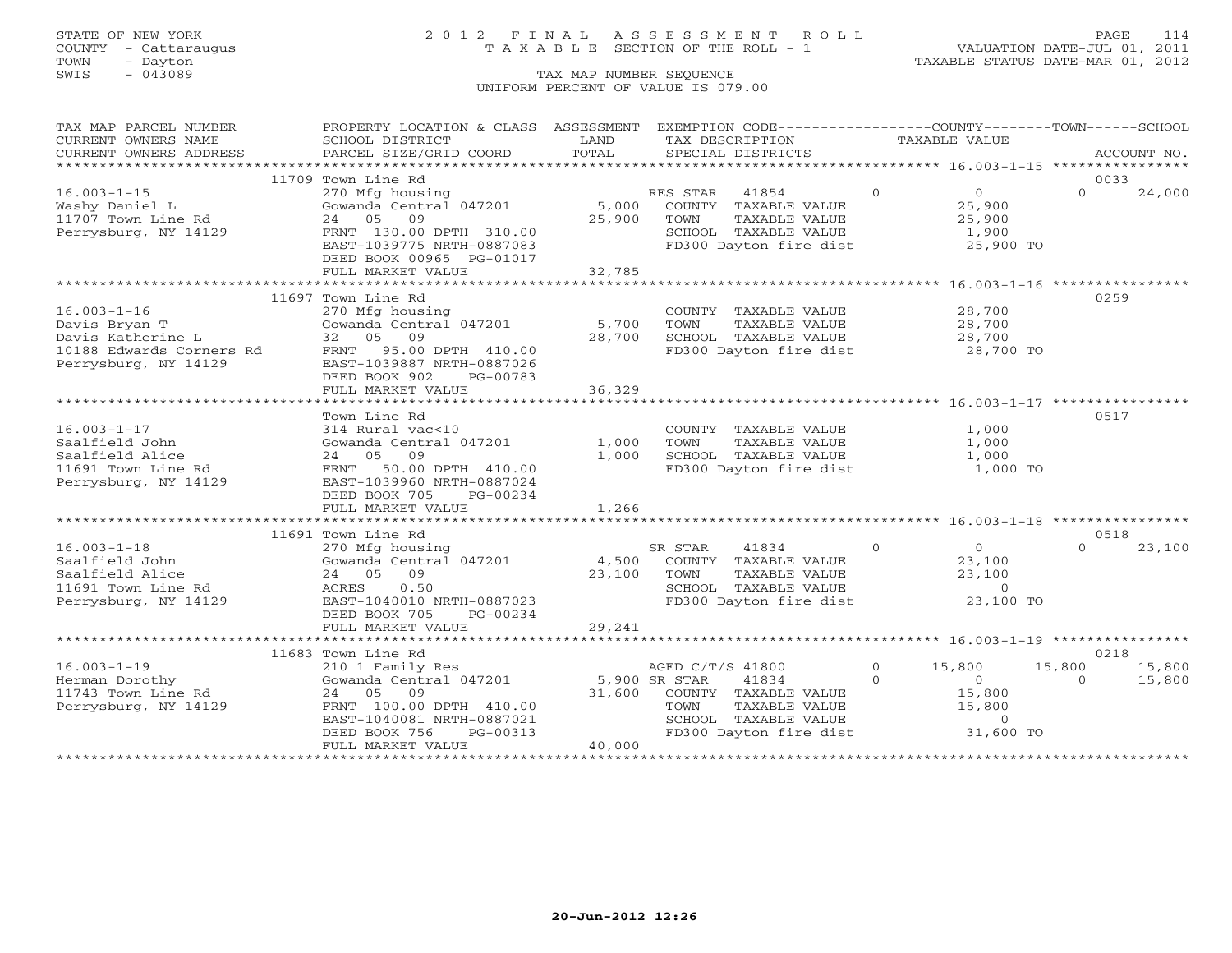STATE OF NEW YORK
COUNTY - Cattaraugus
TOWN - Dayton
SWIS - 043089

# 2012 FINAL ASSESSMENT ROLL

TAXABLE SECTION OF THE ROLL - 1

TAX MAP NUMBER SEQUENCE
UNIFORM PERCENT OF VALUE IS 079.00

VALUATION DATE-JUL 01, 2011
TAXABLE STATUS DATE-MAR 01, 2012

| TAX MAP PARCEL NUMBER / CURRENT OWNERS NAME / CURRENT OWNERS ADDRESS | PROPERTY LOCATION & CLASS / SCHOOL DISTRICT / PARCEL SIZE/GRID COORD | ASSESSMENT LAND / TOTAL | EXEMPTION CODE / TAX DESCRIPTION / SPECIAL DISTRICTS | COUNTY TAXABLE VALUE | TOWN | SCHOOL | ACCOUNT NO. |
|---|---|---|---|---|---|---|---|
| | 11709 Town Line Rd | | | | | | 0033 |
| 16.003-1-15 | 270 Mfg housing | | RES STAR 41854 | 0 | 0 | 24,000 | |
| Washy Daniel L | Gowanda Central 047201 | 5,000 | COUNTY TAXABLE VALUE | 25,900 | | | |
| 11707 Town Line Rd | 24 05 09 | 25,900 | TOWN TAXABLE VALUE | 25,900 | | | |
| Perrysburg, NY 14129 | FRNT 130.00 DPTH 310.00 | | SCHOOL TAXABLE VALUE | 1,900 | | | |
| | EAST-1039775 NRTH-0887083 | | FD300 Dayton fire dist | 25,900 TO | | | |
| | DEED BOOK 00965 PG-01017 | | | | | | |
| | FULL MARKET VALUE | 32,785 | | | | | |
| | 11697 Town Line Rd | | | | | | 0259 |
| 16.003-1-16 | 270 Mfg housing | | COUNTY TAXABLE VALUE | 28,700 | | | |
| Davis Bryan T | Gowanda Central 047201 | 5,700 | TOWN TAXABLE VALUE | 28,700 | | | |
| Davis Katherine L | 32 05 09 | 28,700 | SCHOOL TAXABLE VALUE | 28,700 | | | |
| 10188 Edwards Corners Rd | FRNT 95.00 DPTH 410.00 | | FD300 Dayton fire dist | 28,700 TO | | | |
| Perrysburg, NY 14129 | EAST-1039887 NRTH-0887026 | | | | | | |
| | DEED BOOK 902 PG-00783 | | | | | | |
| | FULL MARKET VALUE | 36,329 | | | | | |
| | Town Line Rd | | | | | | 0517 |
| 16.003-1-17 | 314 Rural vac<10 | | COUNTY TAXABLE VALUE | 1,000 | | | |
| Saalfield John | Gowanda Central 047201 | 1,000 | TOWN TAXABLE VALUE | 1,000 | | | |
| Saalfield Alice | 24 05 09 | 1,000 | SCHOOL TAXABLE VALUE | 1,000 | | | |
| 11691 Town Line Rd | FRNT 50.00 DPTH 410.00 | | FD300 Dayton fire dist | 1,000 TO | | | |
| Perrysburg, NY 14129 | EAST-1039960 NRTH-0887024 | | | | | | |
| | DEED BOOK 705 PG-00234 | | | | | | |
| | FULL MARKET VALUE | 1,266 | | | | | |
| | 11691 Town Line Rd | | | | | | 0518 |
| 16.003-1-18 | 270 Mfg housing | | SR STAR 41834 | 0 | 0 | 23,100 | |
| Saalfield John | Gowanda Central 047201 | 4,500 | COUNTY TAXABLE VALUE | 23,100 | | | |
| Saalfield Alice | 24 05 09 | 23,100 | TOWN TAXABLE VALUE | 23,100 | | | |
| 11691 Town Line Rd | ACRES 0.50 | | SCHOOL TAXABLE VALUE | 0 | | | |
| Perrysburg, NY 14129 | EAST-1040010 NRTH-0887023 | | FD300 Dayton fire dist | 23,100 TO | | | |
| | DEED BOOK 705 PG-00234 | | | | | | |
| | FULL MARKET VALUE | 29,241 | | | | | |
| | 11683 Town Line Rd | | | | | | 0218 |
| 16.003-1-19 | 210 1 Family Res | | AGED C/T/S 41800 | 15,800 | 15,800 | 15,800 | |
| Herman Dorothy | Gowanda Central 047201 | 5,900 | SR STAR 41834 | 0 | 0 | 15,800 | |
| 11743 Town Line Rd | 24 05 09 | 31,600 | COUNTY TAXABLE VALUE | 15,800 | | | |
| Perrysburg, NY 14129 | FRNT 100.00 DPTH 410.00 | | TOWN TAXABLE VALUE | 15,800 | | | |
| | EAST-1040081 NRTH-0887021 | | SCHOOL TAXABLE VALUE | 0 | | | |
| | DEED BOOK 756 PG-00313 | | FD300 Dayton fire dist | 31,600 TO | | | |
| | FULL MARKET VALUE | 40,000 | | | | | |

20-Jun-2012 12:26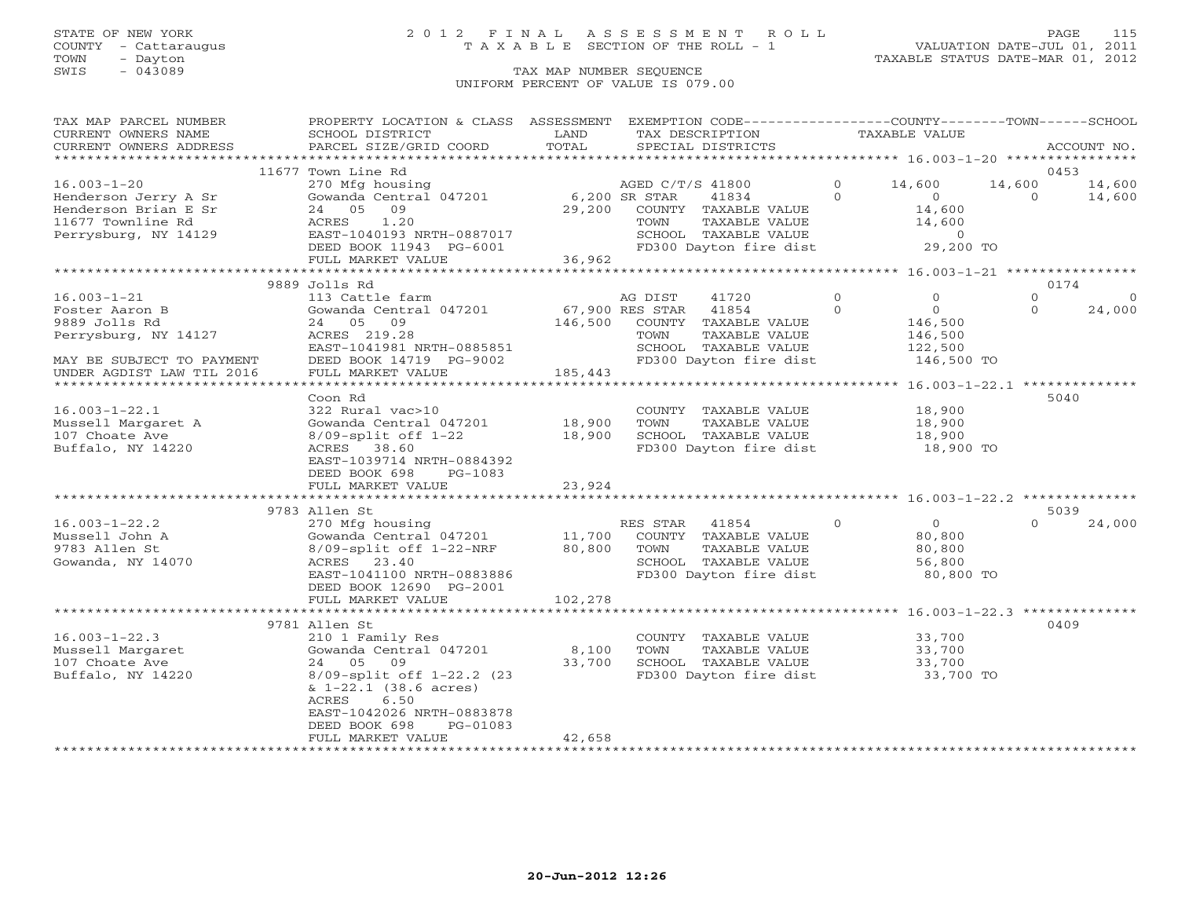STATE OF NEW YORK
COUNTY - Cattaraugus
TOWN - Dayton
SWIS - 043089

# 2012 FINAL ASSESSMENT ROLL
TAXABLE SECTION OF THE ROLL - 1

VALUATION DATE-JUL 01, 2011
TAXABLE STATUS DATE-MAR 01, 2012

TAX MAP NUMBER SEQUENCE
UNIFORM PERCENT OF VALUE IS 079.00

| TAX MAP PARCEL NUMBER / CURRENT OWNERS NAME / CURRENT OWNERS ADDRESS | PROPERTY LOCATION & CLASS / SCHOOL DISTRICT / PARCEL SIZE/GRID COORD | ASSESSMENT LAND / TOTAL | EXEMPTION CODE / TAX DESCRIPTION / SPECIAL DISTRICTS | COUNTY TAXABLE VALUE | TOWN | SCHOOL | ACCOUNT NO. |
|---|---|---|---|---|---|---|---|
| **16.003-1-20** | 11677 Town Line Rd | | | | | | 0453 |
| 16.003-1-20 | 270 Mfg housing | | AGED C/T/S 41800 0 | 14,600 | 14,600 | 14,600 | |
| Henderson Jerry A Sr | Gowanda Central 047201 | 6,200 | SR STAR 41834 0 | 0 | 0 | 14,600 | |
| Henderson Brian E Sr | 24 05 09 | 29,200 | COUNTY TAXABLE VALUE | 14,600 | | | |
| 11677 Townline Rd | ACRES 1.20 | | TOWN TAXABLE VALUE | 14,600 | | | |
| Perrysburg, NY 14129 | EAST-1040193 NRTH-0887017 | | SCHOOL TAXABLE VALUE | 0 | | | |
| | DEED BOOK 11943 PG-6001 | | FD300 Dayton fire dist | 29,200 TO | | | |
| | FULL MARKET VALUE | 36,962 | | | | | |
| **16.003-1-21** | 9889 Jolls Rd | | | | | | 0174 |
| 16.003-1-21 | 113 Cattle farm | | AG DIST 41720 0 | 0 | 0 | 0 | |
| Foster Aaron B | Gowanda Central 047201 | 67,900 | RES STAR 41854 0 | 0 | 0 | 24,000 | |
| 9889 Jolls Rd | 24 05 09 | 146,500 | COUNTY TAXABLE VALUE | 146,500 | | | |
| Perrysburg, NY 14127 | ACRES 219.28 | | TOWN TAXABLE VALUE | 146,500 | | | |
| | EAST-1041981 NRTH-0885851 | | SCHOOL TAXABLE VALUE | 122,500 | | | |
| MAY BE SUBJECT TO PAYMENT | DEED BOOK 14719 PG-9002 | | FD300 Dayton fire dist | 146,500 TO | | | |
| UNDER AGDIST LAW TIL 2016 | FULL MARKET VALUE | 185,443 | | | | | |
| **16.003-1-22.1** | Coon Rd | | | | | | 5040 |
| 16.003-1-22.1 | 322 Rural vac>10 | | COUNTY TAXABLE VALUE | 18,900 | | | |
| Mussell Margaret A | Gowanda Central 047201 | 18,900 | TOWN TAXABLE VALUE | 18,900 | | | |
| 107 Choate Ave | 8/09-split off 1-22 | 18,900 | SCHOOL TAXABLE VALUE | 18,900 | | | |
| Buffalo, NY 14220 | ACRES 38.60 | | FD300 Dayton fire dist | 18,900 TO | | | |
| | EAST-1039714 NRTH-0884392 | | | | | | |
| | DEED BOOK 698 PG-1083 | | | | | | |
| | FULL MARKET VALUE | 23,924 | | | | | |
| **16.003-1-22.2** | 9783 Allen St | | | | | | 5039 |
| 16.003-1-22.2 | 270 Mfg housing | | RES STAR 41854 0 | 0 | 0 | 24,000 | |
| Mussell John A | Gowanda Central 047201 | 11,700 | COUNTY TAXABLE VALUE | 80,800 | | | |
| 9783 Allen St | 8/09-split off 1-22-NRF | 80,800 | TOWN TAXABLE VALUE | 80,800 | | | |
| Gowanda, NY 14070 | ACRES 23.40 | | SCHOOL TAXABLE VALUE | 56,800 | | | |
| | EAST-1041100 NRTH-0883886 | | FD300 Dayton fire dist | 80,800 TO | | | |
| | DEED BOOK 12690 PG-2001 | | | | | | |
| | FULL MARKET VALUE | 102,278 | | | | | |
| **16.003-1-22.3** | 9781 Allen St | | | | | | 0409 |
| 16.003-1-22.3 | 210 1 Family Res | | COUNTY TAXABLE VALUE | 33,700 | | | |
| Mussell Margaret | Gowanda Central 047201 | 8,100 | TOWN TAXABLE VALUE | 33,700 | | | |
| 107 Choate Ave | 24 05 09 | 33,700 | SCHOOL TAXABLE VALUE | 33,700 | | | |
| Buffalo, NY 14220 | 8/09-split off 1-22.2 (23 | | FD300 Dayton fire dist | 33,700 TO | | | |
| | & 1-22.1 (38.6 acres) | | | | | | |
| | ACRES 6.50 | | | | | | |
| | EAST-1042026 NRTH-0883878 | | | | | | |
| | DEED BOOK 698 PG-01083 | | | | | | |
| | FULL MARKET VALUE | 42,658 | | | | | |

20-Jun-2012 12:26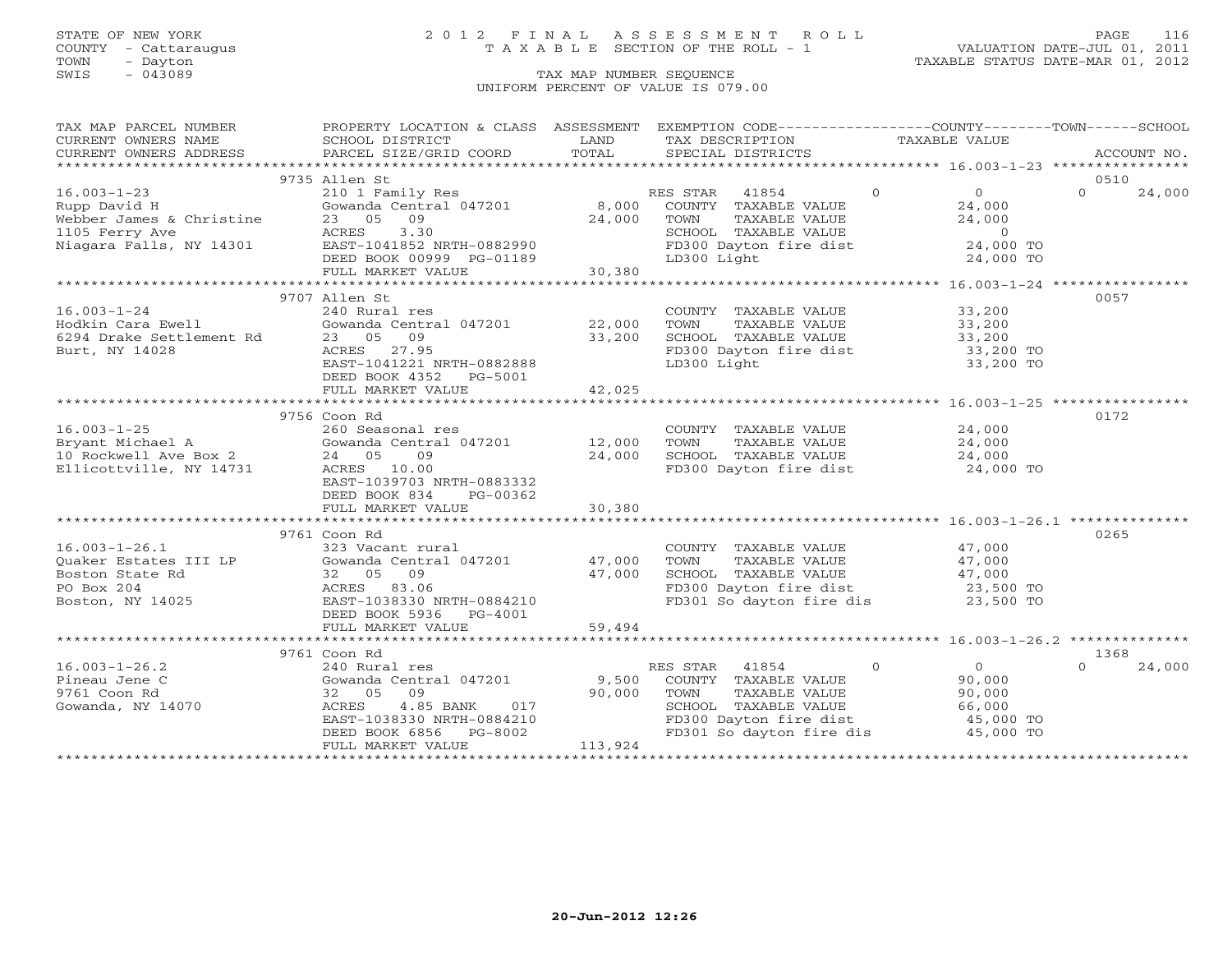STATE OF NEW YORK
COUNTY - Cattaraugus
TOWN - Dayton
SWIS - 043089

# 2012 FINAL ASSESSMENT ROLL
TAXABLE SECTION OF THE ROLL - 1

TAX MAP NUMBER SEQUENCE
UNIFORM PERCENT OF VALUE IS 079.00

VALUATION DATE-JUL 01, 2011
TAXABLE STATUS DATE-MAR 01, 2012

| TAX MAP PARCEL NUMBER / CURRENT OWNERS NAME / CURRENT OWNERS ADDRESS | PROPERTY LOCATION & CLASS / SCHOOL DISTRICT / PARCEL SIZE/GRID COORD | ASSESSMENT LAND / TOTAL | EXEMPTION CODE / TAX DESCRIPTION / SPECIAL DISTRICTS | COUNTY | TOWN | SCHOOL | ACCOUNT NO. |
|---|---|---|---|---|---|---|---|
| **16.003-1-23** | 9735 Allen St | | | | | | 0510 |
| Rupp David H | 210 1 Family Res | | RES STAR 41854 | 0 | 0 | 24,000 | |
| Webber James & Christine | Gowanda Central 047201 | 8,000 | COUNTY TAXABLE VALUE | 24,000 | | | |
| 1105 Ferry Ave | 23 05 09 | 24,000 | TOWN TAXABLE VALUE | | 24,000 | | |
| Niagara Falls, NY 14301 | ACRES 3.30 | | SCHOOL TAXABLE VALUE | | | 0 | |
| | EAST-1041852 NRTH-0882990 | | FD300 Dayton fire dist | 24,000 TO | | | |
| | DEED BOOK 00999 PG-01189 | | LD300 Light | 24,000 TO | | | |
| | FULL MARKET VALUE | 30,380 | | | | | |
| **16.003-1-24** | 9707 Allen St | | | | | | 0057 |
| Hodkin Cara Ewell | 240 Rural res | | COUNTY TAXABLE VALUE | 33,200 | | | |
| 6294 Drake Settlement Rd | Gowanda Central 047201 | 22,000 | TOWN TAXABLE VALUE | | 33,200 | | |
| Burt, NY 14028 | 23 05 09 | 33,200 | SCHOOL TAXABLE VALUE | | | 33,200 | |
| | ACRES 27.95 | | FD300 Dayton fire dist | 33,200 TO | | | |
| | EAST-1041221 NRTH-0882888 | | LD300 Light | 33,200 TO | | | |
| | DEED BOOK 4352 PG-5001 | | | | | | |
| | FULL MARKET VALUE | 42,025 | | | | | |
| **16.003-1-25** | 9756 Coon Rd | | | | | | 0172 |
| Bryant Michael A | 260 Seasonal res | | COUNTY TAXABLE VALUE | 24,000 | | | |
| 10 Rockwell Ave Box 2 | Gowanda Central 047201 | 12,000 | TOWN TAXABLE VALUE | | 24,000 | | |
| Ellicottville, NY 14731 | 24 05 09 | 24,000 | SCHOOL TAXABLE VALUE | | | 24,000 | |
| | ACRES 10.00 | | FD300 Dayton fire dist | 24,000 TO | | | |
| | EAST-1039703 NRTH-0883332 | | | | | | |
| | DEED BOOK 834 PG-00362 | | | | | | |
| | FULL MARKET VALUE | 30,380 | | | | | |
| **16.003-1-26.1** | 9761 Coon Rd | | | | | | 0265 |
| Quaker Estates III LP | 323 Vacant rural | | COUNTY TAXABLE VALUE | 47,000 | | | |
| Boston State Rd | Gowanda Central 047201 | 47,000 | TOWN TAXABLE VALUE | | 47,000 | | |
| PO Box 204 | 32 05 09 | 47,000 | SCHOOL TAXABLE VALUE | | | 47,000 | |
| Boston, NY 14025 | ACRES 83.06 | | FD300 Dayton fire dist | 23,500 TO | | | |
| | EAST-1038330 NRTH-0884210 | | FD301 So dayton fire dis | 23,500 TO | | | |
| | DEED BOOK 5936 PG-4001 | | | | | | |
| | FULL MARKET VALUE | 59,494 | | | | | |
| **16.003-1-26.2** | 9761 Coon Rd | | | | | | 1368 |
| Pineau Jene C | 240 Rural res | | RES STAR 41854 | 0 | 0 | 24,000 | |
| 9761 Coon Rd | Gowanda Central 047201 | 9,500 | COUNTY TAXABLE VALUE | 90,000 | | | |
| Gowanda, NY 14070 | 32 05 09 | 90,000 | TOWN TAXABLE VALUE | | 90,000 | | |
| | ACRES 4.85 BANK 017 | | SCHOOL TAXABLE VALUE | | | 66,000 | |
| | EAST-1038330 NRTH-0884210 | | FD300 Dayton fire dist | 45,000 TO | | | |
| | DEED BOOK 6856 PG-8002 | | FD301 So dayton fire dis | 45,000 TO | | | |
| | FULL MARKET VALUE | 113,924 | | | | | |

20-Jun-2012 12:26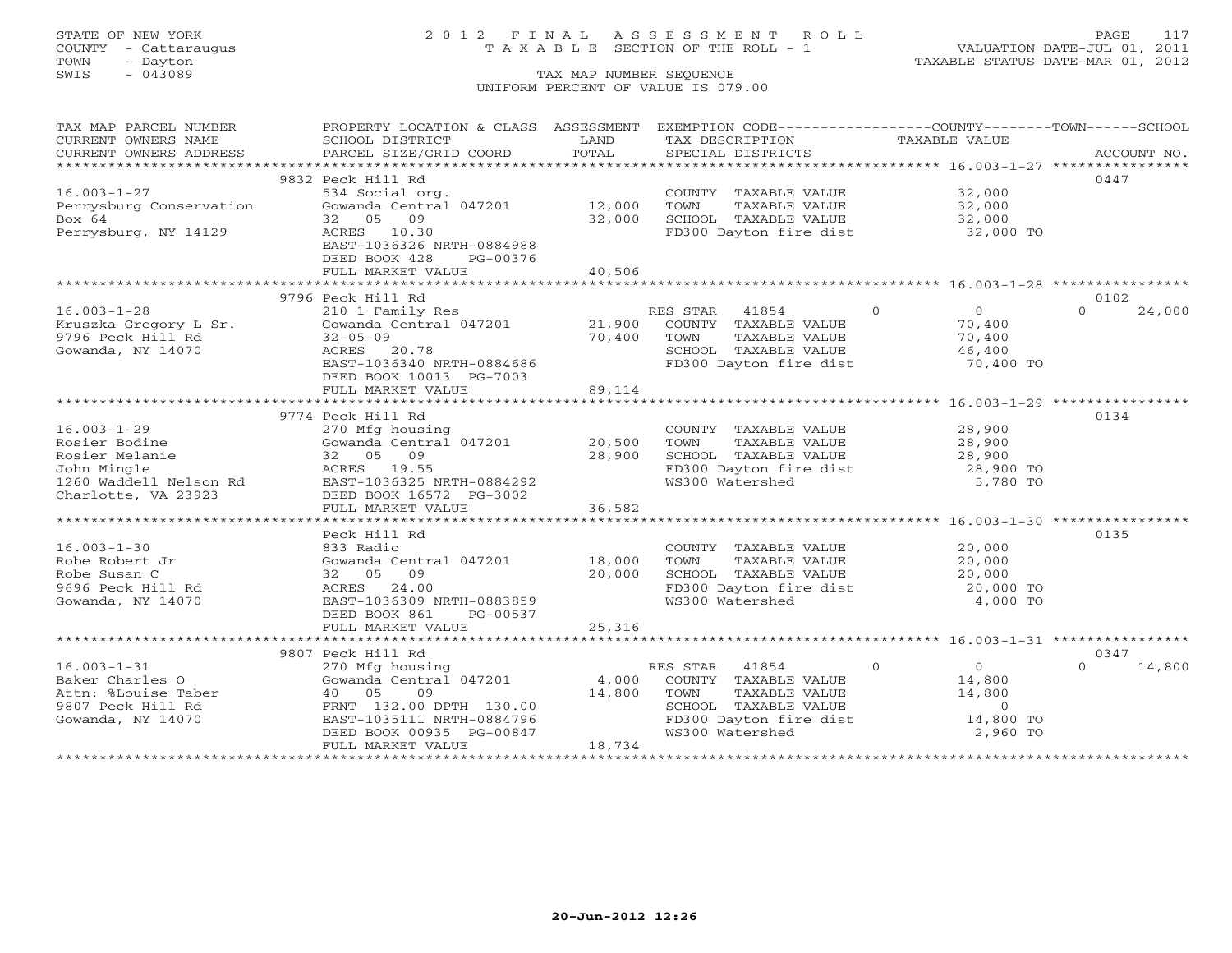STATE OF NEW YORK
COUNTY - Cattaraugus
TOWN - Dayton
SWIS - 043089

# 2012 FINAL ASSESSMENT ROLL
TAXABLE SECTION OF THE ROLL - 1

VALUATION DATE-JUL 01, 2011
TAXABLE STATUS DATE-MAR 01, 2012

TAX MAP NUMBER SEQUENCE
UNIFORM PERCENT OF VALUE IS 079.00

| TAX MAP PARCEL NUMBER / CURRENT OWNERS NAME / CURRENT OWNERS ADDRESS | PROPERTY LOCATION & CLASS / SCHOOL DISTRICT / PARCEL SIZE/GRID COORD | ASSESSMENT LAND | TOTAL | EXEMPTION CODE / TAX DESCRIPTION / SPECIAL DISTRICTS | COUNTY | TOWN | SCHOOL | TAXABLE VALUE | ACCOUNT NO. |
|---|---|---|---|---|---|---|---|---|---|
| **16.003-1-27** | 9832 Peck Hill Rd | | | | | | | | 0447 |
| Perrysburg Conservation | 534 Social org. | | | COUNTY TAXABLE VALUE | | | | 32,000 | |
| Box 64 | Gowanda Central 047201 | 12,000 | | TOWN TAXABLE VALUE | | | | 32,000 | |
| Perrysburg, NY 14129 | 32 05 09 | | 32,000 | SCHOOL TAXABLE VALUE | | | | 32,000 | |
| | ACRES 10.30 | | | FD300 Dayton fire dist | | | | 32,000 TO | |
| | EAST-1036326 NRTH-0884988 | | | | | | | | |
| | DEED BOOK 428 PG-00376 | | | | | | | | |
| | FULL MARKET VALUE | | 40,506 | | | | | | |
| **16.003-1-28** | 9796 Peck Hill Rd | | | | | | | | 0102 |
| Kruszka Gregory L Sr. | 210 1 Family Res | | | RES STAR 41854 | 0 | 0 | 24,000 | | |
| 9796 Peck Hill Rd | Gowanda Central 047201 | 21,900 | | COUNTY TAXABLE VALUE | | | | 70,400 | |
| Gowanda, NY 14070 | 32-05-09 | | 70,400 | TOWN TAXABLE VALUE | | | | 70,400 | |
| | ACRES 20.78 | | | SCHOOL TAXABLE VALUE | | | | 46,400 | |
| | EAST-1036340 NRTH-0884686 | | | FD300 Dayton fire dist | | | | 70,400 TO | |
| | DEED BOOK 10013 PG-7003 | | | | | | | | |
| | FULL MARKET VALUE | | 89,114 | | | | | | |
| **16.003-1-29** | 9774 Peck Hill Rd | | | | | | | | 0134 |
| Rosier Bodine | 270 Mfg housing | | | COUNTY TAXABLE VALUE | | | | 28,900 | |
| Rosier Melanie | Gowanda Central 047201 | 20,500 | | TOWN TAXABLE VALUE | | | | 28,900 | |
| John Mingle | 32 05 09 | | 28,900 | SCHOOL TAXABLE VALUE | | | | 28,900 | |
| 1260 Waddell Nelson Rd | ACRES 19.55 | | | FD300 Dayton fire dist | | | | 28,900 TO | |
| Charlotte, VA 23923 | EAST-1036325 NRTH-0884292 | | | WS300 Watershed | | | | 5,780 TO | |
| | DEED BOOK 16572 PG-3002 | | | | | | | | |
| | FULL MARKET VALUE | | 36,582 | | | | | | |
| **16.003-1-30** | Peck Hill Rd | | | | | | | | 0135 |
| Robe Robert Jr | 833 Radio | | | COUNTY TAXABLE VALUE | | | | 20,000 | |
| Robe Susan C | Gowanda Central 047201 | 18,000 | | TOWN TAXABLE VALUE | | | | 20,000 | |
| 9696 Peck Hill Rd | 32 05 09 | | 20,000 | SCHOOL TAXABLE VALUE | | | | 20,000 | |
| Gowanda, NY 14070 | ACRES 24.00 | | | FD300 Dayton fire dist | | | | 20,000 TO | |
| | EAST-1036309 NRTH-0883859 | | | WS300 Watershed | | | | 4,000 TO | |
| | DEED BOOK 861 PG-00537 | | | | | | | | |
| | FULL MARKET VALUE | | 25,316 | | | | | | |
| **16.003-1-31** | 9807 Peck Hill Rd | | | | | | | | 0347 |
| Baker Charles O | 270 Mfg housing | | | RES STAR 41854 | 0 | 0 | 14,800 | | |
| Attn: %Louise Taber | Gowanda Central 047201 | 4,000 | | COUNTY TAXABLE VALUE | | | | 14,800 | |
| 9807 Peck Hill Rd | 40 05 09 | | 14,800 | TOWN TAXABLE VALUE | | | | 14,800 | |
| Gowanda, NY 14070 | FRNT 132.00 DPTH 130.00 | | | SCHOOL TAXABLE VALUE | | | | 0 | |
| | EAST-1035111 NRTH-0884796 | | | FD300 Dayton fire dist | | | | 14,800 TO | |
| | DEED BOOK 00935 PG-00847 | | | WS300 Watershed | | | | 2,960 TO | |
| | FULL MARKET VALUE | | 18,734 | | | | | | |

20-Jun-2012 12:26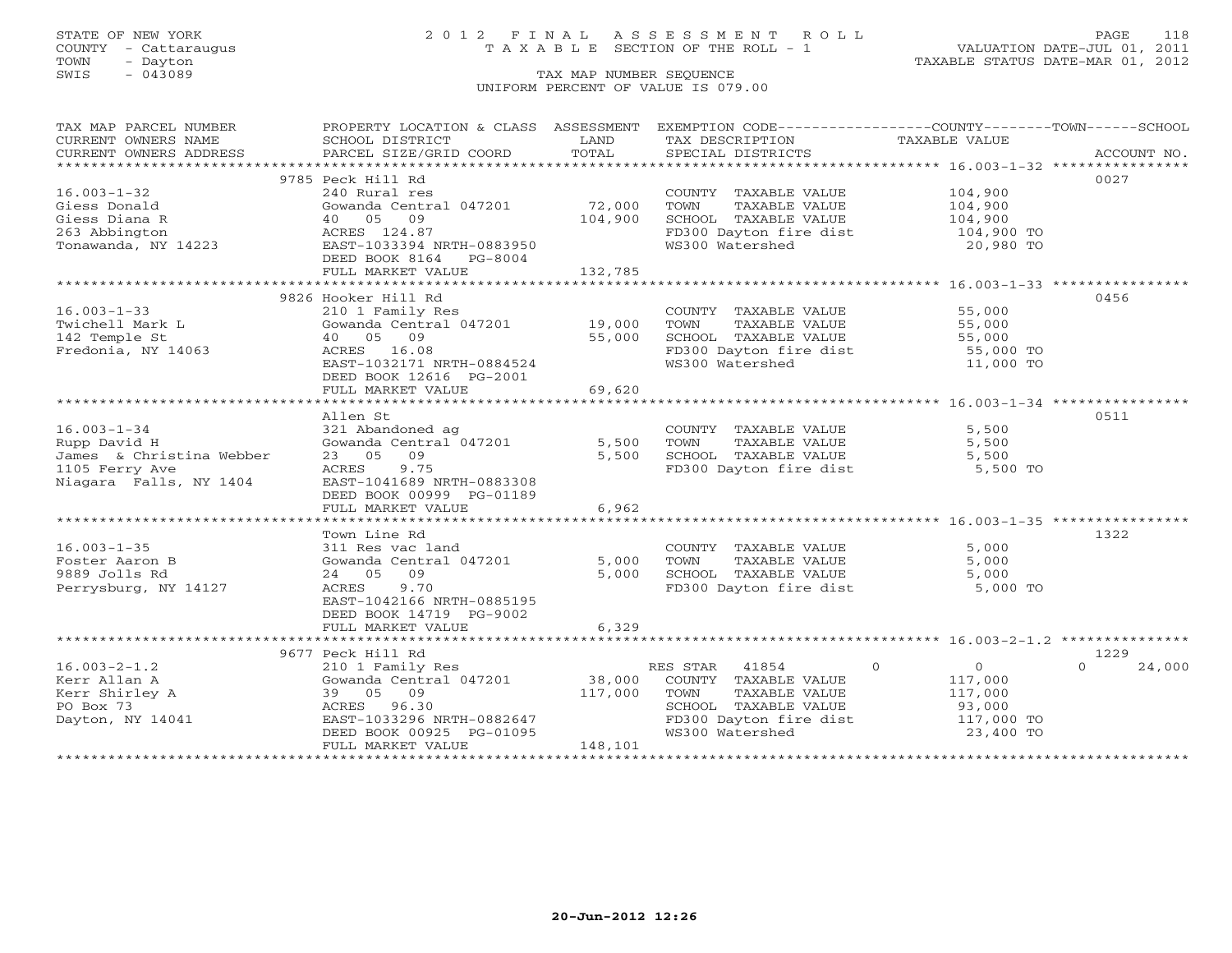STATE OF NEW YORK
COUNTY - Cattaraugus
TOWN - Dayton
SWIS - 043089

# 2012 FINAL ASSESSMENT ROLL
TAXABLE SECTION OF THE ROLL - 1

TAX MAP NUMBER SEQUENCE
UNIFORM PERCENT OF VALUE IS 079.00

VALUATION DATE-JUL 01, 2011
TAXABLE STATUS DATE-MAR 01, 2012

| TAX MAP PARCEL NUMBER / CURRENT OWNERS NAME / CURRENT OWNERS ADDRESS | PROPERTY LOCATION & CLASS / SCHOOL DISTRICT / PARCEL SIZE/GRID COORD | ASSESSMENT LAND / TOTAL | EXEMPTION CODE / TAX DESCRIPTION / SPECIAL DISTRICTS | COUNTY / TOWN / SCHOOL TAXABLE VALUE | ACCOUNT NO. |
|---|---|---|---|---|---|
| 16.003-1-32 | 9785 Peck Hill Rd | | | | 0027 |
| Giess Donald | 240 Rural res | | COUNTY TAXABLE VALUE | 104,900 | |
| Giess Diana R | Gowanda Central 047201 | 72,000 | TOWN TAXABLE VALUE | 104,900 | |
| 263 Abbington | 40 05 09 | 104,900 | SCHOOL TAXABLE VALUE | 104,900 | |
| Tonawanda, NY 14223 | ACRES 124.87 | | FD300 Dayton fire dist | 104,900 TO | |
| | EAST-1033394 NRTH-0883950 | | WS300 Watershed | 20,980 TO | |
| | DEED BOOK 8164 PG-8004 | | | | |
| | FULL MARKET VALUE | 132,785 | | | |
| 16.003-1-33 | 9826 Hooker Hill Rd | | | | 0456 |
| Twichell Mark L | 210 1 Family Res | | COUNTY TAXABLE VALUE | 55,000 | |
| 142 Temple St | Gowanda Central 047201 | 19,000 | TOWN TAXABLE VALUE | 55,000 | |
| Fredonia, NY 14063 | 40 05 09 | 55,000 | SCHOOL TAXABLE VALUE | 55,000 | |
| | ACRES 16.08 | | FD300 Dayton fire dist | 55,000 TO | |
| | EAST-1032171 NRTH-0884524 | | WS300 Watershed | 11,000 TO | |
| | DEED BOOK 12616 PG-2001 | | | | |
| | FULL MARKET VALUE | 69,620 | | | |
| 16.003-1-34 | Allen St | | | | 0511 |
| Rupp David H | 321 Abandoned ag | | COUNTY TAXABLE VALUE | 5,500 | |
| James & Christina Webber | Gowanda Central 047201 | 5,500 | TOWN TAXABLE VALUE | 5,500 | |
| 1105 Ferry Ave | 23 05 09 | 5,500 | SCHOOL TAXABLE VALUE | 5,500 | |
| Niagara Falls, NY 1404 | ACRES 9.75 | | FD300 Dayton fire dist | 5,500 TO | |
| | EAST-1041689 NRTH-0883308 | | | | |
| | DEED BOOK 00999 PG-01189 | | | | |
| | FULL MARKET VALUE | 6,962 | | | |
| 16.003-1-35 | Town Line Rd | | | | 1322 |
| Foster Aaron B | 311 Res vac land | | COUNTY TAXABLE VALUE | 5,000 | |
| 9889 Jolls Rd | Gowanda Central 047201 | 5,000 | TOWN TAXABLE VALUE | 5,000 | |
| Perrysburg, NY 14127 | 24 05 09 | 5,000 | SCHOOL TAXABLE VALUE | 5,000 | |
| | ACRES 9.70 | | FD300 Dayton fire dist | 5,000 TO | |
| | EAST-1042166 NRTH-0885195 | | | | |
| | DEED BOOK 14719 PG-9002 | | | | |
| | FULL MARKET VALUE | 6,329 | | | |
| 16.003-2-1.2 | 9677 Peck Hill Rd | | | | 1229 |
| Kerr Allan A | 210 1 Family Res | | RES STAR 41854 | 0 / 0 / 24,000 | |
| Kerr Shirley A | Gowanda Central 047201 | 38,000 | COUNTY TAXABLE VALUE | 117,000 | |
| PO Box 73 | 39 05 09 | 117,000 | TOWN TAXABLE VALUE | 117,000 | |
| Dayton, NY 14041 | ACRES 96.30 | | SCHOOL TAXABLE VALUE | 93,000 | |
| | EAST-1033296 NRTH-0882647 | | FD300 Dayton fire dist | 117,000 TO | |
| | DEED BOOK 00925 PG-01095 | | WS300 Watershed | 23,400 TO | |
| | FULL MARKET VALUE | 148,101 | | | |

20-Jun-2012 12:26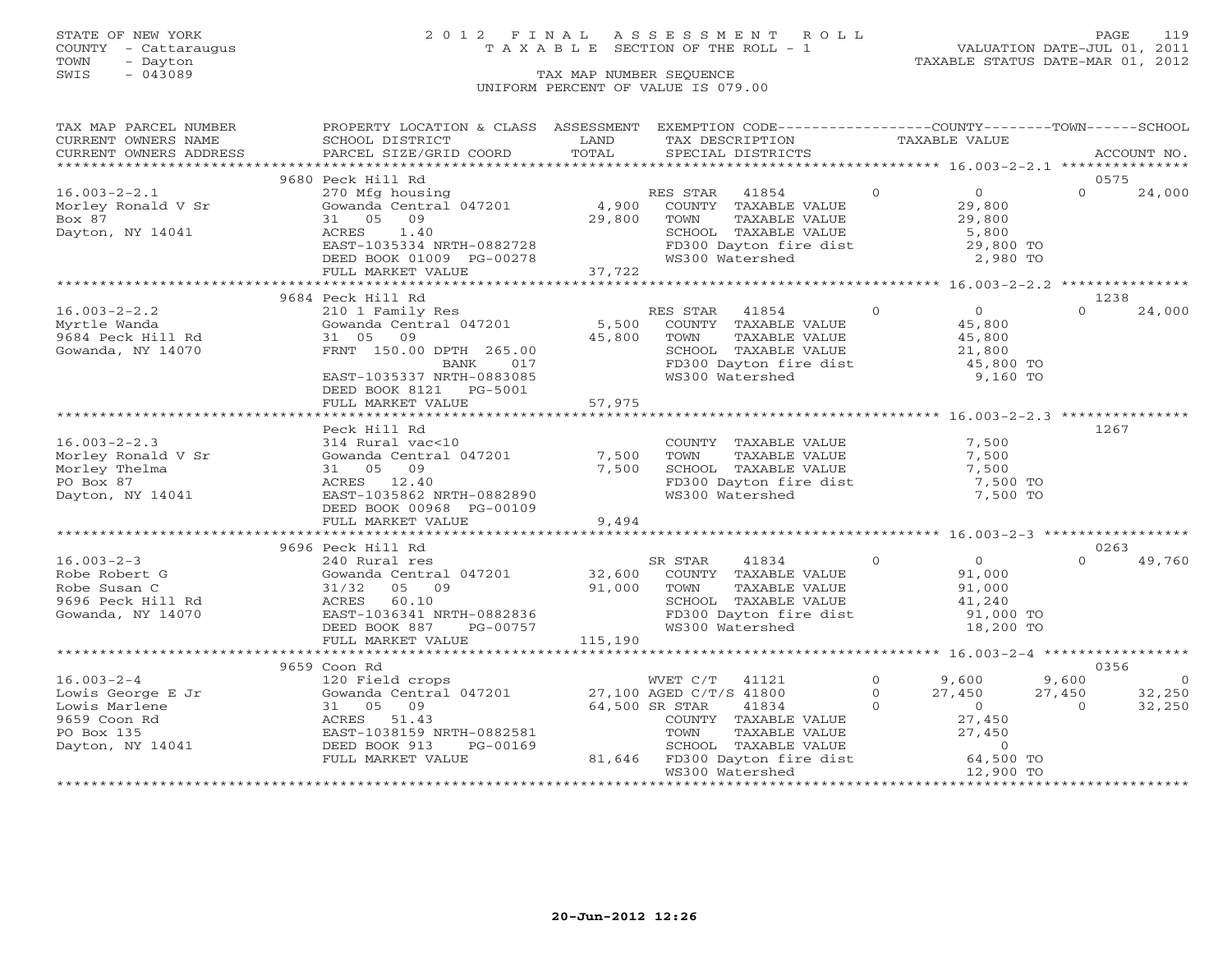STATE OF NEW YORK
COUNTY - Cattaraugus
TOWN - Dayton
SWIS - 043089

# 2012 FINAL ASSESSMENT ROLL
TAXABLE SECTION OF THE ROLL - 1

VALUATION DATE-JUL 01, 2011
TAXABLE STATUS DATE-MAR 01, 2012

TAX MAP NUMBER SEQUENCE
UNIFORM PERCENT OF VALUE IS 079.00

| TAX MAP PARCEL NUMBER / CURRENT OWNERS NAME / CURRENT OWNERS ADDRESS | PROPERTY LOCATION & CLASS / SCHOOL DISTRICT / PARCEL SIZE/GRID COORD | ASSESSMENT LAND / TOTAL | EXEMPTION CODE / TAX DESCRIPTION / SPECIAL DISTRICTS | COUNTY TAXABLE VALUE | TOWN | SCHOOL / ACCOUNT NO. |
|---|---|---|---|---|---|---|
| | 9680 Peck Hill Rd | | | | | 0575 |
| 16.003-2-2.1 | 270 Mfg housing | | RES STAR 41854 0 | 0 | 0 | 24,000 |
| Morley Ronald V Sr | Gowanda Central 047201 | 4,900 | COUNTY TAXABLE VALUE | 29,800 | | |
| Box 87 | 31 05 09 | 29,800 | TOWN TAXABLE VALUE | 29,800 | | |
| Dayton, NY 14041 | ACRES 1.40 | | SCHOOL TAXABLE VALUE | 5,800 | | |
| | EAST-1035334 NRTH-0882728 | | FD300 Dayton fire dist | 29,800 TO | | |
| | DEED BOOK 01009 PG-00278 | | WS300 Watershed | 2,980 TO | | |
| | FULL MARKET VALUE | 37,722 | | | | |
| | 9684 Peck Hill Rd | | | | | 1238 |
| 16.003-2-2.2 | 210 1 Family Res | | RES STAR 41854 0 | 0 | 0 | 24,000 |
| Myrtle Wanda | Gowanda Central 047201 | 5,500 | COUNTY TAXABLE VALUE | 45,800 | | |
| 9684 Peck Hill Rd | 31 05 09 | 45,800 | TOWN TAXABLE VALUE | 45,800 | | |
| Gowanda, NY 14070 | FRNT 150.00 DPTH 265.00 | | SCHOOL TAXABLE VALUE | 21,800 | | |
| | BANK 017 | | FD300 Dayton fire dist | 45,800 TO | | |
| | EAST-1035337 NRTH-0883085 | | WS300 Watershed | 9,160 TO | | |
| | DEED BOOK 8121 PG-5001 | | | | | |
| | FULL MARKET VALUE | 57,975 | | | | |
| | Peck Hill Rd | | | | | 1267 |
| 16.003-2-2.3 | 314 Rural vac<10 | | COUNTY TAXABLE VALUE | 7,500 | | |
| Morley Ronald V Sr | Gowanda Central 047201 | 7,500 | TOWN TAXABLE VALUE | 7,500 | | |
| Morley Thelma | 31 05 09 | 7,500 | SCHOOL TAXABLE VALUE | 7,500 | | |
| PO Box 87 | ACRES 12.40 | | FD300 Dayton fire dist | 7,500 TO | | |
| Dayton, NY 14041 | EAST-1035862 NRTH-0882890 | | WS300 Watershed | 7,500 TO | | |
| | DEED BOOK 00968 PG-00109 | | | | | |
| | FULL MARKET VALUE | 9,494 | | | | |
| | 9696 Peck Hill Rd | | | | | 0263 |
| 16.003-2-3 | 240 Rural res | | SR STAR 41834 0 | 0 | 0 | 49,760 |
| Robe Robert G | Gowanda Central 047201 | 32,600 | COUNTY TAXABLE VALUE | 91,000 | | |
| Robe Susan C | 31/32 05 09 | 91,000 | TOWN TAXABLE VALUE | 91,000 | | |
| 9696 Peck Hill Rd | ACRES 60.10 | | SCHOOL TAXABLE VALUE | 41,240 | | |
| Gowanda, NY 14070 | EAST-1036341 NRTH-0882836 | | FD300 Dayton fire dist | 91,000 TO | | |
| | DEED BOOK 887 PG-00757 | | WS300 Watershed | 18,200 TO | | |
| | FULL MARKET VALUE | 115,190 | | | | |
| | 9659 Coon Rd | | | | | 0356 |
| 16.003-2-4 | 120 Field crops | | WVET C/T 41121 0 | 9,600 | 9,600 | 0 |
| Lowis George E Jr | Gowanda Central 047201 | 27,100 | AGED C/T/S 41800 0 | 27,450 | 27,450 | 32,250 |
| Lowis Marlene | 31 05 09 | 64,500 | SR STAR 41834 0 | 0 | 0 | 32,250 |
| 9659 Coon Rd | ACRES 51.43 | | COUNTY TAXABLE VALUE | 27,450 | | |
| PO Box 135 | EAST-1038159 NRTH-0882581 | | TOWN TAXABLE VALUE | 27,450 | | |
| Dayton, NY 14041 | DEED BOOK 913 PG-00169 | | SCHOOL TAXABLE VALUE | 0 | | |
| | FULL MARKET VALUE | 81,646 | FD300 Dayton fire dist | 64,500 TO | | |
| | | | WS300 Watershed | 12,900 TO | | |

20-Jun-2012 12:26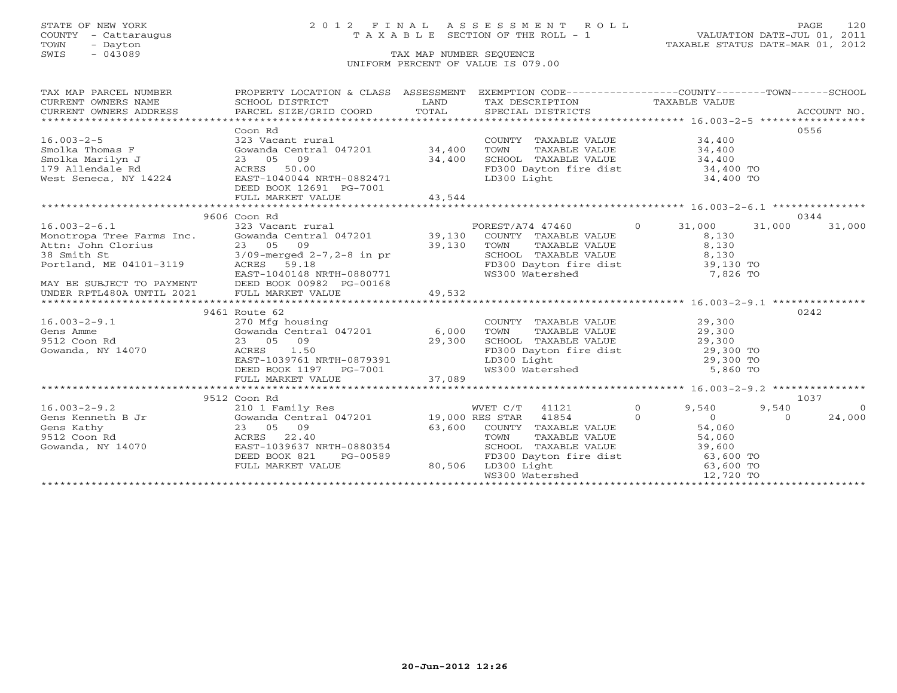STATE OF NEW YORK
COUNTY - Cattaraugus
TOWN - Dayton
SWIS - 043089

# 2012 FINAL ASSESSMENT ROLL

TAXABLE SECTION OF THE ROLL - 1

TAX MAP NUMBER SEQUENCE
UNIFORM PERCENT OF VALUE IS 079.00

VALUATION DATE-JUL 01, 2011
TAXABLE STATUS DATE-MAR 01, 2012

| TAX MAP PARCEL NUMBER / CURRENT OWNERS NAME / CURRENT OWNERS ADDRESS | PROPERTY LOCATION & CLASS / SCHOOL DISTRICT / PARCEL SIZE/GRID COORD | ASSESSMENT LAND / TOTAL | EXEMPTION CODE / TAX DESCRIPTION / SPECIAL DISTRICTS | COUNTY TAXABLE VALUE | TOWN | SCHOOL | ACCOUNT NO. |
|---|---|---|---|---|---|---|---|
| **16.003-2-5** | Coon Rd | | | | | | 0556 |
| Smolka Thomas F | 323 Vacant rural | | COUNTY TAXABLE VALUE | 34,400 | | | |
| Smolka Marilyn J | Gowanda Central 047201 | 34,400 | TOWN TAXABLE VALUE | 34,400 | | | |
| 179 Allendale Rd | 23 05 09 | 34,400 | SCHOOL TAXABLE VALUE | 34,400 | | | |
| West Seneca, NY 14224 | ACRES 50.00 | | FD300 Dayton fire dist | 34,400 TO | | | |
| | EAST-1040044 NRTH-0882471 | | LD300 Light | 34,400 TO | | | |
| | DEED BOOK 12691 PG-7001 | | | | | | |
| | FULL MARKET VALUE | 43,544 | | | | | |
| **16.003-2-6.1** | 9606 Coon Rd | | | | | | 0344 |
| Monotropa Tree Farms Inc. | 323 Vacant rural | | FOREST/A74 47460 0 | 31,000 | 31,000 | 31,000 | |
| Attn: John Clorius | Gowanda Central 047201 | 39,130 | COUNTY TAXABLE VALUE | 8,130 | | | |
| 38 Smith St | 23 05 09 | 39,130 | TOWN TAXABLE VALUE | 8,130 | | | |
| Portland, ME 04101-3119 | 3/09-merged 2-7,2-8 in pr | | SCHOOL TAXABLE VALUE | 8,130 | | | |
| | ACRES 59.18 | | FD300 Dayton fire dist | 39,130 TO | | | |
| | EAST-1040148 NRTH-0880771 | | WS300 Watershed | 7,826 TO | | | |
| MAY BE SUBJECT TO PAYMENT | DEED BOOK 00982 PG-00168 | | | | | | |
| UNDER RPTL480A UNTIL 2021 | FULL MARKET VALUE | 49,532 | | | | | |
| **16.003-2-9.1** | 9461 Route 62 | | | | | | 0242 |
| Gens Amme | 270 Mfg housing | | COUNTY TAXABLE VALUE | 29,300 | | | |
| 9512 Coon Rd | Gowanda Central 047201 | 6,000 | TOWN TAXABLE VALUE | 29,300 | | | |
| Gowanda, NY 14070 | 23 05 09 | 29,300 | SCHOOL TAXABLE VALUE | 29,300 | | | |
| | ACRES 1.50 | | FD300 Dayton fire dist | 29,300 TO | | | |
| | EAST-1039761 NRTH-0879391 | | LD300 Light | 29,300 TO | | | |
| | DEED BOOK 1197 PG-7001 | | WS300 Watershed | 5,860 TO | | | |
| | FULL MARKET VALUE | 37,089 | | | | | |
| **16.003-2-9.2** | 9512 Coon Rd | | | | | | 1037 |
| Gens Kenneth B Jr | 210 1 Family Res | | WVET C/T 41121 0 | 9,540 | 9,540 | 0 | |
| Gens Kathy | Gowanda Central 047201 | 19,000 | RES STAR 41854 0 | 0 | 0 | 24,000 | |
| 9512 Coon Rd | 23 05 09 | 63,600 | COUNTY TAXABLE VALUE | 54,060 | | | |
| Gowanda, NY 14070 | ACRES 22.40 | | TOWN TAXABLE VALUE | 54,060 | | | |
| | EAST-1039637 NRTH-0880354 | | SCHOOL TAXABLE VALUE | 39,600 | | | |
| | DEED BOOK 821 PG-00589 | | FD300 Dayton fire dist | 63,600 TO | | | |
| | FULL MARKET VALUE | 80,506 | LD300 Light | 63,600 TO | | | |
| | | | WS300 Watershed | 12,720 TO | | | |

20-Jun-2012 12:26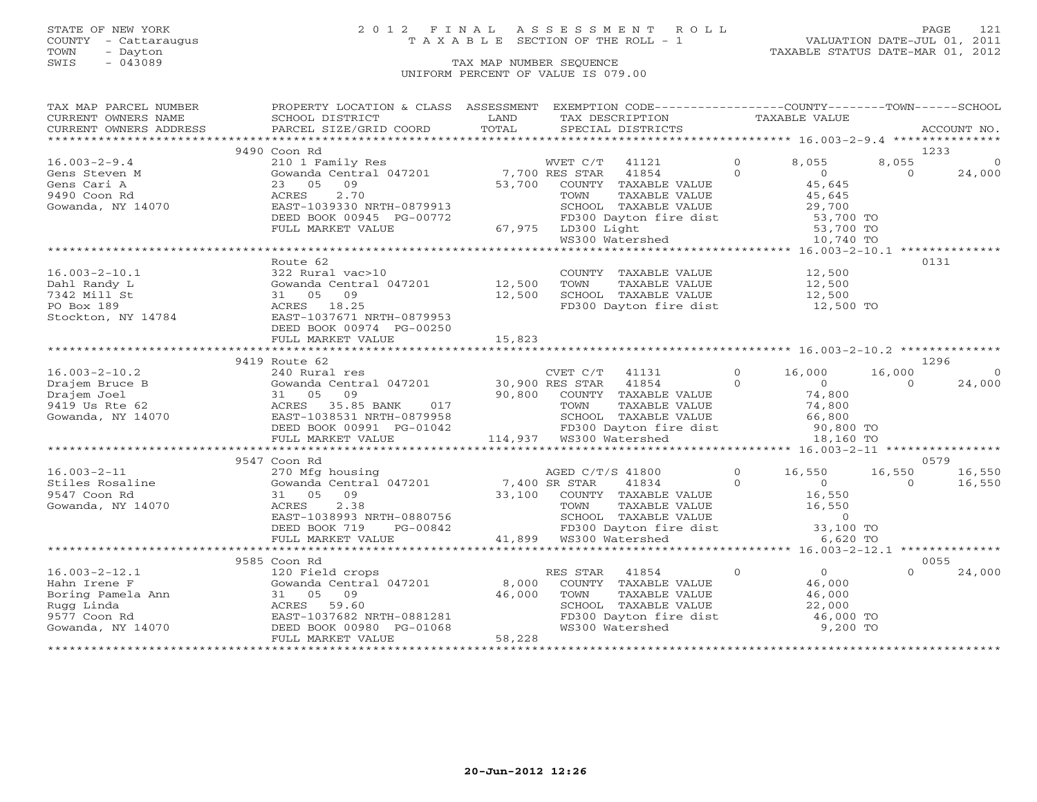STATE OF NEW YORK 2 0 1 2 F I N A L A S S E S S M E N T R O L L
COUNTY - Cattaraugus T A X A B L E SECTION OF THE ROLL - 1 VALUATION DATE-JUL 01, 2011
TOWN - Dayton TAXABLE STATUS DATE-MAR 01, 2012
SWIS - 043089 TAX MAP NUMBER SEQUENCE
UNIFORM PERCENT OF VALUE IS 079.00

```
TAX MAP PARCEL NUMBER     PROPERTY LOCATION & CLASS  ASSESSMENT  EXEMPTION CODE------------------COUNTY--------TOWN------SCHOOL
CURRENT OWNERS NAME       SCHOOL DISTRICT              LAND      TAX DESCRIPTION             TAXABLE VALUE
CURRENT OWNERS ADDRESS    PARCEL SIZE/GRID COORD       TOTAL     SPECIAL DISTRICTS                                   ACCOUNT NO.
******************************************************************************************** 16.003-2-9.4 ***************
                          9490 Coon Rd                                                                               1233
16.003-2-9.4              210 1 Family Res                     WVET C/T   41121       0       8,055      8,055          0
Gens Steven M             Gowanda Central 047201      7,700 RES STAR   41854          0           0          0     24,000
Gens Cari A               23   05   09               53,700    COUNTY  TAXABLE VALUE         45,645
9490 Coon Rd              ACRES     2.70                       TOWN    TAXABLE VALUE         45,645
Gowanda, NY 14070         EAST-1039330 NRTH-0879913            SCHOOL  TAXABLE VALUE         29,700
                          DEED BOOK 00945  PG-00772            FD300 Dayton fire dist        53,700 TO
                          FULL MARKET VALUE           67,975   LD300 Light                   53,700 TO
                                                               WS300 Watershed               10,740 TO
******************************************************************************************** 16.003-2-10.1 **************
                          Route 62                                                                                   0131
16.003-2-10.1             322 Rural vac>10                     COUNTY  TAXABLE VALUE         12,500
Dahl Randy L              Gowanda Central 047201     12,500    TOWN    TAXABLE VALUE         12,500
7342 Mill St              31   05   09               12,500    SCHOOL  TAXABLE VALUE         12,500
PO Box 189                ACRES    18.25                       FD300 Dayton fire dist        12,500 TO
Stockton, NY 14784        EAST-1037671 NRTH-0879953
                          DEED BOOK 00974  PG-00250
                          FULL MARKET VALUE           15,823
******************************************************************************************** 16.003-2-10.2 **************
                          9419 Route 62                                                                              1296
16.003-2-10.2             240 Rural res                        CVET C/T   41131       0      16,000     16,000          0
Drajem Bruce B            Gowanda Central 047201     30,900 RES STAR   41854          0           0          0     24,000
Drajem Joel               31   05   09               90,800    COUNTY  TAXABLE VALUE         74,800
9419 Us Rte 62            ACRES    35.85 BANK     017          TOWN    TAXABLE VALUE         74,800
Gowanda, NY 14070         EAST-1038531 NRTH-0879958            SCHOOL  TAXABLE VALUE         66,800
                          DEED BOOK 00991  PG-01042            FD300 Dayton fire dist        90,800 TO
                          FULL MARKET VALUE          114,937   WS300 Watershed               18,160 TO
******************************************************************************************** 16.003-2-11 ****************
                          9547 Coon Rd                                                                               0579
16.003-2-11               270 Mfg housing                      AGED C/T/S 41800       0      16,550     16,550     16,550
Stiles Rosaline           Gowanda Central 047201      7,400 SR STAR    41834          0           0          0     16,550
9547 Coon Rd              31   05   09               33,100    COUNTY  TAXABLE VALUE         16,550
Gowanda, NY 14070         ACRES     2.38                       TOWN    TAXABLE VALUE         16,550
                          EAST-1038993 NRTH-0880756            SCHOOL  TAXABLE VALUE              0
                          DEED BOOK 719    PG-00842            FD300 Dayton fire dist        33,100 TO
                          FULL MARKET VALUE           41,899   WS300 Watershed                6,620 TO
******************************************************************************************** 16.003-2-12.1 **************
                          9585 Coon Rd                                                                               0055
16.003-2-12.1             120 Field crops                      RES STAR   41854       0           0          0     24,000
Hahn Irene F              Gowanda Central 047201      8,000    COUNTY  TAXABLE VALUE         46,000
Boring Pamela Ann         31   05   09               46,000    TOWN    TAXABLE VALUE         46,000
Rugg Linda                ACRES    59.60                       SCHOOL  TAXABLE VALUE         22,000
9577 Coon Rd              EAST-1037682 NRTH-0881281            FD300 Dayton fire dist        46,000 TO
Gowanda, NY 14070         DEED BOOK 00980  PG-01068            WS300 Watershed                9,200 TO
                          FULL MARKET VALUE           58,228
****************************************************************************************************************************
```

20-Jun-2012 12:26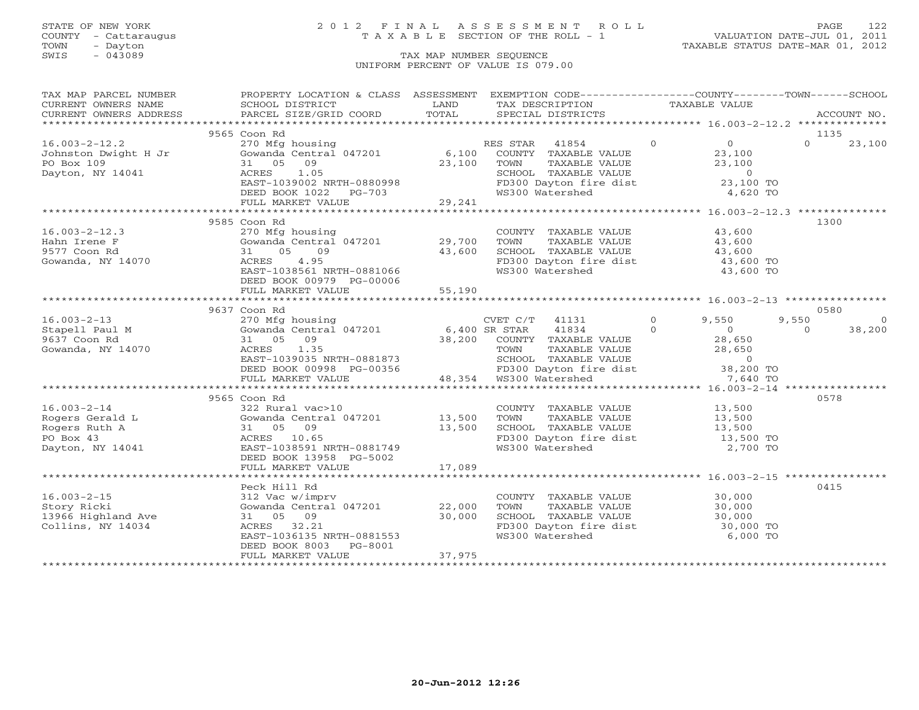STATE OF NEW YORK
COUNTY - Cattaraugus
TOWN - Dayton
SWIS - 043089

# 2012 FINAL ASSESSMENT ROLL
TAXABLE SECTION OF THE ROLL - 1

VALUATION DATE-JUL 01, 2011
TAXABLE STATUS DATE-MAR 01, 2012

TAX MAP NUMBER SEQUENCE
UNIFORM PERCENT OF VALUE IS 079.00

| TAX MAP PARCEL NUMBER / CURRENT OWNERS NAME / CURRENT OWNERS ADDRESS | PROPERTY LOCATION & CLASS / SCHOOL DISTRICT / PARCEL SIZE/GRID COORD | ASSESSMENT LAND / TOTAL | EXEMPTION CODE / TAX DESCRIPTION / SPECIAL DISTRICTS | COUNTY TAXABLE VALUE | TOWN | SCHOOL / ACCOUNT NO. |
|---|---|---|---|---|---|---|
| **16.003-2-12.2** | 9565 Coon Rd | | | | | 1135 |
| Johnston Dwight H Jr | 270 Mfg housing | | RES STAR 41854 | 0 | 0 | 23,100 |
| PO Box 109 | Gowanda Central 047201 | 6,100 | COUNTY TAXABLE VALUE | 23,100 | | |
| Dayton, NY 14041 | 31 05 09 | 23,100 | TOWN TAXABLE VALUE | 23,100 | | |
| | ACRES 1.05 | | SCHOOL TAXABLE VALUE | 0 | | |
| | EAST-1039002 NRTH-0880998 | | FD300 Dayton fire dist | 23,100 TO | | |
| | DEED BOOK 1022 PG-703 | | WS300 Watershed | 4,620 TO | | |
| | FULL MARKET VALUE | 29,241 | | | | |
| **16.003-2-12.3** | 9585 Coon Rd | | | | | 1300 |
| Hahn Irene F | 270 Mfg housing | | COUNTY TAXABLE VALUE | 43,600 | | |
| 9577 Coon Rd | Gowanda Central 047201 | 29,700 | TOWN TAXABLE VALUE | 43,600 | | |
| Gowanda, NY 14070 | 31 05 09 | 43,600 | SCHOOL TAXABLE VALUE | 43,600 | | |
| | ACRES 4.95 | | FD300 Dayton fire dist | 43,600 TO | | |
| | EAST-1038561 NRTH-0881066 | | WS300 Watershed | 43,600 TO | | |
| | DEED BOOK 00979 PG-00006 | | | | | |
| | FULL MARKET VALUE | 55,190 | | | | |
| **16.003-2-13** | 9637 Coon Rd | | | | | 0580 |
| Stapell Paul M | 270 Mfg housing | | CVET C/T 41131 0 | 9,550 | 9,550 | 0 |
| 9637 Coon Rd | Gowanda Central 047201 | 6,400 | SR STAR 41834 0 | 0 | 0 | 38,200 |
| Gowanda, NY 14070 | 31 05 09 | 38,200 | COUNTY TAXABLE VALUE | 28,650 | | |
| | ACRES 1.35 | | TOWN TAXABLE VALUE | 28,650 | | |
| | EAST-1039035 NRTH-0881873 | | SCHOOL TAXABLE VALUE | 0 | | |
| | DEED BOOK 00998 PG-00356 | | FD300 Dayton fire dist | 38,200 TO | | |
| | FULL MARKET VALUE | 48,354 | WS300 Watershed | 7,640 TO | | |
| **16.003-2-14** | 9565 Coon Rd | | | | | 0578 |
| Rogers Gerald L | 322 Rural vac>10 | | COUNTY TAXABLE VALUE | 13,500 | | |
| Rogers Ruth A | Gowanda Central 047201 | 13,500 | TOWN TAXABLE VALUE | 13,500 | | |
| PO Box 43 | 31 05 09 | 13,500 | SCHOOL TAXABLE VALUE | 13,500 | | |
| Dayton, NY 14041 | ACRES 10.65 | | FD300 Dayton fire dist | 13,500 TO | | |
| | EAST-1038591 NRTH-0881749 | | WS300 Watershed | 2,700 TO | | |
| | DEED BOOK 13958 PG-5002 | | | | | |
| | FULL MARKET VALUE | 17,089 | | | | |
| **16.003-2-15** | Peck Hill Rd | | | | | 0415 |
| Story Ricki | 312 Vac w/imprv | | COUNTY TAXABLE VALUE | 30,000 | | |
| 13966 Highland Ave | Gowanda Central 047201 | 22,000 | TOWN TAXABLE VALUE | 30,000 | | |
| Collins, NY 14034 | 31 05 09 | 30,000 | SCHOOL TAXABLE VALUE | 30,000 | | |
| | ACRES 32.21 | | FD300 Dayton fire dist | 30,000 TO | | |
| | EAST-1036135 NRTH-0881553 | | WS300 Watershed | 6,000 TO | | |
| | DEED BOOK 8003 PG-8001 | | | | | |
| | FULL MARKET VALUE | 37,975 | | | | |

20-Jun-2012 12:26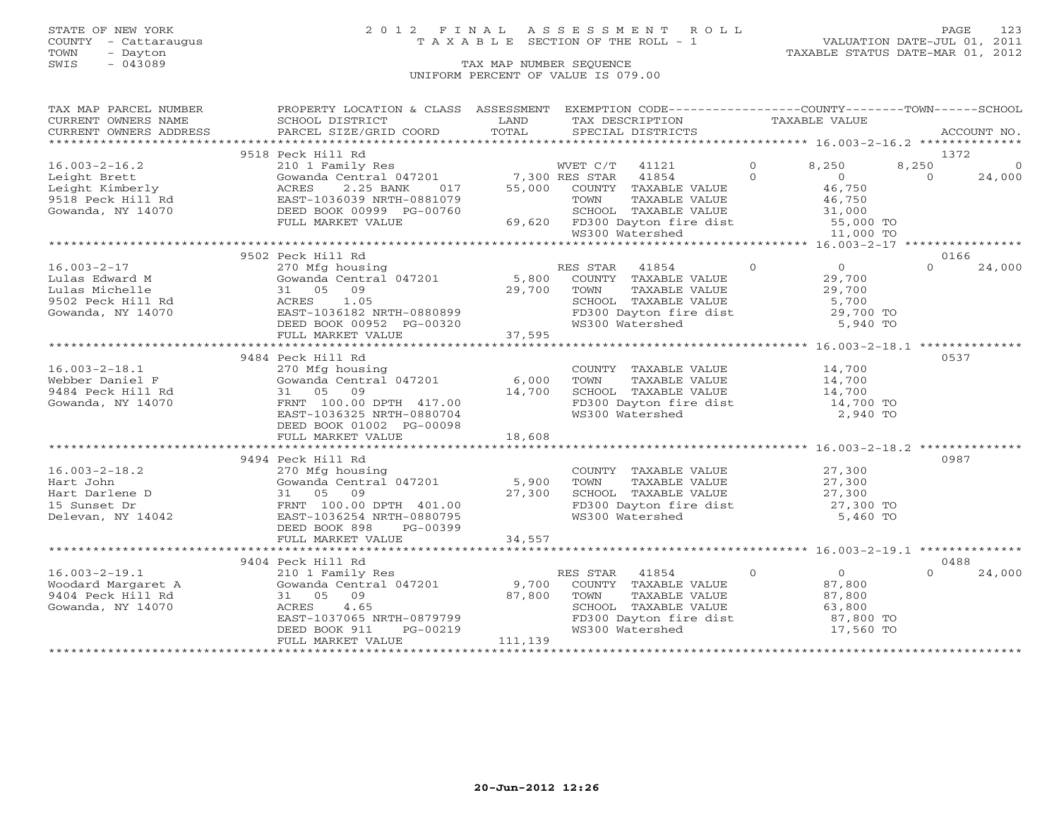STATE OF NEW YORK
COUNTY - Cattaraugus
TOWN - Dayton
SWIS - 043089

# 2012 FINAL ASSESSMENT ROLL
TAXABLE SECTION OF THE ROLL - 1
TAX MAP NUMBER SEQUENCE
UNIFORM PERCENT OF VALUE IS 079.00

VALUATION DATE-JUL 01, 2011
TAXABLE STATUS DATE-MAR 01, 2012

| TAX MAP PARCEL NUMBER / CURRENT OWNERS NAME / CURRENT OWNERS ADDRESS | PROPERTY LOCATION & CLASS / SCHOOL DISTRICT / PARCEL SIZE/GRID COORD | ASSESSMENT LAND / TOTAL | EXEMPTION CODE / TAX DESCRIPTION / SPECIAL DISTRICTS | | COUNTY | TOWN | SCHOOL / ACCOUNT NO. |
|---|---|---|---|---|---|---|---|
| **16.003-2-16.2** | 9518 Peck Hill Rd | | | | | | 1372 |
| Leight Brett | 210 1 Family Res | | WVET C/T 41121 | 0 | 8,250 | 8,250 | 0 |
| Leight Kimberly | Gowanda Central 047201 | 7,300 | RES STAR 41854 | 0 | 0 | 0 | 24,000 |
| 9518 Peck Hill Rd | ACRES 2.25 BANK 017 | 55,000 | COUNTY TAXABLE VALUE | | 46,750 | | |
| Gowanda, NY 14070 | EAST-1036039 NRTH-0881079 | | TOWN TAXABLE VALUE | | 46,750 | | |
| | DEED BOOK 00999 PG-00760 | | SCHOOL TAXABLE VALUE | | 31,000 | | |
| | FULL MARKET VALUE | 69,620 | FD300 Dayton fire dist | | 55,000 TO | | |
| | | | WS300 Watershed | | 11,000 TO | | |
| **16.003-2-17** | 9502 Peck Hill Rd | | | | | | 0166 |
| Lulas Edward M | 270 Mfg housing | | RES STAR 41854 | 0 | 0 | 0 | 24,000 |
| Lulas Michelle | Gowanda Central 047201 | 5,800 | COUNTY TAXABLE VALUE | | 29,700 | | |
| 9502 Peck Hill Rd | 31 05 09 | 29,700 | TOWN TAXABLE VALUE | | 29,700 | | |
| Gowanda, NY 14070 | ACRES 1.05 | | SCHOOL TAXABLE VALUE | | 5,700 | | |
| | EAST-1036182 NRTH-0880899 | | FD300 Dayton fire dist | | 29,700 TO | | |
| | DEED BOOK 00952 PG-00320 | | WS300 Watershed | | 5,940 TO | | |
| | FULL MARKET VALUE | 37,595 | | | | | |
| **16.003-2-18.1** | 9484 Peck Hill Rd | | | | | | 0537 |
| Webber Daniel F | 270 Mfg housing | | COUNTY TAXABLE VALUE | | 14,700 | | |
| 9484 Peck Hill Rd | Gowanda Central 047201 | 6,000 | TOWN TAXABLE VALUE | | 14,700 | | |
| Gowanda, NY 14070 | 31 05 09 | 14,700 | SCHOOL TAXABLE VALUE | | 14,700 | | |
| | FRNT 100.00 DPTH 417.00 | | FD300 Dayton fire dist | | 14,700 TO | | |
| | EAST-1036325 NRTH-0880704 | | WS300 Watershed | | 2,940 TO | | |
| | DEED BOOK 01002 PG-00098 | | | | | | |
| | FULL MARKET VALUE | 18,608 | | | | | |
| **16.003-2-18.2** | 9494 Peck Hill Rd | | | | | | 0987 |
| Hart John | 270 Mfg housing | | COUNTY TAXABLE VALUE | | 27,300 | | |
| Hart Darlene D | Gowanda Central 047201 | 5,900 | TOWN TAXABLE VALUE | | 27,300 | | |
| 15 Sunset Dr | 31 05 09 | 27,300 | SCHOOL TAXABLE VALUE | | 27,300 | | |
| Delevan, NY 14042 | FRNT 100.00 DPTH 401.00 | | FD300 Dayton fire dist | | 27,300 TO | | |
| | EAST-1036254 NRTH-0880795 | | WS300 Watershed | | 5,460 TO | | |
| | DEED BOOK 898 PG-00399 | | | | | | |
| | FULL MARKET VALUE | 34,557 | | | | | |
| **16.003-2-19.1** | 9404 Peck Hill Rd | | | | | | 0488 |
| Woodard Margaret A | 210 1 Family Res | | RES STAR 41854 | 0 | 0 | 0 | 24,000 |
| 9404 Peck Hill Rd | Gowanda Central 047201 | 9,700 | COUNTY TAXABLE VALUE | | 87,800 | | |
| Gowanda, NY 14070 | 31 05 09 | 87,800 | TOWN TAXABLE VALUE | | 87,800 | | |
| | ACRES 4.65 | | SCHOOL TAXABLE VALUE | | 63,800 | | |
| | EAST-1037065 NRTH-0879799 | | FD300 Dayton fire dist | | 87,800 TO | | |
| | DEED BOOK 911 PG-00219 | | WS300 Watershed | | 17,560 TO | | |
| | FULL MARKET VALUE | 111,139 | | | | | |

20-Jun-2012 12:26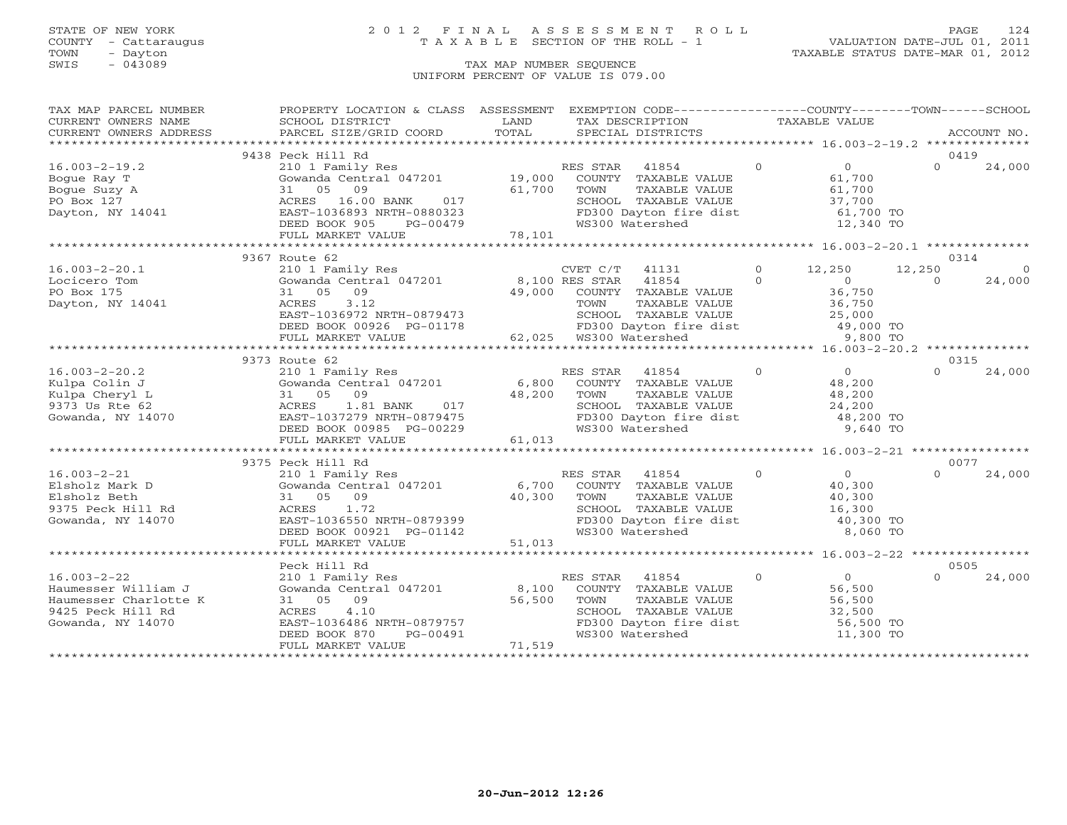STATE OF NEW YORK
COUNTY - Cattaraugus
TOWN - Dayton
SWIS - 043089

# 2012 FINAL ASSESSMENT ROLL

TAXABLE SECTION OF THE ROLL - 1

TAX MAP NUMBER SEQUENCE

UNIFORM PERCENT OF VALUE IS 079.00

VALUATION DATE-JUL 01, 2011
TAXABLE STATUS DATE-MAR 01, 2012

| TAX MAP PARCEL NUMBER / CURRENT OWNERS NAME / CURRENT OWNERS ADDRESS | PROPERTY LOCATION & CLASS / SCHOOL DISTRICT / PARCEL SIZE/GRID COORD | ASSESSMENT LAND / TOTAL | EXEMPTION CODE / TAX DESCRIPTION / SPECIAL DISTRICTS | COUNTY | TOWN | SCHOOL | ACCOUNT NO. |
|---|---|---|---|---|---|---|---|
| 16.003-2-19.2 | 9438 Peck Hill Rd | | | | | | 0419 |
| Bogue Ray T | 210 1 Family Res | | RES STAR 41854 | 0 | 0 | 24,000 | |
| Bogue Suzy A | Gowanda Central 047201 | 19,000 | COUNTY TAXABLE VALUE | 61,700 | | | |
| PO Box 127 | 31 05 09 | 61,700 | TOWN TAXABLE VALUE | | 61,700 | | |
| Dayton, NY 14041 | ACRES 16.00 BANK 017 | | SCHOOL TAXABLE VALUE | | | 37,700 | |
| | EAST-1036893 NRTH-0880323 | | FD300 Dayton fire dist | 61,700 TO | | | |
| | DEED BOOK 905 PG-00479 | | WS300 Watershed | 12,340 TO | | | |
| | FULL MARKET VALUE | 78,101 | | | | | |
| 16.003-2-20.1 | 9367 Route 62 | | | | | | 0314 |
| Locicero Tom | 210 1 Family Res | | CVET C/T 41131 | 12,250 | 12,250 | 0 | |
| PO Box 175 | Gowanda Central 047201 | 8,100 | RES STAR 41854 | 0 | 0 | 24,000 | |
| Dayton, NY 14041 | 31 05 09 | 49,000 | COUNTY TAXABLE VALUE | 36,750 | | | |
| | ACRES 3.12 | | TOWN TAXABLE VALUE | | 36,750 | | |
| | EAST-1036972 NRTH-0879473 | | SCHOOL TAXABLE VALUE | | | 25,000 | |
| | DEED BOOK 00926 PG-01178 | | FD300 Dayton fire dist | 49,000 TO | | | |
| | FULL MARKET VALUE | 62,025 | WS300 Watershed | 9,800 TO | | | |
| 16.003-2-20.2 | 9373 Route 62 | | | | | | 0315 |
| Kulpa Colin J | 210 1 Family Res | | RES STAR 41854 | 0 | 0 | 24,000 | |
| Kulpa Cheryl L | Gowanda Central 047201 | 6,800 | COUNTY TAXABLE VALUE | 48,200 | | | |
| 9373 Us Rte 62 | 31 05 09 | 48,200 | TOWN TAXABLE VALUE | | 48,200 | | |
| Gowanda, NY 14070 | ACRES 1.81 BANK 017 | | SCHOOL TAXABLE VALUE | | | 24,200 | |
| | EAST-1037279 NRTH-0879475 | | FD300 Dayton fire dist | 48,200 TO | | | |
| | DEED BOOK 00985 PG-00229 | | WS300 Watershed | 9,640 TO | | | |
| | FULL MARKET VALUE | 61,013 | | | | | |
| 16.003-2-21 | 9375 Peck Hill Rd | | | | | | 0077 |
| Elsholz Mark D | 210 1 Family Res | | RES STAR 41854 | 0 | 0 | 24,000 | |
| Elsholz Beth | Gowanda Central 047201 | 6,700 | COUNTY TAXABLE VALUE | 40,300 | | | |
| 9375 Peck Hill Rd | 31 05 09 | 40,300 | TOWN TAXABLE VALUE | | 40,300 | | |
| Gowanda, NY 14070 | ACRES 1.72 | | SCHOOL TAXABLE VALUE | | | 16,300 | |
| | EAST-1036550 NRTH-0879399 | | FD300 Dayton fire dist | 40,300 TO | | | |
| | DEED BOOK 00921 PG-01142 | | WS300 Watershed | 8,060 TO | | | |
| | FULL MARKET VALUE | 51,013 | | | | | |
| 16.003-2-22 | Peck Hill Rd | | | | | | 0505 |
| Haumesser William J | 210 1 Family Res | | RES STAR 41854 | 0 | 0 | 24,000 | |
| Haumesser Charlotte K | Gowanda Central 047201 | 8,100 | COUNTY TAXABLE VALUE | 56,500 | | | |
| 9425 Peck Hill Rd | 31 05 09 | 56,500 | TOWN TAXABLE VALUE | | 56,500 | | |
| Gowanda, NY 14070 | ACRES 4.10 | | SCHOOL TAXABLE VALUE | | | 32,500 | |
| | EAST-1036486 NRTH-0879757 | | FD300 Dayton fire dist | 56,500 TO | | | |
| | DEED BOOK 870 PG-00491 | | WS300 Watershed | 11,300 TO | | | |
| | FULL MARKET VALUE | 71,519 | | | | | |

20-Jun-2012 12:26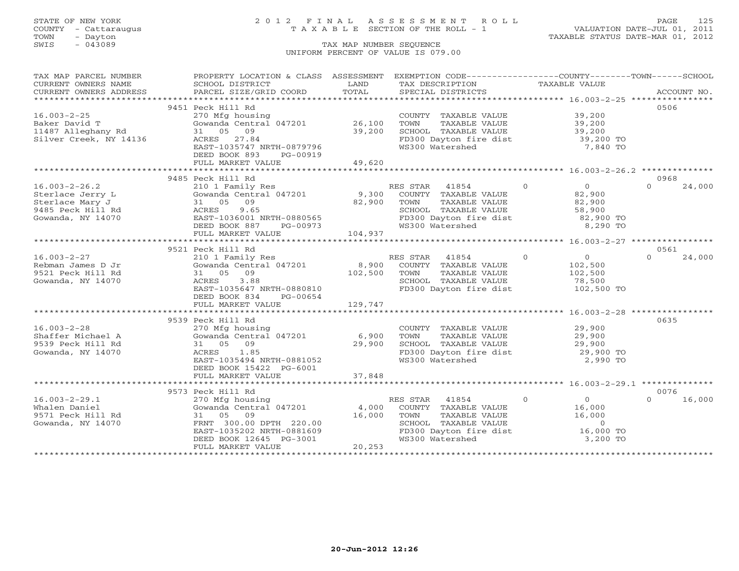STATE OF NEW YORK
COUNTY - Cattaraugus
TOWN - Dayton
SWIS - 043089

2012 FINAL ASSESSMENT ROLL
TAXABLE SECTION OF THE ROLL - 1
TAX MAP NUMBER SEQUENCE
UNIFORM PERCENT OF VALUE IS 079.00

VALUATION DATE-JUL 01, 2011
TAXABLE STATUS DATE-MAR 01, 2012

| TAX MAP PARCEL NUMBER / CURRENT OWNERS NAME / CURRENT OWNERS ADDRESS | PROPERTY LOCATION & CLASS / SCHOOL DISTRICT / PARCEL SIZE/GRID COORD | ASSESSMENT LAND / TOTAL | EXEMPTION CODE / TAX DESCRIPTION / SPECIAL DISTRICTS | COUNTY | TOWN | SCHOOL / ACCOUNT NO. |
|---|---|---|---|---|---|---|
| 16.003-2-25 | 9451 Peck Hill Rd | | | | | 0506 |
| 16.003-2-25 | 270 Mfg housing | | COUNTY TAXABLE VALUE | 39,200 | | |
| Baker David T | Gowanda Central 047201 | 26,100 | TOWN TAXABLE VALUE | | 39,200 | |
| 11487 Alleghany Rd | 31 05 09 | 39,200 | SCHOOL TAXABLE VALUE | | | 39,200 |
| Silver Creek, NY 14136 | ACRES 27.84 | | FD300 Dayton fire dist | 39,200 TO | | |
| | EAST-1035747 NRTH-0879796 | | WS300 Watershed | 7,840 TO | | |
| | DEED BOOK 893 PG-00919 | | | | | |
| | FULL MARKET VALUE | 49,620 | | | | |
| 16.003-2-26.2 | 9485 Peck Hill Rd | | | | | 0968 |
| 16.003-2-26.2 | 210 1 Family Res | | RES STAR 41854 | 0 | 0 | 24,000 |
| Sterlace Jerry L | Gowanda Central 047201 | 9,300 | COUNTY TAXABLE VALUE | 82,900 | | |
| Sterlace Mary J | 31 05 09 | 82,900 | TOWN TAXABLE VALUE | | 82,900 | |
| 9485 Peck Hill Rd | ACRES 9.65 | | SCHOOL TAXABLE VALUE | | | 58,900 |
| Gowanda, NY 14070 | EAST-1036001 NRTH-0880565 | | FD300 Dayton fire dist | 82,900 TO | | |
| | DEED BOOK 887 PG-00973 | | WS300 Watershed | 8,290 TO | | |
| | FULL MARKET VALUE | 104,937 | | | | |
| 16.003-2-27 | 9521 Peck Hill Rd | | | | | 0561 |
| 16.003-2-27 | 210 1 Family Res | | RES STAR 41854 | 0 | 0 | 24,000 |
| Rebman James D Jr | Gowanda Central 047201 | 8,900 | COUNTY TAXABLE VALUE | 102,500 | | |
| 9521 Peck Hill Rd | 31 05 09 | 102,500 | TOWN TAXABLE VALUE | | 102,500 | |
| Gowanda, NY 14070 | ACRES 3.88 | | SCHOOL TAXABLE VALUE | | | 78,500 |
| | EAST-1035647 NRTH-0880810 | | FD300 Dayton fire dist | 102,500 TO | | |
| | DEED BOOK 834 PG-00654 | | | | | |
| | FULL MARKET VALUE | 129,747 | | | | |
| 16.003-2-28 | 9539 Peck Hill Rd | | | | | 0635 |
| 16.003-2-28 | 270 Mfg housing | | COUNTY TAXABLE VALUE | 29,900 | | |
| Shaffer Michael A | Gowanda Central 047201 | 6,900 | TOWN TAXABLE VALUE | | 29,900 | |
| 9539 Peck Hill Rd | 31 05 09 | 29,900 | SCHOOL TAXABLE VALUE | | | 29,900 |
| Gowanda, NY 14070 | ACRES 1.85 | | FD300 Dayton fire dist | 29,900 TO | | |
| | EAST-1035494 NRTH-0881052 | | WS300 Watershed | 2,990 TO | | |
| | DEED BOOK 15422 PG-6001 | | | | | |
| | FULL MARKET VALUE | 37,848 | | | | |
| 16.003-2-29.1 | 9573 Peck Hill Rd | | | | | 0076 |
| 16.003-2-29.1 | 270 Mfg housing | | RES STAR 41854 | 0 | 0 | 16,000 |
| Whalen Daniel | Gowanda Central 047201 | 4,000 | COUNTY TAXABLE VALUE | 16,000 | | |
| 9571 Peck Hill Rd | 31 05 09 | 16,000 | TOWN TAXABLE VALUE | | 16,000 | |
| Gowanda, NY 14070 | FRNT 300.00 DPTH 220.00 | | SCHOOL TAXABLE VALUE | | | 0 |
| | EAST-1035202 NRTH-0881609 | | FD300 Dayton fire dist | 16,000 TO | | |
| | DEED BOOK 12645 PG-3001 | | WS300 Watershed | 3,200 TO | | |
| | FULL MARKET VALUE | 20,253 | | | | |

20-Jun-2012 12:26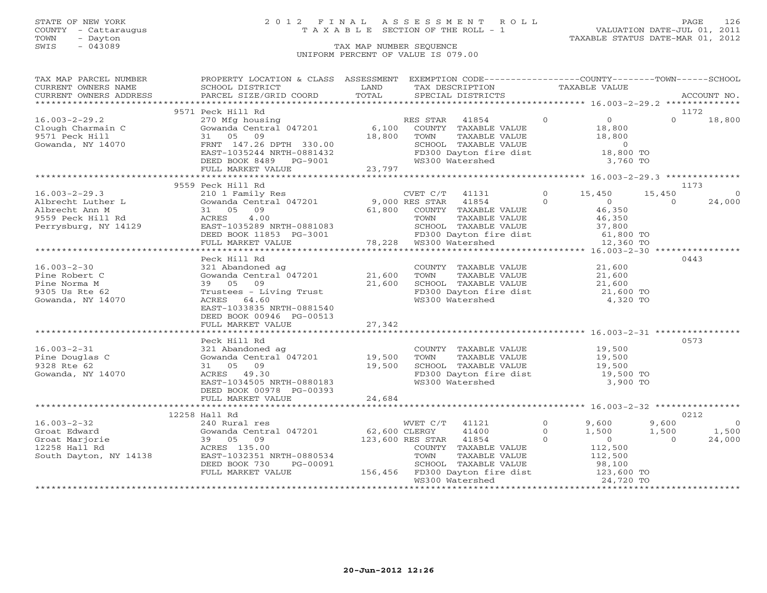STATE OF NEW YORK
COUNTY - Cattaraugus
TOWN - Dayton
SWIS - 043089

# 2012 FINAL ASSESSMENT ROLL
TAXABLE SECTION OF THE ROLL - 1
TAX MAP NUMBER SEQUENCE
UNIFORM PERCENT OF VALUE IS 079.00

VALUATION DATE-JUL 01, 2011
TAXABLE STATUS DATE-MAR 01, 2012

| TAX MAP PARCEL NUMBER / CURRENT OWNERS NAME / CURRENT OWNERS ADDRESS | PROPERTY LOCATION & CLASS / SCHOOL DISTRICT / PARCEL SIZE/GRID COORD | ASSESSMENT LAND / TOTAL | EXEMPTION CODE / TAX DESCRIPTION / SPECIAL DISTRICTS | COUNTY TAXABLE VALUE | TOWN | SCHOOL | ACCOUNT NO. |
|---|---|---|---|---|---|---|---|
| 16.003-2-29.2 | 9571 Peck Hill Rd | | | | | | 1172 |
| Clough Charmain C | 270 Mfg housing | | RES STAR 41854 | 0 | 0 | 18,800 | |
| 9571 Peck Hill | Gowanda Central 047201 | 6,100 | COUNTY TAXABLE VALUE | 18,800 | | | |
| Gowanda, NY 14070 | 31 05 09 | 18,800 | TOWN TAXABLE VALUE | 18,800 | | | |
| | FRNT 147.26 DPTH 330.00 | | SCHOOL TAXABLE VALUE | 0 | | | |
| | EAST-1035244 NRTH-0881432 | | FD300 Dayton fire dist | 18,800 TO | | | |
| | DEED BOOK 8489 PG-9001 | | WS300 Watershed | 3,760 TO | | | |
| | FULL MARKET VALUE | 23,797 | | | | | |
| 16.003-2-29.3 | 9559 Peck Hill Rd | | | | | | 1173 |
| Albrecht Luther L | 210 1 Family Res | | CVET C/T 41131 | 15,450 | 15,450 | 0 | |
| Albrecht Ann M | Gowanda Central 047201 | 9,000 | RES STAR 41854 | 0 | 0 | 24,000 | |
| 9559 Peck Hill Rd | 31 05 09 | 61,800 | COUNTY TAXABLE VALUE | 46,350 | | | |
| Perrysburg, NY 14129 | ACRES 4.00 | | TOWN TAXABLE VALUE | 46,350 | | | |
| | EAST-1035289 NRTH-0881083 | | SCHOOL TAXABLE VALUE | 37,800 | | | |
| | DEED BOOK 11853 PG-3001 | | FD300 Dayton fire dist | 61,800 TO | | | |
| | FULL MARKET VALUE | 78,228 | WS300 Watershed | 12,360 TO | | | |
| 16.003-2-30 | Peck Hill Rd | | | | | | 0443 |
| Pine Robert C | 321 Abandoned ag | | COUNTY TAXABLE VALUE | 21,600 | | | |
| Pine Norma M | Gowanda Central 047201 | 21,600 | TOWN TAXABLE VALUE | 21,600 | | | |
| 9305 Us Rte 62 | 39 05 09 | 21,600 | SCHOOL TAXABLE VALUE | 21,600 | | | |
| Gowanda, NY 14070 | Trustees - Living Trust | | FD300 Dayton fire dist | 21,600 TO | | | |
| | ACRES 64.60 | | WS300 Watershed | 4,320 TO | | | |
| | EAST-1033835 NRTH-0881540 | | | | | | |
| | DEED BOOK 00946 PG-00513 | | | | | | |
| | FULL MARKET VALUE | 27,342 | | | | | |
| 16.003-2-31 | Peck Hill Rd | | | | | | 0573 |
| Pine Douglas C | 321 Abandoned ag | | COUNTY TAXABLE VALUE | 19,500 | | | |
| 9328 Rte 62 | Gowanda Central 047201 | 19,500 | TOWN TAXABLE VALUE | 19,500 | | | |
| Gowanda, NY 14070 | 31 05 09 | 19,500 | SCHOOL TAXABLE VALUE | 19,500 | | | |
| | ACRES 49.30 | | FD300 Dayton fire dist | 19,500 TO | | | |
| | EAST-1034505 NRTH-0880183 | | WS300 Watershed | 3,900 TO | | | |
| | DEED BOOK 00978 PG-00393 | | | | | | |
| | FULL MARKET VALUE | 24,684 | | | | | |
| 16.003-2-32 | 12258 Hall Rd | | | | | | 0212 |
| Groat Edward | 240 Rural res | | WVET C/T 41121 | 9,600 | 9,600 | 0 | |
| Groat Marjorie | Gowanda Central 047201 | 62,600 | CLERGY 41400 | 1,500 | 1,500 | 1,500 | |
| 12258 Hall Rd | 39 05 09 | 123,600 | RES STAR 41854 | 0 | 0 | 24,000 | |
| South Dayton, NY 14138 | ACRES 135.00 | | COUNTY TAXABLE VALUE | 112,500 | | | |
| | EAST-1032351 NRTH-0880534 | | TOWN TAXABLE VALUE | 112,500 | | | |
| | DEED BOOK 730 PG-00091 | | SCHOOL TAXABLE VALUE | 98,100 | | | |
| | FULL MARKET VALUE | 156,456 | FD300 Dayton fire dist | 123,600 TO | | | |
| | | | WS300 Watershed | 24,720 TO | | | |

20-Jun-2012 12:26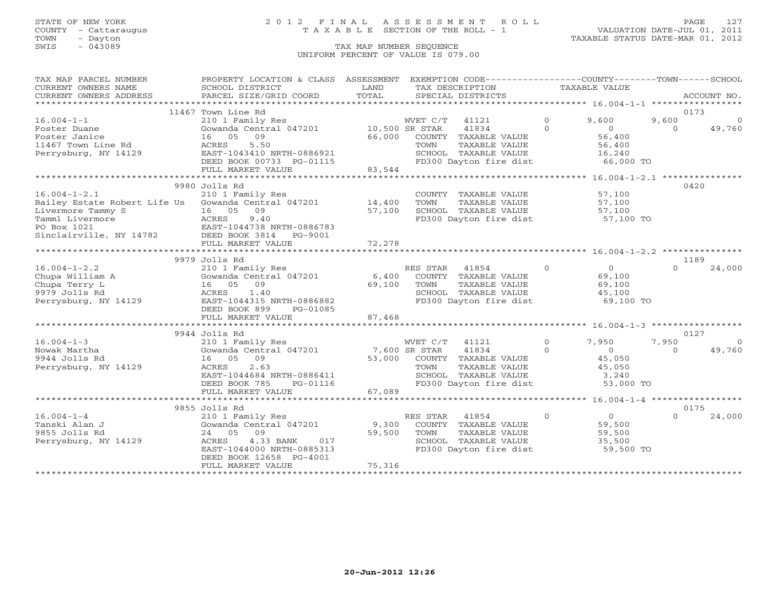STATE OF NEW YORK
COUNTY - Cattaraugus
TOWN - Dayton
SWIS - 043089

# 2012 FINAL ASSESSMENT ROLL
TAXABLE SECTION OF THE ROLL - 1
TAX MAP NUMBER SEQUENCE
UNIFORM PERCENT OF VALUE IS 079.00

VALUATION DATE-JUL 01, 2011
TAXABLE STATUS DATE-MAR 01, 2012

| TAX MAP PARCEL NUMBER / CURRENT OWNERS NAME / CURRENT OWNERS ADDRESS | PROPERTY LOCATION & CLASS / SCHOOL DISTRICT / PARCEL SIZE/GRID COORD | ASSESSMENT LAND / TOTAL | EXEMPTION CODE / TAX DESCRIPTION / SPECIAL DISTRICTS | | COUNTY TAXABLE VALUE | TOWN | SCHOOL | ACCOUNT NO. |
|---|---|---|---|---|---|---|---|---|
| | 11467 Town Line Rd | | | | | | | 0173 |
| 16.004-1-1 | 210 1 Family Res | | WVET C/T 41121 | 0 | 9,600 | 9,600 | 0 | |
| Foster Duane | Gowanda Central 047201 | 10,500 | SR STAR 41834 | 0 | 0 | 0 | 49,760 | |
| Foster Janice | 16 05 09 | 66,000 | COUNTY TAXABLE VALUE | | 56,400 | | | |
| 11467 Town Line Rd | ACRES 5.50 | | TOWN TAXABLE VALUE | | 56,400 | | | |
| Perrysburg, NY 14129 | EAST-1043410 NRTH-0886921 | | SCHOOL TAXABLE VALUE | | 16,240 | | | |
| | DEED BOOK 00733 PG-01115 | | FD300 Dayton fire dist | | 66,000 TO | | | |
| | FULL MARKET VALUE | 83,544 | | | | | | |
| | 9980 Jolls Rd | | | | | | | 0420 |
| 16.004-1-2.1 | 210 1 Family Res | | COUNTY TAXABLE VALUE | | 57,100 | | | |
| Bailey Estate Robert Life Us | Gowanda Central 047201 | 14,400 | TOWN TAXABLE VALUE | | 57,100 | | | |
| Livermore Tammy S | 16 05 09 | 57,100 | SCHOOL TAXABLE VALUE | | 57,100 | | | |
| Tamml Livermore | ACRES 9.40 | | FD300 Dayton fire dist | | 57,100 TO | | | |
| PO Box 1021 | EAST-1044738 NRTH-0886783 | | | | | | | |
| Sinclairville, NY 14782 | DEED BOOK 3814 PG-9001 | | | | | | | |
| | FULL MARKET VALUE | 72,278 | | | | | | |
| | 9979 Jolls Rd | | | | | | | 1189 |
| 16.004-1-2.2 | 210 1 Family Res | | RES STAR 41854 | 0 | 0 | 0 | 24,000 | |
| Chupa William A | Gowanda Central 047201 | 6,400 | COUNTY TAXABLE VALUE | | 69,100 | | | |
| Chupa Terry L | 16 05 09 | 69,100 | TOWN TAXABLE VALUE | | 69,100 | | | |
| 9979 Jolls Rd | ACRES 1.40 | | SCHOOL TAXABLE VALUE | | 45,100 | | | |
| Perrysburg, NY 14129 | EAST-1044315 NRTH-0886882 | | FD300 Dayton fire dist | | 69,100 TO | | | |
| | DEED BOOK 899 PG-01085 | | | | | | | |
| | FULL MARKET VALUE | 87,468 | | | | | | |
| | 9944 Jolls Rd | | | | | | | 0127 |
| 16.004-1-3 | 210 1 Family Res | | WVET C/T 41121 | 0 | 7,950 | 7,950 | 0 | |
| Nowak Martha | Gowanda Central 047201 | 7,600 | SR STAR 41834 | 0 | 0 | 0 | 49,760 | |
| 9944 Jolls Rd | 16 05 09 | 53,000 | COUNTY TAXABLE VALUE | | 45,050 | | | |
| Perrysburg, NY 14129 | ACRES 2.63 | | TOWN TAXABLE VALUE | | 45,050 | | | |
| | EAST-1044684 NRTH-0886411 | | SCHOOL TAXABLE VALUE | | 3,240 | | | |
| | DEED BOOK 785 PG-01116 | | FD300 Dayton fire dist | | 53,000 TO | | | |
| | FULL MARKET VALUE | 67,089 | | | | | | |
| | 9855 Jolls Rd | | | | | | | 0175 |
| 16.004-1-4 | 210 1 Family Res | | RES STAR 41854 | 0 | 0 | 0 | 24,000 | |
| Tanski Alan J | Gowanda Central 047201 | 9,300 | COUNTY TAXABLE VALUE | | 59,500 | | | |
| 9855 Jolls Rd | 24 05 09 | 59,500 | TOWN TAXABLE VALUE | | 59,500 | | | |
| Perrysburg, NY 14129 | ACRES 4.33 BANK 017 | | SCHOOL TAXABLE VALUE | | 35,500 | | | |
| | EAST-1044000 NRTH-0885313 | | FD300 Dayton fire dist | | 59,500 TO | | | |
| | DEED BOOK 12658 PG-4001 | | | | | | | |
| | FULL MARKET VALUE | 75,316 | | | | | | |

20-Jun-2012 12:26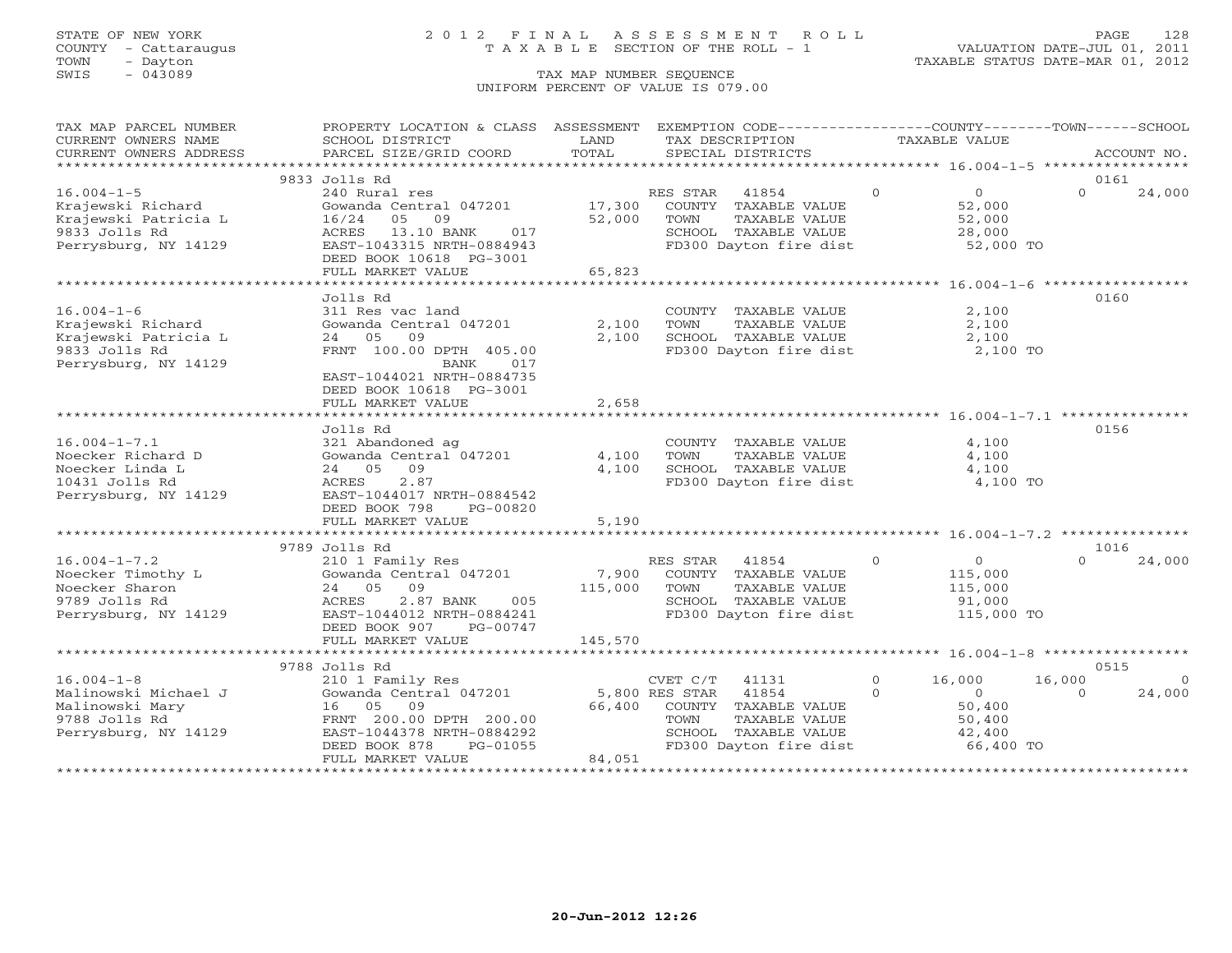STATE OF NEW YORK
COUNTY - Cattaraugus
TOWN - Dayton
SWIS - 043089

# 2012 FINAL ASSESSMENT ROLL
TAXABLE SECTION OF THE ROLL - 1

VALUATION DATE-JUL 01, 2011
TAXABLE STATUS DATE-MAR 01, 2012

TAX MAP NUMBER SEQUENCE
UNIFORM PERCENT OF VALUE IS 079.00

| TAX MAP PARCEL NUMBER / CURRENT OWNERS NAME / CURRENT OWNERS ADDRESS | PROPERTY LOCATION & CLASS / SCHOOL DISTRICT / PARCEL SIZE/GRID COORD | ASSESSMENT LAND / TOTAL | EXEMPTION CODE / TAX DESCRIPTION / SPECIAL DISTRICTS | COUNTY TAXABLE VALUE | TOWN | SCHOOL | ACCOUNT NO. |
|---|---|---|---|---|---|---|---|
| 16.004-1-5 | 9833 Jolls Rd | | | | | | 0161 |
| Krajewski Richard | 240 Rural res | | RES STAR 41854 | 0 | 0 | 0 | 24,000 |
| Krajewski Patricia L | Gowanda Central 047201 | 17,300 | COUNTY TAXABLE VALUE | 52,000 | | | |
| 9833 Jolls Rd | 16/24 05 09 | 52,000 | TOWN TAXABLE VALUE | 52,000 | | | |
| Perrysburg, NY 14129 | ACRES 13.10 BANK 017 | | SCHOOL TAXABLE VALUE | 28,000 | | | |
| | EAST-1043315 NRTH-0884943 | | FD300 Dayton fire dist | 52,000 TO | | | |
| | DEED BOOK 10618 PG-3001 | | | | | | |
| | FULL MARKET VALUE | 65,823 | | | | | |
| 16.004-1-6 | Jolls Rd | | | | | | 0160 |
| Krajewski Richard | 311 Res vac land | | COUNTY TAXABLE VALUE | 2,100 | | | |
| Krajewski Patricia L | Gowanda Central 047201 | 2,100 | TOWN TAXABLE VALUE | 2,100 | | | |
| 9833 Jolls Rd | 24 05 09 | 2,100 | SCHOOL TAXABLE VALUE | 2,100 | | | |
| Perrysburg, NY 14129 | FRNT 100.00 DPTH 405.00 BANK 017 | | FD300 Dayton fire dist | 2,100 TO | | | |
| | EAST-1044021 NRTH-0884735 | | | | | | |
| | DEED BOOK 10618 PG-3001 | | | | | | |
| | FULL MARKET VALUE | 2,658 | | | | | |
| 16.004-1-7.1 | Jolls Rd | | | | | | 0156 |
| Noecker Richard D | 321 Abandoned ag | | COUNTY TAXABLE VALUE | 4,100 | | | |
| Noecker Linda L | Gowanda Central 047201 | 4,100 | TOWN TAXABLE VALUE | 4,100 | | | |
| 10431 Jolls Rd | 24 05 09 | 4,100 | SCHOOL TAXABLE VALUE | 4,100 | | | |
| Perrysburg, NY 14129 | ACRES 2.87 | | FD300 Dayton fire dist | 4,100 TO | | | |
| | EAST-1044017 NRTH-0884542 | | | | | | |
| | DEED BOOK 798 PG-00820 | | | | | | |
| | FULL MARKET VALUE | 5,190 | | | | | |
| 16.004-1-7.2 | 9789 Jolls Rd | | | | | | 1016 |
| Noecker Timothy L | 210 1 Family Res | | RES STAR 41854 | 0 | 0 | 0 | 24,000 |
| Noecker Sharon | Gowanda Central 047201 | 7,900 | COUNTY TAXABLE VALUE | 115,000 | | | |
| 9789 Jolls Rd | 24 05 09 | 115,000 | TOWN TAXABLE VALUE | 115,000 | | | |
| Perrysburg, NY 14129 | ACRES 2.87 BANK 005 | | SCHOOL TAXABLE VALUE | 91,000 | | | |
| | EAST-1044012 NRTH-0884241 | | FD300 Dayton fire dist | 115,000 TO | | | |
| | DEED BOOK 907 PG-00747 | | | | | | |
| | FULL MARKET VALUE | 145,570 | | | | | |
| 16.004-1-8 | 9788 Jolls Rd | | | | | | 0515 |
| Malinowski Michael J | 210 1 Family Res | | CVET C/T 41131 | 0 | 16,000 | 16,000 | 0 |
| Malinowski Mary | Gowanda Central 047201 | 5,800 | RES STAR 41854 | 0 | 0 | 0 | 24,000 |
| 9788 Jolls Rd | 16 05 09 | 66,400 | COUNTY TAXABLE VALUE | 50,400 | | | |
| Perrysburg, NY 14129 | FRNT 200.00 DPTH 200.00 | | TOWN TAXABLE VALUE | 50,400 | | | |
| | EAST-1044378 NRTH-0884292 | | SCHOOL TAXABLE VALUE | 42,400 | | | |
| | DEED BOOK 878 PG-01055 | | FD300 Dayton fire dist | 66,400 TO | | | |
| | FULL MARKET VALUE | 84,051 | | | | | |

20-Jun-2012 12:26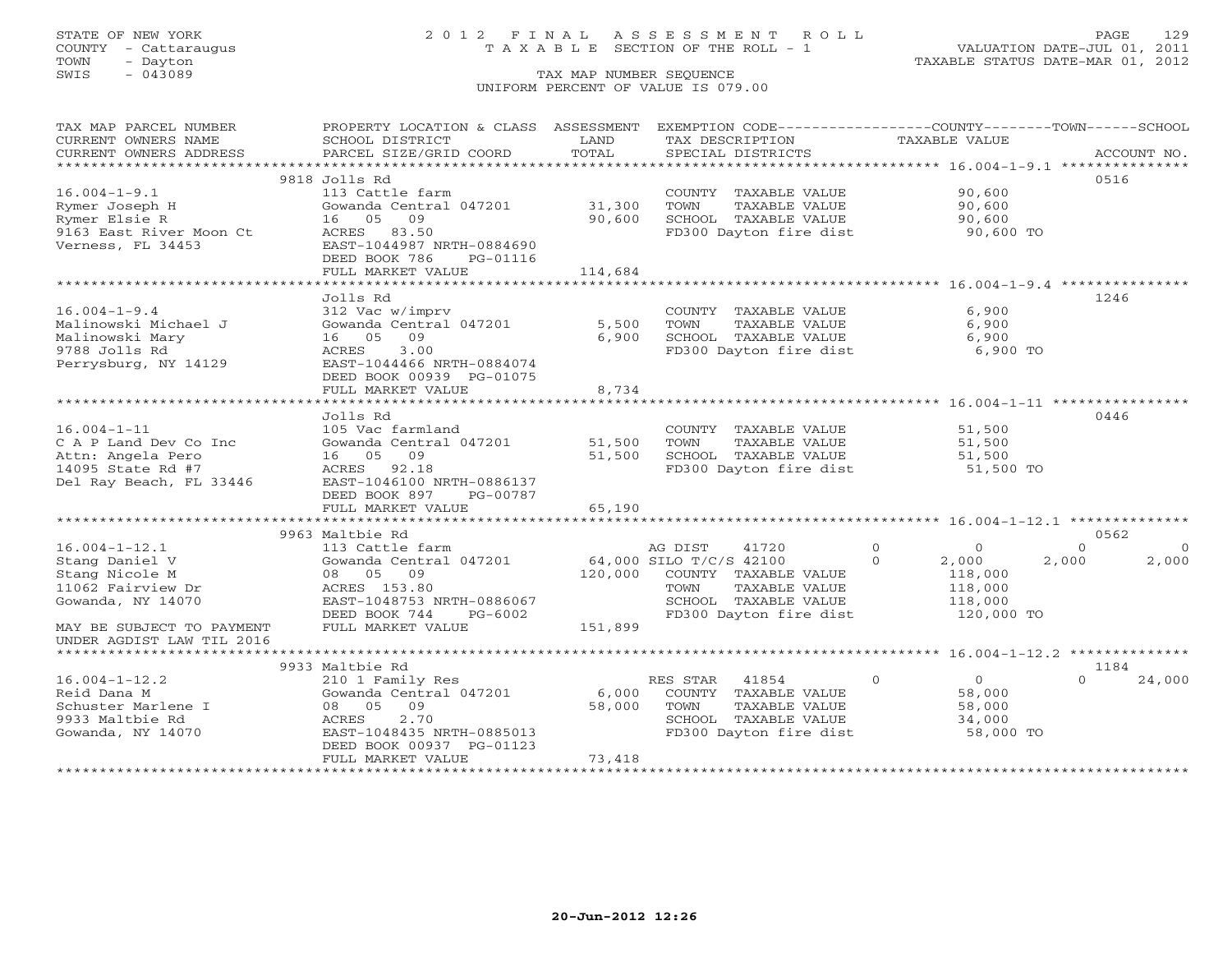STATE OF NEW YORK
COUNTY - Cattaraugus
TOWN - Dayton
SWIS - 043089

# 2012 FINAL ASSESSMENT ROLL
TAXABLE SECTION OF THE ROLL - 1

VALUATION DATE-JUL 01, 2011
TAXABLE STATUS DATE-MAR 01, 2012

TAX MAP NUMBER SEQUENCE
UNIFORM PERCENT OF VALUE IS 079.00

| TAX MAP PARCEL NUMBER / CURRENT OWNERS NAME / CURRENT OWNERS ADDRESS | PROPERTY LOCATION & CLASS / SCHOOL DISTRICT / PARCEL SIZE/GRID COORD | ASSESSMENT LAND / TOTAL | EXEMPTION CODE / TAX DESCRIPTION / SPECIAL DISTRICTS | COUNTY | TOWN | SCHOOL | ACCOUNT NO. |
|---|---|---|---|---|---|---|---|
| **16.004-1-9.1** | 9818 Jolls Rd | | | | | | 0516 |
| Rymer Joseph H | 113 Cattle farm | | COUNTY TAXABLE VALUE | 90,600 | | | |
| Rymer Elsie R | Gowanda Central 047201 | 31,300 | TOWN TAXABLE VALUE | | 90,600 | | |
| 9163 East River Moon Ct | 16 05 09 | 90,600 | SCHOOL TAXABLE VALUE | | | 90,600 | |
| Verness, FL 34453 | ACRES 83.50 | | FD300 Dayton fire dist | 90,600 TO | | | |
| | EAST-1044987 NRTH-0884690 | | | | | | |
| | DEED BOOK 786 PG-01116 | | | | | | |
| | FULL MARKET VALUE | 114,684 | | | | | |
| **16.004-1-9.4** | Jolls Rd | | | | | | 1246 |
| Malinowski Michael J | 312 Vac w/imprv | | COUNTY TAXABLE VALUE | 6,900 | | | |
| Malinowski Mary | Gowanda Central 047201 | 5,500 | TOWN TAXABLE VALUE | | 6,900 | | |
| 9788 Jolls Rd | 16 05 09 | 6,900 | SCHOOL TAXABLE VALUE | | | 6,900 | |
| Perrysburg, NY 14129 | ACRES 3.00 | | FD300 Dayton fire dist | 6,900 TO | | | |
| | EAST-1044466 NRTH-0884074 | | | | | | |
| | DEED BOOK 00939 PG-01075 | | | | | | |
| | FULL MARKET VALUE | 8,734 | | | | | |
| **16.004-1-11** | Jolls Rd | | | | | | 0446 |
| C A P Land Dev Co Inc | 105 Vac farmland | | COUNTY TAXABLE VALUE | 51,500 | | | |
| Attn: Angela Pero | Gowanda Central 047201 | 51,500 | TOWN TAXABLE VALUE | | 51,500 | | |
| 14095 State Rd #7 | 16 05 09 | 51,500 | SCHOOL TAXABLE VALUE | | | 51,500 | |
| Del Ray Beach, FL 33446 | ACRES 92.18 | | FD300 Dayton fire dist | 51,500 TO | | | |
| | EAST-1046100 NRTH-0886137 | | | | | | |
| | DEED BOOK 897 PG-00787 | | | | | | |
| | FULL MARKET VALUE | 65,190 | | | | | |
| **16.004-1-12.1** | 9963 Maltbie Rd | | | | | | 0562 |
| Stang Daniel V | 113 Cattle farm | | AG DIST 41720 0 | 0 | 0 | 0 | |
| Stang Nicole M | Gowanda Central 047201 | 64,000 | SILO T/C/S 42100 0 | 2,000 | 2,000 | 2,000 | |
| 11062 Fairview Dr | 08 05 09 | 120,000 | COUNTY TAXABLE VALUE | 118,000 | | | |
| Gowanda, NY 14070 | ACRES 153.80 | | TOWN TAXABLE VALUE | | 118,000 | | |
| | EAST-1048753 NRTH-0886067 | | SCHOOL TAXABLE VALUE | | | 118,000 | |
| | DEED BOOK 744 PG-6002 | | FD300 Dayton fire dist | 120,000 TO | | | |
| MAY BE SUBJECT TO PAYMENT | FULL MARKET VALUE | 151,899 | | | | | |
| UNDER AGDIST LAW TIL 2016 | | | | | | | |
| **16.004-1-12.2** | 9933 Maltbie Rd | | | | | | 1184 |
| Reid Dana M | 210 1 Family Res | | RES STAR 41854 0 | 0 | | 24,000 | |
| Schuster Marlene I | Gowanda Central 047201 | 6,000 | COUNTY TAXABLE VALUE | 58,000 | | | |
| 9933 Maltbie Rd | 08 05 09 | 58,000 | TOWN TAXABLE VALUE | | 58,000 | | |
| Gowanda, NY 14070 | ACRES 2.70 | | SCHOOL TAXABLE VALUE | | | 34,000 | |
| | EAST-1048435 NRTH-0885013 | | FD300 Dayton fire dist | 58,000 TO | | | |
| | DEED BOOK 00937 PG-01123 | | | | | | |
| | FULL MARKET VALUE | 73,418 | | | | | |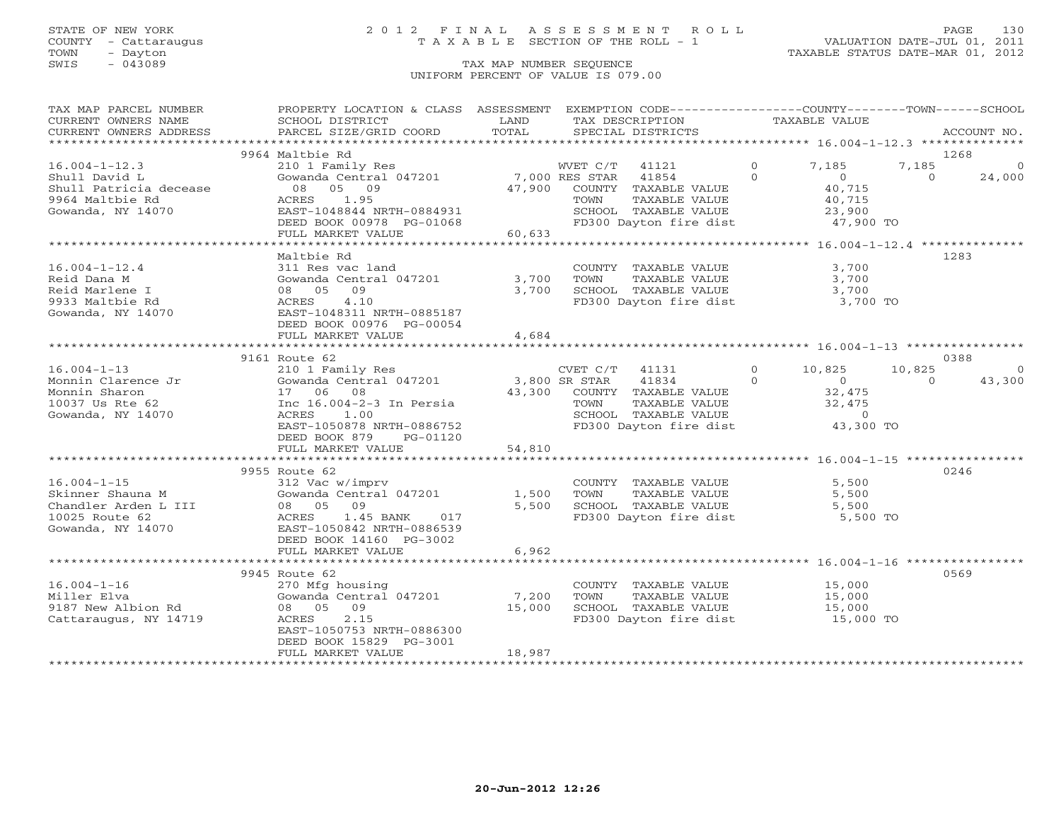STATE OF NEW YORK
COUNTY - Cattaraugus
TOWN - Dayton
SWIS - 043089

# 2012 FINAL ASSESSMENT ROLL
TAXABLE SECTION OF THE ROLL - 1

VALUATION DATE-JUL 01, 2011
TAXABLE STATUS DATE-MAR 01, 2012

TAX MAP NUMBER SEQUENCE
UNIFORM PERCENT OF VALUE IS 079.00

| TAX MAP PARCEL NUMBER / CURRENT OWNERS NAME / CURRENT OWNERS ADDRESS | PROPERTY LOCATION & CLASS / SCHOOL DISTRICT / PARCEL SIZE/GRID COORD | ASSESSMENT LAND / TOTAL | EXEMPTION CODE / TAX DESCRIPTION / SPECIAL DISTRICTS | | COUNTY TAXABLE VALUE | TOWN | SCHOOL | ACCOUNT NO. |
|---|---|---|---|---|---|---|---|---|
| **16.004-1-12.3** | 9964 Maltbie Rd | | | | | | | 1268 |
| 16.004-1-12.3 | 210 1 Family Res | | WVET C/T 41121 | 0 | 7,185 | 7,185 | 0 | |
| Shull David L | Gowanda Central 047201 | 7,000 | RES STAR 41854 | 0 | 0 | 0 | 24,000 | |
| Shull Patricia decease | 08 05 09 | 47,900 | COUNTY TAXABLE VALUE | | 40,715 | | | |
| 9964 Maltbie Rd | ACRES 1.95 | | TOWN TAXABLE VALUE | | 40,715 | | | |
| Gowanda, NY 14070 | EAST-1048844 NRTH-0884931 | | SCHOOL TAXABLE VALUE | | 23,900 | | | |
| | DEED BOOK 00978 PG-01068 | | FD300 Dayton fire dist | | 47,900 TO | | | |
| | FULL MARKET VALUE | 60,633 | | | | | | |
| **16.004-1-12.4** | Maltbie Rd | | | | | | | 1283 |
| 16.004-1-12.4 | 311 Res vac land | | COUNTY TAXABLE VALUE | | 3,700 | | | |
| Reid Dana M | Gowanda Central 047201 | 3,700 | TOWN TAXABLE VALUE | | 3,700 | | | |
| Reid Marlene I | 08 05 09 | 3,700 | SCHOOL TAXABLE VALUE | | 3,700 | | | |
| 9933 Maltbie Rd | ACRES 4.10 | | FD300 Dayton fire dist | | 3,700 TO | | | |
| Gowanda, NY 14070 | EAST-1048311 NRTH-0885187 | | | | | | | |
| | DEED BOOK 00976 PG-00054 | | | | | | | |
| | FULL MARKET VALUE | 4,684 | | | | | | |
| **16.004-1-13** | 9161 Route 62 | | | | | | | 0388 |
| 16.004-1-13 | 210 1 Family Res | | CVET C/T 41131 | 0 | 10,825 | 10,825 | 0 | |
| Monnin Clarence Jr | Gowanda Central 047201 | 3,800 | SR STAR 41834 | 0 | 0 | 0 | 43,300 | |
| Monnin Sharon | 17 06 08 | 43,300 | COUNTY TAXABLE VALUE | | 32,475 | | | |
| 10037 Us Rte 62 | Inc 16.004-2-3 In Persia | | TOWN TAXABLE VALUE | | 32,475 | | | |
| Gowanda, NY 14070 | ACRES 1.00 | | SCHOOL TAXABLE VALUE | | 0 | | | |
| | EAST-1050878 NRTH-0886752 | | FD300 Dayton fire dist | | 43,300 TO | | | |
| | DEED BOOK 879 PG-01120 | | | | | | | |
| | FULL MARKET VALUE | 54,810 | | | | | | |
| **16.004-1-15** | 9955 Route 62 | | | | | | | 0246 |
| 16.004-1-15 | 312 Vac w/imprv | | COUNTY TAXABLE VALUE | | 5,500 | | | |
| Skinner Shauna M | Gowanda Central 047201 | 1,500 | TOWN TAXABLE VALUE | | 5,500 | | | |
| Chandler Arden L III | 08 05 09 | 5,500 | SCHOOL TAXABLE VALUE | | 5,500 | | | |
| 10025 Route 62 | ACRES 1.45 BANK 017 | | FD300 Dayton fire dist | | 5,500 TO | | | |
| Gowanda, NY 14070 | EAST-1050842 NRTH-0886539 | | | | | | | |
| | DEED BOOK 14160 PG-3002 | | | | | | | |
| | FULL MARKET VALUE | 6,962 | | | | | | |
| **16.004-1-16** | 9945 Route 62 | | | | | | | 0569 |
| 16.004-1-16 | 270 Mfg housing | | COUNTY TAXABLE VALUE | | 15,000 | | | |
| Miller Elva | Gowanda Central 047201 | 7,200 | TOWN TAXABLE VALUE | | 15,000 | | | |
| 9187 New Albion Rd | 08 05 09 | 15,000 | SCHOOL TAXABLE VALUE | | 15,000 | | | |
| Cattaraugus, NY 14719 | ACRES 2.15 | | FD300 Dayton fire dist | | 15,000 TO | | | |
| | EAST-1050753 NRTH-0886300 | | | | | | | |
| | DEED BOOK 15829 PG-3001 | | | | | | | |
| | FULL MARKET VALUE | 18,987 | | | | | | |

20-Jun-2012 12:26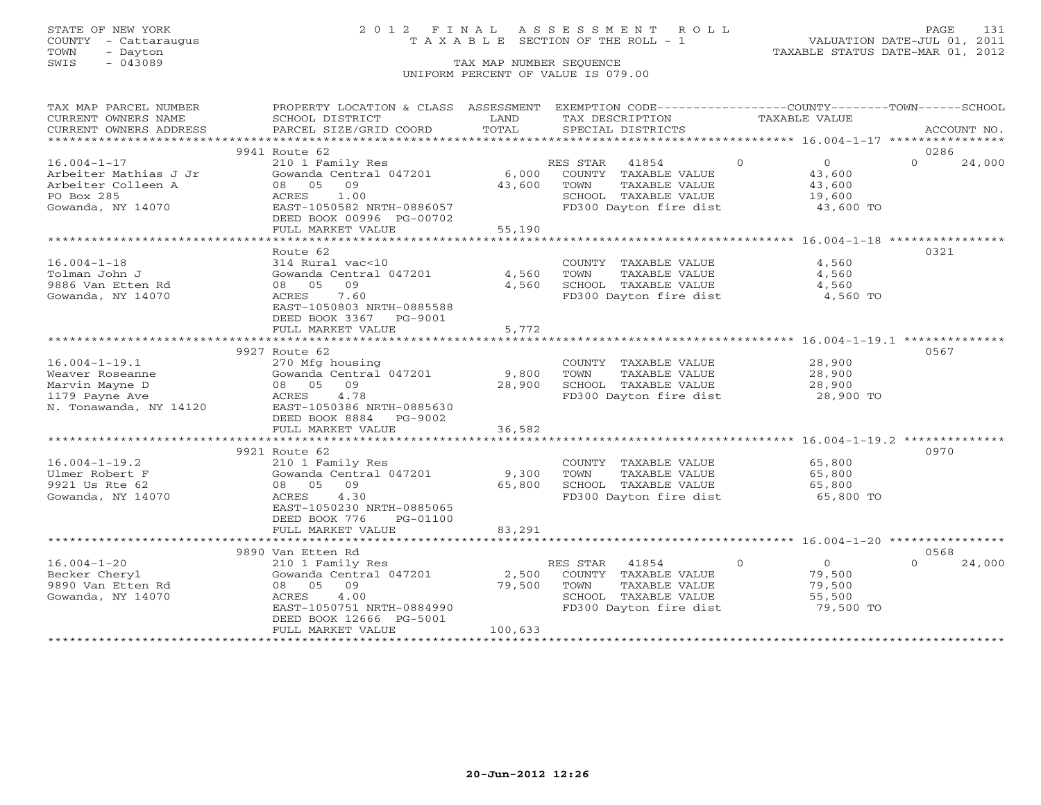STATE OF NEW YORK
COUNTY - Cattaraugus
TOWN - Dayton
SWIS - 043089

# 2012 FINAL ASSESSMENT ROLL
TAXABLE SECTION OF THE ROLL - 1
TAX MAP NUMBER SEQUENCE
UNIFORM PERCENT OF VALUE IS 079.00

VALUATION DATE-JUL 01, 2011
TAXABLE STATUS DATE-MAR 01, 2012

| TAX MAP PARCEL NUMBER / CURRENT OWNERS NAME / CURRENT OWNERS ADDRESS | PROPERTY LOCATION & CLASS / SCHOOL DISTRICT / PARCEL SIZE/GRID COORD | ASSESSMENT LAND | ASSESSMENT TOTAL | EXEMPTION CODE / TAX DESCRIPTION / SPECIAL DISTRICTS | COUNTY TAXABLE VALUE | TOWN | SCHOOL | ACCOUNT NO. |
|---|---|---|---|---|---|---|---|---|
| 16.004-1-17 | 9941 Route 62 | | | | | | | 0286 |
| Arbeiter Mathias J Jr | 210 1 Family Res | | | RES STAR 41854 | 0 | 0 | 24,000 | |
| Arbeiter Colleen A | Gowanda Central 047201 | 6,000 | 43,600 | COUNTY TAXABLE VALUE | 43,600 | | | |
| PO Box 285 | 08 05 09 | | | TOWN TAXABLE VALUE | | 43,600 | | |
| Gowanda, NY 14070 | ACRES 1.00 | | | SCHOOL TAXABLE VALUE | | | 19,600 | |
| | EAST-1050582 NRTH-0886057 | | | FD300 Dayton fire dist | 43,600 TO | | | |
| | DEED BOOK 00996 PG-00702 | | | | | | | |
| | FULL MARKET VALUE | | 55,190 | | | | | |
| 16.004-1-18 | Route 62 | | | | | | | 0321 |
| Tolman John J | 314 Rural vac<10 | | | COUNTY TAXABLE VALUE | 4,560 | | | |
| 9886 Van Etten Rd | Gowanda Central 047201 | 4,560 | 4,560 | TOWN TAXABLE VALUE | | 4,560 | | |
| Gowanda, NY 14070 | 08 05 09 | | | SCHOOL TAXABLE VALUE | | | 4,560 | |
| | ACRES 7.60 | | | FD300 Dayton fire dist | 4,560 TO | | | |
| | EAST-1050803 NRTH-0885588 | | | | | | | |
| | DEED BOOK 3367 PG-9001 | | | | | | | |
| | FULL MARKET VALUE | | 5,772 | | | | | |
| 16.004-1-19.1 | 9927 Route 62 | | | | | | | 0567 |
| Weaver Roseanne | 270 Mfg housing | | | COUNTY TAXABLE VALUE | 28,900 | | | |
| Marvin Mayne D | Gowanda Central 047201 | 9,800 | 28,900 | TOWN TAXABLE VALUE | | 28,900 | | |
| 1179 Payne Ave | 08 05 09 | | | SCHOOL TAXABLE VALUE | | | 28,900 | |
| N. Tonawanda, NY 14120 | ACRES 4.78 | | | FD300 Dayton fire dist | 28,900 TO | | | |
| | EAST-1050386 NRTH-0885630 | | | | | | | |
| | DEED BOOK 8884 PG-9002 | | | | | | | |
| | FULL MARKET VALUE | | 36,582 | | | | | |
| 16.004-1-19.2 | 9921 Route 62 | | | | | | | 0970 |
| Ulmer Robert F | 210 1 Family Res | | | COUNTY TAXABLE VALUE | 65,800 | | | |
| 9921 Us Rte 62 | Gowanda Central 047201 | 9,300 | 65,800 | TOWN TAXABLE VALUE | | 65,800 | | |
| Gowanda, NY 14070 | 08 05 09 | | | SCHOOL TAXABLE VALUE | | | 65,800 | |
| | ACRES 4.30 | | | FD300 Dayton fire dist | 65,800 TO | | | |
| | EAST-1050230 NRTH-0885065 | | | | | | | |
| | DEED BOOK 776 PG-01100 | | | | | | | |
| | FULL MARKET VALUE | | 83,291 | | | | | |
| 16.004-1-20 | 9890 Van Etten Rd | | | | | | | 0568 |
| Becker Cheryl | 210 1 Family Res | | | RES STAR 41854 | 0 | 0 | 24,000 | |
| 9890 Van Etten Rd | Gowanda Central 047201 | 2,500 | 79,500 | COUNTY TAXABLE VALUE | 79,500 | | | |
| Gowanda, NY 14070 | 08 05 09 | | | TOWN TAXABLE VALUE | | 79,500 | | |
| | ACRES 4.00 | | | SCHOOL TAXABLE VALUE | | | 55,500 | |
| | EAST-1050751 NRTH-0884990 | | | FD300 Dayton fire dist | 79,500 TO | | | |
| | DEED BOOK 12666 PG-5001 | | | | | | | |
| | FULL MARKET VALUE | | 100,633 | | | | | |

20-Jun-2012 12:26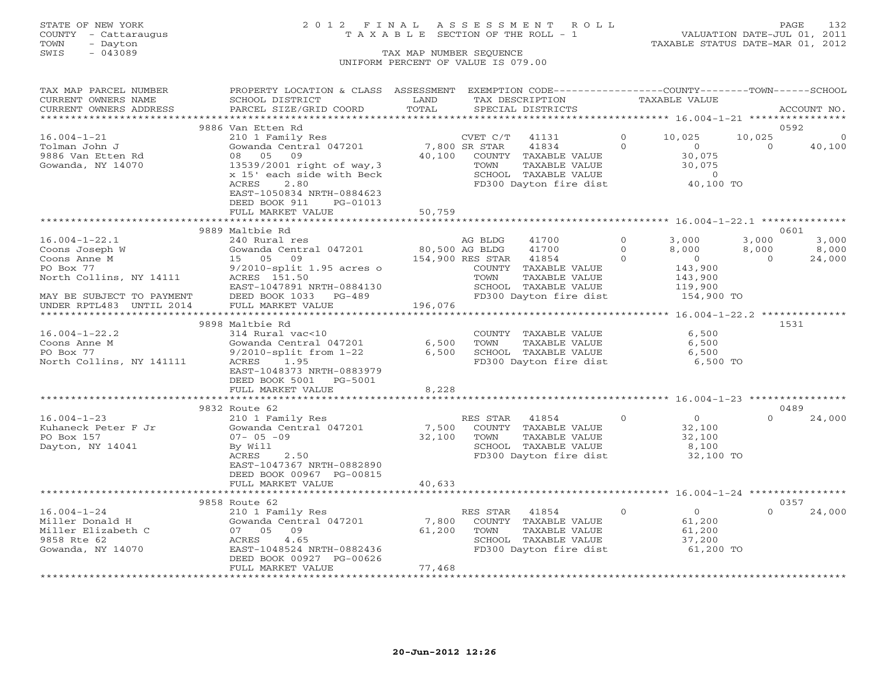STATE OF NEW YORK
COUNTY - Cattaraugus
TOWN - Dayton
SWIS - 043089

# 2012 FINAL ASSESSMENT ROLL
TAXABLE SECTION OF THE ROLL - 1

VALUATION DATE-JUL 01, 2011
TAXABLE STATUS DATE-MAR 01, 2012

TAX MAP NUMBER SEQUENCE
UNIFORM PERCENT OF VALUE IS 079.00

| TAX MAP PARCEL NUMBER / CURRENT OWNERS NAME / CURRENT OWNERS ADDRESS | PROPERTY LOCATION & CLASS / SCHOOL DISTRICT / PARCEL SIZE/GRID COORD | ASSESSMENT LAND / TOTAL | EXEMPTION CODE / TAX DESCRIPTION / SPECIAL DISTRICTS | | COUNTY TAXABLE VALUE | TOWN | SCHOOL | ACCOUNT NO. |
|---|---|---|---|---|---|---|---|---|
| **16.004-1-21** | 9886 Van Etten Rd | | | | | | | 0592 |
| 16.004-1-21 | 210 1 Family Res | | CVET C/T 41131 | 0 | 10,025 | 10,025 | 0 | |
| Tolman John J | Gowanda Central 047201 | 7,800 | SR STAR 41834 | 0 | 0 | 0 | 40,100 | |
| 9886 Van Etten Rd | 08 05 09 | 40,100 | COUNTY TAXABLE VALUE | | 30,075 | | | |
| Gowanda, NY 14070 | 13539/2001 right of way,3 | | TOWN TAXABLE VALUE | | 30,075 | | | |
| | x 15' each side with Beck | | SCHOOL TAXABLE VALUE | | 0 | | | |
| | ACRES 2.80 | | FD300 Dayton fire dist | | 40,100 TO | | | |
| | EAST-1050834 NRTH-0884623 | | | | | | | |
| | DEED BOOK 911 PG-01013 | | | | | | | |
| | FULL MARKET VALUE | 50,759 | | | | | | |
| **16.004-1-22.1** | 9889 Maltbie Rd | | | | | | | 0601 |
| 16.004-1-22.1 | 240 Rural res | | AG BLDG 41700 | 0 | 3,000 | 3,000 | 3,000 | |
| Coons Joseph W | Gowanda Central 047201 | 80,500 | AG BLDG 41700 | 0 | 8,000 | 8,000 | 8,000 | |
| Coons Anne M | 15 05 09 | 154,900 | RES STAR 41854 | 0 | 0 | 0 | 24,000 | |
| PO Box 77 | 9/2010-split 1.95 acres o | | COUNTY TAXABLE VALUE | | 143,900 | | | |
| North Collins, NY 14111 | ACRES 151.50 | | TOWN TAXABLE VALUE | | 143,900 | | | |
| | EAST-1047891 NRTH-0884130 | | SCHOOL TAXABLE VALUE | | 119,900 | | | |
| MAY BE SUBJECT TO PAYMENT | DEED BOOK 1033 PG-489 | | FD300 Dayton fire dist | | 154,900 TO | | | |
| UNDER RPTL483 UNTIL 2014 | FULL MARKET VALUE | 196,076 | | | | | | |
| **16.004-1-22.2** | 9898 Maltbie Rd | | | | | | | 1531 |
| 16.004-1-22.2 | 314 Rural vac<10 | | COUNTY TAXABLE VALUE | | 6,500 | | | |
| Coons Anne M | Gowanda Central 047201 | 6,500 | TOWN TAXABLE VALUE | | 6,500 | | | |
| PO Box 77 | 9/2010-split from 1-22 | 6,500 | SCHOOL TAXABLE VALUE | | 6,500 | | | |
| North Collins, NY 141111 | ACRES 1.95 | | FD300 Dayton fire dist | | 6,500 TO | | | |
| | EAST-1048373 NRTH-0883979 | | | | | | | |
| | DEED BOOK 5001 PG-5001 | | | | | | | |
| | FULL MARKET VALUE | 8,228 | | | | | | |
| **16.004-1-23** | 9832 Route 62 | | | | | | | 0489 |
| 16.004-1-23 | 210 1 Family Res | | RES STAR 41854 | 0 | 0 | 0 | 24,000 | |
| Kuhaneck Peter F Jr | Gowanda Central 047201 | 7,500 | COUNTY TAXABLE VALUE | | 32,100 | | | |
| PO Box 157 | 07- 05 -09 | 32,100 | TOWN TAXABLE VALUE | | 32,100 | | | |
| Dayton, NY 14041 | By Will | | SCHOOL TAXABLE VALUE | | 8,100 | | | |
| | ACRES 2.50 | | FD300 Dayton fire dist | | 32,100 TO | | | |
| | EAST-1047367 NRTH-0882890 | | | | | | | |
| | DEED BOOK 00967 PG-00815 | | | | | | | |
| | FULL MARKET VALUE | 40,633 | | | | | | |
| **16.004-1-24** | 9858 Route 62 | | | | | | | 0357 |
| 16.004-1-24 | 210 1 Family Res | | RES STAR 41854 | 0 | 0 | 0 | 24,000 | |
| Miller Donald H | Gowanda Central 047201 | 7,800 | COUNTY TAXABLE VALUE | | 61,200 | | | |
| Miller Elizabeth C | 07 05 09 | 61,200 | TOWN TAXABLE VALUE | | 61,200 | | | |
| 9858 Rte 62 | ACRES 4.65 | | SCHOOL TAXABLE VALUE | | 37,200 | | | |
| Gowanda, NY 14070 | EAST-1048524 NRTH-0882436 | | FD300 Dayton fire dist | | 61,200 TO | | | |
| | DEED BOOK 00927 PG-00626 | | | | | | | |
| | FULL MARKET VALUE | 77,468 | | | | | | |

20-Jun-2012 12:26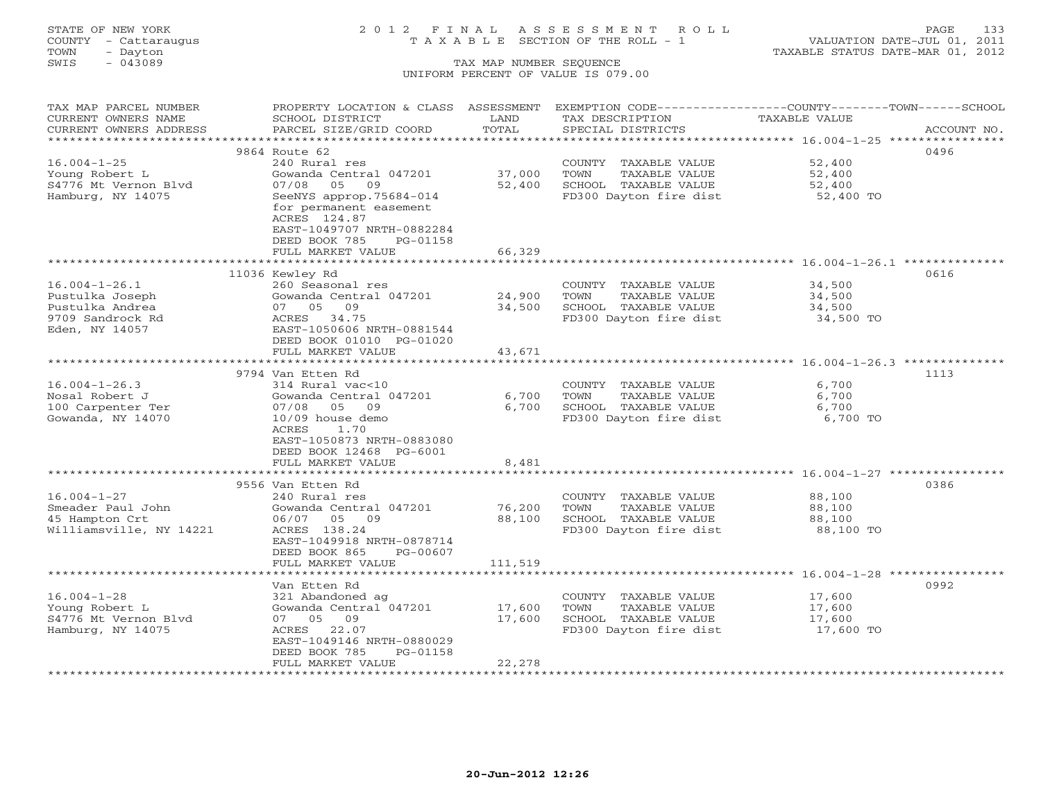STATE OF NEW YORK — 2012 FINAL ASSESSMENT ROLL
COUNTY - Cattaraugus — TAXABLE SECTION OF THE ROLL - 1 — VALUATION DATE-JUL 01, 2011
TOWN - Dayton — TAXABLE STATUS DATE-MAR 01, 2012
SWIS - 043089 — TAX MAP NUMBER SEQUENCE
UNIFORM PERCENT OF VALUE IS 079.00

| TAX MAP PARCEL NUMBER / CURRENT OWNERS NAME / CURRENT OWNERS ADDRESS | PROPERTY LOCATION & CLASS / SCHOOL DISTRICT / PARCEL SIZE/GRID COORD | ASSESSMENT LAND | ASSESSMENT TOTAL | EXEMPTION CODE / TAX DESCRIPTION / SPECIAL DISTRICTS | TAXABLE VALUE (COUNTY / TOWN / SCHOOL) | ACCOUNT NO. |
|---|---|---|---|---|---|---|
| 16.004-1-25 | 9864 Route 62 | | | | | 0496 |
| Young Robert L | 240 Rural res | | | COUNTY TAXABLE VALUE | 52,400 | |
| S4776 Mt Vernon Blvd | Gowanda Central 047201 | 37,000 | | TOWN TAXABLE VALUE | 52,400 | |
| Hamburg, NY 14075 | 07/08 05 09 | | 52,400 | SCHOOL TAXABLE VALUE | 52,400 | |
| | SeeNYS approp.75684-014 | | | FD300 Dayton fire dist | 52,400 TO | |
| | for permanent easement | | | | | |
| | ACRES 124.87 | | | | | |
| | EAST-1049707 NRTH-0882284 | | | | | |
| | DEED BOOK 785 PG-01158 | | | | | |
| | FULL MARKET VALUE | | 66,329 | | | |
| 16.004-1-26.1 | 11036 Kewley Rd | | | | | 0616 |
| Pustulka Joseph | 260 Seasonal res | | | COUNTY TAXABLE VALUE | 34,500 | |
| Pustulka Andrea | Gowanda Central 047201 | 24,900 | | TOWN TAXABLE VALUE | 34,500 | |
| 9709 Sandrock Rd | 07 05 09 | | 34,500 | SCHOOL TAXABLE VALUE | 34,500 | |
| Eden, NY 14057 | ACRES 34.75 | | | FD300 Dayton fire dist | 34,500 TO | |
| | EAST-1050606 NRTH-0881544 | | | | | |
| | DEED BOOK 01010 PG-01020 | | | | | |
| | FULL MARKET VALUE | | 43,671 | | | |
| 16.004-1-26.3 | 9794 Van Etten Rd | | | | | 1113 |
| Nosal Robert J | 314 Rural vac<10 | | | COUNTY TAXABLE VALUE | 6,700 | |
| 100 Carpenter Ter | Gowanda Central 047201 | 6,700 | | TOWN TAXABLE VALUE | 6,700 | |
| Gowanda, NY 14070 | 07/08 05 09 | | 6,700 | SCHOOL TAXABLE VALUE | 6,700 | |
| | 10/09 house demo | | | FD300 Dayton fire dist | 6,700 TO | |
| | ACRES 1.70 | | | | | |
| | EAST-1050873 NRTH-0883080 | | | | | |
| | DEED BOOK 12468 PG-6001 | | | | | |
| | FULL MARKET VALUE | | 8,481 | | | |
| 16.004-1-27 | 9556 Van Etten Rd | | | | | 0386 |
| Smeader Paul John | 240 Rural res | | | COUNTY TAXABLE VALUE | 88,100 | |
| 45 Hampton Crt | Gowanda Central 047201 | 76,200 | | TOWN TAXABLE VALUE | 88,100 | |
| Williamsville, NY 14221 | 06/07 05 09 | | 88,100 | SCHOOL TAXABLE VALUE | 88,100 | |
| | ACRES 138.24 | | | FD300 Dayton fire dist | 88,100 TO | |
| | EAST-1049918 NRTH-0878714 | | | | | |
| | DEED BOOK 865 PG-00607 | | | | | |
| | FULL MARKET VALUE | | 111,519 | | | |
| 16.004-1-28 | Van Etten Rd | | | | | 0992 |
| Young Robert L | 321 Abandoned ag | | | COUNTY TAXABLE VALUE | 17,600 | |
| S4776 Mt Vernon Blvd | Gowanda Central 047201 | 17,600 | | TOWN TAXABLE VALUE | 17,600 | |
| Hamburg, NY 14075 | 07 05 09 | | 17,600 | SCHOOL TAXABLE VALUE | 17,600 | |
| | ACRES 22.07 | | | FD300 Dayton fire dist | 17,600 TO | |
| | EAST-1049146 NRTH-0880029 | | | | | |
| | DEED BOOK 785 PG-01158 | | | | | |
| | FULL MARKET VALUE | | 22,278 | | | |

20-Jun-2012 12:26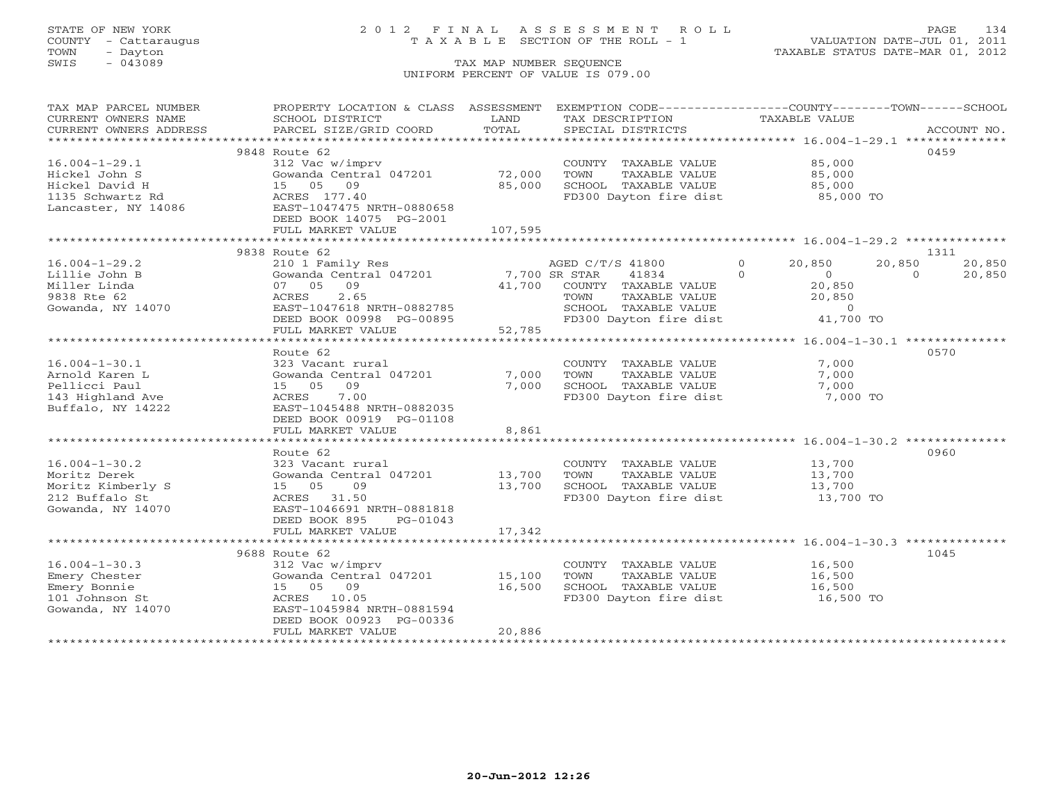STATE OF NEW YORK
COUNTY - Cattaraugus
TOWN - Dayton
SWIS - 043089

# 2012 FINAL ASSESSMENT ROLL
TAXABLE SECTION OF THE ROLL - 1

VALUATION DATE-JUL 01, 2011
TAXABLE STATUS DATE-MAR 01, 2012

TAX MAP NUMBER SEQUENCE
UNIFORM PERCENT OF VALUE IS 079.00

| TAX MAP PARCEL NUMBER / CURRENT OWNERS NAME / CURRENT OWNERS ADDRESS | PROPERTY LOCATION & CLASS / SCHOOL DISTRICT / PARCEL SIZE/GRID COORD | ASSESSMENT LAND | TOTAL | EXEMPTION CODE / TAX DESCRIPTION / SPECIAL DISTRICTS | COUNTY TAXABLE VALUE | TOWN | SCHOOL | ACCOUNT NO. |
|---|---|---|---|---|---|---|---|---|
| **16.004-1-29.1** | 9848 Route 62 | | | | | | | 0459 |
| 16.004-1-29.1 | 312 Vac w/imprv | | | COUNTY TAXABLE VALUE | 85,000 | | | |
| Hickel John S | Gowanda Central 047201 | 72,000 | | TOWN TAXABLE VALUE | 85,000 | | | |
| Hickel David H | 15 05 09 | | 85,000 | SCHOOL TAXABLE VALUE | 85,000 | | | |
| 1135 Schwartz Rd | ACRES 177.40 | | | FD300 Dayton fire dist | 85,000 TO | | | |
| Lancaster, NY 14086 | EAST-1047475 NRTH-0880658 | | | | | | | |
| | DEED BOOK 14075 PG-2001 | | | | | | | |
| | FULL MARKET VALUE | | 107,595 | | | | | |
| **16.004-1-29.2** | 9838 Route 62 | | | | | | | 1311 |
| 16.004-1-29.2 | 210 1 Family Res | | | AGED C/T/S 41800 0 | 20,850 | 20,850 | 20,850 | |
| Lillie John B | Gowanda Central 047201 | 7,700 | | SR STAR 41834 0 | 0 | 0 | 20,850 | |
| Miller Linda | 07 05 09 | | 41,700 | COUNTY TAXABLE VALUE | 20,850 | | | |
| 9838 Rte 62 | ACRES 2.65 | | | TOWN TAXABLE VALUE | 20,850 | | | |
| Gowanda, NY 14070 | EAST-1047618 NRTH-0882785 | | | SCHOOL TAXABLE VALUE | 0 | | | |
| | DEED BOOK 00998 PG-00895 | | | FD300 Dayton fire dist | 41,700 TO | | | |
| | FULL MARKET VALUE | | 52,785 | | | | | |
| **16.004-1-30.1** | Route 62 | | | | | | | 0570 |
| 16.004-1-30.1 | 323 Vacant rural | | | COUNTY TAXABLE VALUE | 7,000 | | | |
| Arnold Karen L | Gowanda Central 047201 | 7,000 | | TOWN TAXABLE VALUE | 7,000 | | | |
| Pellicci Paul | 15 05 09 | | 7,000 | SCHOOL TAXABLE VALUE | 7,000 | | | |
| 143 Highland Ave | ACRES 7.00 | | | FD300 Dayton fire dist | 7,000 TO | | | |
| Buffalo, NY 14222 | EAST-1045488 NRTH-0882035 | | | | | | | |
| | DEED BOOK 00919 PG-01108 | | | | | | | |
| | FULL MARKET VALUE | | 8,861 | | | | | |
| **16.004-1-30.2** | Route 62 | | | | | | | 0960 |
| 16.004-1-30.2 | 323 Vacant rural | | | COUNTY TAXABLE VALUE | 13,700 | | | |
| Moritz Derek | Gowanda Central 047201 | 13,700 | | TOWN TAXABLE VALUE | 13,700 | | | |
| Moritz Kimberly S | 15 05 09 | | 13,700 | SCHOOL TAXABLE VALUE | 13,700 | | | |
| 212 Buffalo St | ACRES 31.50 | | | FD300 Dayton fire dist | 13,700 TO | | | |
| Gowanda, NY 14070 | EAST-1046691 NRTH-0881818 | | | | | | | |
| | DEED BOOK 895 PG-01043 | | | | | | | |
| | FULL MARKET VALUE | | 17,342 | | | | | |
| **16.004-1-30.3** | 9688 Route 62 | | | | | | | 1045 |
| 16.004-1-30.3 | 312 Vac w/imprv | | | COUNTY TAXABLE VALUE | 16,500 | | | |
| Emery Chester | Gowanda Central 047201 | 15,100 | | TOWN TAXABLE VALUE | 16,500 | | | |
| Emery Bonnie | 15 05 09 | | 16,500 | SCHOOL TAXABLE VALUE | 16,500 | | | |
| 101 Johnson St | ACRES 10.05 | | | FD300 Dayton fire dist | 16,500 TO | | | |
| Gowanda, NY 14070 | EAST-1045984 NRTH-0881594 | | | | | | | |
| | DEED BOOK 00923 PG-00336 | | | | | | | |
| | FULL MARKET VALUE | | 20,886 | | | | | |

20-Jun-2012 12:26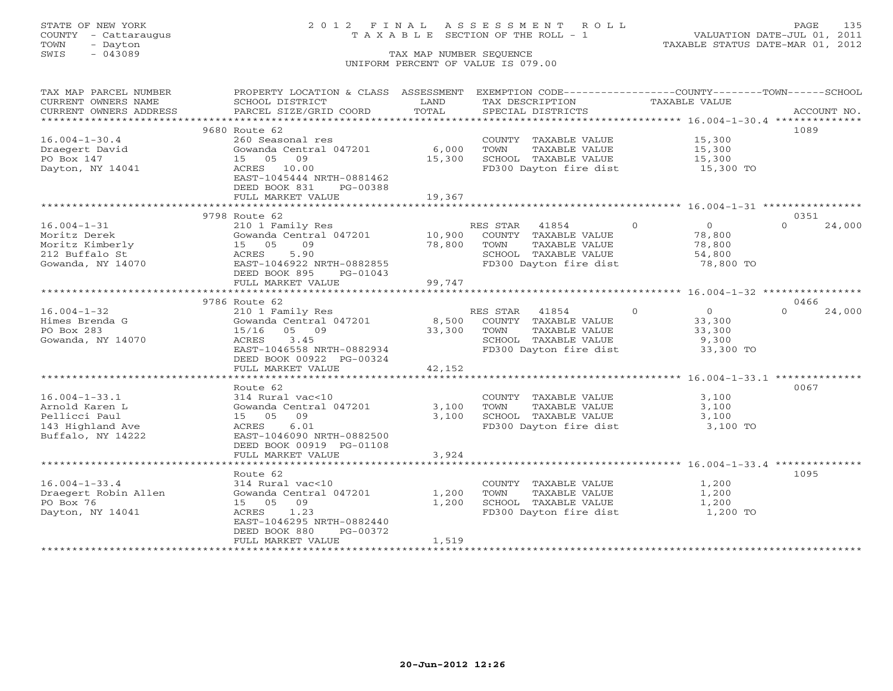STATE OF NEW YORK
COUNTY - Cattaraugus
TOWN - Dayton
SWIS - 043089

# 2012 FINAL ASSESSMENT ROLL
## TAXABLE SECTION OF THE ROLL - 1

VALUATION DATE-JUL 01, 2011
TAXABLE STATUS DATE-MAR 01, 2012

TAX MAP NUMBER SEQUENCE
UNIFORM PERCENT OF VALUE IS 079.00

| TAX MAP PARCEL NUMBER / CURRENT OWNERS NAME / CURRENT OWNERS ADDRESS | PROPERTY LOCATION & CLASS / SCHOOL DISTRICT / PARCEL SIZE/GRID COORD | ASSESSMENT LAND | TOTAL | EXEMPTION CODE / TAX DESCRIPTION / SPECIAL DISTRICTS | COUNTY TAXABLE VALUE | TOWN | SCHOOL | ACCOUNT NO. |
|---|---|---|---|---|---|---|---|---|
| **16.004-1-30.4** | 9680 Route 62 | | | | | | | 1089 |
| Draegert David | 260 Seasonal res | | | COUNTY TAXABLE VALUE | 15,300 | | | |
| PO Box 147 | Gowanda Central 047201 | 6,000 | | TOWN TAXABLE VALUE | 15,300 | | | |
| Dayton, NY 14041 | 15 05 09 | | 15,300 | SCHOOL TAXABLE VALUE | 15,300 | | | |
| | ACRES 10.00 | | | FD300 Dayton fire dist | 15,300 TO | | | |
| | EAST-1045444 NRTH-0881462 | | | | | | | |
| | DEED BOOK 831 PG-00388 | | | | | | | |
| | FULL MARKET VALUE | | 19,367 | | | | | |
| **16.004-1-31** | 9798 Route 62 | | | | | | | 0351 |
| Moritz Derek | 210 1 Family Res | | | RES STAR 41854 | 0 | 0 | 0 | 24,000 |
| Moritz Kimberly | Gowanda Central 047201 | 10,900 | | COUNTY TAXABLE VALUE | 78,800 | | | |
| 212 Buffalo St | 15 05 09 | | 78,800 | TOWN TAXABLE VALUE | 78,800 | | | |
| Gowanda, NY 14070 | ACRES 5.90 | | | SCHOOL TAXABLE VALUE | 54,800 | | | |
| | EAST-1046922 NRTH-0882855 | | | FD300 Dayton fire dist | 78,800 TO | | | |
| | DEED BOOK 895 PG-01043 | | | | | | | |
| | FULL MARKET VALUE | | 99,747 | | | | | |
| **16.004-1-32** | 9786 Route 62 | | | | | | | 0466 |
| Himes Brenda G | 210 1 Family Res | | | RES STAR 41854 | 0 | 0 | 0 | 24,000 |
| PO Box 283 | Gowanda Central 047201 | 8,500 | | COUNTY TAXABLE VALUE | 33,300 | | | |
| Gowanda, NY 14070 | 15/16 05 09 | | 33,300 | TOWN TAXABLE VALUE | 33,300 | | | |
| | ACRES 3.45 | | | SCHOOL TAXABLE VALUE | 9,300 | | | |
| | EAST-1046558 NRTH-0882934 | | | FD300 Dayton fire dist | 33,300 TO | | | |
| | DEED BOOK 00922 PG-00324 | | | | | | | |
| | FULL MARKET VALUE | | 42,152 | | | | | |
| **16.004-1-33.1** | Route 62 | | | | | | | 0067 |
| Arnold Karen L | 314 Rural vac<10 | | | COUNTY TAXABLE VALUE | 3,100 | | | |
| Pellicci Paul | Gowanda Central 047201 | 3,100 | | TOWN TAXABLE VALUE | 3,100 | | | |
| 143 Highland Ave | 15 05 09 | | 3,100 | SCHOOL TAXABLE VALUE | 3,100 | | | |
| Buffalo, NY 14222 | ACRES 6.01 | | | FD300 Dayton fire dist | 3,100 TO | | | |
| | EAST-1046090 NRTH-0882500 | | | | | | | |
| | DEED BOOK 00919 PG-01108 | | | | | | | |
| | FULL MARKET VALUE | | 3,924 | | | | | |
| **16.004-1-33.4** | Route 62 | | | | | | | 1095 |
| Draegert Robin Allen | 314 Rural vac<10 | | | COUNTY TAXABLE VALUE | 1,200 | | | |
| PO Box 76 | Gowanda Central 047201 | 1,200 | | TOWN TAXABLE VALUE | 1,200 | | | |
| Dayton, NY 14041 | 15 05 09 | | 1,200 | SCHOOL TAXABLE VALUE | 1,200 | | | |
| | ACRES 1.23 | | | FD300 Dayton fire dist | 1,200 TO | | | |
| | EAST-1046295 NRTH-0882440 | | | | | | | |
| | DEED BOOK 880 PG-00372 | | | | | | | |
| | FULL MARKET VALUE | | 1,519 | | | | | |

20-Jun-2012 12:26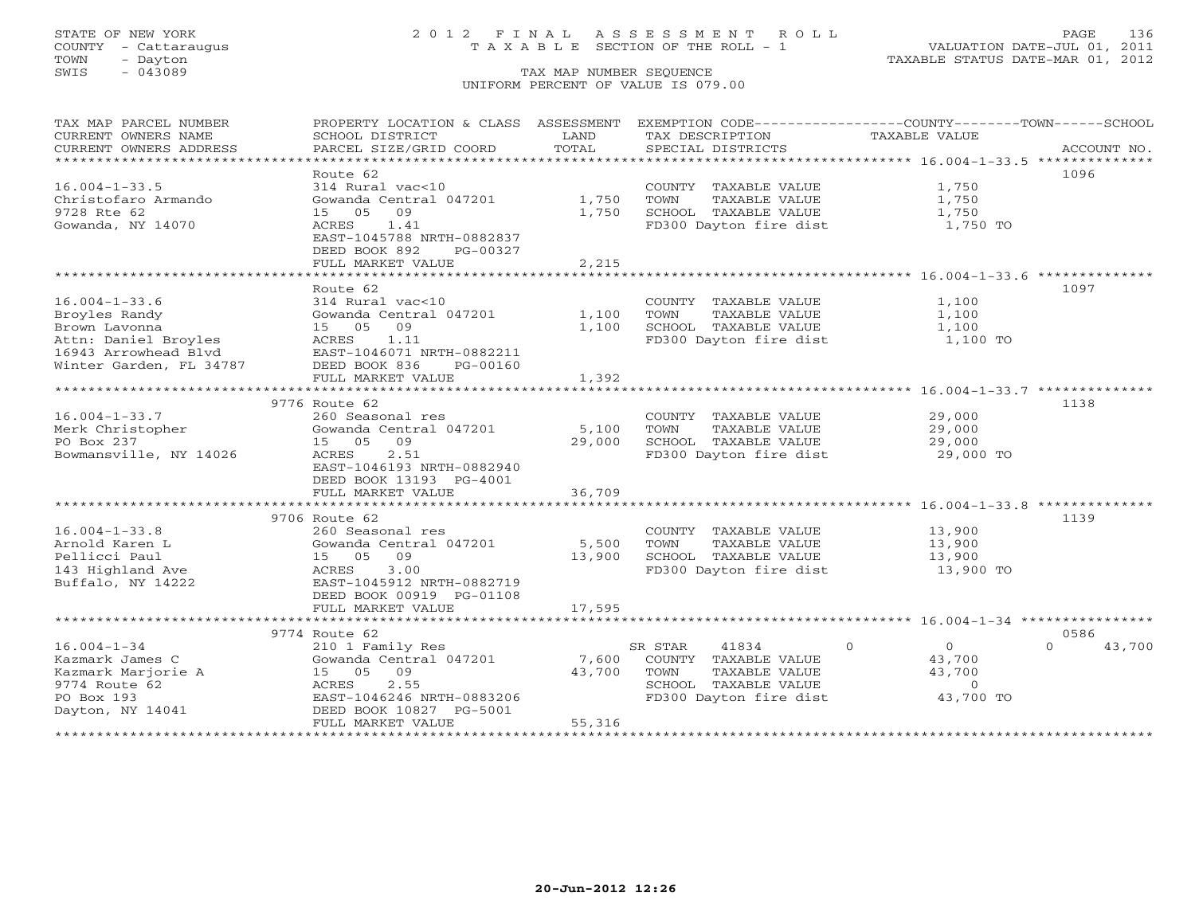STATE OF NEW YORK
COUNTY - Cattaraugus
TOWN - Dayton
SWIS - 043089

# 2012 FINAL ASSESSMENT ROLL

TAXABLE SECTION OF THE ROLL - 1

TAX MAP NUMBER SEQUENCE

UNIFORM PERCENT OF VALUE IS 079.00

VALUATION DATE-JUL 01, 2011
TAXABLE STATUS DATE-MAR 01, 2012

| TAX MAP PARCEL NUMBER / CURRENT OWNERS NAME / CURRENT OWNERS ADDRESS | PROPERTY LOCATION & CLASS / SCHOOL DISTRICT / PARCEL SIZE/GRID COORD | ASSESSMENT LAND / TOTAL | EXEMPTION CODE / TAX DESCRIPTION / SPECIAL DISTRICTS | COUNTY / TOWN / SCHOOL TAXABLE VALUE | ACCOUNT NO. |
|---|---|---|---|---|---|
| **16.004-1-33.5** | Route 62 | | | | 1096 |
| Christofaro Armando | 314 Rural vac<10 | | COUNTY TAXABLE VALUE | 1,750 | |
| 9728 Rte 62 | Gowanda Central 047201 | 1,750 | TOWN TAXABLE VALUE | 1,750 | |
| Gowanda, NY 14070 | 15 05 09 | 1,750 | SCHOOL TAXABLE VALUE | 1,750 | |
| | ACRES 1.41 | | FD300 Dayton fire dist | 1,750 TO | |
| | EAST-1045788 NRTH-0882837 | | | | |
| | DEED BOOK 892 PG-00327 | | | | |
| | FULL MARKET VALUE | 2,215 | | | |
| **16.004-1-33.6** | Route 62 | | | | 1097 |
| Broyles Randy | 314 Rural vac<10 | | COUNTY TAXABLE VALUE | 1,100 | |
| Brown Lavonna | Gowanda Central 047201 | 1,100 | TOWN TAXABLE VALUE | 1,100 | |
| Attn: Daniel Broyles | 15 05 09 | 1,100 | SCHOOL TAXABLE VALUE | 1,100 | |
| 16943 Arrowhead Blvd | ACRES 1.11 | | FD300 Dayton fire dist | 1,100 TO | |
| Winter Garden, FL 34787 | EAST-1046071 NRTH-0882211 | | | | |
| | DEED BOOK 836 PG-00160 | | | | |
| | FULL MARKET VALUE | 1,392 | | | |
| **16.004-1-33.7** | 9776 Route 62 | | | | 1138 |
| Merk Christopher | 260 Seasonal res | | COUNTY TAXABLE VALUE | 29,000 | |
| PO Box 237 | Gowanda Central 047201 | 5,100 | TOWN TAXABLE VALUE | 29,000 | |
| Bowmansville, NY 14026 | 15 05 09 | 29,000 | SCHOOL TAXABLE VALUE | 29,000 | |
| | ACRES 2.51 | | FD300 Dayton fire dist | 29,000 TO | |
| | EAST-1046193 NRTH-0882940 | | | | |
| | DEED BOOK 13193 PG-4001 | | | | |
| | FULL MARKET VALUE | 36,709 | | | |
| **16.004-1-33.8** | 9706 Route 62 | | | | 1139 |
| Arnold Karen L | 260 Seasonal res | | COUNTY TAXABLE VALUE | 13,900 | |
| Pellicci Paul | Gowanda Central 047201 | 5,500 | TOWN TAXABLE VALUE | 13,900 | |
| 143 Highland Ave | 15 05 09 | 13,900 | SCHOOL TAXABLE VALUE | 13,900 | |
| Buffalo, NY 14222 | ACRES 3.00 | | FD300 Dayton fire dist | 13,900 TO | |
| | EAST-1045912 NRTH-0882719 | | | | |
| | DEED BOOK 00919 PG-01108 | | | | |
| | FULL MARKET VALUE | 17,595 | | | |
| **16.004-1-34** | 9774 Route 62 | | | | 0586 |
| Kazmark James C | 210 1 Family Res | | SR STAR 41834 | 0 / 0 / 0 | 43,700 |
| Kazmark Marjorie A | Gowanda Central 047201 | 7,600 | COUNTY TAXABLE VALUE | 43,700 | |
| 9774 Route 62 | 15 05 09 | 43,700 | TOWN TAXABLE VALUE | 43,700 | |
| PO Box 193 | ACRES 2.55 | | SCHOOL TAXABLE VALUE | 0 | |
| Dayton, NY 14041 | EAST-1046246 NRTH-0883206 | | FD300 Dayton fire dist | 43,700 TO | |
| | DEED BOOK 10827 PG-5001 | | | | |
| | FULL MARKET VALUE | 55,316 | | | |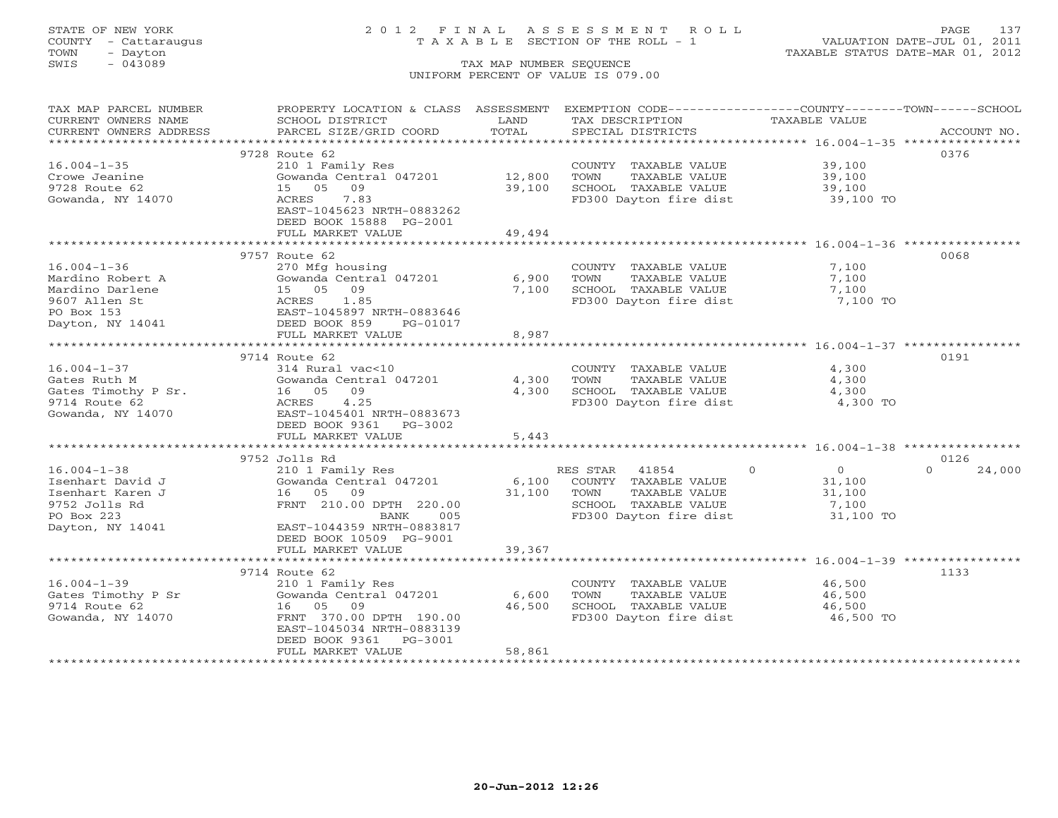STATE OF NEW YORK
COUNTY - Cattaraugus
TOWN - Dayton
SWIS - 043089

# 2012 FINAL ASSESSMENT ROLL
TAXABLE SECTION OF THE ROLL - 1

VALUATION DATE-JUL 01, 2011
TAXABLE STATUS DATE-MAR 01, 2012

TAX MAP NUMBER SEQUENCE
UNIFORM PERCENT OF VALUE IS 079.00

| TAX MAP PARCEL NUMBER / CURRENT OWNERS NAME / CURRENT OWNERS ADDRESS | PROPERTY LOCATION & CLASS / SCHOOL DISTRICT / PARCEL SIZE/GRID COORD | ASSESSMENT LAND / TOTAL | EXEMPTION CODE / TAX DESCRIPTION / SPECIAL DISTRICTS | COUNTY / TOWN / SCHOOL TAXABLE VALUE | ACCOUNT NO. |
|---|---|---|---|---|---|
| 16.004-1-35 | 9728 Route 62 | | | | 0376 |
| Crowe Jeanine | 210 1 Family Res | | COUNTY TAXABLE VALUE | 39,100 | |
| 9728 Route 62 | Gowanda Central 047201 | 12,800 | TOWN TAXABLE VALUE | 39,100 | |
| Gowanda, NY 14070 | 15 05 09 | 39,100 | SCHOOL TAXABLE VALUE | 39,100 | |
| | ACRES 7.83 | | FD300 Dayton fire dist | 39,100 TO | |
| | EAST-1045623 NRTH-0883262 | | | | |
| | DEED BOOK 15888 PG-2001 | | | | |
| | FULL MARKET VALUE | 49,494 | | | |
| 16.004-1-36 | 9757 Route 62 | | | | 0068 |
| Mardino Robert A | 270 Mfg housing | | COUNTY TAXABLE VALUE | 7,100 | |
| Mardino Darlene | Gowanda Central 047201 | 6,900 | TOWN TAXABLE VALUE | 7,100 | |
| 9607 Allen St | 15 05 09 | 7,100 | SCHOOL TAXABLE VALUE | 7,100 | |
| PO Box 153 | ACRES 1.85 | | FD300 Dayton fire dist | 7,100 TO | |
| Dayton, NY 14041 | EAST-1045897 NRTH-0883646 | | | | |
| | DEED BOOK 859 PG-01017 | | | | |
| | FULL MARKET VALUE | 8,987 | | | |
| 16.004-1-37 | 9714 Route 62 | | | | 0191 |
| Gates Ruth M | 314 Rural vac<10 | | COUNTY TAXABLE VALUE | 4,300 | |
| Gates Timothy P Sr. | Gowanda Central 047201 | 4,300 | TOWN TAXABLE VALUE | 4,300 | |
| 9714 Route 62 | 16 05 09 | 4,300 | SCHOOL TAXABLE VALUE | 4,300 | |
| Gowanda, NY 14070 | ACRES 4.25 | | FD300 Dayton fire dist | 4,300 TO | |
| | EAST-1045401 NRTH-0883673 | | | | |
| | DEED BOOK 9361 PG-3002 | | | | |
| | FULL MARKET VALUE | 5,443 | | | |
| 16.004-1-38 | 9752 Jolls Rd | | | | 0126 |
| Isenhart David J | 210 1 Family Res | | RES STAR 41854 | 0 0 0 24,000 | |
| Isenhart Karen J | Gowanda Central 047201 | 6,100 | COUNTY TAXABLE VALUE | 31,100 | |
| 9752 Jolls Rd | 16 05 09 | 31,100 | TOWN TAXABLE VALUE | 31,100 | |
| PO Box 223 | FRNT 210.00 DPTH 220.00 | | SCHOOL TAXABLE VALUE | 7,100 | |
| Dayton, NY 14041 | BANK 005 | | FD300 Dayton fire dist | 31,100 TO | |
| | EAST-1044359 NRTH-0883817 | | | | |
| | DEED BOOK 10509 PG-9001 | | | | |
| | FULL MARKET VALUE | 39,367 | | | |
| 16.004-1-39 | 9714 Route 62 | | | | 1133 |
| Gates Timothy P Sr | 210 1 Family Res | | COUNTY TAXABLE VALUE | 46,500 | |
| 9714 Route 62 | Gowanda Central 047201 | 6,600 | TOWN TAXABLE VALUE | 46,500 | |
| Gowanda, NY 14070 | 16 05 09 | 46,500 | SCHOOL TAXABLE VALUE | 46,500 | |
| | FRNT 370.00 DPTH 190.00 | | FD300 Dayton fire dist | 46,500 TO | |
| | EAST-1045034 NRTH-0883139 | | | | |
| | DEED BOOK 9361 PG-3001 | | | | |
| | FULL MARKET VALUE | 58,861 | | | |

20-Jun-2012 12:26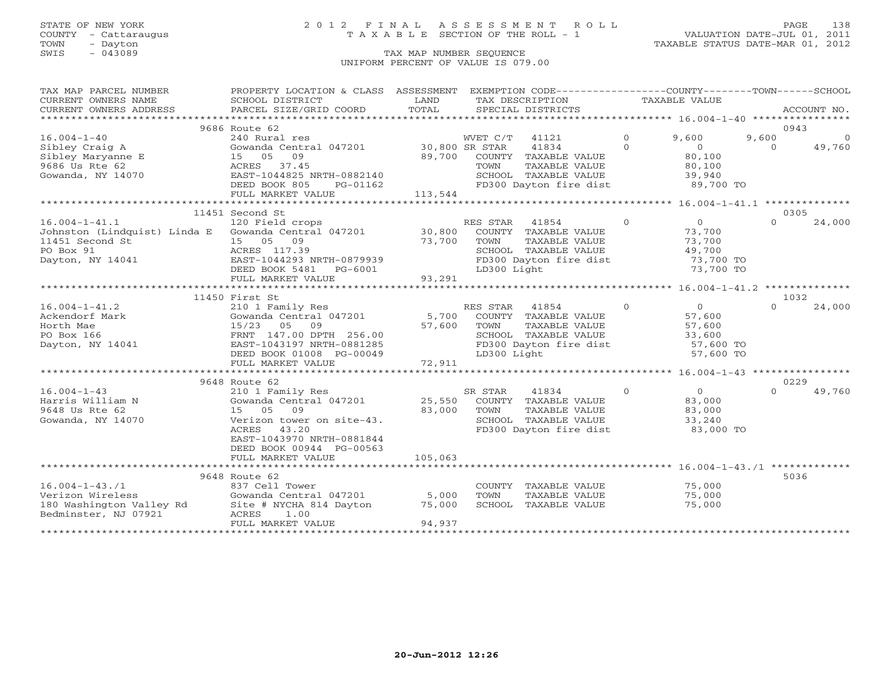STATE OF NEW YORK
COUNTY - Cattaraugus
TOWN - Dayton
SWIS - 043089

# 2012 FINAL ASSESSMENT ROLL
TAXABLE SECTION OF THE ROLL - 1
TAX MAP NUMBER SEQUENCE
UNIFORM PERCENT OF VALUE IS 079.00

VALUATION DATE-JUL 01, 2011
TAXABLE STATUS DATE-MAR 01, 2012

| TAX MAP PARCEL NUMBER / CURRENT OWNERS NAME / CURRENT OWNERS ADDRESS | PROPERTY LOCATION & CLASS / SCHOOL DISTRICT / PARCEL SIZE/GRID COORD | ASSESSMENT LAND / TOTAL | EXEMPTION CODE / TAX DESCRIPTION / SPECIAL DISTRICTS | COUNTY | TOWN | SCHOOL / ACCOUNT NO. |
|---|---|---|---|---|---|---|
| **16.004-1-40** | 9686 Route 62 | | | | | 0943 |
| Sibley Craig A | 240 Rural res | | WVET C/T 41121 | 9,600 | 9,600 | 0 |
| Sibley Maryanne E | Gowanda Central 047201 | 30,800 | SR STAR 41834 | 0 | 0 | 49,760 |
| 9686 Us Rte 62 | 15 05 09 | 89,700 | COUNTY TAXABLE VALUE | 80,100 | | |
| Gowanda, NY 14070 | ACRES 37.45 | | TOWN TAXABLE VALUE | | 80,100 | |
| | EAST-1044825 NRTH-0882140 | | SCHOOL TAXABLE VALUE | | | 39,940 |
| | DEED BOOK 805 PG-01162 | | FD300 Dayton fire dist | 89,700 TO | | |
| | FULL MARKET VALUE | 113,544 | | | | |
| **16.004-1-41.1** | 11451 Second St | | | | | 0305 |
| Johnston (Lindquist) Linda E | 120 Field crops | | RES STAR 41854 | 0 | 0 | 24,000 |
| 11451 Second St | Gowanda Central 047201 | 30,800 | COUNTY TAXABLE VALUE | 73,700 | | |
| PO Box 91 | 15 05 09 | 73,700 | TOWN TAXABLE VALUE | | 73,700 | |
| Dayton, NY 14041 | ACRES 117.39 | | SCHOOL TAXABLE VALUE | | | 49,700 |
| | EAST-1044293 NRTH-0879939 | | FD300 Dayton fire dist | 73,700 TO | | |
| | DEED BOOK 5481 PG-6001 | | LD300 Light | 73,700 TO | | |
| | FULL MARKET VALUE | 93,291 | | | | |
| **16.004-1-41.2** | 11450 First St | | | | | 1032 |
| Ackendorf Mark | 210 1 Family Res | | RES STAR 41854 | 0 | 0 | 24,000 |
| Horth Mae | Gowanda Central 047201 | 5,700 | COUNTY TAXABLE VALUE | 57,600 | | |
| PO Box 166 | 15/23 05 09 | 57,600 | TOWN TAXABLE VALUE | | 57,600 | |
| Dayton, NY 14041 | FRNT 147.00 DPTH 256.00 | | SCHOOL TAXABLE VALUE | | | 33,600 |
| | EAST-1043197 NRTH-0881285 | | FD300 Dayton fire dist | 57,600 TO | | |
| | DEED BOOK 01008 PG-00049 | | LD300 Light | 57,600 TO | | |
| | FULL MARKET VALUE | 72,911 | | | | |
| **16.004-1-43** | 9648 Route 62 | | | | | 0229 |
| Harris William N | 210 1 Family Res | | SR STAR 41834 | 0 | 0 | 49,760 |
| 9648 Us Rte 62 | Gowanda Central 047201 | 25,550 | COUNTY TAXABLE VALUE | 83,000 | | |
| Gowanda, NY 14070 | 15 05 09 | 83,000 | TOWN TAXABLE VALUE | | 83,000 | |
| | Verizon tower on site-43. | | SCHOOL TAXABLE VALUE | | | 33,240 |
| | ACRES 43.20 | | FD300 Dayton fire dist | 83,000 TO | | |
| | EAST-1043970 NRTH-0881844 | | | | | |
| | DEED BOOK 00944 PG-00563 | | | | | |
| | FULL MARKET VALUE | 105,063 | | | | |
| **16.004-1-43./1** | 9648 Route 62 | | | | | 5036 |
| Verizon Wireless | 837 Cell Tower | | COUNTY TAXABLE VALUE | 75,000 | | |
| 180 Washington Valley Rd | Gowanda Central 047201 | 5,000 | TOWN TAXABLE VALUE | | 75,000 | |
| Bedminster, NJ 07921 | Site # NYCHA 814 Dayton | 75,000 | SCHOOL TAXABLE VALUE | | | 75,000 |
| | ACRES 1.00 | | | | | |
| | FULL MARKET VALUE | 94,937 | | | | |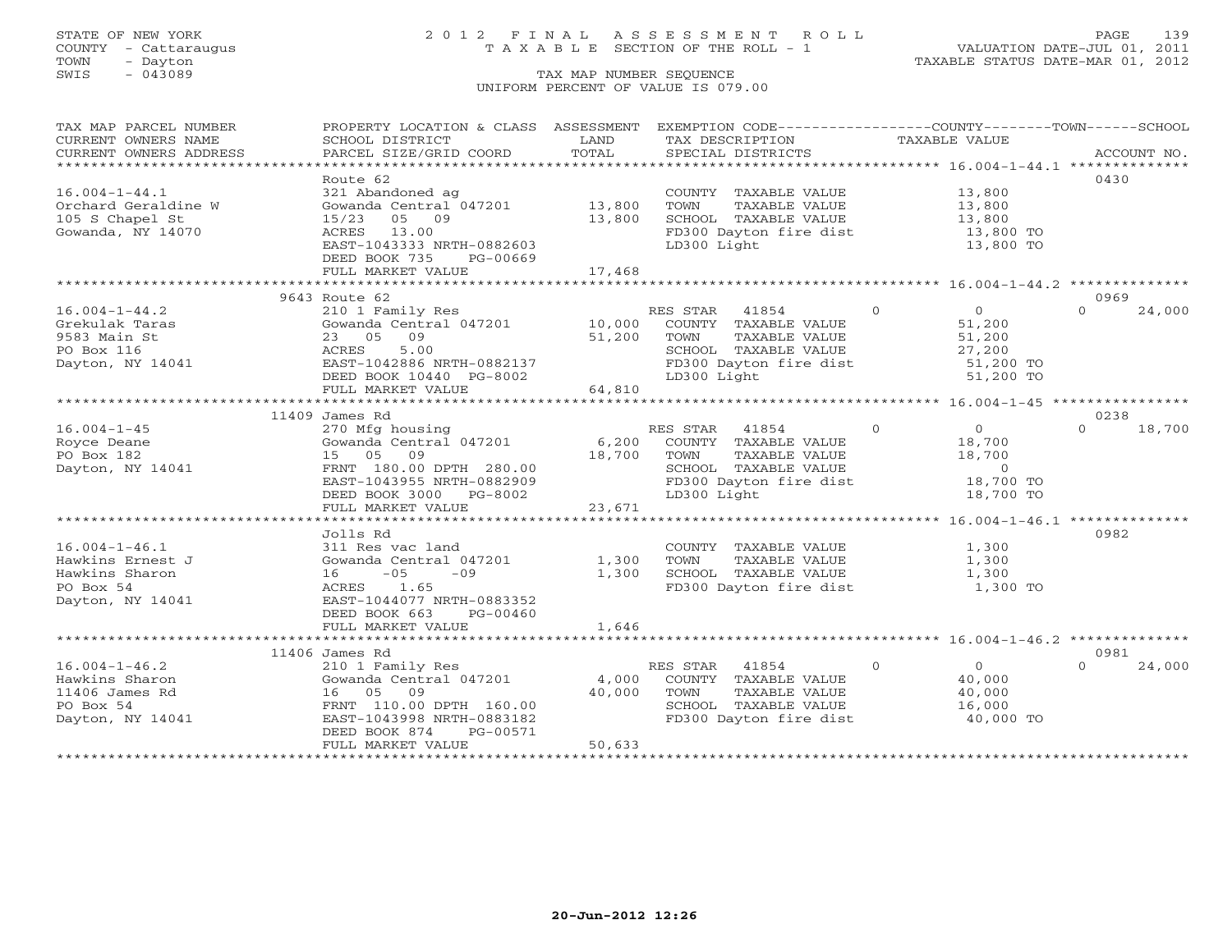STATE OF NEW YORK
COUNTY - Cattaraugus
TOWN - Dayton
SWIS - 043089

# 2012 FINAL ASSESSMENT ROLL
TAXABLE SECTION OF THE ROLL - 1

VALUATION DATE-JUL 01, 2011
TAXABLE STATUS DATE-MAR 01, 2012

TAX MAP NUMBER SEQUENCE
UNIFORM PERCENT OF VALUE IS 079.00

| TAX MAP PARCEL NUMBER / CURRENT OWNERS NAME / CURRENT OWNERS ADDRESS | PROPERTY LOCATION & CLASS / SCHOOL DISTRICT / PARCEL SIZE/GRID COORD | ASSESSMENT LAND / TOTAL | EXEMPTION CODE / TAX DESCRIPTION / SPECIAL DISTRICTS | COUNTY | TOWN | SCHOOL / TAXABLE VALUE | ACCOUNT NO. |
|---|---|---|---|---|---|---|---|
| **16.004-1-44.1** | Route 62 | | | | | | 0430 |
| Orchard Geraldine W | 321 Abandoned ag | | COUNTY TAXABLE VALUE | 13,800 | | | |
| 105 S Chapel St | Gowanda Central 047201 | 13,800 | TOWN TAXABLE VALUE | | 13,800 | | |
| Gowanda, NY 14070 | 15/23 05 09 | 13,800 | SCHOOL TAXABLE VALUE | | | 13,800 | |
| | ACRES 13.00 | | FD300 Dayton fire dist | 13,800 TO | | | |
| | EAST-1043333 NRTH-0882603 | | LD300 Light | 13,800 TO | | | |
| | DEED BOOK 735 PG-00669 | | | | | | |
| | FULL MARKET VALUE | 17,468 | | | | | |
| **16.004-1-44.2** | 9643 Route 62 | | | | | | 0969 |
| Grekulak Taras | 210 1 Family Res | | RES STAR 41854 | 0 | 0 | 24,000 | |
| 9583 Main St | Gowanda Central 047201 | 10,000 | COUNTY TAXABLE VALUE | 51,200 | | | |
| PO Box 116 | 23 05 09 | 51,200 | TOWN TAXABLE VALUE | | 51,200 | | |
| Dayton, NY 14041 | ACRES 5.00 | | SCHOOL TAXABLE VALUE | | | 27,200 | |
| | EAST-1042886 NRTH-0882137 | | FD300 Dayton fire dist | 51,200 TO | | | |
| | DEED BOOK 10440 PG-8002 | | LD300 Light | 51,200 TO | | | |
| | FULL MARKET VALUE | 64,810 | | | | | |
| **16.004-1-45** | 11409 James Rd | | | | | | 0238 |
| Royce Deane | 270 Mfg housing | | RES STAR 41854 | 0 | 0 | 18,700 | |
| PO Box 182 | Gowanda Central 047201 | 6,200 | COUNTY TAXABLE VALUE | 18,700 | | | |
| Dayton, NY 14041 | 15 05 09 | 18,700 | TOWN TAXABLE VALUE | | 18,700 | | |
| | FRNT 180.00 DPTH 280.00 | | SCHOOL TAXABLE VALUE | | | 0 | |
| | EAST-1043955 NRTH-0882909 | | FD300 Dayton fire dist | 18,700 TO | | | |
| | DEED BOOK 3000 PG-8002 | | LD300 Light | 18,700 TO | | | |
| | FULL MARKET VALUE | 23,671 | | | | | |
| **16.004-1-46.1** | Jolls Rd | | | | | | 0982 |
| Hawkins Ernest J | 311 Res vac land | | COUNTY TAXABLE VALUE | 1,300 | | | |
| Hawkins Sharon | Gowanda Central 047201 | 1,300 | TOWN TAXABLE VALUE | | 1,300 | | |
| PO Box 54 | 16 -05 -09 | 1,300 | SCHOOL TAXABLE VALUE | | | 1,300 | |
| Dayton, NY 14041 | ACRES 1.65 | | FD300 Dayton fire dist | 1,300 TO | | | |
| | EAST-1044077 NRTH-0883352 | | | | | | |
| | DEED BOOK 663 PG-00460 | | | | | | |
| | FULL MARKET VALUE | 1,646 | | | | | |
| **16.004-1-46.2** | 11406 James Rd | | | | | | 0981 |
| Hawkins Sharon | 210 1 Family Res | | RES STAR 41854 | 0 | 0 | 24,000 | |
| 11406 James Rd | Gowanda Central 047201 | 4,000 | COUNTY TAXABLE VALUE | 40,000 | | | |
| PO Box 54 | 16 05 09 | 40,000 | TOWN TAXABLE VALUE | | 40,000 | | |
| Dayton, NY 14041 | FRNT 110.00 DPTH 160.00 | | SCHOOL TAXABLE VALUE | | | 16,000 | |
| | EAST-1043998 NRTH-0883182 | | FD300 Dayton fire dist | 40,000 TO | | | |
| | DEED BOOK 874 PG-00571 | | | | | | |
| | FULL MARKET VALUE | 50,633 | | | | | |

20-Jun-2012 12:26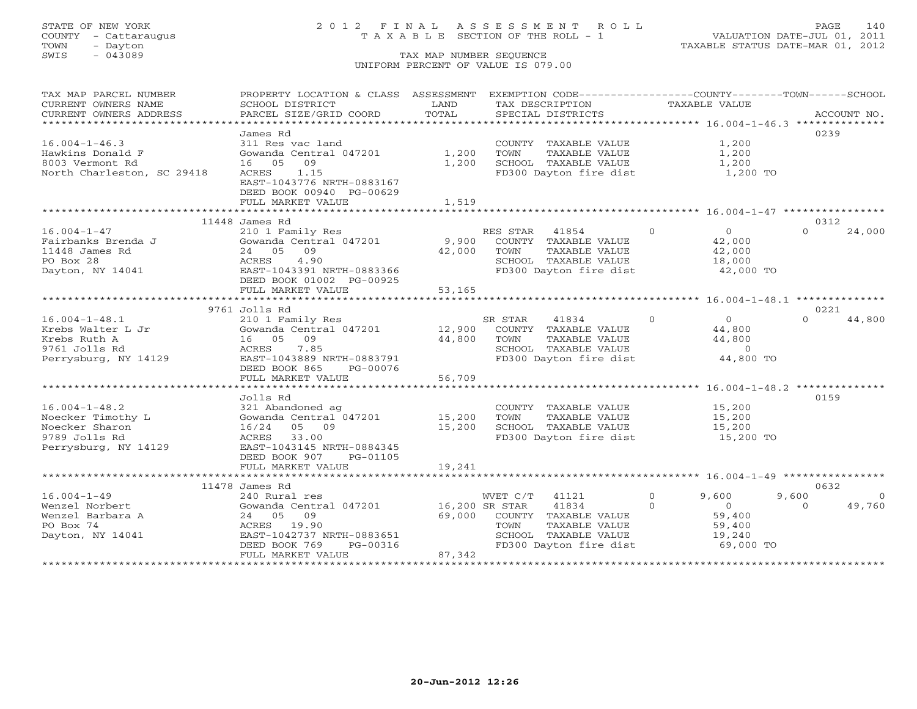STATE OF NEW YORK
COUNTY - Cattaraugus
TOWN - Dayton
SWIS - 043089

# 2012 FINAL ASSESSMENT ROLL
TAXABLE SECTION OF THE ROLL - 1
TAX MAP NUMBER SEQUENCE
UNIFORM PERCENT OF VALUE IS 079.00

VALUATION DATE-JUL 01, 2011
TAXABLE STATUS DATE-MAR 01, 2012

| TAX MAP PARCEL NUMBER / CURRENT OWNERS NAME / CURRENT OWNERS ADDRESS | PROPERTY LOCATION & CLASS / SCHOOL DISTRICT / PARCEL SIZE/GRID COORD | ASSESSMENT LAND / TOTAL | EXEMPTION CODE / TAX DESCRIPTION / SPECIAL DISTRICTS | COUNTY TAXABLE VALUE | TOWN | SCHOOL | ACCOUNT NO. |
|---|---|---|---|---|---|---|---|
| **16.004-1-46.3** | James Rd | | | | | | 0239 |
| Hawkins Donald F | 311 Res vac land | | COUNTY TAXABLE VALUE | 1,200 | | | |
| 8003 Vermont Rd | Gowanda Central 047201 | 1,200 | TOWN TAXABLE VALUE | 1,200 | | | |
| North Charleston, SC 29418 | 16 05 09 | 1,200 | SCHOOL TAXABLE VALUE | 1,200 | | | |
| | ACRES 1.15 | | FD300 Dayton fire dist | 1,200 TO | | | |
| | EAST-1043776 NRTH-0883167 | | | | | | |
| | DEED BOOK 00940 PG-00629 | | | | | | |
| | FULL MARKET VALUE | 1,519 | | | | | |
| **16.004-1-47** | 11448 James Rd | | | | | | 0312 |
| Fairbanks Brenda J | 210 1 Family Res | | RES STAR 41854 | 0 | 0 | 0 | 24,000 |
| 11448 James Rd | Gowanda Central 047201 | 9,900 | COUNTY TAXABLE VALUE | 42,000 | | | |
| PO Box 28 | 24 05 09 | 42,000 | TOWN TAXABLE VALUE | 42,000 | | | |
| Dayton, NY 14041 | ACRES 4.90 | | SCHOOL TAXABLE VALUE | 18,000 | | | |
| | EAST-1043391 NRTH-0883366 | | FD300 Dayton fire dist | 42,000 TO | | | |
| | DEED BOOK 01002 PG-00925 | | | | | | |
| | FULL MARKET VALUE | 53,165 | | | | | |
| **16.004-1-48.1** | 9761 Jolls Rd | | | | | | 0221 |
| Krebs Walter L Jr | 210 1 Family Res | | SR STAR 41834 | 0 | 0 | 0 | 44,800 |
| Krebs Ruth A | Gowanda Central 047201 | 12,900 | COUNTY TAXABLE VALUE | 44,800 | | | |
| 9761 Jolls Rd | 16 05 09 | 44,800 | TOWN TAXABLE VALUE | 44,800 | | | |
| Perrysburg, NY 14129 | ACRES 7.85 | | SCHOOL TAXABLE VALUE | 0 | | | |
| | EAST-1043889 NRTH-0883791 | | FD300 Dayton fire dist | 44,800 TO | | | |
| | DEED BOOK 865 PG-00076 | | | | | | |
| | FULL MARKET VALUE | 56,709 | | | | | |
| **16.004-1-48.2** | Jolls Rd | | | | | | 0159 |
| Noecker Timothy L | 321 Abandoned ag | | COUNTY TAXABLE VALUE | 15,200 | | | |
| Noecker Sharon | Gowanda Central 047201 | 15,200 | TOWN TAXABLE VALUE | 15,200 | | | |
| 9789 Jolls Rd | 16/24 05 09 | 15,200 | SCHOOL TAXABLE VALUE | 15,200 | | | |
| Perrysburg, NY 14129 | ACRES 33.00 | | FD300 Dayton fire dist | 15,200 TO | | | |
| | EAST-1043145 NRTH-0884345 | | | | | | |
| | DEED BOOK 907 PG-01105 | | | | | | |
| | FULL MARKET VALUE | 19,241 | | | | | |
| **16.004-1-49** | 11478 James Rd | | | | | | 0632 |
| Wenzel Norbert | 240 Rural res | | WVET C/T 41121 | 0 | 9,600 | 9,600 | 0 |
| Wenzel Barbara A | Gowanda Central 047201 | 16,200 | SR STAR 41834 | 0 | 0 | 0 | 49,760 |
| PO Box 74 | 24 05 09 | 69,000 | COUNTY TAXABLE VALUE | 59,400 | | | |
| Dayton, NY 14041 | ACRES 19.90 | | TOWN TAXABLE VALUE | 59,400 | | | |
| | EAST-1042737 NRTH-0883651 | | SCHOOL TAXABLE VALUE | 19,240 | | | |
| | DEED BOOK 769 PG-00316 | | FD300 Dayton fire dist | 69,000 TO | | | |
| | FULL MARKET VALUE | 87,342 | | | | | |

20-Jun-2012 12:26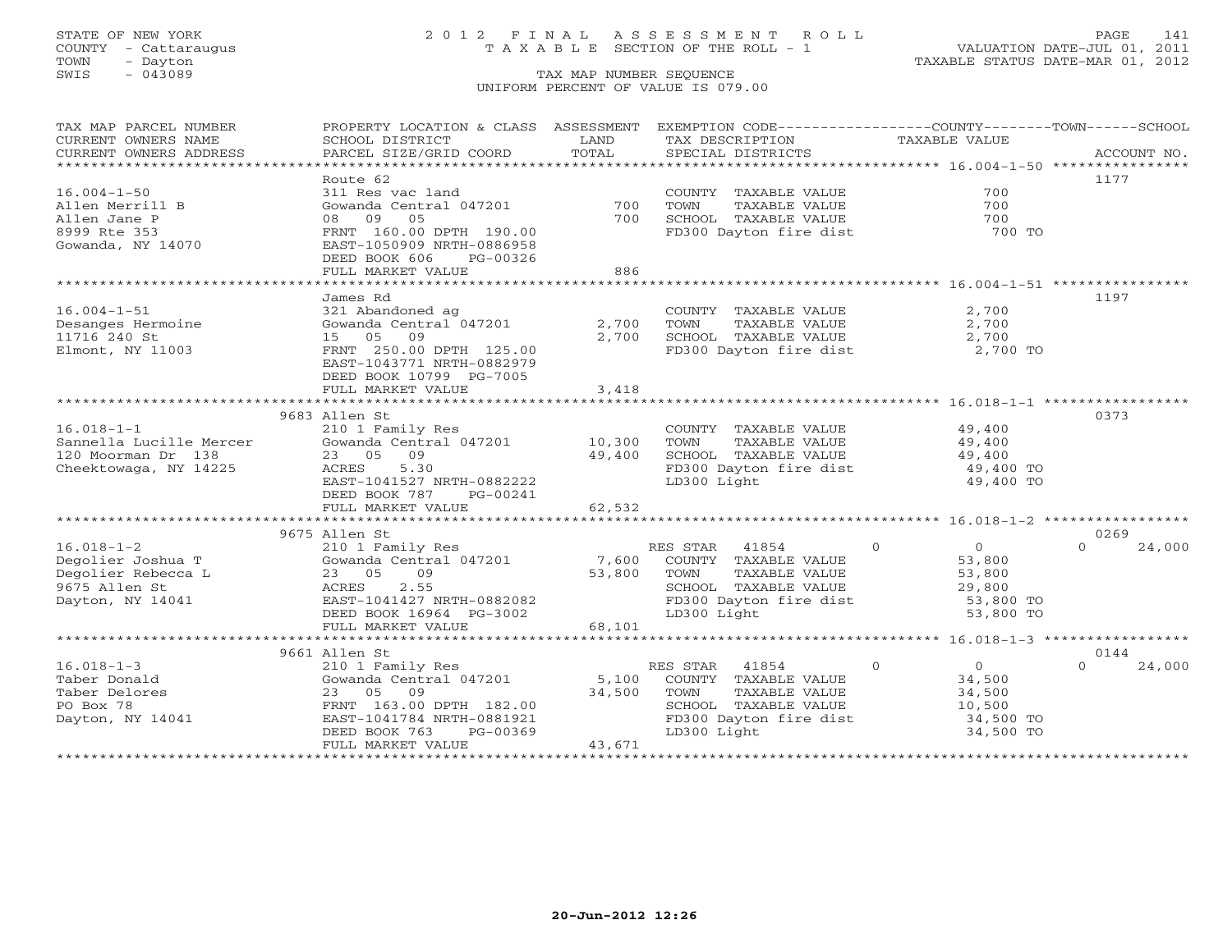STATE OF NEW YORK
COUNTY - Cattaraugus
TOWN - Dayton
SWIS - 043089

2012 FINAL ASSESSMENT ROLL
TAXABLE SECTION OF THE ROLL - 1
TAX MAP NUMBER SEQUENCE
UNIFORM PERCENT OF VALUE IS 079.00

VALUATION DATE-JUL 01, 2011
TAXABLE STATUS DATE-MAR 01, 2012

| TAX MAP PARCEL NUMBER / CURRENT OWNERS NAME / CURRENT OWNERS ADDRESS | PROPERTY LOCATION & CLASS / SCHOOL DISTRICT / PARCEL SIZE/GRID COORD | ASSESSMENT LAND / TOTAL | EXEMPTION CODE / TAX DESCRIPTION / SPECIAL DISTRICTS | COUNTY | TOWN | SCHOOL TAXABLE VALUE | ACCOUNT NO. |
|---|---|---|---|---|---|---|---|
| **16.004-1-50** | Route 62 | | | | | | 1177 |
| Allen Merrill B | 311 Res vac land | | COUNTY TAXABLE VALUE | 700 | | | |
| Allen Jane P | Gowanda Central 047201 | 700 | TOWN TAXABLE VALUE | 700 | | | |
| 8999 Rte 353 | 08 09 05 | 700 | SCHOOL TAXABLE VALUE | 700 | | | |
| Gowanda, NY 14070 | FRNT 160.00 DPTH 190.00 | | FD300 Dayton fire dist | 700 TO | | | |
| | EAST-1050909 NRTH-0886958 | | | | | | |
| | DEED BOOK 606 PG-00326 | | | | | | |
| | FULL MARKET VALUE | 886 | | | | | |
| **16.004-1-51** | James Rd | | | | | | 1197 |
| Desanges Hermoine | 321 Abandoned ag | | COUNTY TAXABLE VALUE | 2,700 | | | |
| 11716 240 St | Gowanda Central 047201 | 2,700 | TOWN TAXABLE VALUE | 2,700 | | | |
| Elmont, NY 11003 | 15 05 09 | 2,700 | SCHOOL TAXABLE VALUE | 2,700 | | | |
| | FRNT 250.00 DPTH 125.00 | | FD300 Dayton fire dist | 2,700 TO | | | |
| | EAST-1043771 NRTH-0882979 | | | | | | |
| | DEED BOOK 10799 PG-7005 | | | | | | |
| | FULL MARKET VALUE | 3,418 | | | | | |
| **16.018-1-1** | 9683 Allen St | | | | | | 0373 |
| Sannella Lucille Mercer | 210 1 Family Res | | COUNTY TAXABLE VALUE | 49,400 | | | |
| 120 Moorman Dr 138 | Gowanda Central 047201 | 10,300 | TOWN TAXABLE VALUE | 49,400 | | | |
| Cheektowaga, NY 14225 | 23 05 09 | 49,400 | SCHOOL TAXABLE VALUE | 49,400 | | | |
| | ACRES 5.30 | | FD300 Dayton fire dist | 49,400 TO | | | |
| | EAST-1041527 NRTH-0882222 | | LD300 Light | 49,400 TO | | | |
| | DEED BOOK 787 PG-00241 | | | | | | |
| | FULL MARKET VALUE | 62,532 | | | | | |
| **16.018-1-2** | 9675 Allen St | | | | | | 0269 |
| Degolier Joshua T | 210 1 Family Res | | RES STAR 41854 | 0 | 0 | 0 | 24,000 |
| Degolier Rebecca L | Gowanda Central 047201 | 7,600 | COUNTY TAXABLE VALUE | 53,800 | | | |
| 9675 Allen St | 23 05 09 | 53,800 | TOWN TAXABLE VALUE | 53,800 | | | |
| Dayton, NY 14041 | ACRES 2.55 | | SCHOOL TAXABLE VALUE | 29,800 | | | |
| | EAST-1041427 NRTH-0882082 | | FD300 Dayton fire dist | 53,800 TO | | | |
| | DEED BOOK 16964 PG-3002 | | LD300 Light | 53,800 TO | | | |
| | FULL MARKET VALUE | 68,101 | | | | | |
| **16.018-1-3** | 9661 Allen St | | | | | | 0144 |
| Taber Donald | 210 1 Family Res | | RES STAR 41854 | 0 | 0 | 0 | 24,000 |
| Taber Delores | Gowanda Central 047201 | 5,100 | COUNTY TAXABLE VALUE | 34,500 | | | |
| PO Box 78 | 23 05 09 | 34,500 | TOWN TAXABLE VALUE | 34,500 | | | |
| Dayton, NY 14041 | FRNT 163.00 DPTH 182.00 | | SCHOOL TAXABLE VALUE | 10,500 | | | |
| | EAST-1041784 NRTH-0881921 | | FD300 Dayton fire dist | 34,500 TO | | | |
| | DEED BOOK 763 PG-00369 | | LD300 Light | 34,500 TO | | | |
| | FULL MARKET VALUE | 43,671 | | | | | |

20-Jun-2012 12:26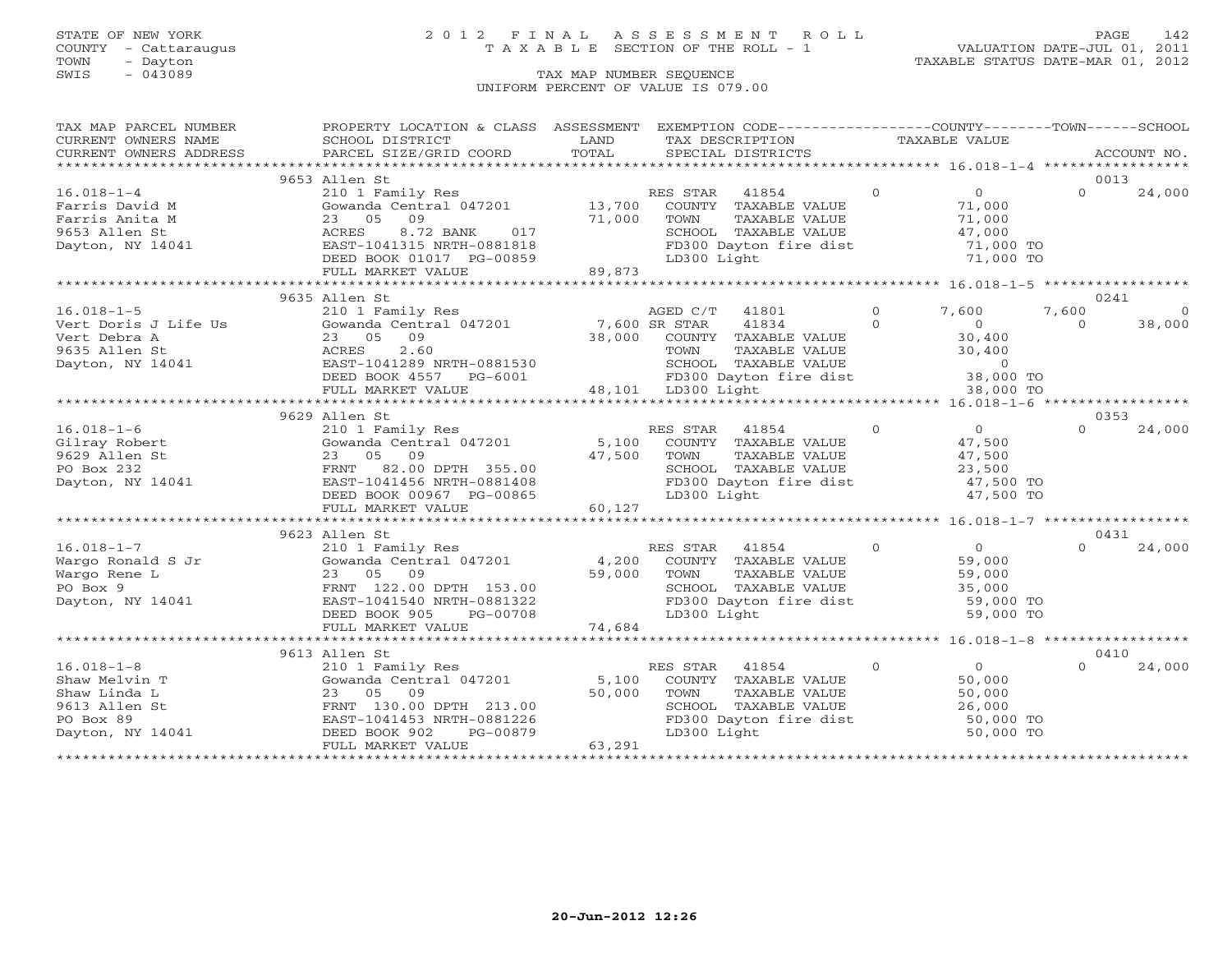STATE OF NEW YORK
COUNTY - Cattaraugus
TOWN - Dayton
SWIS - 043089

# 2012 FINAL ASSESSMENT ROLL
TAXABLE SECTION OF THE ROLL - 1

VALUATION DATE-JUL 01, 2011
TAXABLE STATUS DATE-MAR 01, 2012

TAX MAP NUMBER SEQUENCE
UNIFORM PERCENT OF VALUE IS 079.00

| TAX MAP PARCEL NUMBER / CURRENT OWNERS NAME / CURRENT OWNERS ADDRESS | PROPERTY LOCATION & CLASS / SCHOOL DISTRICT / PARCEL SIZE/GRID COORD | ASSESSMENT LAND | TOTAL | EXEMPTION CODE / TAX DESCRIPTION / SPECIAL DISTRICTS | COUNTY TAXABLE VALUE | TOWN | SCHOOL | ACCOUNT NO. |
|---|---|---|---|---|---|---|---|---|
| **16.018-1-4** | 9653 Allen St | | | | | | | 0013 |
| Farris David M | 210 1 Family Res | | | RES STAR 41854 | 0 | 0 | 0 | 24,000 |
| Farris Anita M | Gowanda Central 047201 | 13,700 | | COUNTY TAXABLE VALUE | 71,000 | | | |
| 9653 Allen St | 23 05 09 | | 71,000 | TOWN TAXABLE VALUE | 71,000 | | | |
| Dayton, NY 14041 | ACRES 8.72 BANK 017 | | | SCHOOL TAXABLE VALUE | 47,000 | | | |
| | EAST-1041315 NRTH-0881818 | | | FD300 Dayton fire dist | 71,000 TO | | | |
| | DEED BOOK 01017 PG-00859 | | | LD300 Light | 71,000 TO | | | |
| | FULL MARKET VALUE | | 89,873 | | | | | |
| **16.018-1-5** | 9635 Allen St | | | | | | | 0241 |
| Vert Doris J Life Us | 210 1 Family Res | | | AGED C/T 41801 | 0 | 7,600 | 7,600 | 0 |
| Vert Debra A | Gowanda Central 047201 | 7,600 | | SR STAR 41834 | 0 | 0 | 0 | 38,000 |
| 9635 Allen St | 23 05 09 | | 38,000 | COUNTY TAXABLE VALUE | 30,400 | | | |
| Dayton, NY 14041 | ACRES 2.60 | | | TOWN TAXABLE VALUE | 30,400 | | | |
| | EAST-1041289 NRTH-0881530 | | | SCHOOL TAXABLE VALUE | 0 | | | |
| | DEED BOOK 4557 PG-6001 | | | FD300 Dayton fire dist | 38,000 TO | | | |
| | FULL MARKET VALUE | | 48,101 | LD300 Light | 38,000 TO | | | |
| **16.018-1-6** | 9629 Allen St | | | | | | | 0353 |
| Gilray Robert | 210 1 Family Res | | | RES STAR 41854 | 0 | 0 | 0 | 24,000 |
| 9629 Allen St | Gowanda Central 047201 | 5,100 | | COUNTY TAXABLE VALUE | 47,500 | | | |
| PO Box 232 | 23 05 09 | | 47,500 | TOWN TAXABLE VALUE | 47,500 | | | |
| Dayton, NY 14041 | FRNT 82.00 DPTH 355.00 | | | SCHOOL TAXABLE VALUE | 23,500 | | | |
| | EAST-1041456 NRTH-0881408 | | | FD300 Dayton fire dist | 47,500 TO | | | |
| | DEED BOOK 00967 PG-00865 | | | LD300 Light | 47,500 TO | | | |
| | FULL MARKET VALUE | | 60,127 | | | | | |
| **16.018-1-7** | 9623 Allen St | | | | | | | 0431 |
| Wargo Ronald S Jr | 210 1 Family Res | | | RES STAR 41854 | 0 | 0 | 0 | 24,000 |
| Wargo Rene L | Gowanda Central 047201 | 4,200 | | COUNTY TAXABLE VALUE | 59,000 | | | |
| PO Box 9 | 23 05 09 | | 59,000 | TOWN TAXABLE VALUE | 59,000 | | | |
| Dayton, NY 14041 | FRNT 122.00 DPTH 153.00 | | | SCHOOL TAXABLE VALUE | 35,000 | | | |
| | EAST-1041540 NRTH-0881322 | | | FD300 Dayton fire dist | 59,000 TO | | | |
| | DEED BOOK 905 PG-00708 | | | LD300 Light | 59,000 TO | | | |
| | FULL MARKET VALUE | | 74,684 | | | | | |
| **16.018-1-8** | 9613 Allen St | | | | | | | 0410 |
| Shaw Melvin T | 210 1 Family Res | | | RES STAR 41854 | 0 | 0 | 0 | 24,000 |
| Shaw Linda L | Gowanda Central 047201 | 5,100 | | COUNTY TAXABLE VALUE | 50,000 | | | |
| 9613 Allen St | 23 05 09 | | 50,000 | TOWN TAXABLE VALUE | 50,000 | | | |
| PO Box 89 | FRNT 130.00 DPTH 213.00 | | | SCHOOL TAXABLE VALUE | 26,000 | | | |
| Dayton, NY 14041 | EAST-1041453 NRTH-0881226 | | | FD300 Dayton fire dist | 50,000 TO | | | |
| | DEED BOOK 902 PG-00879 | | | LD300 Light | 50,000 TO | | | |
| | FULL MARKET VALUE | | 63,291 | | | | | |

20-Jun-2012 12:26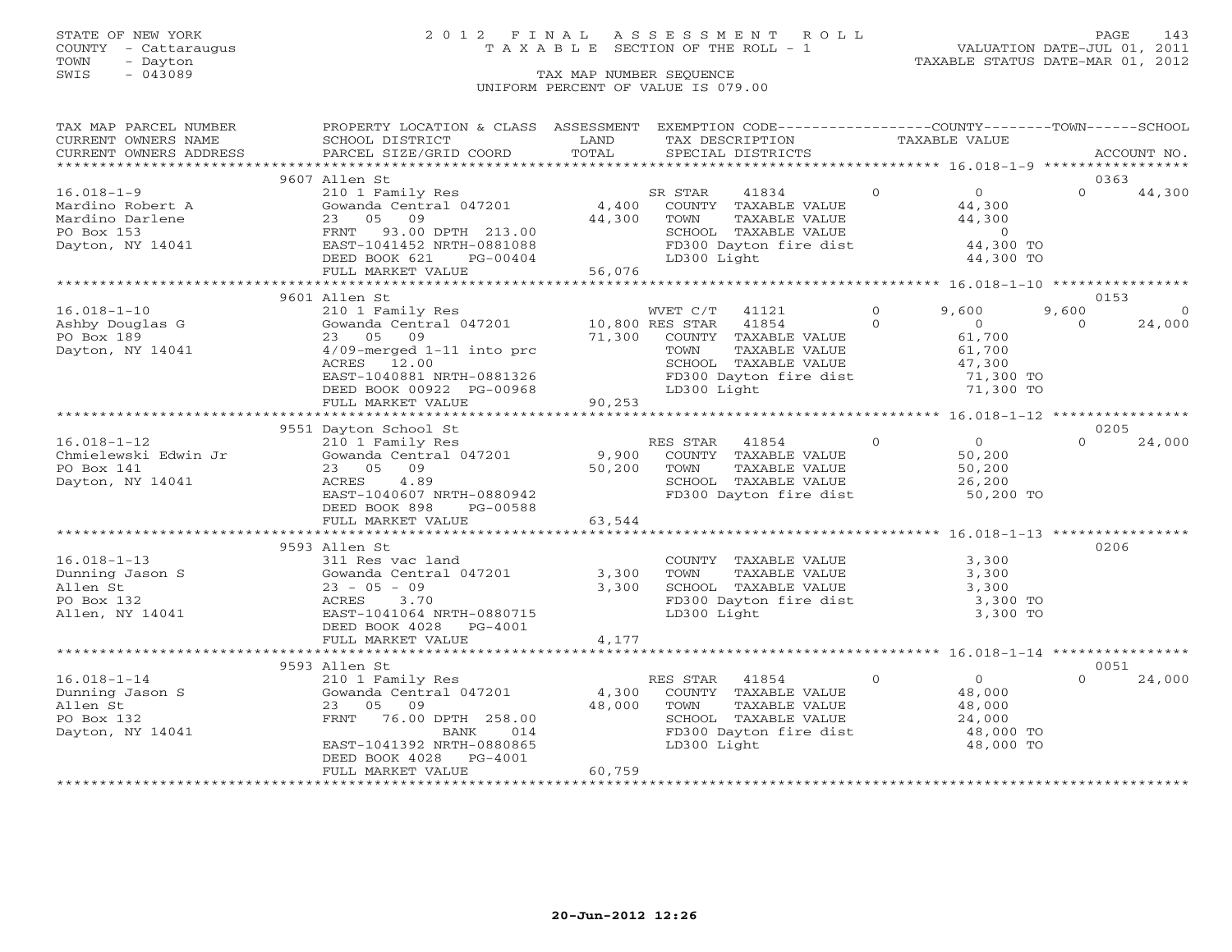STATE OF NEW YORK
COUNTY - Cattaraugus
TOWN - Dayton
SWIS - 043089

# 2012 FINAL ASSESSMENT ROLL

TAXABLE SECTION OF THE ROLL - 1

TAX MAP NUMBER SEQUENCE

UNIFORM PERCENT OF VALUE IS 079.00

VALUATION DATE-JUL 01, 2011
TAXABLE STATUS DATE-MAR 01, 2012

| TAX MAP PARCEL NUMBER / CURRENT OWNERS NAME / CURRENT OWNERS ADDRESS | PROPERTY LOCATION & CLASS / SCHOOL DISTRICT / PARCEL SIZE/GRID COORD | ASSESSMENT LAND / TOTAL | EXEMPTION CODE / TAX DESCRIPTION / SPECIAL DISTRICTS | COUNTY | TOWN | SCHOOL | ACCOUNT NO. |
|---|---|---|---|---|---|---|---|
| **16.018-1-9** | 9607 Allen St | | | | | | 0363 |
| Mardino Robert A | 210 1 Family Res | | SR STAR 41834 | 0 | 0 | 44,300 | |
| Mardino Darlene | Gowanda Central 047201 | 4,400 | COUNTY TAXABLE VALUE | 44,300 | | | |
| PO Box 153 | 23 05 09 | 44,300 | TOWN TAXABLE VALUE | | 44,300 | | |
| Dayton, NY 14041 | FRNT 93.00 DPTH 213.00 | | SCHOOL TAXABLE VALUE | | | 0 | |
| | EAST-1041452 NRTH-0881088 | | FD300 Dayton fire dist | 44,300 TO | | | |
| | DEED BOOK 621 PG-00404 | | LD300 Light | 44,300 TO | | | |
| | FULL MARKET VALUE | 56,076 | | | | | |
| **16.018-1-10** | 9601 Allen St | | | | | | 0153 |
| Ashby Douglas G | 210 1 Family Res | | WVET C/T 41121 | 9,600 | 9,600 | 0 | |
| PO Box 189 | Gowanda Central 047201 | 10,800 | RES STAR 41854 | 0 | 0 | 24,000 | |
| Dayton, NY 14041 | 23 05 09 | 71,300 | COUNTY TAXABLE VALUE | 61,700 | | | |
| | 4/09-merged 1-11 into prc | | TOWN TAXABLE VALUE | | 61,700 | | |
| | ACRES 12.00 | | SCHOOL TAXABLE VALUE | | | 47,300 | |
| | EAST-1040881 NRTH-0881326 | | FD300 Dayton fire dist | 71,300 TO | | | |
| | DEED BOOK 00922 PG-00968 | | LD300 Light | 71,300 TO | | | |
| | FULL MARKET VALUE | 90,253 | | | | | |
| **16.018-1-12** | 9551 Dayton School St | | | | | | 0205 |
| Chmielewski Edwin Jr | 210 1 Family Res | | RES STAR 41854 | 0 | 0 | 24,000 | |
| PO Box 141 | Gowanda Central 047201 | 9,900 | COUNTY TAXABLE VALUE | 50,200 | | | |
| Dayton, NY 14041 | 23 05 09 | 50,200 | TOWN TAXABLE VALUE | | 50,200 | | |
| | ACRES 4.89 | | SCHOOL TAXABLE VALUE | | | 26,200 | |
| | EAST-1040607 NRTH-0880942 | | FD300 Dayton fire dist | 50,200 TO | | | |
| | DEED BOOK 898 PG-00588 | | | | | | |
| | FULL MARKET VALUE | 63,544 | | | | | |
| **16.018-1-13** | 9593 Allen St | | | | | | 0206 |
| Dunning Jason S | 311 Res vac land | | COUNTY TAXABLE VALUE | 3,300 | | | |
| Allen St | Gowanda Central 047201 | 3,300 | TOWN TAXABLE VALUE | | 3,300 | | |
| PO Box 132 | 23 - 05 - 09 | 3,300 | SCHOOL TAXABLE VALUE | | | 3,300 | |
| Allen, NY 14041 | ACRES 3.70 | | FD300 Dayton fire dist | 3,300 TO | | | |
| | EAST-1041064 NRTH-0880715 | | LD300 Light | 3,300 TO | | | |
| | DEED BOOK 4028 PG-4001 | | | | | | |
| | FULL MARKET VALUE | 4,177 | | | | | |
| **16.018-1-14** | 9593 Allen St | | | | | | 0051 |
| Dunning Jason S | 210 1 Family Res | | RES STAR 41854 | 0 | 0 | 24,000 | |
| Allen St | Gowanda Central 047201 | 4,300 | COUNTY TAXABLE VALUE | 48,000 | | | |
| PO Box 132 | 23 05 09 | 48,000 | TOWN TAXABLE VALUE | | 48,000 | | |
| Dayton, NY 14041 | FRNT 76.00 DPTH 258.00 | | SCHOOL TAXABLE VALUE | | | 24,000 | |
| | BANK 014 | | FD300 Dayton fire dist | 48,000 TO | | | |
| | EAST-1041392 NRTH-0880865 | | LD300 Light | 48,000 TO | | | |
| | DEED BOOK 4028 PG-4001 | | | | | | |
| | FULL MARKET VALUE | 60,759 | | | | | |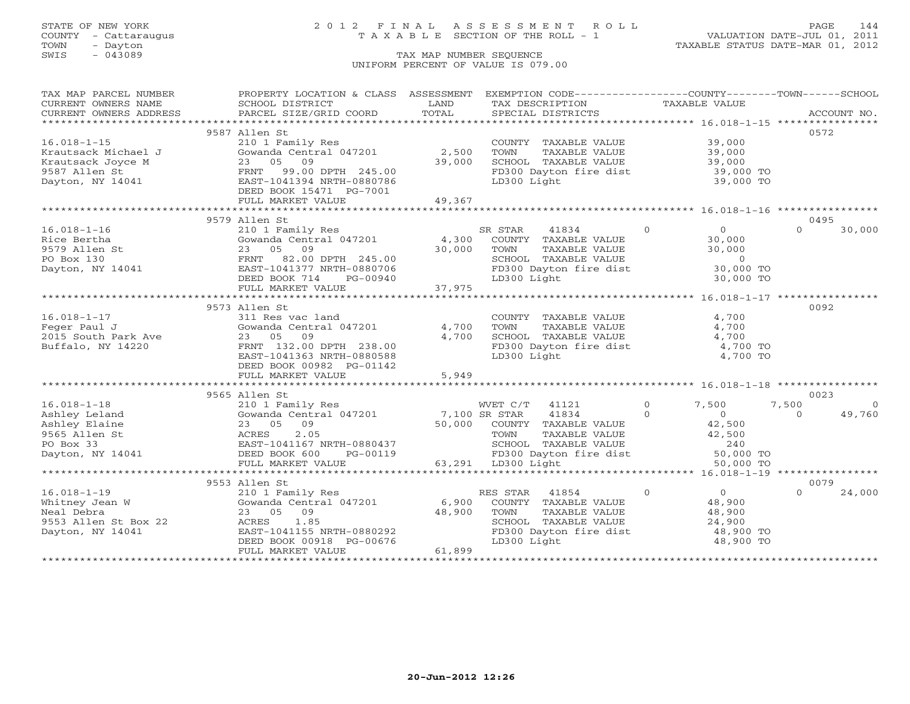STATE OF NEW YORK
COUNTY - Cattaraugus
TOWN - Dayton
SWIS - 043089

# 2012 FINAL ASSESSMENT ROLL
TAXABLE SECTION OF THE ROLL - 1

VALUATION DATE-JUL 01, 2011
TAXABLE STATUS DATE-MAR 01, 2012

TAX MAP NUMBER SEQUENCE
UNIFORM PERCENT OF VALUE IS 079.00

| TAX MAP PARCEL NUMBER / CURRENT OWNERS NAME / CURRENT OWNERS ADDRESS | PROPERTY LOCATION & CLASS / SCHOOL DISTRICT / PARCEL SIZE/GRID COORD | ASSESSMENT LAND / TOTAL | EXEMPTION CODE / TAX DESCRIPTION / SPECIAL DISTRICTS | COUNTY | TOWN | SCHOOL | ACCOUNT NO. |
|---|---|---|---|---|---|---|---|
| **16.018-1-15** | 9587 Allen St | | | | | | 0572 |
| Krautsack Michael J | 210 1 Family Res | | COUNTY TAXABLE VALUE | 39,000 | | | |
| Krautsack Joyce M | Gowanda Central 047201 | 2,500 | TOWN TAXABLE VALUE | | 39,000 | | |
| 9587 Allen St | 23 05 09 | 39,000 | SCHOOL TAXABLE VALUE | | | 39,000 | |
| Dayton, NY 14041 | FRNT 99.00 DPTH 245.00 | | FD300 Dayton fire dist | 39,000 TO | | | |
| | EAST-1041394 NRTH-0880786 | | LD300 Light | 39,000 TO | | | |
| | DEED BOOK 15471 PG-7001 | | | | | | |
| | FULL MARKET VALUE | 49,367 | | | | | |
| **16.018-1-16** | 9579 Allen St | | | | | | 0495 |
| Rice Bertha | 210 1 Family Res | | SR STAR 41834 | 0 | 0 | 30,000 | |
| 9579 Allen St | Gowanda Central 047201 | 4,300 | COUNTY TAXABLE VALUE | 30,000 | | | |
| PO Box 130 | 23 05 09 | 30,000 | TOWN TAXABLE VALUE | | 30,000 | | |
| Dayton, NY 14041 | FRNT 82.00 DPTH 245.00 | | SCHOOL TAXABLE VALUE | | | 0 | |
| | EAST-1041377 NRTH-0880706 | | FD300 Dayton fire dist | 30,000 TO | | | |
| | DEED BOOK 714 PG-00940 | | LD300 Light | 30,000 TO | | | |
| | FULL MARKET VALUE | 37,975 | | | | | |
| **16.018-1-17** | 9573 Allen St | | | | | | 0092 |
| Feger Paul J | 311 Res vac land | | COUNTY TAXABLE VALUE | 4,700 | | | |
| 2015 South Park Ave | Gowanda Central 047201 | 4,700 | TOWN TAXABLE VALUE | | 4,700 | | |
| Buffalo, NY 14220 | 23 05 09 | 4,700 | SCHOOL TAXABLE VALUE | | | 4,700 | |
| | FRNT 132.00 DPTH 238.00 | | FD300 Dayton fire dist | 4,700 TO | | | |
| | EAST-1041363 NRTH-0880588 | | LD300 Light | 4,700 TO | | | |
| | DEED BOOK 00982 PG-01142 | | | | | | |
| | FULL MARKET VALUE | 5,949 | | | | | |
| **16.018-1-18** | 9565 Allen St | | | | | | 0023 |
| Ashley Leland | 210 1 Family Res | | WVET C/T 41121 | 7,500 | 7,500 | 0 | |
| Ashley Elaine | Gowanda Central 047201 | 7,100 | SR STAR 41834 | 0 | 0 | 49,760 | |
| 9565 Allen St | 23 05 09 | 50,000 | COUNTY TAXABLE VALUE | 42,500 | | | |
| PO Box 33 | ACRES 2.05 | | TOWN TAXABLE VALUE | | 42,500 | | |
| Dayton, NY 14041 | EAST-1041167 NRTH-0880437 | | SCHOOL TAXABLE VALUE | | | 240 | |
| | DEED BOOK 600 PG-00119 | | FD300 Dayton fire dist | 50,000 TO | | | |
| | FULL MARKET VALUE | 63,291 | LD300 Light | 50,000 TO | | | |
| **16.018-1-19** | 9553 Allen St | | | | | | 0079 |
| Whitney Jean W | 210 1 Family Res | | RES STAR 41854 | 0 | 0 | 24,000 | |
| Neal Debra | Gowanda Central 047201 | 6,900 | COUNTY TAXABLE VALUE | 48,900 | | | |
| 9553 Allen St Box 22 | 23 05 09 | 48,900 | TOWN TAXABLE VALUE | | 48,900 | | |
| Dayton, NY 14041 | ACRES 1.85 | | SCHOOL TAXABLE VALUE | | | 24,900 | |
| | EAST-1041155 NRTH-0880292 | | FD300 Dayton fire dist | 48,900 TO | | | |
| | DEED BOOK 00918 PG-00676 | | LD300 Light | 48,900 TO | | | |
| | FULL MARKET VALUE | 61,899 | | | | | |

20-Jun-2012 12:26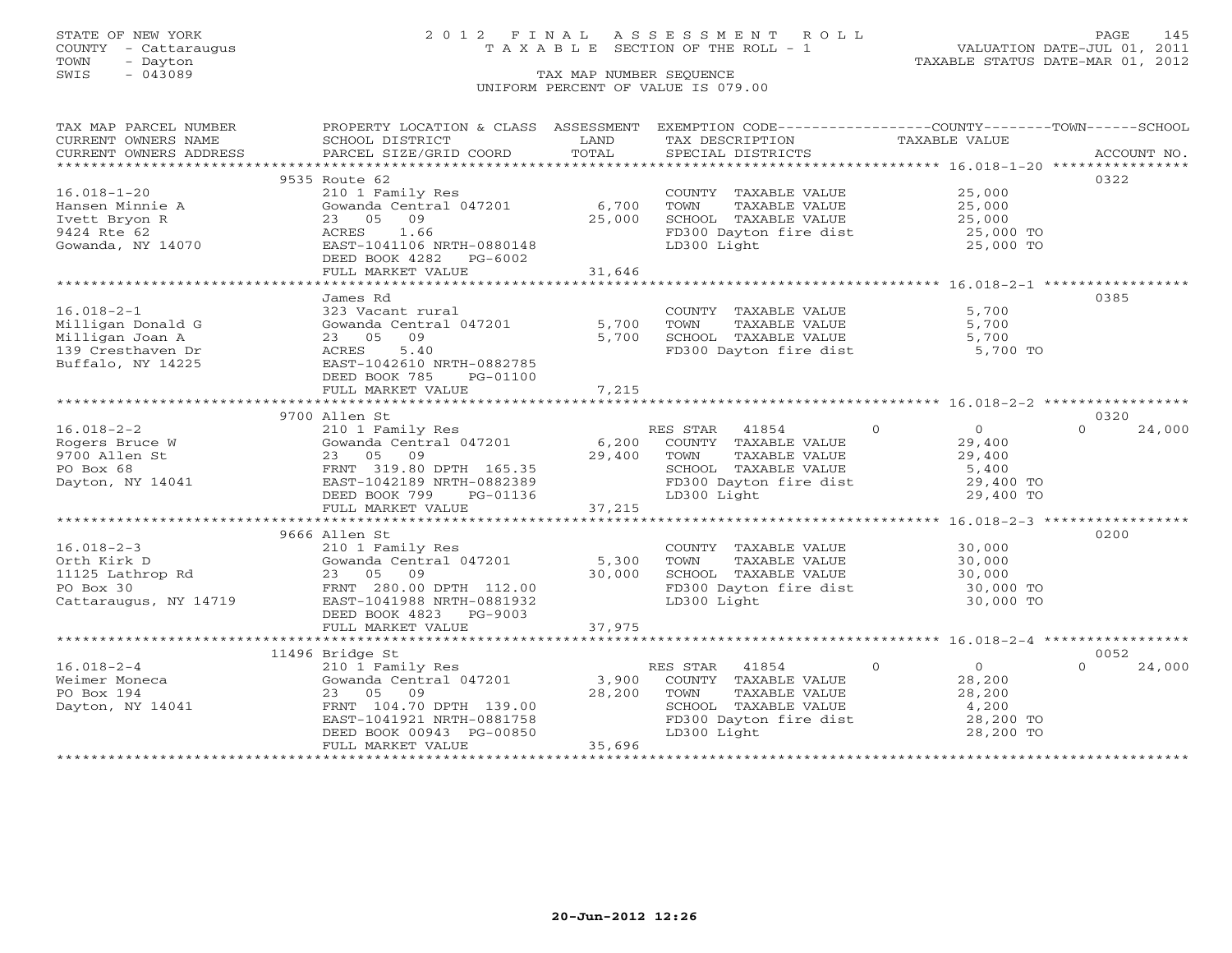STATE OF NEW YORK
COUNTY - Cattaraugus
TOWN - Dayton
SWIS - 043089

# 2012 FINAL ASSESSMENT ROLL

TAXABLE SECTION OF THE ROLL - 1

TAX MAP NUMBER SEQUENCE

UNIFORM PERCENT OF VALUE IS 079.00

VALUATION DATE-JUL 01, 2011
TAXABLE STATUS DATE-MAR 01, 2012

| TAX MAP PARCEL NUMBER / CURRENT OWNERS NAME / CURRENT OWNERS ADDRESS | PROPERTY LOCATION & CLASS / SCHOOL DISTRICT / PARCEL SIZE/GRID COORD | ASSESSMENT LAND / TOTAL | EXEMPTION CODE / TAX DESCRIPTION / SPECIAL DISTRICTS | COUNTY | TOWN | SCHOOL / TAXABLE VALUE | ACCOUNT NO. |
|---|---|---|---|---|---|---|---|
| 16.018-1-20 | 9535 Route 62 | | | | | | 0322 |
| Hansen Minnie A | 210 1 Family Res | | COUNTY TAXABLE VALUE | | | 25,000 | |
| Ivett Bryon R | Gowanda Central 047201 | 6,700 | TOWN TAXABLE VALUE | | | 25,000 | |
| 9424 Rte 62 | 23 05 09 | 25,000 | SCHOOL TAXABLE VALUE | | | 25,000 | |
| Gowanda, NY 14070 | ACRES 1.66 | | FD300 Dayton fire dist | | | 25,000 TO | |
| | EAST-1041106 NRTH-0880148 | | LD300 Light | | | 25,000 TO | |
| | DEED BOOK 4282 PG-6002 | | | | | | |
| | FULL MARKET VALUE | 31,646 | | | | | |
| 16.018-2-1 | James Rd | | | | | | 0385 |
| Milligan Donald G | 323 Vacant rural | | COUNTY TAXABLE VALUE | | | 5,700 | |
| Milligan Joan A | Gowanda Central 047201 | 5,700 | TOWN TAXABLE VALUE | | | 5,700 | |
| 139 Cresthaven Dr | 23 05 09 | 5,700 | SCHOOL TAXABLE VALUE | | | 5,700 | |
| Buffalo, NY 14225 | ACRES 5.40 | | FD300 Dayton fire dist | | | 5,700 TO | |
| | EAST-1042610 NRTH-0882785 | | | | | | |
| | DEED BOOK 785 PG-01100 | | | | | | |
| | FULL MARKET VALUE | 7,215 | | | | | |
| 16.018-2-2 | 9700 Allen St | | | | | | 0320 |
| Rogers Bruce W | 210 1 Family Res | | RES STAR 41854 | 0 | 0 | 0 24,000 | |
| 9700 Allen St | Gowanda Central 047201 | 6,200 | COUNTY TAXABLE VALUE | | | 29,400 | |
| PO Box 68 | 23 05 09 | 29,400 | TOWN TAXABLE VALUE | | | 29,400 | |
| Dayton, NY 14041 | FRNT 319.80 DPTH 165.35 | | SCHOOL TAXABLE VALUE | | | 5,400 | |
| | EAST-1042189 NRTH-0882389 | | FD300 Dayton fire dist | | | 29,400 TO | |
| | DEED BOOK 799 PG-01136 | | LD300 Light | | | 29,400 TO | |
| | FULL MARKET VALUE | 37,215 | | | | | |
| 16.018-2-3 | 9666 Allen St | | | | | | 0200 |
| Orth Kirk D | 210 1 Family Res | | COUNTY TAXABLE VALUE | | | 30,000 | |
| 11125 Lathrop Rd | Gowanda Central 047201 | 5,300 | TOWN TAXABLE VALUE | | | 30,000 | |
| PO Box 30 | 23 05 09 | 30,000 | SCHOOL TAXABLE VALUE | | | 30,000 | |
| Cattaraugus, NY 14719 | FRNT 280.00 DPTH 112.00 | | FD300 Dayton fire dist | | | 30,000 TO | |
| | EAST-1041988 NRTH-0881932 | | LD300 Light | | | 30,000 TO | |
| | DEED BOOK 4823 PG-9003 | | | | | | |
| | FULL MARKET VALUE | 37,975 | | | | | |
| 16.018-2-4 | 11496 Bridge St | | | | | | 0052 |
| Weimer Moneca | 210 1 Family Res | | RES STAR 41854 | 0 | 0 | 0 24,000 | |
| PO Box 194 | Gowanda Central 047201 | 3,900 | COUNTY TAXABLE VALUE | | | 28,200 | |
| Dayton, NY 14041 | 23 05 09 | 28,200 | TOWN TAXABLE VALUE | | | 28,200 | |
| | FRNT 104.70 DPTH 139.00 | | SCHOOL TAXABLE VALUE | | | 4,200 | |
| | EAST-1041921 NRTH-0881758 | | FD300 Dayton fire dist | | | 28,200 TO | |
| | DEED BOOK 00943 PG-00850 | | LD300 Light | | | 28,200 TO | |
| | FULL MARKET VALUE | 35,696 | | | | | |

20-Jun-2012 12:26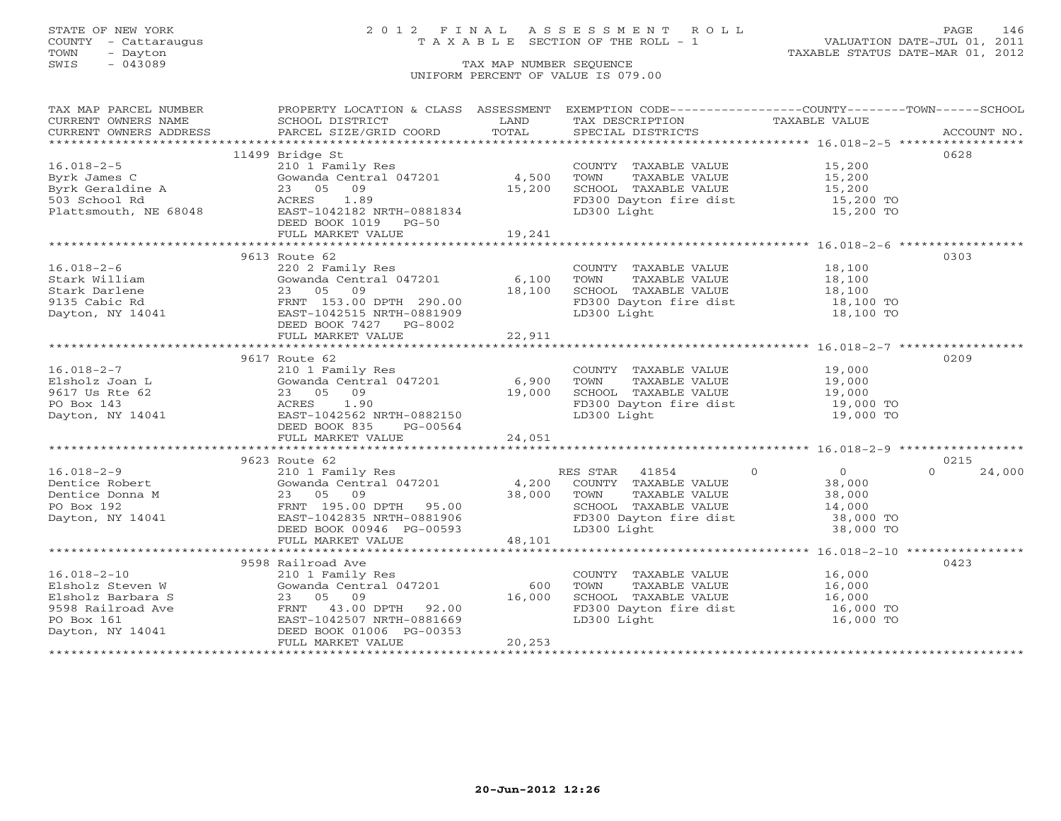STATE OF NEW YORK
COUNTY - Cattaraugus
TOWN - Dayton
SWIS - 043089

# 2012 FINAL ASSESSMENT ROLL
TAXABLE SECTION OF THE ROLL - 1

VALUATION DATE-JUL 01, 2011
TAXABLE STATUS DATE-MAR 01, 2012

TAX MAP NUMBER SEQUENCE
UNIFORM PERCENT OF VALUE IS 079.00

| TAX MAP PARCEL NUMBER / CURRENT OWNERS NAME / CURRENT OWNERS ADDRESS | PROPERTY LOCATION & CLASS / SCHOOL DISTRICT / PARCEL SIZE/GRID COORD | ASSESSMENT LAND / TOTAL | EXEMPTION CODE / TAX DESCRIPTION / SPECIAL DISTRICTS | COUNTY | TOWN | SCHOOL TAXABLE VALUE | ACCOUNT NO. |
|---|---|---|---|---|---|---|---|
| **16.018-2-5** | 11499 Bridge St | | | | | | 0628 |
| Byrk James C | 210 1 Family Res | | COUNTY TAXABLE VALUE | 15,200 | | | |
| Byrk Geraldine A | Gowanda Central 047201 | 4,500 | TOWN TAXABLE VALUE | | 15,200 | | |
| 503 School Rd | 23 05 09 | 15,200 | SCHOOL TAXABLE VALUE | | | 15,200 | |
| Plattsmouth, NE 68048 | ACRES 1.89 | | FD300 Dayton fire dist | 15,200 TO | | | |
| | EAST-1042182 NRTH-0881834 | | LD300 Light | 15,200 TO | | | |
| | DEED BOOK 1019 PG-50 | | | | | | |
| | FULL MARKET VALUE | 19,241 | | | | | |
| **16.018-2-6** | 9613 Route 62 | | | | | | 0303 |
| Stark William | 220 2 Family Res | | COUNTY TAXABLE VALUE | 18,100 | | | |
| Stark Darlene | Gowanda Central 047201 | 6,100 | TOWN TAXABLE VALUE | | 18,100 | | |
| 9135 Cabic Rd | 23 05 09 | 18,100 | SCHOOL TAXABLE VALUE | | | 18,100 | |
| Dayton, NY 14041 | FRNT 153.00 DPTH 290.00 | | FD300 Dayton fire dist | 18,100 TO | | | |
| | EAST-1042515 NRTH-0881909 | | LD300 Light | 18,100 TO | | | |
| | DEED BOOK 7427 PG-8002 | | | | | | |
| | FULL MARKET VALUE | 22,911 | | | | | |
| **16.018-2-7** | 9617 Route 62 | | | | | | 0209 |
| Elsholz Joan L | 210 1 Family Res | | COUNTY TAXABLE VALUE | 19,000 | | | |
| 9617 Us Rte 62 | Gowanda Central 047201 | 6,900 | TOWN TAXABLE VALUE | | 19,000 | | |
| PO Box 143 | 23 05 09 | 19,000 | SCHOOL TAXABLE VALUE | | | 19,000 | |
| Dayton, NY 14041 | ACRES 1.90 | | FD300 Dayton fire dist | 19,000 TO | | | |
| | EAST-1042562 NRTH-0882150 | | LD300 Light | 19,000 TO | | | |
| | DEED BOOK 835 PG-00564 | | | | | | |
| | FULL MARKET VALUE | 24,051 | | | | | |
| **16.018-2-9** | 9623 Route 62 | | | | | | 0215 |
| Dentice Robert | 210 1 Family Res | | RES STAR 41854 | 0 | 0 | 0 | 24,000 |
| Dentice Donna M | Gowanda Central 047201 | 4,200 | COUNTY TAXABLE VALUE | 38,000 | | | |
| PO Box 192 | 23 05 09 | 38,000 | TOWN TAXABLE VALUE | | 38,000 | | |
| Dayton, NY 14041 | FRNT 195.00 DPTH 95.00 | | SCHOOL TAXABLE VALUE | | | 14,000 | |
| | EAST-1042835 NRTH-0881906 | | FD300 Dayton fire dist | 38,000 TO | | | |
| | DEED BOOK 00946 PG-00593 | | LD300 Light | 38,000 TO | | | |
| | FULL MARKET VALUE | 48,101 | | | | | |
| **16.018-2-10** | 9598 Railroad Ave | | | | | | 0423 |
| Elsholz Steven W | 210 1 Family Res | | COUNTY TAXABLE VALUE | 16,000 | | | |
| Elsholz Barbara S | Gowanda Central 047201 | 600 | TOWN TAXABLE VALUE | | 16,000 | | |
| 9598 Railroad Ave | 23 05 09 | 16,000 | SCHOOL TAXABLE VALUE | | | 16,000 | |
| PO Box 161 | FRNT 43.00 DPTH 92.00 | | FD300 Dayton fire dist | 16,000 TO | | | |
| Dayton, NY 14041 | EAST-1042507 NRTH-0881669 | | LD300 Light | 16,000 TO | | | |
| | DEED BOOK 01006 PG-00353 | | | | | | |
| | FULL MARKET VALUE | 20,253 | | | | | |

20-Jun-2012 12:26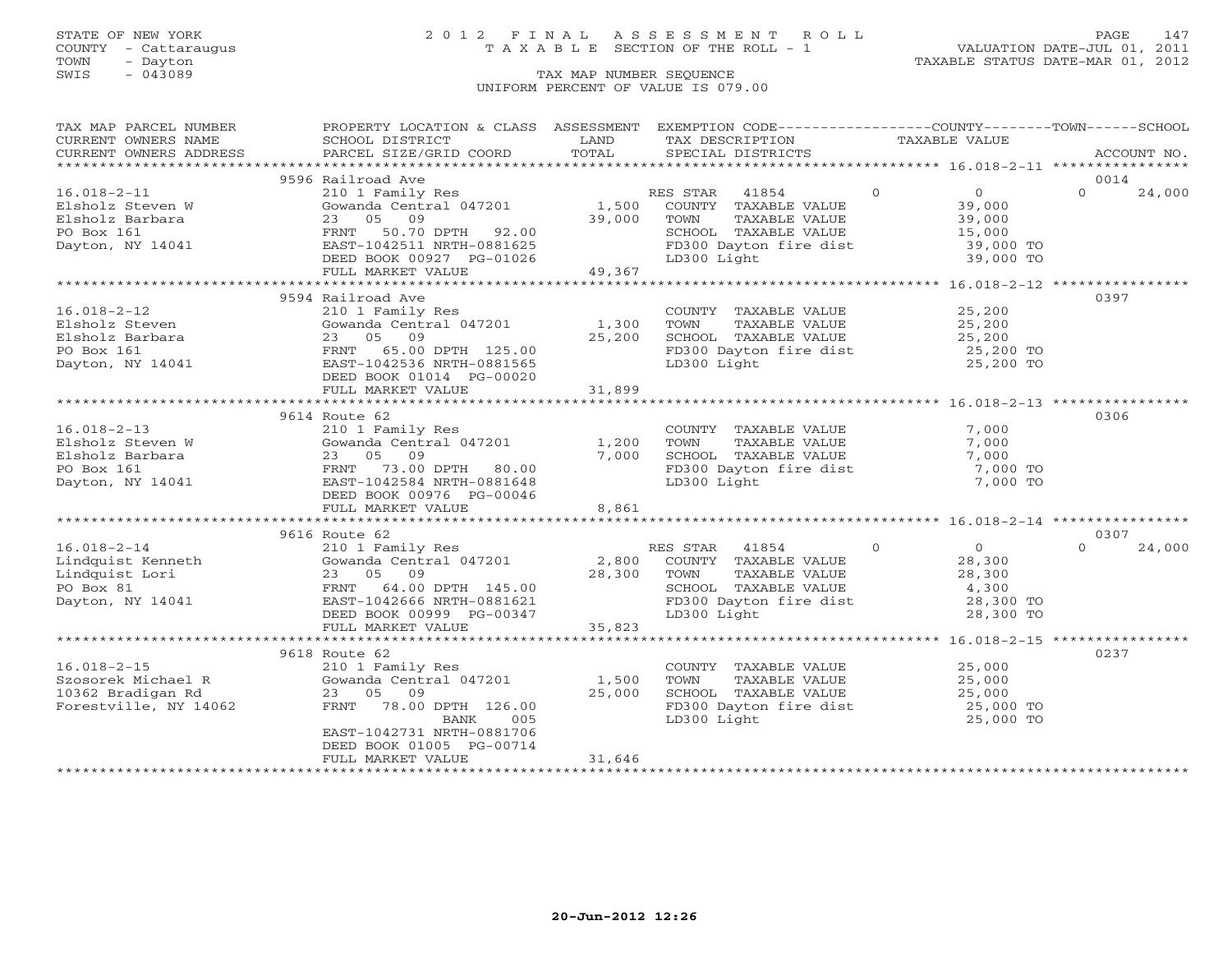STATE OF NEW YORK
COUNTY - Cattaraugus
TOWN - Dayton
SWIS - 043089

# 2012 FINAL ASSESSMENT ROLL
TAXABLE SECTION OF THE ROLL - 1

VALUATION DATE-JUL 01, 2011
TAXABLE STATUS DATE-MAR 01, 2012

TAX MAP NUMBER SEQUENCE
UNIFORM PERCENT OF VALUE IS 079.00

| TAX MAP PARCEL NUMBER / CURRENT OWNERS NAME / CURRENT OWNERS ADDRESS | PROPERTY LOCATION & CLASS / SCHOOL DISTRICT / PARCEL SIZE/GRID COORD | ASSESSMENT LAND / TOTAL | EXEMPTION CODE / TAX DESCRIPTION / SPECIAL DISTRICTS | COUNTY | TOWN | SCHOOL / TAXABLE VALUE | ACCOUNT NO. |
|---|---|---|---|---|---|---|---|
| | 9596 Railroad Ave | | | | | | 0014 |
| 16.018-2-11 | 210 1 Family Res | | RES STAR 41854 | 0 | 0 | 0 24,000 | |
| Elsholz Steven W | Gowanda Central 047201 | 1,500 | COUNTY TAXABLE VALUE | 39,000 | | | |
| Elsholz Barbara | 23 05 09 | 39,000 | TOWN TAXABLE VALUE | | 39,000 | | |
| PO Box 161 | FRNT 50.70 DPTH 92.00 | | SCHOOL TAXABLE VALUE | | | 15,000 | |
| Dayton, NY 14041 | EAST-1042511 NRTH-0881625 | | FD300 Dayton fire dist | | | 39,000 TO | |
| | DEED BOOK 00927 PG-01026 | | LD300 Light | | | 39,000 TO | |
| | FULL MARKET VALUE | 49,367 | | | | | |
| | 9594 Railroad Ave | | | | | | 0397 |
| 16.018-2-12 | 210 1 Family Res | | COUNTY TAXABLE VALUE | 25,200 | | | |
| Elsholz Steven | Gowanda Central 047201 | 1,300 | TOWN TAXABLE VALUE | | 25,200 | | |
| Elsholz Barbara | 23 05 09 | 25,200 | SCHOOL TAXABLE VALUE | | | 25,200 | |
| PO Box 161 | FRNT 65.00 DPTH 125.00 | | FD300 Dayton fire dist | | | 25,200 TO | |
| Dayton, NY 14041 | EAST-1042536 NRTH-0881565 | | LD300 Light | | | 25,200 TO | |
| | DEED BOOK 01014 PG-00020 | | | | | | |
| | FULL MARKET VALUE | 31,899 | | | | | |
| | 9614 Route 62 | | | | | | 0306 |
| 16.018-2-13 | 210 1 Family Res | | COUNTY TAXABLE VALUE | 7,000 | | | |
| Elsholz Steven W | Gowanda Central 047201 | 1,200 | TOWN TAXABLE VALUE | | 7,000 | | |
| Elsholz Barbara | 23 05 09 | 7,000 | SCHOOL TAXABLE VALUE | | | 7,000 | |
| PO Box 161 | FRNT 73.00 DPTH 80.00 | | FD300 Dayton fire dist | | | 7,000 TO | |
| Dayton, NY 14041 | EAST-1042584 NRTH-0881648 | | LD300 Light | | | 7,000 TO | |
| | DEED BOOK 00976 PG-00046 | | | | | | |
| | FULL MARKET VALUE | 8,861 | | | | | |
| | 9616 Route 62 | | | | | | 0307 |
| 16.018-2-14 | 210 1 Family Res | | RES STAR 41854 | 0 | 0 | 0 24,000 | |
| Lindquist Kenneth | Gowanda Central 047201 | 2,800 | COUNTY TAXABLE VALUE | 28,300 | | | |
| Lindquist Lori | 23 05 09 | 28,300 | TOWN TAXABLE VALUE | | 28,300 | | |
| PO Box 81 | FRNT 64.00 DPTH 145.00 | | SCHOOL TAXABLE VALUE | | | 4,300 | |
| Dayton, NY 14041 | EAST-1042666 NRTH-0881621 | | FD300 Dayton fire dist | | | 28,300 TO | |
| | DEED BOOK 00999 PG-00347 | | LD300 Light | | | 28,300 TO | |
| | FULL MARKET VALUE | 35,823 | | | | | |
| | 9618 Route 62 | | | | | | 0237 |
| 16.018-2-15 | 210 1 Family Res | | COUNTY TAXABLE VALUE | 25,000 | | | |
| Szosorek Michael R | Gowanda Central 047201 | 1,500 | TOWN TAXABLE VALUE | | 25,000 | | |
| 10362 Bradigan Rd | 23 05 09 | 25,000 | SCHOOL TAXABLE VALUE | | | 25,000 | |
| Forestville, NY 14062 | FRNT 78.00 DPTH 126.00 | | FD300 Dayton fire dist | | | 25,000 TO | |
| | BANK 005 | | LD300 Light | | | 25,000 TO | |
| | EAST-1042731 NRTH-0881706 | | | | | | |
| | DEED BOOK 01005 PG-00714 | | | | | | |
| | FULL MARKET VALUE | 31,646 | | | | | |

20-Jun-2012 12:26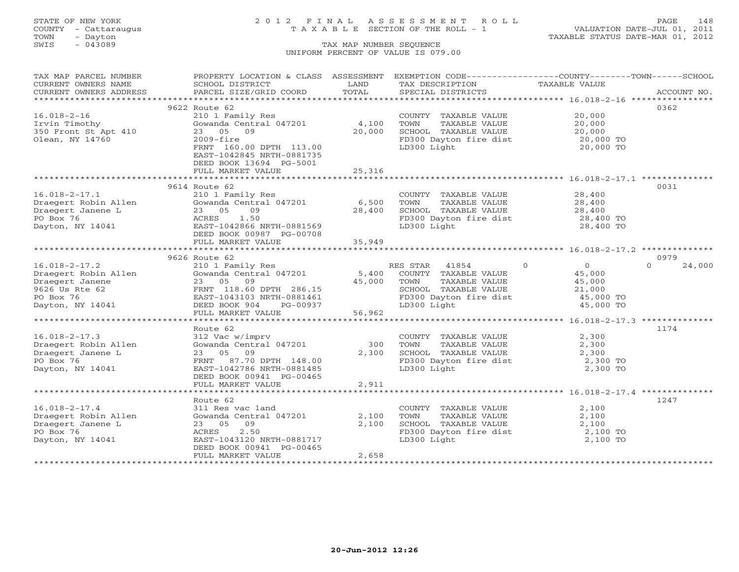STATE OF NEW YORK
COUNTY - Cattaraugus
TOWN - Dayton
SWIS - 043089

# 2012 FINAL ASSESSMENT ROLL
TAXABLE SECTION OF THE ROLL - 1

TAX MAP NUMBER SEQUENCE
UNIFORM PERCENT OF VALUE IS 079.00

VALUATION DATE-JUL 01, 2011
TAXABLE STATUS DATE-MAR 01, 2012

| TAX MAP PARCEL NUMBER / CURRENT OWNERS NAME / CURRENT OWNERS ADDRESS | PROPERTY LOCATION & CLASS / SCHOOL DISTRICT / PARCEL SIZE/GRID COORD | ASSESSMENT LAND / TOTAL | EXEMPTION CODE / TAX DESCRIPTION / SPECIAL DISTRICTS | COUNTY / TOWN / SCHOOL TAXABLE VALUE | ACCOUNT NO. |
|---|---|---|---|---|---|
| **16.018-2-16** | 9622 Route 62 | | | | 0362 |
| Irvin Timothy | 210 1 Family Res | | COUNTY TAXABLE VALUE | 20,000 | |
| 350 Front St Apt 410 | Gowanda Central 047201 | 4,100 | TOWN TAXABLE VALUE | 20,000 | |
| Olean, NY 14760 | 23 05 09 | 20,000 | SCHOOL TAXABLE VALUE | 20,000 | |
| | 2009-fire | | FD300 Dayton fire dist | 20,000 TO | |
| | FRNT 160.00 DPTH 113.00 | | LD300 Light | 20,000 TO | |
| | EAST-1042845 NRTH-0881735 | | | | |
| | DEED BOOK 13694 PG-5001 | | | | |
| | FULL MARKET VALUE | 25,316 | | | |
| **16.018-2-17.1** | 9614 Route 62 | | | | 0031 |
| Draegert Robin Allen | 210 1 Family Res | | COUNTY TAXABLE VALUE | 28,400 | |
| Draegert Janene L | Gowanda Central 047201 | 6,500 | TOWN TAXABLE VALUE | 28,400 | |
| PO Box 76 | 23 05 09 | 28,400 | SCHOOL TAXABLE VALUE | 28,400 | |
| Dayton, NY 14041 | ACRES 1.50 | | FD300 Dayton fire dist | 28,400 TO | |
| | EAST-1042866 NRTH-0881569 | | LD300 Light | 28,400 TO | |
| | DEED BOOK 00987 PG-00708 | | | | |
| | FULL MARKET VALUE | 35,949 | | | |
| **16.018-2-17.2** | 9626 Route 62 | | | | 0979 |
| Draegert Robin Allen | 210 1 Family Res | | RES STAR 41854 | 0 / 0 / 24,000 | |
| Draegert Janene | Gowanda Central 047201 | 5,400 | COUNTY TAXABLE VALUE | 45,000 | |
| 9626 Us Rte 62 | 23 05 09 | 45,000 | TOWN TAXABLE VALUE | 45,000 | |
| PO Box 76 | FRNT 118.60 DPTH 286.15 | | SCHOOL TAXABLE VALUE | 21,000 | |
| Dayton, NY 14041 | EAST-1043103 NRTH-0881461 | | FD300 Dayton fire dist | 45,000 TO | |
| | DEED BOOK 904 PG-00937 | | LD300 Light | 45,000 TO | |
| | FULL MARKET VALUE | 56,962 | | | |
| **16.018-2-17.3** | Route 62 | | | | 1174 |
| Draegert Robin Allen | 312 Vac w/imprv | | COUNTY TAXABLE VALUE | 2,300 | |
| Draegert Janene L | Gowanda Central 047201 | 300 | TOWN TAXABLE VALUE | 2,300 | |
| PO Box 76 | 23 05 09 | 2,300 | SCHOOL TAXABLE VALUE | 2,300 | |
| Dayton, NY 14041 | FRNT 87.70 DPTH 148.00 | | FD300 Dayton fire dist | 2,300 TO | |
| | EAST-1042786 NRTH-0881485 | | LD300 Light | 2,300 TO | |
| | DEED BOOK 00941 PG-00465 | | | | |
| | FULL MARKET VALUE | 2,911 | | | |
| **16.018-2-17.4** | Route 62 | | | | 1247 |
| Draegert Robin Allen | 311 Res vac land | | COUNTY TAXABLE VALUE | 2,100 | |
| Draegert Janene L | Gowanda Central 047201 | 2,100 | TOWN TAXABLE VALUE | 2,100 | |
| PO Box 76 | 23 05 09 | 2,100 | SCHOOL TAXABLE VALUE | 2,100 | |
| Dayton, NY 14041 | ACRES 2.50 | | FD300 Dayton fire dist | 2,100 TO | |
| | EAST-1043120 NRTH-0881717 | | LD300 Light | 2,100 TO | |
| | DEED BOOK 00941 PG-00465 | | | | |
| | FULL MARKET VALUE | 2,658 | | | |

20-Jun-2012 12:26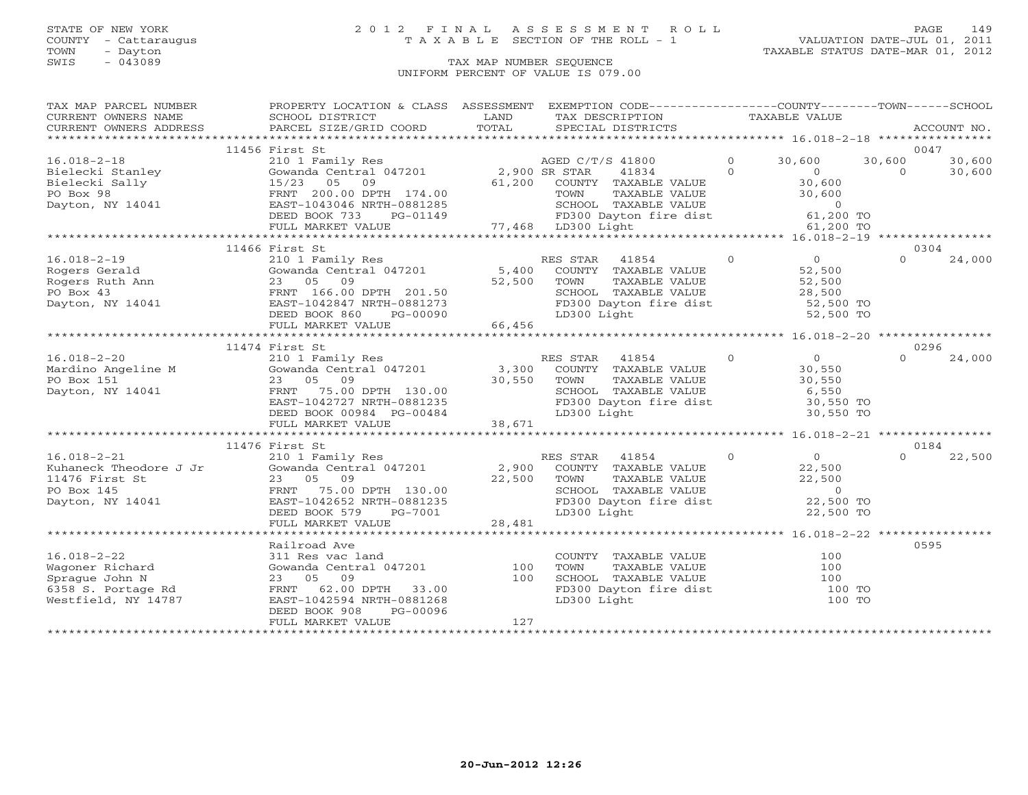STATE OF NEW YORK
COUNTY - Cattaraugus
TOWN - Dayton
SWIS - 043089

# 2012 FINAL ASSESSMENT ROLL
TAXABLE SECTION OF THE ROLL - 1

TAX MAP NUMBER SEQUENCE
UNIFORM PERCENT OF VALUE IS 079.00

VALUATION DATE-JUL 01, 2011
TAXABLE STATUS DATE-MAR 01, 2012

| TAX MAP PARCEL NUMBER / CURRENT OWNERS NAME / CURRENT OWNERS ADDRESS | PROPERTY LOCATION & CLASS / SCHOOL DISTRICT / PARCEL SIZE/GRID COORD | ASSESSMENT LAND / TOTAL | EXEMPTION CODE / TAX DESCRIPTION / SPECIAL DISTRICTS | COUNTY TAXABLE VALUE | TOWN | SCHOOL | ACCOUNT NO. |
|---|---|---|---|---|---|---|---|
| | 11456 First St | | | | | | 0047 |
| 16.018-2-18 | 210 1 Family Res | | AGED C/T/S 41800 0 | 30,600 | 30,600 | 30,600 | |
| Bielecki Stanley | Gowanda Central 047201 | 2,900 | SR STAR 41834 0 | 0 | 0 | 30,600 | |
| Bielecki Sally | 15/23 05 09 | 61,200 | COUNTY TAXABLE VALUE | 30,600 | | | |
| PO Box 98 | FRNT 200.00 DPTH 174.00 | | TOWN TAXABLE VALUE | 30,600 | | | |
| Dayton, NY 14041 | EAST-1043046 NRTH-0881285 | | SCHOOL TAXABLE VALUE | 0 | | | |
| | DEED BOOK 733 PG-01149 | | FD300 Dayton fire dist | 61,200 TO | | | |
| | FULL MARKET VALUE | 77,468 | LD300 Light | 61,200 TO | | | |
| | 11466 First St | | | | | | 0304 |
| 16.018-2-19 | 210 1 Family Res | | RES STAR 41854 0 | 0 | 0 | 24,000 | |
| Rogers Gerald | Gowanda Central 047201 | 5,400 | COUNTY TAXABLE VALUE | 52,500 | | | |
| Rogers Ruth Ann | 23 05 09 | 52,500 | TOWN TAXABLE VALUE | 52,500 | | | |
| PO Box 43 | FRNT 166.00 DPTH 201.50 | | SCHOOL TAXABLE VALUE | 28,500 | | | |
| Dayton, NY 14041 | EAST-1042847 NRTH-0881273 | | FD300 Dayton fire dist | 52,500 TO | | | |
| | DEED BOOK 860 PG-00090 | | LD300 Light | 52,500 TO | | | |
| | FULL MARKET VALUE | 66,456 | | | | | |
| | 11474 First St | | | | | | 0296 |
| 16.018-2-20 | 210 1 Family Res | | RES STAR 41854 0 | 0 | 0 | 24,000 | |
| Mardino Angeline M | Gowanda Central 047201 | 3,300 | COUNTY TAXABLE VALUE | 30,550 | | | |
| PO Box 151 | 23 05 09 | 30,550 | TOWN TAXABLE VALUE | 30,550 | | | |
| Dayton, NY 14041 | FRNT 75.00 DPTH 130.00 | | SCHOOL TAXABLE VALUE | 6,550 | | | |
| | EAST-1042727 NRTH-0881235 | | FD300 Dayton fire dist | 30,550 TO | | | |
| | DEED BOOK 00984 PG-00484 | | LD300 Light | 30,550 TO | | | |
| | FULL MARKET VALUE | 38,671 | | | | | |
| | 11476 First St | | | | | | 0184 |
| 16.018-2-21 | 210 1 Family Res | | RES STAR 41854 0 | 0 | 0 | 22,500 | |
| Kuhaneck Theodore J Jr | Gowanda Central 047201 | 2,900 | COUNTY TAXABLE VALUE | 22,500 | | | |
| 11476 First St | 23 05 09 | 22,500 | TOWN TAXABLE VALUE | 22,500 | | | |
| PO Box 145 | FRNT 75.00 DPTH 130.00 | | SCHOOL TAXABLE VALUE | 0 | | | |
| Dayton, NY 14041 | EAST-1042652 NRTH-0881235 | | FD300 Dayton fire dist | 22,500 TO | | | |
| | DEED BOOK 579 PG-7001 | | LD300 Light | 22,500 TO | | | |
| | FULL MARKET VALUE | 28,481 | | | | | |
| | Railroad Ave | | | | | | 0595 |
| 16.018-2-22 | 311 Res vac land | | COUNTY TAXABLE VALUE | 100 | | | |
| Wagoner Richard | Gowanda Central 047201 | 100 | TOWN TAXABLE VALUE | 100 | | | |
| Sprague John N | 23 05 09 | 100 | SCHOOL TAXABLE VALUE | 100 | | | |
| 6358 S. Portage Rd | FRNT 62.00 DPTH 33.00 | | FD300 Dayton fire dist | 100 TO | | | |
| Westfield, NY 14787 | EAST-1042594 NRTH-0881268 | | LD300 Light | 100 TO | | | |
| | DEED BOOK 908 PG-00096 | | | | | | |
| | FULL MARKET VALUE | 127 | | | | | |

20-Jun-2012 12:26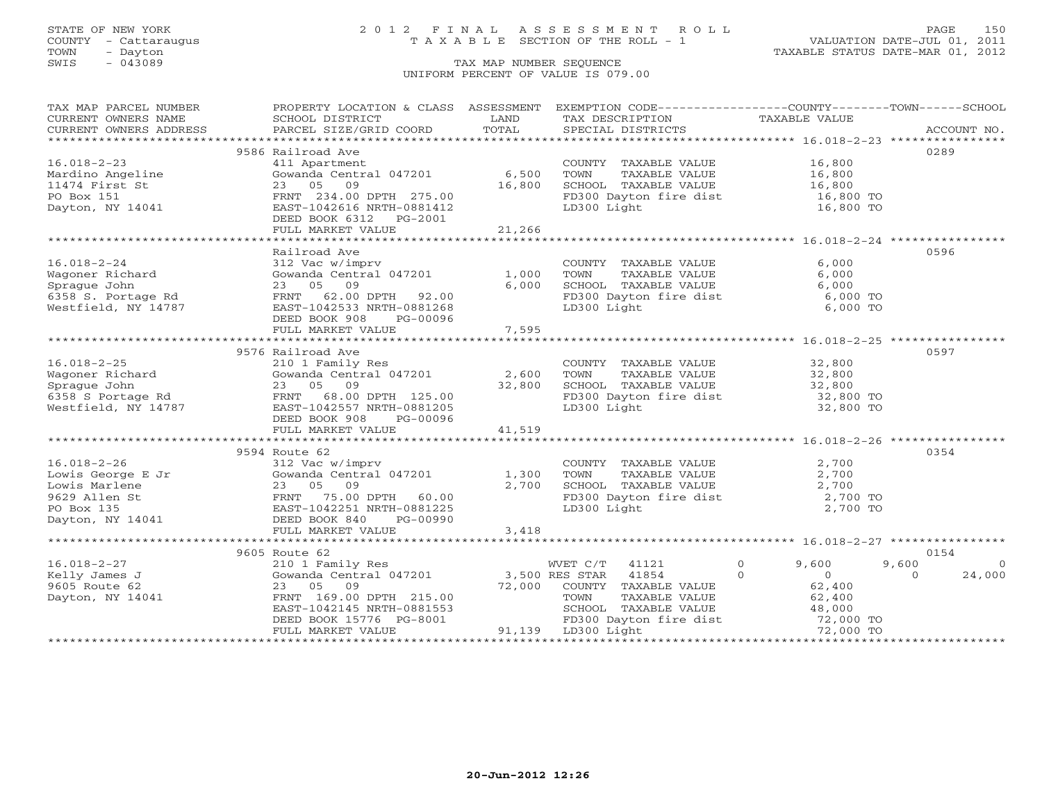STATE OF NEW YORK
COUNTY - Cattaraugus
TOWN - Dayton
SWIS - 043089

2 0 1 2 F I N A L A S S E S S M E N T R O L L
T A X A B L E SECTION OF THE ROLL - 1

VALUATION DATE-JUL 01, 2011
TAXABLE STATUS DATE-MAR 01, 2012

TAX MAP NUMBER SEQUENCE
UNIFORM PERCENT OF VALUE IS 079.00

| TAX MAP PARCEL NUMBER / CURRENT OWNERS NAME / CURRENT OWNERS ADDRESS | PROPERTY LOCATION & CLASS / SCHOOL DISTRICT / PARCEL SIZE/GRID COORD | ASSESSMENT LAND / TOTAL | EXEMPTION CODE / TAX DESCRIPTION / SPECIAL DISTRICTS | COUNTY | TOWN | SCHOOL / ACCOUNT NO. |
|---|---|---|---|---|---|---|
| 16.018-2-23 | 9586 Railroad Ave | | | | | 0289 |
| Mardino Angeline | 411 Apartment | | COUNTY TAXABLE VALUE | 16,800 | | |
| 11474 First St | Gowanda Central 047201 | 6,500 | TOWN TAXABLE VALUE | | 16,800 | |
| PO Box 151 | 23 05 09 | 16,800 | SCHOOL TAXABLE VALUE | | | 16,800 |
| Dayton, NY 14041 | FRNT 234.00 DPTH 275.00 | | FD300 Dayton fire dist | 16,800 TO | | |
| | EAST-1042616 NRTH-0881412 | | LD300 Light | 16,800 TO | | |
| | DEED BOOK 6312 PG-2001 | | | | | |
| | FULL MARKET VALUE | 21,266 | | | | |
| 16.018-2-24 | Railroad Ave | | | | | 0596 |
| Wagoner Richard | 312 Vac w/imprv | | COUNTY TAXABLE VALUE | 6,000 | | |
| Sprague John | Gowanda Central 047201 | 1,000 | TOWN TAXABLE VALUE | | 6,000 | |
| 6358 S. Portage Rd | 23 05 09 | 6,000 | SCHOOL TAXABLE VALUE | | | 6,000 |
| Westfield, NY 14787 | FRNT 62.00 DPTH 92.00 | | FD300 Dayton fire dist | 6,000 TO | | |
| | EAST-1042533 NRTH-0881268 | | LD300 Light | 6,000 TO | | |
| | DEED BOOK 908 PG-00096 | | | | | |
| | FULL MARKET VALUE | 7,595 | | | | |
| 16.018-2-25 | 9576 Railroad Ave | | | | | 0597 |
| Wagoner Richard | 210 1 Family Res | | COUNTY TAXABLE VALUE | 32,800 | | |
| Sprague John | Gowanda Central 047201 | 2,600 | TOWN TAXABLE VALUE | | 32,800 | |
| 6358 S Portage Rd | 23 05 09 | 32,800 | SCHOOL TAXABLE VALUE | | | 32,800 |
| Westfield, NY 14787 | FRNT 68.00 DPTH 125.00 | | FD300 Dayton fire dist | 32,800 TO | | |
| | EAST-1042557 NRTH-0881205 | | LD300 Light | 32,800 TO | | |
| | DEED BOOK 908 PG-00096 | | | | | |
| | FULL MARKET VALUE | 41,519 | | | | |
| 16.018-2-26 | 9594 Route 62 | | | | | 0354 |
| Lowis George E Jr | 312 Vac w/imprv | | COUNTY TAXABLE VALUE | 2,700 | | |
| Lowis Marlene | Gowanda Central 047201 | 1,300 | TOWN TAXABLE VALUE | | 2,700 | |
| 9629 Allen St | 23 05 09 | 2,700 | SCHOOL TAXABLE VALUE | | | 2,700 |
| PO Box 135 | FRNT 75.00 DPTH 60.00 | | FD300 Dayton fire dist | 2,700 TO | | |
| Dayton, NY 14041 | EAST-1042251 NRTH-0881225 | | LD300 Light | 2,700 TO | | |
| | DEED BOOK 840 PG-00990 | | | | | |
| | FULL MARKET VALUE | 3,418 | | | | |
| 16.018-2-27 | 9605 Route 62 | | | | | 0154 |
| Kelly James J | 210 1 Family Res | | WVET C/T 41121 0 | 9,600 | 9,600 | 0 |
| 9605 Route 62 | Gowanda Central 047201 | 3,500 | RES STAR 41854 0 | 0 | 0 | 24,000 |
| Dayton, NY 14041 | 23 05 09 | 72,000 | COUNTY TAXABLE VALUE | 62,400 | | |
| | FRNT 169.00 DPTH 215.00 | | TOWN TAXABLE VALUE | | 62,400 | |
| | EAST-1042145 NRTH-0881553 | | SCHOOL TAXABLE VALUE | | | 48,000 |
| | DEED BOOK 15776 PG-8001 | | FD300 Dayton fire dist | 72,000 TO | | |
| | FULL MARKET VALUE | 91,139 | LD300 Light | 72,000 TO | | |

20-Jun-2012 12:26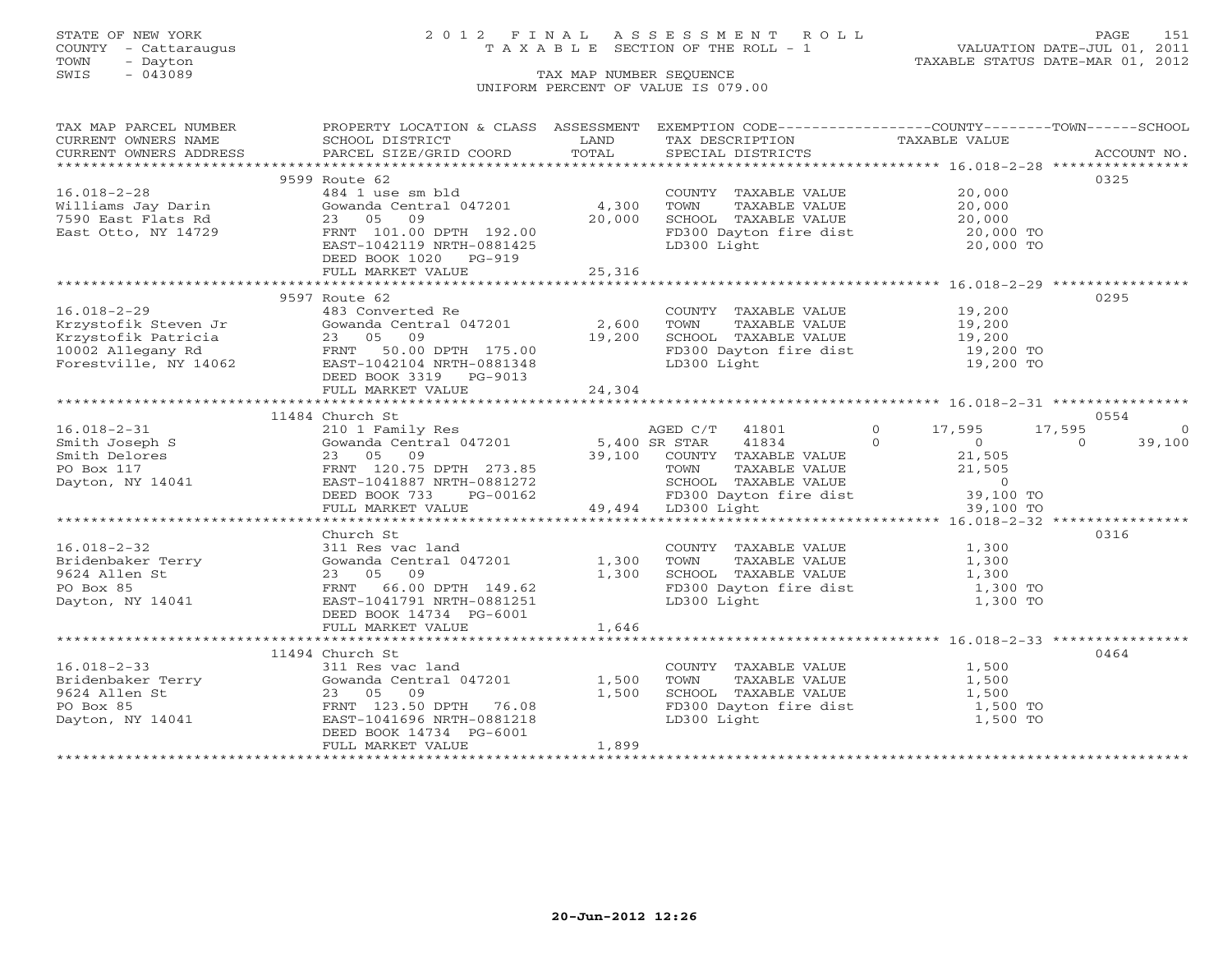STATE OF NEW YORK
COUNTY - Cattaraugus
TOWN - Dayton
SWIS - 043089

2 0 1 2 F I N A L A S S E S S M E N T R O L L
T A X A B L E SECTION OF THE ROLL - 1

VALUATION DATE-JUL 01, 2011
TAXABLE STATUS DATE-MAR 01, 2012

TAX MAP NUMBER SEQUENCE
UNIFORM PERCENT OF VALUE IS 079.00

| TAX MAP PARCEL NUMBER / CURRENT OWNERS NAME / CURRENT OWNERS ADDRESS | PROPERTY LOCATION & CLASS / SCHOOL DISTRICT / PARCEL SIZE/GRID COORD | ASSESSMENT LAND / TOTAL | EXEMPTION CODE / TAX DESCRIPTION / SPECIAL DISTRICTS | COUNTY TAXABLE VALUE | TOWN | SCHOOL | ACCOUNT NO. |
|---|---|---|---|---|---|---|---|
| | 9599 Route 62 | | | | | | 0325 |
| 16.018-2-28 | 484 1 use sm bld | | COUNTY TAXABLE VALUE | 20,000 | | | |
| Williams Jay Darin | Gowanda Central 047201 | 4,300 | TOWN TAXABLE VALUE | 20,000 | | | |
| 7590 East Flats Rd | 23 05 09 | 20,000 | SCHOOL TAXABLE VALUE | 20,000 | | | |
| East Otto, NY 14729 | FRNT 101.00 DPTH 192.00 | | FD300 Dayton fire dist | 20,000 TO | | | |
| | EAST-1042119 NRTH-0881425 | | LD300 Light | 20,000 TO | | | |
| | DEED BOOK 1020 PG-919 | | | | | | |
| | FULL MARKET VALUE | 25,316 | | | | | |
| | 9597 Route 62 | | | | | | 0295 |
| 16.018-2-29 | 483 Converted Re | | COUNTY TAXABLE VALUE | 19,200 | | | |
| Krzystofik Steven Jr | Gowanda Central 047201 | 2,600 | TOWN TAXABLE VALUE | 19,200 | | | |
| Krzystofik Patricia | 23 05 09 | 19,200 | SCHOOL TAXABLE VALUE | 19,200 | | | |
| 10002 Allegany Rd | FRNT 50.00 DPTH 175.00 | | FD300 Dayton fire dist | 19,200 TO | | | |
| Forestville, NY 14062 | EAST-1042104 NRTH-0881348 | | LD300 Light | 19,200 TO | | | |
| | DEED BOOK 3319 PG-9013 | | | | | | |
| | FULL MARKET VALUE | 24,304 | | | | | |
| | 11484 Church St | | | | | | 0554 |
| 16.018-2-31 | 210 1 Family Res | | AGED C/T 41801 0 | 17,595 | 17,595 | 0 | |
| Smith Joseph S | Gowanda Central 047201 | 5,400 | SR STAR 41834 0 | 0 | 0 | 39,100 | |
| Smith Delores | 23 05 09 | 39,100 | COUNTY TAXABLE VALUE | 21,505 | | | |
| PO Box 117 | FRNT 120.75 DPTH 273.85 | | TOWN TAXABLE VALUE | 21,505 | | | |
| Dayton, NY 14041 | EAST-1041887 NRTH-0881272 | | SCHOOL TAXABLE VALUE | 0 | | | |
| | DEED BOOK 733 PG-00162 | | FD300 Dayton fire dist | 39,100 TO | | | |
| | FULL MARKET VALUE | 49,494 | LD300 Light | 39,100 TO | | | |
| | Church St | | | | | | 0316 |
| 16.018-2-32 | 311 Res vac land | | COUNTY TAXABLE VALUE | 1,300 | | | |
| Bridenbaker Terry | Gowanda Central 047201 | 1,300 | TOWN TAXABLE VALUE | 1,300 | | | |
| 9624 Allen St | 23 05 09 | 1,300 | SCHOOL TAXABLE VALUE | 1,300 | | | |
| PO Box 85 | FRNT 66.00 DPTH 149.62 | | FD300 Dayton fire dist | 1,300 TO | | | |
| Dayton, NY 14041 | EAST-1041791 NRTH-0881251 | | LD300 Light | 1,300 TO | | | |
| | DEED BOOK 14734 PG-6001 | | | | | | |
| | FULL MARKET VALUE | 1,646 | | | | | |
| | 11494 Church St | | | | | | 0464 |
| 16.018-2-33 | 311 Res vac land | | COUNTY TAXABLE VALUE | 1,500 | | | |
| Bridenbaker Terry | Gowanda Central 047201 | 1,500 | TOWN TAXABLE VALUE | 1,500 | | | |
| 9624 Allen St | 23 05 09 | 1,500 | SCHOOL TAXABLE VALUE | 1,500 | | | |
| PO Box 85 | FRNT 123.50 DPTH 76.08 | | FD300 Dayton fire dist | 1,500 TO | | | |
| Dayton, NY 14041 | EAST-1041696 NRTH-0881218 | | LD300 Light | 1,500 TO | | | |
| | DEED BOOK 14734 PG-6001 | | | | | | |
| | FULL MARKET VALUE | 1,899 | | | | | |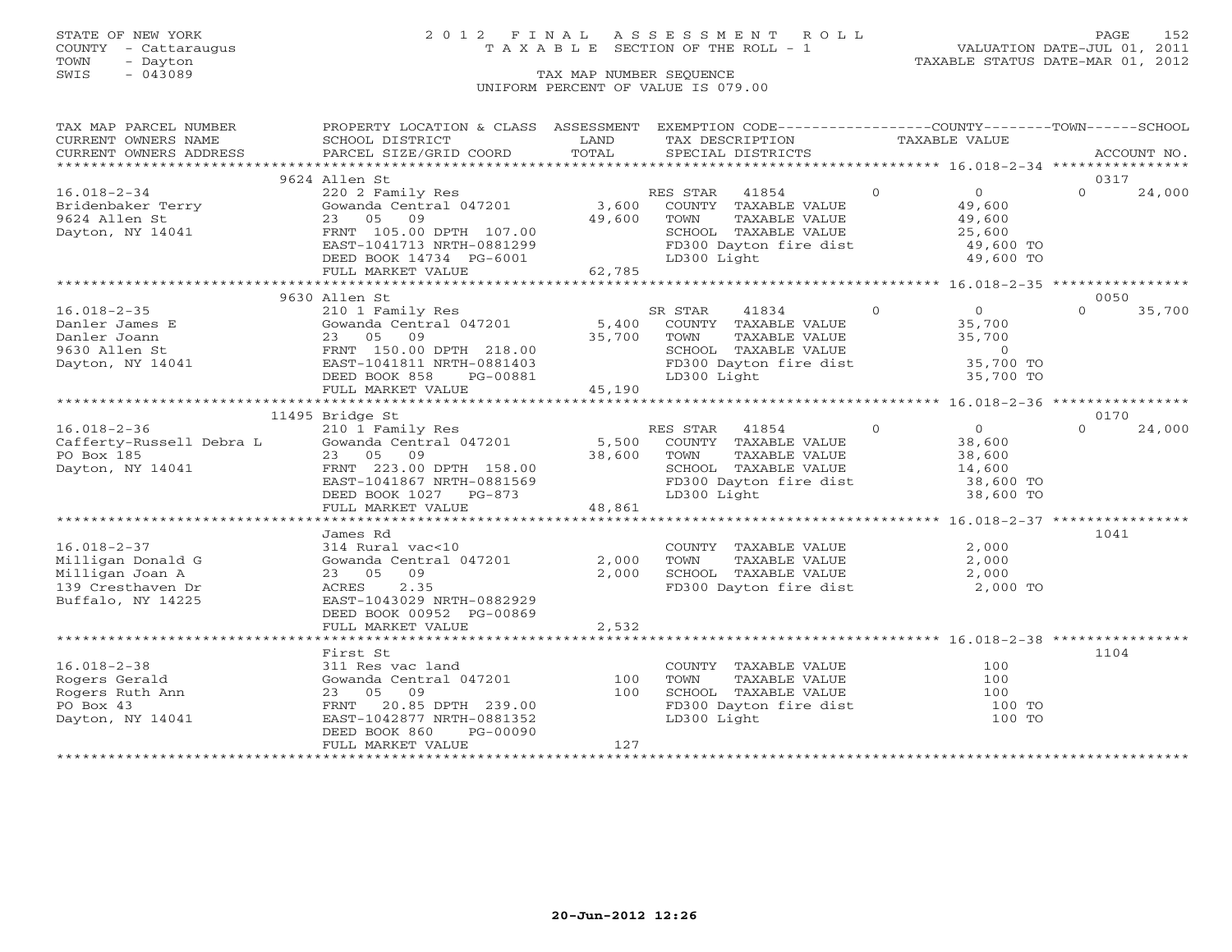STATE OF NEW YORK
COUNTY - Cattaraugus
TOWN - Dayton
SWIS - 043089

# 2012 FINAL ASSESSMENT ROLL
TAXABLE SECTION OF THE ROLL - 1
TAX MAP NUMBER SEQUENCE
UNIFORM PERCENT OF VALUE IS 079.00

VALUATION DATE-JUL 01, 2011
TAXABLE STATUS DATE-MAR 01, 2012

| TAX MAP PARCEL NUMBER / CURRENT OWNERS NAME / CURRENT OWNERS ADDRESS | PROPERTY LOCATION & CLASS / SCHOOL DISTRICT / PARCEL SIZE/GRID COORD | ASSESSMENT LAND / TOTAL | EXEMPTION CODE / TAX DESCRIPTION / SPECIAL DISTRICTS | COUNTY TAXABLE VALUE | TOWN | SCHOOL | ACCOUNT NO. |
|---|---|---|---|---|---|---|---|
| **16.018-2-34** | 9624 Allen St | | | | | | 0317 |
| Bridenbaker Terry | 220 2 Family Res | | RES STAR 41854 | 0 | 0 | 24,000 | |
| 9624 Allen St | Gowanda Central 047201 | 3,600 | COUNTY TAXABLE VALUE | 49,600 | | | |
| Dayton, NY 14041 | 23 05 09 | 49,600 | TOWN TAXABLE VALUE | 49,600 | | | |
| | FRNT 105.00 DPTH 107.00 | | SCHOOL TAXABLE VALUE | 25,600 | | | |
| | EAST-1041713 NRTH-0881299 | | FD300 Dayton fire dist | 49,600 TO | | | |
| | DEED BOOK 14734 PG-6001 | | LD300 Light | 49,600 TO | | | |
| | FULL MARKET VALUE | 62,785 | | | | | |
| **16.018-2-35** | 9630 Allen St | | | | | | 0050 |
| Danler James E | 210 1 Family Res | | SR STAR 41834 | 0 | 0 | 35,700 | |
| Danler Joann | Gowanda Central 047201 | 5,400 | COUNTY TAXABLE VALUE | 35,700 | | | |
| 9630 Allen St | 23 05 09 | 35,700 | TOWN TAXABLE VALUE | 35,700 | | | |
| Dayton, NY 14041 | FRNT 150.00 DPTH 218.00 | | SCHOOL TAXABLE VALUE | 0 | | | |
| | EAST-1041811 NRTH-0881403 | | FD300 Dayton fire dist | 35,700 TO | | | |
| | DEED BOOK 858 PG-00881 | | LD300 Light | 35,700 TO | | | |
| | FULL MARKET VALUE | 45,190 | | | | | |
| **16.018-2-36** | 11495 Bridge St | | | | | | 0170 |
| Cafferty-Russell Debra L | 210 1 Family Res | | RES STAR 41854 | 0 | 0 | 24,000 | |
| PO Box 185 | Gowanda Central 047201 | 5,500 | COUNTY TAXABLE VALUE | 38,600 | | | |
| Dayton, NY 14041 | 23 05 09 | 38,600 | TOWN TAXABLE VALUE | 38,600 | | | |
| | FRNT 223.00 DPTH 158.00 | | SCHOOL TAXABLE VALUE | 14,600 | | | |
| | EAST-1041867 NRTH-0881569 | | FD300 Dayton fire dist | 38,600 TO | | | |
| | DEED BOOK 1027 PG-873 | | LD300 Light | 38,600 TO | | | |
| | FULL MARKET VALUE | 48,861 | | | | | |
| **16.018-2-37** | James Rd | | | | | | 1041 |
| Milligan Donald G | 314 Rural vac<10 | | COUNTY TAXABLE VALUE | 2,000 | | | |
| Milligan Joan A | Gowanda Central 047201 | 2,000 | TOWN TAXABLE VALUE | 2,000 | | | |
| 139 Cresthaven Dr | 23 05 09 | 2,000 | SCHOOL TAXABLE VALUE | 2,000 | | | |
| Buffalo, NY 14225 | ACRES 2.35 | | FD300 Dayton fire dist | 2,000 TO | | | |
| | EAST-1043029 NRTH-0882929 | | | | | | |
| | DEED BOOK 00952 PG-00869 | | | | | | |
| | FULL MARKET VALUE | 2,532 | | | | | |
| **16.018-2-38** | First St | | | | | | 1104 |
| Rogers Gerald | 311 Res vac land | | COUNTY TAXABLE VALUE | 100 | | | |
| Rogers Ruth Ann | Gowanda Central 047201 | 100 | TOWN TAXABLE VALUE | 100 | | | |
| PO Box 43 | 23 05 09 | 100 | SCHOOL TAXABLE VALUE | 100 | | | |
| Dayton, NY 14041 | FRNT 20.85 DPTH 239.00 | | FD300 Dayton fire dist | 100 TO | | | |
| | EAST-1042877 NRTH-0881352 | | LD300 Light | 100 TO | | | |
| | DEED BOOK 860 PG-00090 | | | | | | |
| | FULL MARKET VALUE | 127 | | | | | |

20-Jun-2012 12:26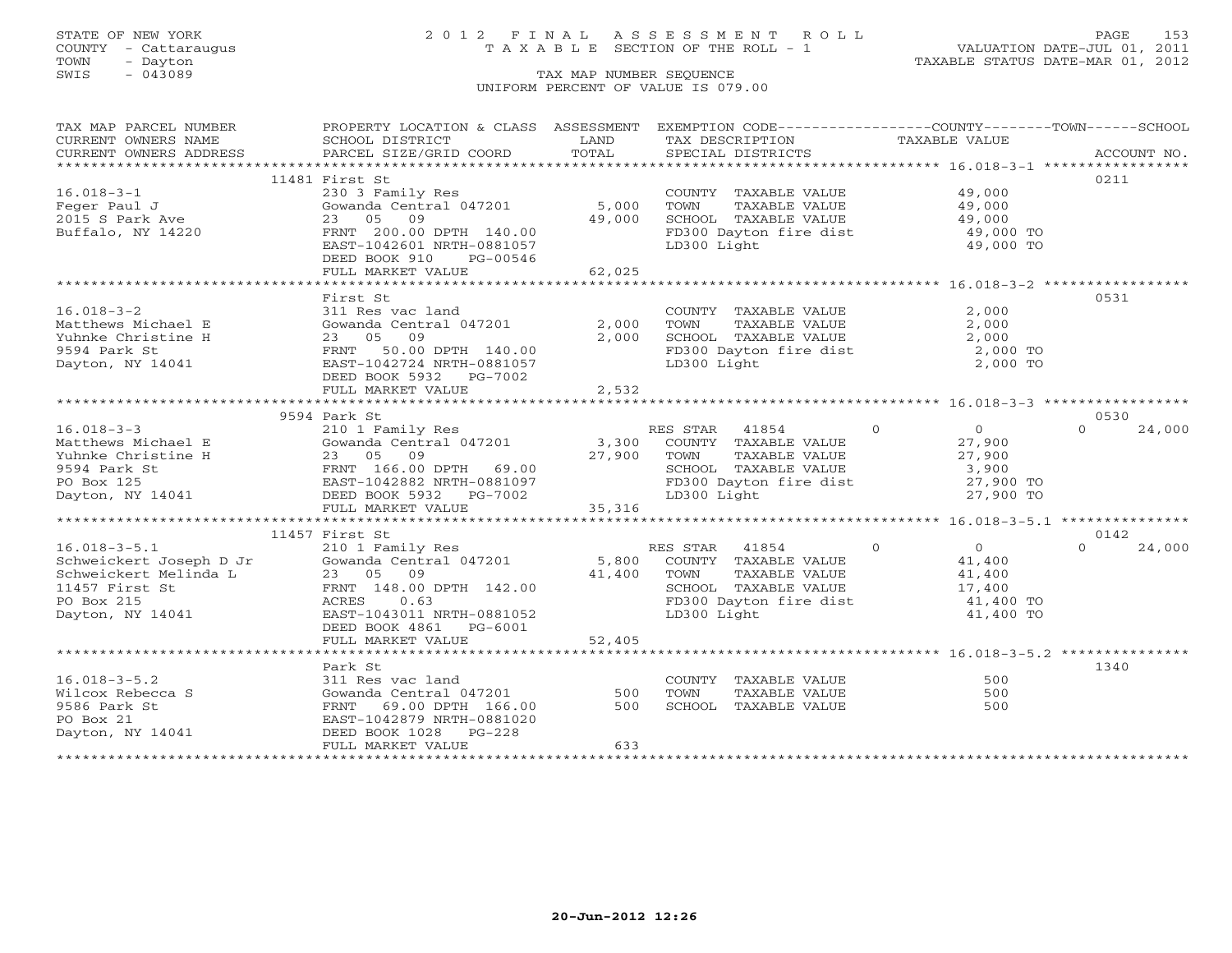STATE OF NEW YORK
COUNTY - Cattaraugus
TOWN - Dayton
SWIS - 043089

# 2012 FINAL ASSESSMENT ROLL

TAXABLE SECTION OF THE ROLL - 1

VALUATION DATE-JUL 01, 2011
TAXABLE STATUS DATE-MAR 01, 2012

TAX MAP NUMBER SEQUENCE
UNIFORM PERCENT OF VALUE IS 079.00

| TAX MAP PARCEL NUMBER / CURRENT OWNERS NAME / CURRENT OWNERS ADDRESS | PROPERTY LOCATION & CLASS / SCHOOL DISTRICT / PARCEL SIZE/GRID COORD | ASSESSMENT LAND | ASSESSMENT TOTAL | EXEMPTION CODE / TAX DESCRIPTION / SPECIAL DISTRICTS | COUNTY TAXABLE VALUE | TOWN | SCHOOL | ACCOUNT NO. |
|---|---|---|---|---|---|---|---|---|
| **16.018-3-1** | 11481 First St | | | | | | | 0211 |
| Feger Paul J | 230 3 Family Res | | | COUNTY TAXABLE VALUE | 49,000 | | | |
| 2015 S Park Ave | Gowanda Central 047201 | 5,000 | | TOWN TAXABLE VALUE | 49,000 | | | |
| Buffalo, NY 14220 | 23 05 09 | | 49,000 | SCHOOL TAXABLE VALUE | 49,000 | | | |
| | FRNT 200.00 DPTH 140.00 | | | FD300 Dayton fire dist | 49,000 TO | | | |
| | EAST-1042601 NRTH-0881057 | | | LD300 Light | 49,000 TO | | | |
| | DEED BOOK 910 PG-00546 | | | | | | | |
| | FULL MARKET VALUE | | 62,025 | | | | | |
| **16.018-3-2** | First St | | | | | | | 0531 |
| Matthews Michael E | 311 Res vac land | | | COUNTY TAXABLE VALUE | 2,000 | | | |
| Yuhnke Christine H | Gowanda Central 047201 | 2,000 | | TOWN TAXABLE VALUE | 2,000 | | | |
| 9594 Park St | 23 05 09 | | 2,000 | SCHOOL TAXABLE VALUE | 2,000 | | | |
| Dayton, NY 14041 | FRNT 50.00 DPTH 140.00 | | | FD300 Dayton fire dist | 2,000 TO | | | |
| | EAST-1042724 NRTH-0881057 | | | LD300 Light | 2,000 TO | | | |
| | DEED BOOK 5932 PG-7002 | | | | | | | |
| | FULL MARKET VALUE | | 2,532 | | | | | |
| **16.018-3-3** | 9594 Park St | | | | | | | 0530 |
| Matthews Michael E | 210 1 Family Res | | | RES STAR 41854 | 0 | 0 | 0 | 24,000 |
| Yuhnke Christine H | Gowanda Central 047201 | 3,300 | | COUNTY TAXABLE VALUE | 27,900 | | | |
| 9594 Park St | 23 05 09 | | 27,900 | TOWN TAXABLE VALUE | 27,900 | | | |
| PO Box 125 | FRNT 166.00 DPTH 69.00 | | | SCHOOL TAXABLE VALUE | 3,900 | | | |
| Dayton, NY 14041 | EAST-1042882 NRTH-0881097 | | | FD300 Dayton fire dist | 27,900 TO | | | |
| | DEED BOOK 5932 PG-7002 | | | LD300 Light | 27,900 TO | | | |
| | FULL MARKET VALUE | | 35,316 | | | | | |
| **16.018-3-5.1** | 11457 First St | | | | | | | 0142 |
| Schweickert Joseph D Jr | 210 1 Family Res | | | RES STAR 41854 | 0 | 0 | 0 | 24,000 |
| Schweickert Melinda L | Gowanda Central 047201 | 5,800 | | COUNTY TAXABLE VALUE | 41,400 | | | |
| 11457 First St | 23 05 09 | | 41,400 | TOWN TAXABLE VALUE | 41,400 | | | |
| PO Box 215 | FRNT 148.00 DPTH 142.00 | | | SCHOOL TAXABLE VALUE | 17,400 | | | |
| Dayton, NY 14041 | ACRES 0.63 | | | FD300 Dayton fire dist | 41,400 TO | | | |
| | EAST-1043011 NRTH-0881052 | | | LD300 Light | 41,400 TO | | | |
| | DEED BOOK 4861 PG-6001 | | | | | | | |
| | FULL MARKET VALUE | | 52,405 | | | | | |
| **16.018-3-5.2** | Park St | | | | | | | 1340 |
| Wilcox Rebecca S | 311 Res vac land | | | COUNTY TAXABLE VALUE | 500 | | | |
| 9586 Park St | Gowanda Central 047201 | 500 | | TOWN TAXABLE VALUE | 500 | | | |
| PO Box 21 | FRNT 69.00 DPTH 166.00 | | 500 | SCHOOL TAXABLE VALUE | 500 | | | |
| Dayton, NY 14041 | EAST-1042879 NRTH-0881020 | | | | | | | |
| | DEED BOOK 1028 PG-228 | | | | | | | |
| | FULL MARKET VALUE | | 633 | | | | | |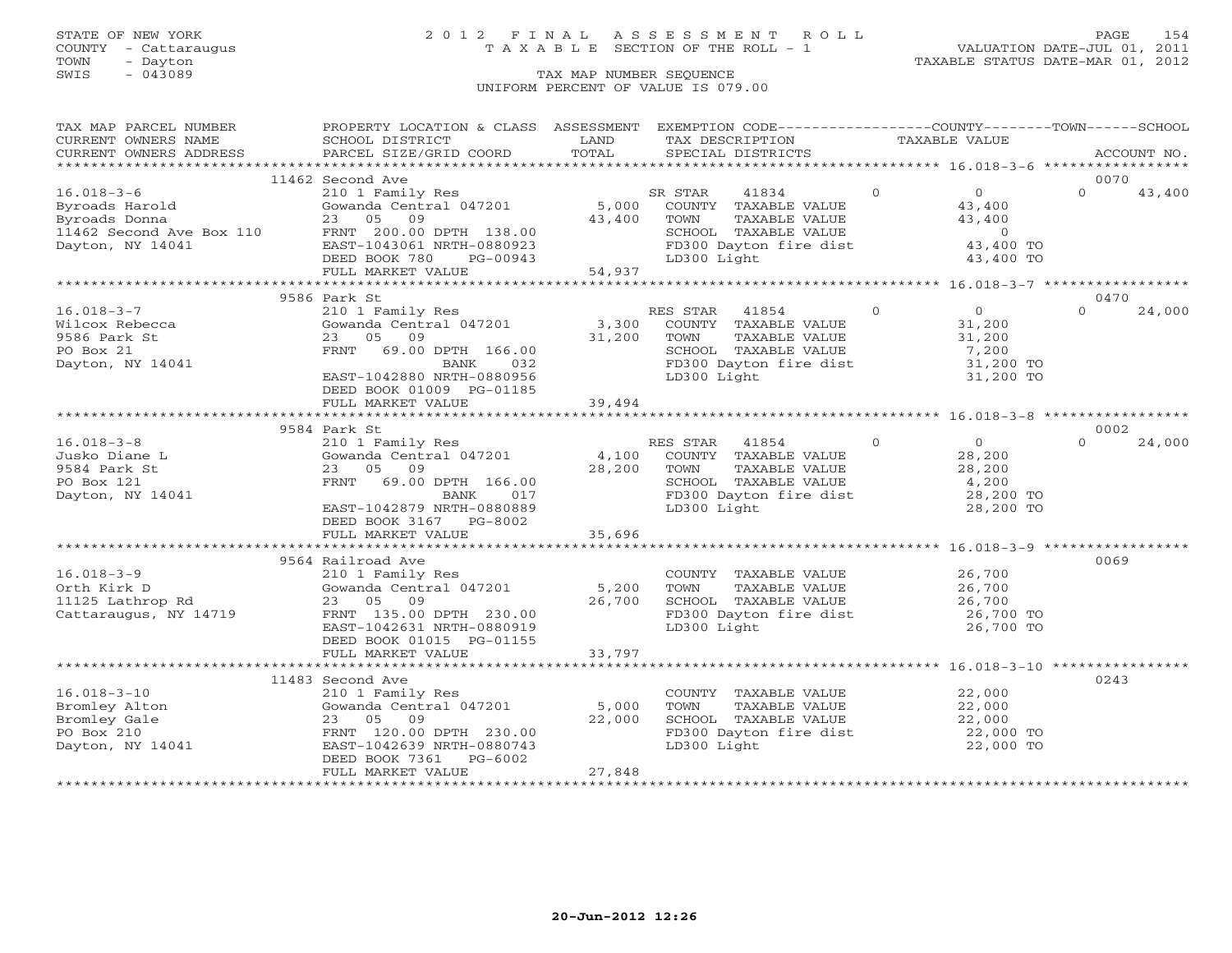STATE OF NEW YORK
COUNTY - Cattaraugus
TOWN - Dayton
SWIS - 043089

# 2012 FINAL ASSESSMENT ROLL
TAXABLE SECTION OF THE ROLL - 1
TAX MAP NUMBER SEQUENCE
UNIFORM PERCENT OF VALUE IS 079.00

VALUATION DATE-JUL 01, 2011
TAXABLE STATUS DATE-MAR 01, 2012

| TAX MAP PARCEL NUMBER / CURRENT OWNERS NAME / CURRENT OWNERS ADDRESS | PROPERTY LOCATION & CLASS / SCHOOL DISTRICT / PARCEL SIZE/GRID COORD | ASSESSMENT LAND | TOTAL | EXEMPTION CODE / TAX DESCRIPTION / SPECIAL DISTRICTS | COUNTY TAXABLE VALUE | TOWN | SCHOOL | ACCOUNT NO. |
|---|---|---|---|---|---|---|---|---|
| | 11462 Second Ave | | | | | | | 0070 |
| 16.018-3-6 | 210 1 Family Res | | | SR STAR 41834 | 0 | 0 | 0 | 43,400 |
| Byroads Harold | Gowanda Central 047201 | 5,000 | | COUNTY TAXABLE VALUE | 43,400 | | | |
| Byroads Donna | 23 05 09 | | 43,400 | TOWN TAXABLE VALUE | 43,400 | | | |
| 11462 Second Ave Box 110 | FRNT 200.00 DPTH 138.00 | | | SCHOOL TAXABLE VALUE | 0 | | | |
| Dayton, NY 14041 | EAST-1043061 NRTH-0880923 | | | FD300 Dayton fire dist | 43,400 TO | | | |
| | DEED BOOK 780 PG-00943 | | | LD300 Light | 43,400 TO | | | |
| | FULL MARKET VALUE | | 54,937 | | | | | |
| | 9586 Park St | | | | | | | 0470 |
| 16.018-3-7 | 210 1 Family Res | | | RES STAR 41854 | 0 | 0 | 0 | 24,000 |
| Wilcox Rebecca | Gowanda Central 047201 | 3,300 | | COUNTY TAXABLE VALUE | 31,200 | | | |
| 9586 Park St | 23 05 09 | | 31,200 | TOWN TAXABLE VALUE | 31,200 | | | |
| PO Box 21 | FRNT 69.00 DPTH 166.00 | | | SCHOOL TAXABLE VALUE | 7,200 | | | |
| Dayton, NY 14041 | BANK 032 | | | FD300 Dayton fire dist | 31,200 TO | | | |
| | EAST-1042880 NRTH-0880956 | | | LD300 Light | 31,200 TO | | | |
| | DEED BOOK 01009 PG-01185 | | | | | | | |
| | FULL MARKET VALUE | | 39,494 | | | | | |
| | 9584 Park St | | | | | | | 0002 |
| 16.018-3-8 | 210 1 Family Res | | | RES STAR 41854 | 0 | 0 | 0 | 24,000 |
| Jusko Diane L | Gowanda Central 047201 | 4,100 | | COUNTY TAXABLE VALUE | 28,200 | | | |
| 9584 Park St | 23 05 09 | | 28,200 | TOWN TAXABLE VALUE | 28,200 | | | |
| PO Box 121 | FRNT 69.00 DPTH 166.00 | | | SCHOOL TAXABLE VALUE | 4,200 | | | |
| Dayton, NY 14041 | BANK 017 | | | FD300 Dayton fire dist | 28,200 TO | | | |
| | EAST-1042879 NRTH-0880889 | | | LD300 Light | 28,200 TO | | | |
| | DEED BOOK 3167 PG-8002 | | | | | | | |
| | FULL MARKET VALUE | | 35,696 | | | | | |
| | 9564 Railroad Ave | | | | | | | 0069 |
| 16.018-3-9 | 210 1 Family Res | | | COUNTY TAXABLE VALUE | 26,700 | | | |
| Orth Kirk D | Gowanda Central 047201 | 5,200 | | TOWN TAXABLE VALUE | 26,700 | | | |
| 11125 Lathrop Rd | 23 05 09 | | 26,700 | SCHOOL TAXABLE VALUE | 26,700 | | | |
| Cattaraugus, NY 14719 | FRNT 135.00 DPTH 230.00 | | | FD300 Dayton fire dist | 26,700 TO | | | |
| | EAST-1042631 NRTH-0880919 | | | LD300 Light | 26,700 TO | | | |
| | DEED BOOK 01015 PG-01155 | | | | | | | |
| | FULL MARKET VALUE | | 33,797 | | | | | |
| | 11483 Second Ave | | | | | | | 0243 |
| 16.018-3-10 | 210 1 Family Res | | | COUNTY TAXABLE VALUE | 22,000 | | | |
| Bromley Alton | Gowanda Central 047201 | 5,000 | | TOWN TAXABLE VALUE | 22,000 | | | |
| Bromley Gale | 23 05 09 | | 22,000 | SCHOOL TAXABLE VALUE | 22,000 | | | |
| PO Box 210 | FRNT 120.00 DPTH 230.00 | | | FD300 Dayton fire dist | 22,000 TO | | | |
| Dayton, NY 14041 | EAST-1042639 NRTH-0880743 | | | LD300 Light | 22,000 TO | | | |
| | DEED BOOK 7361 PG-6002 | | | | | | | |
| | FULL MARKET VALUE | | 27,848 | | | | | |

20-Jun-2012 12:26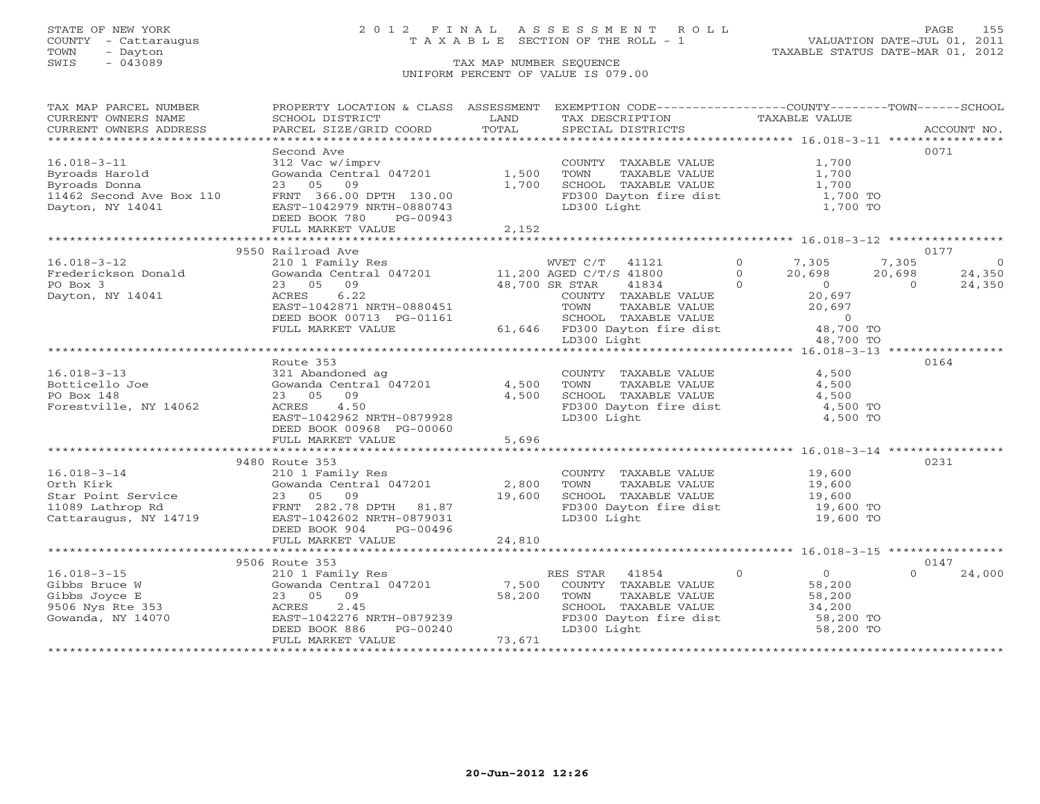STATE OF NEW YORK
COUNTY - Cattaraugus
TOWN - Dayton
SWIS - 043089

2 0 1 2 F I N A L A S S E S S M E N T R O L L
T A X A B L E SECTION OF THE ROLL - 1

TAX MAP NUMBER SEQUENCE
UNIFORM PERCENT OF VALUE IS 079.00

VALUATION DATE-JUL 01, 2011
TAXABLE STATUS DATE-MAR 01, 2012

| TAX MAP PARCEL NUMBER / CURRENT OWNERS NAME / CURRENT OWNERS ADDRESS | PROPERTY LOCATION & CLASS / SCHOOL DISTRICT / PARCEL SIZE/GRID COORD | ASSESSMENT LAND / TOTAL | EXEMPTION CODE / TAX DESCRIPTION / SPECIAL DISTRICTS | COUNTY TAXABLE VALUE | TOWN | SCHOOL | ACCOUNT NO. |
|---|---|---|---|---|---|---|---|
| 16.018-3-11 | Second Ave | | | | | | 0071 |
| Byroads Harold | 312 Vac w/imprv | | COUNTY TAXABLE VALUE | 1,700 | | | |
| Byroads Donna | Gowanda Central 047201 | 1,500 | TOWN TAXABLE VALUE | 1,700 | | | |
| 11462 Second Ave Box 110 | 23 05 09 | 1,700 | SCHOOL TAXABLE VALUE | 1,700 | | | |
| Dayton, NY 14041 | FRNT 366.00 DPTH 130.00 | | FD300 Dayton fire dist | 1,700 TO | | | |
| | EAST-1042979 NRTH-0880743 | | LD300 Light | 1,700 TO | | | |
| | DEED BOOK 780 PG-00943 | | | | | | |
| | FULL MARKET VALUE | 2,152 | | | | | |
| 16.018-3-12 | 9550 Railroad Ave | | | | | | 0177 |
| Frederickson Donald | 210 1 Family Res | | WVET C/T 41121 0 | 7,305 | 7,305 | 0 | |
| PO Box 3 | Gowanda Central 047201 | 11,200 | AGED C/T/S 41800 0 | 20,698 | 20,698 | 24,350 | |
| Dayton, NY 14041 | 23 05 09 | 48,700 | SR STAR 41834 0 | 0 | 0 | 24,350 | |
| | ACRES 6.22 | | COUNTY TAXABLE VALUE | 20,697 | | | |
| | EAST-1042871 NRTH-0880451 | | TOWN TAXABLE VALUE | 20,697 | | | |
| | DEED BOOK 00713 PG-01161 | | SCHOOL TAXABLE VALUE | 0 | | | |
| | FULL MARKET VALUE | 61,646 | FD300 Dayton fire dist | 48,700 TO | | | |
| | | | LD300 Light | 48,700 TO | | | |
| 16.018-3-13 | Route 353 | | | | | | 0164 |
| Botticello Joe | 321 Abandoned ag | | COUNTY TAXABLE VALUE | 4,500 | | | |
| PO Box 148 | Gowanda Central 047201 | 4,500 | TOWN TAXABLE VALUE | 4,500 | | | |
| Forestville, NY 14062 | 23 05 09 | 4,500 | SCHOOL TAXABLE VALUE | 4,500 | | | |
| | ACRES 4.50 | | FD300 Dayton fire dist | 4,500 TO | | | |
| | EAST-1042962 NRTH-0879928 | | LD300 Light | 4,500 TO | | | |
| | DEED BOOK 00968 PG-00060 | | | | | | |
| | FULL MARKET VALUE | 5,696 | | | | | |
| 16.018-3-14 | 9480 Route 353 | | | | | | 0231 |
| Orth Kirk | 210 1 Family Res | | COUNTY TAXABLE VALUE | 19,600 | | | |
| Star Point Service | Gowanda Central 047201 | 2,800 | TOWN TAXABLE VALUE | 19,600 | | | |
| 11089 Lathrop Rd | 23 05 09 | 19,600 | SCHOOL TAXABLE VALUE | 19,600 | | | |
| Cattaraugus, NY 14719 | FRNT 282.78 DPTH 81.87 | | FD300 Dayton fire dist | 19,600 TO | | | |
| | EAST-1042602 NRTH-0879031 | | LD300 Light | 19,600 TO | | | |
| | DEED BOOK 904 PG-00496 | | | | | | |
| | FULL MARKET VALUE | 24,810 | | | | | |
| 16.018-3-15 | 9506 Route 353 | | | | | | 0147 |
| Gibbs Bruce W | 210 1 Family Res | | RES STAR 41854 0 | 0 | 0 | 24,000 | |
| Gibbs Joyce E | Gowanda Central 047201 | 7,500 | COUNTY TAXABLE VALUE | 58,200 | | | |
| 9506 Nys Rte 353 | 23 05 09 | 58,200 | TOWN TAXABLE VALUE | 58,200 | | | |
| Gowanda, NY 14070 | ACRES 2.45 | | SCHOOL TAXABLE VALUE | 34,200 | | | |
| | EAST-1042276 NRTH-0879239 | | FD300 Dayton fire dist | 58,200 TO | | | |
| | DEED BOOK 886 PG-00240 | | LD300 Light | 58,200 TO | | | |
| | FULL MARKET VALUE | 73,671 | | | | | |

20-Jun-2012 12:26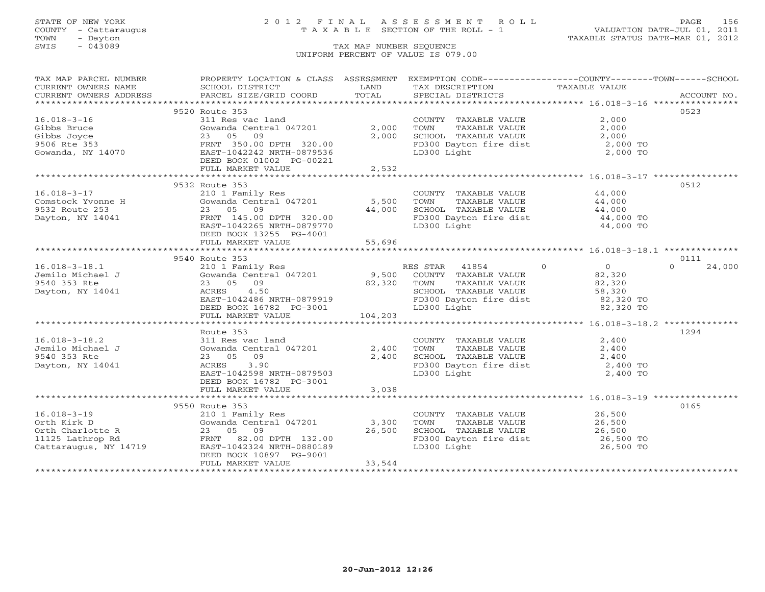STATE OF NEW YORK
COUNTY - Cattaraugus
TOWN - Dayton
SWIS - 043089

2 0 1 2 F I N A L A S S E S S M E N T R O L L
T A X A B L E SECTION OF THE ROLL - 1

TAX MAP NUMBER SEQUENCE
UNIFORM PERCENT OF VALUE IS 079.00

VALUATION DATE-JUL 01, 2011
TAXABLE STATUS DATE-MAR 01, 2012

| TAX MAP PARCEL NUMBER / CURRENT OWNERS NAME / CURRENT OWNERS ADDRESS | PROPERTY LOCATION & CLASS / SCHOOL DISTRICT / PARCEL SIZE/GRID COORD | ASSESSMENT LAND / TOTAL | EXEMPTION CODE / TAX DESCRIPTION / SPECIAL DISTRICTS | COUNTY | TOWN | SCHOOL | TAXABLE VALUE | ACCOUNT NO. |
|---|---|---|---|---|---|---|---|---|
| **16.018-3-16** | 9520 Route 353 | | | | | | | 0523 |
| 16.018-3-16 | 311 Res vac land | | COUNTY TAXABLE VALUE | | | | 2,000 | |
| Gibbs Bruce | Gowanda Central 047201 | 2,000 | TOWN TAXABLE VALUE | | | | 2,000 | |
| Gibbs Joyce | 23 05 09 | 2,000 | SCHOOL TAXABLE VALUE | | | | 2,000 | |
| 9506 Rte 353 | FRNT 350.00 DPTH 320.00 | | FD300 Dayton fire dist | | | | 2,000 TO | |
| Gowanda, NY 14070 | EAST-1042242 NRTH-0879536 | | LD300 Light | | | | 2,000 TO | |
| | DEED BOOK 01002 PG-00221 | | | | | | | |
| | FULL MARKET VALUE | 2,532 | | | | | | |
| **16.018-3-17** | 9532 Route 353 | | | | | | | 0512 |
| 16.018-3-17 | 210 1 Family Res | | COUNTY TAXABLE VALUE | | | | 44,000 | |
| Comstock Yvonne H | Gowanda Central 047201 | 5,500 | TOWN TAXABLE VALUE | | | | 44,000 | |
| 9532 Route 253 | 23 05 09 | 44,000 | SCHOOL TAXABLE VALUE | | | | 44,000 | |
| Dayton, NY 14041 | FRNT 145.00 DPTH 320.00 | | FD300 Dayton fire dist | | | | 44,000 TO | |
| | EAST-1042265 NRTH-0879770 | | LD300 Light | | | | 44,000 TO | |
| | DEED BOOK 13255 PG-4001 | | | | | | | |
| | FULL MARKET VALUE | 55,696 | | | | | | |
| **16.018-3-18.1** | 9540 Route 353 | | | | | | | 0111 |
| 16.018-3-18.1 | 210 1 Family Res | | RES STAR 41854 | 0 | 0 | 24,000 | | |
| Jemilo Michael J | Gowanda Central 047201 | 9,500 | COUNTY TAXABLE VALUE | | | | 82,320 | |
| 9540 353 Rte | 23 05 09 | 82,320 | TOWN TAXABLE VALUE | | | | 82,320 | |
| Dayton, NY 14041 | ACRES 4.50 | | SCHOOL TAXABLE VALUE | | | | 58,320 | |
| | EAST-1042486 NRTH-0879919 | | FD300 Dayton fire dist | | | | 82,320 TO | |
| | DEED BOOK 16782 PG-3001 | | LD300 Light | | | | 82,320 TO | |
| | FULL MARKET VALUE | 104,203 | | | | | | |
| **16.018-3-18.2** | Route 353 | | | | | | | 1294 |
| 16.018-3-18.2 | 311 Res vac land | | COUNTY TAXABLE VALUE | | | | 2,400 | |
| Jemilo Michael J | Gowanda Central 047201 | 2,400 | TOWN TAXABLE VALUE | | | | 2,400 | |
| 9540 353 Rte | 23 05 09 | 2,400 | SCHOOL TAXABLE VALUE | | | | 2,400 | |
| Dayton, NY 14041 | ACRES 3.90 | | FD300 Dayton fire dist | | | | 2,400 TO | |
| | EAST-1042598 NRTH-0879503 | | LD300 Light | | | | 2,400 TO | |
| | DEED BOOK 16782 PG-3001 | | | | | | | |
| | FULL MARKET VALUE | 3,038 | | | | | | |
| **16.018-3-19** | 9550 Route 353 | | | | | | | 0165 |
| 16.018-3-19 | 210 1 Family Res | | COUNTY TAXABLE VALUE | | | | 26,500 | |
| Orth Kirk D | Gowanda Central 047201 | 3,300 | TOWN TAXABLE VALUE | | | | 26,500 | |
| Orth Charlotte R | 23 05 09 | 26,500 | SCHOOL TAXABLE VALUE | | | | 26,500 | |
| 11125 Lathrop Rd | FRNT 82.00 DPTH 132.00 | | FD300 Dayton fire dist | | | | 26,500 TO | |
| Cattaraugus, NY 14719 | EAST-1042324 NRTH-0880189 | | LD300 Light | | | | 26,500 TO | |
| | DEED BOOK 10897 PG-9001 | | | | | | | |
| | FULL MARKET VALUE | 33,544 | | | | | | |

20-Jun-2012 12:26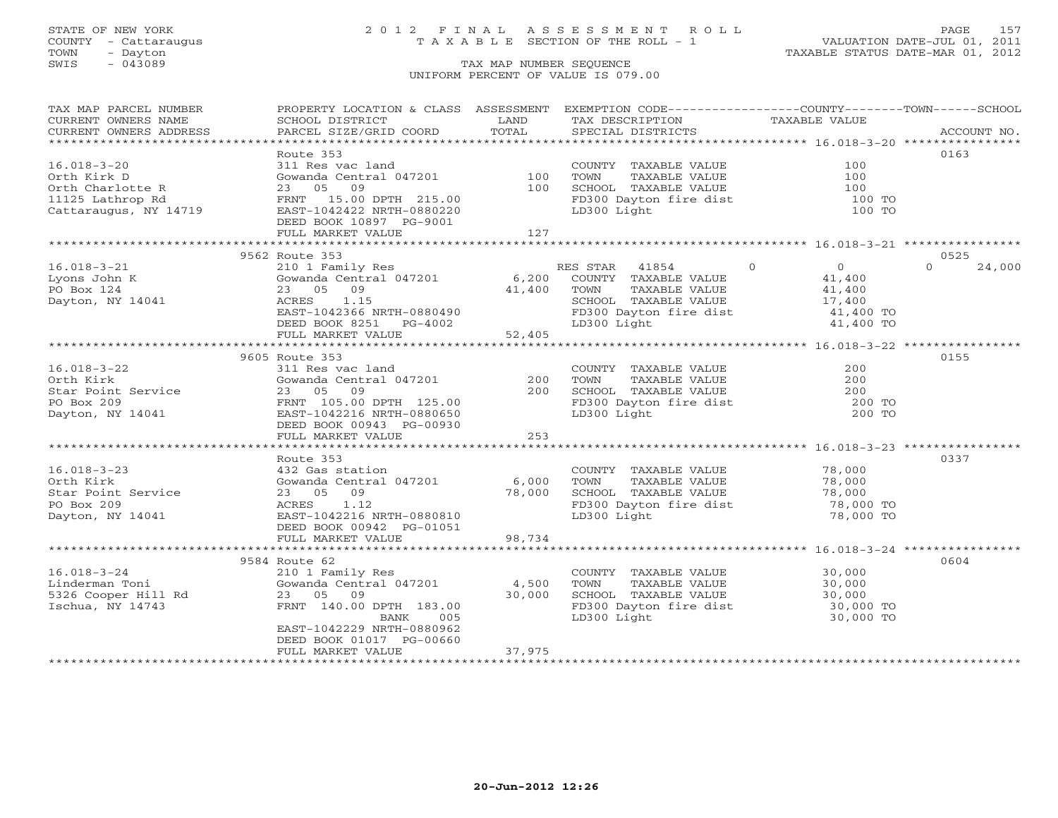STATE OF NEW YORK
COUNTY - Cattaraugus
TOWN - Dayton
SWIS - 043089

# 2012 FINAL ASSESSMENT ROLL
TAXABLE SECTION OF THE ROLL - 1

VALUATION DATE-JUL 01, 2011
TAXABLE STATUS DATE-MAR 01, 2012

TAX MAP NUMBER SEQUENCE
UNIFORM PERCENT OF VALUE IS 079.00

| TAX MAP PARCEL NUMBER / CURRENT OWNERS NAME / CURRENT OWNERS ADDRESS | PROPERTY LOCATION & CLASS / SCHOOL DISTRICT / PARCEL SIZE/GRID COORD | ASSESSMENT LAND | TOTAL | EXEMPTION CODE / TAX DESCRIPTION / SPECIAL DISTRICTS | COUNTY | TOWN | SCHOOL / ACCOUNT NO. |
|---|---|---|---|---|---|---|---|
| **16.018-3-20** | Route 353 | | | | | | 0163 |
| Orth Kirk D | 311 Res vac land | | | COUNTY TAXABLE VALUE | 100 | | |
| Orth Charlotte R | Gowanda Central 047201 | 100 | | TOWN TAXABLE VALUE | | 100 | |
| 11125 Lathrop Rd | 23 05 09 | | 100 | SCHOOL TAXABLE VALUE | | | 100 |
| Cattaraugus, NY 14719 | FRNT 15.00 DPTH 215.00 | | | FD300 Dayton fire dist | 100 TO | | |
| | EAST-1042422 NRTH-0880220 | | | LD300 Light | 100 TO | | |
| | DEED BOOK 10897 PG-9001 | | | | | | |
| | FULL MARKET VALUE | | 127 | | | | |
| **16.018-3-21** | 9562 Route 353 | | | | | | 0525 |
| Lyons John K | 210 1 Family Res | | | RES STAR 41854 | 0 | 0 | 24,000 |
| PO Box 124 | Gowanda Central 047201 | 6,200 | | COUNTY TAXABLE VALUE | 41,400 | | |
| Dayton, NY 14041 | 23 05 09 | | 41,400 | TOWN TAXABLE VALUE | | 41,400 | |
| | ACRES 1.15 | | | SCHOOL TAXABLE VALUE | | | 17,400 |
| | EAST-1042366 NRTH-0880490 | | | FD300 Dayton fire dist | 41,400 TO | | |
| | DEED BOOK 8251 PG-4002 | | | LD300 Light | 41,400 TO | | |
| | FULL MARKET VALUE | | 52,405 | | | | |
| **16.018-3-22** | 9605 Route 353 | | | | | | 0155 |
| Orth Kirk | 311 Res vac land | | | COUNTY TAXABLE VALUE | 200 | | |
| Star Point Service | Gowanda Central 047201 | 200 | | TOWN TAXABLE VALUE | | 200 | |
| PO Box 209 | 23 05 09 | | 200 | SCHOOL TAXABLE VALUE | | | 200 |
| Dayton, NY 14041 | FRNT 105.00 DPTH 125.00 | | | FD300 Dayton fire dist | 200 TO | | |
| | EAST-1042216 NRTH-0880650 | | | LD300 Light | 200 TO | | |
| | DEED BOOK 00943 PG-00930 | | | | | | |
| | FULL MARKET VALUE | | 253 | | | | |
| **16.018-3-23** | Route 353 | | | | | | 0337 |
| Orth Kirk | 432 Gas station | | | COUNTY TAXABLE VALUE | 78,000 | | |
| Star Point Service | Gowanda Central 047201 | 6,000 | | TOWN TAXABLE VALUE | | 78,000 | |
| PO Box 209 | 23 05 09 | | 78,000 | SCHOOL TAXABLE VALUE | | | 78,000 |
| Dayton, NY 14041 | ACRES 1.12 | | | FD300 Dayton fire dist | 78,000 TO | | |
| | EAST-1042216 NRTH-0880810 | | | LD300 Light | 78,000 TO | | |
| | DEED BOOK 00942 PG-01051 | | | | | | |
| | FULL MARKET VALUE | | 98,734 | | | | |
| **16.018-3-24** | 9584 Route 62 | | | | | | 0604 |
| Linderman Toni | 210 1 Family Res | | | COUNTY TAXABLE VALUE | 30,000 | | |
| 5326 Cooper Hill Rd | Gowanda Central 047201 | 4,500 | | TOWN TAXABLE VALUE | | 30,000 | |
| Ischua, NY 14743 | 23 05 09 | | 30,000 | SCHOOL TAXABLE VALUE | | | 30,000 |
| | FRNT 140.00 DPTH 183.00 | | | FD300 Dayton fire dist | 30,000 TO | | |
| | BANK 005 | | | LD300 Light | 30,000 TO | | |
| | EAST-1042229 NRTH-0880962 | | | | | | |
| | DEED BOOK 01017 PG-00660 | | | | | | |
| | FULL MARKET VALUE | | 37,975 | | | | |

20-Jun-2012 12:26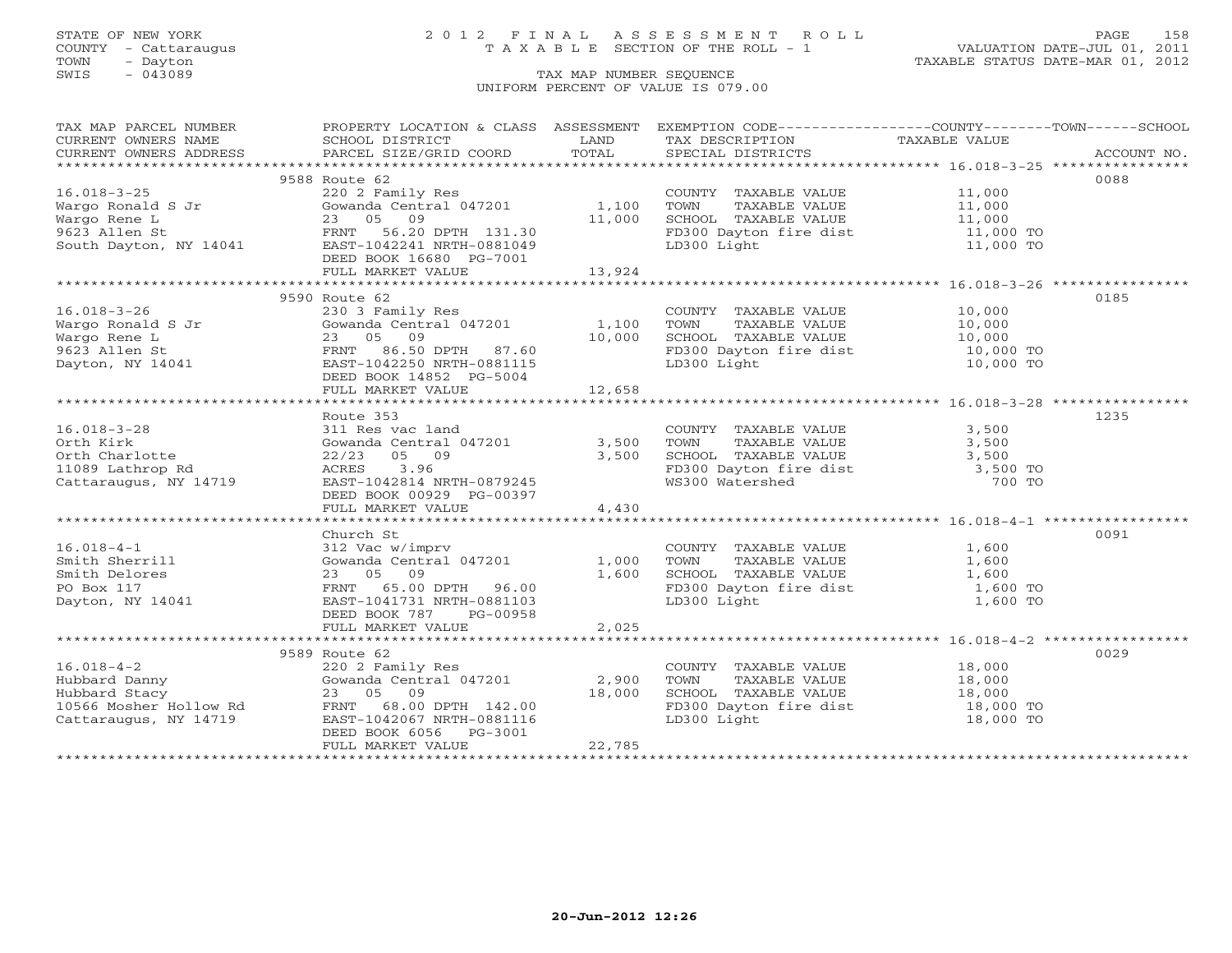STATE OF NEW YORK
COUNTY - Cattaraugus
TOWN - Dayton
SWIS - 043089

# 2012 FINAL ASSESSMENT ROLL
TAXABLE SECTION OF THE ROLL - 1

VALUATION DATE-JUL 01, 2011
TAXABLE STATUS DATE-MAR 01, 2012

TAX MAP NUMBER SEQUENCE
UNIFORM PERCENT OF VALUE IS 079.00

| TAX MAP PARCEL NUMBER / CURRENT OWNERS NAME / CURRENT OWNERS ADDRESS | PROPERTY LOCATION & CLASS / SCHOOL DISTRICT / PARCEL SIZE/GRID COORD | ASSESSMENT LAND | TOTAL | EXEMPTION CODE / TAX DESCRIPTION / SPECIAL DISTRICTS | COUNTY/TOWN/SCHOOL TAXABLE VALUE | ACCOUNT NO. |
|---|---|---|---|---|---|---|
| 16.018-3-25 | 9588 Route 62 | | | | | 0088 |
| Wargo Ronald S Jr | 220 2 Family Res | | | COUNTY TAXABLE VALUE | 11,000 | |
| Wargo Rene L | Gowanda Central 047201 | 1,100 | | TOWN TAXABLE VALUE | 11,000 | |
| 9623 Allen St | 23 05 09 | | 11,000 | SCHOOL TAXABLE VALUE | 11,000 | |
| South Dayton, NY 14041 | FRNT 56.20 DPTH 131.30 | | | FD300 Dayton fire dist | 11,000 TO | |
| | EAST-1042241 NRTH-0881049 | | | LD300 Light | 11,000 TO | |
| | DEED BOOK 16680 PG-7001 | | | | | |
| | FULL MARKET VALUE | | 13,924 | | | |
| 16.018-3-26 | 9590 Route 62 | | | | | 0185 |
| Wargo Ronald S Jr | 230 3 Family Res | | | COUNTY TAXABLE VALUE | 10,000 | |
| Wargo Rene L | Gowanda Central 047201 | 1,100 | | TOWN TAXABLE VALUE | 10,000 | |
| 9623 Allen St | 23 05 09 | | 10,000 | SCHOOL TAXABLE VALUE | 10,000 | |
| Dayton, NY 14041 | FRNT 86.50 DPTH 87.60 | | | FD300 Dayton fire dist | 10,000 TO | |
| | EAST-1042250 NRTH-0881115 | | | LD300 Light | 10,000 TO | |
| | DEED BOOK 14852 PG-5004 | | | | | |
| | FULL MARKET VALUE | | 12,658 | | | |
| 16.018-3-28 | Route 353 | | | | | 1235 |
| Orth Kirk | 311 Res vac land | | | COUNTY TAXABLE VALUE | 3,500 | |
| Orth Charlotte | Gowanda Central 047201 | 3,500 | | TOWN TAXABLE VALUE | 3,500 | |
| 11089 Lathrop Rd | 22/23 05 09 | | 3,500 | SCHOOL TAXABLE VALUE | 3,500 | |
| Cattaraugus, NY 14719 | ACRES 3.96 | | | FD300 Dayton fire dist | 3,500 TO | |
| | EAST-1042814 NRTH-0879245 | | | WS300 Watershed | 700 TO | |
| | DEED BOOK 00929 PG-00397 | | | | | |
| | FULL MARKET VALUE | | 4,430 | | | |
| 16.018-4-1 | Church St | | | | | 0091 |
| Smith Sherrill | 312 Vac w/imprv | | | COUNTY TAXABLE VALUE | 1,600 | |
| Smith Delores | Gowanda Central 047201 | 1,000 | | TOWN TAXABLE VALUE | 1,600 | |
| PO Box 117 | 23 05 09 | | 1,600 | SCHOOL TAXABLE VALUE | 1,600 | |
| Dayton, NY 14041 | FRNT 65.00 DPTH 96.00 | | | FD300 Dayton fire dist | 1,600 TO | |
| | EAST-1041731 NRTH-0881103 | | | LD300 Light | 1,600 TO | |
| | DEED BOOK 787 PG-00958 | | | | | |
| | FULL MARKET VALUE | | 2,025 | | | |
| 16.018-4-2 | 9589 Route 62 | | | | | 0029 |
| Hubbard Danny | 220 2 Family Res | | | COUNTY TAXABLE VALUE | 18,000 | |
| Hubbard Stacy | Gowanda Central 047201 | 2,900 | | TOWN TAXABLE VALUE | 18,000 | |
| 10566 Mosher Hollow Rd | 23 05 09 | | 18,000 | SCHOOL TAXABLE VALUE | 18,000 | |
| Cattaraugus, NY 14719 | FRNT 68.00 DPTH 142.00 | | | FD300 Dayton fire dist | 18,000 TO | |
| | EAST-1042067 NRTH-0881116 | | | LD300 Light | 18,000 TO | |
| | DEED BOOK 6056 PG-3001 | | | | | |
| | FULL MARKET VALUE | | 22,785 | | | |

20-Jun-2012 12:26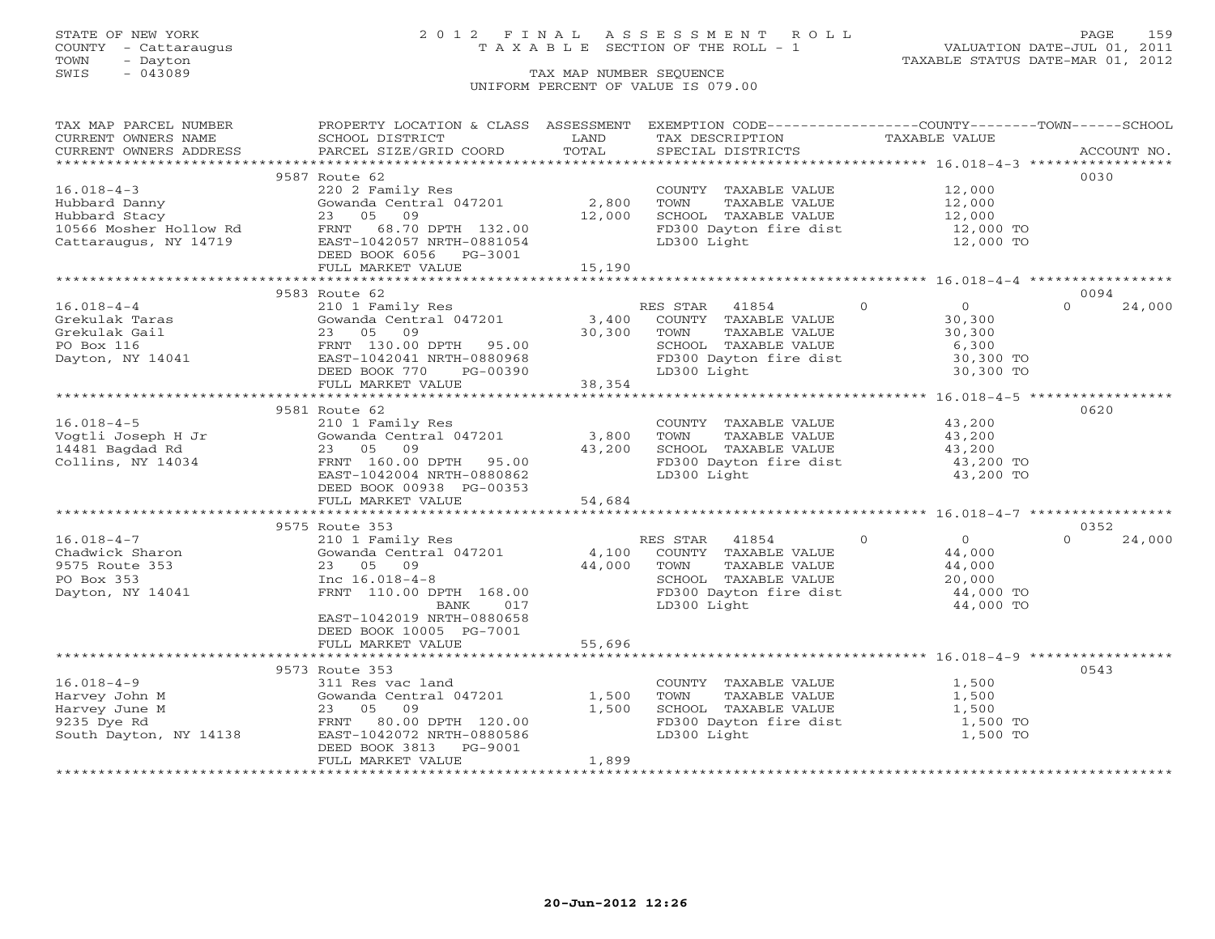STATE OF NEW YORK
COUNTY - Cattaraugus
TOWN - Dayton
SWIS - 043089

# 2012 FINAL ASSESSMENT ROLL
TAXABLE SECTION OF THE ROLL - 1

VALUATION DATE-JUL 01, 2011
TAXABLE STATUS DATE-MAR 01, 2012

TAX MAP NUMBER SEQUENCE
UNIFORM PERCENT OF VALUE IS 079.00

| TAX MAP PARCEL NUMBER / CURRENT OWNERS NAME / CURRENT OWNERS ADDRESS | PROPERTY LOCATION & CLASS / SCHOOL DISTRICT / PARCEL SIZE/GRID COORD | ASSESSMENT LAND / TOTAL | EXEMPTION CODE / TAX DESCRIPTION / SPECIAL DISTRICTS | COUNTY | TOWN | SCHOOL | ACCOUNT NO. |
|---|---|---|---|---|---|---|---|
| **16.018-4-3** | 9587 Route 62 | | | | | | 0030 |
| Hubbard Danny | 220 2 Family Res | | COUNTY TAXABLE VALUE | 12,000 | | | |
| Hubbard Stacy | Gowanda Central 047201 | 2,800 | TOWN TAXABLE VALUE | | 12,000 | | |
| 10566 Mosher Hollow Rd | 23 05 09 | 12,000 | SCHOOL TAXABLE VALUE | | | 12,000 | |
| Cattaraugus, NY 14719 | FRNT 68.70 DPTH 132.00 | | FD300 Dayton fire dist | 12,000 TO | | | |
| | EAST-1042057 NRTH-0881054 | | LD300 Light | 12,000 TO | | | |
| | DEED BOOK 6056 PG-3001 | | | | | | |
| | FULL MARKET VALUE | 15,190 | | | | | |
| **16.018-4-4** | 9583 Route 62 | | | | | | 0094 |
| Grekulak Taras | 210 1 Family Res | | RES STAR 41854 | 0 | 0 | 24,000 | |
| Grekulak Gail | Gowanda Central 047201 | 3,400 | COUNTY TAXABLE VALUE | 30,300 | | | |
| PO Box 116 | 23 05 09 | 30,300 | TOWN TAXABLE VALUE | | 30,300 | | |
| Dayton, NY 14041 | FRNT 130.00 DPTH 95.00 | | SCHOOL TAXABLE VALUE | | | 6,300 | |
| | EAST-1042041 NRTH-0880968 | | FD300 Dayton fire dist | 30,300 TO | | | |
| | DEED BOOK 770 PG-00390 | | LD300 Light | 30,300 TO | | | |
| | FULL MARKET VALUE | 38,354 | | | | | |
| **16.018-4-5** | 9581 Route 62 | | | | | | 0620 |
| Vogtli Joseph H Jr | 210 1 Family Res | | COUNTY TAXABLE VALUE | 43,200 | | | |
| 14481 Bagdad Rd | Gowanda Central 047201 | 3,800 | TOWN TAXABLE VALUE | | 43,200 | | |
| Collins, NY 14034 | 23 05 09 | 43,200 | SCHOOL TAXABLE VALUE | | | 43,200 | |
| | FRNT 160.00 DPTH 95.00 | | FD300 Dayton fire dist | 43,200 TO | | | |
| | EAST-1042004 NRTH-0880862 | | LD300 Light | 43,200 TO | | | |
| | DEED BOOK 00938 PG-00353 | | | | | | |
| | FULL MARKET VALUE | 54,684 | | | | | |
| **16.018-4-7** | 9575 Route 353 | | | | | | 0352 |
| Chadwick Sharon | 210 1 Family Res | | RES STAR 41854 | 0 | 0 | 24,000 | |
| 9575 Route 353 | Gowanda Central 047201 | 4,100 | COUNTY TAXABLE VALUE | 44,000 | | | |
| PO Box 353 | 23 05 09 | 44,000 | TOWN TAXABLE VALUE | | 44,000 | | |
| Dayton, NY 14041 | Inc 16.018-4-8 | | SCHOOL TAXABLE VALUE | | | 20,000 | |
| | FRNT 110.00 DPTH 168.00 | | FD300 Dayton fire dist | 44,000 TO | | | |
| | BANK 017 | | LD300 Light | 44,000 TO | | | |
| | EAST-1042019 NRTH-0880658 | | | | | | |
| | DEED BOOK 10005 PG-7001 | | | | | | |
| | FULL MARKET VALUE | 55,696 | | | | | |
| **16.018-4-9** | 9573 Route 353 | | | | | | 0543 |
| Harvey John M | 311 Res vac land | | COUNTY TAXABLE VALUE | 1,500 | | | |
| Harvey June M | Gowanda Central 047201 | 1,500 | TOWN TAXABLE VALUE | | 1,500 | | |
| 9235 Dye Rd | 23 05 09 | 1,500 | SCHOOL TAXABLE VALUE | | | 1,500 | |
| South Dayton, NY 14138 | FRNT 80.00 DPTH 120.00 | | FD300 Dayton fire dist | 1,500 TO | | | |
| | EAST-1042072 NRTH-0880586 | | LD300 Light | 1,500 TO | | | |
| | DEED BOOK 3813 PG-9001 | | | | | | |
| | FULL MARKET VALUE | 1,899 | | | | | |

20-Jun-2012 12:26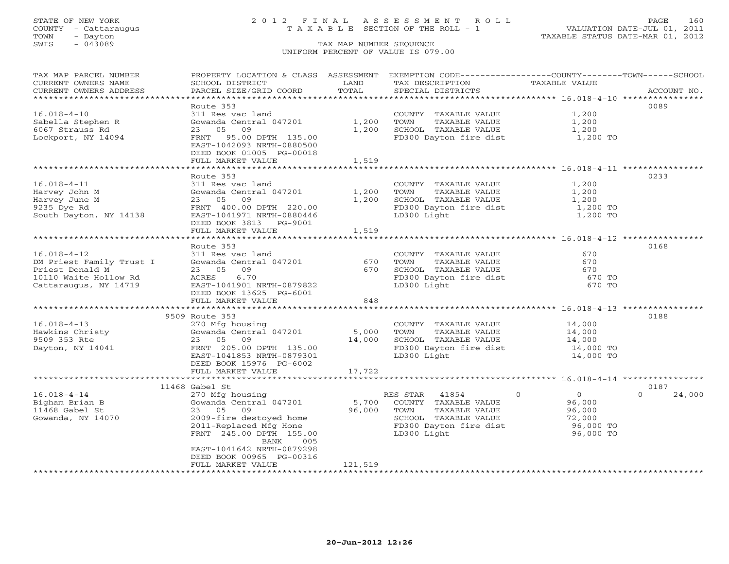STATE OF NEW YORK
COUNTY - Cattaraugus
TOWN - Dayton
SWIS - 043089

# 2012 FINAL ASSESSMENT ROLL
TAXABLE SECTION OF THE ROLL - 1

TAX MAP NUMBER SEQUENCE
UNIFORM PERCENT OF VALUE IS 079.00

VALUATION DATE-JUL 01, 2011
TAXABLE STATUS DATE-MAR 01, 2012

| TAX MAP PARCEL NUMBER / CURRENT OWNERS NAME / CURRENT OWNERS ADDRESS | PROPERTY LOCATION & CLASS / SCHOOL DISTRICT / PARCEL SIZE/GRID COORD | ASSESSMENT LAND / TOTAL | EXEMPTION CODE / TAX DESCRIPTION / SPECIAL DISTRICTS | COUNTY / TOWN / SCHOOL TAXABLE VALUE | ACCOUNT NO. |
|---|---|---|---|---|---|
| **16.018-4-10** | Route 353 | | | | 0089 |
| Sabella Stephen R | 311 Res vac land | | COUNTY TAXABLE VALUE | 1,200 | |
| 6067 Strauss Rd | Gowanda Central 047201 | 1,200 | TOWN TAXABLE VALUE | 1,200 | |
| Lockport, NY 14094 | 23 05 09 | 1,200 | SCHOOL TAXABLE VALUE | 1,200 | |
| | FRNT 95.00 DPTH 135.00 | | FD300 Dayton fire dist | 1,200 TO | |
| | EAST-1042093 NRTH-0880500 | | | | |
| | DEED BOOK 01005 PG-00018 | | | | |
| | FULL MARKET VALUE | 1,519 | | | |
| **16.018-4-11** | Route 353 | | | | 0233 |
| Harvey John M | 311 Res vac land | | COUNTY TAXABLE VALUE | 1,200 | |
| Harvey June M | Gowanda Central 047201 | 1,200 | TOWN TAXABLE VALUE | 1,200 | |
| 9235 Dye Rd | 23 05 09 | 1,200 | SCHOOL TAXABLE VALUE | 1,200 | |
| South Dayton, NY 14138 | FRNT 400.00 DPTH 220.00 | | FD300 Dayton fire dist | 1,200 TO | |
| | EAST-1041971 NRTH-0880446 | | LD300 Light | 1,200 TO | |
| | DEED BOOK 3813 PG-9001 | | | | |
| | FULL MARKET VALUE | 1,519 | | | |
| **16.018-4-12** | Route 353 | | | | 0168 |
| DM Priest Family Trust I | 311 Res vac land | | COUNTY TAXABLE VALUE | 670 | |
| Priest Donald M | Gowanda Central 047201 | 670 | TOWN TAXABLE VALUE | 670 | |
| 10110 Waite Hollow Rd | 23 05 09 | 670 | SCHOOL TAXABLE VALUE | 670 | |
| Cattaraugus, NY 14719 | ACRES 6.70 | | FD300 Dayton fire dist | 670 TO | |
| | EAST-1041901 NRTH-0879822 | | LD300 Light | 670 TO | |
| | DEED BOOK 13625 PG-6001 | | | | |
| | FULL MARKET VALUE | 848 | | | |
| **16.018-4-13** | 9509 Route 353 | | | | 0188 |
| Hawkins Christy | 270 Mfg housing | | COUNTY TAXABLE VALUE | 14,000 | |
| 9509 353 Rte | Gowanda Central 047201 | 5,000 | TOWN TAXABLE VALUE | 14,000 | |
| Dayton, NY 14041 | 23 05 09 | 14,000 | SCHOOL TAXABLE VALUE | 14,000 | |
| | FRNT 205.00 DPTH 135.00 | | FD300 Dayton fire dist | 14,000 TO | |
| | EAST-1041853 NRTH-0879301 | | LD300 Light | 14,000 TO | |
| | DEED BOOK 15976 PG-6002 | | | | |
| | FULL MARKET VALUE | 17,722 | | | |
| **16.018-4-14** | 11468 Gabel St | | | | 0187 |
| Bigham Brian B | 270 Mfg housing | | RES STAR 41854 | 0 / 0 / 0 | 24,000 |
| 11468 Gabel St | Gowanda Central 047201 | 5,700 | COUNTY TAXABLE VALUE | 96,000 | |
| Gowanda, NY 14070 | 23 05 09 | 96,000 | TOWN TAXABLE VALUE | 96,000 | |
| | 2009-fire destoyed home | | SCHOOL TAXABLE VALUE | 72,000 | |
| | 2011-Replaced Mfg Hone | | FD300 Dayton fire dist | 96,000 TO | |
| | FRNT 245.00 DPTH 155.00 | | LD300 Light | 96,000 TO | |
| | BANK 005 | | | | |
| | EAST-1041642 NRTH-0879298 | | | | |
| | DEED BOOK 00965 PG-00316 | | | | |
| | FULL MARKET VALUE | 121,519 | | | |

20-Jun-2012 12:26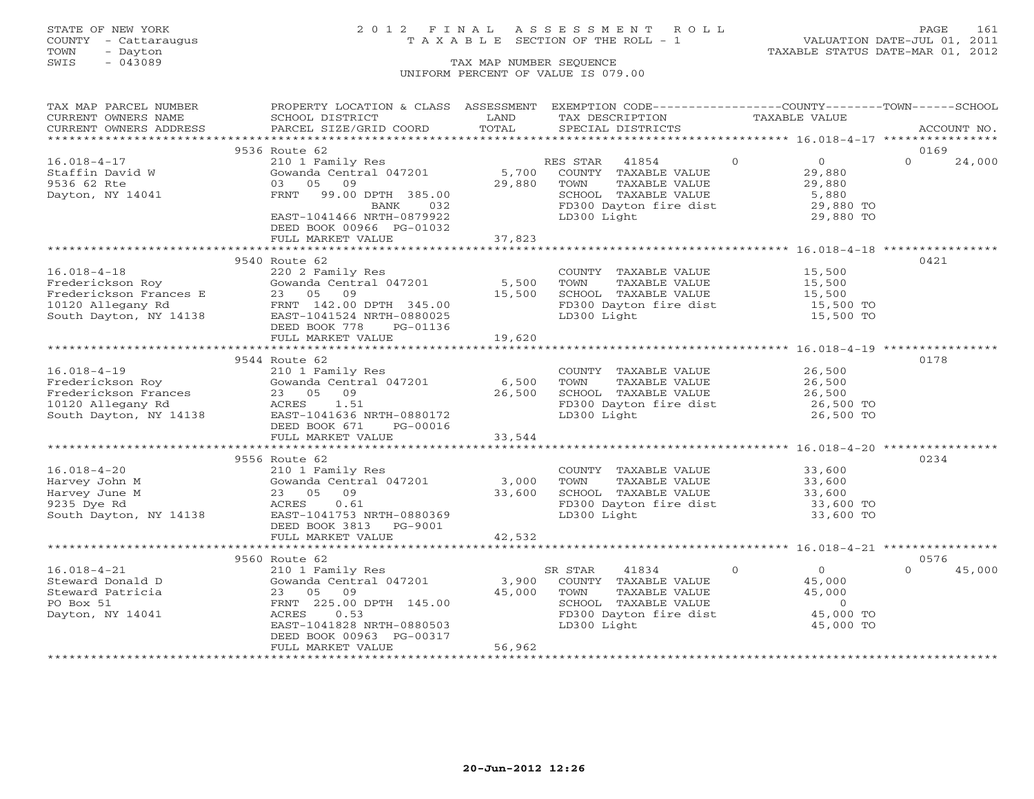STATE OF NEW YORK
COUNTY - Cattaraugus
TOWN - Dayton
SWIS - 043089

# 2012 FINAL ASSESSMENT ROLL
TAXABLE SECTION OF THE ROLL - 1

VALUATION DATE-JUL 01, 2011
TAXABLE STATUS DATE-MAR 01, 2012

TAX MAP NUMBER SEQUENCE
UNIFORM PERCENT OF VALUE IS 079.00

| TAX MAP PARCEL NUMBER / CURRENT OWNERS NAME / CURRENT OWNERS ADDRESS | PROPERTY LOCATION & CLASS / SCHOOL DISTRICT / PARCEL SIZE/GRID COORD | ASSESSMENT LAND / TOTAL | EXEMPTION CODE / TAX DESCRIPTION / SPECIAL DISTRICTS | COUNTY / TAXABLE VALUE | TOWN | SCHOOL / ACCOUNT NO. |
|---|---|---|---|---|---|---|
| | 9536 Route 62 | | | | | 0169 |
| 16.018-4-17 | 210 1 Family Res | | RES STAR 41854 | 0 / 0 | | 0 / 24,000 |
| Staffin David W | Gowanda Central 047201 | 5,700 | COUNTY TAXABLE VALUE | 29,880 | | |
| 9536 62 Rte | 03 05 09 | 29,880 | TOWN TAXABLE VALUE | 29,880 | | |
| Dayton, NY 14041 | FRNT 99.00 DPTH 385.00 | | SCHOOL TAXABLE VALUE | 5,880 | | |
| | BANK 032 | | FD300 Dayton fire dist | 29,880 TO | | |
| | EAST-1041466 NRTH-0879922 | | LD300 Light | 29,880 TO | | |
| | DEED BOOK 00966 PG-01032 | | | | | |
| | FULL MARKET VALUE | 37,823 | | | | |
| | 9540 Route 62 | | | | | 0421 |
| 16.018-4-18 | 220 2 Family Res | | COUNTY TAXABLE VALUE | 15,500 | | |
| Frederickson Roy | Gowanda Central 047201 | 5,500 | TOWN TAXABLE VALUE | 15,500 | | |
| Frederickson Frances E | 23 05 09 | 15,500 | SCHOOL TAXABLE VALUE | 15,500 | | |
| 10120 Allegany Rd | FRNT 142.00 DPTH 345.00 | | FD300 Dayton fire dist | 15,500 TO | | |
| South Dayton, NY 14138 | EAST-1041524 NRTH-0880025 | | LD300 Light | 15,500 TO | | |
| | DEED BOOK 778 PG-01136 | | | | | |
| | FULL MARKET VALUE | 19,620 | | | | |
| | 9544 Route 62 | | | | | 0178 |
| 16.018-4-19 | 210 1 Family Res | | COUNTY TAXABLE VALUE | 26,500 | | |
| Frederickson Roy | Gowanda Central 047201 | 6,500 | TOWN TAXABLE VALUE | 26,500 | | |
| Frederickson Frances | 23 05 09 | 26,500 | SCHOOL TAXABLE VALUE | 26,500 | | |
| 10120 Allegany Rd | ACRES 1.51 | | FD300 Dayton fire dist | 26,500 TO | | |
| South Dayton, NY 14138 | EAST-1041636 NRTH-0880172 | | LD300 Light | 26,500 TO | | |
| | DEED BOOK 671 PG-00016 | | | | | |
| | FULL MARKET VALUE | 33,544 | | | | |
| | 9556 Route 62 | | | | | 0234 |
| 16.018-4-20 | 210 1 Family Res | | COUNTY TAXABLE VALUE | 33,600 | | |
| Harvey John M | Gowanda Central 047201 | 3,000 | TOWN TAXABLE VALUE | 33,600 | | |
| Harvey June M | 23 05 09 | 33,600 | SCHOOL TAXABLE VALUE | 33,600 | | |
| 9235 Dye Rd | ACRES 0.61 | | FD300 Dayton fire dist | 33,600 TO | | |
| South Dayton, NY 14138 | EAST-1041753 NRTH-0880369 | | LD300 Light | 33,600 TO | | |
| | DEED BOOK 3813 PG-9001 | | | | | |
| | FULL MARKET VALUE | 42,532 | | | | |
| | 9560 Route 62 | | | | | 0576 |
| 16.018-4-21 | 210 1 Family Res | | SR STAR 41834 | 0 / 0 | | 0 / 45,000 |
| Steward Donald D | Gowanda Central 047201 | 3,900 | COUNTY TAXABLE VALUE | 45,000 | | |
| Steward Patricia | 23 05 09 | 45,000 | TOWN TAXABLE VALUE | 45,000 | | |
| PO Box 51 | FRNT 225.00 DPTH 145.00 | | SCHOOL TAXABLE VALUE | 0 | | |
| Dayton, NY 14041 | ACRES 0.53 | | FD300 Dayton fire dist | 45,000 TO | | |
| | EAST-1041828 NRTH-0880503 | | LD300 Light | 45,000 TO | | |
| | DEED BOOK 00963 PG-00317 | | | | | |
| | FULL MARKET VALUE | 56,962 | | | | |

20-Jun-2012 12:26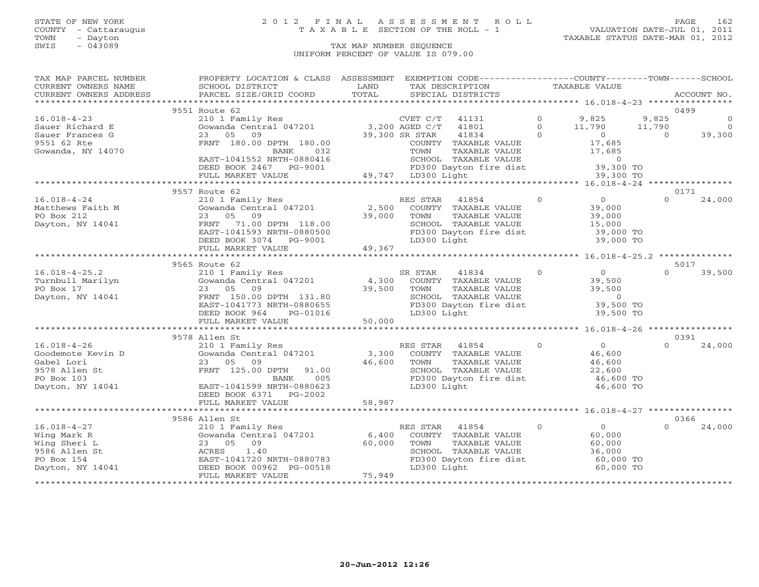STATE OF NEW YORK
COUNTY - Cattaraugus
TOWN - Dayton
SWIS - 043089

# 2012 FINAL ASSESSMENT ROLL
TAXABLE SECTION OF THE ROLL - 1

VALUATION DATE-JUL 01, 2011
TAXABLE STATUS DATE-MAR 01, 2012

TAX MAP NUMBER SEQUENCE
UNIFORM PERCENT OF VALUE IS 079.00

| TAX MAP PARCEL NUMBER / CURRENT OWNERS NAME / CURRENT OWNERS ADDRESS | PROPERTY LOCATION & CLASS / SCHOOL DISTRICT / PARCEL SIZE/GRID COORD | ASSESSMENT LAND / TOTAL | EXEMPTION CODE / TAX DESCRIPTION / SPECIAL DISTRICTS | COUNTY TAXABLE VALUE | TOWN | SCHOOL | ACCOUNT NO. |
|---|---|---|---|---|---|---|---|
| **16.018-4-23** | 9551 Route 62 | | | | | | 0499 |
| | 210 1 Family Res | | CVET C/T 41131 0 | 9,825 | 9,825 | 0 | |
| Sauer Richard E | Gowanda Central 047201 | 3,200 | AGED C/T 41801 0 | 11,790 | 11,790 | 0 | |
| Sauer Frances G | 23 05 09 | 39,300 | SR STAR 41834 0 | 0 | 0 | 39,300 | |
| 9551 62 Rte | FRNT 180.00 DPTH 180.00 | | COUNTY TAXABLE VALUE | 17,685 | | | |
| Gowanda, NY 14070 | BANK 032 | | TOWN TAXABLE VALUE | 17,685 | | | |
| | EAST-1041552 NRTH-0880416 | | SCHOOL TAXABLE VALUE | 0 | | | |
| | DEED BOOK 2467 PG-9001 | | FD300 Dayton fire dist | 39,300 TO | | | |
| | FULL MARKET VALUE | 49,747 | LD300 Light | 39,300 TO | | | |
| **16.018-4-24** | 9557 Route 62 | | | | | | 0171 |
| | 210 1 Family Res | | RES STAR 41854 0 | 0 | 0 | 24,000 | |
| Matthews Faith M | Gowanda Central 047201 | 2,500 | COUNTY TAXABLE VALUE | 39,000 | | | |
| PO Box 212 | 23 05 09 | 39,000 | TOWN TAXABLE VALUE | 39,000 | | | |
| Dayton, NY 14041 | FRNT 71.00 DPTH 118.00 | | SCHOOL TAXABLE VALUE | 15,000 | | | |
| | EAST-1041593 NRTH-0880500 | | FD300 Dayton fire dist | 39,000 TO | | | |
| | DEED BOOK 3074 PG-9001 | | LD300 Light | 39,000 TO | | | |
| | FULL MARKET VALUE | 49,367 | | | | | |
| **16.018-4-25.2** | 9565 Route 62 | | | | | | 5017 |
| | 210 1 Family Res | | SR STAR 41834 0 | 0 | 0 | 39,500 | |
| Turnbull Marilyn | Gowanda Central 047201 | 4,300 | COUNTY TAXABLE VALUE | 39,500 | | | |
| PO Box 17 | 23 05 09 | 39,500 | TOWN TAXABLE VALUE | 39,500 | | | |
| Dayton, NY 14041 | FRNT 150.00 DPTH 131.80 | | SCHOOL TAXABLE VALUE | 0 | | | |
| | EAST-1041773 NRTH-0880655 | | FD300 Dayton fire dist | 39,500 TO | | | |
| | DEED BOOK 964 PG-01016 | | LD300 Light | 39,500 TO | | | |
| | FULL MARKET VALUE | 50,000 | | | | | |
| **16.018-4-26** | 9578 Allen St | | | | | | 0391 |
| | 210 1 Family Res | | RES STAR 41854 0 | 0 | 0 | 24,000 | |
| Goodemote Kevin D | Gowanda Central 047201 | 3,300 | COUNTY TAXABLE VALUE | 46,600 | | | |
| Gabel Lori | 23 05 09 | 46,600 | TOWN TAXABLE VALUE | 46,600 | | | |
| 9578 Allen St | FRNT 125.00 DPTH 91.00 | | SCHOOL TAXABLE VALUE | 22,600 | | | |
| PO Box 103 | BANK 005 | | FD300 Dayton fire dist | 46,600 TO | | | |
| Dayton, NY 14041 | EAST-1041599 NRTH-0880623 | | LD300 Light | 46,600 TO | | | |
| | DEED BOOK 6371 PG-2002 | | | | | | |
| | FULL MARKET VALUE | 58,987 | | | | | |
| **16.018-4-27** | 9586 Allen St | | | | | | 0366 |
| | 210 1 Family Res | | RES STAR 41854 0 | 0 | 0 | 24,000 | |
| Wing Mark R | Gowanda Central 047201 | 6,400 | COUNTY TAXABLE VALUE | 60,000 | | | |
| Wing Sheri L | 23 05 09 | 60,000 | TOWN TAXABLE VALUE | 60,000 | | | |
| 9586 Allen St | ACRES 1.40 | | SCHOOL TAXABLE VALUE | 36,000 | | | |
| PO Box 154 | EAST-1041720 NRTH-0880783 | | FD300 Dayton fire dist | 60,000 TO | | | |
| Dayton, NY 14041 | DEED BOOK 00962 PG-00518 | | LD300 Light | 60,000 TO | | | |
| | FULL MARKET VALUE | 75,949 | | | | | |

20-Jun-2012 12:26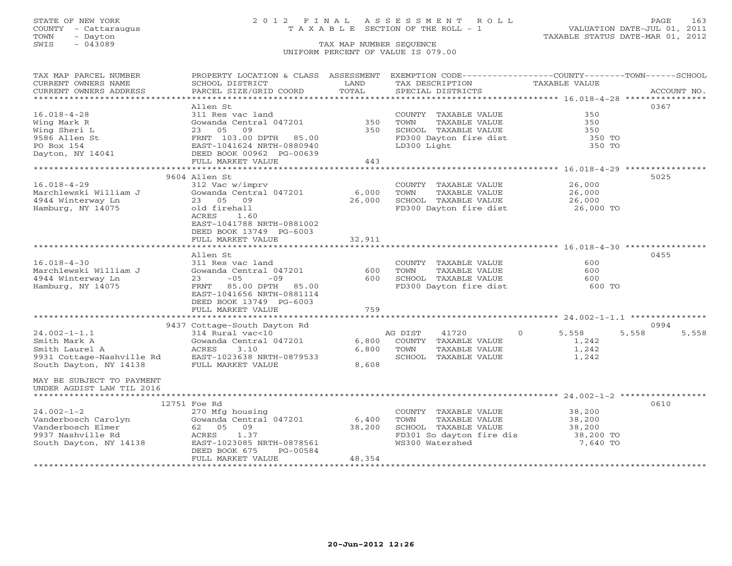STATE OF NEW YORK
COUNTY - Cattaraugus
TOWN - Dayton
SWIS - 043089

# 2012 FINAL ASSESSMENT ROLL
TAXABLE SECTION OF THE ROLL - 1

VALUATION DATE-JUL 01, 2011
TAXABLE STATUS DATE-MAR 01, 2012

TAX MAP NUMBER SEQUENCE
UNIFORM PERCENT OF VALUE IS 079.00

```
TAX MAP PARCEL NUMBER      PROPERTY LOCATION & CLASS  ASSESSMENT  EXEMPTION CODE-----------------COUNTY--------TOWN------SCHOOL
CURRENT OWNERS NAME        SCHOOL DISTRICT              LAND      TAX DESCRIPTION               TAXABLE VALUE
CURRENT OWNERS ADDRESS     PARCEL SIZE/GRID COORD       TOTAL     SPECIAL DISTRICTS                                      ACCOUNT NO.
******************************************************************************************* 16.018-4-28 ****************
                           Allen St                                                                                     0367
16.018-4-28                311 Res vac land                        COUNTY  TAXABLE VALUE              350
Wing Mark R                Gowanda Central 047201         350      TOWN    TAXABLE VALUE              350
Wing Sheri L               23   05   09                   350      SCHOOL  TAXABLE VALUE              350
9586 Allen St              FRNT 103.00 DPTH  85.00                 FD300 Dayton fire dist             350 TO
PO Box 154                 EAST-1041624 NRTH-0880940               LD300 Light                        350 TO
Dayton, NY 14041           DEED BOOK 00962 PG-00639
                           FULL MARKET VALUE              443
******************************************************************************************* 16.018-4-29 ****************
                           9604 Allen St                                                                                5025
16.018-4-29                312 Vac w/imprv                         COUNTY  TAXABLE VALUE           26,000
Marchlewski William J      Gowanda Central 047201       6,000      TOWN    TAXABLE VALUE           26,000
4944 Winterway Ln          23   05   09                26,000      SCHOOL  TAXABLE VALUE           26,000
Hamburg, NY 14075          old firehall                            FD300 Dayton fire dist          26,000 TO
                           ACRES    1.60
                           EAST-1041788 NRTH-0881002
                           DEED BOOK 13749 PG-6003
                           FULL MARKET VALUE           32,911
******************************************************************************************* 16.018-4-30 ****************
                           Allen St                                                                                     0455
16.018-4-30                311 Res vac land                        COUNTY  TAXABLE VALUE              600
Marchlewski William J      Gowanda Central 047201         600      TOWN    TAXABLE VALUE              600
4944 Winterway Ln          23      -05     -09            600      SCHOOL  TAXABLE VALUE              600
Hamburg, NY 14075          FRNT  85.00 DPTH  85.00                 FD300 Dayton fire dist             600 TO
                           EAST-1041656 NRTH-0881114
                           DEED BOOK 13749 PG-6003
                           FULL MARKET VALUE              759
******************************************************************************************* 24.002-1-1.1 ***************
                           9437 Cottage-South Dayton Rd                                                                 0994
24.002-1-1.1               314 Rural vac<10                        AG DIST    41720       0      5,558      5,558      5,558
Smith Mark A               Gowanda Central 047201       6,800      COUNTY  TAXABLE VALUE            1,242
Smith Laurel A             ACRES    3.10                6,800      TOWN    TAXABLE VALUE            1,242
9931 Cottage-Nashville Rd  EAST-1023638 NRTH-0879533               SCHOOL  TAXABLE VALUE            1,242
South Dayton, NY 14138     FULL MARKET VALUE            8,608

MAY BE SUBJECT TO PAYMENT
UNDER AGDIST LAW TIL 2016
******************************************************************************************* 24.002-1-2 *****************
                           12751 Foe Rd                                                                                 0610
24.002-1-2                 270 Mfg housing                         COUNTY  TAXABLE VALUE           38,200
Vanderbosch Carolyn        Gowanda Central 047201       6,400      TOWN    TAXABLE VALUE           38,200
Vanderbosch Elmer          62   05   09                38,200      SCHOOL  TAXABLE VALUE           38,200
9937 Nashville Rd          ACRES    1.37                           FD301 So dayton fire dis        38,200 TO
South Dayton, NY 14138     EAST-1023085 NRTH-0878561               WS300 Watershed                  7,640 TO
                           DEED BOOK 675    PG-00584
                           FULL MARKET VALUE           48,354
*************************************************************************************************************************
```

20-Jun-2012 12:26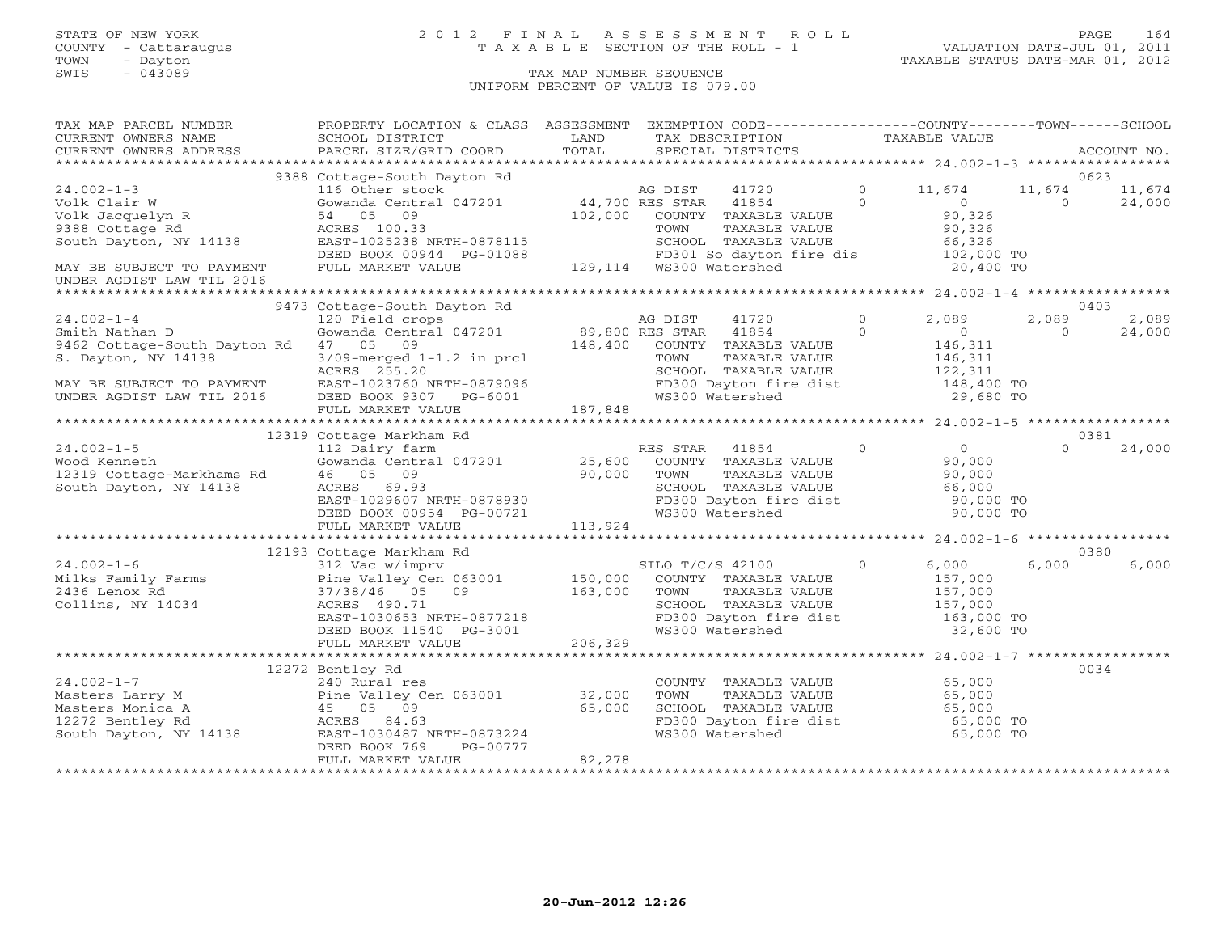STATE OF NEW YORK
COUNTY - Cattaraugus
TOWN - Dayton
SWIS - 043089

# 2012 FINAL ASSESSMENT ROLL

TAXABLE SECTION OF THE ROLL - 1

VALUATION DATE-JUL 01, 2011
TAXABLE STATUS DATE-MAR 01, 2012

TAX MAP NUMBER SEQUENCE
UNIFORM PERCENT OF VALUE IS 079.00

```
TAX MAP PARCEL NUMBER          PROPERTY LOCATION & CLASS  ASSESSMENT  EXEMPTION CODE------------------COUNTY--------TOWN------SCHOOL
CURRENT OWNERS NAME            SCHOOL DISTRICT               LAND      TAX DESCRIPTION              TAXABLE VALUE
CURRENT OWNERS ADDRESS         PARCEL SIZE/GRID COORD        TOTAL     SPECIAL DISTRICTS                                    ACCOUNT NO.
******************************************************************************************************* 24.002-1-3 *****************
                               9388 Cottage-South Dayton Rd                                                                 0623
24.002-1-3                     116 Other stock                      AG DIST      41720         0        11,674     11,674     11,674
Volk Clair W                   Gowanda Central 047201        44,700 RES STAR     41854         0             0          0     24,000
Volk Jacquelyn R               54   05   09                 102,000    COUNTY  TAXABLE VALUE              90,326
9388 Cottage Rd                ACRES 100.33                            TOWN    TAXABLE VALUE              90,326
South Dayton, NY 14138         EAST-1025238 NRTH-0878115               SCHOOL  TAXABLE VALUE              66,326
                               DEED BOOK 00944 PG-01088                FD301 So dayton fire dis          102,000 TO
MAY BE SUBJECT TO PAYMENT      FULL MARKET VALUE            129,114    WS300 Watershed                    20,400 TO
UNDER AGDIST LAW TIL 2016
******************************************************************************************************* 24.002-1-4 *****************
                               9473 Cottage-South Dayton Rd                                                                 0403
24.002-1-4                     120 Field crops                      AG DIST      41720         0         2,089      2,089      2,089
Smith Nathan D                 Gowanda Central 047201        89,800 RES STAR     41854         0             0          0     24,000
9462 Cottage-South Dayton Rd   47   05   09                 148,400    COUNTY  TAXABLE VALUE             146,311
S. Dayton, NY 14138            3/09-merged 1-1.2 in prcl               TOWN    TAXABLE VALUE             146,311
                               ACRES 255.20                            SCHOOL  TAXABLE VALUE             122,311
MAY BE SUBJECT TO PAYMENT      EAST-1023760 NRTH-0879096               FD300 Dayton fire dist            148,400 TO
UNDER AGDIST LAW TIL 2016      DEED BOOK 9307    PG-6001               WS300 Watershed                    29,680 TO
                               FULL MARKET VALUE            187,848
******************************************************************************************************* 24.002-1-5 *****************
                               12319 Cottage Markham Rd                                                                     0381
24.002-1-5                     112 Dairy farm                       RES STAR     41854         0             0          0     24,000
Wood Kenneth                   Gowanda Central 047201        25,600    COUNTY  TAXABLE VALUE              90,000
12319 Cottage-Markhams Rd      46   05   09                  90,000    TOWN    TAXABLE VALUE              90,000
South Dayton, NY 14138         ACRES  69.93                            SCHOOL  TAXABLE VALUE              66,000
                               EAST-1029607 NRTH-0878930               FD300 Dayton fire dist             90,000 TO
                               DEED BOOK 00954 PG-00721                WS300 Watershed                    90,000 TO
                               FULL MARKET VALUE            113,924
******************************************************************************************************* 24.002-1-6 *****************
                               12193 Cottage Markham Rd                                                                     0380
24.002-1-6                     312 Vac w/imprv                      SILO T/C/S 42100           0         6,000      6,000      6,000
Milks Family Farms             Pine Valley Cen 063001       150,000    COUNTY  TAXABLE VALUE             157,000
2436 Lenox Rd                  37/38/46   05   09           163,000    TOWN    TAXABLE VALUE             157,000
Collins, NY 14034              ACRES 490.71                            SCHOOL  TAXABLE VALUE             157,000
                               EAST-1030653 NRTH-0877218               FD300 Dayton fire dist            163,000 TO
                               DEED BOOK 11540 PG-3001                 WS300 Watershed                    32,600 TO
                               FULL MARKET VALUE            206,329
******************************************************************************************************* 24.002-1-7 *****************
                               12272 Bentley Rd                                                                             0034
24.002-1-7                     240 Rural res                           COUNTY  TAXABLE VALUE              65,000
Masters Larry M                Pine Valley Cen 063001        32,000    TOWN    TAXABLE VALUE              65,000
Masters Monica A               45   05   09                  65,000    SCHOOL  TAXABLE VALUE              65,000
12272 Bentley Rd               ACRES  84.63                            FD300 Dayton fire dist             65,000 TO
South Dayton, NY 14138         EAST-1030487 NRTH-0873224               WS300 Watershed                    65,000 TO
                               DEED BOOK 769     PG-00777
                               FULL MARKET VALUE             82,278
************************************************************************************************************************************
```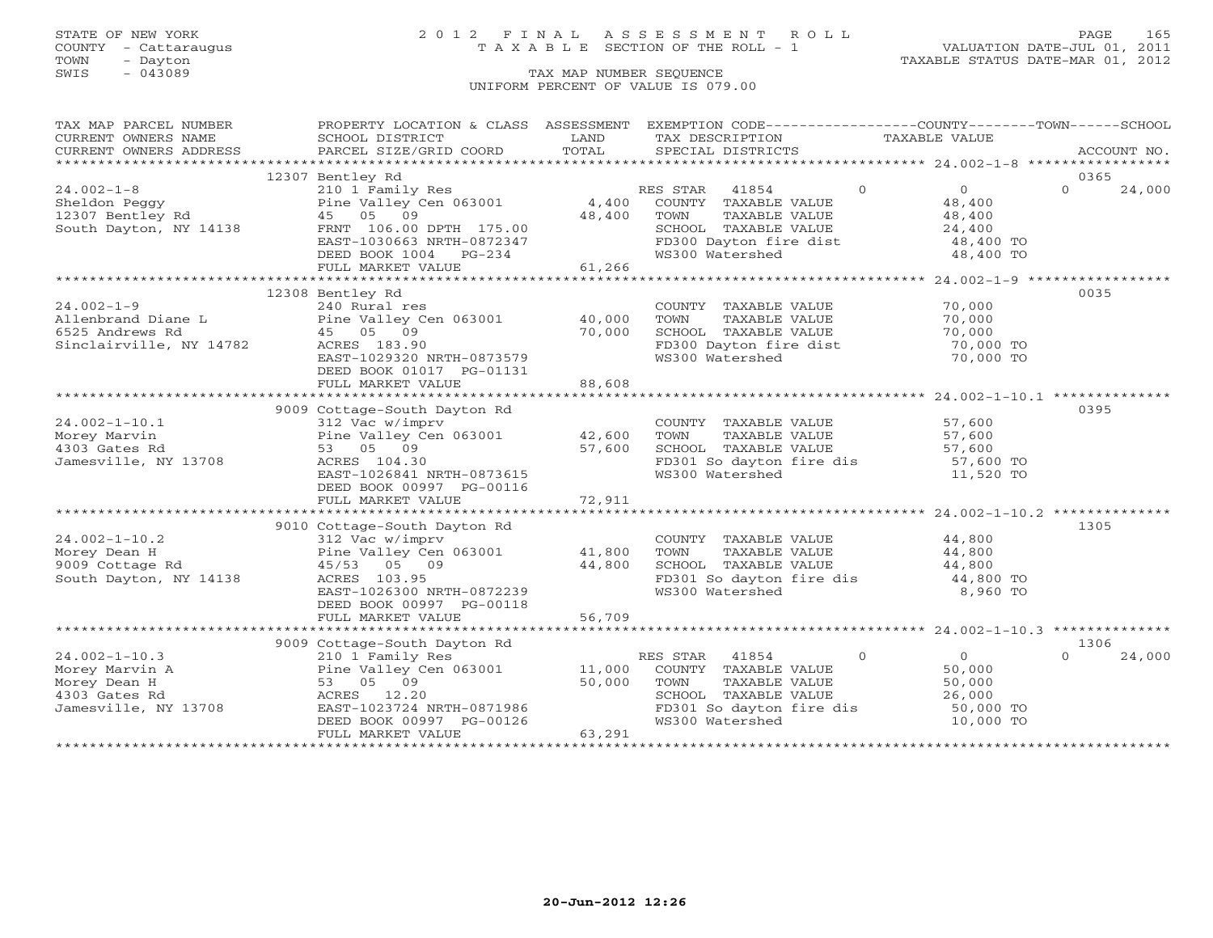STATE OF NEW YORK
COUNTY - Cattaraugus
TOWN - Dayton
SWIS - 043089

# 2012 FINAL ASSESSMENT ROLL
TAXABLE SECTION OF THE ROLL - 1
TAX MAP NUMBER SEQUENCE
UNIFORM PERCENT OF VALUE IS 079.00

VALUATION DATE-JUL 01, 2011
TAXABLE STATUS DATE-MAR 01, 2012

| TAX MAP PARCEL NUMBER / CURRENT OWNERS NAME / CURRENT OWNERS ADDRESS | PROPERTY LOCATION & CLASS / SCHOOL DISTRICT / PARCEL SIZE/GRID COORD | ASSESSMENT LAND / TOTAL | EXEMPTION CODE / TAX DESCRIPTION / SPECIAL DISTRICTS | COUNTY | TOWN | SCHOOL | ACCOUNT NO. |
|---|---|---|---|---|---|---|---|
| **24.002-1-8** | 12307 Bentley Rd | | | | | | 0365 |
| Sheldon Peggy | 210 1 Family Res | | RES STAR 41854 | 0 | 0 | 24,000 | |
| 12307 Bentley Rd | Pine Valley Cen 063001 | 4,400 | COUNTY TAXABLE VALUE | 48,400 | | | |
| South Dayton, NY 14138 | 45 05 09 | 48,400 | TOWN TAXABLE VALUE | | 48,400 | | |
| | FRNT 106.00 DPTH 175.00 | | SCHOOL TAXABLE VALUE | | | 24,400 | |
| | EAST-1030663 NRTH-0872347 | | FD300 Dayton fire dist | 48,400 TO | | | |
| | DEED BOOK 1004 PG-234 | | WS300 Watershed | 48,400 TO | | | |
| | FULL MARKET VALUE | 61,266 | | | | | |
| **24.002-1-9** | 12308 Bentley Rd | | | | | | 0035 |
| Allenbrand Diane L | 240 Rural res | | COUNTY TAXABLE VALUE | 70,000 | | | |
| 6525 Andrews Rd | Pine Valley Cen 063001 | 40,000 | TOWN TAXABLE VALUE | | 70,000 | | |
| Sinclairville, NY 14782 | 45 05 09 | 70,000 | SCHOOL TAXABLE VALUE | | | 70,000 | |
| | ACRES 183.90 | | FD300 Dayton fire dist | 70,000 TO | | | |
| | EAST-1029320 NRTH-0873579 | | WS300 Watershed | 70,000 TO | | | |
| | DEED BOOK 01017 PG-01131 | | | | | | |
| | FULL MARKET VALUE | 88,608 | | | | | |
| **24.002-1-10.1** | 9009 Cottage-South Dayton Rd | | | | | | 0395 |
| Morey Marvin | 312 Vac w/imprv | | COUNTY TAXABLE VALUE | 57,600 | | | |
| 4303 Gates Rd | Pine Valley Cen 063001 | 42,600 | TOWN TAXABLE VALUE | | 57,600 | | |
| Jamesville, NY 13708 | 53 05 09 | 57,600 | SCHOOL TAXABLE VALUE | | | 57,600 | |
| | ACRES 104.30 | | FD301 So dayton fire dis | 57,600 TO | | | |
| | EAST-1026841 NRTH-0873615 | | WS300 Watershed | 11,520 TO | | | |
| | DEED BOOK 00997 PG-00116 | | | | | | |
| | FULL MARKET VALUE | 72,911 | | | | | |
| **24.002-1-10.2** | 9010 Cottage-South Dayton Rd | | | | | | 1305 |
| Morey Dean H | 312 Vac w/imprv | | COUNTY TAXABLE VALUE | 44,800 | | | |
| 9009 Cottage Rd | Pine Valley Cen 063001 | 41,800 | TOWN TAXABLE VALUE | | 44,800 | | |
| South Dayton, NY 14138 | 45/53 05 09 | 44,800 | SCHOOL TAXABLE VALUE | | | 44,800 | |
| | ACRES 103.95 | | FD301 So dayton fire dis | 44,800 TO | | | |
| | EAST-1026300 NRTH-0872239 | | WS300 Watershed | 8,960 TO | | | |
| | DEED BOOK 00997 PG-00118 | | | | | | |
| | FULL MARKET VALUE | 56,709 | | | | | |
| **24.002-1-10.3** | 9009 Cottage-South Dayton Rd | | | | | | 1306 |
| Morey Marvin A | 210 1 Family Res | | RES STAR 41854 | 0 | 0 | 24,000 | |
| Morey Dean H | Pine Valley Cen 063001 | 11,000 | COUNTY TAXABLE VALUE | 50,000 | | | |
| 4303 Gates Rd | 53 05 09 | 50,000 | TOWN TAXABLE VALUE | | 50,000 | | |
| Jamesville, NY 13708 | ACRES 12.20 | | SCHOOL TAXABLE VALUE | | | 26,000 | |
| | EAST-1023724 NRTH-0871986 | | FD301 So dayton fire dis | 50,000 TO | | | |
| | DEED BOOK 00997 PG-00126 | | WS300 Watershed | 10,000 TO | | | |
| | FULL MARKET VALUE | 63,291 | | | | | |

20-Jun-2012 12:26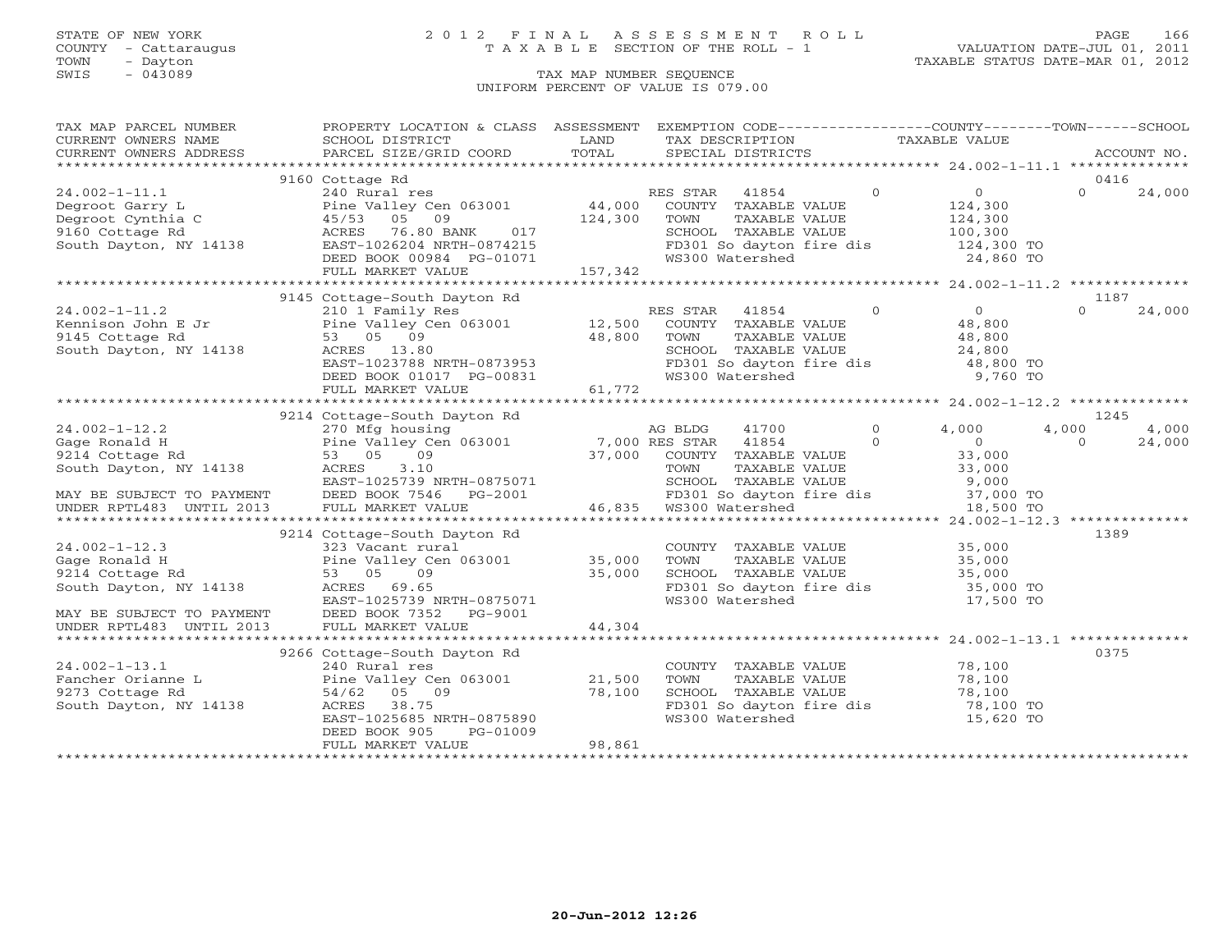STATE OF NEW YORK
COUNTY - Cattaraugus
TOWN - Dayton
SWIS - 043089

# 2012 FINAL ASSESSMENT ROLL
TAXABLE SECTION OF THE ROLL - 1

TAX MAP NUMBER SEQUENCE
UNIFORM PERCENT OF VALUE IS 079.00

VALUATION DATE-JUL 01, 2011
TAXABLE STATUS DATE-MAR 01, 2012

| TAX MAP PARCEL NUMBER / CURRENT OWNERS NAME / CURRENT OWNERS ADDRESS | PROPERTY LOCATION & CLASS / SCHOOL DISTRICT / PARCEL SIZE/GRID COORD | ASSESSMENT LAND / TOTAL | EXEMPTION CODE / TAX DESCRIPTION / SPECIAL DISTRICTS | COUNTY TAXABLE VALUE | TOWN | SCHOOL | ACCOUNT NO. |
|---|---|---|---|---|---|---|---|
| **24.002-1-11.1** | 9160 Cottage Rd | | | | | | 0416 |
| Degroot Garry L | 240 Rural res | | RES STAR 41854 0 | 0 | 0 | 24,000 | |
| Degroot Cynthia C | Pine Valley Cen 063001 | 44,000 | COUNTY TAXABLE VALUE | 124,300 | | | |
| 9160 Cottage Rd | 45/53 05 09 | 124,300 | TOWN TAXABLE VALUE | 124,300 | | | |
| South Dayton, NY 14138 | ACRES 76.80 BANK 017 | | SCHOOL TAXABLE VALUE | 100,300 | | | |
| | EAST-1026204 NRTH-0874215 | | FD301 So dayton fire dis | 124,300 TO | | | |
| | DEED BOOK 00984 PG-01071 | | WS300 Watershed | 24,860 TO | | | |
| | FULL MARKET VALUE | 157,342 | | | | | |
| **24.002-1-11.2** | 9145 Cottage-South Dayton Rd | | | | | | 1187 |
| Kennison John E Jr | 210 1 Family Res | | RES STAR 41854 0 | 0 | 0 | 24,000 | |
| 9145 Cottage Rd | Pine Valley Cen 063001 | 12,500 | COUNTY TAXABLE VALUE | 48,800 | | | |
| South Dayton, NY 14138 | 53 05 09 | 48,800 | TOWN TAXABLE VALUE | 48,800 | | | |
| | ACRES 13.80 | | SCHOOL TAXABLE VALUE | 24,800 | | | |
| | EAST-1023788 NRTH-0873953 | | FD301 So dayton fire dis | 48,800 TO | | | |
| | DEED BOOK 01017 PG-00831 | | WS300 Watershed | 9,760 TO | | | |
| | FULL MARKET VALUE | 61,772 | | | | | |
| **24.002-1-12.2** | 9214 Cottage-South Dayton Rd | | | | | | 1245 |
| Gage Ronald H | 270 Mfg housing | | AG BLDG 41700 0 | 4,000 | 4,000 | 4,000 | |
| 9214 Cottage Rd | Pine Valley Cen 063001 | 7,000 | RES STAR 41854 0 | 0 | 0 | 24,000 | |
| South Dayton, NY 14138 | 53 05 09 | 37,000 | COUNTY TAXABLE VALUE | 33,000 | | | |
| | ACRES 3.10 | | TOWN TAXABLE VALUE | 33,000 | | | |
| | EAST-1025739 NRTH-0875071 | | SCHOOL TAXABLE VALUE | 9,000 | | | |
| MAY BE SUBJECT TO PAYMENT | DEED BOOK 7546 PG-2001 | | FD301 So dayton fire dis | 37,000 TO | | | |
| UNDER RPTL483 UNTIL 2013 | FULL MARKET VALUE | 46,835 | WS300 Watershed | 18,500 TO | | | |
| **24.002-1-12.3** | 9214 Cottage-South Dayton Rd | | | | | | 1389 |
| Gage Ronald H | 323 Vacant rural | | COUNTY TAXABLE VALUE | 35,000 | | | |
| 9214 Cottage Rd | Pine Valley Cen 063001 | 35,000 | TOWN TAXABLE VALUE | 35,000 | | | |
| South Dayton, NY 14138 | 53 05 09 | 35,000 | SCHOOL TAXABLE VALUE | 35,000 | | | |
| | ACRES 69.65 | | FD301 So dayton fire dis | 35,000 TO | | | |
| | EAST-1025739 NRTH-0875071 | | WS300 Watershed | 17,500 TO | | | |
| MAY BE SUBJECT TO PAYMENT | DEED BOOK 7352 PG-9001 | | | | | | |
| UNDER RPTL483 UNTIL 2013 | FULL MARKET VALUE | 44,304 | | | | | |
| **24.002-1-13.1** | 9266 Cottage-South Dayton Rd | | | | | | 0375 |
| Fancher Orianne L | 240 Rural res | | COUNTY TAXABLE VALUE | 78,100 | | | |
| 9273 Cottage Rd | Pine Valley Cen 063001 | 21,500 | TOWN TAXABLE VALUE | 78,100 | | | |
| South Dayton, NY 14138 | 54/62 05 09 | 78,100 | SCHOOL TAXABLE VALUE | 78,100 | | | |
| | ACRES 38.75 | | FD301 So dayton fire dis | 78,100 TO | | | |
| | EAST-1025685 NRTH-0875890 | | WS300 Watershed | 15,620 TO | | | |
| | DEED BOOK 905 PG-01009 | | | | | | |
| | FULL MARKET VALUE | 98,861 | | | | | |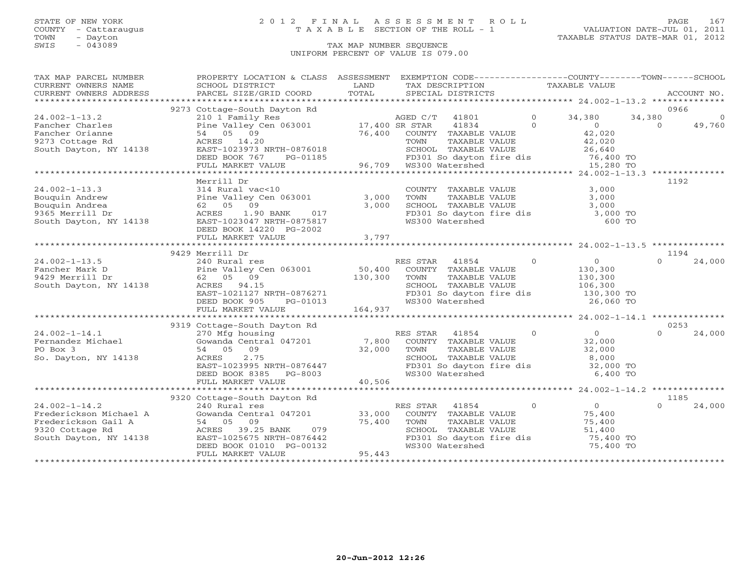STATE OF NEW YORK
COUNTY - Cattaraugus
TOWN - Dayton
SWIS - 043089

# 2012 FINAL ASSESSMENT ROLL
TAXABLE SECTION OF THE ROLL - 1

VALUATION DATE-JUL 01, 2011
TAXABLE STATUS DATE-MAR 01, 2012

TAX MAP NUMBER SEQUENCE
UNIFORM PERCENT OF VALUE IS 079.00

| TAX MAP PARCEL NUMBER / CURRENT OWNERS NAME / CURRENT OWNERS ADDRESS | PROPERTY LOCATION & CLASS / SCHOOL DISTRICT / PARCEL SIZE/GRID COORD | ASSESSMENT LAND / TOTAL | EXEMPTION CODE / TAX DESCRIPTION / SPECIAL DISTRICTS | COUNTY TAXABLE VALUE | TOWN | SCHOOL | ACCOUNT NO. |
|---|---|---|---|---|---|---|---|
| **24.002-1-13.2** | 9273 Cottage-South Dayton Rd | | | | | | 0966 |
| Fancher Charles | 210 1 Family Res | | AGED C/T 41801 0 | 34,380 | 34,380 | 0 | |
| Fancher Orianne | Pine Valley Cen 063001 | 17,400 | SR STAR 41834 0 | 0 | 0 | 49,760 | |
| 9273 Cottage Rd | 54 05 09 | 76,400 | COUNTY TAXABLE VALUE | 42,020 | | | |
| South Dayton, NY 14138 | ACRES 14.20 | | TOWN TAXABLE VALUE | 42,020 | | | |
| | EAST-1023973 NRTH-0876018 | | SCHOOL TAXABLE VALUE | 26,640 | | | |
| | DEED BOOK 767 PG-01185 | | FD301 So dayton fire dis | 76,400 TO | | | |
| | FULL MARKET VALUE | 96,709 | WS300 Watershed | 15,280 TO | | | |
| **24.002-1-13.3** | Merrill Dr | | | | | | 1192 |
| Bouquin Andrew | 314 Rural vac<10 | | COUNTY TAXABLE VALUE | 3,000 | | | |
| Bouquin Andrea | Pine Valley Cen 063001 | 3,000 | TOWN TAXABLE VALUE | 3,000 | | | |
| 9365 Merrill Dr | 62 05 09 | 3,000 | SCHOOL TAXABLE VALUE | 3,000 | | | |
| South Dayton, NY 14138 | ACRES 1.90 BANK 017 | | FD301 So dayton fire dis | 3,000 TO | | | |
| | EAST-1023047 NRTH-0875817 | | WS300 Watershed | 600 TO | | | |
| | DEED BOOK 14220 PG-2002 | | | | | | |
| | FULL MARKET VALUE | 3,797 | | | | | |
| **24.002-1-13.5** | 9429 Merrill Dr | | | | | | 1194 |
| Fancher Mark D | 240 Rural res | | RES STAR 41854 0 | 0 | 0 | 24,000 | |
| 9429 Merrill Dr | Pine Valley Cen 063001 | 50,400 | COUNTY TAXABLE VALUE | 130,300 | | | |
| South Dayton, NY 14138 | 62 05 09 | 130,300 | TOWN TAXABLE VALUE | 130,300 | | | |
| | ACRES 94.15 | | SCHOOL TAXABLE VALUE | 106,300 | | | |
| | EAST-1021127 NRTH-0876271 | | FD301 So dayton fire dis | 130,300 TO | | | |
| | DEED BOOK 905 PG-01013 | | WS300 Watershed | 26,060 TO | | | |
| | FULL MARKET VALUE | 164,937 | | | | | |
| **24.002-1-14.1** | 9319 Cottage-South Dayton Rd | | | | | | 0253 |
| Fernandez Michael | 270 Mfg housing | | RES STAR 41854 0 | 0 | 0 | 24,000 | |
| PO Box 3 | Gowanda Central 047201 | 7,800 | COUNTY TAXABLE VALUE | 32,000 | | | |
| So. Dayton, NY 14138 | 54 05 09 | 32,000 | TOWN TAXABLE VALUE | 32,000 | | | |
| | ACRES 2.75 | | SCHOOL TAXABLE VALUE | 8,000 | | | |
| | EAST-1023995 NRTH-0876447 | | FD301 So dayton fire dis | 32,000 TO | | | |
| | DEED BOOK 8385 PG-8003 | | WS300 Watershed | 6,400 TO | | | |
| | FULL MARKET VALUE | 40,506 | | | | | |
| **24.002-1-14.2** | 9320 Cottage-South Dayton Rd | | | | | | 1185 |
| Frederickson Michael A | 240 Rural res | | RES STAR 41854 0 | 0 | 0 | 24,000 | |
| Frederickson Gail A | Gowanda Central 047201 | 33,000 | COUNTY TAXABLE VALUE | 75,400 | | | |
| 9320 Cottage Rd | 54 05 09 | 75,400 | TOWN TAXABLE VALUE | 75,400 | | | |
| South Dayton, NY 14138 | ACRES 39.25 BANK 079 | | SCHOOL TAXABLE VALUE | 51,400 | | | |
| | EAST-1025675 NRTH-0876442 | | FD301 So dayton fire dis | 75,400 TO | | | |
| | DEED BOOK 01010 PG-00132 | | WS300 Watershed | 75,400 TO | | | |
| | FULL MARKET VALUE | 95,443 | | | | | |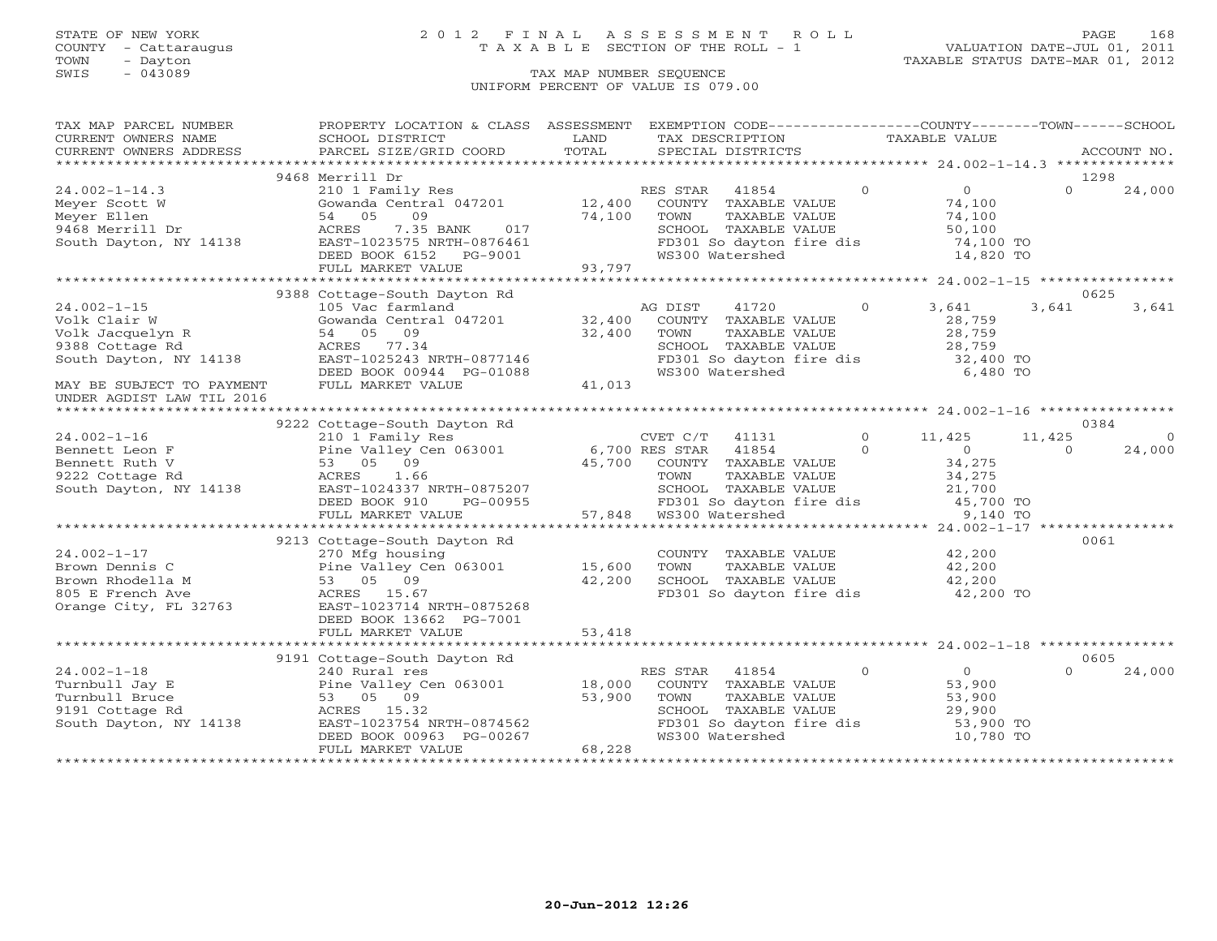STATE OF NEW YORK
COUNTY - Cattaraugus
TOWN - Dayton
SWIS - 043089

2012 FINAL ASSESSMENT ROLL
TAXABLE SECTION OF THE ROLL - 1
TAX MAP NUMBER SEQUENCE
UNIFORM PERCENT OF VALUE IS 079.00

VALUATION DATE-JUL 01, 2011
TAXABLE STATUS DATE-MAR 01, 2012

| TAX MAP PARCEL NUMBER / CURRENT OWNERS NAME / CURRENT OWNERS ADDRESS | PROPERTY LOCATION & CLASS / SCHOOL DISTRICT / PARCEL SIZE/GRID COORD | ASSESSMENT LAND / TOTAL | EXEMPTION CODE / TAX DESCRIPTION / SPECIAL DISTRICTS | COUNTY TAXABLE VALUE | TOWN | SCHOOL | ACCOUNT NO. |
|---|---|---|---|---|---|---|---|
| | 9468 Merrill Dr | | | | | | 1298 |
| 24.002-1-14.3 | 210 1 Family Res | | RES STAR 41854 0 | 0 | 0 | 24,000 | |
| Meyer Scott W | Gowanda Central 047201 | 12,400 | COUNTY TAXABLE VALUE | 74,100 | | | |
| Meyer Ellen | 54 05 09 | 74,100 | TOWN TAXABLE VALUE | 74,100 | | | |
| 9468 Merrill Dr | ACRES 7.35 BANK 017 | | SCHOOL TAXABLE VALUE | 50,100 | | | |
| South Dayton, NY 14138 | EAST-1023575 NRTH-0876461 | | FD301 So dayton fire dis | 74,100 TO | | | |
| | DEED BOOK 6152 PG-9001 | | WS300 Watershed | 14,820 TO | | | |
| | FULL MARKET VALUE | 93,797 | | | | | |
| | 9388 Cottage-South Dayton Rd | | | | | | 0625 |
| 24.002-1-15 | 105 Vac farmland | | AG DIST 41720 0 | 3,641 | 3,641 | 3,641 | |
| Volk Clair W | Gowanda Central 047201 | 32,400 | COUNTY TAXABLE VALUE | 28,759 | | | |
| Volk Jacquelyn R | 54 05 09 | 32,400 | TOWN TAXABLE VALUE | 28,759 | | | |
| 9388 Cottage Rd | ACRES 77.34 | | SCHOOL TAXABLE VALUE | 28,759 | | | |
| South Dayton, NY 14138 | EAST-1025243 NRTH-0877146 | | FD301 So dayton fire dis | 32,400 TO | | | |
| | DEED BOOK 00944 PG-01088 | | WS300 Watershed | 6,480 TO | | | |
| MAY BE SUBJECT TO PAYMENT UNDER AGDIST LAW TIL 2016 | FULL MARKET VALUE | 41,013 | | | | | |
| | 9222 Cottage-South Dayton Rd | | | | | | 0384 |
| 24.002-1-16 | 210 1 Family Res | | CVET C/T 41131 0 | 11,425 | 11,425 | 0 | |
| Bennett Leon F | Pine Valley Cen 063001 | 6,700 | RES STAR 41854 0 | 0 | 0 | 24,000 | |
| Bennett Ruth V | 53 05 09 | 45,700 | COUNTY TAXABLE VALUE | 34,275 | | | |
| 9222 Cottage Rd | ACRES 1.66 | | TOWN TAXABLE VALUE | 34,275 | | | |
| South Dayton, NY 14138 | EAST-1024337 NRTH-0875207 | | SCHOOL TAXABLE VALUE | 21,700 | | | |
| | DEED BOOK 910 PG-00955 | | FD301 So dayton fire dis | 45,700 TO | | | |
| | FULL MARKET VALUE | 57,848 | WS300 Watershed | 9,140 TO | | | |
| | 9213 Cottage-South Dayton Rd | | | | | | 0061 |
| 24.002-1-17 | 270 Mfg housing | | COUNTY TAXABLE VALUE | 42,200 | | | |
| Brown Dennis C | Pine Valley Cen 063001 | 15,600 | TOWN TAXABLE VALUE | 42,200 | | | |
| Brown Rhodella M | 53 05 09 | 42,200 | SCHOOL TAXABLE VALUE | 42,200 | | | |
| 805 E French Ave | ACRES 15.67 | | FD301 So dayton fire dis | 42,200 TO | | | |
| Orange City, FL 32763 | EAST-1023714 NRTH-0875268 | | | | | | |
| | DEED BOOK 13662 PG-7001 | | | | | | |
| | FULL MARKET VALUE | 53,418 | | | | | |
| | 9191 Cottage-South Dayton Rd | | | | | | 0605 |
| 24.002-1-18 | 240 Rural res | | RES STAR 41854 0 | 0 | 0 | 24,000 | |
| Turnbull Jay E | Pine Valley Cen 063001 | 18,000 | COUNTY TAXABLE VALUE | 53,900 | | | |
| Turnbull Bruce | 53 05 09 | 53,900 | TOWN TAXABLE VALUE | 53,900 | | | |
| 9191 Cottage Rd | ACRES 15.32 | | SCHOOL TAXABLE VALUE | 29,900 | | | |
| South Dayton, NY 14138 | EAST-1023754 NRTH-0874562 | | FD301 So dayton fire dis | 53,900 TO | | | |
| | DEED BOOK 00963 PG-00267 | | WS300 Watershed | 10,780 TO | | | |
| | FULL MARKET VALUE | 68,228 | | | | | |

20-Jun-2012 12:26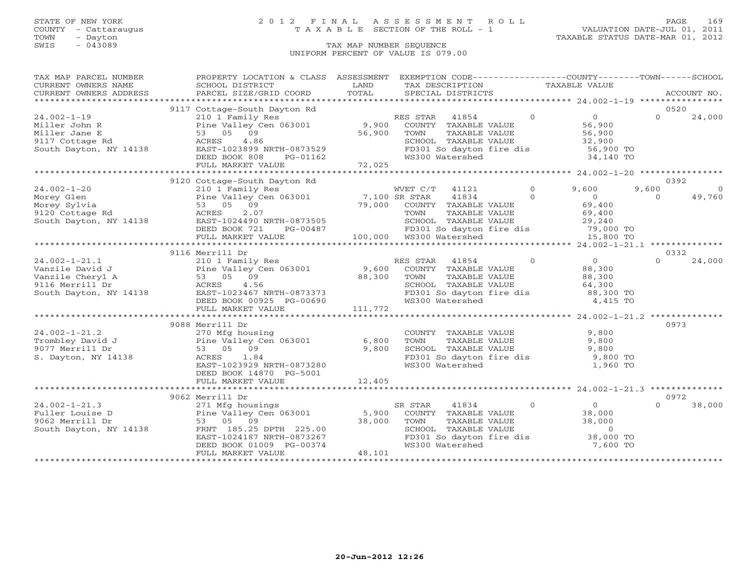STATE OF NEW YORK
COUNTY - Cattaraugus
TOWN - Dayton
SWIS - 043089

# 2012 FINAL ASSESSMENT ROLL
TAXABLE SECTION OF THE ROLL - 1
TAX MAP NUMBER SEQUENCE
UNIFORM PERCENT OF VALUE IS 079.00

VALUATION DATE-JUL 01, 2011
TAXABLE STATUS DATE-MAR 01, 2012

```
TAX MAP PARCEL NUMBER     PROPERTY LOCATION & CLASS  ASSESSMENT  EXEMPTION CODE------------------COUNTY--------TOWN------SCHOOL
CURRENT OWNERS NAME       SCHOOL DISTRICT             LAND       TAX DESCRIPTION            TAXABLE VALUE
CURRENT OWNERS ADDRESS    PARCEL SIZE/GRID COORD      TOTAL      SPECIAL DISTRICTS                                         ACCOUNT NO.
******************************************************************************************* 24.002-1-19 *****************
                          9117 Cottage-South Dayton Rd                                                                  0520
24.002-1-19               210 1 Family Res                       RES STAR   41854          0          0           0     24,000
Miller John R             Pine Valley Cen 063001        9,900    COUNTY  TAXABLE VALUE          56,900
Miller Jane E             53  05  09                   56,900    TOWN    TAXABLE VALUE          56,900
9117 Cottage Rd           ACRES     4.86                         SCHOOL  TAXABLE VALUE          32,900
South Dayton, NY 14138    EAST-1023899 NRTH-0873529              FD301 So dayton fire dis        56,900 TO
                          DEED BOOK 808     PG-01162             WS300 Watershed                 34,140 TO
                          FULL MARKET VALUE            72,025
******************************************************************************************* 24.002-1-20 *****************
                          9120 Cottage-South Dayton Rd                                                                  0392
24.002-1-20               210 1 Family Res                       WVET C/T   41121          0      9,600       9,600          0
Morey Glen                Pine Valley Cen 063001        7,100 SR STAR    41834          0          0           0     49,760
Morey Sylvia              53  05  09                   79,000    COUNTY  TAXABLE VALUE          69,400
9120 Cottage Rd           ACRES     2.07                         TOWN    TAXABLE VALUE          69,400
South Dayton, NY 14138    EAST-1024490 NRTH-0873505              SCHOOL  TAXABLE VALUE          29,240
                          DEED BOOK 721     PG-00487             FD301 So dayton fire dis        79,000 TO
                          FULL MARKET VALUE           100,000    WS300 Watershed                 15,800 TO
******************************************************************************************* 24.002-1-21.1 ***************
                          9116 Merrill Dr                                                                               0332
24.002-1-21.1             210 1 Family Res                       RES STAR   41854          0          0           0     24,000
Vanzile David J           Pine Valley Cen 063001        9,600    COUNTY  TAXABLE VALUE          88,300
Vanzile Cheryl A          53  05  09                   88,300    TOWN    TAXABLE VALUE          88,300
9116 Merrill Dr           ACRES     4.56                         SCHOOL  TAXABLE VALUE          64,300
South Dayton, NY 14138    EAST-1023467 NRTH-0873373              FD301 So dayton fire dis        88,300 TO
                          DEED BOOK 00925 PG-00690               WS300 Watershed                  4,415 TO
                          FULL MARKET VALUE           111,772
******************************************************************************************* 24.002-1-21.2 ***************
                          9088 Merrill Dr                                                                               0973
24.002-1-21.2             270 Mfg housing                        COUNTY  TAXABLE VALUE           9,800
Trombley David J          Pine Valley Cen 063001        6,800    TOWN    TAXABLE VALUE           9,800
9077 Merrill Dr           53  05  09                    9,800    SCHOOL  TAXABLE VALUE           9,800
S. Dayton, NY 14138       ACRES     1.84                         FD301 So dayton fire dis         9,800 TO
                          EAST-1023929 NRTH-0873280              WS300 Watershed                  1,960 TO
                          DEED BOOK 14870 PG-5001
                          FULL MARKET VALUE            12,405
******************************************************************************************* 24.002-1-21.3 ***************
                          9062 Merrill Dr                                                                               0972
24.002-1-21.3             271 Mfg housings                       SR STAR    41834          0          0           0     38,000
Fuller Louise D           Pine Valley Cen 063001        5,900    COUNTY  TAXABLE VALUE          38,000
9062 Merrill Dr           53  05  09                   38,000    TOWN    TAXABLE VALUE          38,000
South Dayton, NY 14138    FRNT 185.25 DPTH 225.00                SCHOOL  TAXABLE VALUE               0
                          EAST-1024187 NRTH-0873267              FD301 So dayton fire dis        38,000 TO
                          DEED BOOK 01009 PG-00374               WS300 Watershed                  7,600 TO
                          FULL MARKET VALUE            48,101
****************************************************************************************************************************
```

20-Jun-2012 12:26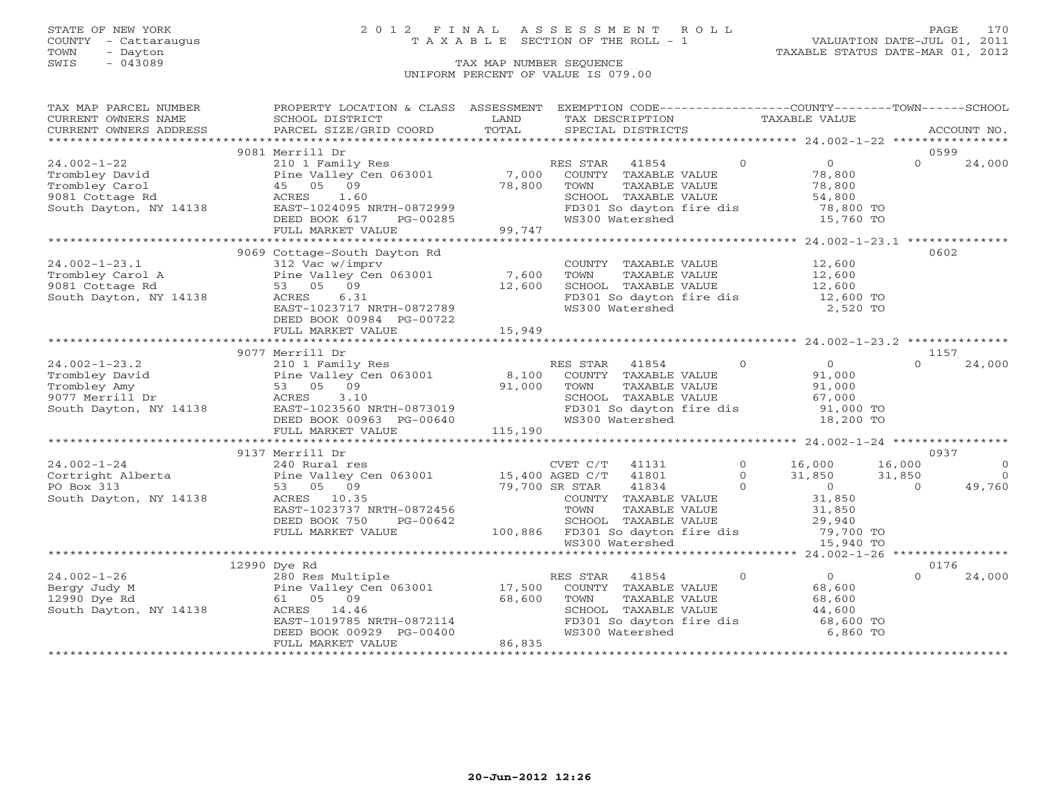STATE OF NEW YORK
COUNTY - Cattaraugus
TOWN - Dayton
SWIS - 043089

# 2012 FINAL ASSESSMENT ROLL

TAXABLE SECTION OF THE ROLL - 1

VALUATION DATE-JUL 01, 2011
TAXABLE STATUS DATE-MAR 01, 2012

TAX MAP NUMBER SEQUENCE
UNIFORM PERCENT OF VALUE IS 079.00

| TAX MAP PARCEL NUMBER / CURRENT OWNERS NAME / CURRENT OWNERS ADDRESS | PROPERTY LOCATION & CLASS / SCHOOL DISTRICT / PARCEL SIZE/GRID COORD | ASSESSMENT LAND / TOTAL | EXEMPTION CODE / TAX DESCRIPTION / SPECIAL DISTRICTS | COUNTY TAXABLE VALUE | TOWN | SCHOOL | ACCOUNT NO. |
|---|---|---|---|---|---|---|---|
| **24.002-1-22** | 9081 Merrill Dr | | | | | | 0599 |
| Trombley David | 210 1 Family Res | | RES STAR 41854 0 | 0 | 0 | 24,000 | |
| Trombley Carol | Pine Valley Cen 063001 | 7,000 | COUNTY TAXABLE VALUE | 78,800 | | | |
| 9081 Cottage Rd | 45 05 09 | 78,800 | TOWN TAXABLE VALUE | 78,800 | | | |
| South Dayton, NY 14138 | ACRES 1.60 | | SCHOOL TAXABLE VALUE | 54,800 | | | |
| | EAST-1024095 NRTH-0872999 | | FD301 So dayton fire dis | 78,800 TO | | | |
| | DEED BOOK 617 PG-00285 | | WS300 Watershed | 15,760 TO | | | |
| | FULL MARKET VALUE | 99,747 | | | | | |
| **24.002-1-23.1** | 9069 Cottage-South Dayton Rd | | | | | | 0602 |
| Trombley Carol A | 312 Vac w/imprv | | COUNTY TAXABLE VALUE | 12,600 | | | |
| 9081 Cottage Rd | Pine Valley Cen 063001 | 7,600 | TOWN TAXABLE VALUE | 12,600 | | | |
| South Dayton, NY 14138 | 53 05 09 | 12,600 | SCHOOL TAXABLE VALUE | 12,600 | | | |
| | ACRES 6.31 | | FD301 So dayton fire dis | 12,600 TO | | | |
| | EAST-1023717 NRTH-0872789 | | WS300 Watershed | 2,520 TO | | | |
| | DEED BOOK 00984 PG-00722 | | | | | | |
| | FULL MARKET VALUE | 15,949 | | | | | |
| **24.002-1-23.2** | 9077 Merrill Dr | | | | | | 1157 |
| Trombley David | 210 1 Family Res | | RES STAR 41854 0 | 0 | 0 | 24,000 | |
| Trombley Amy | Pine Valley Cen 063001 | 8,100 | COUNTY TAXABLE VALUE | 91,000 | | | |
| 9077 Merrill Dr | 53 05 09 | 91,000 | TOWN TAXABLE VALUE | 91,000 | | | |
| South Dayton, NY 14138 | ACRES 3.10 | | SCHOOL TAXABLE VALUE | 67,000 | | | |
| | EAST-1023560 NRTH-0873019 | | FD301 So dayton fire dis | 91,000 TO | | | |
| | DEED BOOK 00963 PG-00640 | | WS300 Watershed | 18,200 TO | | | |
| | FULL MARKET VALUE | 115,190 | | | | | |
| **24.002-1-24** | 9137 Merrill Dr | | | | | | 0937 |
| Cortright Alberta | 240 Rural res | | CVET C/T 41131 0 | 16,000 | 16,000 | 0 | |
| PO Box 313 | Pine Valley Cen 063001 | 15,400 | AGED C/T 41801 0 | 31,850 | 31,850 | 0 | |
| South Dayton, NY 14138 | 53 05 09 | 79,700 | SR STAR 41834 0 | 0 | 0 | 49,760 | |
| | ACRES 10.35 | | COUNTY TAXABLE VALUE | 31,850 | | | |
| | EAST-1023737 NRTH-0872456 | | TOWN TAXABLE VALUE | 31,850 | | | |
| | DEED BOOK 750 PG-00642 | | SCHOOL TAXABLE VALUE | 29,940 | | | |
| | FULL MARKET VALUE | 100,886 | FD301 So dayton fire dis | 79,700 TO | | | |
| | | | WS300 Watershed | 15,940 TO | | | |
| **24.002-1-26** | 12990 Dye Rd | | | | | | 0176 |
| Bergy Judy M | 280 Res Multiple | | RES STAR 41854 0 | 0 | 0 | 24,000 | |
| 12990 Dye Rd | Pine Valley Cen 063001 | 17,500 | COUNTY TAXABLE VALUE | 68,600 | | | |
| South Dayton, NY 14138 | 61 05 09 | 68,600 | TOWN TAXABLE VALUE | 68,600 | | | |
| | ACRES 14.46 | | SCHOOL TAXABLE VALUE | 44,600 | | | |
| | EAST-1019785 NRTH-0872114 | | FD301 So dayton fire dis | 68,600 TO | | | |
| | DEED BOOK 00929 PG-00400 | | WS300 Watershed | 6,860 TO | | | |
| | FULL MARKET VALUE | 86,835 | | | | | |

20-Jun-2012 12:26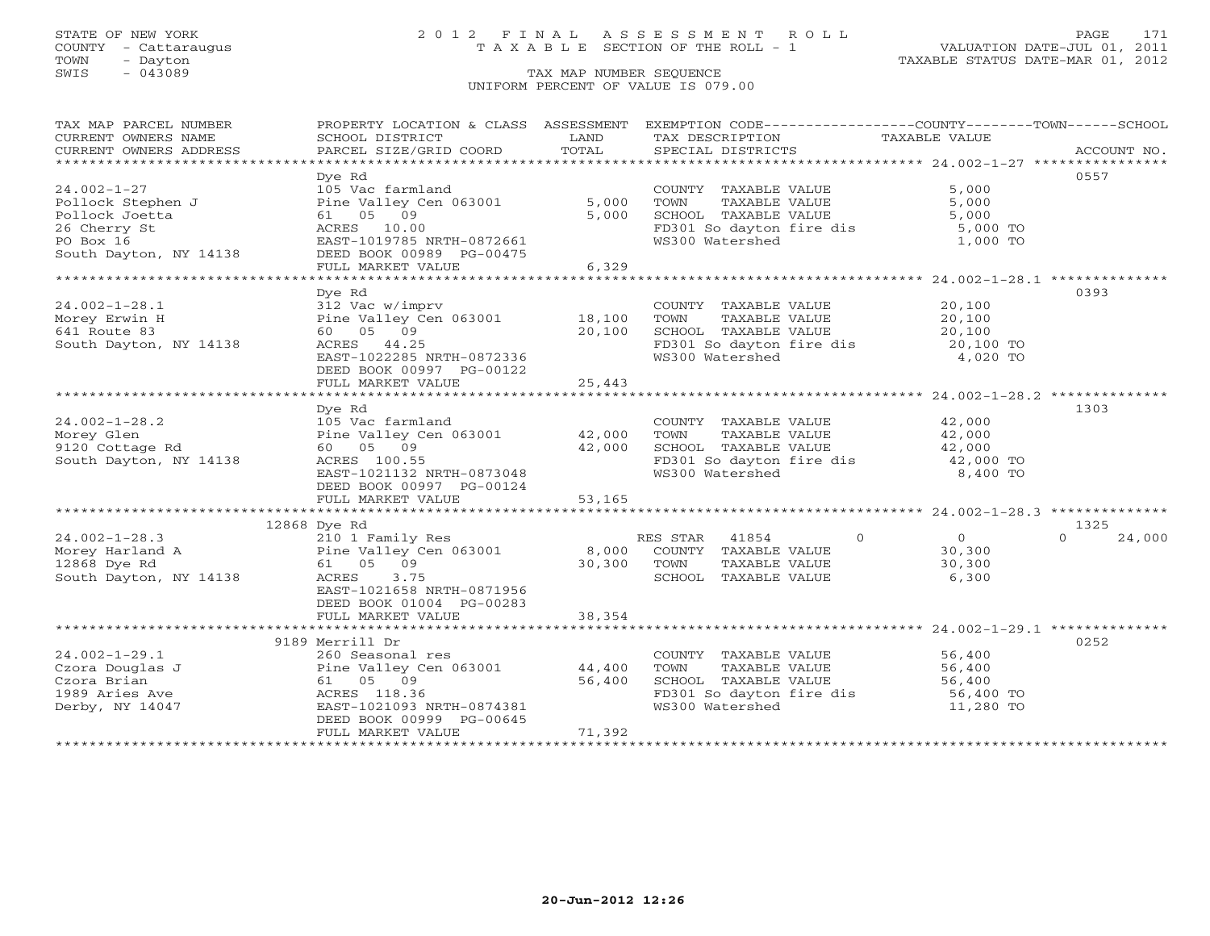STATE OF NEW YORK
COUNTY - Cattaraugus
TOWN - Dayton
SWIS - 043089

# 2012 FINAL ASSESSMENT ROLL

TAXABLE SECTION OF THE ROLL - 1

TAX MAP NUMBER SEQUENCE

UNIFORM PERCENT OF VALUE IS 079.00

VALUATION DATE-JUL 01, 2011
TAXABLE STATUS DATE-MAR 01, 2012

| TAX MAP PARCEL NUMBER / CURRENT OWNERS NAME / CURRENT OWNERS ADDRESS | PROPERTY LOCATION & CLASS / SCHOOL DISTRICT / PARCEL SIZE/GRID COORD | ASSESSMENT LAND / TOTAL | EXEMPTION CODE / TAX DESCRIPTION / SPECIAL DISTRICTS | COUNTY / TOWN / SCHOOL TAXABLE VALUE | ACCOUNT NO. |
|---|---|---|---|---|---|
| **24.002-1-27** | Dye Rd | | | | 0557 |
| Pollock Stephen J | 105 Vac farmland | | COUNTY TAXABLE VALUE | 5,000 | |
| Pollock Joetta | Pine Valley Cen 063001 | 5,000 | TOWN TAXABLE VALUE | 5,000 | |
| 26 Cherry St | 61 05 09 | 5,000 | SCHOOL TAXABLE VALUE | 5,000 | |
| PO Box 16 | ACRES 10.00 | | FD301 So dayton fire dis | 5,000 TO | |
| South Dayton, NY 14138 | EAST-1019785 NRTH-0872661 | | WS300 Watershed | 1,000 TO | |
| | DEED BOOK 00989 PG-00475 | | | | |
| | FULL MARKET VALUE | 6,329 | | | |
| **24.002-1-28.1** | Dye Rd | | | | 0393 |
| Morey Erwin H | 312 Vac w/imprv | | COUNTY TAXABLE VALUE | 20,100 | |
| 641 Route 83 | Pine Valley Cen 063001 | 18,100 | TOWN TAXABLE VALUE | 20,100 | |
| South Dayton, NY 14138 | 60 05 09 | 20,100 | SCHOOL TAXABLE VALUE | 20,100 | |
| | ACRES 44.25 | | FD301 So dayton fire dis | 20,100 TO | |
| | EAST-1022285 NRTH-0872336 | | WS300 Watershed | 4,020 TO | |
| | DEED BOOK 00997 PG-00122 | | | | |
| | FULL MARKET VALUE | 25,443 | | | |
| **24.002-1-28.2** | Dye Rd | | | | 1303 |
| Morey Glen | 105 Vac farmland | | COUNTY TAXABLE VALUE | 42,000 | |
| 9120 Cottage Rd | Pine Valley Cen 063001 | 42,000 | TOWN TAXABLE VALUE | 42,000 | |
| South Dayton, NY 14138 | 60 05 09 | 42,000 | SCHOOL TAXABLE VALUE | 42,000 | |
| | ACRES 100.55 | | FD301 So dayton fire dis | 42,000 TO | |
| | EAST-1021132 NRTH-0873048 | | WS300 Watershed | 8,400 TO | |
| | DEED BOOK 00997 PG-00124 | | | | |
| | FULL MARKET VALUE | 53,165 | | | |
| **24.002-1-28.3** | 12868 Dye Rd | | | | 1325 |
| Morey Harland A | 210 1 Family Res | | RES STAR 41854 | 0 0 0 | 24,000 |
| 12868 Dye Rd | Pine Valley Cen 063001 | 8,000 | COUNTY TAXABLE VALUE | 30,300 | |
| South Dayton, NY 14138 | 61 05 09 | 30,300 | TOWN TAXABLE VALUE | 30,300 | |
| | ACRES 3.75 | | SCHOOL TAXABLE VALUE | 6,300 | |
| | EAST-1021658 NRTH-0871956 | | | | |
| | DEED BOOK 01004 PG-00283 | | | | |
| | FULL MARKET VALUE | 38,354 | | | |
| **24.002-1-29.1** | 9189 Merrill Dr | | | | 0252 |
| Czora Douglas J | 260 Seasonal res | | COUNTY TAXABLE VALUE | 56,400 | |
| Czora Brian | Pine Valley Cen 063001 | 44,400 | TOWN TAXABLE VALUE | 56,400 | |
| 1989 Aries Ave | 61 05 09 | 56,400 | SCHOOL TAXABLE VALUE | 56,400 | |
| Derby, NY 14047 | ACRES 118.36 | | FD301 So dayton fire dis | 56,400 TO | |
| | EAST-1021093 NRTH-0874381 | | WS300 Watershed | 11,280 TO | |
| | DEED BOOK 00999 PG-00645 | | | | |
| | FULL MARKET VALUE | 71,392 | | | |

20-Jun-2012 12:26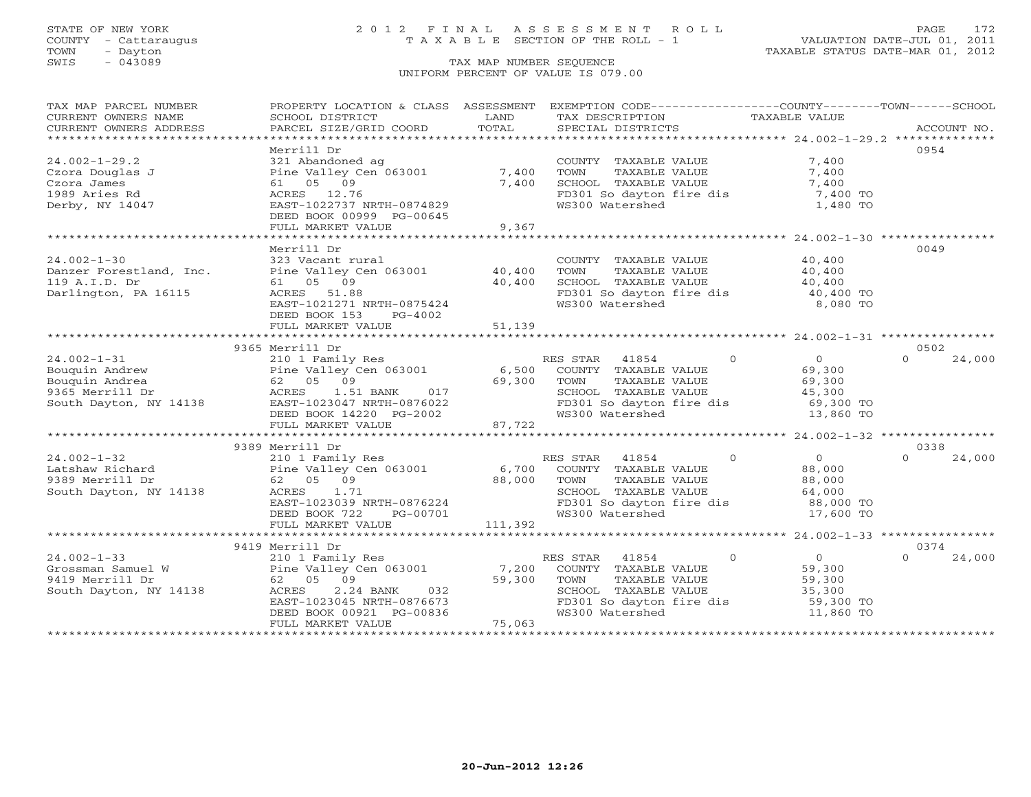STATE OF NEW YORK
COUNTY - Cattaraugus
TOWN - Dayton
SWIS - 043089

# 2012 FINAL ASSESSMENT ROLL
TAXABLE SECTION OF THE ROLL - 1

VALUATION DATE-JUL 01, 2011
TAXABLE STATUS DATE-MAR 01, 2012

TAX MAP NUMBER SEQUENCE
UNIFORM PERCENT OF VALUE IS 079.00

| TAX MAP PARCEL NUMBER / CURRENT OWNERS NAME / CURRENT OWNERS ADDRESS | PROPERTY LOCATION & CLASS / SCHOOL DISTRICT / PARCEL SIZE/GRID COORD | ASSESSMENT LAND / TOTAL | EXEMPTION CODE / TAX DESCRIPTION / SPECIAL DISTRICTS | COUNTY TAXABLE VALUE | TOWN | SCHOOL | ACCOUNT NO. |
|---|---|---|---|---|---|---|---|
| **24.002-1-29.2** | Merrill Dr | | | | | | 0954 |
| 24.002-1-29.2 | 321 Abandoned ag | | COUNTY TAXABLE VALUE | 7,400 | | | |
| Czora Douglas J | Pine Valley Cen 063001 | 7,400 | TOWN TAXABLE VALUE | 7,400 | | | |
| Czora James | 61 05 09 | 7,400 | SCHOOL TAXABLE VALUE | 7,400 | | | |
| 1989 Aries Rd | ACRES 12.76 | | FD301 So dayton fire dis | 7,400 TO | | | |
| Derby, NY 14047 | EAST-1022737 NRTH-0874829 | | WS300 Watershed | 1,480 TO | | | |
| | DEED BOOK 00999 PG-00645 | | | | | | |
| | FULL MARKET VALUE | 9,367 | | | | | |
| **24.002-1-30** | Merrill Dr | | | | | | 0049 |
| 24.002-1-30 | 323 Vacant rural | | COUNTY TAXABLE VALUE | 40,400 | | | |
| Danzer Forestland, Inc. | Pine Valley Cen 063001 | 40,400 | TOWN TAXABLE VALUE | 40,400 | | | |
| 119 A.I.D. Dr | 61 05 09 | 40,400 | SCHOOL TAXABLE VALUE | 40,400 | | | |
| Darlington, PA 16115 | ACRES 51.88 | | FD301 So dayton fire dis | 40,400 TO | | | |
| | EAST-1021271 NRTH-0875424 | | WS300 Watershed | 8,080 TO | | | |
| | DEED BOOK 153 PG-4002 | | | | | | |
| | FULL MARKET VALUE | 51,139 | | | | | |
| **24.002-1-31** | 9365 Merrill Dr | | | | | | 0502 |
| 24.002-1-31 | 210 1 Family Res | | RES STAR 41854 | 0 | 0 | 0 | 24,000 |
| Bouquin Andrew | Pine Valley Cen 063001 | 6,500 | COUNTY TAXABLE VALUE | 69,300 | | | |
| Bouquin Andrea | 62 05 09 | 69,300 | TOWN TAXABLE VALUE | 69,300 | | | |
| 9365 Merrill Dr | ACRES 1.51 BANK 017 | | SCHOOL TAXABLE VALUE | 45,300 | | | |
| South Dayton, NY 14138 | EAST-1023047 NRTH-0876022 | | FD301 So dayton fire dis | 69,300 TO | | | |
| | DEED BOOK 14220 PG-2002 | | WS300 Watershed | 13,860 TO | | | |
| | FULL MARKET VALUE | 87,722 | | | | | |
| **24.002-1-32** | 9389 Merrill Dr | | | | | | 0338 |
| 24.002-1-32 | 210 1 Family Res | | RES STAR 41854 | 0 | 0 | 0 | 24,000 |
| Latshaw Richard | Pine Valley Cen 063001 | 6,700 | COUNTY TAXABLE VALUE | 88,000 | | | |
| 9389 Merrill Dr | 62 05 09 | 88,000 | TOWN TAXABLE VALUE | 88,000 | | | |
| South Dayton, NY 14138 | ACRES 1.71 | | SCHOOL TAXABLE VALUE | 64,000 | | | |
| | EAST-1023039 NRTH-0876224 | | FD301 So dayton fire dis | 88,000 TO | | | |
| | DEED BOOK 722 PG-00701 | | WS300 Watershed | 17,600 TO | | | |
| | FULL MARKET VALUE | 111,392 | | | | | |
| **24.002-1-33** | 9419 Merrill Dr | | | | | | 0374 |
| 24.002-1-33 | 210 1 Family Res | | RES STAR 41854 | 0 | 0 | 0 | 24,000 |
| Grossman Samuel W | Pine Valley Cen 063001 | 7,200 | COUNTY TAXABLE VALUE | 59,300 | | | |
| 9419 Merrill Dr | 62 05 09 | 59,300 | TOWN TAXABLE VALUE | 59,300 | | | |
| South Dayton, NY 14138 | ACRES 2.24 BANK 032 | | SCHOOL TAXABLE VALUE | 35,300 | | | |
| | EAST-1023045 NRTH-0876673 | | FD301 So dayton fire dis | 59,300 TO | | | |
| | DEED BOOK 00921 PG-00836 | | WS300 Watershed | 11,860 TO | | | |
| | FULL MARKET VALUE | 75,063 | | | | | |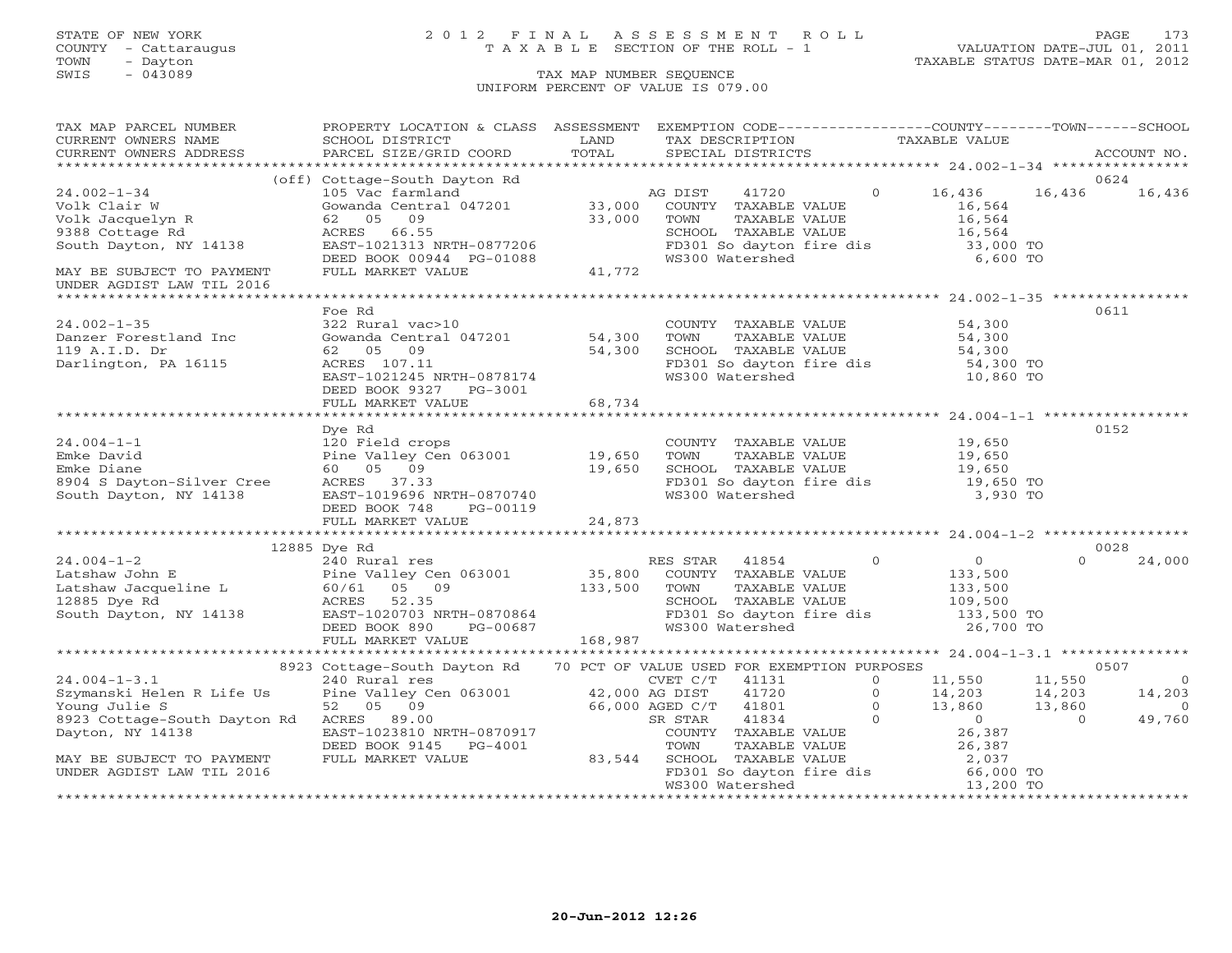STATE OF NEW YORK
COUNTY - Cattaraugus
TOWN - Dayton
SWIS - 043089

2012 FINAL ASSESSMENT ROLL
TAXABLE SECTION OF THE ROLL - 1
TAX MAP NUMBER SEQUENCE
UNIFORM PERCENT OF VALUE IS 079.00

VALUATION DATE-JUL 01, 2011
TAXABLE STATUS DATE-MAR 01, 2012

```
TAX MAP PARCEL NUMBER          PROPERTY LOCATION & CLASS  ASSESSMENT  EXEMPTION CODE------------------COUNTY--------TOWN------SCHOOL
CURRENT OWNERS NAME            SCHOOL DISTRICT               LAND      TAX DESCRIPTION            TAXABLE VALUE
CURRENT OWNERS ADDRESS         PARCEL SIZE/GRID COORD        TOTAL     SPECIAL DISTRICTS                                       ACCOUNT NO.
******************************************************************************************************* 24.002-1-34 ****************
                         (off) Cottage-South Dayton Rd                                                                          0624
24.002-1-34                    105 Vac farmland                         AG DIST     41720         0       16,436     16,436      16,436
Volk Clair W                   Gowanda Central 047201        33,000    COUNTY  TAXABLE VALUE            16,564
Volk Jacquelyn R               62   05   09                  33,000    TOWN    TAXABLE VALUE            16,564
9388 Cottage Rd                ACRES    66.55                          SCHOOL  TAXABLE VALUE            16,564
South Dayton, NY 14138         EAST-1021313 NRTH-0877206               FD301 So dayton fire dis          33,000 TO
                               DEED BOOK 00944 PG-01088                WS300 Watershed                    6,600 TO
MAY BE SUBJECT TO PAYMENT      FULL MARKET VALUE             41,772
UNDER AGDIST LAW TIL 2016
******************************************************************************************************* 24.002-1-35 ****************
                               Foe Rd                                                                                           0611
24.002-1-35                    322 Rural vac>10                        COUNTY  TAXABLE VALUE            54,300
Danzer Forestland Inc          Gowanda Central 047201        54,300    TOWN    TAXABLE VALUE            54,300
119 A.I.D. Dr                  62   05   09                  54,300    SCHOOL  TAXABLE VALUE            54,300
Darlington, PA 16115           ACRES   107.11                          FD301 So dayton fire dis          54,300 TO
                               EAST-1021245 NRTH-0878174               WS300 Watershed                   10,860 TO
                               DEED BOOK 9327   PG-3001
                               FULL MARKET VALUE             68,734
******************************************************************************************************* 24.004-1-1 *****************
                               Dye Rd                                                                                           0152
24.004-1-1                     120 Field crops                         COUNTY  TAXABLE VALUE            19,650
Emke David                     Pine Valley Cen 063001        19,650    TOWN    TAXABLE VALUE            19,650
Emke Diane                     60   05   09                  19,650    SCHOOL  TAXABLE VALUE            19,650
8904 S Dayton-Silver Cree      ACRES    37.33                          FD301 So dayton fire dis          19,650 TO
South Dayton, NY 14138         EAST-1019696 NRTH-0870740               WS300 Watershed                    3,930 TO
                               DEED BOOK 748    PG-00119
                               FULL MARKET VALUE             24,873
******************************************************************************************************* 24.004-1-2 *****************
                         12885 Dye Rd                                                                                           0028
24.004-1-2                     240 Rural res                            RES STAR    41854         0            0          0      24,000
Latshaw John E                 Pine Valley Cen 063001        35,800    COUNTY  TAXABLE VALUE           133,500
Latshaw Jacqueline L           60/61  05   09               133,500    TOWN    TAXABLE VALUE           133,500
12885 Dye Rd                   ACRES    52.35                          SCHOOL  TAXABLE VALUE           109,500
South Dayton, NY 14138         EAST-1020703 NRTH-0870864               FD301 So dayton fire dis         133,500 TO
                               DEED BOOK 890    PG-00687               WS300 Watershed                   26,700 TO
                               FULL MARKET VALUE            168,987
******************************************************************************************************* 24.004-1-3.1 ***************
                          8923 Cottage-South Dayton Rd   70 PCT OF VALUE USED FOR EXEMPTION PURPOSES                            0507
24.004-1-3.1                   240 Rural res                            CVET C/T    41131         0       11,550     11,550           0
Szymanski Helen R Life Us      Pine Valley Cen 063001        42,000 AG DIST     41720         0       14,203     14,203      14,203
Young Julie S                  52   05   09                  66,000 AGED C/T    41801         0       13,860     13,860           0
8923 Cottage-South Dayton Rd   ACRES    89.00                          SR STAR     41834         0            0          0      49,760
Dayton, NY 14138               EAST-1023810 NRTH-0870917               COUNTY  TAXABLE VALUE            26,387
                               DEED BOOK 9145   PG-4001                TOWN    TAXABLE VALUE            26,387
MAY BE SUBJECT TO PAYMENT      FULL MARKET VALUE             83,544    SCHOOL  TAXABLE VALUE             2,037
UNDER AGDIST LAW TIL 2016                                              FD301 So dayton fire dis          66,000 TO
                                                                       WS300 Watershed                   13,200 TO
************************************************************************************************************************************
```

20-Jun-2012 12:26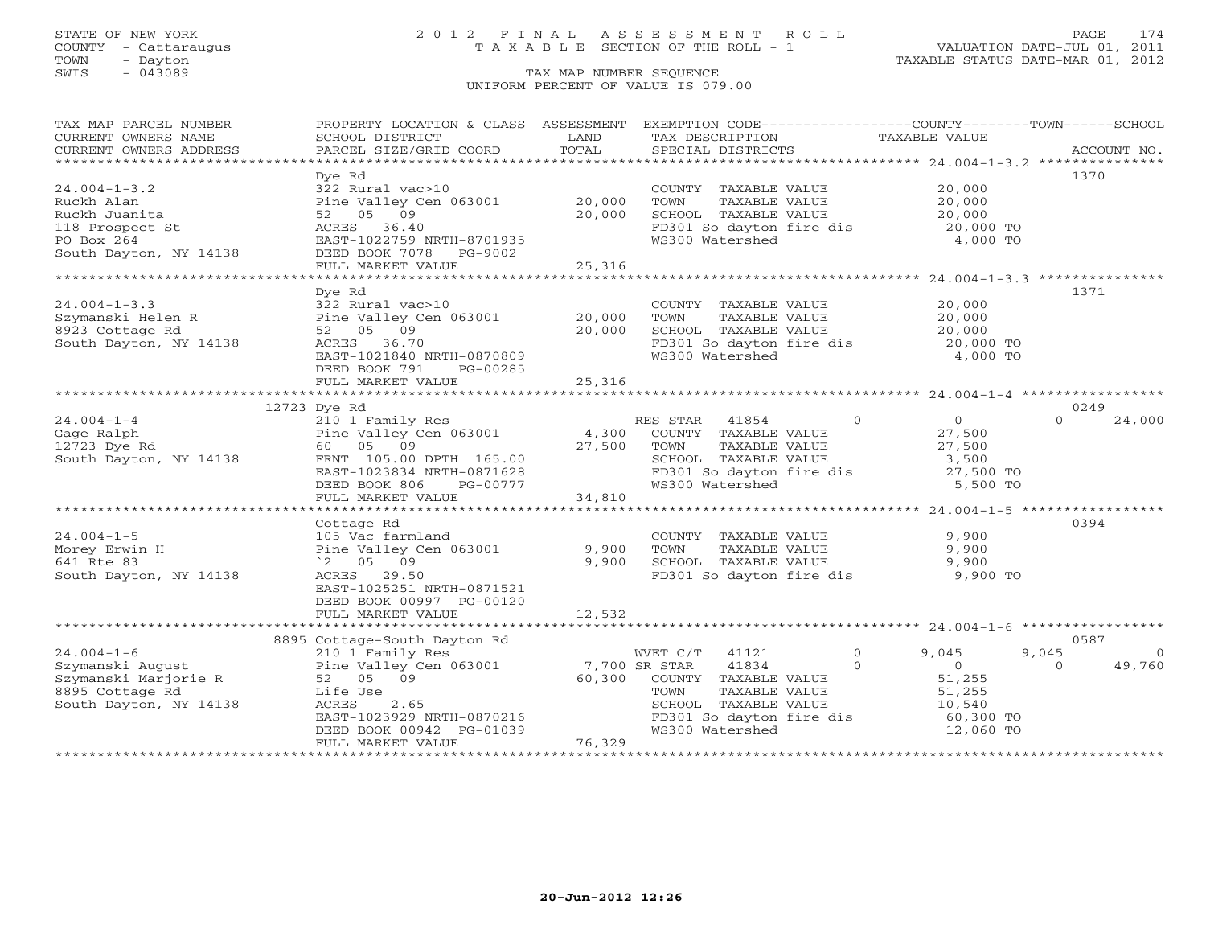STATE OF NEW YORK
COUNTY - Cattaraugus
TOWN - Dayton
SWIS - 043089

# 2012 FINAL ASSESSMENT ROLL

TAXABLE SECTION OF THE ROLL - 1

TAX MAP NUMBER SEQUENCE

UNIFORM PERCENT OF VALUE IS 079.00

VALUATION DATE-JUL 01, 2011
TAXABLE STATUS DATE-MAR 01, 2012

| TAX MAP PARCEL NUMBER / CURRENT OWNERS NAME / CURRENT OWNERS ADDRESS | PROPERTY LOCATION & CLASS / SCHOOL DISTRICT / PARCEL SIZE/GRID COORD | ASSESSMENT LAND / TOTAL | EXEMPTION CODE / TAX DESCRIPTION / SPECIAL DISTRICTS | COUNTY TAXABLE VALUE | TOWN | SCHOOL | ACCOUNT NO. |
|---|---|---|---|---|---|---|---|
| **24.004-1-3.2** | Dye Rd | | | | | | 1370 |
| 24.004-1-3.2 | 322 Rural vac>10 | | COUNTY TAXABLE VALUE | 20,000 | | | |
| Ruckh Alan | Pine Valley Cen 063001 | 20,000 | TOWN TAXABLE VALUE | 20,000 | | | |
| Ruckh Juanita | 52 05 09 | 20,000 | SCHOOL TAXABLE VALUE | 20,000 | | | |
| 118 Prospect St | ACRES 36.40 | | FD301 So dayton fire dis | 20,000 TO | | | |
| PO Box 264 | EAST-1022759 NRTH-8701935 | | WS300 Watershed | 4,000 TO | | | |
| South Dayton, NY 14138 | DEED BOOK 7078 PG-9002 | | | | | | |
| | FULL MARKET VALUE | 25,316 | | | | | |
| **24.004-1-3.3** | Dye Rd | | | | | | 1371 |
| 24.004-1-3.3 | 322 Rural vac>10 | | COUNTY TAXABLE VALUE | 20,000 | | | |
| Szymanski Helen R | Pine Valley Cen 063001 | 20,000 | TOWN TAXABLE VALUE | 20,000 | | | |
| 8923 Cottage Rd | 52 05 09 | 20,000 | SCHOOL TAXABLE VALUE | 20,000 | | | |
| South Dayton, NY 14138 | ACRES 36.70 | | FD301 So dayton fire dis | 20,000 TO | | | |
| | EAST-1021840 NRTH-0870809 | | WS300 Watershed | 4,000 TO | | | |
| | DEED BOOK 791 PG-00285 | | | | | | |
| | FULL MARKET VALUE | 25,316 | | | | | |
| **24.004-1-4** | 12723 Dye Rd | | | | | | 0249 |
| 24.004-1-4 | 210 1 Family Res | | RES STAR 41854 0 | 0 | 0 | 24,000 | |
| Gage Ralph | Pine Valley Cen 063001 | 4,300 | COUNTY TAXABLE VALUE | 27,500 | | | |
| 12723 Dye Rd | 60 05 09 | 27,500 | TOWN TAXABLE VALUE | 27,500 | | | |
| South Dayton, NY 14138 | FRNT 105.00 DPTH 165.00 | | SCHOOL TAXABLE VALUE | 3,500 | | | |
| | EAST-1023834 NRTH-0871628 | | FD301 So dayton fire dis | 27,500 TO | | | |
| | DEED BOOK 806 PG-00777 | | WS300 Watershed | 5,500 TO | | | |
| | FULL MARKET VALUE | 34,810 | | | | | |
| **24.004-1-5** | Cottage Rd | | | | | | 0394 |
| 24.004-1-5 | 105 Vac farmland | | COUNTY TAXABLE VALUE | 9,900 | | | |
| Morey Erwin H | Pine Valley Cen 063001 | 9,900 | TOWN TAXABLE VALUE | 9,900 | | | |
| 641 Rte 83 | `2 05 09 | 9,900 | SCHOOL TAXABLE VALUE | 9,900 | | | |
| South Dayton, NY 14138 | ACRES 29.50 | | FD301 So dayton fire dis | 9,900 TO | | | |
| | EAST-1025251 NRTH-0871521 | | | | | | |
| | DEED BOOK 00997 PG-00120 | | | | | | |
| | FULL MARKET VALUE | 12,532 | | | | | |
| **24.004-1-6** | 8895 Cottage-South Dayton Rd | | | | | | 0587 |
| 24.004-1-6 | 210 1 Family Res | | WVET C/T 41121 0 | 9,045 | 9,045 | 0 | |
| Szymanski August | Pine Valley Cen 063001 | 7,700 | SR STAR 41834 0 | 0 | 0 | 49,760 | |
| Szymanski Marjorie R | 52 05 09 | 60,300 | COUNTY TAXABLE VALUE | 51,255 | | | |
| 8895 Cottage Rd | Life Use | | TOWN TAXABLE VALUE | 51,255 | | | |
| South Dayton, NY 14138 | ACRES 2.65 | | SCHOOL TAXABLE VALUE | 10,540 | | | |
| | EAST-1023929 NRTH-0870216 | | FD301 So dayton fire dis | 60,300 TO | | | |
| | DEED BOOK 00942 PG-01039 | | WS300 Watershed | 12,060 TO | | | |
| | FULL MARKET VALUE | 76,329 | | | | | |

20-Jun-2012 12:26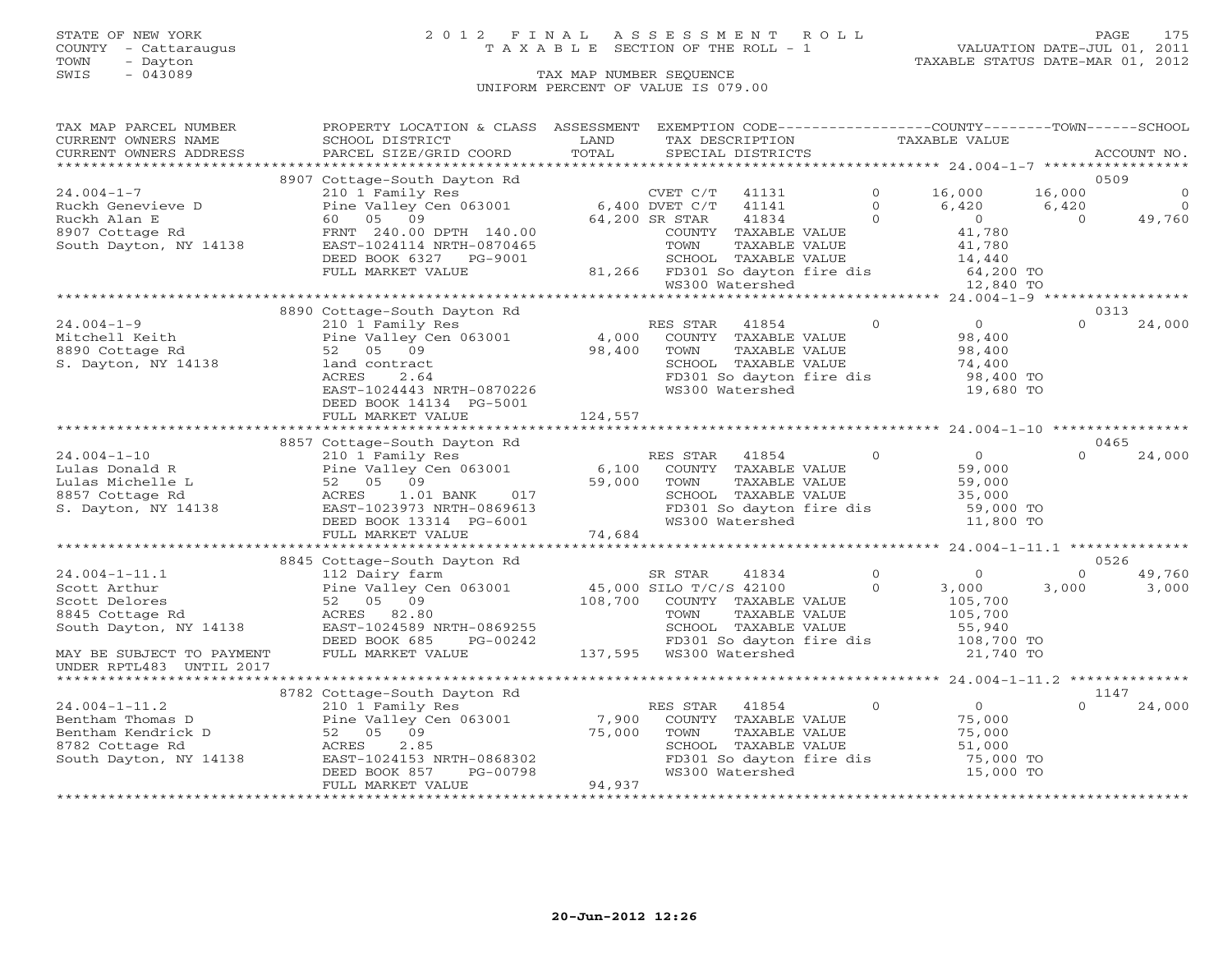STATE OF NEW YORK
COUNTY - Cattaraugus
TOWN - Dayton
SWIS - 043089

# 2012 FINAL ASSESSMENT ROLL

TAXABLE SECTION OF THE ROLL - 1

TAX MAP NUMBER SEQUENCE

UNIFORM PERCENT OF VALUE IS 079.00

VALUATION DATE-JUL 01, 2011
TAXABLE STATUS DATE-MAR 01, 2012

| TAX MAP PARCEL NUMBER / CURRENT OWNERS NAME / CURRENT OWNERS ADDRESS | PROPERTY LOCATION & CLASS / SCHOOL DISTRICT / PARCEL SIZE/GRID COORD | ASSESSMENT LAND / TOTAL | EXEMPTION CODE / TAX DESCRIPTION / SPECIAL DISTRICTS | COUNTY TAXABLE VALUE | TOWN | SCHOOL | ACCOUNT NO. |
|---|---|---|---|---|---|---|---|
| 24.004-1-7 | 8907 Cottage-South Dayton Rd | | | | | | 0509 |
| | 210 1 Family Res | | CVET C/T 41131 0 | 16,000 | 16,000 | 0 | |
| Ruckh Genevieve D | Pine Valley Cen 063001 | 6,400 | DVET C/T 41141 0 | 6,420 | 6,420 | 0 | |
| Ruckh Alan E | 60 05 09 | 64,200 | SR STAR 41834 0 | 0 | 0 | 49,760 | |
| 8907 Cottage Rd | FRNT 240.00 DPTH 140.00 | | COUNTY TAXABLE VALUE | 41,780 | | | |
| South Dayton, NY 14138 | EAST-1024114 NRTH-0870465 | | TOWN TAXABLE VALUE | 41,780 | | | |
| | DEED BOOK 6327 PG-9001 | | SCHOOL TAXABLE VALUE | 14,440 | | | |
| | FULL MARKET VALUE | 81,266 | FD301 So dayton fire dis | 64,200 TO | | | |
| | | | WS300 Watershed | 12,840 TO | | | |
| 24.004-1-9 | 8890 Cottage-South Dayton Rd | | | | | | 0313 |
| | 210 1 Family Res | | RES STAR 41854 0 | 0 | 0 | 24,000 | |
| Mitchell Keith | Pine Valley Cen 063001 | 4,000 | COUNTY TAXABLE VALUE | 98,400 | | | |
| 8890 Cottage Rd | 52 05 09 | 98,400 | TOWN TAXABLE VALUE | 98,400 | | | |
| S. Dayton, NY 14138 | land contract | | SCHOOL TAXABLE VALUE | 74,400 | | | |
| | ACRES 2.64 | | FD301 So dayton fire dis | 98,400 TO | | | |
| | EAST-1024443 NRTH-0870226 | | WS300 Watershed | 19,680 TO | | | |
| | DEED BOOK 14134 PG-5001 | | | | | | |
| | FULL MARKET VALUE | 124,557 | | | | | |
| 24.004-1-10 | 8857 Cottage-South Dayton Rd | | | | | | 0465 |
| | 210 1 Family Res | | RES STAR 41854 0 | 0 | 0 | 24,000 | |
| Lulas Donald R | Pine Valley Cen 063001 | 6,100 | COUNTY TAXABLE VALUE | 59,000 | | | |
| Lulas Michelle L | 52 05 09 | 59,000 | TOWN TAXABLE VALUE | 59,000 | | | |
| 8857 Cottage Rd | ACRES 1.01 BANK 017 | | SCHOOL TAXABLE VALUE | 35,000 | | | |
| S. Dayton, NY 14138 | EAST-1023973 NRTH-0869613 | | FD301 So dayton fire dis | 59,000 TO | | | |
| | DEED BOOK 13314 PG-6001 | | WS300 Watershed | 11,800 TO | | | |
| | FULL MARKET VALUE | 74,684 | | | | | |
| 24.004-1-11.1 | 8845 Cottage-South Dayton Rd | | | | | | 0526 |
| | 112 Dairy farm | | SR STAR 41834 0 | 0 | 0 | 49,760 | |
| Scott Arthur | Pine Valley Cen 063001 | 45,000 | SILO T/C/S 42100 0 | 3,000 | 3,000 | 3,000 | |
| Scott Delores | 52 05 09 | 108,700 | COUNTY TAXABLE VALUE | 105,700 | | | |
| 8845 Cottage Rd | ACRES 82.80 | | TOWN TAXABLE VALUE | 105,700 | | | |
| South Dayton, NY 14138 | EAST-1024589 NRTH-0869255 | | SCHOOL TAXABLE VALUE | 55,940 | | | |
| | DEED BOOK 685 PG-00242 | | FD301 So dayton fire dis | 108,700 TO | | | |
| MAY BE SUBJECT TO PAYMENT UNDER RPTL483 UNTIL 2017 | FULL MARKET VALUE | 137,595 | WS300 Watershed | 21,740 TO | | | |
| 24.004-1-11.2 | 8782 Cottage-South Dayton Rd | | | | | | 1147 |
| | 210 1 Family Res | | RES STAR 41854 0 | 0 | 0 | 24,000 | |
| Bentham Thomas D | Pine Valley Cen 063001 | 7,900 | COUNTY TAXABLE VALUE | 75,000 | | | |
| Bentham Kendrick D | 52 05 09 | 75,000 | TOWN TAXABLE VALUE | 75,000 | | | |
| 8782 Cottage Rd | ACRES 2.85 | | SCHOOL TAXABLE VALUE | 51,000 | | | |
| South Dayton, NY 14138 | EAST-1024153 NRTH-0868302 | | FD301 So dayton fire dis | 75,000 TO | | | |
| | DEED BOOK 857 PG-00798 | | WS300 Watershed | 15,000 TO | | | |
| | FULL MARKET VALUE | 94,937 | | | | | |

20-Jun-2012 12:26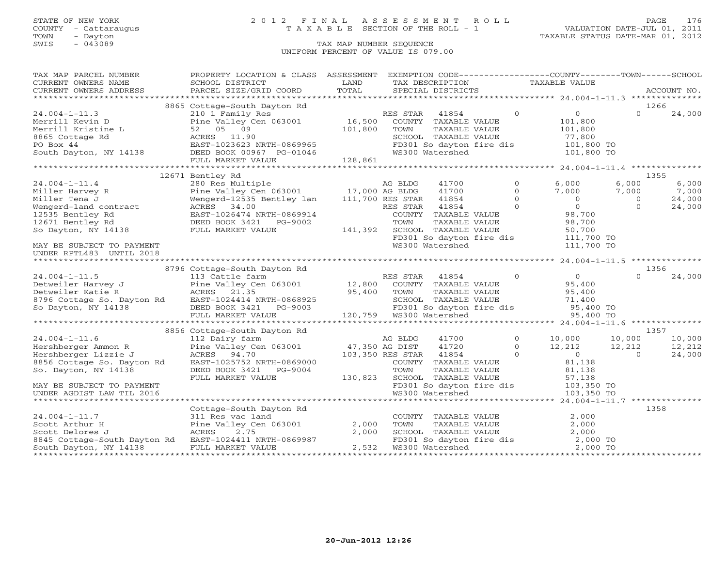STATE OF NEW YORK
COUNTY - Cattaraugus
TOWN - Dayton
SWIS - 043089

# 2012 FINAL ASSESSMENT ROLL

TAXABLE SECTION OF THE ROLL - 1

VALUATION DATE-JUL 01, 2011
TAXABLE STATUS DATE-MAR 01, 2012

TAX MAP NUMBER SEQUENCE
UNIFORM PERCENT OF VALUE IS 079.00

| TAX MAP PARCEL NUMBER / CURRENT OWNERS NAME / CURRENT OWNERS ADDRESS | PROPERTY LOCATION & CLASS / SCHOOL DISTRICT / PARCEL SIZE/GRID COORD | ASSESSMENT LAND / TOTAL | EXEMPTION CODE / TAX DESCRIPTION / SPECIAL DISTRICTS | COUNTY TAXABLE VALUE | TOWN | SCHOOL | ACCOUNT NO. |
|---|---|---|---|---|---|---|---|
| **24.004-1-11.3** | 8865 Cottage-South Dayton Rd | | | | | | 1266 |
| | 210 1 Family Res | | RES STAR 41854 0 | 0 | 0 | 24,000 | |
| Merrill Kevin D | Pine Valley Cen 063001 | 16,500 | COUNTY TAXABLE VALUE | 101,800 | | | |
| Merrill Kristine L | 52 05 09 | 101,800 | TOWN TAXABLE VALUE | 101,800 | | | |
| 8865 Cottage Rd | ACRES 11.90 | | SCHOOL TAXABLE VALUE | 77,800 | | | |
| PO Box 44 | EAST-1023623 NRTH-0869965 | | FD301 So dayton fire dis | 101,800 TO | | | |
| South Dayton, NY 14138 | DEED BOOK 00967 PG-01046 | | WS300 Watershed | 101,800 TO | | | |
| | FULL MARKET VALUE | 128,861 | | | | | |
| **24.004-1-11.4** | 12671 Bentley Rd | | | | | | 1355 |
| | 280 Res Multiple | | AG BLDG 41700 0 | 6,000 | 6,000 | 6,000 | |
| Miller Harvey R | Pine Valley Cen 063001 | 17,000 | AG BLDG 41700 0 | 7,000 | 7,000 | 7,000 | |
| Miller Tena J | Wengerd-12535 Bentley lan | 111,700 | RES STAR 41854 0 | 0 | 0 | 24,000 | |
| Wengerd-land contract | ACRES 34.00 | | RES STAR 41854 0 | 0 | 0 | 24,000 | |
| 12535 Bentley Rd | EAST-1026474 NRTH-0869914 | | COUNTY TAXABLE VALUE | 98,700 | | | |
| 12671 Bentley Rd | DEED BOOK 3421 PG-9002 | | TOWN TAXABLE VALUE | 98,700 | | | |
| So Dayton, NY 14138 | FULL MARKET VALUE | 141,392 | SCHOOL TAXABLE VALUE | 50,700 | | | |
| | | | FD301 So dayton fire dis | 111,700 TO | | | |
| MAY BE SUBJECT TO PAYMENT UNDER RPTL483 UNTIL 2018 | | | WS300 Watershed | 111,700 TO | | | |
| **24.004-1-11.5** | 8796 Cottage-South Dayton Rd | | | | | | 1356 |
| | 113 Cattle farm | | RES STAR 41854 0 | 0 | 0 | 24,000 | |
| Detweiler Harvey J | Pine Valley Cen 063001 | 12,800 | COUNTY TAXABLE VALUE | 95,400 | | | |
| Detweiler Katie R | ACRES 21.35 | 95,400 | TOWN TAXABLE VALUE | 95,400 | | | |
| 8796 Cottage So. Dayton Rd | EAST-1024414 NRTH-0868925 | | SCHOOL TAXABLE VALUE | 71,400 | | | |
| So Dayton, NY 14138 | DEED BOOK 3421 PG-9003 | | FD301 So dayton fire dis | 95,400 TO | | | |
| | FULL MARKET VALUE | 120,759 | WS300 Watershed | 95,400 TO | | | |
| **24.004-1-11.6** | 8856 Cottage-South Dayton Rd | | | | | | 1357 |
| | 112 Dairy farm | | AG BLDG 41700 0 | 10,000 | 10,000 | 10,000 | |
| Hershberger Ammon R | Pine Valley Cen 063001 | 47,350 | AG DIST 41720 0 | 12,212 | 12,212 | 12,212 | |
| Hershberger Lizzie J | ACRES 94.70 | 103,350 | RES STAR 41854 0 | 0 | 0 | 24,000 | |
| 8856 Cottage So. Dayton Rd | EAST-1025752 NRTH-0869000 | | COUNTY TAXABLE VALUE | 81,138 | | | |
| So. Dayton, NY 14138 | DEED BOOK 3421 PG-9004 | | TOWN TAXABLE VALUE | 81,138 | | | |
| | FULL MARKET VALUE | 130,823 | SCHOOL TAXABLE VALUE | 57,138 | | | |
| MAY BE SUBJECT TO PAYMENT | | | FD301 So dayton fire dis | 103,350 TO | | | |
| UNDER AGDIST LAW TIL 2016 | | | WS300 Watershed | 103,350 TO | | | |
| **24.004-1-11.7** | Cottage-South Dayton Rd | | | | | | 1358 |
| | 311 Res vac land | | COUNTY TAXABLE VALUE | 2,000 | | | |
| Scott Arthur H | Pine Valley Cen 063001 | 2,000 | TOWN TAXABLE VALUE | 2,000 | | | |
| Scott Delores J | ACRES 2.75 | 2,000 | SCHOOL TAXABLE VALUE | 2,000 | | | |
| 8845 Cottage-South Dayton Rd | EAST-1024411 NRTH-0869987 | | FD301 So dayton fire dis | 2,000 TO | | | |
| South Dayton, NY 14138 | FULL MARKET VALUE | 2,532 | WS300 Watershed | 2,000 TO | | | |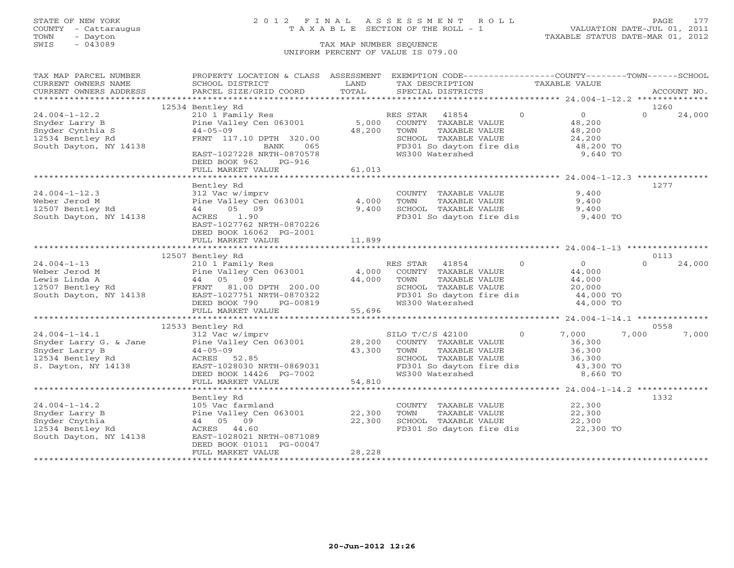STATE OF NEW YORK
COUNTY - Cattaraugus
TOWN - Dayton
SWIS - 043089

# 2012 FINAL ASSESSMENT ROLL
TAXABLE SECTION OF THE ROLL - 1
TAX MAP NUMBER SEQUENCE
UNIFORM PERCENT OF VALUE IS 079.00

VALUATION DATE-JUL 01, 2011
TAXABLE STATUS DATE-MAR 01, 2012

| TAX MAP PARCEL NUMBER / CURRENT OWNERS NAME / CURRENT OWNERS ADDRESS | PROPERTY LOCATION & CLASS / SCHOOL DISTRICT / PARCEL SIZE/GRID COORD | ASSESSMENT LAND | TOTAL | EXEMPTION CODE / TAX DESCRIPTION / SPECIAL DISTRICTS | COUNTY | TOWN | SCHOOL | ACCOUNT NO. |
|---|---|---|---|---|---|---|---|---|
| 24.004-1-12.2 | 12534 Bentley Rd | | | | | | | 1260 |
| Snyder Larry B | 210 1 Family Res | | | RES STAR 41854 0 | 0 | 0 | 24,000 | |
| Snyder Cynthia S | Pine Valley Cen 063001 | 5,000 | | COUNTY TAXABLE VALUE | 48,200 | | | |
| 12534 Bentley Rd | 44-05-09 | | 48,200 | TOWN TAXABLE VALUE | | 48,200 | | |
| South Dayton, NY 14138 | FRNT 117.10 DPTH 320.00 | | | SCHOOL TAXABLE VALUE | | | 24,200 | |
| | BANK 065 | | | FD301 So dayton fire dis | 48,200 TO | | | |
| | EAST-1027228 NRTH-0870578 | | | WS300 Watershed | 9,640 TO | | | |
| | DEED BOOK 962 PG-916 | | | | | | | |
| | FULL MARKET VALUE | | 61,013 | | | | | |
| 24.004-1-12.3 | Bentley Rd | | | | | | | 1277 |
| Weber Jerod M | 312 Vac w/imprv | | | COUNTY TAXABLE VALUE | 9,400 | | | |
| 12507 Bentley Rd | Pine Valley Cen 063001 | 4,000 | | TOWN TAXABLE VALUE | | 9,400 | | |
| South Dayton, NY 14138 | 44 05 09 | | 9,400 | SCHOOL TAXABLE VALUE | | | 9,400 | |
| | ACRES 1.90 | | | FD301 So dayton fire dis | 9,400 TO | | | |
| | EAST-1027762 NRTH-0870226 | | | | | | | |
| | DEED BOOK 16062 PG-2001 | | | | | | | |
| | FULL MARKET VALUE | | 11,899 | | | | | |
| 24.004-1-13 | 12507 Bentley Rd | | | | | | | 0113 |
| Weber Jerod M | 210 1 Family Res | | | RES STAR 41854 0 | 0 | 0 | 24,000 | |
| Lewis Linda A | Pine Valley Cen 063001 | 4,000 | | COUNTY TAXABLE VALUE | 44,000 | | | |
| 12507 Bentley Rd | 44 05 09 | | 44,000 | TOWN TAXABLE VALUE | | 44,000 | | |
| South Dayton, NY 14138 | FRNT 81.00 DPTH 200.00 | | | SCHOOL TAXABLE VALUE | | | 20,000 | |
| | EAST-1027751 NRTH-0870322 | | | FD301 So dayton fire dis | 44,000 TO | | | |
| | DEED BOOK 790 PG-00819 | | | WS300 Watershed | 44,000 TO | | | |
| | FULL MARKET VALUE | | 55,696 | | | | | |
| 24.004-1-14.1 | 12533 Bentley Rd | | | | | | | 0558 |
| Snyder Larry G. & Jane | 312 Vac w/imprv | | | SILO T/C/S 42100 0 | 7,000 | 7,000 | 7,000 | |
| Snyder Larry B | Pine Valley Cen 063001 | 28,200 | | COUNTY TAXABLE VALUE | 36,300 | | | |
| 12534 Bentley Rd | 44-05-09 | | 43,300 | TOWN TAXABLE VALUE | | 36,300 | | |
| S. Dayton, NY 14138 | ACRES 52.85 | | | SCHOOL TAXABLE VALUE | | | 36,300 | |
| | EAST-1028030 NRTH-0869031 | | | FD301 So dayton fire dis | 43,300 TO | | | |
| | DEED BOOK 14426 PG-7002 | | | WS300 Watershed | 8,660 TO | | | |
| | FULL MARKET VALUE | | 54,810 | | | | | |
| 24.004-1-14.2 | Bentley Rd | | | | | | | 1332 |
| Snyder Larry B | 105 Vac farmland | | | COUNTY TAXABLE VALUE | 22,300 | | | |
| Snyder Cnythia | Pine Valley Cen 063001 | 22,300 | | TOWN TAXABLE VALUE | | 22,300 | | |
| 12534 Bentley Rd | 44 05 09 | | 22,300 | SCHOOL TAXABLE VALUE | | | 22,300 | |
| South Dayton, NY 14138 | ACRES 44.60 | | | FD301 So dayton fire dis | 22,300 TO | | | |
| | EAST-1028021 NRTH-0871089 | | | | | | | |
| | DEED BOOK 01011 PG-00047 | | | | | | | |
| | FULL MARKET VALUE | | 28,228 | | | | | |

20-Jun-2012 12:26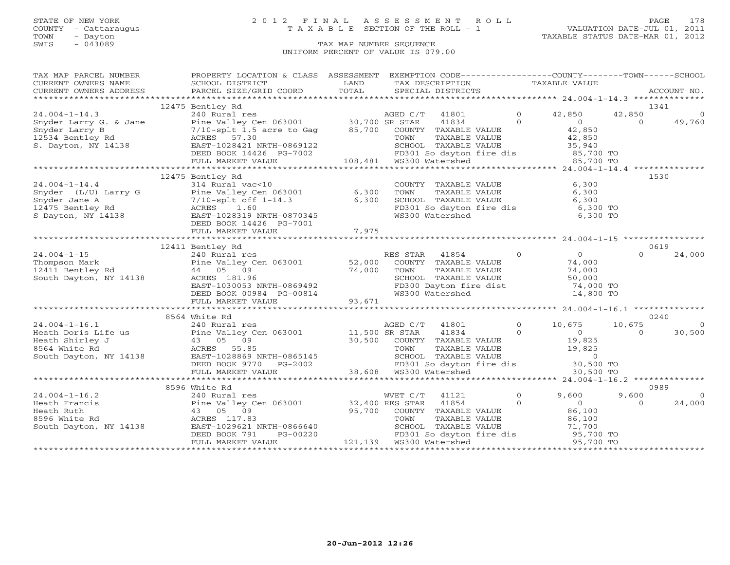STATE OF NEW YORK
COUNTY - Cattaraugus
TOWN - Dayton
SWIS - 043089

# 2012 FINAL ASSESSMENT ROLL
TAXABLE SECTION OF THE ROLL - 1

VALUATION DATE-JUL 01, 2011
TAXABLE STATUS DATE-MAR 01, 2012

TAX MAP NUMBER SEQUENCE
UNIFORM PERCENT OF VALUE IS 079.00

| TAX MAP PARCEL NUMBER / CURRENT OWNERS NAME / CURRENT OWNERS ADDRESS | PROPERTY LOCATION & CLASS / SCHOOL DISTRICT / PARCEL SIZE/GRID COORD | ASSESSMENT LAND / TOTAL | EXEMPTION CODE / TAX DESCRIPTION / SPECIAL DISTRICTS | | COUNTY TAXABLE VALUE | TOWN | SCHOOL | ACCOUNT NO. |
|---|---|---|---|---|---|---|---|---|
| | 12475 Bentley Rd | | | | | | | 1341 |
| 24.004-1-14.3 | 240 Rural res | | AGED C/T 41801 | 0 | 42,850 | 42,850 | 0 | |
| Snyder Larry G. & Jane | Pine Valley Cen 063001 | 30,700 | SR STAR 41834 | 0 | 0 | 0 | 49,760 | |
| Snyder Larry B | 7/10-splt 1.5 acre to Gag | 85,700 | COUNTY TAXABLE VALUE | | 42,850 | | | |
| 12534 Bentley Rd | ACRES 57.30 | | TOWN TAXABLE VALUE | | 42,850 | | | |
| S. Dayton, NY 14138 | EAST-1028421 NRTH-0869122 | | SCHOOL TAXABLE VALUE | | 35,940 | | | |
| | DEED BOOK 14426 PG-7002 | | FD301 So dayton fire dis | | 85,700 TO | | | |
| | FULL MARKET VALUE | 108,481 | WS300 Watershed | | 85,700 TO | | | |
| | 12475 Bentley Rd | | | | | | | 1530 |
| 24.004-1-14.4 | 314 Rural vac<10 | | COUNTY TAXABLE VALUE | | 6,300 | | | |
| Snyder (L/U) Larry G | Pine Valley Cen 063001 | 6,300 | TOWN TAXABLE VALUE | | 6,300 | | | |
| Snyder Jane A | 7/10-splt off 1-14.3 | 6,300 | SCHOOL TAXABLE VALUE | | 6,300 | | | |
| 12475 Bentley Rd | ACRES 1.60 | | FD301 So dayton fire dis | | 6,300 TO | | | |
| S Dayton, NY 14138 | EAST-1028319 NRTH-0870345 | | WS300 Watershed | | 6,300 TO | | | |
| | DEED BOOK 14426 PG-7001 | | | | | | | |
| | FULL MARKET VALUE | 7,975 | | | | | | |
| | 12411 Bentley Rd | | | | | | | 0619 |
| 24.004-1-15 | 240 Rural res | | RES STAR 41854 | 0 | 0 | 0 | 24,000 | |
| Thompson Mark | Pine Valley Cen 063001 | 52,000 | COUNTY TAXABLE VALUE | | 74,000 | | | |
| 12411 Bentley Rd | 44 05 09 | 74,000 | TOWN TAXABLE VALUE | | 74,000 | | | |
| South Dayton, NY 14138 | ACRES 181.96 | | SCHOOL TAXABLE VALUE | | 50,000 | | | |
| | EAST-1030053 NRTH-0869492 | | FD300 Dayton fire dist | | 74,000 TO | | | |
| | DEED BOOK 00984 PG-00814 | | WS300 Watershed | | 14,800 TO | | | |
| | FULL MARKET VALUE | 93,671 | | | | | | |
| | 8564 White Rd | | | | | | | 0240 |
| 24.004-1-16.1 | 240 Rural res | | AGED C/T 41801 | 0 | 10,675 | 10,675 | 0 | |
| Heath Doris Life us | Pine Valley Cen 063001 | 11,500 | SR STAR 41834 | 0 | 0 | 0 | 30,500 | |
| Heath Shirley J | 43 05 09 | 30,500 | COUNTY TAXABLE VALUE | | 19,825 | | | |
| 8564 White Rd | ACRES 55.85 | | TOWN TAXABLE VALUE | | 19,825 | | | |
| South Dayton, NY 14138 | EAST-1028869 NRTH-0865145 | | SCHOOL TAXABLE VALUE | | 0 | | | |
| | DEED BOOK 9770 PG-2002 | | FD301 So dayton fire dis | | 30,500 TO | | | |
| | FULL MARKET VALUE | 38,608 | WS300 Watershed | | 30,500 TO | | | |
| | 8596 White Rd | | | | | | | 0989 |
| 24.004-1-16.2 | 240 Rural res | | WVET C/T 41121 | 0 | 9,600 | 9,600 | 0 | |
| Heath Francis | Pine Valley Cen 063001 | 32,400 | RES STAR 41854 | 0 | 0 | 0 | 24,000 | |
| Heath Ruth | 43 05 09 | 95,700 | COUNTY TAXABLE VALUE | | 86,100 | | | |
| 8596 White Rd | ACRES 117.83 | | TOWN TAXABLE VALUE | | 86,100 | | | |
| South Dayton, NY 14138 | EAST-1029621 NRTH-0866640 | | SCHOOL TAXABLE VALUE | | 71,700 | | | |
| | DEED BOOK 791 PG-00220 | | FD301 So dayton fire dis | | 95,700 TO | | | |
| | FULL MARKET VALUE | 121,139 | WS300 Watershed | | 95,700 TO | | | |

20-Jun-2012 12:26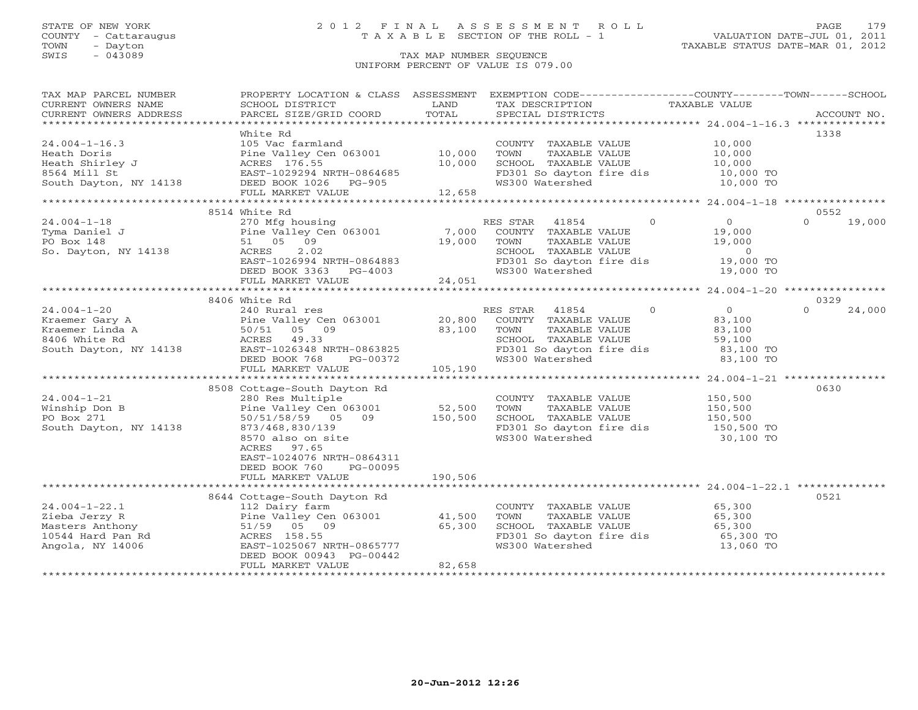STATE OF NEW YORK | COUNTY - Cattaraugus | TOWN - Dayton | SWIS - 043089

# 2012 FINAL ASSESSMENT ROLL

TAXABLE SECTION OF THE ROLL - 1

TAX MAP NUMBER SEQUENCE

UNIFORM PERCENT OF VALUE IS 079.00

VALUATION DATE-JUL 01, 2011 | TAXABLE STATUS DATE-MAR 01, 2012

| TAX MAP PARCEL NUMBER / CURRENT OWNERS NAME / CURRENT OWNERS ADDRESS | PROPERTY LOCATION & CLASS / SCHOOL DISTRICT / PARCEL SIZE/GRID COORD | ASSESSMENT LAND / TOTAL | EXEMPTION CODE / TAX DESCRIPTION / SPECIAL DISTRICTS | COUNTY / TOWN / SCHOOL TAXABLE VALUE | ACCOUNT NO. |
|---|---|---|---|---|---|
| 24.004-1-16.3 | White Rd | | | | 1338 |
| Heath Doris | 105 Vac farmland | | COUNTY TAXABLE VALUE | 10,000 | |
| Heath Shirley J | Pine Valley Cen 063001 | 10,000 | TOWN TAXABLE VALUE | 10,000 | |
| 8564 Mill St | ACRES 176.55 | 10,000 | SCHOOL TAXABLE VALUE | 10,000 | |
| South Dayton, NY 14138 | EAST-1029294 NRTH-0864685 | | FD301 So dayton fire dis | 10,000 TO | |
| | DEED BOOK 1026 PG-905 | | WS300 Watershed | 10,000 TO | |
| | FULL MARKET VALUE | 12,658 | | | |
| 24.004-1-18 | 8514 White Rd | | | | 0552 |
| Tyma Daniel J | 270 Mfg housing | | RES STAR 41854 0 | 0 / 0 / 19,000 | |
| PO Box 148 | Pine Valley Cen 063001 | 7,000 | COUNTY TAXABLE VALUE | 19,000 | |
| So. Dayton, NY 14138 | 51 05 09 | 19,000 | TOWN TAXABLE VALUE | 19,000 | |
| | ACRES 2.02 | | SCHOOL TAXABLE VALUE | 0 | |
| | EAST-1026994 NRTH-0864883 | | FD301 So dayton fire dis | 19,000 TO | |
| | DEED BOOK 3363 PG-4003 | | WS300 Watershed | 19,000 TO | |
| | FULL MARKET VALUE | 24,051 | | | |
| 24.004-1-20 | 8406 White Rd | | | | 0329 |
| Kraemer Gary A | 240 Rural res | | RES STAR 41854 0 | 0 / 0 / 24,000 | |
| Kraemer Linda A | Pine Valley Cen 063001 | 20,800 | COUNTY TAXABLE VALUE | 83,100 | |
| 8406 White Rd | 50/51 05 09 | 83,100 | TOWN TAXABLE VALUE | 83,100 | |
| South Dayton, NY 14138 | ACRES 49.33 | | SCHOOL TAXABLE VALUE | 59,100 | |
| | EAST-1026348 NRTH-0863825 | | FD301 So dayton fire dis | 83,100 TO | |
| | DEED BOOK 768 PG-00372 | | WS300 Watershed | 83,100 TO | |
| | FULL MARKET VALUE | 105,190 | | | |
| 24.004-1-21 | 8508 Cottage-South Dayton Rd | | | | 0630 |
| Winship Don B | 280 Res Multiple | | COUNTY TAXABLE VALUE | 150,500 | |
| PO Box 271 | Pine Valley Cen 063001 | 52,500 | TOWN TAXABLE VALUE | 150,500 | |
| South Dayton, NY 14138 | 50/51/58/59 05 09 | 150,500 | SCHOOL TAXABLE VALUE | 150,500 | |
| | 873/468,830/139 | | FD301 So dayton fire dis | 150,500 TO | |
| | 8570 also on site | | WS300 Watershed | 30,100 TO | |
| | ACRES 97.65 | | | | |
| | EAST-1024076 NRTH-0864311 | | | | |
| | DEED BOOK 760 PG-00095 | | | | |
| | FULL MARKET VALUE | 190,506 | | | |
| 24.004-1-22.1 | 8644 Cottage-South Dayton Rd | | | | 0521 |
| Zieba Jerzy R | 112 Dairy farm | | COUNTY TAXABLE VALUE | 65,300 | |
| Masters Anthony | Pine Valley Cen 063001 | 41,500 | TOWN TAXABLE VALUE | 65,300 | |
| 10544 Hard Pan Rd | 51/59 05 09 | 65,300 | SCHOOL TAXABLE VALUE | 65,300 | |
| Angola, NY 14006 | ACRES 158.55 | | FD301 So dayton fire dis | 65,300 TO | |
| | EAST-1025067 NRTH-0865777 | | WS300 Watershed | 13,060 TO | |
| | DEED BOOK 00943 PG-00442 | | | | |
| | FULL MARKET VALUE | 82,658 | | | |

20-Jun-2012 12:26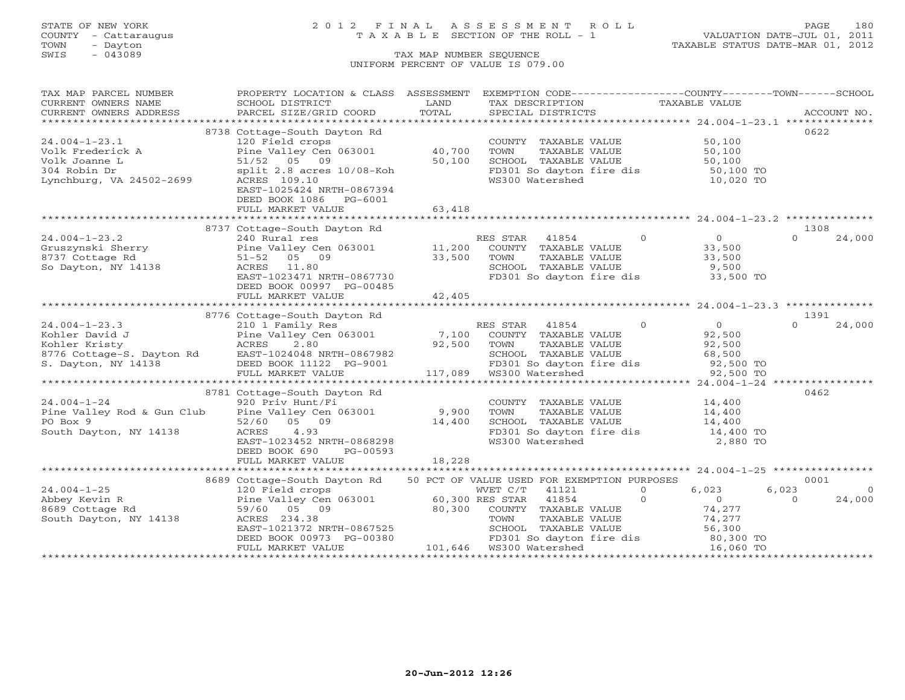STATE OF NEW YORK
COUNTY - Cattaraugus
TOWN - Dayton
SWIS - 043089

# 2012 FINAL ASSESSMENT ROLL
TAXABLE SECTION OF THE ROLL - 1

TAX MAP NUMBER SEQUENCE
UNIFORM PERCENT OF VALUE IS 079.00

VALUATION DATE-JUL 01, 2011
TAXABLE STATUS DATE-MAR 01, 2012

| TAX MAP PARCEL NUMBER / CURRENT OWNERS NAME / CURRENT OWNERS ADDRESS | PROPERTY LOCATION & CLASS / SCHOOL DISTRICT / PARCEL SIZE/GRID COORD | ASSESSMENT LAND / TOTAL | EXEMPTION CODE / TAX DESCRIPTION / SPECIAL DISTRICTS | | COUNTY TAXABLE VALUE | TOWN | SCHOOL | ACCOUNT NO. |
|---|---|---|---|---|---|---|---|---|
| | 8738 Cottage-South Dayton Rd | | | | | | | 0622 |
| 24.004-1-23.1 | 120 Field crops | | COUNTY TAXABLE VALUE | | 50,100 | | | |
| Volk Frederick A | Pine Valley Cen 063001 | 40,700 | TOWN TAXABLE VALUE | | 50,100 | | | |
| Volk Joanne L | 51/52 05 09 | 50,100 | SCHOOL TAXABLE VALUE | | 50,100 | | | |
| 304 Robin Dr | split 2.8 acres 10/08-Koh | | FD301 So dayton fire dis | | 50,100 TO | | | |
| Lynchburg, VA 24502-2699 | ACRES 109.10 | | WS300 Watershed | | 10,020 TO | | | |
| | EAST-1025424 NRTH-0867394 | | | | | | | |
| | DEED BOOK 1086 PG-6001 | | | | | | | |
| | FULL MARKET VALUE | 63,418 | | | | | | |
| | 8737 Cottage-South Dayton Rd | | | | | | | 1308 |
| 24.004-1-23.2 | 240 Rural res | | RES STAR 41854 | 0 | 0 | | 0 | 24,000 |
| Gruszynski Sherry | Pine Valley Cen 063001 | 11,200 | COUNTY TAXABLE VALUE | | 33,500 | | | |
| 8737 Cottage Rd | 51-52 05 09 | 33,500 | TOWN TAXABLE VALUE | | 33,500 | | | |
| So Dayton, NY 14138 | ACRES 11.80 | | SCHOOL TAXABLE VALUE | | 9,500 | | | |
| | EAST-1023471 NRTH-0867730 | | FD301 So dayton fire dis | | 33,500 TO | | | |
| | DEED BOOK 00997 PG-00485 | | | | | | | |
| | FULL MARKET VALUE | 42,405 | | | | | | |
| | 8776 Cottage-South Dayton Rd | | | | | | | 1391 |
| 24.004-1-23.3 | 210 1 Family Res | | RES STAR 41854 | 0 | 0 | | 0 | 24,000 |
| Kohler David J | Pine Valley Cen 063001 | 7,100 | COUNTY TAXABLE VALUE | | 92,500 | | | |
| Kohler Kristy | ACRES 2.80 | 92,500 | TOWN TAXABLE VALUE | | 92,500 | | | |
| 8776 Cottage-S. Dayton Rd | EAST-1024048 NRTH-0867982 | | SCHOOL TAXABLE VALUE | | 68,500 | | | |
| S. Dayton, NY 14138 | DEED BOOK 11122 PG-9001 | | FD301 So dayton fire dis | | 92,500 TO | | | |
| | FULL MARKET VALUE | 117,089 | WS300 Watershed | | 92,500 TO | | | |
| | 8781 Cottage-South Dayton Rd | | | | | | | 0462 |
| 24.004-1-24 | 920 Priv Hunt/Fi | | COUNTY TAXABLE VALUE | | 14,400 | | | |
| Pine Valley Rod & Gun Club | Pine Valley Cen 063001 | 9,900 | TOWN TAXABLE VALUE | | 14,400 | | | |
| PO Box 9 | 52/60 05 09 | 14,400 | SCHOOL TAXABLE VALUE | | 14,400 | | | |
| South Dayton, NY 14138 | ACRES 4.93 | | FD301 So dayton fire dis | | 14,400 TO | | | |
| | EAST-1023452 NRTH-0868298 | | WS300 Watershed | | 2,880 TO | | | |
| | DEED BOOK 690 PG-00593 | | | | | | | |
| | FULL MARKET VALUE | 18,228 | | | | | | |
| | 8689 Cottage-South Dayton Rd | | 50 PCT OF VALUE USED FOR EXEMPTION PURPOSES | | | | | 0001 |
| 24.004-1-25 | 120 Field crops | | WVET C/T 41121 | 0 | 6,023 | 6,023 | | 0 |
| Abbey Kevin R | Pine Valley Cen 063001 | 60,300 | RES STAR 41854 | 0 | 0 | | 0 | 24,000 |
| 8689 Cottage Rd | 59/60 05 09 | 80,300 | COUNTY TAXABLE VALUE | | 74,277 | | | |
| South Dayton, NY 14138 | ACRES 234.38 | | TOWN TAXABLE VALUE | | 74,277 | | | |
| | EAST-1021372 NRTH-0867525 | | SCHOOL TAXABLE VALUE | | 56,300 | | | |
| | DEED BOOK 00973 PG-00380 | | FD301 So dayton fire dis | | 80,300 TO | | | |
| | FULL MARKET VALUE | 101,646 | WS300 Watershed | | 16,060 TO | | | |

20-Jun-2012 12:26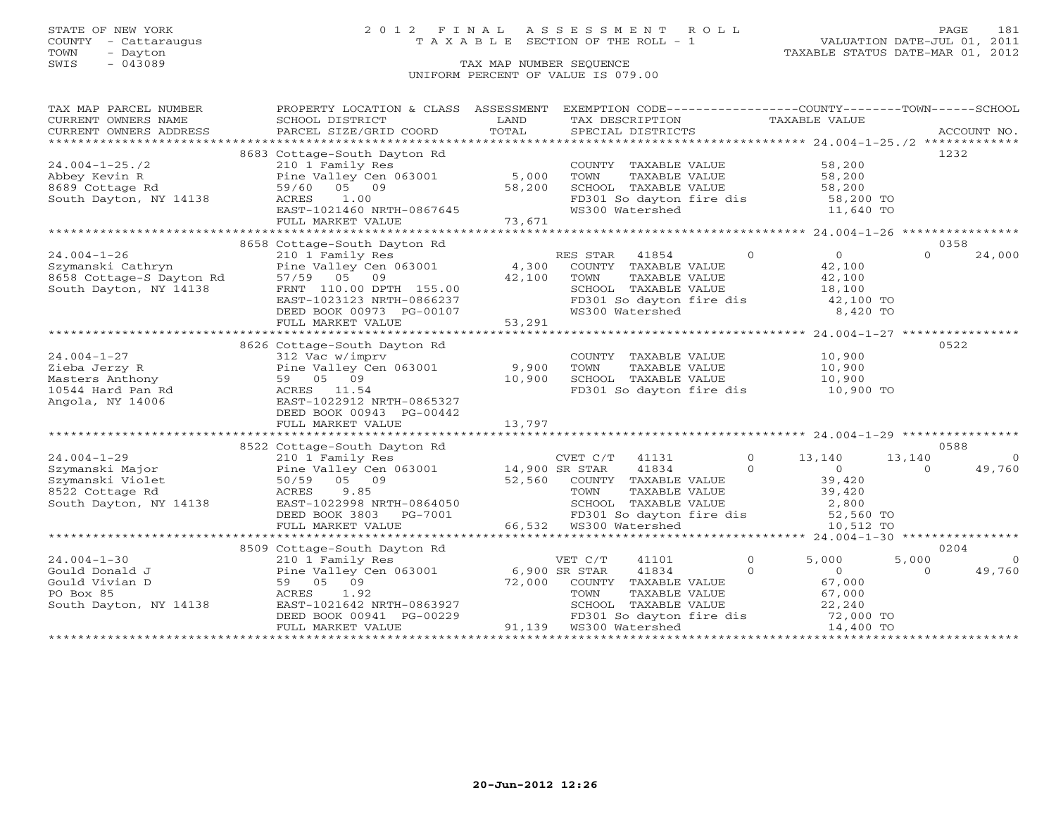STATE OF NEW YORK
COUNTY - Cattaraugus
TOWN - Dayton
SWIS - 043089

# 2012 FINAL ASSESSMENT ROLL
TAXABLE SECTION OF THE ROLL - 1
TAX MAP NUMBER SEQUENCE
UNIFORM PERCENT OF VALUE IS 079.00

VALUATION DATE-JUL 01, 2011
TAXABLE STATUS DATE-MAR 01, 2012

| TAX MAP PARCEL NUMBER / CURRENT OWNERS NAME / CURRENT OWNERS ADDRESS | PROPERTY LOCATION & CLASS / SCHOOL DISTRICT / PARCEL SIZE/GRID COORD | ASSESSMENT LAND / TOTAL | EXEMPTION CODE / TAX DESCRIPTION / SPECIAL DISTRICTS | COUNTY TAXABLE VALUE | TOWN | SCHOOL | ACCOUNT NO. |
|---|---|---|---|---|---|---|---|
| **24.004-1-25./2** | 8683 Cottage-South Dayton Rd | | | | | | 1232 |
| Abbey Kevin R | 210 1 Family Res | | COUNTY TAXABLE VALUE | 58,200 | | | |
| 8689 Cottage Rd | Pine Valley Cen 063001 | 5,000 | TOWN TAXABLE VALUE | 58,200 | | | |
| South Dayton, NY 14138 | 59/60 05 09 | 58,200 | SCHOOL TAXABLE VALUE | 58,200 | | | |
| | ACRES 1.00 | | FD301 So dayton fire dis | 58,200 TO | | | |
| | EAST-1021460 NRTH-0867645 | | WS300 Watershed | 11,640 TO | | | |
| | FULL MARKET VALUE | 73,671 | | | | | |
| **24.004-1-26** | 8658 Cottage-South Dayton Rd | | | | | | 0358 |
| Szymanski Cathryn | 210 1 Family Res | | RES STAR 41854 0 | 0 | 0 | 24,000 | |
| 8658 Cottage-S Dayton Rd | Pine Valley Cen 063001 | 4,300 | COUNTY TAXABLE VALUE | 42,100 | | | |
| South Dayton, NY 14138 | 57/59 05 09 | 42,100 | TOWN TAXABLE VALUE | 42,100 | | | |
| | FRNT 110.00 DPTH 155.00 | | SCHOOL TAXABLE VALUE | 18,100 | | | |
| | EAST-1023123 NRTH-0866237 | | FD301 So dayton fire dis | 42,100 TO | | | |
| | DEED BOOK 00973 PG-00107 | | WS300 Watershed | 8,420 TO | | | |
| | FULL MARKET VALUE | 53,291 | | | | | |
| **24.004-1-27** | 8626 Cottage-South Dayton Rd | | | | | | 0522 |
| Zieba Jerzy R | 312 Vac w/imprv | | COUNTY TAXABLE VALUE | 10,900 | | | |
| Masters Anthony | Pine Valley Cen 063001 | 9,900 | TOWN TAXABLE VALUE | 10,900 | | | |
| 10544 Hard Pan Rd | 59 05 09 | 10,900 | SCHOOL TAXABLE VALUE | 10,900 | | | |
| Angola, NY 14006 | ACRES 11.54 | | FD301 So dayton fire dis | 10,900 TO | | | |
| | EAST-1022912 NRTH-0865327 | | | | | | |
| | DEED BOOK 00943 PG-00442 | | | | | | |
| | FULL MARKET VALUE | 13,797 | | | | | |
| **24.004-1-29** | 8522 Cottage-South Dayton Rd | | | | | | 0588 |
| Szymanski Major | 210 1 Family Res | | CVET C/T 41131 0 | 13,140 | 13,140 | 0 | |
| Szymanski Violet | Pine Valley Cen 063001 | 14,900 | SR STAR 41834 0 | 0 | 0 | 49,760 | |
| 8522 Cottage Rd | 50/59 05 09 | 52,560 | COUNTY TAXABLE VALUE | 39,420 | | | |
| South Dayton, NY 14138 | ACRES 9.85 | | TOWN TAXABLE VALUE | 39,420 | | | |
| | EAST-1022998 NRTH-0864050 | | SCHOOL TAXABLE VALUE | 2,800 | | | |
| | DEED BOOK 3803 PG-7001 | | FD301 So dayton fire dis | 52,560 TO | | | |
| | FULL MARKET VALUE | 66,532 | WS300 Watershed | 10,512 TO | | | |
| **24.004-1-30** | 8509 Cottage-South Dayton Rd | | | | | | 0204 |
| Gould Donald J | 210 1 Family Res | | VET C/T 41101 0 | 5,000 | 5,000 | 0 | |
| Gould Vivian D | Pine Valley Cen 063001 | 6,900 | SR STAR 41834 0 | 0 | 0 | 49,760 | |
| PO Box 85 | 59 05 09 | 72,000 | COUNTY TAXABLE VALUE | 67,000 | | | |
| South Dayton, NY 14138 | ACRES 1.92 | | TOWN TAXABLE VALUE | 67,000 | | | |
| | EAST-1021642 NRTH-0863927 | | SCHOOL TAXABLE VALUE | 22,240 | | | |
| | DEED BOOK 00941 PG-00229 | | FD301 So dayton fire dis | 72,000 TO | | | |
| | FULL MARKET VALUE | 91,139 | WS300 Watershed | 14,400 TO | | | |

20-Jun-2012 12:26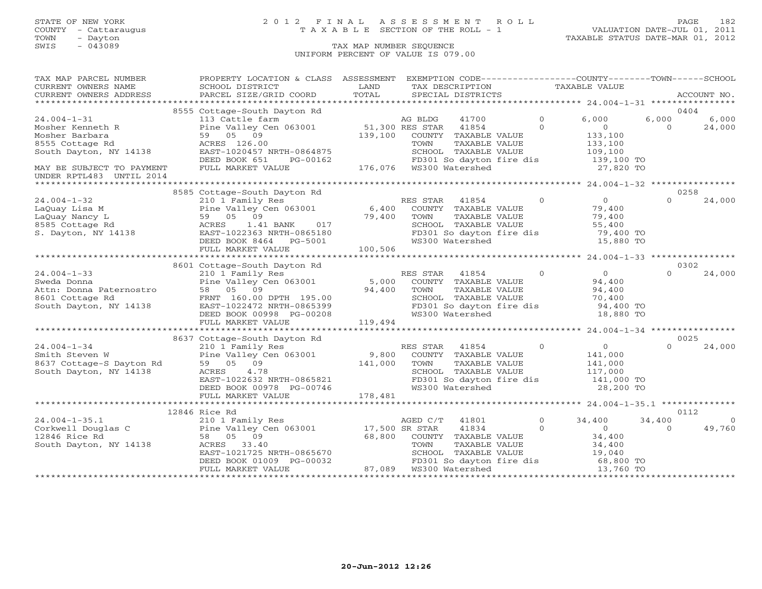STATE OF NEW YORK
COUNTY - Cattaraugus
TOWN - Dayton
SWIS - 043089

# 2012 FINAL ASSESSMENT ROLL
TAXABLE SECTION OF THE ROLL - 1
TAX MAP NUMBER SEQUENCE
UNIFORM PERCENT OF VALUE IS 079.00

VALUATION DATE-JUL 01, 2011
TAXABLE STATUS DATE-MAR 01, 2012

```
TAX MAP PARCEL NUMBER          PROPERTY LOCATION & CLASS  ASSESSMENT  EXEMPTION CODE------------------COUNTY--------TOWN------SCHOOL
CURRENT OWNERS NAME            SCHOOL DISTRICT              LAND        TAX DESCRIPTION              TAXABLE VALUE
CURRENT OWNERS ADDRESS         PARCEL SIZE/GRID COORD       TOTAL       SPECIAL DISTRICTS                                           ACCOUNT NO.
******************************************************************************************************* 24.004-1-31 ****************
                               8555 Cottage-South Dayton Rd                                                                          0404
24.004-1-31                    113 Cattle farm                       AG BLDG     41700          0       6,000       6,000        6,000
Mosher Kenneth R               Pine Valley Cen 063001      51,300 RES STAR    41854          0           0           0       24,000
Mosher Barbara                 59   05   09               139,100   COUNTY  TAXABLE VALUE              133,100
8555 Cottage Rd                ACRES 126.00                          TOWN    TAXABLE VALUE              133,100
South Dayton, NY 14138         EAST-1020457 NRTH-0864875             SCHOOL  TAXABLE VALUE              109,100
                               DEED BOOK 651    PG-00162             FD301 So dayton fire dis           139,100 TO
MAY BE SUBJECT TO PAYMENT      FULL MARKET VALUE          176,076   WS300 Watershed                     27,820 TO
UNDER RPTL483  UNTIL 2014
******************************************************************************************************* 24.004-1-32 ****************
                               8585 Cottage-South Dayton Rd                                                                          0258
24.004-1-32                    210 1 Family Res                      RES STAR    41854          0           0           0       24,000
LaQuay Lisa M                  Pine Valley Cen 063001       6,400   COUNTY  TAXABLE VALUE               79,400
LaQuay Nancy L                 59   05   09                79,400   TOWN    TAXABLE VALUE               79,400
8585 Cottage Rd                ACRES     1.41 BANK     017           SCHOOL  TAXABLE VALUE               55,400
S. Dayton, NY 14138            EAST-1022363 NRTH-0865180             FD301 So dayton fire dis            79,400 TO
                               DEED BOOK 8464   PG-5001              WS300 Watershed                     15,880 TO
                               FULL MARKET VALUE          100,506
******************************************************************************************************* 24.004-1-33 ****************
                               8601 Cottage-South Dayton Rd                                                                          0302
24.004-1-33                    210 1 Family Res                      RES STAR    41854          0           0           0       24,000
Sweda Donna                    Pine Valley Cen 063001       5,000   COUNTY  TAXABLE VALUE               94,400
Attn: Donna Paternostro        58   05   09                94,400   TOWN    TAXABLE VALUE               94,400
8601 Cottage Rd                FRNT 160.00 DPTH 195.00               SCHOOL  TAXABLE VALUE               70,400
South Dayton, NY 14138         EAST-1022472 NRTH-0865399             FD301 So dayton fire dis            94,400 TO
                               DEED BOOK 00998 PG-00208              WS300 Watershed                     18,880 TO
                               FULL MARKET VALUE          119,494
******************************************************************************************************* 24.004-1-34 ****************
                               8637 Cottage-South Dayton Rd                                                                          0025
24.004-1-34                    210 1 Family Res                      RES STAR    41854          0           0           0       24,000
Smith Steven W                 Pine Valley Cen 063001       9,800   COUNTY  TAXABLE VALUE              141,000
8637 Cottage-S Dayton Rd       59   05   09               141,000   TOWN    TAXABLE VALUE              141,000
South Dayton, NY 14138         ACRES     4.78                        SCHOOL  TAXABLE VALUE              117,000
                               EAST-1022632 NRTH-0865821             FD301 So dayton fire dis           141,000 TO
                               DEED BOOK 00978 PG-00746              WS300 Watershed                     28,200 TO
                               FULL MARKET VALUE          178,481
******************************************************************************************************* 24.004-1-35.1 **************
                               12846 Rice Rd                                                                                         0112
24.004-1-35.1                  210 1 Family Res                      AGED C/T    41801          0      34,400      34,400            0
Corkwell Douglas C             Pine Valley Cen 063001      17,500 SR STAR     41834          0           0           0       49,760
12846 Rice Rd                  58   05   09                68,800   COUNTY  TAXABLE VALUE               34,400
South Dayton, NY 14138         ACRES    33.40                        TOWN    TAXABLE VALUE               34,400
                               EAST-1021725 NRTH-0865670             SCHOOL  TAXABLE VALUE               19,040
                               DEED BOOK 01009 PG-00032              FD301 So dayton fire dis            68,800 TO
                               FULL MARKET VALUE           87,089   WS300 Watershed                     13,760 TO
************************************************************************************************************************************
```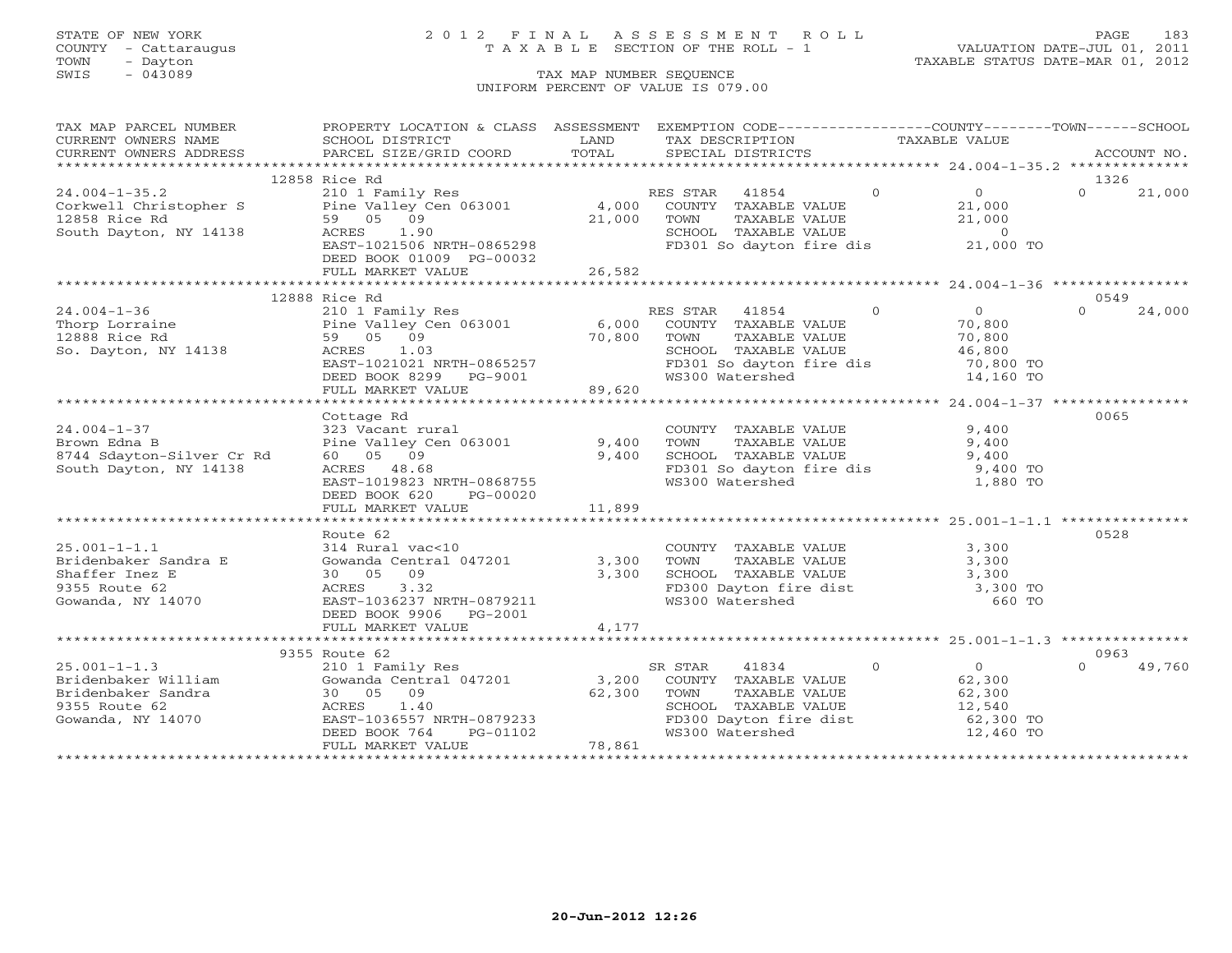STATE OF NEW YORK
COUNTY - Cattaraugus
TOWN - Dayton
SWIS - 043089

# 2012 FINAL ASSESSMENT ROLL
TAXABLE SECTION OF THE ROLL - 1

VALUATION DATE-JUL 01, 2011
TAXABLE STATUS DATE-MAR 01, 2012

TAX MAP NUMBER SEQUENCE
UNIFORM PERCENT OF VALUE IS 079.00

```
TAX MAP PARCEL NUMBER          PROPERTY LOCATION & CLASS  ASSESSMENT  EXEMPTION CODE------------------COUNTY--------TOWN------SCHOOL
CURRENT OWNERS NAME            SCHOOL DISTRICT              LAND      TAX DESCRIPTION              TAXABLE VALUE
CURRENT OWNERS ADDRESS         PARCEL SIZE/GRID COORD       TOTAL     SPECIAL DISTRICTS                                   ACCOUNT NO.
******************************************************************************************************* 24.004-1-35.2 **************
                    12858 Rice Rd                                                                                         1326
24.004-1-35.2                  210 1 Family Res                   RES STAR   41854          0          0            0      21,000
Corkwell Christopher S         Pine Valley Cen 063001     4,000   COUNTY  TAXABLE VALUE             21,000
12858 Rice Rd                  59  05  09                21,000   TOWN    TAXABLE VALUE             21,000
South Dayton, NY 14138         ACRES    1.90                      SCHOOL  TAXABLE VALUE                  0
                               EAST-1021506 NRTH-0865298          FD301 So dayton fire dis          21,000 TO
                               DEED BOOK 01009 PG-00032
                               FULL MARKET VALUE         26,582
******************************************************************************************************* 24.004-1-36 ****************
                    12888 Rice Rd                                                                                         0549
24.004-1-36                    210 1 Family Res                   RES STAR   41854          0          0            0      24,000
Thorp Lorraine                 Pine Valley Cen 063001     6,000   COUNTY  TAXABLE VALUE             70,800
12888 Rice Rd                  59  05  09                70,800   TOWN    TAXABLE VALUE             70,800
So. Dayton, NY 14138           ACRES    1.03                      SCHOOL  TAXABLE VALUE             46,800
                               EAST-1021021 NRTH-0865257          FD301 So dayton fire dis          70,800 TO
                               DEED BOOK 8299   PG-9001           WS300 Watershed                   14,160 TO
                               FULL MARKET VALUE         89,620
******************************************************************************************************* 24.004-1-37 ****************
                    Cottage Rd                                                                                            0065
24.004-1-37                    323 Vacant rural                   COUNTY  TAXABLE VALUE              9,400
Brown Edna B                   Pine Valley Cen 063001     9,400   TOWN    TAXABLE VALUE              9,400
8744 Sdayton-Silver Cr Rd      60  05  09                 9,400   SCHOOL  TAXABLE VALUE              9,400
South Dayton, NY 14138         ACRES   48.68                      FD301 So dayton fire dis           9,400 TO
                               EAST-1019823 NRTH-0868755          WS300 Watershed                    1,880 TO
                               DEED BOOK 620    PG-00020
                               FULL MARKET VALUE         11,899
******************************************************************************************************* 25.001-1-1.1 ***************
                    Route 62                                                                                              0528
25.001-1-1.1                   314 Rural vac<10                   COUNTY  TAXABLE VALUE              3,300
Bridenbaker Sandra E           Gowanda Central 047201     3,300   TOWN    TAXABLE VALUE              3,300
Shaffer Inez E                 30  05  09                 3,300   SCHOOL  TAXABLE VALUE              3,300
9355 Route 62                  ACRES    3.32                      FD300 Dayton fire dist             3,300 TO
Gowanda, NY 14070              EAST-1036237 NRTH-0879211          WS300 Watershed                      660 TO
                               DEED BOOK 9906   PG-2001
                               FULL MARKET VALUE          4,177
******************************************************************************************************* 25.001-1-1.3 ***************
                    9355 Route 62                                                                                         0963
25.001-1-1.3                   210 1 Family Res                   SR STAR    41834          0          0            0      49,760
Bridenbaker William            Gowanda Central 047201     3,200   COUNTY  TAXABLE VALUE             62,300
Bridenbaker Sandra             30  05  09                62,300   TOWN    TAXABLE VALUE             62,300
9355 Route 62                  ACRES    1.40                      SCHOOL  TAXABLE VALUE             12,540
Gowanda, NY 14070              EAST-1036557 NRTH-0879233          FD300 Dayton fire dist            62,300 TO
                               DEED BOOK 764    PG-01102          WS300 Watershed                   12,460 TO
                               FULL MARKET VALUE         78,861
************************************************************************************************************************************
```

20-Jun-2012 12:26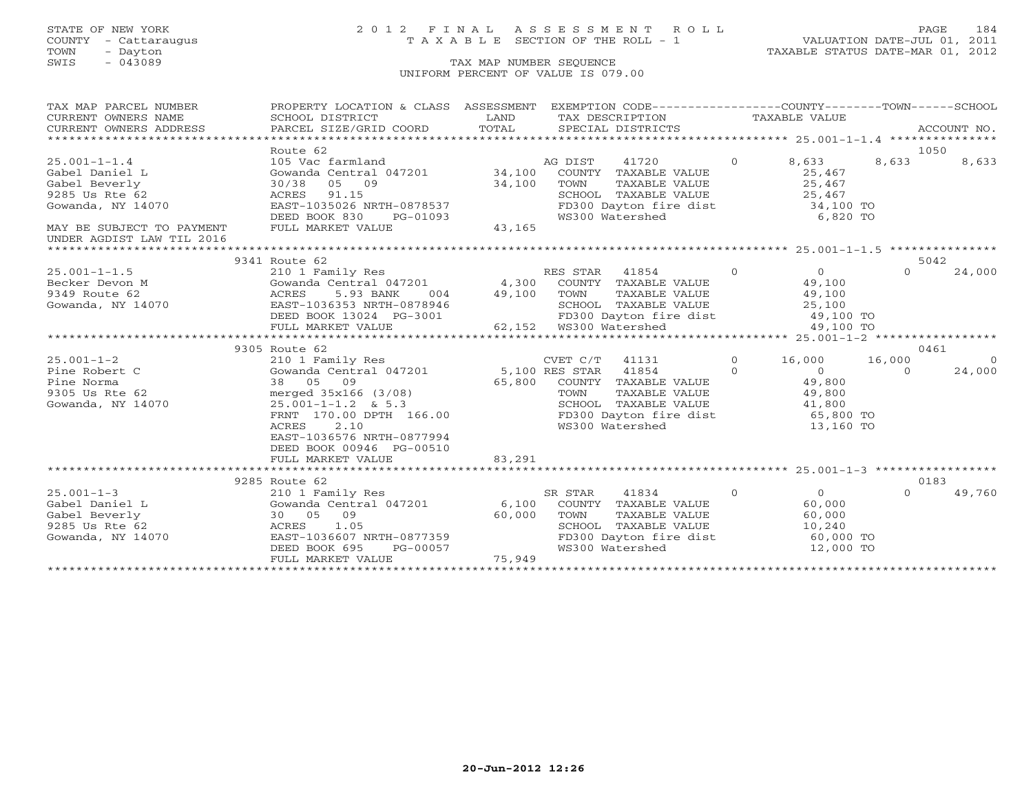STATE OF NEW YORK
COUNTY - Cattaraugus
TOWN - Dayton
SWIS - 043089

# 2012 FINAL ASSESSMENT ROLL
TAXABLE SECTION OF THE ROLL - 1

TAX MAP NUMBER SEQUENCE
UNIFORM PERCENT OF VALUE IS 079.00

VALUATION DATE-JUL 01, 2011
TAXABLE STATUS DATE-MAR 01, 2012

```
TAX MAP PARCEL NUMBER      PROPERTY LOCATION & CLASS  ASSESSMENT  EXEMPTION CODE------------------COUNTY--------TOWN------SCHOOL
CURRENT OWNERS NAME        SCHOOL DISTRICT               LAND      TAX DESCRIPTION            TAXABLE VALUE
CURRENT OWNERS ADDRESS     PARCEL SIZE/GRID COORD        TOTAL     SPECIAL DISTRICTS                                    ACCOUNT NO.
******************************************************************************************** 25.001-1-1.4 ***************
                           Route 62                                                                                1050
25.001-1-1.4               105 Vac farmland                  AG DIST     41720        0       8,633     8,633        8,633
Gabel Daniel L             Gowanda Central 047201   34,100   COUNTY  TAXABLE VALUE           25,467
Gabel Beverly              30/38   05   09          34,100   TOWN    TAXABLE VALUE           25,467
9285 Us Rte 62             ACRES   91.15                     SCHOOL  TAXABLE VALUE           25,467
Gowanda, NY 14070          EAST-1035026 NRTH-0878537         FD300 Dayton fire dist          34,100 TO
                           DEED BOOK 830     PG-01093        WS300 Watershed                  6,820 TO
MAY BE SUBJECT TO PAYMENT  FULL MARKET VALUE        43,165
UNDER AGDIST LAW TIL 2016
******************************************************************************************** 25.001-1-1.5 ***************
                      9341 Route 62                                                                                5042
25.001-1-1.5               210 1 Family Res                  RES STAR    41854        0           0         0       24,000
Becker Devon M             Gowanda Central 047201    4,300   COUNTY  TAXABLE VALUE           49,100
9349 Route 62              ACRES    5.93 BANK    004 49,100  TOWN    TAXABLE VALUE           49,100
Gowanda, NY 14070          EAST-1036353 NRTH-0878946         SCHOOL  TAXABLE VALUE           25,100
                           DEED BOOK 13024  PG-3001          FD300 Dayton fire dist          49,100 TO
                           FULL MARKET VALUE        62,152   WS300 Watershed                 49,100 TO
******************************************************************************************** 25.001-1-2 *****************
                      9305 Route 62                                                                                0461
25.001-1-2                 210 1 Family Res                  CVET C/T    41131        0      16,000    16,000            0
Pine Robert C              Gowanda Central 047201    5,100 RES STAR    41854        0           0         0       24,000
Pine Norma                 38   05   09             65,800   COUNTY  TAXABLE VALUE           49,800
9305 Us Rte 62             merged 35x166 (3/08)              TOWN    TAXABLE VALUE           49,800
Gowanda, NY 14070          25.001-1-1.2  & 5.3               SCHOOL  TAXABLE VALUE           41,800
                           FRNT 170.00 DPTH 166.00           FD300 Dayton fire dist          65,800 TO
                           ACRES    2.10                     WS300 Watershed                 13,160 TO
                           EAST-1036576 NRTH-0877994
                           DEED BOOK 00946 PG-00510
                           FULL MARKET VALUE        83,291
******************************************************************************************** 25.001-1-3 *****************
                      9285 Route 62                                                                                0183
25.001-1-3                 210 1 Family Res                  SR STAR     41834        0           0         0       49,760
Gabel Daniel L             Gowanda Central 047201    6,100   COUNTY  TAXABLE VALUE           60,000
Gabel Beverly              30   05   09             60,000   TOWN    TAXABLE VALUE           60,000
9285 Us Rte 62             ACRES    1.05                     SCHOOL  TAXABLE VALUE           10,240
Gowanda, NY 14070          EAST-1036607 NRTH-0877359         FD300 Dayton fire dist          60,000 TO
                           DEED BOOK 695     PG-00057        WS300 Watershed                 12,000 TO
                           FULL MARKET VALUE        75,949
****************************************************************************************************************************
```

20-Jun-2012 12:26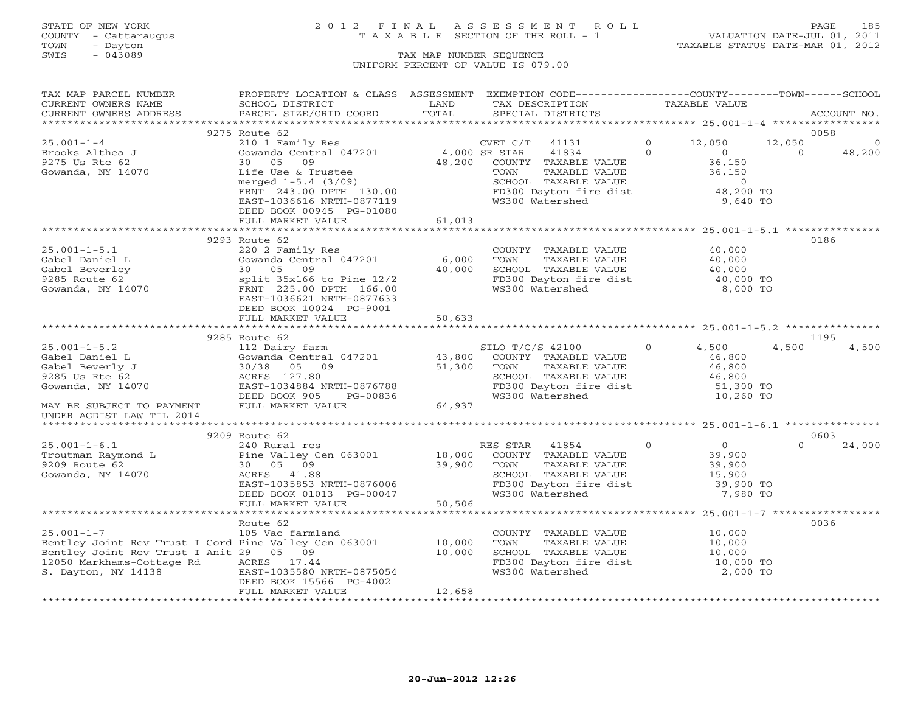STATE OF NEW YORK
COUNTY - Cattaraugus
TOWN - Dayton
SWIS - 043089

# 2012 FINAL ASSESSMENT ROLL
TAXABLE SECTION OF THE ROLL - 1

VALUATION DATE-JUL 01, 2011
TAXABLE STATUS DATE-MAR 01, 2012

TAX MAP NUMBER SEQUENCE
UNIFORM PERCENT OF VALUE IS 079.00

```
TAX MAP PARCEL NUMBER     PROPERTY LOCATION & CLASS  ASSESSMENT  EXEMPTION CODE-----------------COUNTY--------TOWN------SCHOOL
CURRENT OWNERS NAME       SCHOOL DISTRICT             LAND       TAX DESCRIPTION              TAXABLE VALUE
CURRENT OWNERS ADDRESS    PARCEL SIZE/GRID COORD      TOTAL      SPECIAL DISTRICTS                                        ACCOUNT NO.
******************************************************************************************* 25.001-1-4 *****************
                          9275 Route 62                                                                                 0058
25.001-1-4                210 1 Family Res                     CVET C/T   41131        0      12,050       12,050          0
Brooks Althea J           Gowanda Central 047201      4,000 SR STAR     41834         0           0            0     48,200
9275 Us Rte 62            30   05   09               48,200    COUNTY  TAXABLE VALUE            36,150
Gowanda, NY 14070         Life Use & Trustee                   TOWN    TAXABLE VALUE            36,150
                          merged 1-5.4 (3/09)                  SCHOOL  TAXABLE VALUE                 0
                          FRNT 243.00 DPTH 130.00              FD300 Dayton fire dist           48,200 TO
                          EAST-1036616 NRTH-0877119            WS300 Watershed                   9,640 TO
                          DEED BOOK 00945 PG-01080
                          FULL MARKET VALUE           61,013
******************************************************************************************* 25.001-1-5.1 ***************
                          9293 Route 62                                                                                 0186
25.001-1-5.1              220 2 Family Res                     COUNTY  TAXABLE VALUE            40,000
Gabel Daniel L            Gowanda Central 047201       6,000   TOWN    TAXABLE VALUE            40,000
Gabel Beverley            30   05   09               40,000    SCHOOL  TAXABLE VALUE            40,000
9285 Route 62             split 35x166 to Pine 12/2            FD300 Dayton fire dist           40,000 TO
Gowanda, NY 14070         FRNT 225.00 DPTH 166.00              WS300 Watershed                   8,000 TO
                          EAST-1036621 NRTH-0877633
                          DEED BOOK 10024 PG-9001
                          FULL MARKET VALUE           50,633
******************************************************************************************* 25.001-1-5.2 ***************
                          9285 Route 62                                                                                 1195
25.001-1-5.2              112 Dairy farm                       SILO T/C/S 42100        0       4,500        4,500      4,500
Gabel Daniel L            Gowanda Central 047201      43,800   COUNTY  TAXABLE VALUE            46,800
Gabel Beverly J           30/38   05   09             51,300   TOWN    TAXABLE VALUE            46,800
9285 Us Rte 62            ACRES 127.80                         SCHOOL  TAXABLE VALUE            46,800
Gowanda, NY 14070         EAST-1034884 NRTH-0876788            FD300 Dayton fire dist           51,300 TO
                          DEED BOOK 905    PG-00836            WS300 Watershed                  10,260 TO
MAY BE SUBJECT TO PAYMENT FULL MARKET VALUE           64,937
UNDER AGDIST LAW TIL 2014
******************************************************************************************* 25.001-1-6.1 ***************
                          9209 Route 62                                                                                 0603
25.001-1-6.1              240 Rural res                        RES STAR   41854        0           0            0     24,000
Troutman Raymond L        Pine Valley Cen 063001      18,000   COUNTY  TAXABLE VALUE            39,900
9209 Route 62             30   05   09               39,900    TOWN    TAXABLE VALUE            39,900
Gowanda, NY 14070         ACRES  41.88                         SCHOOL  TAXABLE VALUE            15,900
                          EAST-1035853 NRTH-0876006            FD300 Dayton fire dist           39,900 TO
                          DEED BOOK 01013 PG-00047             WS300 Watershed                   7,980 TO
                          FULL MARKET VALUE           50,506
******************************************************************************************* 25.001-1-7 *****************
                          Route 62                                                                                      0036
25.001-1-7                105 Vac farmland                     COUNTY  TAXABLE VALUE            10,000
Bentley Joint Rev Trust I Gord Pine Valley Cen 063001  10,000  TOWN    TAXABLE VALUE            10,000
Bentley Joint Rev Trust I Anit 29   05   09          10,000    SCHOOL  TAXABLE VALUE            10,000
12050 Markhams-Cottage Rd ACRES  17.44                         FD300 Dayton fire dist           10,000 TO
S. Dayton, NY 14138       EAST-1035580 NRTH-0875054            WS300 Watershed                   2,000 TO
                          DEED BOOK 15566 PG-4002
                          FULL MARKET VALUE           12,658
*************************************************************************************************************************
```

20-Jun-2012 12:26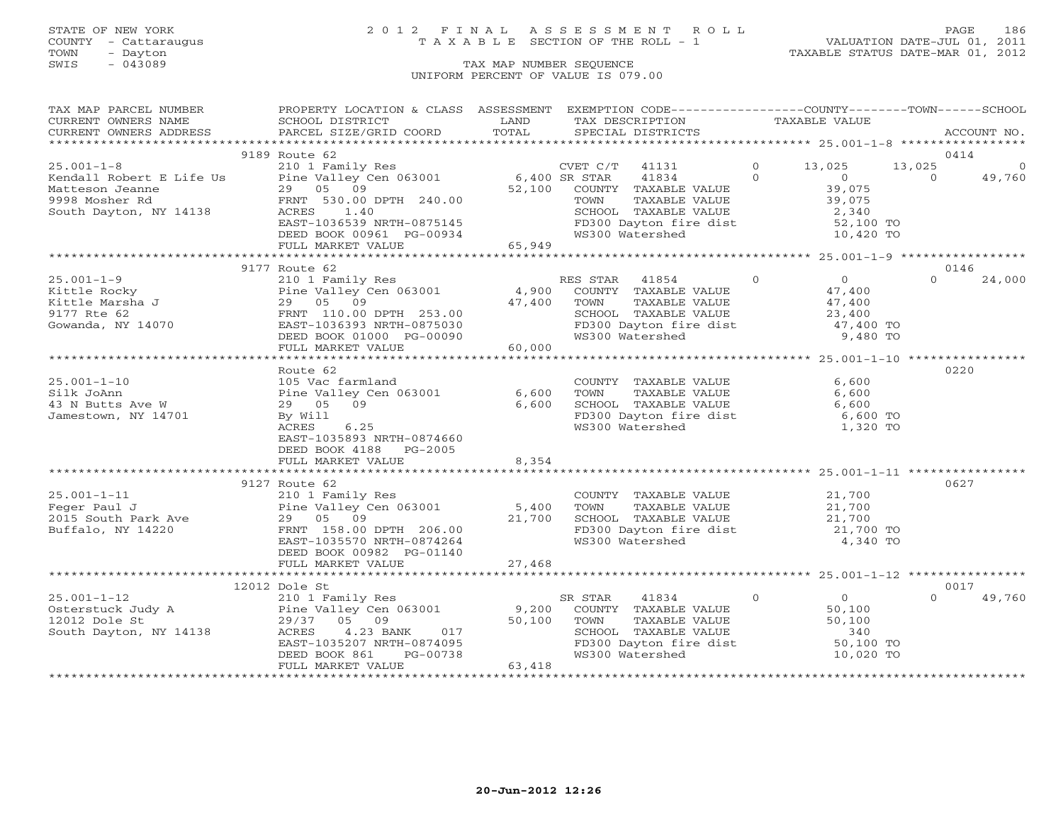STATE OF NEW YORK | 2012 FINAL ASSESSMENT ROLL | VALUATION DATE-JUL 01, 2011
COUNTY - Cattaraugus | TAXABLE SECTION OF THE ROLL - 1 | TAXABLE STATUS DATE-MAR 01, 2012
TOWN - Dayton
SWIS - 043089

TAX MAP NUMBER SEQUENCE
UNIFORM PERCENT OF VALUE IS 079.00

| TAX MAP PARCEL NUMBER / CURRENT OWNERS NAME / CURRENT OWNERS ADDRESS | PROPERTY LOCATION & CLASS / SCHOOL DISTRICT / PARCEL SIZE/GRID COORD | ASSESSMENT LAND / TOTAL | EXEMPTION CODE / TAX DESCRIPTION / SPECIAL DISTRICTS | COUNTY | TOWN | SCHOOL | ACCOUNT NO. |
|---|---|---|---|---|---|---|---|
| **25.001-1-8** | 9189 Route 62 | | | | | | 0414 |
| | 210 1 Family Res | | CVET C/T 41131 | 13,025 | 13,025 | 0 | |
| Kendall Robert E Life Us | Pine Valley Cen 063001 | 6,400 | SR STAR 41834 | 0 | 0 | 49,760 | |
| Matteson Jeanne | 29 05 09 | 52,100 | COUNTY TAXABLE VALUE | 39,075 | | | |
| 9998 Mosher Rd | FRNT 530.00 DPTH 240.00 | | TOWN TAXABLE VALUE | | 39,075 | | |
| South Dayton, NY 14138 | ACRES 1.40 | | SCHOOL TAXABLE VALUE | | | 2,340 | |
| | EAST-1036539 NRTH-0875145 | | FD300 Dayton fire dist | 52,100 TO | | | |
| | DEED BOOK 00961 PG-00934 | | WS300 Watershed | 10,420 TO | | | |
| | FULL MARKET VALUE | 65,949 | | | | | |
| **25.001-1-9** | 9177 Route 62 | | | | | | 0146 |
| | 210 1 Family Res | | RES STAR 41854 | 0 | 0 | 24,000 | |
| Kittle Rocky | Pine Valley Cen 063001 | 4,900 | COUNTY TAXABLE VALUE | 47,400 | | | |
| Kittle Marsha J | 29 05 09 | 47,400 | TOWN TAXABLE VALUE | | 47,400 | | |
| 9177 Rte 62 | FRNT 110.00 DPTH 253.00 | | SCHOOL TAXABLE VALUE | | | 23,400 | |
| Gowanda, NY 14070 | EAST-1036393 NRTH-0875030 | | FD300 Dayton fire dist | 47,400 TO | | | |
| | DEED BOOK 01000 PG-00090 | | WS300 Watershed | 9,480 TO | | | |
| | FULL MARKET VALUE | 60,000 | | | | | |
| **25.001-1-10** | Route 62 | | | | | | 0220 |
| | 105 Vac farmland | | COUNTY TAXABLE VALUE | 6,600 | | | |
| Silk JoAnn | Pine Valley Cen 063001 | 6,600 | TOWN TAXABLE VALUE | | 6,600 | | |
| 43 N Butts Ave W | 29 05 09 | 6,600 | SCHOOL TAXABLE VALUE | | | 6,600 | |
| Jamestown, NY 14701 | By Will | | FD300 Dayton fire dist | 6,600 TO | | | |
| | ACRES 6.25 | | WS300 Watershed | 1,320 TO | | | |
| | EAST-1035893 NRTH-0874660 | | | | | | |
| | DEED BOOK 4188 PG-2005 | | | | | | |
| | FULL MARKET VALUE | 8,354 | | | | | |
| **25.001-1-11** | 9127 Route 62 | | | | | | 0627 |
| | 210 1 Family Res | | COUNTY TAXABLE VALUE | 21,700 | | | |
| Feger Paul J | Pine Valley Cen 063001 | 5,400 | TOWN TAXABLE VALUE | | 21,700 | | |
| 2015 South Park Ave | 29 05 09 | 21,700 | SCHOOL TAXABLE VALUE | | | 21,700 | |
| Buffalo, NY 14220 | FRNT 158.00 DPTH 206.00 | | FD300 Dayton fire dist | 21,700 TO | | | |
| | EAST-1035570 NRTH-0874264 | | WS300 Watershed | 4,340 TO | | | |
| | DEED BOOK 00982 PG-01140 | | | | | | |
| | FULL MARKET VALUE | 27,468 | | | | | |
| **25.001-1-12** | 12012 Dole St | | | | | | 0017 |
| | 210 1 Family Res | | SR STAR 41834 | 0 | 0 | 49,760 | |
| Osterstuck Judy A | Pine Valley Cen 063001 | 9,200 | COUNTY TAXABLE VALUE | 50,100 | | | |
| 12012 Dole St | 29/37 05 09 | 50,100 | TOWN TAXABLE VALUE | | 50,100 | | |
| South Dayton, NY 14138 | ACRES 4.23 BANK 017 | | SCHOOL TAXABLE VALUE | | | 340 | |
| | EAST-1035207 NRTH-0874095 | | FD300 Dayton fire dist | 50,100 TO | | | |
| | DEED BOOK 861 PG-00738 | | WS300 Watershed | 10,020 TO | | | |
| | FULL MARKET VALUE | 63,418 | | | | | |

20-Jun-2012 12:26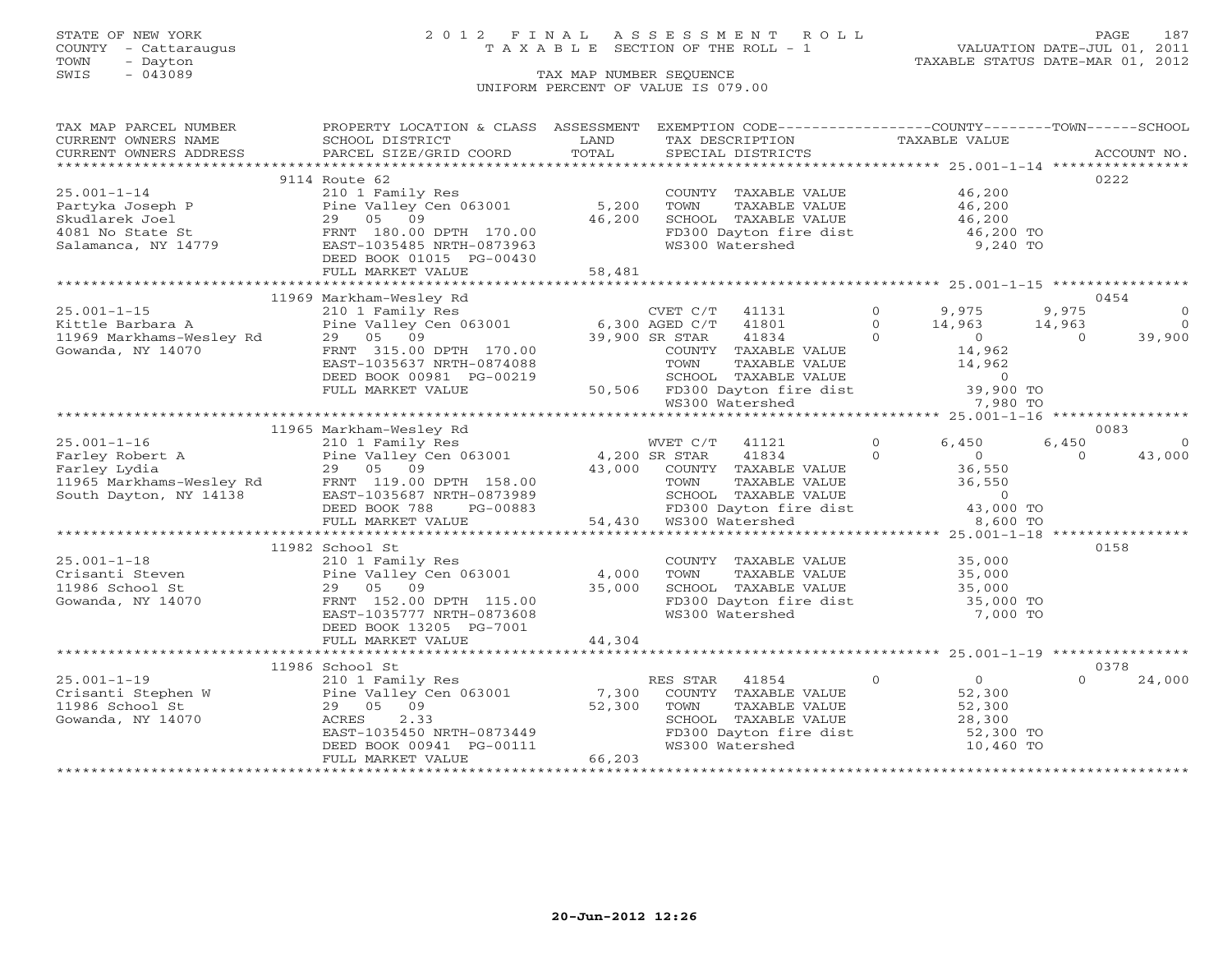STATE OF NEW YORK
COUNTY - Cattaraugus
TOWN - Dayton
SWIS - 043089

2 0 1 2 F I N A L A S S E S S M E N T R O L L
T A X A B L E SECTION OF THE ROLL - 1

TAX MAP NUMBER SEQUENCE
UNIFORM PERCENT OF VALUE IS 079.00

VALUATION DATE-JUL 01, 2011
TAXABLE STATUS DATE-MAR 01, 2012

```
TAX MAP PARCEL NUMBER          PROPERTY LOCATION & CLASS  ASSESSMENT  EXEMPTION CODE------------------COUNTY--------TOWN------SCHOOL
CURRENT OWNERS NAME            SCHOOL DISTRICT               LAND      TAX DESCRIPTION            TAXABLE VALUE
CURRENT OWNERS ADDRESS         PARCEL SIZE/GRID COORD        TOTAL     SPECIAL DISTRICTS                                 ACCOUNT NO.
*********************************************************************************************** 25.001-1-14 ****************
                     9114 Route 62                                                                                       0222
25.001-1-14                    210 1 Family Res                        COUNTY  TAXABLE VALUE            46,200
Partyka Joseph P               Pine Valley Cen 063001         5,200    TOWN    TAXABLE VALUE            46,200
Skudlarek Joel                 29  05  09                    46,200    SCHOOL  TAXABLE VALUE            46,200
4081 No State St               FRNT 180.00 DPTH 170.00                 FD300 Dayton fire dist           46,200 TO
Salamanca, NY 14779            EAST-1035485 NRTH-0873963               WS300 Watershed                   9,240 TO
                               DEED BOOK 01015 PG-00430
                               FULL MARKET VALUE             58,481
*********************************************************************************************** 25.001-1-15 ****************
                    11969 Markham-Wesley Rd                                                                              0454
25.001-1-15                    210 1 Family Res                   CVET C/T   41131         0       9,975      9,975          0
Kittle Barbara A               Pine Valley Cen 063001     6,300 AGED C/T   41801         0      14,963     14,963          0
11969 Markhams-Wesley Rd       29  05  09                    39,900 SR STAR    41834         0           0          0     39,900
Gowanda, NY 14070              FRNT 315.00 DPTH 170.00                 COUNTY  TAXABLE VALUE            14,962
                               EAST-1035637 NRTH-0874088               TOWN    TAXABLE VALUE            14,962
                               DEED BOOK 00981 PG-00219                SCHOOL  TAXABLE VALUE                 0
                               FULL MARKET VALUE             50,506    FD300 Dayton fire dist           39,900 TO
                                                                       WS300 Watershed                   7,980 TO
*********************************************************************************************** 25.001-1-16 ****************
                    11965 Markham-Wesley Rd                                                                              0083
25.001-1-16                    210 1 Family Res                   WVET C/T   41121         0       6,450      6,450          0
Farley Robert A                Pine Valley Cen 063001     4,200 SR STAR    41834         0           0          0     43,000
Farley Lydia                   29  05  09                    43,000    COUNTY  TAXABLE VALUE            36,550
11965 Markhams-Wesley Rd       FRNT 119.00 DPTH 158.00                 TOWN    TAXABLE VALUE            36,550
South Dayton, NY 14138         EAST-1035687 NRTH-0873989               SCHOOL  TAXABLE VALUE                 0
                               DEED BOOK 788     PG-00883              FD300 Dayton fire dist           43,000 TO
                               FULL MARKET VALUE             54,430    WS300 Watershed                   8,600 TO
*********************************************************************************************** 25.001-1-18 ****************
                    11982 School St                                                                                      0158
25.001-1-18                    210 1 Family Res                        COUNTY  TAXABLE VALUE            35,000
Crisanti Steven                Pine Valley Cen 063001         4,000    TOWN    TAXABLE VALUE            35,000
11986 School St                29  05  09                    35,000    SCHOOL  TAXABLE VALUE            35,000
Gowanda, NY 14070              FRNT 152.00 DPTH 115.00                 FD300 Dayton fire dist           35,000 TO
                               EAST-1035777 NRTH-0873608               WS300 Watershed                   7,000 TO
                               DEED BOOK 13205 PG-7001
                               FULL MARKET VALUE             44,304
*********************************************************************************************** 25.001-1-19 ****************
                    11986 School St                                                                                      0378
25.001-1-19                    210 1 Family Res                   RES STAR   41854         0           0          0     24,000
Crisanti Stephen W             Pine Valley Cen 063001         7,300    COUNTY  TAXABLE VALUE            52,300
11986 School St                29  05  09                    52,300    TOWN    TAXABLE VALUE            52,300
Gowanda, NY 14070              ACRES     2.33                          SCHOOL  TAXABLE VALUE            28,300
                               EAST-1035450 NRTH-0873449               FD300 Dayton fire dist           52,300 TO
                               DEED BOOK 00941 PG-00111                WS300 Watershed                  10,460 TO
                               FULL MARKET VALUE             66,203
****************************************************************************************************************************
```

20-Jun-2012 12:26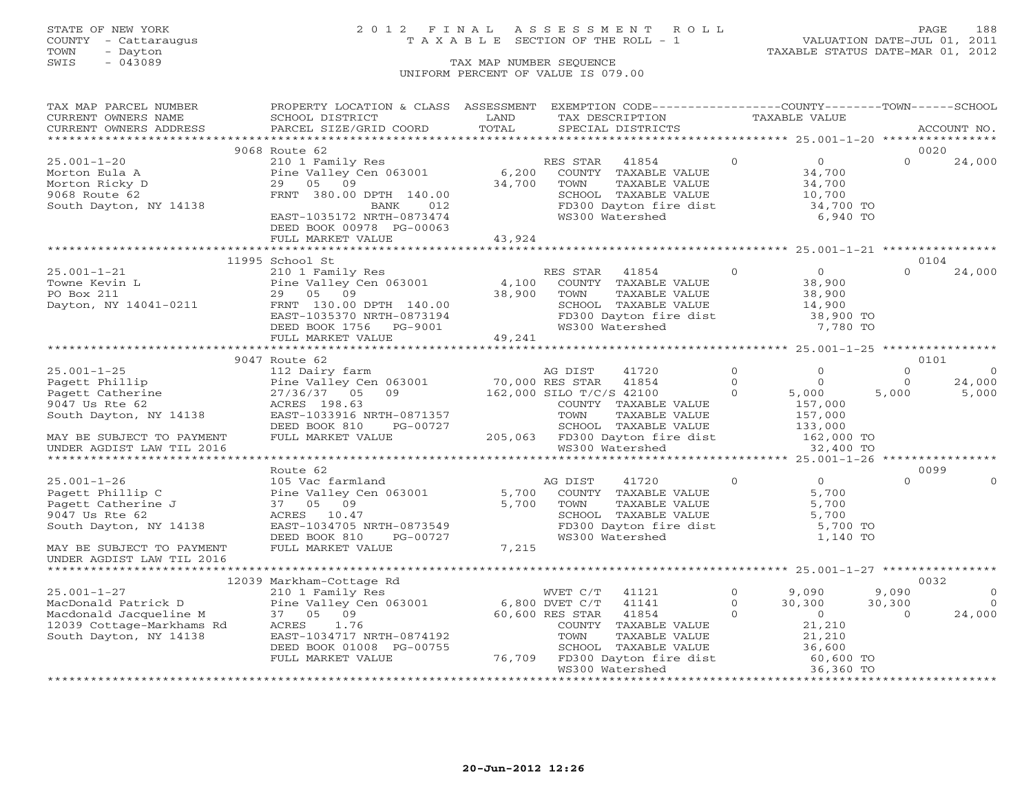STATE OF NEW YORK
COUNTY - Cattaraugus
TOWN - Dayton
SWIS - 043089

# 2012 FINAL ASSESSMENT ROLL
TAXABLE SECTION OF THE ROLL - 1

VALUATION DATE-JUL 01, 2011
TAXABLE STATUS DATE-MAR 01, 2012

TAX MAP NUMBER SEQUENCE
UNIFORM PERCENT OF VALUE IS 079.00

| TAX MAP PARCEL NUMBER / CURRENT OWNERS NAME / CURRENT OWNERS ADDRESS | PROPERTY LOCATION & CLASS / SCHOOL DISTRICT / PARCEL SIZE/GRID COORD | ASSESSMENT LAND / TOTAL | EXEMPTION CODE / TAX DESCRIPTION / SPECIAL DISTRICTS | | COUNTY TAXABLE VALUE | TOWN | SCHOOL | ACCOUNT NO. |
|---|---|---|---|---|---|---|---|---|
| 25.001-1-20 | 9068 Route 62 | | | | | | | 0020 |
| Morton Eula A | 210 1 Family Res | | RES STAR 41854 | 0 | 0 | 0 | 24,000 | |
| Morton Ricky D | Pine Valley Cen 063001 | 6,200 | COUNTY TAXABLE VALUE | | 34,700 | | | |
| 9068 Route 62 | 29 05 09 | 34,700 | TOWN TAXABLE VALUE | | 34,700 | | | |
| South Dayton, NY 14138 | FRNT 380.00 DPTH 140.00 | | SCHOOL TAXABLE VALUE | | 10,700 | | | |
| | BANK 012 | | FD300 Dayton fire dist | | 34,700 TO | | | |
| | EAST-1035172 NRTH-0873474 | | WS300 Watershed | | 6,940 TO | | | |
| | DEED BOOK 00978 PG-00063 | | | | | | | |
| | FULL MARKET VALUE | 43,924 | | | | | | |
| 25.001-1-21 | 11995 School St | | | | | | | 0104 |
| Towne Kevin L | 210 1 Family Res | | RES STAR 41854 | 0 | 0 | 0 | 24,000 | |
| PO Box 211 | Pine Valley Cen 063001 | 4,100 | COUNTY TAXABLE VALUE | | 38,900 | | | |
| Dayton, NY 14041-0211 | 29 05 09 | 38,900 | TOWN TAXABLE VALUE | | 38,900 | | | |
| | FRNT 130.00 DPTH 140.00 | | SCHOOL TAXABLE VALUE | | 14,900 | | | |
| | EAST-1035370 NRTH-0873194 | | FD300 Dayton fire dist | | 38,900 TO | | | |
| | DEED BOOK 1756 PG-9001 | | WS300 Watershed | | 7,780 TO | | | |
| | FULL MARKET VALUE | 49,241 | | | | | | |
| 25.001-1-25 | 9047 Route 62 | | | | | | | 0101 |
| Pagett Phillip | 112 Dairy farm | | AG DIST 41720 | 0 | 0 | 0 | 0 | |
| Pagett Catherine | Pine Valley Cen 063001 | 70,000 | RES STAR 41854 | 0 | 0 | 0 | 24,000 | |
| 9047 Us Rte 62 | 27/36/37 05 09 | 162,000 | SILO T/C/S 42100 | 0 | 5,000 | 5,000 | 5,000 | |
| South Dayton, NY 14138 | ACRES 198.63 | | COUNTY TAXABLE VALUE | | 157,000 | | | |
| | EAST-1033916 NRTH-0871357 | | TOWN TAXABLE VALUE | | 157,000 | | | |
| | DEED BOOK 810 PG-00727 | | SCHOOL TAXABLE VALUE | | 133,000 | | | |
| MAY BE SUBJECT TO PAYMENT | FULL MARKET VALUE | 205,063 | FD300 Dayton fire dist | | 162,000 TO | | | |
| UNDER AGDIST LAW TIL 2016 | | | WS300 Watershed | | 32,400 TO | | | |
| 25.001-1-26 | Route 62 | | | | | | | 0099 |
| Pagett Phillip C | 105 Vac farmland | | AG DIST 41720 | 0 | 0 | 0 | 0 | |
| Pagett Catherine J | Pine Valley Cen 063001 | 5,700 | COUNTY TAXABLE VALUE | | 5,700 | | | |
| 9047 Us Rte 62 | 37 05 09 | 5,700 | TOWN TAXABLE VALUE | | 5,700 | | | |
| South Dayton, NY 14138 | ACRES 10.47 | | SCHOOL TAXABLE VALUE | | 5,700 | | | |
| | EAST-1034705 NRTH-0873549 | | FD300 Dayton fire dist | | 5,700 TO | | | |
| | DEED BOOK 810 PG-00727 | | WS300 Watershed | | 1,140 TO | | | |
| MAY BE SUBJECT TO PAYMENT | FULL MARKET VALUE | 7,215 | | | | | | |
| UNDER AGDIST LAW TIL 2016 | | | | | | | | |
| 25.001-1-27 | 12039 Markham-Cottage Rd | | | | | | | 0032 |
| MacDonald Patrick D | 210 1 Family Res | | WVET C/T 41121 | 0 | 9,090 | 9,090 | 0 | |
| Macdonald Jacqueline M | Pine Valley Cen 063001 | 6,800 | DVET C/T 41141 | 0 | 30,300 | 30,300 | 0 | |
| 12039 Cottage-Markhams Rd | 37 05 09 | 60,600 | RES STAR 41854 | 0 | 0 | 0 | 24,000 | |
| South Dayton, NY 14138 | ACRES 1.76 | | COUNTY TAXABLE VALUE | | 21,210 | | | |
| | EAST-1034717 NRTH-0874192 | | TOWN TAXABLE VALUE | | 21,210 | | | |
| | DEED BOOK 01008 PG-00755 | | SCHOOL TAXABLE VALUE | | 36,600 | | | |
| | FULL MARKET VALUE | 76,709 | FD300 Dayton fire dist | | 60,600 TO | | | |
| | | | WS300 Watershed | | 36,360 TO | | | |

20-Jun-2012 12:26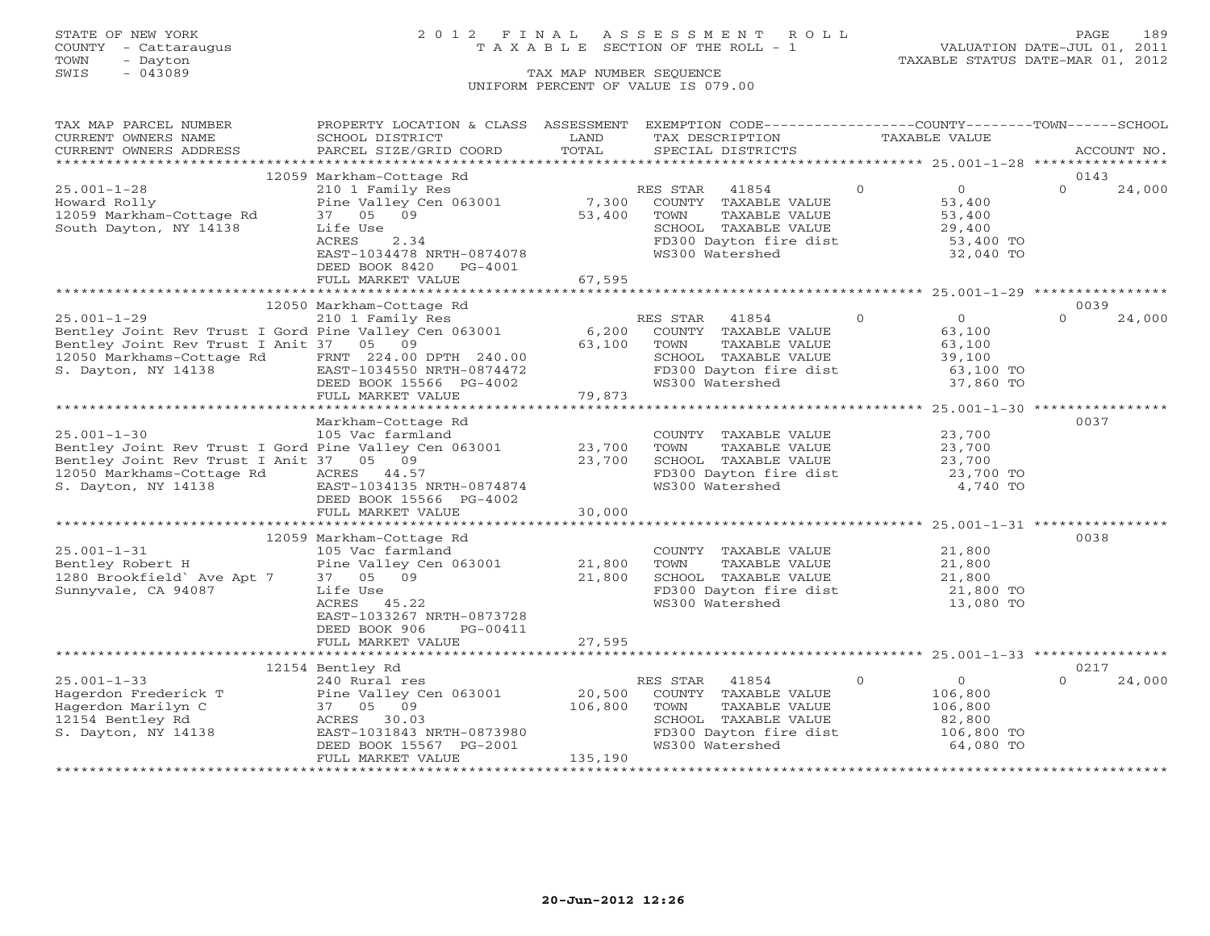STATE OF NEW YORK
COUNTY - Cattaraugus
TOWN - Dayton
SWIS - 043089

# 2012 FINAL ASSESSMENT ROLL
TAXABLE SECTION OF THE ROLL - 1
TAX MAP NUMBER SEQUENCE
UNIFORM PERCENT OF VALUE IS 079.00

VALUATION DATE-JUL 01, 2011
TAXABLE STATUS DATE-MAR 01, 2012

| TAX MAP PARCEL NUMBER / CURRENT OWNERS NAME / CURRENT OWNERS ADDRESS | PROPERTY LOCATION & CLASS / SCHOOL DISTRICT / PARCEL SIZE/GRID COORD | ASSESSMENT LAND / TOTAL | EXEMPTION CODE / TAX DESCRIPTION / SPECIAL DISTRICTS | COUNTY | TOWN | SCHOOL / ACCOUNT NO. |
|---|---|---|---|---|---|---|
| **25.001-1-28** | 12059 Markham-Cottage Rd | | | | | 0143 |
| Howard Rolly | 210 1 Family Res | | RES STAR 41854 | 0 | 0 | 24,000 |
| 12059 Markham-Cottage Rd | Pine Valley Cen 063001 | 7,300 | COUNTY TAXABLE VALUE | 53,400 | | |
| South Dayton, NY 14138 | 37 05 09 | 53,400 | TOWN TAXABLE VALUE | | 53,400 | |
| | Life Use | | SCHOOL TAXABLE VALUE | | | 29,400 |
| | ACRES 2.34 | | FD300 Dayton fire dist | 53,400 TO | | |
| | EAST-1034478 NRTH-0874078 | | WS300 Watershed | 32,040 TO | | |
| | DEED BOOK 8420 PG-4001 | | | | | |
| | FULL MARKET VALUE | 67,595 | | | | |
| **25.001-1-29** | 12050 Markham-Cottage Rd | | | | | 0039 |
| Bentley Joint Rev Trust I Gord | 210 1 Family Res | | RES STAR 41854 | 0 | 0 | 24,000 |
| Bentley Joint Rev Trust I Anit | Pine Valley Cen 063001 | 6,200 | COUNTY TAXABLE VALUE | 63,100 | | |
| 12050 Markhams-Cottage Rd | 37 05 09 | 63,100 | TOWN TAXABLE VALUE | | 63,100 | |
| S. Dayton, NY 14138 | FRNT 224.00 DPTH 240.00 | | SCHOOL TAXABLE VALUE | | | 39,100 |
| | EAST-1034550 NRTH-0874472 | | FD300 Dayton fire dist | 63,100 TO | | |
| | DEED BOOK 15566 PG-4002 | | WS300 Watershed | 37,860 TO | | |
| | FULL MARKET VALUE | 79,873 | | | | |
| **25.001-1-30** | Markham-Cottage Rd | | | | | 0037 |
| Bentley Joint Rev Trust I Gord | 105 Vac farmland | | COUNTY TAXABLE VALUE | 23,700 | | |
| Bentley Joint Rev Trust I Anit | Pine Valley Cen 063001 | 23,700 | TOWN TAXABLE VALUE | | 23,700 | |
| 12050 Markhams-Cottage Rd | 37 05 09 | 23,700 | SCHOOL TAXABLE VALUE | | | 23,700 |
| S. Dayton, NY 14138 | ACRES 44.57 | | FD300 Dayton fire dist | 23,700 TO | | |
| | EAST-1034135 NRTH-0874874 | | WS300 Watershed | 4,740 TO | | |
| | DEED BOOK 15566 PG-4002 | | | | | |
| | FULL MARKET VALUE | 30,000 | | | | |
| **25.001-1-31** | 12059 Markham-Cottage Rd | | | | | 0038 |
| Bentley Robert H | 105 Vac farmland | | COUNTY TAXABLE VALUE | 21,800 | | |
| 1280 Brookfield` Ave Apt 7 | Pine Valley Cen 063001 | 21,800 | TOWN TAXABLE VALUE | | 21,800 | |
| Sunnyvale, CA 94087 | 37 05 09 | 21,800 | SCHOOL TAXABLE VALUE | | | 21,800 |
| | Life Use | | FD300 Dayton fire dist | 21,800 TO | | |
| | ACRES 45.22 | | WS300 Watershed | 13,080 TO | | |
| | EAST-1033267 NRTH-0873728 | | | | | |
| | DEED BOOK 906 PG-00411 | | | | | |
| | FULL MARKET VALUE | 27,595 | | | | |
| **25.001-1-33** | 12154 Bentley Rd | | | | | 0217 |
| Hagerdon Frederick T | 240 Rural res | | RES STAR 41854 | 0 | 0 | 24,000 |
| Hagerdon Marilyn C | Pine Valley Cen 063001 | 20,500 | COUNTY TAXABLE VALUE | 106,800 | | |
| 12154 Bentley Rd | 37 05 09 | 106,800 | TOWN TAXABLE VALUE | | 106,800 | |
| S. Dayton, NY 14138 | ACRES 30.03 | | SCHOOL TAXABLE VALUE | | | 82,800 |
| | EAST-1031843 NRTH-0873980 | | FD300 Dayton fire dist | 106,800 TO | | |
| | DEED BOOK 15567 PG-2001 | | WS300 Watershed | 64,080 TO | | |
| | FULL MARKET VALUE | 135,190 | | | | |

20-Jun-2012 12:26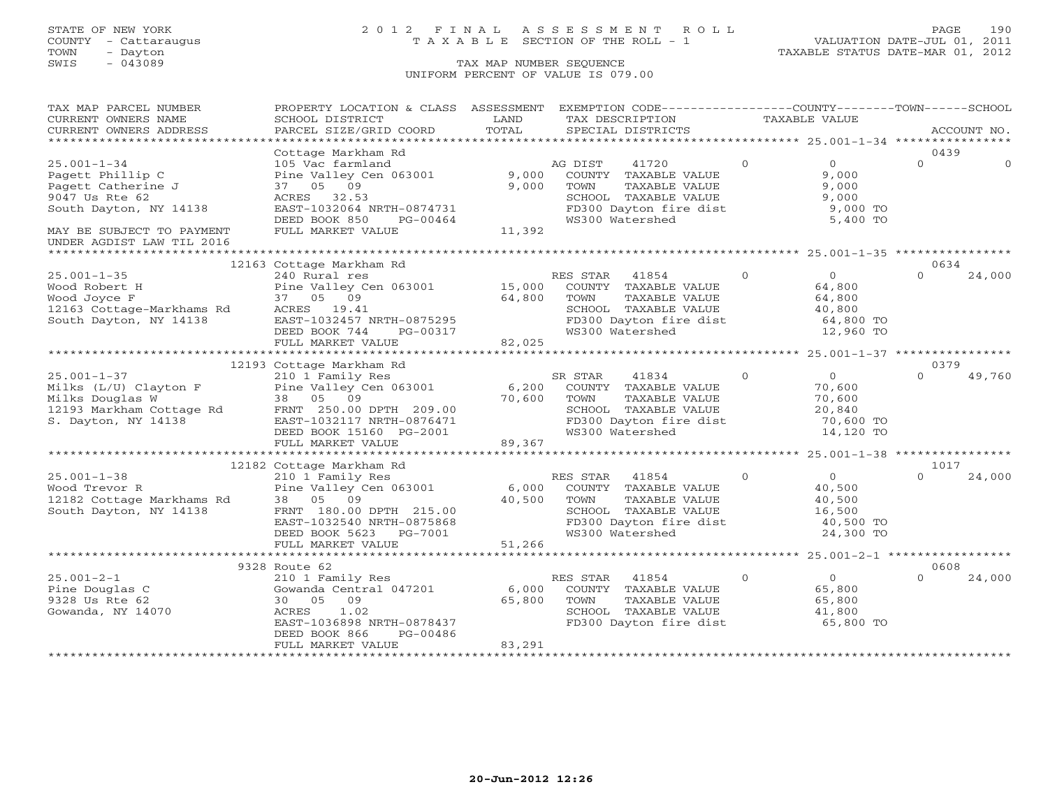STATE OF NEW YORK
COUNTY - Cattaraugus
TOWN - Dayton
SWIS - 043089

# 2012 FINAL ASSESSMENT ROLL

TAXABLE SECTION OF THE ROLL - 1

TAX MAP NUMBER SEQUENCE

UNIFORM PERCENT OF VALUE IS 079.00

VALUATION DATE-JUL 01, 2011
TAXABLE STATUS DATE-MAR 01, 2012

```
TAX MAP PARCEL NUMBER     PROPERTY LOCATION & CLASS  ASSESSMENT  EXEMPTION CODE-----------------COUNTY--------TOWN------SCHOOL
CURRENT OWNERS NAME       SCHOOL DISTRICT               LAND      TAX DESCRIPTION            TAXABLE VALUE
CURRENT OWNERS ADDRESS    PARCEL SIZE/GRID COORD       TOTAL      SPECIAL DISTRICTS                                  ACCOUNT NO.
******************************************************************************************** 25.001-1-34 ****************
                          Cottage Markham Rd                                                                    0439
25.001-1-34               105 Vac farmland                     AG DIST     41720         0          0          0          0
Pagett Phillip C          Pine Valley Cen 063001       9,000   COUNTY  TAXABLE VALUE              9,000
Pagett Catherine J        37   05   09                 9,000   TOWN    TAXABLE VALUE              9,000
9047 Us Rte 62            ACRES  32.53                         SCHOOL  TAXABLE VALUE              9,000
South Dayton, NY 14138    EAST-1032064 NRTH-0874731            FD300 Dayton fire dist             9,000 TO
                          DEED BOOK 850     PG-00464           WS300 Watershed                    5,400 TO
MAY BE SUBJECT TO PAYMENT FULL MARKET VALUE           11,392
UNDER AGDIST LAW TIL 2016
******************************************************************************************** 25.001-1-35 ****************
                    12163 Cottage Markham Rd                                                                    0634
25.001-1-35               240 Rural res                        RES STAR    41854         0          0          0     24,000
Wood Robert H             Pine Valley Cen 063001      15,000   COUNTY  TAXABLE VALUE             64,800
Wood Joyce F              37   05   09                64,800   TOWN    TAXABLE VALUE             64,800
12163 Cottage-Markhams Rd ACRES  19.41                         SCHOOL  TAXABLE VALUE             40,800
South Dayton, NY 14138    EAST-1032457 NRTH-0875295            FD300 Dayton fire dist            64,800 TO
                          DEED BOOK 744     PG-00317           WS300 Watershed                   12,960 TO
                          FULL MARKET VALUE           82,025
******************************************************************************************** 25.001-1-37 ****************
                    12193 Cottage Markham Rd                                                                    0379
25.001-1-37               210 1 Family Res                     SR STAR     41834         0          0          0     49,760
Milks (L/U) Clayton F     Pine Valley Cen 063001       6,200   COUNTY  TAXABLE VALUE             70,600
Milks Douglas W           38   05   09                70,600   TOWN    TAXABLE VALUE             70,600
12193 Markham Cottage Rd  FRNT 250.00 DPTH 209.00              SCHOOL  TAXABLE VALUE             20,840
S. Dayton, NY 14138       EAST-1032117 NRTH-0876471            FD300 Dayton fire dist            70,600 TO
                          DEED BOOK 15160  PG-2001             WS300 Watershed                   14,120 TO
                          FULL MARKET VALUE           89,367
******************************************************************************************** 25.001-1-38 ****************
                    12182 Cottage Markham Rd                                                                    1017
25.001-1-38               210 1 Family Res                     RES STAR    41854         0          0          0     24,000
Wood Trevor R             Pine Valley Cen 063001       6,000   COUNTY  TAXABLE VALUE             40,500
12182 Cottage Markhams Rd 38   05   09                40,500   TOWN    TAXABLE VALUE             40,500
South Dayton, NY 14138    FRNT 180.00 DPTH 215.00              SCHOOL  TAXABLE VALUE             16,500
                          EAST-1032540 NRTH-0875868            FD300 Dayton fire dist            40,500 TO
                          DEED BOOK 5623   PG-7001             WS300 Watershed                   24,300 TO
                          FULL MARKET VALUE           51,266
******************************************************************************************** 25.001-2-1 *****************
                     9328 Route 62                                                                              0608
25.001-2-1                210 1 Family Res                     RES STAR    41854         0          0          0     24,000
Pine Douglas C            Gowanda Central 047201       6,000   COUNTY  TAXABLE VALUE             65,800
9328 Us Rte 62            30   05   09                65,800   TOWN    TAXABLE VALUE             65,800
Gowanda, NY 14070         ACRES   1.02                         SCHOOL  TAXABLE VALUE             41,800
                          EAST-1036898 NRTH-0878437            FD300 Dayton fire dist            65,800 TO
                          DEED BOOK 866     PG-00486
                          FULL MARKET VALUE           83,291
***************************************************************************************************************************
```

20-Jun-2012 12:26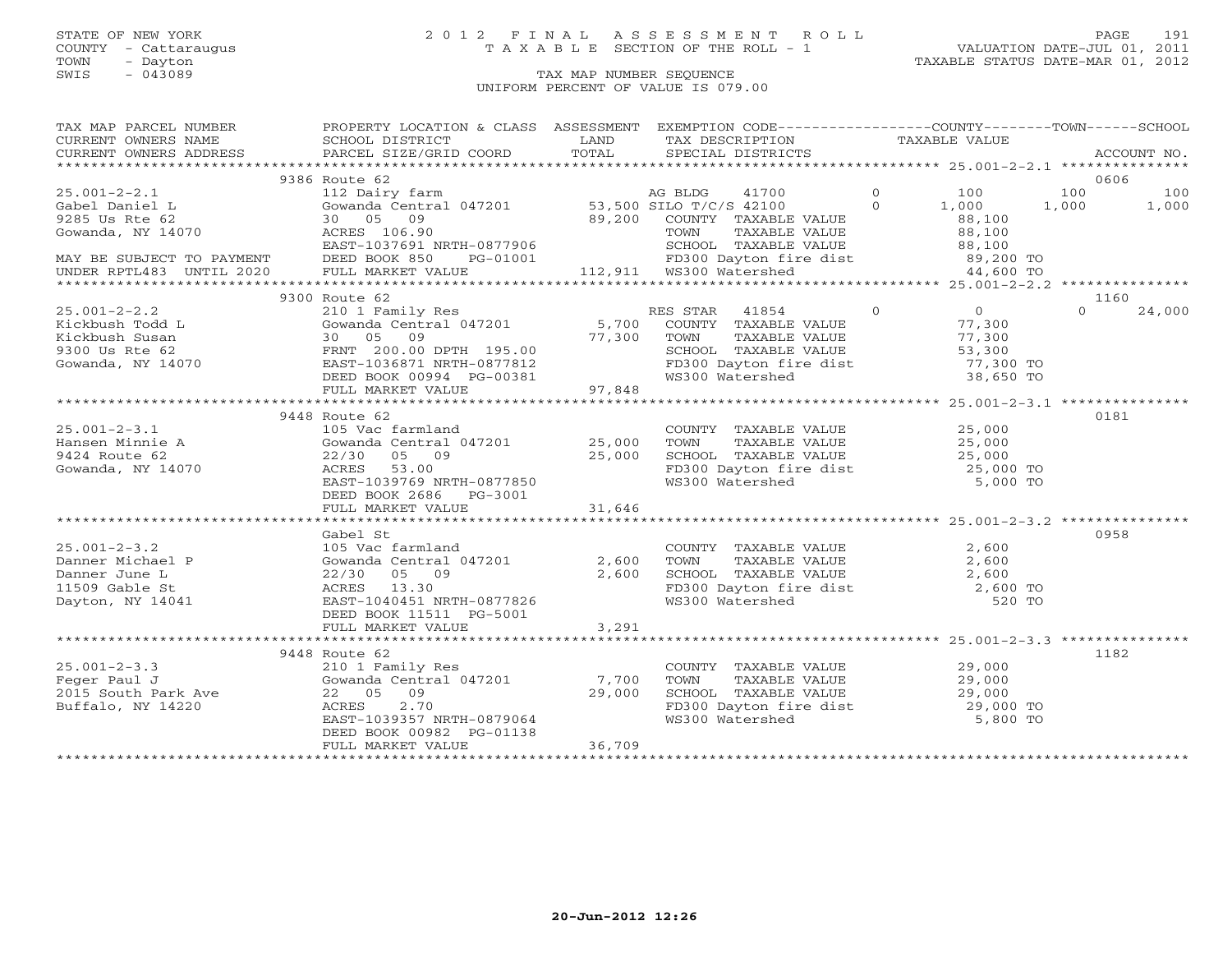STATE OF NEW YORK
COUNTY - Cattaraugus
TOWN - Dayton
SWIS - 043089

# 2012 FINAL ASSESSMENT ROLL
TAXABLE SECTION OF THE ROLL - 1
TAX MAP NUMBER SEQUENCE
UNIFORM PERCENT OF VALUE IS 079.00

VALUATION DATE-JUL 01, 2011
TAXABLE STATUS DATE-MAR 01, 2012

| TAX MAP PARCEL NUMBER / CURRENT OWNERS NAME / CURRENT OWNERS ADDRESS | PROPERTY LOCATION & CLASS / SCHOOL DISTRICT / PARCEL SIZE/GRID COORD | ASSESSMENT LAND / TOTAL | EXEMPTION CODE / TAX DESCRIPTION / SPECIAL DISTRICTS | COUNTY TAXABLE VALUE | TOWN | SCHOOL | ACCOUNT NO. |
|---|---|---|---|---|---|---|---|
| **25.001-2-2.1** | 9386 Route 62 | | | | | | 0606 |
| Gabel Daniel L | 112 Dairy farm | | AG BLDG 41700 0 | 100 | 100 | 100 | |
| 9285 Us Rte 62 | Gowanda Central 047201 | 53,500 | SILO T/C/S 42100 0 | 1,000 | 1,000 | 1,000 | |
| Gowanda, NY 14070 | 30 05 09 | 89,200 | COUNTY TAXABLE VALUE | 88,100 | | | |
| | ACRES 106.90 | | TOWN TAXABLE VALUE | 88,100 | | | |
| | EAST-1037691 NRTH-0877906 | | SCHOOL TAXABLE VALUE | 88,100 | | | |
| MAY BE SUBJECT TO PAYMENT | DEED BOOK 850 PG-01001 | | FD300 Dayton fire dist | 89,200 TO | | | |
| UNDER RPTL483 UNTIL 2020 | FULL MARKET VALUE | 112,911 | WS300 Watershed | 44,600 TO | | | |
| **25.001-2-2.2** | 9300 Route 62 | | | | | | 1160 |
| Kickbush Todd L | 210 1 Family Res | | RES STAR 41854 0 | 0 | | 0 24,000 | |
| Kickbush Susan | Gowanda Central 047201 | 5,700 | COUNTY TAXABLE VALUE | 77,300 | | | |
| 9300 Us Rte 62 | 30 05 09 | 77,300 | TOWN TAXABLE VALUE | 77,300 | | | |
| Gowanda, NY 14070 | FRNT 200.00 DPTH 195.00 | | SCHOOL TAXABLE VALUE | 53,300 | | | |
| | EAST-1036871 NRTH-0877812 | | FD300 Dayton fire dist | 77,300 TO | | | |
| | DEED BOOK 00994 PG-00381 | | WS300 Watershed | 38,650 TO | | | |
| | FULL MARKET VALUE | 97,848 | | | | | |
| **25.001-2-3.1** | 9448 Route 62 | | | | | | 0181 |
| Hansen Minnie A | 105 Vac farmland | | COUNTY TAXABLE VALUE | 25,000 | | | |
| 9424 Route 62 | Gowanda Central 047201 | 25,000 | TOWN TAXABLE VALUE | 25,000 | | | |
| Gowanda, NY 14070 | 22/30 05 09 | 25,000 | SCHOOL TAXABLE VALUE | 25,000 | | | |
| | ACRES 53.00 | | FD300 Dayton fire dist | 25,000 TO | | | |
| | EAST-1039769 NRTH-0877850 | | WS300 Watershed | 5,000 TO | | | |
| | DEED BOOK 2686 PG-3001 | | | | | | |
| | FULL MARKET VALUE | 31,646 | | | | | |
| **25.001-2-3.2** | Gabel St | | | | | | 0958 |
| Danner Michael P | 105 Vac farmland | | COUNTY TAXABLE VALUE | 2,600 | | | |
| Danner June L | Gowanda Central 047201 | 2,600 | TOWN TAXABLE VALUE | 2,600 | | | |
| 11509 Gable St | 22/30 05 09 | 2,600 | SCHOOL TAXABLE VALUE | 2,600 | | | |
| Dayton, NY 14041 | ACRES 13.30 | | FD300 Dayton fire dist | 2,600 TO | | | |
| | EAST-1040451 NRTH-0877826 | | WS300 Watershed | 520 TO | | | |
| | DEED BOOK 11511 PG-5001 | | | | | | |
| | FULL MARKET VALUE | 3,291 | | | | | |
| **25.001-2-3.3** | 9448 Route 62 | | | | | | 1182 |
| Feger Paul J | 210 1 Family Res | | COUNTY TAXABLE VALUE | 29,000 | | | |
| 2015 South Park Ave | Gowanda Central 047201 | 7,700 | TOWN TAXABLE VALUE | 29,000 | | | |
| Buffalo, NY 14220 | 22 05 09 | 29,000 | SCHOOL TAXABLE VALUE | 29,000 | | | |
| | ACRES 2.70 | | FD300 Dayton fire dist | 29,000 TO | | | |
| | EAST-1039357 NRTH-0879064 | | WS300 Watershed | 5,800 TO | | | |
| | DEED BOOK 00982 PG-01138 | | | | | | |
| | FULL MARKET VALUE | 36,709 | | | | | |

20-Jun-2012 12:26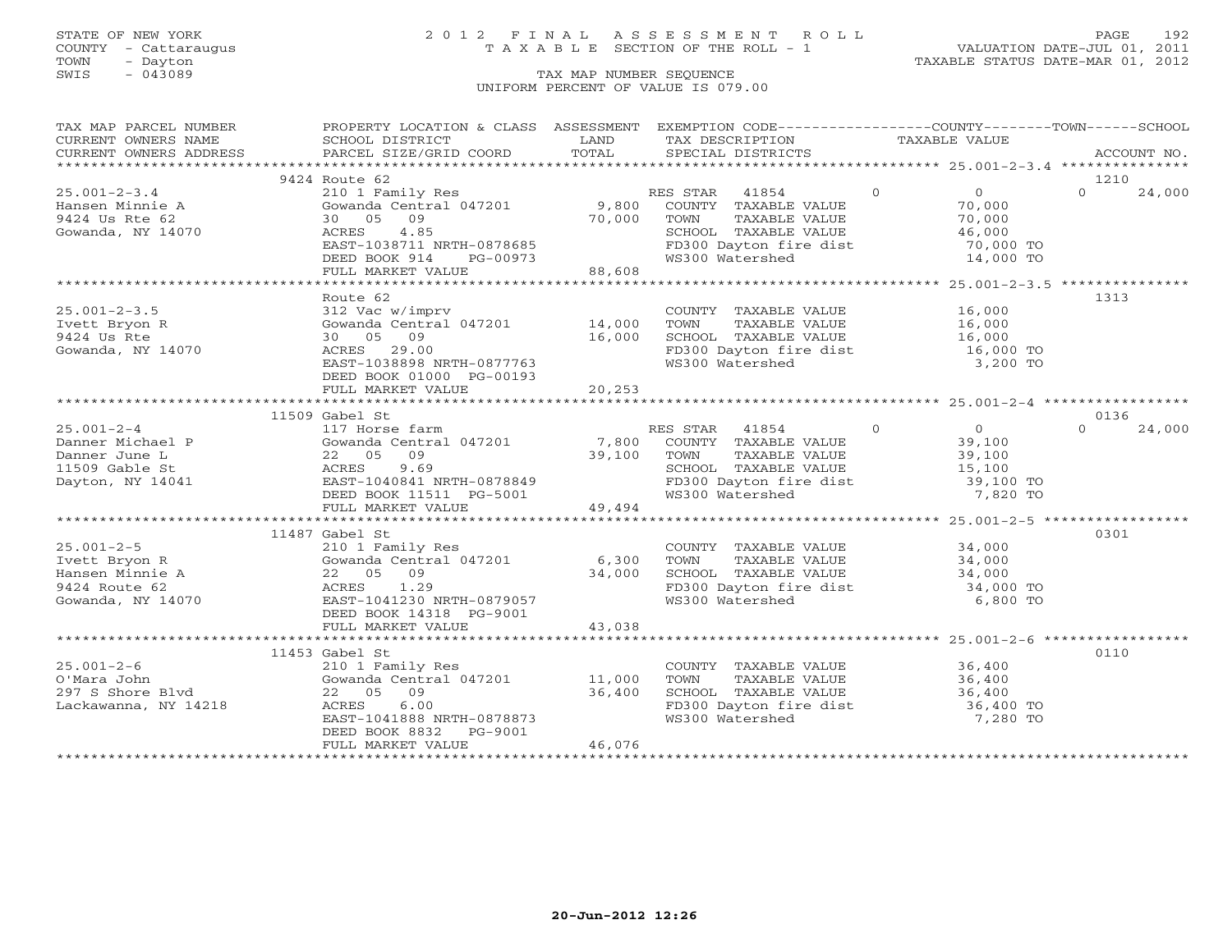STATE OF NEW YORK
COUNTY - Cattaraugus
TOWN - Dayton
SWIS - 043089

# 2012 FINAL ASSESSMENT ROLL
TAXABLE SECTION OF THE ROLL - 1

TAX MAP NUMBER SEQUENCE
UNIFORM PERCENT OF VALUE IS 079.00

VALUATION DATE-JUL 01, 2011
TAXABLE STATUS DATE-MAR 01, 2012

| TAX MAP PARCEL NUMBER / CURRENT OWNERS NAME / CURRENT OWNERS ADDRESS | PROPERTY LOCATION & CLASS / SCHOOL DISTRICT / PARCEL SIZE/GRID COORD | ASSESSMENT LAND / TOTAL | EXEMPTION CODE / TAX DESCRIPTION / SPECIAL DISTRICTS | COUNTY | TOWN | SCHOOL | ACCOUNT NO. |
|---|---|---|---|---|---|---|---|
| 25.001-2-3.4 | 9424 Route 62 | | | | | | 1210 |
| 25.001-2-3.4 | 210 1 Family Res | | RES STAR 41854 | 0 | 0 | 24,000 | |
| Hansen Minnie A | Gowanda Central 047201 | 9,800 | COUNTY TAXABLE VALUE | 70,000 | | | |
| 9424 Us Rte 62 | 30 05 09 | 70,000 | TOWN TAXABLE VALUE | | 70,000 | | |
| Gowanda, NY 14070 | ACRES 4.85 | | SCHOOL TAXABLE VALUE | | | 46,000 | |
| | EAST-1038711 NRTH-0878685 | | FD300 Dayton fire dist | 70,000 TO | | | |
| | DEED BOOK 914 PG-00973 | | WS300 Watershed | 14,000 TO | | | |
| | FULL MARKET VALUE | 88,608 | | | | | |
| 25.001-2-3.5 | Route 62 | | | | | | 1313 |
| 25.001-2-3.5 | 312 Vac w/imprv | | COUNTY TAXABLE VALUE | 16,000 | | | |
| Ivett Bryon R | Gowanda Central 047201 | 14,000 | TOWN TAXABLE VALUE | | 16,000 | | |
| 9424 Us Rte | 30 05 09 | 16,000 | SCHOOL TAXABLE VALUE | | | 16,000 | |
| Gowanda, NY 14070 | ACRES 29.00 | | FD300 Dayton fire dist | 16,000 TO | | | |
| | EAST-1038898 NRTH-0877763 | | WS300 Watershed | 3,200 TO | | | |
| | DEED BOOK 01000 PG-00193 | | | | | | |
| | FULL MARKET VALUE | 20,253 | | | | | |
| 25.001-2-4 | 11509 Gabel St | | | | | | 0136 |
| 25.001-2-4 | 117 Horse farm | | RES STAR 41854 | 0 | 0 | 24,000 | |
| Danner Michael P | Gowanda Central 047201 | 7,800 | COUNTY TAXABLE VALUE | 39,100 | | | |
| Danner June L | 22 05 09 | 39,100 | TOWN TAXABLE VALUE | | 39,100 | | |
| 11509 Gable St | ACRES 9.69 | | SCHOOL TAXABLE VALUE | | | 15,100 | |
| Dayton, NY 14041 | EAST-1040841 NRTH-0878849 | | FD300 Dayton fire dist | 39,100 TO | | | |
| | DEED BOOK 11511 PG-5001 | | WS300 Watershed | 7,820 TO | | | |
| | FULL MARKET VALUE | 49,494 | | | | | |
| 25.001-2-5 | 11487 Gabel St | | | | | | 0301 |
| 25.001-2-5 | 210 1 Family Res | | COUNTY TAXABLE VALUE | 34,000 | | | |
| Ivett Bryon R | Gowanda Central 047201 | 6,300 | TOWN TAXABLE VALUE | | 34,000 | | |
| Hansen Minnie A | 22 05 09 | 34,000 | SCHOOL TAXABLE VALUE | | | 34,000 | |
| 9424 Route 62 | ACRES 1.29 | | FD300 Dayton fire dist | 34,000 TO | | | |
| Gowanda, NY 14070 | EAST-1041230 NRTH-0879057 | | WS300 Watershed | 6,800 TO | | | |
| | DEED BOOK 14318 PG-9001 | | | | | | |
| | FULL MARKET VALUE | 43,038 | | | | | |
| 25.001-2-6 | 11453 Gabel St | | | | | | 0110 |
| 25.001-2-6 | 210 1 Family Res | | COUNTY TAXABLE VALUE | 36,400 | | | |
| O'Mara John | Gowanda Central 047201 | 11,000 | TOWN TAXABLE VALUE | | 36,400 | | |
| 297 S Shore Blvd | 22 05 09 | 36,400 | SCHOOL TAXABLE VALUE | | | 36,400 | |
| Lackawanna, NY 14218 | ACRES 6.00 | | FD300 Dayton fire dist | 36,400 TO | | | |
| | EAST-1041888 NRTH-0878873 | | WS300 Watershed | 7,280 TO | | | |
| | DEED BOOK 8832 PG-9001 | | | | | | |
| | FULL MARKET VALUE | 46,076 | | | | | |

20-Jun-2012 12:26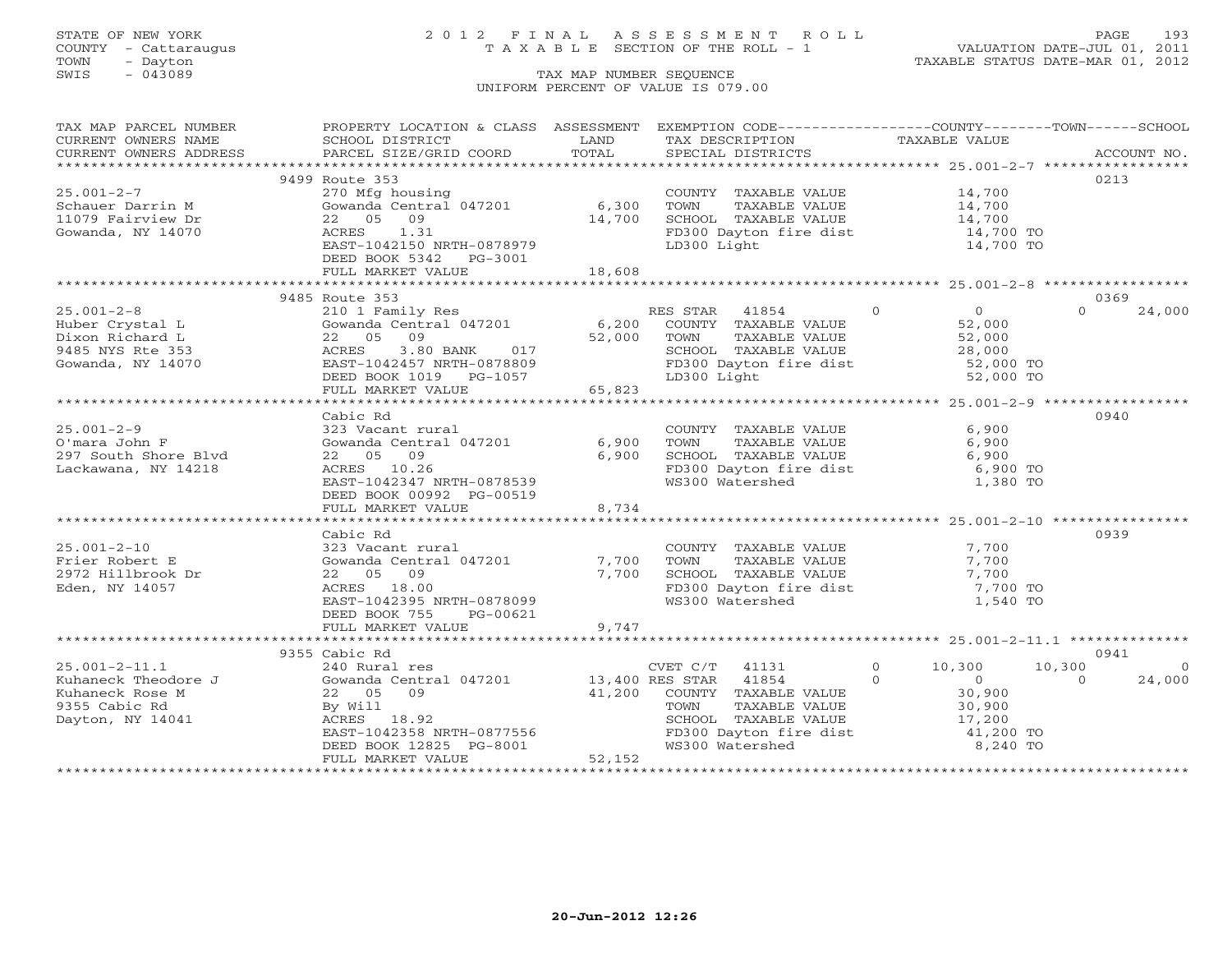STATE OF NEW YORK
COUNTY - Cattaraugus
TOWN - Dayton
SWIS - 043089

# 2012 FINAL ASSESSMENT ROLL
TAXABLE SECTION OF THE ROLL - 1

VALUATION DATE-JUL 01, 2011
TAXABLE STATUS DATE-MAR 01, 2012

TAX MAP NUMBER SEQUENCE
UNIFORM PERCENT OF VALUE IS 079.00

| TAX MAP PARCEL NUMBER / CURRENT OWNERS NAME / CURRENT OWNERS ADDRESS | PROPERTY LOCATION & CLASS / SCHOOL DISTRICT / PARCEL SIZE/GRID COORD | ASSESSMENT LAND / TOTAL | EXEMPTION CODE / TAX DESCRIPTION / SPECIAL DISTRICTS | COUNTY TAXABLE VALUE | TOWN | SCHOOL | ACCOUNT NO. |
|---|---|---|---|---|---|---|---|
| 25.001-2-7 | 9499 Route 353 | | | | | | 0213 |
| Schauer Darrin M | 270 Mfg housing | | COUNTY TAXABLE VALUE | 14,700 | | | |
| 11079 Fairview Dr | Gowanda Central 047201 | 6,300 | TOWN TAXABLE VALUE | 14,700 | | | |
| Gowanda, NY 14070 | 22 05 09 | 14,700 | SCHOOL TAXABLE VALUE | 14,700 | | | |
| | ACRES 1.31 | | FD300 Dayton fire dist | 14,700 TO | | | |
| | EAST-1042150 NRTH-0878979 | | LD300 Light | 14,700 TO | | | |
| | DEED BOOK 5342 PG-3001 | | | | | | |
| | FULL MARKET VALUE | 18,608 | | | | | |
| 25.001-2-8 | 9485 Route 353 | | | | | | 0369 |
| Huber Crystal L | 210 1 Family Res | | RES STAR 41854 | 0 | 0 | 24,000 | |
| Dixon Richard L | Gowanda Central 047201 | 6,200 | COUNTY TAXABLE VALUE | 52,000 | | | |
| 9485 NYS Rte 353 | 22 05 09 | 52,000 | TOWN TAXABLE VALUE | 52,000 | | | |
| Gowanda, NY 14070 | ACRES 3.80 BANK 017 | | SCHOOL TAXABLE VALUE | 28,000 | | | |
| | EAST-1042457 NRTH-0878809 | | FD300 Dayton fire dist | 52,000 TO | | | |
| | DEED BOOK 1019 PG-1057 | | LD300 Light | 52,000 TO | | | |
| | FULL MARKET VALUE | 65,823 | | | | | |
| 25.001-2-9 | Cabic Rd | | | | | | 0940 |
| O'mara John F | 323 Vacant rural | | COUNTY TAXABLE VALUE | 6,900 | | | |
| 297 South Shore Blvd | Gowanda Central 047201 | 6,900 | TOWN TAXABLE VALUE | 6,900 | | | |
| Lackawana, NY 14218 | 22 05 09 | 6,900 | SCHOOL TAXABLE VALUE | 6,900 | | | |
| | ACRES 10.26 | | FD300 Dayton fire dist | 6,900 TO | | | |
| | EAST-1042347 NRTH-0878539 | | WS300 Watershed | 1,380 TO | | | |
| | DEED BOOK 00992 PG-00519 | | | | | | |
| | FULL MARKET VALUE | 8,734 | | | | | |
| 25.001-2-10 | Cabic Rd | | | | | | 0939 |
| Frier Robert E | 323 Vacant rural | | COUNTY TAXABLE VALUE | 7,700 | | | |
| 2972 Hillbrook Dr | Gowanda Central 047201 | 7,700 | TOWN TAXABLE VALUE | 7,700 | | | |
| Eden, NY 14057 | 22 05 09 | 7,700 | SCHOOL TAXABLE VALUE | 7,700 | | | |
| | ACRES 18.00 | | FD300 Dayton fire dist | 7,700 TO | | | |
| | EAST-1042395 NRTH-0878099 | | WS300 Watershed | 1,540 TO | | | |
| | DEED BOOK 755 PG-00621 | | | | | | |
| | FULL MARKET VALUE | 9,747 | | | | | |
| 25.001-2-11.1 | 9355 Cabic Rd | | | | | | 0941 |
| Kuhaneck Theodore J | 240 Rural res | | CVET C/T 41131 | 10,300 | 10,300 | 0 | |
| Kuhaneck Rose M | Gowanda Central 047201 | 13,400 | RES STAR 41854 | 0 | 0 | 24,000 | |
| 9355 Cabic Rd | 22 05 09 | 41,200 | COUNTY TAXABLE VALUE | 30,900 | | | |
| Dayton, NY 14041 | By Will | | TOWN TAXABLE VALUE | 30,900 | | | |
| | ACRES 18.92 | | SCHOOL TAXABLE VALUE | 17,200 | | | |
| | EAST-1042358 NRTH-0877556 | | FD300 Dayton fire dist | 41,200 TO | | | |
| | DEED BOOK 12825 PG-8001 | | WS300 Watershed | 8,240 TO | | | |
| | FULL MARKET VALUE | 52,152 | | | | | |

20-Jun-2012 12:26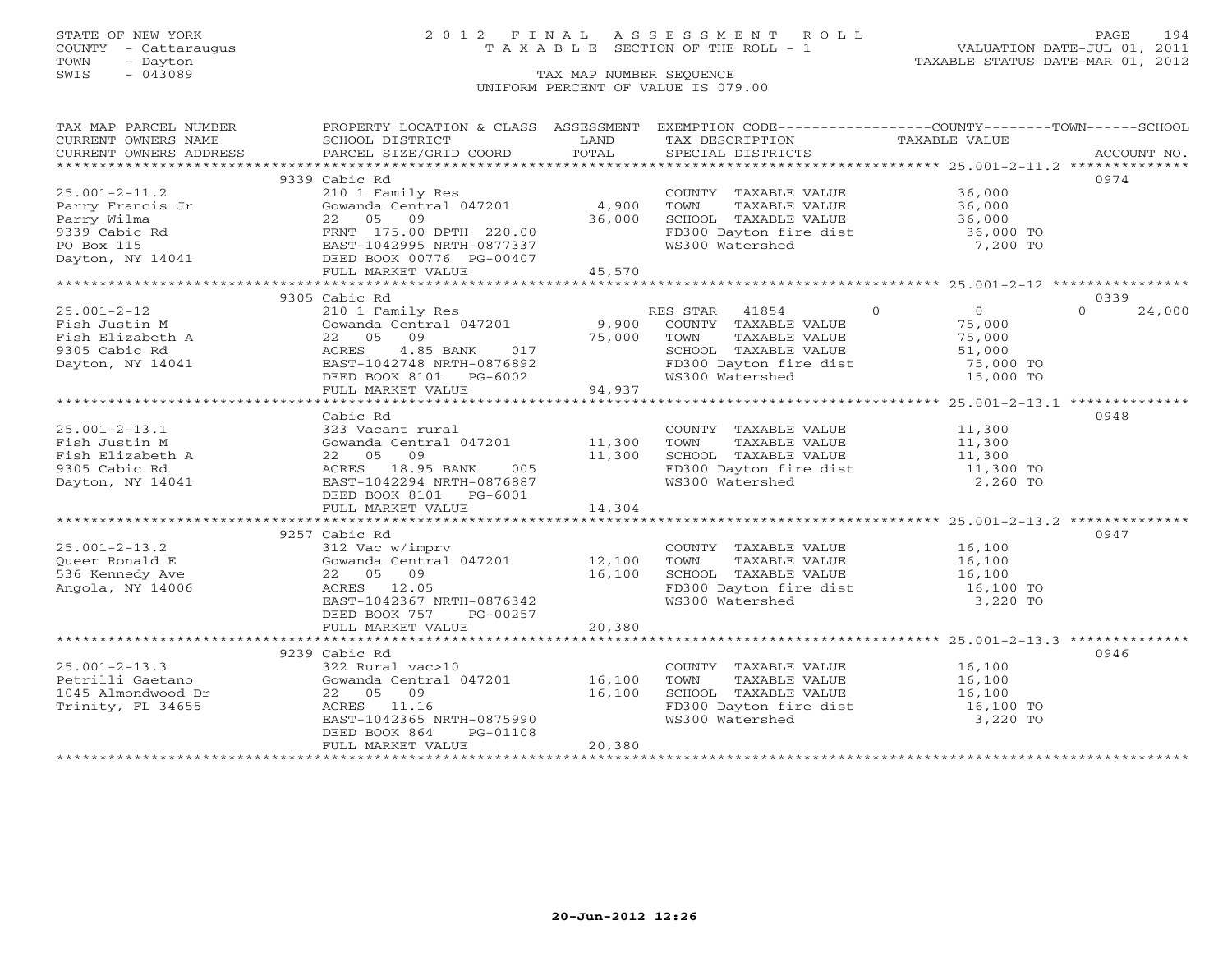STATE OF NEW YORK
COUNTY - Cattaraugus
TOWN - Dayton
SWIS - 043089

# 2012 FINAL ASSESSMENT ROLL

TAXABLE SECTION OF THE ROLL - 1

TAX MAP NUMBER SEQUENCE

UNIFORM PERCENT OF VALUE IS 079.00

VALUATION DATE-JUL 01, 2011
TAXABLE STATUS DATE-MAR 01, 2012

| TAX MAP PARCEL NUMBER / CURRENT OWNERS NAME / CURRENT OWNERS ADDRESS | PROPERTY LOCATION & CLASS / SCHOOL DISTRICT / PARCEL SIZE/GRID COORD | ASSESSMENT LAND / TOTAL | EXEMPTION CODE / TAX DESCRIPTION / SPECIAL DISTRICTS | COUNTY | TOWN | SCHOOL / TAXABLE VALUE | ACCOUNT NO. |
|---|---|---|---|---|---|---|---|
| 25.001-2-11.2 | 9339 Cabic Rd | | | | | | 0974 |
| 25.001-2-11.2 | 210 1 Family Res | | COUNTY TAXABLE VALUE | 36,000 | | | |
| Parry Francis Jr | Gowanda Central 047201 | 4,900 | TOWN TAXABLE VALUE | | 36,000 | | |
| Parry Wilma | 22 05 09 | 36,000 | SCHOOL TAXABLE VALUE | | | 36,000 | |
| 9339 Cabic Rd | FRNT 175.00 DPTH 220.00 | | FD300 Dayton fire dist | | | 36,000 TO | |
| PO Box 115 | EAST-1042995 NRTH-0877337 | | WS300 Watershed | | | 7,200 TO | |
| Dayton, NY 14041 | DEED BOOK 00776 PG-00407 | | | | | | |
| | FULL MARKET VALUE | 45,570 | | | | | |
| 25.001-2-12 | 9305 Cabic Rd | | | | | | 0339 |
| 25.001-2-12 | 210 1 Family Res | | RES STAR 41854 | 0 | 0 | 0 | 24,000 |
| Fish Justin M | Gowanda Central 047201 | 9,900 | COUNTY TAXABLE VALUE | 75,000 | | | |
| Fish Elizabeth A | 22 05 09 | 75,000 | TOWN TAXABLE VALUE | | 75,000 | | |
| 9305 Cabic Rd | ACRES 4.85 BANK 017 | | SCHOOL TAXABLE VALUE | | | 51,000 | |
| Dayton, NY 14041 | EAST-1042748 NRTH-0876892 | | FD300 Dayton fire dist | | | 75,000 TO | |
| | DEED BOOK 8101 PG-6002 | | WS300 Watershed | | | 15,000 TO | |
| | FULL MARKET VALUE | 94,937 | | | | | |
| 25.001-2-13.1 | Cabic Rd | | | | | | 0948 |
| 25.001-2-13.1 | 323 Vacant rural | | COUNTY TAXABLE VALUE | 11,300 | | | |
| Fish Justin M | Gowanda Central 047201 | 11,300 | TOWN TAXABLE VALUE | | 11,300 | | |
| Fish Elizabeth A | 22 05 09 | 11,300 | SCHOOL TAXABLE VALUE | | | 11,300 | |
| 9305 Cabic Rd | ACRES 18.95 BANK 005 | | FD300 Dayton fire dist | | | 11,300 TO | |
| Dayton, NY 14041 | EAST-1042294 NRTH-0876887 | | WS300 Watershed | | | 2,260 TO | |
| | DEED BOOK 8101 PG-6001 | | | | | | |
| | FULL MARKET VALUE | 14,304 | | | | | |
| 25.001-2-13.2 | 9257 Cabic Rd | | | | | | 0947 |
| 25.001-2-13.2 | 312 Vac w/imprv | | COUNTY TAXABLE VALUE | 16,100 | | | |
| Queer Ronald E | Gowanda Central 047201 | 12,100 | TOWN TAXABLE VALUE | | 16,100 | | |
| 536 Kennedy Ave | 22 05 09 | 16,100 | SCHOOL TAXABLE VALUE | | | 16,100 | |
| Angola, NY 14006 | ACRES 12.05 | | FD300 Dayton fire dist | | | 16,100 TO | |
| | EAST-1042367 NRTH-0876342 | | WS300 Watershed | | | 3,220 TO | |
| | DEED BOOK 757 PG-00257 | | | | | | |
| | FULL MARKET VALUE | 20,380 | | | | | |
| 25.001-2-13.3 | 9239 Cabic Rd | | | | | | 0946 |
| 25.001-2-13.3 | 322 Rural vac>10 | | COUNTY TAXABLE VALUE | 16,100 | | | |
| Petrilli Gaetano | Gowanda Central 047201 | 16,100 | TOWN TAXABLE VALUE | | 16,100 | | |
| 1045 Almondwood Dr | 22 05 09 | 16,100 | SCHOOL TAXABLE VALUE | | | 16,100 | |
| Trinity, FL 34655 | ACRES 11.16 | | FD300 Dayton fire dist | | | 16,100 TO | |
| | EAST-1042365 NRTH-0875990 | | WS300 Watershed | | | 3,220 TO | |
| | DEED BOOK 864 PG-01108 | | | | | | |
| | FULL MARKET VALUE | 20,380 | | | | | |

20-Jun-2012 12:26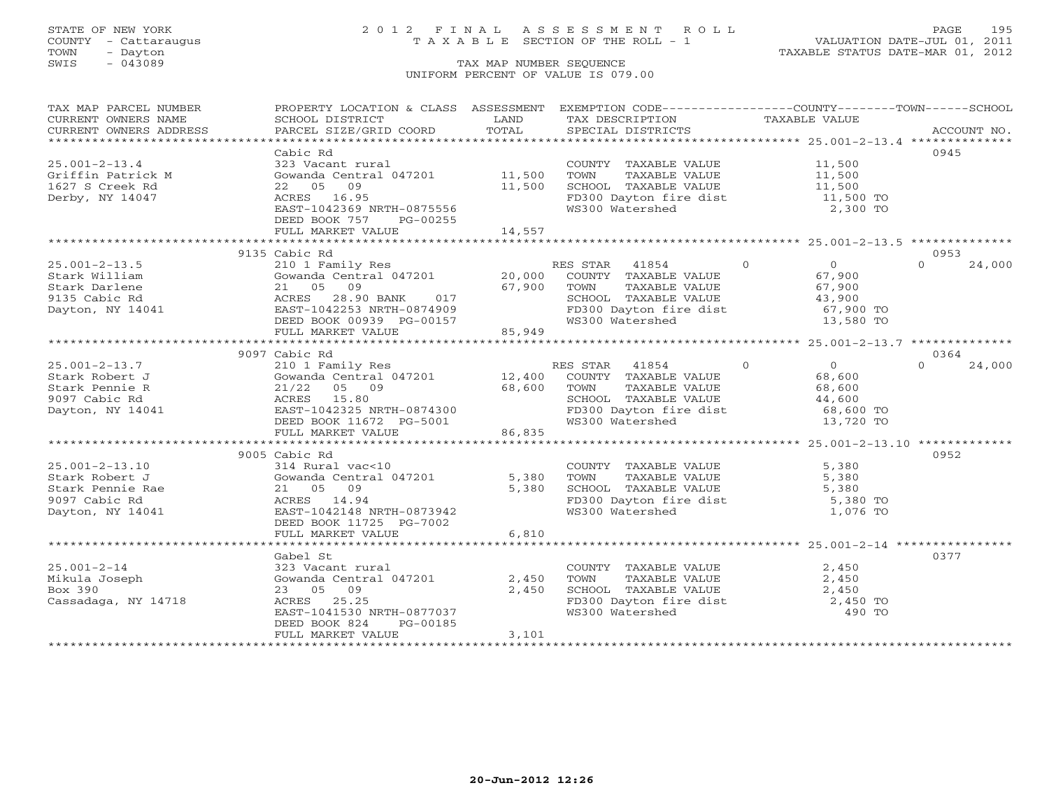STATE OF NEW YORK
COUNTY - Cattaraugus
TOWN - Dayton
SWIS - 043089

2012 FINAL ASSESSMENT ROLL
TAXABLE SECTION OF THE ROLL - 1
TAX MAP NUMBER SEQUENCE
UNIFORM PERCENT OF VALUE IS 079.00

VALUATION DATE-JUL 01, 2011
TAXABLE STATUS DATE-MAR 01, 2012

| TAX MAP PARCEL NUMBER / CURRENT OWNERS NAME / CURRENT OWNERS ADDRESS | PROPERTY LOCATION & CLASS / SCHOOL DISTRICT / PARCEL SIZE/GRID COORD | ASSESSMENT LAND / TOTAL | EXEMPTION CODE / TAX DESCRIPTION / SPECIAL DISTRICTS | COUNTY | TOWN | SCHOOL / ACCOUNT NO. |
|---|---|---|---|---|---|---|
| **25.001-2-13.4** | Cabic Rd | | | | | 0945 |
| 25.001-2-13.4 | 323 Vacant rural | | COUNTY TAXABLE VALUE | 11,500 | | |
| Griffin Patrick M | Gowanda Central 047201 | 11,500 | TOWN TAXABLE VALUE | 11,500 | | |
| 1627 S Creek Rd | 22 05 09 | 11,500 | SCHOOL TAXABLE VALUE | 11,500 | | |
| Derby, NY 14047 | ACRES 16.95 | | FD300 Dayton fire dist | 11,500 TO | | |
| | EAST-1042369 NRTH-0875556 | | WS300 Watershed | 2,300 TO | | |
| | DEED BOOK 757 PG-00255 | | | | | |
| | FULL MARKET VALUE | 14,557 | | | | |
| **25.001-2-13.5** | 9135 Cabic Rd | | | | | 0953 |
| 25.001-2-13.5 | 210 1 Family Res | | RES STAR 41854 | 0 | 0 | 24,000 |
| Stark William | Gowanda Central 047201 | 20,000 | COUNTY TAXABLE VALUE | 67,900 | | |
| Stark Darlene | 21 05 09 | 67,900 | TOWN TAXABLE VALUE | 67,900 | | |
| 9135 Cabic Rd | ACRES 28.90 BANK 017 | | SCHOOL TAXABLE VALUE | 43,900 | | |
| Dayton, NY 14041 | EAST-1042253 NRTH-0874909 | | FD300 Dayton fire dist | 67,900 TO | | |
| | DEED BOOK 00939 PG-00157 | | WS300 Watershed | 13,580 TO | | |
| | FULL MARKET VALUE | 85,949 | | | | |
| **25.001-2-13.7** | 9097 Cabic Rd | | | | | 0364 |
| 25.001-2-13.7 | 210 1 Family Res | | RES STAR 41854 | 0 | 0 | 24,000 |
| Stark Robert J | Gowanda Central 047201 | 12,400 | COUNTY TAXABLE VALUE | 68,600 | | |
| Stark Pennie R | 21/22 05 09 | 68,600 | TOWN TAXABLE VALUE | 68,600 | | |
| 9097 Cabic Rd | ACRES 15.80 | | SCHOOL TAXABLE VALUE | 44,600 | | |
| Dayton, NY 14041 | EAST-1042325 NRTH-0874300 | | FD300 Dayton fire dist | 68,600 TO | | |
| | DEED BOOK 11672 PG-5001 | | WS300 Watershed | 13,720 TO | | |
| | FULL MARKET VALUE | 86,835 | | | | |
| **25.001-2-13.10** | 9005 Cabic Rd | | | | | 0952 |
| 25.001-2-13.10 | 314 Rural vac<10 | | COUNTY TAXABLE VALUE | 5,380 | | |
| Stark Robert J | Gowanda Central 047201 | 5,380 | TOWN TAXABLE VALUE | 5,380 | | |
| Stark Pennie Rae | 21 05 09 | 5,380 | SCHOOL TAXABLE VALUE | 5,380 | | |
| 9097 Cabic Rd | ACRES 14.94 | | FD300 Dayton fire dist | 5,380 TO | | |
| Dayton, NY 14041 | EAST-1042148 NRTH-0873942 | | WS300 Watershed | 1,076 TO | | |
| | DEED BOOK 11725 PG-7002 | | | | | |
| | FULL MARKET VALUE | 6,810 | | | | |
| **25.001-2-14** | Gabel St | | | | | 0377 |
| 25.001-2-14 | 323 Vacant rural | | COUNTY TAXABLE VALUE | 2,450 | | |
| Mikula Joseph | Gowanda Central 047201 | 2,450 | TOWN TAXABLE VALUE | 2,450 | | |
| Box 390 | 23 05 09 | 2,450 | SCHOOL TAXABLE VALUE | 2,450 | | |
| Cassadaga, NY 14718 | ACRES 25.25 | | FD300 Dayton fire dist | 2,450 TO | | |
| | EAST-1041530 NRTH-0877037 | | WS300 Watershed | 490 TO | | |
| | DEED BOOK 824 PG-00185 | | | | | |
| | FULL MARKET VALUE | 3,101 | | | | |

20-Jun-2012 12:26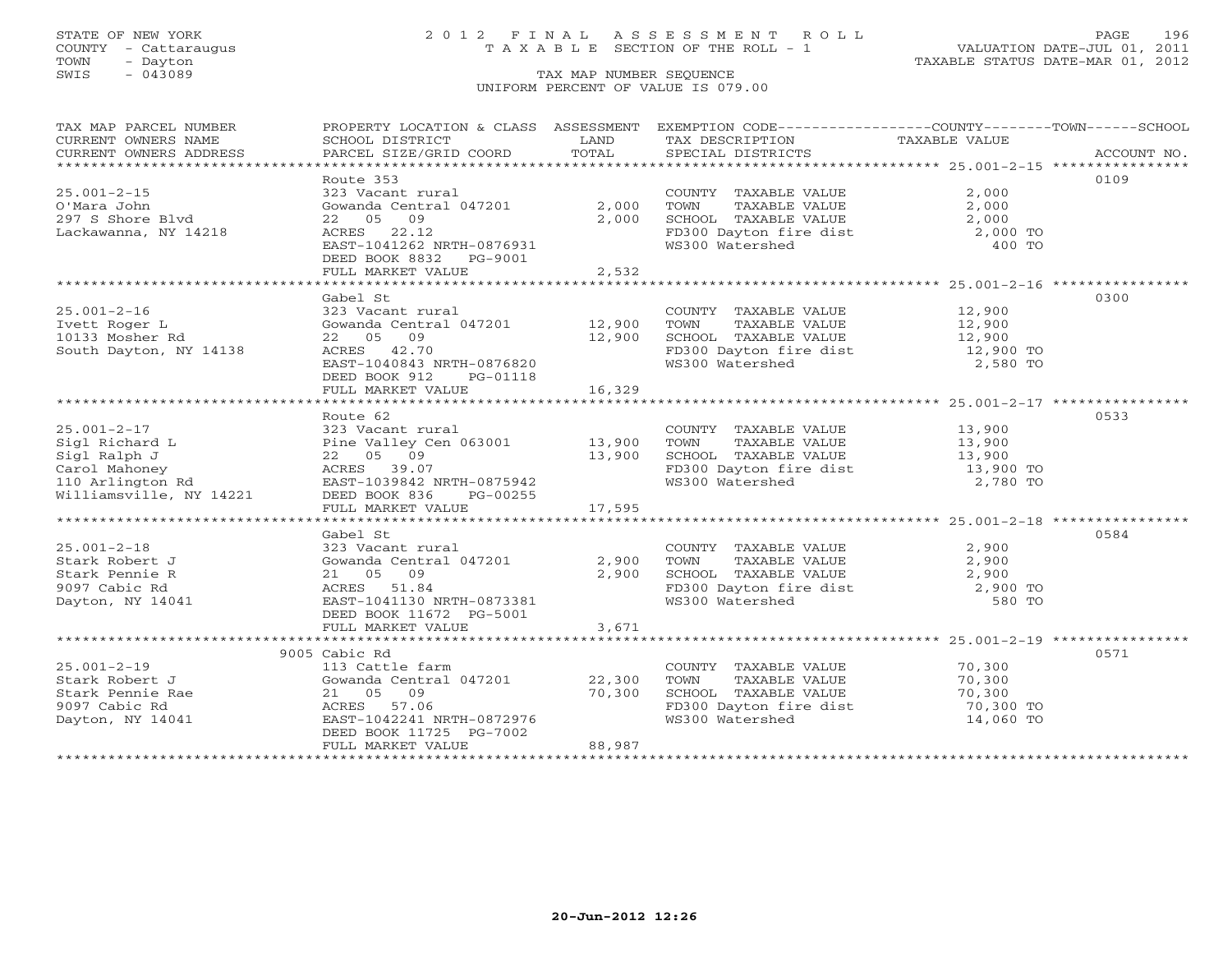STATE OF NEW YORK
COUNTY - Cattaraugus
TOWN - Dayton
SWIS - 043089

# 2012 FINAL ASSESSMENT ROLL
TAXABLE SECTION OF THE ROLL - 1

TAX MAP NUMBER SEQUENCE
UNIFORM PERCENT OF VALUE IS 079.00

VALUATION DATE-JUL 01, 2011
TAXABLE STATUS DATE-MAR 01, 2012

| TAX MAP PARCEL NUMBER / CURRENT OWNERS NAME / CURRENT OWNERS ADDRESS | PROPERTY LOCATION & CLASS / SCHOOL DISTRICT / PARCEL SIZE/GRID COORD | ASSESSMENT LAND | TOTAL | EXEMPTION CODE / TAX DESCRIPTION / SPECIAL DISTRICTS | TAXABLE VALUE (COUNTY/TOWN/SCHOOL) | ACCOUNT NO. |
|---|---|---|---|---|---|---|
| 25.001-2-15 | Route 353 | | | | | 0109 |
| | 323 Vacant rural | | | COUNTY TAXABLE VALUE | 2,000 | |
| O'Mara John | Gowanda Central 047201 | 2,000 | | TOWN TAXABLE VALUE | 2,000 | |
| 297 S Shore Blvd | 22 05 09 | | 2,000 | SCHOOL TAXABLE VALUE | 2,000 | |
| Lackawanna, NY 14218 | ACRES 22.12 | | | FD300 Dayton fire dist | 2,000 TO | |
| | EAST-1041262 NRTH-0876931 | | | WS300 Watershed | 400 TO | |
| | DEED BOOK 8832 PG-9001 | | | | | |
| | FULL MARKET VALUE | | 2,532 | | | |
| 25.001-2-16 | Gabel St | | | | | 0300 |
| | 323 Vacant rural | | | COUNTY TAXABLE VALUE | 12,900 | |
| Ivett Roger L | Gowanda Central 047201 | 12,900 | | TOWN TAXABLE VALUE | 12,900 | |
| 10133 Mosher Rd | 22 05 09 | | 12,900 | SCHOOL TAXABLE VALUE | 12,900 | |
| South Dayton, NY 14138 | ACRES 42.70 | | | FD300 Dayton fire dist | 12,900 TO | |
| | EAST-1040843 NRTH-0876820 | | | WS300 Watershed | 2,580 TO | |
| | DEED BOOK 912 PG-01118 | | | | | |
| | FULL MARKET VALUE | | 16,329 | | | |
| 25.001-2-17 | Route 62 | | | | | 0533 |
| | 323 Vacant rural | | | COUNTY TAXABLE VALUE | 13,900 | |
| Sigl Richard L | Pine Valley Cen 063001 | 13,900 | | TOWN TAXABLE VALUE | 13,900 | |
| Sigl Ralph J | 22 05 09 | | 13,900 | SCHOOL TAXABLE VALUE | 13,900 | |
| Carol Mahoney | ACRES 39.07 | | | FD300 Dayton fire dist | 13,900 TO | |
| 110 Arlington Rd | EAST-1039842 NRTH-0875942 | | | WS300 Watershed | 2,780 TO | |
| Williamsville, NY 14221 | DEED BOOK 836 PG-00255 | | | | | |
| | FULL MARKET VALUE | | 17,595 | | | |
| 25.001-2-18 | Gabel St | | | | | 0584 |
| | 323 Vacant rural | | | COUNTY TAXABLE VALUE | 2,900 | |
| Stark Robert J | Gowanda Central 047201 | 2,900 | | TOWN TAXABLE VALUE | 2,900 | |
| Stark Pennie R | 21 05 09 | | 2,900 | SCHOOL TAXABLE VALUE | 2,900 | |
| 9097 Cabic Rd | ACRES 51.84 | | | FD300 Dayton fire dist | 2,900 TO | |
| Dayton, NY 14041 | EAST-1041130 NRTH-0873381 | | | WS300 Watershed | 580 TO | |
| | DEED BOOK 11672 PG-5001 | | | | | |
| | FULL MARKET VALUE | | 3,671 | | | |
| 25.001-2-19 | 9005 Cabic Rd | | | | | 0571 |
| | 113 Cattle farm | | | COUNTY TAXABLE VALUE | 70,300 | |
| Stark Robert J | Gowanda Central 047201 | 22,300 | | TOWN TAXABLE VALUE | 70,300 | |
| Stark Pennie Rae | 21 05 09 | | 70,300 | SCHOOL TAXABLE VALUE | 70,300 | |
| 9097 Cabic Rd | ACRES 57.06 | | | FD300 Dayton fire dist | 70,300 TO | |
| Dayton, NY 14041 | EAST-1042241 NRTH-0872976 | | | WS300 Watershed | 14,060 TO | |
| | DEED BOOK 11725 PG-7002 | | | | | |
| | FULL MARKET VALUE | | 88,987 | | | |

20-Jun-2012 12:26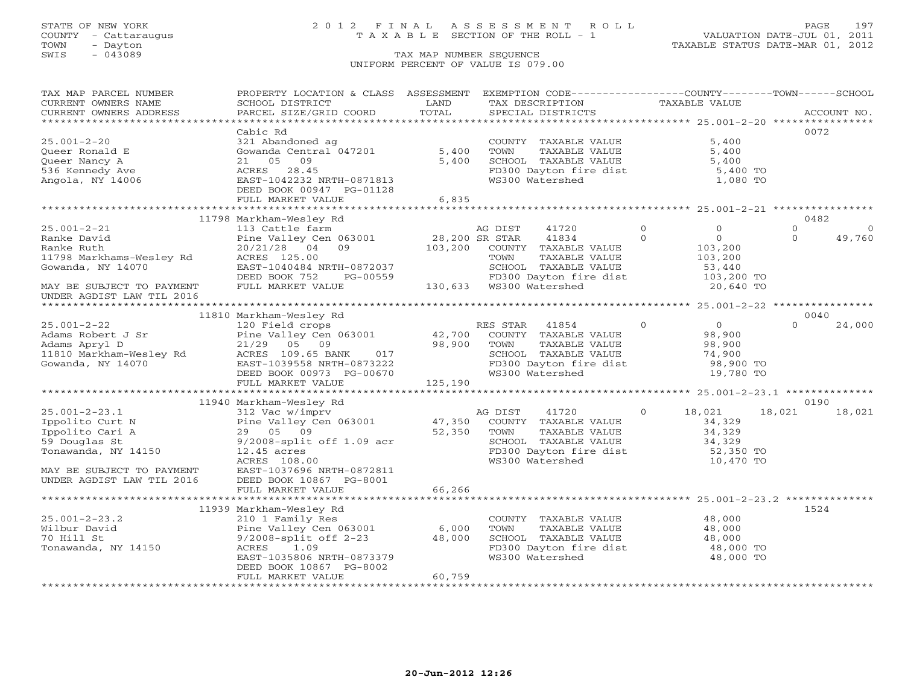STATE OF NEW YORK
COUNTY - Cattaraugus
TOWN - Dayton
SWIS - 043089

# 2012 FINAL ASSESSMENT ROLL
TAXABLE SECTION OF THE ROLL - 1

VALUATION DATE-JUL 01, 2011
TAXABLE STATUS DATE-MAR 01, 2012

TAX MAP NUMBER SEQUENCE
UNIFORM PERCENT OF VALUE IS 079.00

```
TAX MAP PARCEL NUMBER          PROPERTY LOCATION & CLASS  ASSESSMENT  EXEMPTION CODE------------------COUNTY--------TOWN------SCHOOL
CURRENT OWNERS NAME            SCHOOL DISTRICT              LAND      TAX DESCRIPTION              TAXABLE VALUE
CURRENT OWNERS ADDRESS         PARCEL SIZE/GRID COORD       TOTAL     SPECIAL DISTRICTS                                     ACCOUNT NO.
******************************************************************************************************* 25.001-2-20 *****************
                               Cabic Rd                                                                                     0072
25.001-2-20                    321 Abandoned ag                       COUNTY  TAXABLE VALUE              5,400
Queer Ronald E                 Gowanda Central 047201       5,400     TOWN    TAXABLE VALUE              5,400
Queer Nancy A                  21   05   09                  5,400     SCHOOL  TAXABLE VALUE              5,400
536 Kennedy Ave                ACRES   28.45                          FD300 Dayton fire dist              5,400 TO
Angola, NY 14006               EAST-1042232 NRTH-0871813              WS300 Watershed                     1,080 TO
                               DEED BOOK 00947 PG-01128
                               FULL MARKET VALUE              6,835
******************************************************************************************************* 25.001-2-21 *****************
                          11798 Markham-Wesley Rd                                                                           0482
25.001-2-21                    113 Cattle farm                        AG DIST     41720       0             0          0            0
Ranke David                    Pine Valley Cen 063001      28,200 SR STAR     41834       0             0          0       49,760
Ranke Ruth                     20/21/28  04   09           103,200    COUNTY  TAXABLE VALUE            103,200
11798 Markhams-Wesley Rd       ACRES  125.00                          TOWN    TAXABLE VALUE            103,200
Gowanda, NY 14070              EAST-1040484 NRTH-0872037              SCHOOL  TAXABLE VALUE             53,440
                               DEED BOOK 752      PG-00559            FD300 Dayton fire dist            103,200 TO
MAY BE SUBJECT TO PAYMENT      FULL MARKET VALUE            130,633   WS300 Watershed                    20,640 TO
UNDER AGDIST LAW TIL 2016
******************************************************************************************************* 25.001-2-22 *****************
                          11810 Markham-Wesley Rd                                                                           0040
25.001-2-22                    120 Field crops                        RES STAR    41854       0             0          0       24,000
Adams Robert J Sr              Pine Valley Cen 063001      42,700     COUNTY  TAXABLE VALUE             98,900
Adams Apryl D                  21/29  05   09               98,900    TOWN    TAXABLE VALUE             98,900
11810 Markham-Wesley Rd        ACRES 109.65 BANK      017             SCHOOL  TAXABLE VALUE             74,900
Gowanda, NY 14070              EAST-1039558 NRTH-0873222              FD300 Dayton fire dist             98,900 TO
                               DEED BOOK 00973 PG-00670               WS300 Watershed                    19,780 TO
                               FULL MARKET VALUE            125,190
******************************************************************************************************* 25.001-2-23.1 ***************
                          11940 Markham-Wesley Rd                                                                           0190
25.001-2-23.1                  312 Vac w/imprv                        AG DIST     41720       0        18,021     18,021       18,021
Ippolito Curt N                Pine Valley Cen 063001      47,350     COUNTY  TAXABLE VALUE             34,329
Ippolito Cari A                29   05   09                 52,350    TOWN    TAXABLE VALUE             34,329
59 Douglas St                  9/2008-split off 1.09 acr              SCHOOL  TAXABLE VALUE             34,329
Tonawanda, NY 14150            12.45 acres                            FD300 Dayton fire dist             52,350 TO
                               ACRES  108.00                          WS300 Watershed                    10,470 TO
MAY BE SUBJECT TO PAYMENT      EAST-1037696 NRTH-0872811
UNDER AGDIST LAW TIL 2016      DEED BOOK 10867 PG-8001
                               FULL MARKET VALUE             66,266
******************************************************************************************************* 25.001-2-23.2 ***************
                          11939 Markham-Wesley Rd                                                                           1524
25.001-2-23.2                  210 1 Family Res                       COUNTY  TAXABLE VALUE             48,000
Wilbur David                   Pine Valley Cen 063001       6,000     TOWN    TAXABLE VALUE             48,000
70 Hill St                     9/2008-split off 2-23        48,000    SCHOOL  TAXABLE VALUE             48,000
Tonawanda, NY 14150            ACRES    1.09                          FD300 Dayton fire dist             48,000 TO
                               EAST-1035806 NRTH-0873379              WS300 Watershed                    48,000 TO
                               DEED BOOK 10867 PG-8002
                               FULL MARKET VALUE             60,759
*************************************************************************************************************************************
```

20-Jun-2012 12:26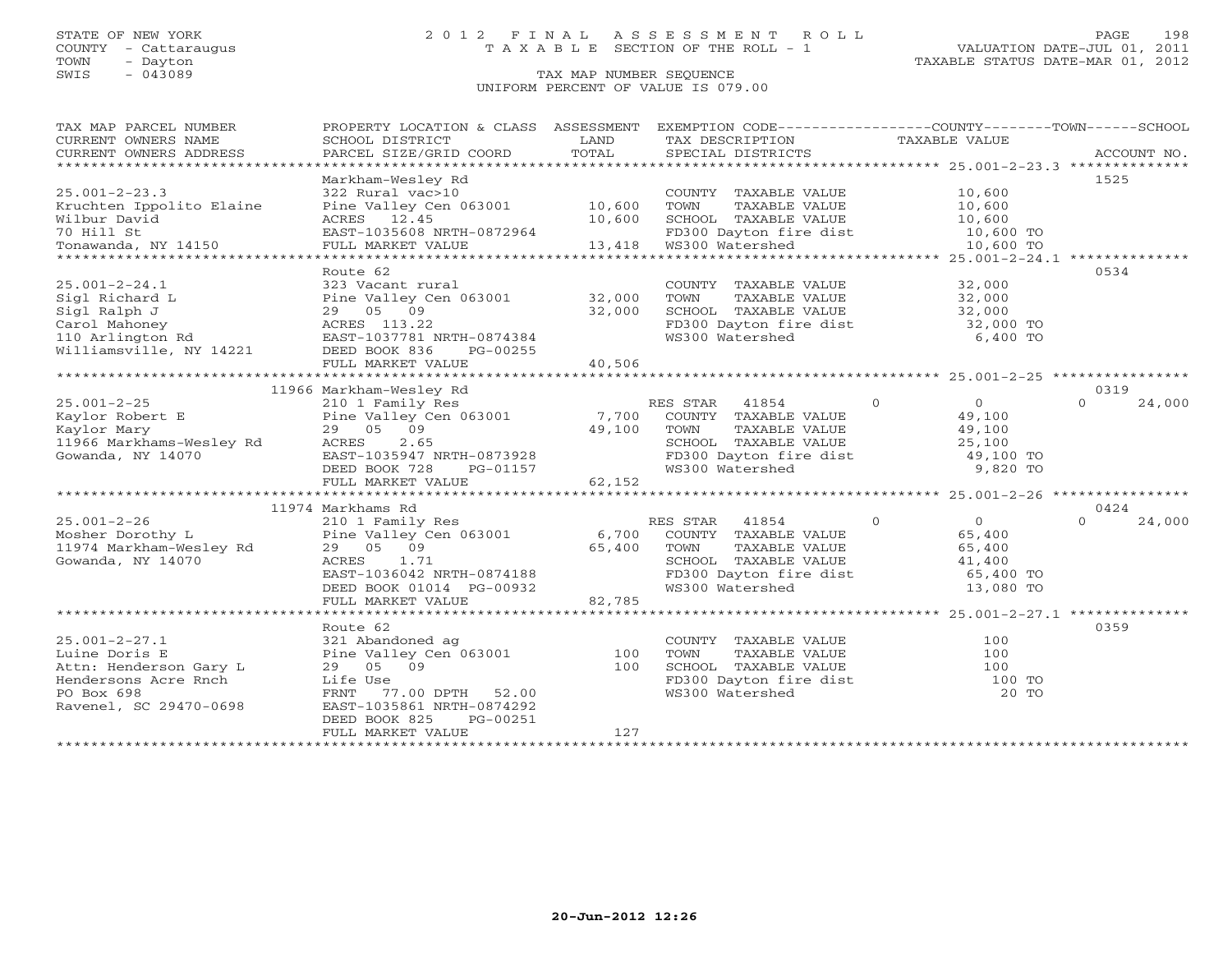STATE OF NEW YORK
COUNTY - Cattaraugus
TOWN - Dayton
SWIS - 043089

# 2012 FINAL ASSESSMENT ROLL
TAXABLE SECTION OF THE ROLL - 1

TAX MAP NUMBER SEQUENCE
UNIFORM PERCENT OF VALUE IS 079.00

VALUATION DATE-JUL 01, 2011
TAXABLE STATUS DATE-MAR 01, 2012

| TAX MAP PARCEL NUMBER / CURRENT OWNERS NAME / CURRENT OWNERS ADDRESS | PROPERTY LOCATION & CLASS / SCHOOL DISTRICT / PARCEL SIZE/GRID COORD | ASSESSMENT LAND / TOTAL | EXEMPTION CODE / TAX DESCRIPTION / SPECIAL DISTRICTS | COUNTY | TOWN | SCHOOL / ACCOUNT NO. |
|---|---|---|---|---|---|---|
| 25.001-2-23.3 | Markham-Wesley Rd | | | | | 1525 |
| Kruchten Ippolito Elaine | 322 Rural vac>10 | | COUNTY TAXABLE VALUE | 10,600 | | |
| Wilbur David | Pine Valley Cen 063001 | 10,600 | TOWN TAXABLE VALUE | 10,600 | | |
| 70 Hill St | ACRES 12.45 | 10,600 | SCHOOL TAXABLE VALUE | 10,600 | | |
| Tonawanda, NY 14150 | EAST-1035608 NRTH-0872964 | | FD300 Dayton fire dist | 10,600 TO | | |
| | FULL MARKET VALUE | 13,418 | WS300 Watershed | 10,600 TO | | |
| 25.001-2-24.1 | Route 62 | | | | | 0534 |
| Sigl Richard L | 323 Vacant rural | | COUNTY TAXABLE VALUE | 32,000 | | |
| Sigl Ralph J | Pine Valley Cen 063001 | 32,000 | TOWN TAXABLE VALUE | 32,000 | | |
| Carol Mahoney | 29 05 09 | 32,000 | SCHOOL TAXABLE VALUE | 32,000 | | |
| 110 Arlington Rd | ACRES 113.22 | | FD300 Dayton fire dist | 32,000 TO | | |
| Williamsville, NY 14221 | EAST-1037781 NRTH-0874384 | | WS300 Watershed | 6,400 TO | | |
| | DEED BOOK 836 PG-00255 | | | | | |
| | FULL MARKET VALUE | 40,506 | | | | |
| 25.001-2-25 | 11966 Markham-Wesley Rd | | | | | 0319 |
| Kaylor Robert E | 210 1 Family Res | | RES STAR 41854 | 0 | 0 | 0 24,000 |
| Kaylor Mary | Pine Valley Cen 063001 | 7,700 | COUNTY TAXABLE VALUE | 49,100 | | |
| 11966 Markhams-Wesley Rd | 29 05 09 | 49,100 | TOWN TAXABLE VALUE | 49,100 | | |
| Gowanda, NY 14070 | ACRES 2.65 | | SCHOOL TAXABLE VALUE | 25,100 | | |
| | EAST-1035947 NRTH-0873928 | | FD300 Dayton fire dist | 49,100 TO | | |
| | DEED BOOK 728 PG-01157 | | WS300 Watershed | 9,820 TO | | |
| | FULL MARKET VALUE | 62,152 | | | | |
| 25.001-2-26 | 11974 Markhams Rd | | | | | 0424 |
| Mosher Dorothy L | 210 1 Family Res | | RES STAR 41854 | 0 | 0 | 0 24,000 |
| 11974 Markham-Wesley Rd | Pine Valley Cen 063001 | 6,700 | COUNTY TAXABLE VALUE | 65,400 | | |
| Gowanda, NY 14070 | 29 05 09 | 65,400 | TOWN TAXABLE VALUE | 65,400 | | |
| | ACRES 1.71 | | SCHOOL TAXABLE VALUE | 41,400 | | |
| | EAST-1036042 NRTH-0874188 | | FD300 Dayton fire dist | 65,400 TO | | |
| | DEED BOOK 01014 PG-00932 | | WS300 Watershed | 13,080 TO | | |
| | FULL MARKET VALUE | 82,785 | | | | |
| 25.001-2-27.1 | Route 62 | | | | | 0359 |
| Luine Doris E | 321 Abandoned ag | | COUNTY TAXABLE VALUE | 100 | | |
| Attn: Henderson Gary L | Pine Valley Cen 063001 | 100 | TOWN TAXABLE VALUE | 100 | | |
| Hendersons Acre Rnch | 29 05 09 | 100 | SCHOOL TAXABLE VALUE | 100 | | |
| PO Box 698 | Life Use | | FD300 Dayton fire dist | 100 TO | | |
| Ravenel, SC 29470-0698 | FRNT 77.00 DPTH 52.00 | | WS300 Watershed | 20 TO | | |
| | EAST-1035861 NRTH-0874292 | | | | | |
| | DEED BOOK 825 PG-00251 | | | | | |
| | FULL MARKET VALUE | 127 | | | | |

20-Jun-2012 12:26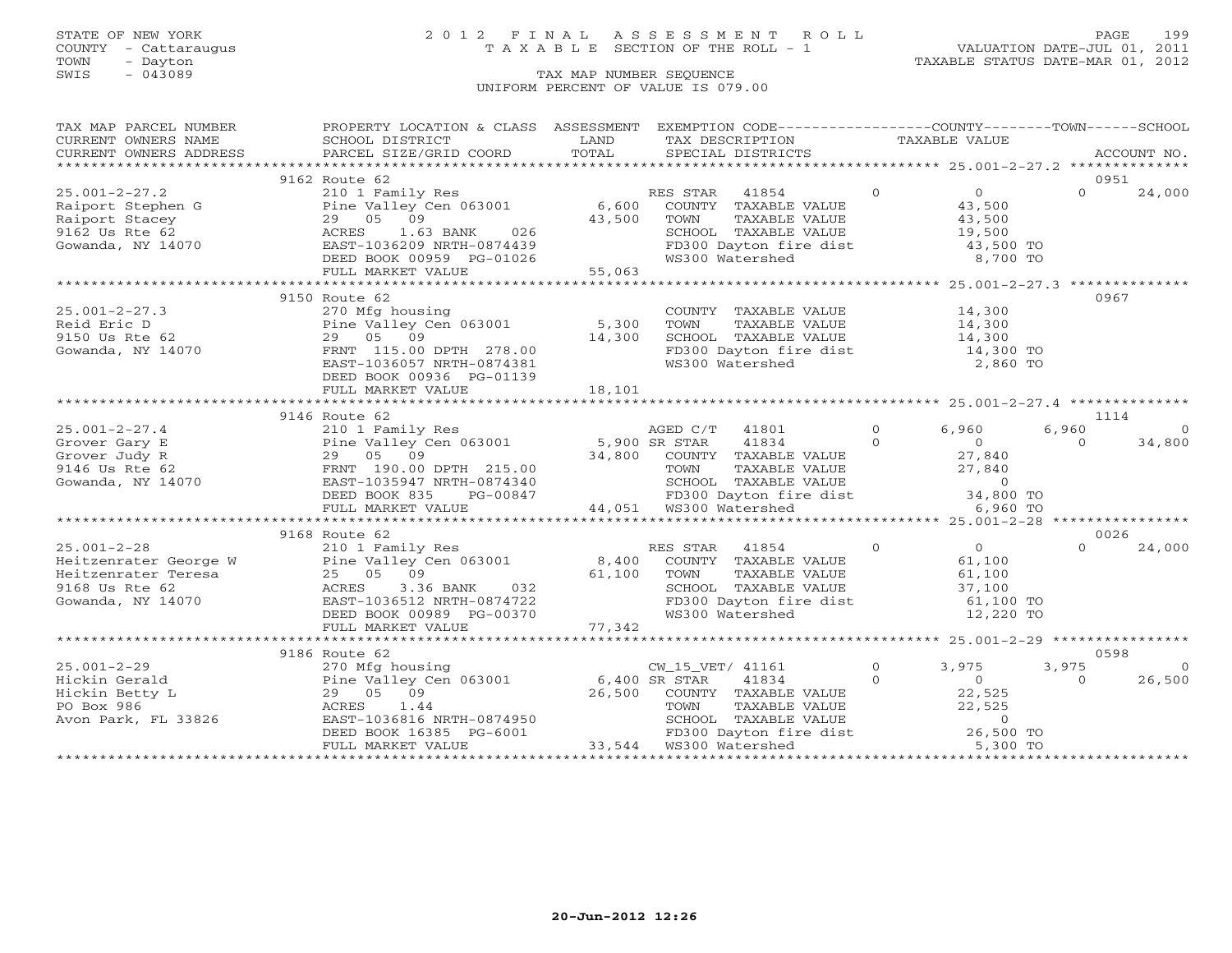STATE OF NEW YORK
COUNTY - Cattaraugus
TOWN - Dayton
SWIS - 043089

# 2012 FINAL ASSESSMENT ROLL
TAXABLE SECTION OF THE ROLL - 1
TAX MAP NUMBER SEQUENCE
UNIFORM PERCENT OF VALUE IS 079.00

VALUATION DATE-JUL 01, 2011
TAXABLE STATUS DATE-MAR 01, 2012

| TAX MAP PARCEL NUMBER / CURRENT OWNERS NAME / CURRENT OWNERS ADDRESS | PROPERTY LOCATION & CLASS / SCHOOL DISTRICT / PARCEL SIZE/GRID COORD | ASSESSMENT LAND / TOTAL | EXEMPTION CODE / TAX DESCRIPTION / SPECIAL DISTRICTS | COUNTY TAXABLE VALUE | TOWN | SCHOOL / ACCOUNT NO. |
|---|---|---|---|---|---|---|
| 25.001-2-27.2 | 9162 Route 62 | | | | | 0951 |
| Raiport Stephen G | 210 1 Family Res | | RES STAR 41854 0 | 0 | 0 | 24,000 |
| Raiport Stacey | Pine Valley Cen 063001 | 6,600 | COUNTY TAXABLE VALUE | 43,500 | | |
| 9162 Us Rte 62 | 29 05 09 | 43,500 | TOWN TAXABLE VALUE | 43,500 | | |
| Gowanda, NY 14070 | ACRES 1.63 BANK 026 | | SCHOOL TAXABLE VALUE | 19,500 | | |
| | EAST-1036209 NRTH-0874439 | | FD300 Dayton fire dist | 43,500 TO | | |
| | DEED BOOK 00959 PG-01026 | | WS300 Watershed | 8,700 TO | | |
| | FULL MARKET VALUE | 55,063 | | | | |
| 25.001-2-27.3 | 9150 Route 62 | | | | | 0967 |
| Reid Eric D | 270 Mfg housing | | COUNTY TAXABLE VALUE | 14,300 | | |
| 9150 Us Rte 62 | Pine Valley Cen 063001 | 5,300 | TOWN TAXABLE VALUE | 14,300 | | |
| Gowanda, NY 14070 | 29 05 09 | 14,300 | SCHOOL TAXABLE VALUE | 14,300 | | |
| | FRNT 115.00 DPTH 278.00 | | FD300 Dayton fire dist | 14,300 TO | | |
| | EAST-1036057 NRTH-0874381 | | WS300 Watershed | 2,860 TO | | |
| | DEED BOOK 00936 PG-01139 | | | | | |
| | FULL MARKET VALUE | 18,101 | | | | |
| 25.001-2-27.4 | 9146 Route 62 | | | | | 1114 |
| Grover Gary E | 210 1 Family Res | | AGED C/T 41801 0 | 6,960 | 6,960 | 0 |
| Grover Judy R | Pine Valley Cen 063001 | 5,900 | SR STAR 41834 0 | 0 | 0 | 34,800 |
| 9146 Us Rte 62 | 29 05 09 | 34,800 | COUNTY TAXABLE VALUE | 27,840 | | |
| Gowanda, NY 14070 | FRNT 190.00 DPTH 215.00 | | TOWN TAXABLE VALUE | 27,840 | | |
| | EAST-1035947 NRTH-0874340 | | SCHOOL TAXABLE VALUE | 0 | | |
| | DEED BOOK 835 PG-00847 | | FD300 Dayton fire dist | 34,800 TO | | |
| | FULL MARKET VALUE | 44,051 | WS300 Watershed | 6,960 TO | | |
| 25.001-2-28 | 9168 Route 62 | | | | | 0026 |
| Heitzenrater George W | 210 1 Family Res | | RES STAR 41854 0 | 0 | 0 | 24,000 |
| Heitzenrater Teresa | Pine Valley Cen 063001 | 8,400 | COUNTY TAXABLE VALUE | 61,100 | | |
| 9168 Us Rte 62 | 25 05 09 | 61,100 | TOWN TAXABLE VALUE | 61,100 | | |
| Gowanda, NY 14070 | ACRES 3.36 BANK 032 | | SCHOOL TAXABLE VALUE | 37,100 | | |
| | EAST-1036512 NRTH-0874722 | | FD300 Dayton fire dist | 61,100 TO | | |
| | DEED BOOK 00989 PG-00370 | | WS300 Watershed | 12,220 TO | | |
| | FULL MARKET VALUE | 77,342 | | | | |
| 25.001-2-29 | 9186 Route 62 | | | | | 0598 |
| Hickin Gerald | 270 Mfg housing | | CW_15_VET/ 41161 0 | 3,975 | 3,975 | 0 |
| Hickin Betty L | Pine Valley Cen 063001 | 6,400 | SR STAR 41834 0 | 0 | 0 | 26,500 |
| PO Box 986 | 29 05 09 | 26,500 | COUNTY TAXABLE VALUE | 22,525 | | |
| Avon Park, FL 33826 | ACRES 1.44 | | TOWN TAXABLE VALUE | 22,525 | | |
| | EAST-1036816 NRTH-0874950 | | SCHOOL TAXABLE VALUE | 0 | | |
| | DEED BOOK 16385 PG-6001 | | FD300 Dayton fire dist | 26,500 TO | | |
| | FULL MARKET VALUE | 33,544 | WS300 Watershed | 5,300 TO | | |

20-Jun-2012 12:26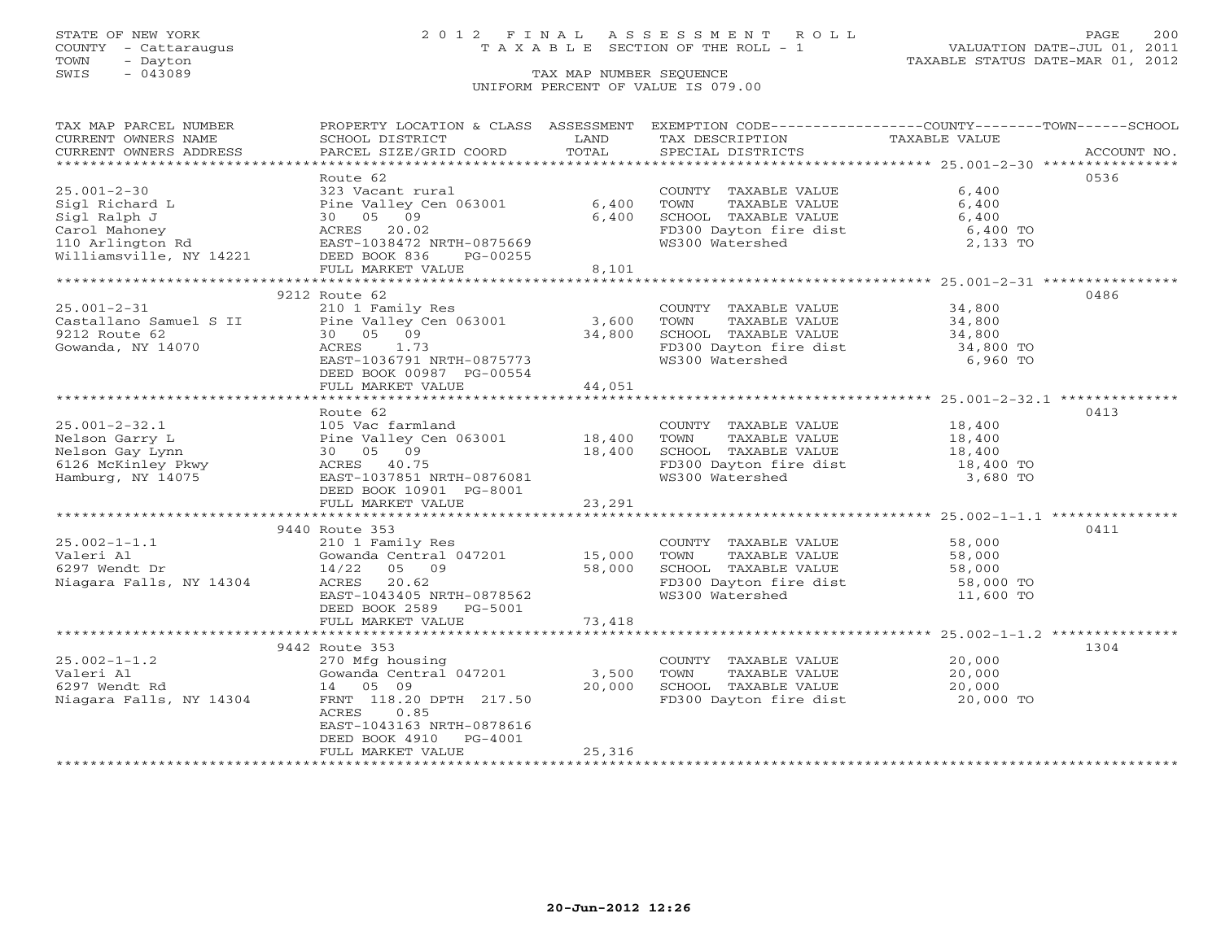STATE OF NEW YORK
COUNTY - Cattaraugus
TOWN - Dayton
SWIS - 043089

# 2012 FINAL ASSESSMENT ROLL
TAXABLE SECTION OF THE ROLL - 1

VALUATION DATE-JUL 01, 2011
TAXABLE STATUS DATE-MAR 01, 2012

TAX MAP NUMBER SEQUENCE
UNIFORM PERCENT OF VALUE IS 079.00

| TAX MAP PARCEL NUMBER / CURRENT OWNERS NAME / CURRENT OWNERS ADDRESS | PROPERTY LOCATION & CLASS / SCHOOL DISTRICT / PARCEL SIZE/GRID COORD | ASSESSMENT LAND | TOTAL | EXEMPTION CODE / TAX DESCRIPTION / SPECIAL DISTRICTS | TAXABLE VALUE (COUNTY / TOWN / SCHOOL) | ACCOUNT NO. |
|---|---|---|---|---|---|---|
| 25.001-2-30 | Route 62 | | | | | 0536 |
| 25.001-2-30 | 323 Vacant rural | | | COUNTY TAXABLE VALUE | 6,400 | |
| Sigl Richard L | Pine Valley Cen 063001 | 6,400 | | TOWN TAXABLE VALUE | 6,400 | |
| Sigl Ralph J | 30 05 09 | | 6,400 | SCHOOL TAXABLE VALUE | 6,400 | |
| Carol Mahoney | ACRES 20.02 | | | FD300 Dayton fire dist | 6,400 TO | |
| 110 Arlington Rd | EAST-1038472 NRTH-0875669 | | | WS300 Watershed | 2,133 TO | |
| Williamsville, NY 14221 | DEED BOOK 836 PG-00255 | | | | | |
| | FULL MARKET VALUE | | 8,101 | | | |
| 25.001-2-31 | 9212 Route 62 | | | | | 0486 |
| 25.001-2-31 | 210 1 Family Res | | | COUNTY TAXABLE VALUE | 34,800 | |
| Castallano Samuel S II | Pine Valley Cen 063001 | 3,600 | | TOWN TAXABLE VALUE | 34,800 | |
| 9212 Route 62 | 30 05 09 | | 34,800 | SCHOOL TAXABLE VALUE | 34,800 | |
| Gowanda, NY 14070 | ACRES 1.73 | | | FD300 Dayton fire dist | 34,800 TO | |
| | EAST-1036791 NRTH-0875773 | | | WS300 Watershed | 6,960 TO | |
| | DEED BOOK 00987 PG-00554 | | | | | |
| | FULL MARKET VALUE | | 44,051 | | | |
| 25.001-2-32.1 | Route 62 | | | | | 0413 |
| 25.001-2-32.1 | 105 Vac farmland | | | COUNTY TAXABLE VALUE | 18,400 | |
| Nelson Garry L | Pine Valley Cen 063001 | 18,400 | | TOWN TAXABLE VALUE | 18,400 | |
| Nelson Gay Lynn | 30 05 09 | | 18,400 | SCHOOL TAXABLE VALUE | 18,400 | |
| 6126 McKinley Pkwy | ACRES 40.75 | | | FD300 Dayton fire dist | 18,400 TO | |
| Hamburg, NY 14075 | EAST-1037851 NRTH-0876081 | | | WS300 Watershed | 3,680 TO | |
| | DEED BOOK 10901 PG-8001 | | | | | |
| | FULL MARKET VALUE | | 23,291 | | | |
| 25.002-1-1.1 | 9440 Route 353 | | | | | 0411 |
| 25.002-1-1.1 | 210 1 Family Res | | | COUNTY TAXABLE VALUE | 58,000 | |
| Valeri Al | Gowanda Central 047201 | 15,000 | | TOWN TAXABLE VALUE | 58,000 | |
| 6297 Wendt Dr | 14/22 05 09 | | 58,000 | SCHOOL TAXABLE VALUE | 58,000 | |
| Niagara Falls, NY 14304 | ACRES 20.62 | | | FD300 Dayton fire dist | 58,000 TO | |
| | EAST-1043405 NRTH-0878562 | | | WS300 Watershed | 11,600 TO | |
| | DEED BOOK 2589 PG-5001 | | | | | |
| | FULL MARKET VALUE | | 73,418 | | | |
| 25.002-1-1.2 | 9442 Route 353 | | | | | 1304 |
| 25.002-1-1.2 | 270 Mfg housing | | | COUNTY TAXABLE VALUE | 20,000 | |
| Valeri Al | Gowanda Central 047201 | 3,500 | | TOWN TAXABLE VALUE | 20,000 | |
| 6297 Wendt Rd | 14 05 09 | | 20,000 | SCHOOL TAXABLE VALUE | 20,000 | |
| Niagara Falls, NY 14304 | FRNT 118.20 DPTH 217.50 | | | FD300 Dayton fire dist | 20,000 TO | |
| | ACRES 0.85 | | | | | |
| | EAST-1043163 NRTH-0878616 | | | | | |
| | DEED BOOK 4910 PG-4001 | | | | | |
| | FULL MARKET VALUE | | 25,316 | | | |

20-Jun-2012 12:26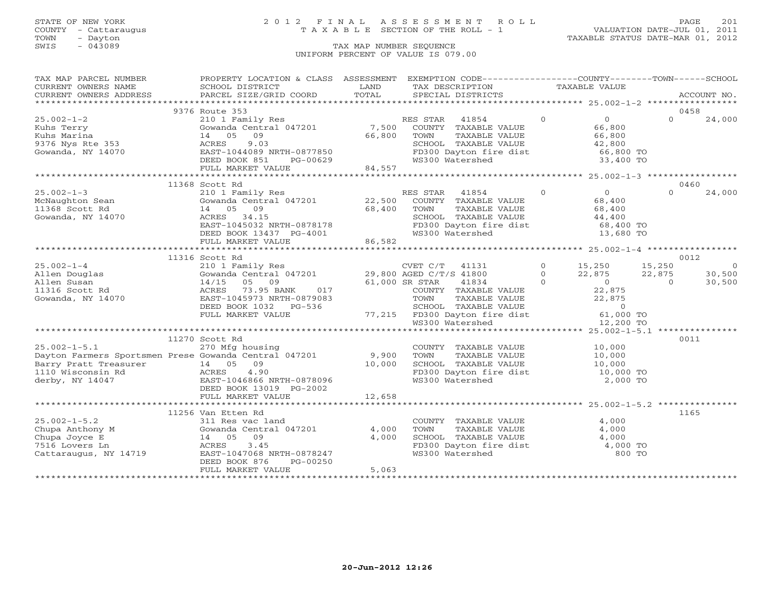STATE OF NEW YORK
COUNTY - Cattaraugus
TOWN - Dayton
SWIS - 043089

# 2012 FINAL ASSESSMENT ROLL

TAXABLE SECTION OF THE ROLL - 1

TAX MAP NUMBER SEQUENCE

UNIFORM PERCENT OF VALUE IS 079.00

VALUATION DATE-JUL 01, 2011
TAXABLE STATUS DATE-MAR 01, 2012

```
TAX MAP PARCEL NUMBER     PROPERTY LOCATION & CLASS  ASSESSMENT  EXEMPTION CODE-----------------COUNTY--------TOWN------SCHOOL
CURRENT OWNERS NAME       SCHOOL DISTRICT               LAND      TAX DESCRIPTION             TAXABLE VALUE
CURRENT OWNERS ADDRESS    PARCEL SIZE/GRID COORD        TOTAL     SPECIAL DISTRICTS                                     ACCOUNT NO.
******************************************************************************************************* 25.002-1-2 *****************
                          9376 Route 353                                                                                 0458
25.002-1-2                210 1 Family Res                         RES STAR  41854        0          0          0      24,000
Kuhs Terry                Gowanda Central 047201       7,500       COUNTY  TAXABLE VALUE          66,800
Kuhs Marina               14   05   09                66,800       TOWN    TAXABLE VALUE          66,800
9376 Nys Rte 353          ACRES     9.03                           SCHOOL  TAXABLE VALUE          42,800
Gowanda, NY 14070         EAST-1044089 NRTH-0877850                FD300 Dayton fire dist         66,800 TO
                          DEED BOOK 851     PG-00629               WS300 Watershed                33,400 TO
                          FULL MARKET VALUE            84,557
******************************************************************************************************* 25.002-1-3 *****************
                          11368 Scott Rd                                                                                 0460
25.002-1-3                210 1 Family Res                         RES STAR  41854        0          0          0      24,000
McNaughton Sean           Gowanda Central 047201      22,500       COUNTY  TAXABLE VALUE          68,400
11368 Scott Rd            14   05   09                68,400       TOWN    TAXABLE VALUE          68,400
Gowanda, NY 14070         ACRES    34.15                           SCHOOL  TAXABLE VALUE          44,400
                          EAST-1045032 NRTH-0878178                FD300 Dayton fire dist         68,400 TO
                          DEED BOOK 13437   PG-4001                WS300 Watershed                13,680 TO
                          FULL MARKET VALUE            86,582
******************************************************************************************************* 25.002-1-4 *****************
                          11316 Scott Rd                                                                                 0012
25.002-1-4                210 1 Family Res                         CVET C/T  41131        0     15,250     15,250          0
Allen Douglas             Gowanda Central 047201      29,800 AGED C/T/S 41800             0     22,875     22,875     30,500
Allen Susan               14/15   05   09             61,000 SR STAR    41834             0          0          0     30,500
11316 Scott Rd            ACRES    73.95 BANK     017              COUNTY  TAXABLE VALUE          22,875
Gowanda, NY 14070         EAST-1045973 NRTH-0879083                TOWN    TAXABLE VALUE          22,875
                          DEED BOOK 1032    PG-536                 SCHOOL  TAXABLE VALUE               0
                          FULL MARKET VALUE            77,215      FD300 Dayton fire dist         61,000 TO
                                                                   WS300 Watershed                12,200 TO
******************************************************************************************************* 25.002-1-5.1 ***************
                          11270 Scott Rd                                                                                 0011
25.002-1-5.1              270 Mfg housing                          COUNTY  TAXABLE VALUE          10,000
Dayton Farmers Sportsmen Prese Gowanda Central 047201  9,900       TOWN    TAXABLE VALUE          10,000
Barry Pratt Treasurer     14   05   09                10,000       SCHOOL  TAXABLE VALUE          10,000
1110 Wisconsin Rd         ACRES     4.90                           FD300 Dayton fire dist         10,000 TO
derby, NY 14047           EAST-1046866 NRTH-0878096                WS300 Watershed                 2,000 TO
                          DEED BOOK 13019   PG-2002
                          FULL MARKET VALUE            12,658
******************************************************************************************************* 25.002-1-5.2 ***************
                          11256 Van Etten Rd                                                                             1165
25.002-1-5.2              311 Res vac land                         COUNTY  TAXABLE VALUE           4,000
Chupa Anthony M           Gowanda Central 047201       4,000       TOWN    TAXABLE VALUE           4,000
Chupa Joyce E             14   05   09                 4,000       SCHOOL  TAXABLE VALUE           4,000
7516 Lovers Ln            ACRES     3.45                           FD300 Dayton fire dist          4,000 TO
Cattaraugus, NY 14719     EAST-1047068 NRTH-0878247                WS300 Watershed                   800 TO
                          DEED BOOK 876     PG-00250
                          FULL MARKET VALUE             5,063
************************************************************************************************************************************
```

20-Jun-2012 12:26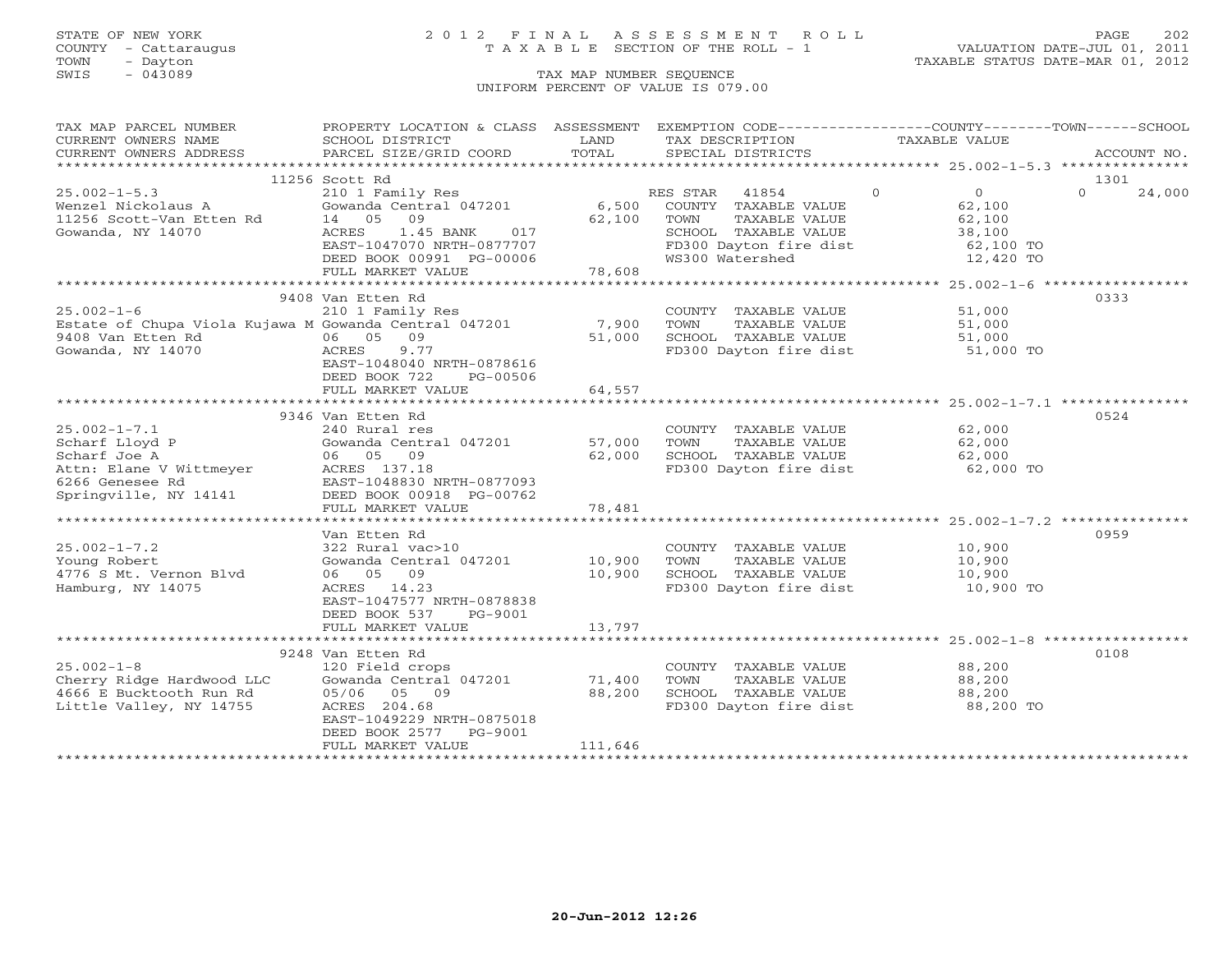STATE OF NEW YORK
COUNTY - Cattaraugus
TOWN - Dayton
SWIS - 043089

# 2012 FINAL ASSESSMENT ROLL
TAXABLE SECTION OF THE ROLL - 1

VALUATION DATE-JUL 01, 2011
TAXABLE STATUS DATE-MAR 01, 2012

TAX MAP NUMBER SEQUENCE
UNIFORM PERCENT OF VALUE IS 079.00

| TAX MAP PARCEL NUMBER / CURRENT OWNERS NAME / CURRENT OWNERS ADDRESS | PROPERTY LOCATION & CLASS / SCHOOL DISTRICT / PARCEL SIZE/GRID COORD | ASSESSMENT LAND / TOTAL | EXEMPTION CODE / TAX DESCRIPTION / SPECIAL DISTRICTS | COUNTY | TOWN | SCHOOL / ACCOUNT NO. |
|---|---|---|---|---|---|---|
| **25.002-1-5.3** | 11256 Scott Rd | | | | | 1301 |
| Wenzel Nickolaus A | 210 1 Family Res | | RES STAR 41854 | 0 | 0 | 0 / 24,000 |
| 11256 Scott-Van Etten Rd | Gowanda Central 047201 | 6,500 | COUNTY TAXABLE VALUE | 62,100 | | |
| Gowanda, NY 14070 | 14 05 09 | 62,100 | TOWN TAXABLE VALUE | 62,100 | | |
| | ACRES 1.45 BANK 017 | | SCHOOL TAXABLE VALUE | 38,100 | | |
| | EAST-1047070 NRTH-0877707 | | FD300 Dayton fire dist | 62,100 TO | | |
| | DEED BOOK 00991 PG-00006 | | WS300 Watershed | 12,420 TO | | |
| | FULL MARKET VALUE | 78,608 | | | | |
| **25.002-1-6** | 9408 Van Etten Rd | | | | | 0333 |
| Estate of Chupa Viola Kujawa M | 210 1 Family Res | | COUNTY TAXABLE VALUE | 51,000 | | |
| 9408 Van Etten Rd | Gowanda Central 047201 | 7,900 | TOWN TAXABLE VALUE | 51,000 | | |
| Gowanda, NY 14070 | 06 05 09 | 51,000 | SCHOOL TAXABLE VALUE | 51,000 | | |
| | ACRES 9.77 | | FD300 Dayton fire dist | 51,000 TO | | |
| | EAST-1048040 NRTH-0878616 | | | | | |
| | DEED BOOK 722 PG-00506 | | | | | |
| | FULL MARKET VALUE | 64,557 | | | | |
| **25.002-1-7.1** | 9346 Van Etten Rd | | | | | 0524 |
| Scharf Lloyd P | 240 Rural res | | COUNTY TAXABLE VALUE | 62,000 | | |
| Scharf Joe A | Gowanda Central 047201 | 57,000 | TOWN TAXABLE VALUE | 62,000 | | |
| Attn: Elane V Wittmeyer | 06 05 09 | 62,000 | SCHOOL TAXABLE VALUE | 62,000 | | |
| 6266 Genesee Rd | ACRES 137.18 | | FD300 Dayton fire dist | 62,000 TO | | |
| Springville, NY 14141 | EAST-1048830 NRTH-0877093 | | | | | |
| | DEED BOOK 00918 PG-00762 | | | | | |
| | FULL MARKET VALUE | 78,481 | | | | |
| **25.002-1-7.2** | Van Etten Rd | | | | | 0959 |
| Young Robert | 322 Rural vac>10 | | COUNTY TAXABLE VALUE | 10,900 | | |
| 4776 S Mt. Vernon Blvd | Gowanda Central 047201 | 10,900 | TOWN TAXABLE VALUE | 10,900 | | |
| Hamburg, NY 14075 | 06 05 09 | 10,900 | SCHOOL TAXABLE VALUE | 10,900 | | |
| | ACRES 14.23 | | FD300 Dayton fire dist | 10,900 TO | | |
| | EAST-1047577 NRTH-0878838 | | | | | |
| | DEED BOOK 537 PG-9001 | | | | | |
| | FULL MARKET VALUE | 13,797 | | | | |
| **25.002-1-8** | 9248 Van Etten Rd | | | | | 0108 |
| Cherry Ridge Hardwood LLC | 120 Field crops | | COUNTY TAXABLE VALUE | 88,200 | | |
| 4666 E Bucktooth Run Rd | Gowanda Central 047201 | 71,400 | TOWN TAXABLE VALUE | 88,200 | | |
| Little Valley, NY 14755 | 05/06 05 09 | 88,200 | SCHOOL TAXABLE VALUE | 88,200 | | |
| | ACRES 204.68 | | FD300 Dayton fire dist | 88,200 TO | | |
| | EAST-1049229 NRTH-0875018 | | | | | |
| | DEED BOOK 2577 PG-9001 | | | | | |
| | FULL MARKET VALUE | 111,646 | | | | |

20-Jun-2012 12:26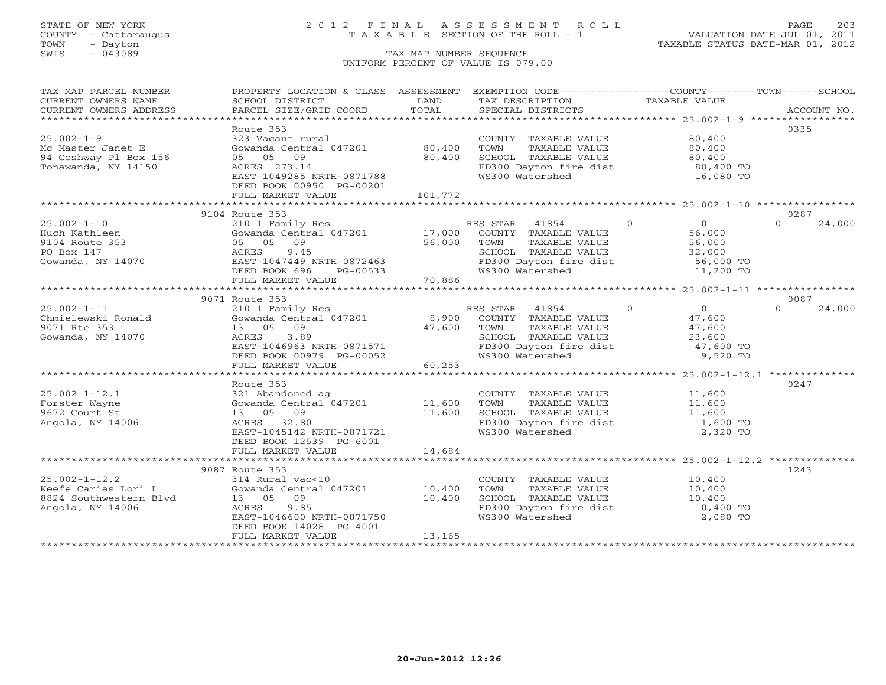STATE OF NEW YORK
COUNTY - Cattaraugus
TOWN - Dayton
SWIS - 043089

# 2012 FINAL ASSESSMENT ROLL
TAXABLE SECTION OF THE ROLL - 1

VALUATION DATE-JUL 01, 2011
TAXABLE STATUS DATE-MAR 01, 2012

TAX MAP NUMBER SEQUENCE
UNIFORM PERCENT OF VALUE IS 079.00

| TAX MAP PARCEL NUMBER / CURRENT OWNERS NAME / CURRENT OWNERS ADDRESS | PROPERTY LOCATION & CLASS / SCHOOL DISTRICT / PARCEL SIZE/GRID COORD | ASSESSMENT LAND / TOTAL | EXEMPTION CODE / TAX DESCRIPTION / SPECIAL DISTRICTS | COUNTY TAXABLE VALUE | TOWN | SCHOOL | ACCOUNT NO. |
|---|---|---|---|---|---|---|---|
| **25.002-1-9** | Route 353 | | | | | | 0335 |
| Mc Master Janet E | 323 Vacant rural | | COUNTY TAXABLE VALUE | 80,400 | | | |
| 94 Coshway Pl Box 156 | Gowanda Central 047201 | 80,400 | TOWN TAXABLE VALUE | 80,400 | | | |
| Tonawanda, NY 14150 | 05 05 09 | 80,400 | SCHOOL TAXABLE VALUE | 80,400 | | | |
| | ACRES 273.14 | | FD300 Dayton fire dist | 80,400 TO | | | |
| | EAST-1049285 NRTH-0871788 | | WS300 Watershed | 16,080 TO | | | |
| | DEED BOOK 00950 PG-00201 | | | | | | |
| | FULL MARKET VALUE | 101,772 | | | | | |
| **25.002-1-10** | 9104 Route 353 | | | | | | 0287 |
| Huch Kathleen | 210 1 Family Res | | RES STAR 41854 | 0 | 0 | 0 | 24,000 |
| 9104 Route 353 | Gowanda Central 047201 | 17,000 | COUNTY TAXABLE VALUE | 56,000 | | | |
| PO Box 147 | 05 05 09 | 56,000 | TOWN TAXABLE VALUE | 56,000 | | | |
| Gowanda, NY 14070 | ACRES 9.45 | | SCHOOL TAXABLE VALUE | 32,000 | | | |
| | EAST-1047449 NRTH-0872463 | | FD300 Dayton fire dist | 56,000 TO | | | |
| | DEED BOOK 696 PG-00533 | | WS300 Watershed | 11,200 TO | | | |
| | FULL MARKET VALUE | 70,886 | | | | | |
| **25.002-1-11** | 9071 Route 353 | | | | | | 0087 |
| Chmielewski Ronald | 210 1 Family Res | | RES STAR 41854 | 0 | 0 | 0 | 24,000 |
| 9071 Rte 353 | Gowanda Central 047201 | 8,900 | COUNTY TAXABLE VALUE | 47,600 | | | |
| Gowanda, NY 14070 | 13 05 09 | 47,600 | TOWN TAXABLE VALUE | 47,600 | | | |
| | ACRES 3.89 | | SCHOOL TAXABLE VALUE | 23,600 | | | |
| | EAST-1046963 NRTH-0871571 | | FD300 Dayton fire dist | 47,600 TO | | | |
| | DEED BOOK 00979 PG-00052 | | WS300 Watershed | 9,520 TO | | | |
| | FULL MARKET VALUE | 60,253 | | | | | |
| **25.002-1-12.1** | Route 353 | | | | | | 0247 |
| Forster Wayne | 321 Abandoned ag | | COUNTY TAXABLE VALUE | 11,600 | | | |
| 9672 Court St | Gowanda Central 047201 | 11,600 | TOWN TAXABLE VALUE | 11,600 | | | |
| Angola, NY 14006 | 13 05 09 | 11,600 | SCHOOL TAXABLE VALUE | 11,600 | | | |
| | ACRES 32.80 | | FD300 Dayton fire dist | 11,600 TO | | | |
| | EAST-1045142 NRTH-0871721 | | WS300 Watershed | 2,320 TO | | | |
| | DEED BOOK 12539 PG-6001 | | | | | | |
| | FULL MARKET VALUE | 14,684 | | | | | |
| **25.002-1-12.2** | 9087 Route 353 | | | | | | 1243 |
| Keefe Carias Lori L | 314 Rural vac<10 | | COUNTY TAXABLE VALUE | 10,400 | | | |
| 8824 Southwestern Blvd | Gowanda Central 047201 | 10,400 | TOWN TAXABLE VALUE | 10,400 | | | |
| Angola, NY 14006 | 13 05 09 | 10,400 | SCHOOL TAXABLE VALUE | 10,400 | | | |
| | ACRES 9.85 | | FD300 Dayton fire dist | 10,400 TO | | | |
| | EAST-1046600 NRTH-0871750 | | WS300 Watershed | 2,080 TO | | | |
| | DEED BOOK 14028 PG-4001 | | | | | | |
| | FULL MARKET VALUE | 13,165 | | | | | |

20-Jun-2012 12:26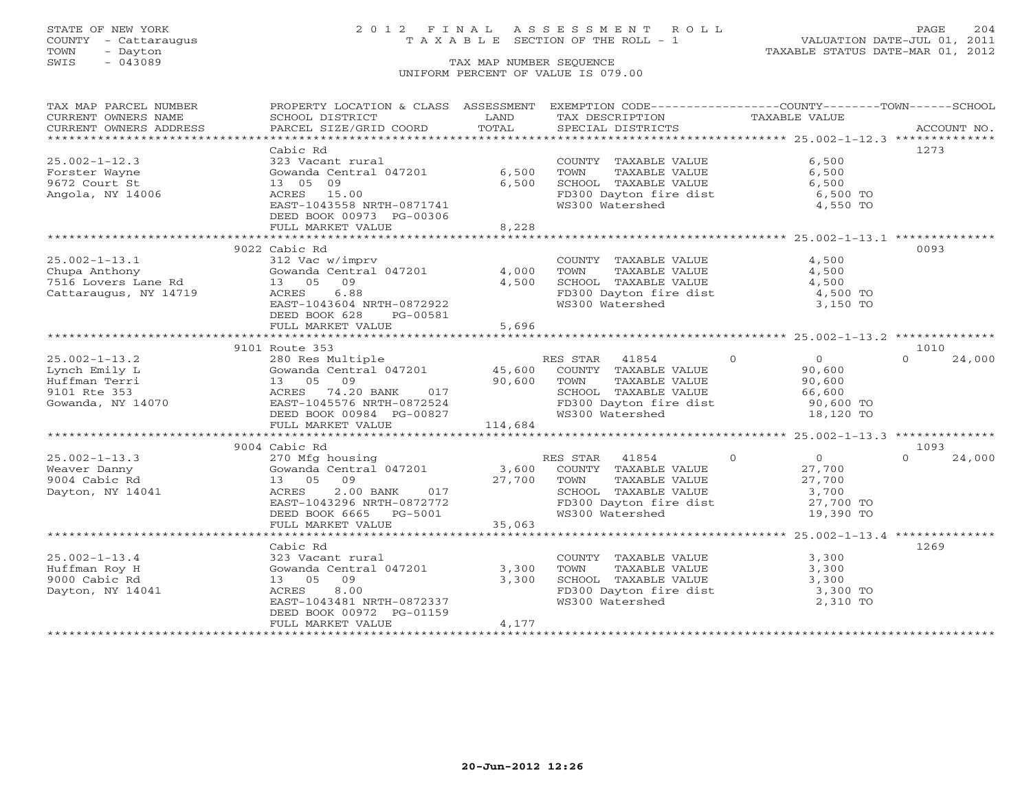STATE OF NEW YORK
COUNTY - Cattaraugus
TOWN - Dayton
SWIS - 043089

# 2012 FINAL ASSESSMENT ROLL

TAXABLE SECTION OF THE ROLL - 1

TAX MAP NUMBER SEQUENCE

UNIFORM PERCENT OF VALUE IS 079.00

VALUATION DATE-JUL 01, 2011
TAXABLE STATUS DATE-MAR 01, 2012

| TAX MAP PARCEL NUMBER / CURRENT OWNERS NAME / CURRENT OWNERS ADDRESS | PROPERTY LOCATION & CLASS / SCHOOL DISTRICT / PARCEL SIZE/GRID COORD | ASSESSMENT LAND | TOTAL | EXEMPTION CODE / TAX DESCRIPTION / SPECIAL DISTRICTS | COUNTY | TOWN | SCHOOL | ACCOUNT NO. |
|---|---|---|---|---|---|---|---|---|
| 25.002-1-12.3 | Cabic Rd | | | | | | | 1273 |
| Forster Wayne | 323 Vacant rural | | | COUNTY TAXABLE VALUE | 6,500 | | | |
| 9672 Court St | Gowanda Central 047201 | 6,500 | | TOWN TAXABLE VALUE | | 6,500 | | |
| Angola, NY 14006 | 13 05 09 | | 6,500 | SCHOOL TAXABLE VALUE | | | 6,500 | |
| | ACRES 15.00 | | | FD300 Dayton fire dist | 6,500 TO | | | |
| | EAST-1043558 NRTH-0871741 | | | WS300 Watershed | 4,550 TO | | | |
| | DEED BOOK 00973 PG-00306 | | | | | | | |
| | FULL MARKET VALUE | | 8,228 | | | | | |
| 25.002-1-13.1 | 9022 Cabic Rd | | | | | | | 0093 |
| Chupa Anthony | 312 Vac w/imprv | | | COUNTY TAXABLE VALUE | 4,500 | | | |
| 7516 Lovers Lane Rd | Gowanda Central 047201 | 4,000 | | TOWN TAXABLE VALUE | | 4,500 | | |
| Cattaraugus, NY 14719 | 13 05 09 | | 4,500 | SCHOOL TAXABLE VALUE | | | 4,500 | |
| | ACRES 6.88 | | | FD300 Dayton fire dist | 4,500 TO | | | |
| | EAST-1043604 NRTH-0872922 | | | WS300 Watershed | 3,150 TO | | | |
| | DEED BOOK 628 PG-00581 | | | | | | | |
| | FULL MARKET VALUE | | 5,696 | | | | | |
| 25.002-1-13.2 | 9101 Route 353 | | | | | | | 1010 |
| Lynch Emily L | 280 Res Multiple | | | RES STAR 41854 | 0 | 0 | 0 | 24,000 |
| Huffman Terri | Gowanda Central 047201 | 45,600 | | COUNTY TAXABLE VALUE | 90,600 | | | |
| 9101 Rte 353 | 13 05 09 | | 90,600 | TOWN TAXABLE VALUE | | 90,600 | | |
| Gowanda, NY 14070 | ACRES 74.20 BANK 017 | | | SCHOOL TAXABLE VALUE | | | 66,600 | |
| | EAST-1045576 NRTH-0872524 | | | FD300 Dayton fire dist | 90,600 TO | | | |
| | DEED BOOK 00984 PG-00827 | | | WS300 Watershed | 18,120 TO | | | |
| | FULL MARKET VALUE | | 114,684 | | | | | |
| 25.002-1-13.3 | 9004 Cabic Rd | | | | | | | 1093 |
| Weaver Danny | 270 Mfg housing | | | RES STAR 41854 | 0 | 0 | 0 | 24,000 |
| 9004 Cabic Rd | Gowanda Central 047201 | 3,600 | | COUNTY TAXABLE VALUE | 27,700 | | | |
| Dayton, NY 14041 | 13 05 09 | | 27,700 | TOWN TAXABLE VALUE | | 27,700 | | |
| | ACRES 2.00 BANK 017 | | | SCHOOL TAXABLE VALUE | | | 3,700 | |
| | EAST-1043296 NRTH-0872772 | | | FD300 Dayton fire dist | 27,700 TO | | | |
| | DEED BOOK 6665 PG-5001 | | | WS300 Watershed | 19,390 TO | | | |
| | FULL MARKET VALUE | | 35,063 | | | | | |
| 25.002-1-13.4 | Cabic Rd | | | | | | | 1269 |
| Huffman Roy H | 323 Vacant rural | | | COUNTY TAXABLE VALUE | 3,300 | | | |
| 9000 Cabic Rd | Gowanda Central 047201 | 3,300 | | TOWN TAXABLE VALUE | | 3,300 | | |
| Dayton, NY 14041 | 13 05 09 | | 3,300 | SCHOOL TAXABLE VALUE | | | 3,300 | |
| | ACRES 8.00 | | | FD300 Dayton fire dist | 3,300 TO | | | |
| | EAST-1043481 NRTH-0872337 | | | WS300 Watershed | 2,310 TO | | | |
| | DEED BOOK 00972 PG-01159 | | | | | | | |
| | FULL MARKET VALUE | | 4,177 | | | | | |

20-Jun-2012 12:26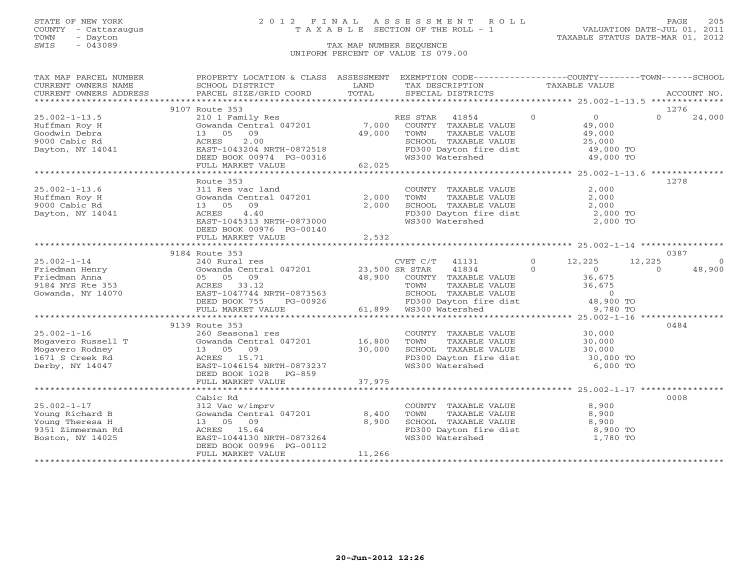STATE OF NEW YORK
COUNTY - Cattaraugus
TOWN - Dayton
SWIS - 043089

# 2012 FINAL ASSESSMENT ROLL
TAXABLE SECTION OF THE ROLL - 1
TAX MAP NUMBER SEQUENCE
UNIFORM PERCENT OF VALUE IS 079.00

VALUATION DATE-JUL 01, 2011
TAXABLE STATUS DATE-MAR 01, 2012

| TAX MAP PARCEL NUMBER / CURRENT OWNERS NAME / CURRENT OWNERS ADDRESS | PROPERTY LOCATION & CLASS / SCHOOL DISTRICT / PARCEL SIZE/GRID COORD | ASSESSMENT LAND / TOTAL | EXEMPTION CODE / TAX DESCRIPTION / SPECIAL DISTRICTS | COUNTY TAXABLE VALUE | TOWN | SCHOOL | ACCOUNT NO. |
|---|---|---|---|---|---|---|---|
| **25.002-1-13.5** | 9107 Route 353 | | | | | | 1276 |
| Huffman Roy H | 210 1 Family Res | | RES STAR 41854 | 0 | 0 | 0 | 24,000 |
| Goodwin Debra | Gowanda Central 047201 | 7,000 | COUNTY TAXABLE VALUE | 49,000 | | | |
| 9000 Cabic Rd | 13 05 09 | 49,000 | TOWN TAXABLE VALUE | 49,000 | | | |
| Dayton, NY 14041 | ACRES 2.00 | | SCHOOL TAXABLE VALUE | 25,000 | | | |
| | EAST-1043204 NRTH-0872518 | | FD300 Dayton fire dist | 49,000 TO | | | |
| | DEED BOOK 00974 PG-00316 | | WS300 Watershed | 49,000 TO | | | |
| | FULL MARKET VALUE | 62,025 | | | | | |
| **25.002-1-13.6** | Route 353 | | | | | | 1278 |
| Huffman Roy H | 311 Res vac land | | COUNTY TAXABLE VALUE | 2,000 | | | |
| 9000 Cabic Rd | Gowanda Central 047201 | 2,000 | TOWN TAXABLE VALUE | 2,000 | | | |
| Dayton, NY 14041 | 13 05 09 | 2,000 | SCHOOL TAXABLE VALUE | 2,000 | | | |
| | ACRES 4.40 | | FD300 Dayton fire dist | 2,000 TO | | | |
| | EAST-1045313 NRTH-0873000 | | WS300 Watershed | 2,000 TO | | | |
| | DEED BOOK 00976 PG-00140 | | | | | | |
| | FULL MARKET VALUE | 2,532 | | | | | |
| **25.002-1-14** | 9184 Route 353 | | | | | | 0387 |
| Friedman Henry | 240 Rural res | | CVET C/T 41131 | 0 | 12,225 | 12,225 | 0 |
| Friedman Anna | Gowanda Central 047201 | 23,500 | SR STAR 41834 | 0 | 0 | 0 | 48,900 |
| 9184 NYS Rte 353 | 05 05 09 | 48,900 | COUNTY TAXABLE VALUE | 36,675 | | | |
| Gowanda, NY 14070 | ACRES 33.12 | | TOWN TAXABLE VALUE | 36,675 | | | |
| | EAST-1047744 NRTH-0873563 | | SCHOOL TAXABLE VALUE | 0 | | | |
| | DEED BOOK 755 PG-00926 | | FD300 Dayton fire dist | 48,900 TO | | | |
| | FULL MARKET VALUE | 61,899 | WS300 Watershed | 9,780 TO | | | |
| **25.002-1-16** | 9139 Route 353 | | | | | | 0484 |
| Mogavero Russell T | 260 Seasonal res | | COUNTY TAXABLE VALUE | 30,000 | | | |
| Mogavero Rodney | Gowanda Central 047201 | 16,800 | TOWN TAXABLE VALUE | 30,000 | | | |
| 1671 S Creek Rd | 13 05 09 | 30,000 | SCHOOL TAXABLE VALUE | 30,000 | | | |
| Derby, NY 14047 | ACRES 15.71 | | FD300 Dayton fire dist | 30,000 TO | | | |
| | EAST-1046154 NRTH-0873237 | | WS300 Watershed | 6,000 TO | | | |
| | DEED BOOK 1028 PG-859 | | | | | | |
| | FULL MARKET VALUE | 37,975 | | | | | |
| **25.002-1-17** | Cabic Rd | | | | | | 0008 |
| Young Richard B | 312 Vac w/imprv | | COUNTY TAXABLE VALUE | 8,900 | | | |
| Young Theresa H | Gowanda Central 047201 | 8,400 | TOWN TAXABLE VALUE | 8,900 | | | |
| 9351 Zimmerman Rd | 13 05 09 | 8,900 | SCHOOL TAXABLE VALUE | 8,900 | | | |
| Boston, NY 14025 | ACRES 15.64 | | FD300 Dayton fire dist | 8,900 TO | | | |
| | EAST-1044130 NRTH-0873264 | | WS300 Watershed | 1,780 TO | | | |
| | DEED BOOK 00996 PG-00112 | | | | | | |
| | FULL MARKET VALUE | 11,266 | | | | | |

20-Jun-2012 12:26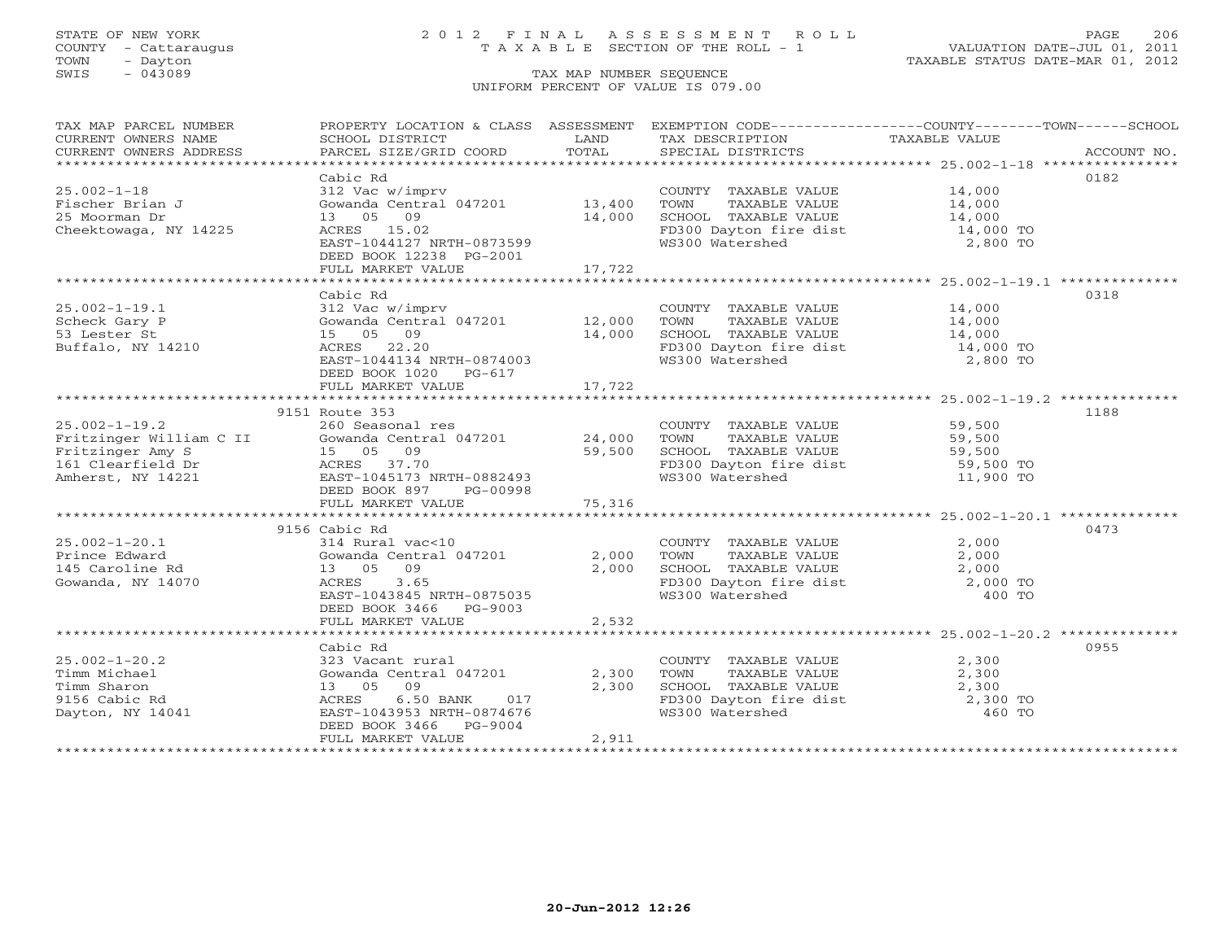STATE OF NEW YORK
COUNTY - Cattaraugus
TOWN - Dayton
SWIS - 043089

# 2012 FINAL ASSESSMENT ROLL
TAXABLE SECTION OF THE ROLL - 1

VALUATION DATE-JUL 01, 2011
TAXABLE STATUS DATE-MAR 01, 2012

TAX MAP NUMBER SEQUENCE
UNIFORM PERCENT OF VALUE IS 079.00

| TAX MAP PARCEL NUMBER / CURRENT OWNERS NAME / CURRENT OWNERS ADDRESS | PROPERTY LOCATION & CLASS / SCHOOL DISTRICT / PARCEL SIZE/GRID COORD | ASSESSMENT LAND | TOTAL | EXEMPTION CODE / TAX DESCRIPTION / SPECIAL DISTRICTS | TAXABLE VALUE (COUNTY / TOWN / SCHOOL) | ACCOUNT NO. |
|---|---|---|---|---|---|---|
| 25.002-1-18 | Cabic Rd | | | | | 0182 |
| Fischer Brian J | 312 Vac w/imprv | | | COUNTY TAXABLE VALUE | 14,000 | |
| 25 Moorman Dr | Gowanda Central 047201 | 13,400 | | TOWN TAXABLE VALUE | 14,000 | |
| Cheektowaga, NY 14225 | 13 05 09 | | 14,000 | SCHOOL TAXABLE VALUE | 14,000 | |
| | ACRES 15.02 | | | FD300 Dayton fire dist | 14,000 TO | |
| | EAST-1044127 NRTH-0873599 | | | WS300 Watershed | 2,800 TO | |
| | DEED BOOK 12238 PG-2001 | | | | | |
| | FULL MARKET VALUE | | 17,722 | | | |
| 25.002-1-19.1 | Cabic Rd | | | | | 0318 |
| Scheck Gary P | 312 Vac w/imprv | | | COUNTY TAXABLE VALUE | 14,000 | |
| 53 Lester St | Gowanda Central 047201 | 12,000 | | TOWN TAXABLE VALUE | 14,000 | |
| Buffalo, NY 14210 | 15 05 09 | | 14,000 | SCHOOL TAXABLE VALUE | 14,000 | |
| | ACRES 22.20 | | | FD300 Dayton fire dist | 14,000 TO | |
| | EAST-1044134 NRTH-0874003 | | | WS300 Watershed | 2,800 TO | |
| | DEED BOOK 1020 PG-617 | | | | | |
| | FULL MARKET VALUE | | 17,722 | | | |
| 25.002-1-19.2 | 9151 Route 353 | | | | | 1188 |
| Fritzinger William C II | 260 Seasonal res | | | COUNTY TAXABLE VALUE | 59,500 | |
| Fritzinger Amy S | Gowanda Central 047201 | 24,000 | | TOWN TAXABLE VALUE | 59,500 | |
| 161 Clearfield Dr | 15 05 09 | | 59,500 | SCHOOL TAXABLE VALUE | 59,500 | |
| Amherst, NY 14221 | ACRES 37.70 | | | FD300 Dayton fire dist | 59,500 TO | |
| | EAST-1045173 NRTH-0882493 | | | WS300 Watershed | 11,900 TO | |
| | DEED BOOK 897 PG-00998 | | | | | |
| | FULL MARKET VALUE | | 75,316 | | | |
| 25.002-1-20.1 | 9156 Cabic Rd | | | | | 0473 |
| Prince Edward | 314 Rural vac<10 | | | COUNTY TAXABLE VALUE | 2,000 | |
| 145 Caroline Rd | Gowanda Central 047201 | 2,000 | | TOWN TAXABLE VALUE | 2,000 | |
| Gowanda, NY 14070 | 13 05 09 | | 2,000 | SCHOOL TAXABLE VALUE | 2,000 | |
| | ACRES 3.65 | | | FD300 Dayton fire dist | 2,000 TO | |
| | EAST-1043845 NRTH-0875035 | | | WS300 Watershed | 400 TO | |
| | DEED BOOK 3466 PG-9003 | | | | | |
| | FULL MARKET VALUE | | 2,532 | | | |
| 25.002-1-20.2 | Cabic Rd | | | | | 0955 |
| Timm Michael | 323 Vacant rural | | | COUNTY TAXABLE VALUE | 2,300 | |
| Timm Sharon | Gowanda Central 047201 | 2,300 | | TOWN TAXABLE VALUE | 2,300 | |
| 9156 Cabic Rd | 13 05 09 | | 2,300 | SCHOOL TAXABLE VALUE | 2,300 | |
| Dayton, NY 14041 | ACRES 6.50 BANK 017 | | | FD300 Dayton fire dist | 2,300 TO | |
| | EAST-1043953 NRTH-0874676 | | | WS300 Watershed | 460 TO | |
| | DEED BOOK 3466 PG-9004 | | | | | |
| | FULL MARKET VALUE | | 2,911 | | | |

20-Jun-2012 12:26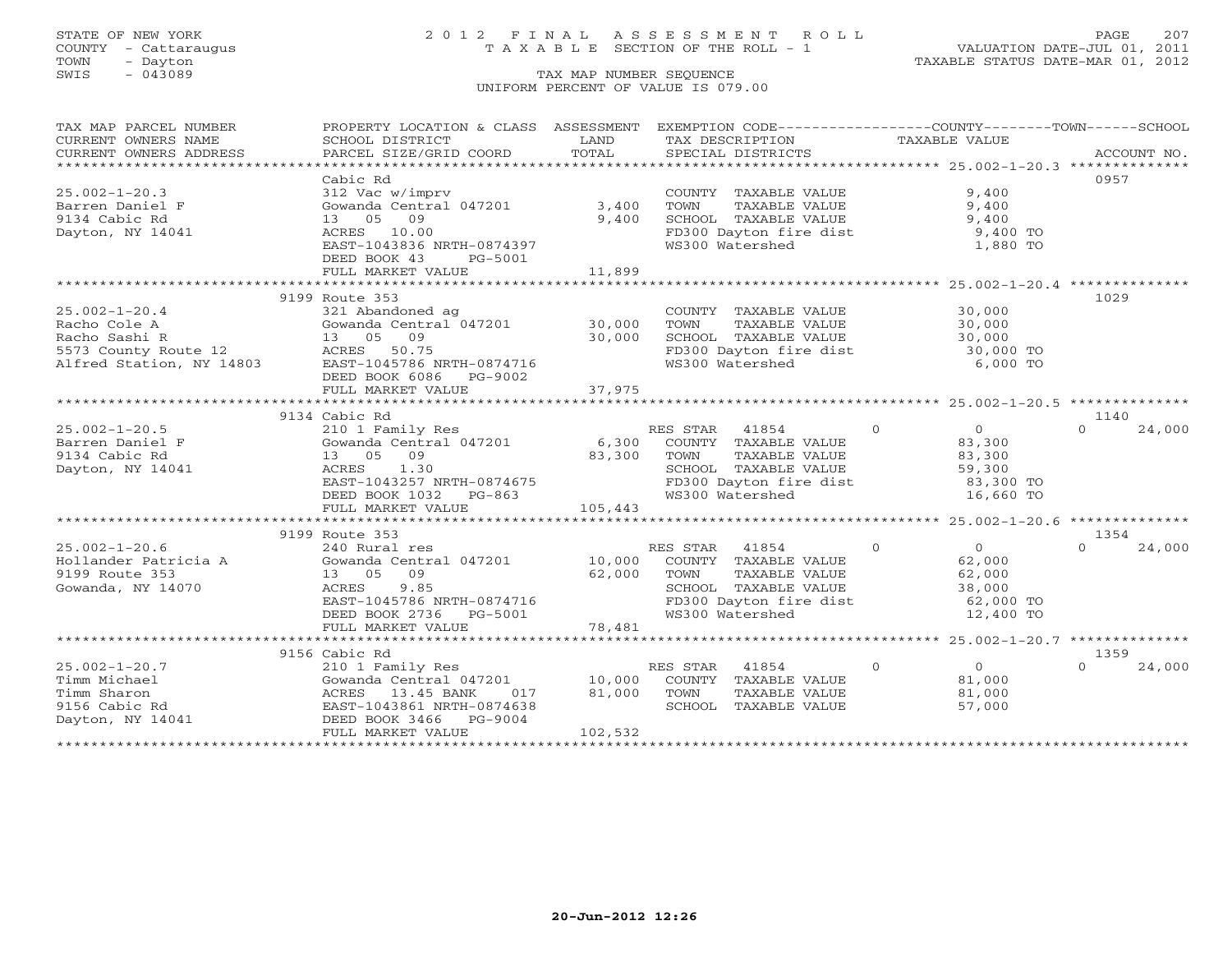STATE OF NEW YORK
COUNTY - Cattaraugus
TOWN - Dayton
SWIS - 043089

# 2012 FINAL ASSESSMENT ROLL
TAXABLE SECTION OF THE ROLL - 1
TAX MAP NUMBER SEQUENCE
UNIFORM PERCENT OF VALUE IS 079.00

VALUATION DATE-JUL 01, 2011
TAXABLE STATUS DATE-MAR 01, 2012

| TAX MAP PARCEL NUMBER / CURRENT OWNERS NAME / CURRENT OWNERS ADDRESS | PROPERTY LOCATION & CLASS / SCHOOL DISTRICT / PARCEL SIZE/GRID COORD | ASSESSMENT LAND / TOTAL | EXEMPTION CODE / TAX DESCRIPTION / SPECIAL DISTRICTS | COUNTY | TOWN | SCHOOL | ACCOUNT NO. |
|---|---|---|---|---|---|---|---|
| 25.002-1-20.3 | Cabic Rd | | | | | | 0957 |
| Barren Daniel F | 312 Vac w/imprv | | COUNTY TAXABLE VALUE | 9,400 | | | |
| 9134 Cabic Rd | Gowanda Central 047201 | 3,400 | TOWN TAXABLE VALUE | | 9,400 | | |
| Dayton, NY 14041 | 13 05 09 | 9,400 | SCHOOL TAXABLE VALUE | | | 9,400 | |
| | ACRES 10.00 | | FD300 Dayton fire dist | 9,400 TO | | | |
| | EAST-1043836 NRTH-0874397 | | WS300 Watershed | 1,880 TO | | | |
| | DEED BOOK 43 PG-5001 | | | | | | |
| | FULL MARKET VALUE | 11,899 | | | | | |
| 25.002-1-20.4 | 9199 Route 353 | | | | | | 1029 |
| Racho Cole A | 321 Abandoned ag | | COUNTY TAXABLE VALUE | 30,000 | | | |
| Racho Sashi R | Gowanda Central 047201 | 30,000 | TOWN TAXABLE VALUE | | 30,000 | | |
| 5573 County Route 12 | 13 05 09 | 30,000 | SCHOOL TAXABLE VALUE | | | 30,000 | |
| Alfred Station, NY 14803 | ACRES 50.75 | | FD300 Dayton fire dist | 30,000 TO | | | |
| | EAST-1045786 NRTH-0874716 | | WS300 Watershed | 6,000 TO | | | |
| | DEED BOOK 6086 PG-9002 | | | | | | |
| | FULL MARKET VALUE | 37,975 | | | | | |
| 25.002-1-20.5 | 9134 Cabic Rd | | | | | | 1140 |
| Barren Daniel F | 210 1 Family Res | | RES STAR 41854 | 0 | 0 | 24,000 | |
| 9134 Cabic Rd | Gowanda Central 047201 | 6,300 | COUNTY TAXABLE VALUE | 83,300 | | | |
| Dayton, NY 14041 | 13 05 09 | 83,300 | TOWN TAXABLE VALUE | | 83,300 | | |
| | ACRES 1.30 | | SCHOOL TAXABLE VALUE | | | 59,300 | |
| | EAST-1043257 NRTH-0874675 | | FD300 Dayton fire dist | 83,300 TO | | | |
| | DEED BOOK 1032 PG-863 | | WS300 Watershed | 16,660 TO | | | |
| | FULL MARKET VALUE | 105,443 | | | | | |
| 25.002-1-20.6 | 9199 Route 353 | | | | | | 1354 |
| Hollander Patricia A | 240 Rural res | | RES STAR 41854 | 0 | 0 | 24,000 | |
| 9199 Route 353 | Gowanda Central 047201 | 10,000 | COUNTY TAXABLE VALUE | 62,000 | | | |
| Gowanda, NY 14070 | 13 05 09 | 62,000 | TOWN TAXABLE VALUE | | 62,000 | | |
| | ACRES 9.85 | | SCHOOL TAXABLE VALUE | | | 38,000 | |
| | EAST-1045786 NRTH-0874716 | | FD300 Dayton fire dist | 62,000 TO | | | |
| | DEED BOOK 2736 PG-5001 | | WS300 Watershed | 12,400 TO | | | |
| | FULL MARKET VALUE | 78,481 | | | | | |
| 25.002-1-20.7 | 9156 Cabic Rd | | | | | | 1359 |
| Timm Michael | 210 1 Family Res | | RES STAR 41854 | 0 | 0 | 24,000 | |
| Timm Sharon | Gowanda Central 047201 | 10,000 | COUNTY TAXABLE VALUE | 81,000 | | | |
| 9156 Cabic Rd | ACRES 13.45 BANK 017 | 81,000 | TOWN TAXABLE VALUE | | 81,000 | | |
| Dayton, NY 14041 | EAST-1043861 NRTH-0874638 | | SCHOOL TAXABLE VALUE | | | 57,000 | |
| | DEED BOOK 3466 PG-9004 | | | | | | |
| | FULL MARKET VALUE | 102,532 | | | | | |

20-Jun-2012 12:26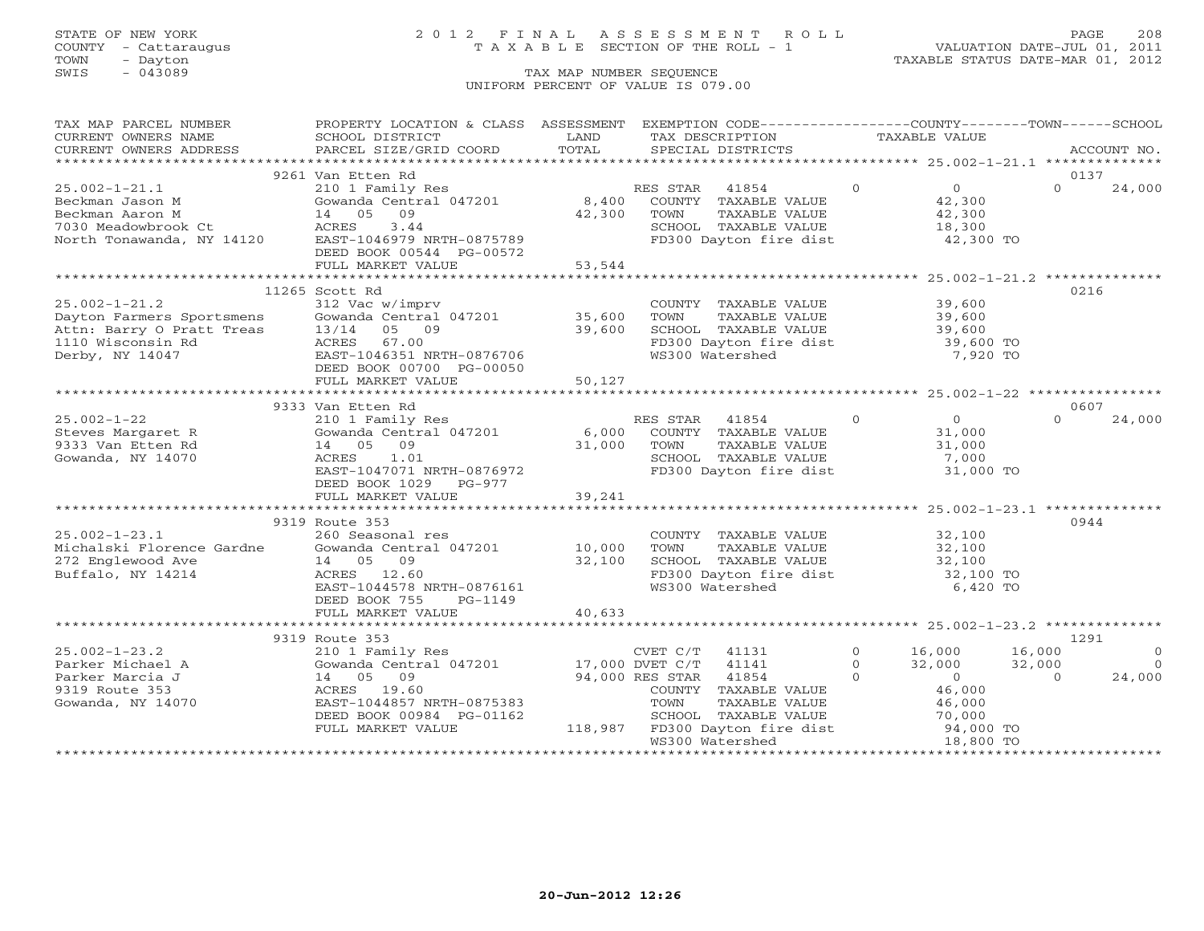STATE OF NEW YORK
COUNTY - Cattaraugus
TOWN - Dayton
SWIS - 043089

# 2012 FINAL ASSESSMENT ROLL
TAXABLE SECTION OF THE ROLL - 1
TAX MAP NUMBER SEQUENCE
UNIFORM PERCENT OF VALUE IS 079.00

VALUATION DATE-JUL 01, 2011
TAXABLE STATUS DATE-MAR 01, 2012

```
TAX MAP PARCEL NUMBER          PROPERTY LOCATION & CLASS  ASSESSMENT  EXEMPTION CODE------------------COUNTY--------TOWN------SCHOOL
CURRENT OWNERS NAME            SCHOOL DISTRICT              LAND      TAX DESCRIPTION              TAXABLE VALUE
CURRENT OWNERS ADDRESS         PARCEL SIZE/GRID COORD       TOTAL     SPECIAL DISTRICTS                                    ACCOUNT NO.
******************************************************************************************************* 25.002-1-21.1 **************
                  9261 Van Etten Rd                                                                                         0137
25.002-1-21.1                  210 1 Family Res                       RES STAR  41854          0          0          0      24,000
Beckman Jason M                Gowanda Central 047201       8,400     COUNTY  TAXABLE VALUE           42,300
Beckman Aaron M                14   05   09                 42,300    TOWN    TAXABLE VALUE           42,300
7030 Meadowbrook Ct            ACRES     3.44                         SCHOOL  TAXABLE VALUE           18,300
North Tonawanda, NY 14120      EAST-1046979 NRTH-0875789              FD300 Dayton fire dist          42,300 TO
                               DEED BOOK 00544 PG-00572
                               FULL MARKET VALUE             53,544
******************************************************************************************************* 25.002-1-21.2 **************
                  11265 Scott Rd                                                                                            0216
25.002-1-21.2                  312 Vac w/imprv                        COUNTY  TAXABLE VALUE           39,600
Dayton Farmers Sportsmens      Gowanda Central 047201      35,600     TOWN    TAXABLE VALUE           39,600
Attn: Barry O Pratt Treas      13/14  05   09               39,600    SCHOOL  TAXABLE VALUE           39,600
1110 Wisconsin Rd              ACRES    67.00                         FD300 Dayton fire dist          39,600 TO
Derby, NY 14047                EAST-1046351 NRTH-0876706              WS300 Watershed                  7,920 TO
                               DEED BOOK 00700 PG-00050
                               FULL MARKET VALUE             50,127
******************************************************************************************************* 25.002-1-22 ****************
                  9333 Van Etten Rd                                                                                         0607
25.002-1-22                    210 1 Family Res                       RES STAR  41854          0          0          0      24,000
Steves Margaret R              Gowanda Central 047201       6,000     COUNTY  TAXABLE VALUE           31,000
9333 Van Etten Rd              14   05   09                 31,000    TOWN    TAXABLE VALUE           31,000
Gowanda, NY 14070              ACRES     1.01                         SCHOOL  TAXABLE VALUE            7,000
                               EAST-1047071 NRTH-0876972              FD300 Dayton fire dist          31,000 TO
                               DEED BOOK 1029    PG-977
                               FULL MARKET VALUE             39,241
******************************************************************************************************* 25.002-1-23.1 **************
                  9319 Route 353                                                                                            0944
25.002-1-23.1                  260 Seasonal res                       COUNTY  TAXABLE VALUE           32,100
Michalski Florence Gardne      Gowanda Central 047201      10,000     TOWN    TAXABLE VALUE           32,100
272 Englewood Ave              14   05   09                 32,100    SCHOOL  TAXABLE VALUE           32,100
Buffalo, NY 14214              ACRES    12.60                         FD300 Dayton fire dist          32,100 TO
                               EAST-1044578 NRTH-0876161              WS300 Watershed                  6,420 TO
                               DEED BOOK 755     PG-1149
                               FULL MARKET VALUE             40,633
******************************************************************************************************* 25.002-1-23.2 **************
                  9319 Route 353                                                                                            1291
25.002-1-23.2                  210 1 Family Res                       CVET C/T  41131          0     16,000     16,000          0
Parker Michael A               Gowanda Central 047201      17,000 DVET C/T  41141              0     32,000     32,000          0
Parker Marcia J                14   05   09                 94,000 RES STAR  41854              0          0          0      24,000
9319 Route 353                 ACRES    19.60                         COUNTY  TAXABLE VALUE           46,000
Gowanda, NY 14070              EAST-1044857 NRTH-0875383              TOWN    TAXABLE VALUE           46,000
                               DEED BOOK 00984 PG-01162               SCHOOL  TAXABLE VALUE           70,000
                               FULL MARKET VALUE            118,987   FD300 Dayton fire dist          94,000 TO
                                                                      WS300 Watershed                 18,800 TO
************************************************************************************************************************************
```

20-Jun-2012 12:26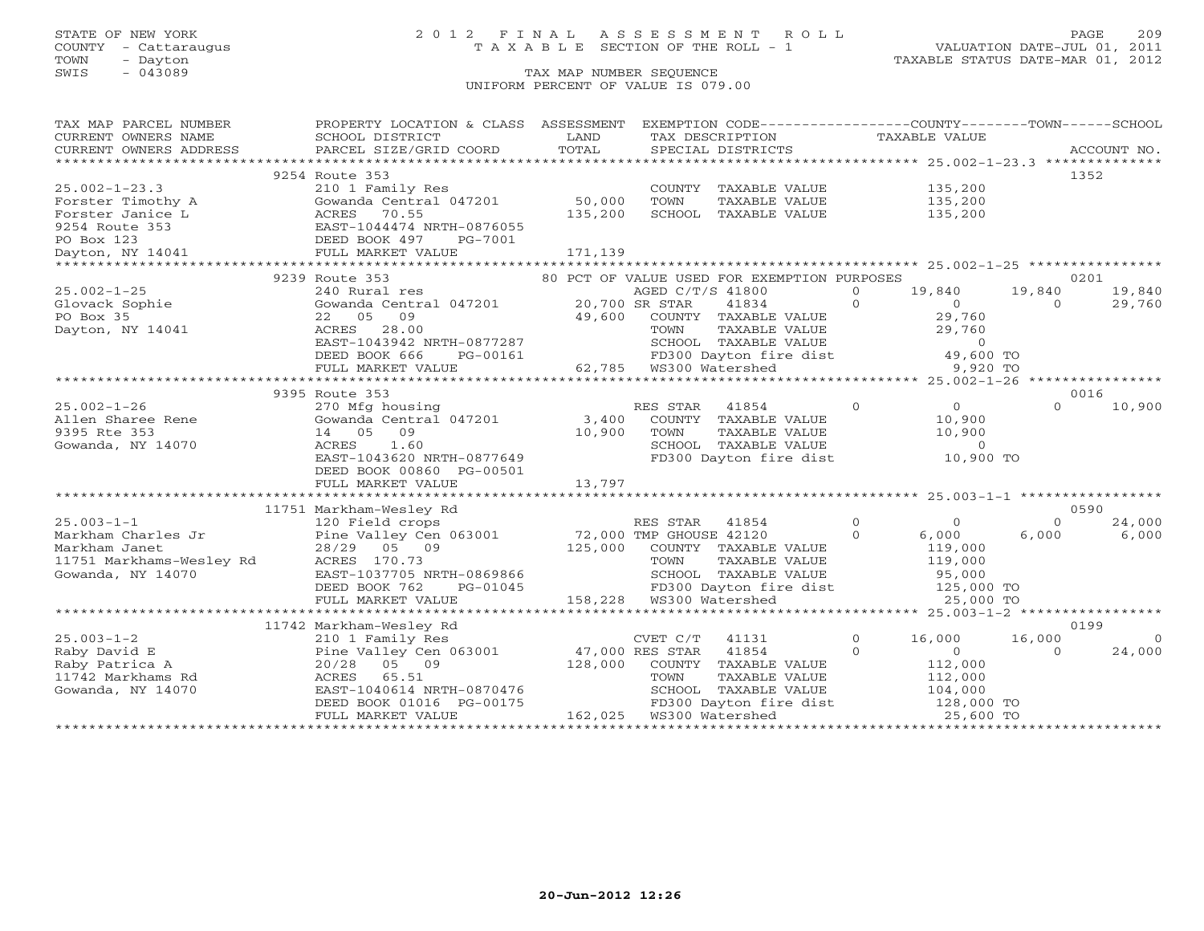STATE OF NEW YORK
COUNTY - Cattaraugus
TOWN - Dayton
SWIS - 043089

2012 FINAL ASSESSMENT ROLL
TAXABLE SECTION OF THE ROLL - 1
TAX MAP NUMBER SEQUENCE
UNIFORM PERCENT OF VALUE IS 079.00

VALUATION DATE-JUL 01, 2011
TAXABLE STATUS DATE-MAR 01, 2012

| TAX MAP PARCEL NUMBER / CURRENT OWNERS NAME / CURRENT OWNERS ADDRESS | PROPERTY LOCATION & CLASS / SCHOOL DISTRICT / PARCEL SIZE/GRID COORD | ASSESSMENT LAND | TOTAL | EXEMPTION CODE / TAX DESCRIPTION / SPECIAL DISTRICTS | COUNTY TAXABLE VALUE | TOWN | SCHOOL | ACCOUNT NO. |
|---|---|---|---|---|---|---|---|---|
| 25.002-1-23.3 | 9254 Route 353 | | | | | | | 1352 |
| | 210 1 Family Res | | | COUNTY TAXABLE VALUE | 135,200 | | | |
| Forster Timothy A | Gowanda Central 047201 | 50,000 | | TOWN TAXABLE VALUE | 135,200 | | | |
| Forster Janice L | ACRES 70.55 | | 135,200 | SCHOOL TAXABLE VALUE | 135,200 | | | |
| 9254 Route 353 | EAST-1044474 NRTH-0876055 | | | | | | | |
| PO Box 123 | DEED BOOK 497 PG-7001 | | | | | | | |
| Dayton, NY 14041 | FULL MARKET VALUE | | 171,139 | | | | | |
| 25.002-1-25 | 9239 Route 353 | | | 80 PCT OF VALUE USED FOR EXEMPTION PURPOSES | | | | 0201 |
| | 240 Rural res | | | AGED C/T/S 41800 0 | 19,840 | 19,840 | 19,840 | |
| Glovack Sophie | Gowanda Central 047201 | 20,700 | | SR STAR 41834 0 | 0 | 0 | 29,760 | |
| PO Box 35 | 22 05 09 | | 49,600 | COUNTY TAXABLE VALUE | 29,760 | | | |
| Dayton, NY 14041 | ACRES 28.00 | | | TOWN TAXABLE VALUE | 29,760 | | | |
| | EAST-1043942 NRTH-0877287 | | | SCHOOL TAXABLE VALUE | 0 | | | |
| | DEED BOOK 666 PG-00161 | | | FD300 Dayton fire dist | 49,600 TO | | | |
| | FULL MARKET VALUE | | 62,785 | WS300 Watershed | 9,920 TO | | | |
| 25.002-1-26 | 9395 Route 353 | | | | | | | 0016 |
| | 270 Mfg housing | | | RES STAR 41854 0 | 0 | 0 | 10,900 | |
| Allen Sharee Rene | Gowanda Central 047201 | 3,400 | | COUNTY TAXABLE VALUE | 10,900 | | | |
| 9395 Rte 353 | 14 05 09 | | 10,900 | TOWN TAXABLE VALUE | 10,900 | | | |
| Gowanda, NY 14070 | ACRES 1.60 | | | SCHOOL TAXABLE VALUE | 0 | | | |
| | EAST-1043620 NRTH-0877649 | | | FD300 Dayton fire dist | 10,900 TO | | | |
| | DEED BOOK 00860 PG-00501 | | | | | | | |
| | FULL MARKET VALUE | | 13,797 | | | | | |
| 25.003-1-1 | 11751 Markham-Wesley Rd | | | | | | | 0590 |
| | 120 Field crops | | | RES STAR 41854 0 | 0 | 0 | 24,000 | |
| Markham Charles Jr | Pine Valley Cen 063001 | 72,000 | | TMP GHOUSE 42120 0 | 6,000 | 6,000 | 6,000 | |
| Markham Janet | 28/29 05 09 | | 125,000 | COUNTY TAXABLE VALUE | 119,000 | | | |
| 11751 Markhams-Wesley Rd | ACRES 170.73 | | | TOWN TAXABLE VALUE | 119,000 | | | |
| Gowanda, NY 14070 | EAST-1037705 NRTH-0869866 | | | SCHOOL TAXABLE VALUE | 95,000 | | | |
| | DEED BOOK 762 PG-01045 | | | FD300 Dayton fire dist | 125,000 TO | | | |
| | FULL MARKET VALUE | | 158,228 | WS300 Watershed | 25,000 TO | | | |
| 25.003-1-2 | 11742 Markham-Wesley Rd | | | | | | | 0199 |
| | 210 1 Family Res | | | CVET C/T 41131 0 | 16,000 | 16,000 | 0 | |
| Raby David E | Pine Valley Cen 063001 | 47,000 | | RES STAR 41854 0 | 0 | 0 | 24,000 | |
| Raby Patrica A | 20/28 05 09 | | 128,000 | COUNTY TAXABLE VALUE | 112,000 | | | |
| 11742 Markhams Rd | ACRES 65.51 | | | TOWN TAXABLE VALUE | 112,000 | | | |
| Gowanda, NY 14070 | EAST-1040614 NRTH-0870476 | | | SCHOOL TAXABLE VALUE | 104,000 | | | |
| | DEED BOOK 01016 PG-00175 | | | FD300 Dayton fire dist | 128,000 TO | | | |
| | FULL MARKET VALUE | | 162,025 | WS300 Watershed | 25,600 TO | | | |

20-Jun-2012 12:26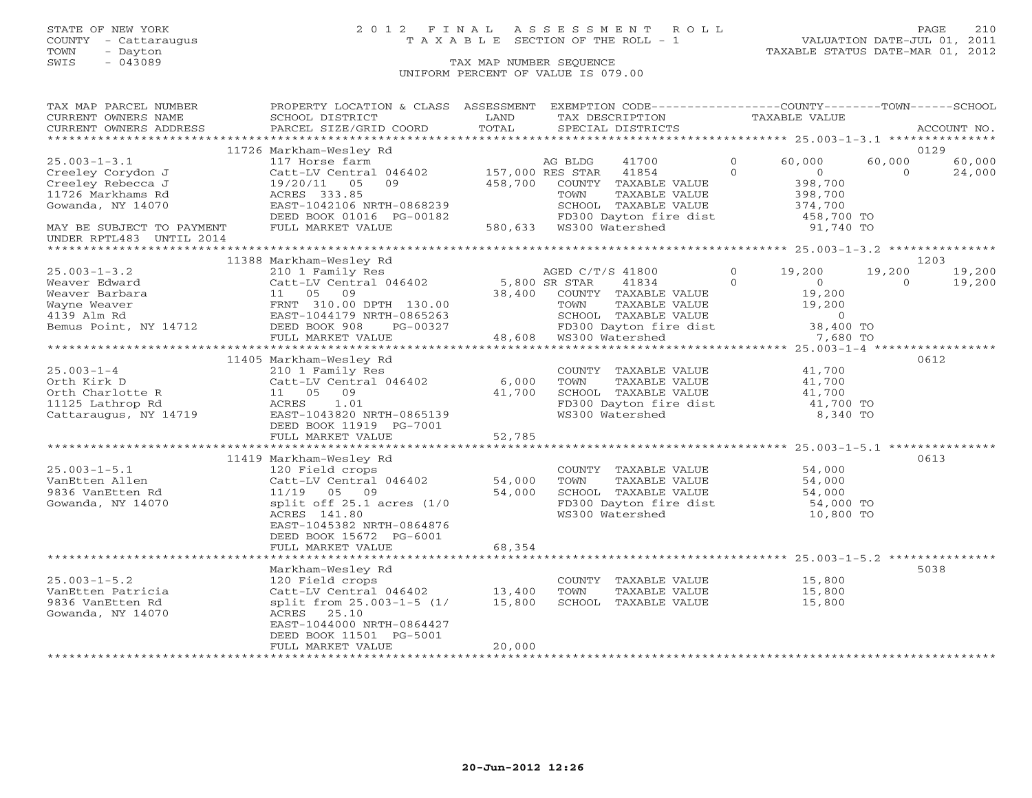STATE OF NEW YORK
COUNTY - Cattaraugus
TOWN - Dayton
SWIS - 043089

# 2012 FINAL ASSESSMENT ROLL
TAXABLE SECTION OF THE ROLL - 1

VALUATION DATE-JUL 01, 2011
TAXABLE STATUS DATE-MAR 01, 2012

TAX MAP NUMBER SEQUENCE
UNIFORM PERCENT OF VALUE IS 079.00

| TAX MAP PARCEL NUMBER / CURRENT OWNERS NAME / CURRENT OWNERS ADDRESS | PROPERTY LOCATION & CLASS / SCHOOL DISTRICT / PARCEL SIZE/GRID COORD | ASSESSMENT LAND / TOTAL | EXEMPTION CODE / TAX DESCRIPTION / SPECIAL DISTRICTS | COUNTY TAXABLE VALUE | TOWN | SCHOOL | ACCOUNT NO. |
|---|---|---|---|---|---|---|---|
| | 11726 Markham-Wesley Rd | | | | | | 0129 |
| 25.003-1-3.1 | 117 Horse farm | | AG BLDG 41700 0 | 60,000 | 60,000 | 60,000 | |
| Creeley Corydon J | Catt-LV Central 046402 | 157,000 | RES STAR 41854 0 | 0 | 0 | 24,000 | |
| Creeley Rebecca J | 19/20/11 05 09 | 458,700 | COUNTY TAXABLE VALUE | 398,700 | | | |
| 11726 Markhams Rd | ACRES 333.85 | | TOWN TAXABLE VALUE | 398,700 | | | |
| Gowanda, NY 14070 | EAST-1042106 NRTH-0868239 | | SCHOOL TAXABLE VALUE | 374,700 | | | |
| | DEED BOOK 01016 PG-00182 | | FD300 Dayton fire dist | 458,700 TO | | | |
| MAY BE SUBJECT TO PAYMENT UNDER RPTL483 UNTIL 2014 | FULL MARKET VALUE | 580,633 | WS300 Watershed | 91,740 TO | | | |
| | 11388 Markham-Wesley Rd | | | | | | 1203 |
| 25.003-1-3.2 | 210 1 Family Res | | AGED C/T/S 41800 0 | 19,200 | 19,200 | 19,200 | |
| Weaver Edward | Catt-LV Central 046402 | 5,800 | SR STAR 41834 0 | 0 | 0 | 19,200 | |
| Weaver Barbara | 11 05 09 | 38,400 | COUNTY TAXABLE VALUE | 19,200 | | | |
| Wayne Weaver | FRNT 310.00 DPTH 130.00 | | TOWN TAXABLE VALUE | 19,200 | | | |
| 4139 Alm Rd | EAST-1044179 NRTH-0865263 | | SCHOOL TAXABLE VALUE | 0 | | | |
| Bemus Point, NY 14712 | DEED BOOK 908 PG-00327 | | FD300 Dayton fire dist | 38,400 TO | | | |
| | FULL MARKET VALUE | 48,608 | WS300 Watershed | 7,680 TO | | | |
| | 11405 Markham-Wesley Rd | | | | | | 0612 |
| 25.003-1-4 | 210 1 Family Res | | COUNTY TAXABLE VALUE | 41,700 | | | |
| Orth Kirk D | Catt-LV Central 046402 | 6,000 | TOWN TAXABLE VALUE | 41,700 | | | |
| Orth Charlotte R | 11 05 09 | 41,700 | SCHOOL TAXABLE VALUE | 41,700 | | | |
| 11125 Lathrop Rd | ACRES 1.01 | | FD300 Dayton fire dist | 41,700 TO | | | |
| Cattaraugus, NY 14719 | EAST-1043820 NRTH-0865139 | | WS300 Watershed | 8,340 TO | | | |
| | DEED BOOK 11919 PG-7001 | | | | | | |
| | FULL MARKET VALUE | 52,785 | | | | | |
| | 11419 Markham-Wesley Rd | | | | | | 0613 |
| 25.003-1-5.1 | 120 Field crops | | COUNTY TAXABLE VALUE | 54,000 | | | |
| VanEtten Allen | Catt-LV Central 046402 | 54,000 | TOWN TAXABLE VALUE | 54,000 | | | |
| 9836 VanEtten Rd | 11/19 05 09 | 54,000 | SCHOOL TAXABLE VALUE | 54,000 | | | |
| Gowanda, NY 14070 | split off 25.1 acres (1/0 | | FD300 Dayton fire dist | 54,000 TO | | | |
| | ACRES 141.80 | | WS300 Watershed | 10,800 TO | | | |
| | EAST-1045382 NRTH-0864876 | | | | | | |
| | DEED BOOK 15672 PG-6001 | | | | | | |
| | FULL MARKET VALUE | 68,354 | | | | | |
| | Markham-Wesley Rd | | | | | | 5038 |
| 25.003-1-5.2 | 120 Field crops | | COUNTY TAXABLE VALUE | 15,800 | | | |
| VanEtten Patricia | Catt-LV Central 046402 | 13,400 | TOWN TAXABLE VALUE | 15,800 | | | |
| 9836 VanEtten Rd | split from 25.003-1-5 (1/ | 15,800 | SCHOOL TAXABLE VALUE | 15,800 | | | |
| Gowanda, NY 14070 | ACRES 25.10 | | | | | | |
| | EAST-1044000 NRTH-0864427 | | | | | | |
| | DEED BOOK 11501 PG-5001 | | | | | | |
| | FULL MARKET VALUE | 20,000 | | | | | |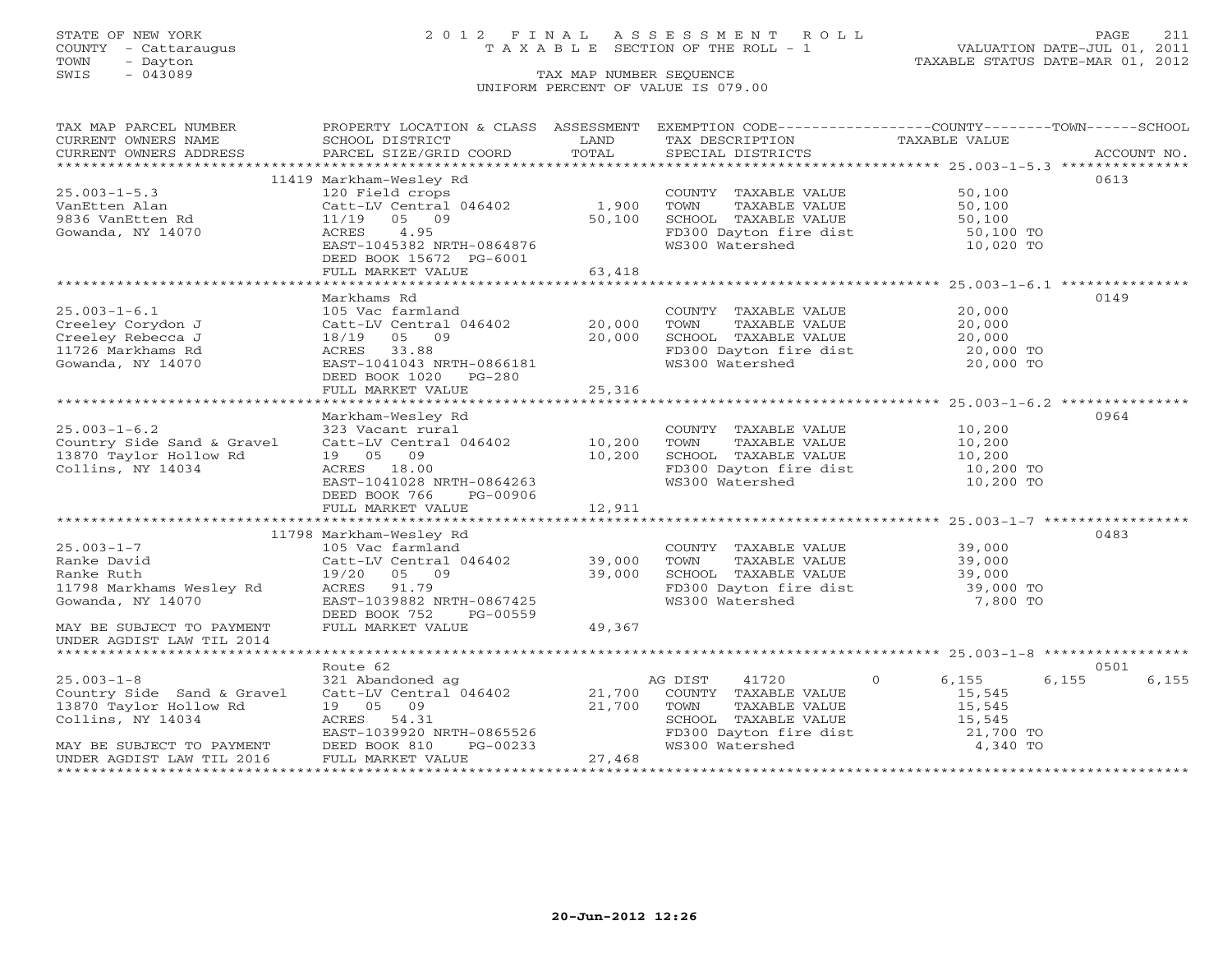STATE OF NEW YORK                    2 0 1 2   F I N A L   A S S E S S M E N T   R O L L
COUNTY - Cattaraugus                 T A X A B L E  SECTION OF THE ROLL - 1                    VALUATION DATE-JUL 01, 2011
TOWN - Dayton                                                                                  TAXABLE STATUS DATE-MAR 01, 2012
SWIS - 043089                        TAX MAP NUMBER SEQUENCE
                                     UNIFORM PERCENT OF VALUE IS 079.00

| TAX MAP PARCEL NUMBER / CURRENT OWNERS NAME / CURRENT OWNERS ADDRESS | PROPERTY LOCATION & CLASS / SCHOOL DISTRICT / PARCEL SIZE/GRID COORD | ASSESSMENT LAND / TOTAL | EXEMPTION CODE / TAX DESCRIPTION / SPECIAL DISTRICTS | COUNTY TAXABLE VALUE | TOWN | SCHOOL | ACCOUNT NO. |
|---|---|---|---|---|---|---|---|
| **25.003-1-5.3** | 11419 Markham-Wesley Rd | | | | | | 0613 |
| VanEtten Alan | 120 Field crops | | COUNTY TAXABLE VALUE | 50,100 | | | |
| 9836 VanEtten Rd | Catt-LV Central 046402 | 1,900 | TOWN TAXABLE VALUE | 50,100 | | | |
| Gowanda, NY 14070 | 11/19 05 09 | 50,100 | SCHOOL TAXABLE VALUE | 50,100 | | | |
| | ACRES 4.95 | | FD300 Dayton fire dist | 50,100 TO | | | |
| | EAST-1045382 NRTH-0864876 | | WS300 Watershed | 10,020 TO | | | |
| | DEED BOOK 15672 PG-6001 | | | | | | |
| | FULL MARKET VALUE | 63,418 | | | | | |
| **25.003-1-6.1** | Markhams Rd | | | | | | 0149 |
| Creeley Corydon J | 105 Vac farmland | | COUNTY TAXABLE VALUE | 20,000 | | | |
| Creeley Rebecca J | Catt-LV Central 046402 | 20,000 | TOWN TAXABLE VALUE | 20,000 | | | |
| 11726 Markhams Rd | 18/19 05 09 | 20,000 | SCHOOL TAXABLE VALUE | 20,000 | | | |
| Gowanda, NY 14070 | ACRES 33.88 | | FD300 Dayton fire dist | 20,000 TO | | | |
| | EAST-1041043 NRTH-0866181 | | WS300 Watershed | 20,000 TO | | | |
| | DEED BOOK 1020 PG-280 | | | | | | |
| | FULL MARKET VALUE | 25,316 | | | | | |
| **25.003-1-6.2** | Markham-Wesley Rd | | | | | | 0964 |
| Country Side Sand & Gravel | 323 Vacant rural | | COUNTY TAXABLE VALUE | 10,200 | | | |
| 13870 Taylor Hollow Rd | Catt-LV Central 046402 | 10,200 | TOWN TAXABLE VALUE | 10,200 | | | |
| Collins, NY 14034 | 19 05 09 | 10,200 | SCHOOL TAXABLE VALUE | 10,200 | | | |
| | ACRES 18.00 | | FD300 Dayton fire dist | 10,200 TO | | | |
| | EAST-1041028 NRTH-0864263 | | WS300 Watershed | 10,200 TO | | | |
| | DEED BOOK 766 PG-00906 | | | | | | |
| | FULL MARKET VALUE | 12,911 | | | | | |
| **25.003-1-7** | 11798 Markham-Wesley Rd | | | | | | 0483 |
| Ranke David | 105 Vac farmland | | COUNTY TAXABLE VALUE | 39,000 | | | |
| Ranke Ruth | Catt-LV Central 046402 | 39,000 | TOWN TAXABLE VALUE | 39,000 | | | |
| 11798 Markhams Wesley Rd | 19/20 05 09 | 39,000 | SCHOOL TAXABLE VALUE | 39,000 | | | |
| Gowanda, NY 14070 | ACRES 91.79 | | FD300 Dayton fire dist | 39,000 TO | | | |
| | EAST-1039882 NRTH-0867425 | | WS300 Watershed | 7,800 TO | | | |
| | DEED BOOK 752 PG-00559 | | | | | | |
| MAY BE SUBJECT TO PAYMENT | FULL MARKET VALUE | 49,367 | | | | | |
| UNDER AGDIST LAW TIL 2014 | | | | | | | |
| **25.003-1-8** | Route 62 | | | | | | 0501 |
| Country Side Sand & Gravel | 321 Abandoned ag | | AG DIST 41720 0 | 6,155 | 6,155 | 6,155 | |
| 13870 Taylor Hollow Rd | Catt-LV Central 046402 | 21,700 | COUNTY TAXABLE VALUE | 15,545 | | | |
| Collins, NY 14034 | 19 05 09 | 21,700 | TOWN TAXABLE VALUE | 15,545 | | | |
| | ACRES 54.31 | | SCHOOL TAXABLE VALUE | 15,545 | | | |
| | EAST-1039920 NRTH-0865526 | | FD300 Dayton fire dist | 21,700 TO | | | |
| MAY BE SUBJECT TO PAYMENT | DEED BOOK 810 PG-00233 | | WS300 Watershed | 4,340 TO | | | |
| UNDER AGDIST LAW TIL 2016 | FULL MARKET VALUE | 27,468 | | | | | |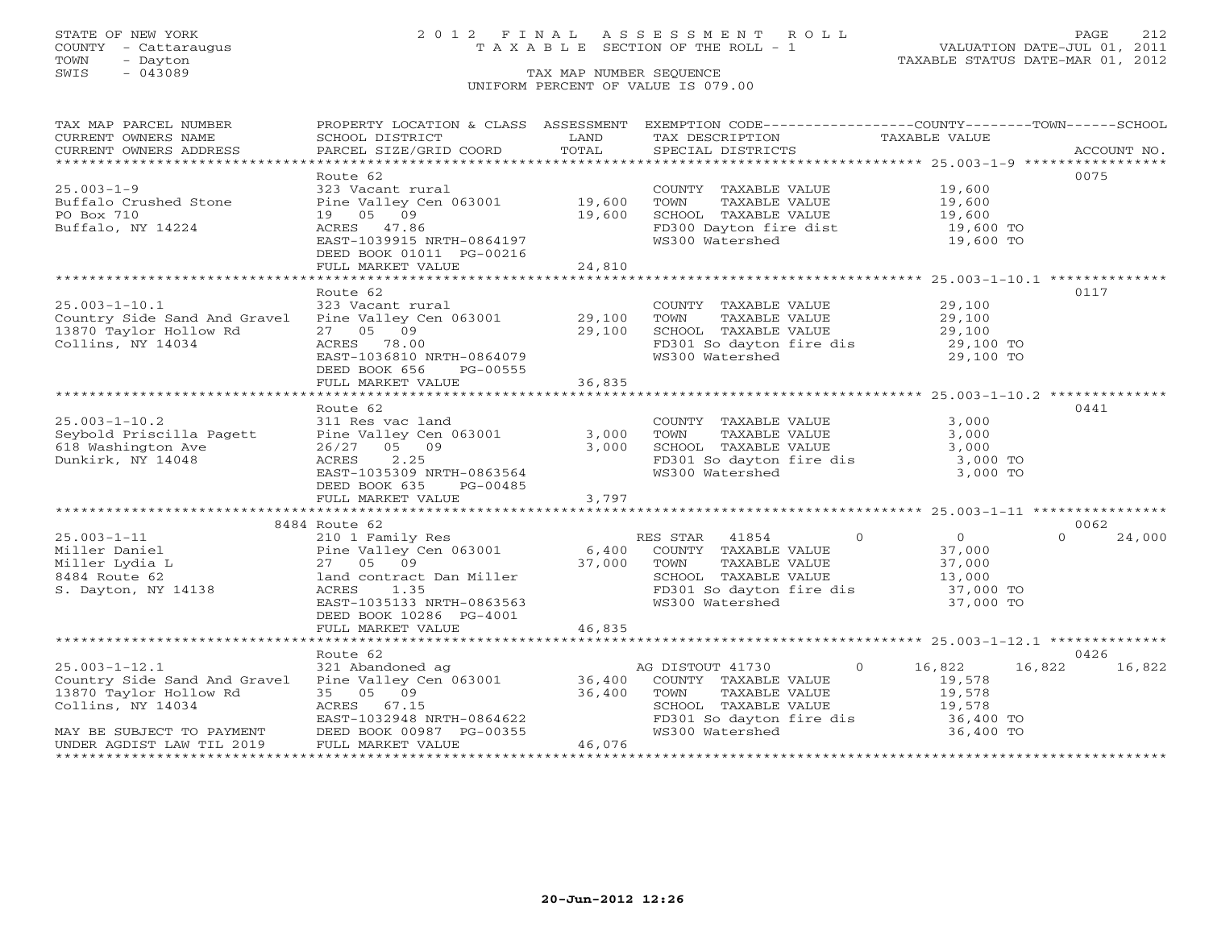STATE OF NEW YORK
COUNTY - Cattaraugus
TOWN - Dayton
SWIS - 043089

# 2012 FINAL ASSESSMENT ROLL
TAXABLE SECTION OF THE ROLL - 1

VALUATION DATE-JUL 01, 2011
TAXABLE STATUS DATE-MAR 01, 2012

TAX MAP NUMBER SEQUENCE
UNIFORM PERCENT OF VALUE IS 079.00

| TAX MAP PARCEL NUMBER / CURRENT OWNERS NAME / CURRENT OWNERS ADDRESS | PROPERTY LOCATION & CLASS / SCHOOL DISTRICT / PARCEL SIZE/GRID COORD | ASSESSMENT LAND / TOTAL | EXEMPTION CODE / TAX DESCRIPTION / SPECIAL DISTRICTS | COUNTY TAXABLE VALUE | TOWN | SCHOOL | ACCOUNT NO. |
|---|---|---|---|---|---|---|---|
| **25.003-1-9** | Route 62 | | | | | | 0075 |
| Buffalo Crushed Stone | 323 Vacant rural | | COUNTY TAXABLE VALUE | 19,600 | | | |
| PO Box 710 | Pine Valley Cen 063001 | 19,600 | TOWN TAXABLE VALUE | 19,600 | | | |
| Buffalo, NY 14224 | 19 05 09 | 19,600 | SCHOOL TAXABLE VALUE | 19,600 | | | |
| | ACRES 47.86 | | FD300 Dayton fire dist | 19,600 TO | | | |
| | EAST-1039915 NRTH-0864197 | | WS300 Watershed | 19,600 TO | | | |
| | DEED BOOK 01011 PG-00216 | | | | | | |
| | FULL MARKET VALUE | 24,810 | | | | | |
| **25.003-1-10.1** | Route 62 | | | | | | 0117 |
| Country Side Sand And Gravel | 323 Vacant rural | | COUNTY TAXABLE VALUE | 29,100 | | | |
| 13870 Taylor Hollow Rd | Pine Valley Cen 063001 | 29,100 | TOWN TAXABLE VALUE | 29,100 | | | |
| Collins, NY 14034 | 27 05 09 | 29,100 | SCHOOL TAXABLE VALUE | 29,100 | | | |
| | ACRES 78.00 | | FD301 So dayton fire dis | 29,100 TO | | | |
| | EAST-1036810 NRTH-0864079 | | WS300 Watershed | 29,100 TO | | | |
| | DEED BOOK 656 PG-00555 | | | | | | |
| | FULL MARKET VALUE | 36,835 | | | | | |
| **25.003-1-10.2** | Route 62 | | | | | | 0441 |
| Seybold Priscilla Pagett | 311 Res vac land | | COUNTY TAXABLE VALUE | 3,000 | | | |
| 618 Washington Ave | Pine Valley Cen 063001 | 3,000 | TOWN TAXABLE VALUE | 3,000 | | | |
| Dunkirk, NY 14048 | 26/27 05 09 | 3,000 | SCHOOL TAXABLE VALUE | 3,000 | | | |
| | ACRES 2.25 | | FD301 So dayton fire dis | 3,000 TO | | | |
| | EAST-1035309 NRTH-0863564 | | WS300 Watershed | 3,000 TO | | | |
| | DEED BOOK 635 PG-00485 | | | | | | |
| | FULL MARKET VALUE | 3,797 | | | | | |
| **25.003-1-11** | 8484 Route 62 | | | | | | 0062 |
| Miller Daniel | 210 1 Family Res | | RES STAR 41854 | 0 | 0 | 24,000 | |
| Miller Lydia L | Pine Valley Cen 063001 | 6,400 | COUNTY TAXABLE VALUE | 37,000 | | | |
| 8484 Route 62 | 27 05 09 | 37,000 | TOWN TAXABLE VALUE | 37,000 | | | |
| S. Dayton, NY 14138 | land contract Dan Miller | | SCHOOL TAXABLE VALUE | 13,000 | | | |
| | ACRES 1.35 | | FD301 So dayton fire dis | 37,000 TO | | | |
| | EAST-1035133 NRTH-0863563 | | WS300 Watershed | 37,000 TO | | | |
| | DEED BOOK 10286 PG-4001 | | | | | | |
| | FULL MARKET VALUE | 46,835 | | | | | |
| **25.003-1-12.1** | Route 62 | | | | | | 0426 |
| Country Side Sand And Gravel | 321 Abandoned ag | | AG DISTOUT 41730 | 16,822 | 16,822 | 16,822 | |
| 13870 Taylor Hollow Rd | Pine Valley Cen 063001 | 36,400 | COUNTY TAXABLE VALUE | 19,578 | | | |
| Collins, NY 14034 | 35 05 09 | 36,400 | TOWN TAXABLE VALUE | 19,578 | | | |
| | ACRES 67.15 | | SCHOOL TAXABLE VALUE | 19,578 | | | |
| MAY BE SUBJECT TO PAYMENT | EAST-1032948 NRTH-0864622 | | FD301 So dayton fire dis | 36,400 TO | | | |
| UNDER AGDIST LAW TIL 2019 | DEED BOOK 00987 PG-00355 | | WS300 Watershed | 36,400 TO | | | |
| | FULL MARKET VALUE | 46,076 | | | | | |

20-Jun-2012 12:26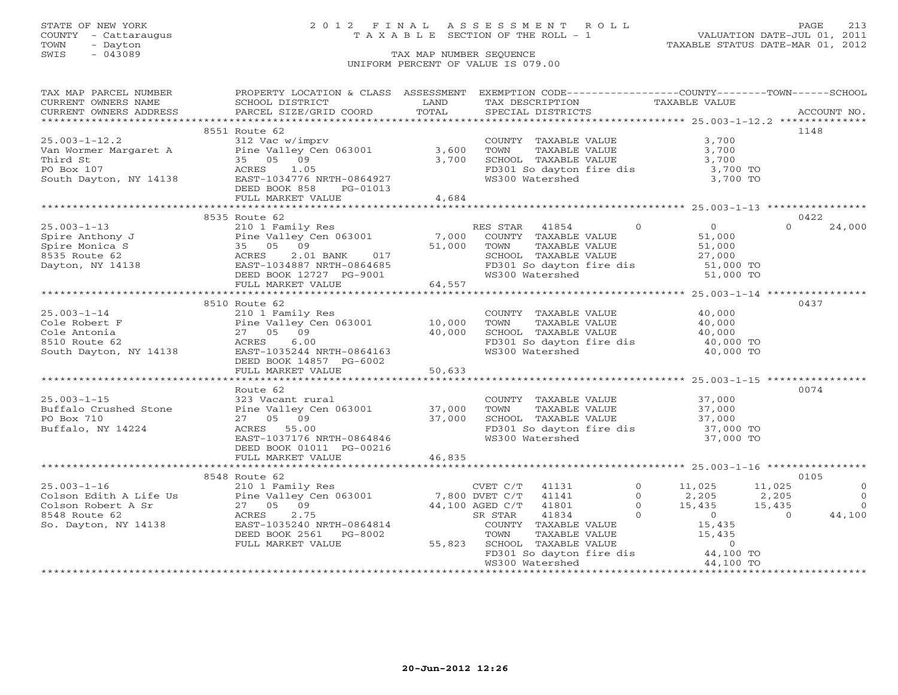STATE OF NEW YORK
COUNTY - Cattaraugus
TOWN - Dayton
SWIS - 043089

# 2012 FINAL ASSESSMENT ROLL
TAXABLE SECTION OF THE ROLL - 1

VALUATION DATE-JUL 01, 2011
TAXABLE STATUS DATE-MAR 01, 2012

TAX MAP NUMBER SEQUENCE
UNIFORM PERCENT OF VALUE IS 079.00

| TAX MAP PARCEL NUMBER / CURRENT OWNERS NAME / CURRENT OWNERS ADDRESS | PROPERTY LOCATION & CLASS / SCHOOL DISTRICT / PARCEL SIZE/GRID COORD | ASSESSMENT LAND / TOTAL | EXEMPTION CODE / TAX DESCRIPTION / SPECIAL DISTRICTS | COUNTY TAXABLE VALUE | TOWN | SCHOOL | ACCOUNT NO. |
|---|---|---|---|---|---|---|---|
| **25.003-1-12.2** | 8551 Route 62 | | | | | | 1148 |
| Van Wormer Margaret A | 312 Vac w/imprv | | COUNTY TAXABLE VALUE | 3,700 | | | |
| Third St | Pine Valley Cen 063001 | 3,600 | TOWN TAXABLE VALUE | 3,700 | | | |
| PO Box 107 | 35 05 09 | 3,700 | SCHOOL TAXABLE VALUE | 3,700 | | | |
| South Dayton, NY 14138 | ACRES 1.05 | | FD301 So dayton fire dis | 3,700 TO | | | |
| | EAST-1034776 NRTH-0864927 | | WS300 Watershed | 3,700 TO | | | |
| | DEED BOOK 858 PG-01013 | | | | | | |
| | FULL MARKET VALUE | 4,684 | | | | | |
| **25.003-1-13** | 8535 Route 62 | | | | | | 0422 |
| Spire Anthony J | 210 1 Family Res | | RES STAR 41854 0 | 0 | 0 | 24,000 | |
| Spire Monica S | Pine Valley Cen 063001 | 7,000 | COUNTY TAXABLE VALUE | 51,000 | | | |
| 8535 Route 62 | 35 05 09 | 51,000 | TOWN TAXABLE VALUE | 51,000 | | | |
| Dayton, NY 14138 | ACRES 2.01 BANK 017 | | SCHOOL TAXABLE VALUE | 27,000 | | | |
| | EAST-1034887 NRTH-0864685 | | FD301 So dayton fire dis | 51,000 TO | | | |
| | DEED BOOK 12727 PG-9001 | | WS300 Watershed | 51,000 TO | | | |
| | FULL MARKET VALUE | 64,557 | | | | | |
| **25.003-1-14** | 8510 Route 62 | | | | | | 0437 |
| Cole Robert F | 210 1 Family Res | | COUNTY TAXABLE VALUE | 40,000 | | | |
| Cole Antonia | Pine Valley Cen 063001 | 10,000 | TOWN TAXABLE VALUE | 40,000 | | | |
| 8510 Route 62 | 27 05 09 | 40,000 | SCHOOL TAXABLE VALUE | 40,000 | | | |
| South Dayton, NY 14138 | ACRES 6.00 | | FD301 So dayton fire dis | 40,000 TO | | | |
| | EAST-1035244 NRTH-0864163 | | WS300 Watershed | 40,000 TO | | | |
| | DEED BOOK 14857 PG-6002 | | | | | | |
| | FULL MARKET VALUE | 50,633 | | | | | |
| **25.003-1-15** | Route 62 | | | | | | 0074 |
| Buffalo Crushed Stone | 323 Vacant rural | | COUNTY TAXABLE VALUE | 37,000 | | | |
| PO Box 710 | Pine Valley Cen 063001 | 37,000 | TOWN TAXABLE VALUE | 37,000 | | | |
| Buffalo, NY 14224 | 27 05 09 | 37,000 | SCHOOL TAXABLE VALUE | 37,000 | | | |
| | ACRES 55.00 | | FD301 So dayton fire dis | 37,000 TO | | | |
| | EAST-1037176 NRTH-0864846 | | WS300 Watershed | 37,000 TO | | | |
| | DEED BOOK 01011 PG-00216 | | | | | | |
| | FULL MARKET VALUE | 46,835 | | | | | |
| **25.003-1-16** | 8548 Route 62 | | | | | | 0105 |
| Colson Edith A Life Us | 210 1 Family Res | | CVET C/T 41131 0 | 11,025 | 11,025 | 0 | |
| Colson Robert A Sr | Pine Valley Cen 063001 | 7,800 | DVET C/T 41141 0 | 2,205 | 2,205 | 0 | |
| 8548 Route 62 | 27 05 09 | 44,100 | AGED C/T 41801 0 | 15,435 | 15,435 | 0 | |
| So. Dayton, NY 14138 | ACRES 2.75 | | SR STAR 41834 0 | 0 | 0 | 44,100 | |
| | EAST-1035240 NRTH-0864814 | | COUNTY TAXABLE VALUE | 15,435 | | | |
| | DEED BOOK 2561 PG-8002 | | TOWN TAXABLE VALUE | 15,435 | | | |
| | FULL MARKET VALUE | 55,823 | SCHOOL TAXABLE VALUE | 0 | | | |
| | | | FD301 So dayton fire dis | 44,100 TO | | | |
| | | | WS300 Watershed | 44,100 TO | | | |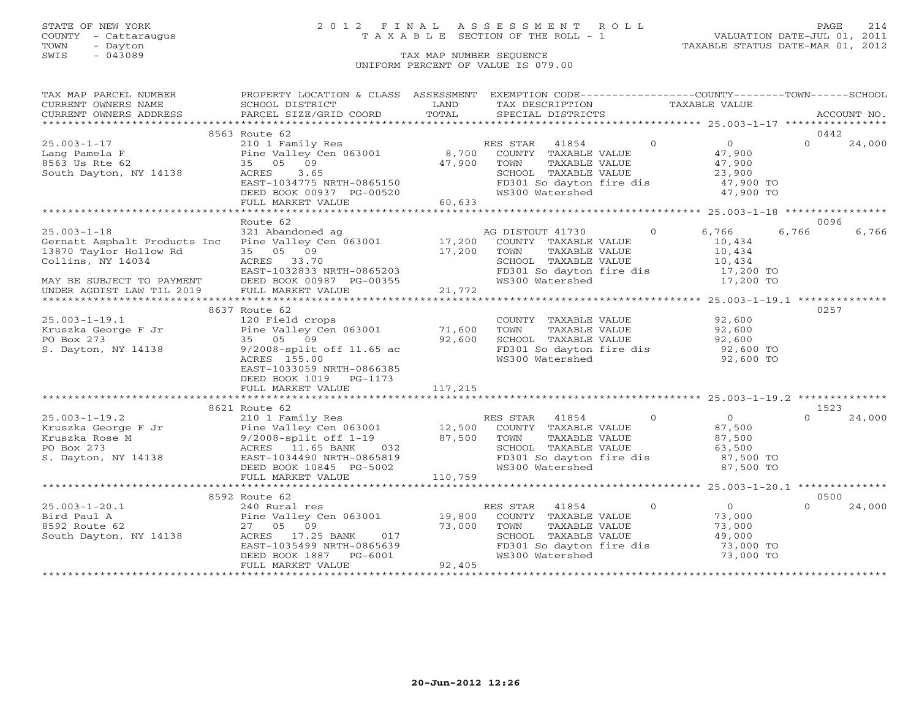STATE OF NEW YORK
COUNTY - Cattaraugus
TOWN - Dayton
SWIS - 043089

2012 FINAL ASSESSMENT ROLL
TAXABLE SECTION OF THE ROLL - 1
TAX MAP NUMBER SEQUENCE
UNIFORM PERCENT OF VALUE IS 079.00

VALUATION DATE-JUL 01, 2011
TAXABLE STATUS DATE-MAR 01, 2012

| TAX MAP PARCEL NUMBER / CURRENT OWNERS NAME / CURRENT OWNERS ADDRESS | PROPERTY LOCATION & CLASS / SCHOOL DISTRICT / PARCEL SIZE/GRID COORD | ASSESSMENT LAND / TOTAL | EXEMPTION CODE / TAX DESCRIPTION / SPECIAL DISTRICTS | COUNTY | TOWN | SCHOOL | ACCOUNT NO. |
|---|---|---|---|---|---|---|---|
| **25.003-1-17** | 8563 Route 62 | | | | | | 0442 |
| | 210 1 Family Res | | RES STAR 41854 | 0 | 0 | 24,000 | |
| Lang Pamela F | Pine Valley Cen 063001 | 8,700 | COUNTY TAXABLE VALUE | 47,900 | | | |
| 8563 Us Rte 62 | 35 05 09 | 47,900 | TOWN TAXABLE VALUE | | 47,900 | | |
| South Dayton, NY 14138 | ACRES 3.65 | | SCHOOL TAXABLE VALUE | | | 23,900 | |
| | EAST-1034775 NRTH-0865150 | | FD301 So dayton fire dis | 47,900 TO | | | |
| | DEED BOOK 00937 PG-00520 | | WS300 Watershed | 47,900 TO | | | |
| | FULL MARKET VALUE | 60,633 | | | | | |
| **25.003-1-18** | Route 62 | | | | | | 0096 |
| | 321 Abandoned ag | | AG DISTOUT 41730 0 | 6,766 | 6,766 | 6,766 | |
| Gernatt Asphalt Products Inc | Pine Valley Cen 063001 | 17,200 | COUNTY TAXABLE VALUE | 10,434 | | | |
| 13870 Taylor Hollow Rd | 35 05 09 | 17,200 | TOWN TAXABLE VALUE | | 10,434 | | |
| Collins, NY 14034 | ACRES 33.70 | | SCHOOL TAXABLE VALUE | | | 10,434 | |
| | EAST-1032833 NRTH-0865203 | | FD301 So dayton fire dis | 17,200 TO | | | |
| MAY BE SUBJECT TO PAYMENT | DEED BOOK 00987 PG-00355 | | WS300 Watershed | 17,200 TO | | | |
| UNDER AGDIST LAW TIL 2019 | FULL MARKET VALUE | 21,772 | | | | | |
| **25.003-1-19.1** | 8637 Route 62 | | | | | | 0257 |
| | 120 Field crops | | COUNTY TAXABLE VALUE | 92,600 | | | |
| Kruszka George F Jr | Pine Valley Cen 063001 | 71,600 | TOWN TAXABLE VALUE | | 92,600 | | |
| PO Box 273 | 35 05 09 | 92,600 | SCHOOL TAXABLE VALUE | | | 92,600 | |
| S. Dayton, NY 14138 | 9/2008-split off 11.65 ac | | FD301 So dayton fire dis | 92,600 TO | | | |
| | ACRES 155.00 | | WS300 Watershed | 92,600 TO | | | |
| | EAST-1033059 NRTH-0866385 | | | | | | |
| | DEED BOOK 1019 PG-1173 | | | | | | |
| | FULL MARKET VALUE | 117,215 | | | | | |
| **25.003-1-19.2** | 8621 Route 62 | | | | | | 1523 |
| | 210 1 Family Res | | RES STAR 41854 | 0 | 0 | 24,000 | |
| Kruszka George F Jr | Pine Valley Cen 063001 | 12,500 | COUNTY TAXABLE VALUE | 87,500 | | | |
| Kruszka Rose M | 9/2008-split off 1-19 | 87,500 | TOWN TAXABLE VALUE | | 87,500 | | |
| PO Box 273 | ACRES 11.65 BANK 032 | | SCHOOL TAXABLE VALUE | | | 63,500 | |
| S. Dayton, NY 14138 | EAST-1034490 NRTH-0865819 | | FD301 So dayton fire dis | 87,500 TO | | | |
| | DEED BOOK 10845 PG-5002 | | WS300 Watershed | 87,500 TO | | | |
| | FULL MARKET VALUE | 110,759 | | | | | |
| **25.003-1-20.1** | 8592 Route 62 | | | | | | 0500 |
| | 240 Rural res | | RES STAR 41854 | 0 | 0 | 24,000 | |
| Bird Paul A | Pine Valley Cen 063001 | 19,800 | COUNTY TAXABLE VALUE | 73,000 | | | |
| 8592 Route 62 | 27 05 09 | 73,000 | TOWN TAXABLE VALUE | | 73,000 | | |
| South Dayton, NY 14138 | ACRES 17.25 BANK 017 | | SCHOOL TAXABLE VALUE | | | 49,000 | |
| | EAST-1035499 NRTH-0865639 | | FD301 So dayton fire dis | 73,000 TO | | | |
| | DEED BOOK 1887 PG-6001 | | WS300 Watershed | 73,000 TO | | | |
| | FULL MARKET VALUE | 92,405 | | | | | |

20-Jun-2012 12:26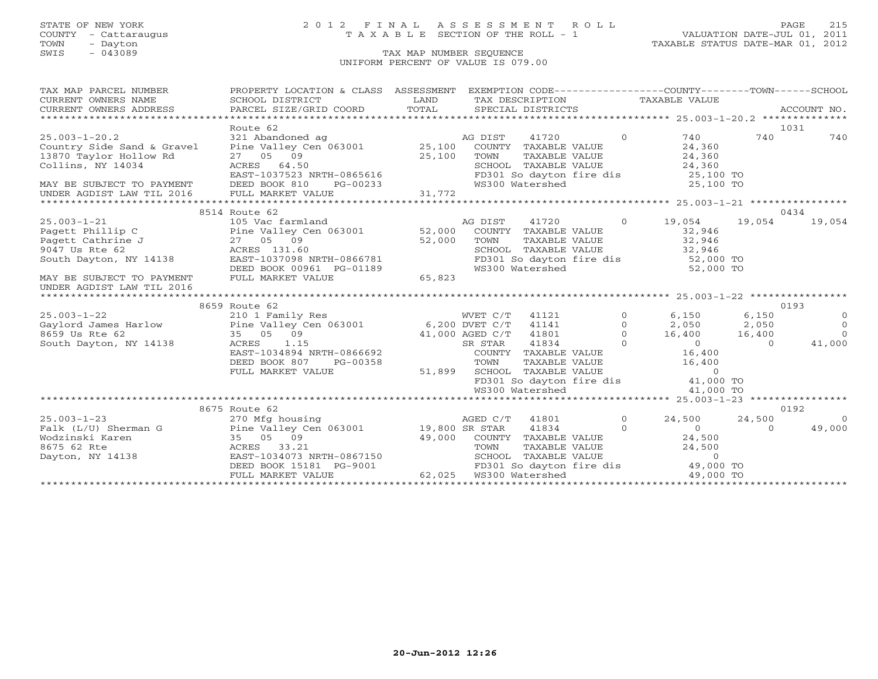STATE OF NEW YORK
COUNTY - Cattaraugus
TOWN - Dayton
SWIS - 043089

# 2012 FINAL ASSESSMENT ROLL

TAXABLE SECTION OF THE ROLL - 1

TAX MAP NUMBER SEQUENCE

UNIFORM PERCENT OF VALUE IS 079.00

VALUATION DATE-JUL 01, 2011
TAXABLE STATUS DATE-MAR 01, 2012

```
TAX MAP PARCEL NUMBER          PROPERTY LOCATION & CLASS  ASSESSMENT  EXEMPTION CODE-----------------COUNTY--------TOWN------SCHOOL
CURRENT OWNERS NAME            SCHOOL DISTRICT              LAND      TAX DESCRIPTION              TAXABLE VALUE
CURRENT OWNERS ADDRESS         PARCEL SIZE/GRID COORD       TOTAL     SPECIAL DISTRICTS                                      ACCOUNT NO.
******************************************************************************************************* 25.003-1-20.2 **************
                               Route 62                                                                                   1031
25.003-1-20.2                  321 Abandoned ag                         AG DIST     41720          0         740        740        740
Country Side Sand & Gravel     Pine Valley Cen 063001       25,100     COUNTY  TAXABLE VALUE             24,360
13870 Taylor Hollow Rd         27   05   09                 25,100     TOWN    TAXABLE VALUE             24,360
Collins, NY 14034              ACRES   64.50                           SCHOOL  TAXABLE VALUE             24,360
                               EAST-1037523 NRTH-0865616               FD301 So dayton fire dis           25,100 TO
MAY BE SUBJECT TO PAYMENT      DEED BOOK 810     PG-00233              WS300 Watershed                    25,100 TO
UNDER AGDIST LAW TIL 2016      FULL MARKET VALUE            31,772
******************************************************************************************************* 25.003-1-21 ****************
                               8514 Route 62                                                                              0434
25.003-1-21                    105 Vac farmland                         AG DIST     41720          0      19,054     19,054     19,054
Pagett Phillip C               Pine Valley Cen 063001       52,000     COUNTY  TAXABLE VALUE             32,946
Pagett Cathrine J              27   05   09                 52,000     TOWN    TAXABLE VALUE             32,946
9047 Us Rte 62                 ACRES  131.60                           SCHOOL  TAXABLE VALUE             32,946
South Dayton, NY 14138         EAST-1037098 NRTH-0866781               FD301 So dayton fire dis           52,000 TO
                               DEED BOOK 00961 PG-01189                WS300 Watershed                    52,000 TO
MAY BE SUBJECT TO PAYMENT      FULL MARKET VALUE            65,823
UNDER AGDIST LAW TIL 2016
******************************************************************************************************* 25.003-1-22 ****************
                               8659 Route 62                                                                              0193
25.003-1-22                    210 1 Family Res                         WVET C/T    41121          0       6,150      6,150          0
Gaylord James Harlow           Pine Valley Cen 063001        6,200 DVET C/T    41141          0       2,050      2,050          0
8659 Us Rte 62                 35   05   09                 41,000 AGED C/T    41801          0      16,400     16,400          0
South Dayton, NY 14138         ACRES    1.15                           SR STAR     41834          0           0          0     41,000
                               EAST-1034894 NRTH-0866692               COUNTY  TAXABLE VALUE             16,400
                               DEED BOOK 807     PG-00358              TOWN    TAXABLE VALUE             16,400
                               FULL MARKET VALUE            51,899     SCHOOL  TAXABLE VALUE                  0
                                                                       FD301 So dayton fire dis           41,000 TO
                                                                       WS300 Watershed                    41,000 TO
******************************************************************************************************* 25.003-1-23 ****************
                               8675 Route 62                                                                              0192
25.003-1-23                    270 Mfg housing                          AGED C/T    41801          0      24,500     24,500          0
Falk (L/U) Sherman G           Pine Valley Cen 063001       19,800 SR STAR     41834          0           0          0     49,000
Wodzinski Karen                35   05   09                 49,000     COUNTY  TAXABLE VALUE             24,500
8675 62 Rte                    ACRES   33.21                           TOWN    TAXABLE VALUE             24,500
Dayton, NY 14138               EAST-1034073 NRTH-0867150               SCHOOL  TAXABLE VALUE                  0
                               DEED BOOK 15181 PG-9001                 FD301 So dayton fire dis           49,000 TO
                               FULL MARKET VALUE            62,025     WS300 Watershed                    49,000 TO
************************************************************************************************************************************
```

20-Jun-2012 12:26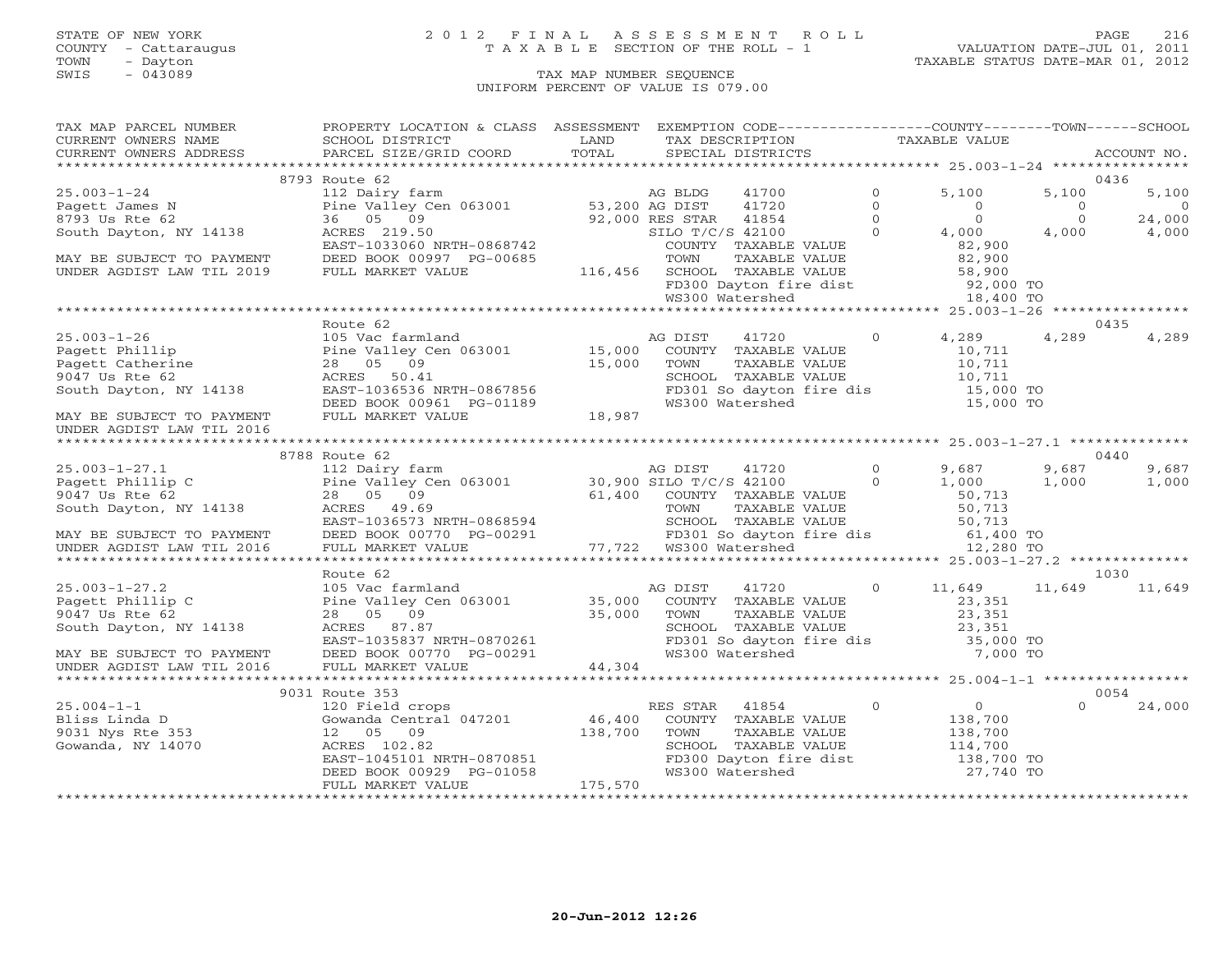STATE OF NEW YORK
COUNTY - Cattaraugus
TOWN - Dayton
SWIS - 043089

# 2012 FINAL ASSESSMENT ROLL

TAXABLE SECTION OF THE ROLL - 1

TAX MAP NUMBER SEQUENCE

UNIFORM PERCENT OF VALUE IS 079.00

VALUATION DATE-JUL 01, 2011
TAXABLE STATUS DATE-MAR 01, 2012

| TAX MAP PARCEL NUMBER / CURRENT OWNERS NAME / CURRENT OWNERS ADDRESS | PROPERTY LOCATION & CLASS / SCHOOL DISTRICT / PARCEL SIZE/GRID COORD | ASSESSMENT LAND / TOTAL | EXEMPTION CODE / TAX DESCRIPTION / SPECIAL DISTRICTS | | COUNTY TAXABLE VALUE | TOWN | SCHOOL | ACCOUNT NO. |
|---|---|---|---|---|---|---|---|---|
| | 8793 Route 62 | | | | | | | 0436 |
| 25.003-1-24 | 112 Dairy farm | | AG BLDG 41700 | 0 | 5,100 | 5,100 | 5,100 | |
| Pagett James N | Pine Valley Cen 063001 | 53,200 | AG DIST 41720 | 0 | 0 | 0 | 0 | |
| 8793 Us Rte 62 | 36 05 09 | 92,000 | RES STAR 41854 | 0 | 0 | 0 | 24,000 | |
| South Dayton, NY 14138 | ACRES 219.50 | | SILO T/C/S 42100 | 0 | 4,000 | 4,000 | 4,000 | |
| | EAST-1033060 NRTH-0868742 | | COUNTY TAXABLE VALUE | | 82,900 | | | |
| MAY BE SUBJECT TO PAYMENT | DEED BOOK 00997 PG-00685 | | TOWN TAXABLE VALUE | | 82,900 | | | |
| UNDER AGDIST LAW TIL 2019 | FULL MARKET VALUE | 116,456 | SCHOOL TAXABLE VALUE | | 58,900 | | | |
| | | | FD300 Dayton fire dist | | 92,000 TO | | | |
| | | | WS300 Watershed | | 18,400 TO | | | |
| | Route 62 | | | | | | | 0435 |
| 25.003-1-26 | 105 Vac farmland | | AG DIST 41720 | 0 | 4,289 | 4,289 | 4,289 | |
| Pagett Phillip | Pine Valley Cen 063001 | 15,000 | COUNTY TAXABLE VALUE | | 10,711 | | | |
| Pagett Catherine | 28 05 09 | 15,000 | TOWN TAXABLE VALUE | | 10,711 | | | |
| 9047 Us Rte 62 | ACRES 50.41 | | SCHOOL TAXABLE VALUE | | 10,711 | | | |
| South Dayton, NY 14138 | EAST-1036536 NRTH-0867856 | | FD301 So dayton fire dis | | 15,000 TO | | | |
| | DEED BOOK 00961 PG-01189 | | WS300 Watershed | | 15,000 TO | | | |
| MAY BE SUBJECT TO PAYMENT | FULL MARKET VALUE | 18,987 | | | | | | |
| UNDER AGDIST LAW TIL 2016 | | | | | | | | |
| | 8788 Route 62 | | | | | | | 0440 |
| 25.003-1-27.1 | 112 Dairy farm | | AG DIST 41720 | 0 | 9,687 | 9,687 | 9,687 | |
| Pagett Phillip C | Pine Valley Cen 063001 | 30,900 | SILO T/C/S 42100 | 0 | 1,000 | 1,000 | 1,000 | |
| 9047 Us Rte 62 | 28 05 09 | 61,400 | COUNTY TAXABLE VALUE | | 50,713 | | | |
| South Dayton, NY 14138 | ACRES 49.69 | | TOWN TAXABLE VALUE | | 50,713 | | | |
| | EAST-1036573 NRTH-0868594 | | SCHOOL TAXABLE VALUE | | 50,713 | | | |
| MAY BE SUBJECT TO PAYMENT | DEED BOOK 00770 PG-00291 | | FD301 So dayton fire dis | | 61,400 TO | | | |
| UNDER AGDIST LAW TIL 2016 | FULL MARKET VALUE | 77,722 | WS300 Watershed | | 12,280 TO | | | |
| | Route 62 | | | | | | | 1030 |
| 25.003-1-27.2 | 105 Vac farmland | | AG DIST 41720 | 0 | 11,649 | 11,649 | 11,649 | |
| Pagett Phillip C | Pine Valley Cen 063001 | 35,000 | COUNTY TAXABLE VALUE | | 23,351 | | | |
| 9047 Us Rte 62 | 28 05 09 | 35,000 | TOWN TAXABLE VALUE | | 23,351 | | | |
| South Dayton, NY 14138 | ACRES 87.87 | | SCHOOL TAXABLE VALUE | | 23,351 | | | |
| | EAST-1035837 NRTH-0870261 | | FD301 So dayton fire dis | | 35,000 TO | | | |
| MAY BE SUBJECT TO PAYMENT | DEED BOOK 00770 PG-00291 | | WS300 Watershed | | 7,000 TO | | | |
| UNDER AGDIST LAW TIL 2016 | FULL MARKET VALUE | 44,304 | | | | | | |
| | 9031 Route 353 | | | | | | | 0054 |
| 25.004-1-1 | 120 Field crops | | RES STAR 41854 | 0 | 0 | 0 | 24,000 | |
| Bliss Linda D | Gowanda Central 047201 | 46,400 | COUNTY TAXABLE VALUE | | 138,700 | | | |
| 9031 Nys Rte 353 | 12 05 09 | 138,700 | TOWN TAXABLE VALUE | | 138,700 | | | |
| Gowanda, NY 14070 | ACRES 102.82 | | SCHOOL TAXABLE VALUE | | 114,700 | | | |
| | EAST-1045101 NRTH-0870851 | | FD300 Dayton fire dist | | 138,700 TO | | | |
| | DEED BOOK 00929 PG-01058 | | WS300 Watershed | | 27,740 TO | | | |
| | FULL MARKET VALUE | 175,570 | | | | | | |

20-Jun-2012 12:26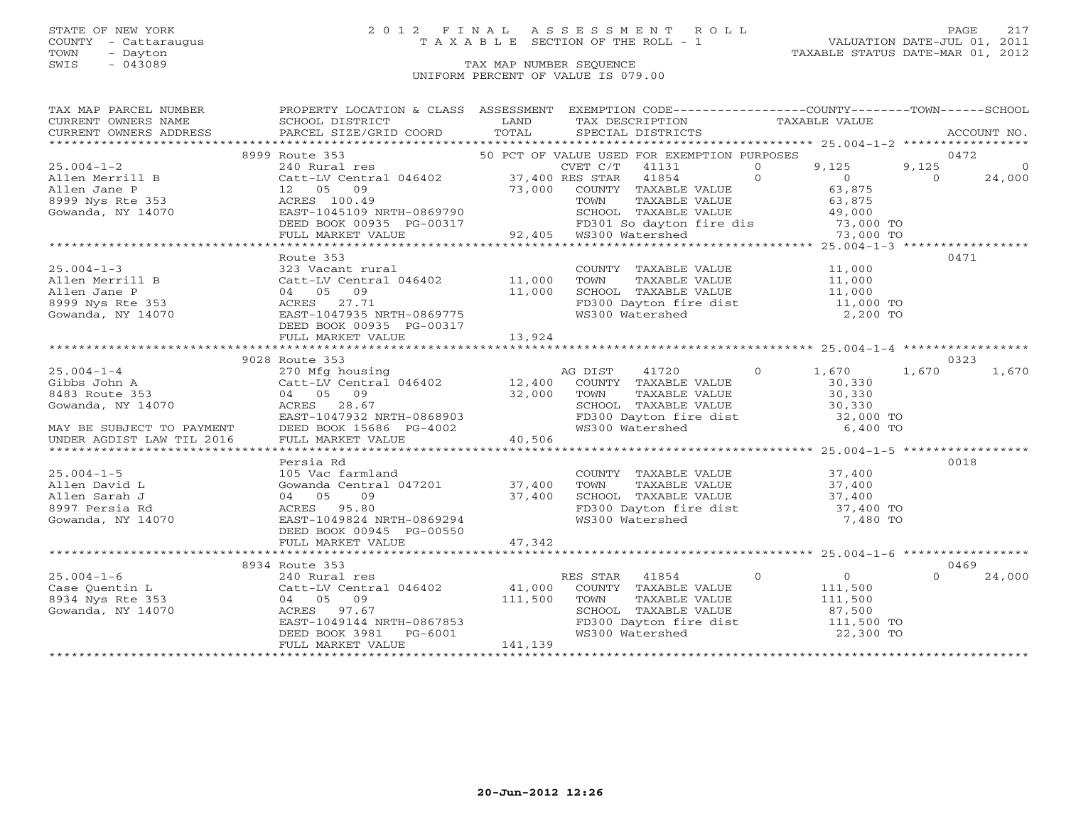STATE OF NEW YORK
COUNTY - Cattaraugus
TOWN - Dayton
SWIS - 043089

# 2012 FINAL ASSESSMENT ROLL
TAXABLE SECTION OF THE ROLL - 1

VALUATION DATE-JUL 01, 2011
TAXABLE STATUS DATE-MAR 01, 2012

TAX MAP NUMBER SEQUENCE
UNIFORM PERCENT OF VALUE IS 079.00

| TAX MAP PARCEL NUMBER / CURRENT OWNERS NAME / CURRENT OWNERS ADDRESS | PROPERTY LOCATION & CLASS / SCHOOL DISTRICT / PARCEL SIZE/GRID COORD | ASSESSMENT LAND | ASSESSMENT TOTAL | EXEMPTION CODE / TAX DESCRIPTION / SPECIAL DISTRICTS | | COUNTY TAXABLE VALUE | TOWN | SCHOOL | ACCOUNT NO. |
|---|---|---|---|---|---|---|---|---|---|
| **25.004-1-2** | 8999 Route 353 | | | 50 PCT OF VALUE USED FOR EXEMPTION PURPOSES | | | | | 0472 |
| 25.004-1-2 | 240 Rural res | | | CVET C/T 41131 | 0 | 9,125 | 9,125 | 0 | |
| Allen Merrill B | Catt-LV Central 046402 | 37,400 | | RES STAR 41854 | 0 | 0 | 0 | 24,000 | |
| Allen Jane P | 12 05 09 | | 73,000 | COUNTY TAXABLE VALUE | | 63,875 | | | |
| 8999 Nys Rte 353 | ACRES 100.49 | | | TOWN TAXABLE VALUE | | 63,875 | | | |
| Gowanda, NY 14070 | EAST-1045109 NRTH-0869790 | | | SCHOOL TAXABLE VALUE | | 49,000 | | | |
| | DEED BOOK 00935 PG-00317 | | | FD301 So dayton fire dis | | 73,000 TO | | | |
| | FULL MARKET VALUE | | 92,405 | WS300 Watershed | | 73,000 TO | | | |
| **25.004-1-3** | Route 353 | | | | | | | | 0471 |
| 25.004-1-3 | 323 Vacant rural | | | COUNTY TAXABLE VALUE | | 11,000 | | | |
| Allen Merrill B | Catt-LV Central 046402 | 11,000 | | TOWN TAXABLE VALUE | | 11,000 | | | |
| Allen Jane P | 04 05 09 | | 11,000 | SCHOOL TAXABLE VALUE | | 11,000 | | | |
| 8999 Nys Rte 353 | ACRES 27.71 | | | FD300 Dayton fire dist | | 11,000 TO | | | |
| Gowanda, NY 14070 | EAST-1047935 NRTH-0869775 | | | WS300 Watershed | | 2,200 TO | | | |
| | DEED BOOK 00935 PG-00317 | | | | | | | | |
| | FULL MARKET VALUE | | 13,924 | | | | | | |
| **25.004-1-4** | 9028 Route 353 | | | | | | | | 0323 |
| 25.004-1-4 | 270 Mfg housing | | | AG DIST 41720 | 0 | 1,670 | 1,670 | 1,670 | |
| Gibbs John A | Catt-LV Central 046402 | 12,400 | | COUNTY TAXABLE VALUE | | 30,330 | | | |
| 8483 Route 353 | 04 05 09 | | 32,000 | TOWN TAXABLE VALUE | | 30,330 | | | |
| Gowanda, NY 14070 | ACRES 28.67 | | | SCHOOL TAXABLE VALUE | | 30,330 | | | |
| | EAST-1047932 NRTH-0868903 | | | FD300 Dayton fire dist | | 32,000 TO | | | |
| MAY BE SUBJECT TO PAYMENT | DEED BOOK 15686 PG-4002 | | | WS300 Watershed | | 6,400 TO | | | |
| UNDER AGDIST LAW TIL 2016 | FULL MARKET VALUE | | 40,506 | | | | | | |
| **25.004-1-5** | Persia Rd | | | | | | | | 0018 |
| 25.004-1-5 | 105 Vac farmland | | | COUNTY TAXABLE VALUE | | 37,400 | | | |
| Allen David L | Gowanda Central 047201 | 37,400 | | TOWN TAXABLE VALUE | | 37,400 | | | |
| Allen Sarah J | 04 05 09 | | 37,400 | SCHOOL TAXABLE VALUE | | 37,400 | | | |
| 8997 Persia Rd | ACRES 95.80 | | | FD300 Dayton fire dist | | 37,400 TO | | | |
| Gowanda, NY 14070 | EAST-1049824 NRTH-0869294 | | | WS300 Watershed | | 7,480 TO | | | |
| | DEED BOOK 00945 PG-00550 | | | | | | | | |
| | FULL MARKET VALUE | | 47,342 | | | | | | |
| **25.004-1-6** | 8934 Route 353 | | | | | | | | 0469 |
| 25.004-1-6 | 240 Rural res | | | RES STAR 41854 | 0 | 0 | 0 | 24,000 | |
| Case Quentin L | Catt-LV Central 046402 | 41,000 | | COUNTY TAXABLE VALUE | | 111,500 | | | |
| 8934 Nys Rte 353 | 04 05 09 | | 111,500 | TOWN TAXABLE VALUE | | 111,500 | | | |
| Gowanda, NY 14070 | ACRES 97.67 | | | SCHOOL TAXABLE VALUE | | 87,500 | | | |
| | EAST-1049144 NRTH-0867853 | | | FD300 Dayton fire dist | | 111,500 TO | | | |
| | DEED BOOK 3981 PG-6001 | | | WS300 Watershed | | 22,300 TO | | | |
| | FULL MARKET VALUE | | 141,139 | | | | | | |

20-Jun-2012 12:26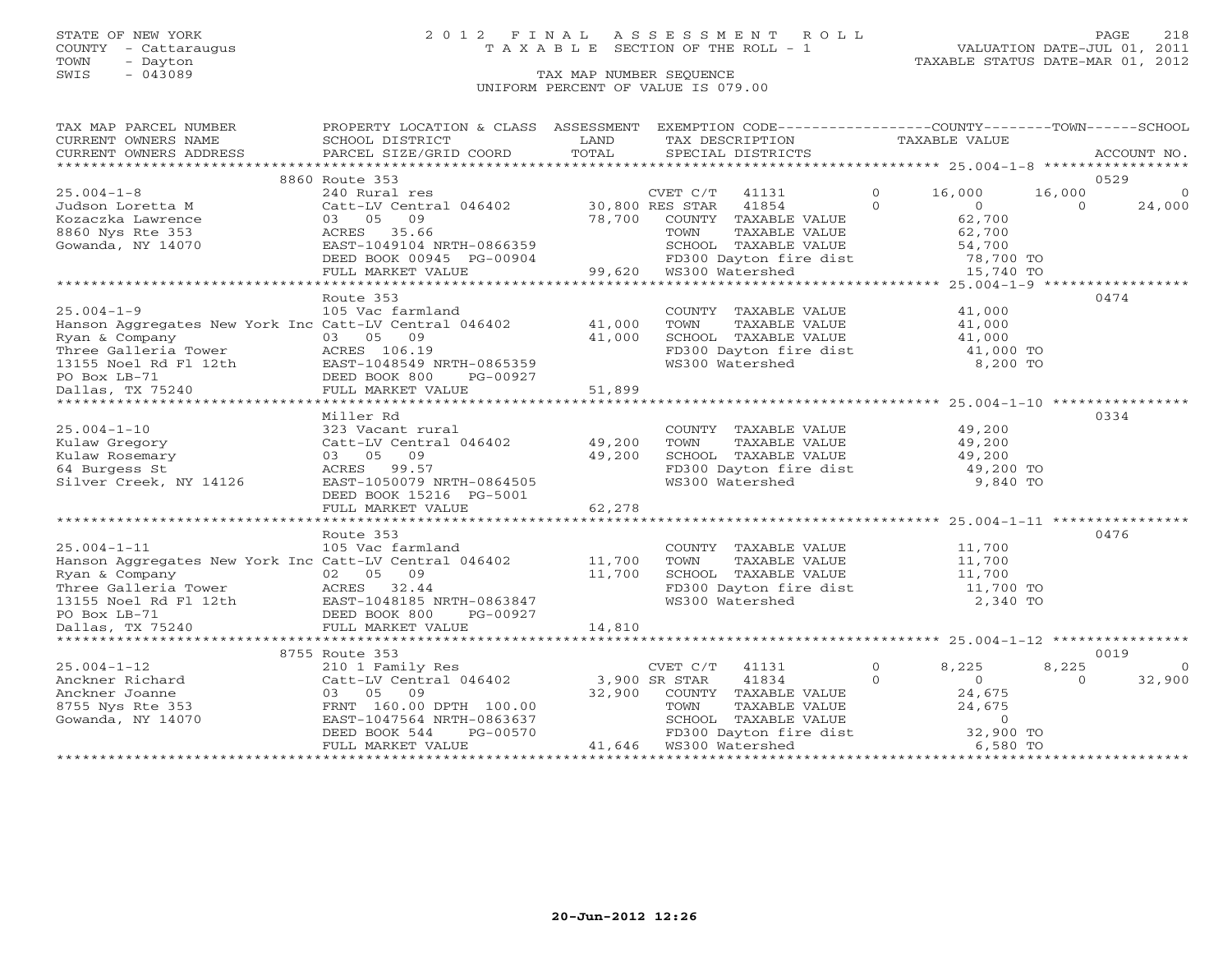STATE OF NEW YORK
COUNTY - Cattaraugus
TOWN - Dayton
SWIS - 043089

# 2012 FINAL ASSESSMENT ROLL
TAXABLE SECTION OF THE ROLL - 1

VALUATION DATE-JUL 01, 2011
TAXABLE STATUS DATE-MAR 01, 2012

TAX MAP NUMBER SEQUENCE
UNIFORM PERCENT OF VALUE IS 079.00

| TAX MAP PARCEL NUMBER / CURRENT OWNERS NAME / CURRENT OWNERS ADDRESS | PROPERTY LOCATION & CLASS / SCHOOL DISTRICT / PARCEL SIZE/GRID COORD | ASSESSMENT LAND / TOTAL | EXEMPTION CODE / TAX DESCRIPTION / SPECIAL DISTRICTS | COUNTY TAXABLE VALUE | TOWN | SCHOOL | ACCOUNT NO. |
|---|---|---|---|---|---|---|---|
| 25.004-1-8 | 8860 Route 353 | | | | | | 0529 |
| | 240 Rural res | | CVET C/T 41131 0 | 16,000 | 16,000 | 0 | |
| Judson Loretta M | Catt-LV Central 046402 | 30,800 | RES STAR 41854 0 | 0 | 0 | 24,000 | |
| Kozaczka Lawrence | 03 05 09 | 78,700 | COUNTY TAXABLE VALUE | 62,700 | | | |
| 8860 Nys Rte 353 | ACRES 35.66 | | TOWN TAXABLE VALUE | 62,700 | | | |
| Gowanda, NY 14070 | EAST-1049104 NRTH-0866359 | | SCHOOL TAXABLE VALUE | 54,700 | | | |
| | DEED BOOK 00945 PG-00904 | | FD300 Dayton fire dist | 78,700 TO | | | |
| | FULL MARKET VALUE | 99,620 | WS300 Watershed | 15,740 TO | | | |
| 25.004-1-9 | Route 353 | | | | | | 0474 |
| | 105 Vac farmland | | COUNTY TAXABLE VALUE | 41,000 | | | |
| Hanson Aggregates New York Inc | Catt-LV Central 046402 | 41,000 | TOWN TAXABLE VALUE | 41,000 | | | |
| Ryan & Company | 03 05 09 | 41,000 | SCHOOL TAXABLE VALUE | 41,000 | | | |
| Three Galleria Tower | ACRES 106.19 | | FD300 Dayton fire dist | 41,000 TO | | | |
| 13155 Noel Rd Fl 12th | EAST-1048549 NRTH-0865359 | | WS300 Watershed | 8,200 TO | | | |
| PO Box LB-71 | DEED BOOK 800 PG-00927 | | | | | | |
| Dallas, TX 75240 | FULL MARKET VALUE | 51,899 | | | | | |
| 25.004-1-10 | Miller Rd | | | | | | 0334 |
| | 323 Vacant rural | | COUNTY TAXABLE VALUE | 49,200 | | | |
| Kulaw Gregory | Catt-LV Central 046402 | 49,200 | TOWN TAXABLE VALUE | 49,200 | | | |
| Kulaw Rosemary | 03 05 09 | 49,200 | SCHOOL TAXABLE VALUE | 49,200 | | | |
| 64 Burgess St | ACRES 99.57 | | FD300 Dayton fire dist | 49,200 TO | | | |
| Silver Creek, NY 14126 | EAST-1050079 NRTH-0864505 | | WS300 Watershed | 9,840 TO | | | |
| | DEED BOOK 15216 PG-5001 | | | | | | |
| | FULL MARKET VALUE | 62,278 | | | | | |
| 25.004-1-11 | Route 353 | | | | | | 0476 |
| | 105 Vac farmland | | COUNTY TAXABLE VALUE | 11,700 | | | |
| Hanson Aggregates New York Inc | Catt-LV Central 046402 | 11,700 | TOWN TAXABLE VALUE | 11,700 | | | |
| Ryan & Company | 02 05 09 | 11,700 | SCHOOL TAXABLE VALUE | 11,700 | | | |
| Three Galleria Tower | ACRES 32.44 | | FD300 Dayton fire dist | 11,700 TO | | | |
| 13155 Noel Rd Fl 12th | EAST-1048185 NRTH-0863847 | | WS300 Watershed | 2,340 TO | | | |
| PO Box LB-71 | DEED BOOK 800 PG-00927 | | | | | | |
| Dallas, TX 75240 | FULL MARKET VALUE | 14,810 | | | | | |
| 25.004-1-12 | 8755 Route 353 | | | | | | 0019 |
| | 210 1 Family Res | | CVET C/T 41131 0 | 8,225 | 8,225 | 0 | |
| Anckner Richard | Catt-LV Central 046402 | 3,900 | SR STAR 41834 0 | 0 | 0 | 32,900 | |
| Anckner Joanne | 03 05 09 | 32,900 | COUNTY TAXABLE VALUE | 24,675 | | | |
| 8755 Nys Rte 353 | FRNT 160.00 DPTH 100.00 | | TOWN TAXABLE VALUE | 24,675 | | | |
| Gowanda, NY 14070 | EAST-1047564 NRTH-0863637 | | SCHOOL TAXABLE VALUE | 0 | | | |
| | DEED BOOK 544 PG-00570 | | FD300 Dayton fire dist | 32,900 TO | | | |
| | FULL MARKET VALUE | 41,646 | WS300 Watershed | 6,580 TO | | | |

20-Jun-2012 12:26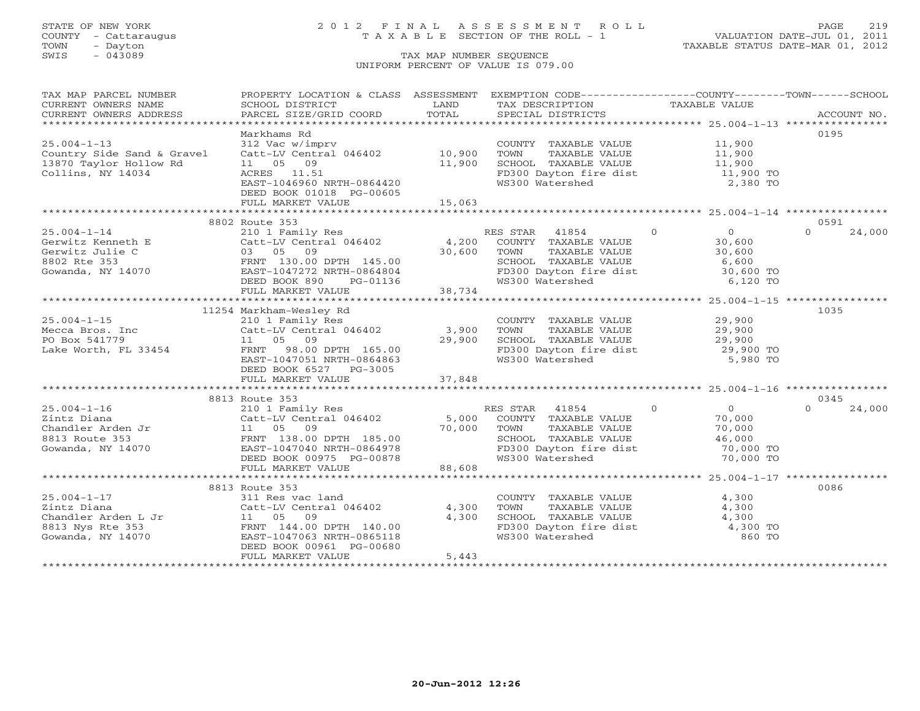STATE OF NEW YORK
COUNTY - Cattaraugus
TOWN - Dayton
SWIS - 043089

# 2012 FINAL ASSESSMENT ROLL
TAXABLE SECTION OF THE ROLL - 1

TAX MAP NUMBER SEQUENCE
UNIFORM PERCENT OF VALUE IS 079.00

VALUATION DATE-JUL 01, 2011
TAXABLE STATUS DATE-MAR 01, 2012

| TAX MAP PARCEL NUMBER / CURRENT OWNERS NAME / CURRENT OWNERS ADDRESS | PROPERTY LOCATION & CLASS / SCHOOL DISTRICT / PARCEL SIZE/GRID COORD | ASSESSMENT LAND / TOTAL | EXEMPTION CODE / TAX DESCRIPTION / SPECIAL DISTRICTS | COUNTY | TOWN | SCHOOL / ACCOUNT NO. |
|---|---|---|---|---|---|---|
| 25.004-1-13 | Markhams Rd | | | | | 0195 |
| 25.004-1-13 | 312 Vac w/imprv | | COUNTY TAXABLE VALUE | 11,900 | | |
| Country Side Sand & Gravel | Catt-LV Central 046402 | 10,900 | TOWN TAXABLE VALUE | 11,900 | | |
| 13870 Taylor Hollow Rd | 11 05 09 | 11,900 | SCHOOL TAXABLE VALUE | 11,900 | | |
| Collins, NY 14034 | ACRES 11.51 | | FD300 Dayton fire dist | 11,900 TO | | |
| | EAST-1046960 NRTH-0864420 | | WS300 Watershed | 2,380 TO | | |
| | DEED BOOK 01018 PG-00605 | | | | | |
| | FULL MARKET VALUE | 15,063 | | | | |
| 25.004-1-14 | 8802 Route 353 | | | | | 0591 |
| 25.004-1-14 | 210 1 Family Res | | RES STAR 41854 | 0 | 0 | 24,000 |
| Gerwitz Kenneth E | Catt-LV Central 046402 | 4,200 | COUNTY TAXABLE VALUE | 30,600 | | |
| Gerwitz Julie C | 03 05 09 | 30,600 | TOWN TAXABLE VALUE | 30,600 | | |
| 8802 Rte 353 | FRNT 130.00 DPTH 145.00 | | SCHOOL TAXABLE VALUE | 6,600 | | |
| Gowanda, NY 14070 | EAST-1047272 NRTH-0864804 | | FD300 Dayton fire dist | 30,600 TO | | |
| | DEED BOOK 890 PG-01136 | | WS300 Watershed | 6,120 TO | | |
| | FULL MARKET VALUE | 38,734 | | | | |
| 25.004-1-15 | 11254 Markham-Wesley Rd | | | | | 1035 |
| 25.004-1-15 | 210 1 Family Res | | COUNTY TAXABLE VALUE | 29,900 | | |
| Mecca Bros. Inc | Catt-LV Central 046402 | 3,900 | TOWN TAXABLE VALUE | 29,900 | | |
| PO Box 541779 | 11 05 09 | 29,900 | SCHOOL TAXABLE VALUE | 29,900 | | |
| Lake Worth, FL 33454 | FRNT 98.00 DPTH 165.00 | | FD300 Dayton fire dist | 29,900 TO | | |
| | EAST-1047051 NRTH-0864863 | | WS300 Watershed | 5,980 TO | | |
| | DEED BOOK 6527 PG-3005 | | | | | |
| | FULL MARKET VALUE | 37,848 | | | | |
| 25.004-1-16 | 8813 Route 353 | | | | | 0345 |
| 25.004-1-16 | 210 1 Family Res | | RES STAR 41854 | 0 | 0 | 24,000 |
| Zintz Diana | Catt-LV Central 046402 | 5,000 | COUNTY TAXABLE VALUE | 70,000 | | |
| Chandler Arden Jr | 11 05 09 | 70,000 | TOWN TAXABLE VALUE | 70,000 | | |
| 8813 Route 353 | FRNT 138.00 DPTH 185.00 | | SCHOOL TAXABLE VALUE | 46,000 | | |
| Gowanda, NY 14070 | EAST-1047040 NRTH-0864978 | | FD300 Dayton fire dist | 70,000 TO | | |
| | DEED BOOK 00975 PG-00878 | | WS300 Watershed | 70,000 TO | | |
| | FULL MARKET VALUE | 88,608 | | | | |
| 25.004-1-17 | 8813 Route 353 | | | | | 0086 |
| 25.004-1-17 | 311 Res vac land | | COUNTY TAXABLE VALUE | 4,300 | | |
| Zintz Diana | Catt-LV Central 046402 | 4,300 | TOWN TAXABLE VALUE | 4,300 | | |
| Chandler Arden L Jr | 11 05 09 | 4,300 | SCHOOL TAXABLE VALUE | 4,300 | | |
| 8813 Nys Rte 353 | FRNT 144.00 DPTH 140.00 | | FD300 Dayton fire dist | 4,300 TO | | |
| Gowanda, NY 14070 | EAST-1047063 NRTH-0865118 | | WS300 Watershed | 860 TO | | |
| | DEED BOOK 00961 PG-00680 | | | | | |
| | FULL MARKET VALUE | 5,443 | | | | |

20-Jun-2012 12:26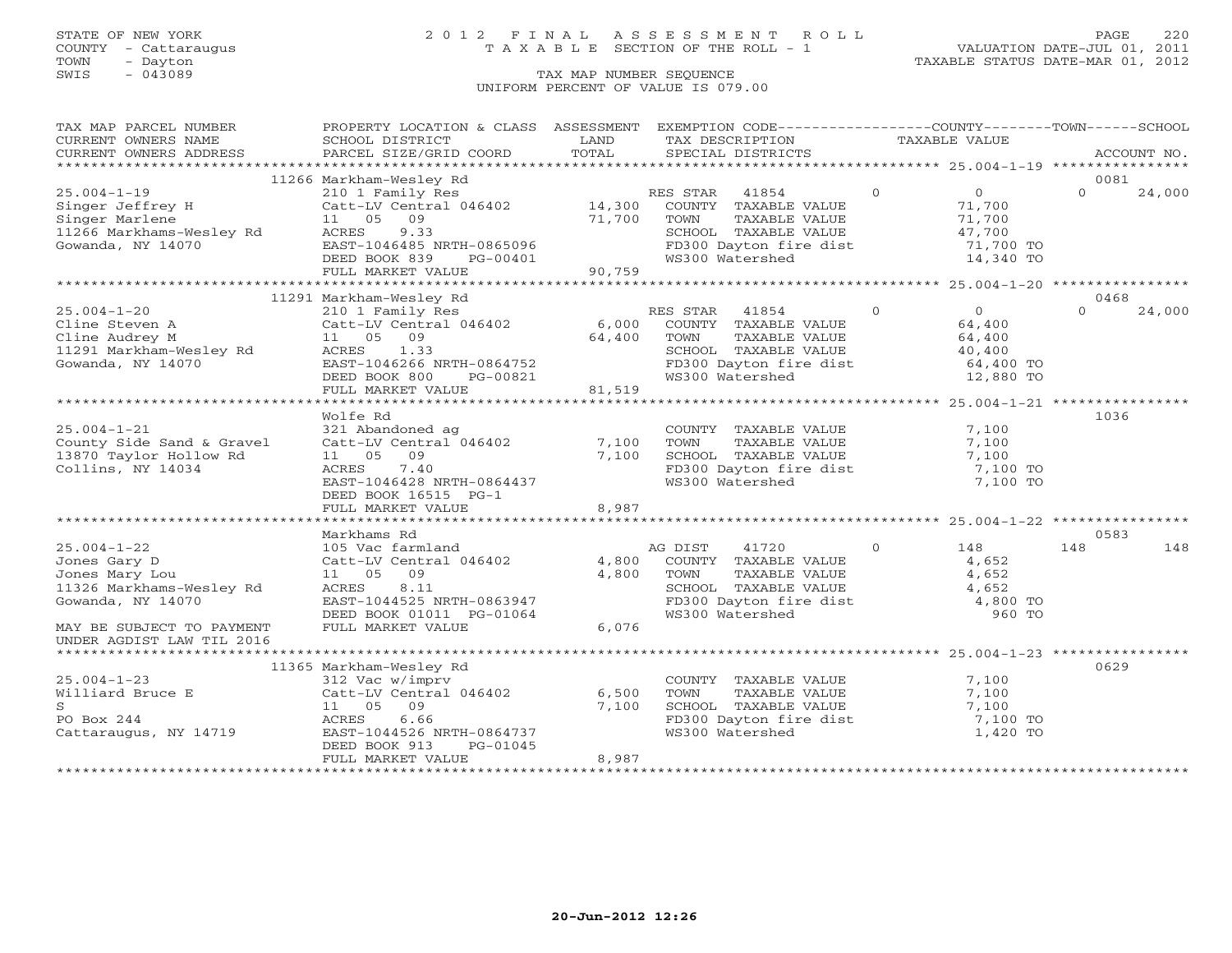STATE OF NEW YORK
COUNTY - Cattaraugus
TOWN - Dayton
SWIS - 043089

# 2012 FINAL ASSESSMENT ROLL
TAXABLE SECTION OF THE ROLL - 1

VALUATION DATE-JUL 01, 2011
TAXABLE STATUS DATE-MAR 01, 2012

TAX MAP NUMBER SEQUENCE
UNIFORM PERCENT OF VALUE IS 079.00

```
TAX MAP PARCEL NUMBER      PROPERTY LOCATION & CLASS  ASSESSMENT  EXEMPTION CODE-----------------COUNTY--------TOWN------SCHOOL
CURRENT OWNERS NAME        SCHOOL DISTRICT              LAND      TAX DESCRIPTION              TAXABLE VALUE
CURRENT OWNERS ADDRESS     PARCEL SIZE/GRID COORD       TOTAL     SPECIAL DISTRICTS                                   ACCOUNT NO.
******************************************************************************************************* 25.004-1-19 ****************
                          11266 Markham-Wesley Rd                                                                      0081
25.004-1-19               210 1 Family Res                       RES STAR   41854       0          0          0     24,000
Singer Jeffrey H          Catt-LV Central 046402     14,300      COUNTY  TAXABLE VALUE            71,700
Singer Marlene            11   05   09               71,700      TOWN    TAXABLE VALUE            71,700
11266 Markhams-Wesley Rd  ACRES      9.33                        SCHOOL  TAXABLE VALUE            47,700
Gowanda, NY 14070         EAST-1046485 NRTH-0865096              FD300 Dayton fire dist           71,700 TO
                          DEED BOOK 839     PG-00401             WS300 Watershed                  14,340 TO
                          FULL MARKET VALUE          90,759
******************************************************************************************************* 25.004-1-20 ****************
                          11291 Markham-Wesley Rd                                                                      0468
25.004-1-20               210 1 Family Res                       RES STAR   41854       0          0          0     24,000
Cline Steven A            Catt-LV Central 046402      6,000      COUNTY  TAXABLE VALUE            64,400
Cline Audrey M            11   05   09               64,400      TOWN    TAXABLE VALUE            64,400
11291 Markham-Wesley Rd   ACRES      1.33                        SCHOOL  TAXABLE VALUE            40,400
Gowanda, NY 14070         EAST-1046266 NRTH-0864752              FD300 Dayton fire dist           64,400 TO
                          DEED BOOK 800     PG-00821             WS300 Watershed                  12,880 TO
                          FULL MARKET VALUE          81,519
******************************************************************************************************* 25.004-1-21 ****************
                          Wolfe Rd                                                                                     1036
25.004-1-21               321 Abandoned ag                       COUNTY  TAXABLE VALUE             7,100
County Side Sand & Gravel Catt-LV Central 046402      7,100      TOWN    TAXABLE VALUE             7,100
13870 Taylor Hollow Rd    11   05   09                7,100      SCHOOL  TAXABLE VALUE             7,100
Collins, NY 14034         ACRES      7.40                        FD300 Dayton fire dist            7,100 TO
                          EAST-1046428 NRTH-0864437              WS300 Watershed                   7,100 TO
                          DEED BOOK 16515 PG-1
                          FULL MARKET VALUE           8,987
******************************************************************************************************* 25.004-1-22 ****************
                          Markhams Rd                                                                                  0583
25.004-1-22               105 Vac farmland                       AG DIST    41720       0        148        148        148
Jones Gary D              Catt-LV Central 046402      4,800      COUNTY  TAXABLE VALUE             4,652
Jones Mary Lou            11   05   09                4,800      TOWN    TAXABLE VALUE             4,652
11326 Markhams-Wesley Rd  ACRES      8.11                        SCHOOL  TAXABLE VALUE             4,652
Gowanda, NY 14070         EAST-1044525 NRTH-0863947              FD300 Dayton fire dist            4,800 TO
                          DEED BOOK 01011 PG-01064               WS300 Watershed                     960 TO
MAY BE SUBJECT TO PAYMENT FULL MARKET VALUE           6,076
UNDER AGDIST LAW TIL 2016
******************************************************************************************************* 25.004-1-23 ****************
                          11365 Markham-Wesley Rd                                                                      0629
25.004-1-23               312 Vac w/imprv                        COUNTY  TAXABLE VALUE             7,100
Williard Bruce E          Catt-LV Central 046402      6,500      TOWN    TAXABLE VALUE             7,100
S                         11   05   09                7,100      SCHOOL  TAXABLE VALUE             7,100
PO Box 244                ACRES      6.66                        FD300 Dayton fire dist            7,100 TO
Cattaraugus, NY 14719     EAST-1044526 NRTH-0864737              WS300 Watershed                   1,420 TO
                          DEED BOOK 913     PG-01045
                          FULL MARKET VALUE           8,987
************************************************************************************************************************************
```

20-Jun-2012 12:26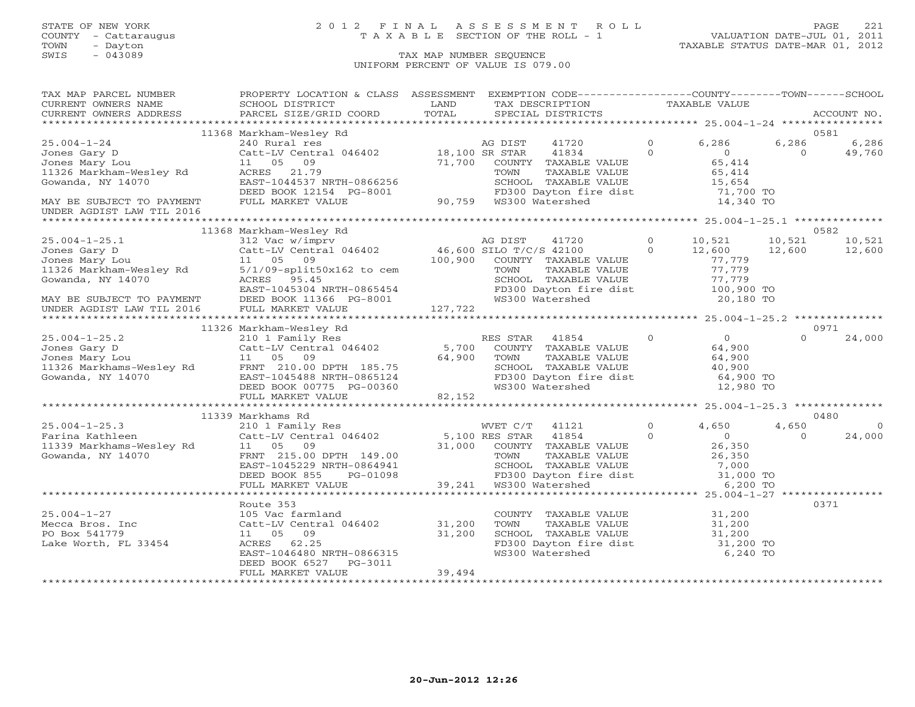STATE OF NEW YORK
COUNTY - Cattaraugus
TOWN - Dayton
SWIS - 043089

# 2012 FINAL ASSESSMENT ROLL
TAXABLE SECTION OF THE ROLL - 1
TAX MAP NUMBER SEQUENCE
UNIFORM PERCENT OF VALUE IS 079.00

VALUATION DATE-JUL 01, 2011
TAXABLE STATUS DATE-MAR 01, 2012

| TAX MAP PARCEL NUMBER / CURRENT OWNERS NAME / CURRENT OWNERS ADDRESS | PROPERTY LOCATION & CLASS / SCHOOL DISTRICT / PARCEL SIZE/GRID COORD | ASSESSMENT LAND / TOTAL | EXEMPTION CODE / TAX DESCRIPTION / SPECIAL DISTRICTS | | COUNTY TAXABLE VALUE | TOWN | SCHOOL / ACCOUNT NO. |
|---|---|---|---|---|---|---|---|
| | 11368 Markham-Wesley Rd | | | | | | 0581 |
| 25.004-1-24 | 240 Rural res | | AG DIST 41720 | 0 | 6,286 | 6,286 | 6,286 |
| Jones Gary D | Catt-LV Central 046402 | 18,100 | SR STAR 41834 | 0 | 0 | 0 | 49,760 |
| Jones Mary Lou | 11 05 09 | 71,700 | COUNTY TAXABLE VALUE | | 65,414 | | |
| 11326 Markham-Wesley Rd | ACRES 21.79 | | TOWN TAXABLE VALUE | | 65,414 | | |
| Gowanda, NY 14070 | EAST-1044537 NRTH-0866256 | | SCHOOL TAXABLE VALUE | | 15,654 | | |
| | DEED BOOK 12154 PG-8001 | | FD300 Dayton fire dist | | 71,700 TO | | |
| MAY BE SUBJECT TO PAYMENT UNDER AGDIST LAW TIL 2016 | FULL MARKET VALUE | 90,759 | WS300 Watershed | | 14,340 TO | | |
| | 11368 Markham-Wesley Rd | | | | | | 0582 |
| 25.004-1-25.1 | 312 Vac w/imprv | | AG DIST 41720 | 0 | 10,521 | 10,521 | 10,521 |
| Jones Gary D | Catt-LV Central 046402 | 46,600 | SILO T/C/S 42100 | 0 | 12,600 | 12,600 | 12,600 |
| Jones Mary Lou | 11 05 09 | 100,900 | COUNTY TAXABLE VALUE | | 77,779 | | |
| 11326 Markham-Wesley Rd | 5/1/09-split50x162 to cem | | TOWN TAXABLE VALUE | | 77,779 | | |
| Gowanda, NY 14070 | ACRES 95.45 | | SCHOOL TAXABLE VALUE | | 77,779 | | |
| | EAST-1045304 NRTH-0865454 | | FD300 Dayton fire dist | | 100,900 TO | | |
| MAY BE SUBJECT TO PAYMENT | DEED BOOK 11366 PG-8001 | | WS300 Watershed | | 20,180 TO | | |
| UNDER AGDIST LAW TIL 2016 | FULL MARKET VALUE | 127,722 | | | | | |
| | 11326 Markham-Wesley Rd | | | | | | 0971 |
| 25.004-1-25.2 | 210 1 Family Res | | RES STAR 41854 | 0 | 0 | 0 | 24,000 |
| Jones Gary D | Catt-LV Central 046402 | 5,700 | COUNTY TAXABLE VALUE | | 64,900 | | |
| Jones Mary Lou | 11 05 09 | 64,900 | TOWN TAXABLE VALUE | | 64,900 | | |
| 11326 Markhams-Wesley Rd | FRNT 210.00 DPTH 185.75 | | SCHOOL TAXABLE VALUE | | 40,900 | | |
| Gowanda, NY 14070 | EAST-1045488 NRTH-0865124 | | FD300 Dayton fire dist | | 64,900 TO | | |
| | DEED BOOK 00775 PG-00360 | | WS300 Watershed | | 12,980 TO | | |
| | FULL MARKET VALUE | 82,152 | | | | | |
| | 11339 Markhams Rd | | | | | | 0480 |
| 25.004-1-25.3 | 210 1 Family Res | | WVET C/T 41121 | 0 | 4,650 | 4,650 | 0 |
| Farina Kathleen | Catt-LV Central 046402 | 5,100 | RES STAR 41854 | 0 | 0 | 0 | 24,000 |
| 11339 Markhams-Wesley Rd | 11 05 09 | 31,000 | COUNTY TAXABLE VALUE | | 26,350 | | |
| Gowanda, NY 14070 | FRNT 215.00 DPTH 149.00 | | TOWN TAXABLE VALUE | | 26,350 | | |
| | EAST-1045229 NRTH-0864941 | | SCHOOL TAXABLE VALUE | | 7,000 | | |
| | DEED BOOK 855 PG-01098 | | FD300 Dayton fire dist | | 31,000 TO | | |
| | FULL MARKET VALUE | 39,241 | WS300 Watershed | | 6,200 TO | | |
| | Route 353 | | | | | | 0371 |
| 25.004-1-27 | 105 Vac farmland | | COUNTY TAXABLE VALUE | | 31,200 | | |
| Mecca Bros. Inc | Catt-LV Central 046402 | 31,200 | TOWN TAXABLE VALUE | | 31,200 | | |
| PO Box 541779 | 11 05 09 | 31,200 | SCHOOL TAXABLE VALUE | | 31,200 | | |
| Lake Worth, FL 33454 | ACRES 62.25 | | FD300 Dayton fire dist | | 31,200 TO | | |
| | EAST-1046480 NRTH-0866315 | | WS300 Watershed | | 6,240 TO | | |
| | DEED BOOK 6527 PG-3011 | | | | | | |
| | FULL MARKET VALUE | 39,494 | | | | | |

20-Jun-2012 12:26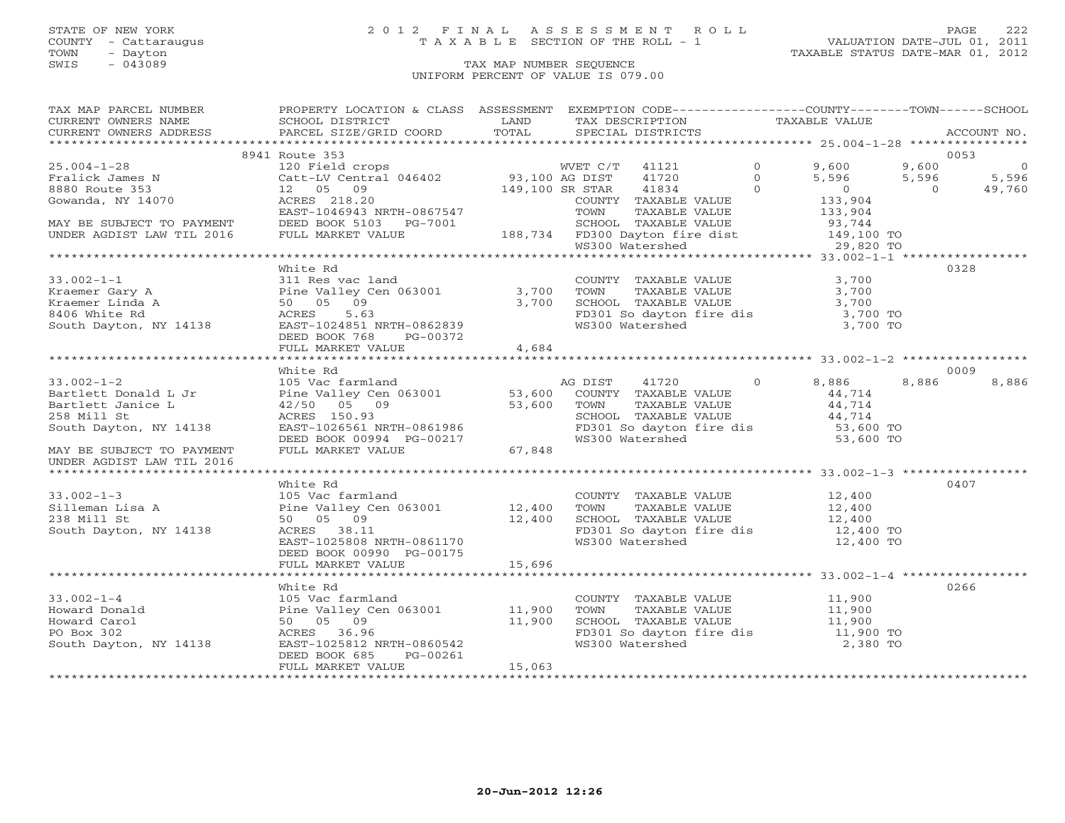STATE OF NEW YORK
COUNTY - Cattaraugus
TOWN - Dayton
SWIS - 043089

# 2012 FINAL ASSESSMENT ROLL
TAXABLE SECTION OF THE ROLL - 1

VALUATION DATE-JUL 01, 2011
TAXABLE STATUS DATE-MAR 01, 2012

TAX MAP NUMBER SEQUENCE
UNIFORM PERCENT OF VALUE IS 079.00

| TAX MAP PARCEL NUMBER / CURRENT OWNERS NAME / CURRENT OWNERS ADDRESS | PROPERTY LOCATION & CLASS / SCHOOL DISTRICT / PARCEL SIZE/GRID COORD | ASSESSMENT LAND | TOTAL | EXEMPTION CODE / TAX DESCRIPTION / SPECIAL DISTRICTS | COUNTY TAXABLE VALUE | TOWN | SCHOOL | ACCOUNT NO. |
|---|---|---|---|---|---|---|---|---|
| **25.004-1-28** | 8941 Route 353 | | | | | | | 0053 |
| Fralick James N | 120 Field crops | | | WVET C/T 41121 0 | 9,600 | 9,600 | 0 | |
| 8880 Route 353 | Catt-LV Central 046402 | 93,100 | | AG DIST 41720 0 | 5,596 | 5,596 | 5,596 | |
| Gowanda, NY 14070 | 12 05 09 | | 149,100 | SR STAR 41834 0 | 0 | 0 | 49,760 | |
| | ACRES 218.20 | | | COUNTY TAXABLE VALUE | 133,904 | | | |
| | EAST-1046943 NRTH-0867547 | | | TOWN TAXABLE VALUE | 133,904 | | | |
| MAY BE SUBJECT TO PAYMENT | DEED BOOK 5103 PG-7001 | | | SCHOOL TAXABLE VALUE | 93,744 | | | |
| UNDER AGDIST LAW TIL 2016 | FULL MARKET VALUE | | 188,734 | FD300 Dayton fire dist | 149,100 TO | | | |
| | | | | WS300 Watershed | 29,820 TO | | | |
| **33.002-1-1** | White Rd | | | | | | | 0328 |
| Kraemer Gary A | 311 Res vac land | | | COUNTY TAXABLE VALUE | 3,700 | | | |
| Kraemer Linda A | Pine Valley Cen 063001 | 3,700 | | TOWN TAXABLE VALUE | 3,700 | | | |
| 8406 White Rd | 50 05 09 | | 3,700 | SCHOOL TAXABLE VALUE | 3,700 | | | |
| South Dayton, NY 14138 | ACRES 5.63 | | | FD301 So dayton fire dis | 3,700 TO | | | |
| | EAST-1024851 NRTH-0862839 | | | WS300 Watershed | 3,700 TO | | | |
| | DEED BOOK 768 PG-00372 | | | | | | | |
| | FULL MARKET VALUE | | 4,684 | | | | | |
| **33.002-1-2** | White Rd | | | | | | | 0009 |
| Bartlett Donald L Jr | 105 Vac farmland | | | AG DIST 41720 0 | 8,886 | 8,886 | 8,886 | |
| Bartlett Janice L | Pine Valley Cen 063001 | 53,600 | | COUNTY TAXABLE VALUE | 44,714 | | | |
| 258 Mill St | 42/50 05 09 | | 53,600 | TOWN TAXABLE VALUE | 44,714 | | | |
| South Dayton, NY 14138 | ACRES 150.93 | | | SCHOOL TAXABLE VALUE | 44,714 | | | |
| | EAST-1026561 NRTH-0861986 | | | FD301 So dayton fire dis | 53,600 TO | | | |
| | DEED BOOK 00994 PG-00217 | | | WS300 Watershed | 53,600 TO | | | |
| MAY BE SUBJECT TO PAYMENT | FULL MARKET VALUE | | 67,848 | | | | | |
| UNDER AGDIST LAW TIL 2016 | | | | | | | | |
| **33.002-1-3** | White Rd | | | | | | | 0407 |
| Silleman Lisa A | 105 Vac farmland | | | COUNTY TAXABLE VALUE | 12,400 | | | |
| 238 Mill St | Pine Valley Cen 063001 | 12,400 | | TOWN TAXABLE VALUE | 12,400 | | | |
| South Dayton, NY 14138 | 50 05 09 | | 12,400 | SCHOOL TAXABLE VALUE | 12,400 | | | |
| | ACRES 38.11 | | | FD301 So dayton fire dis | 12,400 TO | | | |
| | EAST-1025808 NRTH-0861170 | | | WS300 Watershed | 12,400 TO | | | |
| | DEED BOOK 00990 PG-00175 | | | | | | | |
| | FULL MARKET VALUE | | 15,696 | | | | | |
| **33.002-1-4** | White Rd | | | | | | | 0266 |
| Howard Donald | 105 Vac farmland | | | COUNTY TAXABLE VALUE | 11,900 | | | |
| Howard Carol | Pine Valley Cen 063001 | 11,900 | | TOWN TAXABLE VALUE | 11,900 | | | |
| PO Box 302 | 50 05 09 | | 11,900 | SCHOOL TAXABLE VALUE | 11,900 | | | |
| South Dayton, NY 14138 | ACRES 36.96 | | | FD301 So dayton fire dis | 11,900 TO | | | |
| | EAST-1025812 NRTH-0860542 | | | WS300 Watershed | 2,380 TO | | | |
| | DEED BOOK 685 PG-00261 | | | | | | | |
| | FULL MARKET VALUE | | 15,063 | | | | | |

20-Jun-2012 12:26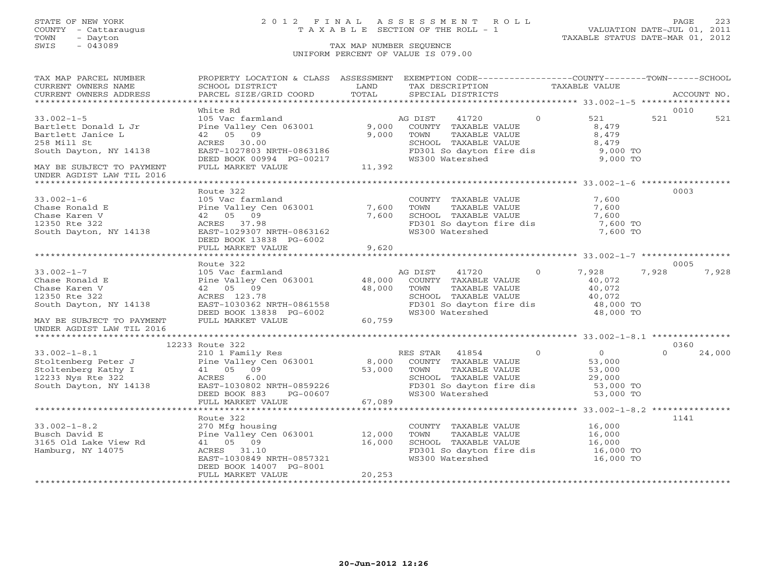STATE OF NEW YORK
COUNTY - Cattaraugus
TOWN - Dayton
SWIS - 043089

# 2012 FINAL ASSESSMENT ROLL
TAXABLE SECTION OF THE ROLL - 1

VALUATION DATE-JUL 01, 2011
TAXABLE STATUS DATE-MAR 01, 2012

TAX MAP NUMBER SEQUENCE
UNIFORM PERCENT OF VALUE IS 079.00

| TAX MAP PARCEL NUMBER / CURRENT OWNERS NAME / CURRENT OWNERS ADDRESS | PROPERTY LOCATION & CLASS / SCHOOL DISTRICT / PARCEL SIZE/GRID COORD | ASSESSMENT LAND / TOTAL | EXEMPTION CODE / TAX DESCRIPTION / SPECIAL DISTRICTS | COUNTY TAXABLE VALUE | TOWN | SCHOOL | ACCOUNT NO. |
|---|---|---|---|---|---|---|---|
| **33.002-1-5** | White Rd | | | | | | 0010 |
| | 105 Vac farmland | | AG DIST 41720 0 | 521 | 521 | 521 | |
| Bartlett Donald L Jr | Pine Valley Cen 063001 | 9,000 | COUNTY TAXABLE VALUE | 8,479 | | | |
| Bartlett Janice L | 42 05 09 | 9,000 | TOWN TAXABLE VALUE | 8,479 | | | |
| 258 Mill St | ACRES 30.00 | | SCHOOL TAXABLE VALUE | 8,479 | | | |
| South Dayton, NY 14138 | EAST-1027803 NRTH-0863186 | | FD301 So dayton fire dis | 9,000 TO | | | |
| | DEED BOOK 00994 PG-00217 | | WS300 Watershed | 9,000 TO | | | |
| MAY BE SUBJECT TO PAYMENT UNDER AGDIST LAW TIL 2016 | FULL MARKET VALUE | 11,392 | | | | | |
| **33.002-1-6** | Route 322 | | | | | | 0003 |
| | 105 Vac farmland | | COUNTY TAXABLE VALUE | 7,600 | | | |
| Chase Ronald E | Pine Valley Cen 063001 | 7,600 | TOWN TAXABLE VALUE | 7,600 | | | |
| Chase Karen V | 42 05 09 | 7,600 | SCHOOL TAXABLE VALUE | 7,600 | | | |
| 12350 Rte 322 | ACRES 37.98 | | FD301 So dayton fire dis | 7,600 TO | | | |
| South Dayton, NY 14138 | EAST-1029307 NRTH-0863162 | | WS300 Watershed | 7,600 TO | | | |
| | DEED BOOK 13838 PG-6002 | | | | | | |
| | FULL MARKET VALUE | 9,620 | | | | | |
| **33.002-1-7** | Route 322 | | | | | | 0005 |
| | 105 Vac farmland | | AG DIST 41720 0 | 7,928 | 7,928 | 7,928 | |
| Chase Ronald E | Pine Valley Cen 063001 | 48,000 | COUNTY TAXABLE VALUE | 40,072 | | | |
| Chase Karen V | 42 05 09 | 48,000 | TOWN TAXABLE VALUE | 40,072 | | | |
| 12350 Rte 322 | ACRES 123.78 | | SCHOOL TAXABLE VALUE | 40,072 | | | |
| South Dayton, NY 14138 | EAST-1030362 NRTH-0861558 | | FD301 So dayton fire dis | 48,000 TO | | | |
| | DEED BOOK 13838 PG-6002 | | WS300 Watershed | 48,000 TO | | | |
| MAY BE SUBJECT TO PAYMENT UNDER AGDIST LAW TIL 2016 | FULL MARKET VALUE | 60,759 | | | | | |
| **33.002-1-8.1** | 12233 Route 322 | | | | | | 0360 |
| | 210 1 Family Res | | RES STAR 41854 0 | 0 | | 0 | 24,000 |
| Stoltenberg Peter J | Pine Valley Cen 063001 | 8,000 | COUNTY TAXABLE VALUE | 53,000 | | | |
| Stoltenberg Kathy I | 41 05 09 | 53,000 | TOWN TAXABLE VALUE | 53,000 | | | |
| 12233 Nys Rte 322 | ACRES 6.00 | | SCHOOL TAXABLE VALUE | 29,000 | | | |
| South Dayton, NY 14138 | EAST-1030802 NRTH-0859226 | | FD301 So dayton fire dis | 53,000 TO | | | |
| | DEED BOOK 883 PG-00607 | | WS300 Watershed | 53,000 TO | | | |
| | FULL MARKET VALUE | 67,089 | | | | | |
| **33.002-1-8.2** | Route 322 | | | | | | 1141 |
| | 270 Mfg housing | | COUNTY TAXABLE VALUE | 16,000 | | | |
| Busch David E | Pine Valley Cen 063001 | 12,000 | TOWN TAXABLE VALUE | 16,000 | | | |
| 3165 Old Lake View Rd | 41 05 09 | 16,000 | SCHOOL TAXABLE VALUE | 16,000 | | | |
| Hamburg, NY 14075 | ACRES 31.10 | | FD301 So dayton fire dis | 16,000 TO | | | |
| | EAST-1030849 NRTH-0857321 | | WS300 Watershed | 16,000 TO | | | |
| | DEED BOOK 14007 PG-8001 | | | | | | |
| | FULL MARKET VALUE | 20,253 | | | | | |

20-Jun-2012 12:26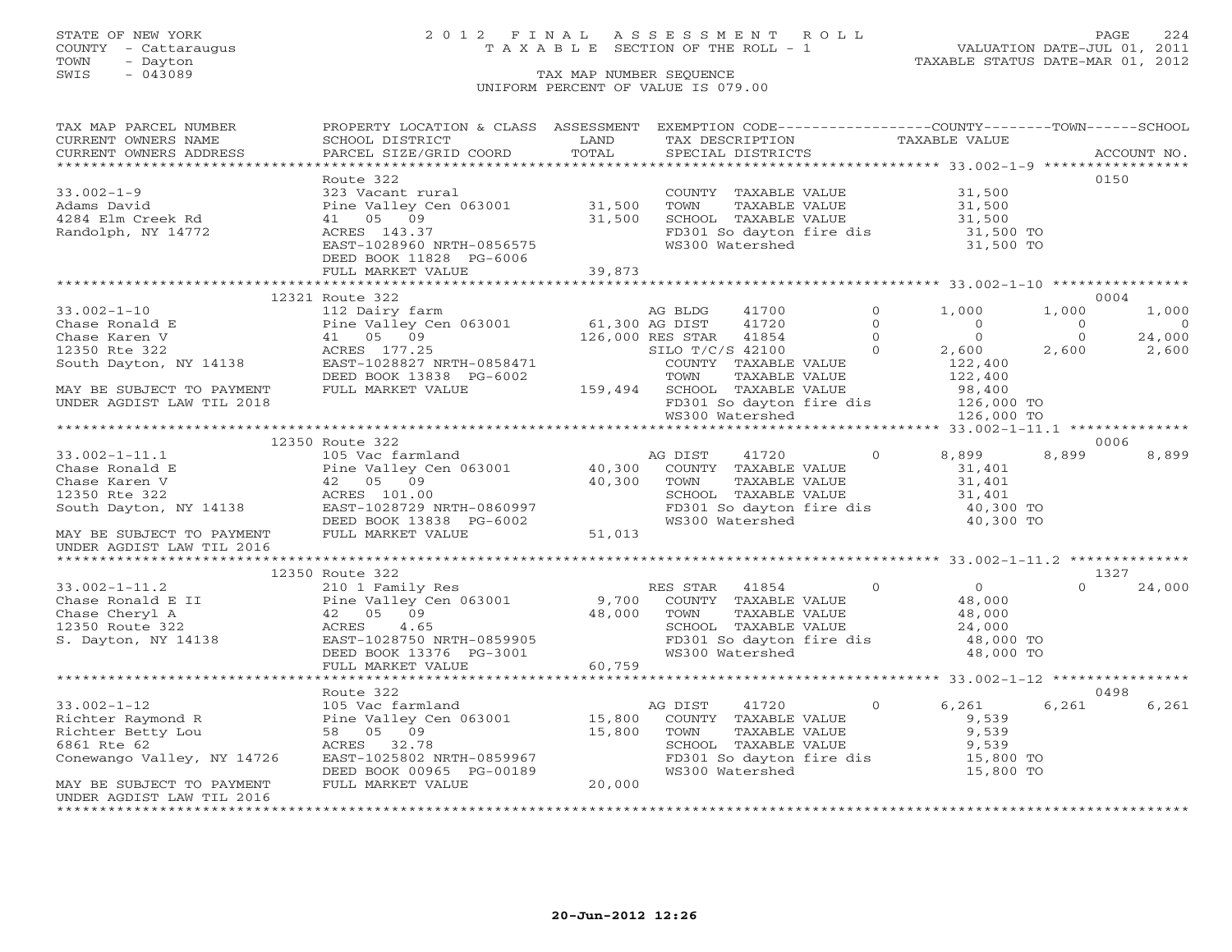STATE OF NEW YORK
COUNTY - Cattaraugus
TOWN - Dayton
SWIS - 043089

# 2012 FINAL ASSESSMENT ROLL
TAXABLE SECTION OF THE ROLL - 1

VALUATION DATE-JUL 01, 2011
TAXABLE STATUS DATE-MAR 01, 2012

TAX MAP NUMBER SEQUENCE
UNIFORM PERCENT OF VALUE IS 079.00

| TAX MAP PARCEL NUMBER / CURRENT OWNERS NAME / CURRENT OWNERS ADDRESS | PROPERTY LOCATION & CLASS / SCHOOL DISTRICT / PARCEL SIZE/GRID COORD | ASSESSMENT LAND / TOTAL | EXEMPTION CODE / TAX DESCRIPTION / SPECIAL DISTRICTS | COUNTY TAXABLE VALUE | TOWN | SCHOOL | ACCOUNT NO. |
|---|---|---|---|---|---|---|---|
| **33.002-1-9** | Route 322 | | | | | | 0150 |
| Adams David | 323 Vacant rural | | COUNTY TAXABLE VALUE | 31,500 | | | |
| 4284 Elm Creek Rd | Pine Valley Cen 063001 | 31,500 | TOWN TAXABLE VALUE | 31,500 | | | |
| Randolph, NY 14772 | 41 05 09 | 31,500 | SCHOOL TAXABLE VALUE | 31,500 | | | |
| | ACRES 143.37 | | FD301 So dayton fire dis | 31,500 TO | | | |
| | EAST-1028960 NRTH-0856575 | | WS300 Watershed | 31,500 TO | | | |
| | DEED BOOK 11828 PG-6006 | | | | | | |
| | FULL MARKET VALUE | 39,873 | | | | | |
| **33.002-1-10** | 12321 Route 322 | | | | | | 0004 |
| Chase Ronald E | 112 Dairy farm | | AG BLDG 41700 0 | 1,000 | 1,000 | 1,000 | |
| Chase Karen V | Pine Valley Cen 063001 | 61,300 | AG DIST 41720 0 | 0 | 0 | 0 | |
| 12350 Rte 322 | 41 05 09 | 126,000 | RES STAR 41854 0 | 0 | 0 | 24,000 | |
| South Dayton, NY 14138 | ACRES 177.25 | | SILO T/C/S 42100 0 | 2,600 | 2,600 | 2,600 | |
| | EAST-1028827 NRTH-0858471 | | COUNTY TAXABLE VALUE | 122,400 | | | |
| | DEED BOOK 13838 PG-6002 | | TOWN TAXABLE VALUE | 122,400 | | | |
| MAY BE SUBJECT TO PAYMENT | FULL MARKET VALUE | 159,494 | SCHOOL TAXABLE VALUE | 98,400 | | | |
| UNDER AGDIST LAW TIL 2018 | | | FD301 So dayton fire dis | 126,000 TO | | | |
| | | | WS300 Watershed | 126,000 TO | | | |
| **33.002-1-11.1** | 12350 Route 322 | | | | | | 0006 |
| Chase Ronald E | 105 Vac farmland | | AG DIST 41720 0 | 8,899 | 8,899 | 8,899 | |
| Chase Karen V | Pine Valley Cen 063001 | 40,300 | COUNTY TAXABLE VALUE | 31,401 | | | |
| 12350 Rte 322 | 42 05 09 | 40,300 | TOWN TAXABLE VALUE | 31,401 | | | |
| South Dayton, NY 14138 | ACRES 101.00 | | SCHOOL TAXABLE VALUE | 31,401 | | | |
| | EAST-1028729 NRTH-0860997 | | FD301 So dayton fire dis | 40,300 TO | | | |
| | DEED BOOK 13838 PG-6002 | | WS300 Watershed | 40,300 TO | | | |
| MAY BE SUBJECT TO PAYMENT | FULL MARKET VALUE | 51,013 | | | | | |
| UNDER AGDIST LAW TIL 2016 | | | | | | | |
| **33.002-1-11.2** | 12350 Route 322 | | | | | | 1327 |
| Chase Ronald E II | 210 1 Family Res | | RES STAR 41854 0 | 0 | 0 | 24,000 | |
| Chase Cheryl A | Pine Valley Cen 063001 | 9,700 | COUNTY TAXABLE VALUE | 48,000 | | | |
| 12350 Route 322 | 42 05 09 | 48,000 | TOWN TAXABLE VALUE | 48,000 | | | |
| S. Dayton, NY 14138 | ACRES 4.65 | | SCHOOL TAXABLE VALUE | 24,000 | | | |
| | EAST-1028750 NRTH-0859905 | | FD301 So dayton fire dis | 48,000 TO | | | |
| | DEED BOOK 13376 PG-3001 | | WS300 Watershed | 48,000 TO | | | |
| | FULL MARKET VALUE | 60,759 | | | | | |
| **33.002-1-12** | Route 322 | | | | | | 0498 |
| Richter Raymond R | 105 Vac farmland | | AG DIST 41720 0 | 6,261 | 6,261 | 6,261 | |
| Richter Betty Lou | Pine Valley Cen 063001 | 15,800 | COUNTY TAXABLE VALUE | 9,539 | | | |
| 6861 Rte 62 | 58 05 09 | 15,800 | TOWN TAXABLE VALUE | 9,539 | | | |
| Conewango Valley, NY 14726 | ACRES 32.78 | | SCHOOL TAXABLE VALUE | 9,539 | | | |
| | EAST-1025802 NRTH-0859967 | | FD301 So dayton fire dis | 15,800 TO | | | |
| | DEED BOOK 00965 PG-00189 | | WS300 Watershed | 15,800 TO | | | |
| MAY BE SUBJECT TO PAYMENT | FULL MARKET VALUE | 20,000 | | | | | |
| UNDER AGDIST LAW TIL 2016 | | | | | | | |

20-Jun-2012 12:26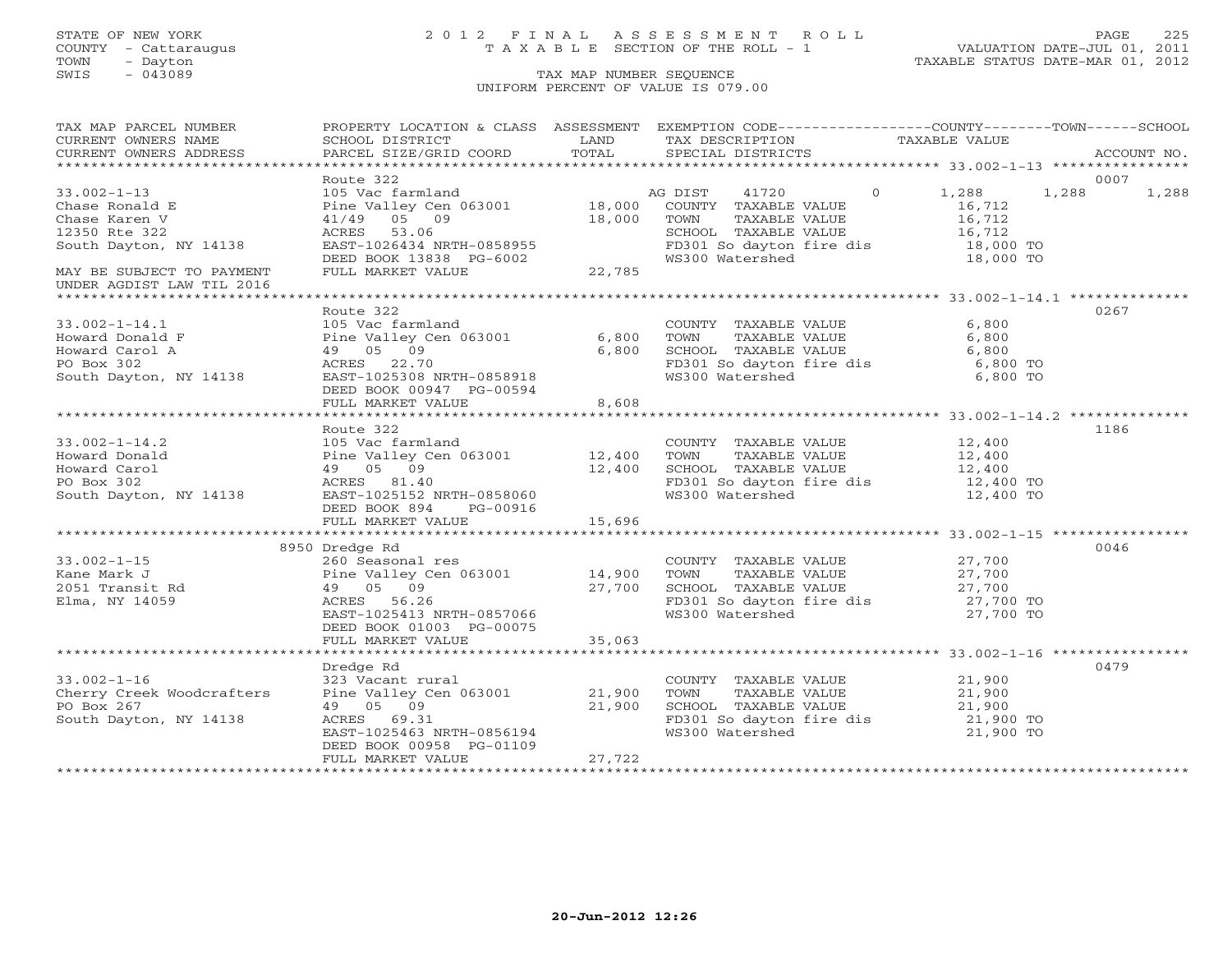STATE OF NEW YORK
COUNTY - Cattaraugus
TOWN - Dayton
SWIS - 043089

# 2012 FINAL ASSESSMENT ROLL

TAXABLE SECTION OF THE ROLL - 1

TAX MAP NUMBER SEQUENCE

UNIFORM PERCENT OF VALUE IS 079.00

VALUATION DATE-JUL 01, 2011
TAXABLE STATUS DATE-MAR 01, 2012

| TAX MAP PARCEL NUMBER / CURRENT OWNERS NAME / CURRENT OWNERS ADDRESS | PROPERTY LOCATION & CLASS / SCHOOL DISTRICT / PARCEL SIZE/GRID COORD | ASSESSMENT LAND / TOTAL | EXEMPTION CODE / TAX DESCRIPTION / SPECIAL DISTRICTS | COUNTY | TOWN | SCHOOL | TAXABLE VALUE | ACCOUNT NO. |
|---|---|---|---|---|---|---|---|---|
| 33.002-1-13 | Route 322 | | | | | | | 0007 |
| Chase Ronald E | 105 Vac farmland | | AG DIST 41720 0 | 1,288 | 1,288 | 1,288 | | |
| Chase Karen V | Pine Valley Cen 063001 | 18,000 | COUNTY TAXABLE VALUE | | | | 16,712 | |
| 12350 Rte 322 | 41/49 05 09 | 18,000 | TOWN TAXABLE VALUE | | | | 16,712 | |
| South Dayton, NY 14138 | ACRES 53.06 | | SCHOOL TAXABLE VALUE | | | | 16,712 | |
| | EAST-1026434 NRTH-0858955 | | FD301 So dayton fire dis | | | | 18,000 TO | |
| | DEED BOOK 13838 PG-6002 | | WS300 Watershed | | | | 18,000 TO | |
| MAY BE SUBJECT TO PAYMENT UNDER AGDIST LAW TIL 2016 | FULL MARKET VALUE | 22,785 | | | | | | |
| 33.002-1-14.1 | Route 322 | | | | | | | 0267 |
| Howard Donald F | 105 Vac farmland | | COUNTY TAXABLE VALUE | | | | 6,800 | |
| Howard Carol A | Pine Valley Cen 063001 | 6,800 | TOWN TAXABLE VALUE | | | | 6,800 | |
| PO Box 302 | 49 05 09 | 6,800 | SCHOOL TAXABLE VALUE | | | | 6,800 | |
| South Dayton, NY 14138 | ACRES 22.70 | | FD301 So dayton fire dis | | | | 6,800 TO | |
| | EAST-1025308 NRTH-0858918 | | WS300 Watershed | | | | 6,800 TO | |
| | DEED BOOK 00947 PG-00594 | | | | | | | |
| | FULL MARKET VALUE | 8,608 | | | | | | |
| 33.002-1-14.2 | Route 322 | | | | | | | 1186 |
| Howard Donald | 105 Vac farmland | | COUNTY TAXABLE VALUE | | | | 12,400 | |
| Howard Carol | Pine Valley Cen 063001 | 12,400 | TOWN TAXABLE VALUE | | | | 12,400 | |
| PO Box 302 | 49 05 09 | 12,400 | SCHOOL TAXABLE VALUE | | | | 12,400 | |
| South Dayton, NY 14138 | ACRES 81.40 | | FD301 So dayton fire dis | | | | 12,400 TO | |
| | EAST-1025152 NRTH-0858060 | | WS300 Watershed | | | | 12,400 TO | |
| | DEED BOOK 894 PG-00916 | | | | | | | |
| | FULL MARKET VALUE | 15,696 | | | | | | |
| 33.002-1-15 | 8950 Dredge Rd | | | | | | | 0046 |
| Kane Mark J | 260 Seasonal res | | COUNTY TAXABLE VALUE | | | | 27,700 | |
| 2051 Transit Rd | Pine Valley Cen 063001 | 14,900 | TOWN TAXABLE VALUE | | | | 27,700 | |
| Elma, NY 14059 | 49 05 09 | 27,700 | SCHOOL TAXABLE VALUE | | | | 27,700 | |
| | ACRES 56.26 | | FD301 So dayton fire dis | | | | 27,700 TO | |
| | EAST-1025413 NRTH-0857066 | | WS300 Watershed | | | | 27,700 TO | |
| | DEED BOOK 01003 PG-00075 | | | | | | | |
| | FULL MARKET VALUE | 35,063 | | | | | | |
| 33.002-1-16 | Dredge Rd | | | | | | | 0479 |
| Cherry Creek Woodcrafters | 323 Vacant rural | | COUNTY TAXABLE VALUE | | | | 21,900 | |
| PO Box 267 | Pine Valley Cen 063001 | 21,900 | TOWN TAXABLE VALUE | | | | 21,900 | |
| South Dayton, NY 14138 | 49 05 09 | 21,900 | SCHOOL TAXABLE VALUE | | | | 21,900 | |
| | ACRES 69.31 | | FD301 So dayton fire dis | | | | 21,900 TO | |
| | EAST-1025463 NRTH-0856194 | | WS300 Watershed | | | | 21,900 TO | |
| | DEED BOOK 00958 PG-01109 | | | | | | | |
| | FULL MARKET VALUE | 27,722 | | | | | | |

20-Jun-2012 12:26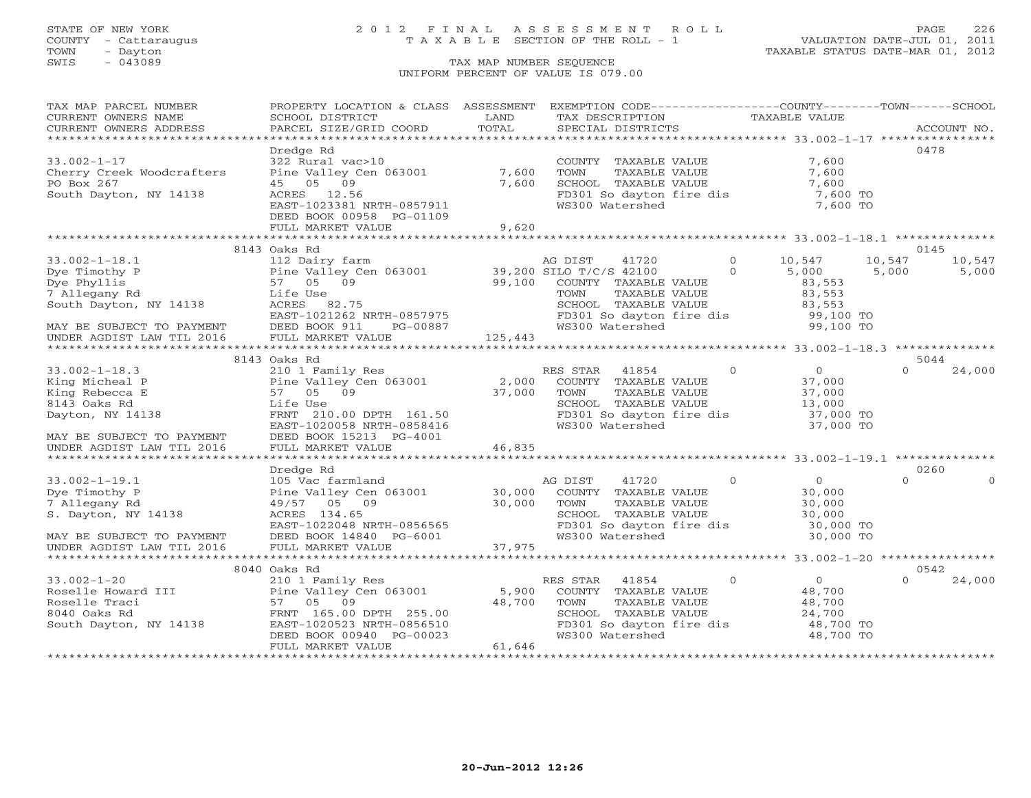STATE OF NEW YORK
COUNTY - Cattaraugus
TOWN - Dayton
SWIS - 043089

# 2012 FINAL ASSESSMENT ROLL

TAXABLE SECTION OF THE ROLL - 1

TAX MAP NUMBER SEQUENCE

UNIFORM PERCENT OF VALUE IS 079.00

VALUATION DATE-JUL 01, 2011
TAXABLE STATUS DATE-MAR 01, 2012

| TAX MAP PARCEL NUMBER / CURRENT OWNERS NAME / CURRENT OWNERS ADDRESS | PROPERTY LOCATION & CLASS / SCHOOL DISTRICT / PARCEL SIZE/GRID COORD | ASSESSMENT LAND / TOTAL | EXEMPTION CODE / TAX DESCRIPTION / SPECIAL DISTRICTS | COUNTY TAXABLE VALUE | TOWN | SCHOOL | ACCOUNT NO. |
|---|---|---|---|---|---|---|---|
| | Dredge Rd | | | | | | 0478 |
| 33.002-1-17 | 322 Rural vac>10 | | COUNTY TAXABLE VALUE | 7,600 | | | |
| Cherry Creek Woodcrafters | Pine Valley Cen 063001 | 7,600 | TOWN TAXABLE VALUE | 7,600 | | | |
| PO Box 267 | 45 05 09 | 7,600 | SCHOOL TAXABLE VALUE | 7,600 | | | |
| South Dayton, NY 14138 | ACRES 12.56 | | FD301 So dayton fire dis | 7,600 TO | | | |
| | EAST-1023381 NRTH-0857911 | | WS300 Watershed | 7,600 TO | | | |
| | DEED BOOK 00958 PG-01109 | | | | | | |
| | FULL MARKET VALUE | 9,620 | | | | | |
| | 8143 Oaks Rd | | | | | | 0145 |
| 33.002-1-18.1 | 112 Dairy farm | | AG DIST 41720 0 | 10,547 | 10,547 | 10,547 | |
| Dye Timothy P | Pine Valley Cen 063001 | 39,200 | SILO T/C/S 42100 0 | 5,000 | 5,000 | 5,000 | |
| Dye Phyllis | 57 05 09 | 99,100 | COUNTY TAXABLE VALUE | 83,553 | | | |
| 7 Allegany Rd | Life Use | | TOWN TAXABLE VALUE | 83,553 | | | |
| South Dayton, NY 14138 | ACRES 82.75 | | SCHOOL TAXABLE VALUE | 83,553 | | | |
| | EAST-1021262 NRTH-0857975 | | FD301 So dayton fire dis | 99,100 TO | | | |
| MAY BE SUBJECT TO PAYMENT | DEED BOOK 911 PG-00887 | | WS300 Watershed | 99,100 TO | | | |
| UNDER AGDIST LAW TIL 2016 | FULL MARKET VALUE | 125,443 | | | | | |
| | 8143 Oaks Rd | | | | | | 5044 |
| 33.002-1-18.3 | 210 1 Family Res | | RES STAR 41854 0 | 0 | 0 | 24,000 | |
| King Micheal P | Pine Valley Cen 063001 | 2,000 | COUNTY TAXABLE VALUE | 37,000 | | | |
| King Rebecca E | 57 05 09 | 37,000 | TOWN TAXABLE VALUE | 37,000 | | | |
| 8143 Oaks Rd | Life Use | | SCHOOL TAXABLE VALUE | 13,000 | | | |
| Dayton, NY 14138 | FRNT 210.00 DPTH 161.50 | | FD301 So dayton fire dis | 37,000 TO | | | |
| | EAST-1020058 NRTH-0858416 | | WS300 Watershed | 37,000 TO | | | |
| MAY BE SUBJECT TO PAYMENT | DEED BOOK 15213 PG-4001 | | | | | | |
| UNDER AGDIST LAW TIL 2016 | FULL MARKET VALUE | 46,835 | | | | | |
| | Dredge Rd | | | | | | 0260 |
| 33.002-1-19.1 | 105 Vac farmland | | AG DIST 41720 0 | 0 | 0 | 0 | |
| Dye Timothy P | Pine Valley Cen 063001 | 30,000 | COUNTY TAXABLE VALUE | 30,000 | | | |
| 7 Allegany Rd | 49/57 05 09 | 30,000 | TOWN TAXABLE VALUE | 30,000 | | | |
| S. Dayton, NY 14138 | ACRES 134.65 | | SCHOOL TAXABLE VALUE | 30,000 | | | |
| | EAST-1022048 NRTH-0856565 | | FD301 So dayton fire dis | 30,000 TO | | | |
| MAY BE SUBJECT TO PAYMENT | DEED BOOK 14840 PG-6001 | | WS300 Watershed | 30,000 TO | | | |
| UNDER AGDIST LAW TIL 2016 | FULL MARKET VALUE | 37,975 | | | | | |
| | 8040 Oaks Rd | | | | | | 0542 |
| 33.002-1-20 | 210 1 Family Res | | RES STAR 41854 0 | 0 | 0 | 24,000 | |
| Roselle Howard III | Pine Valley Cen 063001 | 5,900 | COUNTY TAXABLE VALUE | 48,700 | | | |
| Roselle Traci | 57 05 09 | 48,700 | TOWN TAXABLE VALUE | 48,700 | | | |
| 8040 Oaks Rd | FRNT 165.00 DPTH 255.00 | | SCHOOL TAXABLE VALUE | 24,700 | | | |
| South Dayton, NY 14138 | EAST-1020523 NRTH-0856510 | | FD301 So dayton fire dis | 48,700 TO | | | |
| | DEED BOOK 00940 PG-00023 | | WS300 Watershed | 48,700 TO | | | |
| | FULL MARKET VALUE | 61,646 | | | | | |

20-Jun-2012 12:26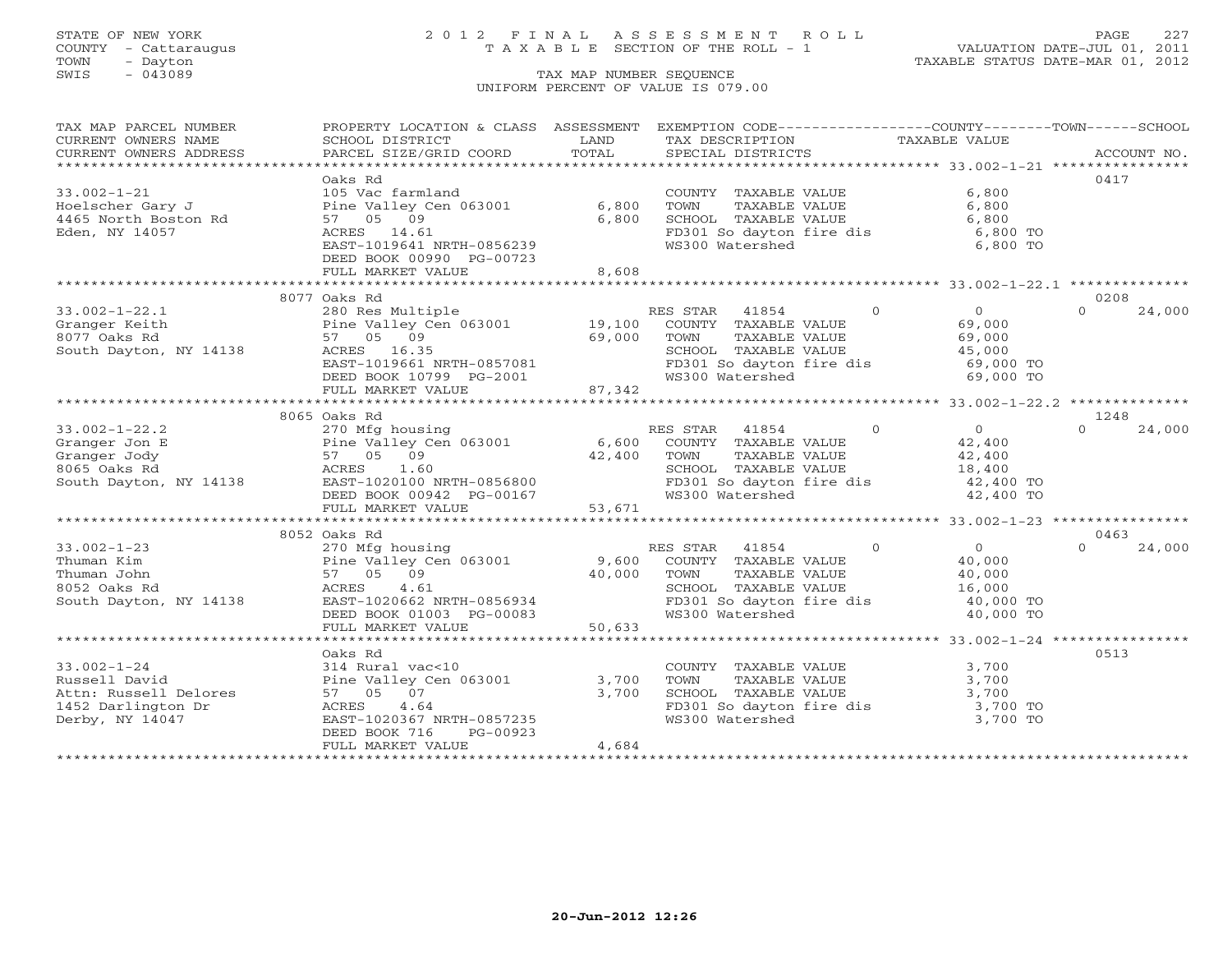STATE OF NEW YORK — COUNTY - Cattaraugus — TOWN - Dayton — SWIS - 043089

# 2012 FINAL ASSESSMENT ROLL

TAXABLE SECTION OF THE ROLL - 1

VALUATION DATE-JUL 01, 2011
TAXABLE STATUS DATE-MAR 01, 2012

TAX MAP NUMBER SEQUENCE
UNIFORM PERCENT OF VALUE IS 079.00

| TAX MAP PARCEL NUMBER / CURRENT OWNERS NAME / CURRENT OWNERS ADDRESS | PROPERTY LOCATION & CLASS / SCHOOL DISTRICT / PARCEL SIZE/GRID COORD | ASSESSMENT LAND / TOTAL | EXEMPTION CODE / TAX DESCRIPTION / SPECIAL DISTRICTS | COUNTY | TOWN | SCHOOL | ACCOUNT NO. |
|---|---|---|---|---|---|---|---|
| **33.002-1-21** | Oaks Rd | | | | | | 0417 |
| Hoelscher Gary J | 105 Vac farmland | | COUNTY TAXABLE VALUE | 6,800 | | | |
| 4465 North Boston Rd | Pine Valley Cen 063001 | 6,800 | TOWN TAXABLE VALUE | | 6,800 | | |
| Eden, NY 14057 | 57 05 09 | 6,800 | SCHOOL TAXABLE VALUE | | | 6,800 | |
| | ACRES 14.61 | | FD301 So dayton fire dis | 6,800 TO | | | |
| | EAST-1019641 NRTH-0856239 | | WS300 Watershed | 6,800 TO | | | |
| | DEED BOOK 00990 PG-00723 | | | | | | |
| | FULL MARKET VALUE | 8,608 | | | | | |
| **33.002-1-22.1** | 8077 Oaks Rd | | | | | | 0208 |
| Granger Keith | 280 Res Multiple | | RES STAR 41854 0 | 0 | 0 | 24,000 | |
| 8077 Oaks Rd | Pine Valley Cen 063001 | 19,100 | COUNTY TAXABLE VALUE | 69,000 | | | |
| South Dayton, NY 14138 | 57 05 09 | 69,000 | TOWN TAXABLE VALUE | | 69,000 | | |
| | ACRES 16.35 | | SCHOOL TAXABLE VALUE | | | 45,000 | |
| | EAST-1019661 NRTH-0857081 | | FD301 So dayton fire dis | 69,000 TO | | | |
| | DEED BOOK 10799 PG-2001 | | WS300 Watershed | 69,000 TO | | | |
| | FULL MARKET VALUE | 87,342 | | | | | |
| **33.002-1-22.2** | 8065 Oaks Rd | | | | | | 1248 |
| Granger Jon E | 270 Mfg housing | | RES STAR 41854 0 | 0 | 0 | 24,000 | |
| Granger Jody | Pine Valley Cen 063001 | 6,600 | COUNTY TAXABLE VALUE | 42,400 | | | |
| 8065 Oaks Rd | 57 05 09 | 42,400 | TOWN TAXABLE VALUE | | 42,400 | | |
| South Dayton, NY 14138 | ACRES 1.60 | | SCHOOL TAXABLE VALUE | | | 18,400 | |
| | EAST-1020100 NRTH-0856800 | | FD301 So dayton fire dis | 42,400 TO | | | |
| | DEED BOOK 00942 PG-00167 | | WS300 Watershed | 42,400 TO | | | |
| | FULL MARKET VALUE | 53,671 | | | | | |
| **33.002-1-23** | 8052 Oaks Rd | | | | | | 0463 |
| Thuman Kim | 270 Mfg housing | | RES STAR 41854 0 | 0 | 0 | 24,000 | |
| Thuman John | Pine Valley Cen 063001 | 9,600 | COUNTY TAXABLE VALUE | 40,000 | | | |
| 8052 Oaks Rd | 57 05 09 | 40,000 | TOWN TAXABLE VALUE | | 40,000 | | |
| South Dayton, NY 14138 | ACRES 4.61 | | SCHOOL TAXABLE VALUE | | | 16,000 | |
| | EAST-1020662 NRTH-0856934 | | FD301 So dayton fire dis | 40,000 TO | | | |
| | DEED BOOK 01003 PG-00083 | | WS300 Watershed | 40,000 TO | | | |
| | FULL MARKET VALUE | 50,633 | | | | | |
| **33.002-1-24** | Oaks Rd | | | | | | 0513 |
| Russell David | 314 Rural vac<10 | | COUNTY TAXABLE VALUE | 3,700 | | | |
| Attn: Russell Delores | Pine Valley Cen 063001 | 3,700 | TOWN TAXABLE VALUE | | 3,700 | | |
| 1452 Darlington Dr | 57 05 07 | 3,700 | SCHOOL TAXABLE VALUE | | | 3,700 | |
| Derby, NY 14047 | ACRES 4.64 | | FD301 So dayton fire dis | 3,700 TO | | | |
| | EAST-1020367 NRTH-0857235 | | WS300 Watershed | 3,700 TO | | | |
| | DEED BOOK 716 PG-00923 | | | | | | |
| | FULL MARKET VALUE | 4,684 | | | | | |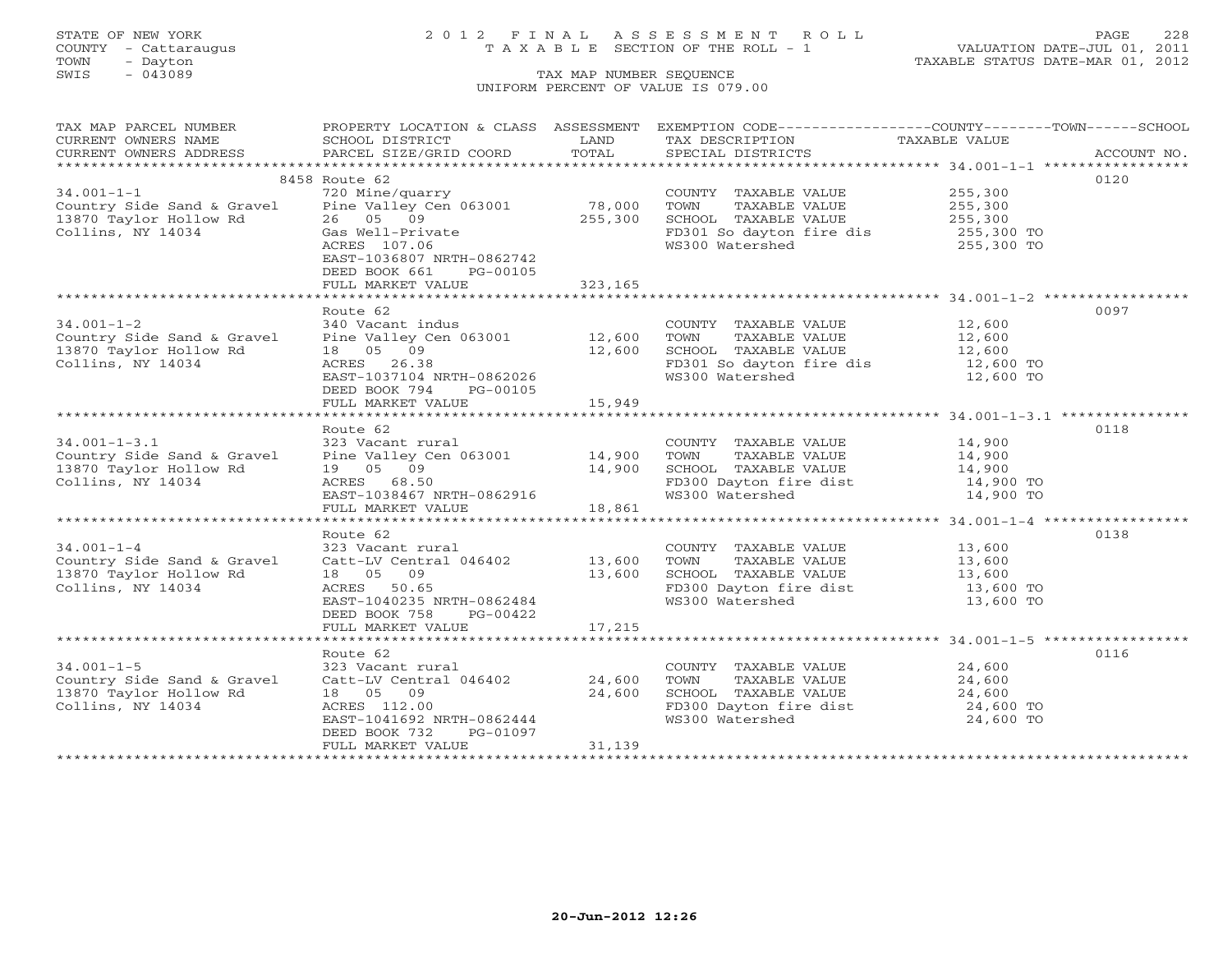STATE OF NEW YORK
COUNTY - Cattaraugus
TOWN - Dayton
SWIS - 043089

# 2012 FINAL ASSESSMENT ROLL

TAXABLE SECTION OF THE ROLL - 1

TAX MAP NUMBER SEQUENCE

UNIFORM PERCENT OF VALUE IS 079.00

VALUATION DATE-JUL 01, 2011
TAXABLE STATUS DATE-MAR 01, 2012

| TAX MAP PARCEL NUMBER / CURRENT OWNERS NAME / CURRENT OWNERS ADDRESS | PROPERTY LOCATION & CLASS / SCHOOL DISTRICT / PARCEL SIZE/GRID COORD | ASSESSMENT LAND / TOTAL | EXEMPTION CODE / TAX DESCRIPTION / SPECIAL DISTRICTS | TAXABLE VALUE (COUNTY--TOWN--SCHOOL) | ACCOUNT NO. |
|---|---|---|---|---|---|
| 34.001-1-1 | 8458 Route 62 | | | | 0120 |
| Country Side Sand & Gravel | 720 Mine/quarry | | COUNTY TAXABLE VALUE | 255,300 | |
| 13870 Taylor Hollow Rd | Pine Valley Cen 063001 | 78,000 | TOWN TAXABLE VALUE | 255,300 | |
| Collins, NY 14034 | 26 05 09 | 255,300 | SCHOOL TAXABLE VALUE | 255,300 | |
| | Gas Well-Private | | FD301 So dayton fire dis | 255,300 TO | |
| | ACRES 107.06 | | WS300 Watershed | 255,300 TO | |
| | EAST-1036807 NRTH-0862742 | | | | |
| | DEED BOOK 661 PG-00105 | | | | |
| | FULL MARKET VALUE | 323,165 | | | |
| 34.001-1-2 | Route 62 | | | | 0097 |
| Country Side Sand & Gravel | 340 Vacant indus | | COUNTY TAXABLE VALUE | 12,600 | |
| 13870 Taylor Hollow Rd | Pine Valley Cen 063001 | 12,600 | TOWN TAXABLE VALUE | 12,600 | |
| Collins, NY 14034 | 18 05 09 | 12,600 | SCHOOL TAXABLE VALUE | 12,600 | |
| | ACRES 26.38 | | FD301 So dayton fire dis | 12,600 TO | |
| | EAST-1037104 NRTH-0862026 | | WS300 Watershed | 12,600 TO | |
| | DEED BOOK 794 PG-00105 | | | | |
| | FULL MARKET VALUE | 15,949 | | | |
| 34.001-1-3.1 | Route 62 | | | | 0118 |
| Country Side Sand & Gravel | 323 Vacant rural | | COUNTY TAXABLE VALUE | 14,900 | |
| 13870 Taylor Hollow Rd | Pine Valley Cen 063001 | 14,900 | TOWN TAXABLE VALUE | 14,900 | |
| Collins, NY 14034 | 19 05 09 | 14,900 | SCHOOL TAXABLE VALUE | 14,900 | |
| | ACRES 68.50 | | FD300 Dayton fire dist | 14,900 TO | |
| | EAST-1038467 NRTH-0862916 | | WS300 Watershed | 14,900 TO | |
| | FULL MARKET VALUE | 18,861 | | | |
| 34.001-1-4 | Route 62 | | | | 0138 |
| Country Side Sand & Gravel | 323 Vacant rural | | COUNTY TAXABLE VALUE | 13,600 | |
| 13870 Taylor Hollow Rd | Catt-LV Central 046402 | 13,600 | TOWN TAXABLE VALUE | 13,600 | |
| Collins, NY 14034 | 18 05 09 | 13,600 | SCHOOL TAXABLE VALUE | 13,600 | |
| | ACRES 50.65 | | FD300 Dayton fire dist | 13,600 TO | |
| | EAST-1040235 NRTH-0862484 | | WS300 Watershed | 13,600 TO | |
| | DEED BOOK 758 PG-00422 | | | | |
| | FULL MARKET VALUE | 17,215 | | | |
| 34.001-1-5 | Route 62 | | | | 0116 |
| Country Side Sand & Gravel | 323 Vacant rural | | COUNTY TAXABLE VALUE | 24,600 | |
| 13870 Taylor Hollow Rd | Catt-LV Central 046402 | 24,600 | TOWN TAXABLE VALUE | 24,600 | |
| Collins, NY 14034 | 18 05 09 | 24,600 | SCHOOL TAXABLE VALUE | 24,600 | |
| | ACRES 112.00 | | FD300 Dayton fire dist | 24,600 TO | |
| | EAST-1041692 NRTH-0862444 | | WS300 Watershed | 24,600 TO | |
| | DEED BOOK 732 PG-01097 | | | | |
| | FULL MARKET VALUE | 31,139 | | | |

20-Jun-2012 12:26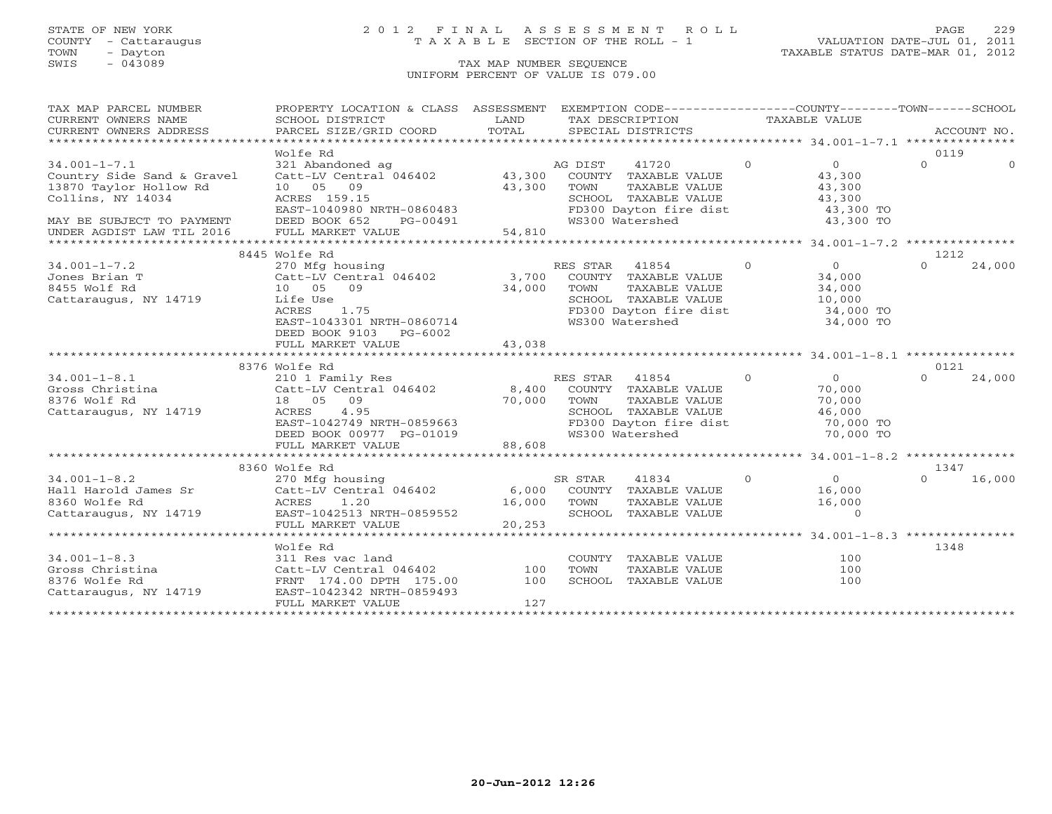STATE OF NEW YORK
COUNTY - Cattaraugus
TOWN - Dayton
SWIS - 043089

# 2012 FINAL ASSESSMENT ROLL
TAXABLE SECTION OF THE ROLL - 1

VALUATION DATE-JUL 01, 2011
TAXABLE STATUS DATE-MAR 01, 2012

TAX MAP NUMBER SEQUENCE
UNIFORM PERCENT OF VALUE IS 079.00

```
TAX MAP PARCEL NUMBER        PROPERTY LOCATION & CLASS  ASSESSMENT  EXEMPTION CODE------------------COUNTY--------TOWN------SCHOOL
CURRENT OWNERS NAME          SCHOOL DISTRICT               LAND      TAX DESCRIPTION            TAXABLE VALUE
CURRENT OWNERS ADDRESS       PARCEL SIZE/GRID COORD        TOTAL     SPECIAL DISTRICTS                                    ACCOUNT NO.
*********************************************************************************************** 34.001-1-7.1 ***************
                             Wolfe Rd                                                                              0119
34.001-1-7.1                 321 Abandoned ag                    AG DIST     41720         0            0          0          0
Country Side Sand & Gravel   Catt-LV Central 046402     43,300   COUNTY  TAXABLE VALUE              43,300
13870 Taylor Hollow Rd       10   05   09               43,300   TOWN    TAXABLE VALUE              43,300
Collins, NY 14034            ACRES  159.15                       SCHOOL  TAXABLE VALUE              43,300
                             EAST-1040980 NRTH-0860483           FD300 Dayton fire dist              43,300 TO
MAY BE SUBJECT TO PAYMENT    DEED BOOK 652     PG-00491          WS300 Watershed                     43,300 TO
UNDER AGDIST LAW TIL 2016    FULL MARKET VALUE          54,810
*********************************************************************************************** 34.001-1-7.2 ***************
                             8445 Wolfe Rd                                                                         1212
34.001-1-7.2                 270 Mfg housing                     RES STAR    41854         0            0          0     24,000
Jones Brian T                Catt-LV Central 046402      3,700   COUNTY  TAXABLE VALUE              34,000
8455 Wolf Rd                 10   05   09               34,000   TOWN    TAXABLE VALUE              34,000
Cattaraugus, NY 14719        Life Use                            SCHOOL  TAXABLE VALUE              10,000
                             ACRES    1.75                       FD300 Dayton fire dist              34,000 TO
                             EAST-1043301 NRTH-0860714           WS300 Watershed                     34,000 TO
                             DEED BOOK 9103    PG-6002
                             FULL MARKET VALUE          43,038
*********************************************************************************************** 34.001-1-8.1 ***************
                             8376 Wolfe Rd                                                                         0121
34.001-1-8.1                 210 1 Family Res                    RES STAR    41854         0            0          0     24,000
Gross Christina              Catt-LV Central 046402      8,400   COUNTY  TAXABLE VALUE              70,000
8376 Wolf Rd                 18   05   09               70,000   TOWN    TAXABLE VALUE              70,000
Cattaraugus, NY 14719        ACRES    4.95                       SCHOOL  TAXABLE VALUE              46,000
                             EAST-1042749 NRTH-0859663           FD300 Dayton fire dist              70,000 TO
                             DEED BOOK 00977   PG-01019          WS300 Watershed                     70,000 TO
                             FULL MARKET VALUE          88,608
*********************************************************************************************** 34.001-1-8.2 ***************
                             8360 Wolfe Rd                                                                         1347
34.001-1-8.2                 270 Mfg housing                     SR STAR     41834         0            0          0     16,000
Hall Harold James Sr         Catt-LV Central 046402      6,000   COUNTY  TAXABLE VALUE              16,000
8360 Wolfe Rd                ACRES    1.20              16,000   TOWN    TAXABLE VALUE              16,000
Cattaraugus, NY 14719        EAST-1042513 NRTH-0859552           SCHOOL  TAXABLE VALUE                   0
                             FULL MARKET VALUE          20,253
*********************************************************************************************** 34.001-1-8.3 ***************
                             Wolfe Rd                                                                              1348
34.001-1-8.3                 311 Res vac land                    COUNTY  TAXABLE VALUE                 100
Gross Christina              Catt-LV Central 046402        100   TOWN    TAXABLE VALUE                 100
8376 Wolfe Rd                FRNT 174.00 DPTH 175.00       100   SCHOOL  TAXABLE VALUE                 100
Cattaraugus, NY 14719        EAST-1042342 NRTH-0859493
                             FULL MARKET VALUE             127
******************************************************************************************************************************
```

20-Jun-2012 12:26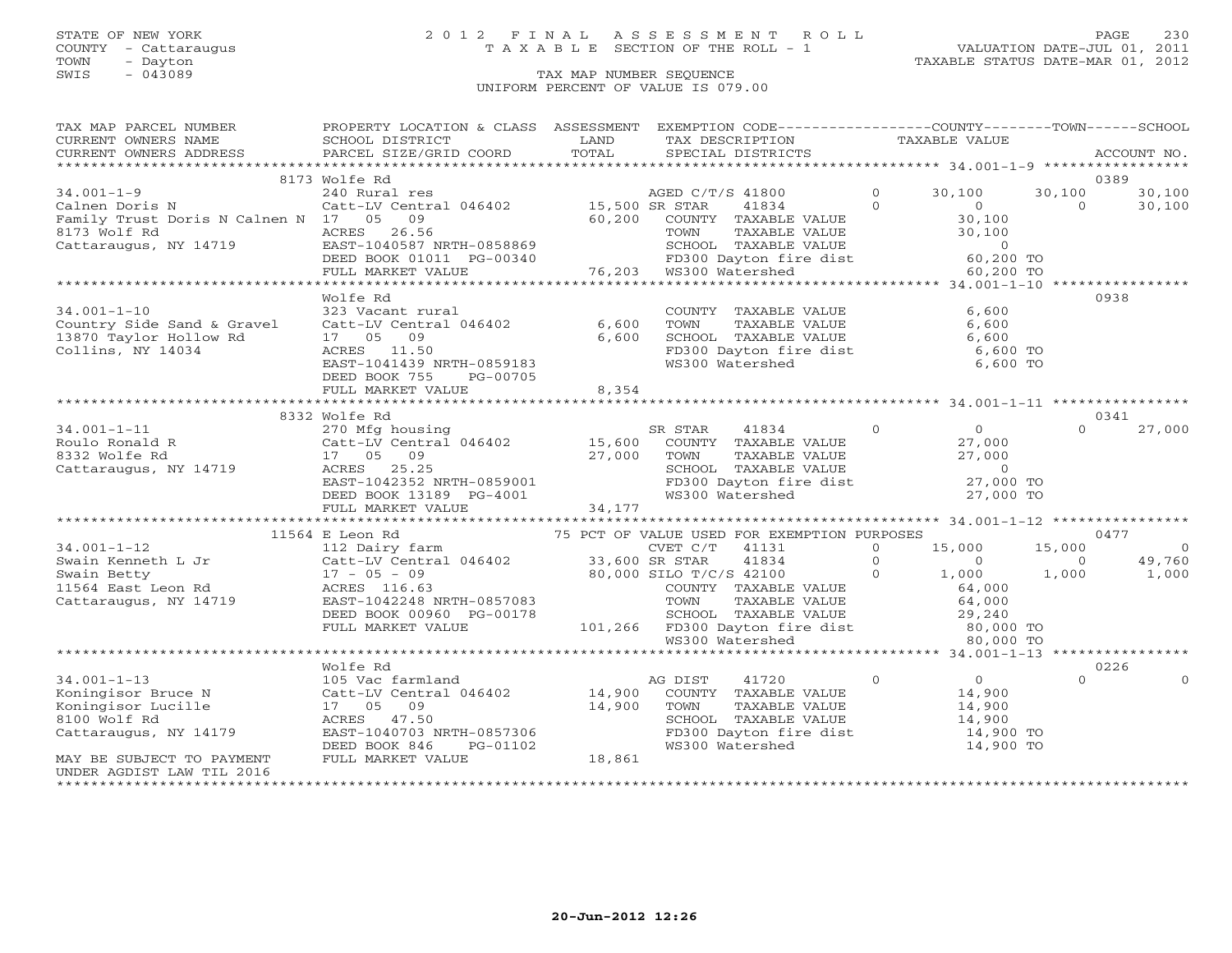STATE OF NEW YORK
COUNTY - Cattaraugus
TOWN - Dayton
SWIS - 043089

2 0 1 2 F I N A L A S S E S S M E N T R O L L
T A X A B L E SECTION OF THE ROLL - 1

VALUATION DATE-JUL 01, 2011
TAXABLE STATUS DATE-MAR 01, 2012

TAX MAP NUMBER SEQUENCE
UNIFORM PERCENT OF VALUE IS 079.00

```
TAX MAP PARCEL NUMBER          PROPERTY LOCATION & CLASS  ASSESSMENT  EXEMPTION CODE------------------COUNTY--------TOWN------SCHOOL
CURRENT OWNERS NAME            SCHOOL DISTRICT               LAND      TAX DESCRIPTION             TAXABLE VALUE
CURRENT OWNERS ADDRESS         PARCEL SIZE/GRID COORD        TOTAL     SPECIAL DISTRICTS                                       ACCOUNT NO.
******************************************************************************************************* 34.001-1-9 *****************
                    8173 Wolfe Rd                                                                                      0389
34.001-1-9                     240 Rural res                          AGED C/T/S 41800       0       30,100     30,100     30,100
Calnen Doris N                 Catt-LV Central 046402    15,500 SR STAR     41834            0            0          0     30,100
Family Trust Doris N Calnen N  17  05  09                60,200    COUNTY  TAXABLE VALUE             30,100
8173 Wolf Rd                   ACRES  26.56                        TOWN    TAXABLE VALUE             30,100
Cattaraugus, NY 14719          EAST-1040587 NRTH-0858869           SCHOOL  TAXABLE VALUE                  0
                               DEED BOOK 01011 PG-00340            FD300 Dayton fire dist            60,200 TO
                               FULL MARKET VALUE          76,203   WS300 Watershed                   60,200 TO
******************************************************************************************************* 34.001-1-10 ****************
                    Wolfe Rd                                                                                           0938
34.001-1-10                    323 Vacant rural                    COUNTY  TAXABLE VALUE              6,600
Country Side Sand & Gravel     Catt-LV Central 046402     6,600    TOWN    TAXABLE VALUE              6,600
13870 Taylor Hollow Rd         17  05  09                 6,600    SCHOOL  TAXABLE VALUE              6,600
Collins, NY 14034              ACRES  11.50                        FD300 Dayton fire dist             6,600 TO
                               EAST-1041439 NRTH-0859183           WS300 Watershed                    6,600 TO
                               DEED BOOK 755    PG-00705
                               FULL MARKET VALUE           8,354
******************************************************************************************************* 34.001-1-11 ****************
                    8332 Wolfe Rd                                                                                      0341
34.001-1-11                    270 Mfg housing                     SR STAR     41834         0            0          0     27,000
Roulo Ronald R                 Catt-LV Central 046402    15,600    COUNTY  TAXABLE VALUE             27,000
8332 Wolfe Rd                  17  05  09                27,000    TOWN    TAXABLE VALUE             27,000
Cattaraugus, NY 14719          ACRES  25.25                        SCHOOL  TAXABLE VALUE                  0
                               EAST-1042352 NRTH-0859001           FD300 Dayton fire dist            27,000 TO
                               DEED BOOK 13189 PG-4001             WS300 Watershed                   27,000 TO
                               FULL MARKET VALUE          34,177
******************************************************************************************************* 34.001-1-12 ****************
                   11564 E Leon Rd                       75 PCT OF VALUE USED FOR EXEMPTION PURPOSES                   0477
34.001-1-12                    112 Dairy farm                      CVET C/T    41131         0       15,000     15,000          0
Swain Kenneth L Jr             Catt-LV Central 046402    33,600 SR STAR     41834            0            0          0     49,760
Swain Betty                    17 - 05 - 09              80,000 SILO T/C/S 42100             0        1,000      1,000      1,000
11564 East Leon Rd             ACRES 116.63                        COUNTY  TAXABLE VALUE             64,000
Cattaraugus, NY 14719          EAST-1042248 NRTH-0857083           TOWN    TAXABLE VALUE             64,000
                               DEED BOOK 00960 PG-00178            SCHOOL  TAXABLE VALUE             29,240
                               FULL MARKET VALUE         101,266   FD300 Dayton fire dist            80,000 TO
                                                                   WS300 Watershed                   80,000 TO
******************************************************************************************************* 34.001-1-13 ****************
                    Wolfe Rd                                                                                           0226
34.001-1-13                    105 Vac farmland                    AG DIST     41720         0            0          0          0
Koningisor Bruce N             Catt-LV Central 046402    14,900    COUNTY  TAXABLE VALUE             14,900
Koningisor Lucille             17  05  09                14,900    TOWN    TAXABLE VALUE             14,900
8100 Wolf Rd                   ACRES  47.50                        SCHOOL  TAXABLE VALUE             14,900
Cattaraugus, NY 14179          EAST-1040703 NRTH-0857306           FD300 Dayton fire dist            14,900 TO
                               DEED BOOK 846    PG-01102           WS300 Watershed                   14,900 TO
MAY BE SUBJECT TO PAYMENT      FULL MARKET VALUE          18,861
UNDER AGDIST LAW TIL 2016
************************************************************************************************************************************
```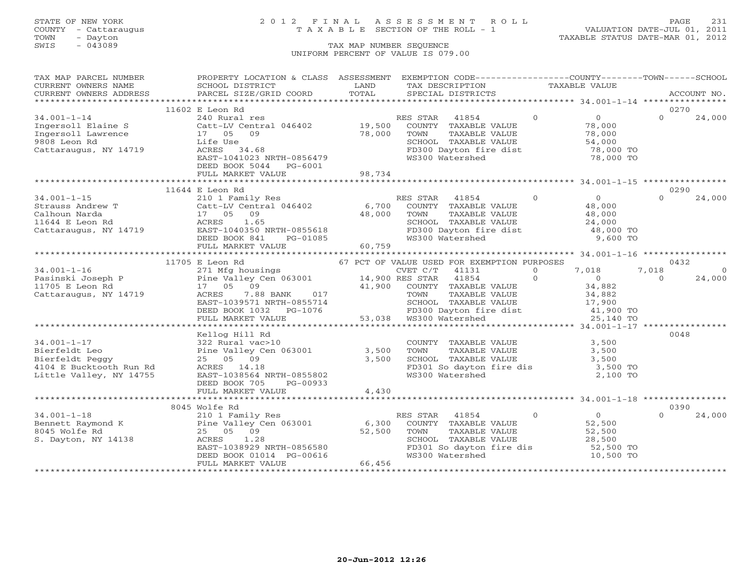STATE OF NEW YORK
COUNTY - Cattaraugus
TOWN - Dayton
SWIS - 043089

2012 FINAL ASSESSMENT ROLL
TAXABLE SECTION OF THE ROLL - 1
TAX MAP NUMBER SEQUENCE
UNIFORM PERCENT OF VALUE IS 079.00

VALUATION DATE-JUL 01, 2011
TAXABLE STATUS DATE-MAR 01, 2012

| TAX MAP PARCEL NUMBER / CURRENT OWNERS NAME / CURRENT OWNERS ADDRESS | PROPERTY LOCATION & CLASS / SCHOOL DISTRICT / PARCEL SIZE/GRID COORD | ASSESSMENT LAND | TOTAL | EXEMPTION CODE / TAX DESCRIPTION / SPECIAL DISTRICTS | | COUNTY TAXABLE VALUE | TOWN | SCHOOL | ACCOUNT NO. |
|---|---|---|---|---|---|---|---|---|---|
| | 11602 E Leon Rd | | | | | | | | 0270 |
| 34.001-1-14 | 240 Rural res | | | RES STAR 41854 | 0 | 0 | 0 | 24,000 | |
| Ingersoll Elaine S | Catt-LV Central 046402 | 19,500 | | COUNTY TAXABLE VALUE | | 78,000 | | | |
| Ingersoll Lawrence | 17 05 09 | | 78,000 | TOWN TAXABLE VALUE | | 78,000 | | | |
| 9808 Leon Rd | Life Use | | | SCHOOL TAXABLE VALUE | | 54,000 | | | |
| Cattaraugus, NY 14719 | ACRES 34.68 | | | FD300 Dayton fire dist | | 78,000 TO | | | |
| | EAST-1041023 NRTH-0856479 | | | WS300 Watershed | | 78,000 TO | | | |
| | DEED BOOK 5044 PG-6001 | | | | | | | | |
| | FULL MARKET VALUE | | 98,734 | | | | | | |
| | 11644 E Leon Rd | | | | | | | | 0290 |
| 34.001-1-15 | 210 1 Family Res | | | RES STAR 41854 | 0 | 0 | 0 | 24,000 | |
| Strauss Andrew T | Catt-LV Central 046402 | 6,700 | | COUNTY TAXABLE VALUE | | 48,000 | | | |
| Calhoun Narda | 17 05 09 | | 48,000 | TOWN TAXABLE VALUE | | 48,000 | | | |
| 11644 E Leon Rd | ACRES 1.65 | | | SCHOOL TAXABLE VALUE | | 24,000 | | | |
| Cattaraugus, NY 14719 | EAST-1040350 NRTH-0855618 | | | FD300 Dayton fire dist | | 48,000 TO | | | |
| | DEED BOOK 841 PG-01085 | | | WS300 Watershed | | 9,600 TO | | | |
| | FULL MARKET VALUE | | 60,759 | | | | | | |
| | 11705 E Leon Rd | | | 67 PCT OF VALUE USED FOR EXEMPTION PURPOSES | | | | | 0432 |
| 34.001-1-16 | 271 Mfg housings | | | CVET C/T 41131 | 0 | 7,018 | 7,018 | 0 | |
| Pasinski Joseph P | Pine Valley Cen 063001 | 14,900 | | RES STAR 41854 | 0 | 0 | 0 | 24,000 | |
| 11705 E Leon Rd | 17 05 09 | | 41,900 | COUNTY TAXABLE VALUE | | 34,882 | | | |
| Cattaraugus, NY 14719 | ACRES 7.88 BANK 017 | | | TOWN TAXABLE VALUE | | 34,882 | | | |
| | EAST-1039571 NRTH-0855714 | | | SCHOOL TAXABLE VALUE | | 17,900 | | | |
| | DEED BOOK 1032 PG-1076 | | | FD300 Dayton fire dist | | 41,900 TO | | | |
| | FULL MARKET VALUE | | 53,038 | WS300 Watershed | | 25,140 TO | | | |
| | Kellog Hill Rd | | | | | | | | 0048 |
| 34.001-1-17 | 322 Rural vac>10 | | | COUNTY TAXABLE VALUE | | 3,500 | | | |
| Bierfeldt Leo | Pine Valley Cen 063001 | 3,500 | | TOWN TAXABLE VALUE | | 3,500 | | | |
| Bierfeldt Peggy | 25 05 09 | | 3,500 | SCHOOL TAXABLE VALUE | | 3,500 | | | |
| 4104 E Bucktooth Run Rd | ACRES 14.18 | | | FD301 So dayton fire dis | | 3,500 TO | | | |
| Little Valley, NY 14755 | EAST-1038564 NRTH-0855802 | | | WS300 Watershed | | 2,100 TO | | | |
| | DEED BOOK 705 PG-00933 | | | | | | | | |
| | FULL MARKET VALUE | | 4,430 | | | | | | |
| | 8045 Wolfe Rd | | | | | | | | 0390 |
| 34.001-1-18 | 210 1 Family Res | | | RES STAR 41854 | 0 | 0 | 0 | 24,000 | |
| Bennett Raymond K | Pine Valley Cen 063001 | 6,300 | | COUNTY TAXABLE VALUE | | 52,500 | | | |
| 8045 Wolfe Rd | 25 05 09 | | 52,500 | TOWN TAXABLE VALUE | | 52,500 | | | |
| S. Dayton, NY 14138 | ACRES 1.28 | | | SCHOOL TAXABLE VALUE | | 28,500 | | | |
| | EAST-1038929 NRTH-0856580 | | | FD301 So dayton fire dis | | 52,500 TO | | | |
| | DEED BOOK 01014 PG-00616 | | | WS300 Watershed | | 10,500 TO | | | |
| | FULL MARKET VALUE | | 66,456 | | | | | | |

20-Jun-2012 12:26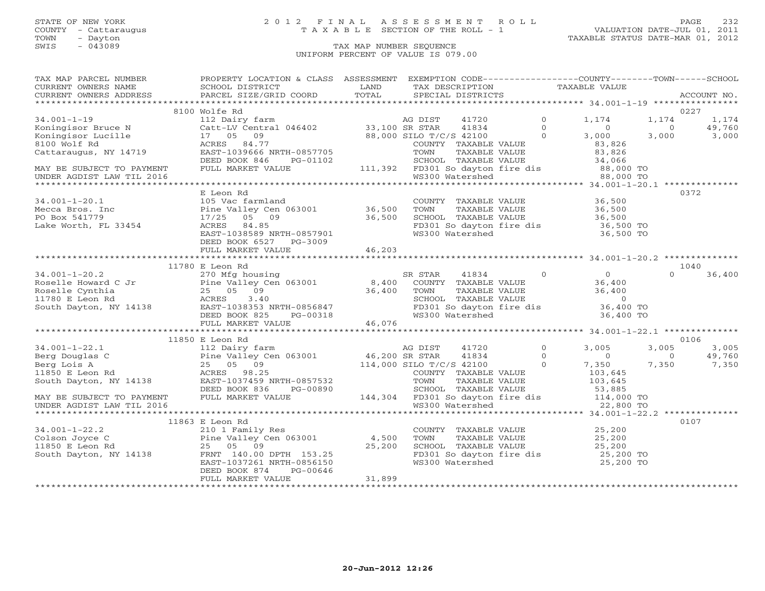STATE OF NEW YORK
COUNTY - Cattaraugus
TOWN - Dayton
SWIS - 043089

# 2012 FINAL ASSESSMENT ROLL
TAXABLE SECTION OF THE ROLL - 1
TAX MAP NUMBER SEQUENCE
UNIFORM PERCENT OF VALUE IS 079.00

VALUATION DATE-JUL 01, 2011
TAXABLE STATUS DATE-MAR 01, 2012

| TAX MAP PARCEL NUMBER / CURRENT OWNERS NAME / CURRENT OWNERS ADDRESS | PROPERTY LOCATION & CLASS / SCHOOL DISTRICT / PARCEL SIZE/GRID COORD | ASSESSMENT LAND / TOTAL | EXEMPTION CODE / TAX DESCRIPTION / SPECIAL DISTRICTS | | COUNTY TAXABLE VALUE | TOWN | SCHOOL | ACCOUNT NO. |
|---|---|---|---|---|---|---|---|---|
| **34.001-1-19** | 8100 Wolfe Rd | | | | | | | 0227 |
| 34.001-1-19 | 112 Dairy farm | | AG DIST 41720 | 0 | 1,174 | 1,174 | 1,174 | |
| Koningisor Bruce N | Catt-LV Central 046402 | 33,100 | SR STAR 41834 | 0 | 0 | 0 | 49,760 | |
| Koningisor Lucille | 17 05 09 | 88,000 | SILO T/C/S 42100 | 0 | 3,000 | 3,000 | 3,000 | |
| 8100 Wolf Rd | ACRES 84.77 | | COUNTY TAXABLE VALUE | | 83,826 | | | |
| Cattaraugus, NY 14719 | EAST-1039666 NRTH-0857705 | | TOWN TAXABLE VALUE | | 83,826 | | | |
| | DEED BOOK 846 PG-01102 | | SCHOOL TAXABLE VALUE | | 34,066 | | | |
| MAY BE SUBJECT TO PAYMENT | FULL MARKET VALUE | 111,392 | FD301 So dayton fire dis | | 88,000 TO | | | |
| UNDER AGDIST LAW TIL 2016 | | | WS300 Watershed | | 88,000 TO | | | |
| **34.001-1-20.1** | E Leon Rd | | | | | | | 0372 |
| 34.001-1-20.1 | 105 Vac farmland | | COUNTY TAXABLE VALUE | | 36,500 | | | |
| Mecca Bros. Inc | Pine Valley Cen 063001 | 36,500 | TOWN TAXABLE VALUE | | 36,500 | | | |
| PO Box 541779 | 17/25 05 09 | 36,500 | SCHOOL TAXABLE VALUE | | 36,500 | | | |
| Lake Worth, FL 33454 | ACRES 84.85 | | FD301 So dayton fire dis | | 36,500 TO | | | |
| | EAST-1038589 NRTH-0857901 | | WS300 Watershed | | 36,500 TO | | | |
| | DEED BOOK 6527 PG-3009 | | | | | | | |
| | FULL MARKET VALUE | 46,203 | | | | | | |
| **34.001-1-20.2** | 11780 E Leon Rd | | | | | | | 1040 |
| 34.001-1-20.2 | 270 Mfg housing | | SR STAR 41834 | 0 | 0 | 0 | 36,400 | |
| Roselle Howard C Jr | Pine Valley Cen 063001 | 8,400 | COUNTY TAXABLE VALUE | | 36,400 | | | |
| Roselle Cynthia | 25 05 09 | 36,400 | TOWN TAXABLE VALUE | | 36,400 | | | |
| 11780 E Leon Rd | ACRES 3.40 | | SCHOOL TAXABLE VALUE | | 0 | | | |
| South Dayton, NY 14138 | EAST-1038353 NRTH-0856847 | | FD301 So dayton fire dis | | 36,400 TO | | | |
| | DEED BOOK 825 PG-00318 | | WS300 Watershed | | 36,400 TO | | | |
| | FULL MARKET VALUE | 46,076 | | | | | | |
| **34.001-1-22.1** | 11850 E Leon Rd | | | | | | | 0106 |
| 34.001-1-22.1 | 112 Dairy farm | | AG DIST 41720 | 0 | 3,005 | 3,005 | 3,005 | |
| Berg Douglas C | Pine Valley Cen 063001 | 46,200 | SR STAR 41834 | 0 | 0 | 0 | 49,760 | |
| Berg Lois A | 25 05 09 | 114,000 | SILO T/C/S 42100 | 0 | 7,350 | 7,350 | 7,350 | |
| 11850 E Leon Rd | ACRES 98.25 | | COUNTY TAXABLE VALUE | | 103,645 | | | |
| South Dayton, NY 14138 | EAST-1037459 NRTH-0857532 | | TOWN TAXABLE VALUE | | 103,645 | | | |
| | DEED BOOK 836 PG-00890 | | SCHOOL TAXABLE VALUE | | 53,885 | | | |
| MAY BE SUBJECT TO PAYMENT | FULL MARKET VALUE | 144,304 | FD301 So dayton fire dis | | 114,000 TO | | | |
| UNDER AGDIST LAW TIL 2016 | | | WS300 Watershed | | 22,800 TO | | | |
| **34.001-1-22.2** | 11863 E Leon Rd | | | | | | | 0107 |
| 34.001-1-22.2 | 210 1 Family Res | | COUNTY TAXABLE VALUE | | 25,200 | | | |
| Colson Joyce C | Pine Valley Cen 063001 | 4,500 | TOWN TAXABLE VALUE | | 25,200 | | | |
| 11850 E Leon Rd | 25 05 09 | 25,200 | SCHOOL TAXABLE VALUE | | 25,200 | | | |
| South Dayton, NY 14138 | FRNT 140.00 DPTH 153.25 | | FD301 So dayton fire dis | | 25,200 TO | | | |
| | EAST-1037261 NRTH-0856150 | | WS300 Watershed | | 25,200 TO | | | |
| | DEED BOOK 874 PG-00646 | | | | | | | |
| | FULL MARKET VALUE | 31,899 | | | | | | |

20-Jun-2012 12:26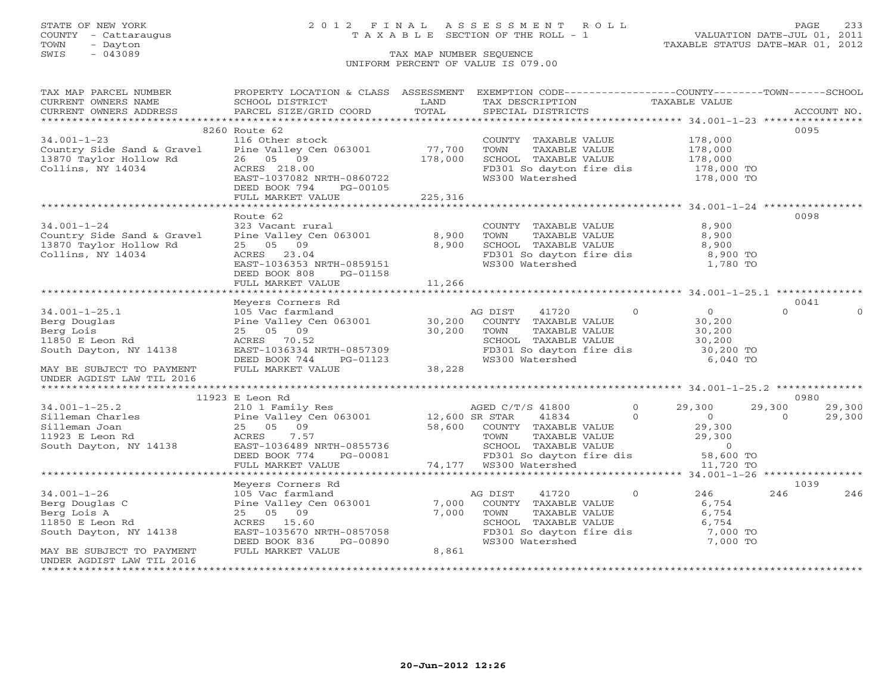STATE OF NEW YORK
COUNTY - Cattaraugus
TOWN - Dayton
SWIS - 043089

# 2012 FINAL ASSESSMENT ROLL
TAXABLE SECTION OF THE ROLL - 1

VALUATION DATE-JUL 01, 2011
TAXABLE STATUS DATE-MAR 01, 2012

TAX MAP NUMBER SEQUENCE
UNIFORM PERCENT OF VALUE IS 079.00

```
TAX MAP PARCEL NUMBER          PROPERTY LOCATION & CLASS  ASSESSMENT  EXEMPTION CODE------------------COUNTY--------TOWN------SCHOOL
CURRENT OWNERS NAME            SCHOOL DISTRICT               LAND      TAX DESCRIPTION                TAXABLE VALUE
CURRENT OWNERS ADDRESS         PARCEL SIZE/GRID COORD        TOTAL     SPECIAL DISTRICTS                                    ACCOUNT NO.
*********************************************************************************************************** 34.001-1-23 *****************
                               8260 Route 62                                                                                  0095
34.001-1-23                    116 Other stock                         COUNTY  TAXABLE VALUE           178,000
Country Side Sand & Gravel     Pine Valley Cen 063001       77,700     TOWN    TAXABLE VALUE           178,000
13870 Taylor Hollow Rd         26  05  09                  178,000     SCHOOL  TAXABLE VALUE           178,000
Collins, NY 14034              ACRES 218.00                            FD301 So dayton fire dis         178,000 TO
                               EAST-1037082 NRTH-0860722               WS300 Watershed                  178,000 TO
                               DEED BOOK 794    PG-00105
                               FULL MARKET VALUE           225,316
*********************************************************************************************************** 34.001-1-24 *****************
                               Route 62                                                                                       0098
34.001-1-24                    323 Vacant rural                        COUNTY  TAXABLE VALUE             8,900
Country Side Sand & Gravel     Pine Valley Cen 063001        8,900     TOWN    TAXABLE VALUE             8,900
13870 Taylor Hollow Rd         25  05  09                    8,900     SCHOOL  TAXABLE VALUE             8,900
Collins, NY 14034              ACRES  23.04                            FD301 So dayton fire dis           8,900 TO
                               EAST-1036353 NRTH-0859151               WS300 Watershed                    1,780 TO
                               DEED BOOK 808    PG-01158
                               FULL MARKET VALUE            11,266
*********************************************************************************************************** 34.001-1-25.1 ***************
                               Meyers Corners Rd                                                                              0041
34.001-1-25.1                  105 Vac farmland                        AG DIST     41720          0          0            0           0
Berg Douglas                   Pine Valley Cen 063001       30,200     COUNTY  TAXABLE VALUE            30,200
Berg Lois                      25  05  09                   30,200     TOWN    TAXABLE VALUE            30,200
11850 E Leon Rd                ACRES  70.52                            SCHOOL  TAXABLE VALUE            30,200
South Dayton, NY 14138         EAST-1036334 NRTH-0857309               FD301 So dayton fire dis          30,200 TO
                               DEED BOOK 744    PG-01123               WS300 Watershed                    6,040 TO
MAY BE SUBJECT TO PAYMENT      FULL MARKET VALUE            38,228
UNDER AGDIST LAW TIL 2016
*********************************************************************************************************** 34.001-1-25.2 ***************
                               11923 E Leon Rd                                                                                0980
34.001-1-25.2                  210 1 Family Res                        AGED C/T/S 41800           0     29,300       29,300      29,300
Silleman Charles               Pine Valley Cen 063001       12,600 SR STAR     41834          0          0            0      29,300
Silleman Joan                  25  05  09                   58,600     COUNTY  TAXABLE VALUE            29,300
11923 E Leon Rd                ACRES   7.57                            TOWN    TAXABLE VALUE            29,300
South Dayton, NY 14138         EAST-1036489 NRTH-0855736               SCHOOL  TAXABLE VALUE                 0
                               DEED BOOK 774    PG-00081               FD301 So dayton fire dis          58,600 TO
                               FULL MARKET VALUE            74,177     WS300 Watershed                   11,720 TO
*********************************************************************************************************** 34.001-1-26 *****************
                               Meyers Corners Rd                                                                              1039
34.001-1-26                    105 Vac farmland                        AG DIST     41720          0        246          246         246
Berg Douglas C                 Pine Valley Cen 063001        7,000     COUNTY  TAXABLE VALUE             6,754
Berg Lois A                    25  05  09                    7,000     TOWN    TAXABLE VALUE             6,754
11850 E Leon Rd                ACRES  15.60                            SCHOOL  TAXABLE VALUE             6,754
South Dayton, NY 14138         EAST-1035670 NRTH-0857058               FD301 So dayton fire dis           7,000 TO
                               DEED BOOK 836    PG-00890               WS300 Watershed                    7,000 TO
MAY BE SUBJECT TO PAYMENT      FULL MARKET VALUE             8,861
UNDER AGDIST LAW TIL 2016
*****************************************************************************************************************************************
```

20-Jun-2012 12:26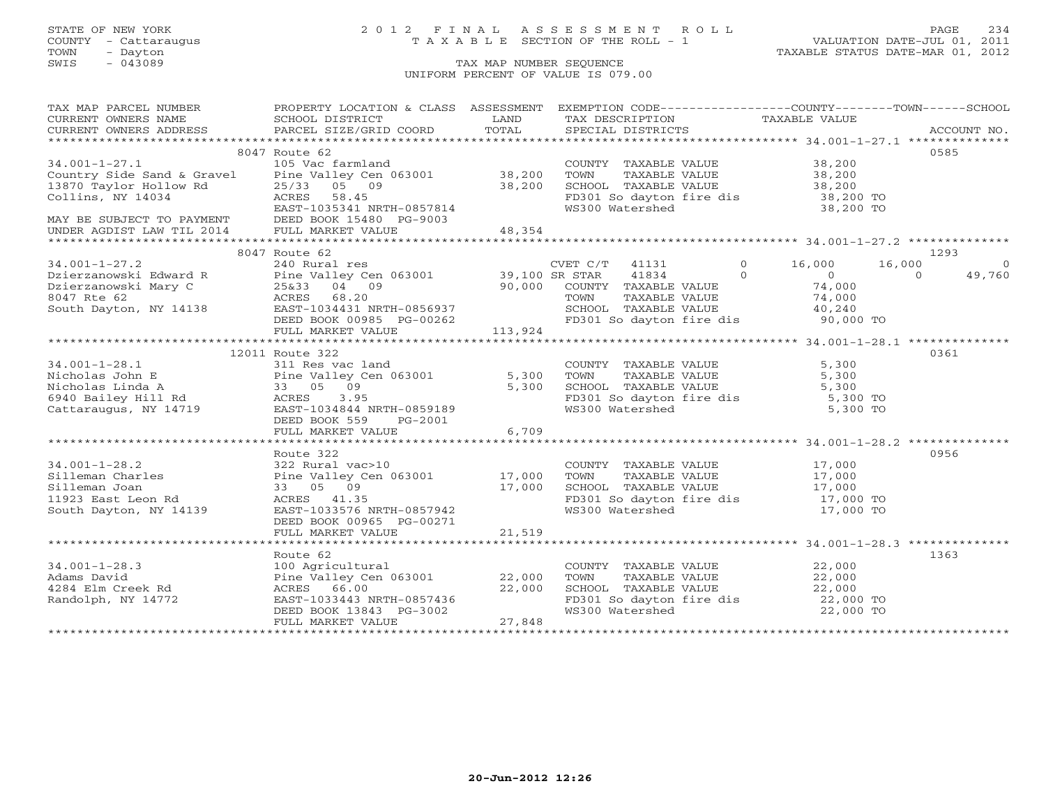STATE OF NEW YORK
COUNTY - Cattaraugus
TOWN - Dayton
SWIS - 043089

2012 FINAL ASSESSMENT ROLL
TAXABLE SECTION OF THE ROLL - 1
TAX MAP NUMBER SEQUENCE
UNIFORM PERCENT OF VALUE IS 079.00

VALUATION DATE-JUL 01, 2011
TAXABLE STATUS DATE-MAR 01, 2012

| TAX MAP PARCEL NUMBER / CURRENT OWNERS NAME / CURRENT OWNERS ADDRESS | PROPERTY LOCATION & CLASS / SCHOOL DISTRICT / PARCEL SIZE/GRID COORD | ASSESSMENT LAND / TOTAL | EXEMPTION CODE / TAX DESCRIPTION / SPECIAL DISTRICTS | COUNTY | TOWN | SCHOOL / ACCOUNT NO. |
|---|---|---|---|---|---|---|
| **34.001-1-27.1** | 8047 Route 62 | | | | | 0585 |
| 34.001-1-27.1 | 105 Vac farmland | | COUNTY TAXABLE VALUE | 38,200 | | |
| Country Side Sand & Gravel | Pine Valley Cen 063001 | 38,200 | TOWN TAXABLE VALUE | | 38,200 | |
| 13870 Taylor Hollow Rd | 25/33 05 09 | 38,200 | SCHOOL TAXABLE VALUE | | | 38,200 |
| Collins, NY 14034 | ACRES 58.45 | | FD301 So dayton fire dis | 38,200 TO | | |
| | EAST-1035341 NRTH-0857814 | | WS300 Watershed | 38,200 TO | | |
| MAY BE SUBJECT TO PAYMENT | DEED BOOK 15480 PG-9003 | | | | | |
| UNDER AGDIST LAW TIL 2014 | FULL MARKET VALUE | 48,354 | | | | |
| **34.001-1-27.2** | 8047 Route 62 | | | | | 1293 |
| 34.001-1-27.2 | 240 Rural res | | CVET C/T 41131 0 | 16,000 | 16,000 | 0 |
| Dzierzanowski Edward R | Pine Valley Cen 063001 | 39,100 | SR STAR 41834 0 | 0 | 0 | 49,760 |
| Dzierzanowski Mary C | 25&33 04 09 | 90,000 | COUNTY TAXABLE VALUE | 74,000 | | |
| 8047 Rte 62 | ACRES 68.20 | | TOWN TAXABLE VALUE | | 74,000 | |
| South Dayton, NY 14138 | EAST-1034431 NRTH-0856937 | | SCHOOL TAXABLE VALUE | | | 40,240 |
| | DEED BOOK 00985 PG-00262 | | FD301 So dayton fire dis | 90,000 TO | | |
| | FULL MARKET VALUE | 113,924 | | | | |
| **34.001-1-28.1** | 12011 Route 322 | | | | | 0361 |
| 34.001-1-28.1 | 311 Res vac land | | COUNTY TAXABLE VALUE | 5,300 | | |
| Nicholas John E | Pine Valley Cen 063001 | 5,300 | TOWN TAXABLE VALUE | | 5,300 | |
| Nicholas Linda A | 33 05 09 | 5,300 | SCHOOL TAXABLE VALUE | | | 5,300 |
| 6940 Bailey Hill Rd | ACRES 3.95 | | FD301 So dayton fire dis | 5,300 TO | | |
| Cattaraugus, NY 14719 | EAST-1034844 NRTH-0859189 | | WS300 Watershed | 5,300 TO | | |
| | DEED BOOK 559 PG-2001 | | | | | |
| | FULL MARKET VALUE | 6,709 | | | | |
| **34.001-1-28.2** | Route 322 | | | | | 0956 |
| 34.001-1-28.2 | 322 Rural vac>10 | | COUNTY TAXABLE VALUE | 17,000 | | |
| Silleman Charles | Pine Valley Cen 063001 | 17,000 | TOWN TAXABLE VALUE | | 17,000 | |
| Silleman Joan | 33 05 09 | 17,000 | SCHOOL TAXABLE VALUE | | | 17,000 |
| 11923 East Leon Rd | ACRES 41.35 | | FD301 So dayton fire dis | 17,000 TO | | |
| South Dayton, NY 14139 | EAST-1033576 NRTH-0857942 | | WS300 Watershed | 17,000 TO | | |
| | DEED BOOK 00965 PG-00271 | | | | | |
| | FULL MARKET VALUE | 21,519 | | | | |
| **34.001-1-28.3** | Route 62 | | | | | 1363 |
| 34.001-1-28.3 | 100 Agricultural | | COUNTY TAXABLE VALUE | 22,000 | | |
| Adams David | Pine Valley Cen 063001 | 22,000 | TOWN TAXABLE VALUE | | 22,000 | |
| 4284 Elm Creek Rd | ACRES 66.00 | 22,000 | SCHOOL TAXABLE VALUE | | | 22,000 |
| Randolph, NY 14772 | EAST-1033443 NRTH-0857436 | | FD301 So dayton fire dis | 22,000 TO | | |
| | DEED BOOK 13843 PG-3002 | | WS300 Watershed | 22,000 TO | | |
| | FULL MARKET VALUE | 27,848 | | | | |

20-Jun-2012 12:26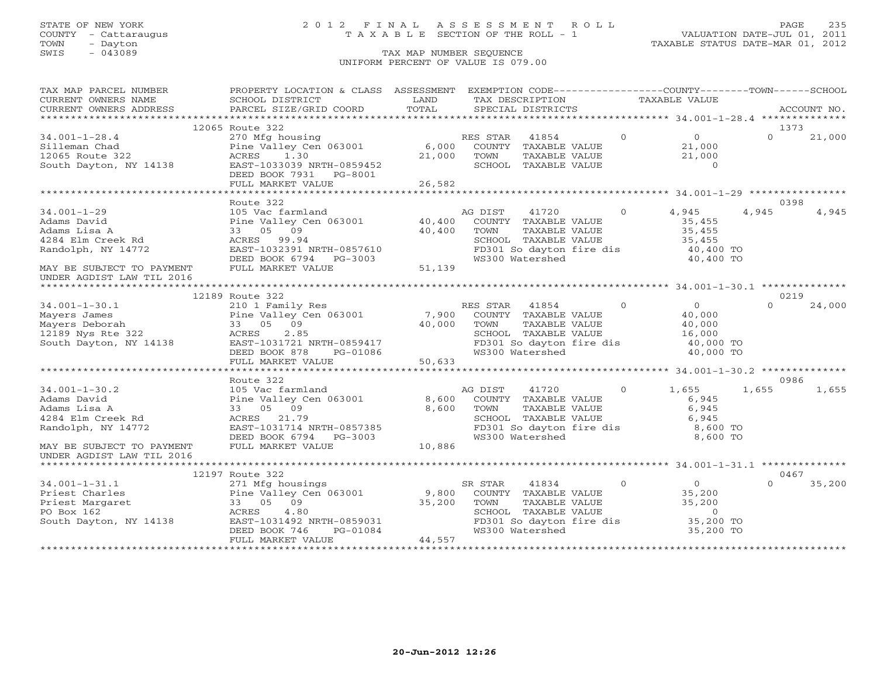STATE OF NEW YORK
COUNTY - Cattaraugus
TOWN - Dayton
SWIS - 043089

# 2012 FINAL ASSESSMENT ROLL
TAXABLE SECTION OF THE ROLL - 1

VALUATION DATE-JUL 01, 2011
TAXABLE STATUS DATE-MAR 01, 2012

TAX MAP NUMBER SEQUENCE
UNIFORM PERCENT OF VALUE IS 079.00

| TAX MAP PARCEL NUMBER / CURRENT OWNERS NAME / CURRENT OWNERS ADDRESS | PROPERTY LOCATION & CLASS / SCHOOL DISTRICT / PARCEL SIZE/GRID COORD | ASSESSMENT LAND / TOTAL | EXEMPTION CODE / TAX DESCRIPTION / SPECIAL DISTRICTS | COUNTY TAXABLE VALUE | TOWN | SCHOOL | ACCOUNT NO. |
|---|---|---|---|---|---|---|---|
| **34.001-1-28.4** | 12065 Route 322 | | | | | | 1373 |
| 34.001-1-28.4 | 270 Mfg housing | | RES STAR 41854 0 | 0 | 0 | 21,000 | |
| Silleman Chad | Pine Valley Cen 063001 | 6,000 | COUNTY TAXABLE VALUE | 21,000 | | | |
| 12065 Route 322 | ACRES 1.30 | 21,000 | TOWN TAXABLE VALUE | 21,000 | | | |
| South Dayton, NY 14138 | EAST-1033039 NRTH-0859452 | | SCHOOL TAXABLE VALUE | 0 | | | |
| | DEED BOOK 7931 PG-8001 | | | | | | |
| | FULL MARKET VALUE | 26,582 | | | | | |
| **34.001-1-29** | Route 322 | | | | | | 0398 |
| 34.001-1-29 | 105 Vac farmland | | AG DIST 41720 0 | 4,945 | 4,945 | 4,945 | |
| Adams David | Pine Valley Cen 063001 | 40,400 | COUNTY TAXABLE VALUE | 35,455 | | | |
| Adams Lisa A | 33 05 09 | 40,400 | TOWN TAXABLE VALUE | 35,455 | | | |
| 4284 Elm Creek Rd | ACRES 99.94 | | SCHOOL TAXABLE VALUE | 35,455 | | | |
| Randolph, NY 14772 | EAST-1032391 NRTH-0857610 | | FD301 So dayton fire dis | 40,400 TO | | | |
| | DEED BOOK 6794 PG-3003 | | WS300 Watershed | 40,400 TO | | | |
| MAY BE SUBJECT TO PAYMENT | FULL MARKET VALUE | 51,139 | | | | | |
| UNDER AGDIST LAW TIL 2016 | | | | | | | |
| **34.001-1-30.1** | 12189 Route 322 | | | | | | 0219 |
| 34.001-1-30.1 | 210 1 Family Res | | RES STAR 41854 0 | 0 | 0 | 24,000 | |
| Mayers James | Pine Valley Cen 063001 | 7,900 | COUNTY TAXABLE VALUE | 40,000 | | | |
| Mayers Deborah | 33 05 09 | 40,000 | TOWN TAXABLE VALUE | 40,000 | | | |
| 12189 Nys Rte 322 | ACRES 2.85 | | SCHOOL TAXABLE VALUE | 16,000 | | | |
| South Dayton, NY 14138 | EAST-1031721 NRTH-0859417 | | FD301 So dayton fire dis | 40,000 TO | | | |
| | DEED BOOK 878 PG-01086 | | WS300 Watershed | 40,000 TO | | | |
| | FULL MARKET VALUE | 50,633 | | | | | |
| **34.001-1-30.2** | Route 322 | | | | | | 0986 |
| 34.001-1-30.2 | 105 Vac farmland | | AG DIST 41720 0 | 1,655 | 1,655 | 1,655 | |
| Adams David | Pine Valley Cen 063001 | 8,600 | COUNTY TAXABLE VALUE | 6,945 | | | |
| Adams Lisa A | 33 05 09 | 8,600 | TOWN TAXABLE VALUE | 6,945 | | | |
| 4284 Elm Creek Rd | ACRES 21.79 | | SCHOOL TAXABLE VALUE | 6,945 | | | |
| Randolph, NY 14772 | EAST-1031714 NRTH-0857385 | | FD301 So dayton fire dis | 8,600 TO | | | |
| | DEED BOOK 6794 PG-3003 | | WS300 Watershed | 8,600 TO | | | |
| MAY BE SUBJECT TO PAYMENT | FULL MARKET VALUE | 10,886 | | | | | |
| UNDER AGDIST LAW TIL 2016 | | | | | | | |
| **34.001-1-31.1** | 12197 Route 322 | | | | | | 0467 |
| 34.001-1-31.1 | 271 Mfg housings | | SR STAR 41834 0 | 0 | 0 | 35,200 | |
| Priest Charles | Pine Valley Cen 063001 | 9,800 | COUNTY TAXABLE VALUE | 35,200 | | | |
| Priest Margaret | 33 05 09 | 35,200 | TOWN TAXABLE VALUE | 35,200 | | | |
| PO Box 162 | ACRES 4.80 | | SCHOOL TAXABLE VALUE | 0 | | | |
| South Dayton, NY 14138 | EAST-1031492 NRTH-0859031 | | FD301 So dayton fire dis | 35,200 TO | | | |
| | DEED BOOK 746 PG-01084 | | WS300 Watershed | 35,200 TO | | | |
| | FULL MARKET VALUE | 44,557 | | | | | |

20-Jun-2012 12:26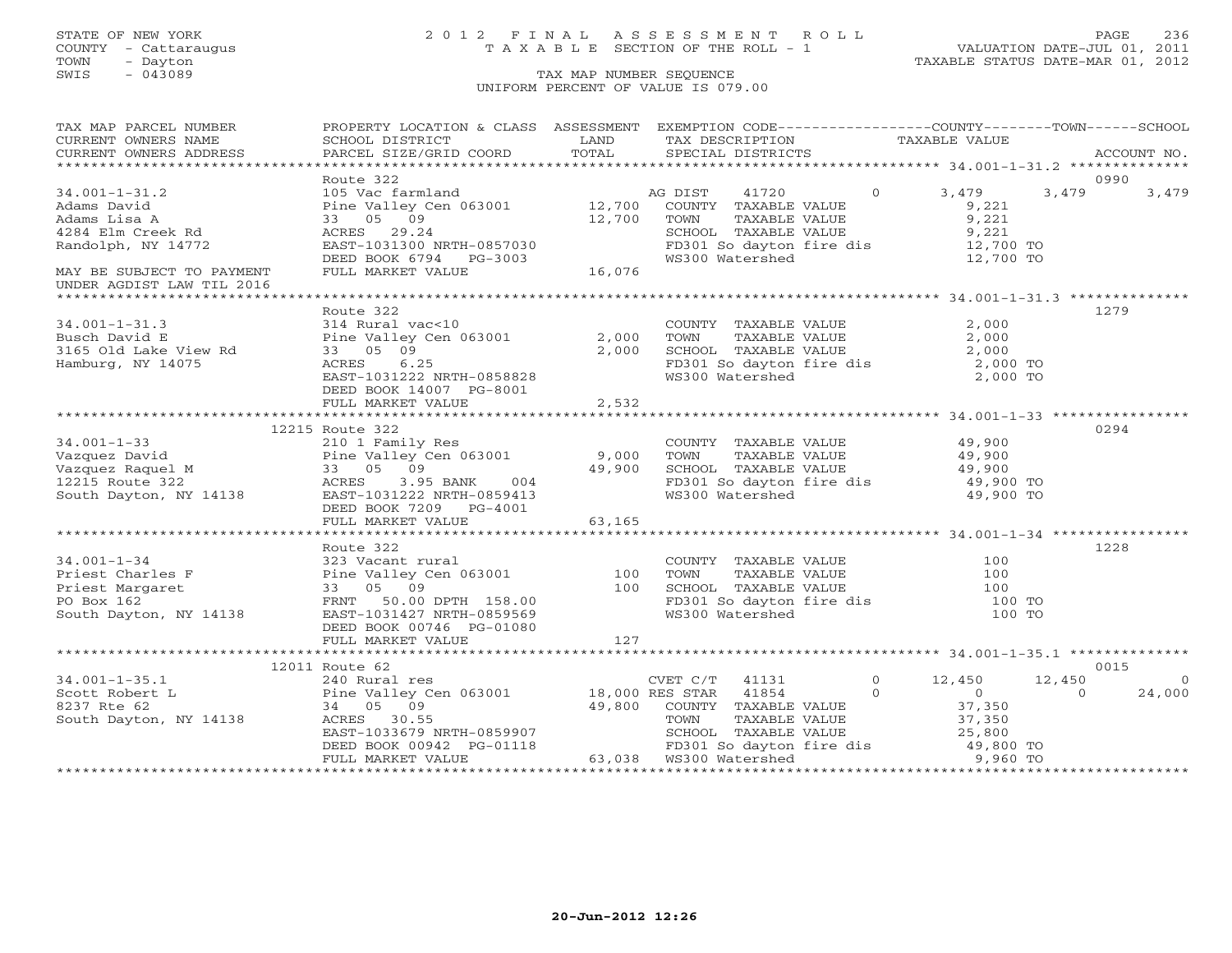STATE OF NEW YORK
COUNTY - Cattaraugus
TOWN - Dayton
SWIS - 043089

# 2012 FINAL ASSESSMENT ROLL
TAXABLE SECTION OF THE ROLL - 1

VALUATION DATE-JUL 01, 2011
TAXABLE STATUS DATE-MAR 01, 2012

TAX MAP NUMBER SEQUENCE
UNIFORM PERCENT OF VALUE IS 079.00

| TAX MAP PARCEL NUMBER / CURRENT OWNERS NAME / CURRENT OWNERS ADDRESS | PROPERTY LOCATION & CLASS / SCHOOL DISTRICT / PARCEL SIZE/GRID COORD | ASSESSMENT LAND / TOTAL | EXEMPTION CODE / TAX DESCRIPTION / SPECIAL DISTRICTS | COUNTY TAXABLE VALUE | TOWN | SCHOOL / ACCOUNT NO. |
|---|---|---|---|---|---|---|
| **34.001-1-31.2** | Route 322 | | | | | 0990 |
| 34.001-1-31.2 | 105 Vac farmland | | AG DIST 41720 0 | 3,479 | 3,479 | 3,479 |
| Adams David | Pine Valley Cen 063001 | 12,700 | COUNTY TAXABLE VALUE | 9,221 | | |
| Adams Lisa A | 33 05 09 | 12,700 | TOWN TAXABLE VALUE | 9,221 | | |
| 4284 Elm Creek Rd | ACRES 29.24 | | SCHOOL TAXABLE VALUE | 9,221 | | |
| Randolph, NY 14772 | EAST-1031300 NRTH-0857030 | | FD301 So dayton fire dis | 12,700 TO | | |
| | DEED BOOK 6794 PG-3003 | | WS300 Watershed | 12,700 TO | | |
| MAY BE SUBJECT TO PAYMENT UNDER AGDIST LAW TIL 2016 | FULL MARKET VALUE | 16,076 | | | | |
| **34.001-1-31.3** | Route 322 | | | | | 1279 |
| 34.001-1-31.3 | 314 Rural vac<10 | | COUNTY TAXABLE VALUE | 2,000 | | |
| Busch David E | Pine Valley Cen 063001 | 2,000 | TOWN TAXABLE VALUE | 2,000 | | |
| 3165 Old Lake View Rd | 33 05 09 | 2,000 | SCHOOL TAXABLE VALUE | 2,000 | | |
| Hamburg, NY 14075 | ACRES 6.25 | | FD301 So dayton fire dis | 2,000 TO | | |
| | EAST-1031222 NRTH-0858828 | | WS300 Watershed | 2,000 TO | | |
| | DEED BOOK 14007 PG-8001 | | | | | |
| | FULL MARKET VALUE | 2,532 | | | | |
| **34.001-1-33** | 12215 Route 322 | | | | | 0294 |
| 34.001-1-33 | 210 1 Family Res | | COUNTY TAXABLE VALUE | 49,900 | | |
| Vazquez David | Pine Valley Cen 063001 | 9,000 | TOWN TAXABLE VALUE | 49,900 | | |
| Vazquez Raquel M | 33 05 09 | 49,900 | SCHOOL TAXABLE VALUE | 49,900 | | |
| 12215 Route 322 | ACRES 3.95 BANK 004 | | FD301 So dayton fire dis | 49,900 TO | | |
| South Dayton, NY 14138 | EAST-1031222 NRTH-0859413 | | WS300 Watershed | 49,900 TO | | |
| | DEED BOOK 7209 PG-4001 | | | | | |
| | FULL MARKET VALUE | 63,165 | | | | |
| **34.001-1-34** | Route 322 | | | | | 1228 |
| 34.001-1-34 | 323 Vacant rural | | COUNTY TAXABLE VALUE | 100 | | |
| Priest Charles F | Pine Valley Cen 063001 | 100 | TOWN TAXABLE VALUE | 100 | | |
| Priest Margaret | 33 05 09 | 100 | SCHOOL TAXABLE VALUE | 100 | | |
| PO Box 162 | FRNT 50.00 DPTH 158.00 | | FD301 So dayton fire dis | 100 TO | | |
| South Dayton, NY 14138 | EAST-1031427 NRTH-0859569 | | WS300 Watershed | 100 TO | | |
| | DEED BOOK 00746 PG-01080 | | | | | |
| | FULL MARKET VALUE | 127 | | | | |
| **34.001-1-35.1** | 12011 Route 62 | | | | | 0015 |
| 34.001-1-35.1 | 240 Rural res | | CVET C/T 41131 0 | 12,450 | 12,450 | 0 |
| Scott Robert L | Pine Valley Cen 063001 | 18,000 | RES STAR 41854 0 | 0 | 0 | 24,000 |
| 8237 Rte 62 | 34 05 09 | 49,800 | COUNTY TAXABLE VALUE | 37,350 | | |
| South Dayton, NY 14138 | ACRES 30.55 | | TOWN TAXABLE VALUE | 37,350 | | |
| | EAST-1033679 NRTH-0859907 | | SCHOOL TAXABLE VALUE | 25,800 | | |
| | DEED BOOK 00942 PG-01118 | | FD301 So dayton fire dis | 49,800 TO | | |
| | FULL MARKET VALUE | 63,038 | WS300 Watershed | 9,960 TO | | |

20-Jun-2012 12:26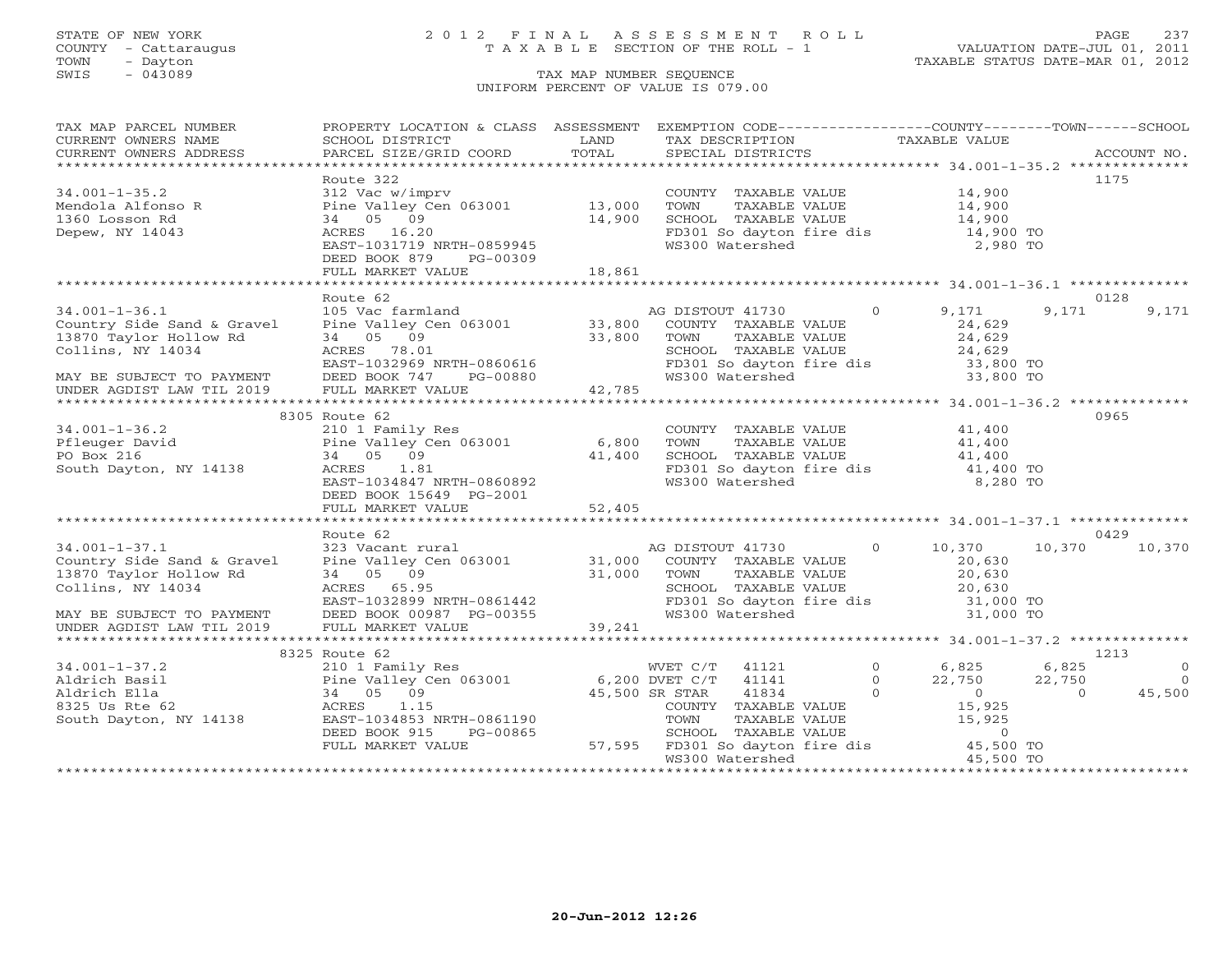STATE OF NEW YORK
COUNTY - Cattaraugus
TOWN - Dayton
SWIS - 043089

# 2012 FINAL ASSESSMENT ROLL
TAXABLE SECTION OF THE ROLL - 1

VALUATION DATE-JUL 01, 2011
TAXABLE STATUS DATE-MAR 01, 2012

TAX MAP NUMBER SEQUENCE
UNIFORM PERCENT OF VALUE IS 079.00

| TAX MAP PARCEL NUMBER / CURRENT OWNERS NAME / CURRENT OWNERS ADDRESS | PROPERTY LOCATION & CLASS / SCHOOL DISTRICT / PARCEL SIZE/GRID COORD | ASSESSMENT LAND / TOTAL | EXEMPTION CODE / TAX DESCRIPTION / SPECIAL DISTRICTS | COUNTY TAXABLE VALUE | TOWN | SCHOOL | ACCOUNT NO. |
|---|---|---|---|---|---|---|---|
| **34.001-1-35.2** | Route 322 | | | | | | 1175 |
| 34.001-1-35.2 | 312 Vac w/imprv | | COUNTY TAXABLE VALUE | 14,900 | | | |
| Mendola Alfonso R | Pine Valley Cen 063001 | 13,000 | TOWN TAXABLE VALUE | 14,900 | | | |
| 1360 Losson Rd | 34 05 09 | 14,900 | SCHOOL TAXABLE VALUE | 14,900 | | | |
| Depew, NY 14043 | ACRES 16.20 | | FD301 So dayton fire dis | 14,900 TO | | | |
| | EAST-1031719 NRTH-0859945 | | WS300 Watershed | 2,980 TO | | | |
| | DEED BOOK 879 PG-00309 | | | | | | |
| | FULL MARKET VALUE | 18,861 | | | | | |
| **34.001-1-36.1** | Route 62 | | | | | | 0128 |
| 34.001-1-36.1 | 105 Vac farmland | | AG DISTOUT 41730 0 | 9,171 | 9,171 | 9,171 | |
| Country Side Sand & Gravel | Pine Valley Cen 063001 | 33,800 | COUNTY TAXABLE VALUE | 24,629 | | | |
| 13870 Taylor Hollow Rd | 34 05 09 | 33,800 | TOWN TAXABLE VALUE | 24,629 | | | |
| Collins, NY 14034 | ACRES 78.01 | | SCHOOL TAXABLE VALUE | 24,629 | | | |
| | EAST-1032969 NRTH-0860616 | | FD301 So dayton fire dis | 33,800 TO | | | |
| MAY BE SUBJECT TO PAYMENT | DEED BOOK 747 PG-00880 | | WS300 Watershed | 33,800 TO | | | |
| UNDER AGDIST LAW TIL 2019 | FULL MARKET VALUE | 42,785 | | | | | |
| **34.001-1-36.2** | 8305 Route 62 | | | | | | 0965 |
| 34.001-1-36.2 | 210 1 Family Res | | COUNTY TAXABLE VALUE | 41,400 | | | |
| Pfleuger David | Pine Valley Cen 063001 | 6,800 | TOWN TAXABLE VALUE | 41,400 | | | |
| PO Box 216 | 34 05 09 | 41,400 | SCHOOL TAXABLE VALUE | 41,400 | | | |
| South Dayton, NY 14138 | ACRES 1.81 | | FD301 So dayton fire dis | 41,400 TO | | | |
| | EAST-1034847 NRTH-0860892 | | WS300 Watershed | 8,280 TO | | | |
| | DEED BOOK 15649 PG-2001 | | | | | | |
| | FULL MARKET VALUE | 52,405 | | | | | |
| **34.001-1-37.1** | Route 62 | | | | | | 0429 |
| 34.001-1-37.1 | 323 Vacant rural | | AG DISTOUT 41730 0 | 10,370 | 10,370 | 10,370 | |
| Country Side Sand & Gravel | Pine Valley Cen 063001 | 31,000 | COUNTY TAXABLE VALUE | 20,630 | | | |
| 13870 Taylor Hollow Rd | 34 05 09 | 31,000 | TOWN TAXABLE VALUE | 20,630 | | | |
| Collins, NY 14034 | ACRES 65.95 | | SCHOOL TAXABLE VALUE | 20,630 | | | |
| | EAST-1032899 NRTH-0861442 | | FD301 So dayton fire dis | 31,000 TO | | | |
| MAY BE SUBJECT TO PAYMENT | DEED BOOK 00987 PG-00355 | | WS300 Watershed | 31,000 TO | | | |
| UNDER AGDIST LAW TIL 2019 | FULL MARKET VALUE | 39,241 | | | | | |
| **34.001-1-37.2** | 8325 Route 62 | | | | | | 1213 |
| 34.001-1-37.2 | 210 1 Family Res | | WVET C/T 41121 0 | 6,825 | 6,825 | 0 | |
| Aldrich Basil | Pine Valley Cen 063001 | 6,200 | DVET C/T 41141 0 | 22,750 | 22,750 | 0 | |
| Aldrich Ella | 34 05 09 | 45,500 | SR STAR 41834 0 | 0 | 0 | 45,500 | |
| 8325 Us Rte 62 | ACRES 1.15 | | COUNTY TAXABLE VALUE | 15,925 | | | |
| South Dayton, NY 14138 | EAST-1034853 NRTH-0861190 | | TOWN TAXABLE VALUE | 15,925 | | | |
| | DEED BOOK 915 PG-00865 | | SCHOOL TAXABLE VALUE | 0 | | | |
| | FULL MARKET VALUE | 57,595 | FD301 So dayton fire dis | 45,500 TO | | | |
| | | | WS300 Watershed | 45,500 TO | | | |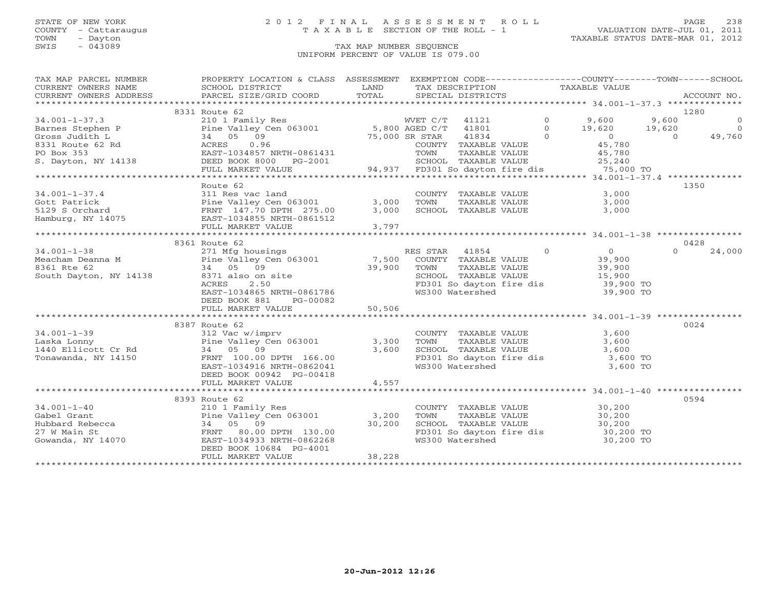STATE OF NEW YORK
COUNTY - Cattaraugus
TOWN - Dayton
SWIS - 043089

# 2012 FINAL ASSESSMENT ROLL
TAXABLE SECTION OF THE ROLL - 1
TAX MAP NUMBER SEQUENCE
UNIFORM PERCENT OF VALUE IS 079.00

VALUATION DATE-JUL 01, 2011
TAXABLE STATUS DATE-MAR 01, 2012

| TAX MAP PARCEL NUMBER / CURRENT OWNERS NAME / CURRENT OWNERS ADDRESS | PROPERTY LOCATION & CLASS / SCHOOL DISTRICT / PARCEL SIZE/GRID COORD | ASSESSMENT LAND / TOTAL | EXEMPTION CODE / TAX DESCRIPTION / SPECIAL DISTRICTS | COUNTY | TOWN | SCHOOL | ACCOUNT NO. |
|---|---|---|---|---|---|---|---|
| 34.001-1-37.3 | 8331 Route 62 | | | | | | 1280 |
| Barnes Stephen P | 210 1 Family Res | | WVET C/T 41121 0 | 9,600 | 9,600 | 0 | |
| Gross Judith L | Pine Valley Cen 063001 | 5,800 | AGED C/T 41801 0 | 19,620 | 19,620 | 0 | |
| 8331 Route 62 Rd | 34 05 09 | 75,000 | SR STAR 41834 0 | 0 | 0 | 49,760 | |
| PO Box 353 | ACRES 0.96 | | COUNTY TAXABLE VALUE | 45,780 | | | |
| S. Dayton, NY 14138 | EAST-1034857 NRTH-0861431 | | TOWN TAXABLE VALUE | | 45,780 | | |
| | DEED BOOK 8000 PG-2001 | | SCHOOL TAXABLE VALUE | | | 25,240 | |
| | FULL MARKET VALUE | 94,937 | FD301 So dayton fire dis | 75,000 TO | | | |
| 34.001-1-37.4 | Route 62 | | | | | | 1350 |
| Gott Patrick | 311 Res vac land | | COUNTY TAXABLE VALUE | 3,000 | | | |
| 5129 S Orchard | Pine Valley Cen 063001 | 3,000 | TOWN TAXABLE VALUE | | 3,000 | | |
| Hamburg, NY 14075 | FRNT 147.70 DPTH 275.00 | 3,000 | SCHOOL TAXABLE VALUE | | | 3,000 | |
| | EAST-1034855 NRTH-0861512 | | | | | | |
| | FULL MARKET VALUE | 3,797 | | | | | |
| 34.001-1-38 | 8361 Route 62 | | | | | | 0428 |
| Meacham Deanna M | 271 Mfg housings | | RES STAR 41854 0 | 0 | 0 | 24,000 | |
| 8361 Rte 62 | Pine Valley Cen 063001 | 7,500 | COUNTY TAXABLE VALUE | 39,900 | | | |
| South Dayton, NY 14138 | 34 05 09 | 39,900 | TOWN TAXABLE VALUE | | 39,900 | | |
| | 8371 also on site | | SCHOOL TAXABLE VALUE | | | 15,900 | |
| | ACRES 2.50 | | FD301 So dayton fire dis | 39,900 TO | | | |
| | EAST-1034865 NRTH-0861786 | | WS300 Watershed | 39,900 TO | | | |
| | DEED BOOK 881 PG-00082 | | | | | | |
| | FULL MARKET VALUE | 50,506 | | | | | |
| 34.001-1-39 | 8387 Route 62 | | | | | | 0024 |
| Laska Lonny | 312 Vac w/imprv | | COUNTY TAXABLE VALUE | 3,600 | | | |
| 1440 Ellicott Cr Rd | Pine Valley Cen 063001 | 3,300 | TOWN TAXABLE VALUE | | 3,600 | | |
| Tonawanda, NY 14150 | 34 05 09 | 3,600 | SCHOOL TAXABLE VALUE | | | 3,600 | |
| | FRNT 100.00 DPTH 166.00 | | FD301 So dayton fire dis | 3,600 TO | | | |
| | EAST-1034916 NRTH-0862041 | | WS300 Watershed | 3,600 TO | | | |
| | DEED BOOK 00942 PG-00418 | | | | | | |
| | FULL MARKET VALUE | 4,557 | | | | | |
| 34.001-1-40 | 8393 Route 62 | | | | | | 0594 |
| Gabel Grant | 210 1 Family Res | | COUNTY TAXABLE VALUE | 30,200 | | | |
| Hubbard Rebecca | Pine Valley Cen 063001 | 3,200 | TOWN TAXABLE VALUE | | 30,200 | | |
| 27 W Main St | 34 05 09 | 30,200 | SCHOOL TAXABLE VALUE | | | 30,200 | |
| Gowanda, NY 14070 | FRNT 80.00 DPTH 130.00 | | FD301 So dayton fire dis | 30,200 TO | | | |
| | EAST-1034933 NRTH-0862268 | | WS300 Watershed | 30,200 TO | | | |
| | DEED BOOK 10684 PG-4001 | | | | | | |
| | FULL MARKET VALUE | 38,228 | | | | | |

20-Jun-2012 12:26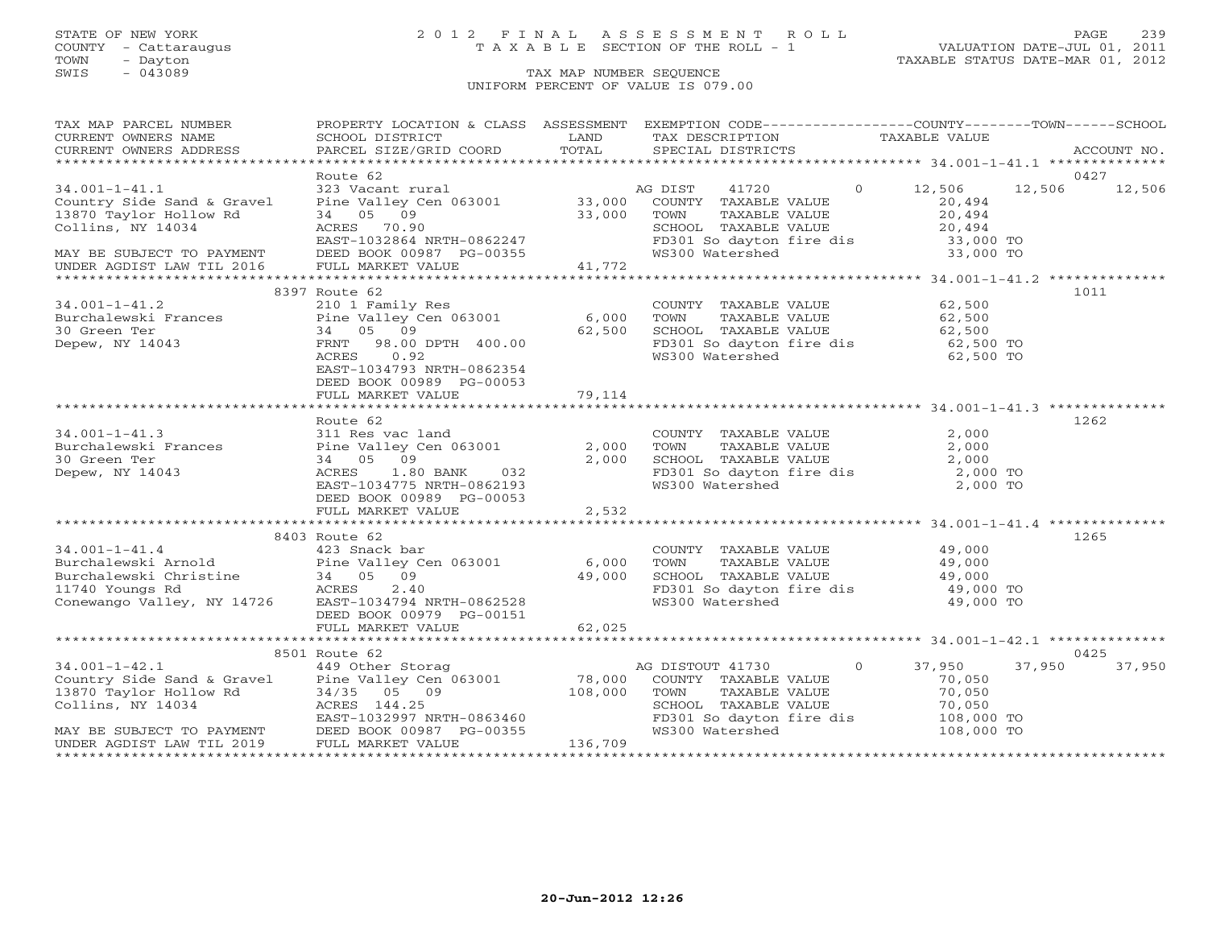STATE OF NEW YORK
COUNTY - Cattaraugus
TOWN - Dayton
SWIS - 043089

# 2012 FINAL ASSESSMENT ROLL
TAXABLE SECTION OF THE ROLL - 1
TAX MAP NUMBER SEQUENCE
UNIFORM PERCENT OF VALUE IS 079.00

VALUATION DATE-JUL 01, 2011
TAXABLE STATUS DATE-MAR 01, 2012

| TAX MAP PARCEL NUMBER / CURRENT OWNERS NAME / CURRENT OWNERS ADDRESS | PROPERTY LOCATION & CLASS / SCHOOL DISTRICT / PARCEL SIZE/GRID COORD | ASSESSMENT LAND / TOTAL | EXEMPTION CODE / TAX DESCRIPTION / SPECIAL DISTRICTS | COUNTY | TOWN | SCHOOL | ACCOUNT NO. |
|---|---|---|---|---|---|---|---|
| 34.001-1-41.1 | Route 62 | | | | | | 0427 |
| | 323 Vacant rural | | AG DIST 41720 0 | 12,506 | 12,506 | 12,506 | |
| Country Side Sand & Gravel | Pine Valley Cen 063001 | 33,000 | COUNTY TAXABLE VALUE | 20,494 | | | |
| 13870 Taylor Hollow Rd | 34 05 09 | 33,000 | TOWN TAXABLE VALUE | | 20,494 | | |
| Collins, NY 14034 | ACRES 70.90 | | SCHOOL TAXABLE VALUE | | | 20,494 | |
| | EAST-1032864 NRTH-0862247 | | FD301 So dayton fire dis | 33,000 TO | | | |
| MAY BE SUBJECT TO PAYMENT | DEED BOOK 00987 PG-00355 | | WS300 Watershed | 33,000 TO | | | |
| UNDER AGDIST LAW TIL 2016 | FULL MARKET VALUE | 41,772 | | | | | |
| 34.001-1-41.2 | 8397 Route 62 | | | | | | 1011 |
| | 210 1 Family Res | | COUNTY TAXABLE VALUE | 62,500 | | | |
| Burchalewski Frances | Pine Valley Cen 063001 | 6,000 | TOWN TAXABLE VALUE | | 62,500 | | |
| 30 Green Ter | 34 05 09 | 62,500 | SCHOOL TAXABLE VALUE | | | 62,500 | |
| Depew, NY 14043 | FRNT 98.00 DPTH 400.00 | | FD301 So dayton fire dis | 62,500 TO | | | |
| | ACRES 0.92 | | WS300 Watershed | 62,500 TO | | | |
| | EAST-1034793 NRTH-0862354 | | | | | | |
| | DEED BOOK 00989 PG-00053 | | | | | | |
| | FULL MARKET VALUE | 79,114 | | | | | |
| 34.001-1-41.3 | Route 62 | | | | | | 1262 |
| | 311 Res vac land | | COUNTY TAXABLE VALUE | 2,000 | | | |
| Burchalewski Frances | Pine Valley Cen 063001 | 2,000 | TOWN TAXABLE VALUE | | 2,000 | | |
| 30 Green Ter | 34 05 09 | 2,000 | SCHOOL TAXABLE VALUE | | | 2,000 | |
| Depew, NY 14043 | ACRES 1.80 BANK 032 | | FD301 So dayton fire dis | 2,000 TO | | | |
| | EAST-1034775 NRTH-0862193 | | WS300 Watershed | 2,000 TO | | | |
| | DEED BOOK 00989 PG-00053 | | | | | | |
| | FULL MARKET VALUE | 2,532 | | | | | |
| 34.001-1-41.4 | 8403 Route 62 | | | | | | 1265 |
| | 423 Snack bar | | COUNTY TAXABLE VALUE | 49,000 | | | |
| Burchalewski Arnold | Pine Valley Cen 063001 | 6,000 | TOWN TAXABLE VALUE | | 49,000 | | |
| Burchalewski Christine | 34 05 09 | 49,000 | SCHOOL TAXABLE VALUE | | | 49,000 | |
| 11740 Youngs Rd | ACRES 2.40 | | FD301 So dayton fire dis | 49,000 TO | | | |
| Conewango Valley, NY 14726 | EAST-1034794 NRTH-0862528 | | WS300 Watershed | 49,000 TO | | | |
| | DEED BOOK 00979 PG-00151 | | | | | | |
| | FULL MARKET VALUE | 62,025 | | | | | |
| 34.001-1-42.1 | 8501 Route 62 | | | | | | 0425 |
| | 449 Other Storag | | AG DISTOUT 41730 0 | 37,950 | 37,950 | 37,950 | |
| Country Side Sand & Gravel | Pine Valley Cen 063001 | 78,000 | COUNTY TAXABLE VALUE | 70,050 | | | |
| 13870 Taylor Hollow Rd | 34/35 05 09 | 108,000 | TOWN TAXABLE VALUE | | 70,050 | | |
| Collins, NY 14034 | ACRES 144.25 | | SCHOOL TAXABLE VALUE | | | 70,050 | |
| | EAST-1032997 NRTH-0863460 | | FD301 So dayton fire dis | 108,000 TO | | | |
| MAY BE SUBJECT TO PAYMENT | DEED BOOK 00987 PG-00355 | | WS300 Watershed | 108,000 TO | | | |
| UNDER AGDIST LAW TIL 2019 | FULL MARKET VALUE | 136,709 | | | | | |

20-Jun-2012 12:26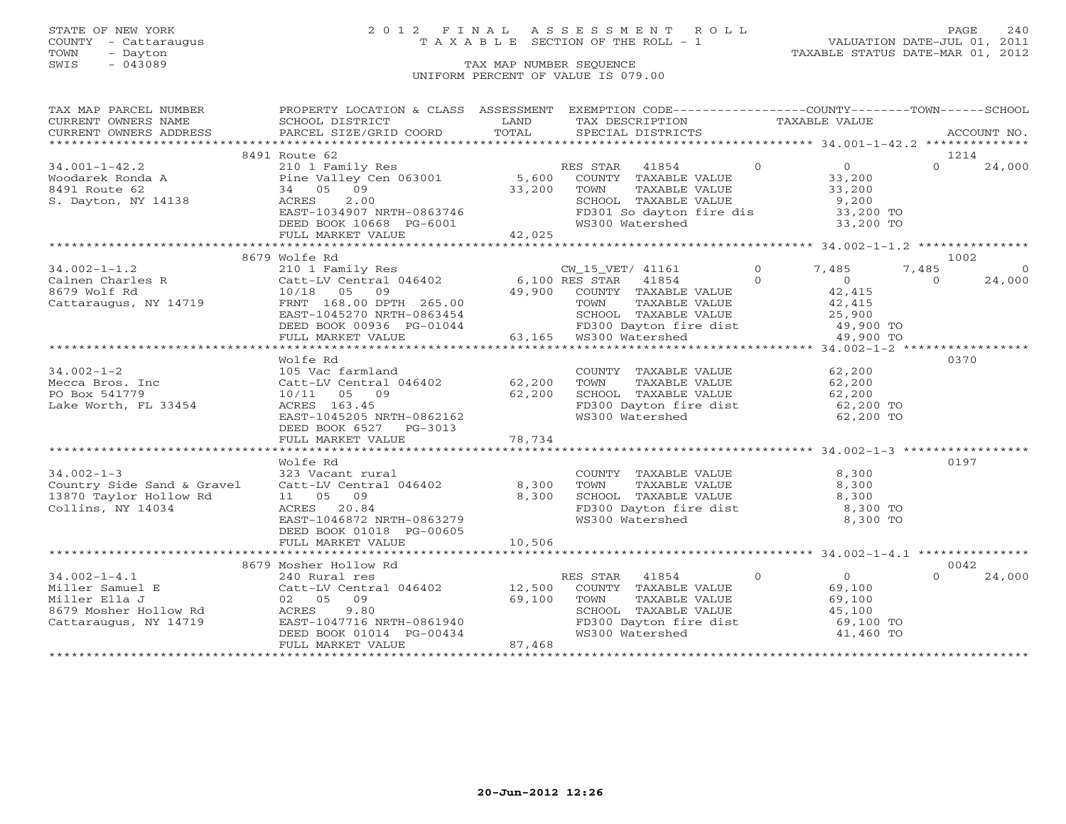STATE OF NEW YORK
COUNTY - Cattaraugus
TOWN - Dayton
SWIS - 043089

# 2012 FINAL ASSESSMENT ROLL
TAXABLE SECTION OF THE ROLL - 1

VALUATION DATE-JUL 01, 2011
TAXABLE STATUS DATE-MAR 01, 2012

TAX MAP NUMBER SEQUENCE
UNIFORM PERCENT OF VALUE IS 079.00

| TAX MAP PARCEL NUMBER / CURRENT OWNERS NAME / CURRENT OWNERS ADDRESS | PROPERTY LOCATION & CLASS / SCHOOL DISTRICT / PARCEL SIZE/GRID COORD | ASSESSMENT LAND / TOTAL | EXEMPTION CODE / TAX DESCRIPTION / SPECIAL DISTRICTS | COUNTY | TOWN | SCHOOL | ACCOUNT NO. |
|---|---|---|---|---|---|---|---|
| **34.001-1-42.2** | 8491 Route 62 | | | | | | 1214 |
| | 210 1 Family Res | | RES STAR 41854 | 0 | 0 | 24,000 | |
| Woodarek Ronda A | Pine Valley Cen 063001 | 5,600 | COUNTY TAXABLE VALUE | 33,200 | | | |
| 8491 Route 62 | 34 05 09 | 33,200 | TOWN TAXABLE VALUE | | 33,200 | | |
| S. Dayton, NY 14138 | ACRES 2.00 | | SCHOOL TAXABLE VALUE | | | 9,200 | |
| | EAST-1034907 NRTH-0863746 | | FD301 So dayton fire dis | 33,200 TO | | | |
| | DEED BOOK 10668 PG-6001 | | WS300 Watershed | 33,200 TO | | | |
| | FULL MARKET VALUE | 42,025 | | | | | |
| **34.002-1-1.2** | 8679 Wolfe Rd | | | | | | 1002 |
| | 210 1 Family Res | | CW_15_VET/ 41161 | 7,485 | 7,485 | 0 | |
| Calnen Charles R | Catt-LV Central 046402 | 6,100 | RES STAR 41854 | 0 | 0 | 24,000 | |
| 8679 Wolf Rd | 10/18 05 09 | 49,900 | COUNTY TAXABLE VALUE | 42,415 | | | |
| Cattaraugus, NY 14719 | FRNT 168.00 DPTH 265.00 | | TOWN TAXABLE VALUE | | 42,415 | | |
| | EAST-1045270 NRTH-0863454 | | SCHOOL TAXABLE VALUE | | | 25,900 | |
| | DEED BOOK 00936 PG-01044 | | FD300 Dayton fire dist | 49,900 TO | | | |
| | FULL MARKET VALUE | 63,165 | WS300 Watershed | 49,900 TO | | | |
| **34.002-1-2** | Wolfe Rd | | | | | | 0370 |
| | 105 Vac farmland | | COUNTY TAXABLE VALUE | 62,200 | | | |
| Mecca Bros. Inc | Catt-LV Central 046402 | 62,200 | TOWN TAXABLE VALUE | | 62,200 | | |
| PO Box 541779 | 10/11 05 09 | 62,200 | SCHOOL TAXABLE VALUE | | | 62,200 | |
| Lake Worth, FL 33454 | ACRES 163.45 | | FD300 Dayton fire dist | 62,200 TO | | | |
| | EAST-1045205 NRTH-0862162 | | WS300 Watershed | 62,200 TO | | | |
| | DEED BOOK 6527 PG-3013 | | | | | | |
| | FULL MARKET VALUE | 78,734 | | | | | |
| **34.002-1-3** | Wolfe Rd | | | | | | 0197 |
| | 323 Vacant rural | | COUNTY TAXABLE VALUE | 8,300 | | | |
| Country Side Sand & Gravel | Catt-LV Central 046402 | 8,300 | TOWN TAXABLE VALUE | | 8,300 | | |
| 13870 Taylor Hollow Rd | 11 05 09 | 8,300 | SCHOOL TAXABLE VALUE | | | 8,300 | |
| Collins, NY 14034 | ACRES 20.84 | | FD300 Dayton fire dist | 8,300 TO | | | |
| | EAST-1046872 NRTH-0863279 | | WS300 Watershed | 8,300 TO | | | |
| | DEED BOOK 01018 PG-00605 | | | | | | |
| | FULL MARKET VALUE | 10,506 | | | | | |
| **34.002-1-4.1** | 8679 Mosher Hollow Rd | | | | | | 0042 |
| | 240 Rural res | | RES STAR 41854 | 0 | 0 | 24,000 | |
| Miller Samuel E | Catt-LV Central 046402 | 12,500 | COUNTY TAXABLE VALUE | 69,100 | | | |
| Miller Ella J | 02 05 09 | 69,100 | TOWN TAXABLE VALUE | | 69,100 | | |
| 8679 Mosher Hollow Rd | ACRES 9.80 | | SCHOOL TAXABLE VALUE | | | 45,100 | |
| Cattaraugus, NY 14719 | EAST-1047716 NRTH-0861940 | | FD300 Dayton fire dist | 69,100 TO | | | |
| | DEED BOOK 01014 PG-00434 | | WS300 Watershed | 41,460 TO | | | |
| | FULL MARKET VALUE | 87,468 | | | | | |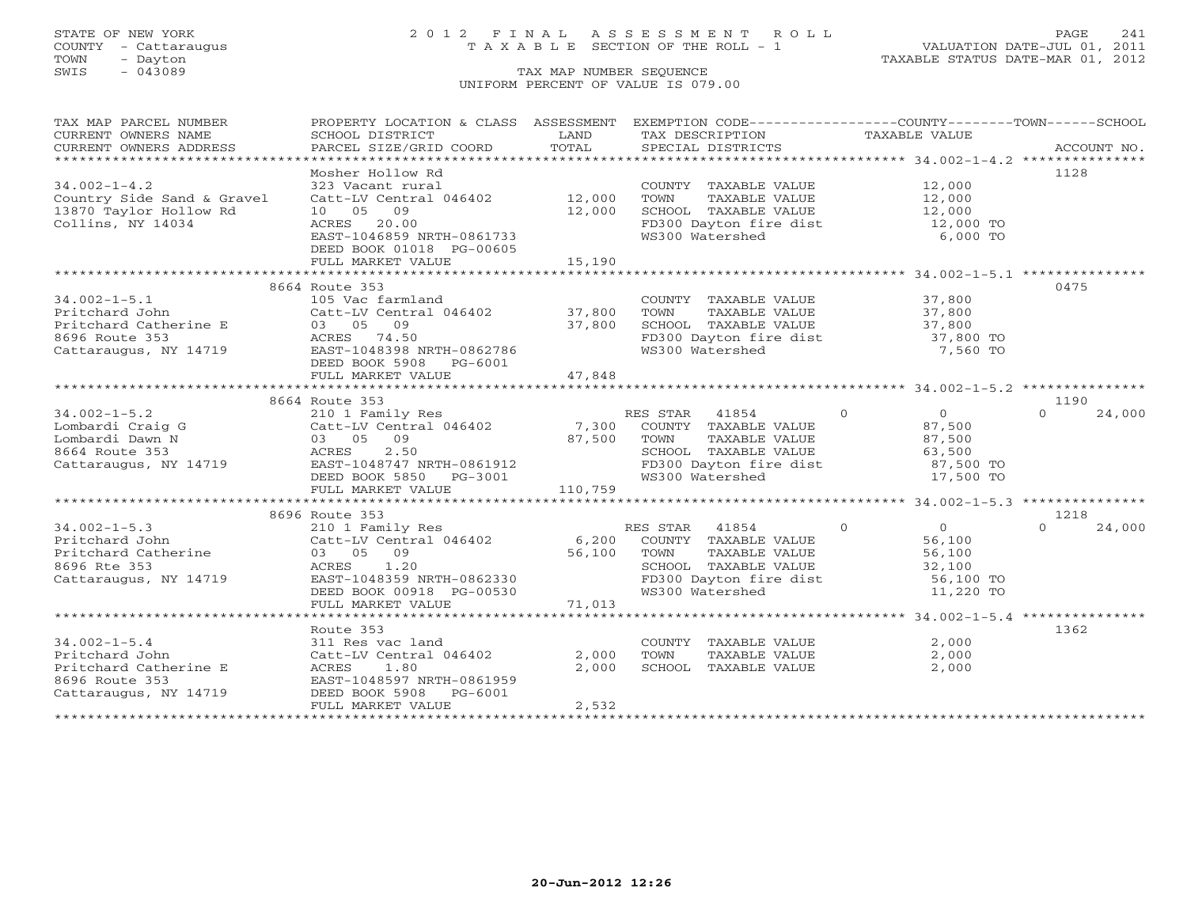STATE OF NEW YORK
COUNTY - Cattaraugus
TOWN - Dayton
SWIS - 043089

# 2012 FINAL ASSESSMENT ROLL

TAXABLE SECTION OF THE ROLL - 1

VALUATION DATE-JUL 01, 2011
TAXABLE STATUS DATE-MAR 01, 2012

TAX MAP NUMBER SEQUENCE
UNIFORM PERCENT OF VALUE IS 079.00

| TAX MAP PARCEL NUMBER / CURRENT OWNERS NAME / CURRENT OWNERS ADDRESS | PROPERTY LOCATION & CLASS / SCHOOL DISTRICT / PARCEL SIZE/GRID COORD | ASSESSMENT LAND | TOTAL | EXEMPTION CODE / TAX DESCRIPTION / SPECIAL DISTRICTS | COUNTY | TOWN | SCHOOL | TAXABLE VALUE / ACCOUNT NO. |
|---|---|---|---|---|---|---|---|---|
| **34.002-1-4.2** | Mosher Hollow Rd | | | | | | | 1128 |
| 34.002-1-4.2 | 323 Vacant rural | | | COUNTY TAXABLE VALUE | | | | 12,000 |
| Country Side Sand & Gravel | Catt-LV Central 046402 | 12,000 | | TOWN TAXABLE VALUE | | | | 12,000 |
| 13870 Taylor Hollow Rd | 10 05 09 | | 12,000 | SCHOOL TAXABLE VALUE | | | | 12,000 |
| Collins, NY 14034 | ACRES 20.00 | | | FD300 Dayton fire dist | | | | 12,000 TO |
| | EAST-1046859 NRTH-0861733 | | | WS300 Watershed | | | | 6,000 TO |
| | DEED BOOK 01018 PG-00605 | | | | | | | |
| | FULL MARKET VALUE | | 15,190 | | | | | |
| **34.002-1-5.1** | 8664 Route 353 | | | | | | | 0475 |
| 34.002-1-5.1 | 105 Vac farmland | | | COUNTY TAXABLE VALUE | | | | 37,800 |
| Pritchard John | Catt-LV Central 046402 | 37,800 | | TOWN TAXABLE VALUE | | | | 37,800 |
| Pritchard Catherine E | 03 05 09 | | 37,800 | SCHOOL TAXABLE VALUE | | | | 37,800 |
| 8696 Route 353 | ACRES 74.50 | | | FD300 Dayton fire dist | | | | 37,800 TO |
| Cattaraugus, NY 14719 | EAST-1048398 NRTH-0862786 | | | WS300 Watershed | | | | 7,560 TO |
| | DEED BOOK 5908 PG-6001 | | | | | | | |
| | FULL MARKET VALUE | | 47,848 | | | | | |
| **34.002-1-5.2** | 8664 Route 353 | | | | | | | 1190 |
| 34.002-1-5.2 | 210 1 Family Res | | | RES STAR 41854 | 0 | 0 | 0 | 24,000 |
| Lombardi Craig G | Catt-LV Central 046402 | 7,300 | | COUNTY TAXABLE VALUE | | | | 87,500 |
| Lombardi Dawn N | 03 05 09 | | 87,500 | TOWN TAXABLE VALUE | | | | 87,500 |
| 8664 Route 353 | ACRES 2.50 | | | SCHOOL TAXABLE VALUE | | | | 63,500 |
| Cattaraugus, NY 14719 | EAST-1048747 NRTH-0861912 | | | FD300 Dayton fire dist | | | | 87,500 TO |
| | DEED BOOK 5850 PG-3001 | | | WS300 Watershed | | | | 17,500 TO |
| | FULL MARKET VALUE | | 110,759 | | | | | |
| **34.002-1-5.3** | 8696 Route 353 | | | | | | | 1218 |
| 34.002-1-5.3 | 210 1 Family Res | | | RES STAR 41854 | 0 | 0 | 0 | 24,000 |
| Pritchard John | Catt-LV Central 046402 | 6,200 | | COUNTY TAXABLE VALUE | | | | 56,100 |
| Pritchard Catherine | 03 05 09 | | 56,100 | TOWN TAXABLE VALUE | | | | 56,100 |
| 8696 Rte 353 | ACRES 1.20 | | | SCHOOL TAXABLE VALUE | | | | 32,100 |
| Cattaraugus, NY 14719 | EAST-1048359 NRTH-0862330 | | | FD300 Dayton fire dist | | | | 56,100 TO |
| | DEED BOOK 00918 PG-00530 | | | WS300 Watershed | | | | 11,220 TO |
| | FULL MARKET VALUE | | 71,013 | | | | | |
| **34.002-1-5.4** | Route 353 | | | | | | | 1362 |
| 34.002-1-5.4 | 311 Res vac land | | | COUNTY TAXABLE VALUE | | | | 2,000 |
| Pritchard John | Catt-LV Central 046402 | 2,000 | | TOWN TAXABLE VALUE | | | | 2,000 |
| Pritchard Catherine E | ACRES 1.80 | | 2,000 | SCHOOL TAXABLE VALUE | | | | 2,000 |
| 8696 Route 353 | EAST-1048597 NRTH-0861959 | | | | | | | |
| Cattaraugus, NY 14719 | DEED BOOK 5908 PG-6001 | | | | | | | |
| | FULL MARKET VALUE | | 2,532 | | | | | |

20-Jun-2012 12:26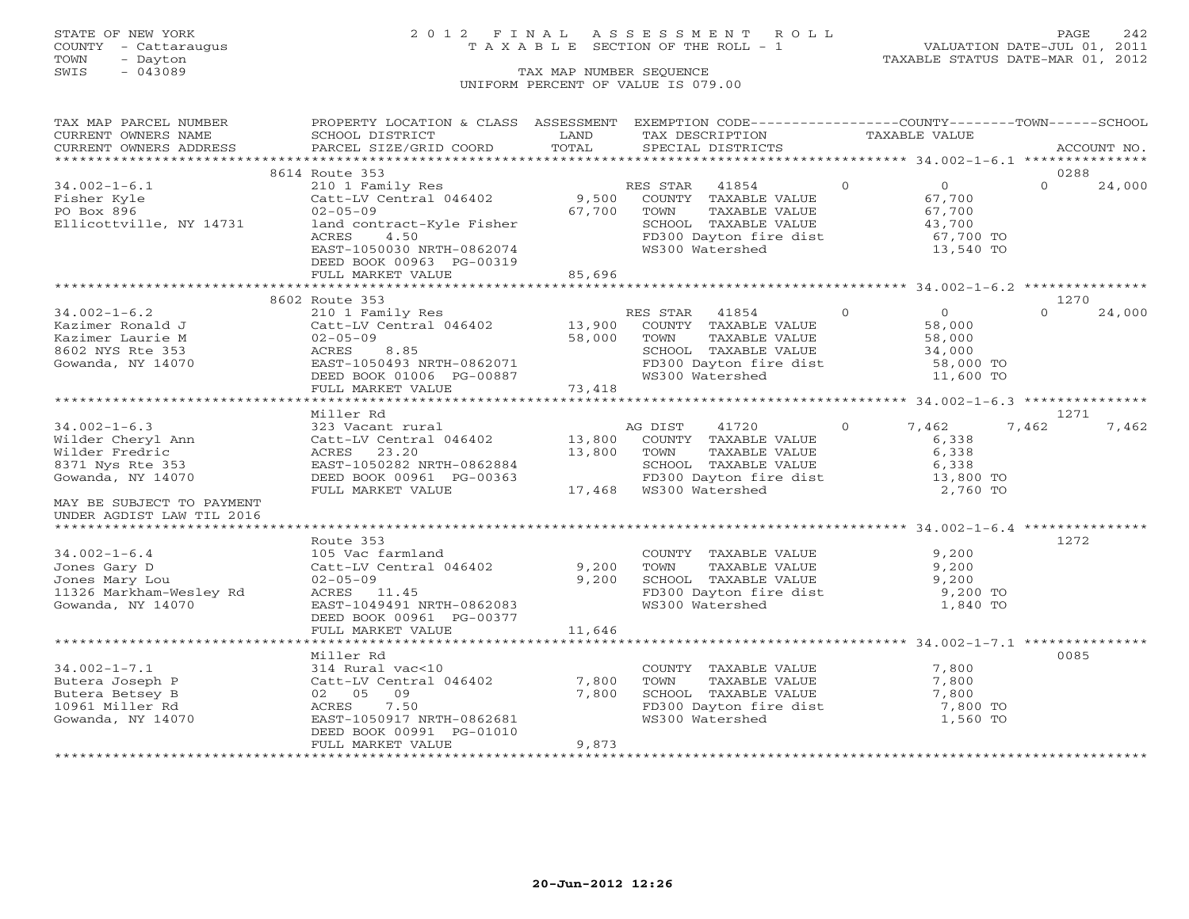STATE OF NEW YORK
COUNTY - Cattaraugus
TOWN - Dayton
SWIS - 043089

# 2012 FINAL ASSESSMENT ROLL
TAXABLE SECTION OF THE ROLL - 1
TAX MAP NUMBER SEQUENCE
UNIFORM PERCENT OF VALUE IS 079.00

VALUATION DATE-JUL 01, 2011
TAXABLE STATUS DATE-MAR 01, 2012

| TAX MAP PARCEL NUMBER / CURRENT OWNERS NAME / CURRENT OWNERS ADDRESS | PROPERTY LOCATION & CLASS / SCHOOL DISTRICT / PARCEL SIZE/GRID COORD | ASSESSMENT LAND / TOTAL | EXEMPTION CODE / TAX DESCRIPTION / SPECIAL DISTRICTS | COUNTY TAXABLE VALUE | TOWN | SCHOOL | ACCOUNT NO. |
|---|---|---|---|---|---|---|---|
| 34.002-1-6.1 | 8614 Route 353 | | | | | | 0288 |
| Fisher Kyle | 210 1 Family Res | | RES STAR 41854 | 0 | 0 | 0 | 24,000 |
| PO Box 896 | Catt-LV Central 046402 | 9,500 | COUNTY TAXABLE VALUE | 67,700 | | | |
| Ellicottville, NY 14731 | 02-05-09 | 67,700 | TOWN TAXABLE VALUE | 67,700 | | | |
| | land contract-Kyle Fisher | | SCHOOL TAXABLE VALUE | 43,700 | | | |
| | ACRES 4.50 | | FD300 Dayton fire dist | 67,700 TO | | | |
| | EAST-1050030 NRTH-0862074 | | WS300 Watershed | 13,540 TO | | | |
| | DEED BOOK 00963 PG-00319 | | | | | | |
| | FULL MARKET VALUE | 85,696 | | | | | |
| 34.002-1-6.2 | 8602 Route 353 | | | | | | 1270 |
| Kazimer Ronald J | 210 1 Family Res | | RES STAR 41854 | 0 | 0 | 0 | 24,000 |
| Kazimer Laurie M | Catt-LV Central 046402 | 13,900 | COUNTY TAXABLE VALUE | 58,000 | | | |
| 8602 NYS Rte 353 | 02-05-09 | 58,000 | TOWN TAXABLE VALUE | 58,000 | | | |
| Gowanda, NY 14070 | ACRES 8.85 | | SCHOOL TAXABLE VALUE | 34,000 | | | |
| | EAST-1050493 NRTH-0862071 | | FD300 Dayton fire dist | 58,000 TO | | | |
| | DEED BOOK 01006 PG-00887 | | WS300 Watershed | 11,600 TO | | | |
| | FULL MARKET VALUE | 73,418 | | | | | |
| 34.002-1-6.3 | Miller Rd | | | | | | 1271 |
| Wilder Cheryl Ann | 323 Vacant rural | | AG DIST 41720 | 0 | 7,462 | 7,462 | 7,462 |
| Wilder Fredric | Catt-LV Central 046402 | 13,800 | COUNTY TAXABLE VALUE | 6,338 | | | |
| 8371 Nys Rte 353 | ACRES 23.20 | 13,800 | TOWN TAXABLE VALUE | 6,338 | | | |
| Gowanda, NY 14070 | EAST-1050282 NRTH-0862884 | | SCHOOL TAXABLE VALUE | 6,338 | | | |
| | DEED BOOK 00961 PG-00363 | | FD300 Dayton fire dist | 13,800 TO | | | |
| MAY BE SUBJECT TO PAYMENT UNDER AGDIST LAW TIL 2016 | FULL MARKET VALUE | 17,468 | WS300 Watershed | 2,760 TO | | | |
| 34.002-1-6.4 | Route 353 | | | | | | 1272 |
| Jones Gary D | 105 Vac farmland | | COUNTY TAXABLE VALUE | 9,200 | | | |
| Jones Mary Lou | Catt-LV Central 046402 | 9,200 | TOWN TAXABLE VALUE | 9,200 | | | |
| 11326 Markham-Wesley Rd | 02-05-09 | 9,200 | SCHOOL TAXABLE VALUE | 9,200 | | | |
| Gowanda, NY 14070 | ACRES 11.45 | | FD300 Dayton fire dist | 9,200 TO | | | |
| | EAST-1049491 NRTH-0862083 | | WS300 Watershed | 1,840 TO | | | |
| | DEED BOOK 00961 PG-00377 | | | | | | |
| | FULL MARKET VALUE | 11,646 | | | | | |
| 34.002-1-7.1 | Miller Rd | | | | | | 0085 |
| Butera Joseph P | 314 Rural vac<10 | | COUNTY TAXABLE VALUE | 7,800 | | | |
| Butera Betsey B | Catt-LV Central 046402 | 7,800 | TOWN TAXABLE VALUE | 7,800 | | | |
| 10961 Miller Rd | 02 05 09 | 7,800 | SCHOOL TAXABLE VALUE | 7,800 | | | |
| Gowanda, NY 14070 | ACRES 7.50 | | FD300 Dayton fire dist | 7,800 TO | | | |
| | EAST-1050917 NRTH-0862681 | | WS300 Watershed | 1,560 TO | | | |
| | DEED BOOK 00991 PG-01010 | | | | | | |
| | FULL MARKET VALUE | 9,873 | | | | | |

20-Jun-2012 12:26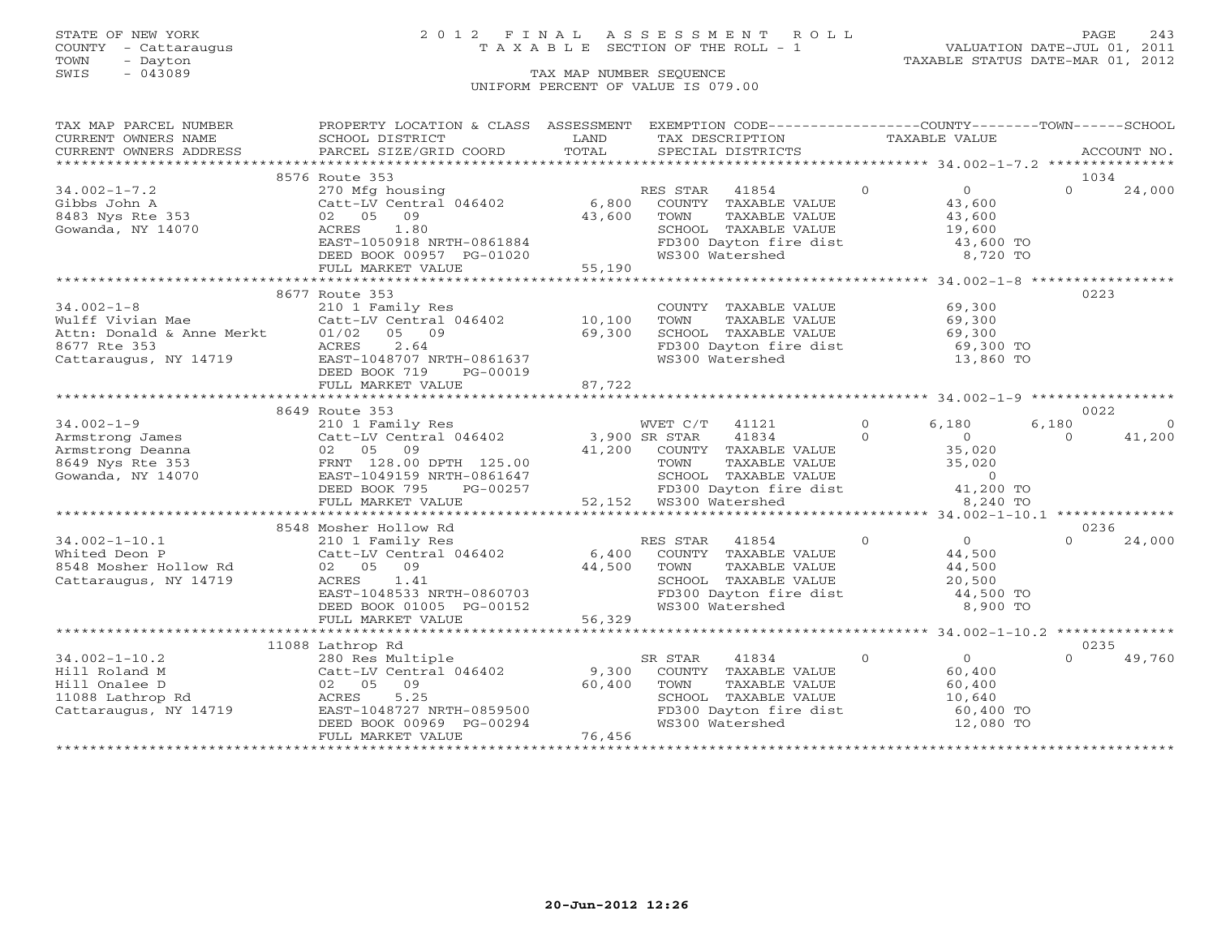STATE OF NEW YORK
COUNTY - Cattaraugus
TOWN - Dayton
SWIS - 043089

# 2012 FINAL ASSESSMENT ROLL
TAXABLE SECTION OF THE ROLL - 1
TAX MAP NUMBER SEQUENCE
UNIFORM PERCENT OF VALUE IS 079.00

VALUATION DATE-JUL 01, 2011
TAXABLE STATUS DATE-MAR 01, 2012

| TAX MAP PARCEL NUMBER / CURRENT OWNERS NAME / CURRENT OWNERS ADDRESS | PROPERTY LOCATION & CLASS / SCHOOL DISTRICT / PARCEL SIZE/GRID COORD | ASSESSMENT LAND / TOTAL | EXEMPTION CODE / TAX DESCRIPTION / SPECIAL DISTRICTS | COUNTY | TOWN | SCHOOL | ACCOUNT NO. |
|---|---|---|---|---|---|---|---|
| 34.002-1-7.2 | 8576 Route 353 | | | | | | 1034 |
| Gibbs John A | 270 Mfg housing | | RES STAR 41854 | 0 | 0 | 24,000 | |
| 8483 Nys Rte 353 | Catt-LV Central 046402 | 6,800 | COUNTY TAXABLE VALUE | 43,600 | | | |
| Gowanda, NY 14070 | 02 05 09 | 43,600 | TOWN TAXABLE VALUE | | 43,600 | | |
| | ACRES 1.80 | | SCHOOL TAXABLE VALUE | | | 19,600 | |
| | EAST-1050918 NRTH-0861884 | | FD300 Dayton fire dist | 43,600 TO | | | |
| | DEED BOOK 00957 PG-01020 | | WS300 Watershed | 8,720 TO | | | |
| | FULL MARKET VALUE | 55,190 | | | | | |
| 34.002-1-8 | 8677 Route 353 | | | | | | 0223 |
| Wulff Vivian Mae | 210 1 Family Res | | COUNTY TAXABLE VALUE | 69,300 | | | |
| Attn: Donald & Anne Merkt | Catt-LV Central 046402 | 10,100 | TOWN TAXABLE VALUE | | 69,300 | | |
| 8677 Rte 353 | 01/02 05 09 | 69,300 | SCHOOL TAXABLE VALUE | | | 69,300 | |
| Cattaraugus, NY 14719 | ACRES 2.64 | | FD300 Dayton fire dist | 69,300 TO | | | |
| | EAST-1048707 NRTH-0861637 | | WS300 Watershed | 13,860 TO | | | |
| | DEED BOOK 719 PG-00019 | | | | | | |
| | FULL MARKET VALUE | 87,722 | | | | | |
| 34.002-1-9 | 8649 Route 353 | | | | | | 0022 |
| Armstrong James | 210 1 Family Res | | WVET C/T 41121 | 6,180 | 6,180 | 0 | |
| Armstrong Deanna | Catt-LV Central 046402 | 3,900 | SR STAR 41834 | 0 | 0 | 41,200 | |
| 8649 Nys Rte 353 | 02 05 09 | 41,200 | COUNTY TAXABLE VALUE | 35,020 | | | |
| Gowanda, NY 14070 | FRNT 128.00 DPTH 125.00 | | TOWN TAXABLE VALUE | | 35,020 | | |
| | EAST-1049159 NRTH-0861647 | | SCHOOL TAXABLE VALUE | | | 0 | |
| | DEED BOOK 795 PG-00257 | | FD300 Dayton fire dist | 41,200 TO | | | |
| | FULL MARKET VALUE | 52,152 | WS300 Watershed | 8,240 TO | | | |
| 34.002-1-10.1 | 8548 Mosher Hollow Rd | | | | | | 0236 |
| Whited Deon P | 210 1 Family Res | | RES STAR 41854 | 0 | 0 | 24,000 | |
| 8548 Mosher Hollow Rd | Catt-LV Central 046402 | 6,400 | COUNTY TAXABLE VALUE | 44,500 | | | |
| Cattaraugus, NY 14719 | 02 05 09 | 44,500 | TOWN TAXABLE VALUE | | 44,500 | | |
| | ACRES 1.41 | | SCHOOL TAXABLE VALUE | | | 20,500 | |
| | EAST-1048533 NRTH-0860703 | | FD300 Dayton fire dist | 44,500 TO | | | |
| | DEED BOOK 01005 PG-00152 | | WS300 Watershed | 8,900 TO | | | |
| | FULL MARKET VALUE | 56,329 | | | | | |
| 34.002-1-10.2 | 11088 Lathrop Rd | | | | | | 0235 |
| Hill Roland M | 280 Res Multiple | | SR STAR 41834 | 0 | 0 | 49,760 | |
| Hill Onalee D | Catt-LV Central 046402 | 9,300 | COUNTY TAXABLE VALUE | 60,400 | | | |
| 11088 Lathrop Rd | 02 05 09 | 60,400 | TOWN TAXABLE VALUE | | 60,400 | | |
| Cattaraugus, NY 14719 | ACRES 5.25 | | SCHOOL TAXABLE VALUE | | | 10,640 | |
| | EAST-1048727 NRTH-0859500 | | FD300 Dayton fire dist | 60,400 TO | | | |
| | DEED BOOK 00969 PG-00294 | | WS300 Watershed | 12,080 TO | | | |
| | FULL MARKET VALUE | 76,456 | | | | | |

20-Jun-2012 12:26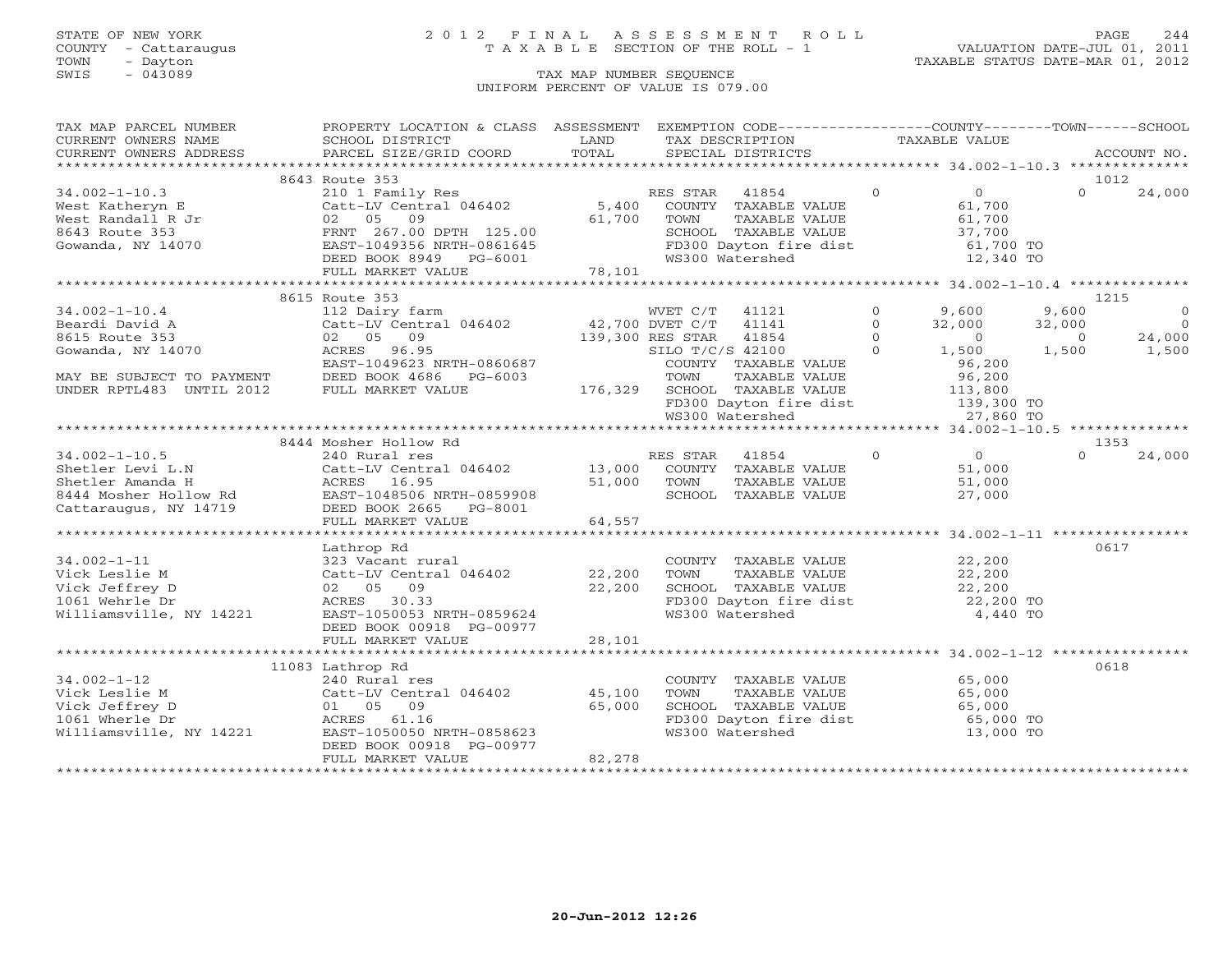STATE OF NEW YORK
COUNTY - Cattaraugus
TOWN - Dayton
SWIS - 043089

2 0 1 2 F I N A L A S S E S S M E N T R O L L
T A X A B L E SECTION OF THE ROLL - 1

VALUATION DATE-JUL 01, 2011
TAXABLE STATUS DATE-MAR 01, 2012

TAX MAP NUMBER SEQUENCE
UNIFORM PERCENT OF VALUE IS 079.00

```
TAX MAP PARCEL NUMBER      PROPERTY LOCATION & CLASS  ASSESSMENT  EXEMPTION CODE-----------------COUNTY--------TOWN------SCHOOL
CURRENT OWNERS NAME        SCHOOL DISTRICT              LAND      TAX DESCRIPTION            TAXABLE VALUE
CURRENT OWNERS ADDRESS     PARCEL SIZE/GRID COORD       TOTAL     SPECIAL DISTRICTS                                          ACCOUNT NO.
******************************************************************************************* 34.002-1-10.3 **************
                          8643 Route 353                                                                                 1012
34.002-1-10.3              210 1 Family Res                      RES STAR   41854         0           0           0     24,000
West Katheryn E            Catt-LV Central 046402       5,400    COUNTY  TAXABLE VALUE            61,700
West Randall R Jr          02  05  09                   61,700   TOWN    TAXABLE VALUE            61,700
8643 Route 353             FRNT 267.00 DPTH 125.00               SCHOOL  TAXABLE VALUE            37,700
Gowanda, NY 14070          EAST-1049356 NRTH-0861645             FD300 Dayton fire dist           61,700 TO
                           DEED BOOK 8949   PG-6001              WS300 Watershed                  12,340 TO
                           FULL MARKET VALUE            78,101
******************************************************************************************* 34.002-1-10.4 **************
                          8615 Route 353                                                                                 1215
34.002-1-10.4              112 Dairy farm                        WVET C/T   41121         0       9,600       9,600          0
Beardi David A             Catt-LV Central 046402      42,700 DVET C/T   41141         0      32,000      32,000          0
8615 Route 353             02  05  09                 139,300 RES STAR   41854         0           0           0     24,000
Gowanda, NY 14070          ACRES  96.95                          SILO T/C/S 42100         0       1,500       1,500      1,500
                           EAST-1049623 NRTH-0860687             COUNTY  TAXABLE VALUE            96,200
MAY BE SUBJECT TO PAYMENT  DEED BOOK 4686   PG-6003              TOWN    TAXABLE VALUE            96,200
UNDER RPTL483  UNTIL 2012  FULL MARKET VALUE           176,329   SCHOOL  TAXABLE VALUE           113,800
                                                                 FD300 Dayton fire dist          139,300 TO
                                                                 WS300 Watershed                  27,860 TO
******************************************************************************************* 34.002-1-10.5 **************
                          8444 Mosher Hollow Rd                                                                          1353
34.002-1-10.5              240 Rural res                         RES STAR   41854         0           0           0     24,000
Shetler Levi L.N           Catt-LV Central 046402      13,000    COUNTY  TAXABLE VALUE            51,000
Shetler Amanda H           ACRES  16.95                51,000    TOWN    TAXABLE VALUE            51,000
8444 Mosher Hollow Rd      EAST-1048506 NRTH-0859908             SCHOOL  TAXABLE VALUE            27,000
Cattaraugus, NY 14719      DEED BOOK 2665   PG-8001
                           FULL MARKET VALUE            64,557
******************************************************************************************* 34.002-1-11 ****************
                          Lathrop Rd                                                                                     0617
34.002-1-11                323 Vacant rural                      COUNTY  TAXABLE VALUE            22,200
Vick Leslie M              Catt-LV Central 046402      22,200    TOWN    TAXABLE VALUE            22,200
Vick Jeffrey D             02  05  09                  22,200    SCHOOL  TAXABLE VALUE            22,200
1061 Wehrle Dr             ACRES  30.33                          FD300 Dayton fire dist           22,200 TO
Williamsville, NY 14221    EAST-1050053 NRTH-0859624             WS300 Watershed                   4,440 TO
                           DEED BOOK 00918 PG-00977
                           FULL MARKET VALUE            28,101
******************************************************************************************* 34.002-1-12 ****************
                         11083 Lathrop Rd                                                                                0618
34.002-1-12                240 Rural res                         COUNTY  TAXABLE VALUE            65,000
Vick Leslie M              Catt-LV Central 046402      45,100    TOWN    TAXABLE VALUE            65,000
Vick Jeffrey D             01  05  09                  65,000    SCHOOL  TAXABLE VALUE            65,000
1061 Wherle Dr             ACRES  61.16                          FD300 Dayton fire dist           65,000 TO
Williamsville, NY 14221    EAST-1050050 NRTH-0858623             WS300 Watershed                  13,000 TO
                           DEED BOOK 00918 PG-00977
                           FULL MARKET VALUE            82,278
************************************************************************************************************************
```

20-Jun-2012 12:26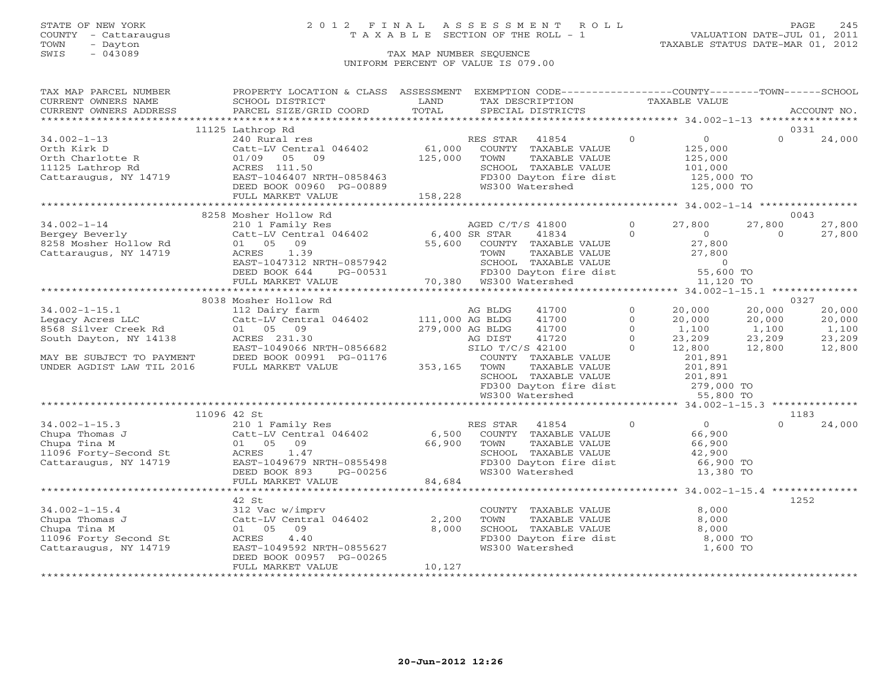STATE OF NEW YORK
COUNTY - Cattaraugus
TOWN - Dayton
SWIS - 043089

# 2012 FINAL ASSESSMENT ROLL
TAXABLE SECTION OF THE ROLL - 1

TAX MAP NUMBER SEQUENCE
UNIFORM PERCENT OF VALUE IS 079.00

VALUATION DATE-JUL 01, 2011
TAXABLE STATUS DATE-MAR 01, 2012

```
TAX MAP PARCEL NUMBER     PROPERTY LOCATION & CLASS  ASSESSMENT  EXEMPTION CODE-----------------COUNTY--------TOWN------SCHOOL
CURRENT OWNERS NAME       SCHOOL DISTRICT               LAND      TAX DESCRIPTION            TAXABLE VALUE
CURRENT OWNERS ADDRESS    PARCEL SIZE/GRID COORD        TOTAL     SPECIAL DISTRICTS                                  ACCOUNT NO.
******************************************************************************************************* 34.002-1-13 *****************
                          11125 Lathrop Rd                                                                             0331
34.002-1-13               240 Rural res                          RES STAR   41854        0           0          0      24,000
Orth Kirk D               Catt-LV Central 046402     61,000     COUNTY  TAXABLE VALUE          125,000
Orth Charlotte R          01/09  05  09             125,000     TOWN    TAXABLE VALUE          125,000
11125 Lathrop Rd          ACRES 111.50                          SCHOOL  TAXABLE VALUE          101,000
Cattaraugus, NY 14719     EAST-1046407 NRTH-0858463             FD300 Dayton fire dist          125,000 TO
                          DEED BOOK 00960 PG-00889              WS300 Watershed                 125,000 TO
                          FULL MARKET VALUE         158,228
******************************************************************************************************* 34.002-1-14 *****************
                          8258 Mosher Hollow Rd                                                                        0043
34.002-1-14               210 1 Family Res                       AGED C/T/S 41800        0      27,800     27,800      27,800
Bergey Beverly            Catt-LV Central 046402      6,400 SR STAR     41834        0           0          0      27,800
8258 Mosher Hollow Rd     01  05  09                 55,600     COUNTY  TAXABLE VALUE           27,800
Cattaraugus, NY 14719     ACRES     1.39                        TOWN    TAXABLE VALUE           27,800
                          EAST-1047312 NRTH-0857942             SCHOOL  TAXABLE VALUE                0
                          DEED BOOK 644    PG-00531             FD300 Dayton fire dist           55,600 TO
                          FULL MARKET VALUE          70,380     WS300 Watershed                  11,120 TO
******************************************************************************************************* 34.002-1-15.1 ***************
                          8038 Mosher Hollow Rd                                                                        0327
34.002-1-15.1             112 Dairy farm                         AG BLDG    41700        0      20,000     20,000      20,000
Legacy Acres LLC          Catt-LV Central 046402    111,000 AG BLDG    41700        0      20,000     20,000      20,000
8568 Silver Creek Rd      01  05  09                279,000 AG BLDG    41700        0       1,100      1,100       1,100
South Dayton, NY 14138    ACRES 231.30                          AG DIST    41720        0      23,209     23,209      23,209
                          EAST-1049066 NRTH-0856682             SILO T/C/S 42100        0      12,800     12,800      12,800
MAY BE SUBJECT TO PAYMENT DEED BOOK 00991 PG-01176              COUNTY  TAXABLE VALUE          201,891
UNDER AGDIST LAW TIL 2016 FULL MARKET VALUE         353,165     TOWN    TAXABLE VALUE          201,891
                                                                SCHOOL  TAXABLE VALUE          201,891
                                                                FD300 Dayton fire dist          279,000 TO
                                                                WS300 Watershed                  55,800 TO
******************************************************************************************************* 34.002-1-15.3 ***************
                          11096 42 St                                                                                  1183
34.002-1-15.3             210 1 Family Res                       RES STAR   41854        0           0          0      24,000
Chupa Thomas J            Catt-LV Central 046402      6,500     COUNTY  TAXABLE VALUE           66,900
Chupa Tina M              01  05  09                 66,900     TOWN    TAXABLE VALUE           66,900
11096 Forty-Second St     ACRES     1.47                        SCHOOL  TAXABLE VALUE           42,900
Cattaraugus, NY 14719     EAST-1049679 NRTH-0855498             FD300 Dayton fire dist           66,900 TO
                          DEED BOOK 893    PG-00256             WS300 Watershed                  13,380 TO
                          FULL MARKET VALUE          84,684
******************************************************************************************************* 34.002-1-15.4 ***************
                          42 St                                                                                        1252
34.002-1-15.4             312 Vac w/imprv                       COUNTY  TAXABLE VALUE            8,000
Chupa Thomas J            Catt-LV Central 046402      2,200     TOWN    TAXABLE VALUE            8,000
Chupa Tina M              01  05  09                  8,000     SCHOOL  TAXABLE VALUE            8,000
11096 Forty Second St     ACRES     4.40                        FD300 Dayton fire dist            8,000 TO
Cattaraugus, NY 14719     EAST-1049592 NRTH-0855627             WS300 Watershed                   1,600 TO
                          DEED BOOK 00957 PG-00265
                          FULL MARKET VALUE          10,127
************************************************************************************************************************************
```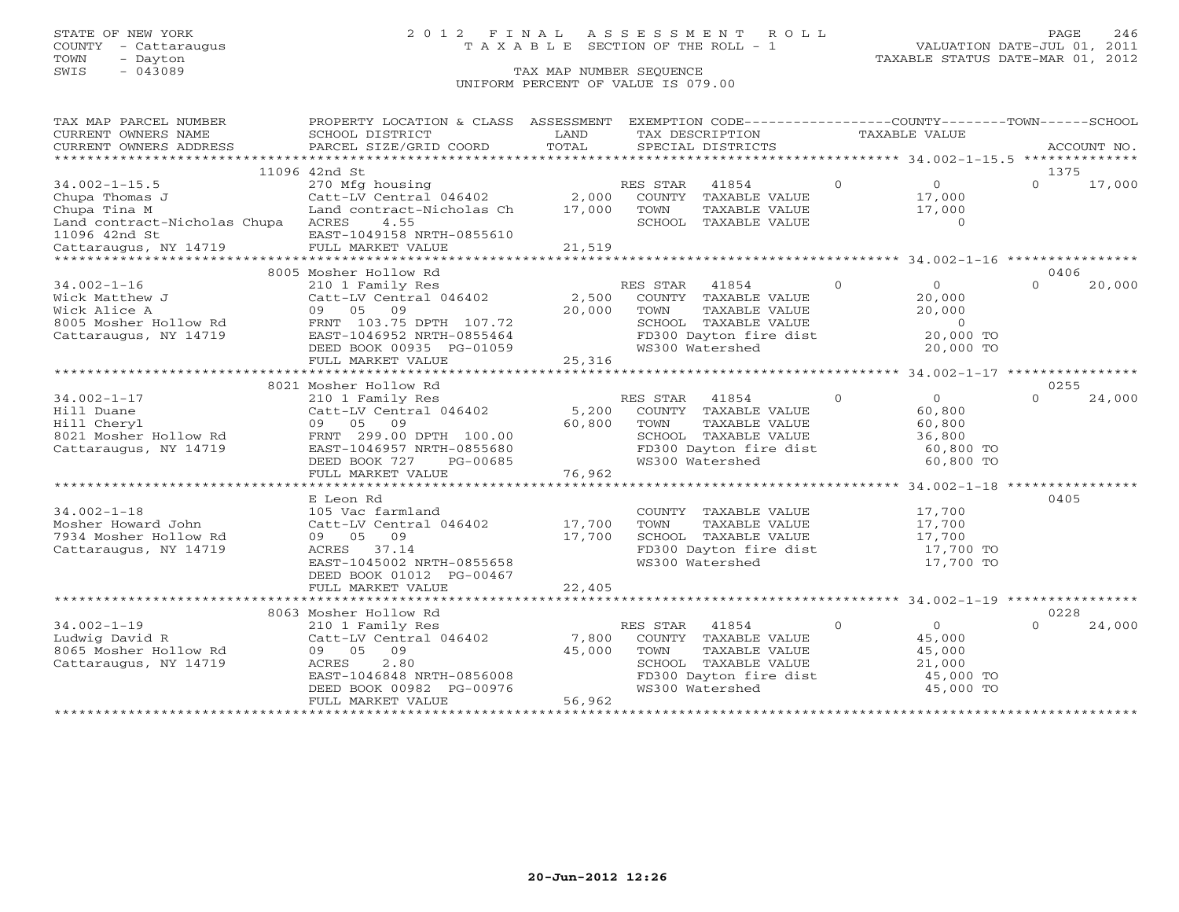STATE OF NEW YORK
COUNTY - Cattaraugus
TOWN - Dayton
SWIS - 043089

# 2012 FINAL ASSESSMENT ROLL
TAXABLE SECTION OF THE ROLL - 1

VALUATION DATE-JUL 01, 2011
TAXABLE STATUS DATE-MAR 01, 2012

TAX MAP NUMBER SEQUENCE
UNIFORM PERCENT OF VALUE IS 079.00

| TAX MAP PARCEL NUMBER / CURRENT OWNERS NAME / CURRENT OWNERS ADDRESS | PROPERTY LOCATION & CLASS / SCHOOL DISTRICT / PARCEL SIZE/GRID COORD | ASSESSMENT LAND | TOTAL | EXEMPTION CODE / TAX DESCRIPTION / SPECIAL DISTRICTS | | COUNTY TAXABLE VALUE | TOWN | SCHOOL | ACCOUNT NO. |
|---|---|---|---|---|---|---|---|---|---|
| | 11096 42nd St | | | | | | | | 1375 |
| 34.002-1-15.5 | 270 Mfg housing | | | RES STAR 41854 | 0 | 0 | 0 | 17,000 | |
| Chupa Thomas J | Catt-LV Central 046402 | 2,000 | | COUNTY TAXABLE VALUE | | 17,000 | | | |
| Chupa Tina M | Land contract-Nicholas Ch | | 17,000 | TOWN TAXABLE VALUE | | 17,000 | | | |
| Land contract-Nicholas Chupa | ACRES 4.55 | | | SCHOOL TAXABLE VALUE | | 0 | | | |
| 11096 42nd St | EAST-1049158 NRTH-0855610 | | | | | | | | |
| Cattaraugus, NY 14719 | FULL MARKET VALUE | | 21,519 | | | | | | |
| | 8005 Mosher Hollow Rd | | | | | | | | 0406 |
| 34.002-1-16 | 210 1 Family Res | | | RES STAR 41854 | 0 | 0 | 0 | 20,000 | |
| Wick Matthew J | Catt-LV Central 046402 | 2,500 | | COUNTY TAXABLE VALUE | | 20,000 | | | |
| Wick Alice A | 09 05 09 | | 20,000 | TOWN TAXABLE VALUE | | 20,000 | | | |
| 8005 Mosher Hollow Rd | FRNT 103.75 DPTH 107.72 | | | SCHOOL TAXABLE VALUE | | 0 | | | |
| Cattaraugus, NY 14719 | EAST-1046952 NRTH-0855464 | | | FD300 Dayton fire dist | | 20,000 TO | | | |
| | DEED BOOK 00935 PG-01059 | | | WS300 Watershed | | 20,000 TO | | | |
| | FULL MARKET VALUE | | 25,316 | | | | | | |
| | 8021 Mosher Hollow Rd | | | | | | | | 0255 |
| 34.002-1-17 | 210 1 Family Res | | | RES STAR 41854 | 0 | 0 | 0 | 24,000 | |
| Hill Duane | Catt-LV Central 046402 | 5,200 | | COUNTY TAXABLE VALUE | | 60,800 | | | |
| Hill Cheryl | 09 05 09 | | 60,800 | TOWN TAXABLE VALUE | | 60,800 | | | |
| 8021 Mosher Hollow Rd | FRNT 299.00 DPTH 100.00 | | | SCHOOL TAXABLE VALUE | | 36,800 | | | |
| Cattaraugus, NY 14719 | EAST-1046957 NRTH-0855680 | | | FD300 Dayton fire dist | | 60,800 TO | | | |
| | DEED BOOK 727 PG-00685 | | | WS300 Watershed | | 60,800 TO | | | |
| | FULL MARKET VALUE | | 76,962 | | | | | | |
| | E Leon Rd | | | | | | | | 0405 |
| 34.002-1-18 | 105 Vac farmland | | | COUNTY TAXABLE VALUE | | 17,700 | | | |
| Mosher Howard John | Catt-LV Central 046402 | 17,700 | | TOWN TAXABLE VALUE | | 17,700 | | | |
| 7934 Mosher Hollow Rd | 09 05 09 | | 17,700 | SCHOOL TAXABLE VALUE | | 17,700 | | | |
| Cattaraugus, NY 14719 | ACRES 37.14 | | | FD300 Dayton fire dist | | 17,700 TO | | | |
| | EAST-1045002 NRTH-0855658 | | | WS300 Watershed | | 17,700 TO | | | |
| | DEED BOOK 01012 PG-00467 | | | | | | | | |
| | FULL MARKET VALUE | | 22,405 | | | | | | |
| | 8063 Mosher Hollow Rd | | | | | | | | 0228 |
| 34.002-1-19 | 210 1 Family Res | | | RES STAR 41854 | 0 | 0 | 0 | 24,000 | |
| Ludwig David R | Catt-LV Central 046402 | 7,800 | | COUNTY TAXABLE VALUE | | 45,000 | | | |
| 8065 Mosher Hollow Rd | 09 05 09 | | 45,000 | TOWN TAXABLE VALUE | | 45,000 | | | |
| Cattaraugus, NY 14719 | ACRES 2.80 | | | SCHOOL TAXABLE VALUE | | 21,000 | | | |
| | EAST-1046848 NRTH-0856008 | | | FD300 Dayton fire dist | | 45,000 TO | | | |
| | DEED BOOK 00982 PG-00976 | | | WS300 Watershed | | 45,000 TO | | | |
| | FULL MARKET VALUE | | 56,962 | | | | | | |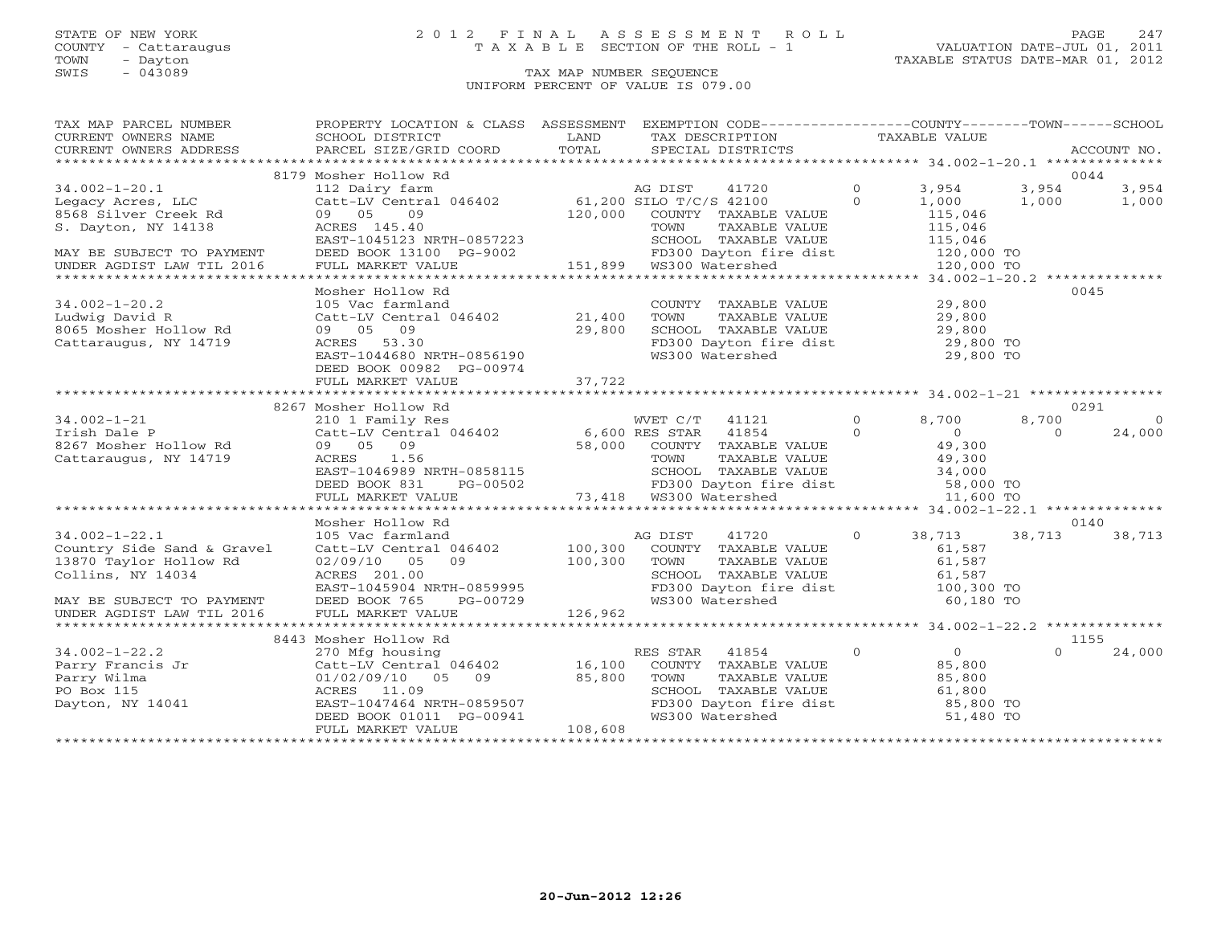STATE OF NEW YORK
COUNTY - Cattaraugus
TOWN - Dayton
SWIS - 043089

# 2012 FINAL ASSESSMENT ROLL
TAXABLE SECTION OF THE ROLL - 1

VALUATION DATE-JUL 01, 2011
TAXABLE STATUS DATE-MAR 01, 2012

TAX MAP NUMBER SEQUENCE
UNIFORM PERCENT OF VALUE IS 079.00

```
TAX MAP PARCEL NUMBER          PROPERTY LOCATION & CLASS  ASSESSMENT  EXEMPTION CODE------------------COUNTY--------TOWN------SCHOOL
CURRENT OWNERS NAME            SCHOOL DISTRICT              LAND       TAX DESCRIPTION              TAXABLE VALUE
CURRENT OWNERS ADDRESS         PARCEL SIZE/GRID COORD       TOTAL      SPECIAL DISTRICTS                                          ACCOUNT NO.
******************************************************************************************************* 34.002-1-20.1 **************
                               8179 Mosher Hollow Rd                                                                        0044
34.002-1-20.1                  112 Dairy farm                       AG DIST      41720          0       3,954      3,954      3,954
Legacy Acres, LLC              Catt-LV Central 046402      61,200 SILO T/C/S 42100              0       1,000      1,000      1,000
8568 Silver Creek Rd           09   05   09               120,000    COUNTY  TAXABLE VALUE            115,046
S. Dayton, NY 14138            ACRES 145.40                          TOWN    TAXABLE VALUE            115,046
                               EAST-1045123 NRTH-0857223             SCHOOL  TAXABLE VALUE            115,046
MAY BE SUBJECT TO PAYMENT      DEED BOOK 13100  PG-9002              FD300 Dayton fire dist           120,000 TO
UNDER AGDIST LAW TIL 2016      FULL MARKET VALUE          151,899    WS300 Watershed                  120,000 TO
******************************************************************************************************* 34.002-1-20.2 **************
                               Mosher Hollow Rd                                                                             0045
34.002-1-20.2                  105 Vac farmland                      COUNTY  TAXABLE VALUE             29,800
Ludwig David R                 Catt-LV Central 046402      21,400    TOWN    TAXABLE VALUE             29,800
8065 Mosher Hollow Rd          09   05   09                29,800    SCHOOL  TAXABLE VALUE             29,800
Cattaraugus, NY 14719          ACRES  53.30                          FD300 Dayton fire dist            29,800 TO
                               EAST-1044680 NRTH-0856190             WS300 Watershed                   29,800 TO
                               DEED BOOK 00982 PG-00974
                               FULL MARKET VALUE           37,722
******************************************************************************************************* 34.002-1-21 ****************
                               8267 Mosher Hollow Rd                                                                        0291
34.002-1-21                    210 1 Family Res                     WVET C/T     41121          0       8,700      8,700          0
Irish Dale P                   Catt-LV Central 046402       6,600 RES STAR     41854            0           0          0     24,000
8267 Mosher Hollow Rd          09   05   09                58,000    COUNTY  TAXABLE VALUE             49,300
Cattaraugus, NY 14719          ACRES   1.56                          TOWN    TAXABLE VALUE             49,300
                               EAST-1046989 NRTH-0858115             SCHOOL  TAXABLE VALUE             34,000
                               DEED BOOK 831    PG-00502             FD300 Dayton fire dist            58,000 TO
                               FULL MARKET VALUE           73,418    WS300 Watershed                   11,600 TO
******************************************************************************************************* 34.002-1-22.1 **************
                               Mosher Hollow Rd                                                                             0140
34.002-1-22.1                  105 Vac farmland                     AG DIST      41720          0      38,713     38,713     38,713
Country Side Sand & Gravel     Catt-LV Central 046402     100,300    COUNTY  TAXABLE VALUE             61,587
13870 Taylor Hollow Rd         02/09/10   05   09         100,300    TOWN    TAXABLE VALUE             61,587
Collins, NY 14034              ACRES 201.00                          SCHOOL  TAXABLE VALUE             61,587
                               EAST-1045904 NRTH-0859995             FD300 Dayton fire dist           100,300 TO
MAY BE SUBJECT TO PAYMENT      DEED BOOK 765    PG-00729             WS300 Watershed                   60,180 TO
UNDER AGDIST LAW TIL 2016      FULL MARKET VALUE          126,962
******************************************************************************************************* 34.002-1-22.2 **************
                               8443 Mosher Hollow Rd                                                                        1155
34.002-1-22.2                  270 Mfg housing                      RES STAR     41854          0           0          0     24,000
Parry Francis Jr               Catt-LV Central 046402      16,100    COUNTY  TAXABLE VALUE             85,800
Parry Wilma                    01/02/09/10   05   09       85,800    TOWN    TAXABLE VALUE             85,800
PO Box 115                     ACRES  11.09                          SCHOOL  TAXABLE VALUE             61,800
Dayton, NY 14041               EAST-1047464 NRTH-0859507             FD300 Dayton fire dist            85,800 TO
                               DEED BOOK 01011 PG-00941              WS300 Watershed                   51,480 TO
                               FULL MARKET VALUE          108,608
************************************************************************************************************************************
```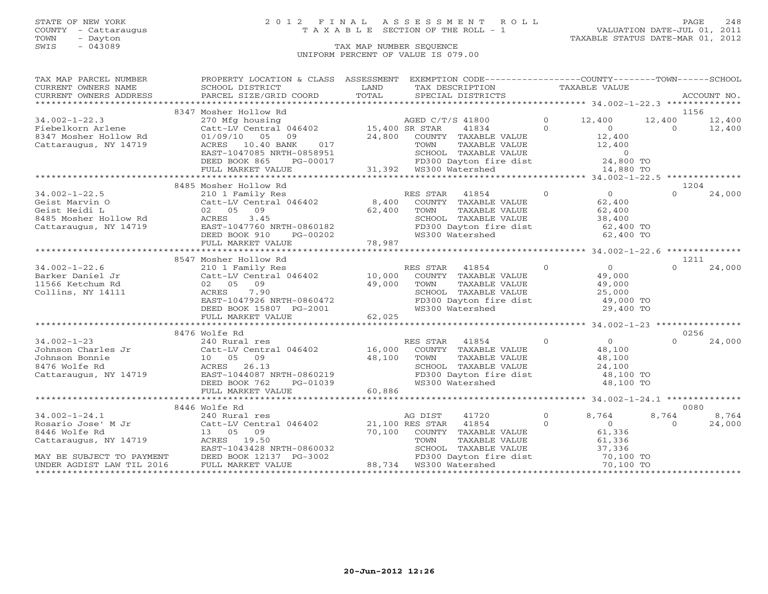STATE OF NEW YORK
COUNTY - Cattaraugus
TOWN - Dayton
SWIS - 043089

# 2012 FINAL ASSESSMENT ROLL
TAXABLE SECTION OF THE ROLL - 1

VALUATION DATE-JUL 01, 2011
TAXABLE STATUS DATE-MAR 01, 2012

TAX MAP NUMBER SEQUENCE
UNIFORM PERCENT OF VALUE IS 079.00

| TAX MAP PARCEL NUMBER / CURRENT OWNERS NAME / CURRENT OWNERS ADDRESS | PROPERTY LOCATION & CLASS / SCHOOL DISTRICT / PARCEL SIZE/GRID COORD | ASSESSMENT LAND / TOTAL | EXEMPTION CODE / TAX DESCRIPTION / SPECIAL DISTRICTS | COUNTY TAXABLE VALUE | TOWN | SCHOOL | ACCOUNT NO. |
|---|---|---|---|---|---|---|---|
| **34.002-1-22.3** | 8347 Mosher Hollow Rd | | | | | | 1156 |
| Fiebelkorn Arlene | 270 Mfg housing | | AGED C/T/S 41800 | 12,400 | 12,400 | 12,400 | |
| 8347 Mosher Hollow Rd | Catt-LV Central 046402 | 15,400 | SR STAR 41834 | 0 | 0 | 12,400 | |
| Cattaraugus, NY 14719 | 01/09/10 05 09 | 24,800 | COUNTY TAXABLE VALUE | 12,400 | | | |
| | ACRES 10.40 BANK 017 | | TOWN TAXABLE VALUE | 12,400 | | | |
| | EAST-1047085 NRTH-0858951 | | SCHOOL TAXABLE VALUE | 0 | | | |
| | DEED BOOK 865 PG-00017 | | FD300 Dayton fire dist | 24,800 TO | | | |
| | FULL MARKET VALUE | 31,392 | WS300 Watershed | 14,880 TO | | | |
| **34.002-1-22.5** | 8485 Mosher Hollow Rd | | | | | | 1204 |
| Geist Marvin O | 210 1 Family Res | | RES STAR 41854 | 0 | | 0 24,000 | |
| Geist Heidi L | Catt-LV Central 046402 | 8,400 | COUNTY TAXABLE VALUE | 62,400 | | | |
| 8485 Mosher Hollow Rd | 02 05 09 | 62,400 | TOWN TAXABLE VALUE | 62,400 | | | |
| Cattaraugus, NY 14719 | ACRES 3.45 | | SCHOOL TAXABLE VALUE | 38,400 | | | |
| | EAST-1047760 NRTH-0860182 | | FD300 Dayton fire dist | 62,400 TO | | | |
| | DEED BOOK 910 PG-00202 | | WS300 Watershed | 62,400 TO | | | |
| | FULL MARKET VALUE | 78,987 | | | | | |
| **34.002-1-22.6** | 8547 Mosher Hollow Rd | | | | | | 1211 |
| Barker Daniel Jr | 210 1 Family Res | | RES STAR 41854 | 0 | 0 | 24,000 | |
| 11566 Ketchum Rd | Catt-LV Central 046402 | 10,000 | COUNTY TAXABLE VALUE | 49,000 | | | |
| Collins, NY 14111 | 02 05 09 | 49,000 | TOWN TAXABLE VALUE | 49,000 | | | |
| | ACRES 7.90 | | SCHOOL TAXABLE VALUE | 25,000 | | | |
| | EAST-1047926 NRTH-0860472 | | FD300 Dayton fire dist | 49,000 TO | | | |
| | DEED BOOK 15807 PG-2001 | | WS300 Watershed | 29,400 TO | | | |
| | FULL MARKET VALUE | 62,025 | | | | | |
| **34.002-1-23** | 8476 Wolfe Rd | | | | | | 0256 |
| Johnson Charles Jr | 240 Rural res | | RES STAR 41854 | 0 | 0 | 24,000 | |
| Johnson Bonnie | Catt-LV Central 046402 | 16,000 | COUNTY TAXABLE VALUE | 48,100 | | | |
| 8476 Wolfe Rd | 10 05 09 | 48,100 | TOWN TAXABLE VALUE | 48,100 | | | |
| Cattaraugus, NY 14719 | ACRES 26.13 | | SCHOOL TAXABLE VALUE | 24,100 | | | |
| | EAST-1044087 NRTH-0860219 | | FD300 Dayton fire dist | 48,100 TO | | | |
| | DEED BOOK 762 PG-01039 | | WS300 Watershed | 48,100 TO | | | |
| | FULL MARKET VALUE | 60,886 | | | | | |
| **34.002-1-24.1** | 8446 Wolfe Rd | | | | | | 0080 |
| Rosario Jose' M Jr | 240 Rural res | | AG DIST 41720 | 8,764 | 8,764 | 8,764 | |
| 8446 Wolfe Rd | Catt-LV Central 046402 | 21,100 | RES STAR 41854 | 0 | 0 | 24,000 | |
| Cattaraugus, NY 14719 | 13 05 09 | 70,100 | COUNTY TAXABLE VALUE | 61,336 | | | |
| | ACRES 19.50 | | TOWN TAXABLE VALUE | 61,336 | | | |
| | EAST-1043428 NRTH-0860032 | | SCHOOL TAXABLE VALUE | 37,336 | | | |
| MAY BE SUBJECT TO PAYMENT | DEED BOOK 12137 PG-3002 | | FD300 Dayton fire dist | 70,100 TO | | | |
| UNDER AGDIST LAW TIL 2016 | FULL MARKET VALUE | 88,734 | WS300 Watershed | 70,100 TO | | | |

20-Jun-2012 12:26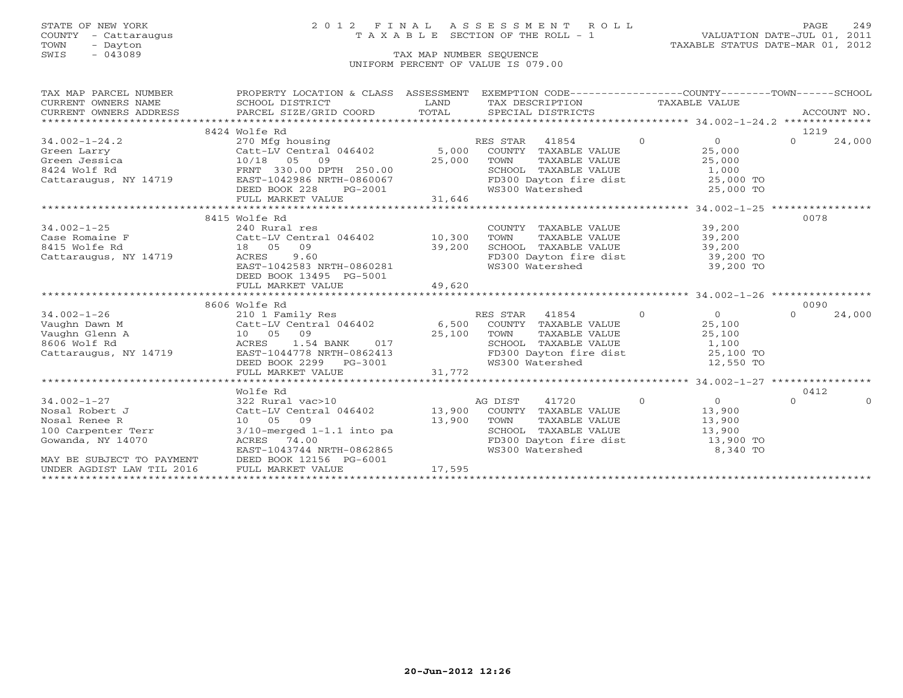STATE OF NEW YORK
COUNTY - Cattaraugus
TOWN - Dayton
SWIS - 043089

# 2012 FINAL ASSESSMENT ROLL

TAXABLE SECTION OF THE ROLL - 1

VALUATION DATE-JUL 01, 2011
TAXABLE STATUS DATE-MAR 01, 2012

TAX MAP NUMBER SEQUENCE
UNIFORM PERCENT OF VALUE IS 079.00

| TAX MAP PARCEL NUMBER / CURRENT OWNERS NAME / CURRENT OWNERS ADDRESS | PROPERTY LOCATION & CLASS / SCHOOL DISTRICT / PARCEL SIZE/GRID COORD | ASSESSMENT LAND | TOTAL | EXEMPTION CODE / TAX DESCRIPTION / SPECIAL DISTRICTS | COUNTY TAXABLE VALUE | TOWN | SCHOOL | ACCOUNT NO. |
|---|---|---|---|---|---|---|---|---|
| 34.002-1-24.2 | 8424 Wolfe Rd | | | | | | | 1219 |
| 34.002-1-24.2 | 270 Mfg housing | | | RES STAR 41854 | 0 | 0 | 0 | 24,000 |
| Green Larry | Catt-LV Central 046402 | 5,000 | | COUNTY TAXABLE VALUE | 25,000 | | | |
| Green Jessica | 10/18 05 09 | | 25,000 | TOWN TAXABLE VALUE | 25,000 | | | |
| 8424 Wolf Rd | FRNT 330.00 DPTH 250.00 | | | SCHOOL TAXABLE VALUE | 1,000 | | | |
| Cattaraugus, NY 14719 | EAST-1042986 NRTH-0860067 | | | FD300 Dayton fire dist | 25,000 TO | | | |
| | DEED BOOK 228 PG-2001 | | | WS300 Watershed | 25,000 TO | | | |
| | FULL MARKET VALUE | | 31,646 | | | | | |
| 34.002-1-25 | 8415 Wolfe Rd | | | | | | | 0078 |
| 34.002-1-25 | 240 Rural res | | | COUNTY TAXABLE VALUE | 39,200 | | | |
| Case Romaine F | Catt-LV Central 046402 | 10,300 | | TOWN TAXABLE VALUE | 39,200 | | | |
| 8415 Wolfe Rd | 18 05 09 | | 39,200 | SCHOOL TAXABLE VALUE | 39,200 | | | |
| Cattaraugus, NY 14719 | ACRES 9.60 | | | FD300 Dayton fire dist | 39,200 TO | | | |
| | EAST-1042583 NRTH-0860281 | | | WS300 Watershed | 39,200 TO | | | |
| | DEED BOOK 13495 PG-5001 | | | | | | | |
| | FULL MARKET VALUE | | 49,620 | | | | | |
| 34.002-1-26 | 8606 Wolfe Rd | | | | | | | 0090 |
| 34.002-1-26 | 210 1 Family Res | | | RES STAR 41854 | 0 | 0 | 0 | 24,000 |
| Vaughn Dawn M | Catt-LV Central 046402 | 6,500 | | COUNTY TAXABLE VALUE | 25,100 | | | |
| Vaughn Glenn A | 10 05 09 | | 25,100 | TOWN TAXABLE VALUE | 25,100 | | | |
| 8606 Wolf Rd | ACRES 1.54 BANK 017 | | | SCHOOL TAXABLE VALUE | 1,100 | | | |
| Cattaraugus, NY 14719 | EAST-1044778 NRTH-0862413 | | | FD300 Dayton fire dist | 25,100 TO | | | |
| | DEED BOOK 2299 PG-3001 | | | WS300 Watershed | 12,550 TO | | | |
| | FULL MARKET VALUE | | 31,772 | | | | | |
| 34.002-1-27 | Wolfe Rd | | | | | | | 0412 |
| 34.002-1-27 | 322 Rural vac>10 | | | AG DIST 41720 | 0 | 0 | 0 | 0 |
| Nosal Robert J | Catt-LV Central 046402 | 13,900 | | COUNTY TAXABLE VALUE | 13,900 | | | |
| Nosal Renee R | 10 05 09 | | 13,900 | TOWN TAXABLE VALUE | 13,900 | | | |
| 100 Carpenter Terr | 3/10-merged 1-1.1 into pa | | | SCHOOL TAXABLE VALUE | 13,900 | | | |
| Gowanda, NY 14070 | ACRES 74.00 | | | FD300 Dayton fire dist | 13,900 TO | | | |
| | EAST-1043744 NRTH-0862865 | | | WS300 Watershed | 8,340 TO | | | |
| MAY BE SUBJECT TO PAYMENT | DEED BOOK 12156 PG-6001 | | | | | | | |
| UNDER AGDIST LAW TIL 2016 | FULL MARKET VALUE | | 17,595 | | | | | |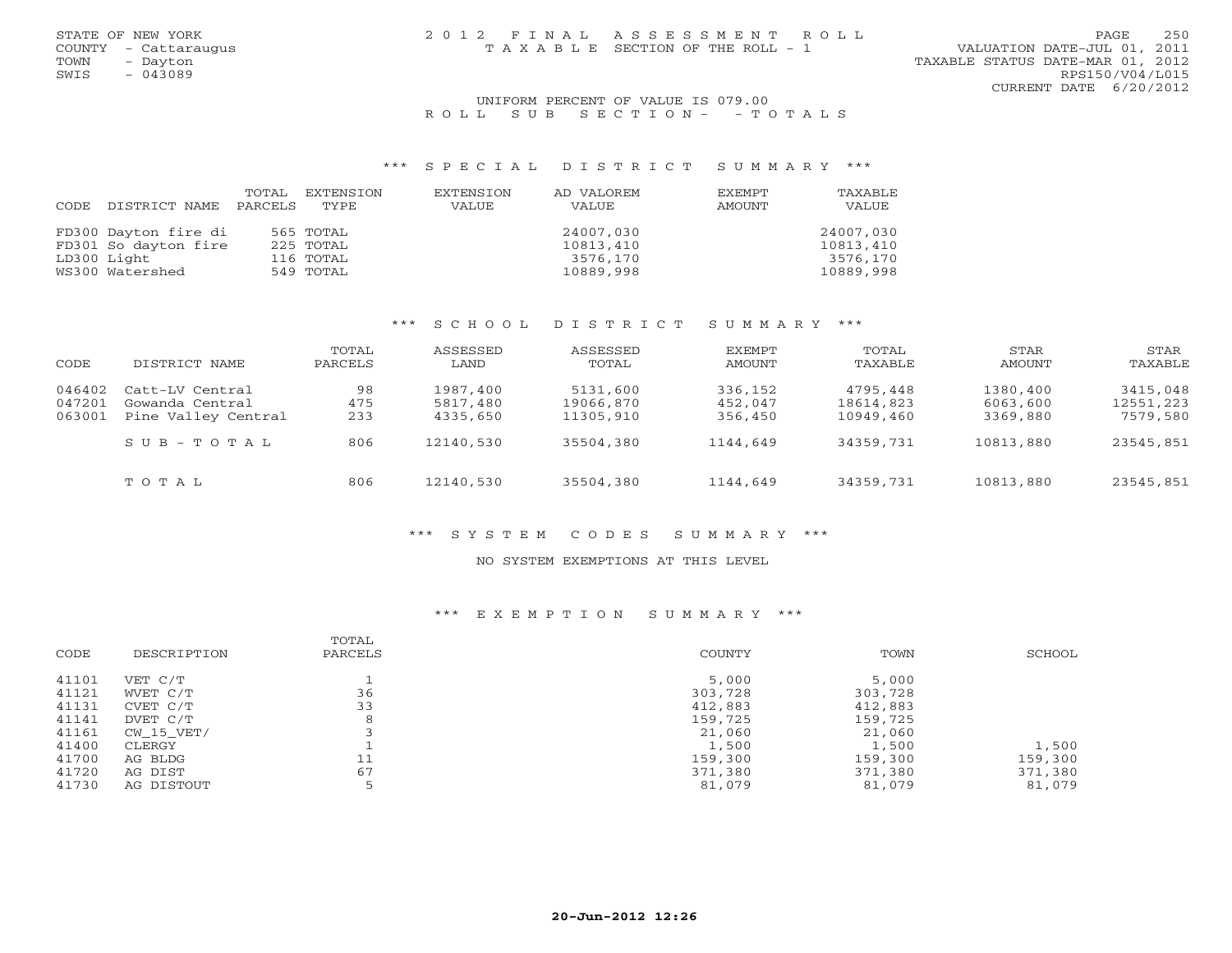STATE OF NEW YORK
COUNTY - Cattaraugus
TOWN - Dayton
SWIS - 043089

# 2012 FINAL ASSESSMENT ROLL
TAXABLE SECTION OF THE ROLL - 1

VALUATION DATE-JUL 01, 2011
TAXABLE STATUS DATE-MAR 01, 2012
RPS150/V04/L015
CURRENT DATE 6/20/2012

UNIFORM PERCENT OF VALUE IS 079.00

## ROLL SUB SECTION- - TOTALS

### *** SPECIAL DISTRICT SUMMARY ***

| CODE | DISTRICT NAME | TOTAL PARCELS | EXTENSION TYPE | EXTENSION VALUE | AD VALOREM VALUE | EXEMPT AMOUNT | TAXABLE VALUE |
|---|---|---|---|---|---|---|---|
| FD300 | Dayton fire di | 565 | TOTAL | | 24007,030 | | 24007,030 |
| FD301 | So dayton fire | 225 | TOTAL | | 10813,410 | | 10813,410 |
| LD300 | Light | 116 | TOTAL | | 3576,170 | | 3576,170 |
| WS300 | Watershed | 549 | TOTAL | | 10889,998 | | 10889,998 |

### *** SCHOOL DISTRICT SUMMARY ***

| CODE | DISTRICT NAME | TOTAL PARCELS | ASSESSED LAND | ASSESSED TOTAL | EXEMPT AMOUNT | TOTAL TAXABLE | STAR AMOUNT | STAR TAXABLE |
|---|---|---|---|---|---|---|---|---|
| 046402 | Catt-LV Central | 98 | 1987,400 | 5131,600 | 336,152 | 4795,448 | 1380,400 | 3415,048 |
| 047201 | Gowanda Central | 475 | 5817,480 | 19066,870 | 452,047 | 18614,823 | 6063,600 | 12551,223 |
| 063001 | Pine Valley Central | 233 | 4335,650 | 11305,910 | 356,450 | 10949,460 | 3369,880 | 7579,580 |
| | SUB-TOTAL | 806 | 12140,530 | 35504,380 | 1144,649 | 34359,731 | 10813,880 | 23545,851 |
| | TOTAL | 806 | 12140,530 | 35504,380 | 1144,649 | 34359,731 | 10813,880 | 23545,851 |

### *** SYSTEM CODES SUMMARY ***

NO SYSTEM EXEMPTIONS AT THIS LEVEL

### *** EXEMPTION SUMMARY ***

| CODE | DESCRIPTION | TOTAL PARCELS | COUNTY | TOWN | SCHOOL |
|---|---|---|---|---|---|
| 41101 | VET C/T | 1 | 5,000 | 5,000 | |
| 41121 | WVET C/T | 36 | 303,728 | 303,728 | |
| 41131 | CVET C/T | 33 | 412,883 | 412,883 | |
| 41141 | DVET C/T | 8 | 159,725 | 159,725 | |
| 41161 | CW_15_VET/ | 3 | 21,060 | 21,060 | |
| 41400 | CLERGY | 1 | 1,500 | 1,500 | 1,500 |
| 41700 | AG BLDG | 11 | 159,300 | 159,300 | 159,300 |
| 41720 | AG DIST | 67 | 371,380 | 371,380 | 371,380 |
| 41730 | AG DISTOUT | 5 | 81,079 | 81,079 | 81,079 |

20-Jun-2012 12:26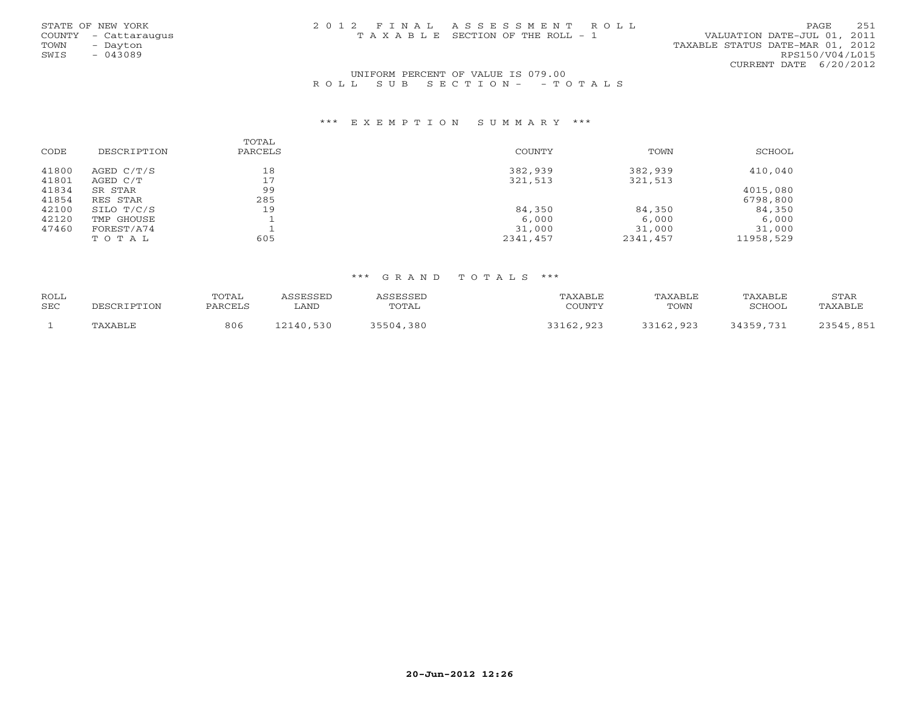STATE OF NEW YORK
COUNTY - Cattaraugus
TOWN - Dayton
SWIS - 043089

2 0 1 2 F I N A L A S S E S S M E N T R O L L
T A X A B L E SECTION OF THE ROLL - 1

VALUATION DATE-JUL 01, 2011
TAXABLE STATUS DATE-MAR 01, 2012
RPS150/V04/L015
CURRENT DATE 6/20/2012

UNIFORM PERCENT OF VALUE IS 079.00

R O L L S U B S E C T I O N - - T O T A L S

## *** E X E M P T I O N S U M M A R Y ***

| CODE | DESCRIPTION | TOTAL PARCELS | COUNTY | TOWN | SCHOOL |
|---|---|---|---|---|---|
| 41800 | AGED C/T/S | 18 | 382,939 | 382,939 | 410,040 |
| 41801 | AGED C/T | 17 | 321,513 | 321,513 | |
| 41834 | SR STAR | 99 | | | 4015,080 |
| 41854 | RES STAR | 285 | | | 6798,800 |
| 42100 | SILO T/C/S | 19 | 84,350 | 84,350 | 84,350 |
| 42120 | TMP GHOUSE | 1 | 6,000 | 6,000 | 6,000 |
| 47460 | FOREST/A74 | 1 | 31,000 | 31,000 | 31,000 |
| | T O T A L | 605 | 2341,457 | 2341,457 | 11958,529 |

## *** G R A N D T O T A L S ***

| ROLL SEC | DESCRIPTION | TOTAL PARCELS | ASSESSED LAND | ASSESSED TOTAL | TAXABLE COUNTY | TAXABLE TOWN | TAXABLE SCHOOL | STAR TAXABLE |
|---|---|---|---|---|---|---|---|---|
| 1 | TAXABLE | 806 | 12140,530 | 35504,380 | 33162,923 | 33162,923 | 34359,731 | 23545,851 |

20-Jun-2012 12:26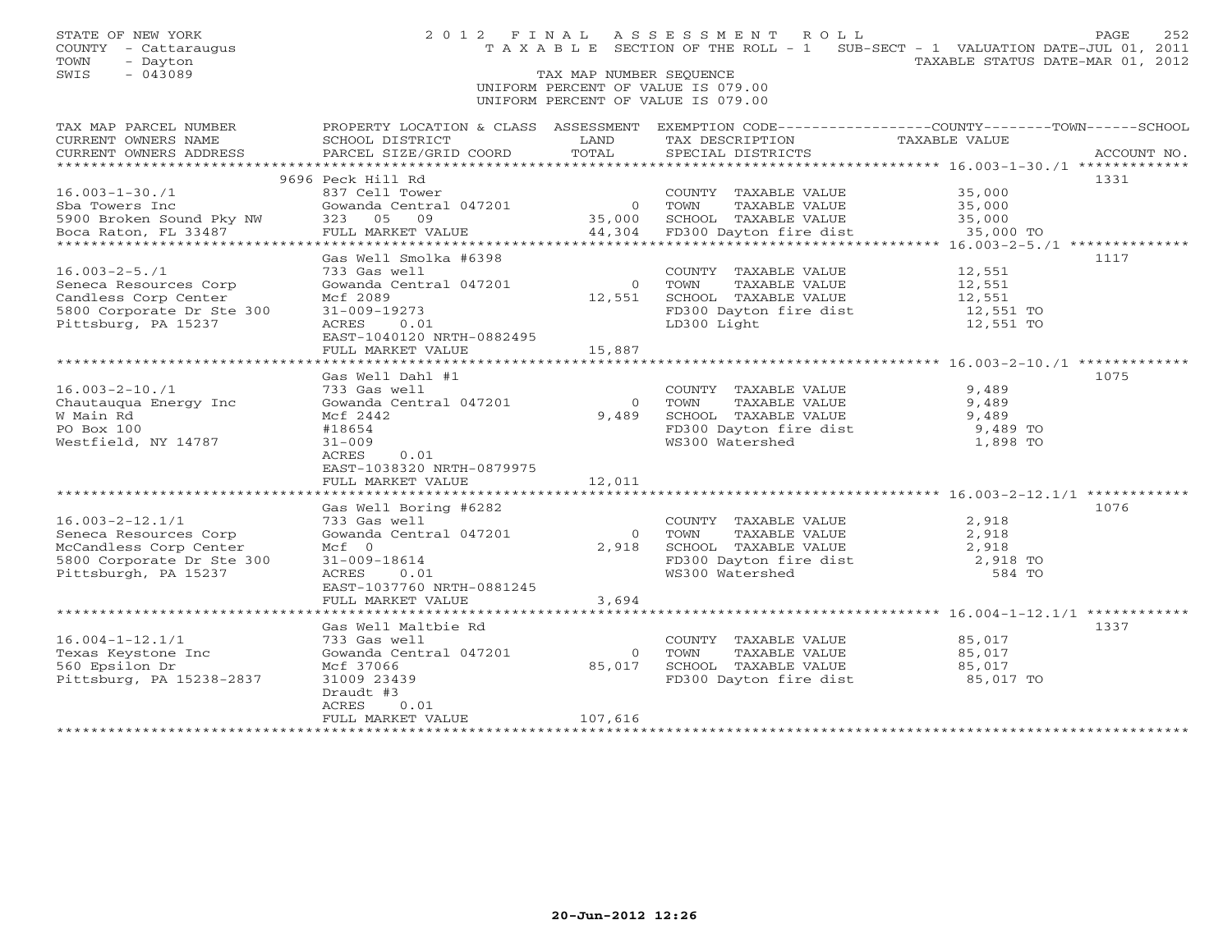STATE OF NEW YORK
COUNTY - Cattaraugus
TOWN - Dayton
SWIS - 043089

# 2012 FINAL ASSESSMENT ROLL

TAXABLE SECTION OF THE ROLL - 1 SUB-SECT - 1 VALUATION DATE-JUL 01, 2011
TAXABLE STATUS DATE-MAR 01, 2012

TAX MAP NUMBER SEQUENCE
UNIFORM PERCENT OF VALUE IS 079.00
UNIFORM PERCENT OF VALUE IS 079.00

| TAX MAP PARCEL NUMBER / CURRENT OWNERS NAME / CURRENT OWNERS ADDRESS | PROPERTY LOCATION & CLASS / SCHOOL DISTRICT / PARCEL SIZE/GRID COORD | ASSESSMENT LAND / TOTAL | EXEMPTION CODE / TAX DESCRIPTION / SPECIAL DISTRICTS | COUNTY--------TOWN------SCHOOL TAXABLE VALUE | ACCOUNT NO. |
|---|---|---|---|---|---|
| 16.003-1-30./1 | 9696 Peck Hill Rd | | | | 1331 |
| | 837 Cell Tower | | COUNTY TAXABLE VALUE | 35,000 | |
| Sba Towers Inc | Gowanda Central 047201 | 0 | TOWN TAXABLE VALUE | 35,000 | |
| 5900 Broken Sound Pky NW | 323 05 09 | 35,000 | SCHOOL TAXABLE VALUE | 35,000 | |
| Boca Raton, FL 33487 | FULL MARKET VALUE | 44,304 | FD300 Dayton fire dist | 35,000 TO | |
| 16.003-2-5./1 | Gas Well Smolka #6398 | | | | 1117 |
| | 733 Gas well | | COUNTY TAXABLE VALUE | 12,551 | |
| Seneca Resources Corp | Gowanda Central 047201 | 0 | TOWN TAXABLE VALUE | 12,551 | |
| Candless Corp Center | Mcf 2089 | 12,551 | SCHOOL TAXABLE VALUE | 12,551 | |
| 5800 Corporate Dr Ste 300 | 31-009-19273 | | FD300 Dayton fire dist | 12,551 TO | |
| Pittsburg, PA 15237 | ACRES 0.01 | | LD300 Light | 12,551 TO | |
| | EAST-1040120 NRTH-0882495 | | | | |
| | FULL MARKET VALUE | 15,887 | | | |
| 16.003-2-10./1 | Gas Well Dahl #1 | | | | 1075 |
| | 733 Gas well | | COUNTY TAXABLE VALUE | 9,489 | |
| Chautauqua Energy Inc | Gowanda Central 047201 | 0 | TOWN TAXABLE VALUE | 9,489 | |
| W Main Rd | Mcf 2442 | 9,489 | SCHOOL TAXABLE VALUE | 9,489 | |
| PO Box 100 | #18654 | | FD300 Dayton fire dist | 9,489 TO | |
| Westfield, NY 14787 | 31-009 | | WS300 Watershed | 1,898 TO | |
| | ACRES 0.01 | | | | |
| | EAST-1038320 NRTH-0879975 | | | | |
| | FULL MARKET VALUE | 12,011 | | | |
| 16.003-2-12.1/1 | Gas Well Boring #6282 | | | | 1076 |
| | 733 Gas well | | COUNTY TAXABLE VALUE | 2,918 | |
| Seneca Resources Corp | Gowanda Central 047201 | 0 | TOWN TAXABLE VALUE | 2,918 | |
| McCandless Corp Center | Mcf 0 | 2,918 | SCHOOL TAXABLE VALUE | 2,918 | |
| 5800 Corporate Dr Ste 300 | 31-009-18614 | | FD300 Dayton fire dist | 2,918 TO | |
| Pittsburgh, PA 15237 | ACRES 0.01 | | WS300 Watershed | 584 TO | |
| | EAST-1037760 NRTH-0881245 | | | | |
| | FULL MARKET VALUE | 3,694 | | | |
| 16.004-1-12.1/1 | Gas Well Maltbie Rd | | | | 1337 |
| | 733 Gas well | | COUNTY TAXABLE VALUE | 85,017 | |
| Texas Keystone Inc | Gowanda Central 047201 | 0 | TOWN TAXABLE VALUE | 85,017 | |
| 560 Epsilon Dr | Mcf 37066 | 85,017 | SCHOOL TAXABLE VALUE | 85,017 | |
| Pittsburg, PA 15238-2837 | 31009 23439 | | FD300 Dayton fire dist | 85,017 TO | |
| | Draudt #3 | | | | |
| | ACRES 0.01 | | | | |
| | FULL MARKET VALUE | 107,616 | | | |

20-Jun-2012 12:26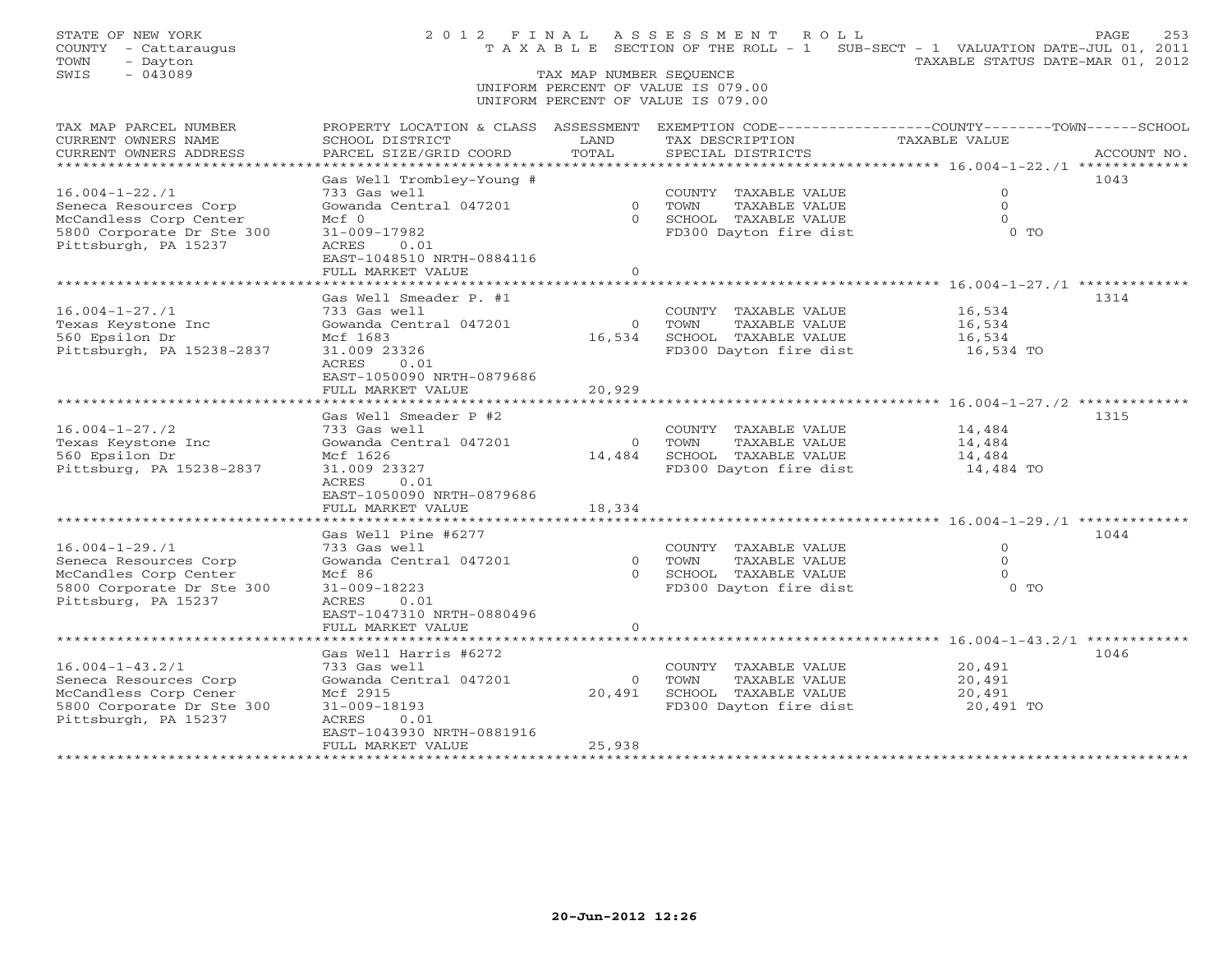STATE OF NEW YORK
COUNTY - Cattaraugus
TOWN - Dayton
SWIS - 043089

# 2012 FINAL ASSESSMENT ROLL

TAXABLE SECTION OF THE ROLL - 1 SUB-SECT - 1 VALUATION DATE-JUL 01, 2011
TAXABLE STATUS DATE-MAR 01, 2012

TAX MAP NUMBER SEQUENCE
UNIFORM PERCENT OF VALUE IS 079.00
UNIFORM PERCENT OF VALUE IS 079.00

| TAX MAP PARCEL NUMBER / CURRENT OWNERS NAME / CURRENT OWNERS ADDRESS | PROPERTY LOCATION & CLASS / SCHOOL DISTRICT / PARCEL SIZE/GRID COORD | ASSESSMENT LAND / TOTAL | EXEMPTION CODE / TAX DESCRIPTION / SPECIAL DISTRICTS | TAXABLE VALUE (COUNTY / TOWN / SCHOOL) | ACCOUNT NO. |
|---|---|---|---|---|---|
| **16.004-1-22./1** | Gas Well Trombley-Young # | | | | 1043 |
| 16.004-1-22./1 | 733 Gas well | | COUNTY TAXABLE VALUE | 0 | |
| Seneca Resources Corp | Gowanda Central 047201 | 0 | TOWN TAXABLE VALUE | 0 | |
| McCandless Corp Center | Mcf 0 | 0 | SCHOOL TAXABLE VALUE | 0 | |
| 5800 Corporate Dr Ste 300 | 31-009-17982 | | FD300 Dayton fire dist | 0 TO | |
| Pittsburgh, PA 15237 | ACRES 0.01 | | | | |
| | EAST-1048510 NRTH-0884116 | | | | |
| | FULL MARKET VALUE | 0 | | | |
| **16.004-1-27./1** | Gas Well Smeader P. #1 | | | | 1314 |
| 16.004-1-27./1 | 733 Gas well | | COUNTY TAXABLE VALUE | 16,534 | |
| Texas Keystone Inc | Gowanda Central 047201 | 0 | TOWN TAXABLE VALUE | 16,534 | |
| 560 Epsilon Dr | Mcf 1683 | 16,534 | SCHOOL TAXABLE VALUE | 16,534 | |
| Pittsburgh, PA 15238-2837 | 31.009 23326 | | FD300 Dayton fire dist | 16,534 TO | |
| | ACRES 0.01 | | | | |
| | EAST-1050090 NRTH-0879686 | | | | |
| | FULL MARKET VALUE | 20,929 | | | |
| **16.004-1-27./2** | Gas Well Smeader P #2 | | | | 1315 |
| 16.004-1-27./2 | 733 Gas well | | COUNTY TAXABLE VALUE | 14,484 | |
| Texas Keystone Inc | Gowanda Central 047201 | 0 | TOWN TAXABLE VALUE | 14,484 | |
| 560 Epsilon Dr | Mcf 1626 | 14,484 | SCHOOL TAXABLE VALUE | 14,484 | |
| Pittsburg, PA 15238-2837 | 31.009 23327 | | FD300 Dayton fire dist | 14,484 TO | |
| | ACRES 0.01 | | | | |
| | EAST-1050090 NRTH-0879686 | | | | |
| | FULL MARKET VALUE | 18,334 | | | |
| **16.004-1-29./1** | Gas Well Pine #6277 | | | | 1044 |
| 16.004-1-29./1 | 733 Gas well | | COUNTY TAXABLE VALUE | 0 | |
| Seneca Resources Corp | Gowanda Central 047201 | 0 | TOWN TAXABLE VALUE | 0 | |
| McCandles Corp Center | Mcf 86 | 0 | SCHOOL TAXABLE VALUE | 0 | |
| 5800 Corporate Dr Ste 300 | 31-009-18223 | | FD300 Dayton fire dist | 0 TO | |
| Pittsburg, PA 15237 | ACRES 0.01 | | | | |
| | EAST-1047310 NRTH-0880496 | | | | |
| | FULL MARKET VALUE | 0 | | | |
| **16.004-1-43.2/1** | Gas Well Harris #6272 | | | | 1046 |
| 16.004-1-43.2/1 | 733 Gas well | | COUNTY TAXABLE VALUE | 20,491 | |
| Seneca Resources Corp | Gowanda Central 047201 | 0 | TOWN TAXABLE VALUE | 20,491 | |
| McCandless Corp Cener | Mcf 2915 | 20,491 | SCHOOL TAXABLE VALUE | 20,491 | |
| 5800 Corporate Dr Ste 300 | 31-009-18193 | | FD300 Dayton fire dist | 20,491 TO | |
| Pittsburgh, PA 15237 | ACRES 0.01 | | | | |
| | EAST-1043930 NRTH-0881916 | | | | |
| | FULL MARKET VALUE | 25,938 | | | |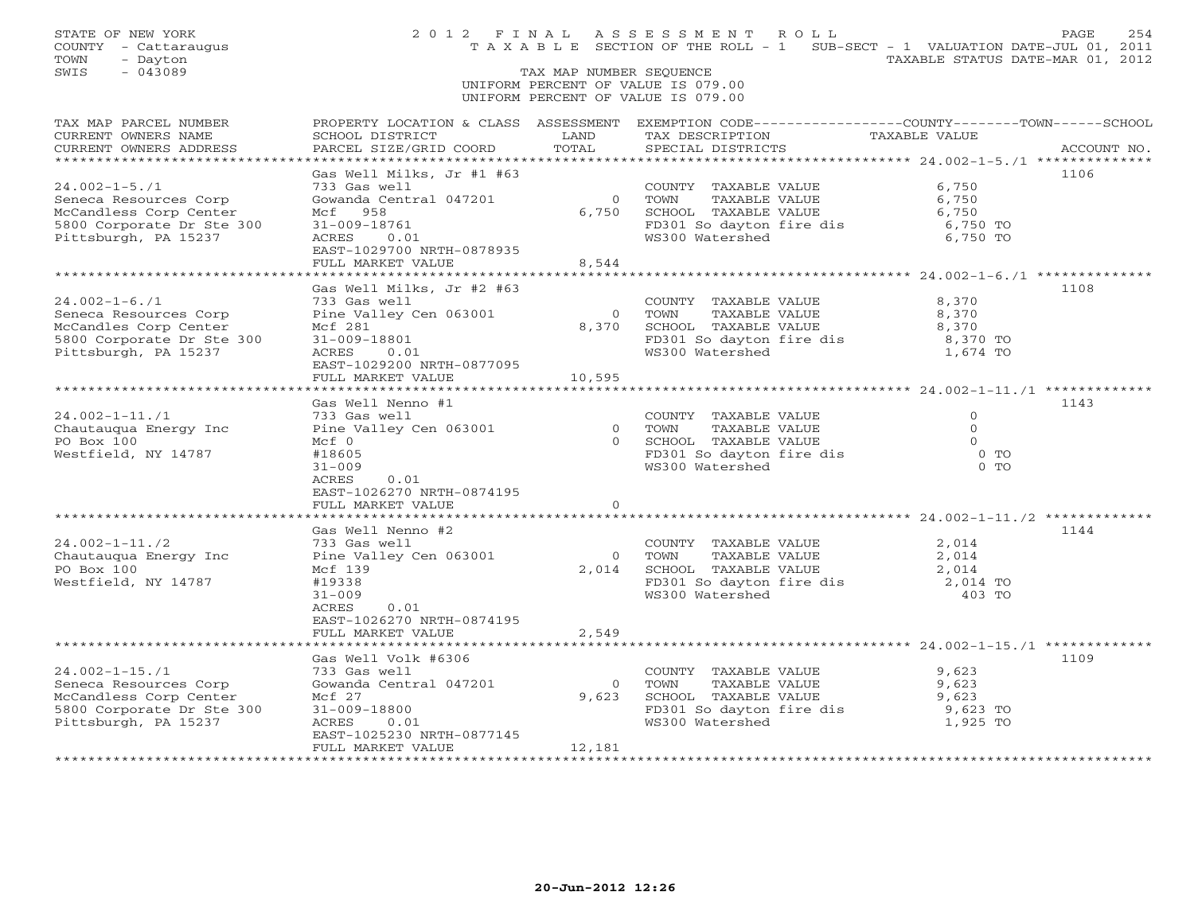STATE OF NEW YORK
COUNTY - Cattaraugus
TOWN - Dayton
SWIS - 043089

2012 FINAL ASSESSMENT ROLL
TAXABLE SECTION OF THE ROLL - 1
SUB-SECT - 1 VALUATION DATE-JUL 01, 2011
TAXABLE STATUS DATE-MAR 01, 2012

TAX MAP NUMBER SEQUENCE
UNIFORM PERCENT OF VALUE IS 079.00
UNIFORM PERCENT OF VALUE IS 079.00

| TAX MAP PARCEL NUMBER / CURRENT OWNERS NAME / CURRENT OWNERS ADDRESS | PROPERTY LOCATION & CLASS / SCHOOL DISTRICT / PARCEL SIZE/GRID COORD | ASSESSMENT LAND | ASSESSMENT TOTAL | EXEMPTION CODE / TAX DESCRIPTION / SPECIAL DISTRICTS | TAXABLE VALUE | ACCOUNT NO. |
|---|---|---|---|---|---|---|
| **24.002-1-5./1** | Gas Well Milks, Jr #1 #63 | | | | | 1106 |
| | 733 Gas well | | | COUNTY TAXABLE VALUE | 6,750 | |
| Seneca Resources Corp | Gowanda Central 047201 | 0 | | TOWN TAXABLE VALUE | 6,750 | |
| McCandless Corp Center | Mcf 958 | | 6,750 | SCHOOL TAXABLE VALUE | 6,750 | |
| 5800 Corporate Dr Ste 300 | 31-009-18761 | | | FD301 So dayton fire dis | 6,750 TO | |
| Pittsburgh, PA 15237 | ACRES 0.01 | | | WS300 Watershed | 6,750 TO | |
| | EAST-1029700 NRTH-0878935 | | | | | |
| | FULL MARKET VALUE | | 8,544 | | | |
| **24.002-1-6./1** | Gas Well Milks, Jr #2 #63 | | | | | 1108 |
| | 733 Gas well | | | COUNTY TAXABLE VALUE | 8,370 | |
| Seneca Resources Corp | Pine Valley Cen 063001 | 0 | | TOWN TAXABLE VALUE | 8,370 | |
| McCandles Corp Center | Mcf 281 | | 8,370 | SCHOOL TAXABLE VALUE | 8,370 | |
| 5800 Corporate Dr Ste 300 | 31-009-18801 | | | FD301 So dayton fire dis | 8,370 TO | |
| Pittsburgh, PA 15237 | ACRES 0.01 | | | WS300 Watershed | 1,674 TO | |
| | EAST-1029200 NRTH-0877095 | | | | | |
| | FULL MARKET VALUE | | 10,595 | | | |
| **24.002-1-11./1** | Gas Well Nenno #1 | | | | | 1143 |
| | 733 Gas well | | | COUNTY TAXABLE VALUE | 0 | |
| Chautauqua Energy Inc | Pine Valley Cen 063001 | 0 | | TOWN TAXABLE VALUE | 0 | |
| PO Box 100 | Mcf 0 | | 0 | SCHOOL TAXABLE VALUE | 0 | |
| Westfield, NY 14787 | #18605 | | | FD301 So dayton fire dis | 0 TO | |
| | 31-009 | | | WS300 Watershed | 0 TO | |
| | ACRES 0.01 | | | | | |
| | EAST-1026270 NRTH-0874195 | | | | | |
| | FULL MARKET VALUE | | 0 | | | |
| **24.002-1-11./2** | Gas Well Nenno #2 | | | | | 1144 |
| | 733 Gas well | | | COUNTY TAXABLE VALUE | 2,014 | |
| Chautauqua Energy Inc | Pine Valley Cen 063001 | 0 | | TOWN TAXABLE VALUE | 2,014 | |
| PO Box 100 | Mcf 139 | | 2,014 | SCHOOL TAXABLE VALUE | 2,014 | |
| Westfield, NY 14787 | #19338 | | | FD301 So dayton fire dis | 2,014 TO | |
| | 31-009 | | | WS300 Watershed | 403 TO | |
| | ACRES 0.01 | | | | | |
| | EAST-1026270 NRTH-0874195 | | | | | |
| | FULL MARKET VALUE | | 2,549 | | | |
| **24.002-1-15./1** | Gas Well Volk #6306 | | | | | 1109 |
| | 733 Gas well | | | COUNTY TAXABLE VALUE | 9,623 | |
| Seneca Resources Corp | Gowanda Central 047201 | 0 | | TOWN TAXABLE VALUE | 9,623 | |
| McCandless Corp Center | Mcf 27 | | 9,623 | SCHOOL TAXABLE VALUE | 9,623 | |
| 5800 Corporate Dr Ste 300 | 31-009-18800 | | | FD301 So dayton fire dis | 9,623 TO | |
| Pittsburgh, PA 15237 | ACRES 0.01 | | | WS300 Watershed | 1,925 TO | |
| | EAST-1025230 NRTH-0877145 | | | | | |
| | FULL MARKET VALUE | | 12,181 | | | |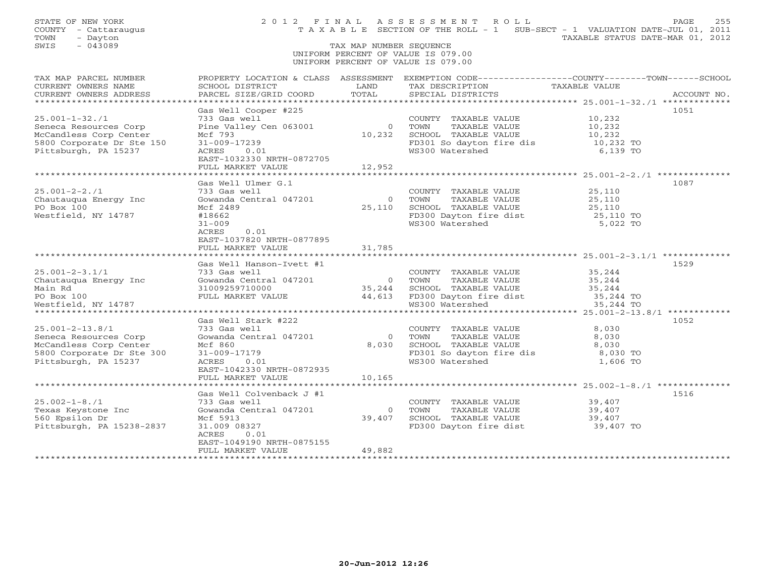STATE OF NEW YORK
COUNTY - Cattaraugus
TOWN - Dayton
SWIS - 043089

2012 FINAL ASSESSMENT ROLL
TAXABLE SECTION OF THE ROLL - 1    SUB-SECT - 1 VALUATION DATE-JUL 01, 2011
TAXABLE STATUS DATE-MAR 01, 2012
TAX MAP NUMBER SEQUENCE
UNIFORM PERCENT OF VALUE IS 079.00
UNIFORM PERCENT OF VALUE IS 079.00

| TAX MAP PARCEL NUMBER / CURRENT OWNERS NAME / CURRENT OWNERS ADDRESS | PROPERTY LOCATION & CLASS / SCHOOL DISTRICT / PARCEL SIZE/GRID COORD | ASSESSMENT LAND / TOTAL | EXEMPTION CODE / TAX DESCRIPTION / SPECIAL DISTRICTS | TAXABLE VALUE | ACCOUNT NO. |
|---|---|---|---|---|---|
| 25.001-1-32./1 | Gas Well Cooper #225 | | | | 1051 |
| | 733 Gas well | | COUNTY TAXABLE VALUE | 10,232 | |
| Seneca Resources Corp | Pine Valley Cen 063001 | 0 | TOWN TAXABLE VALUE | 10,232 | |
| McCandless Corp Center | Mcf 793 | 10,232 | SCHOOL TAXABLE VALUE | 10,232 | |
| 5800 Corporate Dr Ste 150 | 31-009-17239 | | FD301 So dayton fire dis | 10,232 TO | |
| Pittsburgh, PA 15237 | ACRES 0.01 | | WS300 Watershed | 6,139 TO | |
| | EAST-1032330 NRTH-0872705 | | | | |
| | FULL MARKET VALUE | 12,952 | | | |
| 25.001-2-2./1 | Gas Well Ulmer G.1 | | | | 1087 |
| | 733 Gas well | | COUNTY TAXABLE VALUE | 25,110 | |
| Chautauqua Energy Inc | Gowanda Central 047201 | 0 | TOWN TAXABLE VALUE | 25,110 | |
| PO Box 100 | Mcf 2489 | 25,110 | SCHOOL TAXABLE VALUE | 25,110 | |
| Westfield, NY 14787 | #18662 | | FD300 Dayton fire dist | 25,110 TO | |
| | 31-009 | | WS300 Watershed | 5,022 TO | |
| | ACRES 0.01 | | | | |
| | EAST-1037820 NRTH-0877895 | | | | |
| | FULL MARKET VALUE | 31,785 | | | |
| 25.001-2-3.1/1 | Gas Well Hanson-Ivett #1 | | | | 1529 |
| | 733 Gas well | | COUNTY TAXABLE VALUE | 35,244 | |
| Chautauqua Energy Inc | Gowanda Central 047201 | 0 | TOWN TAXABLE VALUE | 35,244 | |
| Main Rd | 31009259710000 | 35,244 | SCHOOL TAXABLE VALUE | 35,244 | |
| PO Box 100 | FULL MARKET VALUE | 44,613 | FD300 Dayton fire dist | 35,244 TO | |
| Westfield, NY 14787 | | | WS300 Watershed | 35,244 TO | |
| 25.001-2-13.8/1 | Gas Well Stark #222 | | | | 1052 |
| | 733 Gas well | | COUNTY TAXABLE VALUE | 8,030 | |
| Seneca Resources Corp | Gowanda Central 047201 | 0 | TOWN TAXABLE VALUE | 8,030 | |
| McCandless Corp Center | Mcf 860 | 8,030 | SCHOOL TAXABLE VALUE | 8,030 | |
| 5800 Corporate Dr Ste 300 | 31-009-17179 | | FD301 So dayton fire dis | 8,030 TO | |
| Pittsburgh, PA 15237 | ACRES 0.01 | | WS300 Watershed | 1,606 TO | |
| | EAST-1042330 NRTH-0872935 | | | | |
| | FULL MARKET VALUE | 10,165 | | | |
| 25.002-1-8./1 | Gas Well Colvenback J #1 | | | | 1516 |
| | 733 Gas well | | COUNTY TAXABLE VALUE | 39,407 | |
| Texas Keystone Inc | Gowanda Central 047201 | 0 | TOWN TAXABLE VALUE | 39,407 | |
| 560 Epsilon Dr | Mcf 5913 | 39,407 | SCHOOL TAXABLE VALUE | 39,407 | |
| Pittsburgh, PA 15238-2837 | 31.009 08327 | | FD300 Dayton fire dist | 39,407 TO | |
| | ACRES 0.01 | | | | |
| | EAST-1049190 NRTH-0875155 | | | | |
| | FULL MARKET VALUE | 49,882 | | | |

20-Jun-2012 12:26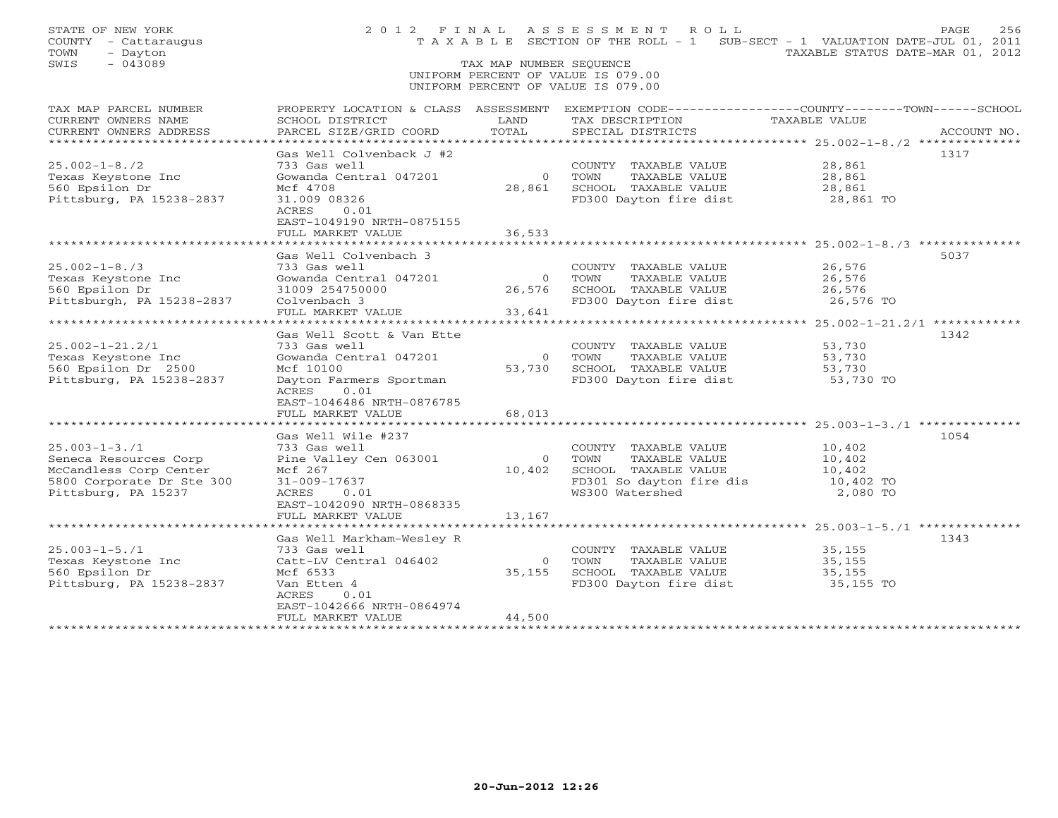STATE OF NEW YORK
COUNTY - Cattaraugus
TOWN - Dayton
SWIS - 043089

2012 FINAL ASSESSMENT ROLL
TAXABLE SECTION OF THE ROLL - 1 SUB-SECT - 1 VALUATION DATE-JUL 01, 2011
TAXABLE STATUS DATE-MAR 01, 2012
TAX MAP NUMBER SEQUENCE
UNIFORM PERCENT OF VALUE IS 079.00
UNIFORM PERCENT OF VALUE IS 079.00

| TAX MAP PARCEL NUMBER / CURRENT OWNERS NAME / CURRENT OWNERS ADDRESS | PROPERTY LOCATION & CLASS / SCHOOL DISTRICT / PARCEL SIZE/GRID COORD | ASSESSMENT LAND / TOTAL | EXEMPTION CODE / TAX DESCRIPTION / SPECIAL DISTRICTS | TAXABLE VALUE | ACCOUNT NO. |
|---|---|---|---|---|---|
| 25.002-1-8./2 | Gas Well Colvenback J #2 | | | | 1317 |
| | 733 Gas well | | COUNTY TAXABLE VALUE | 28,861 | |
| Texas Keystone Inc | Gowanda Central 047201 | 0 | TOWN TAXABLE VALUE | 28,861 | |
| 560 Epsilon Dr | Mcf 4708 | 28,861 | SCHOOL TAXABLE VALUE | 28,861 | |
| Pittsburg, PA 15238-2837 | 31.009 08326 | | FD300 Dayton fire dist | 28,861 TO | |
| | ACRES 0.01 | | | | |
| | EAST-1049190 NRTH-0875155 | | | | |
| | FULL MARKET VALUE | 36,533 | | | |
| 25.002-1-8./3 | Gas Well Colvenbach 3 | | | | 5037 |
| | 733 Gas well | | COUNTY TAXABLE VALUE | 26,576 | |
| Texas Keystone Inc | Gowanda Central 047201 | 0 | TOWN TAXABLE VALUE | 26,576 | |
| 560 Epsilon Dr | 31009 254750000 | 26,576 | SCHOOL TAXABLE VALUE | 26,576 | |
| Pittsburgh, PA 15238-2837 | Colvenbach 3 | | FD300 Dayton fire dist | 26,576 TO | |
| | FULL MARKET VALUE | 33,641 | | | |
| 25.002-1-21.2/1 | Gas Well Scott & Van Ette | | | | 1342 |
| | 733 Gas well | | COUNTY TAXABLE VALUE | 53,730 | |
| Texas Keystone Inc | Gowanda Central 047201 | 0 | TOWN TAXABLE VALUE | 53,730 | |
| 560 Epsilon Dr 2500 | Mcf 10100 | 53,730 | SCHOOL TAXABLE VALUE | 53,730 | |
| Pittsburg, PA 15238-2837 | Dayton Farmers Sportman | | FD300 Dayton fire dist | 53,730 TO | |
| | ACRES 0.01 | | | | |
| | EAST-1046486 NRTH-0876785 | | | | |
| | FULL MARKET VALUE | 68,013 | | | |
| 25.003-1-3./1 | Gas Well Wile #237 | | | | 1054 |
| | 733 Gas well | | COUNTY TAXABLE VALUE | 10,402 | |
| Seneca Resources Corp | Pine Valley Cen 063001 | 0 | TOWN TAXABLE VALUE | 10,402 | |
| McCandless Corp Center | Mcf 267 | 10,402 | SCHOOL TAXABLE VALUE | 10,402 | |
| 5800 Corporate Dr Ste 300 | 31-009-17637 | | FD301 So dayton fire dis | 10,402 TO | |
| Pittsburg, PA 15237 | ACRES 0.01 | | WS300 Watershed | 2,080 TO | |
| | EAST-1042090 NRTH-0868335 | | | | |
| | FULL MARKET VALUE | 13,167 | | | |
| 25.003-1-5./1 | Gas Well Markham-Wesley R | | | | 1343 |
| | 733 Gas well | | COUNTY TAXABLE VALUE | 35,155 | |
| Texas Keystone Inc | Catt-LV Central 046402 | 0 | TOWN TAXABLE VALUE | 35,155 | |
| 560 Epsilon Dr | Mcf 6533 | 35,155 | SCHOOL TAXABLE VALUE | 35,155 | |
| Pittsburg, PA 15238-2837 | Van Etten 4 | | FD300 Dayton fire dist | 35,155 TO | |
| | ACRES 0.01 | | | | |
| | EAST-1042666 NRTH-0864974 | | | | |
| | FULL MARKET VALUE | 44,500 | | | |

20-Jun-2012 12:26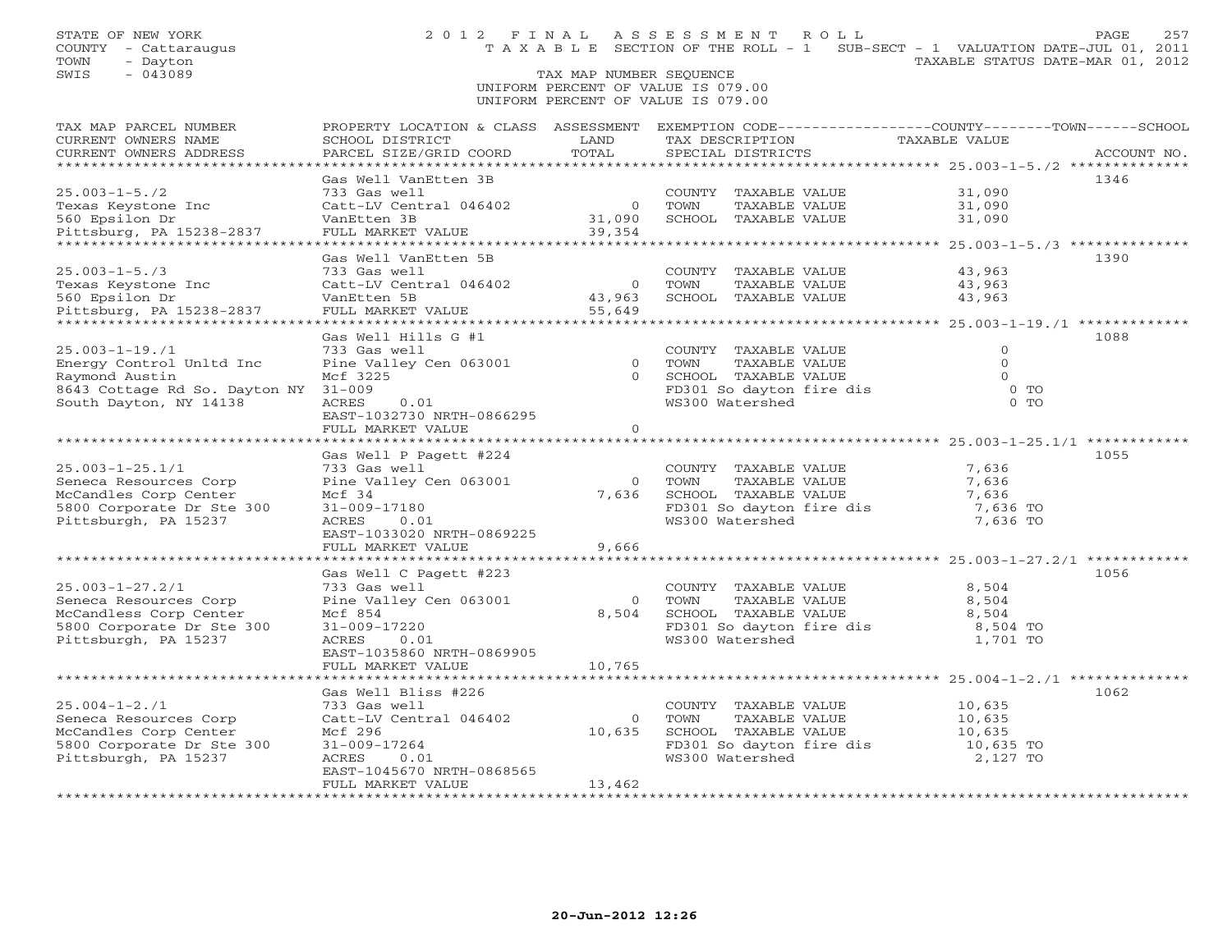STATE OF NEW YORK
COUNTY - Cattaraugus
TOWN - Dayton
SWIS - 043089

2 0 1 2 F I N A L A S S E S S M E N T R O L L
T A X A B L E SECTION OF THE ROLL - 1 SUB-SECT - 1 VALUATION DATE-JUL 01, 2011
TAXABLE STATUS DATE-MAR 01, 2012

TAX MAP NUMBER SEQUENCE
UNIFORM PERCENT OF VALUE IS 079.00
UNIFORM PERCENT OF VALUE IS 079.00

| TAX MAP PARCEL NUMBER / CURRENT OWNERS NAME / CURRENT OWNERS ADDRESS | PROPERTY LOCATION & CLASS / SCHOOL DISTRICT / PARCEL SIZE/GRID COORD | ASSESSMENT LAND / TOTAL | EXEMPTION CODE / TAX DESCRIPTION / SPECIAL DISTRICTS | COUNTY--TOWN--SCHOOL TAXABLE VALUE | ACCOUNT NO. |
|---|---|---|---|---|---|
| 25.003-1-5./2 | Gas Well VanEtten 3B | | | | 1346 |
| | 733 Gas well | | COUNTY TAXABLE VALUE | 31,090 | |
| Texas Keystone Inc | Catt-LV Central 046402 | 0 | TOWN TAXABLE VALUE | 31,090 | |
| 560 Epsilon Dr | VanEtten 3B | 31,090 | SCHOOL TAXABLE VALUE | 31,090 | |
| Pittsburg, PA 15238-2837 | FULL MARKET VALUE | 39,354 | | | |
| 25.003-1-5./3 | Gas Well VanEtten 5B | | | | 1390 |
| | 733 Gas well | | COUNTY TAXABLE VALUE | 43,963 | |
| Texas Keystone Inc | Catt-LV Central 046402 | 0 | TOWN TAXABLE VALUE | 43,963 | |
| 560 Epsilon Dr | VanEtten 5B | 43,963 | SCHOOL TAXABLE VALUE | 43,963 | |
| Pittsburg, PA 15238-2837 | FULL MARKET VALUE | 55,649 | | | |
| 25.003-1-19./1 | Gas Well Hills G #1 | | | | 1088 |
| | 733 Gas well | | COUNTY TAXABLE VALUE | 0 | |
| Energy Control Unltd Inc | Pine Valley Cen 063001 | 0 | TOWN TAXABLE VALUE | 0 | |
| Raymond Austin | Mcf 3225 | 0 | SCHOOL TAXABLE VALUE | 0 | |
| 8643 Cottage Rd So. Dayton NY | 31-009 | | FD301 So dayton fire dis | 0 TO | |
| South Dayton, NY 14138 | ACRES 0.01 | | WS300 Watershed | 0 TO | |
| | EAST-1032730 NRTH-0866295 | | | | |
| | FULL MARKET VALUE | 0 | | | |
| 25.003-1-25.1/1 | Gas Well P Pagett #224 | | | | 1055 |
| | 733 Gas well | | COUNTY TAXABLE VALUE | 7,636 | |
| Seneca Resources Corp | Pine Valley Cen 063001 | 0 | TOWN TAXABLE VALUE | 7,636 | |
| McCandles Corp Center | Mcf 34 | 7,636 | SCHOOL TAXABLE VALUE | 7,636 | |
| 5800 Corporate Dr Ste 300 | 31-009-17180 | | FD301 So dayton fire dis | 7,636 TO | |
| Pittsburgh, PA 15237 | ACRES 0.01 | | WS300 Watershed | 7,636 TO | |
| | EAST-1033020 NRTH-0869225 | | | | |
| | FULL MARKET VALUE | 9,666 | | | |
| 25.003-1-27.2/1 | Gas Well C Pagett #223 | | | | 1056 |
| | 733 Gas well | | COUNTY TAXABLE VALUE | 8,504 | |
| Seneca Resources Corp | Pine Valley Cen 063001 | 0 | TOWN TAXABLE VALUE | 8,504 | |
| McCandless Corp Center | Mcf 854 | 8,504 | SCHOOL TAXABLE VALUE | 8,504 | |
| 5800 Corporate Dr Ste 300 | 31-009-17220 | | FD301 So dayton fire dis | 8,504 TO | |
| Pittsburgh, PA 15237 | ACRES 0.01 | | WS300 Watershed | 1,701 TO | |
| | EAST-1035860 NRTH-0869905 | | | | |
| | FULL MARKET VALUE | 10,765 | | | |
| 25.004-1-2./1 | Gas Well Bliss #226 | | | | 1062 |
| | 733 Gas well | | COUNTY TAXABLE VALUE | 10,635 | |
| Seneca Resources Corp | Catt-LV Central 046402 | 0 | TOWN TAXABLE VALUE | 10,635 | |
| McCandles Corp Center | Mcf 296 | 10,635 | SCHOOL TAXABLE VALUE | 10,635 | |
| 5800 Corporate Dr Ste 300 | 31-009-17264 | | FD301 So dayton fire dis | 10,635 TO | |
| Pittsburgh, PA 15237 | ACRES 0.01 | | WS300 Watershed | 2,127 TO | |
| | EAST-1045670 NRTH-0868565 | | | | |
| | FULL MARKET VALUE | 13,462 | | | |

20-Jun-2012 12:26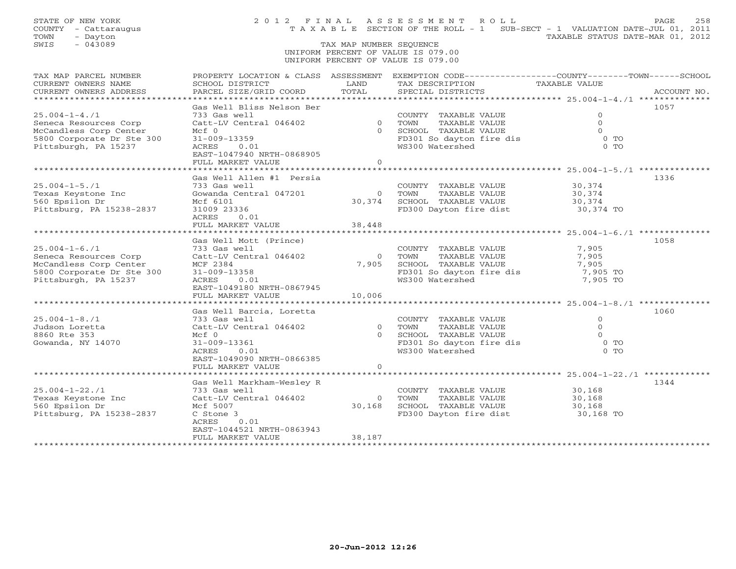STATE OF NEW YORK
COUNTY - Cattaraugus
TOWN - Dayton
SWIS - 043089

# 2012 FINAL ASSESSMENT ROLL

TAXABLE SECTION OF THE ROLL - 1  SUB-SECT - 1  VALUATION DATE-JUL 01, 2011
TAXABLE STATUS DATE-MAR 01, 2012

TAX MAP NUMBER SEQUENCE
UNIFORM PERCENT OF VALUE IS 079.00
UNIFORM PERCENT OF VALUE IS 079.00

| TAX MAP PARCEL NUMBER / CURRENT OWNERS NAME / CURRENT OWNERS ADDRESS | PROPERTY LOCATION & CLASS / SCHOOL DISTRICT / PARCEL SIZE/GRID COORD | ASSESSMENT LAND | TOTAL | EXEMPTION CODE / TAX DESCRIPTION / SPECIAL DISTRICTS | TAXABLE VALUE (COUNTY / TOWN / SCHOOL) | ACCOUNT NO. |
|---|---|---|---|---|---|---|
| 25.004-1-4./1 | Gas Well Bliss Nelson Ber | | | | | 1057 |
| Seneca Resources Corp | 733 Gas well | | | COUNTY TAXABLE VALUE | 0 | |
| McCandless Corp Center | Catt-LV Central 046402 | 0 | | TOWN TAXABLE VALUE | 0 | |
| 5800 Corporate Dr Ste 300 | Mcf 0 | | 0 | SCHOOL TAXABLE VALUE | 0 | |
| Pittsburgh, PA 15237 | 31-009-13359 | | | FD301 So dayton fire dis | 0 TO | |
| | ACRES 0.01 | | | WS300 Watershed | 0 TO | |
| | EAST-1047940 NRTH-0868905 | | | | | |
| | FULL MARKET VALUE | | 0 | | | |
| 25.004-1-5./1 | Gas Well Allen #1 Persia | | | | | 1336 |
| Texas Keystone Inc | 733 Gas well | | | COUNTY TAXABLE VALUE | 30,374 | |
| 560 Epsilon Dr | Gowanda Central 047201 | 0 | | TOWN TAXABLE VALUE | 30,374 | |
| Pittsburg, PA 15238-2837 | Mcf 6101 | | 30,374 | SCHOOL TAXABLE VALUE | 30,374 | |
| | 31009 23336 | | | FD300 Dayton fire dist | 30,374 TO | |
| | ACRES 0.01 | | | | | |
| | FULL MARKET VALUE | | 38,448 | | | |
| 25.004-1-6./1 | Gas Well Mott (Prince) | | | | | 1058 |
| Seneca Resources Corp | 733 Gas well | | | COUNTY TAXABLE VALUE | 7,905 | |
| McCandless Corp Center | Catt-LV Central 046402 | 0 | | TOWN TAXABLE VALUE | 7,905 | |
| 5800 Corporate Dr Ste 300 | MCF 2384 | | 7,905 | SCHOOL TAXABLE VALUE | 7,905 | |
| Pittsburgh, PA 15237 | 31-009-13358 | | | FD301 So dayton fire dis | 7,905 TO | |
| | ACRES 0.01 | | | WS300 Watershed | 7,905 TO | |
| | EAST-1049180 NRTH-0867945 | | | | | |
| | FULL MARKET VALUE | | 10,006 | | | |
| 25.004-1-8./1 | Gas Well Barcia, Loretta | | | | | 1060 |
| Judson Loretta | 733 Gas well | | | COUNTY TAXABLE VALUE | 0 | |
| 8860 Rte 353 | Catt-LV Central 046402 | 0 | | TOWN TAXABLE VALUE | 0 | |
| Gowanda, NY 14070 | Mcf 0 | | 0 | SCHOOL TAXABLE VALUE | 0 | |
| | 31-009-13361 | | | FD301 So dayton fire dis | 0 TO | |
| | ACRES 0.01 | | | WS300 Watershed | 0 TO | |
| | EAST-1049090 NRTH-0866385 | | | | | |
| | FULL MARKET VALUE | | 0 | | | |
| 25.004-1-22./1 | Gas Well Markham-Wesley R | | | | | 1344 |
| Texas Keystone Inc | 733 Gas well | | | COUNTY TAXABLE VALUE | 30,168 | |
| 560 Epsilon Dr | Catt-LV Central 046402 | 0 | | TOWN TAXABLE VALUE | 30,168 | |
| Pittsburg, PA 15238-2837 | Mcf 5007 | | 30,168 | SCHOOL TAXABLE VALUE | 30,168 | |
| | C Stone 3 | | | FD300 Dayton fire dist | 30,168 TO | |
| | ACRES 0.01 | | | | | |
| | EAST-1044521 NRTH-0863943 | | | | | |
| | FULL MARKET VALUE | | 38,187 | | | |

20-Jun-2012 12:26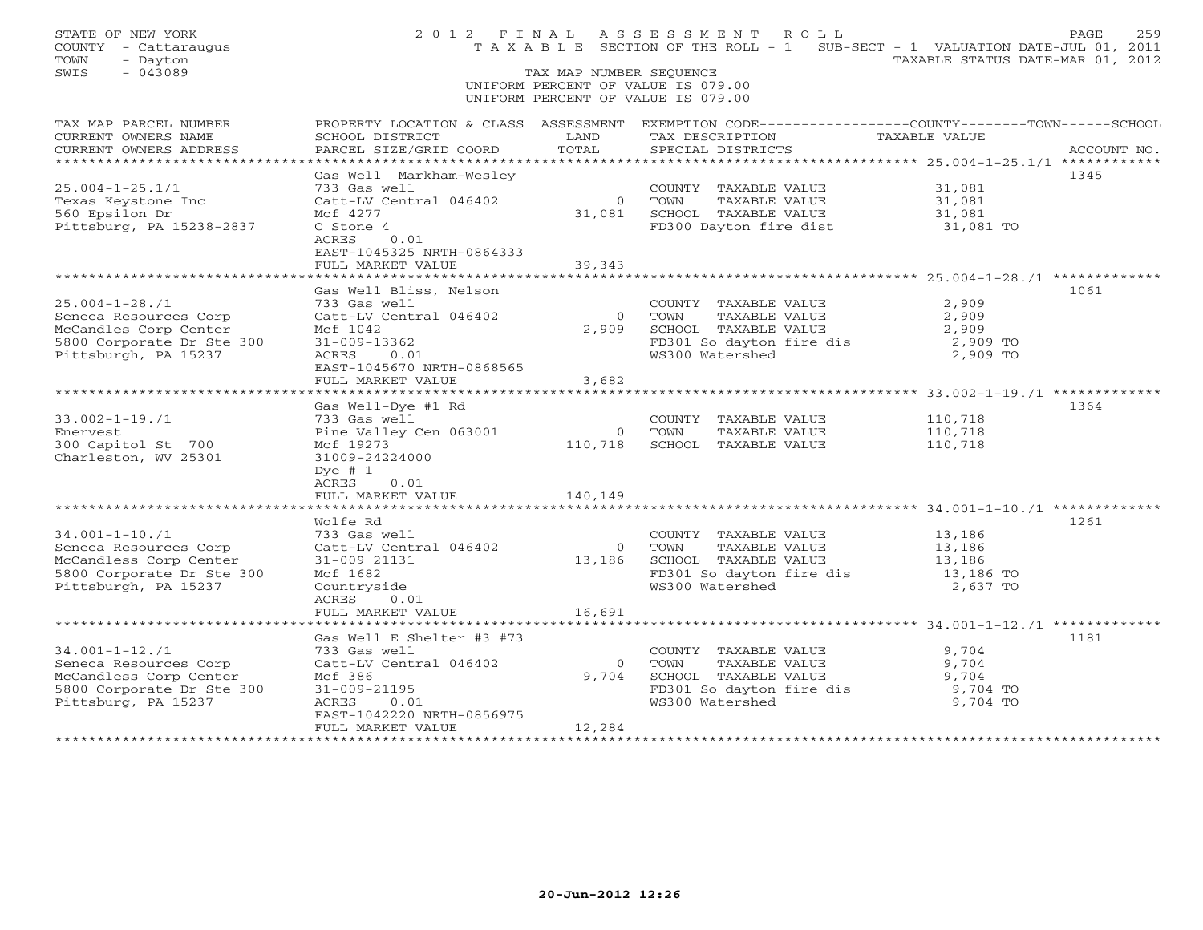STATE OF NEW YORK
COUNTY - Cattaraugus
TOWN - Dayton
SWIS - 043089

2012 FINAL ASSESSMENT ROLL
TAXABLE SECTION OF THE ROLL - 1 SUB-SECT - 1 VALUATION DATE-JUL 01, 2011
TAXABLE STATUS DATE-MAR 01, 2012

TAX MAP NUMBER SEQUENCE
UNIFORM PERCENT OF VALUE IS 079.00
UNIFORM PERCENT OF VALUE IS 079.00

| TAX MAP PARCEL NUMBER / CURRENT OWNERS NAME / CURRENT OWNERS ADDRESS | PROPERTY LOCATION & CLASS / SCHOOL DISTRICT / PARCEL SIZE/GRID COORD | ASSESSMENT LAND / TOTAL | EXEMPTION CODE / TAX DESCRIPTION / SPECIAL DISTRICTS | TAXABLE VALUE (COUNTY/TOWN/SCHOOL) | ACCOUNT NO. |
|---|---|---|---|---|---|
| 25.004-1-25.1/1 | Gas Well Markham-Wesley | | | | 1345 |
| Texas Keystone Inc | 733 Gas well | | COUNTY TAXABLE VALUE | 31,081 | |
| 560 Epsilon Dr | Catt-LV Central 046402 | 0 | TOWN TAXABLE VALUE | 31,081 | |
| Pittsburg, PA 15238-2837 | Mcf 4277 | 31,081 | SCHOOL TAXABLE VALUE | 31,081 | |
| | C Stone 4 | | FD300 Dayton fire dist | 31,081 TO | |
| | ACRES 0.01 | | | | |
| | EAST-1045325 NRTH-0864333 | | | | |
| | FULL MARKET VALUE | 39,343 | | | |
| 25.004-1-28./1 | Gas Well Bliss, Nelson | | | | 1061 |
| Seneca Resources Corp | 733 Gas well | | COUNTY TAXABLE VALUE | 2,909 | |
| McCandles Corp Center | Catt-LV Central 046402 | 0 | TOWN TAXABLE VALUE | 2,909 | |
| 5800 Corporate Dr Ste 300 | Mcf 1042 | 2,909 | SCHOOL TAXABLE VALUE | 2,909 | |
| Pittsburgh, PA 15237 | 31-009-13362 | | FD301 So dayton fire dis | 2,909 TO | |
| | ACRES 0.01 | | WS300 Watershed | 2,909 TO | |
| | EAST-1045670 NRTH-0868565 | | | | |
| | FULL MARKET VALUE | 3,682 | | | |
| 33.002-1-19./1 | Gas Well-Dye #1 Rd | | | | 1364 |
| Enervest | 733 Gas well | | COUNTY TAXABLE VALUE | 110,718 | |
| 300 Capitol St 700 | Pine Valley Cen 063001 | 0 | TOWN TAXABLE VALUE | 110,718 | |
| Charleston, WV 25301 | Mcf 19273 | 110,718 | SCHOOL TAXABLE VALUE | 110,718 | |
| | 31009-24224000 | | | | |
| | Dye # 1 | | | | |
| | ACRES 0.01 | | | | |
| | FULL MARKET VALUE | 140,149 | | | |
| 34.001-1-10./1 | Wolfe Rd | | | | 1261 |
| Seneca Resources Corp | 733 Gas well | | COUNTY TAXABLE VALUE | 13,186 | |
| McCandless Corp Center | Catt-LV Central 046402 | 0 | TOWN TAXABLE VALUE | 13,186 | |
| 5800 Corporate Dr Ste 300 | 31-009 21131 | 13,186 | SCHOOL TAXABLE VALUE | 13,186 | |
| Pittsburgh, PA 15237 | Mcf 1682 | | FD301 So dayton fire dis | 13,186 TO | |
| | Countryside | | WS300 Watershed | 2,637 TO | |
| | ACRES 0.01 | | | | |
| | FULL MARKET VALUE | 16,691 | | | |
| 34.001-1-12./1 | Gas Well E Shelter #3 #73 | | | | 1181 |
| Seneca Resources Corp | 733 Gas well | | COUNTY TAXABLE VALUE | 9,704 | |
| McCandless Corp Center | Catt-LV Central 046402 | 0 | TOWN TAXABLE VALUE | 9,704 | |
| 5800 Corporate Dr Ste 300 | Mcf 386 | 9,704 | SCHOOL TAXABLE VALUE | 9,704 | |
| Pittsburg, PA 15237 | 31-009-21195 | | FD301 So dayton fire dis | 9,704 TO | |
| | ACRES 0.01 | | WS300 Watershed | 9,704 TO | |
| | EAST-1042220 NRTH-0856975 | | | | |
| | FULL MARKET VALUE | 12,284 | | | |

20-Jun-2012 12:26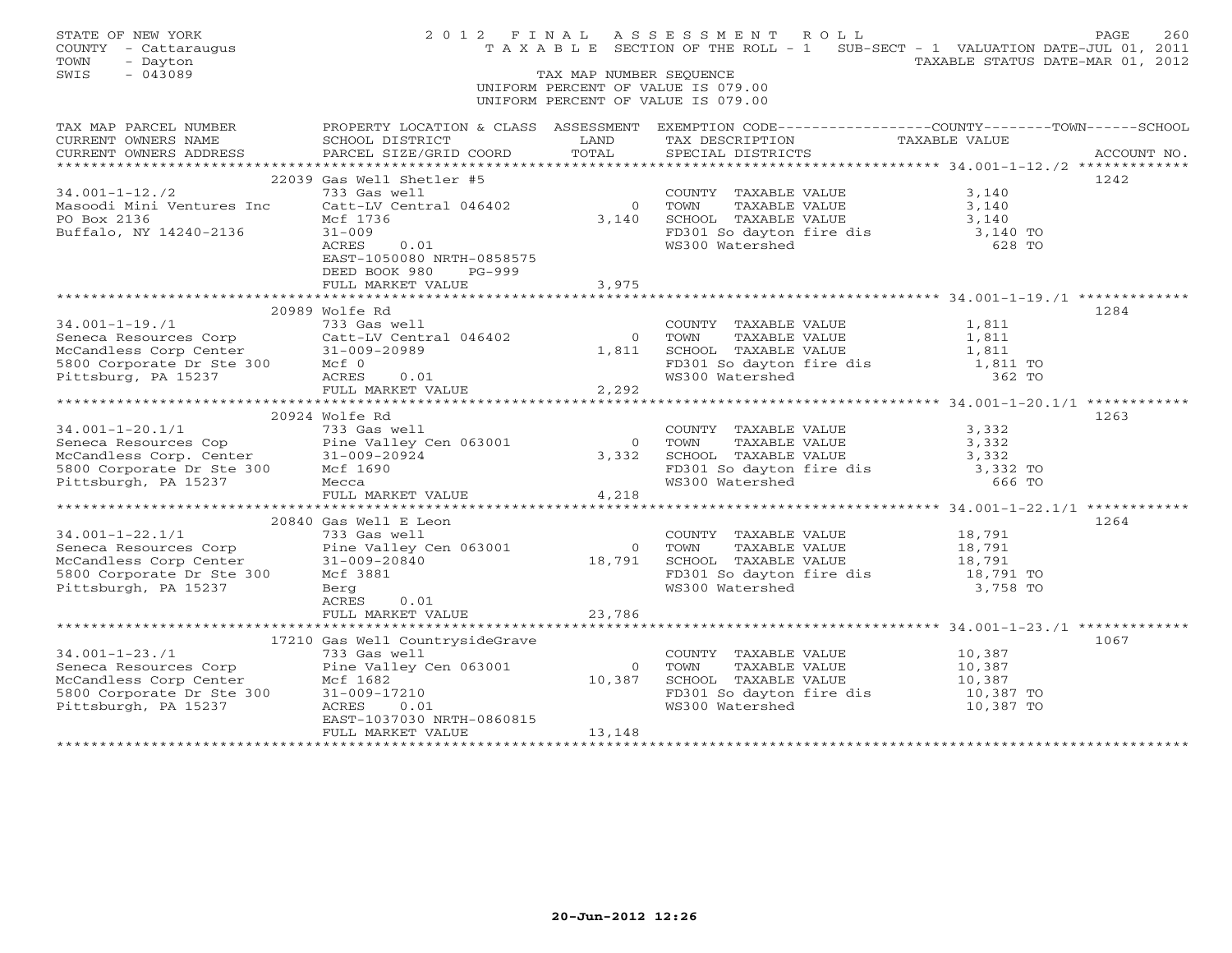STATE OF NEW YORK
COUNTY - Cattaraugus
TOWN - Dayton
SWIS - 043089

2 0 1 2 F I N A L A S S E S S M E N T R O L L
T A X A B L E SECTION OF THE ROLL - 1 SUB-SECT - 1 VALUATION DATE-JUL 01, 2011
TAXABLE STATUS DATE-MAR 01, 2012

TAX MAP NUMBER SEQUENCE
UNIFORM PERCENT OF VALUE IS 079.00
UNIFORM PERCENT OF VALUE IS 079.00

| TAX MAP PARCEL NUMBER / CURRENT OWNERS NAME / CURRENT OWNERS ADDRESS | PROPERTY LOCATION & CLASS / SCHOOL DISTRICT / PARCEL SIZE/GRID COORD | ASSESSMENT LAND / TOTAL | EXEMPTION CODE / TAX DESCRIPTION / SPECIAL DISTRICTS | TAXABLE VALUE | ACCOUNT NO. |
|---|---|---|---|---|---|
| **34.001-1-12./2** | 22039 Gas Well Shetler #5 | | | | 1242 |
| 34.001-1-12./2 | 733 Gas well | | COUNTY TAXABLE VALUE | 3,140 | |
| Masoodi Mini Ventures Inc | Catt-LV Central 046402 | 0 | TOWN TAXABLE VALUE | 3,140 | |
| PO Box 2136 | Mcf 1736 | 3,140 | SCHOOL TAXABLE VALUE | 3,140 | |
| Buffalo, NY 14240-2136 | 31-009 | | FD301 So dayton fire dis | 3,140 TO | |
| | ACRES 0.01 | | WS300 Watershed | 628 TO | |
| | EAST-1050080 NRTH-0858575 | | | | |
| | DEED BOOK 980 PG-999 | | | | |
| | FULL MARKET VALUE | 3,975 | | | |
| **34.001-1-19./1** | 20989 Wolfe Rd | | | | 1284 |
| 34.001-1-19./1 | 733 Gas well | | COUNTY TAXABLE VALUE | 1,811 | |
| Seneca Resources Corp | Catt-LV Central 046402 | 0 | TOWN TAXABLE VALUE | 1,811 | |
| McCandless Corp Center | 31-009-20989 | 1,811 | SCHOOL TAXABLE VALUE | 1,811 | |
| 5800 Corporate Dr Ste 300 | Mcf 0 | | FD301 So dayton fire dis | 1,811 TO | |
| Pittsburg, PA 15237 | ACRES 0.01 | | WS300 Watershed | 362 TO | |
| | FULL MARKET VALUE | 2,292 | | | |
| **34.001-1-20.1/1** | 20924 Wolfe Rd | | | | 1263 |
| 34.001-1-20.1/1 | 733 Gas well | | COUNTY TAXABLE VALUE | 3,332 | |
| Seneca Resources Cop | Pine Valley Cen 063001 | 0 | TOWN TAXABLE VALUE | 3,332 | |
| McCandless Corp. Center | 31-009-20924 | 3,332 | SCHOOL TAXABLE VALUE | 3,332 | |
| 5800 Corporate Dr Ste 300 | Mcf 1690 | | FD301 So dayton fire dis | 3,332 TO | |
| Pittsburgh, PA 15237 | Mecca | | WS300 Watershed | 666 TO | |
| | FULL MARKET VALUE | 4,218 | | | |
| **34.001-1-22.1/1** | 20840 Gas Well E Leon | | | | 1264 |
| 34.001-1-22.1/1 | 733 Gas well | | COUNTY TAXABLE VALUE | 18,791 | |
| Seneca Resources Corp | Pine Valley Cen 063001 | 0 | TOWN TAXABLE VALUE | 18,791 | |
| McCandless Corp Center | 31-009-20840 | 18,791 | SCHOOL TAXABLE VALUE | 18,791 | |
| 5800 Corporate Dr Ste 300 | Mcf 3881 | | FD301 So dayton fire dis | 18,791 TO | |
| Pittsburgh, PA 15237 | Berg | | WS300 Watershed | 3,758 TO | |
| | ACRES 0.01 | | | | |
| | FULL MARKET VALUE | 23,786 | | | |
| **34.001-1-23./1** | 17210 Gas Well CountrysideGrave | | | | 1067 |
| 34.001-1-23./1 | 733 Gas well | | COUNTY TAXABLE VALUE | 10,387 | |
| Seneca Resources Corp | Pine Valley Cen 063001 | 0 | TOWN TAXABLE VALUE | 10,387 | |
| McCandless Corp Center | Mcf 1682 | 10,387 | SCHOOL TAXABLE VALUE | 10,387 | |
| 5800 Corporate Dr Ste 300 | 31-009-17210 | | FD301 So dayton fire dis | 10,387 TO | |
| Pittsburgh, PA 15237 | ACRES 0.01 | | WS300 Watershed | 10,387 TO | |
| | EAST-1037030 NRTH-0860815 | | | | |
| | FULL MARKET VALUE | 13,148 | | | |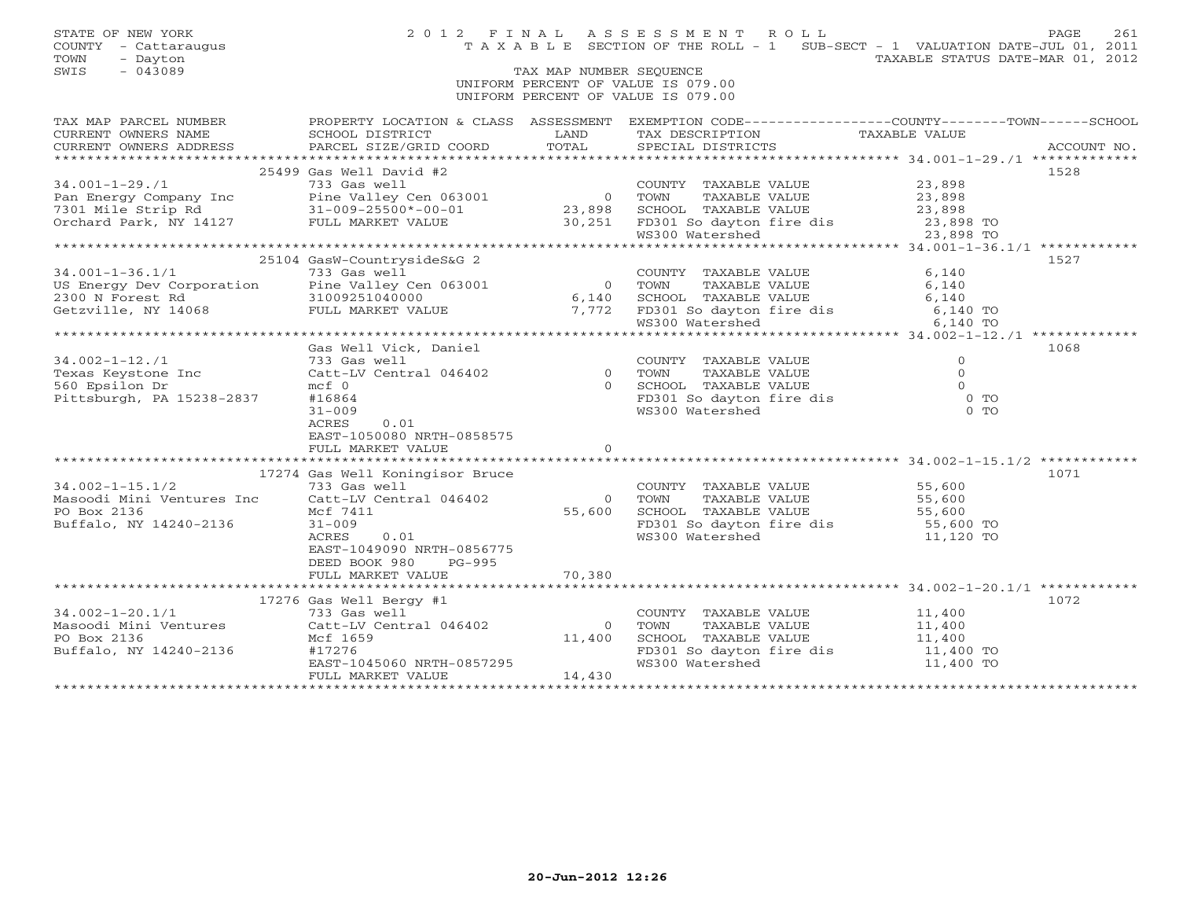STATE OF NEW YORK
COUNTY - Cattaraugus
TOWN - Dayton
SWIS - 043089

2012 FINAL ASSESSMENT ROLL
TAXABLE SECTION OF THE ROLL - 1 SUB-SECT - 1 VALUATION DATE-JUL 01, 2011
TAXABLE STATUS DATE-MAR 01, 2012

TAX MAP NUMBER SEQUENCE
UNIFORM PERCENT OF VALUE IS 079.00
UNIFORM PERCENT OF VALUE IS 079.00

| TAX MAP PARCEL NUMBER / CURRENT OWNERS NAME / CURRENT OWNERS ADDRESS | PROPERTY LOCATION & CLASS / SCHOOL DISTRICT / PARCEL SIZE/GRID COORD | ASSESSMENT LAND / TOTAL | EXEMPTION CODE / TAX DESCRIPTION / SPECIAL DISTRICTS | TAXABLE VALUE | ACCOUNT NO. |
|---|---|---|---|---|---|
| **34.001-1-29./1** | 25499 Gas Well David #2 | | | | 1528 |
| 34.001-1-29./1 | 733 Gas well | | COUNTY TAXABLE VALUE | 23,898 | |
| Pan Energy Company Inc | Pine Valley Cen 063001 | 0 | TOWN TAXABLE VALUE | 23,898 | |
| 7301 Mile Strip Rd | 31-009-25500*-00-01 | 23,898 | SCHOOL TAXABLE VALUE | 23,898 | |
| Orchard Park, NY 14127 | FULL MARKET VALUE | 30,251 | FD301 So dayton fire dis | 23,898 TO | |
| | | | WS300 Watershed | 23,898 TO | |
| **34.001-1-36.1/1** | 25104 GasW-CountrysideS&G 2 | | | | 1527 |
| 34.001-1-36.1/1 | 733 Gas well | | COUNTY TAXABLE VALUE | 6,140 | |
| US Energy Dev Corporation | Pine Valley Cen 063001 | 0 | TOWN TAXABLE VALUE | 6,140 | |
| 2300 N Forest Rd | 31009251040000 | 6,140 | SCHOOL TAXABLE VALUE | 6,140 | |
| Getzville, NY 14068 | FULL MARKET VALUE | 7,772 | FD301 So dayton fire dis | 6,140 TO | |
| | | | WS300 Watershed | 6,140 TO | |
| **34.002-1-12./1** | Gas Well Vick, Daniel | | | | 1068 |
| 34.002-1-12./1 | 733 Gas well | | COUNTY TAXABLE VALUE | 0 | |
| Texas Keystone Inc | Catt-LV Central 046402 | 0 | TOWN TAXABLE VALUE | 0 | |
| 560 Epsilon Dr | mcf 0 | 0 | SCHOOL TAXABLE VALUE | 0 | |
| Pittsburgh, PA 15238-2837 | #16864 | | FD301 So dayton fire dis | 0 TO | |
| | 31-009 | | WS300 Watershed | 0 TO | |
| | ACRES 0.01 | | | | |
| | EAST-1050080 NRTH-0858575 | | | | |
| | FULL MARKET VALUE | 0 | | | |
| **34.002-1-15.1/2** | 17274 Gas Well Koningisor Bruce | | | | 1071 |
| 34.002-1-15.1/2 | 733 Gas well | | COUNTY TAXABLE VALUE | 55,600 | |
| Masoodi Mini Ventures Inc | Catt-LV Central 046402 | 0 | TOWN TAXABLE VALUE | 55,600 | |
| PO Box 2136 | Mcf 7411 | 55,600 | SCHOOL TAXABLE VALUE | 55,600 | |
| Buffalo, NY 14240-2136 | 31-009 | | FD301 So dayton fire dis | 55,600 TO | |
| | ACRES 0.01 | | WS300 Watershed | 11,120 TO | |
| | EAST-1049090 NRTH-0856775 | | | | |
| | DEED BOOK 980 PG-995 | | | | |
| | FULL MARKET VALUE | 70,380 | | | |
| **34.002-1-20.1/1** | 17276 Gas Well Bergy #1 | | | | 1072 |
| 34.002-1-20.1/1 | 733 Gas well | | COUNTY TAXABLE VALUE | 11,400 | |
| Masoodi Mini Ventures | Catt-LV Central 046402 | 0 | TOWN TAXABLE VALUE | 11,400 | |
| PO Box 2136 | Mcf 1659 | 11,400 | SCHOOL TAXABLE VALUE | 11,400 | |
| Buffalo, NY 14240-2136 | #17276 | | FD301 So dayton fire dis | 11,400 TO | |
| | EAST-1045060 NRTH-0857295 | | WS300 Watershed | 11,400 TO | |
| | FULL MARKET VALUE | 14,430 | | | |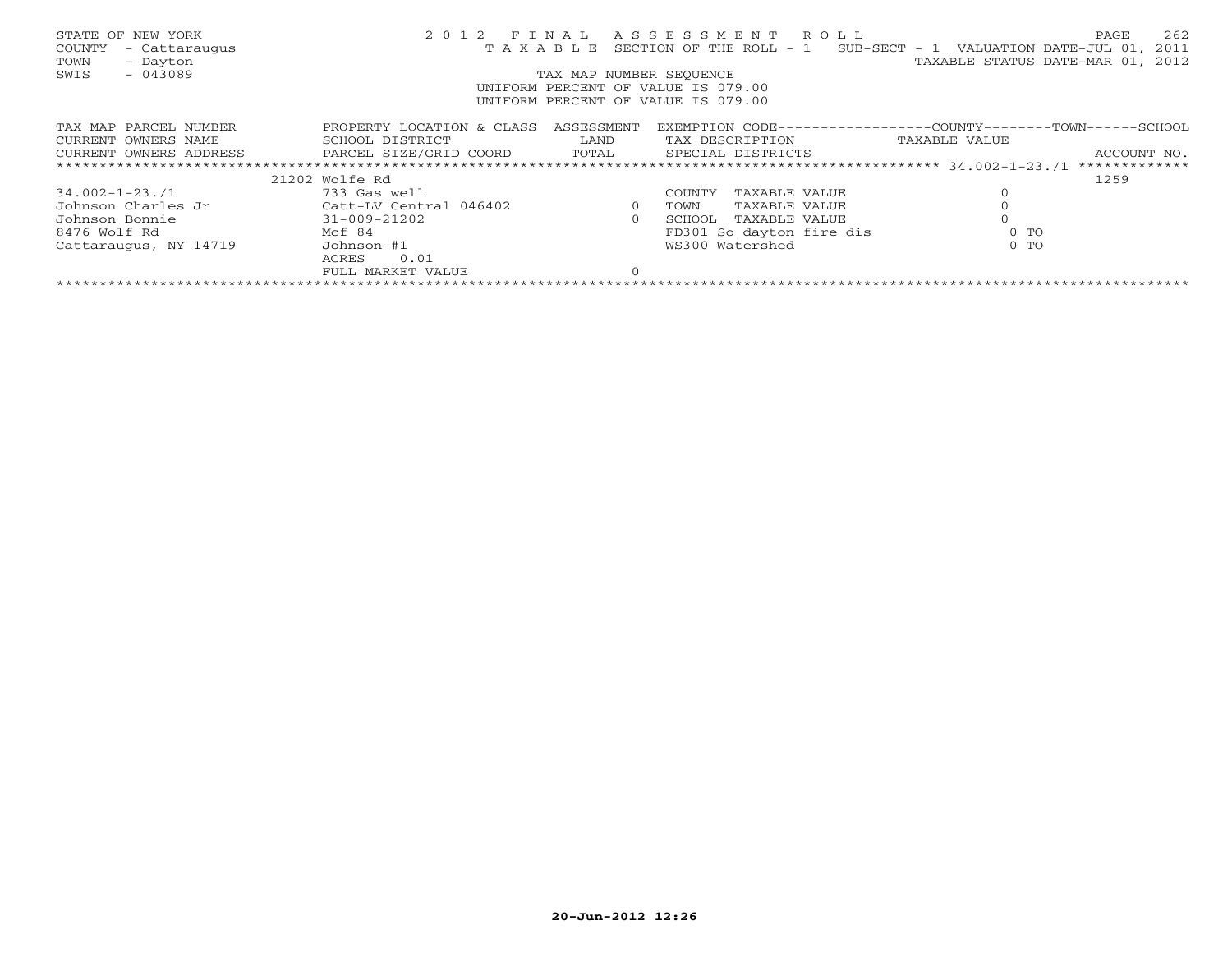STATE OF NEW YORK
COUNTY - Cattaraugus
TOWN - Dayton
SWIS - 043089

2 0 1 2 F I N A L A S S E S S M E N T R O L L
T A X A B L E SECTION OF THE ROLL - 1 SUB-SECT - 1 VALUATION DATE-JUL 01, 2011
TAXABLE STATUS DATE-MAR 01, 2012

TAX MAP NUMBER SEQUENCE
UNIFORM PERCENT OF VALUE IS 079.00
UNIFORM PERCENT OF VALUE IS 079.00

| TAX MAP PARCEL NUMBER / CURRENT OWNERS NAME / CURRENT OWNERS ADDRESS | PROPERTY LOCATION & CLASS / SCHOOL DISTRICT / PARCEL SIZE/GRID COORD | ASSESSMENT LAND / TOTAL | EXEMPTION CODE / TAX DESCRIPTION / SPECIAL DISTRICTS | TAXABLE VALUE (COUNTY / TOWN / SCHOOL) | ACCOUNT NO. |
|---|---|---|---|---|---|
| | 21202 Wolfe Rd | | | | 1259 |
| 34.002-1-23./1 | 733 Gas well | | COUNTY TAXABLE VALUE | 0 | |
| Johnson Charles Jr | Catt-LV Central 046402 | 0 | TOWN TAXABLE VALUE | 0 | |
| Johnson Bonnie | 31-009-21202 | 0 | SCHOOL TAXABLE VALUE | 0 | |
| 8476 Wolf Rd | Mcf 84 | | FD301 So dayton fire dis | 0 TO | |
| Cattaraugus, NY 14719 | Johnson #1 | | WS300 Watershed | 0 TO | |
| | ACRES 0.01 | | | | |
| | FULL MARKET VALUE | 0 | | | |

20-Jun-2012 12:26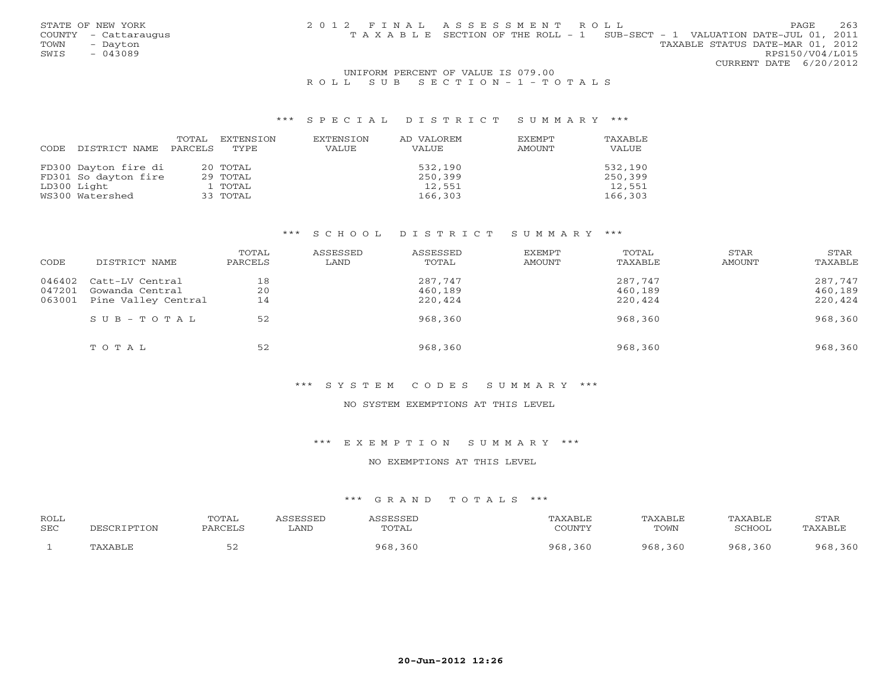STATE OF NEW YORK
COUNTY - Cattaraugus
TOWN - Dayton
SWIS - 043089

2012 FINAL ASSESSMENT ROLL
TAXABLE SECTION OF THE ROLL - 1 SUB-SECT - 1 VALUATION DATE-JUL 01, 2011
TAXABLE STATUS DATE-MAR 01, 2012
RPS150/V04/L015
CURRENT DATE 6/20/2012

UNIFORM PERCENT OF VALUE IS 079.00

ROLL SUB SECTION - 1 - TOTALS

### *** SPECIAL DISTRICT SUMMARY ***

| CODE DISTRICT NAME | TOTAL PARCELS | EXTENSION TYPE | EXTENSION VALUE | AD VALOREM VALUE | EXEMPT AMOUNT | TAXABLE VALUE |
|---|---|---|---|---|---|---|
| FD300 Dayton fire di | 20 | TOTAL | | 532,190 | | 532,190 |
| FD301 So dayton fire | 29 | TOTAL | | 250,399 | | 250,399 |
| LD300 Light | 1 | TOTAL | | 12,551 | | 12,551 |
| WS300 Watershed | 33 | TOTAL | | 166,303 | | 166,303 |

### *** SCHOOL DISTRICT SUMMARY ***

| CODE | DISTRICT NAME | TOTAL PARCELS | ASSESSED LAND | ASSESSED TOTAL | EXEMPT AMOUNT | TOTAL TAXABLE | STAR AMOUNT | STAR TAXABLE |
|---|---|---|---|---|---|---|---|---|
| 046402 | Catt-LV Central | 18 | | 287,747 | | 287,747 | | 287,747 |
| 047201 | Gowanda Central | 20 | | 460,189 | | 460,189 | | 460,189 |
| 063001 | Pine Valley Central | 14 | | 220,424 | | 220,424 | | 220,424 |
| | SUB-TOTAL | 52 | | 968,360 | | 968,360 | | 968,360 |
| | TOTAL | 52 | | 968,360 | | 968,360 | | 968,360 |

### *** SYSTEM CODES SUMMARY ***

NO SYSTEM EXEMPTIONS AT THIS LEVEL

### *** EXEMPTION SUMMARY ***

NO EXEMPTIONS AT THIS LEVEL

### *** GRAND TOTALS ***

| ROLL SEC | DESCRIPTION | TOTAL PARCELS | ASSESSED LAND | ASSESSED TOTAL | TAXABLE COUNTY | TAXABLE TOWN | TAXABLE SCHOOL | STAR TAXABLE |
|---|---|---|---|---|---|---|---|---|
| 1 | TAXABLE | 52 | | 968,360 | 968,360 | 968,360 | 968,360 | 968,360 |

20-Jun-2012 12:26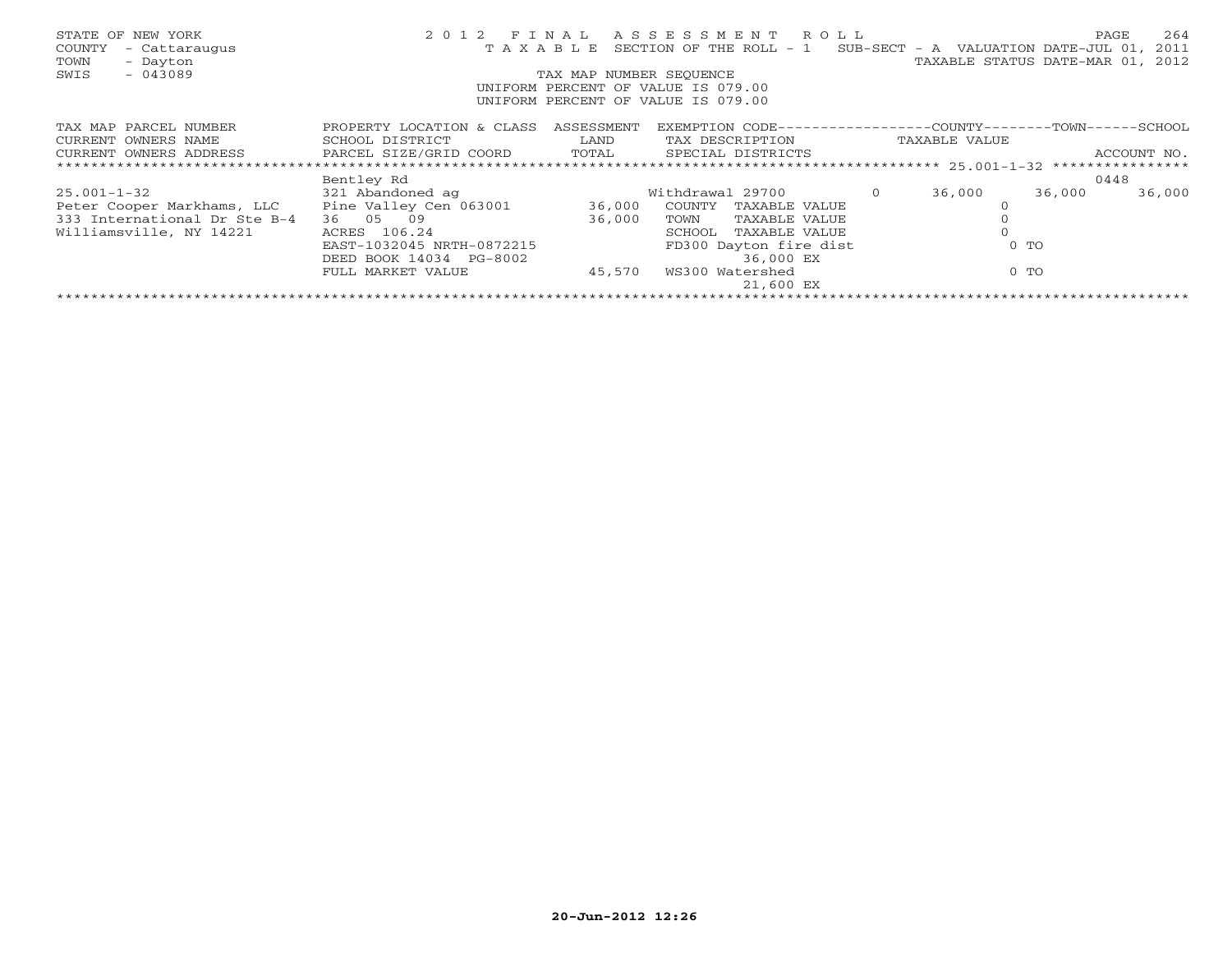STATE OF NEW YORK
COUNTY - Cattaraugus
TOWN - Dayton
SWIS - 043089

2 0 1 2 F I N A L A S S E S S M E N T R O L L
T A X A B L E SECTION OF THE ROLL - 1 SUB-SECT - A VALUATION DATE-JUL 01, 2011
TAXABLE STATUS DATE-MAR 01, 2012
TAX MAP NUMBER SEQUENCE
UNIFORM PERCENT OF VALUE IS 079.00
UNIFORM PERCENT OF VALUE IS 079.00

| TAX MAP PARCEL NUMBER / CURRENT OWNERS NAME / CURRENT OWNERS ADDRESS | PROPERTY LOCATION & CLASS / SCHOOL DISTRICT / PARCEL SIZE/GRID COORD | ASSESSMENT LAND / TOTAL | EXEMPTION CODE / TAX DESCRIPTION / SPECIAL DISTRICTS | COUNTY TAXABLE VALUE | TOWN | SCHOOL / ACCOUNT NO. |
|---|---|---|---|---|---|---|
| 25.001-1-32 | Bentley Rd | | | | | 0448 |
| 25.001-1-32 | 321 Abandoned ag | | Withdrawal 29700 0 | 36,000 | 36,000 | 36,000 |
| Peter Cooper Markhams, LLC | Pine Valley Cen 063001 | 36,000 | COUNTY TAXABLE VALUE | 0 | | |
| 333 International Dr Ste B-4 | 36 05 09 | 36,000 | TOWN TAXABLE VALUE | 0 | | |
| Williamsville, NY 14221 | ACRES 106.24 | | SCHOOL TAXABLE VALUE | 0 | | |
| | EAST-1032045 NRTH-0872215 | | FD300 Dayton fire dist | 0 TO | | |
| | DEED BOOK 14034 PG-8002 | | 36,000 EX | | | |
| | FULL MARKET VALUE | 45,570 | WS300 Watershed | 0 TO | | |
| | | | 21,600 EX | | | |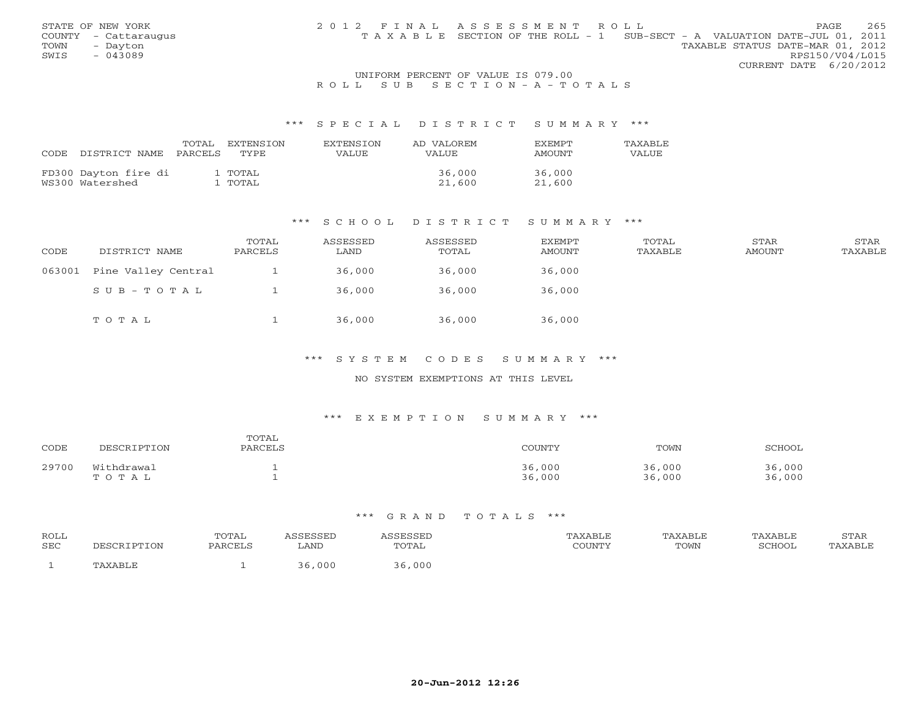STATE OF NEW YORK
COUNTY - Cattaraugus
TOWN - Dayton
SWIS - 043089

2012 FINAL ASSESSMENT ROLL
TAXABLE SECTION OF THE ROLL - 1 SUB-SECT - A VALUATION DATE-JUL 01, 2011
TAXABLE STATUS DATE-MAR 01, 2012
RPS150/V04/L015
CURRENT DATE 6/20/2012

UNIFORM PERCENT OF VALUE IS 079.00

ROLL SUB SECTION-A-TOTALS

*** SPECIAL DISTRICT SUMMARY ***

| CODE DISTRICT NAME | TOTAL PARCELS | EXTENSION TYPE | EXTENSION VALUE | AD VALOREM VALUE | EXEMPT AMOUNT | TAXABLE VALUE |
|---|---|---|---|---|---|---|
| FD300 Dayton fire di | 1 | TOTAL | | 36,000 | 36,000 | |
| WS300 Watershed | 1 | TOTAL | | 21,600 | 21,600 | |

*** SCHOOL DISTRICT SUMMARY ***

| CODE | DISTRICT NAME | TOTAL PARCELS | ASSESSED LAND | ASSESSED TOTAL | EXEMPT AMOUNT | TOTAL TAXABLE | STAR AMOUNT | STAR TAXABLE |
|---|---|---|---|---|---|---|---|---|
| 063001 | Pine Valley Central | 1 | 36,000 | 36,000 | 36,000 | | | |
| | SUB-TOTAL | 1 | 36,000 | 36,000 | 36,000 | | | |
| | TOTAL | 1 | 36,000 | 36,000 | 36,000 | | | |

*** SYSTEM CODES SUMMARY ***

NO SYSTEM EXEMPTIONS AT THIS LEVEL

*** EXEMPTION SUMMARY ***

| CODE | DESCRIPTION | TOTAL PARCELS | COUNTY | TOWN | SCHOOL |
|---|---|---|---|---|---|
| 29700 | Withdrawal | 1 | 36,000 | 36,000 | 36,000 |
| | TOTAL | 1 | 36,000 | 36,000 | 36,000 |

*** GRAND TOTALS ***

| ROLL SEC | DESCRIPTION | TOTAL PARCELS | ASSESSED LAND | ASSESSED TOTAL | TAXABLE COUNTY | TAXABLE TOWN | TAXABLE SCHOOL | STAR TAXABLE |
|---|---|---|---|---|---|---|---|---|
| 1 | TAXABLE | 1 | 36,000 | 36,000 | | | | |

20-Jun-2012 12:26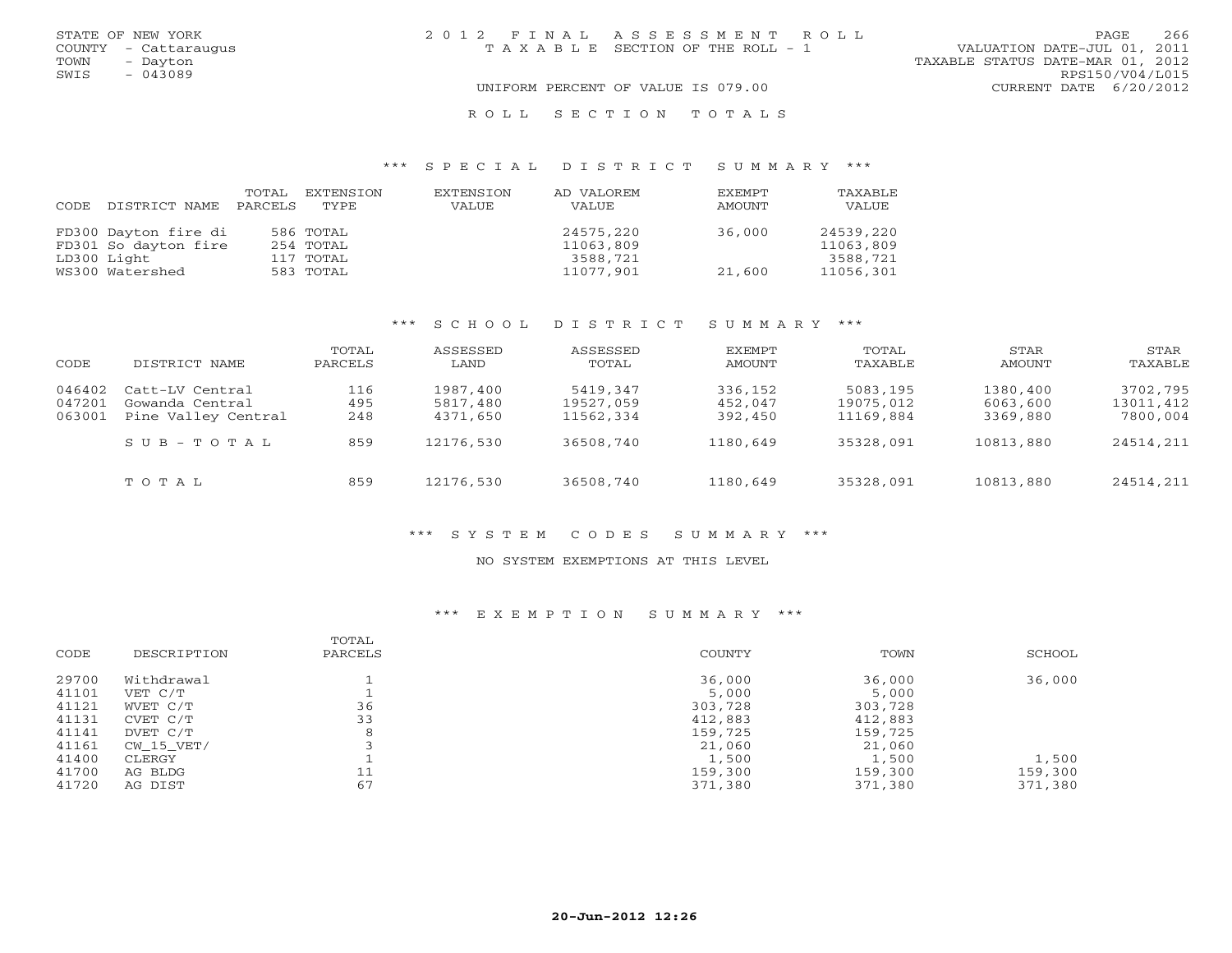STATE OF NEW YORK
COUNTY - Cattaraugus
TOWN - Dayton
SWIS - 043089

# 2012 FINAL ASSESSMENT ROLL

TAXABLE SECTION OF THE ROLL - 1

UNIFORM PERCENT OF VALUE IS 079.00

VALUATION DATE-JUL 01, 2011
TAXABLE STATUS DATE-MAR 01, 2012
RPS150/V04/L015
CURRENT DATE 6/20/2012

## ROLL SECTION TOTALS

### *** SPECIAL DISTRICT SUMMARY ***

| CODE | DISTRICT NAME | TOTAL PARCELS | EXTENSION TYPE | EXTENSION VALUE | AD VALOREM VALUE | EXEMPT AMOUNT | TAXABLE VALUE |
|---|---|---|---|---|---|---|---|
| FD300 | Dayton fire di | 586 | TOTAL | | 24575,220 | 36,000 | 24539,220 |
| FD301 | So dayton fire | 254 | TOTAL | | 11063,809 | | 11063,809 |
| LD300 | Light | 117 | TOTAL | | 3588,721 | | 3588,721 |
| WS300 | Watershed | 583 | TOTAL | | 11077,901 | 21,600 | 11056,301 |

### *** SCHOOL DISTRICT SUMMARY ***

| CODE | DISTRICT NAME | TOTAL PARCELS | ASSESSED LAND | ASSESSED TOTAL | EXEMPT AMOUNT | TOTAL TAXABLE | STAR AMOUNT | STAR TAXABLE |
|---|---|---|---|---|---|---|---|---|
| 046402 | Catt-LV Central | 116 | 1987,400 | 5419,347 | 336,152 | 5083,195 | 1380,400 | 3702,795 |
| 047201 | Gowanda Central | 495 | 5817,480 | 19527,059 | 452,047 | 19075,012 | 6063,600 | 13011,412 |
| 063001 | Pine Valley Central | 248 | 4371,650 | 11562,334 | 392,450 | 11169,884 | 3369,880 | 7800,004 |
| | SUB-TOTAL | 859 | 12176,530 | 36508,740 | 1180,649 | 35328,091 | 10813,880 | 24514,211 |
| | TOTAL | 859 | 12176,530 | 36508,740 | 1180,649 | 35328,091 | 10813,880 | 24514,211 |

### *** SYSTEM CODES SUMMARY ***

NO SYSTEM EXEMPTIONS AT THIS LEVEL

### *** EXEMPTION SUMMARY ***

| CODE | DESCRIPTION | TOTAL PARCELS | COUNTY | TOWN | SCHOOL |
|---|---|---|---|---|---|
| 29700 | Withdrawal | 1 | 36,000 | 36,000 | 36,000 |
| 41101 | VET C/T | 1 | 5,000 | 5,000 | |
| 41121 | WVET C/T | 36 | 303,728 | 303,728 | |
| 41131 | CVET C/T | 33 | 412,883 | 412,883 | |
| 41141 | DVET C/T | 8 | 159,725 | 159,725 | |
| 41161 | CW_15_VET/ | 3 | 21,060 | 21,060 | |
| 41400 | CLERGY | 1 | 1,500 | 1,500 | 1,500 |
| 41700 | AG BLDG | 11 | 159,300 | 159,300 | 159,300 |
| 41720 | AG DIST | 67 | 371,380 | 371,380 | 371,380 |

20-Jun-2012 12:26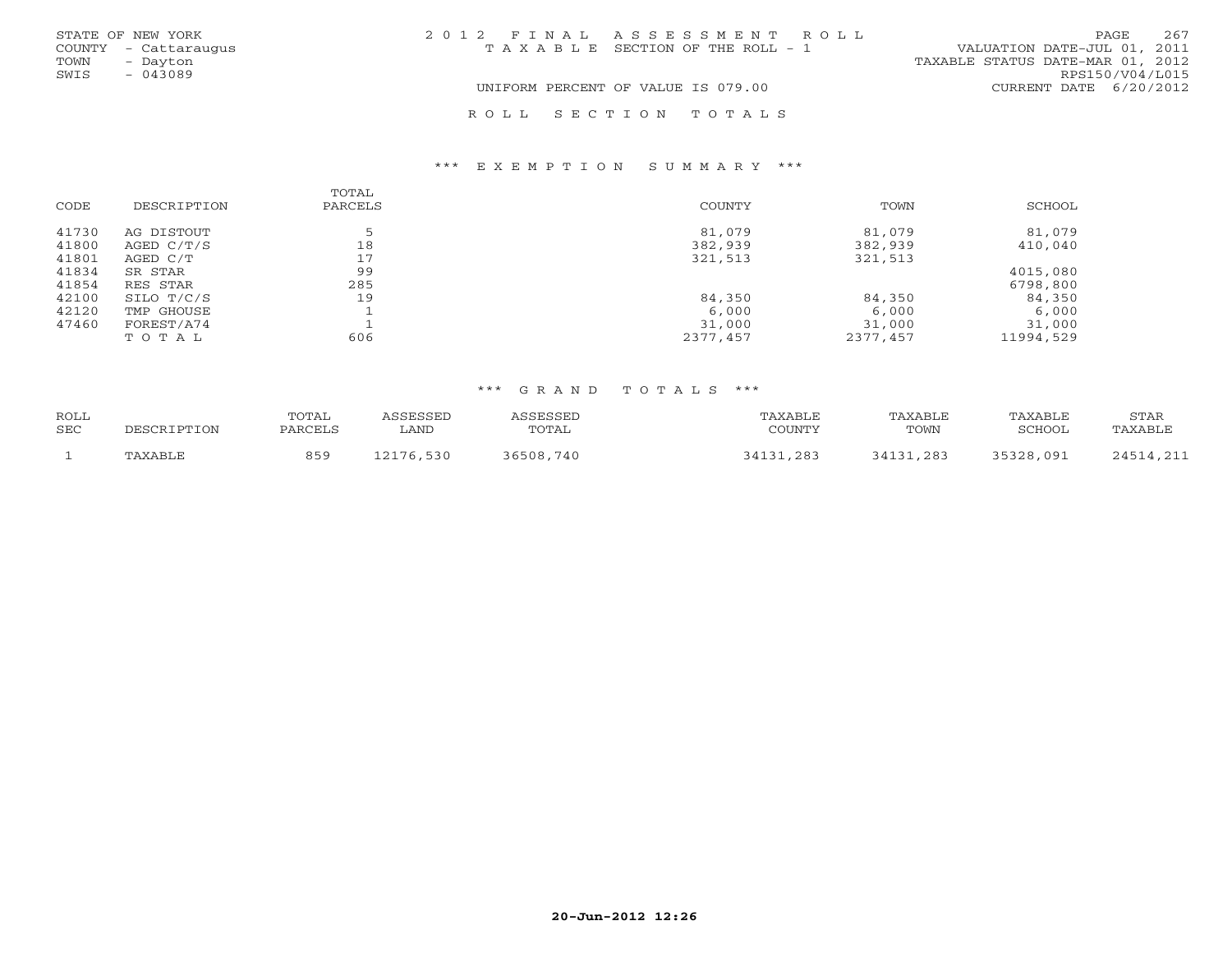STATE OF NEW YORK
COUNTY - Cattaraugus
TOWN - Dayton
SWIS - 043089

2012 FINAL ASSESSMENT ROLL
TAXABLE SECTION OF THE ROLL - 1

VALUATION DATE-JUL 01, 2011
TAXABLE STATUS DATE-MAR 01, 2012
RPS150/V04/L015
CURRENT DATE 6/20/2012

UNIFORM PERCENT OF VALUE IS 079.00

ROLL SECTION TOTALS

*** EXEMPTION SUMMARY ***

| CODE | DESCRIPTION | TOTAL PARCELS | COUNTY | TOWN | SCHOOL |
|---|---|---|---|---|---|
| 41730 | AG DISTOUT | 5 | 81,079 | 81,079 | 81,079 |
| 41800 | AGED C/T/S | 18 | 382,939 | 382,939 | 410,040 |
| 41801 | AGED C/T | 17 | 321,513 | 321,513 | |
| 41834 | SR STAR | 99 | | | 4015,080 |
| 41854 | RES STAR | 285 | | | 6798,800 |
| 42100 | SILO T/C/S | 19 | 84,350 | 84,350 | 84,350 |
| 42120 | TMP GHOUSE | 1 | 6,000 | 6,000 | 6,000 |
| 47460 | FOREST/A74 | 1 | 31,000 | 31,000 | 31,000 |
| | TOTAL | 606 | 2377,457 | 2377,457 | 11994,529 |

*** GRAND TOTALS ***

| ROLL SEC | DESCRIPTION | TOTAL PARCELS | ASSESSED LAND | ASSESSED TOTAL | TAXABLE COUNTY | TAXABLE TOWN | TAXABLE SCHOOL | STAR TAXABLE |
|---|---|---|---|---|---|---|---|---|
| 1 | TAXABLE | 859 | 12176,530 | 36508,740 | 34131,283 | 34131,283 | 35328,091 | 24514,211 |

20-Jun-2012 12:26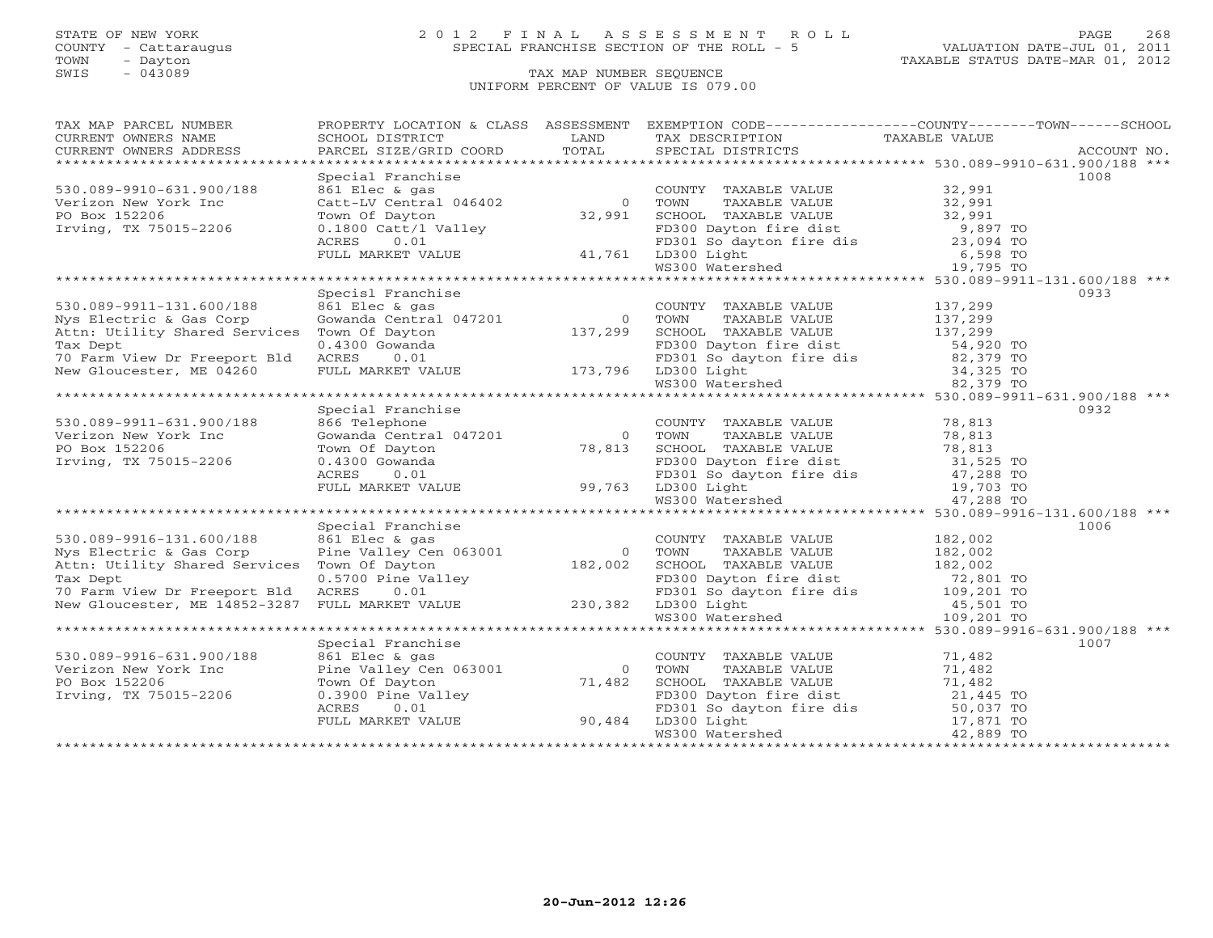STATE OF NEW YORK
COUNTY - Cattaraugus
TOWN - Dayton
SWIS - 043089

# 2012 FINAL ASSESSMENT ROLL
SPECIAL FRANCHISE SECTION OF THE ROLL - 5

TAX MAP NUMBER SEQUENCE
UNIFORM PERCENT OF VALUE IS 079.00

VALUATION DATE-JUL 01, 2011
TAXABLE STATUS DATE-MAR 01, 2012

| TAX MAP PARCEL NUMBER / CURRENT OWNERS NAME / CURRENT OWNERS ADDRESS | PROPERTY LOCATION & CLASS / SCHOOL DISTRICT / PARCEL SIZE/GRID COORD | ASSESSMENT LAND / TOTAL | EXEMPTION CODE / TAX DESCRIPTION / SPECIAL DISTRICTS | TAXABLE VALUE (COUNTY / TOWN / SCHOOL) | ACCOUNT NO. |
|---|---|---|---|---|---|
| **530.089-9910-631.900/188** | Special Franchise | | | | 1008 |
| 530.089-9910-631.900/188 | 861 Elec & gas | | COUNTY TAXABLE VALUE | 32,991 | |
| Verizon New York Inc | Catt-LV Central 046402 | 0 | TOWN TAXABLE VALUE | 32,991 | |
| PO Box 152206 | Town Of Dayton | 32,991 | SCHOOL TAXABLE VALUE | 32,991 | |
| Irving, TX 75015-2206 | 0.1800 Catt/l Valley | | FD300 Dayton fire dist | 9,897 TO | |
| | ACRES 0.01 | | FD301 So dayton fire dis | 23,094 TO | |
| | FULL MARKET VALUE | 41,761 | LD300 Light | 6,598 TO | |
| | | | WS300 Watershed | 19,795 TO | |
| **530.089-9911-131.600/188** | Specisl Franchise | | | | 0933 |
| 530.089-9911-131.600/188 | 861 Elec & gas | | COUNTY TAXABLE VALUE | 137,299 | |
| Nys Electric & Gas Corp | Gowanda Central 047201 | 0 | TOWN TAXABLE VALUE | 137,299 | |
| Attn: Utility Shared Services | Town Of Dayton | 137,299 | SCHOOL TAXABLE VALUE | 137,299 | |
| Tax Dept | 0.4300 Gowanda | | FD300 Dayton fire dist | 54,920 TO | |
| 70 Farm View Dr Freeport Bld | ACRES 0.01 | | FD301 So dayton fire dis | 82,379 TO | |
| New Gloucester, ME 04260 | FULL MARKET VALUE | 173,796 | LD300 Light | 34,325 TO | |
| | | | WS300 Watershed | 82,379 TO | |
| **530.089-9911-631.900/188** | Special Franchise | | | | 0932 |
| 530.089-9911-631.900/188 | 866 Telephone | | COUNTY TAXABLE VALUE | 78,813 | |
| Verizon New York Inc | Gowanda Central 047201 | 0 | TOWN TAXABLE VALUE | 78,813 | |
| PO Box 152206 | Town Of Dayton | 78,813 | SCHOOL TAXABLE VALUE | 78,813 | |
| Irving, TX 75015-2206 | 0.4300 Gowanda | | FD300 Dayton fire dist | 31,525 TO | |
| | ACRES 0.01 | | FD301 So dayton fire dis | 47,288 TO | |
| | FULL MARKET VALUE | 99,763 | LD300 Light | 19,703 TO | |
| | | | WS300 Watershed | 47,288 TO | |
| **530.089-9916-131.600/188** | Special Franchise | | | | 1006 |
| 530.089-9916-131.600/188 | 861 Elec & gas | | COUNTY TAXABLE VALUE | 182,002 | |
| Nys Electric & Gas Corp | Pine Valley Cen 063001 | 0 | TOWN TAXABLE VALUE | 182,002 | |
| Attn: Utility Shared Services | Town Of Dayton | 182,002 | SCHOOL TAXABLE VALUE | 182,002 | |
| Tax Dept | 0.5700 Pine Valley | | FD300 Dayton fire dist | 72,801 TO | |
| 70 Farm View Dr Freeport Bld | ACRES 0.01 | | FD301 So dayton fire dis | 109,201 TO | |
| New Gloucester, ME 14852-3287 | FULL MARKET VALUE | 230,382 | LD300 Light | 45,501 TO | |
| | | | WS300 Watershed | 109,201 TO | |
| **530.089-9916-631.900/188** | Special Franchise | | | | 1007 |
| 530.089-9916-631.900/188 | 861 Elec & gas | | COUNTY TAXABLE VALUE | 71,482 | |
| Verizon New York Inc | Pine Valley Cen 063001 | 0 | TOWN TAXABLE VALUE | 71,482 | |
| PO Box 152206 | Town Of Dayton | 71,482 | SCHOOL TAXABLE VALUE | 71,482 | |
| Irving, TX 75015-2206 | 0.3900 Pine Valley | | FD300 Dayton fire dist | 21,445 TO | |
| | ACRES 0.01 | | FD301 So dayton fire dis | 50,037 TO | |
| | FULL MARKET VALUE | 90,484 | LD300 Light | 17,871 TO | |
| | | | WS300 Watershed | 42,889 TO | |

20-Jun-2012 12:26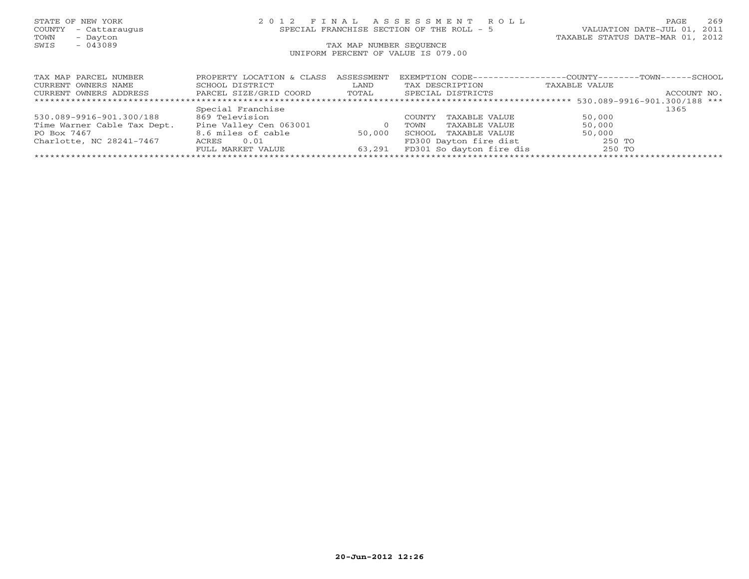STATE OF NEW YORK
COUNTY - Cattaraugus
TOWN - Dayton
SWIS - 043089

# 2012 FINAL ASSESSMENT ROLL

SPECIAL FRANCHISE SECTION OF THE ROLL - 5

TAX MAP NUMBER SEQUENCE

UNIFORM PERCENT OF VALUE IS 079.00

VALUATION DATE-JUL 01, 2011
TAXABLE STATUS DATE-MAR 01, 2012

| TAX MAP PARCEL NUMBER<br>CURRENT OWNERS NAME<br>CURRENT OWNERS ADDRESS | PROPERTY LOCATION & CLASS<br>SCHOOL DISTRICT<br>PARCEL SIZE/GRID COORD | ASSESSMENT<br>LAND<br>TOTAL | EXEMPTION CODE<br>TAX DESCRIPTION<br>SPECIAL DISTRICTS | COUNTY--------TOWN------SCHOOL<br>TAXABLE VALUE | ACCOUNT NO. |
|---|---|---|---|---|---|
| ******** 530.089-9916-901.300/188 *** | | | | | |
| | Special Franchise | | | | 1365 |
| 530.089-9916-901.300/188 | 869 Television | | COUNTY TAXABLE VALUE | 50,000 | |
| Time Warner Cable Tax Dept. | Pine Valley Cen 063001 | 0 | TOWN TAXABLE VALUE | 50,000 | |
| PO Box 7467 | 8.6 miles of cable | 50,000 | SCHOOL TAXABLE VALUE | 50,000 | |
| Charlotte, NC 28241-7467 | ACRES 0.01 | | FD300 Dayton fire dist | 250 TO | |
| | FULL MARKET VALUE | 63,291 | FD301 So dayton fire dis | 250 TO | |

20-Jun-2012 12:26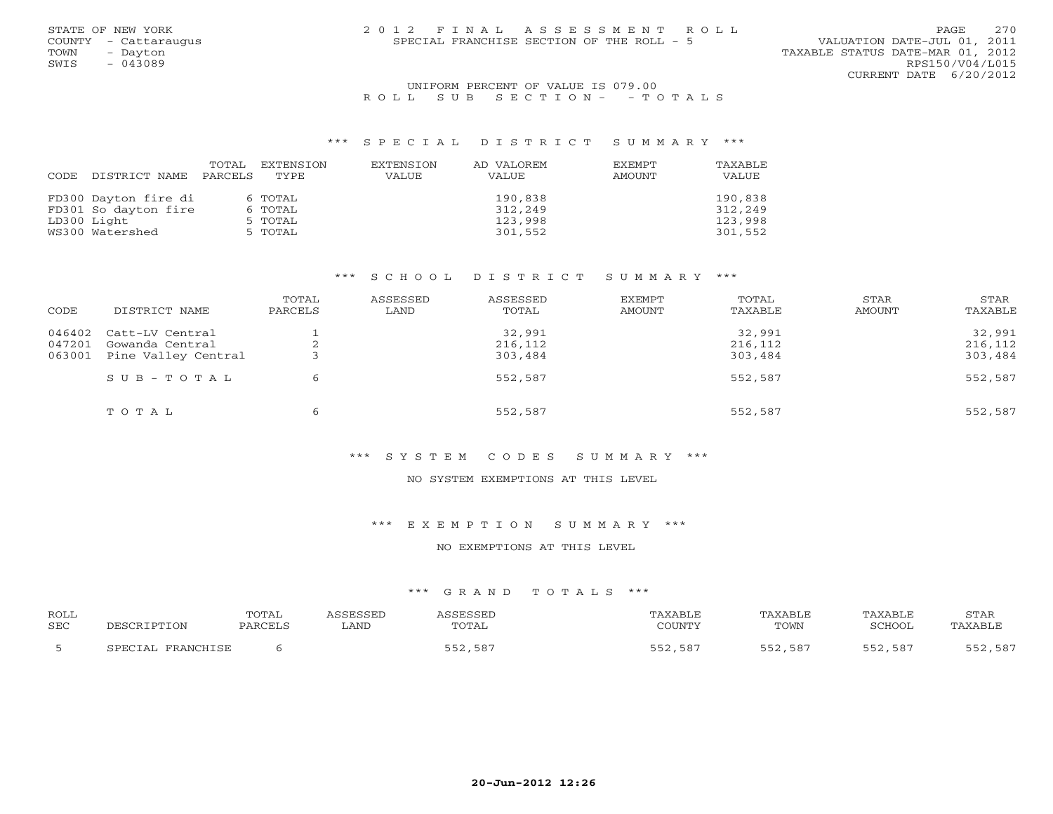STATE OF NEW YORK
COUNTY - Cattaraugus
TOWN - Dayton
SWIS - 043089

# 2012 FINAL ASSESSMENT ROLL

SPECIAL FRANCHISE SECTION OF THE ROLL - 5

VALUATION DATE-JUL 01, 2011
TAXABLE STATUS DATE-MAR 01, 2012
RPS150/V04/L015
CURRENT DATE 6/20/2012

UNIFORM PERCENT OF VALUE IS 079.00

ROLL SUB SECTION- - TOTALS

## *** SPECIAL DISTRICT SUMMARY ***

| CODE | DISTRICT NAME | TOTAL PARCELS | EXTENSION TYPE | EXTENSION VALUE | AD VALOREM VALUE | EXEMPT AMOUNT | TAXABLE VALUE |
|---|---|---|---|---|---|---|---|
| FD300 | Dayton fire di | 6 | TOTAL | | 190,838 | | 190,838 |
| FD301 | So dayton fire | 6 | TOTAL | | 312,249 | | 312,249 |
| LD300 | Light | 5 | TOTAL | | 123,998 | | 123,998 |
| WS300 | Watershed | 5 | TOTAL | | 301,552 | | 301,552 |

## *** SCHOOL DISTRICT SUMMARY ***

| CODE | DISTRICT NAME | TOTAL PARCELS | ASSESSED LAND | ASSESSED TOTAL | EXEMPT AMOUNT | TOTAL TAXABLE | STAR AMOUNT | STAR TAXABLE |
|---|---|---|---|---|---|---|---|---|
| 046402 | Catt-LV Central | 1 | | 32,991 | | 32,991 | | 32,991 |
| 047201 | Gowanda Central | 2 | | 216,112 | | 216,112 | | 216,112 |
| 063001 | Pine Valley Central | 3 | | 303,484 | | 303,484 | | 303,484 |
| | SUB-TOTAL | 6 | | 552,587 | | 552,587 | | 552,587 |
| | TOTAL | 6 | | 552,587 | | 552,587 | | 552,587 |

## *** SYSTEM CODES SUMMARY ***

NO SYSTEM EXEMPTIONS AT THIS LEVEL

## *** EXEMPTION SUMMARY ***

NO EXEMPTIONS AT THIS LEVEL

## *** GRAND TOTALS ***

| ROLL SEC | DESCRIPTION | TOTAL PARCELS | ASSESSED LAND | ASSESSED TOTAL | TAXABLE COUNTY | TAXABLE TOWN | TAXABLE SCHOOL | STAR TAXABLE |
|---|---|---|---|---|---|---|---|---|
| 5 | SPECIAL FRANCHISE | 6 | | 552,587 | 552,587 | 552,587 | 552,587 | 552,587 |

20-Jun-2012 12:26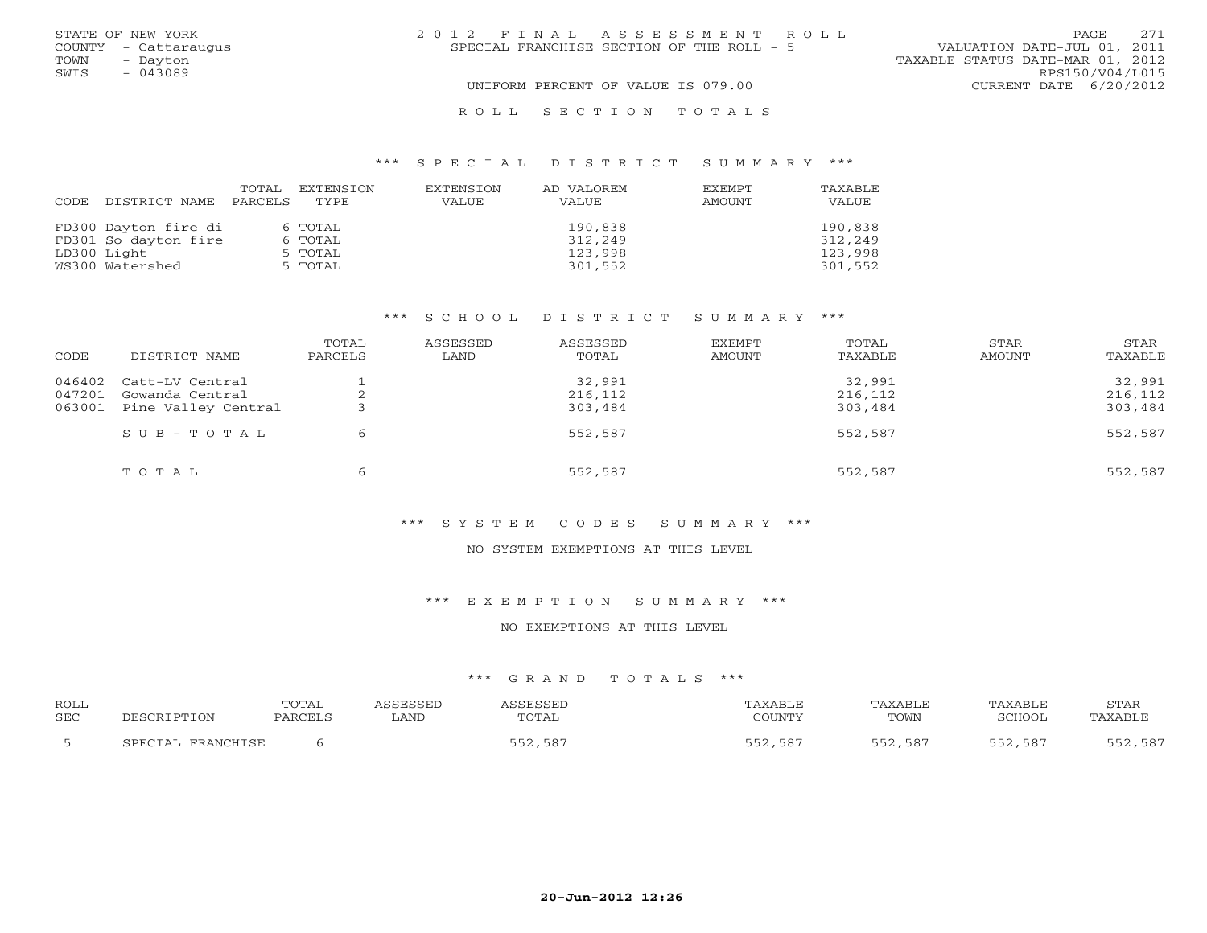STATE OF NEW YORK
COUNTY - Cattaraugus
TOWN - Dayton
SWIS - 043089

2012 FINAL ASSESSMENT ROLL
SPECIAL FRANCHISE SECTION OF THE ROLL - 5

VALUATION DATE-JUL 01, 2011
TAXABLE STATUS DATE-MAR 01, 2012
RPS150/V04/L015
CURRENT DATE 6/20/2012

UNIFORM PERCENT OF VALUE IS 079.00

## ROLL SECTION TOTALS

### *** SPECIAL DISTRICT SUMMARY ***

| CODE | DISTRICT NAME | TOTAL PARCELS | EXTENSION TYPE | EXTENSION VALUE | AD VALOREM VALUE | EXEMPT AMOUNT | TAXABLE VALUE |
|---|---|---|---|---|---|---|---|
| FD300 | Dayton fire di | 6 | TOTAL | | 190,838 | | 190,838 |
| FD301 | So dayton fire | 6 | TOTAL | | 312,249 | | 312,249 |
| LD300 | Light | 5 | TOTAL | | 123,998 | | 123,998 |
| WS300 | Watershed | 5 | TOTAL | | 301,552 | | 301,552 |

### *** SCHOOL DISTRICT SUMMARY ***

| CODE | DISTRICT NAME | TOTAL PARCELS | ASSESSED LAND | ASSESSED TOTAL | EXEMPT AMOUNT | TOTAL TAXABLE | STAR AMOUNT | STAR TAXABLE |
|---|---|---|---|---|---|---|---|---|
| 046402 | Catt-LV Central | 1 | | 32,991 | | 32,991 | | 32,991 |
| 047201 | Gowanda Central | 2 | | 216,112 | | 216,112 | | 216,112 |
| 063001 | Pine Valley Central | 3 | | 303,484 | | 303,484 | | 303,484 |
| | SUB-TOTAL | 6 | | 552,587 | | 552,587 | | 552,587 |
| | TOTAL | 6 | | 552,587 | | 552,587 | | 552,587 |

### *** SYSTEM CODES SUMMARY ***

NO SYSTEM EXEMPTIONS AT THIS LEVEL

### *** EXEMPTION SUMMARY ***

NO EXEMPTIONS AT THIS LEVEL

### *** GRAND TOTALS ***

| ROLL SEC | DESCRIPTION | TOTAL PARCELS | ASSESSED LAND | ASSESSED TOTAL | TAXABLE COUNTY | TAXABLE TOWN | TAXABLE SCHOOL | STAR TAXABLE |
|---|---|---|---|---|---|---|---|---|
| 5 | SPECIAL FRANCHISE | 6 | | 552,587 | 552,587 | 552,587 | 552,587 | 552,587 |

20-Jun-2012 12:26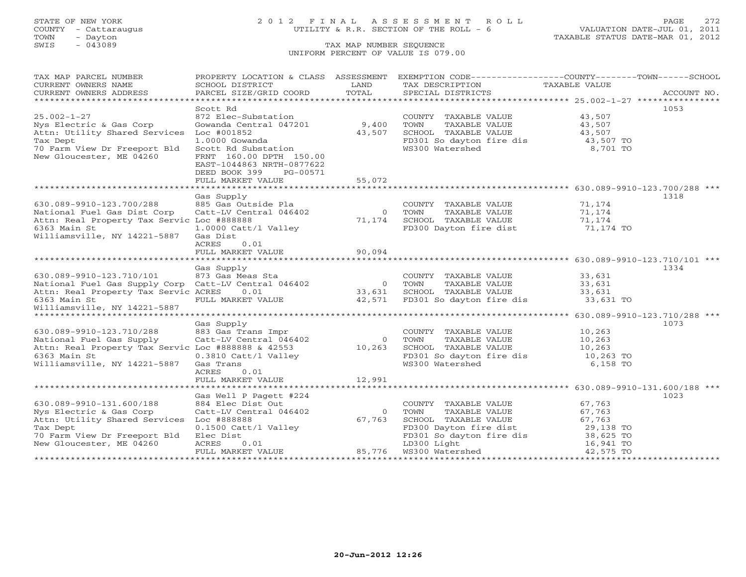STATE OF NEW YORK
COUNTY - Cattaraugus
TOWN - Dayton
SWIS - 043089

# 2012 FINAL ASSESSMENT ROLL
UTILITY & R.R. SECTION OF THE ROLL - 6
TAX MAP NUMBER SEQUENCE
UNIFORM PERCENT OF VALUE IS 079.00

VALUATION DATE-JUL 01, 2011
TAXABLE STATUS DATE-MAR 01, 2012

| TAX MAP PARCEL NUMBER / CURRENT OWNERS NAME / CURRENT OWNERS ADDRESS | PROPERTY LOCATION & CLASS / SCHOOL DISTRICT / PARCEL SIZE/GRID COORD | ASSESSMENT LAND / TOTAL | EXEMPTION CODE / TAX DESCRIPTION / SPECIAL DISTRICTS | TAXABLE VALUE | ACCOUNT NO. |
|---|---|---|---|---|---|
| **25.002-1-27** | Scott Rd | | | | 1053 |
| 25.002-1-27 | 872 Elec-Substation | | COUNTY TAXABLE VALUE | 43,507 | |
| Nys Electric & Gas Corp | Gowanda Central 047201 | 9,400 | TOWN TAXABLE VALUE | 43,507 | |
| Attn: Utility Shared Services | Loc #001852 | 43,507 | SCHOOL TAXABLE VALUE | 43,507 | |
| Tax Dept | 1.0000 Gowanda | | FD301 So dayton fire dis | 43,507 TO | |
| 70 Farm View Dr Freeport Bld | Scott Rd Substation | | WS300 Watershed | 8,701 TO | |
| New Gloucester, ME 04260 | FRNT 160.00 DPTH 150.00 | | | | |
| | EAST-1044863 NRTH-0877622 | | | | |
| | DEED BOOK 399 PG-00571 | | | | |
| | FULL MARKET VALUE | 55,072 | | | |
| **630.089-9910-123.700/288** | Gas Supply | | | | 1318 |
| 630.089-9910-123.700/288 | 885 Gas Outside Pla | | COUNTY TAXABLE VALUE | 71,174 | |
| National Fuel Gas Dist Corp | Catt-LV Central 046402 | 0 | TOWN TAXABLE VALUE | 71,174 | |
| Attn: Real Property Tax Servic | Loc #888888 | 71,174 | SCHOOL TAXABLE VALUE | 71,174 | |
| 6363 Main St | 1.0000 Catt/l Valley | | FD300 Dayton fire dist | 71,174 TO | |
| Williamsville, NY 14221-5887 | Gas Dist | | | | |
| | ACRES 0.01 | | | | |
| | FULL MARKET VALUE | 90,094 | | | |
| **630.089-9910-123.710/101** | Gas Supply | | | | 1334 |
| 630.089-9910-123.710/101 | 873 Gas Meas Sta | | COUNTY TAXABLE VALUE | 33,631 | |
| National Fuel Gas Supply Corp | Catt-LV Central 046402 | 0 | TOWN TAXABLE VALUE | 33,631 | |
| Attn: Real Property Tax Servic | ACRES 0.01 | 33,631 | SCHOOL TAXABLE VALUE | 33,631 | |
| 6363 Main St | FULL MARKET VALUE | 42,571 | FD301 So dayton fire dis | 33,631 TO | |
| Williamsville, NY 14221-5887 | | | | | |
| **630.089-9910-123.710/288** | Gas Supply | | | | 1073 |
| 630.089-9910-123.710/288 | 883 Gas Trans Impr | | COUNTY TAXABLE VALUE | 10,263 | |
| National Fuel Gas Supply | Catt-LV Central 046402 | 0 | TOWN TAXABLE VALUE | 10,263 | |
| Attn: Real Property Tax Servic | Loc #888888 & 42553 | 10,263 | SCHOOL TAXABLE VALUE | 10,263 | |
| 6363 Main St | 0.3810 Catt/l Valley | | FD301 So dayton fire dis | 10,263 TO | |
| Williamsville, NY 14221-5887 | Gas Trans | | WS300 Watershed | 6,158 TO | |
| | ACRES 0.01 | | | | |
| | FULL MARKET VALUE | 12,991 | | | |
| **630.089-9910-131.600/188** | Gas Well P Pagett #224 | | | | 1023 |
| 630.089-9910-131.600/188 | 884 Elec Dist Out | | COUNTY TAXABLE VALUE | 67,763 | |
| Nys Electric & Gas Corp | Catt-LV Central 046402 | 0 | TOWN TAXABLE VALUE | 67,763 | |
| Attn: Utility Shared Services | Loc #888888 | 67,763 | SCHOOL TAXABLE VALUE | 67,763 | |
| Tax Dept | 0.1500 Catt/l Valley | | FD300 Dayton fire dist | 29,138 TO | |
| 70 Farm View Dr Freeport Bld | Elec Dist | | FD301 So dayton fire dis | 38,625 TO | |
| New Gloucester, ME 04260 | ACRES 0.01 | | LD300 Light | 16,941 TO | |
| | FULL MARKET VALUE | 85,776 | WS300 Watershed | 42,575 TO | |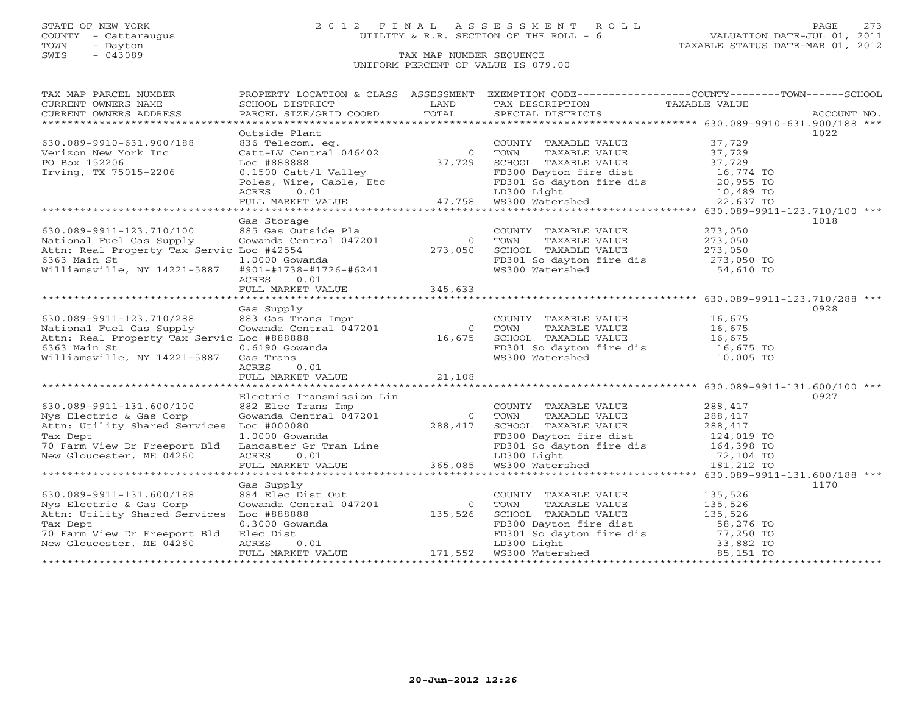STATE OF NEW YORK | 2 0 1 2 F I N A L A S S E S S M E N T R O L L
COUNTY - Cattaraugus | UTILITY & R.R. SECTION OF THE ROLL - 6 | VALUATION DATE-JUL 01, 2011
TOWN - Dayton | | TAXABLE STATUS DATE-MAR 01, 2012
SWIS - 043089 | TAX MAP NUMBER SEQUENCE
UNIFORM PERCENT OF VALUE IS 079.00

| TAX MAP PARCEL NUMBER / CURRENT OWNERS NAME / CURRENT OWNERS ADDRESS | PROPERTY LOCATION & CLASS / SCHOOL DISTRICT / PARCEL SIZE/GRID COORD | ASSESSMENT LAND / TOTAL | EXEMPTION CODE / TAX DESCRIPTION / SPECIAL DISTRICTS | TAXABLE VALUE (COUNTY / TOWN / SCHOOL) | ACCOUNT NO. |
|---|---|---|---|---|---|
| **630.089-9910-631.900/188** | Outside Plant | | | | 1022 |
| 630.089-9910-631.900/188 | 836 Telecom. eq. | | COUNTY TAXABLE VALUE | 37,729 | |
| Verizon New York Inc | Catt-LV Central 046402 | 0 | TOWN TAXABLE VALUE | 37,729 | |
| PO Box 152206 | Loc #888888 | 37,729 | SCHOOL TAXABLE VALUE | 37,729 | |
| Irving, TX 75015-2206 | 0.1500 Catt/l Valley | | FD300 Dayton fire dist | 16,774 TO | |
| | Poles, Wire, Cable, Etc | | FD301 So dayton fire dis | 20,955 TO | |
| | ACRES 0.01 | | LD300 Light | 10,489 TO | |
| | FULL MARKET VALUE | 47,758 | WS300 Watershed | 22,637 TO | |
| **630.089-9911-123.710/100** | Gas Storage | | | | 1018 |
| 630.089-9911-123.710/100 | 885 Gas Outside Pla | | COUNTY TAXABLE VALUE | 273,050 | |
| National Fuel Gas Supply | Gowanda Central 047201 | 0 | TOWN TAXABLE VALUE | 273,050 | |
| Attn: Real Property Tax Servic | Loc #42554 | 273,050 | SCHOOL TAXABLE VALUE | 273,050 | |
| 6363 Main St | 1.0000 Gowanda | | FD301 So dayton fire dis | 273,050 TO | |
| Williamsville, NY 14221-5887 | #901-#1738-#1726-#6241 | | WS300 Watershed | 54,610 TO | |
| | ACRES 0.01 | | | | |
| | FULL MARKET VALUE | 345,633 | | | |
| **630.089-9911-123.710/288** | Gas Supply | | | | 0928 |
| 630.089-9911-123.710/288 | 883 Gas Trans Impr | | COUNTY TAXABLE VALUE | 16,675 | |
| National Fuel Gas Supply | Gowanda Central 047201 | 0 | TOWN TAXABLE VALUE | 16,675 | |
| Attn: Real Property Tax Servic | Loc #888888 | 16,675 | SCHOOL TAXABLE VALUE | 16,675 | |
| 6363 Main St | 0.6190 Gowanda | | FD301 So dayton fire dis | 16,675 TO | |
| Williamsville, NY 14221-5887 | Gas Trans | | WS300 Watershed | 10,005 TO | |
| | ACRES 0.01 | | | | |
| | FULL MARKET VALUE | 21,108 | | | |
| **630.089-9911-131.600/100** | Electric Transmission Lin | | | | 0927 |
| 630.089-9911-131.600/100 | 882 Elec Trans Imp | | COUNTY TAXABLE VALUE | 288,417 | |
| Nys Electric & Gas Corp | Gowanda Central 047201 | 0 | TOWN TAXABLE VALUE | 288,417 | |
| Attn: Utility Shared Services | Loc #000080 | 288,417 | SCHOOL TAXABLE VALUE | 288,417 | |
| Tax Dept | 1.0000 Gowanda | | FD300 Dayton fire dist | 124,019 TO | |
| 70 Farm View Dr Freeport Bld | Lancaster Gr Tran Line | | FD301 So dayton fire dis | 164,398 TO | |
| New Gloucester, ME 04260 | ACRES 0.01 | | LD300 Light | 72,104 TO | |
| | FULL MARKET VALUE | 365,085 | WS300 Watershed | 181,212 TO | |
| **630.089-9911-131.600/188** | Gas Supply | | | | 1170 |
| 630.089-9911-131.600/188 | 884 Elec Dist Out | | COUNTY TAXABLE VALUE | 135,526 | |
| Nys Electric & Gas Corp | Gowanda Central 047201 | 0 | TOWN TAXABLE VALUE | 135,526 | |
| Attn: Utility Shared Services | Loc #888888 | 135,526 | SCHOOL TAXABLE VALUE | 135,526 | |
| Tax Dept | 0.3000 Gowanda | | FD300 Dayton fire dist | 58,276 TO | |
| 70 Farm View Dr Freeport Bld | Elec Dist | | FD301 So dayton fire dis | 77,250 TO | |
| New Gloucester, ME 04260 | ACRES 0.01 | | LD300 Light | 33,882 TO | |
| | FULL MARKET VALUE | 171,552 | WS300 Watershed | 85,151 TO | |

20-Jun-2012 12:26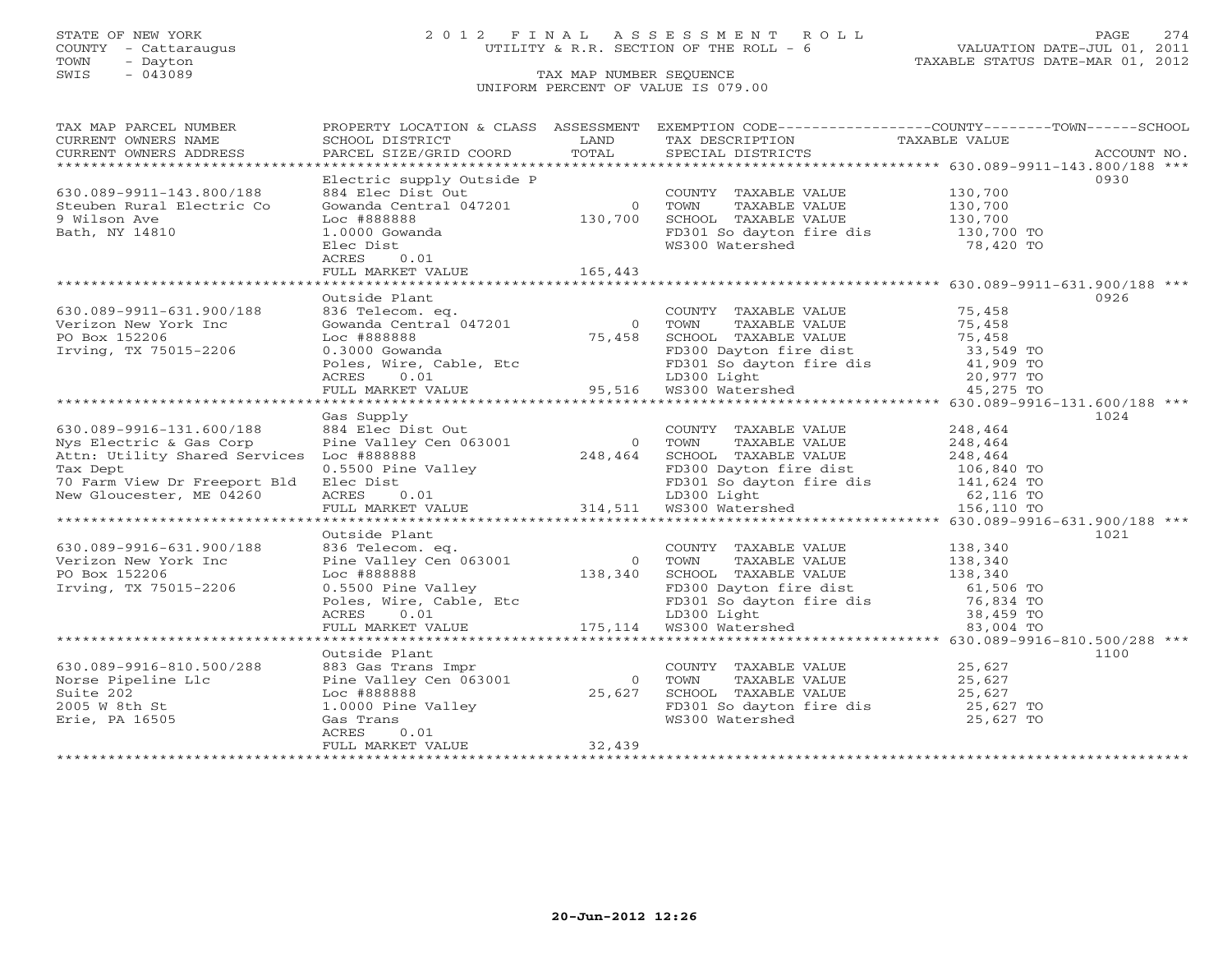STATE OF NEW YORK
COUNTY - Cattaraugus
TOWN - Dayton
SWIS - 043089

# 2012 FINAL ASSESSMENT ROLL
UTILITY & R.R. SECTION OF THE ROLL - 6

VALUATION DATE-JUL 01, 2011
TAXABLE STATUS DATE-MAR 01, 2012

TAX MAP NUMBER SEQUENCE
UNIFORM PERCENT OF VALUE IS 079.00

| TAX MAP PARCEL NUMBER / CURRENT OWNERS NAME / CURRENT OWNERS ADDRESS | PROPERTY LOCATION & CLASS / SCHOOL DISTRICT / PARCEL SIZE/GRID COORD | ASSESSMENT LAND | TOTAL | EXEMPTION CODE / TAX DESCRIPTION / SPECIAL DISTRICTS | TAXABLE VALUE (COUNTY / TOWN / SCHOOL) | ACCOUNT NO. |
|---|---|---|---|---|---|---|
| **630.089-9911-143.800/188** | Electric supply Outside P | | | | | 0930 |
| 630.089-9911-143.800/188 | 884 Elec Dist Out | | | COUNTY TAXABLE VALUE | 130,700 | |
| Steuben Rural Electric Co | Gowanda Central 047201 | 0 | | TOWN TAXABLE VALUE | 130,700 | |
| 9 Wilson Ave | Loc #888888 | | 130,700 | SCHOOL TAXABLE VALUE | 130,700 | |
| Bath, NY 14810 | 1.0000 Gowanda | | | FD301 So dayton fire dis | 130,700 TO | |
| | Elec Dist | | | WS300 Watershed | 78,420 TO | |
| | ACRES 0.01 | | | | | |
| | FULL MARKET VALUE | | 165,443 | | | |
| **630.089-9911-631.900/188** | Outside Plant | | | | | 0926 |
| 630.089-9911-631.900/188 | 836 Telecom. eq. | | | COUNTY TAXABLE VALUE | 75,458 | |
| Verizon New York Inc | Gowanda Central 047201 | 0 | | TOWN TAXABLE VALUE | 75,458 | |
| PO Box 152206 | Loc #888888 | | 75,458 | SCHOOL TAXABLE VALUE | 75,458 | |
| Irving, TX 75015-2206 | 0.3000 Gowanda | | | FD300 Dayton fire dist | 33,549 TO | |
| | Poles, Wire, Cable, Etc | | | FD301 So dayton fire dis | 41,909 TO | |
| | ACRES 0.01 | | | LD300 Light | 20,977 TO | |
| | FULL MARKET VALUE | | 95,516 | WS300 Watershed | 45,275 TO | |
| **630.089-9916-131.600/188** | Gas Supply | | | | | 1024 |
| 630.089-9916-131.600/188 | 884 Elec Dist Out | | | COUNTY TAXABLE VALUE | 248,464 | |
| Nys Electric & Gas Corp | Pine Valley Cen 063001 | 0 | | TOWN TAXABLE VALUE | 248,464 | |
| Attn: Utility Shared Services | Loc #888888 | | 248,464 | SCHOOL TAXABLE VALUE | 248,464 | |
| Tax Dept | 0.5500 Pine Valley | | | FD300 Dayton fire dist | 106,840 TO | |
| 70 Farm View Dr Freeport Bld | Elec Dist | | | FD301 So dayton fire dis | 141,624 TO | |
| New Gloucester, ME 04260 | ACRES 0.01 | | | LD300 Light | 62,116 TO | |
| | FULL MARKET VALUE | | 314,511 | WS300 Watershed | 156,110 TO | |
| **630.089-9916-631.900/188** | Outside Plant | | | | | 1021 |
| 630.089-9916-631.900/188 | 836 Telecom. eq. | | | COUNTY TAXABLE VALUE | 138,340 | |
| Verizon New York Inc | Pine Valley Cen 063001 | 0 | | TOWN TAXABLE VALUE | 138,340 | |
| PO Box 152206 | Loc #888888 | | 138,340 | SCHOOL TAXABLE VALUE | 138,340 | |
| Irving, TX 75015-2206 | 0.5500 Pine Valley | | | FD300 Dayton fire dist | 61,506 TO | |
| | Poles, Wire, Cable, Etc | | | FD301 So dayton fire dis | 76,834 TO | |
| | ACRES 0.01 | | | LD300 Light | 38,459 TO | |
| | FULL MARKET VALUE | | 175,114 | WS300 Watershed | 83,004 TO | |
| **630.089-9916-810.500/288** | Outside Plant | | | | | 1100 |
| 630.089-9916-810.500/288 | 883 Gas Trans Impr | | | COUNTY TAXABLE VALUE | 25,627 | |
| Norse Pipeline Llc | Pine Valley Cen 063001 | 0 | | TOWN TAXABLE VALUE | 25,627 | |
| Suite 202 | Loc #888888 | | 25,627 | SCHOOL TAXABLE VALUE | 25,627 | |
| 2005 W 8th St | 1.0000 Pine Valley | | | FD301 So dayton fire dis | 25,627 TO | |
| Erie, PA 16505 | Gas Trans | | | WS300 Watershed | 25,627 TO | |
| | ACRES 0.01 | | | | | |
| | FULL MARKET VALUE | | 32,439 | | | |

20-Jun-2012 12:26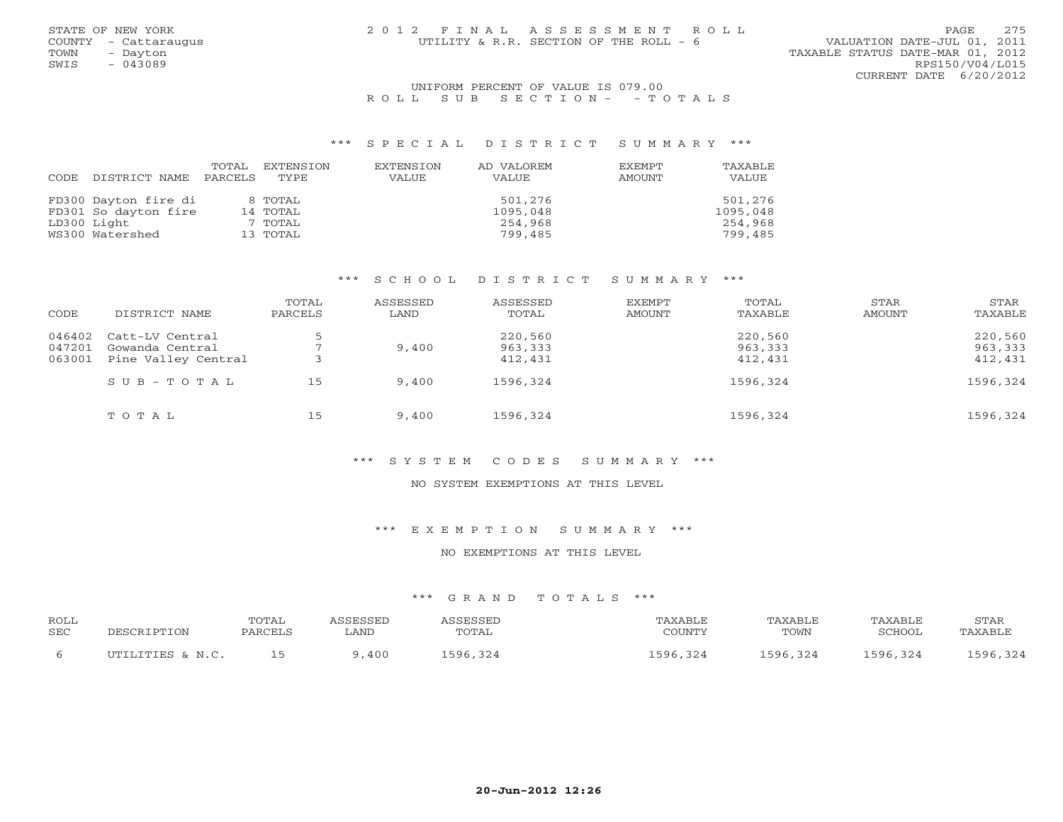STATE OF NEW YORK
COUNTY - Cattaraugus
TOWN - Dayton
SWIS - 043089

2012 FINAL ASSESSMENT ROLL
UTILITY & R.R. SECTION OF THE ROLL - 6

VALUATION DATE-JUL 01, 2011
TAXABLE STATUS DATE-MAR 01, 2012
RPS150/V04/L015
CURRENT DATE 6/20/2012

UNIFORM PERCENT OF VALUE IS 079.00

ROLL SUB SECTION- - TOTALS

### *** SPECIAL DISTRICT SUMMARY ***

| CODE | DISTRICT NAME | TOTAL PARCELS | EXTENSION TYPE | EXTENSION VALUE | AD VALOREM VALUE | EXEMPT AMOUNT | TAXABLE VALUE |
|---|---|---|---|---|---|---|---|
| FD300 | Dayton fire di | 8 | TOTAL | | 501,276 | | 501,276 |
| FD301 | So dayton fire | 14 | TOTAL | | 1095,048 | | 1095,048 |
| LD300 | Light | 7 | TOTAL | | 254,968 | | 254,968 |
| WS300 | Watershed | 13 | TOTAL | | 799,485 | | 799,485 |

### *** SCHOOL DISTRICT SUMMARY ***

| CODE | DISTRICT NAME | TOTAL PARCELS | ASSESSED LAND | ASSESSED TOTAL | EXEMPT AMOUNT | TOTAL TAXABLE | STAR AMOUNT | STAR TAXABLE |
|---|---|---|---|---|---|---|---|---|
| 046402 | Catt-LV Central | 5 | | 220,560 | | 220,560 | | 220,560 |
| 047201 | Gowanda Central | 7 | 9,400 | 963,333 | | 963,333 | | 963,333 |
| 063001 | Pine Valley Central | 3 | | 412,431 | | 412,431 | | 412,431 |
| | SUB-TOTAL | 15 | 9,400 | 1596,324 | | 1596,324 | | 1596,324 |
| | TOTAL | 15 | 9,400 | 1596,324 | | 1596,324 | | 1596,324 |

### *** SYSTEM CODES SUMMARY ***

NO SYSTEM EXEMPTIONS AT THIS LEVEL

### *** EXEMPTION SUMMARY ***

NO EXEMPTIONS AT THIS LEVEL

### *** GRAND TOTALS ***

| ROLL SEC | DESCRIPTION | TOTAL PARCELS | ASSESSED LAND | ASSESSED TOTAL | TAXABLE COUNTY | TAXABLE TOWN | TAXABLE SCHOOL | STAR TAXABLE |
|---|---|---|---|---|---|---|---|---|
| 6 | UTILITIES & N.C. | 15 | 9,400 | 1596,324 | 1596,324 | 1596,324 | 1596,324 | 1596,324 |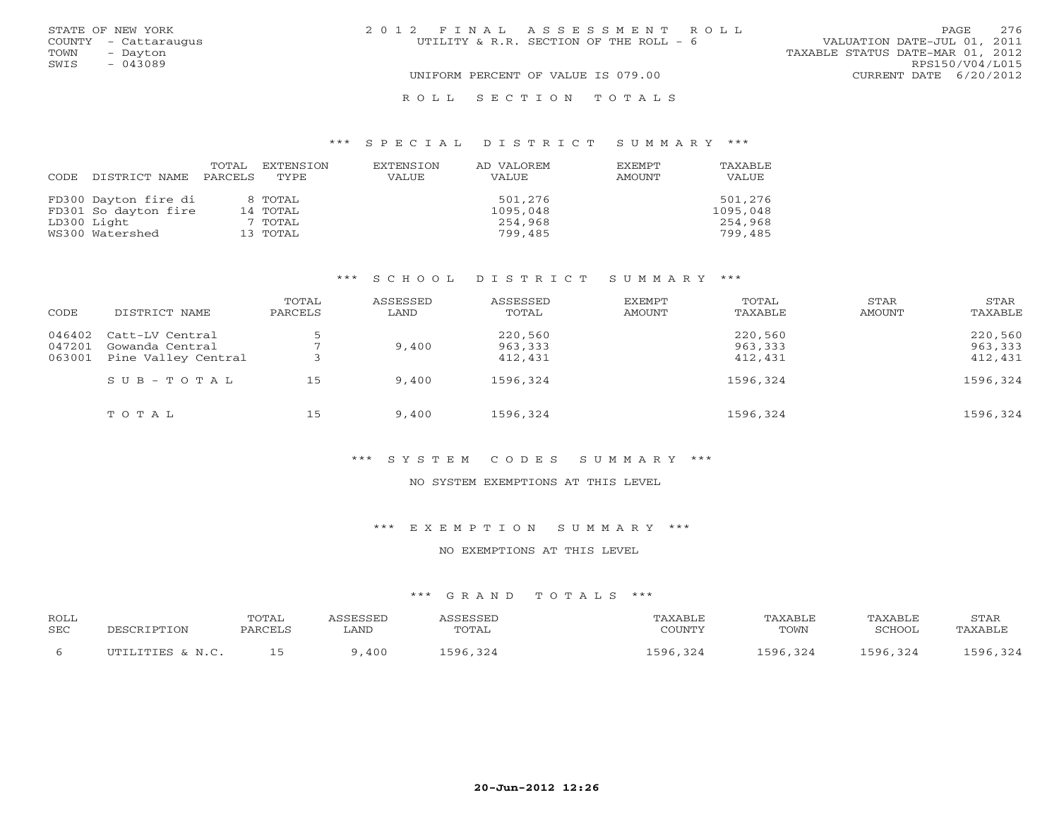STATE OF NEW YORK
COUNTY - Cattaraugus
TOWN - Dayton
SWIS - 043089

2 0 1 2 F I N A L A S S E S S M E N T R O L L
UTILITY & R.R. SECTION OF THE ROLL - 6

VALUATION DATE-JUL 01, 2011
TAXABLE STATUS DATE-MAR 01, 2012
RPS150/V04/L015
CURRENT DATE 6/20/2012

UNIFORM PERCENT OF VALUE IS 079.00

R O L L S E C T I O N T O T A L S

*** S P E C I A L D I S T R I C T S U M M A R Y ***

| CODE | DISTRICT NAME | TOTAL PARCELS | EXTENSION TYPE | EXTENSION VALUE | AD VALOREM VALUE | EXEMPT AMOUNT | TAXABLE VALUE |
|---|---|---|---|---|---|---|---|
| FD300 | Dayton fire di | 8 | TOTAL | | 501,276 | | 501,276 |
| FD301 | So dayton fire | 14 | TOTAL | | 1095,048 | | 1095,048 |
| LD300 | Light | 7 | TOTAL | | 254,968 | | 254,968 |
| WS300 | Watershed | 13 | TOTAL | | 799,485 | | 799,485 |

*** S C H O O L D I S T R I C T S U M M A R Y ***

| CODE | DISTRICT NAME | TOTAL PARCELS | ASSESSED LAND | ASSESSED TOTAL | EXEMPT AMOUNT | TOTAL TAXABLE | STAR AMOUNT | STAR TAXABLE |
|---|---|---|---|---|---|---|---|---|
| 046402 | Catt-LV Central | 5 | | 220,560 | | 220,560 | | 220,560 |
| 047201 | Gowanda Central | 7 | 9,400 | 963,333 | | 963,333 | | 963,333 |
| 063001 | Pine Valley Central | 3 | | 412,431 | | 412,431 | | 412,431 |
| | S U B - T O T A L | 15 | 9,400 | 1596,324 | | 1596,324 | | 1596,324 |
| | T O T A L | 15 | 9,400 | 1596,324 | | 1596,324 | | 1596,324 |

*** S Y S T E M C O D E S S U M M A R Y ***

NO SYSTEM EXEMPTIONS AT THIS LEVEL

*** E X E M P T I O N S U M M A R Y ***

NO EXEMPTIONS AT THIS LEVEL

*** G R A N D T O T A L S ***

| ROLL SEC | DESCRIPTION | TOTAL PARCELS | ASSESSED LAND | ASSESSED TOTAL | TAXABLE COUNTY | TAXABLE TOWN | TAXABLE SCHOOL | STAR TAXABLE |
|---|---|---|---|---|---|---|---|---|
| 6 | UTILITIES & N.C. | 15 | 9,400 | 1596,324 | 1596,324 | 1596,324 | 1596,324 | 1596,324 |

20-Jun-2012 12:26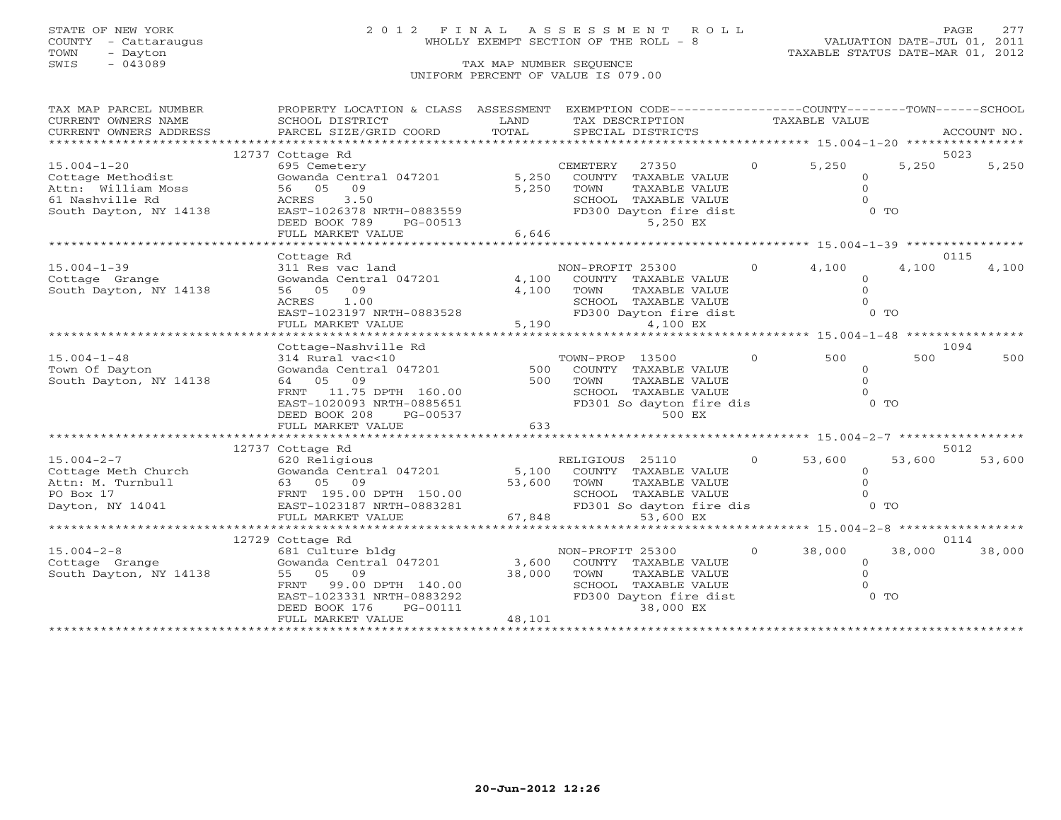STATE OF NEW YORK
COUNTY - Cattaraugus
TOWN - Dayton
SWIS - 043089

# 2012 FINAL ASSESSMENT ROLL

WHOLLY EXEMPT SECTION OF THE ROLL - 8

VALUATION DATE-JUL 01, 2011
TAXABLE STATUS DATE-MAR 01, 2012

TAX MAP NUMBER SEQUENCE
UNIFORM PERCENT OF VALUE IS 079.00

| TAX MAP PARCEL NUMBER / CURRENT OWNERS NAME / CURRENT OWNERS ADDRESS | PROPERTY LOCATION & CLASS / SCHOOL DISTRICT / PARCEL SIZE/GRID COORD | ASSESSMENT LAND / TOTAL | EXEMPTION CODE / TAX DESCRIPTION / SPECIAL DISTRICTS | COUNTY TAXABLE VALUE | TOWN | SCHOOL / ACCOUNT NO. |
|---|---|---|---|---|---|---|
| | 12737 Cottage Rd | | | | | 5023 |
| 15.004-1-20 | 695 Cemetery | | CEMETERY 27350 0 | 5,250 | 5,250 | 5,250 |
| Cottage Methodist | Gowanda Central 047201 | 5,250 | COUNTY TAXABLE VALUE | 0 | | |
| Attn: William Moss | 56 05 09 | 5,250 | TOWN TAXABLE VALUE | 0 | | |
| 61 Nashville Rd | ACRES 3.50 | | SCHOOL TAXABLE VALUE | 0 | | |
| South Dayton, NY 14138 | EAST-1026378 NRTH-0883559 | | FD300 Dayton fire dist | 0 TO | | |
| | DEED BOOK 789 PG-00513 | | 5,250 EX | | | |
| | FULL MARKET VALUE | 6,646 | | | | |
| | Cottage Rd | | | | | 0115 |
| 15.004-1-39 | 311 Res vac land | | NON-PROFIT 25300 0 | 4,100 | 4,100 | 4,100 |
| Cottage Grange | Gowanda Central 047201 | 4,100 | COUNTY TAXABLE VALUE | 0 | | |
| South Dayton, NY 14138 | 56 05 09 | 4,100 | TOWN TAXABLE VALUE | 0 | | |
| | ACRES 1.00 | | SCHOOL TAXABLE VALUE | 0 | | |
| | EAST-1023197 NRTH-0883528 | | FD300 Dayton fire dist | 0 TO | | |
| | FULL MARKET VALUE | 5,190 | 4,100 EX | | | |
| | Cottage-Nashville Rd | | | | | 1094 |
| 15.004-1-48 | 314 Rural vac<10 | | TOWN-PROP 13500 0 | 500 | 500 | 500 |
| Town Of Dayton | Gowanda Central 047201 | 500 | COUNTY TAXABLE VALUE | 0 | | |
| South Dayton, NY 14138 | 64 05 09 | 500 | TOWN TAXABLE VALUE | 0 | | |
| | FRNT 11.75 DPTH 160.00 | | SCHOOL TAXABLE VALUE | 0 | | |
| | EAST-1020093 NRTH-0885651 | | FD301 So dayton fire dis | 0 TO | | |
| | DEED BOOK 208 PG-00537 | | 500 EX | | | |
| | FULL MARKET VALUE | 633 | | | | |
| | 12737 Cottage Rd | | | | | 5012 |
| 15.004-2-7 | 620 Religious | | RELIGIOUS 25110 0 | 53,600 | 53,600 | 53,600 |
| Cottage Meth Church | Gowanda Central 047201 | 5,100 | COUNTY TAXABLE VALUE | 0 | | |
| Attn: M. Turnbull | 63 05 09 | 53,600 | TOWN TAXABLE VALUE | 0 | | |
| PO Box 17 | FRNT 195.00 DPTH 150.00 | | SCHOOL TAXABLE VALUE | 0 | | |
| Dayton, NY 14041 | EAST-1023187 NRTH-0883281 | | FD301 So dayton fire dis | 0 TO | | |
| | FULL MARKET VALUE | 67,848 | 53,600 EX | | | |
| | 12729 Cottage Rd | | | | | 0114 |
| 15.004-2-8 | 681 Culture bldg | | NON-PROFIT 25300 0 | 38,000 | 38,000 | 38,000 |
| Cottage Grange | Gowanda Central 047201 | 3,600 | COUNTY TAXABLE VALUE | 0 | | |
| South Dayton, NY 14138 | 55 05 09 | 38,000 | TOWN TAXABLE VALUE | 0 | | |
| | FRNT 99.00 DPTH 140.00 | | SCHOOL TAXABLE VALUE | 0 | | |
| | EAST-1023331 NRTH-0883292 | | FD300 Dayton fire dist | 0 TO | | |
| | DEED BOOK 176 PG-00111 | | 38,000 EX | | | |
| | FULL MARKET VALUE | 48,101 | | | | |

20-Jun-2012 12:26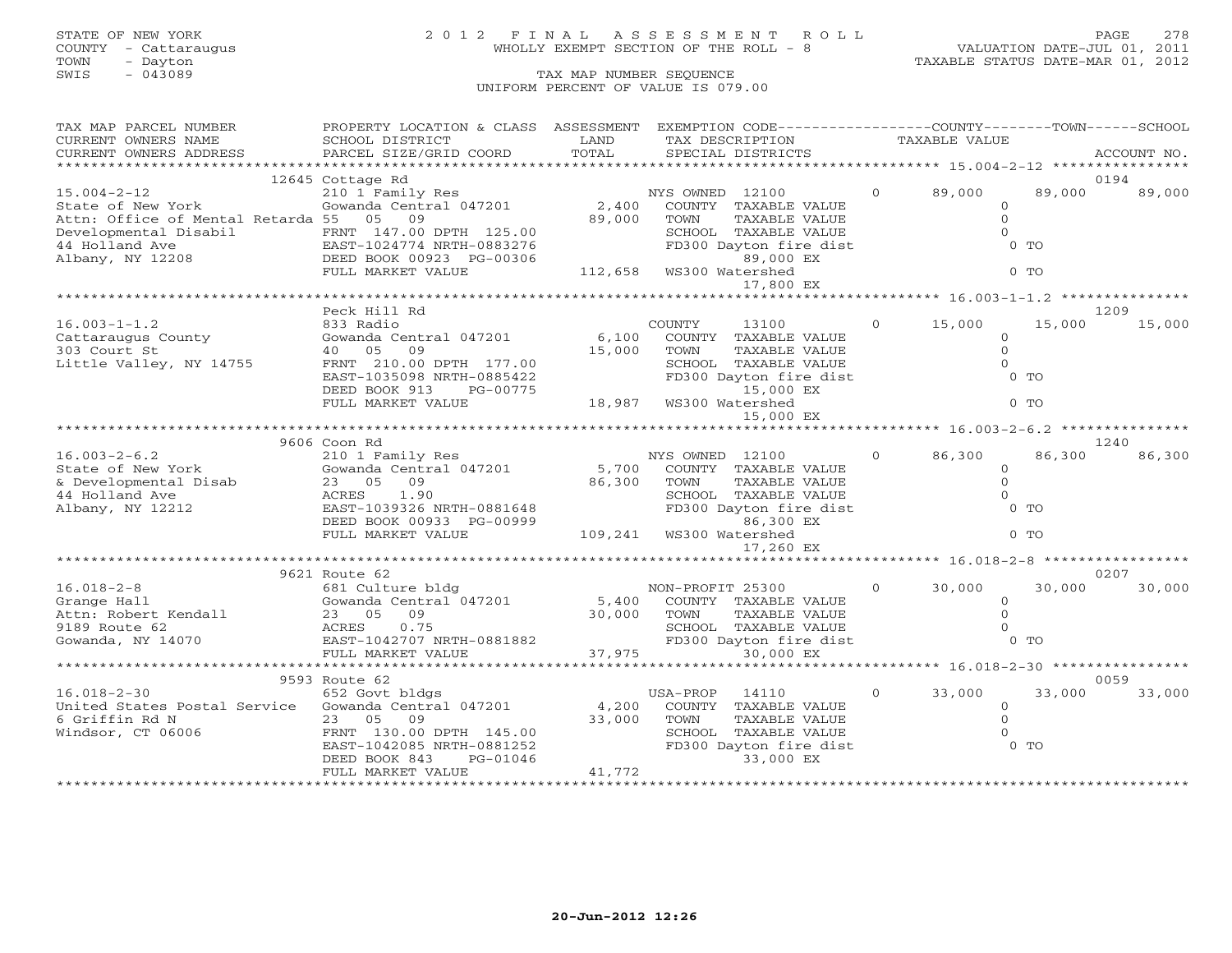STATE OF NEW YORK
COUNTY - Cattaraugus
TOWN - Dayton
SWIS - 043089

# 2012 FINAL ASSESSMENT ROLL

WHOLLY EXEMPT SECTION OF THE ROLL - 8

VALUATION DATE-JUL 01, 2011
TAXABLE STATUS DATE-MAR 01, 2012

TAX MAP NUMBER SEQUENCE
UNIFORM PERCENT OF VALUE IS 079.00

```
TAX MAP PARCEL NUMBER          PROPERTY LOCATION & CLASS  ASSESSMENT  EXEMPTION CODE-----------------COUNTY--------TOWN------SCHOOL
CURRENT OWNERS NAME            SCHOOL DISTRICT               LAND      TAX DESCRIPTION             TAXABLE VALUE
CURRENT OWNERS ADDRESS         PARCEL SIZE/GRID COORD        TOTAL     SPECIAL DISTRICTS                                    ACCOUNT NO.
******************************************************************************************************* 15.004-2-12 ****************
                    12645 Cottage Rd                                                                                        0194
15.004-2-12                    210 1 Family Res                     NYS OWNED  12100          0     89,000       89,000     89,000
State of New York              Gowanda Central 047201        2,400     COUNTY  TAXABLE VALUE              0
Attn: Office of Mental Retarda 55   05   09                 89,000     TOWN    TAXABLE VALUE              0
Developmental Disabil          FRNT 147.00 DPTH 125.00                 SCHOOL  TAXABLE VALUE              0
44 Holland Ave                 EAST-1024774 NRTH-0883276               FD300 Dayton fire dist              0 TO
Albany, NY 12208               DEED BOOK 00923 PG-00306                      89,000 EX
                               FULL MARKET VALUE            112,658    WS300 Watershed                     0 TO
                                                                             17,800 EX
******************************************************************************************************* 16.003-1-1.2 ***************
                    Peck Hill Rd                                                                                            1209
16.003-1-1.2                   833 Radio                            COUNTY     13100          0     15,000       15,000     15,000
Cattaraugus County             Gowanda Central 047201        6,100     COUNTY  TAXABLE VALUE              0
303 Court St                   40   05   09                 15,000     TOWN    TAXABLE VALUE              0
Little Valley, NY 14755        FRNT 210.00 DPTH 177.00                 SCHOOL  TAXABLE VALUE              0
                               EAST-1035098 NRTH-0885422               FD300 Dayton fire dist              0 TO
                               DEED BOOK 913    PG-00775                     15,000 EX
                               FULL MARKET VALUE             18,987    WS300 Watershed                     0 TO
                                                                             15,000 EX
******************************************************************************************************* 16.003-2-6.2 ***************
                    9606 Coon Rd                                                                                            1240
16.003-2-6.2                   210 1 Family Res                     NYS OWNED  12100          0     86,300       86,300     86,300
State of New York              Gowanda Central 047201        5,700     COUNTY  TAXABLE VALUE              0
& Developmental Disab          23   05   09                 86,300     TOWN    TAXABLE VALUE              0
44 Holland Ave                 ACRES     1.90                          SCHOOL  TAXABLE VALUE              0
Albany, NY 12212               EAST-1039326 NRTH-0881648               FD300 Dayton fire dist              0 TO
                               DEED BOOK 00933 PG-00999                      86,300 EX
                               FULL MARKET VALUE            109,241    WS300 Watershed                     0 TO
                                                                             17,260 EX
******************************************************************************************************* 16.018-2-8 *****************
                    9621 Route 62                                                                                           0207
16.018-2-8                     681 Culture bldg                     NON-PROFIT 25300          0     30,000       30,000     30,000
Grange Hall                    Gowanda Central 047201        5,400     COUNTY  TAXABLE VALUE              0
Attn: Robert Kendall           23   05   09                 30,000     TOWN    TAXABLE VALUE              0
9189 Route 62                  ACRES     0.75                          SCHOOL  TAXABLE VALUE              0
Gowanda, NY 14070              EAST-1042707 NRTH-0881882               FD300 Dayton fire dist              0 TO
                               FULL MARKET VALUE             37,975          30,000 EX
******************************************************************************************************* 16.018-2-30 ****************
                    9593 Route 62                                                                                           0059
16.018-2-30                    652 Govt bldgs                       USA-PROP   14110          0     33,000       33,000     33,000
United States Postal Service   Gowanda Central 047201        4,200     COUNTY  TAXABLE VALUE              0
6 Griffin Rd N                 23   05   09                 33,000     TOWN    TAXABLE VALUE              0
Windsor, CT 06006              FRNT 130.00 DPTH 145.00                 SCHOOL  TAXABLE VALUE              0
                               EAST-1042085 NRTH-0881252               FD300 Dayton fire dist              0 TO
                               DEED BOOK 843    PG-01046                     33,000 EX
                               FULL MARKET VALUE             41,772
************************************************************************************************************************************
```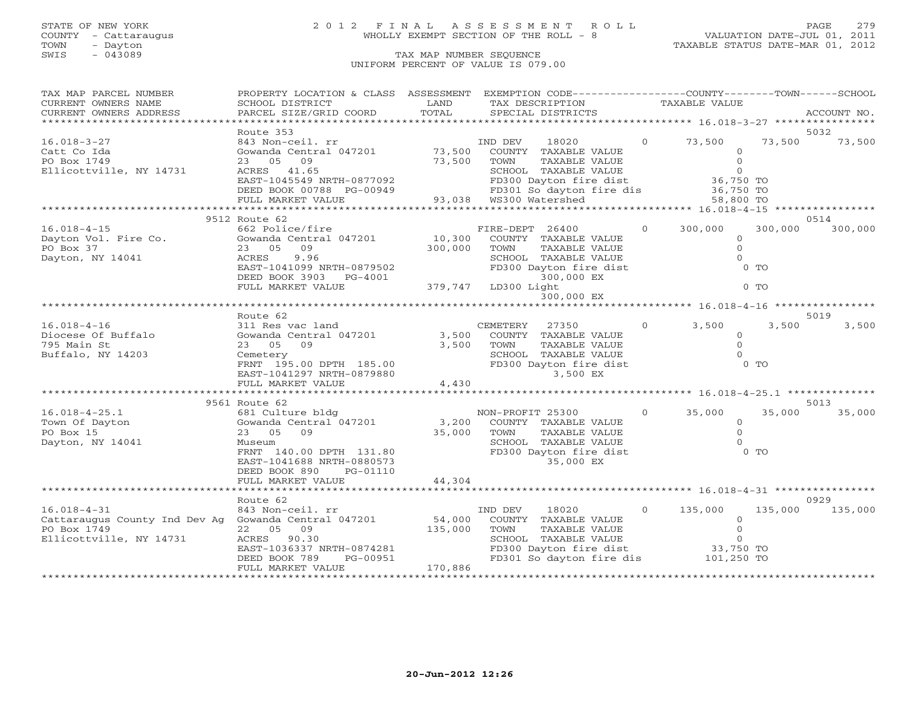STATE OF NEW YORK
COUNTY - Cattaraugus
TOWN - Dayton
SWIS - 043089

# 2012 FINAL ASSESSMENT ROLL

WHOLLY EXEMPT SECTION OF THE ROLL - 8

VALUATION DATE-JUL 01, 2011
TAXABLE STATUS DATE-MAR 01, 2012

TAX MAP NUMBER SEQUENCE
UNIFORM PERCENT OF VALUE IS 079.00

| TAX MAP PARCEL NUMBER / CURRENT OWNERS NAME / CURRENT OWNERS ADDRESS | PROPERTY LOCATION & CLASS / SCHOOL DISTRICT / PARCEL SIZE/GRID COORD | ASSESSMENT LAND | TOTAL | EXEMPTION CODE / TAX DESCRIPTION / SPECIAL DISTRICTS | | COUNTY TAXABLE VALUE | TOWN | SCHOOL / ACCOUNT NO. |
|---|---|---|---|---|---|---|---|---|
| 16.018-3-27 | Route 353 | | | | | | | 5032 |
| 16.018-3-27 | 843 Non-ceil. rr | | | IND DEV 18020 | 0 | 73,500 | 73,500 | 73,500 |
| Catt Co Ida | Gowanda Central 047201 | 73,500 | | COUNTY TAXABLE VALUE | | 0 | | |
| PO Box 1749 | 23 05 09 | | 73,500 | TOWN TAXABLE VALUE | | 0 | | |
| Ellicottville, NY 14731 | ACRES 41.65 | | | SCHOOL TAXABLE VALUE | | 0 | | |
| | EAST-1045549 NRTH-0877092 | | | FD300 Dayton fire dist | | 36,750 TO | | |
| | DEED BOOK 00788 PG-00949 | | | FD301 So dayton fire dis | | 36,750 TO | | |
| | FULL MARKET VALUE | | 93,038 | WS300 Watershed | | 58,800 TO | | |
| 16.018-4-15 | 9512 Route 62 | | | | | | | 0514 |
| 16.018-4-15 | 662 Police/fire | | | FIRE-DEPT 26400 | 0 | 300,000 | 300,000 | 300,000 |
| Dayton Vol. Fire Co. | Gowanda Central 047201 | 10,300 | | COUNTY TAXABLE VALUE | | 0 | | |
| PO Box 37 | 23 05 09 | | 300,000 | TOWN TAXABLE VALUE | | 0 | | |
| Dayton, NY 14041 | ACRES 9.96 | | | SCHOOL TAXABLE VALUE | | 0 | | |
| | EAST-1041099 NRTH-0879502 | | | FD300 Dayton fire dist | | 0 TO | | |
| | DEED BOOK 3903 PG-4001 | | | 300,000 EX | | | | |
| | FULL MARKET VALUE | | 379,747 | LD300 Light | | 0 TO | | |
| | | | | 300,000 EX | | | | |
| 16.018-4-16 | Route 62 | | | | | | | 5019 |
| 16.018-4-16 | 311 Res vac land | | | CEMETERY 27350 | 0 | 3,500 | 3,500 | 3,500 |
| Diocese Of Buffalo | Gowanda Central 047201 | 3,500 | | COUNTY TAXABLE VALUE | | 0 | | |
| 795 Main St | 23 05 09 | | 3,500 | TOWN TAXABLE VALUE | | 0 | | |
| Buffalo, NY 14203 | Cemetery | | | SCHOOL TAXABLE VALUE | | 0 | | |
| | FRNT 195.00 DPTH 185.00 | | | FD300 Dayton fire dist | | 0 TO | | |
| | EAST-1041297 NRTH-0879880 | | | 3,500 EX | | | | |
| | FULL MARKET VALUE | | 4,430 | | | | | |
| 16.018-4-25.1 | 9561 Route 62 | | | | | | | 5013 |
| 16.018-4-25.1 | 681 Culture bldg | | | NON-PROFIT 25300 | 0 | 35,000 | 35,000 | 35,000 |
| Town Of Dayton | Gowanda Central 047201 | 3,200 | | COUNTY TAXABLE VALUE | | 0 | | |
| PO Box 15 | 23 05 09 | | 35,000 | TOWN TAXABLE VALUE | | 0 | | |
| Dayton, NY 14041 | Museum | | | SCHOOL TAXABLE VALUE | | 0 | | |
| | FRNT 140.00 DPTH 131.80 | | | FD300 Dayton fire dist | | 0 TO | | |
| | EAST-1041688 NRTH-0880573 | | | 35,000 EX | | | | |
| | DEED BOOK 890 PG-01110 | | | | | | | |
| | FULL MARKET VALUE | | 44,304 | | | | | |
| 16.018-4-31 | Route 62 | | | | | | | 0929 |
| 16.018-4-31 | 843 Non-ceil. rr | | | IND DEV 18020 | 0 | 135,000 | 135,000 | 135,000 |
| Cattaraugus County Ind Dev Ag | Gowanda Central 047201 | 54,000 | | COUNTY TAXABLE VALUE | | 0 | | |
| PO Box 1749 | 22 05 09 | | 135,000 | TOWN TAXABLE VALUE | | 0 | | |
| Ellicottville, NY 14731 | ACRES 90.30 | | | SCHOOL TAXABLE VALUE | | 0 | | |
| | EAST-1036337 NRTH-0874281 | | | FD300 Dayton fire dist | | 33,750 TO | | |
| | DEED BOOK 789 PG-00951 | | | FD301 So dayton fire dis | | 101,250 TO | | |
| | FULL MARKET VALUE | | 170,886 | | | | | |

20-Jun-2012 12:26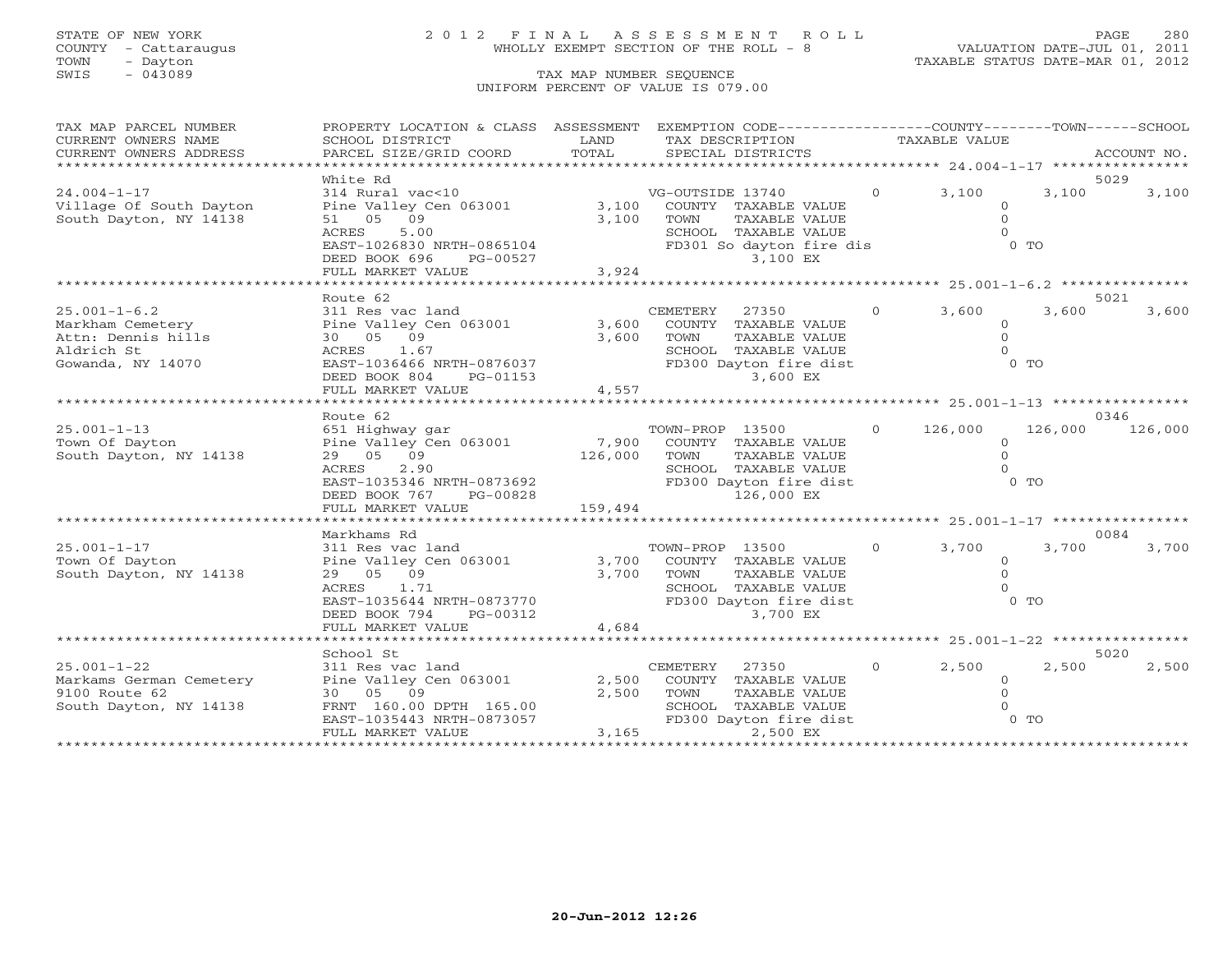STATE OF NEW YORK
COUNTY - Cattaraugus
TOWN - Dayton
SWIS - 043089

# 2012 FINAL ASSESSMENT ROLL

WHOLLY EXEMPT SECTION OF THE ROLL - 8

TAX MAP NUMBER SEQUENCE

UNIFORM PERCENT OF VALUE IS 079.00

VALUATION DATE-JUL 01, 2011
TAXABLE STATUS DATE-MAR 01, 2012

| TAX MAP PARCEL NUMBER / CURRENT OWNERS NAME / CURRENT OWNERS ADDRESS | PROPERTY LOCATION & CLASS / SCHOOL DISTRICT / PARCEL SIZE/GRID COORD | ASSESSMENT LAND / TOTAL | EXEMPTION CODE / TAX DESCRIPTION / SPECIAL DISTRICTS | COUNTY TAXABLE VALUE | TOWN | SCHOOL | ACCOUNT NO. |
|---|---|---|---|---|---|---|---|
| **24.004-1-17** | White Rd | | | | | | 5029 |
| Village Of South Dayton | 314 Rural vac<10 | | VG-OUTSIDE 13740 0 | 3,100 | 3,100 | 3,100 | |
| South Dayton, NY 14138 | Pine Valley Cen 063001 | 3,100 | COUNTY TAXABLE VALUE | 0 | | | |
| | 51 05 09 | 3,100 | TOWN TAXABLE VALUE | 0 | | | |
| | ACRES 5.00 | | SCHOOL TAXABLE VALUE | 0 | | | |
| | EAST-1026830 NRTH-0865104 | | FD301 So dayton fire dis 3,100 EX | 0 TO | | | |
| | DEED BOOK 696 PG-00527 | | | | | | |
| | FULL MARKET VALUE | 3,924 | | | | | |
| **25.001-1-6.2** | Route 62 | | | | | | 5021 |
| Markham Cemetery | 311 Res vac land | | CEMETERY 27350 0 | 3,600 | 3,600 | 3,600 | |
| Attn: Dennis hills | Pine Valley Cen 063001 | 3,600 | COUNTY TAXABLE VALUE | 0 | | | |
| Aldrich St | 30 05 09 | 3,600 | TOWN TAXABLE VALUE | 0 | | | |
| Gowanda, NY 14070 | ACRES 1.67 | | SCHOOL TAXABLE VALUE | 0 | | | |
| | EAST-1036466 NRTH-0876037 | | FD300 Dayton fire dist 3,600 EX | 0 TO | | | |
| | DEED BOOK 804 PG-01153 | | | | | | |
| | FULL MARKET VALUE | 4,557 | | | | | |
| **25.001-1-13** | Route 62 | | | | | | 0346 |
| Town Of Dayton | 651 Highway gar | | TOWN-PROP 13500 0 | 126,000 | 126,000 | 126,000 | |
| South Dayton, NY 14138 | Pine Valley Cen 063001 | 7,900 | COUNTY TAXABLE VALUE | 0 | | | |
| | 29 05 09 | 126,000 | TOWN TAXABLE VALUE | 0 | | | |
| | ACRES 2.90 | | SCHOOL TAXABLE VALUE | 0 | | | |
| | EAST-1035346 NRTH-0873692 | | FD300 Dayton fire dist 126,000 EX | 0 TO | | | |
| | DEED BOOK 767 PG-00828 | | | | | | |
| | FULL MARKET VALUE | 159,494 | | | | | |
| **25.001-1-17** | Markhams Rd | | | | | | 0084 |
| Town Of Dayton | 311 Res vac land | | TOWN-PROP 13500 0 | 3,700 | 3,700 | 3,700 | |
| South Dayton, NY 14138 | Pine Valley Cen 063001 | 3,700 | COUNTY TAXABLE VALUE | 0 | | | |
| | 29 05 09 | 3,700 | TOWN TAXABLE VALUE | 0 | | | |
| | ACRES 1.71 | | SCHOOL TAXABLE VALUE | 0 | | | |
| | EAST-1035644 NRTH-0873770 | | FD300 Dayton fire dist 3,700 EX | 0 TO | | | |
| | DEED BOOK 794 PG-00312 | | | | | | |
| | FULL MARKET VALUE | 4,684 | | | | | |
| **25.001-1-22** | School St | | | | | | 5020 |
| Markams German Cemetery | 311 Res vac land | | CEMETERY 27350 0 | 2,500 | 2,500 | 2,500 | |
| 9100 Route 62 | Pine Valley Cen 063001 | 2,500 | COUNTY TAXABLE VALUE | 0 | | | |
| South Dayton, NY 14138 | 30 05 09 | 2,500 | TOWN TAXABLE VALUE | 0 | | | |
| | FRNT 160.00 DPTH 165.00 | | SCHOOL TAXABLE VALUE | 0 | | | |
| | EAST-1035443 NRTH-0873057 | | FD300 Dayton fire dist 2,500 EX | 0 TO | | | |
| | FULL MARKET VALUE | 3,165 | | | | | |

20-Jun-2012 12:26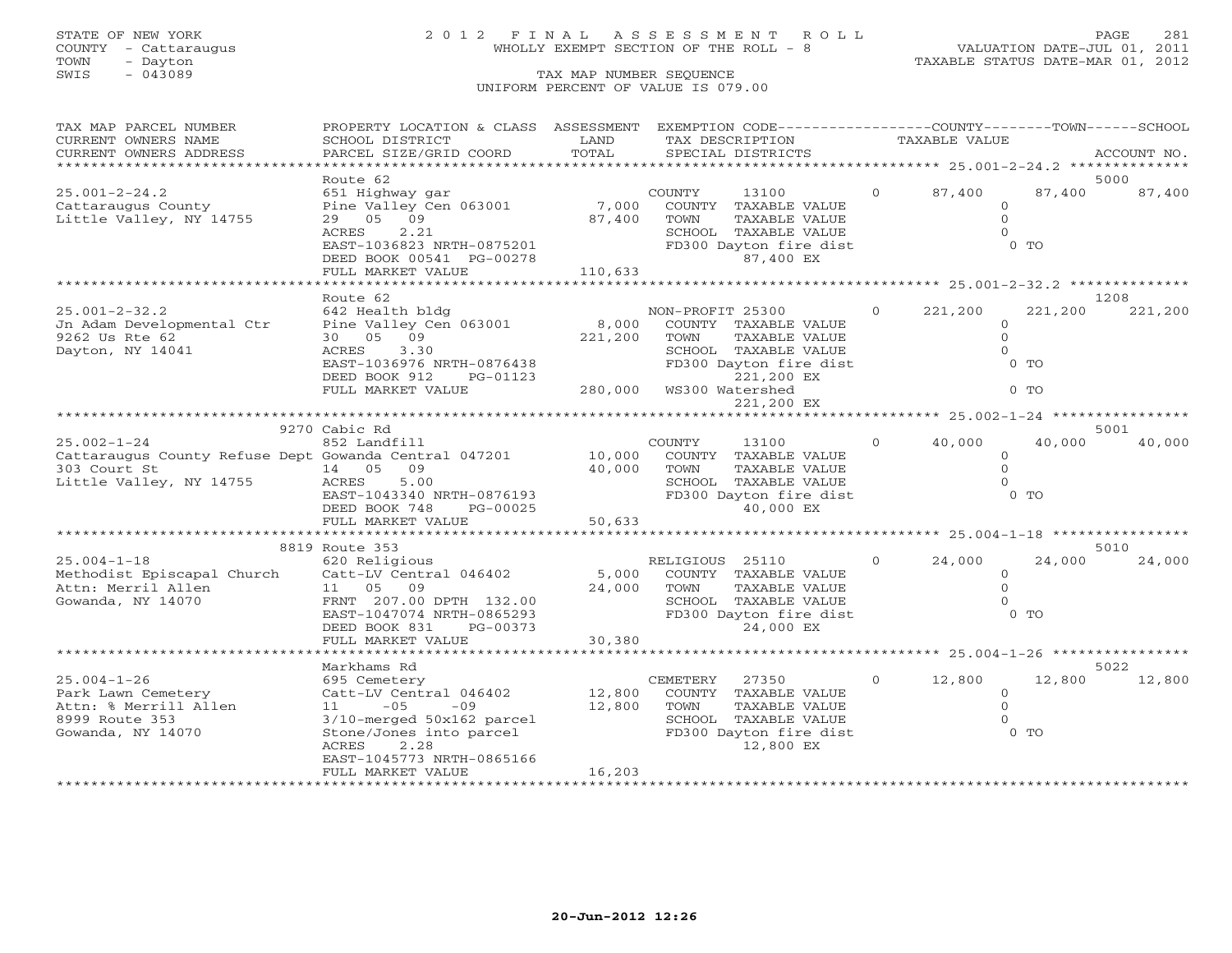STATE OF NEW YORK
COUNTY - Cattaraugus
TOWN - Dayton
SWIS - 043089

# 2012 FINAL ASSESSMENT ROLL

WHOLLY EXEMPT SECTION OF THE ROLL - 8

VALUATION DATE-JUL 01, 2011
TAXABLE STATUS DATE-MAR 01, 2012

TAX MAP NUMBER SEQUENCE
UNIFORM PERCENT OF VALUE IS 079.00

| TAX MAP PARCEL NUMBER / CURRENT OWNERS NAME / CURRENT OWNERS ADDRESS | PROPERTY LOCATION & CLASS / SCHOOL DISTRICT / PARCEL SIZE/GRID COORD | ASSESSMENT LAND / TOTAL | EXEMPTION CODE / TAX DESCRIPTION / SPECIAL DISTRICTS | COUNTY TAXABLE VALUE | TOWN | SCHOOL | ACCOUNT NO. |
|---|---|---|---|---|---|---|---|
| 25.001-2-24.2 | Route 62 | | | | | | 5000 |
| 25.001-2-24.2 | 651 Highway gar | | COUNTY 13100 0 | 87,400 | 87,400 | 87,400 | |
| Cattaraugus County | Pine Valley Cen 063001 | 7,000 | COUNTY TAXABLE VALUE | 0 | | | |
| Little Valley, NY 14755 | 29 05 09 | 87,400 | TOWN TAXABLE VALUE | 0 | | | |
| | ACRES 2.21 | | SCHOOL TAXABLE VALUE | 0 | | | |
| | EAST-1036823 NRTH-0875201 | | FD300 Dayton fire dist | 0 TO | | | |
| | DEED BOOK 00541 PG-00278 | | 87,400 EX | | | | |
| | FULL MARKET VALUE | 110,633 | | | | | |
| 25.001-2-32.2 | Route 62 | | | | | | 1208 |
| 25.001-2-32.2 | 642 Health bldg | | NON-PROFIT 25300 0 | 221,200 | 221,200 | 221,200 | |
| Jn Adam Developmental Ctr | Pine Valley Cen 063001 | 8,000 | COUNTY TAXABLE VALUE | 0 | | | |
| 9262 Us Rte 62 | 30 05 09 | 221,200 | TOWN TAXABLE VALUE | 0 | | | |
| Dayton, NY 14041 | ACRES 3.30 | | SCHOOL TAXABLE VALUE | 0 | | | |
| | EAST-1036976 NRTH-0876438 | | FD300 Dayton fire dist | 0 TO | | | |
| | DEED BOOK 912 PG-01123 | | 221,200 EX | | | | |
| | FULL MARKET VALUE | 280,000 | WS300 Watershed | 0 TO | | | |
| | | | 221,200 EX | | | | |
| 25.002-1-24 | 9270 Cabic Rd | | | | | | 5001 |
| 25.002-1-24 | 852 Landfill | | COUNTY 13100 0 | 40,000 | 40,000 | 40,000 | |
| Cattaraugus County Refuse Dept | Gowanda Central 047201 | 10,000 | COUNTY TAXABLE VALUE | 0 | | | |
| 303 Court St | 14 05 09 | 40,000 | TOWN TAXABLE VALUE | 0 | | | |
| Little Valley, NY 14755 | ACRES 5.00 | | SCHOOL TAXABLE VALUE | 0 | | | |
| | EAST-1043340 NRTH-0876193 | | FD300 Dayton fire dist | 0 TO | | | |
| | DEED BOOK 748 PG-00025 | | 40,000 EX | | | | |
| | FULL MARKET VALUE | 50,633 | | | | | |
| 25.004-1-18 | 8819 Route 353 | | | | | | 5010 |
| 25.004-1-18 | 620 Religious | | RELIGIOUS 25110 0 | 24,000 | 24,000 | 24,000 | |
| Methodist Episcapal Church | Catt-LV Central 046402 | 5,000 | COUNTY TAXABLE VALUE | 0 | | | |
| Attn: Merril Allen | 11 05 09 | 24,000 | TOWN TAXABLE VALUE | 0 | | | |
| Gowanda, NY 14070 | FRNT 207.00 DPTH 132.00 | | SCHOOL TAXABLE VALUE | 0 | | | |
| | EAST-1047074 NRTH-0865293 | | FD300 Dayton fire dist | 0 TO | | | |
| | DEED BOOK 831 PG-00373 | | 24,000 EX | | | | |
| | FULL MARKET VALUE | 30,380 | | | | | |
| 25.004-1-26 | Markhams Rd | | | | | | 5022 |
| 25.004-1-26 | 695 Cemetery | | CEMETERY 27350 0 | 12,800 | 12,800 | 12,800 | |
| Park Lawn Cemetery | Catt-LV Central 046402 | 12,800 | COUNTY TAXABLE VALUE | 0 | | | |
| Attn: % Merrill Allen | 11 -05 -09 | 12,800 | TOWN TAXABLE VALUE | 0 | | | |
| 8999 Route 353 | 3/10-merged 50x162 parcel | | SCHOOL TAXABLE VALUE | 0 | | | |
| Gowanda, NY 14070 | Stone/Jones into parcel | | FD300 Dayton fire dist | 0 TO | | | |
| | ACRES 2.28 | | 12,800 EX | | | | |
| | EAST-1045773 NRTH-0865166 | | | | | | |
| | FULL MARKET VALUE | 16,203 | | | | | |

20-Jun-2012 12:26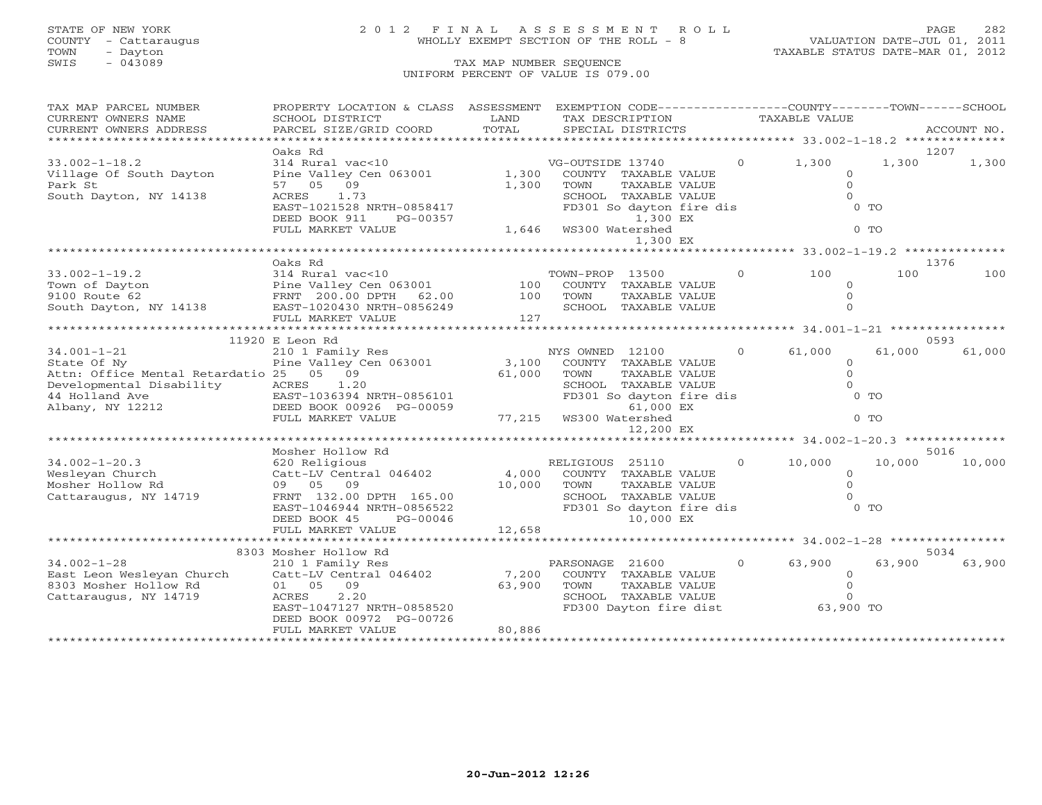STATE OF NEW YORK
COUNTY - Cattaraugus
TOWN - Dayton
SWIS - 043089

# 2012 FINAL ASSESSMENT ROLL

WHOLLY EXEMPT SECTION OF THE ROLL - 8

VALUATION DATE-JUL 01, 2011
TAXABLE STATUS DATE-MAR 01, 2012

TAX MAP NUMBER SEQUENCE
UNIFORM PERCENT OF VALUE IS 079.00

| TAX MAP PARCEL NUMBER / CURRENT OWNERS NAME / CURRENT OWNERS ADDRESS | PROPERTY LOCATION & CLASS / SCHOOL DISTRICT / PARCEL SIZE/GRID COORD | ASSESSMENT LAND | TOTAL | EXEMPTION CODE / TAX DESCRIPTION / SPECIAL DISTRICTS | | COUNTY TAXABLE VALUE | TOWN | SCHOOL | ACCOUNT NO. |
|---|---|---|---|---|---|---|---|---|---|
| 33.002-1-18.2 | Oaks Rd | | | | | | | | 1207 |
| Village Of South Dayton | 314 Rural vac<10 | | | VG-OUTSIDE 13740 | 0 | 1,300 | 1,300 | 1,300 | |
| Park St | Pine Valley Cen 063001 | 1,300 | | COUNTY TAXABLE VALUE | | 0 | | | |
| South Dayton, NY 14138 | 57 05 09 | | 1,300 | TOWN TAXABLE VALUE | | 0 | | | |
| | ACRES 1.73 | | | SCHOOL TAXABLE VALUE | | 0 | | | |
| | EAST-1021528 NRTH-0858417 | | | FD301 So dayton fire dis | | 0 TO | | | |
| | DEED BOOK 911 PG-00357 | | | 1,300 EX | | | | | |
| | FULL MARKET VALUE | | 1,646 | WS300 Watershed | | 0 TO | | | |
| | | | | 1,300 EX | | | | | |
| 33.002-1-19.2 | Oaks Rd | | | | | | | | 1376 |
| Town of Dayton | 314 Rural vac<10 | | | TOWN-PROP 13500 | 0 | 100 | 100 | 100 | |
| 9100 Route 62 | Pine Valley Cen 063001 | 100 | | COUNTY TAXABLE VALUE | | 0 | | | |
| South Dayton, NY 14138 | FRNT 200.00 DPTH 62.00 | | 100 | TOWN TAXABLE VALUE | | 0 | | | |
| | EAST-1020430 NRTH-0856249 | | | SCHOOL TAXABLE VALUE | | 0 | | | |
| | FULL MARKET VALUE | | 127 | | | | | | |
| 34.001-1-21 | 11920 E Leon Rd | | | | | | | | 0593 |
| State Of Ny | 210 1 Family Res | | | NYS OWNED 12100 | 0 | 61,000 | 61,000 | 61,000 | |
| Attn: Office Mental Retardatio | Pine Valley Cen 063001 | 3,100 | | COUNTY TAXABLE VALUE | | 0 | | | |
| Developmental Disability | 25 05 09 | | 61,000 | TOWN TAXABLE VALUE | | 0 | | | |
| 44 Holland Ave | ACRES 1.20 | | | SCHOOL TAXABLE VALUE | | 0 | | | |
| Albany, NY 12212 | EAST-1036394 NRTH-0856101 | | | FD301 So dayton fire dis | | 0 TO | | | |
| | DEED BOOK 00926 PG-00059 | | | 61,000 EX | | | | | |
| | FULL MARKET VALUE | | 77,215 | WS300 Watershed | | 0 TO | | | |
| | | | | 12,200 EX | | | | | |
| 34.002-1-20.3 | Mosher Hollow Rd | | | | | | | | 5016 |
| Wesleyan Church | 620 Religious | | | RELIGIOUS 25110 | 0 | 10,000 | 10,000 | 10,000 | |
| Mosher Hollow Rd | Catt-LV Central 046402 | 4,000 | | COUNTY TAXABLE VALUE | | 0 | | | |
| Cattaraugus, NY 14719 | 09 05 09 | | 10,000 | TOWN TAXABLE VALUE | | 0 | | | |
| | FRNT 132.00 DPTH 165.00 | | | SCHOOL TAXABLE VALUE | | 0 | | | |
| | EAST-1046944 NRTH-0856522 | | | FD301 So dayton fire dis | | 0 TO | | | |
| | DEED BOOK 45 PG-00046 | | | 10,000 EX | | | | | |
| | FULL MARKET VALUE | | 12,658 | | | | | | |
| 34.002-1-28 | 8303 Mosher Hollow Rd | | | | | | | | 5034 |
| East Leon Wesleyan Church | 210 1 Family Res | | | PARSONAGE 21600 | 0 | 63,900 | 63,900 | 63,900 | |
| 8303 Mosher Hollow Rd | Catt-LV Central 046402 | 7,200 | | COUNTY TAXABLE VALUE | | 0 | | | |
| Cattaraugus, NY 14719 | 01 05 09 | | 63,900 | TOWN TAXABLE VALUE | | 0 | | | |
| | ACRES 2.20 | | | SCHOOL TAXABLE VALUE | | 0 | | | |
| | EAST-1047127 NRTH-0858520 | | | FD300 Dayton fire dist | | 63,900 TO | | | |
| | DEED BOOK 00972 PG-00726 | | | | | | | | |
| | FULL MARKET VALUE | | 80,886 | | | | | | |

20-Jun-2012 12:26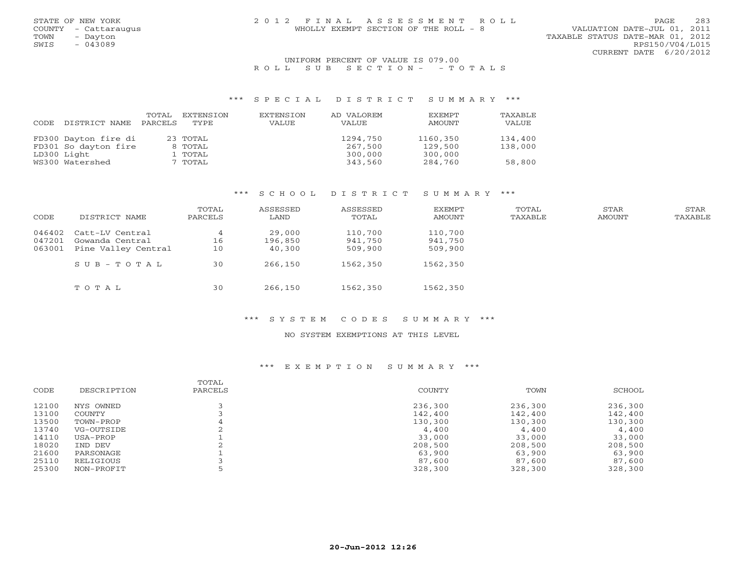STATE OF NEW YORK
COUNTY - Cattaraugus
TOWN - Dayton
SWIS - 043089

2012 FINAL ASSESSMENT ROLL
WHOLLY EXEMPT SECTION OF THE ROLL - 8

VALUATION DATE-JUL 01, 2011
TAXABLE STATUS DATE-MAR 01, 2012
RPS150/V04/L015
CURRENT DATE 6/20/2012

UNIFORM PERCENT OF VALUE IS 079.00

ROLL SUB SECTION- - TOTALS

### *** SPECIAL DISTRICT SUMMARY ***

| CODE | DISTRICT NAME | TOTAL PARCELS | EXTENSION TYPE | EXTENSION VALUE | AD VALOREM VALUE | EXEMPT AMOUNT | TAXABLE VALUE |
|---|---|---|---|---|---|---|---|
| FD300 | Dayton fire di | 23 | TOTAL | | 1294,750 | 1160,350 | 134,400 |
| FD301 | So dayton fire | 8 | TOTAL | | 267,500 | 129,500 | 138,000 |
| LD300 | Light | 1 | TOTAL | | 300,000 | 300,000 | |
| WS300 | Watershed | 7 | TOTAL | | 343,560 | 284,760 | 58,800 |

### *** SCHOOL DISTRICT SUMMARY ***

| CODE | DISTRICT NAME | TOTAL PARCELS | ASSESSED LAND | ASSESSED TOTAL | EXEMPT AMOUNT | TOTAL TAXABLE | STAR AMOUNT | STAR TAXABLE |
|---|---|---|---|---|---|---|---|---|
| 046402 | Catt-LV Central | 4 | 29,000 | 110,700 | 110,700 | | | |
| 047201 | Gowanda Central | 16 | 196,850 | 941,750 | 941,750 | | | |
| 063001 | Pine Valley Central | 10 | 40,300 | 509,900 | 509,900 | | | |
| | SUB-TOTAL | 30 | 266,150 | 1562,350 | 1562,350 | | | |
| | TOTAL | 30 | 266,150 | 1562,350 | 1562,350 | | | |

### *** SYSTEM CODES SUMMARY ***

NO SYSTEM EXEMPTIONS AT THIS LEVEL

### *** EXEMPTION SUMMARY ***

| CODE | DESCRIPTION | TOTAL PARCELS | COUNTY | TOWN | SCHOOL |
|---|---|---|---|---|---|
| 12100 | NYS OWNED | 3 | 236,300 | 236,300 | 236,300 |
| 13100 | COUNTY | 3 | 142,400 | 142,400 | 142,400 |
| 13500 | TOWN-PROP | 4 | 130,300 | 130,300 | 130,300 |
| 13740 | VG-OUTSIDE | 2 | 4,400 | 4,400 | 4,400 |
| 14110 | USA-PROP | 1 | 33,000 | 33,000 | 33,000 |
| 18020 | IND DEV | 2 | 208,500 | 208,500 | 208,500 |
| 21600 | PARSONAGE | 1 | 63,900 | 63,900 | 63,900 |
| 25110 | RELIGIOUS | 3 | 87,600 | 87,600 | 87,600 |
| 25300 | NON-PROFIT | 5 | 328,300 | 328,300 | 328,300 |

20-Jun-2012 12:26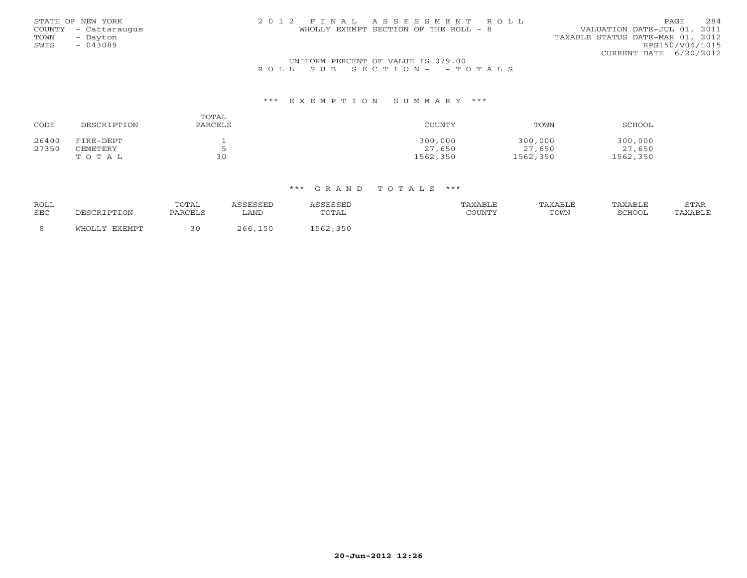STATE OF NEW YORK
COUNTY - Cattaraugus
TOWN - Dayton
SWIS - 043089

2 0 1 2 F I N A L A S S E S S M E N T R O L L
WHOLLY EXEMPT SECTION OF THE ROLL - 8

VALUATION DATE-JUL 01, 2011
TAXABLE STATUS DATE-MAR 01, 2012
RPS150/V04/L015
CURRENT DATE 6/20/2012

UNIFORM PERCENT OF VALUE IS 079.00

R O L L S U B S E C T I O N - - T O T A L S

### *** E X E M P T I O N S U M M A R Y ***

| CODE | DESCRIPTION | TOTAL PARCELS | COUNTY | TOWN | SCHOOL |
|---|---|---|---|---|---|
| 26400 | FIRE-DEPT | 1 | 300,000 | 300,000 | 300,000 |
| 27350 | CEMETERY | 5 | 27,650 | 27,650 | 27,650 |
| | T O T A L | 30 | 1562,350 | 1562,350 | 1562,350 |

### *** G R A N D T O T A L S ***

| ROLL SEC | DESCRIPTION | TOTAL PARCELS | ASSESSED LAND | ASSESSED TOTAL | TAXABLE COUNTY | TAXABLE TOWN | TAXABLE SCHOOL | STAR TAXABLE |
|---|---|---|---|---|---|---|---|---|
| 8 | WHOLLY EXEMPT | 30 | 266,150 | 1562,350 | | | | |

20-Jun-2012 12:26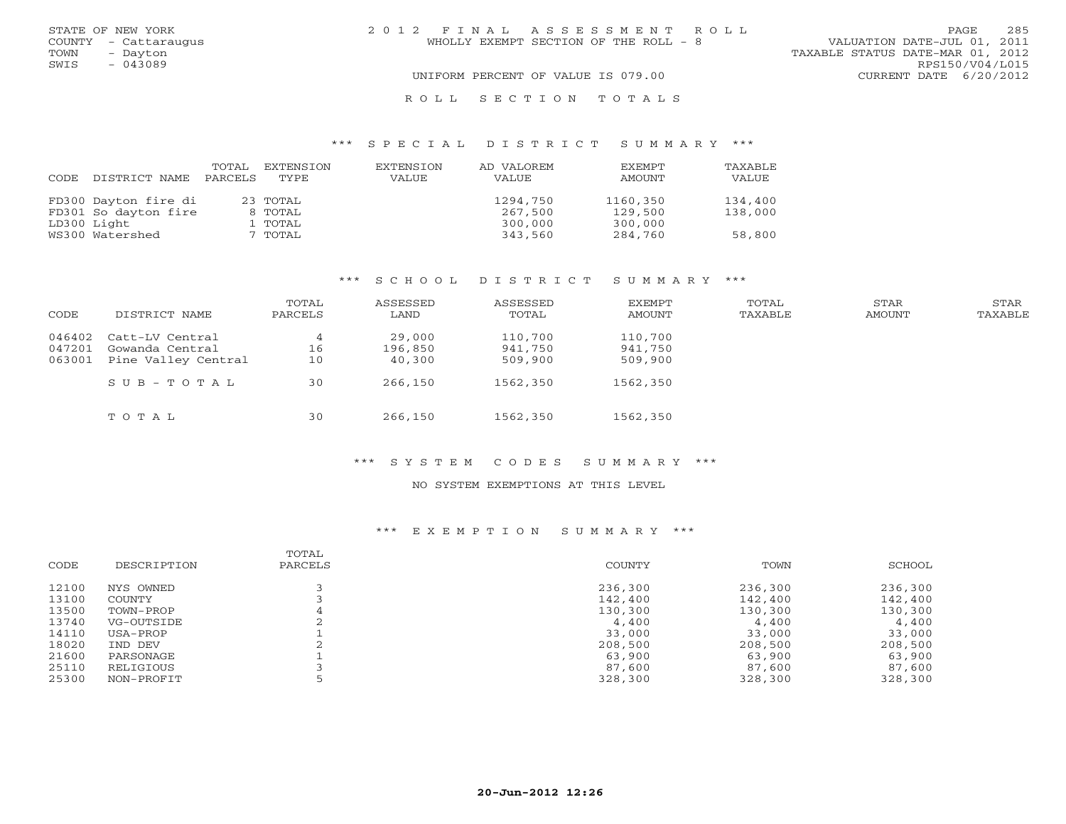STATE OF NEW YORK
COUNTY - Cattaraugus
TOWN - Dayton
SWIS - 043089

2012 FINAL ASSESSMENT ROLL
WHOLLY EXEMPT SECTION OF THE ROLL - 8
UNIFORM PERCENT OF VALUE IS 079.00

VALUATION DATE-JUL 01, 2011
TAXABLE STATUS DATE-MAR 01, 2012
RPS150/V04/L015
CURRENT DATE 6/20/2012

## ROLL SECTION TOTALS

### *** SPECIAL DISTRICT SUMMARY ***

| CODE | DISTRICT NAME | TOTAL PARCELS | EXTENSION TYPE | EXTENSION VALUE | AD VALOREM VALUE | EXEMPT AMOUNT | TAXABLE VALUE |
|---|---|---|---|---|---|---|---|
| FD300 | Dayton fire di | 23 | TOTAL | | 1294,750 | 1160,350 | 134,400 |
| FD301 | So dayton fire | 8 | TOTAL | | 267,500 | 129,500 | 138,000 |
| LD300 | Light | 1 | TOTAL | | 300,000 | 300,000 | |
| WS300 | Watershed | 7 | TOTAL | | 343,560 | 284,760 | 58,800 |

### *** SCHOOL DISTRICT SUMMARY ***

| CODE | DISTRICT NAME | TOTAL PARCELS | ASSESSED LAND | ASSESSED TOTAL | EXEMPT AMOUNT | TOTAL TAXABLE | STAR AMOUNT | STAR TAXABLE |
|---|---|---|---|---|---|---|---|---|
| 046402 | Catt-LV Central | 4 | 29,000 | 110,700 | 110,700 | | | |
| 047201 | Gowanda Central | 16 | 196,850 | 941,750 | 941,750 | | | |
| 063001 | Pine Valley Central | 10 | 40,300 | 509,900 | 509,900 | | | |
| | SUB-TOTAL | 30 | 266,150 | 1562,350 | 1562,350 | | | |
| | TOTAL | 30 | 266,150 | 1562,350 | 1562,350 | | | |

### *** SYSTEM CODES SUMMARY ***

NO SYSTEM EXEMPTIONS AT THIS LEVEL

### *** EXEMPTION SUMMARY ***

| CODE | DESCRIPTION | TOTAL PARCELS | COUNTY | TOWN | SCHOOL |
|---|---|---|---|---|---|
| 12100 | NYS OWNED | 3 | 236,300 | 236,300 | 236,300 |
| 13100 | COUNTY | 3 | 142,400 | 142,400 | 142,400 |
| 13500 | TOWN-PROP | 4 | 130,300 | 130,300 | 130,300 |
| 13740 | VG-OUTSIDE | 2 | 4,400 | 4,400 | 4,400 |
| 14110 | USA-PROP | 1 | 33,000 | 33,000 | 33,000 |
| 18020 | IND DEV | 2 | 208,500 | 208,500 | 208,500 |
| 21600 | PARSONAGE | 1 | 63,900 | 63,900 | 63,900 |
| 25110 | RELIGIOUS | 3 | 87,600 | 87,600 | 87,600 |
| 25300 | NON-PROFIT | 5 | 328,300 | 328,300 | 328,300 |

20-Jun-2012 12:26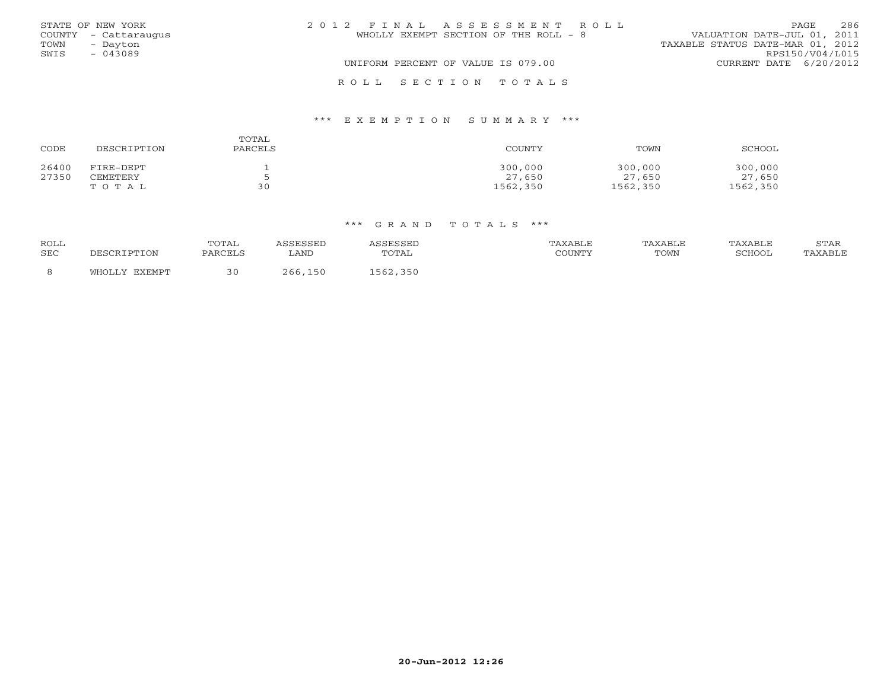STATE OF NEW YORK
COUNTY - Cattaraugus
TOWN - Dayton
SWIS - 043089

2 0 1 2 F I N A L A S S E S S M E N T R O L L
WHOLLY EXEMPT SECTION OF THE ROLL - 8

UNIFORM PERCENT OF VALUE IS 079.00

VALUATION DATE-JUL 01, 2011
TAXABLE STATUS DATE-MAR 01, 2012
RPS150/V04/L015
CURRENT DATE 6/20/2012

R O L L S E C T I O N T O T A L S

*** E X E M P T I O N S U M M A R Y ***

| CODE | DESCRIPTION | TOTAL PARCELS | COUNTY | TOWN | SCHOOL |
|---|---|---|---|---|---|
| 26400 | FIRE-DEPT | 1 | 300,000 | 300,000 | 300,000 |
| 27350 | CEMETERY | 5 | 27,650 | 27,650 | 27,650 |
| | T O T A L | 30 | 1562,350 | 1562,350 | 1562,350 |

*** G R A N D T O T A L S ***

| ROLL SEC | DESCRIPTION | TOTAL PARCELS | ASSESSED LAND | ASSESSED TOTAL | TAXABLE COUNTY | TAXABLE TOWN | TAXABLE SCHOOL | STAR TAXABLE |
|---|---|---|---|---|---|---|---|---|
| 8 | WHOLLY EXEMPT | 30 | 266,150 | 1562,350 | | | | |

20-Jun-2012 12:26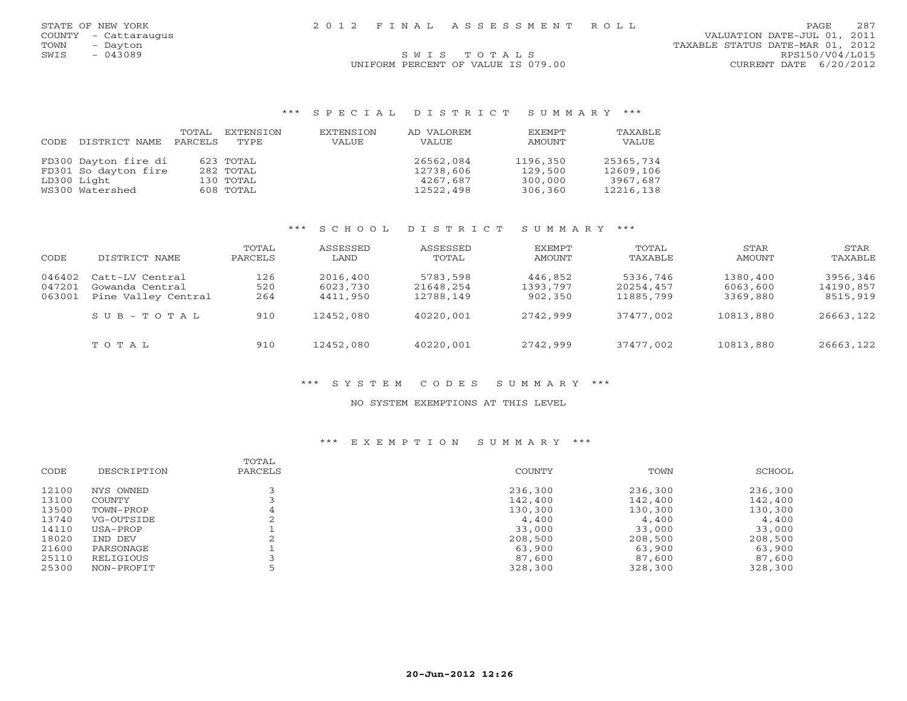STATE OF NEW YORK
COUNTY - Cattaraugus
TOWN - Dayton
SWIS - 043089

# 2012 FINAL ASSESSMENT ROLL

VALUATION DATE-JUL 01, 2011
TAXABLE STATUS DATE-MAR 01, 2012
RPS150/V04/L015
CURRENT DATE 6/20/2012

SWIS TOTALS
UNIFORM PERCENT OF VALUE IS 079.00

## *** SPECIAL DISTRICT SUMMARY ***

| CODE | DISTRICT NAME | TOTAL PARCELS | EXTENSION TYPE | EXTENSION VALUE | AD VALOREM VALUE | EXEMPT AMOUNT | TAXABLE VALUE |
|---|---|---|---|---|---|---|---|
| FD300 | Dayton fire di | 623 | TOTAL | | 26562,084 | 1196,350 | 25365,734 |
| FD301 | So dayton fire | 282 | TOTAL | | 12738,606 | 129,500 | 12609,106 |
| LD300 | Light | 130 | TOTAL | | 4267,687 | 300,000 | 3967,687 |
| WS300 | Watershed | 608 | TOTAL | | 12522,498 | 306,360 | 12216,138 |

## *** SCHOOL DISTRICT SUMMARY ***

| CODE | DISTRICT NAME | TOTAL PARCELS | ASSESSED LAND | ASSESSED TOTAL | EXEMPT AMOUNT | TOTAL TAXABLE | STAR AMOUNT | STAR TAXABLE |
|---|---|---|---|---|---|---|---|---|
| 046402 | Catt-LV Central | 126 | 2016,400 | 5783,598 | 446,852 | 5336,746 | 1380,400 | 3956,346 |
| 047201 | Gowanda Central | 520 | 6023,730 | 21648,254 | 1393,797 | 20254,457 | 6063,600 | 14190,857 |
| 063001 | Pine Valley Central | 264 | 4411,950 | 12788,149 | 902,350 | 11885,799 | 3369,880 | 8515,919 |
| | SUB-TOTAL | 910 | 12452,080 | 40220,001 | 2742,999 | 37477,002 | 10813,880 | 26663,122 |
| | TOTAL | 910 | 12452,080 | 40220,001 | 2742,999 | 37477,002 | 10813,880 | 26663,122 |

## *** SYSTEM CODES SUMMARY ***

NO SYSTEM EXEMPTIONS AT THIS LEVEL

## *** EXEMPTION SUMMARY ***

| CODE | DESCRIPTION | TOTAL PARCELS | COUNTY | TOWN | SCHOOL |
|---|---|---|---|---|---|
| 12100 | NYS OWNED | 3 | 236,300 | 236,300 | 236,300 |
| 13100 | COUNTY | 3 | 142,400 | 142,400 | 142,400 |
| 13500 | TOWN-PROP | 4 | 130,300 | 130,300 | 130,300 |
| 13740 | VG-OUTSIDE | 2 | 4,400 | 4,400 | 4,400 |
| 14110 | USA-PROP | 1 | 33,000 | 33,000 | 33,000 |
| 18020 | IND DEV | 2 | 208,500 | 208,500 | 208,500 |
| 21600 | PARSONAGE | 1 | 63,900 | 63,900 | 63,900 |
| 25110 | RELIGIOUS | 3 | 87,600 | 87,600 | 87,600 |
| 25300 | NON-PROFIT | 5 | 328,300 | 328,300 | 328,300 |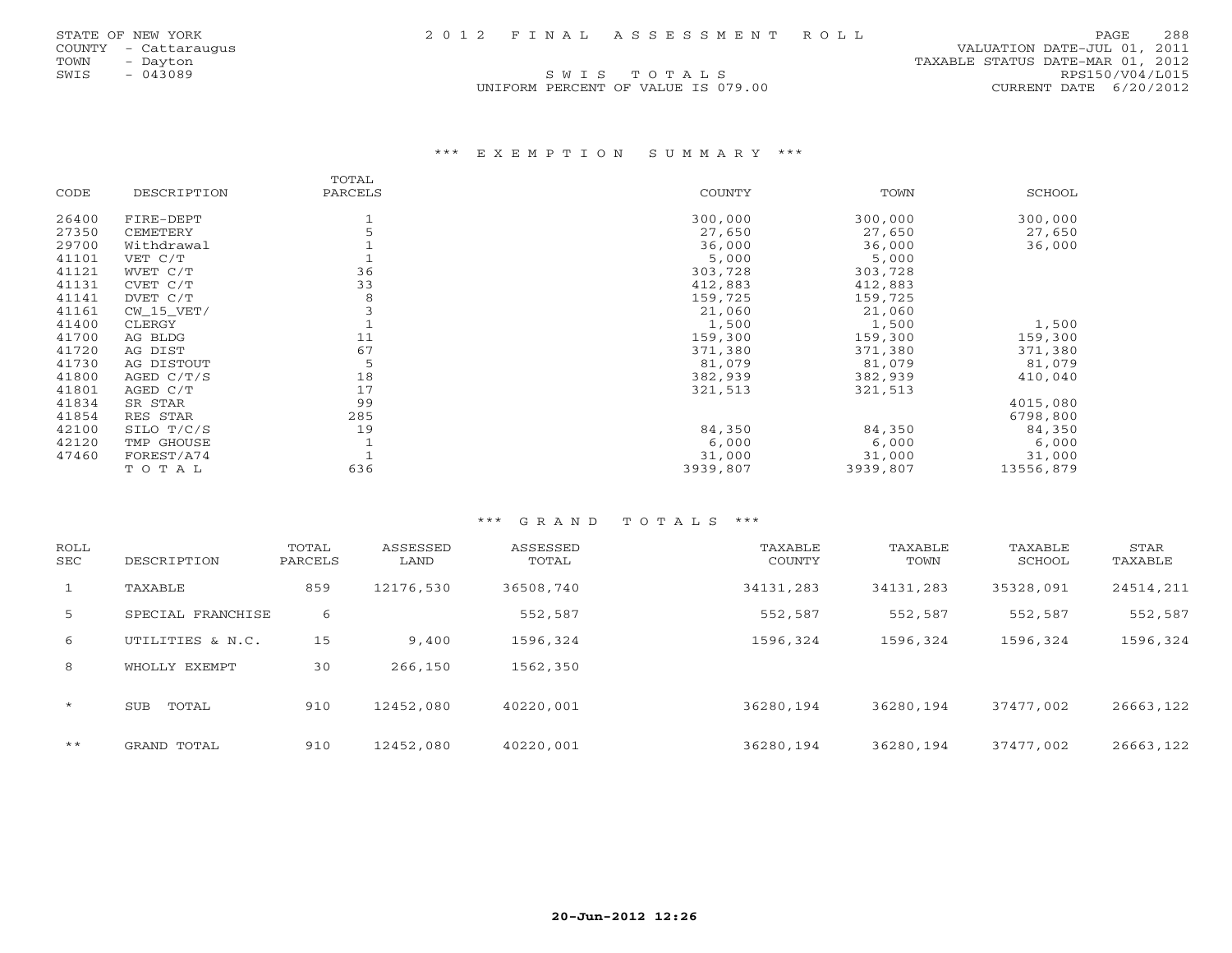STATE OF NEW YORK
COUNTY - Cattaraugus
TOWN - Dayton
SWIS - 043089

2 0 1 2 F I N A L A S S E S S M E N T R O L L

S W I S T O T A L S

UNIFORM PERCENT OF VALUE IS 079.00

VALUATION DATE-JUL 01, 2011
TAXABLE STATUS DATE-MAR 01, 2012
RPS150/V04/L015
CURRENT DATE 6/20/2012

### *** E X E M P T I O N S U M M A R Y ***

| CODE | DESCRIPTION | TOTAL PARCELS | COUNTY | TOWN | SCHOOL |
|---|---|---|---|---|---|
| 26400 | FIRE-DEPT | 1 | 300,000 | 300,000 | 300,000 |
| 27350 | CEMETERY | 5 | 27,650 | 27,650 | 27,650 |
| 29700 | Withdrawal | 1 | 36,000 | 36,000 | 36,000 |
| 41101 | VET C/T | 1 | 5,000 | 5,000 | |
| 41121 | WVET C/T | 36 | 303,728 | 303,728 | |
| 41131 | CVET C/T | 33 | 412,883 | 412,883 | |
| 41141 | DVET C/T | 8 | 159,725 | 159,725 | |
| 41161 | CW_15_VET/ | 3 | 21,060 | 21,060 | |
| 41400 | CLERGY | 1 | 1,500 | 1,500 | 1,500 |
| 41700 | AG BLDG | 11 | 159,300 | 159,300 | 159,300 |
| 41720 | AG DIST | 67 | 371,380 | 371,380 | 371,380 |
| 41730 | AG DISTOUT | 5 | 81,079 | 81,079 | 81,079 |
| 41800 | AGED C/T/S | 18 | 382,939 | 382,939 | 410,040 |
| 41801 | AGED C/T | 17 | 321,513 | 321,513 | |
| 41834 | SR STAR | 99 | | | 4015,080 |
| 41854 | RES STAR | 285 | | | 6798,800 |
| 42100 | SILO T/C/S | 19 | 84,350 | 84,350 | 84,350 |
| 42120 | TMP GHOUSE | 1 | 6,000 | 6,000 | 6,000 |
| 47460 | FOREST/A74 | 1 | 31,000 | 31,000 | 31,000 |
| | T O T A L | 636 | 3939,807 | 3939,807 | 13556,879 |

### *** G R A N D T O T A L S ***

| ROLL SEC | DESCRIPTION | TOTAL PARCELS | ASSESSED LAND | ASSESSED TOTAL | TAXABLE COUNTY | TAXABLE TOWN | TAXABLE SCHOOL | STAR TAXABLE |
|---|---|---|---|---|---|---|---|---|
| 1 | TAXABLE | 859 | 12176,530 | 36508,740 | 34131,283 | 34131,283 | 35328,091 | 24514,211 |
| 5 | SPECIAL FRANCHISE | 6 | | 552,587 | 552,587 | 552,587 | 552,587 | 552,587 |
| 6 | UTILITIES & N.C. | 15 | 9,400 | 1596,324 | 1596,324 | 1596,324 | 1596,324 | 1596,324 |
| 8 | WHOLLY EXEMPT | 30 | 266,150 | 1562,350 | | | | |
| * | SUB TOTAL | 910 | 12452,080 | 40220,001 | 36280,194 | 36280,194 | 37477,002 | 26663,122 |
| ** | GRAND TOTAL | 910 | 12452,080 | 40220,001 | 36280,194 | 36280,194 | 37477,002 | 26663,122 |

20-Jun-2012 12:26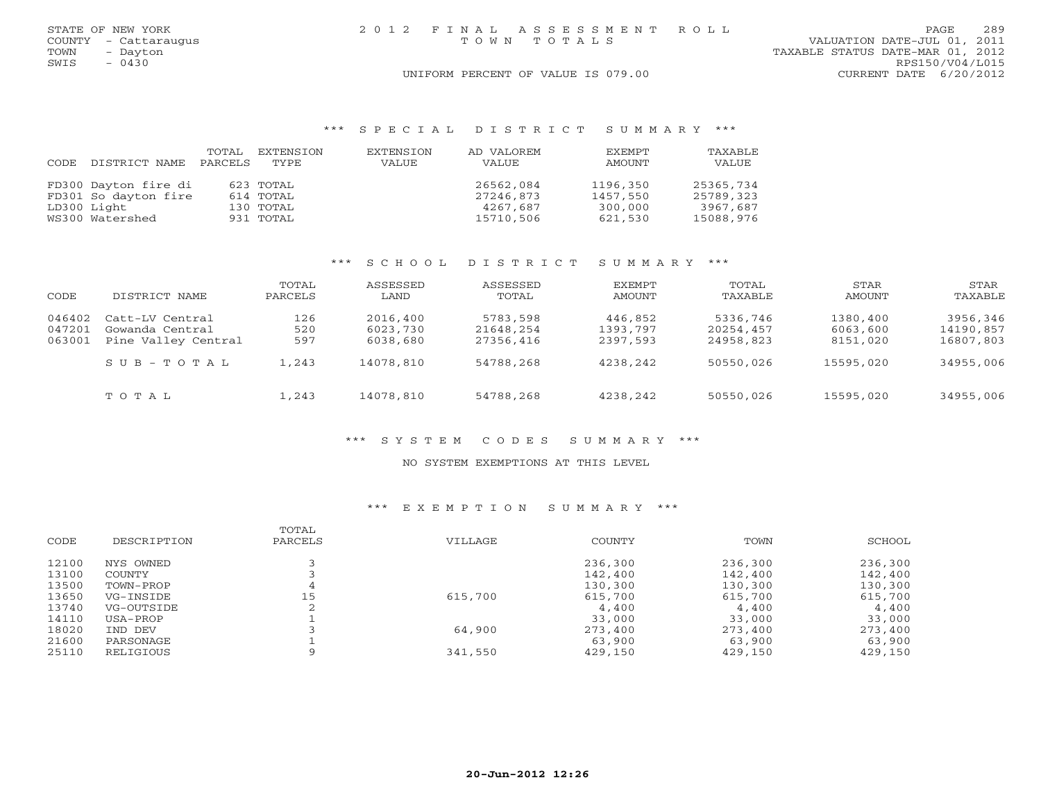STATE OF NEW YORK
COUNTY - Cattaraugus
TOWN - Dayton
SWIS - 0430

2012 FINAL ASSESSMENT ROLL
TOWN TOTALS

UNIFORM PERCENT OF VALUE IS 079.00

VALUATION DATE-JUL 01, 2011
TAXABLE STATUS DATE-MAR 01, 2012
RPS150/V04/L015
CURRENT DATE 6/20/2012

## *** SPECIAL DISTRICT SUMMARY ***

| CODE | DISTRICT NAME | TOTAL PARCELS | EXTENSION TYPE | EXTENSION VALUE | AD VALOREM VALUE | EXEMPT AMOUNT | TAXABLE VALUE |
|---|---|---|---|---|---|---|---|
| FD300 | Dayton fire di | 623 | TOTAL | | 26562,084 | 1196,350 | 25365,734 |
| FD301 | So dayton fire | 614 | TOTAL | | 27246,873 | 1457,550 | 25789,323 |
| LD300 | Light | 130 | TOTAL | | 4267,687 | 300,000 | 3967,687 |
| WS300 | Watershed | 931 | TOTAL | | 15710,506 | 621,530 | 15088,976 |

## *** SCHOOL DISTRICT SUMMARY ***

| CODE | DISTRICT NAME | TOTAL PARCELS | ASSESSED LAND | ASSESSED TOTAL | EXEMPT AMOUNT | TOTAL TAXABLE | STAR AMOUNT | STAR TAXABLE |
|---|---|---|---|---|---|---|---|---|
| 046402 | Catt-LV Central | 126 | 2016,400 | 5783,598 | 446,852 | 5336,746 | 1380,400 | 3956,346 |
| 047201 | Gowanda Central | 520 | 6023,730 | 21648,254 | 1393,797 | 20254,457 | 6063,600 | 14190,857 |
| 063001 | Pine Valley Central | 597 | 6038,680 | 27356,416 | 2397,593 | 24958,823 | 8151,020 | 16807,803 |
| | SUB-TOTAL | 1,243 | 14078,810 | 54788,268 | 4238,242 | 50550,026 | 15595,020 | 34955,006 |
| | TOTAL | 1,243 | 14078,810 | 54788,268 | 4238,242 | 50550,026 | 15595,020 | 34955,006 |

## *** SYSTEM CODES SUMMARY ***

NO SYSTEM EXEMPTIONS AT THIS LEVEL

## *** EXEMPTION SUMMARY ***

| CODE | DESCRIPTION | TOTAL PARCELS | VILLAGE | COUNTY | TOWN | SCHOOL |
|---|---|---|---|---|---|---|
| 12100 | NYS OWNED | 3 | | 236,300 | 236,300 | 236,300 |
| 13100 | COUNTY | 3 | | 142,400 | 142,400 | 142,400 |
| 13500 | TOWN-PROP | 4 | | 130,300 | 130,300 | 130,300 |
| 13650 | VG-INSIDE | 15 | 615,700 | 615,700 | 615,700 | 615,700 |
| 13740 | VG-OUTSIDE | 2 | | 4,400 | 4,400 | 4,400 |
| 14110 | USA-PROP | 1 | | 33,000 | 33,000 | 33,000 |
| 18020 | IND DEV | 3 | 64,900 | 273,400 | 273,400 | 273,400 |
| 21600 | PARSONAGE | 1 | | 63,900 | 63,900 | 63,900 |
| 25110 | RELIGIOUS | 9 | 341,550 | 429,150 | 429,150 | 429,150 |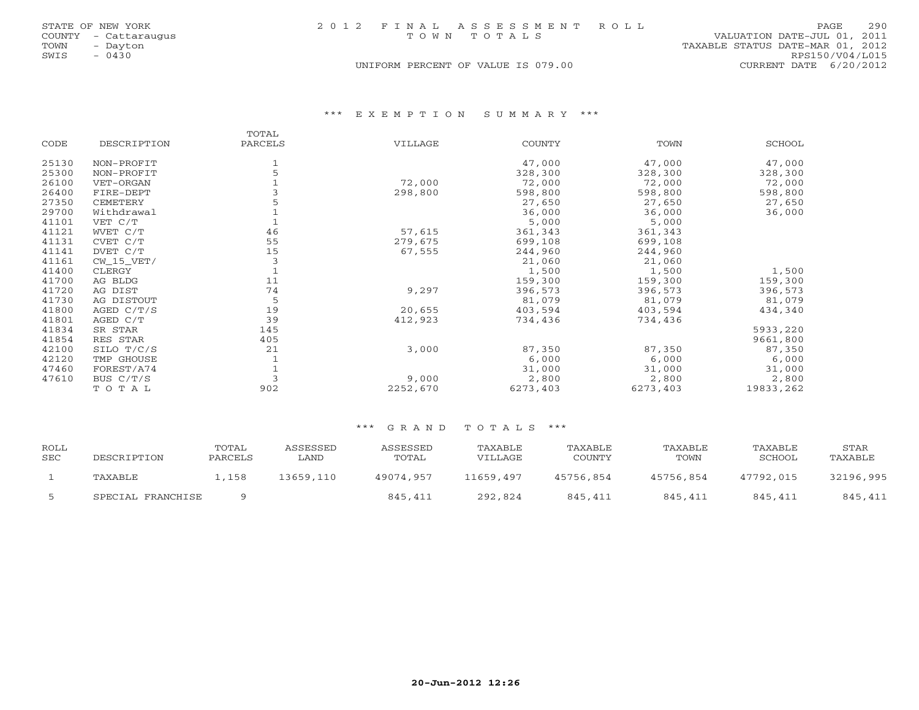STATE OF NEW YORK
COUNTY - Cattaraugus
TOWN - Dayton
SWIS - 0430

# 2012 FINAL ASSESSMENT ROLL
## TOWN TOTALS

VALUATION DATE-JUL 01, 2011
TAXABLE STATUS DATE-MAR 01, 2012
RPS150/V04/L015
CURRENT DATE 6/20/2012

UNIFORM PERCENT OF VALUE IS 079.00

### *** EXEMPTION SUMMARY ***

| CODE | DESCRIPTION | TOTAL PARCELS | VILLAGE | COUNTY | TOWN | SCHOOL |
|---|---|---|---|---|---|---|
| 25130 | NON-PROFIT | 1 | | 47,000 | 47,000 | 47,000 |
| 25300 | NON-PROFIT | 5 | | 328,300 | 328,300 | 328,300 |
| 26100 | VET-ORGAN | 1 | 72,000 | 72,000 | 72,000 | 72,000 |
| 26400 | FIRE-DEPT | 3 | 298,800 | 598,800 | 598,800 | 598,800 |
| 27350 | CEMETERY | 5 | | 27,650 | 27,650 | 27,650 |
| 29700 | Withdrawal | 1 | | 36,000 | 36,000 | 36,000 |
| 41101 | VET C/T | 1 | | 5,000 | 5,000 | |
| 41121 | WVET C/T | 46 | 57,615 | 361,343 | 361,343 | |
| 41131 | CVET C/T | 55 | 279,675 | 699,108 | 699,108 | |
| 41141 | DVET C/T | 15 | 67,555 | 244,960 | 244,960 | |
| 41161 | CW_15_VET/ | 3 | | 21,060 | 21,060 | |
| 41400 | CLERGY | 1 | | 1,500 | 1,500 | 1,500 |
| 41700 | AG BLDG | 11 | | 159,300 | 159,300 | 159,300 |
| 41720 | AG DIST | 74 | 9,297 | 396,573 | 396,573 | 396,573 |
| 41730 | AG DISTOUT | 5 | | 81,079 | 81,079 | 81,079 |
| 41800 | AGED C/T/S | 19 | 20,655 | 403,594 | 403,594 | 434,340 |
| 41801 | AGED C/T | 39 | 412,923 | 734,436 | 734,436 | |
| 41834 | SR STAR | 145 | | | | 5933,220 |
| 41854 | RES STAR | 405 | | | | 9661,800 |
| 42100 | SILO T/C/S | 21 | 3,000 | 87,350 | 87,350 | 87,350 |
| 42120 | TMP GHOUSE | 1 | | 6,000 | 6,000 | 6,000 |
| 47460 | FOREST/A74 | 1 | | 31,000 | 31,000 | 31,000 |
| 47610 | BUS C/T/S | 3 | 9,000 | 2,800 | 2,800 | 2,800 |
| | T O T A L | 902 | 2252,670 | 6273,403 | 6273,403 | 19833,262 |

### *** GRAND TOTALS ***

| ROLL SEC | DESCRIPTION | TOTAL PARCELS | ASSESSED LAND | ASSESSED TOTAL | TAXABLE VILLAGE | TAXABLE COUNTY | TAXABLE TOWN | TAXABLE SCHOOL | STAR TAXABLE |
|---|---|---|---|---|---|---|---|---|---|
| 1 | TAXABLE | 1,158 | 13659,110 | 49074,957 | 11659,497 | 45756,854 | 45756,854 | 47792,015 | 32196,995 |
| 5 | SPECIAL FRANCHISE | 9 | | 845,411 | 292,824 | 845,411 | 845,411 | 845,411 | 845,411 |

20-Jun-2012 12:26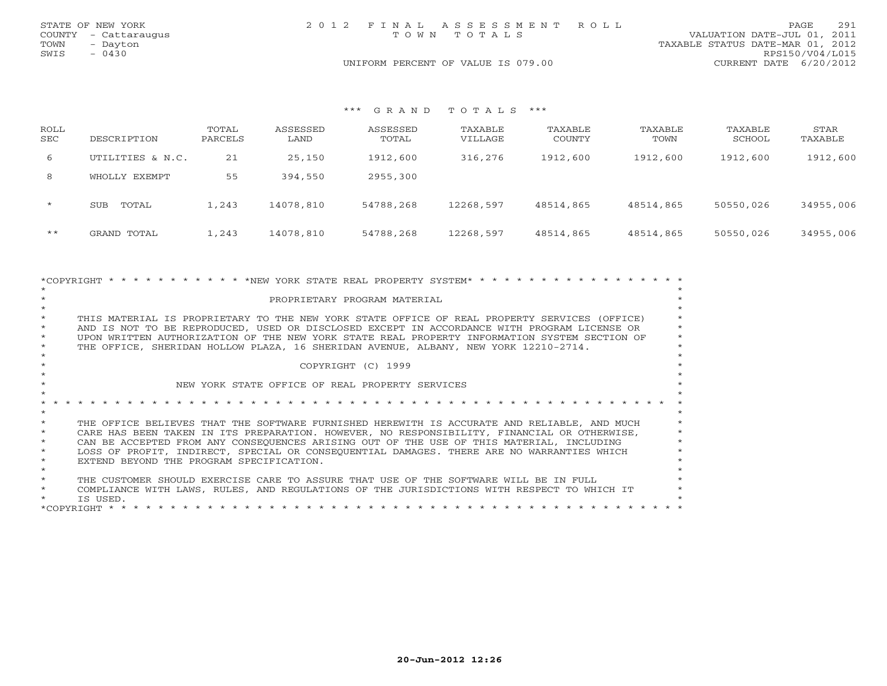STATE OF NEW YORK
COUNTY - Cattaraugus
TOWN - Dayton
SWIS - 0430

# 2012 FINAL ASSESSMENT ROLL
## TOWN TOTALS

VALUATION DATE-JUL 01, 2011
TAXABLE STATUS DATE-MAR 01, 2012
RPS150/V04/L015
CURRENT DATE 6/20/2012

UNIFORM PERCENT OF VALUE IS 079.00

### *** GRAND TOTALS ***

| ROLL SEC | DESCRIPTION | TOTAL PARCELS | ASSESSED LAND | ASSESSED TOTAL | TAXABLE VILLAGE | TAXABLE COUNTY | TAXABLE TOWN | TAXABLE SCHOOL | STAR TAXABLE |
|---|---|---|---|---|---|---|---|---|---|
| 6 | UTILITIES & N.C. | 21 | 25,150 | 1912,600 | 316,276 | 1912,600 | 1912,600 | 1912,600 | 1912,600 |
| 8 | WHOLLY EXEMPT | 55 | 394,550 | 2955,300 | | | | | |
| * | SUB TOTAL | 1,243 | 14078,810 | 54788,268 | 12268,597 | 48514,865 | 48514,865 | 50550,026 | 34955,006 |
| ** | GRAND TOTAL | 1,243 | 14078,810 | 54788,268 | 12268,597 | 48514,865 | 48514,865 | 50550,026 | 34955,006 |

*COPYRIGHT * * * * * * * * * * * *NEW YORK STATE REAL PROPERTY SYSTEM* * * * * * * * * * * * * * * * * *

PROPRIETARY PROGRAM MATERIAL

THIS MATERIAL IS PROPRIETARY TO THE NEW YORK STATE OFFICE OF REAL PROPERTY SERVICES (OFFICE) AND IS NOT TO BE REPRODUCED, USED OR DISCLOSED EXCEPT IN ACCORDANCE WITH PROGRAM LICENSE OR UPON WRITTEN AUTHORIZATION OF THE NEW YORK STATE REAL PROPERTY INFORMATION SYSTEM SECTION OF THE OFFICE, SHERIDAN HOLLOW PLAZA, 16 SHERIDAN AVENUE, ALBANY, NEW YORK 12210-2714.

COPYRIGHT (C) 1999

NEW YORK STATE OFFICE OF REAL PROPERTY SERVICES

THE OFFICE BELIEVES THAT THE SOFTWARE FURNISHED HEREWITH IS ACCURATE AND RELIABLE, AND MUCH CARE HAS BEEN TAKEN IN ITS PREPARATION. HOWEVER, NO RESPONSIBILITY, FINANCIAL OR OTHERWISE, CAN BE ACCEPTED FROM ANY CONSEQUENCES ARISING OUT OF THE USE OF THIS MATERIAL, INCLUDING LOSS OF PROFIT, INDIRECT, SPECIAL OR CONSEQUENTIAL DAMAGES. THERE ARE NO WARRANTIES WHICH EXTEND BEYOND THE PROGRAM SPECIFICATION.

THE CUSTOMER SHOULD EXERCISE CARE TO ASSURE THAT USE OF THE SOFTWARE WILL BE IN FULL COMPLIANCE WITH LAWS, RULES, AND REGULATIONS OF THE JURISDICTIONS WITH RESPECT TO WHICH IT IS USED.

*COPYRIGHT * * * * * * * * * * * * * * * * * * * * * * * * * * * * * * * * * * * * * * * * * * * * * *

20-Jun-2012 12:26